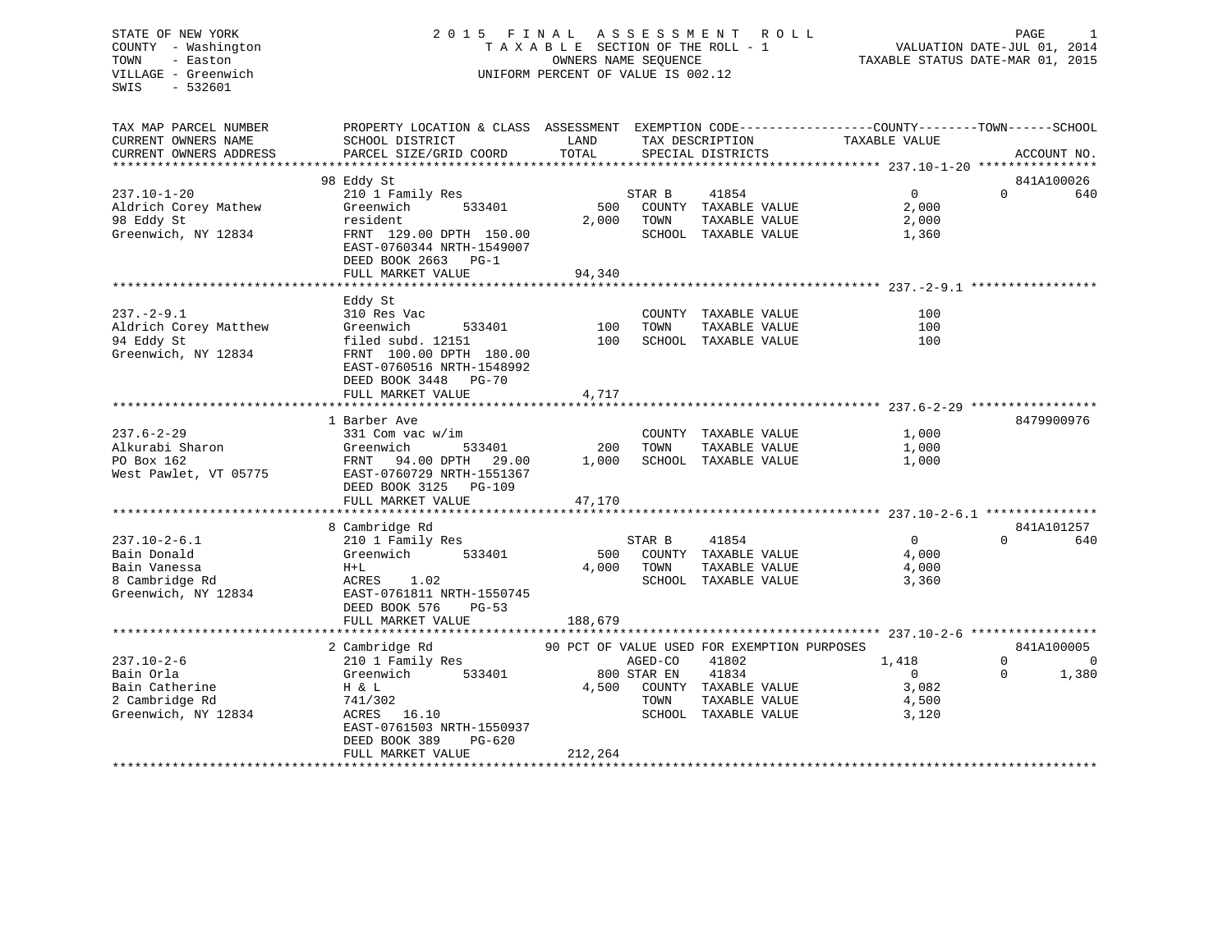STATE OF NEW YORK
COUNTY - Washington
TOWN - Easton
VILLAGE - Greenwich
SWIS - 532601

# 2015 FINAL ASSESSMENT ROLL

TAXABLE SECTION OF THE ROLL - 1
OWNERS NAME SEQUENCE
UNIFORM PERCENT OF VALUE IS 002.12

VALUATION DATE-JUL 01, 2014
TAXABLE STATUS DATE-MAR 01, 2015

| TAX MAP PARCEL NUMBER / CURRENT OWNERS NAME / CURRENT OWNERS ADDRESS | PROPERTY LOCATION & CLASS / SCHOOL DISTRICT / PARCEL SIZE/GRID COORD | ASSESSMENT LAND | ASSESSMENT TOTAL | EXEMPTION CODE / TAX DESCRIPTION / SPECIAL DISTRICTS | COUNTY TAXABLE VALUE | TOWN | SCHOOL | ACCOUNT NO. |
|---|---|---|---|---|---|---|---|---|
| 237.10-1-20 | 98 Eddy St | | | | | | | 841A100026 |
| | 210 1 Family Res | | | STAR B 41854 | 0 | 0 | 640 | |
| Aldrich Corey Mathew | Greenwich 533401 | 500 | | COUNTY TAXABLE VALUE | 2,000 | | | |
| 98 Eddy St | resident | | 2,000 | TOWN TAXABLE VALUE | 2,000 | | | |
| Greenwich, NY 12834 | FRNT 129.00 DPTH 150.00 | | | SCHOOL TAXABLE VALUE | 1,360 | | | |
| | EAST-0760344 NRTH-1549007 | | | | | | | |
| | DEED BOOK 2663 PG-1 | | | | | | | |
| | FULL MARKET VALUE | | 94,340 | | | | | |
| 237.-2-9.1 | Eddy St | | | | | | | |
| | 310 Res Vac | | | COUNTY TAXABLE VALUE | 100 | | | |
| Aldrich Corey Matthew | Greenwich 533401 | 100 | | TOWN TAXABLE VALUE | 100 | | | |
| 94 Eddy St | filed subd. 12151 | | 100 | SCHOOL TAXABLE VALUE | 100 | | | |
| Greenwich, NY 12834 | FRNT 100.00 DPTH 180.00 | | | | | | | |
| | EAST-0760516 NRTH-1548992 | | | | | | | |
| | DEED BOOK 3448 PG-70 | | | | | | | |
| | FULL MARKET VALUE | | 4,717 | | | | | |
| 237.6-2-29 | 1 Barber Ave | | | | | | | 8479900976 |
| | 331 Com vac w/im | | | COUNTY TAXABLE VALUE | 1,000 | | | |
| Alkurabi Sharon | Greenwich 533401 | 200 | | TOWN TAXABLE VALUE | 1,000 | | | |
| PO Box 162 | FRNT 94.00 DPTH 29.00 | | 1,000 | SCHOOL TAXABLE VALUE | 1,000 | | | |
| West Pawlet, VT 05775 | EAST-0760729 NRTH-1551367 | | | | | | | |
| | DEED BOOK 3125 PG-109 | | | | | | | |
| | FULL MARKET VALUE | | 47,170 | | | | | |
| 237.10-2-6.1 | 8 Cambridge Rd | | | | | | | 841A101257 |
| | 210 1 Family Res | | | STAR B 41854 | 0 | 0 | 640 | |
| Bain Donald | Greenwich 533401 | 500 | | COUNTY TAXABLE VALUE | 4,000 | | | |
| Bain Vanessa | H+L | | 4,000 | TOWN TAXABLE VALUE | 4,000 | | | |
| 8 Cambridge Rd | ACRES 1.02 | | | SCHOOL TAXABLE VALUE | 3,360 | | | |
| Greenwich, NY 12834 | EAST-0761811 NRTH-1550745 | | | | | | | |
| | DEED BOOK 576 PG-53 | | | | | | | |
| | FULL MARKET VALUE | | 188,679 | | | | | |
| 237.10-2-6 | 2 Cambridge Rd | | | 90 PCT OF VALUE USED FOR EXEMPTION PURPOSES | | | | 841A100005 |
| | 210 1 Family Res | | | AGED-CO 41802 | 1,418 | 0 | 0 | |
| Bain Orla | Greenwich 533401 | 800 | | STAR EN 41834 | 0 | 0 | 1,380 | |
| Bain Catherine | H & L | | 4,500 | COUNTY TAXABLE VALUE | 3,082 | | | |
| 2 Cambridge Rd | 741/302 | | | TOWN TAXABLE VALUE | 4,500 | | | |
| Greenwich, NY 12834 | ACRES 16.10 | | | SCHOOL TAXABLE VALUE | 3,120 | | | |
| | EAST-0761503 NRTH-1550937 | | | | | | | |
| | DEED BOOK 389 PG-620 | | | | | | | |
| | FULL MARKET VALUE | | 212,264 | | | | | |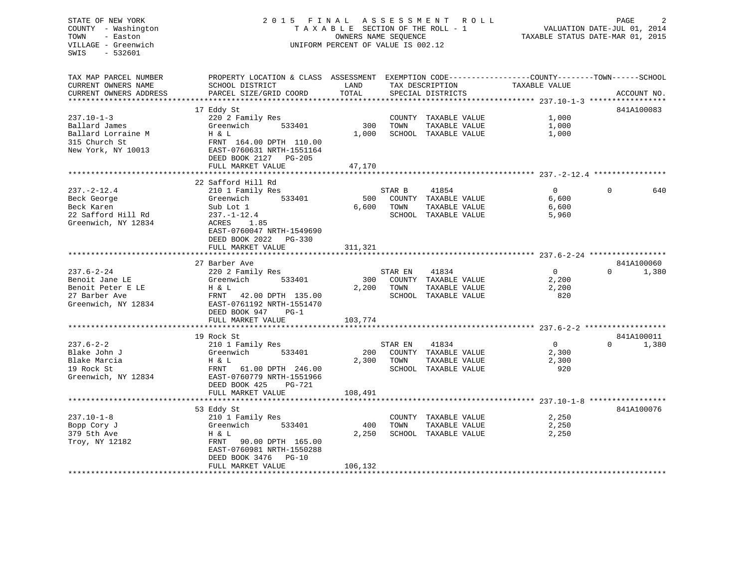STATE OF NEW YORK
COUNTY - Washington
TOWN - Easton
VILLAGE - Greenwich
SWIS - 532601

# 2015 FINAL ASSESSMENT ROLL

TAXABLE SECTION OF THE ROLL - 1
OWNERS NAME SEQUENCE
UNIFORM PERCENT OF VALUE IS 002.12

VALUATION DATE-JUL 01, 2014
TAXABLE STATUS DATE-MAR 01, 2015

| TAX MAP PARCEL NUMBER / CURRENT OWNERS NAME / CURRENT OWNERS ADDRESS | PROPERTY LOCATION & CLASS / SCHOOL DISTRICT / PARCEL SIZE/GRID COORD | ASSESSMENT LAND / TOTAL | EXEMPTION CODE / TAX DESCRIPTION / SPECIAL DISTRICTS | COUNTY TAXABLE VALUE | TOWN | SCHOOL | ACCOUNT NO. |
|---|---|---|---|---|---|---|---|
| 237.10-1-3 | 17 Eddy St | | | | | | 841A100083 |
| 237.10-1-3 | 220 2 Family Res | | COUNTY TAXABLE VALUE | 1,000 | | | |
| Ballard James | Greenwich 533401 | 300 | TOWN TAXABLE VALUE | 1,000 | | | |
| Ballard Lorraine M | H & L | 1,000 | SCHOOL TAXABLE VALUE | 1,000 | | | |
| 315 Church St | FRNT 164.00 DPTH 110.00 | | | | | | |
| New York, NY 10013 | EAST-0760631 NRTH-1551164 | | | | | | |
| | DEED BOOK 2127 PG-205 | | | | | | |
| | FULL MARKET VALUE | 47,170 | | | | | |
| 237.-2-12.4 | 22 Safford Hill Rd | | | | | | |
| 237.-2-12.4 | 210 1 Family Res | | STAR B 41854 | 0 | 0 | 640 | |
| Beck George | Greenwich 533401 | 500 | COUNTY TAXABLE VALUE | 6,600 | | | |
| Beck Karen | Sub Lot 1 | 6,600 | TOWN TAXABLE VALUE | 6,600 | | | |
| 22 Safford Hill Rd | 237.-1-12.4 | | SCHOOL TAXABLE VALUE | 5,960 | | | |
| Greenwich, NY 12834 | ACRES 1.85 | | | | | | |
| | EAST-0760047 NRTH-1549690 | | | | | | |
| | DEED BOOK 2022 PG-330 | | | | | | |
| | FULL MARKET VALUE | 311,321 | | | | | |
| 237.6-2-24 | 27 Barber Ave | | | | | | 841A100060 |
| 237.6-2-24 | 220 2 Family Res | | STAR EN 41834 | 0 | 0 | 1,380 | |
| Benoit Jane LE | Greenwich 533401 | 300 | COUNTY TAXABLE VALUE | 2,200 | | | |
| Benoit Peter E LE | H & L | 2,200 | TOWN TAXABLE VALUE | 2,200 | | | |
| 27 Barber Ave | FRNT 42.00 DPTH 135.00 | | SCHOOL TAXABLE VALUE | 820 | | | |
| Greenwich, NY 12834 | EAST-0761192 NRTH-1551470 | | | | | | |
| | DEED BOOK 947 PG-1 | | | | | | |
| | FULL MARKET VALUE | 103,774 | | | | | |
| 237.6-2-2 | 19 Rock St | | | | | | 841A100011 |
| 237.6-2-2 | 210 1 Family Res | | STAR EN 41834 | 0 | 0 | 1,380 | |
| Blake John J | Greenwich 533401 | 200 | COUNTY TAXABLE VALUE | 2,300 | | | |
| Blake Marcia | H & L | 2,300 | TOWN TAXABLE VALUE | 2,300 | | | |
| 19 Rock St | FRNT 61.00 DPTH 246.00 | | SCHOOL TAXABLE VALUE | 920 | | | |
| Greenwich, NY 12834 | EAST-0760779 NRTH-1551966 | | | | | | |
| | DEED BOOK 425 PG-721 | | | | | | |
| | FULL MARKET VALUE | 108,491 | | | | | |
| 237.10-1-8 | 53 Eddy St | | | | | | 841A100076 |
| 237.10-1-8 | 210 1 Family Res | | COUNTY TAXABLE VALUE | 2,250 | | | |
| Bopp Cory J | Greenwich 533401 | 400 | TOWN TAXABLE VALUE | 2,250 | | | |
| 379 5th Ave | H & L | 2,250 | SCHOOL TAXABLE VALUE | 2,250 | | | |
| Troy, NY 12182 | FRNT 90.00 DPTH 165.00 | | | | | | |
| | EAST-0760981 NRTH-1550288 | | | | | | |
| | DEED BOOK 3476 PG-10 | | | | | | |
| | FULL MARKET VALUE | 106,132 | | | | | |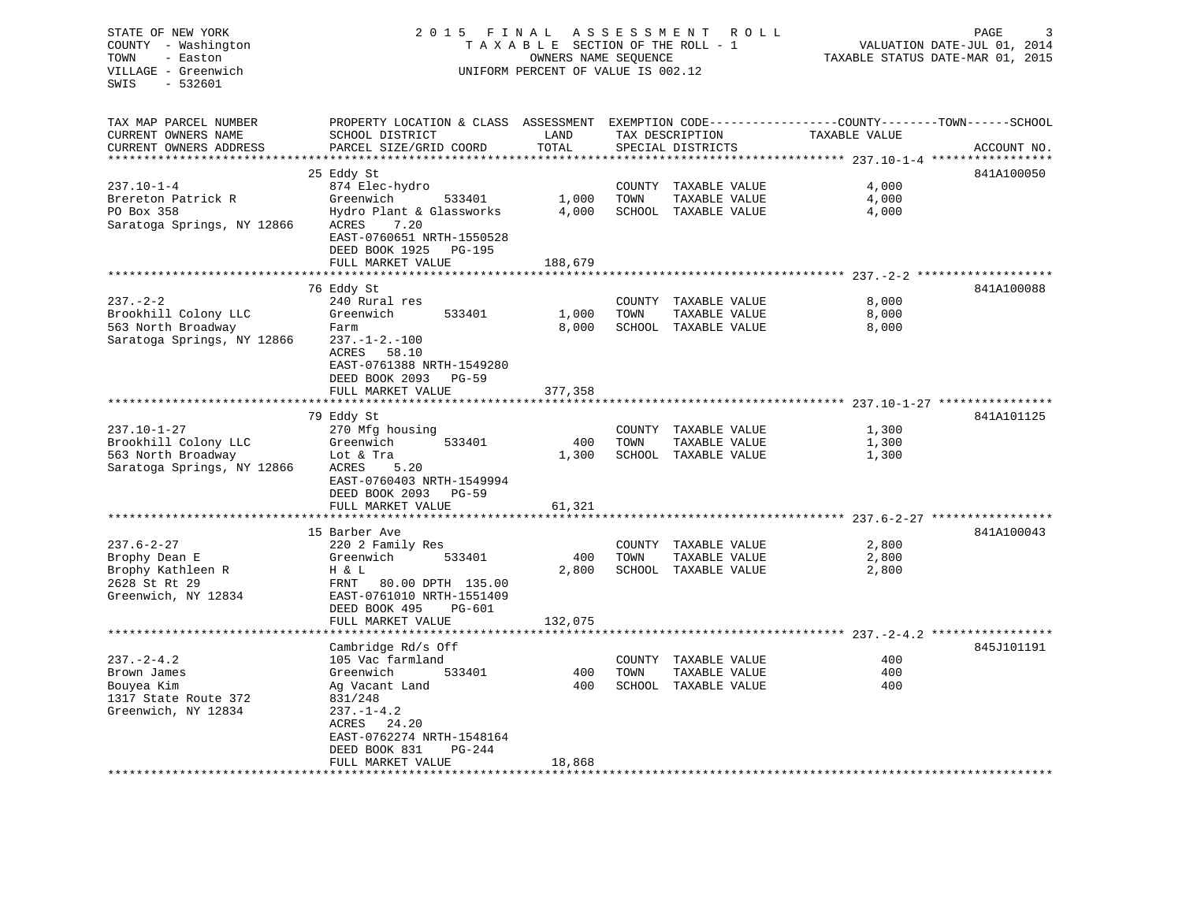STATE OF NEW YORK
COUNTY - Washington
TOWN - Easton
VILLAGE - Greenwich
SWIS - 532601

2015 FINAL ASSESSMENT ROLL
TAXABLE SECTION OF THE ROLL - 1
OWNERS NAME SEQUENCE
UNIFORM PERCENT OF VALUE IS 002.12

VALUATION DATE-JUL 01, 2014
TAXABLE STATUS DATE-MAR 01, 2015

| TAX MAP PARCEL NUMBER / CURRENT OWNERS NAME / CURRENT OWNERS ADDRESS | PROPERTY LOCATION & CLASS / SCHOOL DISTRICT / PARCEL SIZE/GRID COORD | ASSESSMENT LAND | TOTAL | EXEMPTION CODE / TAX DESCRIPTION / SPECIAL DISTRICTS | COUNTY / TOWN / SCHOOL TAXABLE VALUE | ACCOUNT NO. |
|---|---|---|---|---|---|---|
| 237.10-1-4 | 25 Eddy St | | | | | 841A100050 |
| 237.10-1-4 | 874 Elec-hydro | | | COUNTY TAXABLE VALUE | 4,000 | |
| Brereton Patrick R | Greenwich 533401 | 1,000 | | TOWN TAXABLE VALUE | 4,000 | |
| PO Box 358 | Hydro Plant & Glassworks | | 4,000 | SCHOOL TAXABLE VALUE | 4,000 | |
| Saratoga Springs, NY 12866 | ACRES 7.20 | | | | | |
| | EAST-0760651 NRTH-1550528 | | | | | |
| | DEED BOOK 1925 PG-195 | | | | | |
| | FULL MARKET VALUE | | 188,679 | | | |
| 237.-2-2 | 76 Eddy St | | | | | 841A100088 |
| 237.-2-2 | 240 Rural res | | | COUNTY TAXABLE VALUE | 8,000 | |
| Brookhill Colony LLC | Greenwich 533401 | 1,000 | | TOWN TAXABLE VALUE | 8,000 | |
| 563 North Broadway | Farm | | 8,000 | SCHOOL TAXABLE VALUE | 8,000 | |
| Saratoga Springs, NY 12866 | 237.-1-2.-100 | | | | | |
| | ACRES 58.10 | | | | | |
| | EAST-0761388 NRTH-1549280 | | | | | |
| | DEED BOOK 2093 PG-59 | | | | | |
| | FULL MARKET VALUE | | 377,358 | | | |
| 237.10-1-27 | 79 Eddy St | | | | | 841A101125 |
| 237.10-1-27 | 270 Mfg housing | | | COUNTY TAXABLE VALUE | 1,300 | |
| Brookhill Colony LLC | Greenwich 533401 | 400 | | TOWN TAXABLE VALUE | 1,300 | |
| 563 North Broadway | Lot & Tra | | 1,300 | SCHOOL TAXABLE VALUE | 1,300 | |
| Saratoga Springs, NY 12866 | ACRES 5.20 | | | | | |
| | EAST-0760403 NRTH-1549994 | | | | | |
| | DEED BOOK 2093 PG-59 | | | | | |
| | FULL MARKET VALUE | | 61,321 | | | |
| 237.6-2-27 | 15 Barber Ave | | | | | 841A100043 |
| 237.6-2-27 | 220 2 Family Res | | | COUNTY TAXABLE VALUE | 2,800 | |
| Brophy Dean E | Greenwich 533401 | 400 | | TOWN TAXABLE VALUE | 2,800 | |
| Brophy Kathleen R | H & L | | 2,800 | SCHOOL TAXABLE VALUE | 2,800 | |
| 2628 St Rt 29 | FRNT 80.00 DPTH 135.00 | | | | | |
| Greenwich, NY 12834 | EAST-0761010 NRTH-1551409 | | | | | |
| | DEED BOOK 495 PG-601 | | | | | |
| | FULL MARKET VALUE | | 132,075 | | | |
| 237.-2-4.2 | Cambridge Rd/s Off | | | | | 845J101191 |
| 237.-2-4.2 | 105 Vac farmland | | | COUNTY TAXABLE VALUE | 400 | |
| Brown James | Greenwich 533401 | 400 | | TOWN TAXABLE VALUE | 400 | |
| Bouyea Kim | Ag Vacant Land | | 400 | SCHOOL TAXABLE VALUE | 400 | |
| 1317 State Route 372 | 831/248 | | | | | |
| Greenwich, NY 12834 | 237.-1-4.2 | | | | | |
| | ACRES 24.20 | | | | | |
| | EAST-0762274 NRTH-1548164 | | | | | |
| | DEED BOOK 831 PG-244 | | | | | |
| | FULL MARKET VALUE | | 18,868 | | | |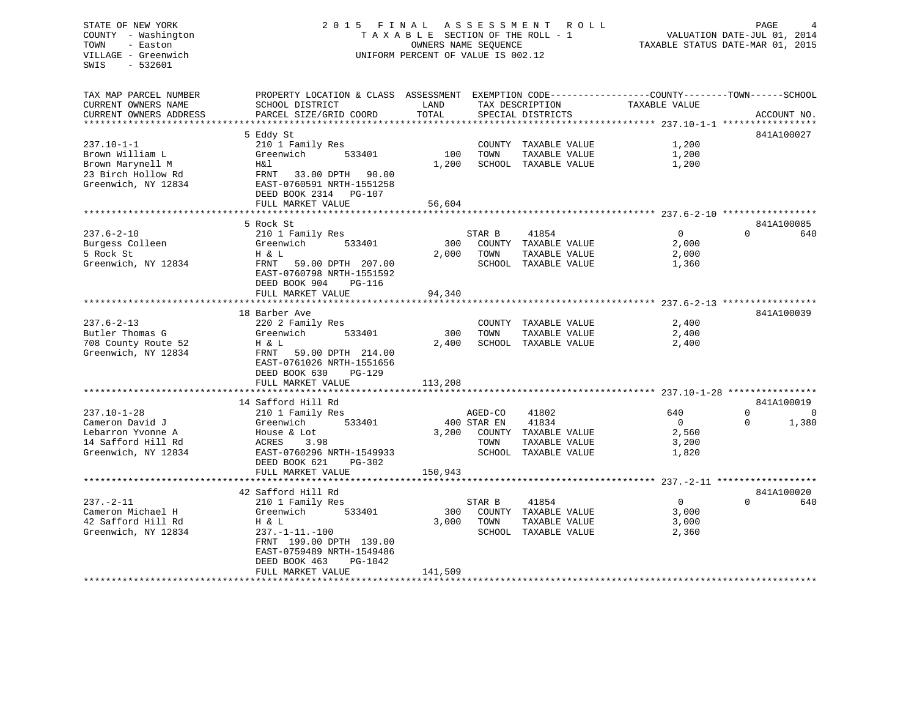STATE OF NEW YORK
COUNTY - Washington
TOWN - Easton
VILLAGE - Greenwich
SWIS - 532601

2015 FINAL ASSESSMENT ROLL
TAXABLE SECTION OF THE ROLL - 1
OWNERS NAME SEQUENCE
UNIFORM PERCENT OF VALUE IS 002.12

VALUATION DATE-JUL 01, 2014
TAXABLE STATUS DATE-MAR 01, 2015

| TAX MAP PARCEL NUMBER / CURRENT OWNERS NAME / CURRENT OWNERS ADDRESS | PROPERTY LOCATION & CLASS / SCHOOL DISTRICT / PARCEL SIZE/GRID COORD | ASSESSMENT LAND / TOTAL | EXEMPTION CODE / TAX DESCRIPTION / SPECIAL DISTRICTS | COUNTY TAXABLE VALUE | TOWN | SCHOOL | ACCOUNT NO. |
|---|---|---|---|---|---|---|---|
| 237.10-1-1 | 5 Eddy St | | | | | | 841A100027 |
| Brown William L | 210 1 Family Res | | COUNTY TAXABLE VALUE | 1,200 | | | |
| Brown Marynell M | Greenwich 533401 | 100 | TOWN TAXABLE VALUE | 1,200 | | | |
| 23 Birch Hollow Rd | H&l | 1,200 | SCHOOL TAXABLE VALUE | 1,200 | | | |
| Greenwich, NY 12834 | FRNT 33.00 DPTH 90.00 | | | | | | |
| | EAST-0760591 NRTH-1551258 | | | | | | |
| | DEED BOOK 2314 PG-107 | | | | | | |
| | FULL MARKET VALUE | 56,604 | | | | | |
| 237.6-2-10 | 5 Rock St | | | | | | 841A100085 |
| Burgess Colleen | 210 1 Family Res | | STAR B 41854 | 0 | 0 | 640 | |
| 5 Rock St | Greenwich 533401 | 300 | COUNTY TAXABLE VALUE | 2,000 | | | |
| Greenwich, NY 12834 | H & L | 2,000 | TOWN TAXABLE VALUE | 2,000 | | | |
| | FRNT 59.00 DPTH 207.00 | | SCHOOL TAXABLE VALUE | 1,360 | | | |
| | EAST-0760798 NRTH-1551592 | | | | | | |
| | DEED BOOK 904 PG-116 | | | | | | |
| | FULL MARKET VALUE | 94,340 | | | | | |
| 237.6-2-13 | 18 Barber Ave | | | | | | 841A100039 |
| Butler Thomas G | 220 2 Family Res | | COUNTY TAXABLE VALUE | 2,400 | | | |
| 708 County Route 52 | Greenwich 533401 | 300 | TOWN TAXABLE VALUE | 2,400 | | | |
| Greenwich, NY 12834 | H & L | 2,400 | SCHOOL TAXABLE VALUE | 2,400 | | | |
| | FRNT 59.00 DPTH 214.00 | | | | | | |
| | EAST-0761026 NRTH-1551656 | | | | | | |
| | DEED BOOK 630 PG-129 | | | | | | |
| | FULL MARKET VALUE | 113,208 | | | | | |
| 237.10-1-28 | 14 Safford Hill Rd | | | | | | 841A100019 |
| Cameron David J | 210 1 Family Res | | AGED-CO 41802 | 640 | 0 | 0 | |
| Lebarron Yvonne A | Greenwich 533401 | 400 | STAR EN 41834 | 0 | 0 | 1,380 | |
| 14 Safford Hill Rd | House & Lot | 3,200 | COUNTY TAXABLE VALUE | 2,560 | | | |
| Greenwich, NY 12834 | ACRES 3.98 | | TOWN TAXABLE VALUE | 3,200 | | | |
| | EAST-0760296 NRTH-1549933 | | SCHOOL TAXABLE VALUE | 1,820 | | | |
| | DEED BOOK 621 PG-302 | | | | | | |
| | FULL MARKET VALUE | 150,943 | | | | | |
| 237.-2-11 | 42 Safford Hill Rd | | | | | | 841A100020 |
| Cameron Michael H | 210 1 Family Res | | STAR B 41854 | 0 | 0 | 640 | |
| 42 Safford Hill Rd | Greenwich 533401 | 300 | COUNTY TAXABLE VALUE | 3,000 | | | |
| Greenwich, NY 12834 | H & L | 3,000 | TOWN TAXABLE VALUE | 3,000 | | | |
| | 237.-1-11.-100 | | SCHOOL TAXABLE VALUE | 2,360 | | | |
| | FRNT 199.00 DPTH 139.00 | | | | | | |
| | EAST-0759489 NRTH-1549486 | | | | | | |
| | DEED BOOK 463 PG-1042 | | | | | | |
| | FULL MARKET VALUE | 141,509 | | | | | |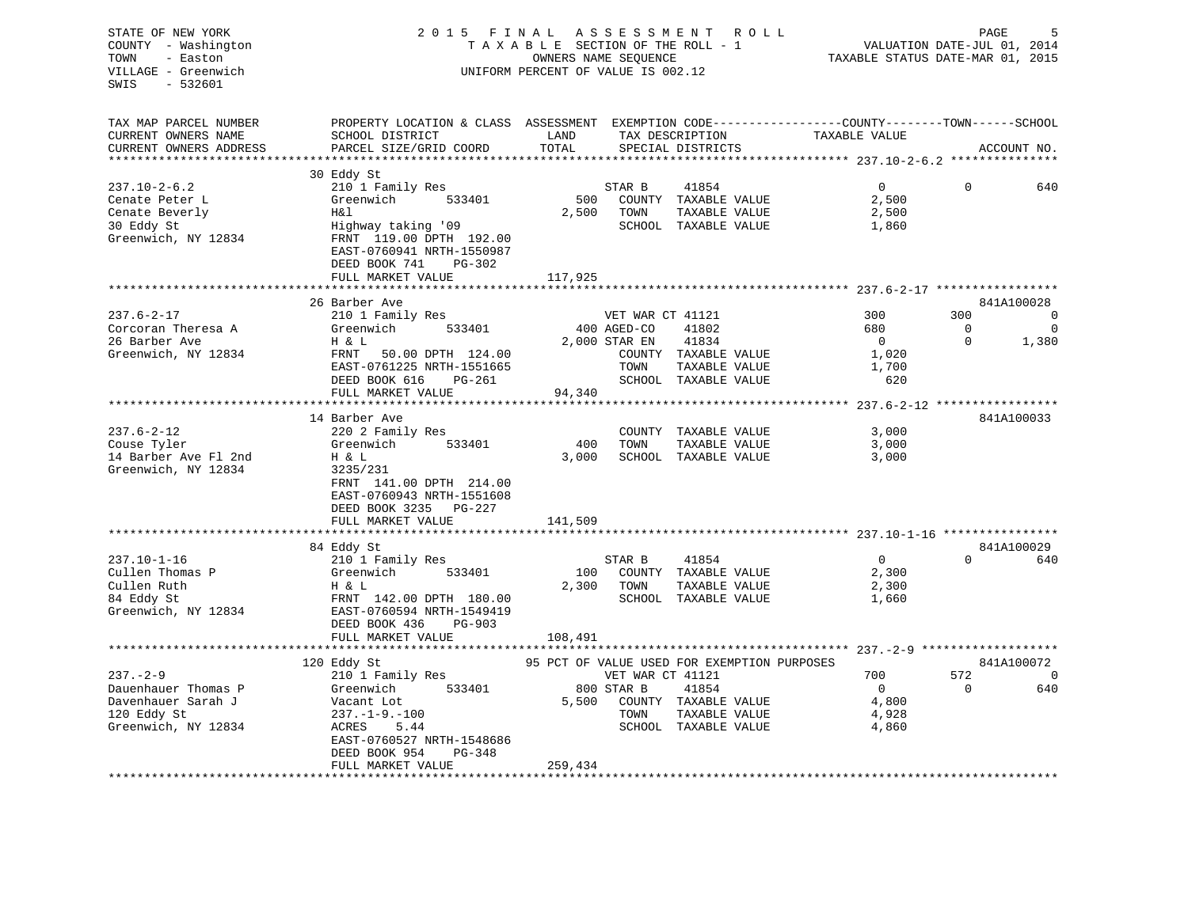STATE OF NEW YORK
COUNTY - Washington
TOWN - Easton
VILLAGE - Greenwich
SWIS - 532601

2 0 1 5 F I N A L A S S E S S M E N T R O L L
T A X A B L E SECTION OF THE ROLL - 1
OWNERS NAME SEQUENCE
UNIFORM PERCENT OF VALUE IS 002.12

VALUATION DATE-JUL 01, 2014
TAXABLE STATUS DATE-MAR 01, 2015

| TAX MAP PARCEL NUMBER / CURRENT OWNERS NAME / CURRENT OWNERS ADDRESS | PROPERTY LOCATION & CLASS / SCHOOL DISTRICT / PARCEL SIZE/GRID COORD | ASSESSMENT LAND | TOTAL | EXEMPTION CODE / TAX DESCRIPTION / SPECIAL DISTRICTS | COUNTY TAXABLE VALUE | TOWN | SCHOOL | ACCOUNT NO. |
|---|---|---|---|---|---|---|---|---|
| 237.10-2-6.2 | 30 Eddy St | | | | | | | |
| Cenate Peter L | 210 1 Family Res | | | STAR B 41854 | 0 | 0 | 640 | |
| Cenate Beverly | Greenwich 533401 | 500 | | COUNTY TAXABLE VALUE | 2,500 | | | |
| 30 Eddy St | H&l | | 2,500 | TOWN TAXABLE VALUE | 2,500 | | | |
| Greenwich, NY 12834 | Highway taking '09 | | | SCHOOL TAXABLE VALUE | 1,860 | | | |
| | FRNT 119.00 DPTH 192.00 | | | | | | | |
| | EAST-0760941 NRTH-1550987 | | | | | | | |
| | DEED BOOK 741 PG-302 | | | | | | | |
| | FULL MARKET VALUE | | 117,925 | | | | | |
| 237.6-2-17 | 26 Barber Ave | | | | | | | 841A100028 |
| Corcoran Theresa A | 210 1 Family Res | | | VET WAR CT 41121 | 300 | 300 | 0 | |
| 26 Barber Ave | Greenwich 533401 | 400 | | AGED-CO 41802 | 680 | 0 | 0 | |
| Greenwich, NY 12834 | H & L | | 2,000 | STAR EN 41834 | 0 | 0 | 1,380 | |
| | FRNT 50.00 DPTH 124.00 | | | COUNTY TAXABLE VALUE | 1,020 | | | |
| | EAST-0761225 NRTH-1551665 | | | TOWN TAXABLE VALUE | 1,700 | | | |
| | DEED BOOK 616 PG-261 | | | SCHOOL TAXABLE VALUE | 620 | | | |
| | FULL MARKET VALUE | | 94,340 | | | | | |
| 237.6-2-12 | 14 Barber Ave | | | | | | | 841A100033 |
| Couse Tyler | 220 2 Family Res | | | COUNTY TAXABLE VALUE | 3,000 | | | |
| 14 Barber Ave Fl 2nd | Greenwich 533401 | 400 | | TOWN TAXABLE VALUE | 3,000 | | | |
| Greenwich, NY 12834 | H & L | | 3,000 | SCHOOL TAXABLE VALUE | 3,000 | | | |
| | 3235/231 | | | | | | | |
| | FRNT 141.00 DPTH 214.00 | | | | | | | |
| | EAST-0760943 NRTH-1551608 | | | | | | | |
| | DEED BOOK 3235 PG-227 | | | | | | | |
| | FULL MARKET VALUE | | 141,509 | | | | | |
| 237.10-1-16 | 84 Eddy St | | | | | | | 841A100029 |
| Cullen Thomas P | 210 1 Family Res | | | STAR B 41854 | 0 | 0 | 640 | |
| Cullen Ruth | Greenwich 533401 | 100 | | COUNTY TAXABLE VALUE | 2,300 | | | |
| 84 Eddy St | H & L | | 2,300 | TOWN TAXABLE VALUE | 2,300 | | | |
| Greenwich, NY 12834 | FRNT 142.00 DPTH 180.00 | | | SCHOOL TAXABLE VALUE | 1,660 | | | |
| | EAST-0760594 NRTH-1549419 | | | | | | | |
| | DEED BOOK 436 PG-903 | | | | | | | |
| | FULL MARKET VALUE | | 108,491 | | | | | |
| 237.-2-9 | 120 Eddy St | | | 95 PCT OF VALUE USED FOR EXEMPTION PURPOSES | | | | 841A100072 |
| Dauenhauer Thomas P | 210 1 Family Res | | | VET WAR CT 41121 | 700 | 572 | 0 | |
| Davenhauer Sarah J | Greenwich 533401 | 800 | | STAR B 41854 | 0 | 0 | 640 | |
| 120 Eddy St | Vacant Lot | | 5,500 | COUNTY TAXABLE VALUE | 4,800 | | | |
| Greenwich, NY 12834 | 237.-1-9.-100 | | | TOWN TAXABLE VALUE | 4,928 | | | |
| | ACRES 5.44 | | | SCHOOL TAXABLE VALUE | 4,860 | | | |
| | EAST-0760527 NRTH-1548686 | | | | | | | |
| | DEED BOOK 954 PG-348 | | | | | | | |
| | FULL MARKET VALUE | | 259,434 | | | | | |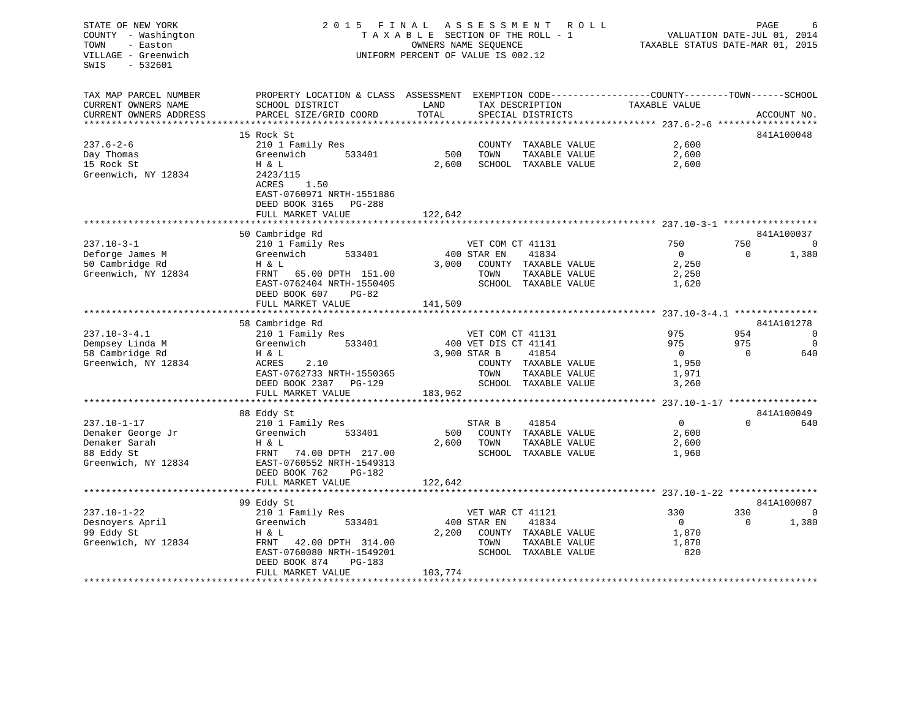STATE OF NEW YORK
COUNTY - Washington
TOWN - Easton
VILLAGE - Greenwich
SWIS - 532601

# 2015 FINAL ASSESSMENT ROLL

TAXABLE SECTION OF THE ROLL - 1
OWNERS NAME SEQUENCE
UNIFORM PERCENT OF VALUE IS 002.12

VALUATION DATE-JUL 01, 2014
TAXABLE STATUS DATE-MAR 01, 2015

| TAX MAP PARCEL NUMBER / CURRENT OWNERS NAME / CURRENT OWNERS ADDRESS | PROPERTY LOCATION & CLASS / SCHOOL DISTRICT / PARCEL SIZE/GRID COORD | ASSESSMENT LAND / TOTAL | EXEMPTION CODE / TAX DESCRIPTION / SPECIAL DISTRICTS | COUNTY TAXABLE VALUE | TOWN | SCHOOL | ACCOUNT NO. |
|---|---|---|---|---|---|---|---|
| **237.6-2-6** | 15 Rock St | | | | | | 841A100048 |
| Day Thomas | 210 1 Family Res | | COUNTY TAXABLE VALUE | 2,600 | | | |
| 15 Rock St | Greenwich 533401 | 500 | TOWN TAXABLE VALUE | 2,600 | | | |
| Greenwich, NY 12834 | H & L | 2,600 | SCHOOL TAXABLE VALUE | 2,600 | | | |
| | 2423/115 | | | | | | |
| | ACRES 1.50 | | | | | | |
| | EAST-0760971 NRTH-1551886 | | | | | | |
| | DEED BOOK 3165 PG-288 | | | | | | |
| | FULL MARKET VALUE | 122,642 | | | | | |
| **237.10-3-1** | 50 Cambridge Rd | | | | | | 841A100037 |
| Deforge James M | 210 1 Family Res | | VET COM CT 41131 | 750 | 750 | 0 | |
| 50 Cambridge Rd | Greenwich 533401 | 400 | STAR EN 41834 | 0 | 0 | 1,380 | |
| Greenwich, NY 12834 | H & L | 3,000 | COUNTY TAXABLE VALUE | 2,250 | | | |
| | FRNT 65.00 DPTH 151.00 | | TOWN TAXABLE VALUE | 2,250 | | | |
| | EAST-0762404 NRTH-1550405 | | SCHOOL TAXABLE VALUE | 1,620 | | | |
| | DEED BOOK 607 PG-82 | | | | | | |
| | FULL MARKET VALUE | 141,509 | | | | | |
| **237.10-3-4.1** | 58 Cambridge Rd | | | | | | 841A101278 |
| Dempsey Linda M | 210 1 Family Res | | VET COM CT 41131 | 975 | 954 | 0 | |
| 58 Cambridge Rd | Greenwich 533401 | 400 | VET DIS CT 41141 | 975 | 975 | 0 | |
| Greenwich, NY 12834 | H & L | 3,900 | STAR B 41854 | 0 | 0 | 640 | |
| | ACRES 2.10 | | COUNTY TAXABLE VALUE | 1,950 | | | |
| | EAST-0762733 NRTH-1550365 | | TOWN TAXABLE VALUE | 1,971 | | | |
| | DEED BOOK 2387 PG-129 | | SCHOOL TAXABLE VALUE | 3,260 | | | |
| | FULL MARKET VALUE | 183,962 | | | | | |
| **237.10-1-17** | 88 Eddy St | | | | | | 841A100049 |
| Denaker George Jr | 210 1 Family Res | | STAR B 41854 | 0 | 0 | 640 | |
| Denaker Sarah | Greenwich 533401 | 500 | COUNTY TAXABLE VALUE | 2,600 | | | |
| 88 Eddy St | H & L | 2,600 | TOWN TAXABLE VALUE | 2,600 | | | |
| Greenwich, NY 12834 | FRNT 74.00 DPTH 217.00 | | SCHOOL TAXABLE VALUE | 1,960 | | | |
| | EAST-0760552 NRTH-1549313 | | | | | | |
| | DEED BOOK 762 PG-182 | | | | | | |
| | FULL MARKET VALUE | 122,642 | | | | | |
| **237.10-1-22** | 99 Eddy St | | | | | | 841A100087 |
| Desnoyers April | 210 1 Family Res | | VET WAR CT 41121 | 330 | 330 | 0 | |
| 99 Eddy St | Greenwich 533401 | 400 | STAR EN 41834 | 0 | 0 | 1,380 | |
| Greenwich, NY 12834 | H & L | 2,200 | COUNTY TAXABLE VALUE | 1,870 | | | |
| | FRNT 42.00 DPTH 314.00 | | TOWN TAXABLE VALUE | 1,870 | | | |
| | EAST-0760080 NRTH-1549201 | | SCHOOL TAXABLE VALUE | 820 | | | |
| | DEED BOOK 874 PG-183 | | | | | | |
| | FULL MARKET VALUE | 103,774 | | | | | |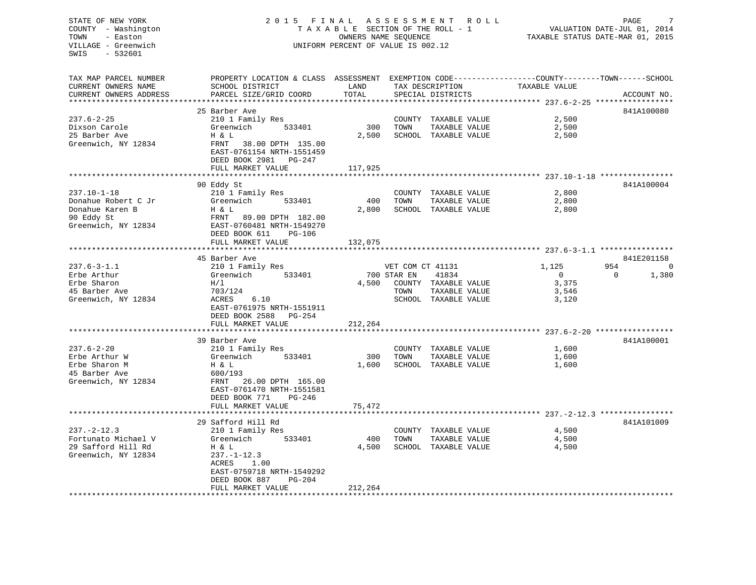STATE OF NEW YORK
COUNTY - Washington
TOWN - Easton
VILLAGE - Greenwich
SWIS - 532601

# 2015 FINAL ASSESSMENT ROLL

TAXABLE SECTION OF THE ROLL - 1
OWNERS NAME SEQUENCE
UNIFORM PERCENT OF VALUE IS 002.12

VALUATION DATE-JUL 01, 2014
TAXABLE STATUS DATE-MAR 01, 2015

| TAX MAP PARCEL NUMBER / CURRENT OWNERS NAME / CURRENT OWNERS ADDRESS | PROPERTY LOCATION & CLASS / SCHOOL DISTRICT / PARCEL SIZE/GRID COORD | ASSESSMENT LAND / TOTAL | EXEMPTION CODE / TAX DESCRIPTION / SPECIAL DISTRICTS | COUNTY TAXABLE VALUE | TOWN | SCHOOL | ACCOUNT NO. |
|---|---|---|---|---|---|---|---|
| **237.6-2-25** | 25 Barber Ave | | | | | | 841A100080 |
| 237.6-2-25 | 210 1 Family Res | | COUNTY TAXABLE VALUE | 2,500 | | | |
| Dixson Carole | Greenwich 533401 | 300 | TOWN TAXABLE VALUE | 2,500 | | | |
| 25 Barber Ave | H & L | 2,500 | SCHOOL TAXABLE VALUE | 2,500 | | | |
| Greenwich, NY 12834 | FRNT 38.00 DPTH 135.00 | | | | | | |
| | EAST-0761154 NRTH-1551459 | | | | | | |
| | DEED BOOK 2981 PG-247 | | | | | | |
| | FULL MARKET VALUE | 117,925 | | | | | |
| **237.10-1-18** | 90 Eddy St | | | | | | 841A100004 |
| 237.10-1-18 | 210 1 Family Res | | COUNTY TAXABLE VALUE | 2,800 | | | |
| Donahue Robert C Jr | Greenwich 533401 | 400 | TOWN TAXABLE VALUE | 2,800 | | | |
| Donahue Karen B | H & L | 2,800 | SCHOOL TAXABLE VALUE | 2,800 | | | |
| 90 Eddy St | FRNT 89.00 DPTH 182.00 | | | | | | |
| Greenwich, NY 12834 | EAST-0760481 NRTH-1549270 | | | | | | |
| | DEED BOOK 611 PG-106 | | | | | | |
| | FULL MARKET VALUE | 132,075 | | | | | |
| **237.6-3-1.1** | 45 Barber Ave | | | | | | 841E201158 |
| 237.6-3-1.1 | 210 1 Family Res | | VET COM CT 41131 | 1,125 | 954 | 0 | |
| Erbe Arthur | Greenwich 533401 | 700 | STAR EN 41834 | 0 | 0 | 1,380 | |
| Erbe Sharon | H/l | 4,500 | COUNTY TAXABLE VALUE | 3,375 | | | |
| 45 Barber Ave | 703/124 | | TOWN TAXABLE VALUE | 3,546 | | | |
| Greenwich, NY 12834 | ACRES 6.10 | | SCHOOL TAXABLE VALUE | 3,120 | | | |
| | EAST-0761975 NRTH-1551911 | | | | | | |
| | DEED BOOK 2588 PG-254 | | | | | | |
| | FULL MARKET VALUE | 212,264 | | | | | |
| **237.6-2-20** | 39 Barber Ave | | | | | | 841A100001 |
| 237.6-2-20 | 210 1 Family Res | | COUNTY TAXABLE VALUE | 1,600 | | | |
| Erbe Arthur W | Greenwich 533401 | 300 | TOWN TAXABLE VALUE | 1,600 | | | |
| Erbe Sharon M | H & L | 1,600 | SCHOOL TAXABLE VALUE | 1,600 | | | |
| 45 Barber Ave | 600/193 | | | | | | |
| Greenwich, NY 12834 | FRNT 26.00 DPTH 165.00 | | | | | | |
| | EAST-0761470 NRTH-1551581 | | | | | | |
| | DEED BOOK 771 PG-246 | | | | | | |
| | FULL MARKET VALUE | 75,472 | | | | | |
| **237.-2-12.3** | 29 Safford Hill Rd | | | | | | 841A101009 |
| 237.-2-12.3 | 210 1 Family Res | | COUNTY TAXABLE VALUE | 4,500 | | | |
| Fortunato Michael V | Greenwich 533401 | 400 | TOWN TAXABLE VALUE | 4,500 | | | |
| 29 Safford Hill Rd | H & L | 4,500 | SCHOOL TAXABLE VALUE | 4,500 | | | |
| Greenwich, NY 12834 | 237.-1-12.3 | | | | | | |
| | ACRES 1.00 | | | | | | |
| | EAST-0759718 NRTH-1549292 | | | | | | |
| | DEED BOOK 887 PG-204 | | | | | | |
| | FULL MARKET VALUE | 212,264 | | | | | |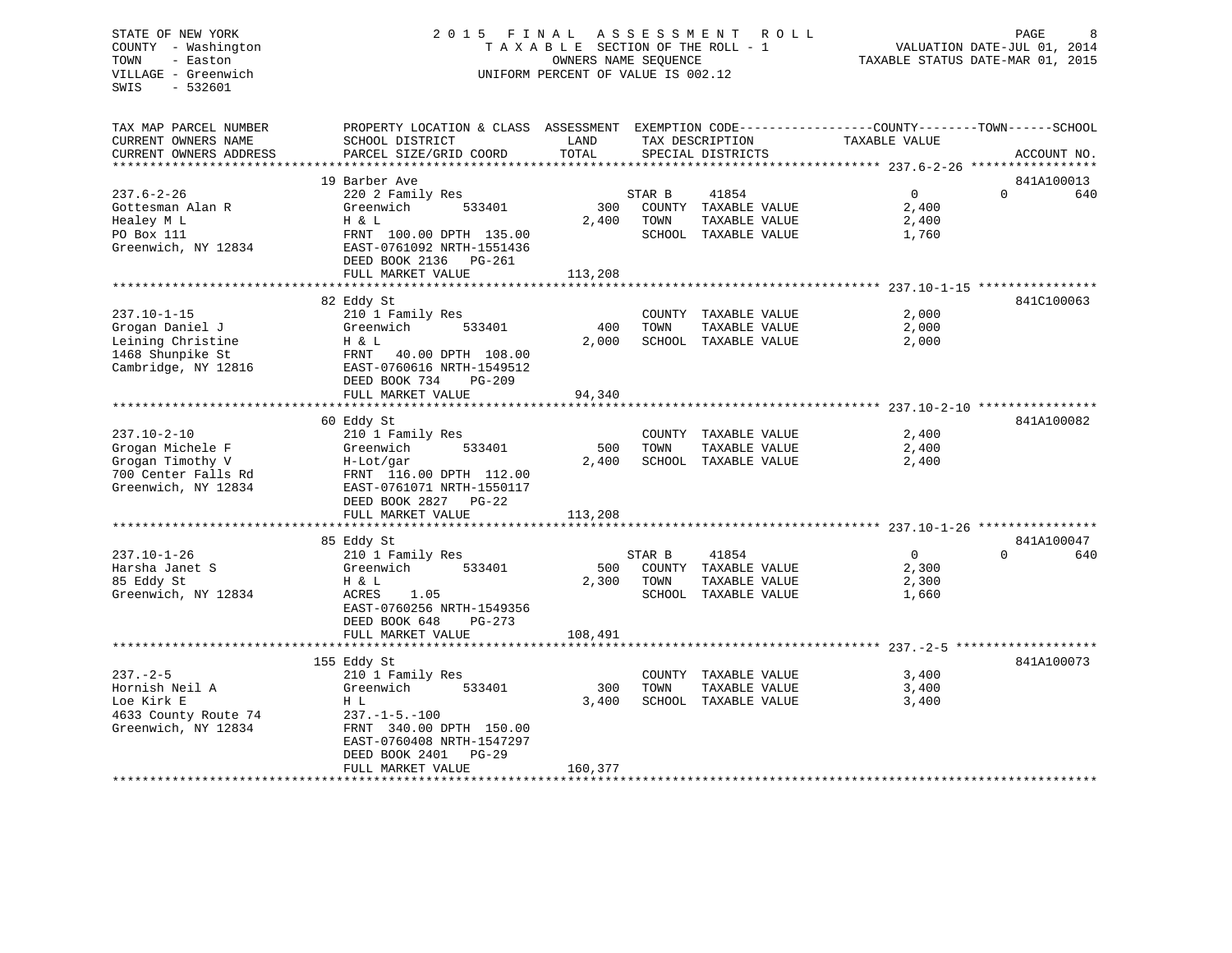STATE OF NEW YORK
COUNTY - Washington
TOWN - Easton
VILLAGE - Greenwich
SWIS - 532601

# 2015 FINAL ASSESSMENT ROLL

TAXABLE SECTION OF THE ROLL - 1
OWNERS NAME SEQUENCE
UNIFORM PERCENT OF VALUE IS 002.12

VALUATION DATE-JUL 01, 2014
TAXABLE STATUS DATE-MAR 01, 2015

| TAX MAP PARCEL NUMBER / CURRENT OWNERS NAME / CURRENT OWNERS ADDRESS | PROPERTY LOCATION & CLASS / SCHOOL DISTRICT / PARCEL SIZE/GRID COORD | ASSESSMENT LAND | TOTAL | EXEMPTION CODE / TAX DESCRIPTION / SPECIAL DISTRICTS | COUNTY TAXABLE VALUE | TOWN | SCHOOL | ACCOUNT NO. |
|---|---|---|---|---|---|---|---|---|
| 237.6-2-26 | 19 Barber Ave | | | | | | | 841A100013 |
| 237.6-2-26 | 220 2 Family Res | | | STAR B 41854 | 0 | 0 | 640 | |
| Gottesman Alan R | Greenwich 533401 | 300 | | COUNTY TAXABLE VALUE | 2,400 | | | |
| Healey M L | H & L | | 2,400 | TOWN TAXABLE VALUE | 2,400 | | | |
| PO Box 111 | FRNT 100.00 DPTH 135.00 | | | SCHOOL TAXABLE VALUE | 1,760 | | | |
| Greenwich, NY 12834 | EAST-0761092 NRTH-1551436 | | | | | | | |
| | DEED BOOK 2136 PG-261 | | | | | | | |
| | FULL MARKET VALUE | | 113,208 | | | | | |
| 237.10-1-15 | 82 Eddy St | | | | | | | 841C100063 |
| 237.10-1-15 | 210 1 Family Res | | | COUNTY TAXABLE VALUE | 2,000 | | | |
| Grogan Daniel J | Greenwich 533401 | 400 | | TOWN TAXABLE VALUE | 2,000 | | | |
| Leining Christine | H & L | | 2,000 | SCHOOL TAXABLE VALUE | 2,000 | | | |
| 1468 Shunpike St | FRNT 40.00 DPTH 108.00 | | | | | | | |
| Cambridge, NY 12816 | EAST-0760616 NRTH-1549512 | | | | | | | |
| | DEED BOOK 734 PG-209 | | | | | | | |
| | FULL MARKET VALUE | | 94,340 | | | | | |
| 237.10-2-10 | 60 Eddy St | | | | | | | 841A100082 |
| 237.10-2-10 | 210 1 Family Res | | | COUNTY TAXABLE VALUE | 2,400 | | | |
| Grogan Michele F | Greenwich 533401 | 500 | | TOWN TAXABLE VALUE | 2,400 | | | |
| Grogan Timothy V | H-Lot/gar | | 2,400 | SCHOOL TAXABLE VALUE | 2,400 | | | |
| 700 Center Falls Rd | FRNT 116.00 DPTH 112.00 | | | | | | | |
| Greenwich, NY 12834 | EAST-0761071 NRTH-1550117 | | | | | | | |
| | DEED BOOK 2827 PG-22 | | | | | | | |
| | FULL MARKET VALUE | | 113,208 | | | | | |
| 237.10-1-26 | 85 Eddy St | | | | | | | 841A100047 |
| 237.10-1-26 | 210 1 Family Res | | | STAR B 41854 | 0 | 0 | 640 | |
| Harsha Janet S | Greenwich 533401 | 500 | | COUNTY TAXABLE VALUE | 2,300 | | | |
| 85 Eddy St | H & L | | 2,300 | TOWN TAXABLE VALUE | 2,300 | | | |
| Greenwich, NY 12834 | ACRES 1.05 | | | SCHOOL TAXABLE VALUE | 1,660 | | | |
| | EAST-0760256 NRTH-1549356 | | | | | | | |
| | DEED BOOK 648 PG-273 | | | | | | | |
| | FULL MARKET VALUE | | 108,491 | | | | | |
| 237.-2-5 | 155 Eddy St | | | | | | | 841A100073 |
| 237.-2-5 | 210 1 Family Res | | | COUNTY TAXABLE VALUE | 3,400 | | | |
| Hornish Neil A | Greenwich 533401 | 300 | | TOWN TAXABLE VALUE | 3,400 | | | |
| Loe Kirk E | H L | | 3,400 | SCHOOL TAXABLE VALUE | 3,400 | | | |
| 4633 County Route 74 | 237.-1-5.-100 | | | | | | | |
| Greenwich, NY 12834 | FRNT 340.00 DPTH 150.00 | | | | | | | |
| | EAST-0760408 NRTH-1547297 | | | | | | | |
| | DEED BOOK 2401 PG-29 | | | | | | | |
| | FULL MARKET VALUE | | 160,377 | | | | | |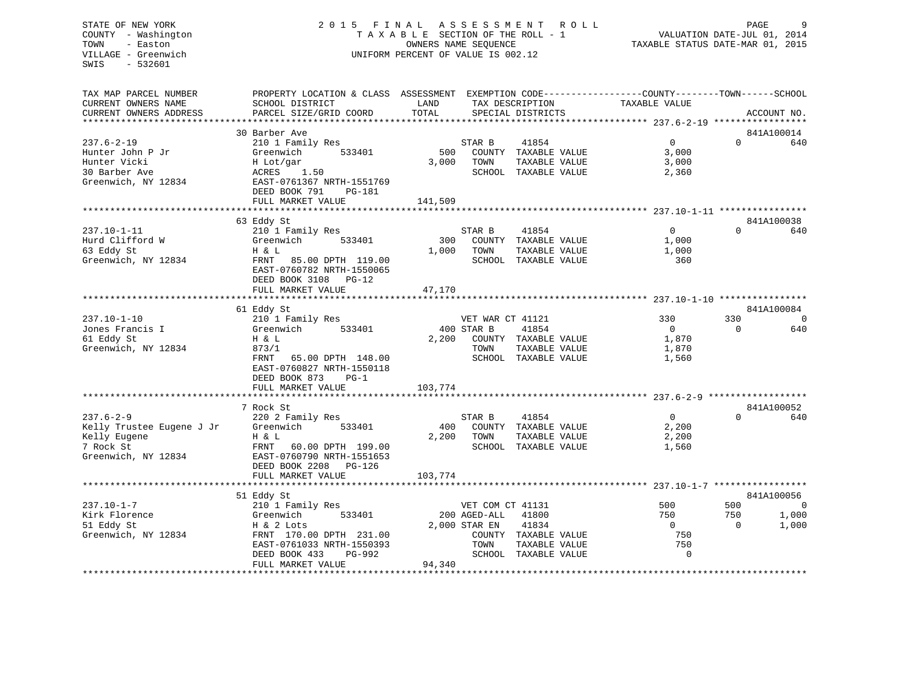STATE OF NEW YORK
COUNTY - Washington
TOWN - Easton
VILLAGE - Greenwich
SWIS - 532601

2015 FINAL ASSESSMENT ROLL
TAXABLE SECTION OF THE ROLL - 1
OWNERS NAME SEQUENCE
UNIFORM PERCENT OF VALUE IS 002.12

VALUATION DATE-JUL 01, 2014
TAXABLE STATUS DATE-MAR 01, 2015

| TAX MAP PARCEL NUMBER / CURRENT OWNERS NAME / CURRENT OWNERS ADDRESS | PROPERTY LOCATION & CLASS / SCHOOL DISTRICT / PARCEL SIZE/GRID COORD | ASSESSMENT LAND / TOTAL | EXEMPTION CODE / TAX DESCRIPTION / SPECIAL DISTRICTS | COUNTY TAXABLE VALUE | TOWN | SCHOOL / ACCOUNT NO. |
|---|---|---|---|---|---|---|
| **237.6-2-19** | 30 Barber Ave | | | | | 841A100014 |
| 237.6-2-19 | 210 1 Family Res | | STAR B 41854 | 0 | 0 | 640 |
| Hunter John P Jr | Greenwich 533401 | 500 | COUNTY TAXABLE VALUE | 3,000 | | |
| Hunter Vicki | H Lot/gar | 3,000 | TOWN TAXABLE VALUE | 3,000 | | |
| 30 Barber Ave | ACRES 1.50 | | SCHOOL TAXABLE VALUE | 2,360 | | |
| Greenwich, NY 12834 | EAST-0761367 NRTH-1551769 | | | | | |
| | DEED BOOK 791 PG-181 | | | | | |
| | FULL MARKET VALUE | 141,509 | | | | |
| **237.10-1-11** | 63 Eddy St | | | | | 841A100038 |
| 237.10-1-11 | 210 1 Family Res | | STAR B 41854 | 0 | 0 | 640 |
| Hurd Clifford W | Greenwich 533401 | 300 | COUNTY TAXABLE VALUE | 1,000 | | |
| 63 Eddy St | H & L | 1,000 | TOWN TAXABLE VALUE | 1,000 | | |
| Greenwich, NY 12834 | FRNT 85.00 DPTH 119.00 | | SCHOOL TAXABLE VALUE | 360 | | |
| | EAST-0760782 NRTH-1550065 | | | | | |
| | DEED BOOK 3108 PG-12 | | | | | |
| | FULL MARKET VALUE | 47,170 | | | | |
| **237.10-1-10** | 61 Eddy St | | | | | 841A100084 |
| 237.10-1-10 | 210 1 Family Res | | VET WAR CT 41121 | 330 | 330 | 0 |
| Jones Francis I | Greenwich 533401 | 400 | STAR B 41854 | 0 | 0 | 640 |
| 61 Eddy St | H & L | 2,200 | COUNTY TAXABLE VALUE | 1,870 | | |
| Greenwich, NY 12834 | 873/1 | | TOWN TAXABLE VALUE | 1,870 | | |
| | FRNT 65.00 DPTH 148.00 | | SCHOOL TAXABLE VALUE | 1,560 | | |
| | EAST-0760827 NRTH-1550118 | | | | | |
| | DEED BOOK 873 PG-1 | | | | | |
| | FULL MARKET VALUE | 103,774 | | | | |
| **237.6-2-9** | 7 Rock St | | | | | 841A100052 |
| 237.6-2-9 | 220 2 Family Res | | STAR B 41854 | 0 | 0 | 640 |
| Kelly Trustee Eugene J Jr | Greenwich 533401 | 400 | COUNTY TAXABLE VALUE | 2,200 | | |
| Kelly Eugene | H & L | 2,200 | TOWN TAXABLE VALUE | 2,200 | | |
| 7 Rock St | FRNT 60.00 DPTH 199.00 | | SCHOOL TAXABLE VALUE | 1,560 | | |
| Greenwich, NY 12834 | EAST-0760790 NRTH-1551653 | | | | | |
| | DEED BOOK 2208 PG-126 | | | | | |
| | FULL MARKET VALUE | 103,774 | | | | |
| **237.10-1-7** | 51 Eddy St | | | | | 841A100056 |
| 237.10-1-7 | 210 1 Family Res | | VET COM CT 41131 | 500 | 500 | 0 |
| Kirk Florence | Greenwich 533401 | 200 | AGED-ALL 41800 | 750 | 750 | 1,000 |
| 51 Eddy St | H & 2 Lots | 2,000 | STAR EN 41834 | 0 | 0 | 1,000 |
| Greenwich, NY 12834 | FRNT 170.00 DPTH 231.00 | | COUNTY TAXABLE VALUE | 750 | | |
| | EAST-0761033 NRTH-1550393 | | TOWN TAXABLE VALUE | 750 | | |
| | DEED BOOK 433 PG-992 | | SCHOOL TAXABLE VALUE | 0 | | |
| | FULL MARKET VALUE | 94,340 | | | | |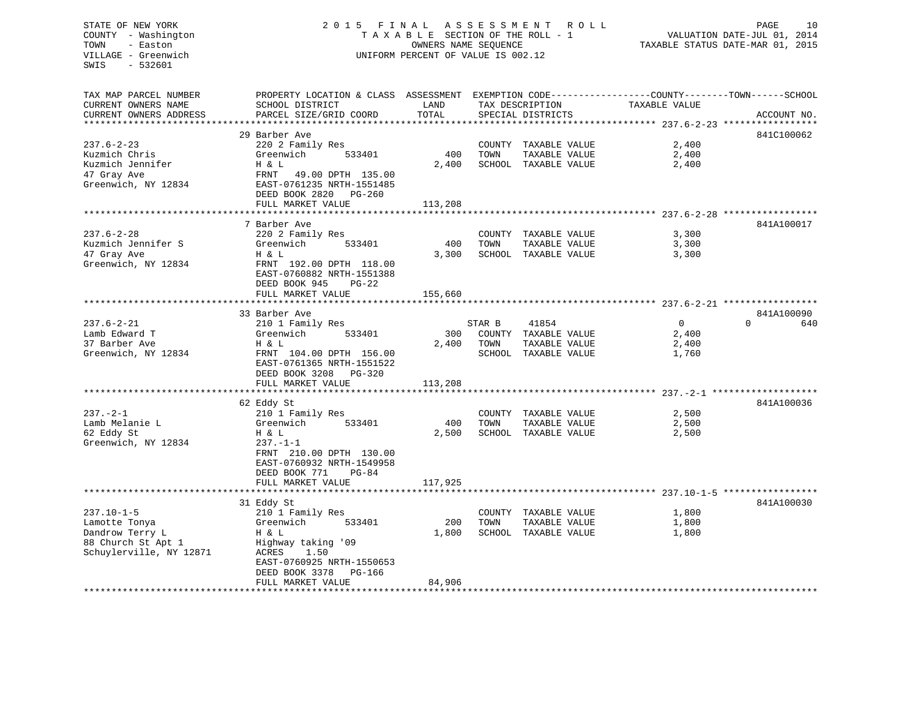STATE OF NEW YORK
COUNTY - Washington
TOWN - Easton
VILLAGE - Greenwich
SWIS - 532601

2 0 1 5   F I N A L   A S S E S S M E N T   R O L L
T A X A B L E  SECTION OF THE ROLL - 1
OWNERS NAME SEQUENCE
UNIFORM PERCENT OF VALUE IS 002.12

VALUATION DATE-JUL 01, 2014
TAXABLE STATUS DATE-MAR 01, 2015

| TAX MAP PARCEL NUMBER / CURRENT OWNERS NAME / CURRENT OWNERS ADDRESS | PROPERTY LOCATION & CLASS / SCHOOL DISTRICT / PARCEL SIZE/GRID COORD | ASSESSMENT LAND / TOTAL | EXEMPTION CODE / TAX DESCRIPTION / SPECIAL DISTRICTS | COUNTY / TOWN / SCHOOL TAXABLE VALUE | ACCOUNT NO. |
|---|---|---|---|---|---|
| **237.6-2-23** | 29 Barber Ave | | | | 841C100062 |
| 237.6-2-23 | 220 2 Family Res | | COUNTY TAXABLE VALUE | 2,400 | |
| Kuzmich Chris | Greenwich 533401 | 400 | TOWN TAXABLE VALUE | 2,400 | |
| Kuzmich Jennifer | H & L | 2,400 | SCHOOL TAXABLE VALUE | 2,400 | |
| 47 Gray Ave | FRNT 49.00 DPTH 135.00 | | | | |
| Greenwich, NY 12834 | EAST-0761235 NRTH-1551485 | | | | |
| | DEED BOOK 2820 PG-260 | | | | |
| | FULL MARKET VALUE | 113,208 | | | |
| **237.6-2-28** | 7 Barber Ave | | | | 841A100017 |
| 237.6-2-28 | 220 2 Family Res | | COUNTY TAXABLE VALUE | 3,300 | |
| Kuzmich Jennifer S | Greenwich 533401 | 400 | TOWN TAXABLE VALUE | 3,300 | |
| 47 Gray Ave | H & L | 3,300 | SCHOOL TAXABLE VALUE | 3,300 | |
| Greenwich, NY 12834 | FRNT 192.00 DPTH 118.00 | | | | |
| | EAST-0760882 NRTH-1551388 | | | | |
| | DEED BOOK 945 PG-22 | | | | |
| | FULL MARKET VALUE | 155,660 | | | |
| **237.6-2-21** | 33 Barber Ave | | | | 841A100090 |
| 237.6-2-21 | 210 1 Family Res | | STAR B 41854 | 0 / 0 / 640 | |
| Lamb Edward T | Greenwich 533401 | 300 | COUNTY TAXABLE VALUE | 2,400 | |
| 37 Barber Ave | H & L | 2,400 | TOWN TAXABLE VALUE | 2,400 | |
| Greenwich, NY 12834 | FRNT 104.00 DPTH 156.00 | | SCHOOL TAXABLE VALUE | 1,760 | |
| | EAST-0761365 NRTH-1551522 | | | | |
| | DEED BOOK 3208 PG-320 | | | | |
| | FULL MARKET VALUE | 113,208 | | | |
| **237.-2-1** | 62 Eddy St | | | | 841A100036 |
| 237.-2-1 | 210 1 Family Res | | COUNTY TAXABLE VALUE | 2,500 | |
| Lamb Melanie L | Greenwich 533401 | 400 | TOWN TAXABLE VALUE | 2,500 | |
| 62 Eddy St | H & L | 2,500 | SCHOOL TAXABLE VALUE | 2,500 | |
| Greenwich, NY 12834 | 237.-1-1 | | | | |
| | FRNT 210.00 DPTH 130.00 | | | | |
| | EAST-0760932 NRTH-1549958 | | | | |
| | DEED BOOK 771 PG-84 | | | | |
| | FULL MARKET VALUE | 117,925 | | | |
| **237.10-1-5** | 31 Eddy St | | | | 841A100030 |
| 237.10-1-5 | 210 1 Family Res | | COUNTY TAXABLE VALUE | 1,800 | |
| Lamotte Tonya | Greenwich 533401 | 200 | TOWN TAXABLE VALUE | 1,800 | |
| Dandrow Terry L | H & L | 1,800 | SCHOOL TAXABLE VALUE | 1,800 | |
| 88 Church St Apt 1 | Highway taking '09 | | | | |
| Schuylerville, NY 12871 | ACRES 1.50 | | | | |
| | EAST-0760925 NRTH-1550653 | | | | |
| | DEED BOOK 3378 PG-166 | | | | |
| | FULL MARKET VALUE | 84,906 | | | |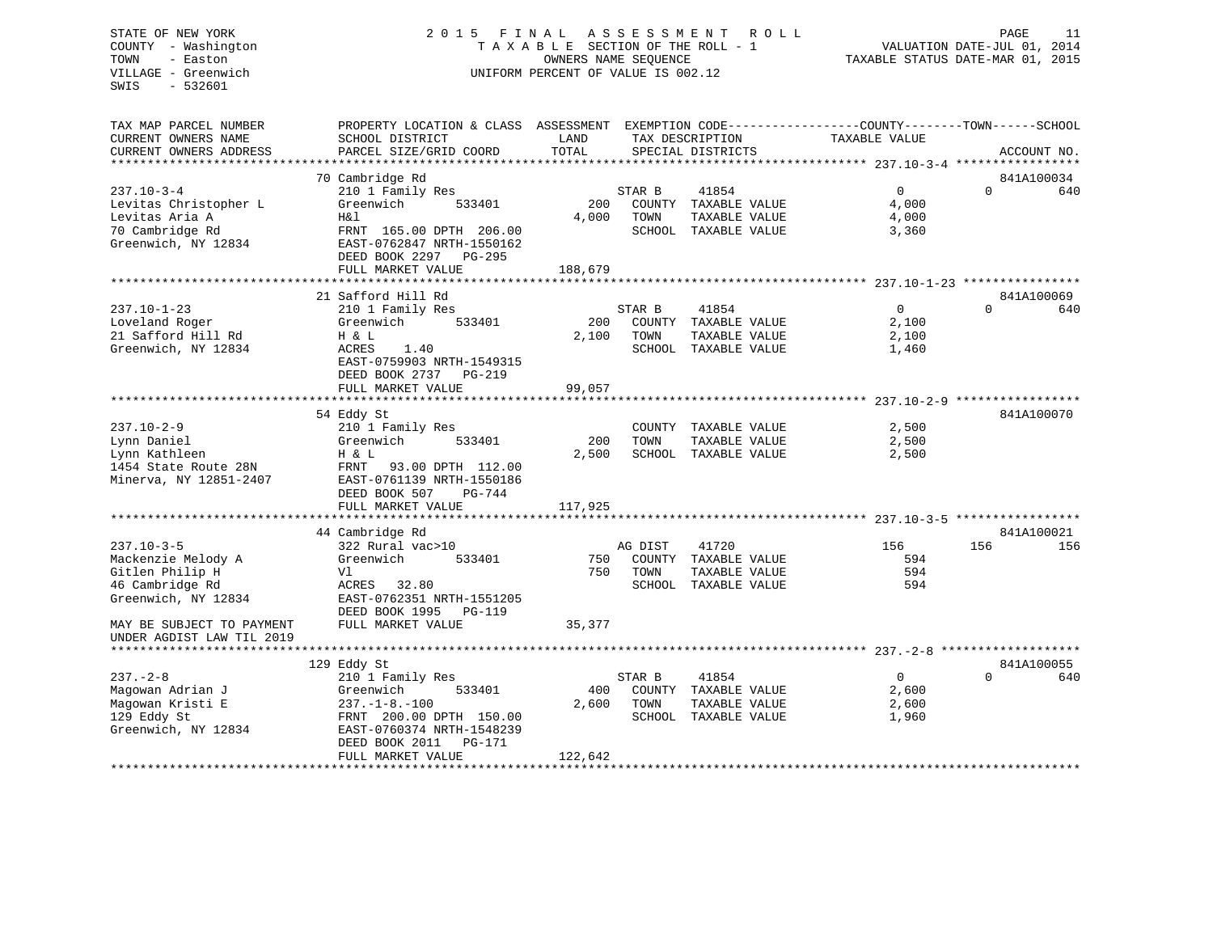STATE OF NEW YORK
COUNTY - Washington
TOWN - Easton
VILLAGE - Greenwich
SWIS - 532601

2015 FINAL ASSESSMENT ROLL
TAXABLE SECTION OF THE ROLL - 1
OWNERS NAME SEQUENCE
UNIFORM PERCENT OF VALUE IS 002.12

VALUATION DATE-JUL 01, 2014
TAXABLE STATUS DATE-MAR 01, 2015

| TAX MAP PARCEL NUMBER / CURRENT OWNERS NAME / CURRENT OWNERS ADDRESS | PROPERTY LOCATION & CLASS / SCHOOL DISTRICT / PARCEL SIZE/GRID COORD | ASSESSMENT LAND / TOTAL | EXEMPTION CODE / TAX DESCRIPTION / SPECIAL DISTRICTS | COUNTY TAXABLE VALUE | TOWN | SCHOOL | ACCOUNT NO. |
|---|---|---|---|---|---|---|---|
| **237.10-3-4** | 70 Cambridge Rd | | | | | | 841A100034 |
| 237.10-3-4 | 210 1 Family Res | | STAR B 41854 | 0 | 0 | 640 | |
| Levitas Christopher L | Greenwich 533401 | 200 | COUNTY TAXABLE VALUE | 4,000 | | | |
| Levitas Aria A | H&l | 4,000 | TOWN TAXABLE VALUE | 4,000 | | | |
| 70 Cambridge Rd | FRNT 165.00 DPTH 206.00 | | SCHOOL TAXABLE VALUE | 3,360 | | | |
| Greenwich, NY 12834 | EAST-0762847 NRTH-1550162 | | | | | | |
| | DEED BOOK 2297 PG-295 | | | | | | |
| | FULL MARKET VALUE | 188,679 | | | | | |
| **237.10-1-23** | 21 Safford Hill Rd | | | | | | 841A100069 |
| 237.10-1-23 | 210 1 Family Res | | STAR B 41854 | 0 | 0 | 640 | |
| Loveland Roger | Greenwich 533401 | 200 | COUNTY TAXABLE VALUE | 2,100 | | | |
| 21 Safford Hill Rd | H & L | 2,100 | TOWN TAXABLE VALUE | 2,100 | | | |
| Greenwich, NY 12834 | ACRES 1.40 | | SCHOOL TAXABLE VALUE | 1,460 | | | |
| | EAST-0759903 NRTH-1549315 | | | | | | |
| | DEED BOOK 2737 PG-219 | | | | | | |
| | FULL MARKET VALUE | 99,057 | | | | | |
| **237.10-2-9** | 54 Eddy St | | | | | | 841A100070 |
| 237.10-2-9 | 210 1 Family Res | | COUNTY TAXABLE VALUE | 2,500 | | | |
| Lynn Daniel | Greenwich 533401 | 200 | TOWN TAXABLE VALUE | 2,500 | | | |
| Lynn Kathleen | H & L | 2,500 | SCHOOL TAXABLE VALUE | 2,500 | | | |
| 1454 State Route 28N | FRNT 93.00 DPTH 112.00 | | | | | | |
| Minerva, NY 12851-2407 | EAST-0761139 NRTH-1550186 | | | | | | |
| | DEED BOOK 507 PG-744 | | | | | | |
| | FULL MARKET VALUE | 117,925 | | | | | |
| **237.10-3-5** | 44 Cambridge Rd | | | | | | 841A100021 |
| 237.10-3-5 | 322 Rural vac>10 | | AG DIST 41720 | 156 | 156 | 156 | |
| Mackenzie Melody A | Greenwich 533401 | 750 | COUNTY TAXABLE VALUE | 594 | | | |
| Gitlen Philip H | Vl | 750 | TOWN TAXABLE VALUE | 594 | | | |
| 46 Cambridge Rd | ACRES 32.80 | | SCHOOL TAXABLE VALUE | 594 | | | |
| Greenwich, NY 12834 | EAST-0762351 NRTH-1551205 | | | | | | |
| | DEED BOOK 1995 PG-119 | | | | | | |
| MAY BE SUBJECT TO PAYMENT UNDER AGDIST LAW TIL 2019 | FULL MARKET VALUE | 35,377 | | | | | |
| **237.-2-8** | 129 Eddy St | | | | | | 841A100055 |
| 237.-2-8 | 210 1 Family Res | | STAR B 41854 | 0 | 0 | 640 | |
| Magowan Adrian J | Greenwich 533401 | 400 | COUNTY TAXABLE VALUE | 2,600 | | | |
| Magowan Kristi E | 237.-1-8.-100 | 2,600 | TOWN TAXABLE VALUE | 2,600 | | | |
| 129 Eddy St | FRNT 200.00 DPTH 150.00 | | SCHOOL TAXABLE VALUE | 1,960 | | | |
| Greenwich, NY 12834 | EAST-0760374 NRTH-1548239 | | | | | | |
| | DEED BOOK 2011 PG-171 | | | | | | |
| | FULL MARKET VALUE | 122,642 | | | | | |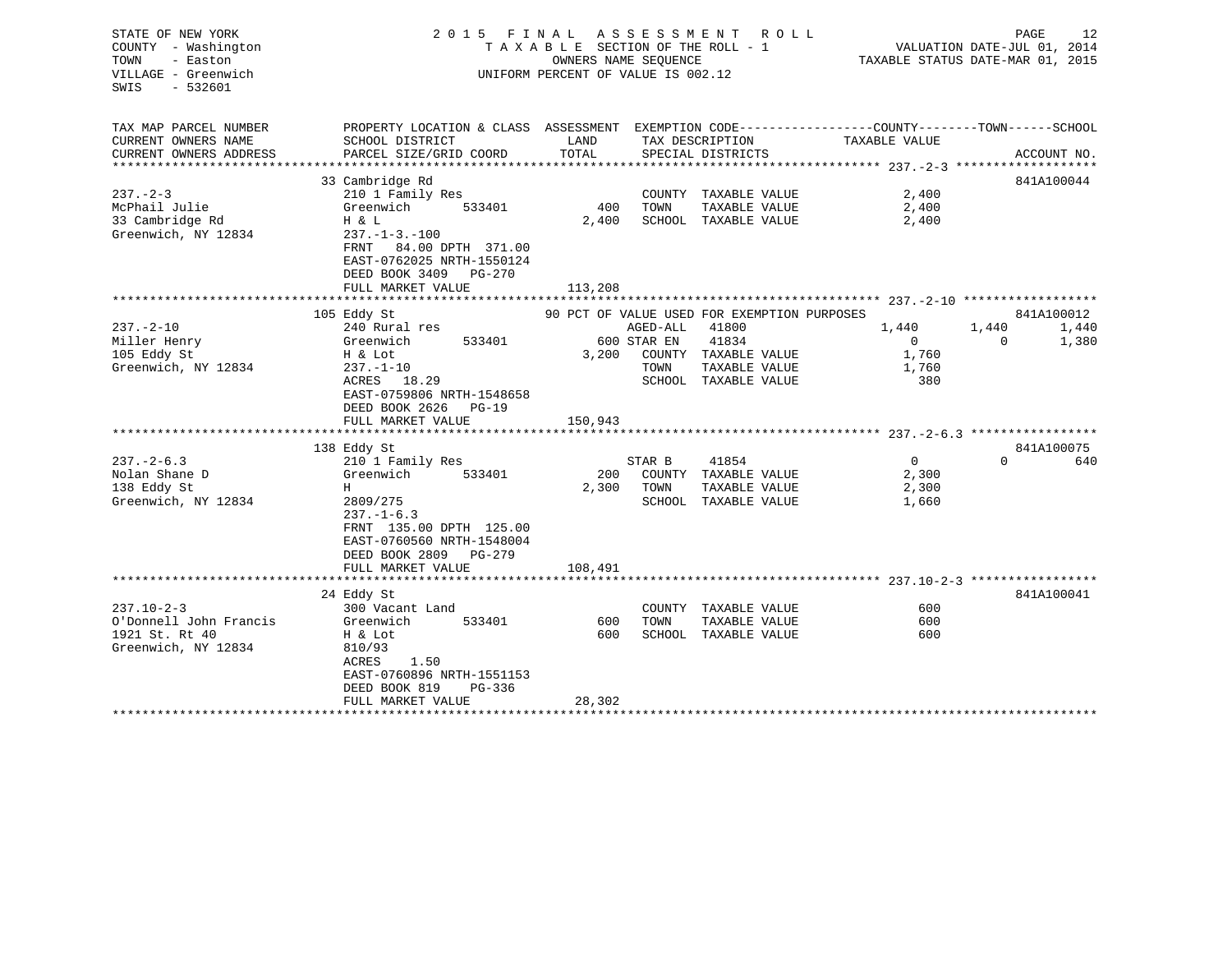STATE OF NEW YORK
COUNTY - Washington
TOWN - Easton
VILLAGE - Greenwich
SWIS - 532601

2015 FINAL ASSESSMENT ROLL
TAXABLE SECTION OF THE ROLL - 1
OWNERS NAME SEQUENCE
UNIFORM PERCENT OF VALUE IS 002.12

VALUATION DATE-JUL 01, 2014
TAXABLE STATUS DATE-MAR 01, 2015

```
TAX MAP PARCEL NUMBER      PROPERTY LOCATION & CLASS  ASSESSMENT  EXEMPTION CODE-----------------COUNTY--------TOWN------SCHOOL
CURRENT OWNERS NAME        SCHOOL DISTRICT               LAND      TAX DESCRIPTION            TAXABLE VALUE
CURRENT OWNERS ADDRESS     PARCEL SIZE/GRID COORD       TOTAL      SPECIAL DISTRICTS                                    ACCOUNT NO.
******************************************************************************************************* 237.-2-3 ******************
                           33 Cambridge Rd                                                                          841A100044
237.-2-3                   210 1 Family Res                        COUNTY  TAXABLE VALUE            2,400
McPhail Julie              Greenwich       533401          400     TOWN    TAXABLE VALUE            2,400
33 Cambridge Rd            H & L                         2,400     SCHOOL  TAXABLE VALUE            2,400
Greenwich, NY 12834        237.-1-3.-100
                           FRNT   84.00 DPTH 371.00
                           EAST-0762025 NRTH-1550124
                           DEED BOOK 3409   PG-270
                           FULL MARKET VALUE           113,208
******************************************************************************************************* 237.-2-10 *****************
                           105 Eddy St                      90 PCT OF VALUE USED FOR EXEMPTION PURPOSES             841A100012
237.-2-10                  240 Rural res                          AGED-ALL    41800             1,440        1,440        1,440
Miller Henry               Greenwich       533401          600 STAR EN     41834                 0            0        1,380
105 Eddy St                H & Lot                       3,200     COUNTY  TAXABLE VALUE            1,760
Greenwich, NY 12834        237.-1-10                               TOWN    TAXABLE VALUE            1,760
                           ACRES   18.29                           SCHOOL  TAXABLE VALUE              380
                           EAST-0759806 NRTH-1548658
                           DEED BOOK 2626   PG-19
                           FULL MARKET VALUE           150,943
******************************************************************************************************* 237.-2-6.3 ****************
                           138 Eddy St                                                                              841A100075
237.-2-6.3                 210 1 Family Res                        STAR B      41854                 0            0          640
Nolan Shane D              Greenwich       533401          200     COUNTY  TAXABLE VALUE            2,300
138 Eddy St                H                             2,300     TOWN    TAXABLE VALUE            2,300
Greenwich, NY 12834        2809/275                                SCHOOL  TAXABLE VALUE            1,660
                           237.-1-6.3
                           FRNT  135.00 DPTH 125.00
                           EAST-0760560 NRTH-1548004
                           DEED BOOK 2809   PG-279
                           FULL MARKET VALUE           108,491
******************************************************************************************************* 237.10-2-3 ****************
                           24 Eddy St                                                                               841A100041
237.10-2-3                 300 Vacant Land                         COUNTY  TAXABLE VALUE              600
O'Donnell John Francis     Greenwich       533401          600     TOWN    TAXABLE VALUE              600
1921 St. Rt 40             H & Lot                         600     SCHOOL  TAXABLE VALUE              600
Greenwich, NY 12834        810/93
                           ACRES    1.50
                           EAST-0760896 NRTH-1551153
                           DEED BOOK 819    PG-336
                           FULL MARKET VALUE            28,302
************************************************************************************************************************************
```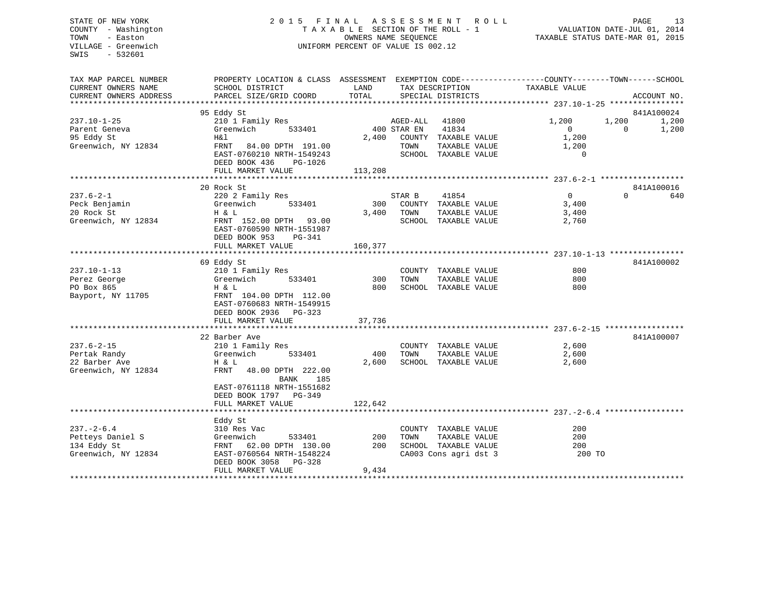STATE OF NEW YORK
COUNTY - Washington
TOWN - Easton
VILLAGE - Greenwich
SWIS - 532601

# 2015 FINAL ASSESSMENT ROLL

TAXABLE SECTION OF THE ROLL - 1
OWNERS NAME SEQUENCE
UNIFORM PERCENT OF VALUE IS 002.12

VALUATION DATE-JUL 01, 2014
TAXABLE STATUS DATE-MAR 01, 2015

```
TAX MAP PARCEL NUMBER      PROPERTY LOCATION & CLASS  ASSESSMENT  EXEMPTION CODE------------------COUNTY--------TOWN------SCHOOL
CURRENT OWNERS NAME        SCHOOL DISTRICT              LAND       TAX DESCRIPTION            TAXABLE VALUE
CURRENT OWNERS ADDRESS     PARCEL SIZE/GRID COORD       TOTAL      SPECIAL DISTRICTS                                      ACCOUNT NO.
******************************************************************************************** 237.10-1-25 ****************
                           95 Eddy St                                                                                   841A100024
237.10-1-25                210 1 Family Res                    AGED-ALL   41800             1,200         1,200        1,200
Parent Geneva              Greenwich       533401           400 STAR EN    41834                 0             0        1,200
95 Eddy St                 H&l                            2,400   COUNTY  TAXABLE VALUE          1,200
Greenwich, NY 12834        FRNT   84.00 DPTH 191.00              TOWN    TAXABLE VALUE          1,200
                           EAST-0760210 NRTH-1549243             SCHOOL  TAXABLE VALUE              0
                           DEED BOOK 436    PG-1026
                           FULL MARKET VALUE            113,208
******************************************************************************************** 237.6-2-1 ******************
                           20 Rock St                                                                                   841A100016
237.6-2-1                  220 2 Family Res                    STAR B     41854                 0             0          640
Peck Benjamin              Greenwich       533401           300   COUNTY  TAXABLE VALUE          3,400
20 Rock St                 H & L                          3,400   TOWN    TAXABLE VALUE          3,400
Greenwich, NY 12834        FRNT  152.00 DPTH  93.00              SCHOOL  TAXABLE VALUE          2,760
                           EAST-0760590 NRTH-1551987
                           DEED BOOK 953    PG-341
                           FULL MARKET VALUE            160,377
******************************************************************************************** 237.10-1-13 ****************
                           69 Eddy St                                                                                   841A100002
237.10-1-13                210 1 Family Res                       COUNTY  TAXABLE VALUE            800
Perez George               Greenwich       533401           300   TOWN    TAXABLE VALUE            800
PO Box 865                 H & L                            800   SCHOOL  TAXABLE VALUE            800
Bayport, NY 11705          FRNT  104.00 DPTH 112.00
                           EAST-0760683 NRTH-1549915
                           DEED BOOK 2936   PG-323
                           FULL MARKET VALUE             37,736
******************************************************************************************** 237.6-2-15 *****************
                           22 Barber Ave                                                                                841A100007
237.6-2-15                 210 1 Family Res                       COUNTY  TAXABLE VALUE          2,600
Pertak Randy               Greenwich       533401           400   TOWN    TAXABLE VALUE          2,600
22 Barber Ave              H & L                          2,600   SCHOOL  TAXABLE VALUE          2,600
Greenwich, NY 12834        FRNT   48.00 DPTH 222.00
                                           BANK    185
                           EAST-0761118 NRTH-1551682
                           DEED BOOK 1797   PG-349
                           FULL MARKET VALUE            122,642
******************************************************************************************** 237.-2-6.4 *****************
                           Eddy St
237.-2-6.4                 310 Res Vac                            COUNTY  TAXABLE VALUE            200
Petteys Daniel S           Greenwich       533401           200   TOWN    TAXABLE VALUE            200
134 Eddy St                FRNT   62.00 DPTH 130.00         200   SCHOOL  TAXABLE VALUE            200
Greenwich, NY 12834        EAST-0760564 NRTH-1548224             CA003 Cons agri dst 3            200 TO
                           DEED BOOK 3058   PG-328
                           FULL MARKET VALUE              9,434
****************************************************************************************************************************
```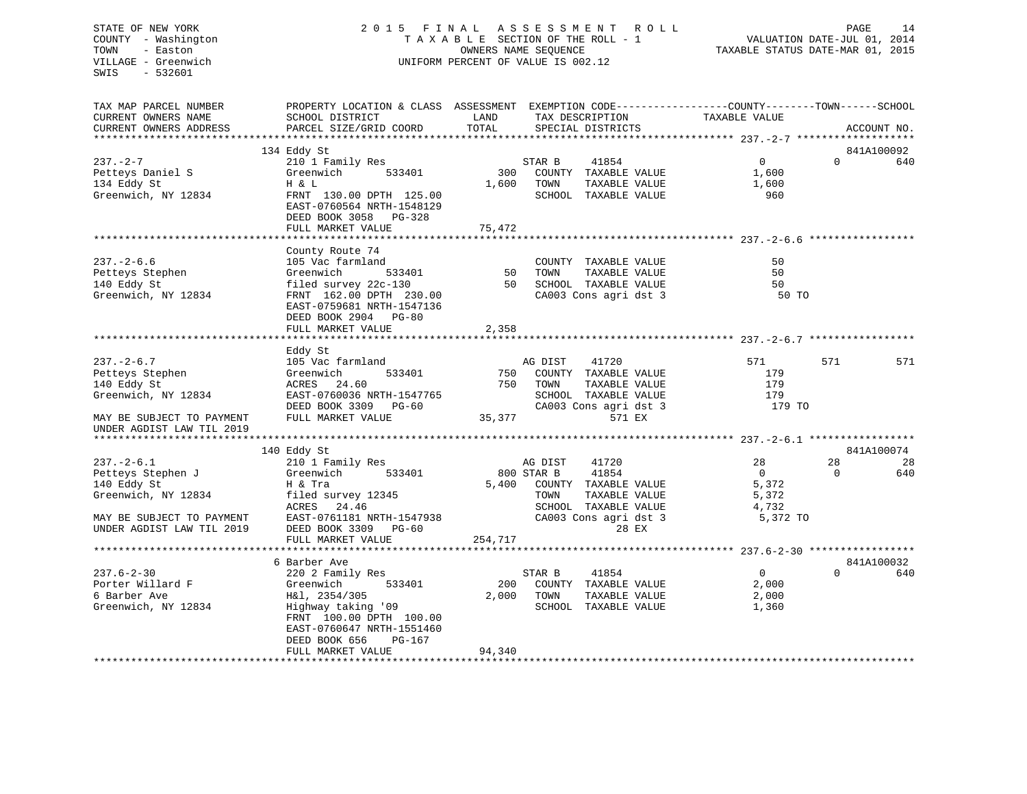STATE OF NEW YORK
COUNTY - Washington
TOWN - Easton
VILLAGE - Greenwich
SWIS - 532601

2 0 1 5 F I N A L A S S E S S M E N T R O L L
T A X A B L E SECTION OF THE ROLL - 1
OWNERS NAME SEQUENCE
UNIFORM PERCENT OF VALUE IS 002.12

VALUATION DATE-JUL 01, 2014
TAXABLE STATUS DATE-MAR 01, 2015

```
TAX MAP PARCEL NUMBER          PROPERTY LOCATION & CLASS  ASSESSMENT  EXEMPTION CODE------------------COUNTY--------TOWN------SCHOOL
CURRENT OWNERS NAME            SCHOOL DISTRICT              LAND      TAX DESCRIPTION              TAXABLE VALUE
CURRENT OWNERS ADDRESS         PARCEL SIZE/GRID COORD       TOTAL     SPECIAL DISTRICTS                                      ACCOUNT NO.
****************************************************************************************************** 237.-2-7 *******************
                               134 Eddy St                                                                               841A100092
237.-2-7                       210 1 Family Res                       STAR B     41854              0              0           640
Petteys Daniel S               Greenwich         533401        300    COUNTY  TAXABLE VALUE         1,600
134 Eddy St                    H & L                         1,600    TOWN    TAXABLE VALUE         1,600
Greenwich, NY 12834            FRNT 130.00 DPTH 125.00                SCHOOL  TAXABLE VALUE           960
                               EAST-0760564 NRTH-1548129
                               DEED BOOK 3058   PG-328
                               FULL MARKET VALUE              75,472
****************************************************************************************************** 237.-2-6.6 *****************
                               County Route 74
237.-2-6.6                     105 Vac farmland                       COUNTY  TAXABLE VALUE            50
Petteys Stephen                Greenwich         533401         50    TOWN    TAXABLE VALUE            50
140 Eddy St                    filed survey 22c-130             50    SCHOOL  TAXABLE VALUE            50
Greenwich, NY 12834            FRNT 162.00 DPTH 230.00                CA003 Cons agri dst 3            50 TO
                               EAST-0759681 NRTH-1547136
                               DEED BOOK 2904   PG-80
                               FULL MARKET VALUE               2,358
****************************************************************************************************** 237.-2-6.7 *****************
                               Eddy St
237.-2-6.7                     105 Vac farmland                       AG DIST    41720            571            571           571
Petteys Stephen                Greenwich         533401        750    COUNTY  TAXABLE VALUE           179
140 Eddy St                    ACRES  24.60                    750    TOWN    TAXABLE VALUE           179
Greenwich, NY 12834            EAST-0760036 NRTH-1547765              SCHOOL  TAXABLE VALUE           179
                               DEED BOOK 3309   PG-60                 CA003 Cons agri dst 3           179 TO
MAY BE SUBJECT TO PAYMENT      FULL MARKET VALUE              35,377                     571 EX
UNDER AGDIST LAW TIL 2019
****************************************************************************************************** 237.-2-6.1 *****************
                               140 Eddy St                                                                               841A100074
237.-2-6.1                     210 1 Family Res                       AG DIST    41720             28             28            28
Petteys Stephen J              Greenwich         533401        800 STAR B     41854              0              0           640
140 Eddy St                    H & Tra                       5,400    COUNTY  TAXABLE VALUE         5,372
Greenwich, NY 12834            filed survey 12345                     TOWN    TAXABLE VALUE         5,372
                               ACRES  24.46                           SCHOOL  TAXABLE VALUE         4,732
MAY BE SUBJECT TO PAYMENT      EAST-0761181 NRTH-1547938              CA003 Cons agri dst 3         5,372 TO
UNDER AGDIST LAW TIL 2019      DEED BOOK 3309   PG-60                                     28 EX
                               FULL MARKET VALUE             254,717
****************************************************************************************************** 237.6-2-30 *****************
                               6 Barber Ave                                                                              841A100032
237.6-2-30                     220 2 Family Res                       STAR B     41854              0              0           640
Porter Willard F               Greenwich         533401        200    COUNTY  TAXABLE VALUE         2,000
6 Barber Ave                   H&l, 2354/305                 2,000    TOWN    TAXABLE VALUE         2,000
Greenwich, NY 12834            Highway taking '09                     SCHOOL  TAXABLE VALUE         1,360
                               FRNT 100.00 DPTH 100.00
                               EAST-0760647 NRTH-1551460
                               DEED BOOK 656    PG-167
                               FULL MARKET VALUE              94,340
************************************************************************************************************************************
```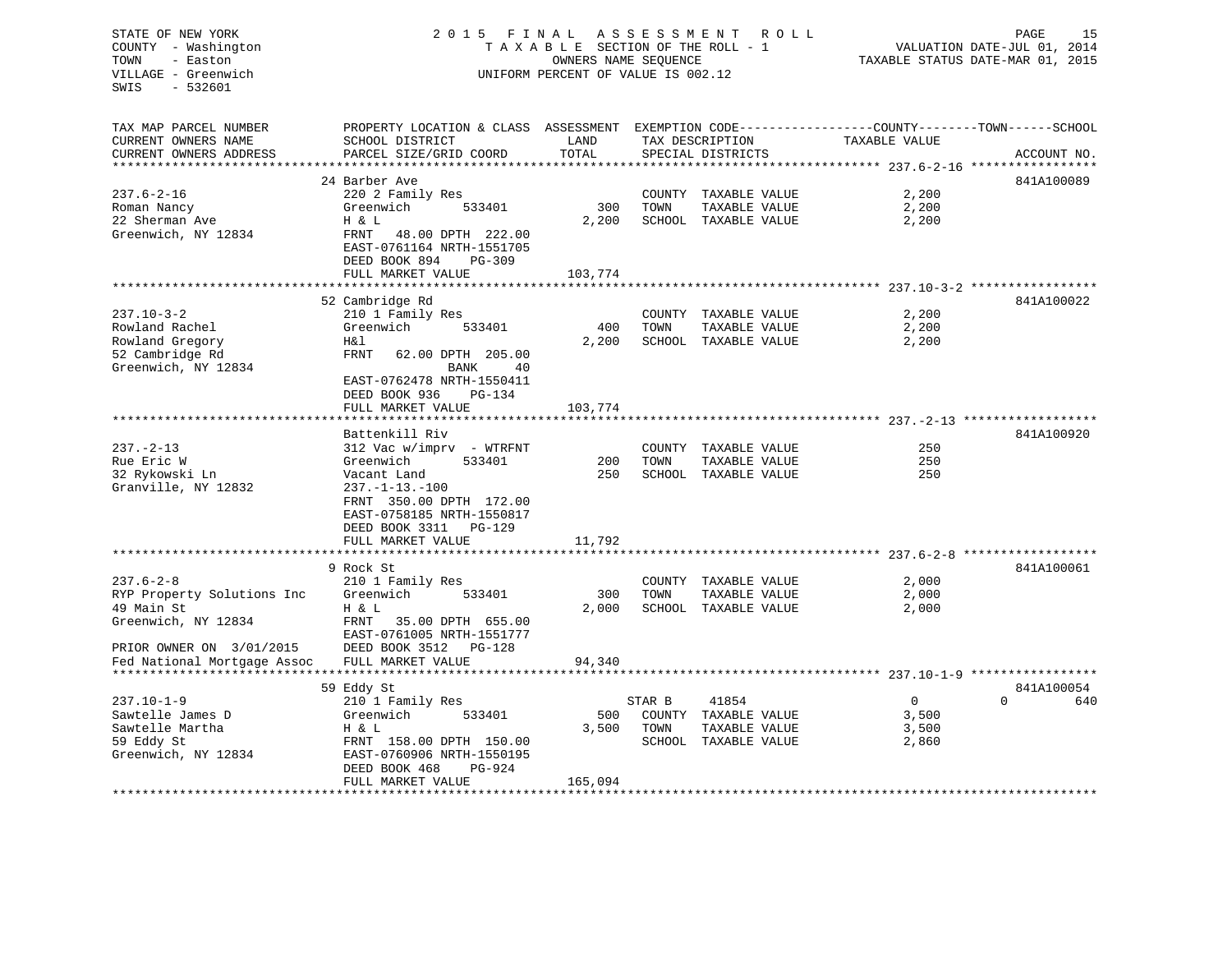STATE OF NEW YORK
COUNTY - Washington
TOWN - Easton
VILLAGE - Greenwich
SWIS - 532601

2 0 1 5 F I N A L A S S E S S M E N T R O L L
T A X A B L E SECTION OF THE ROLL - 1
OWNERS NAME SEQUENCE
UNIFORM PERCENT OF VALUE IS 002.12

VALUATION DATE-JUL 01, 2014
TAXABLE STATUS DATE-MAR 01, 2015

| TAX MAP PARCEL NUMBER<br>CURRENT OWNERS NAME<br>CURRENT OWNERS ADDRESS | PROPERTY LOCATION & CLASS<br>SCHOOL DISTRICT<br>PARCEL SIZE/GRID COORD | ASSESSMENT<br>LAND<br>TOTAL | EXEMPTION CODE<br>TAX DESCRIPTION<br>SPECIAL DISTRICTS | COUNTY TOWN SCHOOL<br>TAXABLE VALUE | ACCOUNT NO. |
|---|---|---|---|---|---|
| **237.6-2-16** | 24 Barber Ave | | | | 841A100089 |
| 237.6-2-16 | 220 2 Family Res | | COUNTY TAXABLE VALUE | 2,200 | |
| Roman Nancy | Greenwich 533401 | 300 | TOWN TAXABLE VALUE | 2,200 | |
| 22 Sherman Ave | H & L | 2,200 | SCHOOL TAXABLE VALUE | 2,200 | |
| Greenwich, NY 12834 | FRNT 48.00 DPTH 222.00 | | | | |
| | EAST-0761164 NRTH-1551705 | | | | |
| | DEED BOOK 894 PG-309 | | | | |
| | FULL MARKET VALUE | 103,774 | | | |
| **237.10-3-2** | 52 Cambridge Rd | | | | 841A100022 |
| 237.10-3-2 | 210 1 Family Res | | COUNTY TAXABLE VALUE | 2,200 | |
| Rowland Rachel | Greenwich 533401 | 400 | TOWN TAXABLE VALUE | 2,200 | |
| Rowland Gregory | H&l | 2,200 | SCHOOL TAXABLE VALUE | 2,200 | |
| 52 Cambridge Rd | FRNT 62.00 DPTH 205.00 | | | | |
| Greenwich, NY 12834 | BANK 40 | | | | |
| | EAST-0762478 NRTH-1550411 | | | | |
| | DEED BOOK 936 PG-134 | | | | |
| | FULL MARKET VALUE | 103,774 | | | |
| **237.-2-13** | Battenkill Riv | | | | 841A100920 |
| 237.-2-13 | 312 Vac w/imprv - WTRFNT | | COUNTY TAXABLE VALUE | 250 | |
| Rue Eric W | Greenwich 533401 | 200 | TOWN TAXABLE VALUE | 250 | |
| 32 Rykowski Ln | Vacant Land | 250 | SCHOOL TAXABLE VALUE | 250 | |
| Granville, NY 12832 | 237.-1-13.-100 | | | | |
| | FRNT 350.00 DPTH 172.00 | | | | |
| | EAST-0758185 NRTH-1550817 | | | | |
| | DEED BOOK 3311 PG-129 | | | | |
| | FULL MARKET VALUE | 11,792 | | | |
| **237.6-2-8** | 9 Rock St | | | | 841A100061 |
| 237.6-2-8 | 210 1 Family Res | | COUNTY TAXABLE VALUE | 2,000 | |
| RYP Property Solutions Inc | Greenwich 533401 | 300 | TOWN TAXABLE VALUE | 2,000 | |
| 49 Main St | H & L | 2,000 | SCHOOL TAXABLE VALUE | 2,000 | |
| Greenwich, NY 12834 | FRNT 35.00 DPTH 655.00 | | | | |
| | EAST-0761005 NRTH-1551777 | | | | |
| PRIOR OWNER ON 3/01/2015 | DEED BOOK 3512 PG-128 | | | | |
| Fed National Mortgage Assoc | FULL MARKET VALUE | 94,340 | | | |
| **237.10-1-9** | 59 Eddy St | | | | 841A100054 |
| 237.10-1-9 | 210 1 Family Res | | STAR B 41854 | 0 0 | 640 |
| Sawtelle James D | Greenwich 533401 | 500 | COUNTY TAXABLE VALUE | 3,500 | |
| Sawtelle Martha | H & L | 3,500 | TOWN TAXABLE VALUE | 3,500 | |
| 59 Eddy St | FRNT 158.00 DPTH 150.00 | | SCHOOL TAXABLE VALUE | 2,860 | |
| Greenwich, NY 12834 | EAST-0760906 NRTH-1550195 | | | | |
| | DEED BOOK 468 PG-924 | | | | |
| | FULL MARKET VALUE | 165,094 | | | |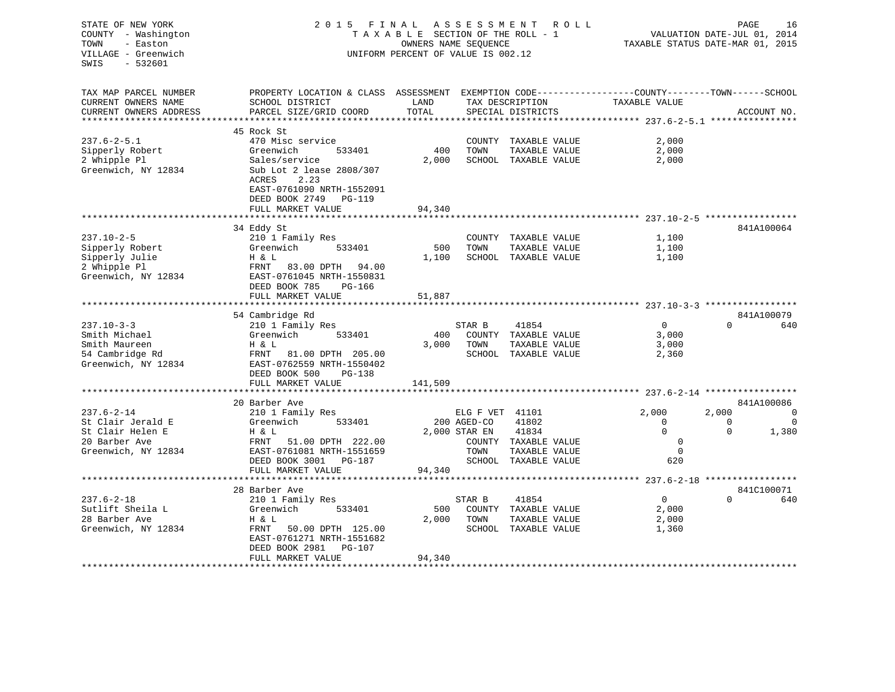STATE OF NEW YORK
COUNTY - Washington
TOWN - Easton
VILLAGE - Greenwich
SWIS - 532601

# 2015 FINAL ASSESSMENT ROLL

TAXABLE SECTION OF THE ROLL - 1
OWNERS NAME SEQUENCE
UNIFORM PERCENT OF VALUE IS 002.12

VALUATION DATE-JUL 01, 2014
TAXABLE STATUS DATE-MAR 01, 2015

| TAX MAP PARCEL NUMBER / CURRENT OWNERS NAME / CURRENT OWNERS ADDRESS | PROPERTY LOCATION & CLASS / SCHOOL DISTRICT / PARCEL SIZE/GRID COORD | ASSESSMENT LAND | TOTAL | EXEMPTION CODE / TAX DESCRIPTION / SPECIAL DISTRICTS | COUNTY TAXABLE VALUE | TOWN | SCHOOL | ACCOUNT NO. |
|---|---|---|---|---|---|---|---|---|
| 237.6-2-5.1 | 45 Rock St | | | | | | | |
| Sipperly Robert | 470 Misc service | | | COUNTY TAXABLE VALUE | 2,000 | | | |
| 2 Whipple Pl | Greenwich 533401 | 400 | | TOWN TAXABLE VALUE | 2,000 | | | |
| Greenwich, NY 12834 | Sales/service | | 2,000 | SCHOOL TAXABLE VALUE | 2,000 | | | |
| | Sub Lot 2 lease 2808/307 | | | | | | | |
| | ACRES 2.23 | | | | | | | |
| | EAST-0761090 NRTH-1552091 | | | | | | | |
| | DEED BOOK 2749 PG-119 | | | | | | | |
| | FULL MARKET VALUE | | 94,340 | | | | | |
| 237.10-2-5 | 34 Eddy St | | | | | | | 841A100064 |
| Sipperly Robert | 210 1 Family Res | | | COUNTY TAXABLE VALUE | 1,100 | | | |
| Sipperly Julie | Greenwich 533401 | 500 | | TOWN TAXABLE VALUE | 1,100 | | | |
| 2 Whipple Pl | H & L | | 1,100 | SCHOOL TAXABLE VALUE | 1,100 | | | |
| Greenwich, NY 12834 | FRNT 83.00 DPTH 94.00 | | | | | | | |
| | EAST-0761045 NRTH-1550831 | | | | | | | |
| | DEED BOOK 785 PG-166 | | | | | | | |
| | FULL MARKET VALUE | | 51,887 | | | | | |
| 237.10-3-3 | 54 Cambridge Rd | | | | | | | 841A100079 |
| Smith Michael | 210 1 Family Res | | | STAR B 41854 | 0 | 0 | 640 | |
| Smith Maureen | Greenwich 533401 | 400 | | COUNTY TAXABLE VALUE | 3,000 | | | |
| 54 Cambridge Rd | H & L | | 3,000 | TOWN TAXABLE VALUE | 3,000 | | | |
| Greenwich, NY 12834 | FRNT 81.00 DPTH 205.00 | | | SCHOOL TAXABLE VALUE | 2,360 | | | |
| | EAST-0762559 NRTH-1550402 | | | | | | | |
| | DEED BOOK 500 PG-138 | | | | | | | |
| | FULL MARKET VALUE | | 141,509 | | | | | |
| 237.6-2-14 | 20 Barber Ave | | | | | | | 841A100086 |
| St Clair Jerald E | 210 1 Family Res | | | ELG F VET 41101 | 2,000 | 2,000 | 0 | |
| St Clair Helen E | Greenwich 533401 | 200 | | AGED-CO 41802 | 0 | 0 | 0 | |
| 20 Barber Ave | H & L | | 2,000 | STAR EN 41834 | 0 | 0 | 1,380 | |
| Greenwich, NY 12834 | FRNT 51.00 DPTH 222.00 | | | COUNTY TAXABLE VALUE | 0 | | | |
| | EAST-0761081 NRTH-1551659 | | | TOWN TAXABLE VALUE | 0 | | | |
| | DEED BOOK 3001 PG-187 | | | SCHOOL TAXABLE VALUE | 620 | | | |
| | FULL MARKET VALUE | | 94,340 | | | | | |
| 237.6-2-18 | 28 Barber Ave | | | | | | | 841C100071 |
| Sutlift Sheila L | 210 1 Family Res | | | STAR B 41854 | 0 | 0 | 640 | |
| 28 Barber Ave | Greenwich 533401 | 500 | | COUNTY TAXABLE VALUE | 2,000 | | | |
| Greenwich, NY 12834 | H & L | | 2,000 | TOWN TAXABLE VALUE | 2,000 | | | |
| | FRNT 50.00 DPTH 125.00 | | | SCHOOL TAXABLE VALUE | 1,360 | | | |
| | EAST-0761271 NRTH-1551682 | | | | | | | |
| | DEED BOOK 2981 PG-107 | | | | | | | |
| | FULL MARKET VALUE | | 94,340 | | | | | |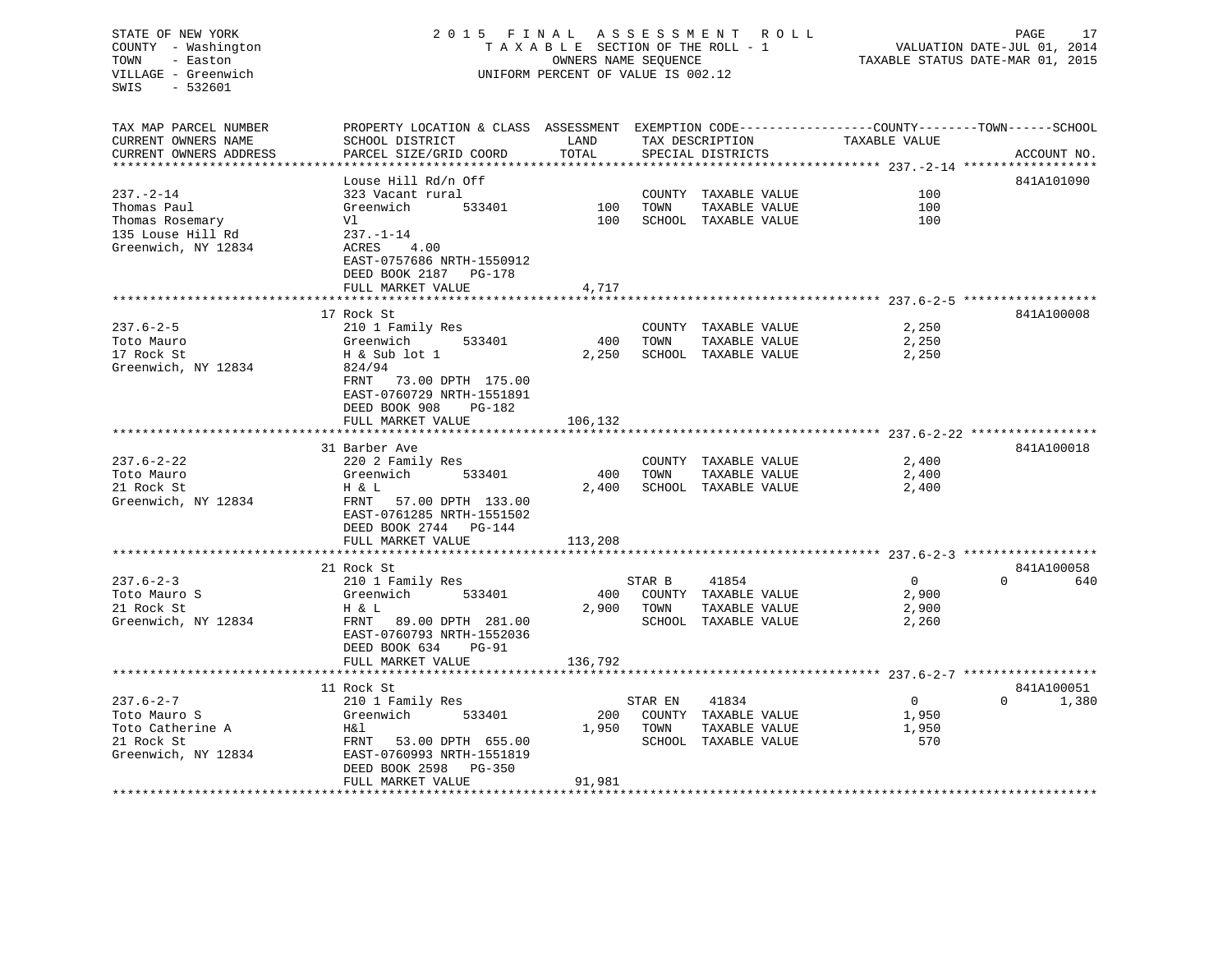STATE OF NEW YORK
COUNTY - Washington
TOWN - Easton
VILLAGE - Greenwich
SWIS - 532601

2015 FINAL ASSESSMENT ROLL
TAXABLE SECTION OF THE ROLL - 1
OWNERS NAME SEQUENCE
UNIFORM PERCENT OF VALUE IS 002.12

VALUATION DATE-JUL 01, 2014
TAXABLE STATUS DATE-MAR 01, 2015

| TAX MAP PARCEL NUMBER / CURRENT OWNERS NAME / CURRENT OWNERS ADDRESS | PROPERTY LOCATION & CLASS / SCHOOL DISTRICT / PARCEL SIZE/GRID COORD | ASSESSMENT LAND / TOTAL | EXEMPTION CODE / TAX DESCRIPTION / SPECIAL DISTRICTS | COUNTY / TOWN / SCHOOL TAXABLE VALUE | ACCOUNT NO. |
|---|---|---|---|---|---|
| **237.-2-14** | Louse Hill Rd/n Off | | | | 841A101090 |
| 237.-2-14 | 323 Vacant rural | | COUNTY TAXABLE VALUE | 100 | |
| Thomas Paul | Greenwich 533401 | 100 | TOWN TAXABLE VALUE | 100 | |
| Thomas Rosemary | Vl | 100 | SCHOOL TAXABLE VALUE | 100 | |
| 135 Louse Hill Rd | 237.-1-14 | | | | |
| Greenwich, NY 12834 | ACRES 4.00 | | | | |
| | EAST-0757686 NRTH-1550912 | | | | |
| | DEED BOOK 2187 PG-178 | | | | |
| | FULL MARKET VALUE | 4,717 | | | |
| **237.6-2-5** | 17 Rock St | | | | 841A100008 |
| 237.6-2-5 | 210 1 Family Res | | COUNTY TAXABLE VALUE | 2,250 | |
| Toto Mauro | Greenwich 533401 | 400 | TOWN TAXABLE VALUE | 2,250 | |
| 17 Rock St | H & Sub lot 1 | 2,250 | SCHOOL TAXABLE VALUE | 2,250 | |
| Greenwich, NY 12834 | 824/94 | | | | |
| | FRNT 73.00 DPTH 175.00 | | | | |
| | EAST-0760729 NRTH-1551891 | | | | |
| | DEED BOOK 908 PG-182 | | | | |
| | FULL MARKET VALUE | 106,132 | | | |
| **237.6-2-22** | 31 Barber Ave | | | | 841A100018 |
| 237.6-2-22 | 220 2 Family Res | | COUNTY TAXABLE VALUE | 2,400 | |
| Toto Mauro | Greenwich 533401 | 400 | TOWN TAXABLE VALUE | 2,400 | |
| 21 Rock St | H & L | 2,400 | SCHOOL TAXABLE VALUE | 2,400 | |
| Greenwich, NY 12834 | FRNT 57.00 DPTH 133.00 | | | | |
| | EAST-0761285 NRTH-1551502 | | | | |
| | DEED BOOK 2744 PG-144 | | | | |
| | FULL MARKET VALUE | 113,208 | | | |
| **237.6-2-3** | 21 Rock St | | | | 841A100058 |
| 237.6-2-3 | 210 1 Family Res | | STAR B 41854 | 0 / 0 / 640 | |
| Toto Mauro S | Greenwich 533401 | 400 | COUNTY TAXABLE VALUE | 2,900 | |
| 21 Rock St | H & L | 2,900 | TOWN TAXABLE VALUE | 2,900 | |
| Greenwich, NY 12834 | FRNT 89.00 DPTH 281.00 | | SCHOOL TAXABLE VALUE | 2,260 | |
| | EAST-0760793 NRTH-1552036 | | | | |
| | DEED BOOK 634 PG-91 | | | | |
| | FULL MARKET VALUE | 136,792 | | | |
| **237.6-2-7** | 11 Rock St | | | | 841A100051 |
| 237.6-2-7 | 210 1 Family Res | | STAR EN 41834 | 0 / 0 / 1,380 | |
| Toto Mauro S | Greenwich 533401 | 200 | COUNTY TAXABLE VALUE | 1,950 | |
| Toto Catherine A | H&l | 1,950 | TOWN TAXABLE VALUE | 1,950 | |
| 21 Rock St | FRNT 53.00 DPTH 655.00 | | SCHOOL TAXABLE VALUE | 570 | |
| Greenwich, NY 12834 | EAST-0760993 NRTH-1551819 | | | | |
| | DEED BOOK 2598 PG-350 | | | | |
| | FULL MARKET VALUE | 91,981 | | | |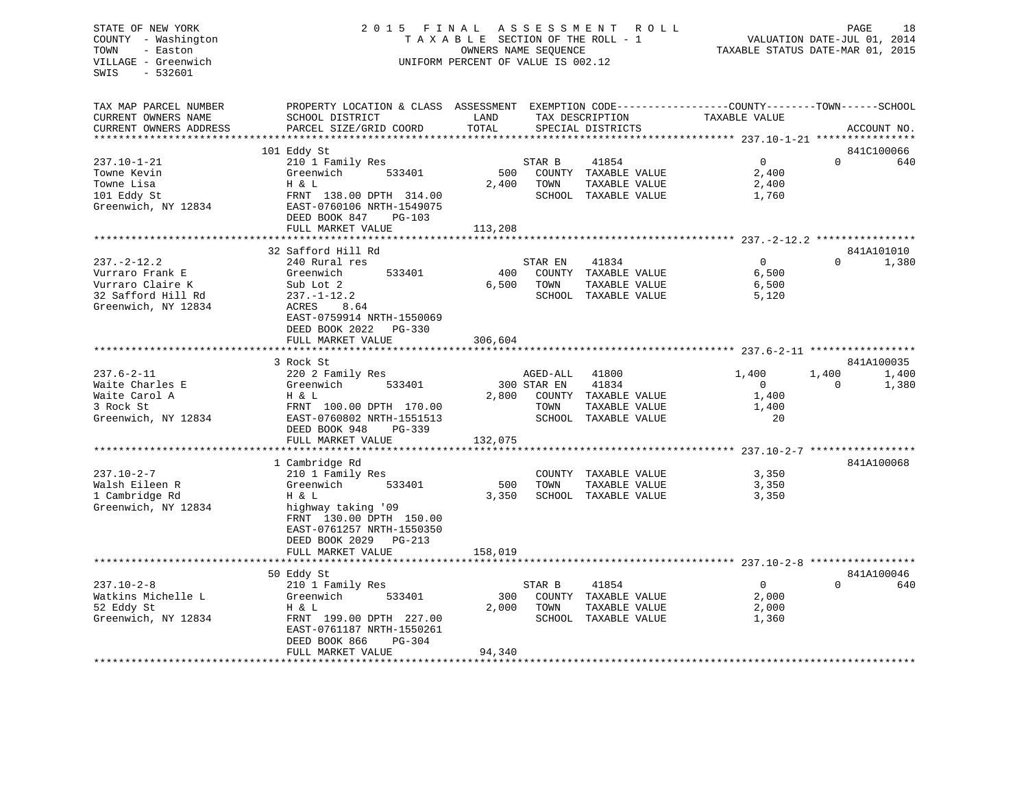STATE OF NEW YORK
COUNTY - Washington
TOWN - Easton
VILLAGE - Greenwich
SWIS - 532601

2015 FINAL ASSESSMENT ROLL
TAXABLE SECTION OF THE ROLL - 1
OWNERS NAME SEQUENCE
UNIFORM PERCENT OF VALUE IS 002.12

VALUATION DATE-JUL 01, 2014
TAXABLE STATUS DATE-MAR 01, 2015

```
TAX MAP PARCEL NUMBER          PROPERTY LOCATION & CLASS  ASSESSMENT  EXEMPTION CODE------------------COUNTY--------TOWN------SCHOOL
CURRENT OWNERS NAME            SCHOOL DISTRICT               LAND      TAX DESCRIPTION            TAXABLE VALUE
CURRENT OWNERS ADDRESS         PARCEL SIZE/GRID COORD        TOTAL     SPECIAL DISTRICTS                                    ACCOUNT NO.
*********************************************************************************************** 237.10-1-21 ****************
                               101 Eddy St                                                                          841C100066
237.10-1-21                    210 1 Family Res                  STAR B      41854                0          0          640
Towne Kevin                    Greenwich         533401      500    COUNTY  TAXABLE VALUE          2,400
Towne Lisa                     H & L                        2,400    TOWN    TAXABLE VALUE          2,400
101 Eddy St                    FRNT 138.00 DPTH 314.00               SCHOOL  TAXABLE VALUE          1,760
Greenwich, NY 12834            EAST-0760106 NRTH-1549075
                               DEED BOOK 847    PG-103
                               FULL MARKET VALUE           113,208
*********************************************************************************************** 237.-2-12.2 ****************
                               32 Safford Hill Rd                                                                   841A101010
237.-2-12.2                    240 Rural res                     STAR EN     41834                0          0        1,380
Vurraro Frank E                Greenwich         533401      400    COUNTY  TAXABLE VALUE          6,500
Vurraro Claire K               Sub Lot 2                    6,500    TOWN    TAXABLE VALUE          6,500
32 Safford Hill Rd             237.-1-12.2                           SCHOOL  TAXABLE VALUE          5,120
Greenwich, NY 12834            ACRES    8.64
                               EAST-0759914 NRTH-1550069
                               DEED BOOK 2022   PG-330
                               FULL MARKET VALUE           306,604
*********************************************************************************************** 237.6-2-11 *****************
                               3 Rock St                                                                            841A100035
237.6-2-11                     220 2 Family Res                  AGED-ALL    41800            1,400      1,400        1,400
Waite Charles E                Greenwich         533401      300 STAR EN     41834                0          0        1,380
Waite Carol A                  H & L                        2,800    COUNTY  TAXABLE VALUE          1,400
3 Rock St                      FRNT 100.00 DPTH 170.00               TOWN    TAXABLE VALUE          1,400
Greenwich, NY 12834            EAST-0760802 NRTH-1551513             SCHOOL  TAXABLE VALUE             20
                               DEED BOOK 948    PG-339
                               FULL MARKET VALUE           132,075
*********************************************************************************************** 237.10-2-7 *****************
                               1 Cambridge Rd                                                                       841A100068
237.10-2-7                     210 1 Family Res                      COUNTY  TAXABLE VALUE          3,350
Walsh Eileen R                 Greenwich         533401      500    TOWN    TAXABLE VALUE          3,350
1 Cambridge Rd                 H & L                        3,350    SCHOOL  TAXABLE VALUE          3,350
Greenwich, NY 12834            highway taking '09
                               FRNT 130.00 DPTH 150.00
                               EAST-0761257 NRTH-1550350
                               DEED BOOK 2029   PG-213
                               FULL MARKET VALUE           158,019
*********************************************************************************************** 237.10-2-8 *****************
                               50 Eddy St                                                                           841A100046
237.10-2-8                     210 1 Family Res                  STAR B      41854                0          0          640
Watkins Michelle L             Greenwich         533401      300    COUNTY  TAXABLE VALUE          2,000
52 Eddy St                     H & L                        2,000    TOWN    TAXABLE VALUE          2,000
Greenwich, NY 12834            FRNT 199.00 DPTH 227.00               SCHOOL  TAXABLE VALUE          1,360
                               EAST-0761187 NRTH-1550261
                               DEED BOOK 866    PG-304
                               FULL MARKET VALUE            94,340
****************************************************************************************************************************
```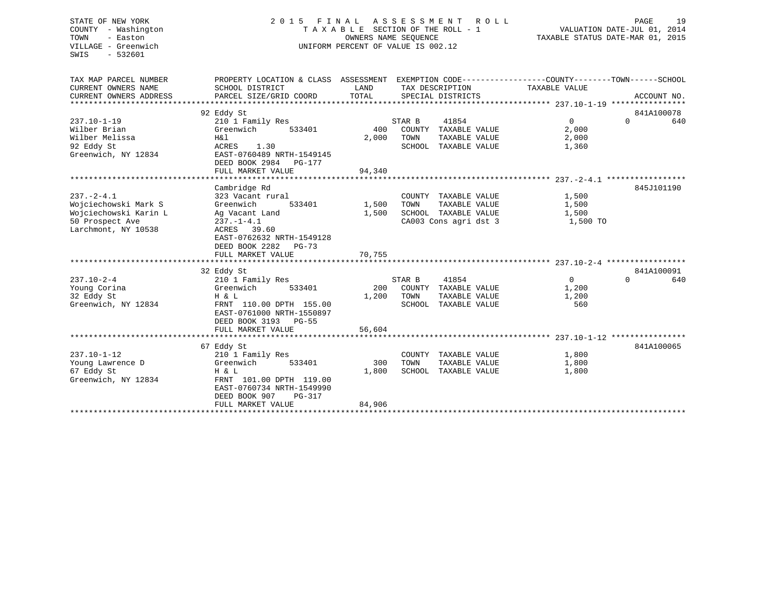STATE OF NEW YORK
COUNTY - Washington
TOWN - Easton
VILLAGE - Greenwich
SWIS - 532601

2015 FINAL ASSESSMENT ROLL
TAXABLE SECTION OF THE ROLL - 1
OWNERS NAME SEQUENCE
UNIFORM PERCENT OF VALUE IS 002.12

VALUATION DATE-JUL 01, 2014
TAXABLE STATUS DATE-MAR 01, 2015

| TAX MAP PARCEL NUMBER / CURRENT OWNERS NAME / CURRENT OWNERS ADDRESS | PROPERTY LOCATION & CLASS / SCHOOL DISTRICT / PARCEL SIZE/GRID COORD | ASSESSMENT LAND / TOTAL | EXEMPTION CODE / TAX DESCRIPTION / SPECIAL DISTRICTS | COUNTY TAXABLE VALUE | TOWN | SCHOOL | ACCOUNT NO. |
|---|---|---|---|---|---|---|---|
| **237.10-1-19** | 92 Eddy St | | | | | | 841A100078 |
| 237.10-1-19 | 210 1 Family Res | | STAR B 41854 | 0 | 0 | 640 | |
| Wilber Brian | Greenwich 533401 | 400 | COUNTY TAXABLE VALUE | 2,000 | | | |
| Wilber Melissa | H&l | 2,000 | TOWN TAXABLE VALUE | 2,000 | | | |
| 92 Eddy St | ACRES 1.30 | | SCHOOL TAXABLE VALUE | 1,360 | | | |
| Greenwich, NY 12834 | EAST-0760489 NRTH-1549145 | | | | | | |
| | DEED BOOK 2984 PG-177 | | | | | | |
| | FULL MARKET VALUE | 94,340 | | | | | |
| **237.-2-4.1** | Cambridge Rd | | | | | | 845J101190 |
| 237.-2-4.1 | 323 Vacant rural | | COUNTY TAXABLE VALUE | 1,500 | | | |
| Wojciechowski Mark S | Greenwich 533401 | 1,500 | TOWN TAXABLE VALUE | 1,500 | | | |
| Wojciechowski Karin L | Ag Vacant Land | 1,500 | SCHOOL TAXABLE VALUE | 1,500 | | | |
| 50 Prospect Ave | 237.-1-4.1 | | CA003 Cons agri dst 3 | 1,500 TO | | | |
| Larchmont, NY 10538 | ACRES 39.60 | | | | | | |
| | EAST-0762632 NRTH-1549128 | | | | | | |
| | DEED BOOK 2282 PG-73 | | | | | | |
| | FULL MARKET VALUE | 70,755 | | | | | |
| **237.10-2-4** | 32 Eddy St | | | | | | 841A100091 |
| 237.10-2-4 | 210 1 Family Res | | STAR B 41854 | 0 | 0 | 640 | |
| Young Corina | Greenwich 533401 | 200 | COUNTY TAXABLE VALUE | 1,200 | | | |
| 32 Eddy St | H & L | 1,200 | TOWN TAXABLE VALUE | 1,200 | | | |
| Greenwich, NY 12834 | FRNT 110.00 DPTH 155.00 | | SCHOOL TAXABLE VALUE | 560 | | | |
| | EAST-0761000 NRTH-1550897 | | | | | | |
| | DEED BOOK 3193 PG-55 | | | | | | |
| | FULL MARKET VALUE | 56,604 | | | | | |
| **237.10-1-12** | 67 Eddy St | | | | | | 841A100065 |
| 237.10-1-12 | 210 1 Family Res | | COUNTY TAXABLE VALUE | 1,800 | | | |
| Young Lawrence D | Greenwich 533401 | 300 | TOWN TAXABLE VALUE | 1,800 | | | |
| 67 Eddy St | H & L | 1,800 | SCHOOL TAXABLE VALUE | 1,800 | | | |
| Greenwich, NY 12834 | FRNT 101.00 DPTH 119.00 | | | | | | |
| | EAST-0760734 NRTH-1549990 | | | | | | |
| | DEED BOOK 907 PG-317 | | | | | | |
| | FULL MARKET VALUE | 84,906 | | | | | |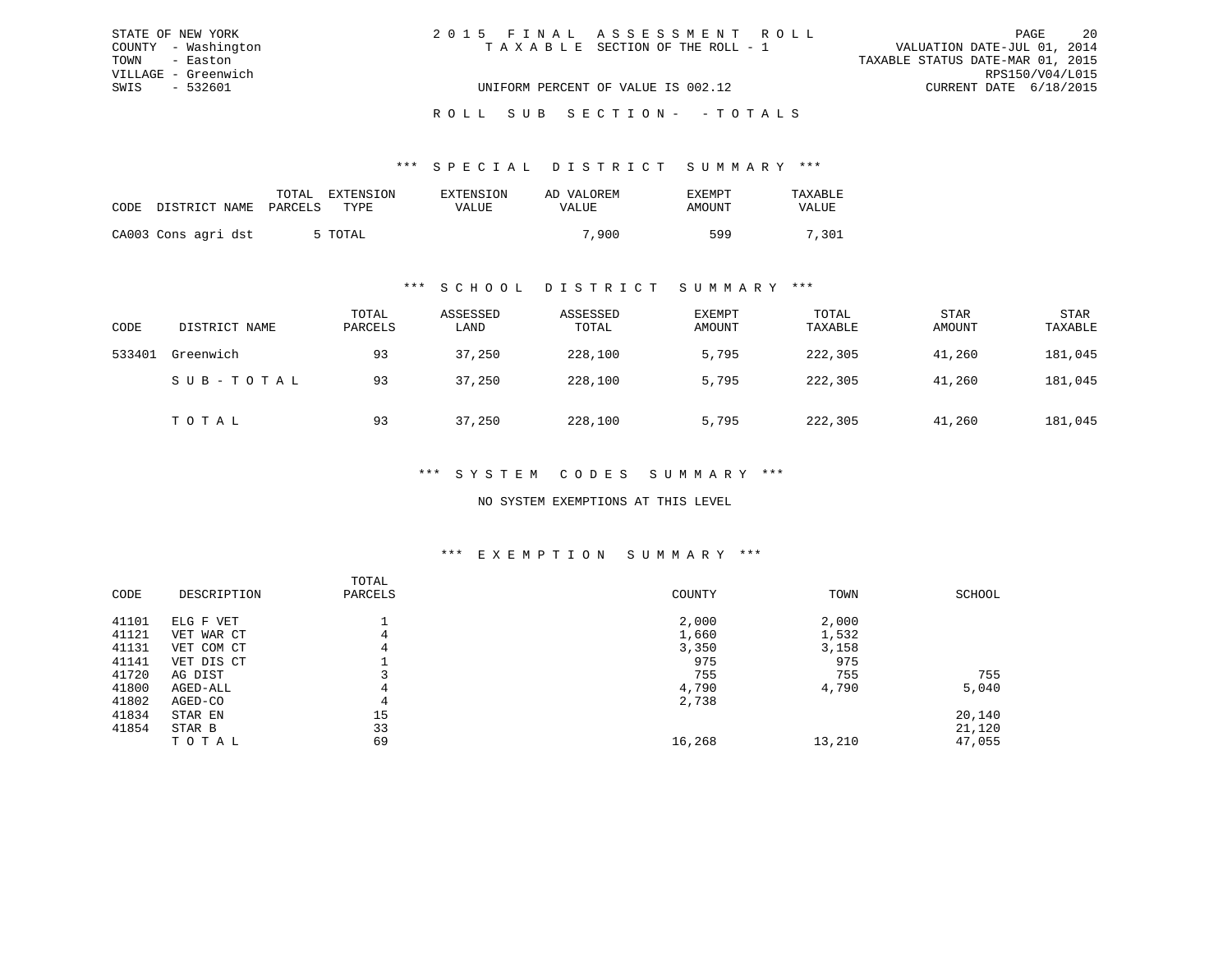STATE OF NEW YORK
COUNTY - Washington
TOWN - Easton
VILLAGE - Greenwich
SWIS - 532601

2015 FINAL ASSESSMENT ROLL
TAXABLE SECTION OF THE ROLL - 1

VALUATION DATE-JUL 01, 2014
TAXABLE STATUS DATE-MAR 01, 2015
RPS150/V04/L015
CURRENT DATE 6/18/2015

UNIFORM PERCENT OF VALUE IS 002.12

ROLL SUB SECTION- -TOTALS

### *** SPECIAL DISTRICT SUMMARY ***

| CODE | DISTRICT NAME | TOTAL PARCELS | EXTENSION TYPE | EXTENSION VALUE | AD VALOREM VALUE | EXEMPT AMOUNT | TAXABLE VALUE |
|---|---|---|---|---|---|---|---|
| CA003 | Cons agri dst | 5 | TOTAL | | 7,900 | 599 | 7,301 |

### *** SCHOOL DISTRICT SUMMARY ***

| CODE | DISTRICT NAME | TOTAL PARCELS | ASSESSED LAND | ASSESSED TOTAL | EXEMPT AMOUNT | TOTAL TAXABLE | STAR AMOUNT | STAR TAXABLE |
|---|---|---|---|---|---|---|---|---|
| 533401 | Greenwich | 93 | 37,250 | 228,100 | 5,795 | 222,305 | 41,260 | 181,045 |
| | SUB-TOTAL | 93 | 37,250 | 228,100 | 5,795 | 222,305 | 41,260 | 181,045 |
| | TOTAL | 93 | 37,250 | 228,100 | 5,795 | 222,305 | 41,260 | 181,045 |

### *** SYSTEM CODES SUMMARY ***

NO SYSTEM EXEMPTIONS AT THIS LEVEL

### *** EXEMPTION SUMMARY ***

| CODE | DESCRIPTION | TOTAL PARCELS | COUNTY | TOWN | SCHOOL |
|---|---|---|---|---|---|
| 41101 | ELG F VET | 1 | 2,000 | 2,000 | |
| 41121 | VET WAR CT | 4 | 1,660 | 1,532 | |
| 41131 | VET COM CT | 4 | 3,350 | 3,158 | |
| 41141 | VET DIS CT | 1 | 975 | 975 | |
| 41720 | AG DIST | 3 | 755 | 755 | 755 |
| 41800 | AGED-ALL | 4 | 4,790 | 4,790 | 5,040 |
| 41802 | AGED-CO | 4 | 2,738 | | |
| 41834 | STAR EN | 15 | | | 20,140 |
| 41854 | STAR B | 33 | | | 21,120 |
| | TOTAL | 69 | 16,268 | 13,210 | 47,055 |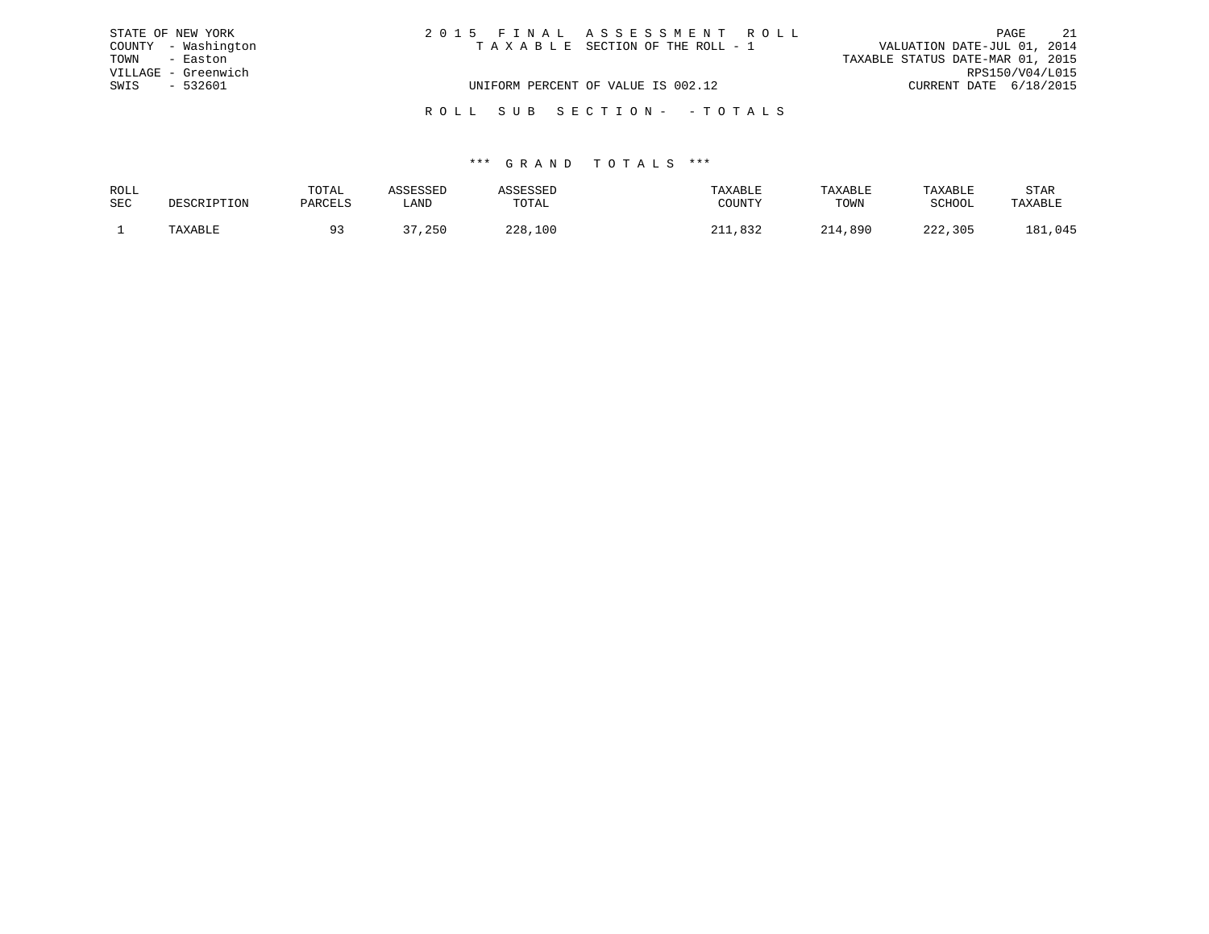STATE OF NEW YORK
COUNTY - Washington
TOWN - Easton
VILLAGE - Greenwich
SWIS - 532601

# 2015 FINAL ASSESSMENT ROLL

TAXABLE SECTION OF THE ROLL - 1

UNIFORM PERCENT OF VALUE IS 002.12

VALUATION DATE-JUL 01, 2014
TAXABLE STATUS DATE-MAR 01, 2015
RPS150/V04/L015
CURRENT DATE 6/18/2015

## ROLL SUB SECTION- - TOTALS

### *** GRAND TOTALS ***

| ROLL SEC | DESCRIPTION | TOTAL PARCELS | ASSESSED LAND | ASSESSED TOTAL | TAXABLE COUNTY | TAXABLE TOWN | TAXABLE SCHOOL | STAR TAXABLE |
|---|---|---|---|---|---|---|---|---|
| 1 | TAXABLE | 93 | 37,250 | 228,100 | 211,832 | 214,890 | 222,305 | 181,045 |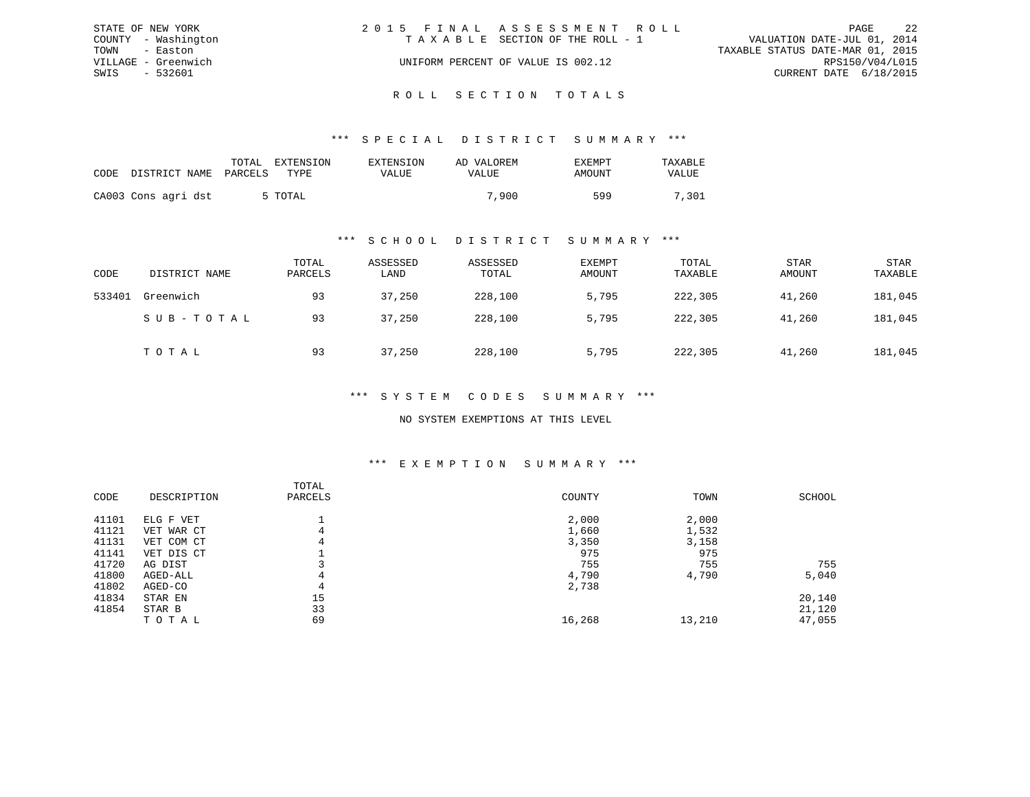STATE OF NEW YORK
COUNTY - Washington
TOWN - Easton
VILLAGE - Greenwich
SWIS - 532601

# 2015 FINAL ASSESSMENT ROLL

TAXABLE SECTION OF THE ROLL - 1

UNIFORM PERCENT OF VALUE IS 002.12

VALUATION DATE-JUL 01, 2014
TAXABLE STATUS DATE-MAR 01, 2015
RPS150/V04/L015
CURRENT DATE 6/18/2015

## ROLL SECTION TOTALS

### *** SPECIAL DISTRICT SUMMARY ***

| CODE | DISTRICT NAME | TOTAL PARCELS | EXTENSION TYPE | EXTENSION VALUE | AD VALOREM VALUE | EXEMPT AMOUNT | TAXABLE VALUE |
|---|---|---|---|---|---|---|---|
| CA003 | Cons agri dst | 5 | TOTAL | | 7,900 | 599 | 7,301 |

### *** SCHOOL DISTRICT SUMMARY ***

| CODE | DISTRICT NAME | TOTAL PARCELS | ASSESSED LAND | ASSESSED TOTAL | EXEMPT AMOUNT | TOTAL TAXABLE | STAR AMOUNT | STAR TAXABLE |
|---|---|---|---|---|---|---|---|---|
| 533401 | Greenwich | 93 | 37,250 | 228,100 | 5,795 | 222,305 | 41,260 | 181,045 |
| | SUB-TOTAL | 93 | 37,250 | 228,100 | 5,795 | 222,305 | 41,260 | 181,045 |
| | TOTAL | 93 | 37,250 | 228,100 | 5,795 | 222,305 | 41,260 | 181,045 |

### *** SYSTEM CODES SUMMARY ***

NO SYSTEM EXEMPTIONS AT THIS LEVEL

### *** EXEMPTION SUMMARY ***

| CODE | DESCRIPTION | TOTAL PARCELS | COUNTY | TOWN | SCHOOL |
|---|---|---|---|---|---|
| 41101 | ELG F VET | 1 | 2,000 | 2,000 | |
| 41121 | VET WAR CT | 4 | 1,660 | 1,532 | |
| 41131 | VET COM CT | 4 | 3,350 | 3,158 | |
| 41141 | VET DIS CT | 1 | 975 | 975 | |
| 41720 | AG DIST | 3 | 755 | 755 | 755 |
| 41800 | AGED-ALL | 4 | 4,790 | 4,790 | 5,040 |
| 41802 | AGED-CO | 4 | 2,738 | | |
| 41834 | STAR EN | 15 | | | 20,140 |
| 41854 | STAR B | 33 | | | 21,120 |
| | TOTAL | 69 | 16,268 | 13,210 | 47,055 |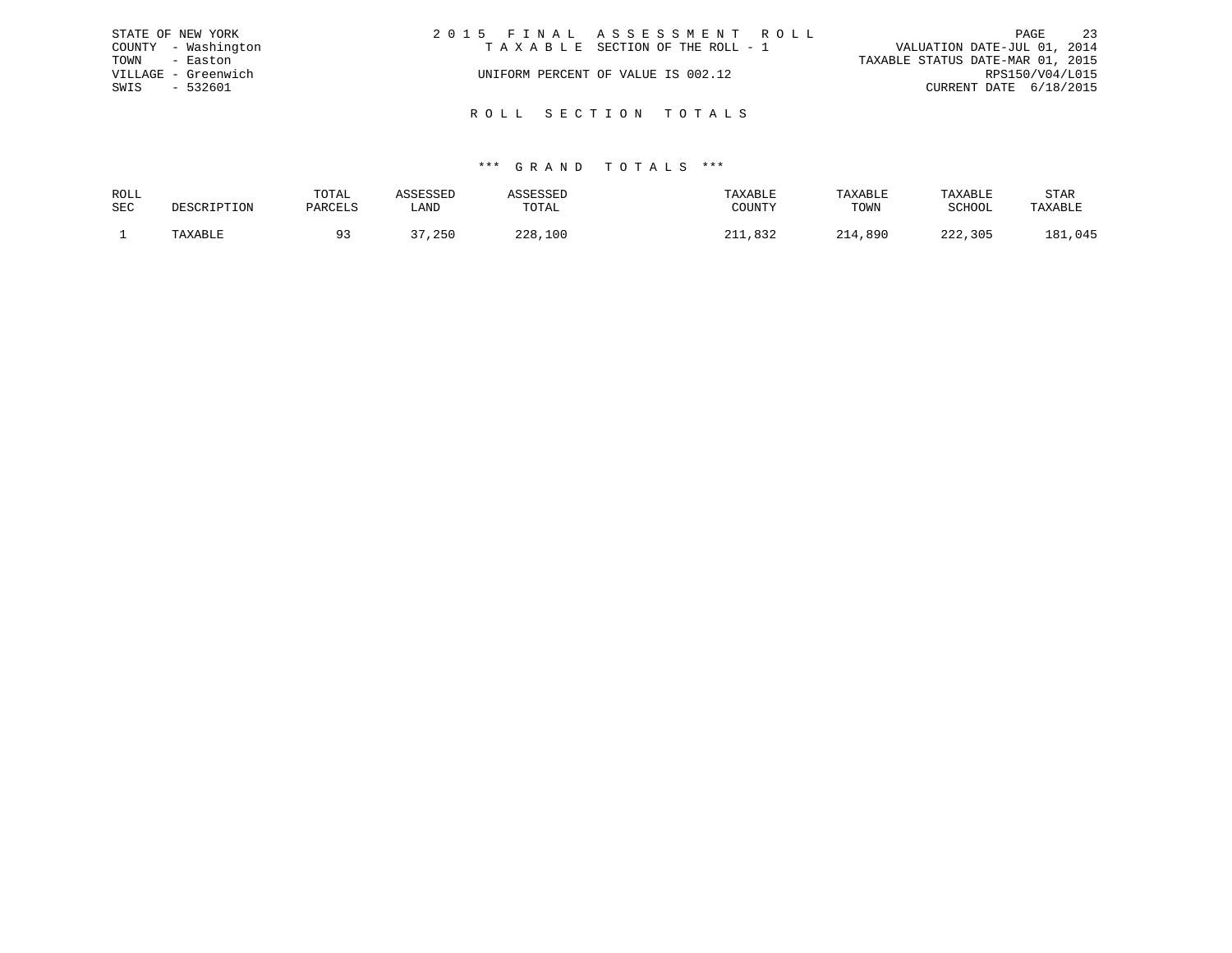STATE OF NEW YORK
COUNTY - Washington
TOWN - Easton
VILLAGE - Greenwich
SWIS - 532601

# 2015 FINAL ASSESSMENT ROLL

TAXABLE SECTION OF THE ROLL - 1

UNIFORM PERCENT OF VALUE IS 002.12

VALUATION DATE-JUL 01, 2014
TAXABLE STATUS DATE-MAR 01, 2015
RPS150/V04/L015
CURRENT DATE 6/18/2015

## ROLL SECTION TOTALS

### *** GRAND TOTALS ***

| ROLL SEC | DESCRIPTION | TOTAL PARCELS | ASSESSED LAND | ASSESSED TOTAL | TAXABLE COUNTY | TAXABLE TOWN | TAXABLE SCHOOL | STAR TAXABLE |
|---|---|---|---|---|---|---|---|---|
| 1 | TAXABLE | 93 | 37,250 | 228,100 | 211,832 | 214,890 | 222,305 | 181,045 |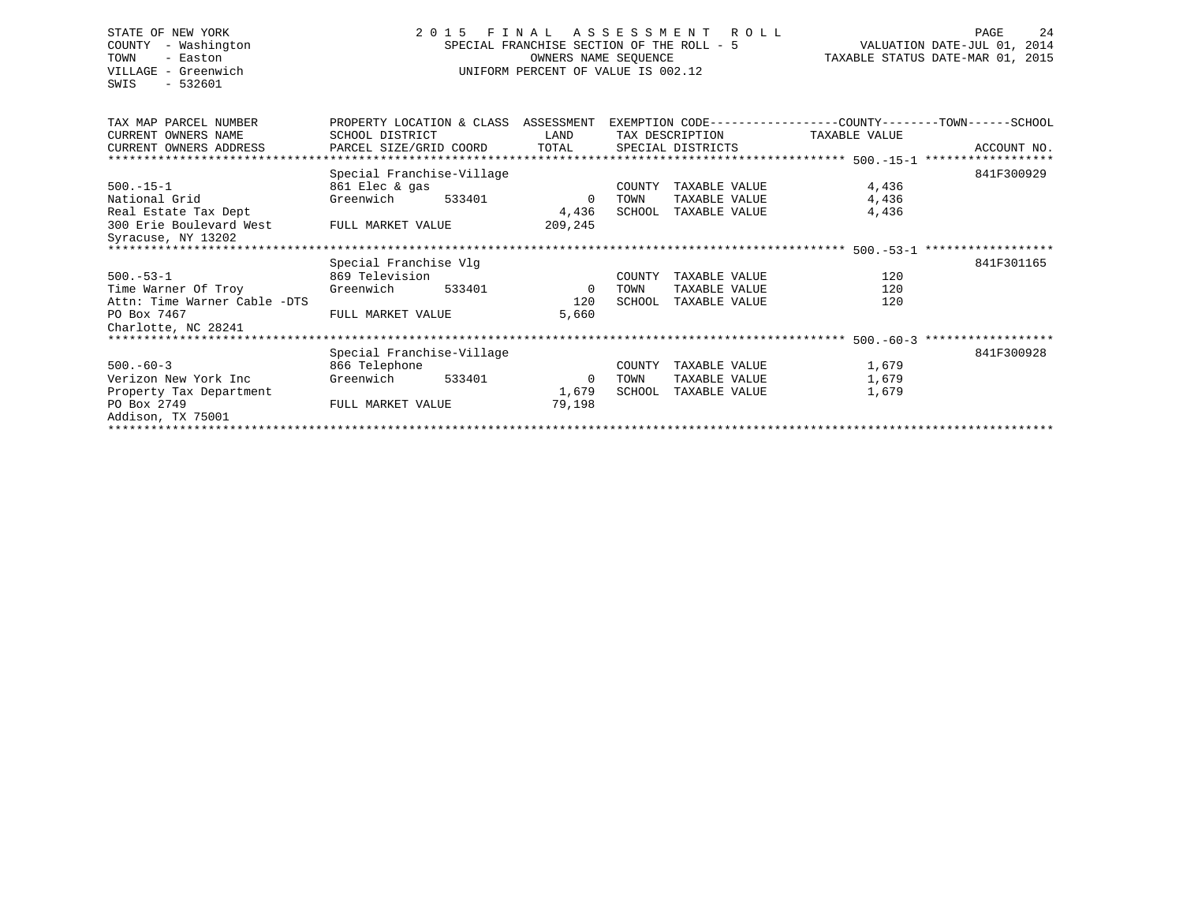STATE OF NEW YORK
COUNTY - Washington
TOWN - Easton
VILLAGE - Greenwich
SWIS - 532601

2 0 1 5 F I N A L A S S E S S M E N T R O L L
SPECIAL FRANCHISE SECTION OF THE ROLL - 5
OWNERS NAME SEQUENCE
UNIFORM PERCENT OF VALUE IS 002.12

VALUATION DATE-JUL 01, 2014
TAXABLE STATUS DATE-MAR 01, 2015

| TAX MAP PARCEL NUMBER / CURRENT OWNERS NAME / CURRENT OWNERS ADDRESS | PROPERTY LOCATION & CLASS / SCHOOL DISTRICT / PARCEL SIZE/GRID COORD | ASSESSMENT LAND / TOTAL | EXEMPTION CODE / TAX DESCRIPTION / SPECIAL DISTRICTS | COUNTY--------TOWN------SCHOOL TAXABLE VALUE | ACCOUNT NO. |
|---|---|---|---|---|---|
| 500.-15-1 | Special Franchise-Village | | | | 841F300929 |
| National Grid | 861 Elec & gas | | COUNTY TAXABLE VALUE | 4,436 | |
| Real Estate Tax Dept | Greenwich 533401 | 0 | TOWN TAXABLE VALUE | 4,436 | |
| 300 Erie Boulevard West | | 4,436 | SCHOOL TAXABLE VALUE | 4,436 | |
| Syracuse, NY 13202 | FULL MARKET VALUE | 209,245 | | | |
| 500.-53-1 | Special Franchise Vlg | | | | 841F301165 |
| Time Warner Of Troy | 869 Television | | COUNTY TAXABLE VALUE | 120 | |
| Attn: Time Warner Cable -DTS | Greenwich 533401 | 0 | TOWN TAXABLE VALUE | 120 | |
| PO Box 7467 | | 120 | SCHOOL TAXABLE VALUE | 120 | |
| Charlotte, NC 28241 | FULL MARKET VALUE | 5,660 | | | |
| 500.-60-3 | Special Franchise-Village | | | | 841F300928 |
| Verizon New York Inc | 866 Telephone | | COUNTY TAXABLE VALUE | 1,679 | |
| Property Tax Department | Greenwich 533401 | 0 | TOWN TAXABLE VALUE | 1,679 | |
| PO Box 2749 | | 1,679 | SCHOOL TAXABLE VALUE | 1,679 | |
| Addison, TX 75001 | FULL MARKET VALUE | 79,198 | | | |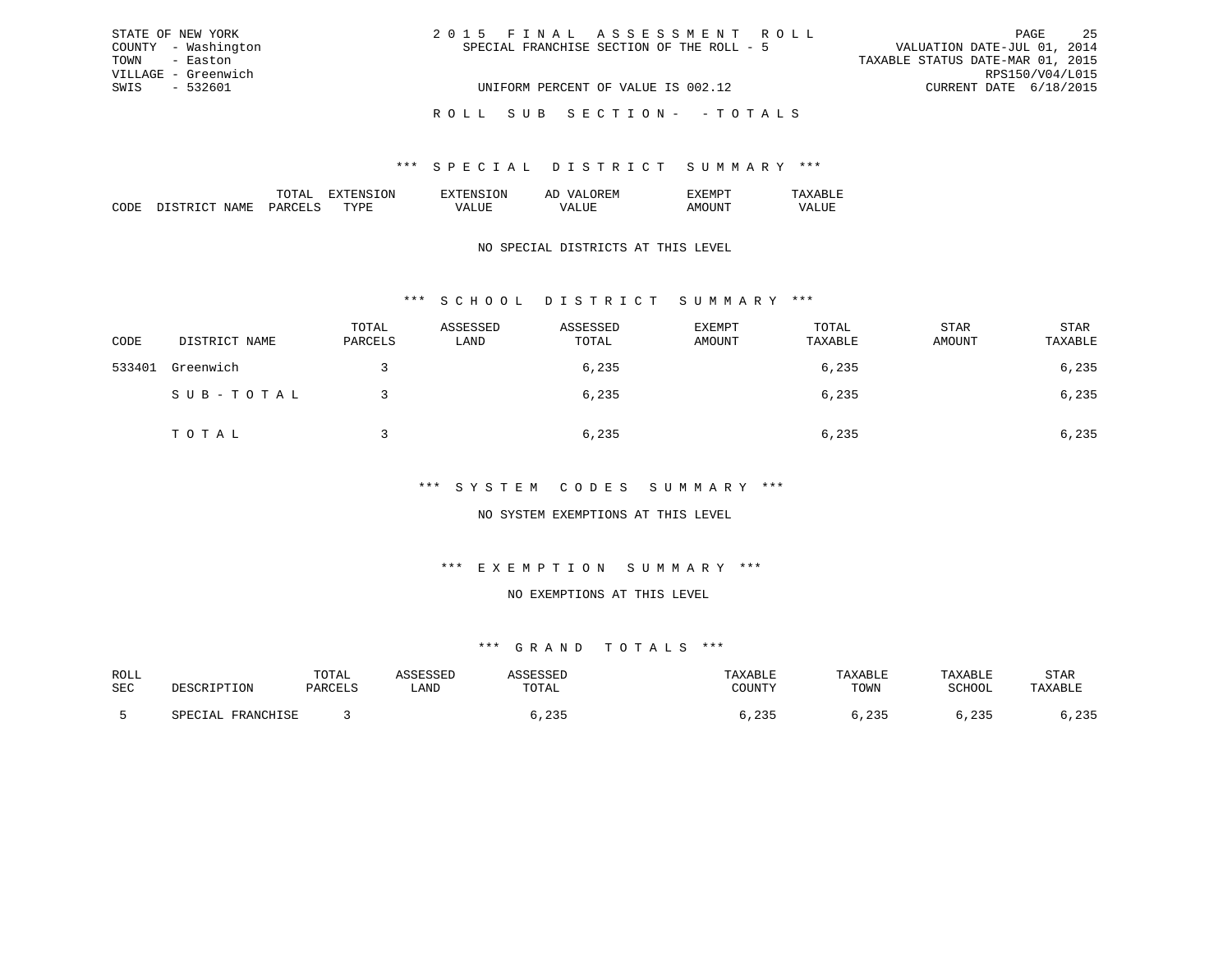STATE OF NEW YORK
COUNTY - Washington
TOWN - Easton
VILLAGE - Greenwich
SWIS - 532601

2 0 1 5 F I N A L A S S E S S M E N T R O L L
SPECIAL FRANCHISE SECTION OF THE ROLL - 5

UNIFORM PERCENT OF VALUE IS 002.12

VALUATION DATE-JUL 01, 2014
TAXABLE STATUS DATE-MAR 01, 2015
RPS150/V04/L015
CURRENT DATE 6/18/2015

R O L L S U B S E C T I O N - - T O T A L S

## *** S P E C I A L D I S T R I C T S U M M A R Y ***

| CODE | DISTRICT NAME | TOTAL PARCELS | EXTENSION TYPE | EXTENSION VALUE | AD VALOREM VALUE | EXEMPT AMOUNT | TAXABLE VALUE |
|---|---|---|---|---|---|---|---|

NO SPECIAL DISTRICTS AT THIS LEVEL

## *** S C H O O L D I S T R I C T S U M M A R Y ***

| CODE | DISTRICT NAME | TOTAL PARCELS | ASSESSED LAND | ASSESSED TOTAL | EXEMPT AMOUNT | TOTAL TAXABLE | STAR AMOUNT | STAR TAXABLE |
|---|---|---|---|---|---|---|---|---|
| 533401 | Greenwich | 3 | | 6,235 | | 6,235 | | 6,235 |
| | S U B - T O T A L | 3 | | 6,235 | | 6,235 | | 6,235 |
| | T O T A L | 3 | | 6,235 | | 6,235 | | 6,235 |

## *** S Y S T E M C O D E S S U M M A R Y ***

NO SYSTEM EXEMPTIONS AT THIS LEVEL

## *** E X E M P T I O N S U M M A R Y ***

NO EXEMPTIONS AT THIS LEVEL

## *** G R A N D T O T A L S ***

| ROLL SEC | DESCRIPTION | TOTAL PARCELS | ASSESSED LAND | ASSESSED TOTAL | TAXABLE COUNTY | TAXABLE TOWN | TAXABLE SCHOOL | STAR TAXABLE |
|---|---|---|---|---|---|---|---|---|
| 5 | SPECIAL FRANCHISE | 3 | | 6,235 | 6,235 | 6,235 | 6,235 | 6,235 |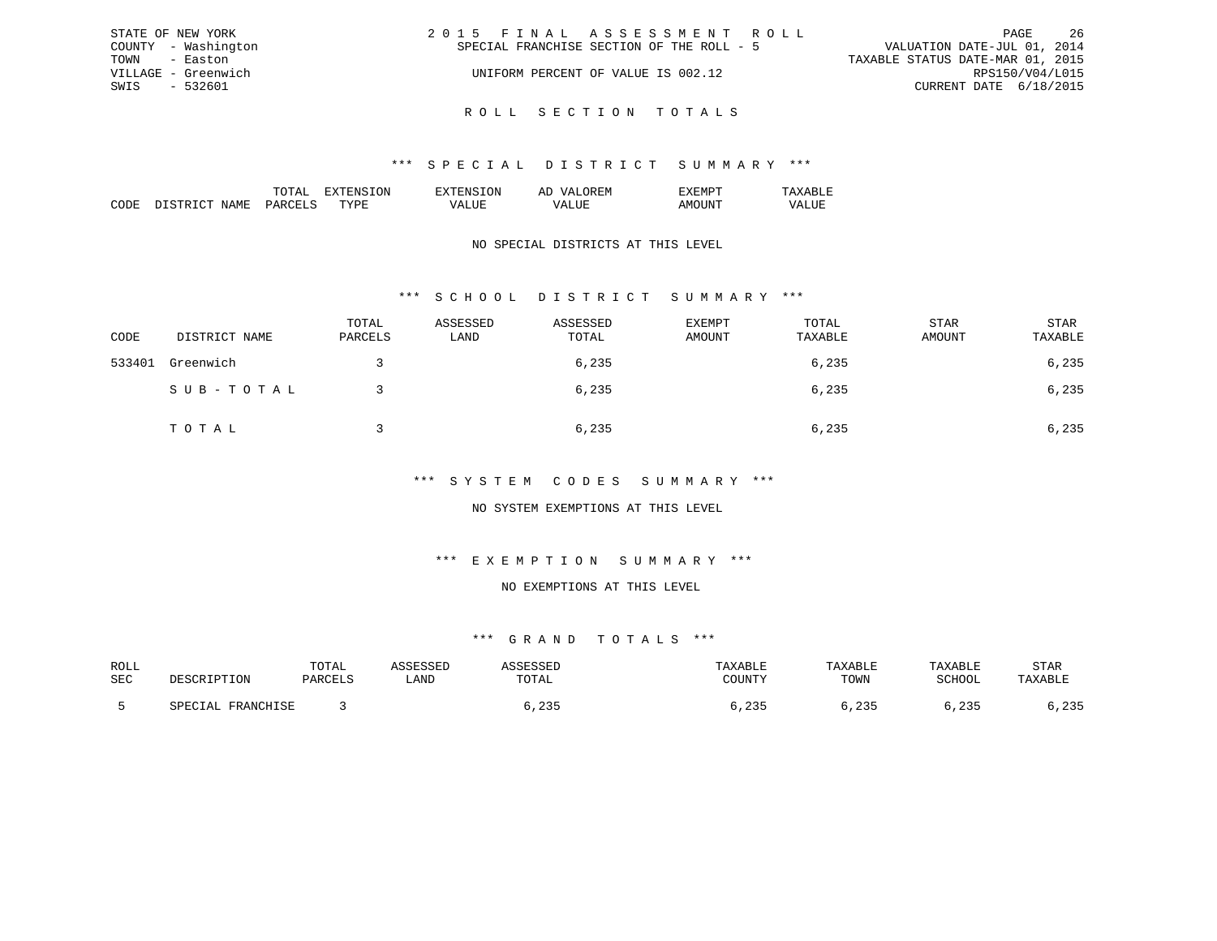STATE OF NEW YORK
COUNTY - Washington
TOWN - Easton
VILLAGE - Greenwich
SWIS - 532601

# 2015 FINAL ASSESSMENT ROLL

SPECIAL FRANCHISE SECTION OF THE ROLL - 5

UNIFORM PERCENT OF VALUE IS 002.12

VALUATION DATE-JUL 01, 2014
TAXABLE STATUS DATE-MAR 01, 2015
RPS150/V04/L015
CURRENT DATE 6/18/2015

## ROLL SECTION TOTALS

### *** SPECIAL DISTRICT SUMMARY ***

| CODE | DISTRICT NAME | TOTAL PARCELS | EXTENSION TYPE | EXTENSION VALUE | AD VALOREM VALUE | EXEMPT AMOUNT | TAXABLE VALUE |
|---|---|---|---|---|---|---|---|

NO SPECIAL DISTRICTS AT THIS LEVEL

### *** SCHOOL DISTRICT SUMMARY ***

| CODE | DISTRICT NAME | TOTAL PARCELS | ASSESSED LAND | ASSESSED TOTAL | EXEMPT AMOUNT | TOTAL TAXABLE | STAR AMOUNT | STAR TAXABLE |
|---|---|---|---|---|---|---|---|---|
| 533401 | Greenwich | 3 | | 6,235 | | 6,235 | | 6,235 |
| | SUB-TOTAL | 3 | | 6,235 | | 6,235 | | 6,235 |
| | TOTAL | 3 | | 6,235 | | 6,235 | | 6,235 |

### *** SYSTEM CODES SUMMARY ***

NO SYSTEM EXEMPTIONS AT THIS LEVEL

### *** EXEMPTION SUMMARY ***

NO EXEMPTIONS AT THIS LEVEL

### *** GRAND TOTALS ***

| ROLL SEC | DESCRIPTION | TOTAL PARCELS | ASSESSED LAND | ASSESSED TOTAL | TAXABLE COUNTY | TAXABLE TOWN | TAXABLE SCHOOL | STAR TAXABLE |
|---|---|---|---|---|---|---|---|---|
| 5 | SPECIAL FRANCHISE | 3 | | 6,235 | 6,235 | 6,235 | 6,235 | 6,235 |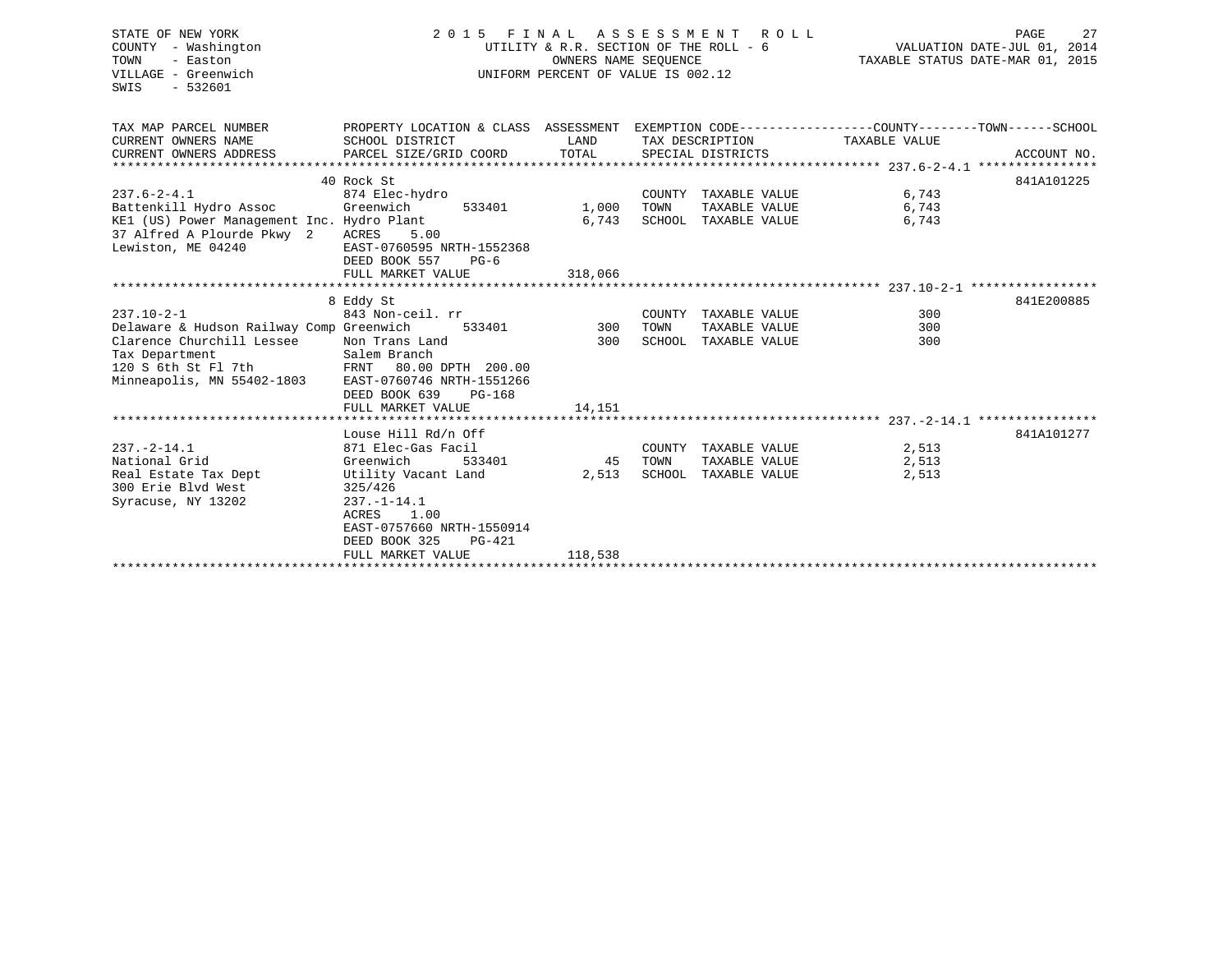STATE OF NEW YORK
COUNTY - Washington
TOWN - Easton
VILLAGE - Greenwich
SWIS - 532601

2 0 1 5 F I N A L A S S E S S M E N T R O L L
UTILITY & R.R. SECTION OF THE ROLL - 6
OWNERS NAME SEQUENCE
UNIFORM PERCENT OF VALUE IS 002.12

VALUATION DATE-JUL 01, 2014
TAXABLE STATUS DATE-MAR 01, 2015

| TAX MAP PARCEL NUMBER / CURRENT OWNERS NAME / CURRENT OWNERS ADDRESS | PROPERTY LOCATION & CLASS / SCHOOL DISTRICT / PARCEL SIZE/GRID COORD | ASSESSMENT LAND | ASSESSMENT TOTAL | EXEMPTION CODE / TAX DESCRIPTION / SPECIAL DISTRICTS | TAXABLE VALUE | ACCOUNT NO. |
|---|---|---|---|---|---|---|
| **237.6-2-4.1** | 40 Rock St | | | | | 841A101225 |
| 237.6-2-4.1 | 874 Elec-hydro | | | COUNTY TAXABLE VALUE | 6,743 | |
| Battenkill Hydro Assoc | Greenwich 533401 | 1,000 | | TOWN TAXABLE VALUE | 6,743 | |
| KE1 (US) Power Management Inc. | Hydro Plant | | 6,743 | SCHOOL TAXABLE VALUE | 6,743 | |
| 37 Alfred A Plourde Pkwy 2 | ACRES 5.00 | | | | | |
| Lewiston, ME 04240 | EAST-0760595 NRTH-1552368 | | | | | |
| | DEED BOOK 557 PG-6 | | | | | |
| | FULL MARKET VALUE | | 318,066 | | | |
| **237.10-2-1** | 8 Eddy St | | | | | 841E200885 |
| 237.10-2-1 | 843 Non-ceil. rr | | | COUNTY TAXABLE VALUE | 300 | |
| Delaware & Hudson Railway Comp | Greenwich 533401 | 300 | | TOWN TAXABLE VALUE | 300 | |
| Clarence Churchill Lessee | Non Trans Land | | 300 | SCHOOL TAXABLE VALUE | 300 | |
| Tax Department | Salem Branch | | | | | |
| 120 S 6th St Fl 7th | FRNT 80.00 DPTH 200.00 | | | | | |
| Minneapolis, MN 55402-1803 | EAST-0760746 NRTH-1551266 | | | | | |
| | DEED BOOK 639 PG-168 | | | | | |
| | FULL MARKET VALUE | | 14,151 | | | |
| **237.-2-14.1** | Louse Hill Rd/n Off | | | | | 841A101277 |
| 237.-2-14.1 | 871 Elec-Gas Facil | | | COUNTY TAXABLE VALUE | 2,513 | |
| National Grid | Greenwich 533401 | 45 | | TOWN TAXABLE VALUE | 2,513 | |
| Real Estate Tax Dept | Utility Vacant Land | | 2,513 | SCHOOL TAXABLE VALUE | 2,513 | |
| 300 Erie Blvd West | 325/426 | | | | | |
| Syracuse, NY 13202 | 237.-1-14.1 | | | | | |
| | ACRES 1.00 | | | | | |
| | EAST-0757660 NRTH-1550914 | | | | | |
| | DEED BOOK 325 PG-421 | | | | | |
| | FULL MARKET VALUE | | 118,538 | | | |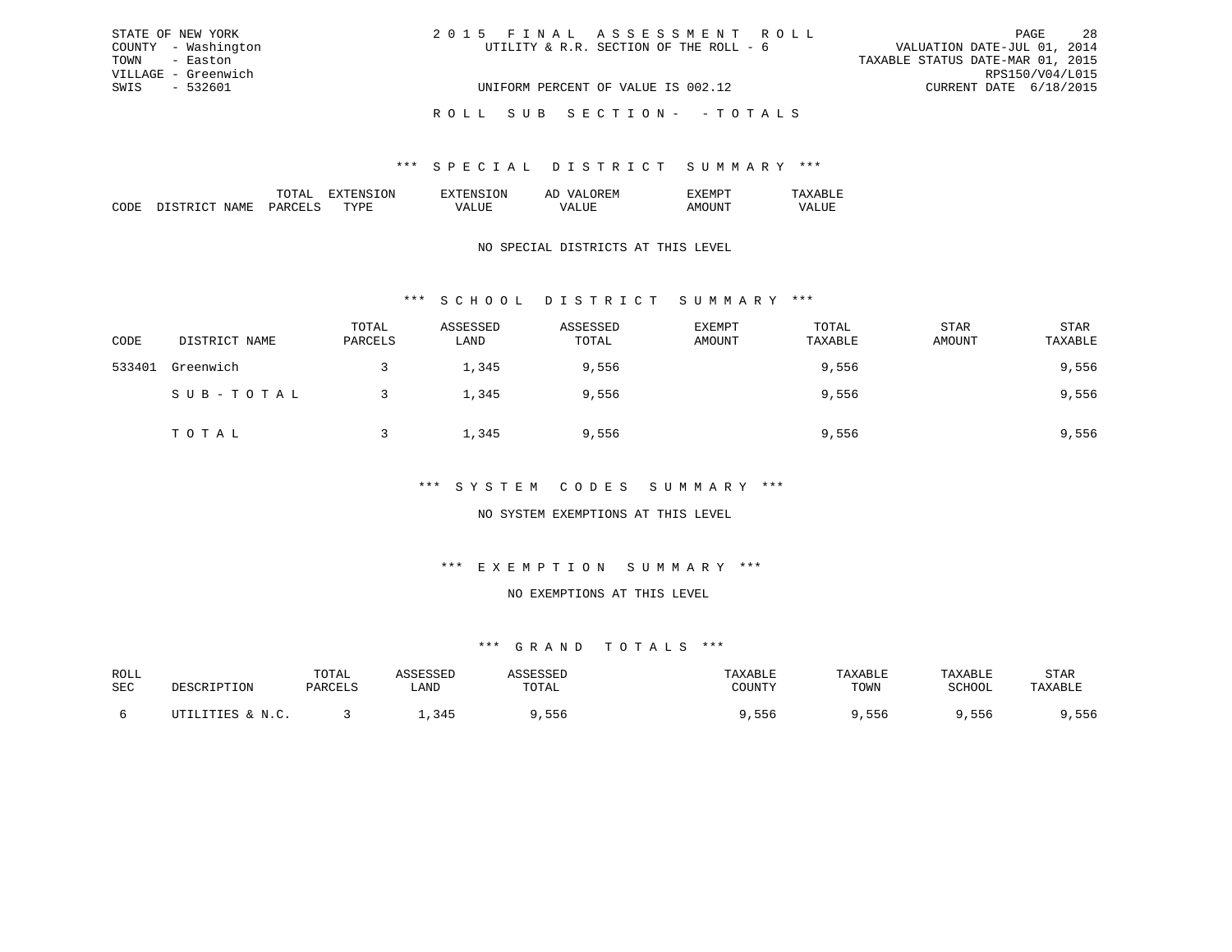STATE OF NEW YORK
COUNTY - Washington
TOWN - Easton
VILLAGE - Greenwich
SWIS - 532601

2 0 1 5 F I N A L A S S E S S M E N T R O L L
UTILITY & R.R. SECTION OF THE ROLL - 6

UNIFORM PERCENT OF VALUE IS 002.12

VALUATION DATE-JUL 01, 2014
TAXABLE STATUS DATE-MAR 01, 2015
RPS150/V04/L015
CURRENT DATE 6/18/2015

R O L L S U B S E C T I O N - - T O T A L S

### *** S P E C I A L D I S T R I C T S U M M A R Y ***

| CODE | DISTRICT NAME | TOTAL PARCELS | EXTENSION TYPE | EXTENSION VALUE | AD VALOREM VALUE | EXEMPT AMOUNT | TAXABLE VALUE |
|---|---|---|---|---|---|---|---|

NO SPECIAL DISTRICTS AT THIS LEVEL

### *** S C H O O L D I S T R I C T S U M M A R Y ***

| CODE | DISTRICT NAME | TOTAL PARCELS | ASSESSED LAND | ASSESSED TOTAL | EXEMPT AMOUNT | TOTAL TAXABLE | STAR AMOUNT | STAR TAXABLE |
|---|---|---|---|---|---|---|---|---|
| 533401 | Greenwich | 3 | 1,345 | 9,556 | | 9,556 | | 9,556 |
| | S U B - T O T A L | 3 | 1,345 | 9,556 | | 9,556 | | 9,556 |
| | T O T A L | 3 | 1,345 | 9,556 | | 9,556 | | 9,556 |

### *** S Y S T E M C O D E S S U M M A R Y ***

NO SYSTEM EXEMPTIONS AT THIS LEVEL

### *** E X E M P T I O N S U M M A R Y ***

NO EXEMPTIONS AT THIS LEVEL

### *** G R A N D T O T A L S ***

| ROLL SEC | DESCRIPTION | TOTAL PARCELS | ASSESSED LAND | ASSESSED TOTAL | TAXABLE COUNTY | TAXABLE TOWN | TAXABLE SCHOOL | STAR TAXABLE |
|---|---|---|---|---|---|---|---|---|
| 6 | UTILITIES & N.C. | 3 | 1,345 | 9,556 | 9,556 | 9,556 | 9,556 | 9,556 |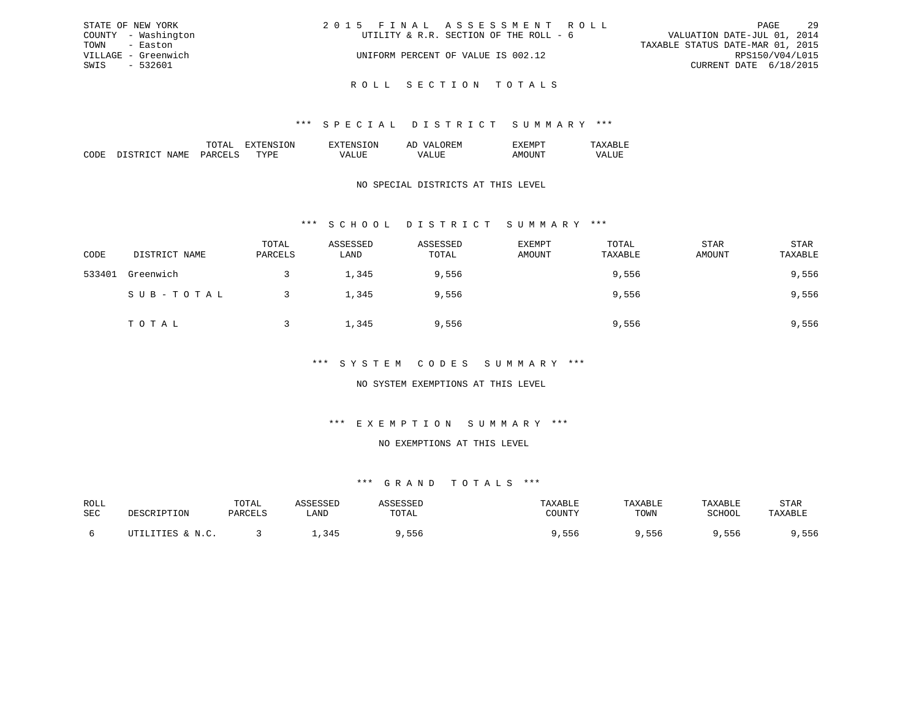STATE OF NEW YORK
COUNTY - Washington
TOWN - Easton
VILLAGE - Greenwich
SWIS - 532601

2 0 1 5 F I N A L A S S E S S M E N T R O L L
UTILITY & R.R. SECTION OF THE ROLL - 6
UNIFORM PERCENT OF VALUE IS 002.12

VALUATION DATE-JUL 01, 2014
TAXABLE STATUS DATE-MAR 01, 2015
RPS150/V04/L015
CURRENT DATE 6/18/2015

## R O L L S E C T I O N T O T A L S

### *** S P E C I A L D I S T R I C T S U M M A R Y ***

| CODE | DISTRICT NAME | TOTAL PARCELS | EXTENSION TYPE | EXTENSION VALUE | AD VALOREM VALUE | EXEMPT AMOUNT | TAXABLE VALUE |
|---|---|---|---|---|---|---|---|

NO SPECIAL DISTRICTS AT THIS LEVEL

### *** S C H O O L D I S T R I C T S U M M A R Y ***

| CODE | DISTRICT NAME | TOTAL PARCELS | ASSESSED LAND | ASSESSED TOTAL | EXEMPT AMOUNT | TOTAL TAXABLE | STAR AMOUNT | STAR TAXABLE |
|---|---|---|---|---|---|---|---|---|
| 533401 | Greenwich | 3 | 1,345 | 9,556 | | 9,556 | | 9,556 |
| | S U B - T O T A L | 3 | 1,345 | 9,556 | | 9,556 | | 9,556 |
| | T O T A L | 3 | 1,345 | 9,556 | | 9,556 | | 9,556 |

### *** S Y S T E M C O D E S S U M M A R Y ***

NO SYSTEM EXEMPTIONS AT THIS LEVEL

### *** E X E M P T I O N S U M M A R Y ***

NO EXEMPTIONS AT THIS LEVEL

### *** G R A N D T O T A L S ***

| ROLL SEC | DESCRIPTION | TOTAL PARCELS | ASSESSED LAND | ASSESSED TOTAL | TAXABLE COUNTY | TAXABLE TOWN | TAXABLE SCHOOL | STAR TAXABLE |
|---|---|---|---|---|---|---|---|---|
| 6 | UTILITIES & N.C. | 3 | 1,345 | 9,556 | 9,556 | 9,556 | 9,556 | 9,556 |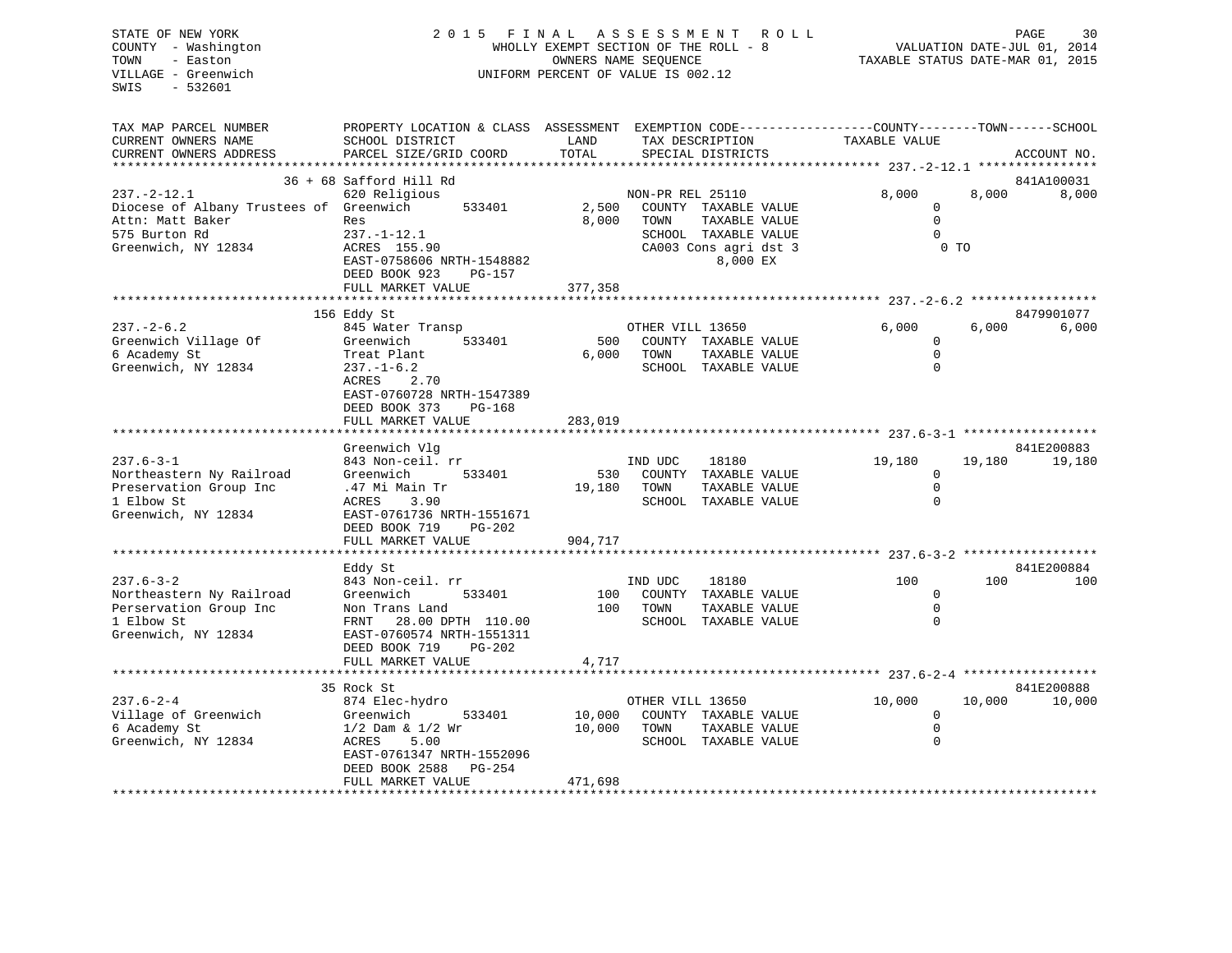STATE OF NEW YORK
COUNTY - Washington
TOWN - Easton
VILLAGE - Greenwich
SWIS - 532601

2015 FINAL ASSESSMENT ROLL
WHOLLY EXEMPT SECTION OF THE ROLL - 8
OWNERS NAME SEQUENCE
UNIFORM PERCENT OF VALUE IS 002.12

VALUATION DATE-JUL 01, 2014
TAXABLE STATUS DATE-MAR 01, 2015

| TAX MAP PARCEL NUMBER / CURRENT OWNERS NAME / CURRENT OWNERS ADDRESS | PROPERTY LOCATION & CLASS / SCHOOL DISTRICT / PARCEL SIZE/GRID COORD | ASSESSMENT LAND / TOTAL | EXEMPTION CODE / TAX DESCRIPTION / SPECIAL DISTRICTS | COUNTY TAXABLE VALUE | TOWN | SCHOOL | ACCOUNT NO. |
|---|---|---|---|---|---|---|---|
| **237.-2-12.1** | 36 + 68 Safford Hill Rd | | | | | | 841A100031 |
| 237.-2-12.1 | 620 Religious | | NON-PR REL 25110 | 8,000 | 8,000 | 8,000 | |
| Diocese of Albany Trustees of | Greenwich 533401 | 2,500 | COUNTY TAXABLE VALUE | 0 | | | |
| Attn: Matt Baker | Res | 8,000 | TOWN TAXABLE VALUE | 0 | | | |
| 575 Burton Rd | 237.-1-12.1 | | SCHOOL TAXABLE VALUE | 0 | | | |
| Greenwich, NY 12834 | ACRES 155.90 | | CA003 Cons agri dst 3 | 0 TO | | | |
| | EAST-0758606 NRTH-1548882 | | 8,000 EX | | | | |
| | DEED BOOK 923 PG-157 | | | | | | |
| | FULL MARKET VALUE | 377,358 | | | | | |
| **237.-2-6.2** | 156 Eddy St | | | | | | 8479901077 |
| 237.-2-6.2 | 845 Water Transp | | OTHER VILL 13650 | 6,000 | 6,000 | 6,000 | |
| Greenwich Village Of | Greenwich 533401 | 500 | COUNTY TAXABLE VALUE | 0 | | | |
| 6 Academy St | Treat Plant | 6,000 | TOWN TAXABLE VALUE | 0 | | | |
| Greenwich, NY 12834 | 237.-1-6.2 | | SCHOOL TAXABLE VALUE | 0 | | | |
| | ACRES 2.70 | | | | | | |
| | EAST-0760728 NRTH-1547389 | | | | | | |
| | DEED BOOK 373 PG-168 | | | | | | |
| | FULL MARKET VALUE | 283,019 | | | | | |
| **237.6-3-1** | Greenwich Vlg | | | | | | 841E200883 |
| 237.6-3-1 | 843 Non-ceil. rr | | IND UDC 18180 | 19,180 | 19,180 | 19,180 | |
| Northeastern Ny Railroad | Greenwich 533401 | 530 | COUNTY TAXABLE VALUE | 0 | | | |
| Preservation Group Inc | .47 Mi Main Tr | 19,180 | TOWN TAXABLE VALUE | 0 | | | |
| 1 Elbow St | ACRES 3.90 | | SCHOOL TAXABLE VALUE | 0 | | | |
| Greenwich, NY 12834 | EAST-0761736 NRTH-1551671 | | | | | | |
| | DEED BOOK 719 PG-202 | | | | | | |
| | FULL MARKET VALUE | 904,717 | | | | | |
| **237.6-3-2** | Eddy St | | | | | | 841E200884 |
| 237.6-3-2 | 843 Non-ceil. rr | | IND UDC 18180 | 100 | 100 | 100 | |
| Northeastern Ny Railroad | Greenwich 533401 | 100 | COUNTY TAXABLE VALUE | 0 | | | |
| Perservation Group Inc | Non Trans Land | 100 | TOWN TAXABLE VALUE | 0 | | | |
| 1 Elbow St | FRNT 28.00 DPTH 110.00 | | SCHOOL TAXABLE VALUE | 0 | | | |
| Greenwich, NY 12834 | EAST-0760574 NRTH-1551311 | | | | | | |
| | DEED BOOK 719 PG-202 | | | | | | |
| | FULL MARKET VALUE | 4,717 | | | | | |
| **237.6-2-4** | 35 Rock St | | | | | | 841E200888 |
| 237.6-2-4 | 874 Elec-hydro | | OTHER VILL 13650 | 10,000 | 10,000 | 10,000 | |
| Village of Greenwich | Greenwich 533401 | 10,000 | COUNTY TAXABLE VALUE | 0 | | | |
| 6 Academy St | 1/2 Dam & 1/2 Wr | 10,000 | TOWN TAXABLE VALUE | 0 | | | |
| Greenwich, NY 12834 | ACRES 5.00 | | SCHOOL TAXABLE VALUE | 0 | | | |
| | EAST-0761347 NRTH-1552096 | | | | | | |
| | DEED BOOK 2588 PG-254 | | | | | | |
| | FULL MARKET VALUE | 471,698 | | | | | |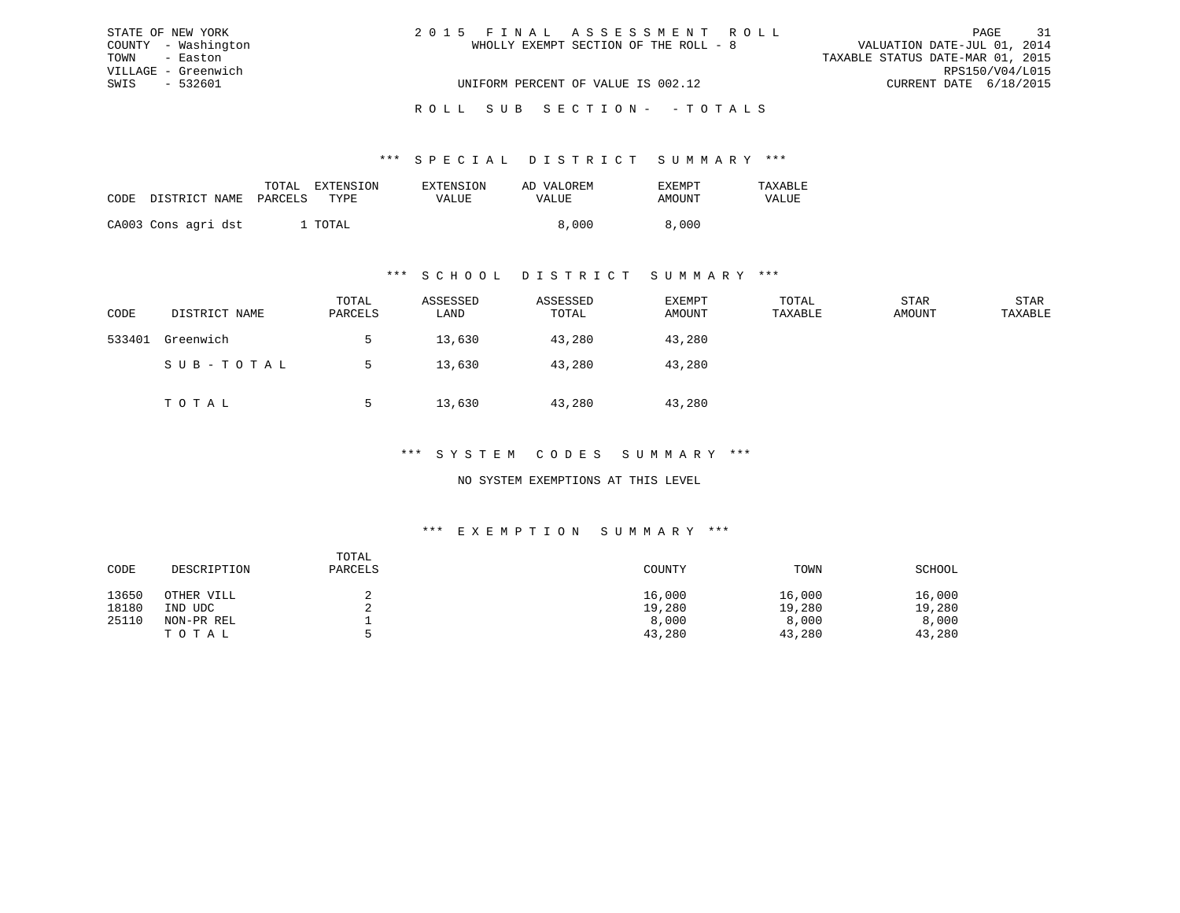STATE OF NEW YORK
COUNTY - Washington
TOWN - Easton
VILLAGE - Greenwich
SWIS - 532601

2015 FINAL ASSESSMENT ROLL
WHOLLY EXEMPT SECTION OF THE ROLL - 8
UNIFORM PERCENT OF VALUE IS 002.12

VALUATION DATE-JUL 01, 2014
TAXABLE STATUS DATE-MAR 01, 2015
RPS150/V04/L015
CURRENT DATE 6/18/2015

ROLL SUB SECTION- - TOTALS

*** SPECIAL DISTRICT SUMMARY ***

| CODE | DISTRICT NAME | TOTAL PARCELS | EXTENSION TYPE | EXTENSION VALUE | AD VALOREM VALUE | EXEMPT AMOUNT | TAXABLE VALUE |
|---|---|---|---|---|---|---|---|
| CA003 | Cons agri dst | 1 | TOTAL | | 8,000 | 8,000 | |

*** SCHOOL DISTRICT SUMMARY ***

| CODE | DISTRICT NAME | TOTAL PARCELS | ASSESSED LAND | ASSESSED TOTAL | EXEMPT AMOUNT | TOTAL TAXABLE | STAR AMOUNT | STAR TAXABLE |
|---|---|---|---|---|---|---|---|---|
| 533401 | Greenwich | 5 | 13,630 | 43,280 | 43,280 | | | |
| | SUB-TOTAL | 5 | 13,630 | 43,280 | 43,280 | | | |
| | TOTAL | 5 | 13,630 | 43,280 | 43,280 | | | |

*** SYSTEM CODES SUMMARY ***

NO SYSTEM EXEMPTIONS AT THIS LEVEL

*** EXEMPTION SUMMARY ***

| CODE | DESCRIPTION | TOTAL PARCELS | COUNTY | TOWN | SCHOOL |
|---|---|---|---|---|---|
| 13650 | OTHER VILL | 2 | 16,000 | 16,000 | 16,000 |
| 18180 | IND UDC | 2 | 19,280 | 19,280 | 19,280 |
| 25110 | NON-PR REL | 1 | 8,000 | 8,000 | 8,000 |
| | TOTAL | 5 | 43,280 | 43,280 | 43,280 |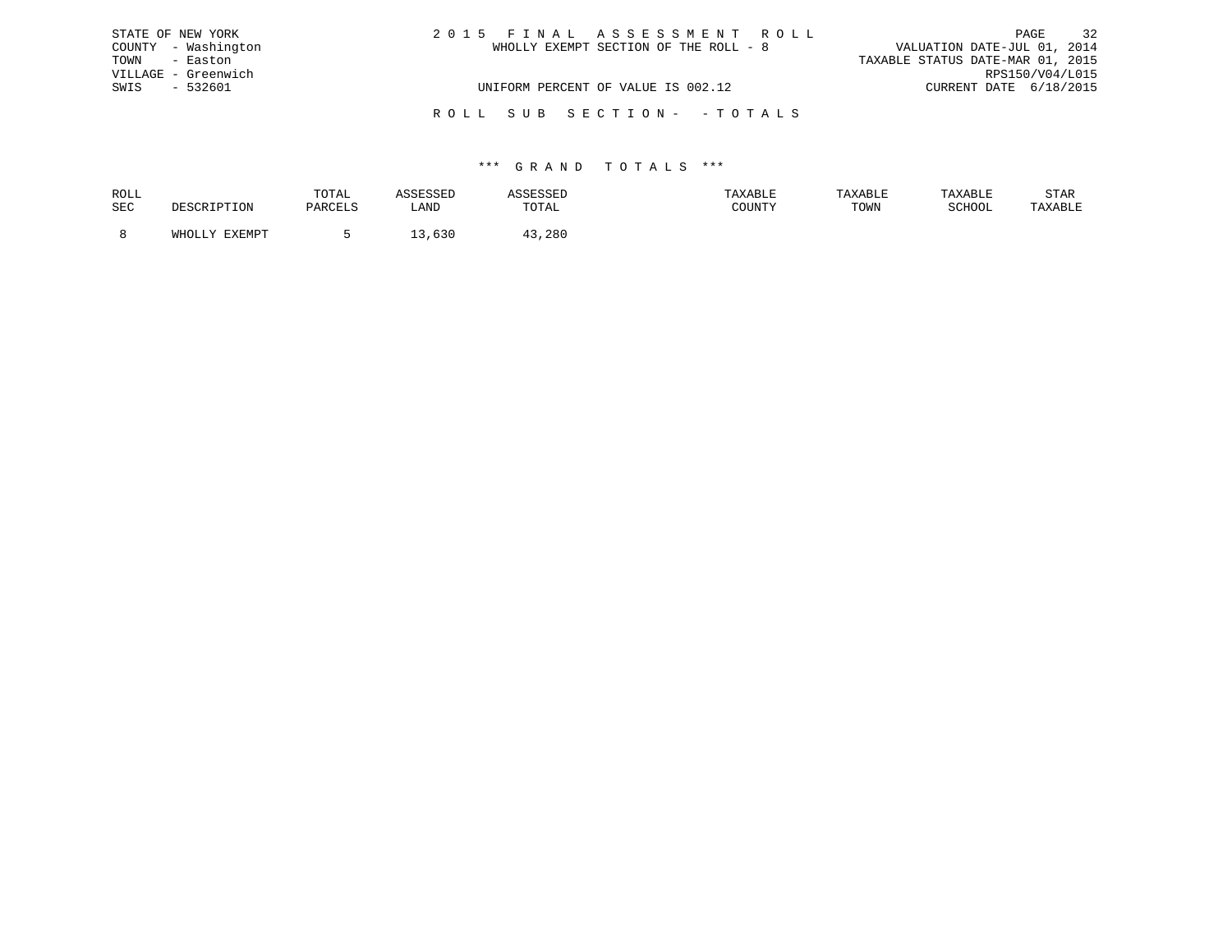STATE OF NEW YORK
COUNTY - Washington
TOWN - Easton
VILLAGE - Greenwich
SWIS - 532601

2 0 1 5 F I N A L A S S E S S M E N T R O L L
WHOLLY EXEMPT SECTION OF THE ROLL - 8

UNIFORM PERCENT OF VALUE IS 002.12

VALUATION DATE-JUL 01, 2014
TAXABLE STATUS DATE-MAR 01, 2015
RPS150/V04/L015
CURRENT DATE 6/18/2015

R O L L S U B S E C T I O N - - T O T A L S

\*\*\* G R A N D T O T A L S \*\*\*

| ROLL SEC | DESCRIPTION | TOTAL PARCELS | ASSESSED LAND | ASSESSED TOTAL | TAXABLE COUNTY | TAXABLE TOWN | TAXABLE SCHOOL | STAR TAXABLE |
|---|---|---|---|---|---|---|---|---|
| 8 | WHOLLY EXEMPT | 5 | 13,630 | 43,280 | | | | |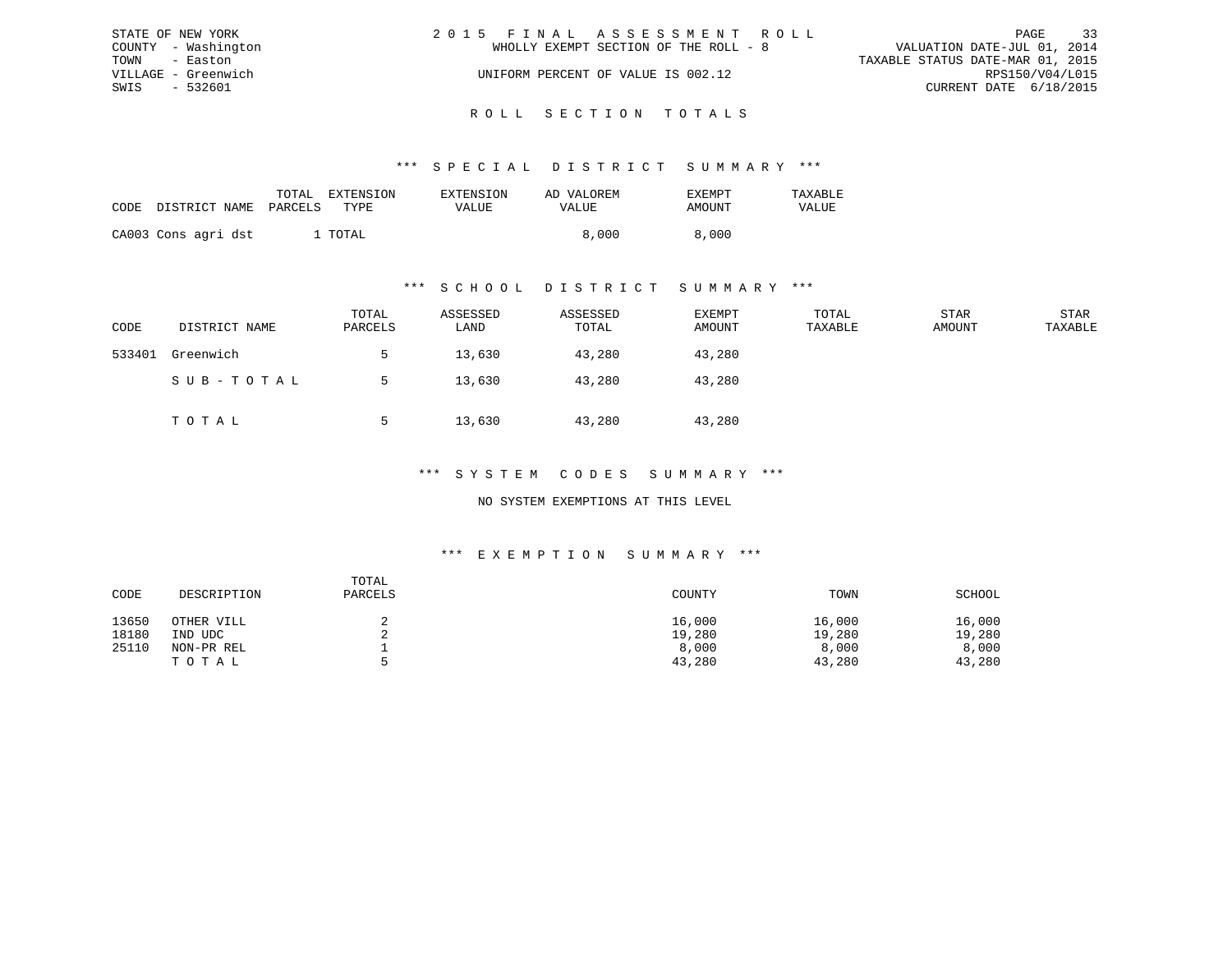STATE OF NEW YORK
COUNTY - Washington
TOWN - Easton
VILLAGE - Greenwich
SWIS - 532601

2 0 1 5 F I N A L A S S E S S M E N T R O L L
WHOLLY EXEMPT SECTION OF THE ROLL - 8
UNIFORM PERCENT OF VALUE IS 002.12

VALUATION DATE-JUL 01, 2014
TAXABLE STATUS DATE-MAR 01, 2015
RPS150/V04/L015
CURRENT DATE 6/18/2015

## R O L L S E C T I O N T O T A L S

### *** S P E C I A L D I S T R I C T S U M M A R Y ***

| CODE | DISTRICT NAME | TOTAL PARCELS | EXTENSION TYPE | EXTENSION VALUE | AD VALOREM VALUE | EXEMPT AMOUNT | TAXABLE VALUE |
|---|---|---|---|---|---|---|---|
| CA003 | Cons agri dst | 1 | TOTAL | | 8,000 | 8,000 | |

### *** S C H O O L D I S T R I C T S U M M A R Y ***

| CODE | DISTRICT NAME | TOTAL PARCELS | ASSESSED LAND | ASSESSED TOTAL | EXEMPT AMOUNT | TOTAL TAXABLE | STAR AMOUNT | STAR TAXABLE |
|---|---|---|---|---|---|---|---|---|
| 533401 | Greenwich | 5 | 13,630 | 43,280 | 43,280 | | | |
| | S U B - T O T A L | 5 | 13,630 | 43,280 | 43,280 | | | |
| | T O T A L | 5 | 13,630 | 43,280 | 43,280 | | | |

### *** S Y S T E M C O D E S S U M M A R Y ***

NO SYSTEM EXEMPTIONS AT THIS LEVEL

### *** E X E M P T I O N S U M M A R Y ***

| CODE | DESCRIPTION | TOTAL PARCELS | COUNTY | TOWN | SCHOOL |
|---|---|---|---|---|---|
| 13650 | OTHER VILL | 2 | 16,000 | 16,000 | 16,000 |
| 18180 | IND UDC | 2 | 19,280 | 19,280 | 19,280 |
| 25110 | NON-PR REL | 1 | 8,000 | 8,000 | 8,000 |
| | T O T A L | 5 | 43,280 | 43,280 | 43,280 |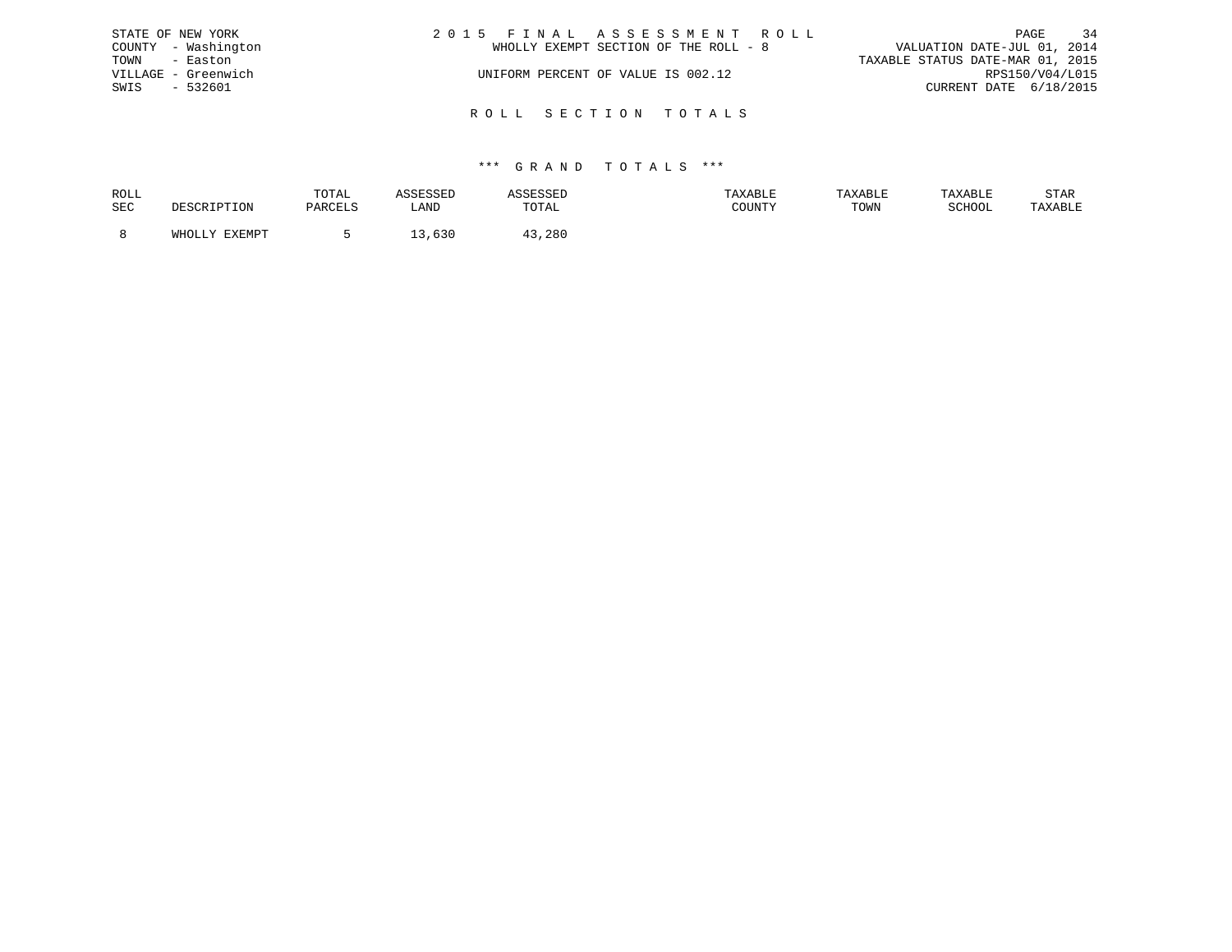STATE OF NEW YORK
COUNTY - Washington
TOWN - Easton
VILLAGE - Greenwich
SWIS - 532601

2 0 1 5 F I N A L A S S E S S M E N T R O L L
WHOLLY EXEMPT SECTION OF THE ROLL - 8
UNIFORM PERCENT OF VALUE IS 002.12

VALUATION DATE-JUL 01, 2014
TAXABLE STATUS DATE-MAR 01, 2015
RPS150/V04/L015
CURRENT DATE 6/18/2015

## R O L L S E C T I O N T O T A L S

### *** G R A N D T O T A L S ***

| ROLL SEC | DESCRIPTION | TOTAL PARCELS | ASSESSED LAND | ASSESSED TOTAL | TAXABLE COUNTY | TAXABLE TOWN | TAXABLE SCHOOL | STAR TAXABLE |
|---|---|---|---|---|---|---|---|---|
| 8 | WHOLLY EXEMPT | 5 | 13,630 | 43,280 | | | | |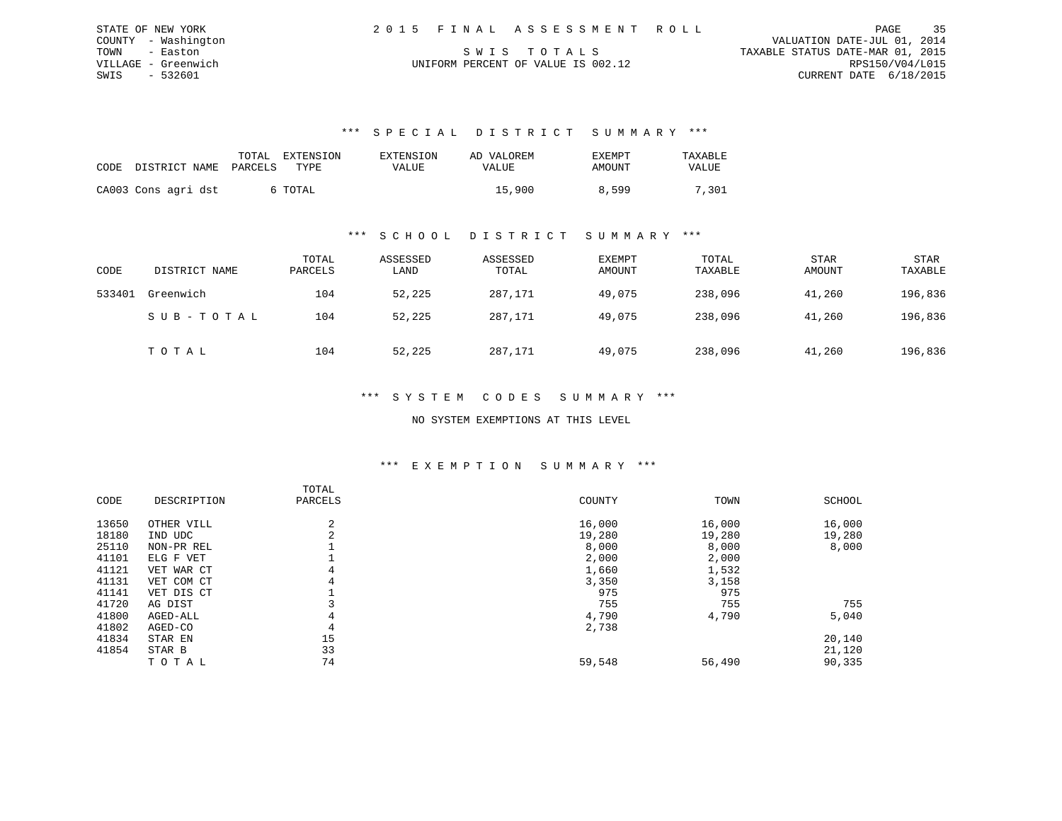STATE OF NEW YORK
COUNTY - Washington
TOWN - Easton
VILLAGE - Greenwich
SWIS - 532601

2015 FINAL ASSESSMENT ROLL

SWIS TOTALS

UNIFORM PERCENT OF VALUE IS 002.12

VALUATION DATE-JUL 01, 2014
TAXABLE STATUS DATE-MAR 01, 2015
RPS150/V04/L015
CURRENT DATE 6/18/2015

## *** SPECIAL DISTRICT SUMMARY ***

| CODE | DISTRICT NAME | TOTAL PARCELS | EXTENSION TYPE | EXTENSION VALUE | AD VALOREM VALUE | EXEMPT AMOUNT | TAXABLE VALUE |
|---|---|---|---|---|---|---|---|
| CA003 | Cons agri dst | 6 | TOTAL | | 15,900 | 8,599 | 7,301 |

## *** SCHOOL DISTRICT SUMMARY ***

| CODE | DISTRICT NAME | TOTAL PARCELS | ASSESSED LAND | ASSESSED TOTAL | EXEMPT AMOUNT | TOTAL TAXABLE | STAR AMOUNT | STAR TAXABLE |
|---|---|---|---|---|---|---|---|---|
| 533401 | Greenwich | 104 | 52,225 | 287,171 | 49,075 | 238,096 | 41,260 | 196,836 |
| | SUB-TOTAL | 104 | 52,225 | 287,171 | 49,075 | 238,096 | 41,260 | 196,836 |
| | TOTAL | 104 | 52,225 | 287,171 | 49,075 | 238,096 | 41,260 | 196,836 |

## *** SYSTEM CODES SUMMARY ***

NO SYSTEM EXEMPTIONS AT THIS LEVEL

## *** EXEMPTION SUMMARY ***

| CODE | DESCRIPTION | TOTAL PARCELS | COUNTY | TOWN | SCHOOL |
|---|---|---|---|---|---|
| 13650 | OTHER VILL | 2 | 16,000 | 16,000 | 16,000 |
| 18180 | IND UDC | 2 | 19,280 | 19,280 | 19,280 |
| 25110 | NON-PR REL | 1 | 8,000 | 8,000 | 8,000 |
| 41101 | ELG F VET | 1 | 2,000 | 2,000 | |
| 41121 | VET WAR CT | 4 | 1,660 | 1,532 | |
| 41131 | VET COM CT | 4 | 3,350 | 3,158 | |
| 41141 | VET DIS CT | 1 | 975 | 975 | |
| 41720 | AG DIST | 3 | 755 | 755 | 755 |
| 41800 | AGED-ALL | 4 | 4,790 | 4,790 | 5,040 |
| 41802 | AGED-CO | 4 | 2,738 | | |
| 41834 | STAR EN | 15 | | | 20,140 |
| 41854 | STAR B | 33 | | | 21,120 |
| | TOTAL | 74 | 59,548 | 56,490 | 90,335 |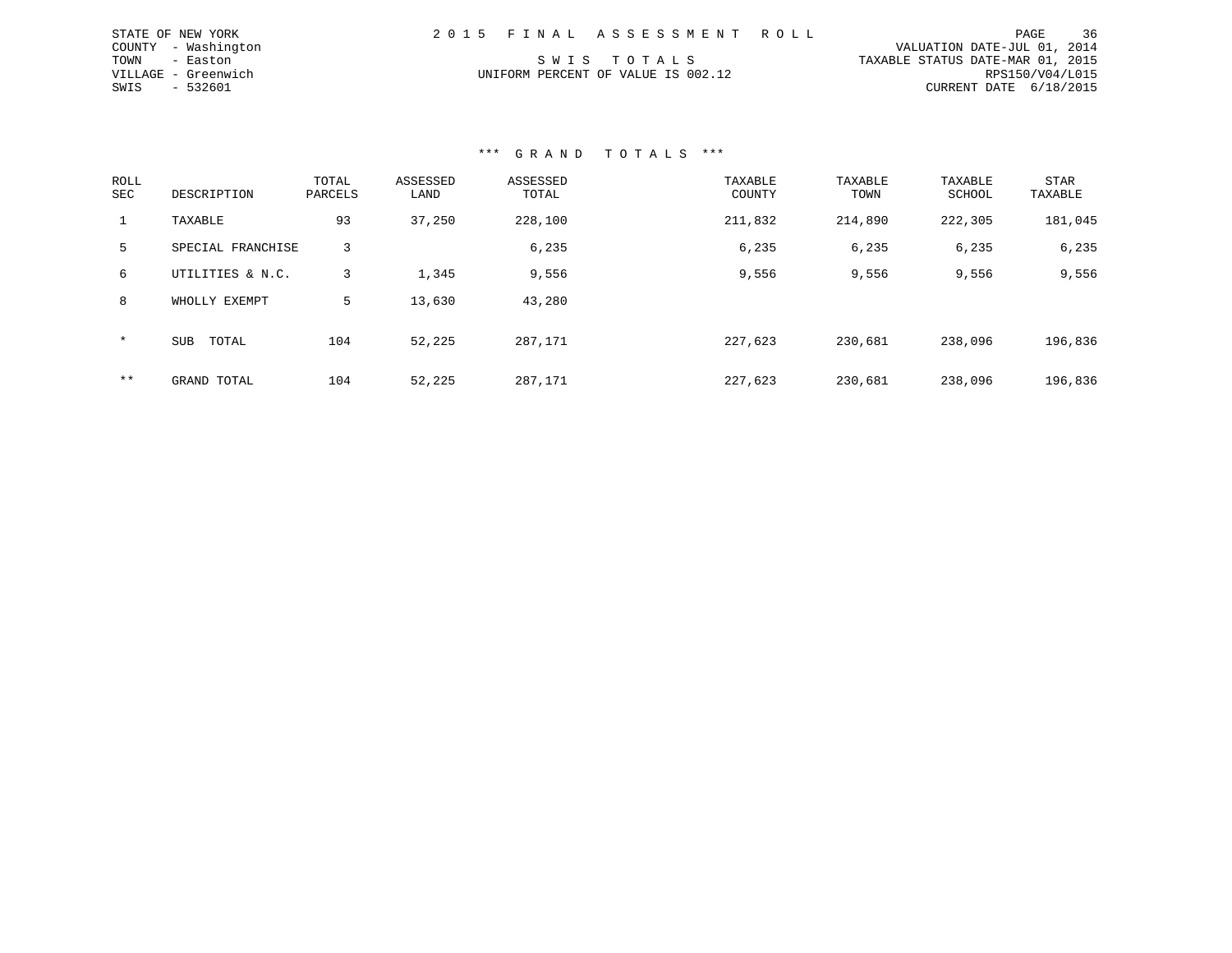STATE OF NEW YORK
COUNTY - Washington
TOWN - Easton
VILLAGE - Greenwich
SWIS - 532601

# 2 0 1 5 F I N A L A S S E S S M E N T R O L L

S W I S T O T A L S
UNIFORM PERCENT OF VALUE IS 002.12

VALUATION DATE-JUL 01, 2014
TAXABLE STATUS DATE-MAR 01, 2015
RPS150/V04/L015
CURRENT DATE 6/18/2015

## *** G R A N D T O T A L S ***

| ROLL SEC | DESCRIPTION | TOTAL PARCELS | ASSESSED LAND | ASSESSED TOTAL | TAXABLE COUNTY | TAXABLE TOWN | TAXABLE SCHOOL | STAR TAXABLE |
|---|---|---|---|---|---|---|---|---|
| 1 | TAXABLE | 93 | 37,250 | 228,100 | 211,832 | 214,890 | 222,305 | 181,045 |
| 5 | SPECIAL FRANCHISE | 3 | | 6,235 | 6,235 | 6,235 | 6,235 | 6,235 |
| 6 | UTILITIES & N.C. | 3 | 1,345 | 9,556 | 9,556 | 9,556 | 9,556 | 9,556 |
| 8 | WHOLLY EXEMPT | 5 | 13,630 | 43,280 | | | | |
| * | SUB TOTAL | 104 | 52,225 | 287,171 | 227,623 | 230,681 | 238,096 | 196,836 |
| ** | GRAND TOTAL | 104 | 52,225 | 287,171 | 227,623 | 230,681 | 238,096 | 196,836 |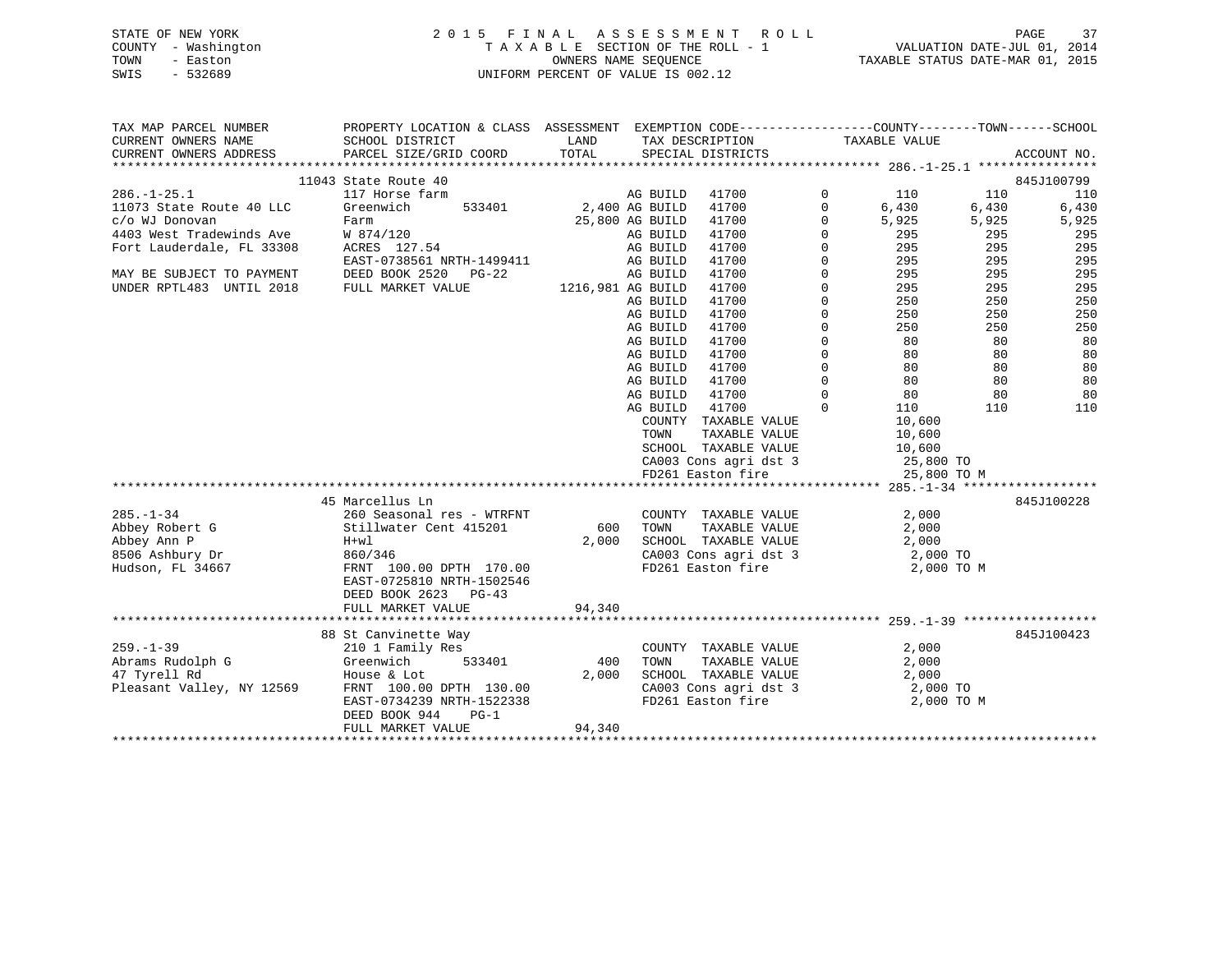STATE OF NEW YORK
COUNTY - Washington
TOWN - Easton
SWIS - 532689

2015 FINAL ASSESSMENT ROLL
TAXABLE SECTION OF THE ROLL - 1
OWNERS NAME SEQUENCE
UNIFORM PERCENT OF VALUE IS 002.12

VALUATION DATE-JUL 01, 2014
TAXABLE STATUS DATE-MAR 01, 2015

```
TAX MAP PARCEL NUMBER          PROPERTY LOCATION & CLASS  ASSESSMENT  EXEMPTION CODE------------------COUNTY--------TOWN------SCHOOL
CURRENT OWNERS NAME            SCHOOL DISTRICT               LAND      TAX DESCRIPTION             TAXABLE VALUE
CURRENT OWNERS ADDRESS         PARCEL SIZE/GRID COORD        TOTAL     SPECIAL DISTRICTS                                      ACCOUNT NO.
******************************************************************************************************* 286.-1-25.1 ****************
                        11043 State Route 40                                                                                845J100799
286.-1-25.1                    117 Horse farm                         AG BUILD   41700          0        110        110        110
11073 State Route 40 LLC       Greenwich        533401      2,400 AG BUILD   41700          0      6,430      6,430      6,430
c/o WJ Donovan                 Farm                        25,800 AG BUILD   41700          0      5,925      5,925      5,925
4403 West Tradewinds Ave       W 874/120                              AG BUILD   41700          0        295        295        295
Fort Lauderdale, FL 33308      ACRES  127.54                          AG BUILD   41700          0        295        295        295
                               EAST-0738561 NRTH-1499411              AG BUILD   41700          0        295        295        295
MAY BE SUBJECT TO PAYMENT      DEED BOOK 2520   PG-22                 AG BUILD   41700          0        295        295        295
UNDER RPTL483  UNTIL 2018      FULL MARKET VALUE         1216,981 AG BUILD   41700          0        295        295        295
                                                                      AG BUILD   41700          0        250        250        250
                                                                      AG BUILD   41700          0        250        250        250
                                                                      AG BUILD   41700          0        250        250        250
                                                                      AG BUILD   41700          0         80         80         80
                                                                      AG BUILD   41700          0         80         80         80
                                                                      AG BUILD   41700          0         80         80         80
                                                                      AG BUILD   41700          0         80         80         80
                                                                      AG BUILD   41700          0         80         80         80
                                                                      AG BUILD   41700          0        110        110        110
                                                                       COUNTY  TAXABLE VALUE             10,600
                                                                       TOWN    TAXABLE VALUE             10,600
                                                                       SCHOOL  TAXABLE VALUE             10,600
                                                                       CA003 Cons agri dst 3             25,800 TO
                                                                       FD261 Easton fire                 25,800 TO M
******************************************************************************************************* 285.-1-34 ******************
                        45 Marcellus Ln                                                                                     845J100228
285.-1-34                      260 Seasonal res - WTRFNT               COUNTY  TAXABLE VALUE              2,000
Abbey Robert G                 Stillwater Cent 415201         600      TOWN    TAXABLE VALUE              2,000
Abbey Ann P                    H+wl                         2,000      SCHOOL  TAXABLE VALUE              2,000
8506 Ashbury Dr                860/346                                 CA003 Cons agri dst 3               2,000 TO
Hudson, FL 34667               FRNT 100.00 DPTH 170.00                 FD261 Easton fire                   2,000 TO M
                               EAST-0725810 NRTH-1502546
                               DEED BOOK 2623   PG-43
                               FULL MARKET VALUE           94,340
******************************************************************************************************* 259.-1-39 ******************
                        88 St Canvinette Way                                                                                845J100423
259.-1-39                      210 1 Family Res                        COUNTY  TAXABLE VALUE              2,000
Abrams Rudolph G               Greenwich        533401        400      TOWN    TAXABLE VALUE              2,000
47 Tyrell Rd                   House & Lot                  2,000      SCHOOL  TAXABLE VALUE              2,000
Pleasant Valley, NY 12569      FRNT 100.00 DPTH 130.00                 CA003 Cons agri dst 3               2,000 TO
                               EAST-0734239 NRTH-1522338               FD261 Easton fire                   2,000 TO M
                               DEED BOOK 944    PG-1
                               FULL MARKET VALUE           94,340
************************************************************************************************************************************
```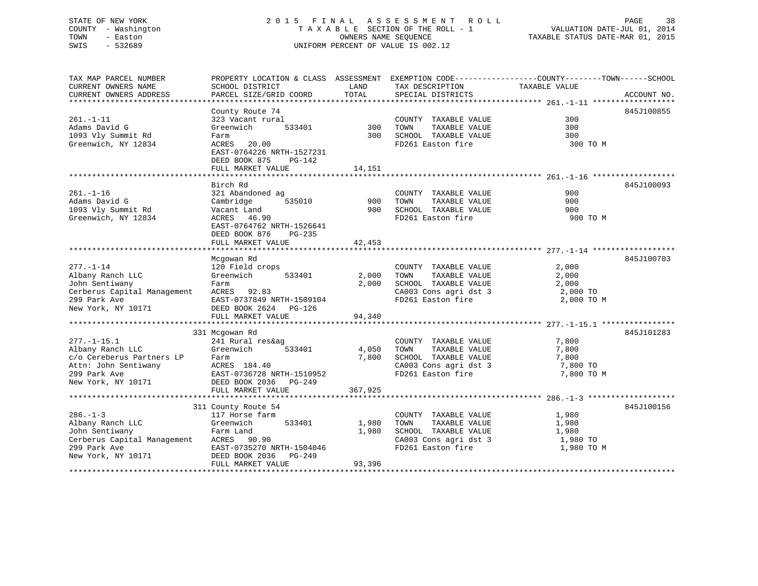STATE OF NEW YORK
COUNTY - Washington
TOWN - Easton
SWIS - 532689

2015 FINAL ASSESSMENT ROLL
TAXABLE SECTION OF THE ROLL - 1
OWNERS NAME SEQUENCE
UNIFORM PERCENT OF VALUE IS 002.12

VALUATION DATE-JUL 01, 2014
TAXABLE STATUS DATE-MAR 01, 2015

| TAX MAP PARCEL NUMBER / CURRENT OWNERS NAME / CURRENT OWNERS ADDRESS | PROPERTY LOCATION & CLASS / SCHOOL DISTRICT / PARCEL SIZE/GRID COORD | ASSESSMENT LAND | TOTAL | EXEMPTION CODE / TAX DESCRIPTION / SPECIAL DISTRICTS | COUNTY--------TOWN------SCHOOL TAXABLE VALUE | ACCOUNT NO. |
|---|---|---|---|---|---|---|
| 261.-1-11 | County Route 74 | | | | | 845J100855 |
| | 323 Vacant rural | | | COUNTY TAXABLE VALUE | 300 | |
| Adams David G | Greenwich 533401 | 300 | | TOWN TAXABLE VALUE | 300 | |
| 1093 Vly Summit Rd | Farm | | 300 | SCHOOL TAXABLE VALUE | 300 | |
| Greenwich, NY 12834 | ACRES 20.00 | | | FD261 Easton fire | 300 TO M | |
| | EAST-0764226 NRTH-1527231 | | | | | |
| | DEED BOOK 875 PG-142 | | | | | |
| | FULL MARKET VALUE | | 14,151 | | | |
| 261.-1-16 | Birch Rd | | | | | 845J100093 |
| | 321 Abandoned ag | | | COUNTY TAXABLE VALUE | 900 | |
| Adams David G | Cambridge 535010 | 900 | | TOWN TAXABLE VALUE | 900 | |
| 1093 Vly Summit Rd | Vacant Land | | 900 | SCHOOL TAXABLE VALUE | 900 | |
| Greenwich, NY 12834 | ACRES 46.90 | | | FD261 Easton fire | 900 TO M | |
| | EAST-0764762 NRTH-1526641 | | | | | |
| | DEED BOOK 876 PG-235 | | | | | |
| | FULL MARKET VALUE | | 42,453 | | | |
| 277.-1-14 | Mcgowan Rd | | | | | 845J100703 |
| | 120 Field crops | | | COUNTY TAXABLE VALUE | 2,000 | |
| Albany Ranch LLC | Greenwich 533401 | 2,000 | | TOWN TAXABLE VALUE | 2,000 | |
| John Sentiwany | Farm | | 2,000 | SCHOOL TAXABLE VALUE | 2,000 | |
| Cerberus Capital Management | ACRES 92.83 | | | CA003 Cons agri dst 3 | 2,000 TO | |
| 299 Park Ave | EAST-0737849 NRTH-1509104 | | | FD261 Easton fire | 2,000 TO M | |
| New York, NY 10171 | DEED BOOK 2624 PG-126 | | | | | |
| | FULL MARKET VALUE | | 94,340 | | | |
| 277.-1-15.1 | 331 Mcgowan Rd | | | | | 845J101283 |
| | 241 Rural res&ag | | | COUNTY TAXABLE VALUE | 7,800 | |
| Albany Ranch LLC | Greenwich 533401 | 4,050 | | TOWN TAXABLE VALUE | 7,800 | |
| c/o Cereberus Partners LP | Farm | | 7,800 | SCHOOL TAXABLE VALUE | 7,800 | |
| Attn: John Sentiwany | ACRES 184.40 | | | CA003 Cons agri dst 3 | 7,800 TO | |
| 299 Park Ave | EAST-0736728 NRTH-1510952 | | | FD261 Easton fire | 7,800 TO M | |
| New York, NY 10171 | DEED BOOK 2036 PG-249 | | | | | |
| | FULL MARKET VALUE | | 367,925 | | | |
| 286.-1-3 | 311 County Route 54 | | | | | 845J100156 |
| | 117 Horse farm | | | COUNTY TAXABLE VALUE | 1,980 | |
| Albany Ranch LLC | Greenwich 533401 | 1,980 | | TOWN TAXABLE VALUE | 1,980 | |
| John Sentiwany | Farm Land | | 1,980 | SCHOOL TAXABLE VALUE | 1,980 | |
| Cerberus Capital Management | ACRES 90.90 | | | CA003 Cons agri dst 3 | 1,980 TO | |
| 299 Park Ave | EAST-0735270 NRTH-1504046 | | | FD261 Easton fire | 1,980 TO M | |
| New York, NY 10171 | DEED BOOK 2036 PG-249 | | | | | |
| | FULL MARKET VALUE | | 93,396 | | | |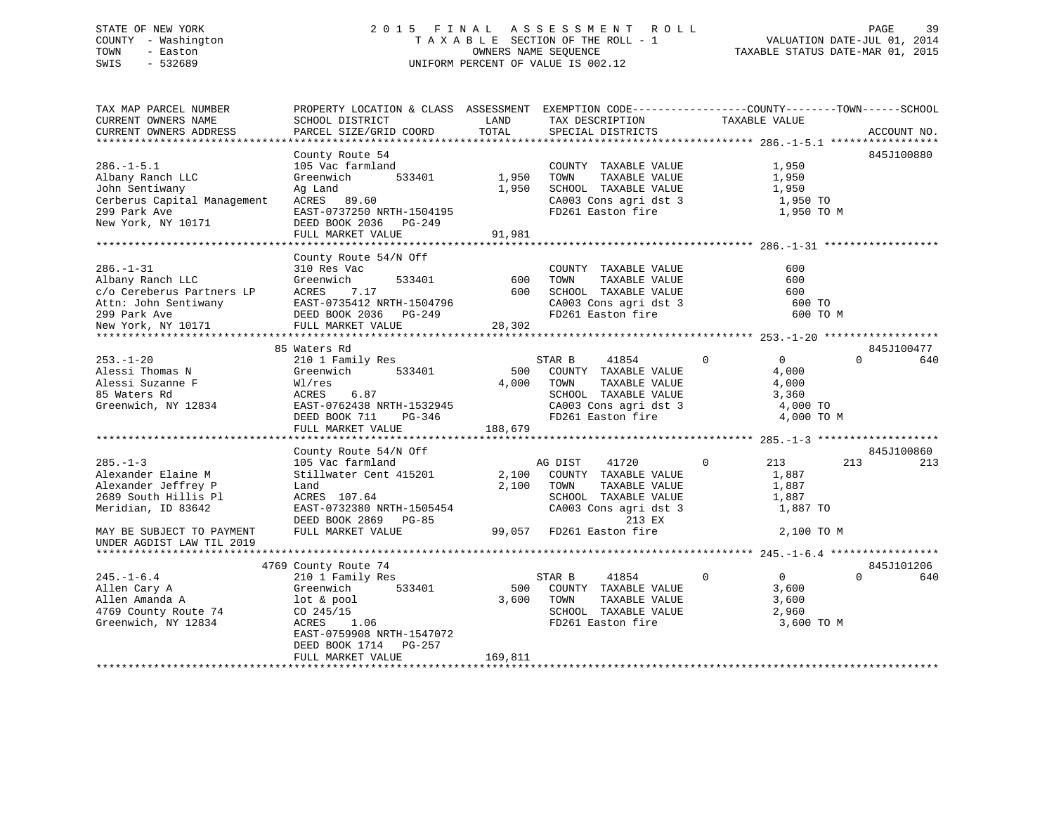STATE OF NEW YORK
COUNTY - Washington
TOWN - Easton
SWIS - 532689

2 0 1 5 F I N A L A S S E S S M E N T R O L L
T A X A B L E SECTION OF THE ROLL - 1
OWNERS NAME SEQUENCE
UNIFORM PERCENT OF VALUE IS 002.12

VALUATION DATE-JUL 01, 2014
TAXABLE STATUS DATE-MAR 01, 2015

```
TAX MAP PARCEL NUMBER          PROPERTY LOCATION & CLASS  ASSESSMENT  EXEMPTION CODE------------------COUNTY--------TOWN------SCHOOL
CURRENT OWNERS NAME            SCHOOL DISTRICT              LAND      TAX DESCRIPTION              TAXABLE VALUE
CURRENT OWNERS ADDRESS         PARCEL SIZE/GRID COORD       TOTAL     SPECIAL DISTRICTS                                    ACCOUNT NO.
****************************************************************************************************** 286.-1-5.1 *****************
                               County Route 54                                                                         845J100880
286.-1-5.1                     105 Vac farmland                         COUNTY  TAXABLE VALUE            1,950
Albany Ranch LLC               Greenwich       533401      1,950        TOWN    TAXABLE VALUE            1,950
John Sentiwany                 Ag Land                     1,950        SCHOOL  TAXABLE VALUE            1,950
Cerberus Capital Management    ACRES   89.60                            CA003 Cons agri dst 3            1,950 TO
299 Park Ave                   EAST-0737250 NRTH-1504195                FD261 Easton fire                1,950 TO M
New York, NY 10171             DEED BOOK 2036   PG-249
                               FULL MARKET VALUE          91,981
****************************************************************************************************** 286.-1-31 ******************
                               County Route 54/N Off
286.-1-31                      310 Res Vac                              COUNTY  TAXABLE VALUE              600
Albany Ranch LLC               Greenwich       533401        600        TOWN    TAXABLE VALUE              600
c/o Cereberus Partners LP      ACRES    7.17                 600        SCHOOL  TAXABLE VALUE              600
Attn: John Sentiwany           EAST-0735412 NRTH-1504796                CA003 Cons agri dst 3              600 TO
299 Park Ave                   DEED BOOK 2036   PG-249                  FD261 Easton fire                  600 TO M
New York, NY 10171             FULL MARKET VALUE          28,302
****************************************************************************************************** 253.-1-20 ******************
                            85 Waters Rd                                                                               845J100477
253.-1-20                      210 1 Family Res                    STAR B      41854         0             0             0       640
Alessi Thomas N                Greenwich       533401        500    COUNTY  TAXABLE VALUE            4,000
Alessi Suzanne F               Wl/res                      4,000    TOWN    TAXABLE VALUE            4,000
85 Waters Rd                   ACRES    6.87                        SCHOOL  TAXABLE VALUE            3,360
Greenwich, NY 12834            EAST-0762438 NRTH-1532945            CA003 Cons agri dst 3            4,000 TO
                               DEED BOOK 711    PG-346              FD261 Easton fire                4,000 TO M
                               FULL MARKET VALUE         188,679
****************************************************************************************************** 285.-1-3 *******************
                               County Route 54/N Off                                                                   845J100860
285.-1-3                       105 Vac farmland                    AG DIST     41720         0           213           213       213
Alexander Elaine M             Stillwater Cent 415201      2,100    COUNTY  TAXABLE VALUE            1,887
Alexander Jeffrey P            Land                        2,100    TOWN    TAXABLE VALUE            1,887
2689 South Hillis Pl           ACRES  107.64                        SCHOOL  TAXABLE VALUE            1,887
Meridian, ID 83642             EAST-0732380 NRTH-1505454            CA003 Cons agri dst 3            1,887 TO
                               DEED BOOK 2869   PG-85                      213 EX
MAY BE SUBJECT TO PAYMENT      FULL MARKET VALUE          99,057    FD261 Easton fire                2,100 TO M
UNDER AGDIST LAW TIL 2019
****************************************************************************************************** 245.-1-6.4 *****************
                          4769 County Route 74                                                                         845J101206
245.-1-6.4                     210 1 Family Res                    STAR B      41854         0             0             0       640
Allen Cary A                   Greenwich       533401        500    COUNTY  TAXABLE VALUE            3,600
Allen Amanda A                 lot & pool                  3,600    TOWN    TAXABLE VALUE            3,600
4769 County Route 74           CO 245/15                            SCHOOL  TAXABLE VALUE            2,960
Greenwich, NY 12834            ACRES    1.06                        FD261 Easton fire                3,600 TO M
                               EAST-0759908 NRTH-1547072
                               DEED BOOK 1714   PG-257
                               FULL MARKET VALUE         169,811
************************************************************************************************************************************
```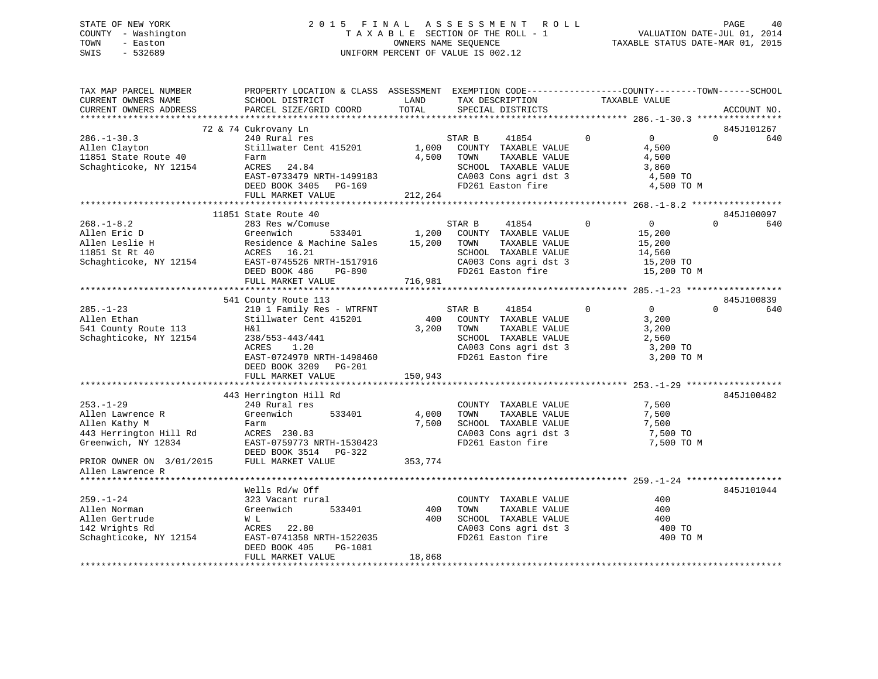STATE OF NEW YORK
COUNTY - Washington
TOWN - Easton
SWIS - 532689

2015 FINAL ASSESSMENT ROLL
TAXABLE SECTION OF THE ROLL - 1
OWNERS NAME SEQUENCE
UNIFORM PERCENT OF VALUE IS 002.12

VALUATION DATE-JUL 01, 2014
TAXABLE STATUS DATE-MAR 01, 2015

```
TAX MAP PARCEL NUMBER          PROPERTY LOCATION & CLASS  ASSESSMENT  EXEMPTION CODE------------------COUNTY--------TOWN------SCHOOL
CURRENT OWNERS NAME            SCHOOL DISTRICT             LAND       TAX DESCRIPTION            TAXABLE VALUE
CURRENT OWNERS ADDRESS         PARCEL SIZE/GRID COORD      TOTAL      SPECIAL DISTRICTS                                  ACCOUNT NO.
******************************************************************************************************* 286.-1-30.3 ****************
                        72 & 74 Cukrovany Ln                                                                           845J101267
286.-1-30.3                    240 Rural res                          STAR B     41854         0          0          0        640
Allen Clayton                  Stillwater Cent 415201      1,000      COUNTY  TAXABLE VALUE            4,500
11851 State Route 40           Farm                        4,500      TOWN    TAXABLE VALUE            4,500
Schaghticoke, NY 12154         ACRES    24.84                         SCHOOL  TAXABLE VALUE            3,860
                               EAST-0733479 NRTH-1499183              CA003 Cons agri dst 3            4,500 TO
                               DEED BOOK 3405   PG-169                FD261 Easton fire                4,500 TO M
                               FULL MARKET VALUE           212,264
******************************************************************************************************* 268.-1-8.2 *****************
                        11851 State Route 40                                                                           845J100097
268.-1-8.2                     283 Res w/Comuse                       STAR B     41854         0          0          0        640
Allen Eric D                   Greenwich       533401      1,200      COUNTY  TAXABLE VALUE           15,200
Allen Leslie H                 Residence & Machine Sales  15,200      TOWN    TAXABLE VALUE           15,200
11851 St Rt 40                 ACRES    16.21                         SCHOOL  TAXABLE VALUE           14,560
Schaghticoke, NY 12154         EAST-0745526 NRTH-1517916              CA003 Cons agri dst 3           15,200 TO
                               DEED BOOK 486    PG-890                FD261 Easton fire               15,200 TO M
                               FULL MARKET VALUE           716,981
******************************************************************************************************* 285.-1-23 ******************
                        541 County Route 113                                                                           845J100839
285.-1-23                      210 1 Family Res - WTRFNT              STAR B     41854         0          0          0        640
Allen Ethan                    Stillwater Cent 415201        400      COUNTY  TAXABLE VALUE            3,200
541 County Route 113           H&l                         3,200      TOWN    TAXABLE VALUE            3,200
Schaghticoke, NY 12154         238/553-443/441                        SCHOOL  TAXABLE VALUE            2,560
                               ACRES     1.20                         CA003 Cons agri dst 3            3,200 TO
                               EAST-0724970 NRTH-1498460              FD261 Easton fire                3,200 TO M
                               DEED BOOK 3209   PG-201
                               FULL MARKET VALUE           150,943
******************************************************************************************************* 253.-1-29 ******************
                        443 Herrington Hill Rd                                                                         845J100482
253.-1-29                      240 Rural res                          COUNTY  TAXABLE VALUE            7,500
Allen Lawrence R               Greenwich       533401      4,000      TOWN    TAXABLE VALUE            7,500
Allen Kathy M                  Farm                        7,500      SCHOOL  TAXABLE VALUE            7,500
443 Herrington Hill Rd         ACRES   230.83                         CA003 Cons agri dst 3            7,500 TO
Greenwich, NY 12834            EAST-0759773 NRTH-1530423              FD261 Easton fire                7,500 TO M
                               DEED BOOK 3514   PG-322
PRIOR OWNER ON 3/01/2015       FULL MARKET VALUE           353,774
Allen Lawrence R
******************************************************************************************************* 259.-1-24 ******************
                        Wells Rd/w Off                                                                                 845J101044
259.-1-24                      323 Vacant rural                       COUNTY  TAXABLE VALUE              400
Allen Norman                   Greenwich       533401        400      TOWN    TAXABLE VALUE              400
Allen Gertrude                 W L                           400      SCHOOL  TAXABLE VALUE              400
142 Wrights Rd                 ACRES    22.80                         CA003 Cons agri dst 3              400 TO
Schaghticoke, NY 12154         EAST-0741358 NRTH-1522035              FD261 Easton fire                  400 TO M
                               DEED BOOK 405    PG-1081
                               FULL MARKET VALUE            18,868
************************************************************************************************************************************
```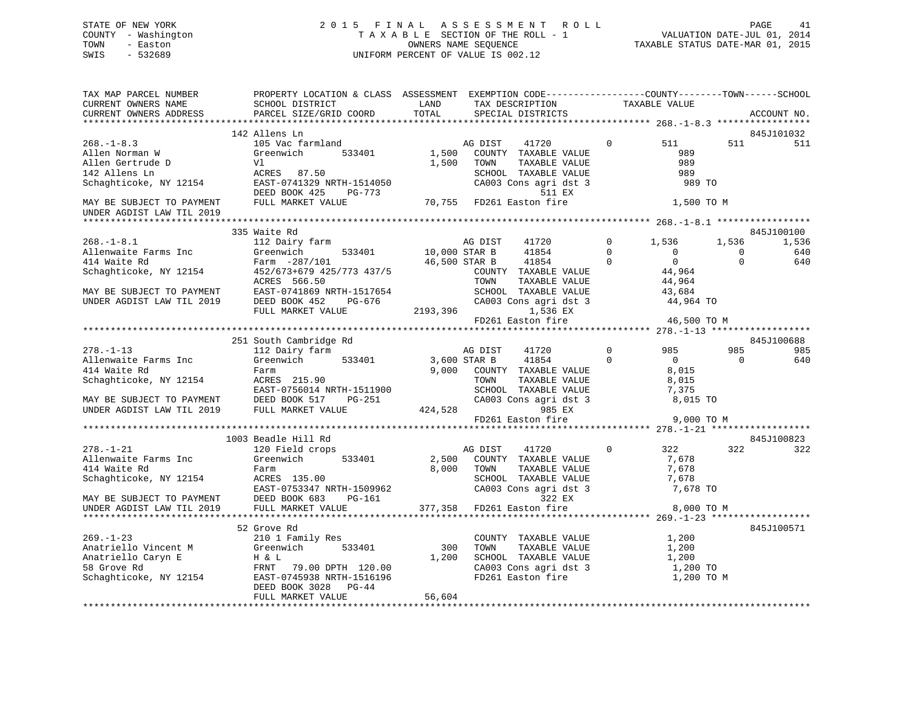STATE OF NEW YORK
COUNTY - Washington
TOWN - Easton
SWIS - 532689

2 0 1 5 F I N A L A S S E S S M E N T R O L L
T A X A B L E SECTION OF THE ROLL - 1
OWNERS NAME SEQUENCE
UNIFORM PERCENT OF VALUE IS 002.12

VALUATION DATE-JUL 01, 2014
TAXABLE STATUS DATE-MAR 01, 2015

```
TAX MAP PARCEL NUMBER          PROPERTY LOCATION & CLASS  ASSESSMENT  EXEMPTION CODE------------------COUNTY--------TOWN------SCHOOL
CURRENT OWNERS NAME            SCHOOL DISTRICT              LAND      TAX DESCRIPTION            TAXABLE VALUE
CURRENT OWNERS ADDRESS         PARCEL SIZE/GRID COORD       TOTAL     SPECIAL DISTRICTS                                     ACCOUNT NO.
******************************************************************************************************* 268.-1-8.3 *****************
                               142 Allens Ln                                                                                845J101032
268.-1-8.3                     105 Vac farmland                       AG DIST    41720         0         511          511          511
Allen Norman W                 Greenwich       533401         1,500   COUNTY  TAXABLE VALUE              989
Allen Gertrude D               Vl                             1,500   TOWN    TAXABLE VALUE              989
142 Allens Ln                  ACRES   87.50                          SCHOOL  TAXABLE VALUE              989
Schaghticoke, NY 12154         EAST-0741329 NRTH-1514050              CA003 Cons agri dst 3               989 TO
                               DEED BOOK 425    PG-773                           511 EX
MAY BE SUBJECT TO PAYMENT      FULL MARKET VALUE             70,755   FD261 Easton fire                 1,500 TO M
UNDER AGDIST LAW TIL 2019
******************************************************************************************************* 268.-1-8.1 *****************
                               335 Waite Rd                                                                                 845J100100
268.-1-8.1                     112 Dairy farm                         AG DIST    41720         0       1,536        1,536        1,536
Allenwaite Farms Inc           Greenwich       533401        10,000 STAR B       41854         0           0            0          640
414 Waite Rd                   Farm  -287/101                46,500 STAR B       41854         0           0            0          640
Schaghticoke, NY 12154         452/673+679 425/773 437/5             COUNTY  TAXABLE VALUE           44,964
                               ACRES  566.50                          TOWN    TAXABLE VALUE           44,964
MAY BE SUBJECT TO PAYMENT      EAST-0741869 NRTH-1517654              SCHOOL  TAXABLE VALUE           43,684
UNDER AGDIST LAW TIL 2019      DEED BOOK 452    PG-676                CA003 Cons agri dst 3             44,964 TO
                               FULL MARKET VALUE           2193,396             1,536 EX
                                                                      FD261 Easton fire                46,500 TO M
******************************************************************************************************* 278.-1-13 ******************
                               251 South Cambridge Rd                                                                       845J100688
278.-1-13                      112 Dairy farm                         AG DIST    41720         0         985          985          985
Allenwaite Farms Inc           Greenwich       533401         3,600 STAR B       41854         0           0            0          640
414 Waite Rd                   Farm                           9,000   COUNTY  TAXABLE VALUE            8,015
Schaghticoke, NY 12154         ACRES  215.90                          TOWN    TAXABLE VALUE            8,015
                               EAST-0756014 NRTH-1511900              SCHOOL  TAXABLE VALUE            7,375
MAY BE SUBJECT TO PAYMENT      DEED BOOK 517    PG-251                CA003 Cons agri dst 3              8,015 TO
UNDER AGDIST LAW TIL 2019      FULL MARKET VALUE            424,528              985 EX
                                                                      FD261 Easton fire                 9,000 TO M
******************************************************************************************************* 278.-1-21 ******************
                               1003 Beadle Hill Rd                                                                          845J100823
278.-1-21                      120 Field crops                        AG DIST    41720         0         322          322          322
Allenwaite Farms Inc           Greenwich       533401         2,500   COUNTY  TAXABLE VALUE            7,678
414 Waite Rd                   Farm                           8,000   TOWN    TAXABLE VALUE            7,678
Schaghticoke, NY 12154         ACRES  135.00                          SCHOOL  TAXABLE VALUE            7,678
                               EAST-0753347 NRTH-1509962              CA003 Cons agri dst 3              7,678 TO
MAY BE SUBJECT TO PAYMENT      DEED BOOK 683    PG-161                           322 EX
UNDER AGDIST LAW TIL 2019      FULL MARKET VALUE            377,358   FD261 Easton fire                 8,000 TO M
******************************************************************************************************* 269.-1-23 ******************
                               52 Grove Rd                                                                                  845J100571
269.-1-23                      210 1 Family Res                       COUNTY  TAXABLE VALUE            1,200
Anatriello Vincent M           Greenwich       533401           300   TOWN    TAXABLE VALUE            1,200
Anatriello Caryn E             H & L                          1,200   SCHOOL  TAXABLE VALUE            1,200
58 Grove Rd                    FRNT   79.00 DPTH 120.00               CA003 Cons agri dst 3              1,200 TO
Schaghticoke, NY 12154         EAST-0745938 NRTH-1516196              FD261 Easton fire                 1,200 TO M
                               DEED BOOK 3028   PG-44
                               FULL MARKET VALUE             56,604
************************************************************************************************************************************
```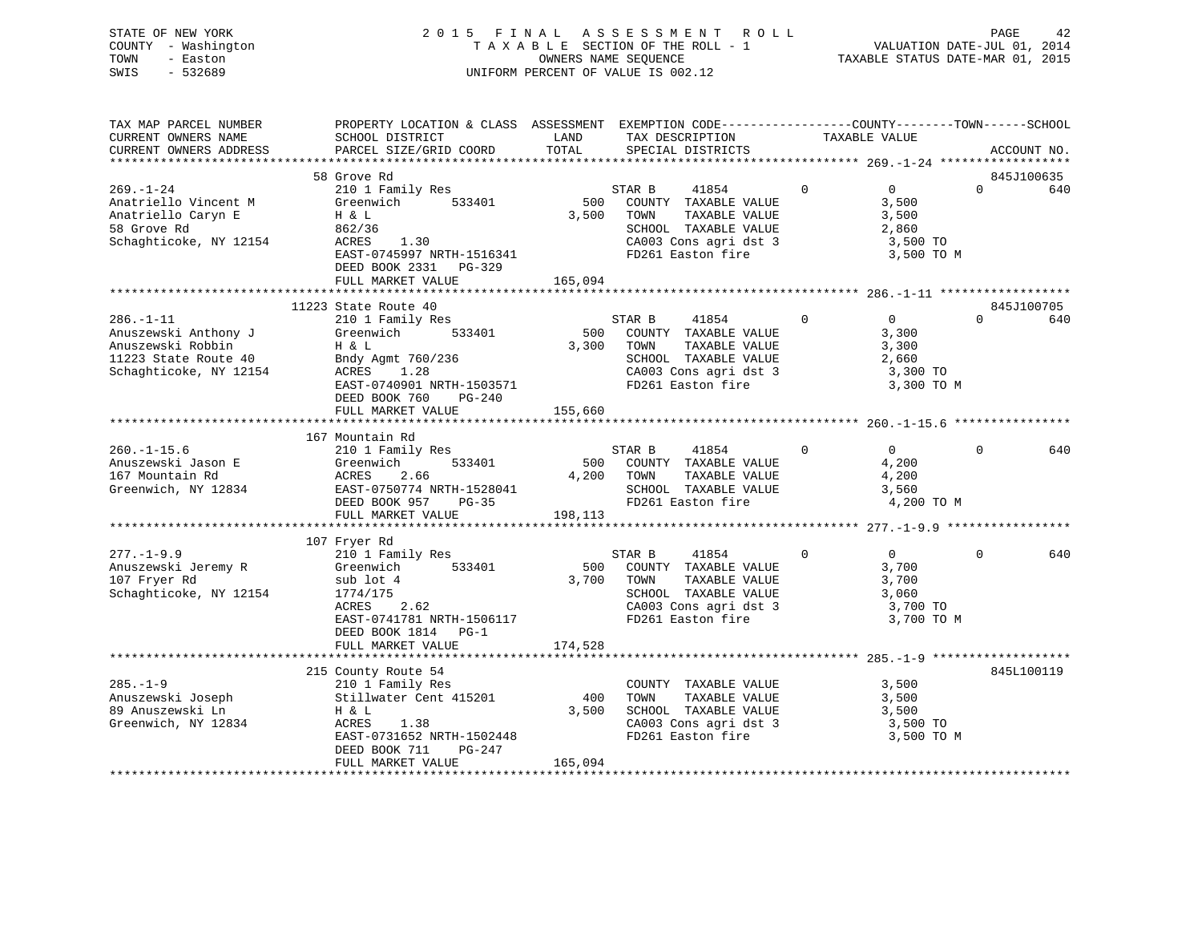STATE OF NEW YORK — 2015 FINAL ASSESSMENT ROLL
COUNTY - Washington — TAXABLE SECTION OF THE ROLL - 1 — VALUATION DATE-JUL 01, 2014
TOWN - Easton — OWNERS NAME SEQUENCE — TAXABLE STATUS DATE-MAR 01, 2015
SWIS - 532689 — UNIFORM PERCENT OF VALUE IS 002.12

| TAX MAP PARCEL NUMBER / CURRENT OWNERS NAME / CURRENT OWNERS ADDRESS | PROPERTY LOCATION & CLASS / SCHOOL DISTRICT / PARCEL SIZE/GRID COORD | ASSESSMENT LAND / TOTAL | EXEMPTION CODE / TAX DESCRIPTION / SPECIAL DISTRICTS | COUNTY | TOWN | SCHOOL | ACCOUNT NO. |
|---|---|---|---|---|---|---|---|
| **269.-1-24** | 58 Grove Rd | | | | | | 845J100635 |
| 269.-1-24 | 210 1 Family Res | | STAR B 41854 | 0 | 0 | 640 | |
| Anatriello Vincent M | Greenwich 533401 | 500 | COUNTY TAXABLE VALUE | 3,500 | | | |
| Anatriello Caryn E | H & L | 3,500 | TOWN TAXABLE VALUE | | 3,500 | | |
| 58 Grove Rd | 862/36 | | SCHOOL TAXABLE VALUE | | | 2,860 | |
| Schaghticoke, NY 12154 | ACRES 1.30 | | CA003 Cons agri dst 3 | 3,500 TO | | | |
| | EAST-0745997 NRTH-1516341 | | FD261 Easton fire | 3,500 TO M | | | |
| | DEED BOOK 2331 PG-329 | | | | | | |
| | FULL MARKET VALUE | 165,094 | | | | | |
| **286.-1-11** | 11223 State Route 40 | | | | | | 845J100705 |
| 286.-1-11 | 210 1 Family Res | | STAR B 41854 | 0 | 0 | 640 | |
| Anuszewski Anthony J | Greenwich 533401 | 500 | COUNTY TAXABLE VALUE | 3,300 | | | |
| Anuszewski Robbin | H & L | 3,300 | TOWN TAXABLE VALUE | | 3,300 | | |
| 11223 State Route 40 | Bndy Agmt 760/236 | | SCHOOL TAXABLE VALUE | | | 2,660 | |
| Schaghticoke, NY 12154 | ACRES 1.28 | | CA003 Cons agri dst 3 | 3,300 TO | | | |
| | EAST-0740901 NRTH-1503571 | | FD261 Easton fire | 3,300 TO M | | | |
| | DEED BOOK 760 PG-240 | | | | | | |
| | FULL MARKET VALUE | 155,660 | | | | | |
| **260.-1-15.6** | 167 Mountain Rd | | | | | | |
| 260.-1-15.6 | 210 1 Family Res | | STAR B 41854 | 0 | 0 | 640 | |
| Anuszewski Jason E | Greenwich 533401 | 500 | COUNTY TAXABLE VALUE | 4,200 | | | |
| 167 Mountain Rd | ACRES 2.66 | 4,200 | TOWN TAXABLE VALUE | | 4,200 | | |
| Greenwich, NY 12834 | EAST-0750774 NRTH-1528041 | | SCHOOL TAXABLE VALUE | | | 3,560 | |
| | DEED BOOK 957 PG-35 | | FD261 Easton fire | 4,200 TO M | | | |
| | FULL MARKET VALUE | 198,113 | | | | | |
| **277.-1-9.9** | 107 Fryer Rd | | | | | | |
| 277.-1-9.9 | 210 1 Family Res | | STAR B 41854 | 0 | 0 | 640 | |
| Anuszewski Jeremy R | Greenwich 533401 | 500 | COUNTY TAXABLE VALUE | 3,700 | | | |
| 107 Fryer Rd | sub lot 4 | 3,700 | TOWN TAXABLE VALUE | | 3,700 | | |
| Schaghticoke, NY 12154 | 1774/175 | | SCHOOL TAXABLE VALUE | | | 3,060 | |
| | ACRES 2.62 | | CA003 Cons agri dst 3 | 3,700 TO | | | |
| | EAST-0741781 NRTH-1506117 | | FD261 Easton fire | 3,700 TO M | | | |
| | DEED BOOK 1814 PG-1 | | | | | | |
| | FULL MARKET VALUE | 174,528 | | | | | |
| **285.-1-9** | 215 County Route 54 | | | | | | 845L100119 |
| 285.-1-9 | 210 1 Family Res | | COUNTY TAXABLE VALUE | 3,500 | | | |
| Anuszewski Joseph | Stillwater Cent 415201 | 400 | TOWN TAXABLE VALUE | | 3,500 | | |
| 89 Anuszewski Ln | H & L | 3,500 | SCHOOL TAXABLE VALUE | | | 3,500 | |
| Greenwich, NY 12834 | ACRES 1.38 | | CA003 Cons agri dst 3 | 3,500 TO | | | |
| | EAST-0731652 NRTH-1502448 | | FD261 Easton fire | 3,500 TO M | | | |
| | DEED BOOK 711 PG-247 | | | | | | |
| | FULL MARKET VALUE | 165,094 | | | | | |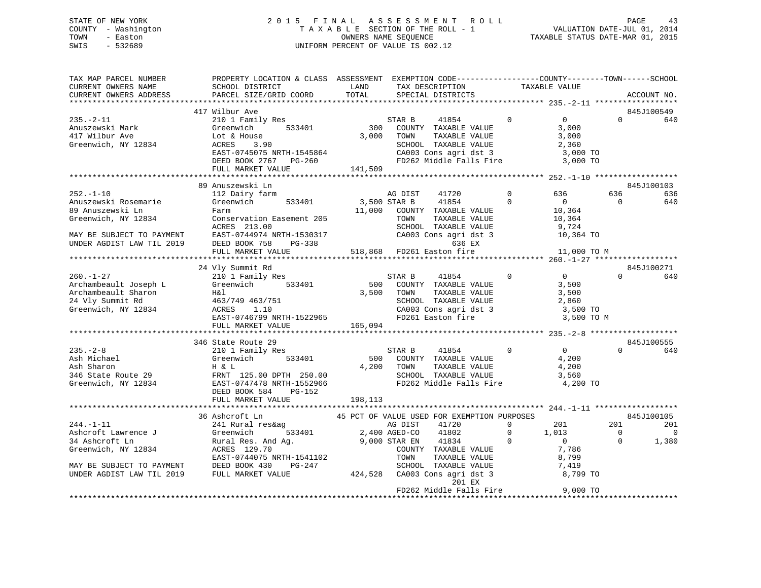STATE OF NEW YORK
COUNTY - Washington
TOWN - Easton
SWIS - 532689

2 0 1 5 F I N A L A S S E S S M E N T R O L L
T A X A B L E SECTION OF THE ROLL - 1
OWNERS NAME SEQUENCE
UNIFORM PERCENT OF VALUE IS 002.12

VALUATION DATE-JUL 01, 2014
TAXABLE STATUS DATE-MAR 01, 2015

```
TAX MAP PARCEL NUMBER          PROPERTY LOCATION & CLASS  ASSESSMENT  EXEMPTION CODE------------------COUNTY--------TOWN------SCHOOL
CURRENT OWNERS NAME            SCHOOL DISTRICT              LAND      TAX DESCRIPTION            TAXABLE VALUE
CURRENT OWNERS ADDRESS         PARCEL SIZE/GRID COORD      TOTAL      SPECIAL DISTRICTS                                      ACCOUNT NO.
******************************************************************************************************* 235.-2-11 ******************
                               417 Wilbur Ave                                                                            845J100549
235.-2-11                      210 1 Family Res                        STAR B      41854          0           0           0        640
Anuszewski Mark                Greenwich        533401        300      COUNTY  TAXABLE VALUE               3,000
417 Wilbur Ave                 Lot & House                  3,000      TOWN    TAXABLE VALUE               3,000
Greenwich, NY 12834            ACRES     3.90                          SCHOOL  TAXABLE VALUE               2,360
                               EAST-0745075 NRTH-1545864               CA003 Cons agri dst 3               3,000 TO
                               DEED BOOK 2767   PG-260                 FD262 Middle Falls Fire             3,000 TO
                               FULL MARKET VALUE          141,509
******************************************************************************************************* 252.-1-10 ******************
                               89 Anuszewski Ln                                                                          845J100103
252.-1-10                      112 Dairy farm                          AG DIST     41720          0         636         636        636
Anuszewski Rosemarie           Greenwich        533401      3,500 STAR B      41854          0           0           0        640
89 Anuszewski Ln               Farm                        11,000      COUNTY  TAXABLE VALUE              10,364
Greenwich, NY 12834            Conservation Easement 205               TOWN    TAXABLE VALUE              10,364
                               ACRES  213.00                           SCHOOL  TAXABLE VALUE               9,724
MAY BE SUBJECT TO PAYMENT      EAST-0744974 NRTH-1530317               CA003 Cons agri dst 3              10,364 TO
UNDER AGDIST LAW TIL 2019      DEED BOOK 758    PG-338                           636 EX
                               FULL MARKET VALUE          518,868 FD261 Easton fire                  11,000 TO M
******************************************************************************************************* 260.-1-27 ******************
                               24 Vly Summit Rd                                                                          845J100271
260.-1-27                      210 1 Family Res                        STAR B      41854          0           0           0        640
Archambeault Joseph L          Greenwich        533401        500      COUNTY  TAXABLE VALUE               3,500
Archambeault Sharon            H&l                          3,500      TOWN    TAXABLE VALUE               3,500
24 Vly Summit Rd               463/749 463/751                         SCHOOL  TAXABLE VALUE               2,860
Greenwich, NY 12834            ACRES     1.10                          CA003 Cons agri dst 3               3,500 TO
                               EAST-0746799 NRTH-1522965               FD261 Easton fire                   3,500 TO M
                               FULL MARKET VALUE          165,094
******************************************************************************************************* 235.-2-8 *******************
                               346 State Route 29                                                                        845J100555
235.-2-8                       210 1 Family Res                        STAR B      41854          0           0           0        640
Ash Michael                    Greenwich        533401        500      COUNTY  TAXABLE VALUE               4,200
Ash Sharon                     H & L                        4,200      TOWN    TAXABLE VALUE               4,200
346 State Route 29             FRNT  125.00 DPTH  250.00               SCHOOL  TAXABLE VALUE               3,560
Greenwich, NY 12834            EAST-0747478 NRTH-1552966               FD262 Middle Falls Fire             4,200 TO
                               DEED BOOK 584    PG-152
                               FULL MARKET VALUE          198,113
******************************************************************************************************* 244.-1-11 ******************
                               36 Ashcroft Ln               45 PCT OF VALUE USED FOR EXEMPTION PURPOSES                  845J100105
244.-1-11                      241 Rural res&ag                        AG DIST     41720          0         201         201        201
Ashcroft Lawrence J            Greenwich        533401      2,400 AGED-CO     41802          0       1,013           0          0
34 Ashcroft Ln                 Rural Res. And Ag.           9,000 STAR EN     41834          0           0           0      1,380
Greenwich, NY 12834            ACRES  129.70                           COUNTY  TAXABLE VALUE               7,786
                               EAST-0744075 NRTH-1541102               TOWN    TAXABLE VALUE               8,799
MAY BE SUBJECT TO PAYMENT      DEED BOOK 430    PG-247                 SCHOOL  TAXABLE VALUE               7,419
UNDER AGDIST LAW TIL 2019      FULL MARKET VALUE          424,528      CA003 Cons agri dst 3               8,799 TO
                                                                                 201 EX
                                                                       FD262 Middle Falls Fire             9,000 TO
************************************************************************************************************************************
```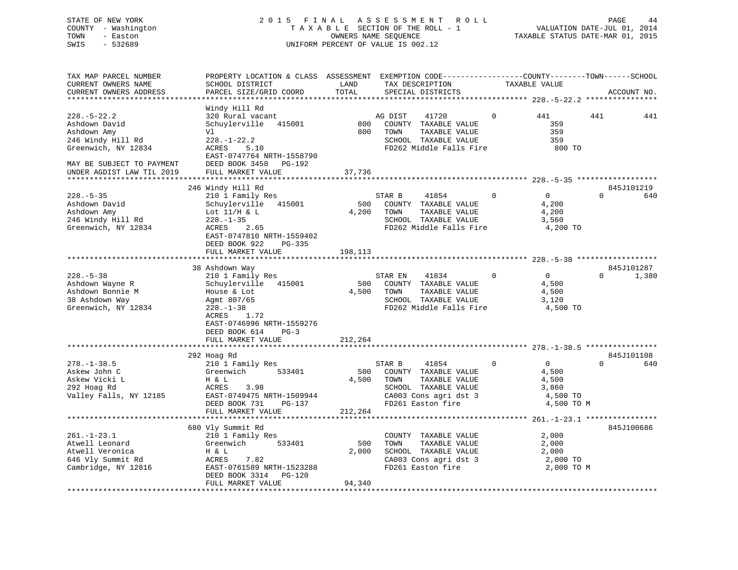STATE OF NEW YORK
COUNTY - Washington
TOWN - Easton
SWIS - 532689

# 2015 FINAL ASSESSMENT ROLL
TAXABLE SECTION OF THE ROLL - 1
OWNERS NAME SEQUENCE
UNIFORM PERCENT OF VALUE IS 002.12

VALUATION DATE-JUL 01, 2014
TAXABLE STATUS DATE-MAR 01, 2015

```
TAX MAP PARCEL NUMBER          PROPERTY LOCATION & CLASS  ASSESSMENT  EXEMPTION CODE------------------COUNTY--------TOWN------SCHOOL
CURRENT OWNERS NAME            SCHOOL DISTRICT               LAND      TAX DESCRIPTION            TAXABLE VALUE
CURRENT OWNERS ADDRESS         PARCEL SIZE/GRID COORD        TOTAL     SPECIAL DISTRICTS                                   ACCOUNT NO.
******************************************************************************************************* 228.-5-22.2 ****************
                               Windy Hill Rd
228.-5-22.2                    320 Rural vacant                      AG DIST     41720         0         441        441         441
Ashdown David                  Schuylerville   415001        800     COUNTY  TAXABLE VALUE               359
Ashdown Amy                    Vl                            800     TOWN    TAXABLE VALUE               359
246 Windy Hill Rd              228.-1-22.2                           SCHOOL  TAXABLE VALUE               359
Greenwich, NY 12834            ACRES     5.10                        FD262 Middle Falls Fire               800 TO
                               EAST-0747764 NRTH-1558790
MAY BE SUBJECT TO PAYMENT      DEED BOOK 3458   PG-192
UNDER AGDIST LAW TIL 2019      FULL MARKET VALUE          37,736
******************************************************************************************************* 228.-5-35 ******************
                               246 Windy Hill Rd                                                                      845J101219
228.-5-35                      210 1 Family Res                      STAR B      41854         0           0          0         640
Ashdown David                  Schuylerville   415001        500     COUNTY  TAXABLE VALUE             4,200
Ashdown Amy                    Lot 11/H & L                4,200     TOWN    TAXABLE VALUE             4,200
246 Windy Hill Rd              228.-1-35                             SCHOOL  TAXABLE VALUE             3,560
Greenwich, NY 12834            ACRES     2.65                        FD262 Middle Falls Fire             4,200 TO
                               EAST-0747810 NRTH-1559402
                               DEED BOOK 922    PG-335
                               FULL MARKET VALUE         198,113
******************************************************************************************************* 228.-5-38 ******************
                               38 Ashdown Way                                                                         845J101287
228.-5-38                      210 1 Family Res                      STAR EN     41834         0           0          0       1,380
Ashdown Wayne R                Schuylerville   415001        500     COUNTY  TAXABLE VALUE             4,500
Ashdown Bonnie M               House & Lot                 4,500     TOWN    TAXABLE VALUE             4,500
38 Ashdown Way                 Agmt 807/65                           SCHOOL  TAXABLE VALUE             3,120
Greenwich, NY 12834            228.-1-38                             FD262 Middle Falls Fire             4,500 TO
                               ACRES     1.72
                               EAST-0746996 NRTH-1559276
                               DEED BOOK 614    PG-3
                               FULL MARKET VALUE         212,264
******************************************************************************************************* 278.-1-38.5 ****************
                               292 Hoag Rd                                                                            845J101108
278.-1-38.5                    210 1 Family Res                      STAR B      41854         0           0          0         640
Askew John C                   Greenwich       533401        500     COUNTY  TAXABLE VALUE             4,500
Askew Vicki L                  H & L                       4,500     TOWN    TAXABLE VALUE             4,500
292 Hoag Rd                    ACRES     3.98                        SCHOOL  TAXABLE VALUE             3,860
Valley Falls, NY 12185         EAST-0749475 NRTH-1509944             CA003 Cons agri dst 3               4,500 TO
                               DEED BOOK 731    PG-137               FD261 Easton fire                   4,500 TO M
                               FULL MARKET VALUE         212,264
******************************************************************************************************* 261.-1-23.1 ****************
                               680 Vly Summit Rd                                                                      845J100686
261.-1-23.1                    210 1 Family Res                      COUNTY  TAXABLE VALUE             2,000
Atwell Leonard                 Greenwich       533401        500     TOWN    TAXABLE VALUE             2,000
Atwell Veronica                H & L                       2,000     SCHOOL  TAXABLE VALUE             2,000
646 Vly Summit Rd              ACRES     7.82                        CA003 Cons agri dst 3               2,000 TO
Cambridge, NY 12816            EAST-0761589 NRTH-1523288             FD261 Easton fire                   2,000 TO M
                               DEED BOOK 3314   PG-120
                               FULL MARKET VALUE          94,340
************************************************************************************************************************************
```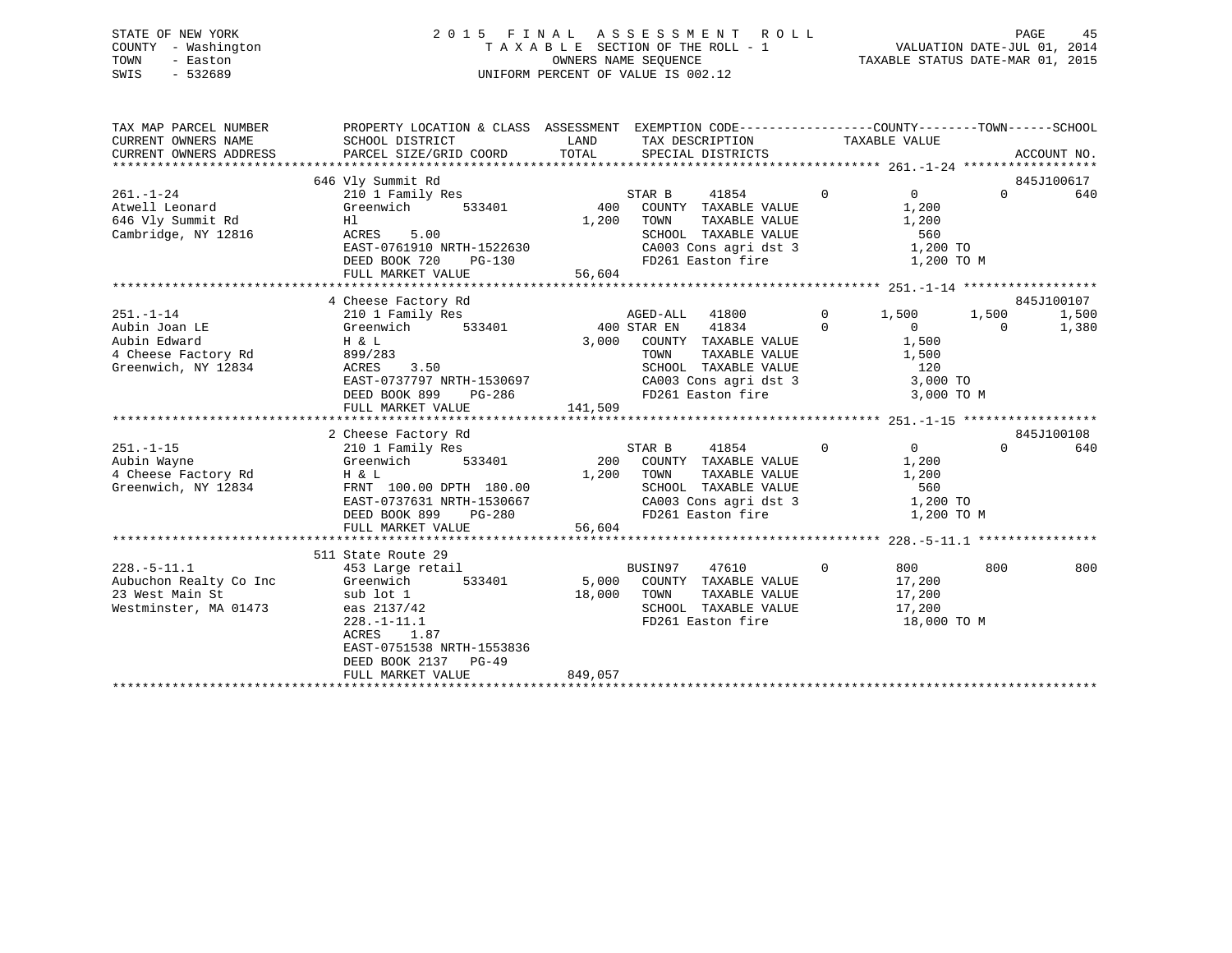STATE OF NEW YORK
COUNTY - Washington
TOWN - Easton
SWIS - 532689

# 2 0 1 5 F I N A L A S S E S S M E N T R O L L

T A X A B L E SECTION OF THE ROLL - 1
OWNERS NAME SEQUENCE
UNIFORM PERCENT OF VALUE IS 002.12

VALUATION DATE-JUL 01, 2014
TAXABLE STATUS DATE-MAR 01, 2015

```
TAX MAP PARCEL NUMBER     PROPERTY LOCATION & CLASS  ASSESSMENT  EXEMPTION CODE-----------------COUNTY--------TOWN------SCHOOL
CURRENT OWNERS NAME       SCHOOL DISTRICT               LAND      TAX DESCRIPTION            TAXABLE VALUE
CURRENT OWNERS ADDRESS    PARCEL SIZE/GRID COORD        TOTAL     SPECIAL DISTRICTS                                    ACCOUNT NO.
******************************************************************************************** 261.-1-24 ******************
                          646 Vly Summit Rd                                                                             845J100617
261.-1-24                 210 1 Family Res                  STAR B    41854         0          0            0          640
Atwell Leonard            Greenwich      533401        400   COUNTY  TAXABLE VALUE           1,200
646 Vly Summit Rd         Hl                          1,200  TOWN    TAXABLE VALUE           1,200
Cambridge, NY 12816       ACRES    5.00                      SCHOOL  TAXABLE VALUE             560
                          EAST-0761910 NRTH-1522630          CA003 Cons agri dst 3           1,200 TO
                          DEED BOOK 720    PG-130            FD261 Easton fire               1,200 TO M
                          FULL MARKET VALUE           56,604
******************************************************************************************** 251.-1-14 ******************
                          4 Cheese Factory Rd                                                                           845J100107
251.-1-14                 210 1 Family Res                  AGED-ALL  41800         0      1,500        1,500        1,500
Aubin Joan LE             Greenwich      533401        400 STAR EN    41834         0          0            0        1,380
Aubin Edward              H & L                       3,000  COUNTY  TAXABLE VALUE           1,500
4 Cheese Factory Rd       899/283                            TOWN    TAXABLE VALUE           1,500
Greenwich, NY 12834       ACRES    3.50                      SCHOOL  TAXABLE VALUE             120
                          EAST-0737797 NRTH-1530697          CA003 Cons agri dst 3           3,000 TO
                          DEED BOOK 899    PG-286            FD261 Easton fire               3,000 TO M
                          FULL MARKET VALUE          141,509
******************************************************************************************** 251.-1-15 ******************
                          2 Cheese Factory Rd                                                                           845J100108
251.-1-15                 210 1 Family Res                  STAR B    41854         0          0            0          640
Aubin Wayne               Greenwich      533401        200   COUNTY  TAXABLE VALUE           1,200
4 Cheese Factory Rd       H & L                       1,200  TOWN    TAXABLE VALUE           1,200
Greenwich, NY 12834       FRNT 100.00 DPTH 180.00            SCHOOL  TAXABLE VALUE             560
                          EAST-0737631 NRTH-1530667          CA003 Cons agri dst 3           1,200 TO
                          DEED BOOK 899    PG-280            FD261 Easton fire               1,200 TO M
                          FULL MARKET VALUE           56,604
******************************************************************************************** 228.-5-11.1 ****************
                          511 State Route 29
228.-5-11.1               453 Large retail                  BUSIN97   47610         0        800          800          800
Aubuchon Realty Co Inc    Greenwich      533401      5,000   COUNTY  TAXABLE VALUE          17,200
23 West Main St           sub lot 1                  18,000  TOWN    TAXABLE VALUE          17,200
Westminster, MA 01473     eas 2137/42                        SCHOOL  TAXABLE VALUE          17,200
                          228.-1-11.1                        FD261 Easton fire              18,000 TO M
                          ACRES    1.87
                          EAST-0751538 NRTH-1553836
                          DEED BOOK 2137   PG-49
                          FULL MARKET VALUE          849,057
****************************************************************************************************************************
```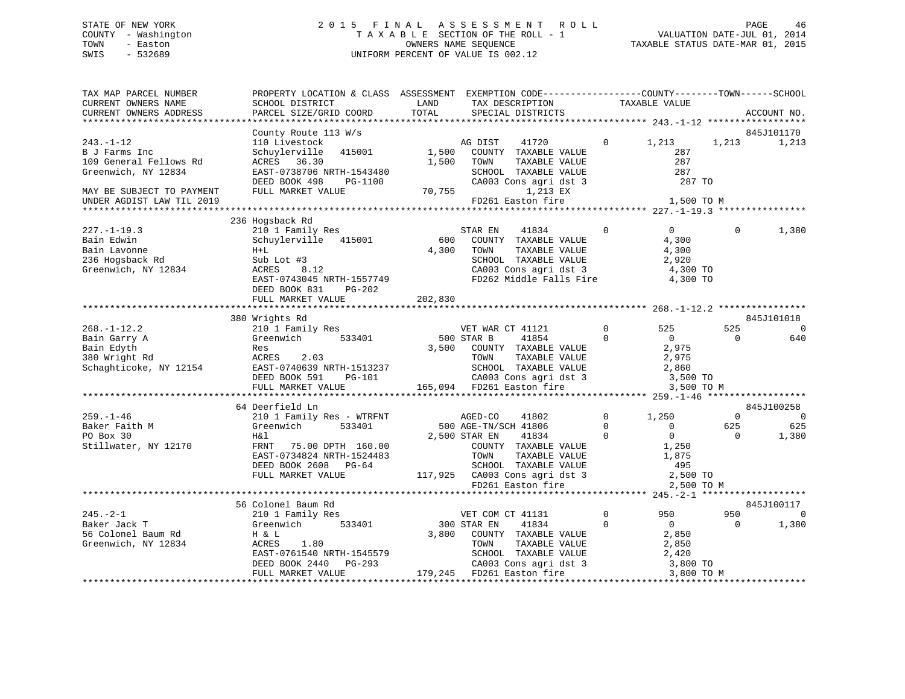STATE OF NEW YORK
COUNTY - Washington
TOWN - Easton
SWIS - 532689

2015 FINAL ASSESSMENT ROLL
TAXABLE SECTION OF THE ROLL - 1
OWNERS NAME SEQUENCE
UNIFORM PERCENT OF VALUE IS 002.12

VALUATION DATE-JUL 01, 2014
TAXABLE STATUS DATE-MAR 01, 2015

```
TAX MAP PARCEL NUMBER          PROPERTY LOCATION & CLASS  ASSESSMENT  EXEMPTION CODE------------------COUNTY--------TOWN------SCHOOL
CURRENT OWNERS NAME            SCHOOL DISTRICT              LAND       TAX DESCRIPTION            TAXABLE VALUE
CURRENT OWNERS ADDRESS         PARCEL SIZE/GRID COORD       TOTAL      SPECIAL DISTRICTS                                       ACCOUNT NO.
******************************************************************************************************* 243.-1-12 ******************
                               County Route 113 W/s                                                                            845J101170
243.-1-12                      110 Livestock                            AG DIST     41720        0      1,213       1,213      1,213
B J Farms Inc                  Schuylerville   415001        1,500   COUNTY  TAXABLE VALUE              287
109 General Fellows Rd         ACRES   36.30                 1,500   TOWN    TAXABLE VALUE              287
Greenwich, NY 12834            EAST-0738706 NRTH-1543480              SCHOOL  TAXABLE VALUE              287
                               DEED BOOK 498    PG-1100                CA003 Cons agri dst 3               287 TO
MAY BE SUBJECT TO PAYMENT      FULL MARKET VALUE            70,755           1,213 EX
UNDER AGDIST LAW TIL 2019                                              FD261 Easton fire                  1,500 TO M
******************************************************************************************************* 227.-1-19.3 ****************
                               236 Hogsback Rd
227.-1-19.3                    210 1 Family Res                         STAR EN     41834        0          0           0      1,380
Bain Edwin                     Schuylerville   415001          600   COUNTY  TAXABLE VALUE            4,300
Bain Lavonne                   H+L                           4,300   TOWN    TAXABLE VALUE            4,300
236 Hogsback Rd                Sub Lot #3                             SCHOOL  TAXABLE VALUE            2,920
Greenwich, NY 12834            ACRES    8.12                          CA003 Cons agri dst 3             4,300 TO
                               EAST-0743045 NRTH-1557749              FD262 Middle Falls Fire           4,300 TO
                               DEED BOOK 831    PG-202
                               FULL MARKET VALUE           202,830
******************************************************************************************************* 268.-1-12.2 ****************
                               380 Wrights Rd                                                                                  845J101018
268.-1-12.2                    210 1 Family Res                         VET WAR CT 41121         0        525         525          0
Bain Garry A                   Greenwich       533401          500 STAR B      41854         0          0           0        640
Bain Edyth                     Res                           3,500   COUNTY  TAXABLE VALUE            2,975
380 Wright Rd                  ACRES    2.03                          TOWN    TAXABLE VALUE            2,975
Schaghticoke, NY 12154         EAST-0740639 NRTH-1513237              SCHOOL  TAXABLE VALUE            2,860
                               DEED BOOK 591    PG-101                 CA003 Cons agri dst 3             3,500 TO
                               FULL MARKET VALUE           165,094   FD261 Easton fire                 3,500 TO M
******************************************************************************************************* 259.-1-46 ******************
                               64 Deerfield Ln                                                                                 845J100258
259.-1-46                      210 1 Family Res - WTRFNT                AGED-CO     41802        0      1,250           0          0
Baker Faith M                  Greenwich       533401          500 AGE-TN/SCH 41806         0          0         625        625
PO Box 30                      H&l                           2,500 STAR EN     41834         0          0           0      1,380
Stillwater, NY 12170           FRNT   75.00 DPTH 160.00               COUNTY  TAXABLE VALUE            1,250
                               EAST-0734824 NRTH-1524483              TOWN    TAXABLE VALUE            1,875
                               DEED BOOK 2608   PG-64                  SCHOOL  TAXABLE VALUE              495
                               FULL MARKET VALUE           117,925   CA003 Cons agri dst 3             2,500 TO
                                                                      FD261 Easton fire                 2,500 TO M
******************************************************************************************************* 245.-2-1 *******************
                               56 Colonel Baum Rd                                                                              845J100117
245.-2-1                       210 1 Family Res                         VET COM CT 41131         0        950         950          0
Baker Jack T                   Greenwich       533401          300 STAR EN     41834         0          0           0      1,380
56 Colonel Baum Rd             H & L                         3,800   COUNTY  TAXABLE VALUE            2,850
Greenwich, NY 12834            ACRES    1.80                          TOWN    TAXABLE VALUE            2,850
                               EAST-0761540 NRTH-1545579              SCHOOL  TAXABLE VALUE            2,420
                               DEED BOOK 2440   PG-293                 CA003 Cons agri dst 3             3,800 TO
                               FULL MARKET VALUE           179,245   FD261 Easton fire                 3,800 TO M
************************************************************************************************************************************
```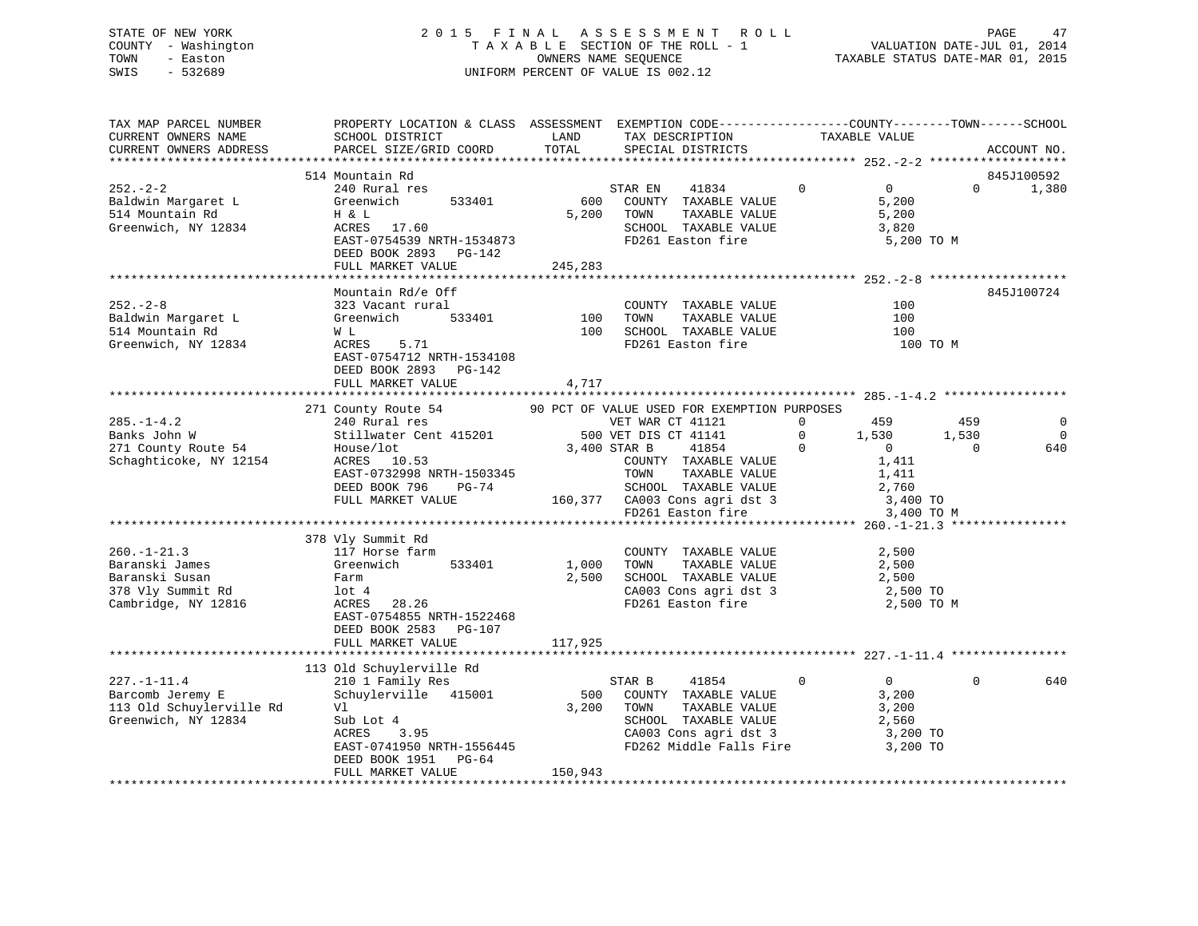STATE OF NEW YORK — 2 0 1 5 F I N A L A S S E S S M E N T R O L L

COUNTY - Washington — T A X A B L E SECTION OF THE ROLL - 1 — VALUATION DATE-JUL 01, 2014

TOWN - Easton — OWNERS NAME SEQUENCE — TAXABLE STATUS DATE-MAR 01, 2015

SWIS - 532689 — UNIFORM PERCENT OF VALUE IS 002.12

```
TAX MAP PARCEL NUMBER          PROPERTY LOCATION & CLASS  ASSESSMENT  EXEMPTION CODE------------------COUNTY--------TOWN------SCHOOL
CURRENT OWNERS NAME            SCHOOL DISTRICT               LAND      TAX DESCRIPTION              TAXABLE VALUE
CURRENT OWNERS ADDRESS         PARCEL SIZE/GRID COORD        TOTAL     SPECIAL DISTRICTS                                 ACCOUNT NO.
******************************************************************************************************* 252.-2-2 *******************
                               514 Mountain Rd                                                                        845J100592
252.-2-2                       240 Rural res                        STAR EN    41834          0          0           0       1,380
Baldwin Margaret L             Greenwich       533401          600   COUNTY  TAXABLE VALUE             5,200
514 Mountain Rd                H & L                         5,200   TOWN    TAXABLE VALUE             5,200
Greenwich, NY 12834            ACRES   17.60                         SCHOOL  TAXABLE VALUE             3,820
                               EAST-0754539 NRTH-1534873             FD261 Easton fire                  5,200 TO M
                               DEED BOOK 2893   PG-142
                               FULL MARKET VALUE           245,283
******************************************************************************************************* 252.-2-8 *******************
                               Mountain Rd/e Off                                                                      845J100724
252.-2-8                       323 Vacant rural                      COUNTY  TAXABLE VALUE               100
Baldwin Margaret L             Greenwich       533401          100   TOWN    TAXABLE VALUE               100
514 Mountain Rd                W L                             100   SCHOOL  TAXABLE VALUE               100
Greenwich, NY 12834            ACRES    5.71                         FD261 Easton fire                    100 TO M
                               EAST-0754712 NRTH-1534108
                               DEED BOOK 2893   PG-142
                               FULL MARKET VALUE             4,717
******************************************************************************************************* 285.-1-4.2 *****************
                               271 County Route 54           90 PCT OF VALUE USED FOR EXEMPTION PURPOSES
285.-1-4.2                     240 Rural res                        VET WAR CT 41121          0        459         459           0
Banks John W                   Stillwater Cent 415201          500 VET DIS CT 41141          0      1,530       1,530           0
271 County Route 54            House/lot                     3,400 STAR B     41854          0          0           0         640
Schaghticoke, NY 12154         ACRES   10.53                         COUNTY  TAXABLE VALUE             1,411
                               EAST-0732998 NRTH-1503345             TOWN    TAXABLE VALUE             1,411
                               DEED BOOK 796    PG-74                SCHOOL  TAXABLE VALUE             2,760
                               FULL MARKET VALUE           160,377   CA003 Cons agri dst 3              3,400 TO
                                                                     FD261 Easton fire                  3,400 TO M
******************************************************************************************************* 260.-1-21.3 ****************
                               378 Vly Summit Rd
260.-1-21.3                    117 Horse farm                        COUNTY  TAXABLE VALUE             2,500
Baranski James                 Greenwich       533401        1,000   TOWN    TAXABLE VALUE             2,500
Baranski Susan                 Farm                          2,500   SCHOOL  TAXABLE VALUE             2,500
378 Vly Summit Rd              lot 4                                 CA003 Cons agri dst 3              2,500 TO
Cambridge, NY 12816            ACRES   28.26                         FD261 Easton fire                  2,500 TO M
                               EAST-0754855 NRTH-1522468
                               DEED BOOK 2583   PG-107
                               FULL MARKET VALUE           117,925
******************************************************************************************************* 227.-1-11.4 ****************
                               113 Old Schuylerville Rd
227.-1-11.4                    210 1 Family Res                     STAR B     41854          0          0           0         640
Barcomb Jeremy E               Schuylerville   415001          500   COUNTY  TAXABLE VALUE             3,200
113 Old Schuylerville Rd       Vl                            3,200   TOWN    TAXABLE VALUE             3,200
Greenwich, NY 12834            Sub Lot 4                             SCHOOL  TAXABLE VALUE             2,560
                               ACRES    3.95                         CA003 Cons agri dst 3              3,200 TO
                               EAST-0741950 NRTH-1556445             FD262 Middle Falls Fire            3,200 TO
                               DEED BOOK 1951   PG-64
                               FULL MARKET VALUE           150,943
************************************************************************************************************************************
```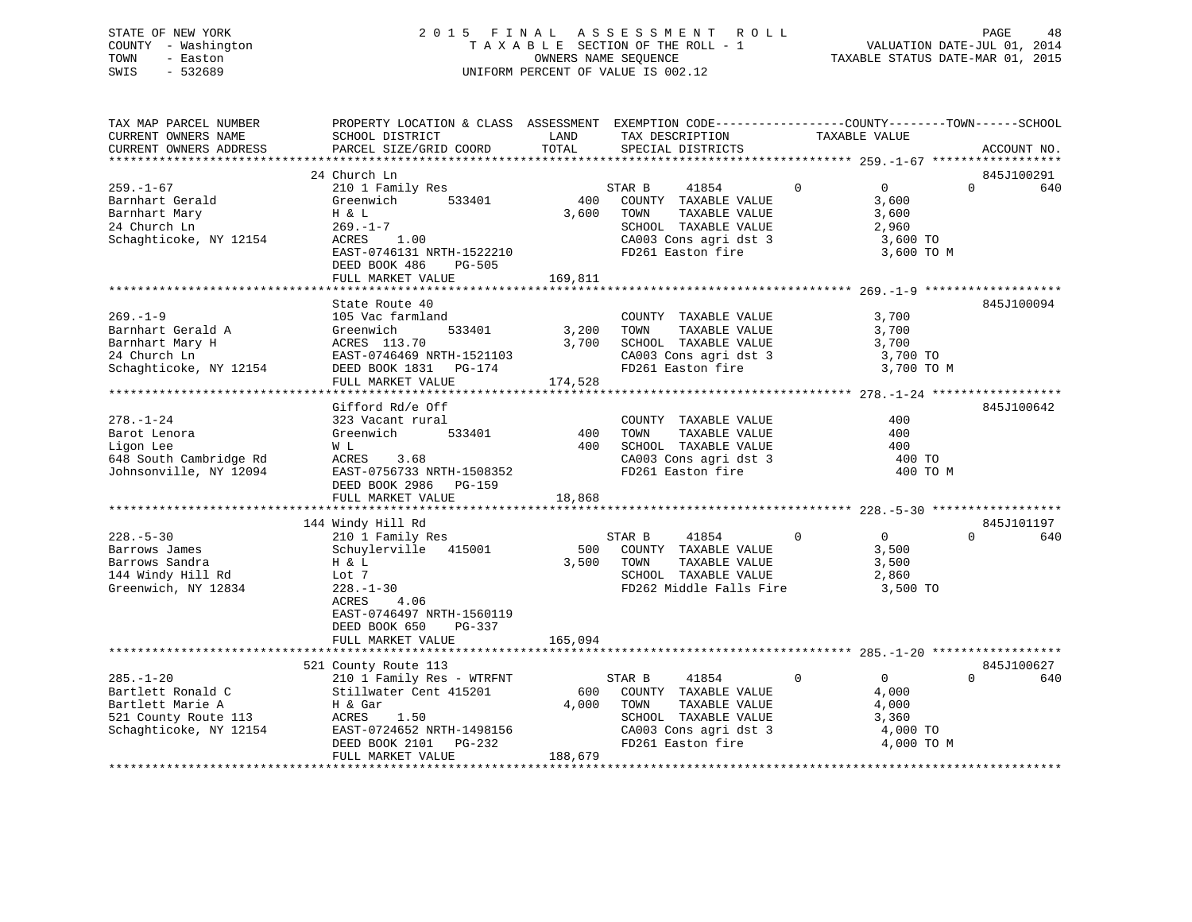STATE OF NEW YORK
COUNTY - Washington
TOWN - Easton
SWIS - 532689

2015 FINAL ASSESSMENT ROLL
TAXABLE SECTION OF THE ROLL - 1
OWNERS NAME SEQUENCE
UNIFORM PERCENT OF VALUE IS 002.12

VALUATION DATE-JUL 01, 2014
TAXABLE STATUS DATE-MAR 01, 2015

```
TAX MAP PARCEL NUMBER      PROPERTY LOCATION & CLASS  ASSESSMENT  EXEMPTION CODE------------------COUNTY--------TOWN------SCHOOL
CURRENT OWNERS NAME        SCHOOL DISTRICT              LAND      TAX DESCRIPTION              TAXABLE VALUE
CURRENT OWNERS ADDRESS     PARCEL SIZE/GRID COORD       TOTAL     SPECIAL DISTRICTS                                     ACCOUNT NO.
****************************************************************************************************** 259.-1-67 ******************
                           24 Church Ln                                                                               845J100291
259.-1-67                  210 1 Family Res                      STAR B      41854           0          0           0        640
Barnhart Gerald            Greenwich       533401          400   COUNTY  TAXABLE VALUE              3,600
Barnhart Mary              H & L                          3,600  TOWN    TAXABLE VALUE              3,600
24 Church Ln               269.-1-7                              SCHOOL  TAXABLE VALUE              2,960
Schaghticoke, NY 12154     ACRES     1.00                        CA003 Cons agri dst 3               3,600 TO
                           EAST-0746131 NRTH-1522210             FD261 Easton fire                   3,600 TO M
                           DEED BOOK 486     PG-505
                           FULL MARKET VALUE            169,811
****************************************************************************************************** 269.-1-9 *******************
                           State Route 40                                                                             845J100094
269.-1-9                   105 Vac farmland                      COUNTY  TAXABLE VALUE              3,700
Barnhart Gerald A          Greenwich       533401         3,200  TOWN    TAXABLE VALUE              3,700
Barnhart Mary H            ACRES  113.70                  3,700  SCHOOL  TAXABLE VALUE              3,700
24 Church Ln               EAST-0746469 NRTH-1521103             CA003 Cons agri dst 3               3,700 TO
Schaghticoke, NY 12154     DEED BOOK 1831    PG-174              FD261 Easton fire                   3,700 TO M
                           FULL MARKET VALUE            174,528
****************************************************************************************************** 278.-1-24 ******************
                           Gifford Rd/e Off                                                                           845J100642
278.-1-24                  323 Vacant rural                      COUNTY  TAXABLE VALUE                400
Barot Lenora               Greenwich       533401          400   TOWN    TAXABLE VALUE                400
Ligon Lee                  W L                             400   SCHOOL  TAXABLE VALUE                400
648 South Cambridge Rd     ACRES     3.68                        CA003 Cons agri dst 3                 400 TO
Johnsonville, NY 12094     EAST-0756733 NRTH-1508352             FD261 Easton fire                     400 TO M
                           DEED BOOK 2986    PG-159
                           FULL MARKET VALUE             18,868
****************************************************************************************************** 228.-5-30 ******************
                           144 Windy Hill Rd                                                                          845J101197
228.-5-30                  210 1 Family Res                      STAR B      41854           0          0           0        640
Barrows James              Schuylerville   415001          500   COUNTY  TAXABLE VALUE              3,500
Barrows Sandra             H & L                          3,500  TOWN    TAXABLE VALUE              3,500
144 Windy Hill Rd          Lot 7                                 SCHOOL  TAXABLE VALUE              2,860
Greenwich, NY 12834        228.-1-30                             FD262 Middle Falls Fire             3,500 TO
                           ACRES     4.06
                           EAST-0746497 NRTH-1560119
                           DEED BOOK 650     PG-337
                           FULL MARKET VALUE            165,094
****************************************************************************************************** 285.-1-20 ******************
                           521 County Route 113                                                                       845J100627
285.-1-20                  210 1 Family Res - WTRFNT             STAR B      41854           0          0           0        640
Bartlett Ronald C          Stillwater Cent 415201          600   COUNTY  TAXABLE VALUE              4,000
Bartlett Marie A           H & Gar                        4,000  TOWN    TAXABLE VALUE              4,000
521 County Route 113       ACRES     1.50                        SCHOOL  TAXABLE VALUE              3,360
Schaghticoke, NY 12154     EAST-0724652 NRTH-1498156             CA003 Cons agri dst 3               4,000 TO
                           DEED BOOK 2101    PG-232              FD261 Easton fire                   4,000 TO M
                           FULL MARKET VALUE            188,679
************************************************************************************************************************************
```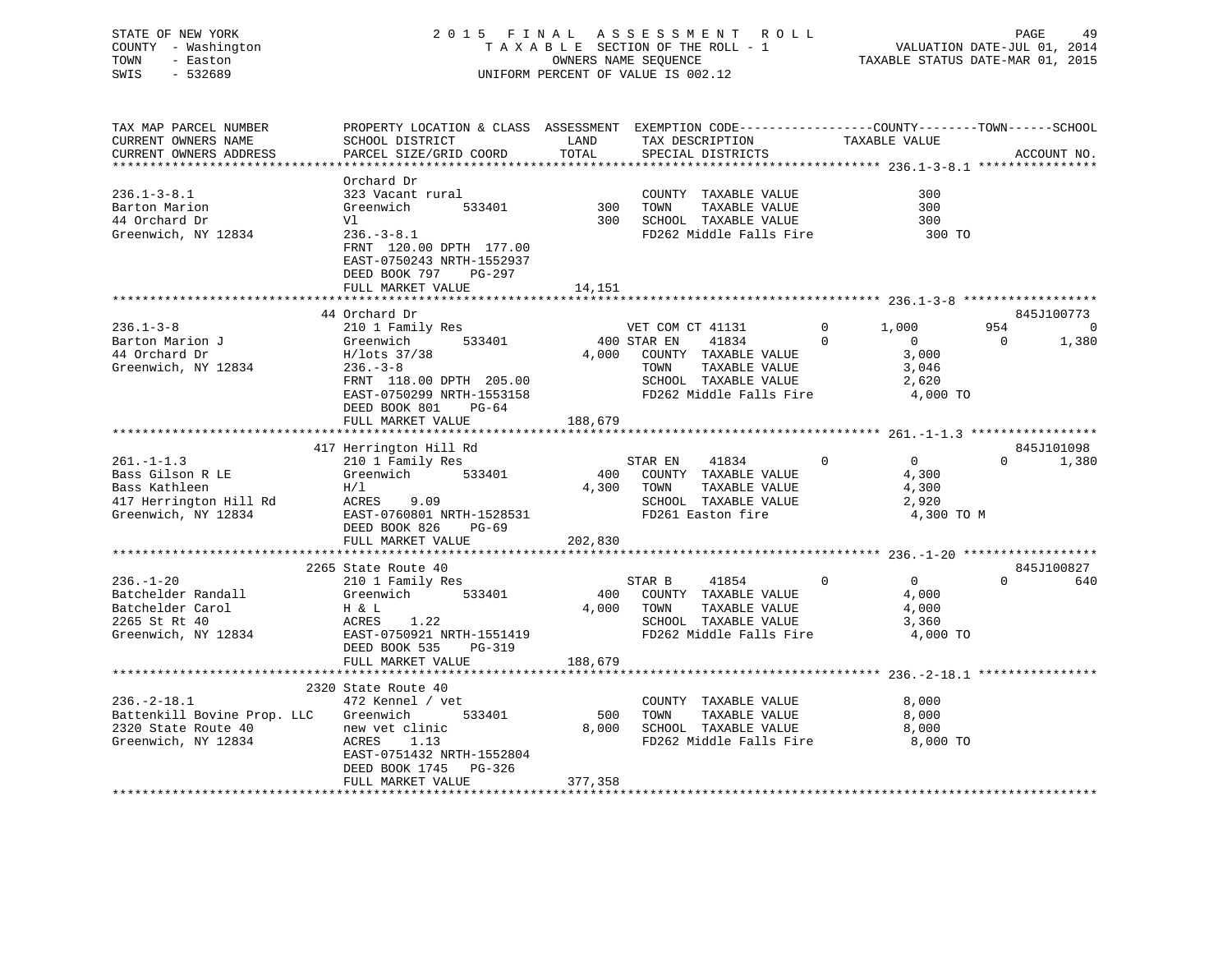STATE OF NEW YORK
COUNTY - Washington
TOWN - Easton
SWIS - 532689

# 2015 FINAL ASSESSMENT ROLL

TAXABLE SECTION OF THE ROLL - 1
OWNERS NAME SEQUENCE
UNIFORM PERCENT OF VALUE IS 002.12

VALUATION DATE-JUL 01, 2014
TAXABLE STATUS DATE-MAR 01, 2015

```
TAX MAP PARCEL NUMBER          PROPERTY LOCATION & CLASS  ASSESSMENT  EXEMPTION CODE------------------COUNTY--------TOWN------SCHOOL
CURRENT OWNERS NAME            SCHOOL DISTRICT               LAND      TAX DESCRIPTION            TAXABLE VALUE
CURRENT OWNERS ADDRESS         PARCEL SIZE/GRID COORD        TOTAL     SPECIAL DISTRICTS                                    ACCOUNT NO.
******************************************************************************************************* 236.1-3-8.1 ****************
                               Orchard Dr
236.1-3-8.1                    323 Vacant rural                        COUNTY  TAXABLE VALUE              300
Barton Marion                  Greenwich       533401         300      TOWN    TAXABLE VALUE              300
44 Orchard Dr                  Vl                             300      SCHOOL  TAXABLE VALUE              300
Greenwich, NY 12834            236.-3-8.1                              FD262 Middle Falls Fire             300 TO
                               FRNT 120.00 DPTH 177.00
                               EAST-0750243 NRTH-1552937
                               DEED BOOK 797    PG-297
                               FULL MARKET VALUE           14,151
******************************************************************************************************* 236.1-3-8 ******************
                               44 Orchard Dr                                                                         845J100773
236.1-3-8                      210 1 Family Res                        VET COM CT 41131       0      1,000         954           0
Barton Marion J                Greenwich       533401         400 STAR EN    41834           0          0             0       1,380
44 Orchard Dr                  H/lots 37/38                 4,000   COUNTY  TAXABLE VALUE            3,000
Greenwich, NY 12834            236.-3-8                                TOWN    TAXABLE VALUE            3,046
                               FRNT 118.00 DPTH 205.00                 SCHOOL  TAXABLE VALUE            2,620
                               EAST-0750299 NRTH-1553158               FD262 Middle Falls Fire           4,000 TO
                               DEED BOOK 801    PG-64
                               FULL MARKET VALUE          188,679
******************************************************************************************************* 261.-1-1.3 *****************
                               417 Herrington Hill Rd                                                                845J101098
261.-1-1.3                     210 1 Family Res                        STAR EN    41834       0          0             0       1,380
Bass Gilson R LE               Greenwich       533401         400      COUNTY  TAXABLE VALUE            4,300
Bass Kathleen                  H/l                          4,300      TOWN    TAXABLE VALUE            4,300
417 Herrington Hill Rd         ACRES    9.09                           SCHOOL  TAXABLE VALUE            2,920
Greenwich, NY 12834            EAST-0760801 NRTH-1528531               FD261 Easton fire                 4,300 TO M
                               DEED BOOK 826    PG-69
                               FULL MARKET VALUE          202,830
******************************************************************************************************* 236.-1-20 ******************
                               2265 State Route 40                                                                   845J100827
236.-1-20                      210 1 Family Res                        STAR B     41854       0          0             0         640
Batchelder Randall             Greenwich       533401         400      COUNTY  TAXABLE VALUE            4,000
Batchelder Carol               H & L                        4,000      TOWN    TAXABLE VALUE            4,000
2265 St Rt 40                  ACRES    1.22                           SCHOOL  TAXABLE VALUE            3,360
Greenwich, NY 12834            EAST-0750921 NRTH-1551419               FD262 Middle Falls Fire           4,000 TO
                               DEED BOOK 535    PG-319
                               FULL MARKET VALUE          188,679
******************************************************************************************************* 236.-2-18.1 ****************
                               2320 State Route 40
236.-2-18.1                    472 Kennel / vet                        COUNTY  TAXABLE VALUE            8,000
Battenkill Bovine Prop. LLC    Greenwich       533401         500      TOWN    TAXABLE VALUE            8,000
2320 State Route 40            new vet clinic               8,000      SCHOOL  TAXABLE VALUE            8,000
Greenwich, NY 12834            ACRES    1.13                           FD262 Middle Falls Fire           8,000 TO
                               EAST-0751432 NRTH-1552804
                               DEED BOOK 1745   PG-326
                               FULL MARKET VALUE          377,358
************************************************************************************************************************************
```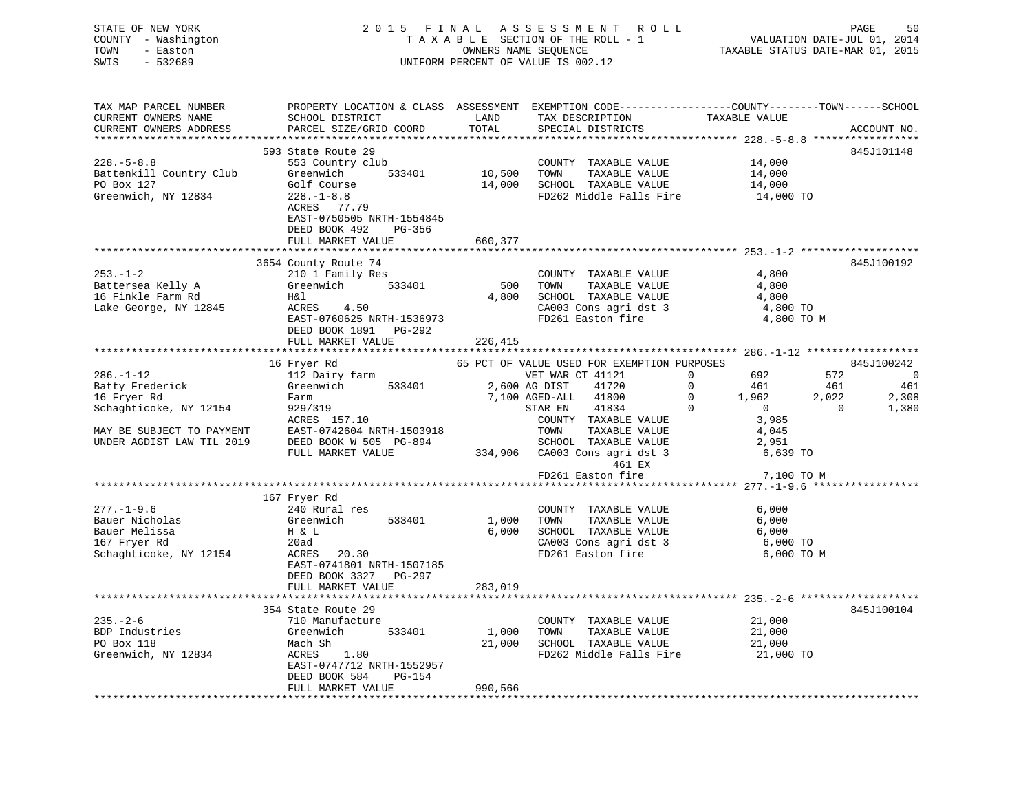STATE OF NEW YORK
COUNTY - Washington
TOWN - Easton
SWIS - 532689

2 0 1 5 F I N A L A S S E S S M E N T R O L L
T A X A B L E SECTION OF THE ROLL - 1
OWNERS NAME SEQUENCE
UNIFORM PERCENT OF VALUE IS 002.12

VALUATION DATE-JUL 01, 2014
TAXABLE STATUS DATE-MAR 01, 2015

```
TAX MAP PARCEL NUMBER          PROPERTY LOCATION & CLASS  ASSESSMENT  EXEMPTION CODE------------------COUNTY--------TOWN------SCHOOL
CURRENT OWNERS NAME            SCHOOL DISTRICT               LAND      TAX DESCRIPTION             TAXABLE VALUE
CURRENT OWNERS ADDRESS         PARCEL SIZE/GRID COORD        TOTAL     SPECIAL DISTRICTS                                    ACCOUNT NO.
******************************************************************************************************* 228.-5-8.8 *****************
                               593 State Route 29                                                                        845J101148
228.-5-8.8                     553 Country club                         COUNTY  TAXABLE VALUE            14,000
Battenkill Country Club        Greenwich       533401      10,500       TOWN    TAXABLE VALUE            14,000
PO Box 127                     Golf Course                 14,000       SCHOOL  TAXABLE VALUE            14,000
Greenwich, NY 12834            228.-1-8.8                               FD262 Middle Falls Fire           14,000 TO
                               ACRES   77.79
                               EAST-0750505 NRTH-1554845
                               DEED BOOK 492    PG-356
                               FULL MARKET VALUE          660,377
******************************************************************************************************* 253.-1-2 *******************
                               3654 County Route 74                                                                      845J100192
253.-1-2                       210 1 Family Res                         COUNTY  TAXABLE VALUE             4,800
Battersea Kelly A              Greenwich       533401         500       TOWN    TAXABLE VALUE             4,800
16 Finkle Farm Rd              H&l                          4,800       SCHOOL  TAXABLE VALUE             4,800
Lake George, NY 12845          ACRES    4.50                            CA003 Cons agri dst 3              4,800 TO
                               EAST-0760625 NRTH-1536973                FD261 Easton fire                  4,800 TO M
                               DEED BOOK 1891   PG-292
                               FULL MARKET VALUE          226,415
******************************************************************************************************* 286.-1-12 ******************
                               16 Fryer Rd                   65 PCT OF VALUE USED FOR EXEMPTION PURPOSES                 845J100242
286.-1-12                      112 Dairy farm                    VET WAR CT 41121          0        692         572           0
Batty Frederick                Greenwich       533401       2,600 AG DIST    41720          0        461         461         461
16 Fryer Rd                    Farm                         7,100 AGED-ALL   41800          0      1,962       2,022       2,308
Schaghticoke, NY 12154         929/319                            STAR EN    41834          0          0           0       1,380
                               ACRES  157.10                            COUNTY  TAXABLE VALUE             3,985
MAY BE SUBJECT TO PAYMENT      EAST-0742604 NRTH-1503918                TOWN    TAXABLE VALUE             4,045
UNDER AGDIST LAW TIL 2019      DEED BOOK W 505  PG-894                  SCHOOL  TAXABLE VALUE             2,951
                               FULL MARKET VALUE          334,906       CA003 Cons agri dst 3              6,639 TO
                                                                               461 EX
                                                                        FD261 Easton fire                  7,100 TO M
******************************************************************************************************* 277.-1-9.6 *****************
                               167 Fryer Rd
277.-1-9.6                     240 Rural res                            COUNTY  TAXABLE VALUE             6,000
Bauer Nicholas                 Greenwich       533401       1,000       TOWN    TAXABLE VALUE             6,000
Bauer Melissa                  H & L                        6,000       SCHOOL  TAXABLE VALUE             6,000
167 Fryer Rd                   20ad                                     CA003 Cons agri dst 3              6,000 TO
Schaghticoke, NY 12154         ACRES   20.30                            FD261 Easton fire                  6,000 TO M
                               EAST-0741801 NRTH-1507185
                               DEED BOOK 3327   PG-297
                               FULL MARKET VALUE          283,019
******************************************************************************************************* 235.-2-6 *******************
                               354 State Route 29                                                                        845J100104
235.-2-6                       710 Manufacture                          COUNTY  TAXABLE VALUE            21,000
BDP Industries                 Greenwich       533401       1,000       TOWN    TAXABLE VALUE            21,000
PO Box 118                     Mach Sh                     21,000       SCHOOL  TAXABLE VALUE            21,000
Greenwich, NY 12834            ACRES    1.80                            FD262 Middle Falls Fire           21,000 TO
                               EAST-0747712 NRTH-1552957
                               DEED BOOK 584    PG-154
                               FULL MARKET VALUE          990,566
************************************************************************************************************************************
```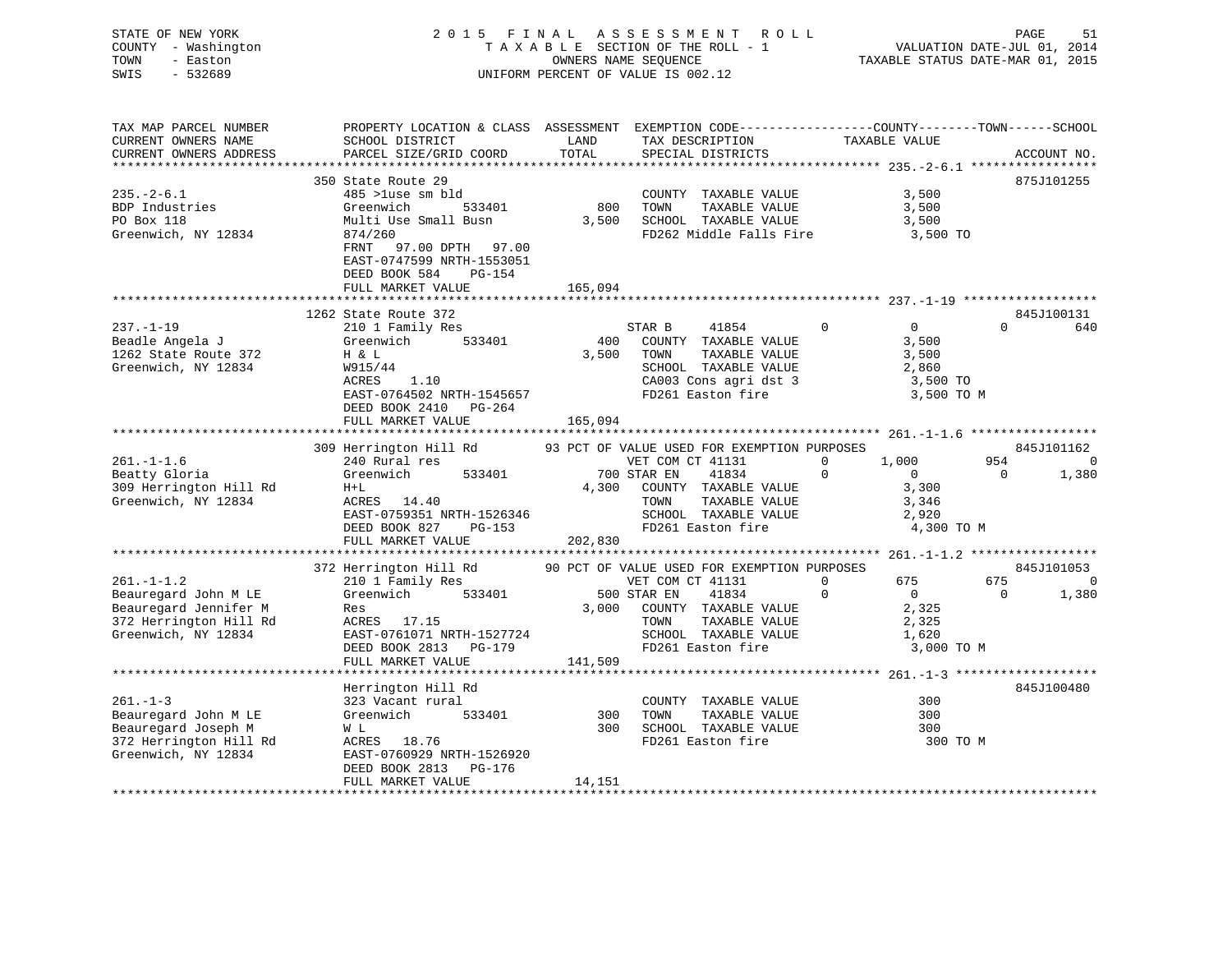STATE OF NEW YORK
COUNTY - Washington
TOWN - Easton
SWIS - 532689

2015 FINAL ASSESSMENT ROLL
TAXABLE SECTION OF THE ROLL - 1
OWNERS NAME SEQUENCE
UNIFORM PERCENT OF VALUE IS 002.12

VALUATION DATE-JUL 01, 2014
TAXABLE STATUS DATE-MAR 01, 2015

```
TAX MAP PARCEL NUMBER     PROPERTY LOCATION & CLASS  ASSESSMENT  EXEMPTION CODE------------------COUNTY--------TOWN------SCHOOL
CURRENT OWNERS NAME       SCHOOL DISTRICT               LAND      TAX DESCRIPTION            TAXABLE VALUE
CURRENT OWNERS ADDRESS    PARCEL SIZE/GRID COORD        TOTAL     SPECIAL DISTRICTS                                    ACCOUNT NO.
******************************************************************************************************* 235.-2-6.1 *****************
                          350 State Route 29                                                                          875J101255
235.-2-6.1                485 >1use sm bld                         COUNTY  TAXABLE VALUE             3,500
BDP Industries            Greenwich        533401         800      TOWN    TAXABLE VALUE             3,500
PO Box 118                Multi Use Small Busn          3,500      SCHOOL  TAXABLE VALUE             3,500
Greenwich, NY 12834       874/260                                  FD262 Middle Falls Fire            3,500 TO
                          FRNT   97.00 DPTH   97.00
                          EAST-0747599 NRTH-1553051
                          DEED BOOK 584     PG-154
                          FULL MARKET VALUE           165,094
******************************************************************************************************* 237.-1-19 ******************
                          1262 State Route 372                                                                        845J100131
237.-1-19                 210 1 Family Res                     STAR B      41854          0            0            0          640
Beadle Angela J           Greenwich        533401         400    COUNTY  TAXABLE VALUE             3,500
1262 State Route 372      H & L                         3,500    TOWN    TAXABLE VALUE             3,500
Greenwich, NY 12834       W915/44                                SCHOOL  TAXABLE VALUE             2,860
                          ACRES    1.10                          CA003 Cons agri dst 3              3,500 TO
                          EAST-0764502 NRTH-1545657              FD261 Easton fire                  3,500 TO M
                          DEED BOOK 2410   PG-264
                          FULL MARKET VALUE           165,094
******************************************************************************************************* 261.-1-1.6 *****************
                          309 Herrington Hill Rd        93 PCT OF VALUE USED FOR EXEMPTION PURPOSES                   845J101162
261.-1-1.6                240 Rural res                        VET COM CT 41131       0        1,000          954            0
Beatty Gloria             Greenwich        533401         700 STAR EN     41834       0            0            0        1,380
309 Herrington Hill Rd    H+L                           4,300    COUNTY  TAXABLE VALUE             3,300
Greenwich, NY 12834       ACRES   14.40                          TOWN    TAXABLE VALUE             3,346
                          EAST-0759351 NRTH-1526346              SCHOOL  TAXABLE VALUE             2,920
                          DEED BOOK 827    PG-153                FD261 Easton fire                  4,300 TO M
                          FULL MARKET VALUE           202,830
******************************************************************************************************* 261.-1-1.2 *****************
                          372 Herrington Hill Rd        90 PCT OF VALUE USED FOR EXEMPTION PURPOSES                   845J101053
261.-1-1.2                210 1 Family Res                     VET COM CT 41131       0          675          675            0
Beauregard John M LE      Greenwich        533401         500 STAR EN     41834       0            0            0        1,380
Beauregard Jennifer M     Res                           3,000    COUNTY  TAXABLE VALUE             2,325
372 Herrington Hill Rd    ACRES   17.15                          TOWN    TAXABLE VALUE             2,325
Greenwich, NY 12834       EAST-0761071 NRTH-1527724              SCHOOL  TAXABLE VALUE             1,620
                          DEED BOOK 2813   PG-179                FD261 Easton fire                  3,000 TO M
                          FULL MARKET VALUE           141,509
******************************************************************************************************* 261.-1-3 *******************
                          Herrington Hill Rd                                                                          845J100480
261.-1-3                  323 Vacant rural                       COUNTY  TAXABLE VALUE               300
Beauregard John M LE      Greenwich        533401         300    TOWN    TAXABLE VALUE               300
Beauregard Joseph M       W L                             300    SCHOOL  TAXABLE VALUE               300
372 Herrington Hill Rd    ACRES   18.76                          FD261 Easton fire                    300 TO M
Greenwich, NY 12834       EAST-0760929 NRTH-1526920
                          DEED BOOK 2813   PG-176
                          FULL MARKET VALUE            14,151
************************************************************************************************************************************
```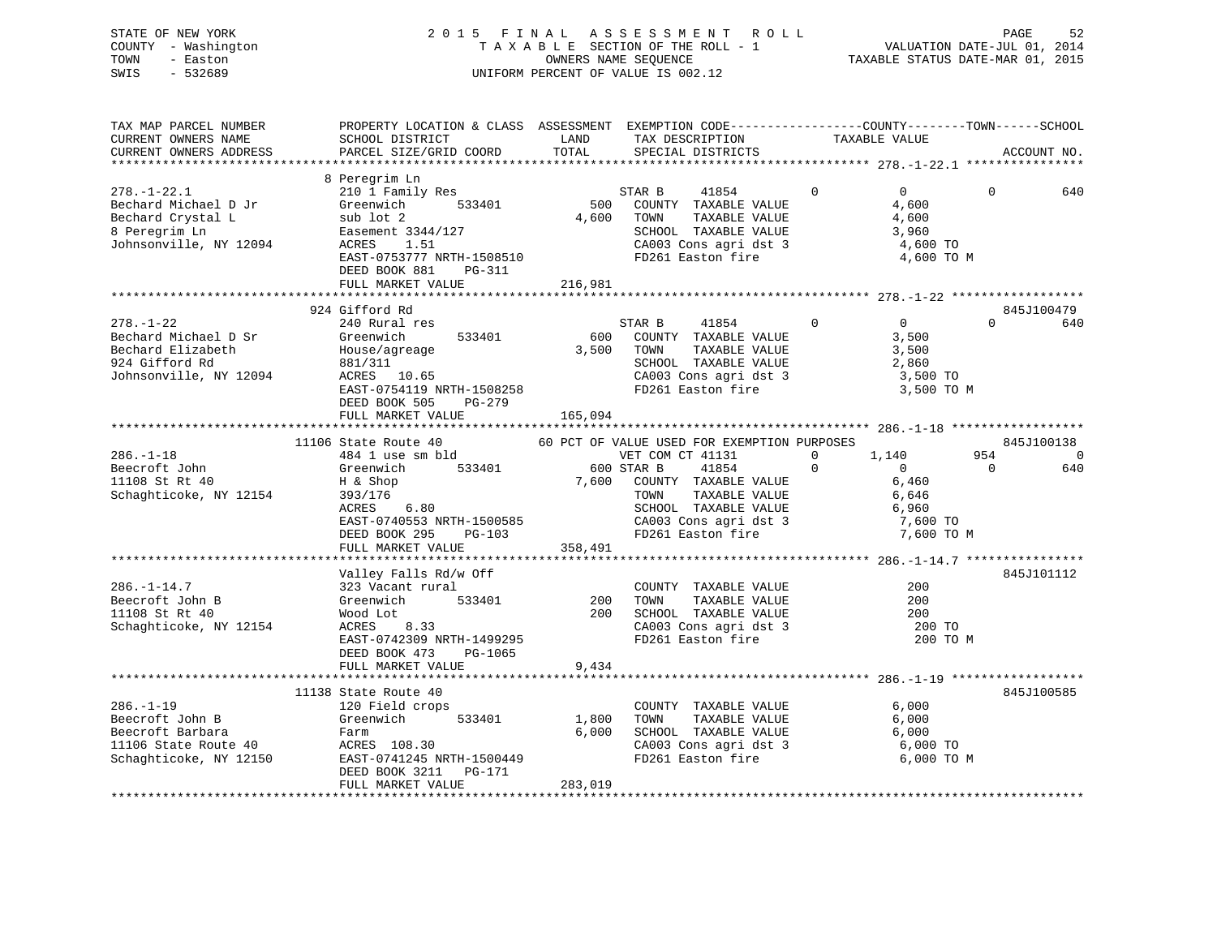STATE OF NEW YORK — 2015 FINAL ASSESSMENT ROLL
COUNTY - Washington — TAXABLE SECTION OF THE ROLL - 1 — VALUATION DATE-JUL 01, 2014
TOWN - Easton — OWNERS NAME SEQUENCE — TAXABLE STATUS DATE-MAR 01, 2015
SWIS - 532689 — UNIFORM PERCENT OF VALUE IS 002.12

```
TAX MAP PARCEL NUMBER          PROPERTY LOCATION & CLASS  ASSESSMENT  EXEMPTION CODE------------------COUNTY--------TOWN------SCHOOL
CURRENT OWNERS NAME            SCHOOL DISTRICT               LAND      TAX DESCRIPTION            TAXABLE VALUE
CURRENT OWNERS ADDRESS         PARCEL SIZE/GRID COORD        TOTAL     SPECIAL DISTRICTS                                     ACCOUNT NO.
******************************************************************************************************* 278.-1-22.1 ****************
                               8 Peregrim Ln
278.-1-22.1                    210 1 Family Res                   STAR B      41854          0           0           0         640
Bechard Michael D Jr           Greenwich         533401       500   COUNTY  TAXABLE VALUE             4,600
Bechard Crystal L              sub lot 2                    4,600   TOWN    TAXABLE VALUE             4,600
8 Peregrim Ln                  Easement 3344/127                    SCHOOL  TAXABLE VALUE             3,960
Johnsonville, NY 12094         ACRES    1.51                        CA003 Cons agri dst 3              4,600 TO
                               EAST-0753777 NRTH-1508510            FD261 Easton fire                  4,600 TO M
                               DEED BOOK 881     PG-311
                               FULL MARKET VALUE          216,981
******************************************************************************************************* 278.-1-22 ******************
                               924 Gifford Rd                                                                         845J100479
278.-1-22                      240 Rural res                      STAR B      41854          0           0           0         640
Bechard Michael D Sr           Greenwich         533401       600   COUNTY  TAXABLE VALUE             3,500
Bechard Elizabeth              House/agreage                3,500   TOWN    TAXABLE VALUE             3,500
924 Gifford Rd                 881/311                              SCHOOL  TAXABLE VALUE             2,860
Johnsonville, NY 12094         ACRES   10.65                        CA003 Cons agri dst 3              3,500 TO
                               EAST-0754119 NRTH-1508258            FD261 Easton fire                  3,500 TO M
                               DEED BOOK 505     PG-279
                               FULL MARKET VALUE          165,094
******************************************************************************************************* 286.-1-18 ******************
                               11106 State Route 40          60 PCT OF VALUE USED FOR EXEMPTION PURPOSES              845J100138
286.-1-18                      484 1 use sm bld                   VET COM CT 41131           0       1,140         954           0
Beecroft John                  Greenwich         533401       600 STAR B      41854          0           0           0         640
11108 St Rt 40                 H & Shop                     7,600   COUNTY  TAXABLE VALUE             6,460
Schaghticoke, NY 12154         393/176                              TOWN    TAXABLE VALUE             6,646
                               ACRES    6.80                        SCHOOL  TAXABLE VALUE             6,960
                               EAST-0740553 NRTH-1500585            CA003 Cons agri dst 3              7,600 TO
                               DEED BOOK 295     PG-103             FD261 Easton fire                  7,600 TO M
                               FULL MARKET VALUE          358,491
******************************************************************************************************* 286.-1-14.7 ****************
                               Valley Falls Rd/w Off                                                                  845J101112
286.-1-14.7                    323 Vacant rural                     COUNTY  TAXABLE VALUE               200
Beecroft John B                Greenwich         533401       200   TOWN    TAXABLE VALUE               200
11108 St Rt 40                 Wood Lot                       200   SCHOOL  TAXABLE VALUE               200
Schaghticoke, NY 12154         ACRES    8.33                        CA003 Cons agri dst 3                200 TO
                               EAST-0742309 NRTH-1499295            FD261 Easton fire                    200 TO M
                               DEED BOOK 473     PG-1065
                               FULL MARKET VALUE            9,434
******************************************************************************************************* 286.-1-19 ******************
                               11138 State Route 40                                                                   845J100585
286.-1-19                      120 Field crops                      COUNTY  TAXABLE VALUE             6,000
Beecroft John B                Greenwich         533401     1,800   TOWN    TAXABLE VALUE             6,000
Beecroft Barbara               Farm                         6,000   SCHOOL  TAXABLE VALUE             6,000
11106 State Route 40           ACRES  108.30                        CA003 Cons agri dst 3              6,000 TO
Schaghticoke, NY 12150         EAST-0741245 NRTH-1500449            FD261 Easton fire                  6,000 TO M
                               DEED BOOK 3211    PG-171
                               FULL MARKET VALUE          283,019
************************************************************************************************************************************
```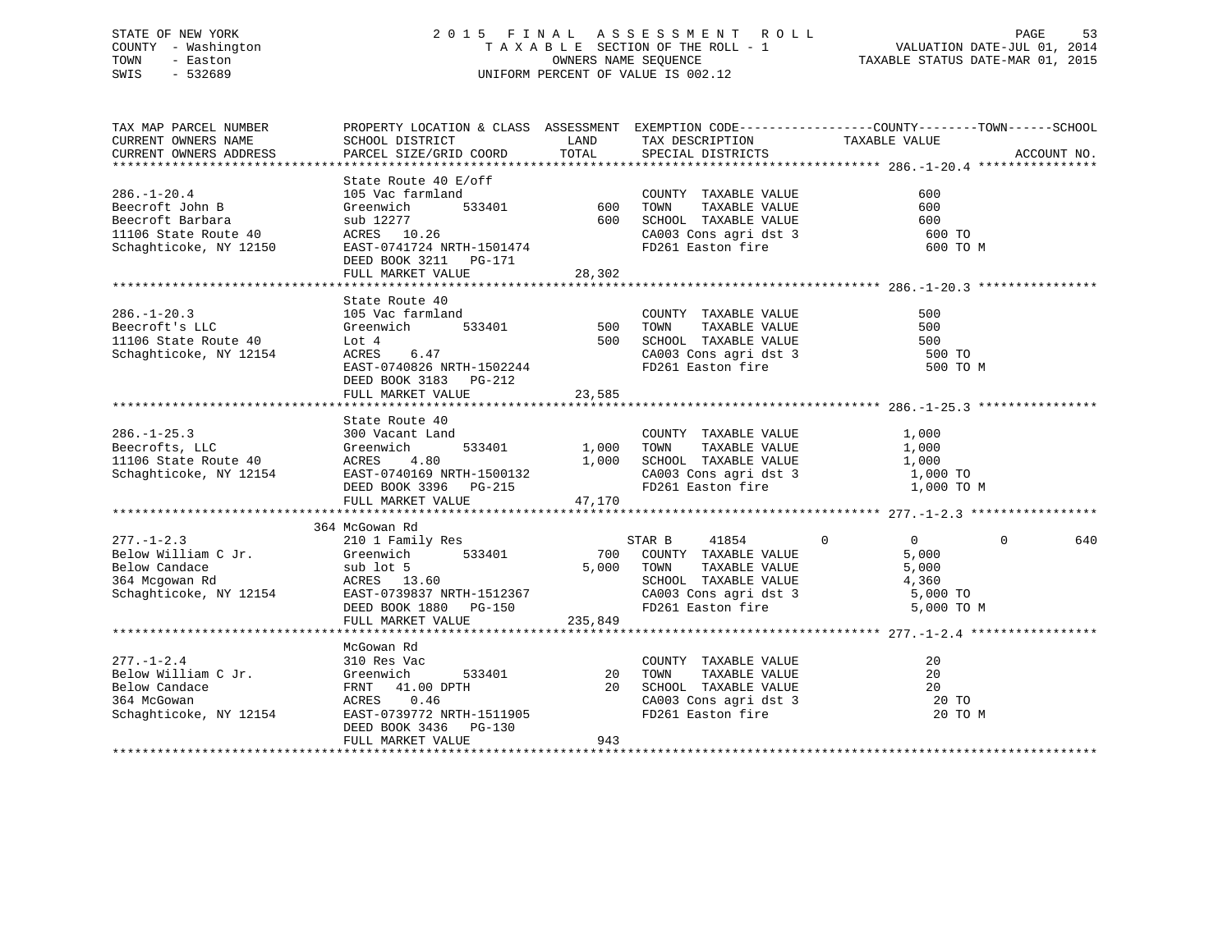STATE OF NEW YORK
COUNTY - Washington
TOWN - Easton
SWIS - 532689

2015 FINAL ASSESSMENT ROLL
TAXABLE SECTION OF THE ROLL - 1
OWNERS NAME SEQUENCE
UNIFORM PERCENT OF VALUE IS 002.12

VALUATION DATE-JUL 01, 2014
TAXABLE STATUS DATE-MAR 01, 2015

| TAX MAP PARCEL NUMBER / CURRENT OWNERS NAME / CURRENT OWNERS ADDRESS | PROPERTY LOCATION & CLASS / SCHOOL DISTRICT / PARCEL SIZE/GRID COORD | ASSESSMENT LAND / TOTAL | EXEMPTION CODE / TAX DESCRIPTION / SPECIAL DISTRICTS | COUNTY TAXABLE VALUE | TOWN | SCHOOL / ACCOUNT NO. |
|---|---|---|---|---|---|---|
| **286.-1-20.4** | State Route 40 E/off | | | | | |
| 286.-1-20.4 | 105 Vac farmland | | COUNTY TAXABLE VALUE | 600 | | |
| Beecroft John B | Greenwich 533401 | 600 | TOWN TAXABLE VALUE | 600 | | |
| Beecroft Barbara | sub 12277 | 600 | SCHOOL TAXABLE VALUE | 600 | | |
| 11106 State Route 40 | ACRES 10.26 | | CA003 Cons agri dst 3 | 600 TO | | |
| Schaghticoke, NY 12150 | EAST-0741724 NRTH-1501474 | | FD261 Easton fire | 600 TO M | | |
| | DEED BOOK 3211 PG-171 | | | | | |
| | FULL MARKET VALUE | 28,302 | | | | |
| **286.-1-20.3** | State Route 40 | | | | | |
| 286.-1-20.3 | 105 Vac farmland | | COUNTY TAXABLE VALUE | 500 | | |
| Beecroft's LLC | Greenwich 533401 | 500 | TOWN TAXABLE VALUE | 500 | | |
| 11106 State Route 40 | Lot 4 | 500 | SCHOOL TAXABLE VALUE | 500 | | |
| Schaghticoke, NY 12154 | ACRES 6.47 | | CA003 Cons agri dst 3 | 500 TO | | |
| | EAST-0740826 NRTH-1502244 | | FD261 Easton fire | 500 TO M | | |
| | DEED BOOK 3183 PG-212 | | | | | |
| | FULL MARKET VALUE | 23,585 | | | | |
| **286.-1-25.3** | State Route 40 | | | | | |
| 286.-1-25.3 | 300 Vacant Land | | COUNTY TAXABLE VALUE | 1,000 | | |
| Beecrofts, LLC | Greenwich 533401 | 1,000 | TOWN TAXABLE VALUE | 1,000 | | |
| 11106 State Route 40 | ACRES 4.80 | 1,000 | SCHOOL TAXABLE VALUE | 1,000 | | |
| Schaghticoke, NY 12154 | EAST-0740169 NRTH-1500132 | | CA003 Cons agri dst 3 | 1,000 TO | | |
| | DEED BOOK 3396 PG-215 | | FD261 Easton fire | 1,000 TO M | | |
| | FULL MARKET VALUE | 47,170 | | | | |
| **277.-1-2.3** | 364 McGowan Rd | | | | | |
| 277.-1-2.3 | 210 1 Family Res | | STAR B 41854 | 0 | 0 | 0 640 |
| Below William C Jr. | Greenwich 533401 | 700 | COUNTY TAXABLE VALUE | 5,000 | | |
| Below Candace | sub lot 5 | 5,000 | TOWN TAXABLE VALUE | 5,000 | | |
| 364 Mcgowan Rd | ACRES 13.60 | | SCHOOL TAXABLE VALUE | 4,360 | | |
| Schaghticoke, NY 12154 | EAST-0739837 NRTH-1512367 | | CA003 Cons agri dst 3 | 5,000 TO | | |
| | DEED BOOK 1880 PG-150 | | FD261 Easton fire | 5,000 TO M | | |
| | FULL MARKET VALUE | 235,849 | | | | |
| **277.-1-2.4** | McGowan Rd | | | | | |
| 277.-1-2.4 | 310 Res Vac | | COUNTY TAXABLE VALUE | 20 | | |
| Below William C Jr. | Greenwich 533401 | 20 | TOWN TAXABLE VALUE | 20 | | |
| Below Candace | FRNT 41.00 DPTH | 20 | SCHOOL TAXABLE VALUE | 20 | | |
| 364 McGowan | ACRES 0.46 | | CA003 Cons agri dst 3 | 20 TO | | |
| Schaghticoke, NY 12154 | EAST-0739772 NRTH-1511905 | | FD261 Easton fire | 20 TO M | | |
| | DEED BOOK 3436 PG-130 | | | | | |
| | FULL MARKET VALUE | 943 | | | | |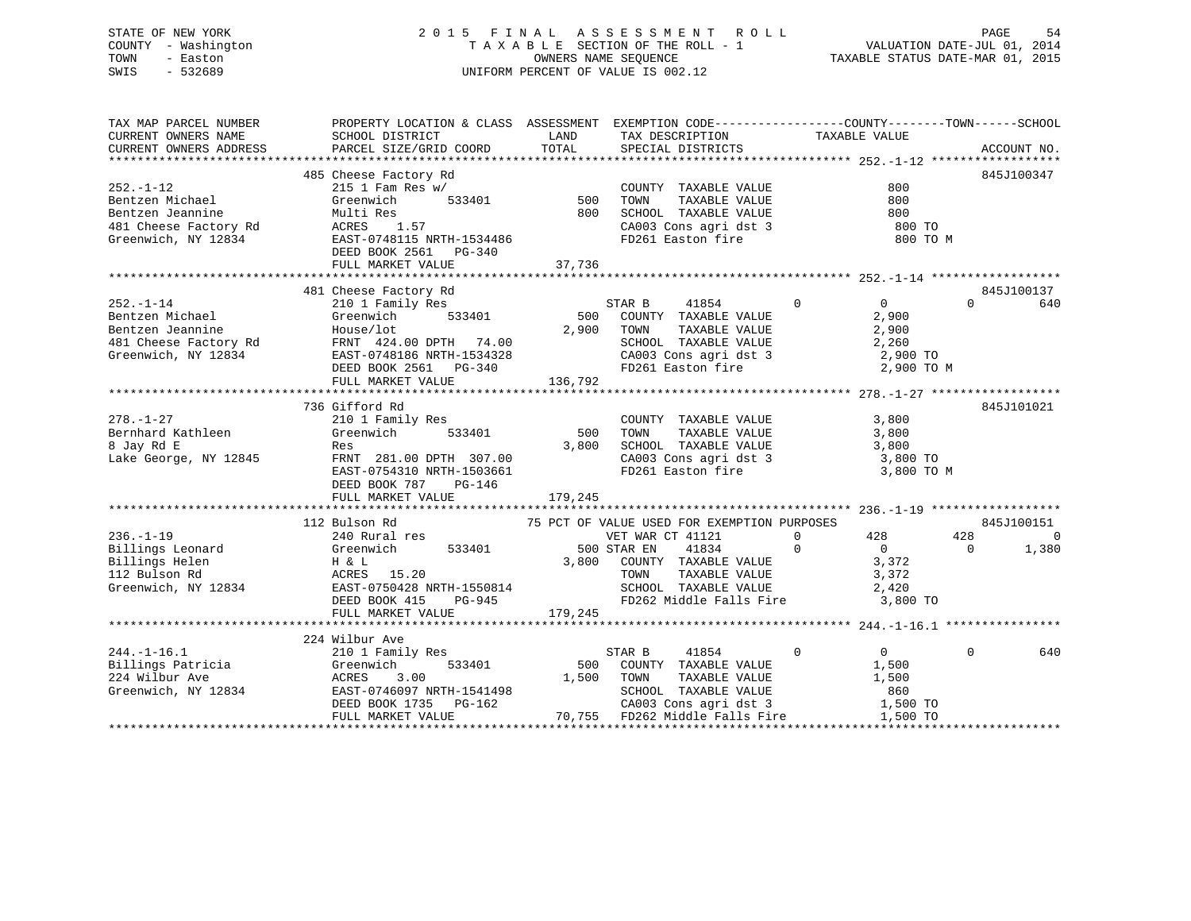STATE OF NEW YORK
COUNTY - Washington
TOWN - Easton
SWIS - 532689

# 2015 FINAL ASSESSMENT ROLL

TAXABLE SECTION OF THE ROLL - 1
OWNERS NAME SEQUENCE
UNIFORM PERCENT OF VALUE IS 002.12

VALUATION DATE-JUL 01, 2014
TAXABLE STATUS DATE-MAR 01, 2015

| TAX MAP PARCEL NUMBER / CURRENT OWNERS NAME / CURRENT OWNERS ADDRESS | PROPERTY LOCATION & CLASS / SCHOOL DISTRICT / PARCEL SIZE/GRID COORD | ASSESSMENT LAND / TOTAL | EXEMPTION CODE / TAX DESCRIPTION / SPECIAL DISTRICTS | COUNTY | TOWN | SCHOOL | ACCOUNT NO. |
|---|---|---|---|---|---|---|---|
| **252.-1-12** | 485 Cheese Factory Rd | | | | | | 845J100347 |
| Bentzen Michael | 215 1 Fam Res w/ | | COUNTY TAXABLE VALUE | 800 | | | |
| Bentzen Jeannine | Greenwich 533401 | 500 | TOWN TAXABLE VALUE | | 800 | | |
| 481 Cheese Factory Rd | Multi Res | 800 | SCHOOL TAXABLE VALUE | | | 800 | |
| Greenwich, NY 12834 | ACRES 1.57 | | CA003 Cons agri dst 3 | 800 TO | | | |
| | EAST-0748115 NRTH-1534486 | | FD261 Easton fire | 800 TO M | | | |
| | DEED BOOK 2561 PG-340 | | | | | | |
| | FULL MARKET VALUE | 37,736 | | | | | |
| **252.-1-14** | 481 Cheese Factory Rd | | | | | | 845J100137 |
| Bentzen Michael | 210 1 Family Res | | STAR B 41854 0 | 0 | 0 | 640 | |
| Bentzen Jeannine | Greenwich 533401 | 500 | COUNTY TAXABLE VALUE | 2,900 | | | |
| 481 Cheese Factory Rd | House/lot | 2,900 | TOWN TAXABLE VALUE | | 2,900 | | |
| Greenwich, NY 12834 | FRNT 424.00 DPTH 74.00 | | SCHOOL TAXABLE VALUE | | | 2,260 | |
| | EAST-0748186 NRTH-1534328 | | CA003 Cons agri dst 3 | 2,900 TO | | | |
| | DEED BOOK 2561 PG-340 | | FD261 Easton fire | 2,900 TO M | | | |
| | FULL MARKET VALUE | 136,792 | | | | | |
| **278.-1-27** | 736 Gifford Rd | | | | | | 845J101021 |
| Bernhard Kathleen | 210 1 Family Res | | COUNTY TAXABLE VALUE | 3,800 | | | |
| 8 Jay Rd E | Greenwich 533401 | 500 | TOWN TAXABLE VALUE | | 3,800 | | |
| Lake George, NY 12845 | Res | 3,800 | SCHOOL TAXABLE VALUE | | | 3,800 | |
| | FRNT 281.00 DPTH 307.00 | | CA003 Cons agri dst 3 | 3,800 TO | | | |
| | EAST-0754310 NRTH-1503661 | | FD261 Easton fire | 3,800 TO M | | | |
| | DEED BOOK 787 PG-146 | | | | | | |
| | FULL MARKET VALUE | 179,245 | | | | | |
| **236.-1-19** | 112 Bulson Rd | | 75 PCT OF VALUE USED FOR EXEMPTION PURPOSES | | | | 845J100151 |
| Billings Leonard | 240 Rural res | | VET WAR CT 41121 0 | 428 | 428 | 0 | |
| Billings Helen | Greenwich 533401 | 500 | STAR EN 41834 0 | 0 | 0 | 1,380 | |
| 112 Bulson Rd | H & L | 3,800 | COUNTY TAXABLE VALUE | 3,372 | | | |
| Greenwich, NY 12834 | ACRES 15.20 | | TOWN TAXABLE VALUE | | 3,372 | | |
| | EAST-0750428 NRTH-1550814 | | SCHOOL TAXABLE VALUE | | | 2,420 | |
| | DEED BOOK 415 PG-945 | | FD262 Middle Falls Fire | 3,800 TO | | | |
| | FULL MARKET VALUE | 179,245 | | | | | |
| **244.-1-16.1** | 224 Wilbur Ave | | | | | | |
| Billings Patricia | 210 1 Family Res | | STAR B 41854 0 | 0 | 0 | 640 | |
| 224 Wilbur Ave | Greenwich 533401 | 500 | COUNTY TAXABLE VALUE | 1,500 | | | |
| Greenwich, NY 12834 | ACRES 3.00 | 1,500 | TOWN TAXABLE VALUE | | 1,500 | | |
| | EAST-0746097 NRTH-1541498 | | SCHOOL TAXABLE VALUE | | | 860 | |
| | DEED BOOK 1735 PG-162 | | CA003 Cons agri dst 3 | 1,500 TO | | | |
| | FULL MARKET VALUE | 70,755 | FD262 Middle Falls Fire | 1,500 TO | | | |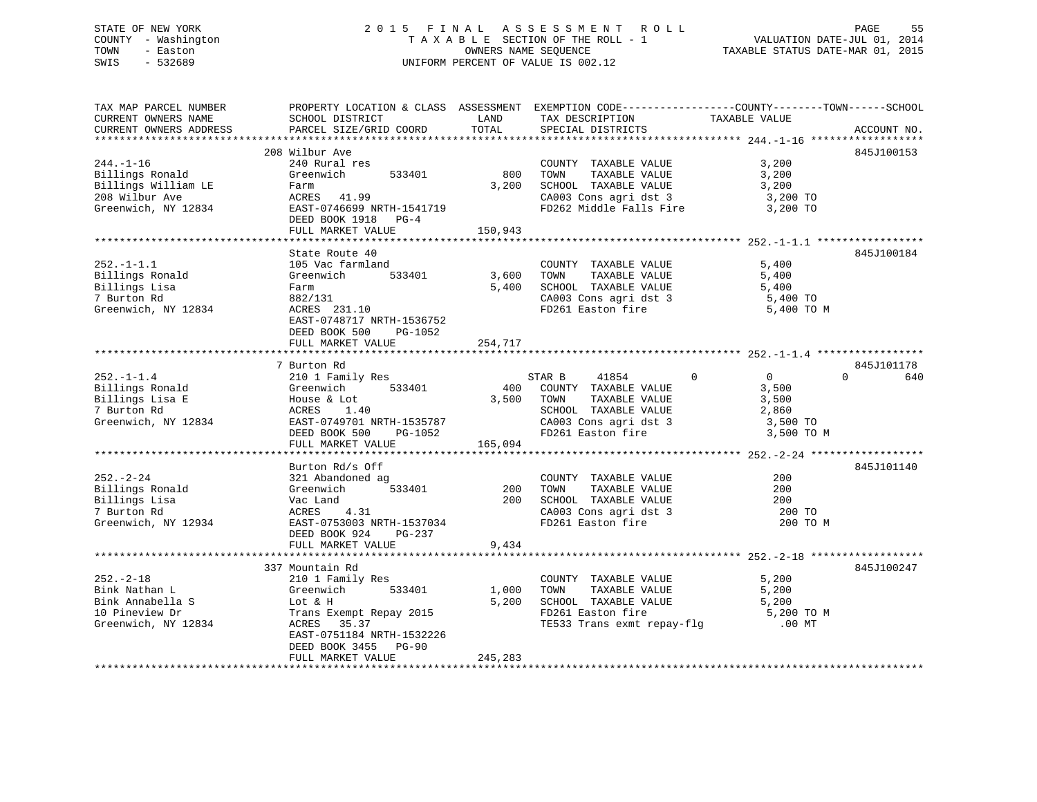STATE OF NEW YORK
COUNTY - Washington
TOWN - Easton
SWIS - 532689

2 0 1 5 F I N A L A S S E S S M E N T R O L L
T A X A B L E SECTION OF THE ROLL - 1
OWNERS NAME SEQUENCE
UNIFORM PERCENT OF VALUE IS 002.12

VALUATION DATE-JUL 01, 2014
TAXABLE STATUS DATE-MAR 01, 2015

```
TAX MAP PARCEL NUMBER          PROPERTY LOCATION & CLASS  ASSESSMENT  EXEMPTION CODE------------------COUNTY--------TOWN------SCHOOL
CURRENT OWNERS NAME            SCHOOL DISTRICT               LAND      TAX DESCRIPTION            TAXABLE VALUE
CURRENT OWNERS ADDRESS         PARCEL SIZE/GRID COORD        TOTAL     SPECIAL DISTRICTS                                        ACCOUNT NO.
******************************************************************************************************* 244.-1-16 ******************
                               208 Wilbur Ave                                                                                 845J100153
244.-1-16                      240 Rural res                            COUNTY  TAXABLE VALUE           3,200
Billings Ronald                Greenwich        533401          800     TOWN    TAXABLE VALUE           3,200
Billings William LE            Farm                            3,200    SCHOOL  TAXABLE VALUE           3,200
208 Wilbur Ave                 ACRES   41.99                            CA003 Cons agri dst 3            3,200 TO
Greenwich, NY 12834            EAST-0746699 NRTH-1541719                FD262 Middle Falls Fire          3,200 TO
                               DEED BOOK 1918   PG-4
                               FULL MARKET VALUE              150,943
******************************************************************************************************* 252.-1-1.1 *****************
                               State Route 40                                                                                 845J100184
252.-1-1.1                     105 Vac farmland                         COUNTY  TAXABLE VALUE           5,400
Billings Ronald                Greenwich        533401        3,600     TOWN    TAXABLE VALUE           5,400
Billings Lisa                  Farm                           5,400     SCHOOL  TAXABLE VALUE           5,400
7 Burton Rd                    882/131                                  CA003 Cons agri dst 3            5,400 TO
Greenwich, NY 12834            ACRES  231.10                            FD261 Easton fire                5,400 TO M
                               EAST-0748717 NRTH-1536752
                               DEED BOOK 500    PG-1052
                               FULL MARKET VALUE              254,717
******************************************************************************************************* 252.-1-1.4 *****************
                               7 Burton Rd                                                                                    845J101178
252.-1-1.4                     210 1 Family Res                   STAR B      41854          0            0            0          640
Billings Ronald                Greenwich        533401          400     COUNTY  TAXABLE VALUE           3,500
Billings Lisa E                House & Lot                    3,500     TOWN    TAXABLE VALUE           3,500
7 Burton Rd                    ACRES    1.40                            SCHOOL  TAXABLE VALUE           2,860
Greenwich, NY 12834            EAST-0749701 NRTH-1535787                CA003 Cons agri dst 3            3,500 TO
                               DEED BOOK 500    PG-1052                 FD261 Easton fire                3,500 TO M
                               FULL MARKET VALUE              165,094
******************************************************************************************************* 252.-2-24 ******************
                               Burton Rd/s Off                                                                                845J101140
252.-2-24                      321 Abandoned ag                         COUNTY  TAXABLE VALUE             200
Billings Ronald                Greenwich        533401          200     TOWN    TAXABLE VALUE             200
Billings Lisa                  Vac Land                         200     SCHOOL  TAXABLE VALUE             200
7 Burton Rd                    ACRES    4.31                            CA003 Cons agri dst 3              200 TO
Greenwich, NY 12934            EAST-0753003 NRTH-1537034                FD261 Easton fire                  200 TO M
                               DEED BOOK 924    PG-237
                               FULL MARKET VALUE                9,434
******************************************************************************************************* 252.-2-18 ******************
                               337 Mountain Rd                                                                                845J100247
252.-2-18                      210 1 Family Res                         COUNTY  TAXABLE VALUE           5,200
Bink Nathan L                  Greenwich        533401        1,000     TOWN    TAXABLE VALUE           5,200
Bink Annabella S               Lot & H                        5,200     SCHOOL  TAXABLE VALUE           5,200
10 Pineview Dr                 Trans Exempt Repay 2015                  FD261 Easton fire                5,200 TO M
Greenwich, NY 12834            ACRES   35.37                            TE533 Trans exmt repay-flg         .00 MT
                               EAST-0751184 NRTH-1532226
                               DEED BOOK 3455   PG-90
                               FULL MARKET VALUE              245,283
************************************************************************************************************************************
```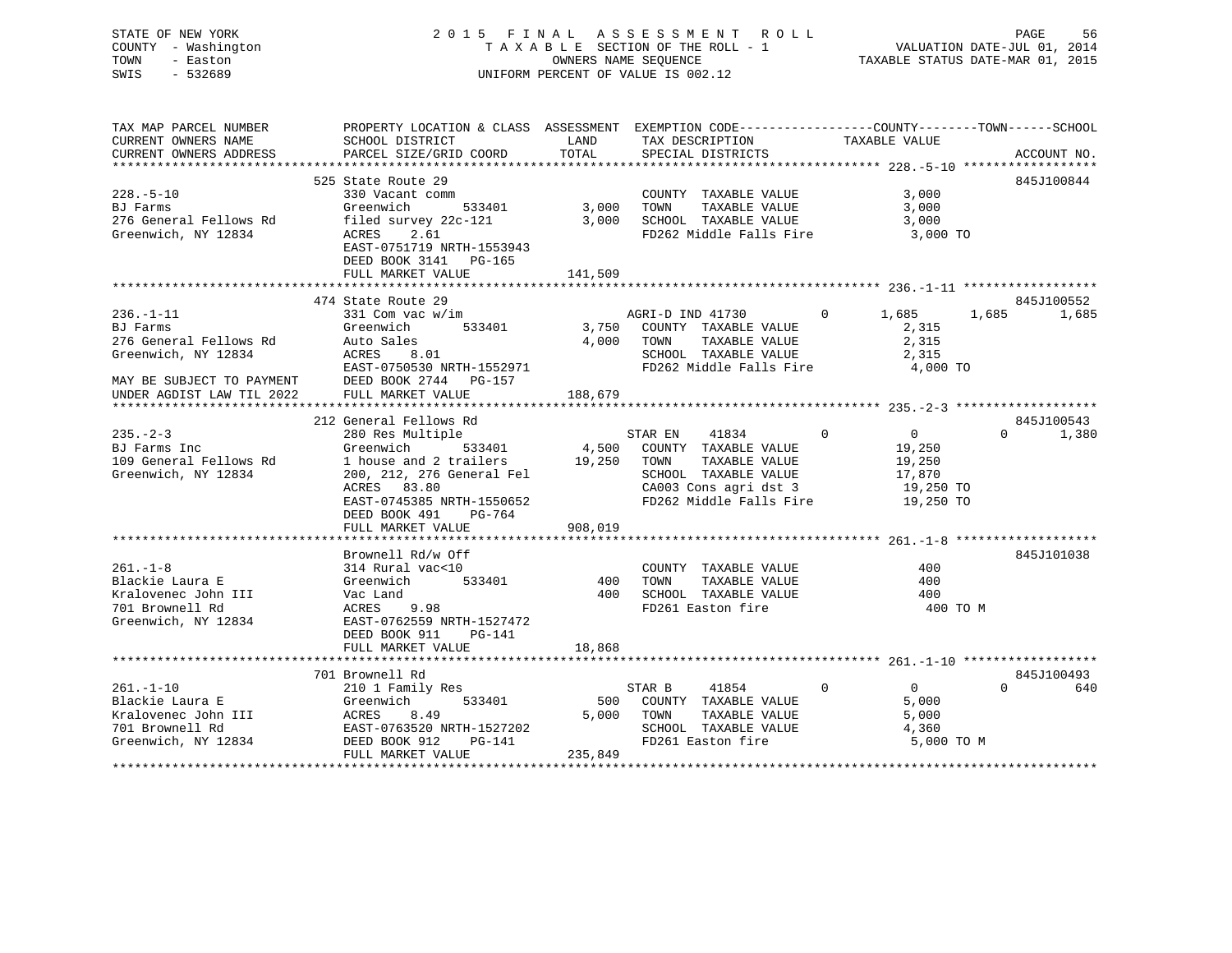STATE OF NEW YORK
COUNTY - Washington
TOWN - Easton
SWIS - 532689

2 0 1 5 F I N A L A S S E S S M E N T R O L L
T A X A B L E SECTION OF THE ROLL - 1
OWNERS NAME SEQUENCE
UNIFORM PERCENT OF VALUE IS 002.12

VALUATION DATE-JUL 01, 2014
TAXABLE STATUS DATE-MAR 01, 2015

```
TAX MAP PARCEL NUMBER          PROPERTY LOCATION & CLASS  ASSESSMENT  EXEMPTION CODE------------------COUNTY--------TOWN------SCHOOL
CURRENT OWNERS NAME            SCHOOL DISTRICT               LAND      TAX DESCRIPTION            TAXABLE VALUE
CURRENT OWNERS ADDRESS         PARCEL SIZE/GRID COORD       TOTAL      SPECIAL DISTRICTS                                    ACCOUNT NO.
******************************************************************************************************* 228.-5-10 ******************
                              525 State Route 29                                                                      845J100844
228.-5-10                      330 Vacant comm                         COUNTY  TAXABLE VALUE              3,000
BJ Farms                       Greenwich       533401         3,000    TOWN    TAXABLE VALUE              3,000
276 General Fellows Rd         filed survey 22c-121           3,000    SCHOOL  TAXABLE VALUE              3,000
Greenwich, NY 12834            ACRES    2.61                           FD262 Middle Falls Fire             3,000 TO
                               EAST-0751719 NRTH-1553943
                               DEED BOOK 3141   PG-165
                               FULL MARKET VALUE            141,509
******************************************************************************************************* 236.-1-11 ******************
                              474 State Route 29                                                                      845J100552
236.-1-11                      331 Com vac w/im                        AGRI-D IND 41730         0      1,685      1,685      1,685
BJ Farms                       Greenwich       533401         3,750    COUNTY  TAXABLE VALUE              2,315
276 General Fellows Rd         Auto Sales                     4,000    TOWN    TAXABLE VALUE              2,315
Greenwich, NY 12834            ACRES    8.01                           SCHOOL  TAXABLE VALUE              2,315
                               EAST-0750530 NRTH-1552971               FD262 Middle Falls Fire             4,000 TO
MAY BE SUBJECT TO PAYMENT      DEED BOOK 2744   PG-157
UNDER AGDIST LAW TIL 2022      FULL MARKET VALUE            188,679
******************************************************************************************************* 235.-2-3 *******************
                              212 General Fellows Rd                                                                  845J100543
235.-2-3                       280 Res Multiple                        STAR EN    41834         0          0          0      1,380
BJ Farms Inc                   Greenwich       533401         4,500    COUNTY  TAXABLE VALUE             19,250
109 General Fellows Rd         1 house and 2 trailers        19,250    TOWN    TAXABLE VALUE             19,250
Greenwich, NY 12834            200, 212, 276 General Fel               SCHOOL  TAXABLE VALUE             17,870
                               ACRES   83.80                           CA003 Cons agri dst 3              19,250 TO
                               EAST-0745385 NRTH-1550652               FD262 Middle Falls Fire            19,250 TO
                               DEED BOOK 491    PG-764
                               FULL MARKET VALUE            908,019
******************************************************************************************************* 261.-1-8 *******************
                               Brownell Rd/w Off                                                                      845J101038
261.-1-8                       314 Rural vac<10                        COUNTY  TAXABLE VALUE                400
Blackie Laura E                Greenwich       533401           400    TOWN    TAXABLE VALUE                400
Kralovenec John III            Vac Land                         400    SCHOOL  TAXABLE VALUE                400
701 Brownell Rd                ACRES    9.98                           FD261 Easton fire                    400 TO M
Greenwich, NY 12834            EAST-0762559 NRTH-1527472
                               DEED BOOK 911    PG-141
                               FULL MARKET VALUE             18,868
******************************************************************************************************* 261.-1-10 ******************
                              701 Brownell Rd                                                                         845J100493
261.-1-10                      210 1 Family Res                        STAR B     41854         0          0          0        640
Blackie Laura E                Greenwich       533401           500    COUNTY  TAXABLE VALUE              5,000
Kralovenec John III            ACRES    8.49                  5,000    TOWN    TAXABLE VALUE              5,000
701 Brownell Rd                EAST-0763520 NRTH-1527202               SCHOOL  TAXABLE VALUE              4,360
Greenwich, NY 12834            DEED BOOK 912    PG-141                 FD261 Easton fire                  5,000 TO M
                               FULL MARKET VALUE            235,849
************************************************************************************************************************************
```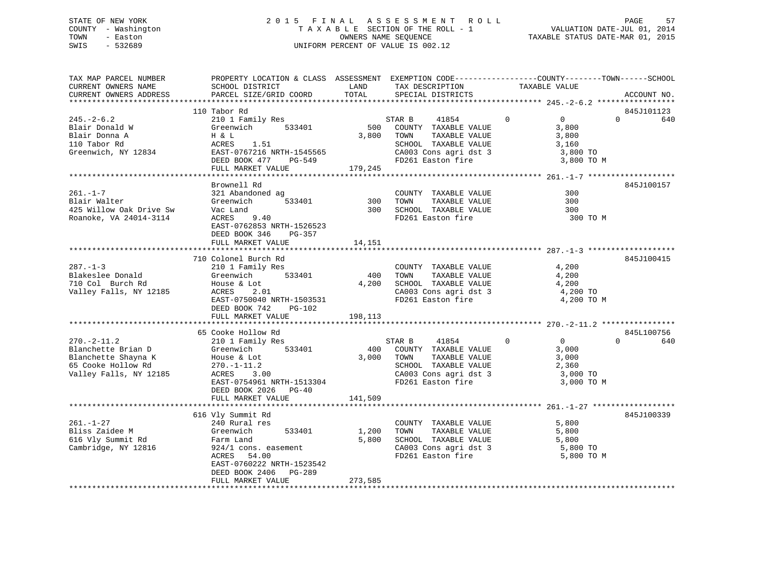STATE OF NEW YORK
COUNTY - Washington
TOWN - Easton
SWIS - 532689

# 2015 FINAL ASSESSMENT ROLL
TAXABLE SECTION OF THE ROLL - 1
OWNERS NAME SEQUENCE
UNIFORM PERCENT OF VALUE IS 002.12

VALUATION DATE-JUL 01, 2014
TAXABLE STATUS DATE-MAR 01, 2015

| TAX MAP PARCEL NUMBER / CURRENT OWNERS NAME / CURRENT OWNERS ADDRESS | PROPERTY LOCATION & CLASS / SCHOOL DISTRICT / PARCEL SIZE/GRID COORD | ASSESSMENT LAND / TOTAL | EXEMPTION CODE / TAX DESCRIPTION / SPECIAL DISTRICTS | COUNTY TAXABLE VALUE | TOWN | SCHOOL | ACCOUNT NO. |
|---|---|---|---|---|---|---|---|
| 245.-2-6.2 | 110 Tabor Rd | | | | | | 845J101123 |
| Blair Donald W | 210 1 Family Res | | STAR B 41854 | 0 | 0 | 640 | |
| Blair Donna A | Greenwich 533401 | 500 | COUNTY TAXABLE VALUE | 3,800 | | | |
| 110 Tabor Rd | H & L | 3,800 | TOWN TAXABLE VALUE | 3,800 | | | |
| Greenwich, NY 12834 | ACRES 1.51 | | SCHOOL TAXABLE VALUE | 3,160 | | | |
| | EAST-0767216 NRTH-1545565 | | CA003 Cons agri dst 3 | 3,800 TO | | | |
| | DEED BOOK 477 PG-549 | | FD261 Easton fire | 3,800 TO M | | | |
| | FULL MARKET VALUE | 179,245 | | | | | |
| 261.-1-7 | Brownell Rd | | | | | | 845J100157 |
| Blair Walter | 321 Abandoned ag | | COUNTY TAXABLE VALUE | 300 | | | |
| 425 Willow Oak Drive Sw | Greenwich 533401 | 300 | TOWN TAXABLE VALUE | 300 | | | |
| Roanoke, VA 24014-3114 | Vac Land | 300 | SCHOOL TAXABLE VALUE | 300 | | | |
| | ACRES 9.40 | | FD261 Easton fire | 300 TO M | | | |
| | EAST-0762853 NRTH-1526523 | | | | | | |
| | DEED BOOK 346 PG-357 | | | | | | |
| | FULL MARKET VALUE | 14,151 | | | | | |
| 287.-1-3 | 710 Colonel Burch Rd | | | | | | 845J100415 |
| Blakeslee Donald | 210 1 Family Res | | COUNTY TAXABLE VALUE | 4,200 | | | |
| 710 Col Burch Rd | Greenwich 533401 | 400 | TOWN TAXABLE VALUE | 4,200 | | | |
| Valley Falls, NY 12185 | House & Lot | 4,200 | SCHOOL TAXABLE VALUE | 4,200 | | | |
| | ACRES 2.01 | | CA003 Cons agri dst 3 | 4,200 TO | | | |
| | EAST-0750040 NRTH-1503531 | | FD261 Easton fire | 4,200 TO M | | | |
| | DEED BOOK 742 PG-102 | | | | | | |
| | FULL MARKET VALUE | 198,113 | | | | | |
| 270.-2-11.2 | 65 Cooke Hollow Rd | | | | | | 845L100756 |
| Blanchette Brian D | 210 1 Family Res | | STAR B 41854 | 0 | 0 | 640 | |
| Blanchette Shayna K | Greenwich 533401 | 400 | COUNTY TAXABLE VALUE | 3,000 | | | |
| 65 Cooke Hollow Rd | House & Lot | 3,000 | TOWN TAXABLE VALUE | 3,000 | | | |
| Valley Falls, NY 12185 | 270.-1-11.2 | | SCHOOL TAXABLE VALUE | 2,360 | | | |
| | ACRES 3.00 | | CA003 Cons agri dst 3 | 3,000 TO | | | |
| | EAST-0754961 NRTH-1513304 | | FD261 Easton fire | 3,000 TO M | | | |
| | DEED BOOK 2026 PG-40 | | | | | | |
| | FULL MARKET VALUE | 141,509 | | | | | |
| 261.-1-27 | 616 Vly Summit Rd | | | | | | 845J100339 |
| Bliss Zaidee M | 240 Rural res | | COUNTY TAXABLE VALUE | 5,800 | | | |
| 616 Vly Summit Rd | Greenwich 533401 | 1,200 | TOWN TAXABLE VALUE | 5,800 | | | |
| Cambridge, NY 12816 | Farm Land | 5,800 | SCHOOL TAXABLE VALUE | 5,800 | | | |
| | 924/1 cons. easement | | CA003 Cons agri dst 3 | 5,800 TO | | | |
| | ACRES 54.00 | | FD261 Easton fire | 5,800 TO M | | | |
| | EAST-0760222 NRTH-1523542 | | | | | | |
| | DEED BOOK 2406 PG-289 | | | | | | |
| | FULL MARKET VALUE | 273,585 | | | | | |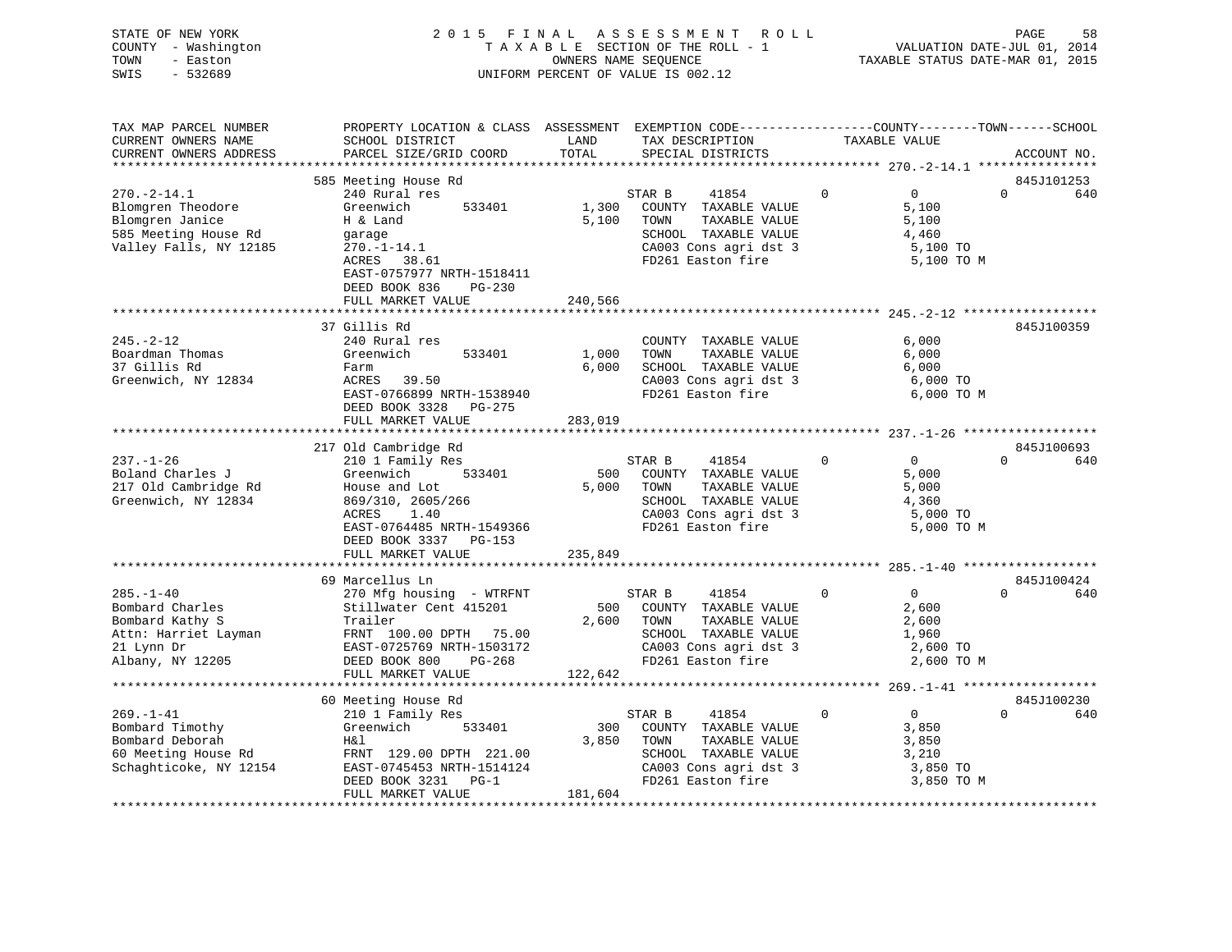STATE OF NEW YORK
COUNTY - Washington
TOWN - Easton
SWIS - 532689

2015 FINAL ASSESSMENT ROLL
TAXABLE SECTION OF THE ROLL - 1
OWNERS NAME SEQUENCE
UNIFORM PERCENT OF VALUE IS 002.12

VALUATION DATE-JUL 01, 2014
TAXABLE STATUS DATE-MAR 01, 2015

| TAX MAP PARCEL NUMBER / CURRENT OWNERS NAME / CURRENT OWNERS ADDRESS | PROPERTY LOCATION & CLASS / SCHOOL DISTRICT / PARCEL SIZE/GRID COORD | ASSESSMENT LAND / TOTAL | EXEMPTION CODE / TAX DESCRIPTION / SPECIAL DISTRICTS | COUNTY TAXABLE VALUE | TOWN | SCHOOL | ACCOUNT NO. |
|---|---|---|---|---|---|---|---|
| **270.-2-14.1** | 585 Meeting House Rd | | | | | | 845J101253 |
| 270.-2-14.1 | 240 Rural res | | STAR B 41854 | 0 | 0 | 0 640 | |
| Blomgren Theodore | Greenwich 533401 | 1,300 | COUNTY TAXABLE VALUE | 5,100 | | | |
| Blomgren Janice | H & Land | 5,100 | TOWN TAXABLE VALUE | 5,100 | | | |
| 585 Meeting House Rd | garage | | SCHOOL TAXABLE VALUE | 4,460 | | | |
| Valley Falls, NY 12185 | 270.-1-14.1 | | CA003 Cons agri dst 3 | 5,100 TO | | | |
| | ACRES 38.61 | | FD261 Easton fire | 5,100 TO M | | | |
| | EAST-0757977 NRTH-1518411 | | | | | | |
| | DEED BOOK 836 PG-230 | | | | | | |
| | FULL MARKET VALUE | 240,566 | | | | | |
| **245.-2-12** | 37 Gillis Rd | | | | | | 845J100359 |
| 245.-2-12 | 240 Rural res | | COUNTY TAXABLE VALUE | 6,000 | | | |
| Boardman Thomas | Greenwich 533401 | 1,000 | TOWN TAXABLE VALUE | 6,000 | | | |
| 37 Gillis Rd | Farm | 6,000 | SCHOOL TAXABLE VALUE | 6,000 | | | |
| Greenwich, NY 12834 | ACRES 39.50 | | CA003 Cons agri dst 3 | 6,000 TO | | | |
| | EAST-0766899 NRTH-1538940 | | FD261 Easton fire | 6,000 TO M | | | |
| | DEED BOOK 3328 PG-275 | | | | | | |
| | FULL MARKET VALUE | 283,019 | | | | | |
| **237.-1-26** | 217 Old Cambridge Rd | | | | | | 845J100693 |
| 237.-1-26 | 210 1 Family Res | | STAR B 41854 | 0 | 0 | 0 640 | |
| Boland Charles J | Greenwich 533401 | 500 | COUNTY TAXABLE VALUE | 5,000 | | | |
| 217 Old Cambridge Rd | House and Lot | 5,000 | TOWN TAXABLE VALUE | 5,000 | | | |
| Greenwich, NY 12834 | 869/310, 2605/266 | | SCHOOL TAXABLE VALUE | 4,360 | | | |
| | ACRES 1.40 | | CA003 Cons agri dst 3 | 5,000 TO | | | |
| | EAST-0764485 NRTH-1549366 | | FD261 Easton fire | 5,000 TO M | | | |
| | DEED BOOK 3337 PG-153 | | | | | | |
| | FULL MARKET VALUE | 235,849 | | | | | |
| **285.-1-40** | 69 Marcellus Ln | | | | | | 845J100424 |
| 285.-1-40 | 270 Mfg housing - WTRFNT | | STAR B 41854 | 0 | 0 | 0 640 | |
| Bombard Charles | Stillwater Cent 415201 | 500 | COUNTY TAXABLE VALUE | 2,600 | | | |
| Bombard Kathy S | Trailer | 2,600 | TOWN TAXABLE VALUE | 2,600 | | | |
| Attn: Harriet Layman | FRNT 100.00 DPTH 75.00 | | SCHOOL TAXABLE VALUE | 1,960 | | | |
| 21 Lynn Dr | EAST-0725769 NRTH-1503172 | | CA003 Cons agri dst 3 | 2,600 TO | | | |
| Albany, NY 12205 | DEED BOOK 800 PG-268 | | FD261 Easton fire | 2,600 TO M | | | |
| | FULL MARKET VALUE | 122,642 | | | | | |
| **269.-1-41** | 60 Meeting House Rd | | | | | | 845J100230 |
| 269.-1-41 | 210 1 Family Res | | STAR B 41854 | 0 | 0 | 0 640 | |
| Bombard Timothy | Greenwich 533401 | 300 | COUNTY TAXABLE VALUE | 3,850 | | | |
| Bombard Deborah | H&l | 3,850 | TOWN TAXABLE VALUE | 3,850 | | | |
| 60 Meeting House Rd | FRNT 129.00 DPTH 221.00 | | SCHOOL TAXABLE VALUE | 3,210 | | | |
| Schaghticoke, NY 12154 | EAST-0745453 NRTH-1514124 | | CA003 Cons agri dst 3 | 3,850 TO | | | |
| | DEED BOOK 3231 PG-1 | | FD261 Easton fire | 3,850 TO M | | | |
| | FULL MARKET VALUE | 181,604 | | | | | |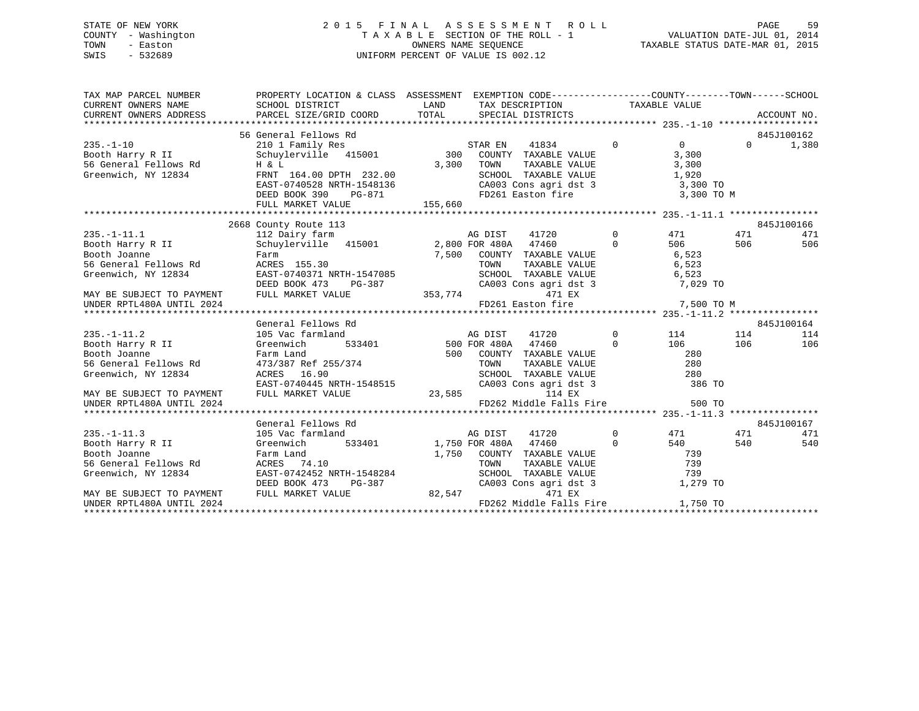STATE OF NEW YORK
COUNTY - Washington
TOWN - Easton
SWIS - 532689

2 0 1 5 F I N A L A S S E S S M E N T R O L L
T A X A B L E SECTION OF THE ROLL - 1
OWNERS NAME SEQUENCE
UNIFORM PERCENT OF VALUE IS 002.12

VALUATION DATE-JUL 01, 2014
TAXABLE STATUS DATE-MAR 01, 2015

```
TAX MAP PARCEL NUMBER          PROPERTY LOCATION & CLASS  ASSESSMENT  EXEMPTION CODE------------------COUNTY--------TOWN------SCHOOL
CURRENT OWNERS NAME            SCHOOL DISTRICT               LAND      TAX DESCRIPTION            TAXABLE VALUE
CURRENT OWNERS ADDRESS         PARCEL SIZE/GRID COORD        TOTAL     SPECIAL DISTRICTS                                   ACCOUNT NO.
*********************************************************************************************** 235.-1-10 ******************
                           56 General Fellows Rd                                                                 845J100162
235.-1-10                  210 1 Family Res                   STAR EN    41834         0          0          0       1,380
Booth Harry R II           Schuylerville   415001       300    COUNTY  TAXABLE VALUE            3,300
56 General Fellows Rd      H & L                      3,300    TOWN    TAXABLE VALUE            3,300
Greenwich, NY 12834        FRNT 164.00 DPTH 232.00             SCHOOL  TAXABLE VALUE            1,920
                           EAST-0740528 NRTH-1548136           CA003 Cons agri dst 3            3,300 TO
                           DEED BOOK 390    PG-871             FD261 Easton fire                3,300 TO M
                           FULL MARKET VALUE           155,660
*********************************************************************************************** 235.-1-11.1 ****************
                           2668 County Route 113                                                                 845J100166
235.-1-11.1                112 Dairy farm                     AG DIST    41720         0        471        471         471
Booth Harry R II           Schuylerville   415001     2,800 FOR 480A   47460         0        506        506         506
Booth Joanne               Farm                        7,500   COUNTY  TAXABLE VALUE            6,523
56 General Fellows Rd      ACRES 155.30                        TOWN    TAXABLE VALUE            6,523
Greenwich, NY 12834        EAST-0740371 NRTH-1547085           SCHOOL  TAXABLE VALUE            6,523
                           DEED BOOK 473    PG-387             CA003 Cons agri dst 3            7,029 TO
MAY BE SUBJECT TO PAYMENT  FULL MARKET VALUE           353,774            471 EX
UNDER RPTL480A UNTIL 2024                                      FD261 Easton fire                7,500 TO M
*********************************************************************************************** 235.-1-11.2 ****************
                           General Fellows Rd                                                                    845J100164
235.-1-11.2                105 Vac farmland                   AG DIST    41720         0        114        114         114
Booth Harry R II           Greenwich       533401       500 FOR 480A   47460         0        106        106         106
Booth Joanne               Farm Land                    500    COUNTY  TAXABLE VALUE              280
56 General Fellows Rd      473/387 Ref 255/374                 TOWN    TAXABLE VALUE              280
Greenwich, NY 12834        ACRES  16.90                        SCHOOL  TAXABLE VALUE              280
                           EAST-0740445 NRTH-1548515           CA003 Cons agri dst 3              386 TO
MAY BE SUBJECT TO PAYMENT  FULL MARKET VALUE            23,585            114 EX
UNDER RPTL480A UNTIL 2024                                      FD262 Middle Falls Fire            500 TO
*********************************************************************************************** 235.-1-11.3 ****************
                           General Fellows Rd                                                                    845J100167
235.-1-11.3                105 Vac farmland                   AG DIST    41720         0        471        471         471
Booth Harry R II           Greenwich       533401     1,750 FOR 480A   47460         0        540        540         540
Booth Joanne               Farm Land                  1,750    COUNTY  TAXABLE VALUE              739
56 General Fellows Rd      ACRES  74.10                        TOWN    TAXABLE VALUE              739
Greenwich, NY 12834        EAST-0742452 NRTH-1548284           SCHOOL  TAXABLE VALUE              739
                           DEED BOOK 473    PG-387             CA003 Cons agri dst 3            1,279 TO
MAY BE SUBJECT TO PAYMENT  FULL MARKET VALUE            82,547            471 EX
UNDER RPTL480A UNTIL 2024                                      FD262 Middle Falls Fire          1,750 TO
****************************************************************************************************************************
```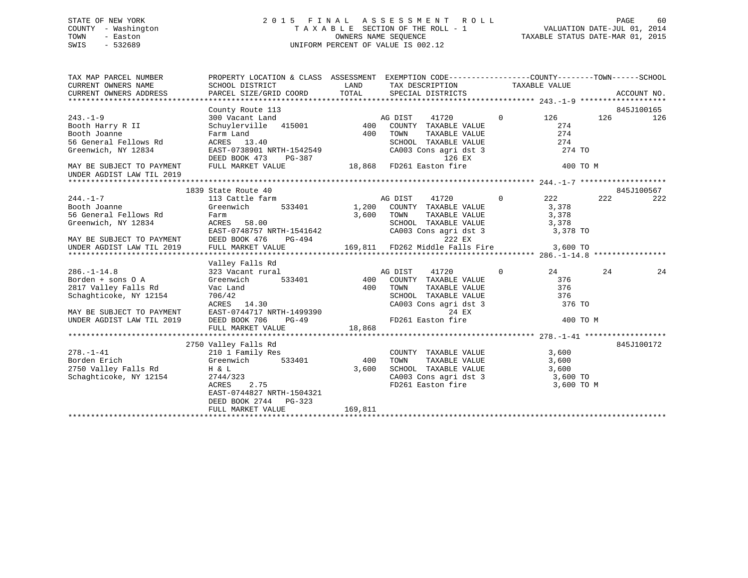STATE OF NEW YORK
COUNTY - Washington
TOWN - Easton
SWIS - 532689

2 0 1 5 F I N A L A S S E S S M E N T R O L L
T A X A B L E SECTION OF THE ROLL - 1
OWNERS NAME SEQUENCE
UNIFORM PERCENT OF VALUE IS 002.12

VALUATION DATE-JUL 01, 2014
TAXABLE STATUS DATE-MAR 01, 2015

```
TAX MAP PARCEL NUMBER          PROPERTY LOCATION & CLASS  ASSESSMENT  EXEMPTION CODE------------------COUNTY--------TOWN------SCHOOL
CURRENT OWNERS NAME            SCHOOL DISTRICT              LAND      TAX DESCRIPTION            TAXABLE VALUE
CURRENT OWNERS ADDRESS         PARCEL SIZE/GRID COORD      TOTAL      SPECIAL DISTRICTS                                   ACCOUNT NO.
******************************************************************************************** 243.-1-9 *******************
                               County Route 113                                                                  845J100165
243.-1-9                       300 Vacant Land                     AG DIST    41720          0        126        126        126
Booth Harry R II               Schuylerville   415001       400    COUNTY  TAXABLE VALUE           274
Booth Joanne                   Farm Land                     400    TOWN    TAXABLE VALUE           274
56 General Fellows Rd          ACRES   13.40                        SCHOOL  TAXABLE VALUE           274
Greenwich, NY 12834            EAST-0738901 NRTH-1542549            CA003 Cons agri dst 3            274 TO
                               DEED BOOK 473    PG-387                        126 EX
MAY BE SUBJECT TO PAYMENT      FULL MARKET VALUE            18,868  FD261 Easton fire                 400 TO M
UNDER AGDIST LAW TIL 2019
******************************************************************************************** 244.-1-7 *******************
                               1839 State Route 40                                                               845J100567
244.-1-7                       113 Cattle farm                     AG DIST    41720          0        222        222        222
Booth Joanne                   Greenwich       533401     1,200    COUNTY  TAXABLE VALUE         3,378
56 General Fellows Rd          Farm                       3,600    TOWN    TAXABLE VALUE         3,378
Greenwich, NY 12834            ACRES   58.00                        SCHOOL  TAXABLE VALUE         3,378
                               EAST-0748757 NRTH-1541642            CA003 Cons agri dst 3          3,378 TO
MAY BE SUBJECT TO PAYMENT      DEED BOOK 476    PG-494                        222 EX
UNDER AGDIST LAW TIL 2019      FULL MARKET VALUE           169,811  FD262 Middle Falls Fire       3,600 TO
******************************************************************************************** 286.-1-14.8 ****************
                               Valley Falls Rd
286.-1-14.8                    323 Vacant rural                    AG DIST    41720          0         24         24         24
Borden + sons O A              Greenwich       533401       400    COUNTY  TAXABLE VALUE           376
2817 Valley Falls Rd           Vac Land                      400    TOWN    TAXABLE VALUE           376
Schaghticoke, NY 12154         706/42                               SCHOOL  TAXABLE VALUE           376
                               ACRES   14.30                        CA003 Cons agri dst 3            376 TO
MAY BE SUBJECT TO PAYMENT      EAST-0744717 NRTH-1499390                       24 EX
UNDER AGDIST LAW TIL 2019      DEED BOOK 706    PG-49               FD261 Easton fire                 400 TO M
                               FULL MARKET VALUE            18,868
******************************************************************************************** 278.-1-41 ******************
                               2750 Valley Falls Rd                                                              845J100172
278.-1-41                      210 1 Family Res                     COUNTY  TAXABLE VALUE         3,600
Borden Erich                   Greenwich       533401       400    TOWN    TAXABLE VALUE         3,600
2750 Valley Falls Rd           H & L                      3,600    SCHOOL  TAXABLE VALUE         3,600
Schaghticoke, NY 12154         2744/323                             CA003 Cons agri dst 3          3,600 TO
                               ACRES    2.75                        FD261 Easton fire              3,600 TO M
                               EAST-0744827 NRTH-1504321
                               DEED BOOK 2744   PG-323
                               FULL MARKET VALUE           169,811
***************************************************************************************************************************
```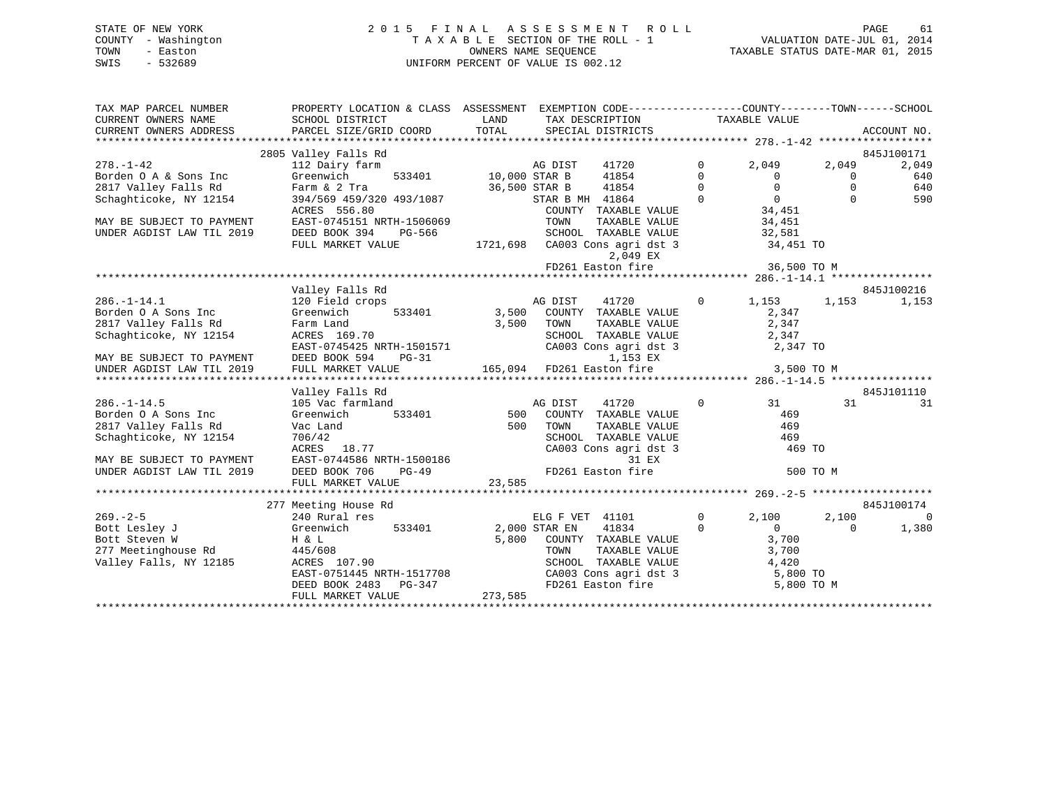STATE OF NEW YORK
COUNTY - Washington
TOWN - Easton
SWIS - 532689

2 0 1 5 F I N A L A S S E S S M E N T R O L L
T A X A B L E SECTION OF THE ROLL - 1
OWNERS NAME SEQUENCE
UNIFORM PERCENT OF VALUE IS 002.12

VALUATION DATE-JUL 01, 2014
TAXABLE STATUS DATE-MAR 01, 2015

```
TAX MAP PARCEL NUMBER          PROPERTY LOCATION & CLASS  ASSESSMENT  EXEMPTION CODE------------------COUNTY--------TOWN------SCHOOL
CURRENT OWNERS NAME            SCHOOL DISTRICT              LAND       TAX DESCRIPTION              TAXABLE VALUE
CURRENT OWNERS ADDRESS         PARCEL SIZE/GRID COORD       TOTAL      SPECIAL DISTRICTS                                          ACCOUNT NO.
******************************************************************************************** 278.-1-42 ******************
                               2805 Valley Falls Rd                                                                           845J100171
278.-1-42                      112 Dairy farm                          AG DIST    41720          0       2,049      2,049      2,049
Borden O A & Sons Inc          Greenwich        533401       10,000 STAR B     41854          0           0          0        640
2817 Valley Falls Rd           Farm & 2 Tra                  36,500 STAR B     41854          0           0          0        640
Schaghticoke, NY 12154         394/569 459/320 493/1087               STAR B MH  41864          0           0          0        590
                               ACRES 556.80                            COUNTY  TAXABLE VALUE           34,451
MAY BE SUBJECT TO PAYMENT      EAST-0745151 NRTH-1506069               TOWN    TAXABLE VALUE           34,451
UNDER AGDIST LAW TIL 2019      DEED BOOK 394    PG-566                 SCHOOL  TAXABLE VALUE           32,581
                               FULL MARKET VALUE          1721,698  CA003 Cons agri dst 3           34,451 TO
                                                                         2,049 EX
                                                                    FD261 Easton fire               36,500 TO M
******************************************************************************************** 286.-1-14.1 ****************
                               Valley Falls Rd                                                                                845J100216
286.-1-14.1                    120 Field crops                         AG DIST    41720          0       1,153      1,153      1,153
Borden O A Sons Inc            Greenwich        533401        3,500   COUNTY  TAXABLE VALUE            2,347
2817 Valley Falls Rd           Farm Land                      3,500   TOWN    TAXABLE VALUE            2,347
Schaghticoke, NY 12154         ACRES 169.70                            SCHOOL  TAXABLE VALUE            2,347
                               EAST-0745425 NRTH-1501571               CA003 Cons agri dst 3            2,347 TO
MAY BE SUBJECT TO PAYMENT      DEED BOOK 594    PG-31                          1,153 EX
UNDER AGDIST LAW TIL 2019      FULL MARKET VALUE           165,094  FD261 Easton fire                3,500 TO M
******************************************************************************************** 286.-1-14.5 ****************
                               Valley Falls Rd                                                                                845J101110
286.-1-14.5                    105 Vac farmland                        AG DIST    41720          0          31         31         31
Borden O A Sons Inc            Greenwich        533401          500   COUNTY  TAXABLE VALUE              469
2817 Valley Falls Rd           Vac Land                         500   TOWN    TAXABLE VALUE              469
Schaghticoke, NY 12154         706/42                                  SCHOOL  TAXABLE VALUE              469
                               ACRES  18.77                            CA003 Cons agri dst 3              469 TO
MAY BE SUBJECT TO PAYMENT      EAST-0744586 NRTH-1500186                         31 EX
UNDER AGDIST LAW TIL 2019      DEED BOOK 706    PG-49                  FD261 Easton fire                  500 TO M
                               FULL MARKET VALUE            23,585
******************************************************************************************** 269.-2-5 *******************
                               277 Meeting House Rd                                                                           845J100174
269.-2-5                       240 Rural res                           ELG F VET  41101          0       2,100      2,100          0
Bott Lesley J                  Greenwich        533401        2,000 STAR EN    41834          0           0          0      1,380
Bott Steven W                  H & L                          5,800   COUNTY  TAXABLE VALUE            3,700
277 Meetinghouse Rd            445/608                                 TOWN    TAXABLE VALUE            3,700
Valley Falls, NY 12185         ACRES 107.90                            SCHOOL  TAXABLE VALUE            4,420
                               EAST-0751445 NRTH-1517708               CA003 Cons agri dst 3            5,800 TO
                               DEED BOOK 2483   PG-347                 FD261 Easton fire                5,800 TO M
                               FULL MARKET VALUE           273,585
*****************************************************************************************************************************
```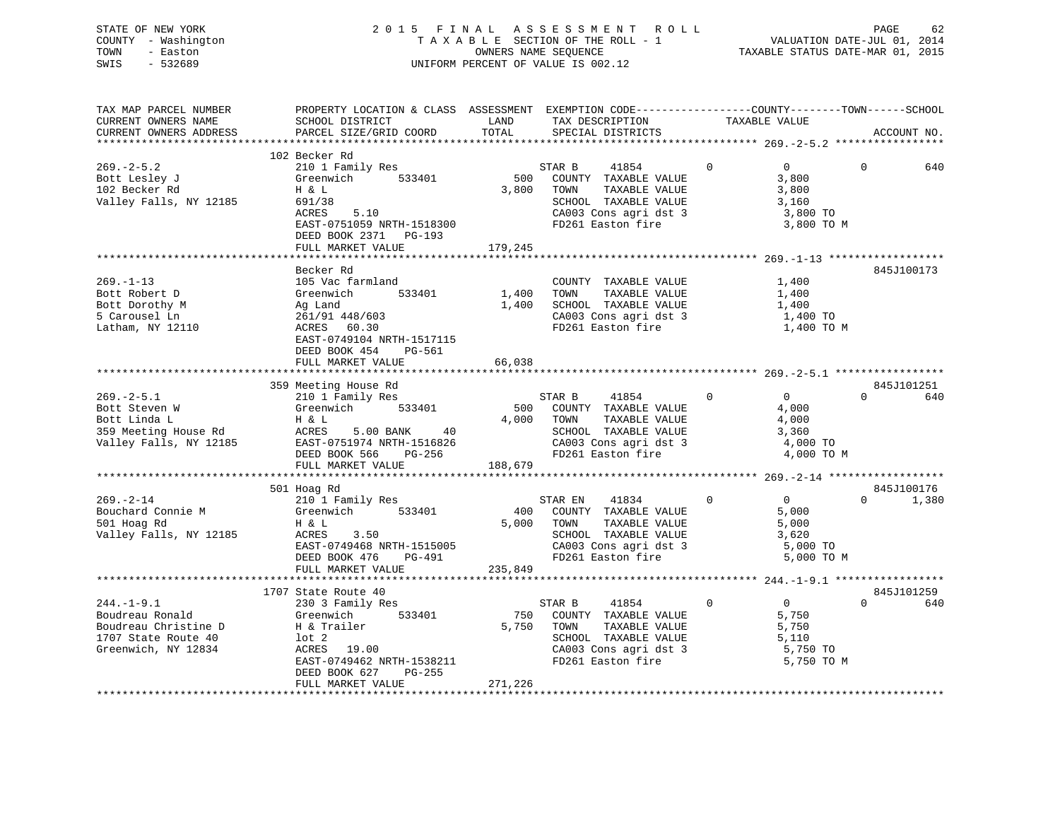STATE OF NEW YORK
COUNTY - Washington
TOWN - Easton
SWIS - 532689

# 2015 FINAL ASSESSMENT ROLL

TAXABLE SECTION OF THE ROLL - 1
OWNERS NAME SEQUENCE
UNIFORM PERCENT OF VALUE IS 002.12

VALUATION DATE-JUL 01, 2014
TAXABLE STATUS DATE-MAR 01, 2015

| TAX MAP PARCEL NUMBER / CURRENT OWNERS NAME / CURRENT OWNERS ADDRESS | PROPERTY LOCATION & CLASS / SCHOOL DISTRICT / PARCEL SIZE/GRID COORD | ASSESSMENT LAND / TOTAL | EXEMPTION CODE / TAX DESCRIPTION / SPECIAL DISTRICTS | COUNTY | TOWN | SCHOOL TAXABLE VALUE | ACCOUNT NO. |
|---|---|---|---|---|---|---|---|
| **269.-2-5.2** | 102 Becker Rd | | | | | | |
| 269.-2-5.2 | 210 1 Family Res | | STAR B 41854 | 0 | 0 | 0 | 640 |
| Bott Lesley J | Greenwich 533401 | 500 | COUNTY TAXABLE VALUE | 3,800 | | | |
| 102 Becker Rd | H & L | 3,800 | TOWN TAXABLE VALUE | | 3,800 | | |
| Valley Falls, NY 12185 | 691/38 | | SCHOOL TAXABLE VALUE | | | 3,160 | |
| | ACRES 5.10 | | CA003 Cons agri dst 3 | 3,800 TO | | | |
| | EAST-0751059 NRTH-1518300 | | FD261 Easton fire | 3,800 TO M | | | |
| | DEED BOOK 2371 PG-193 | | | | | | |
| | FULL MARKET VALUE | 179,245 | | | | | |
| **269.-1-13** | Becker Rd | | | | | | 845J100173 |
| 269.-1-13 | 105 Vac farmland | | COUNTY TAXABLE VALUE | 1,400 | | | |
| Bott Robert D | Greenwich 533401 | 1,400 | TOWN TAXABLE VALUE | | 1,400 | | |
| Bott Dorothy M | Ag Land | 1,400 | SCHOOL TAXABLE VALUE | | | 1,400 | |
| 5 Carousel Ln | 261/91 448/603 | | CA003 Cons agri dst 3 | 1,400 TO | | | |
| Latham, NY 12110 | ACRES 60.30 | | FD261 Easton fire | 1,400 TO M | | | |
| | EAST-0749104 NRTH-1517115 | | | | | | |
| | DEED BOOK 454 PG-561 | | | | | | |
| | FULL MARKET VALUE | 66,038 | | | | | |
| **269.-2-5.1** | 359 Meeting House Rd | | | | | | 845J101251 |
| 269.-2-5.1 | 210 1 Family Res | | STAR B 41854 | 0 | 0 | 0 | 640 |
| Bott Steven W | Greenwich 533401 | 500 | COUNTY TAXABLE VALUE | 4,000 | | | |
| Bott Linda L | H & L | 4,000 | TOWN TAXABLE VALUE | | 4,000 | | |
| 359 Meeting House Rd | ACRES 5.00 BANK 40 | | SCHOOL TAXABLE VALUE | | | 3,360 | |
| Valley Falls, NY 12185 | EAST-0751974 NRTH-1516826 | | CA003 Cons agri dst 3 | 4,000 TO | | | |
| | DEED BOOK 566 PG-256 | | FD261 Easton fire | 4,000 TO M | | | |
| | FULL MARKET VALUE | 188,679 | | | | | |
| **269.-2-14** | 501 Hoag Rd | | | | | | 845J100176 |
| 269.-2-14 | 210 1 Family Res | | STAR EN 41834 | 0 | 0 | 0 | 1,380 |
| Bouchard Connie M | Greenwich 533401 | 400 | COUNTY TAXABLE VALUE | 5,000 | | | |
| 501 Hoag Rd | H & L | 5,000 | TOWN TAXABLE VALUE | | 5,000 | | |
| Valley Falls, NY 12185 | ACRES 3.50 | | SCHOOL TAXABLE VALUE | | | 3,620 | |
| | EAST-0749468 NRTH-1515005 | | CA003 Cons agri dst 3 | 5,000 TO | | | |
| | DEED BOOK 476 PG-491 | | FD261 Easton fire | 5,000 TO M | | | |
| | FULL MARKET VALUE | 235,849 | | | | | |
| **244.-1-9.1** | 1707 State Route 40 | | | | | | 845J101259 |
| 244.-1-9.1 | 230 3 Family Res | | STAR B 41854 | 0 | 0 | 0 | 640 |
| Boudreau Ronald | Greenwich 533401 | 750 | COUNTY TAXABLE VALUE | 5,750 | | | |
| Boudreau Christine D | H & Trailer | 5,750 | TOWN TAXABLE VALUE | | 5,750 | | |
| 1707 State Route 40 | lot 2 | | SCHOOL TAXABLE VALUE | | | 5,110 | |
| Greenwich, NY 12834 | ACRES 19.00 | | CA003 Cons agri dst 3 | 5,750 TO | | | |
| | EAST-0749462 NRTH-1538211 | | FD261 Easton fire | 5,750 TO M | | | |
| | DEED BOOK 627 PG-255 | | | | | | |
| | FULL MARKET VALUE | 271,226 | | | | | |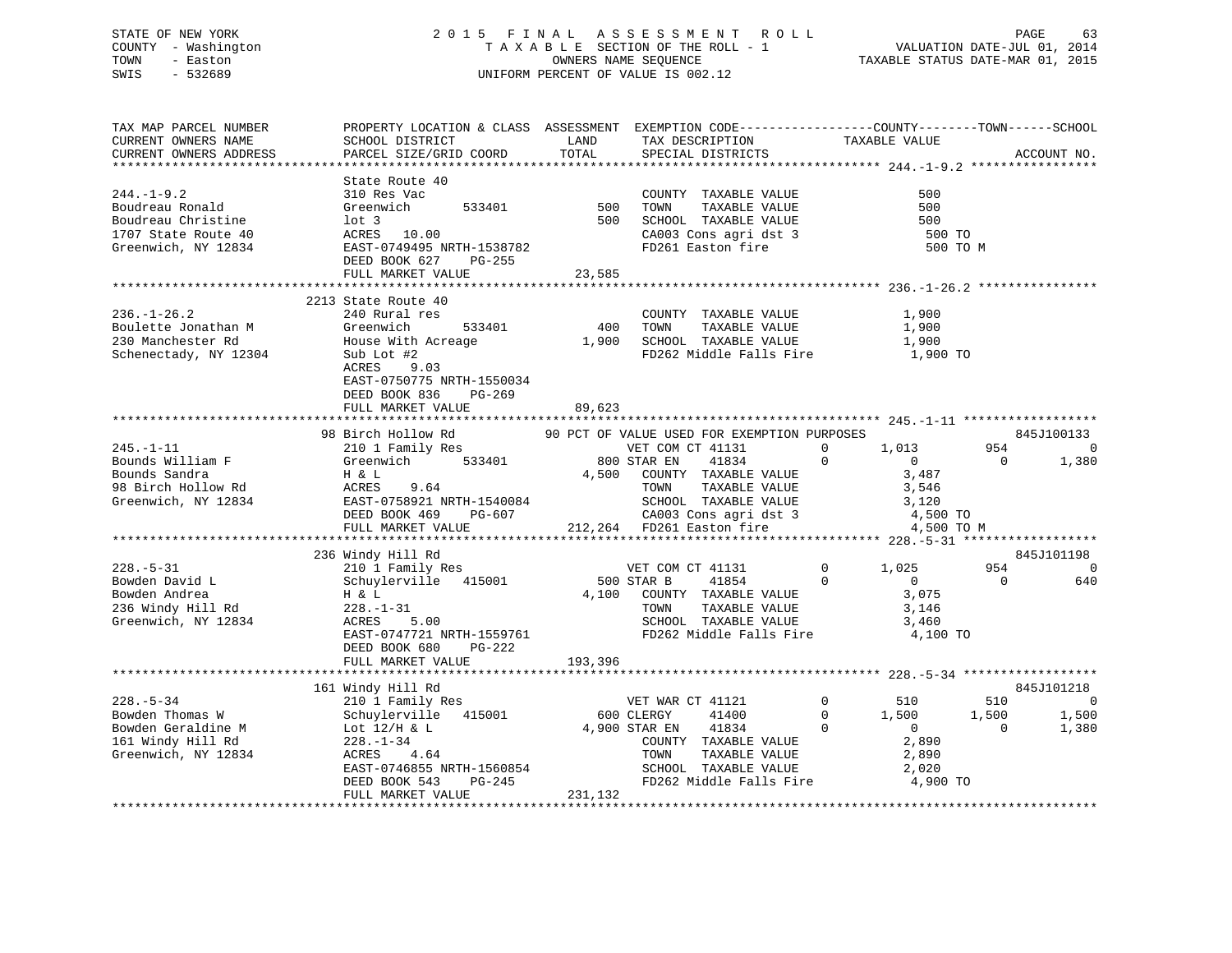STATE OF NEW YORK — 2015 FINAL ASSESSMENT ROLL
COUNTY - Washington — TAXABLE SECTION OF THE ROLL - 1 — VALUATION DATE-JUL 01, 2014
TOWN - Easton — OWNERS NAME SEQUENCE — TAXABLE STATUS DATE-MAR 01, 2015
SWIS - 532689 — UNIFORM PERCENT OF VALUE IS 002.12

```
TAX MAP PARCEL NUMBER          PROPERTY LOCATION & CLASS  ASSESSMENT  EXEMPTION CODE-----------------COUNTY--------TOWN------SCHOOL
CURRENT OWNERS NAME            SCHOOL DISTRICT               LAND      TAX DESCRIPTION            TAXABLE VALUE
CURRENT OWNERS ADDRESS         PARCEL SIZE/GRID COORD        TOTAL     SPECIAL DISTRICTS                                   ACCOUNT NO.
*********************************************************************************************** 244.-1-9.2 *****************
                               State Route 40
244.-1-9.2                     310 Res Vac                             COUNTY  TAXABLE VALUE               500
Boudreau Ronald                Greenwich      533401         500       TOWN    TAXABLE VALUE               500
Boudreau Christine             lot 3                         500       SCHOOL  TAXABLE VALUE               500
1707 State Route 40            ACRES   10.00                           CA003 Cons agri dst 3               500 TO
Greenwich, NY 12834            EAST-0749495 NRTH-1538782               FD261 Easton fire                   500 TO M
                               DEED BOOK 627    PG-255
                               FULL MARKET VALUE          23,585
*********************************************************************************************** 236.-1-26.2 ****************
                               2213 State Route 40
236.-1-26.2                    240 Rural res                           COUNTY  TAXABLE VALUE             1,900
Boulette Jonathan M            Greenwich      533401         400       TOWN    TAXABLE VALUE             1,900
230 Manchester Rd              House With Acreage          1,900       SCHOOL  TAXABLE VALUE             1,900
Schenectady, NY 12304          Sub Lot #2                              FD262 Middle Falls Fire           1,900 TO
                               ACRES    9.03
                               EAST-0750775 NRTH-1550034
                               DEED BOOK 836    PG-269
                               FULL MARKET VALUE          89,623
*********************************************************************************************** 245.-1-11 ******************
                               98 Birch Hollow Rd          90 PCT OF VALUE USED FOR EXEMPTION PURPOSES                     845J100133
245.-1-11                      210 1 Family Res                        VET COM CT 41131        0      1,013        954           0
Bounds William F               Greenwich      533401         800 STAR EN    41834         0          0          0       1,380
Bounds Sandra                  H & L                       4,500       COUNTY  TAXABLE VALUE             3,487
98 Birch Hollow Rd             ACRES    9.64                           TOWN    TAXABLE VALUE             3,546
Greenwich, NY 12834            EAST-0758921 NRTH-1540084               SCHOOL  TAXABLE VALUE             3,120
                               DEED BOOK 469    PG-607                 CA003 Cons agri dst 3             4,500 TO
                               FULL MARKET VALUE         212,264       FD261 Easton fire                 4,500 TO M
*********************************************************************************************** 228.-5-31 ******************
                               236 Windy Hill Rd                                                                         845J101198
228.-5-31                      210 1 Family Res                        VET COM CT 41131        0      1,025        954           0
Bowden David L                 Schuylerville  415001         500 STAR B     41854         0          0          0         640
Bowden Andrea                  H & L                       4,100       COUNTY  TAXABLE VALUE             3,075
236 Windy Hill Rd              228.-1-31                               TOWN    TAXABLE VALUE             3,146
Greenwich, NY 12834            ACRES    5.00                           SCHOOL  TAXABLE VALUE             3,460
                               EAST-0747721 NRTH-1559761               FD262 Middle Falls Fire           4,100 TO
                               DEED BOOK 680    PG-222
                               FULL MARKET VALUE         193,396
*********************************************************************************************** 228.-5-34 ******************
                               161 Windy Hill Rd                                                                         845J101218
228.-5-34                      210 1 Family Res                        VET WAR CT 41121        0        510        510           0
Bowden Thomas W                Schuylerville  415001         600 CLERGY     41400         0      1,500      1,500       1,500
Bowden Geraldine M             Lot 12/H & L                4,900 STAR EN    41834         0          0          0       1,380
161 Windy Hill Rd              228.-1-34                               COUNTY  TAXABLE VALUE             2,890
Greenwich, NY 12834            ACRES    4.64                           TOWN    TAXABLE VALUE             2,890
                               EAST-0746855 NRTH-1560854               SCHOOL  TAXABLE VALUE             2,020
                               DEED BOOK 543    PG-245                 FD262 Middle Falls Fire           4,900 TO
                               FULL MARKET VALUE         231,132
****************************************************************************************************************************
```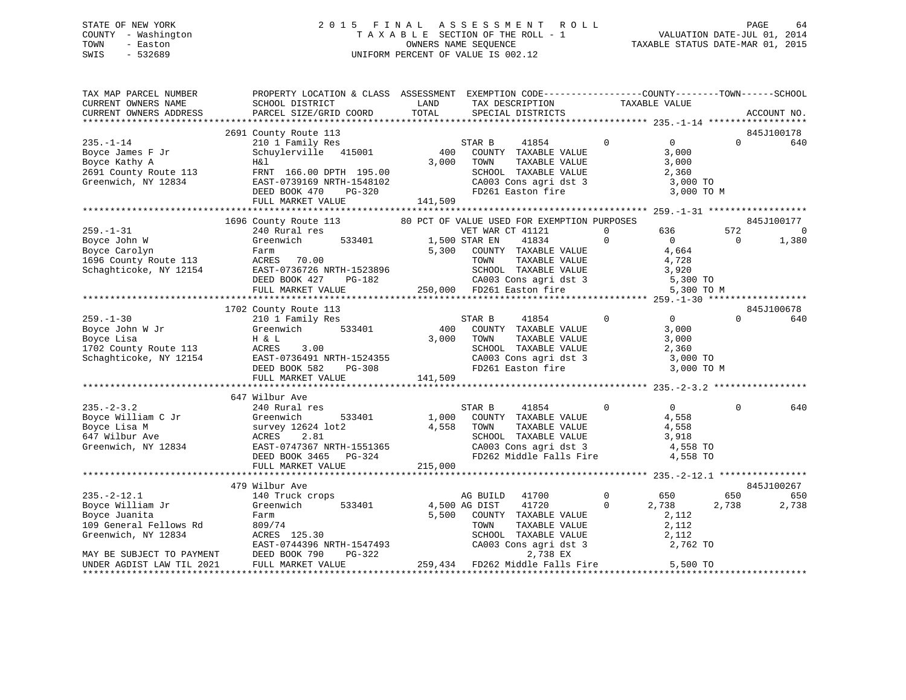STATE OF NEW YORK
COUNTY - Washington
TOWN - Easton
SWIS - 532689

2015 FINAL ASSESSMENT ROLL
TAXABLE SECTION OF THE ROLL - 1
OWNERS NAME SEQUENCE
UNIFORM PERCENT OF VALUE IS 002.12

VALUATION DATE-JUL 01, 2014
TAXABLE STATUS DATE-MAR 01, 2015

| TAX MAP PARCEL NUMBER / CURRENT OWNERS NAME / CURRENT OWNERS ADDRESS | PROPERTY LOCATION & CLASS / SCHOOL DISTRICT / PARCEL SIZE/GRID COORD | ASSESSMENT LAND / TOTAL | EXEMPTION CODE / TAX DESCRIPTION / SPECIAL DISTRICTS | COUNTY TAXABLE VALUE | TOWN | SCHOOL / ACCOUNT NO. |
|---|---|---|---|---|---|---|
| 235.-1-14 | 2691 County Route 113 | | | | | 845J100178 |
| Boyce James F Jr | 210 1 Family Res | | STAR B 41854 0 | 0 | 0 | 640 |
| Boyce Kathy A | Schuylerville 415001 | 400 | COUNTY TAXABLE VALUE | 3,000 | | |
| 2691 County Route 113 | H&l | 3,000 | TOWN TAXABLE VALUE | 3,000 | | |
| Greenwich, NY 12834 | FRNT 166.00 DPTH 195.00 | | SCHOOL TAXABLE VALUE | 2,360 | | |
| | EAST-0739169 NRTH-1548102 | | CA003 Cons agri dst 3 | 3,000 TO | | |
| | DEED BOOK 470 PG-320 | | FD261 Easton fire | 3,000 TO M | | |
| | FULL MARKET VALUE | 141,509 | | | | |
| 259.-1-31 | 1696 County Route 113 | | 80 PCT OF VALUE USED FOR EXEMPTION PURPOSES | | | 845J100177 |
| Boyce John W | 240 Rural res | | VET WAR CT 41121 0 | 636 | 572 | 0 |
| Boyce Carolyn | Greenwich 533401 | 1,500 | STAR EN 41834 0 | 0 | 0 | 1,380 |
| 1696 County Route 113 | Farm | 5,300 | COUNTY TAXABLE VALUE | 4,664 | | |
| Schaghticoke, NY 12154 | ACRES 70.00 | | TOWN TAXABLE VALUE | 4,728 | | |
| | EAST-0736726 NRTH-1523896 | | SCHOOL TAXABLE VALUE | 3,920 | | |
| | DEED BOOK 427 PG-182 | | CA003 Cons agri dst 3 | 5,300 TO | | |
| | FULL MARKET VALUE | 250,000 | FD261 Easton fire | 5,300 TO M | | |
| 259.-1-30 | 1702 County Route 113 | | | | | 845J100678 |
| Boyce John W Jr | 210 1 Family Res | | STAR B 41854 0 | 0 | 0 | 640 |
| Boyce Lisa | Greenwich 533401 | 400 | COUNTY TAXABLE VALUE | 3,000 | | |
| 1702 County Route 113 | H & L | 3,000 | TOWN TAXABLE VALUE | 3,000 | | |
| Schaghticoke, NY 12154 | ACRES 3.00 | | SCHOOL TAXABLE VALUE | 2,360 | | |
| | EAST-0736491 NRTH-1524355 | | CA003 Cons agri dst 3 | 3,000 TO | | |
| | DEED BOOK 582 PG-308 | | FD261 Easton fire | 3,000 TO M | | |
| | FULL MARKET VALUE | 141,509 | | | | |
| 235.-2-3.2 | 647 Wilbur Ave | | | | | |
| Boyce William C Jr | 240 Rural res | | STAR B 41854 0 | 0 | 0 | 640 |
| Boyce Lisa M | Greenwich 533401 | 1,000 | COUNTY TAXABLE VALUE | 4,558 | | |
| 647 Wilbur Ave | survey 12624 lot2 | 4,558 | TOWN TAXABLE VALUE | 4,558 | | |
| Greenwich, NY 12834 | ACRES 2.81 | | SCHOOL TAXABLE VALUE | 3,918 | | |
| | EAST-0747367 NRTH-1551365 | | CA003 Cons agri dst 3 | 4,558 TO | | |
| | DEED BOOK 3465 PG-324 | | FD262 Middle Falls Fire | 4,558 TO | | |
| | FULL MARKET VALUE | 215,000 | | | | |
| 235.-2-12.1 | 479 Wilbur Ave | | | | | 845J100267 |
| Boyce William Jr | 140 Truck crops | | AG BUILD 41700 0 | 650 | 650 | 650 |
| Boyce Juanita | Greenwich 533401 | 4,500 | AG DIST 41720 0 | 2,738 | 2,738 | 2,738 |
| 109 General Fellows Rd | Farm | 5,500 | COUNTY TAXABLE VALUE | 2,112 | | |
| Greenwich, NY 12834 | 809/74 | | TOWN TAXABLE VALUE | 2,112 | | |
| | ACRES 125.30 | | SCHOOL TAXABLE VALUE | 2,112 | | |
| | EAST-0744396 NRTH-1547493 | | CA003 Cons agri dst 3 | 2,762 TO | | |
| MAY BE SUBJECT TO PAYMENT | DEED BOOK 790 PG-322 | | 2,738 EX | | | |
| UNDER AGDIST LAW TIL 2021 | FULL MARKET VALUE | 259,434 | FD262 Middle Falls Fire | 5,500 TO | | |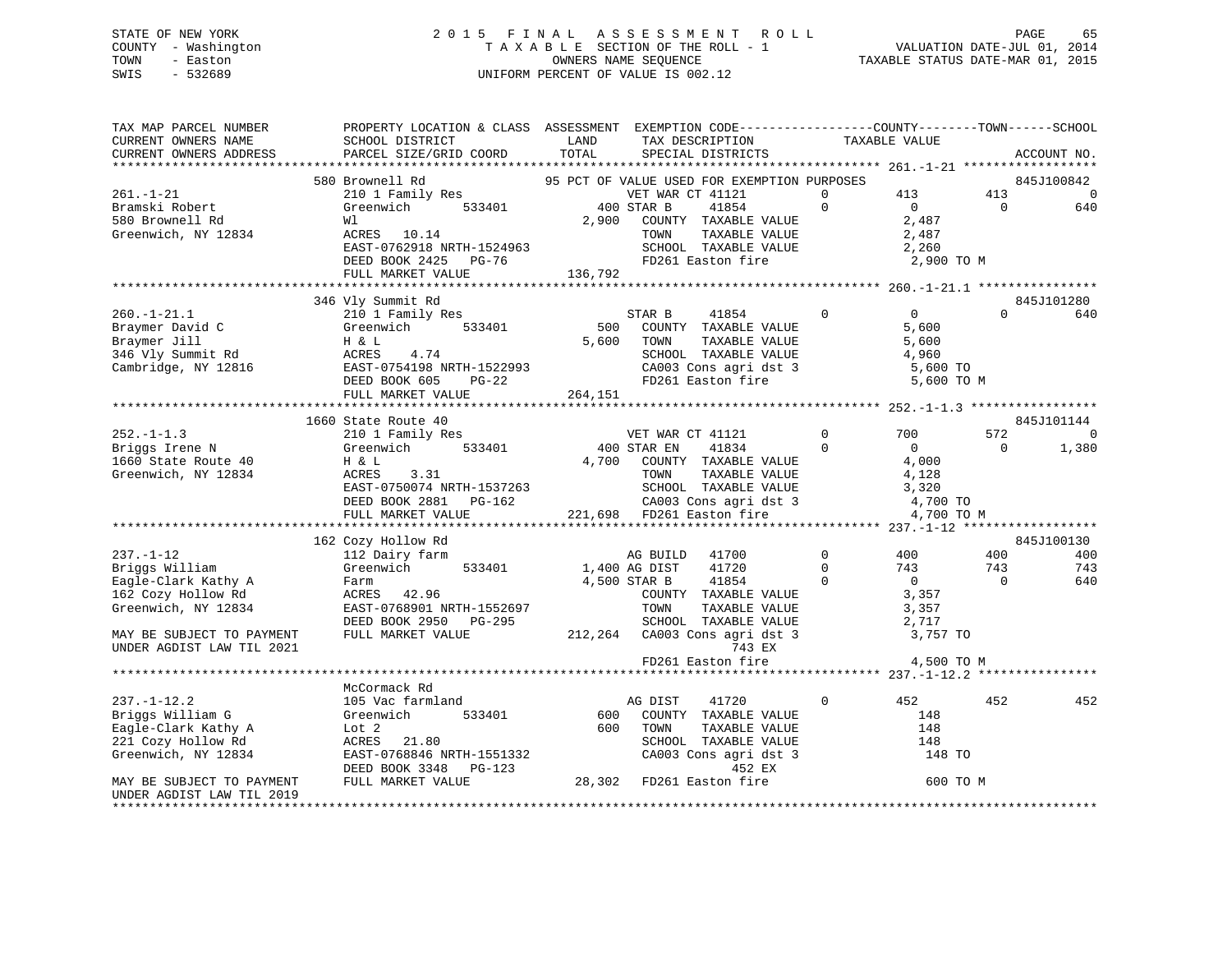STATE OF NEW YORK
COUNTY - Washington
TOWN - Easton
SWIS - 532689

2015 FINAL ASSESSMENT ROLL
TAXABLE SECTION OF THE ROLL - 1
OWNERS NAME SEQUENCE
UNIFORM PERCENT OF VALUE IS 002.12

VALUATION DATE-JUL 01, 2014
TAXABLE STATUS DATE-MAR 01, 2015

```
TAX MAP PARCEL NUMBER          PROPERTY LOCATION & CLASS  ASSESSMENT  EXEMPTION CODE-----------------COUNTY--------TOWN------SCHOOL
CURRENT OWNERS NAME            SCHOOL DISTRICT              LAND      TAX DESCRIPTION            TAXABLE VALUE
CURRENT OWNERS ADDRESS         PARCEL SIZE/GRID COORD       TOTAL     SPECIAL DISTRICTS                                    ACCOUNT NO.
******************************************************************************************************* 261.-1-21 ******************
                          580 Brownell Rd                95 PCT OF VALUE USED FOR EXEMPTION PURPOSES                       845J100842
261.-1-21                 210 1 Family Res                      VET WAR CT 41121        0        413        413           0
Bramski Robert            Greenwich       533401          400 STAR B     41854          0          0          0         640
580 Brownell Rd           Wl                             2,900   COUNTY  TAXABLE VALUE            2,487
Greenwich, NY 12834       ACRES   10.14                          TOWN    TAXABLE VALUE            2,487
                          EAST-0762918 NRTH-1524963              SCHOOL  TAXABLE VALUE            2,260
                          DEED BOOK 2425   PG-76                 FD261 Easton fire                 2,900 TO M
                          FULL MARKET VALUE             136,792
******************************************************************************************************* 260.-1-21.1 ****************
                          346 Vly Summit Rd                                                                                 845J101280
260.-1-21.1               210 1 Family Res                      STAR B     41854        0          0          0         640
Braymer David C           Greenwich       533401          500    COUNTY  TAXABLE VALUE            5,600
Braymer Jill              H & L                          5,600   TOWN    TAXABLE VALUE            5,600
346 Vly Summit Rd         ACRES    4.74                          SCHOOL  TAXABLE VALUE            4,960
Cambridge, NY 12816       EAST-0754198 NRTH-1522993              CA003 Cons agri dst 3             5,600 TO
                          DEED BOOK 605    PG-22                 FD261 Easton fire                 5,600 TO M
                          FULL MARKET VALUE             264,151
******************************************************************************************************* 252.-1-1.3 *****************
                          1660 State Route 40                                                                               845J101144
252.-1-1.3                210 1 Family Res                      VET WAR CT 41121        0        700        572           0
Briggs Irene N            Greenwich       533401          400 STAR EN    41834          0          0          0       1,380
1660 State Route 40       H & L                          4,700   COUNTY  TAXABLE VALUE            4,000
Greenwich, NY 12834       ACRES    3.31                          TOWN    TAXABLE VALUE            4,128
                          EAST-0750074 NRTH-1537263              SCHOOL  TAXABLE VALUE            3,320
                          DEED BOOK 2881   PG-162                CA003 Cons agri dst 3             4,700 TO
                          FULL MARKET VALUE             221,698  FD261 Easton fire                 4,700 TO M
******************************************************************************************************* 237.-1-12 ******************
                          162 Cozy Hollow Rd                                                                                845J100130
237.-1-12                 112 Dairy farm                        AG BUILD   41700        0        400        400         400
Briggs William            Greenwich       533401        1,400 AG DIST    41720          0        743        743         743
Eagle-Clark Kathy A       Farm                           4,500 STAR B     41854          0          0          0         640
162 Cozy Hollow Rd        ACRES   42.96                          COUNTY  TAXABLE VALUE            3,357
Greenwich, NY 12834       EAST-0768901 NRTH-1552697              TOWN    TAXABLE VALUE            3,357
                          DEED BOOK 2950   PG-295                SCHOOL  TAXABLE VALUE            2,717
MAY BE SUBJECT TO PAYMENT FULL MARKET VALUE             212,264  CA003 Cons agri dst 3             3,757 TO
UNDER AGDIST LAW TIL 2021                                                743 EX
                                                                 FD261 Easton fire                 4,500 TO M
******************************************************************************************************* 237.-1-12.2 ****************
                          McCormack Rd
237.-1-12.2               105 Vac farmland                      AG DIST    41720        0        452        452         452
Briggs William G          Greenwich       533401          600    COUNTY  TAXABLE VALUE              148
Eagle-Clark Kathy A       Lot 2                            600   TOWN    TAXABLE VALUE              148
221 Cozy Hollow Rd        ACRES   21.80                          SCHOOL  TAXABLE VALUE              148
Greenwich, NY 12834       EAST-0768846 NRTH-1551332              CA003 Cons agri dst 3               148 TO
                          DEED BOOK 3348   PG-123                        452 EX
MAY BE SUBJECT TO PAYMENT FULL MARKET VALUE              28,302  FD261 Easton fire                   600 TO M
UNDER AGDIST LAW TIL 2019
************************************************************************************************************************************
```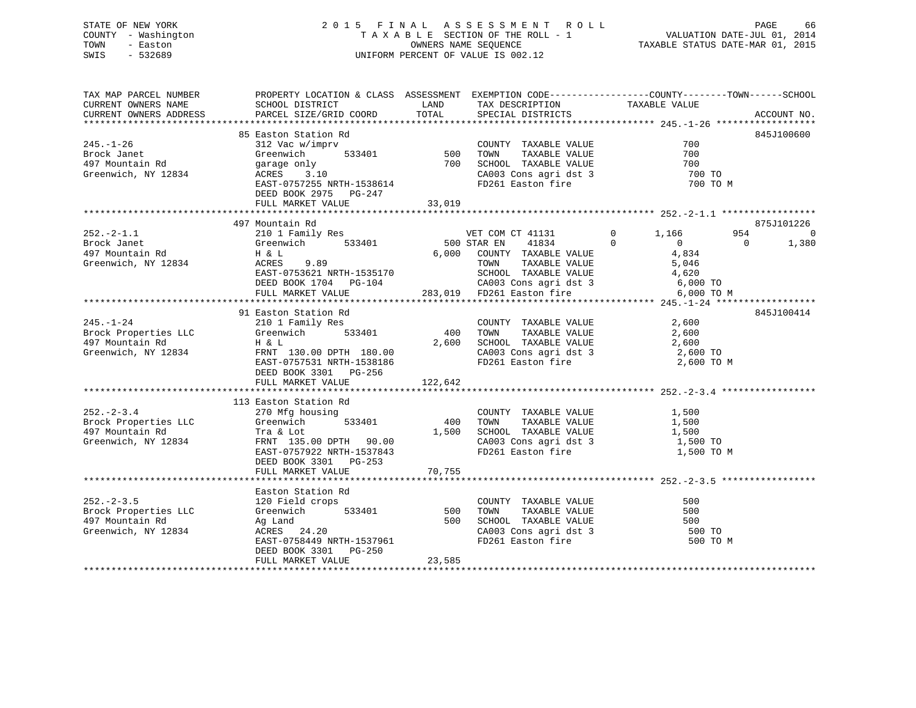STATE OF NEW YORK
COUNTY - Washington
TOWN - Easton
SWIS - 532689

2 0 1 5 F I N A L A S S E S S M E N T R O L L
T A X A B L E SECTION OF THE ROLL - 1
OWNERS NAME SEQUENCE
UNIFORM PERCENT OF VALUE IS 002.12

VALUATION DATE-JUL 01, 2014
TAXABLE STATUS DATE-MAR 01, 2015

```
TAX MAP PARCEL NUMBER     PROPERTY LOCATION & CLASS  ASSESSMENT  EXEMPTION CODE------------------COUNTY--------TOWN------SCHOOL
CURRENT OWNERS NAME       SCHOOL DISTRICT               LAND      TAX DESCRIPTION            TAXABLE VALUE
CURRENT OWNERS ADDRESS    PARCEL SIZE/GRID COORD       TOTAL      SPECIAL DISTRICTS                                    ACCOUNT NO.
******************************************************************************************* 245.-1-26 ******************
                          85 Easton Station Rd                                                                     845J100600
245.-1-26                 312 Vac w/imprv                         COUNTY  TAXABLE VALUE              700
Brock Janet               Greenwich      533401          500      TOWN    TAXABLE VALUE              700
497 Mountain Rd           garage only                    700      SCHOOL  TAXABLE VALUE              700
Greenwich, NY 12834       ACRES    3.10                           CA003 Cons agri dst 3               700 TO
                          EAST-0757255 NRTH-1538614               FD261 Easton fire                   700 TO M
                          DEED BOOK 2975   PG-247
                          FULL MARKET VALUE               33,019
******************************************************************************************* 252.-2-1.1 *****************
                          497 Mountain Rd                                                                          875J101226
252.-2-1.1                210 1 Family Res                  VET COM CT 41131         0      1,166         954            0
Brock Janet               Greenwich      533401          500 STAR EN    41834         0          0           0        1,380
497 Mountain Rd           H & L                        6,000   COUNTY  TAXABLE VALUE            4,834
Greenwich, NY 12834       ACRES    9.89                         TOWN    TAXABLE VALUE            5,046
                          EAST-0753621 NRTH-1535170             SCHOOL  TAXABLE VALUE            4,620
                          DEED BOOK 1704   PG-104               CA003 Cons agri dst 3             6,000 TO
                          FULL MARKET VALUE              283,019   FD261 Easton fire                 6,000 TO M
******************************************************************************************* 245.-1-24 ******************
                          91 Easton Station Rd                                                                     845J100414
245.-1-24                 210 1 Family Res                        COUNTY  TAXABLE VALUE            2,600
Brock Properties LLC      Greenwich      533401          400      TOWN    TAXABLE VALUE            2,600
497 Mountain Rd           H & L                        2,600      SCHOOL  TAXABLE VALUE            2,600
Greenwich, NY 12834       FRNT 130.00 DPTH 180.00                 CA003 Cons agri dst 3             2,600 TO
                          EAST-0757531 NRTH-1538186               FD261 Easton fire                 2,600 TO M
                          DEED BOOK 3301   PG-256
                          FULL MARKET VALUE              122,642
******************************************************************************************* 252.-2-3.4 *****************
                          113 Easton Station Rd
252.-2-3.4                270 Mfg housing                         COUNTY  TAXABLE VALUE            1,500
Brock Properties LLC      Greenwich      533401          400      TOWN    TAXABLE VALUE            1,500
497 Mountain Rd           Tra & Lot                    1,500      SCHOOL  TAXABLE VALUE            1,500
Greenwich, NY 12834       FRNT 135.00 DPTH  90.00                 CA003 Cons agri dst 3             1,500 TO
                          EAST-0757922 NRTH-1537843               FD261 Easton fire                 1,500 TO M
                          DEED BOOK 3301   PG-253
                          FULL MARKET VALUE               70,755
******************************************************************************************* 252.-2-3.5 *****************
                          Easton Station Rd
252.-2-3.5                120 Field crops                         COUNTY  TAXABLE VALUE              500
Brock Properties LLC      Greenwich      533401          500      TOWN    TAXABLE VALUE              500
497 Mountain Rd           Ag Land                        500      SCHOOL  TAXABLE VALUE              500
Greenwich, NY 12834       ACRES   24.20                           CA003 Cons agri dst 3               500 TO
                          EAST-0758449 NRTH-1537961               FD261 Easton fire                   500 TO M
                          DEED BOOK 3301   PG-250
                          FULL MARKET VALUE               23,585
************************************************************************************************************************
```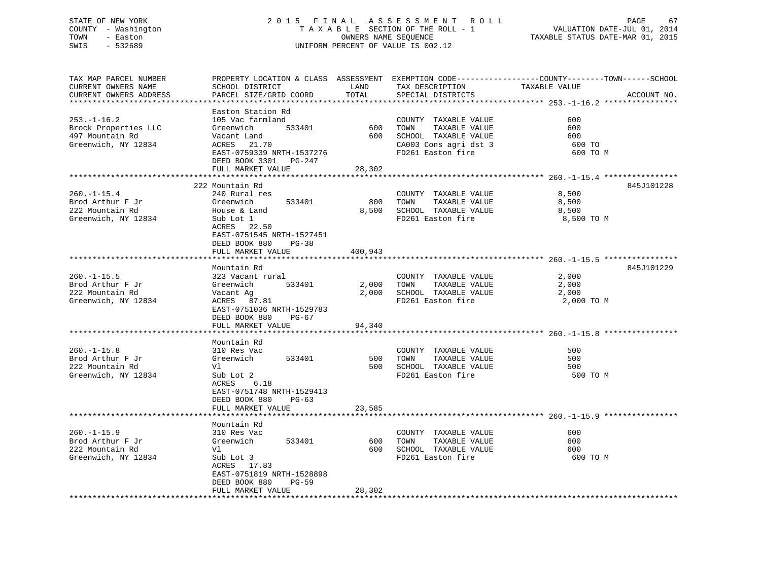STATE OF NEW YORK
COUNTY - Washington
TOWN - Easton
SWIS - 532689

2015 FINAL ASSESSMENT ROLL
TAXABLE SECTION OF THE ROLL - 1
OWNERS NAME SEQUENCE
UNIFORM PERCENT OF VALUE IS 002.12

VALUATION DATE-JUL 01, 2014
TAXABLE STATUS DATE-MAR 01, 2015

| TAX MAP PARCEL NUMBER / CURRENT OWNERS NAME / CURRENT OWNERS ADDRESS | PROPERTY LOCATION & CLASS / SCHOOL DISTRICT / PARCEL SIZE/GRID COORD | ASSESSMENT LAND / TOTAL | EXEMPTION CODE / TAX DESCRIPTION / SPECIAL DISTRICTS | TAXABLE VALUE (COUNTY--------TOWN------SCHOOL) | ACCOUNT NO. |
|---|---|---|---|---|---|
| **253.-1-16.2** | Easton Station Rd | | | | |
| 253.-1-16.2 | 105 Vac farmland | | COUNTY TAXABLE VALUE | 600 | |
| Brock Properties LLC | Greenwich 533401 | 600 | TOWN TAXABLE VALUE | 600 | |
| 497 Mountain Rd | Vacant Land | 600 | SCHOOL TAXABLE VALUE | 600 | |
| Greenwich, NY 12834 | ACRES 21.70 | | CA003 Cons agri dst 3 | 600 TO | |
| | EAST-0759339 NRTH-1537276 | | FD261 Easton fire | 600 TO M | |
| | DEED BOOK 3301 PG-247 | | | | |
| | FULL MARKET VALUE | 28,302 | | | |
| **260.-1-15.4** | 222 Mountain Rd | | | | 845J101228 |
| 260.-1-15.4 | 240 Rural res | | COUNTY TAXABLE VALUE | 8,500 | |
| Brod Arthur F Jr | Greenwich 533401 | 800 | TOWN TAXABLE VALUE | 8,500 | |
| 222 Mountain Rd | House & Land | 8,500 | SCHOOL TAXABLE VALUE | 8,500 | |
| Greenwich, NY 12834 | Sub Lot 1 | | FD261 Easton fire | 8,500 TO M | |
| | ACRES 22.50 | | | | |
| | EAST-0751545 NRTH-1527451 | | | | |
| | DEED BOOK 880 PG-38 | | | | |
| | FULL MARKET VALUE | 400,943 | | | |
| **260.-1-15.5** | Mountain Rd | | | | 845J101229 |
| 260.-1-15.5 | 323 Vacant rural | | COUNTY TAXABLE VALUE | 2,000 | |
| Brod Arthur F Jr | Greenwich 533401 | 2,000 | TOWN TAXABLE VALUE | 2,000 | |
| 222 Mountain Rd | Vacant Ag | 2,000 | SCHOOL TAXABLE VALUE | 2,000 | |
| Greenwich, NY 12834 | ACRES 87.81 | | FD261 Easton fire | 2,000 TO M | |
| | EAST-0751036 NRTH-1529783 | | | | |
| | DEED BOOK 880 PG-67 | | | | |
| | FULL MARKET VALUE | 94,340 | | | |
| **260.-1-15.8** | Mountain Rd | | | | |
| 260.-1-15.8 | 310 Res Vac | | COUNTY TAXABLE VALUE | 500 | |
| Brod Arthur F Jr | Greenwich 533401 | 500 | TOWN TAXABLE VALUE | 500 | |
| 222 Mountain Rd | Vl | 500 | SCHOOL TAXABLE VALUE | 500 | |
| Greenwich, NY 12834 | Sub Lot 2 | | FD261 Easton fire | 500 TO M | |
| | ACRES 6.18 | | | | |
| | EAST-0751748 NRTH-1529413 | | | | |
| | DEED BOOK 880 PG-63 | | | | |
| | FULL MARKET VALUE | 23,585 | | | |
| **260.-1-15.9** | Mountain Rd | | | | |
| 260.-1-15.9 | 310 Res Vac | | COUNTY TAXABLE VALUE | 600 | |
| Brod Arthur F Jr | Greenwich 533401 | 600 | TOWN TAXABLE VALUE | 600 | |
| 222 Mountain Rd | Vl | 600 | SCHOOL TAXABLE VALUE | 600 | |
| Greenwich, NY 12834 | Sub Lot 3 | | FD261 Easton fire | 600 TO M | |
| | ACRES 17.83 | | | | |
| | EAST-0751819 NRTH-1528898 | | | | |
| | DEED BOOK 880 PG-59 | | | | |
| | FULL MARKET VALUE | 28,302 | | | |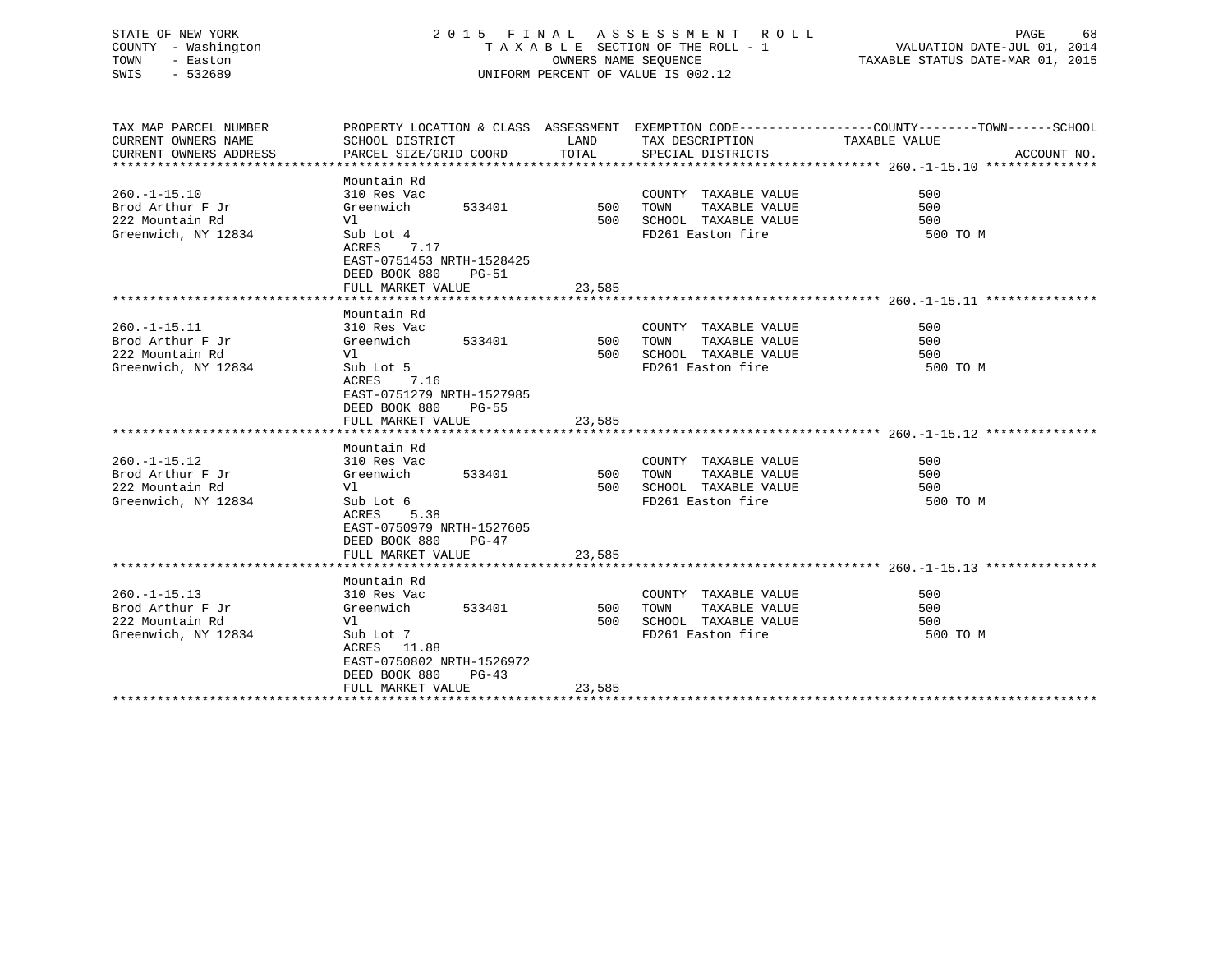STATE OF NEW YORK — 2015 FINAL ASSESSMENT ROLL
COUNTY - Washington — TAXABLE SECTION OF THE ROLL - 1 — VALUATION DATE-JUL 01, 2014
TOWN - Easton — OWNERS NAME SEQUENCE — TAXABLE STATUS DATE-MAR 01, 2015
SWIS - 532689 — UNIFORM PERCENT OF VALUE IS 002.12

| TAX MAP PARCEL NUMBER / CURRENT OWNERS NAME / CURRENT OWNERS ADDRESS | PROPERTY LOCATION & CLASS / SCHOOL DISTRICT / PARCEL SIZE/GRID COORD | ASSESSMENT LAND / TOTAL | EXEMPTION CODE / TAX DESCRIPTION / SPECIAL DISTRICTS | COUNTY / TOWN / SCHOOL TAXABLE VALUE | ACCOUNT NO. |
|---|---|---|---|---|---|
| **260.-1-15.10** | Mountain Rd | | | | |
| 260.-1-15.10 | 310 Res Vac | | COUNTY TAXABLE VALUE | 500 | |
| Brod Arthur F Jr | Greenwich 533401 | 500 | TOWN TAXABLE VALUE | 500 | |
| 222 Mountain Rd | Vl | 500 | SCHOOL TAXABLE VALUE | 500 | |
| Greenwich, NY 12834 | Sub Lot 4 | | FD261 Easton fire | 500 TO M | |
| | ACRES 7.17 | | | | |
| | EAST-0751453 NRTH-1528425 | | | | |
| | DEED BOOK 880 PG-51 | | | | |
| | FULL MARKET VALUE | 23,585 | | | |
| **260.-1-15.11** | Mountain Rd | | | | |
| 260.-1-15.11 | 310 Res Vac | | COUNTY TAXABLE VALUE | 500 | |
| Brod Arthur F Jr | Greenwich 533401 | 500 | TOWN TAXABLE VALUE | 500 | |
| 222 Mountain Rd | Vl | 500 | SCHOOL TAXABLE VALUE | 500 | |
| Greenwich, NY 12834 | Sub Lot 5 | | FD261 Easton fire | 500 TO M | |
| | ACRES 7.16 | | | | |
| | EAST-0751279 NRTH-1527985 | | | | |
| | DEED BOOK 880 PG-55 | | | | |
| | FULL MARKET VALUE | 23,585 | | | |
| **260.-1-15.12** | Mountain Rd | | | | |
| 260.-1-15.12 | 310 Res Vac | | COUNTY TAXABLE VALUE | 500 | |
| Brod Arthur F Jr | Greenwich 533401 | 500 | TOWN TAXABLE VALUE | 500 | |
| 222 Mountain Rd | Vl | 500 | SCHOOL TAXABLE VALUE | 500 | |
| Greenwich, NY 12834 | Sub Lot 6 | | FD261 Easton fire | 500 TO M | |
| | ACRES 5.38 | | | | |
| | EAST-0750979 NRTH-1527605 | | | | |
| | DEED BOOK 880 PG-47 | | | | |
| | FULL MARKET VALUE | 23,585 | | | |
| **260.-1-15.13** | Mountain Rd | | | | |
| 260.-1-15.13 | 310 Res Vac | | COUNTY TAXABLE VALUE | 500 | |
| Brod Arthur F Jr | Greenwich 533401 | 500 | TOWN TAXABLE VALUE | 500 | |
| 222 Mountain Rd | Vl | 500 | SCHOOL TAXABLE VALUE | 500 | |
| Greenwich, NY 12834 | Sub Lot 7 | | FD261 Easton fire | 500 TO M | |
| | ACRES 11.88 | | | | |
| | EAST-0750802 NRTH-1526972 | | | | |
| | DEED BOOK 880 PG-43 | | | | |
| | FULL MARKET VALUE | 23,585 | | | |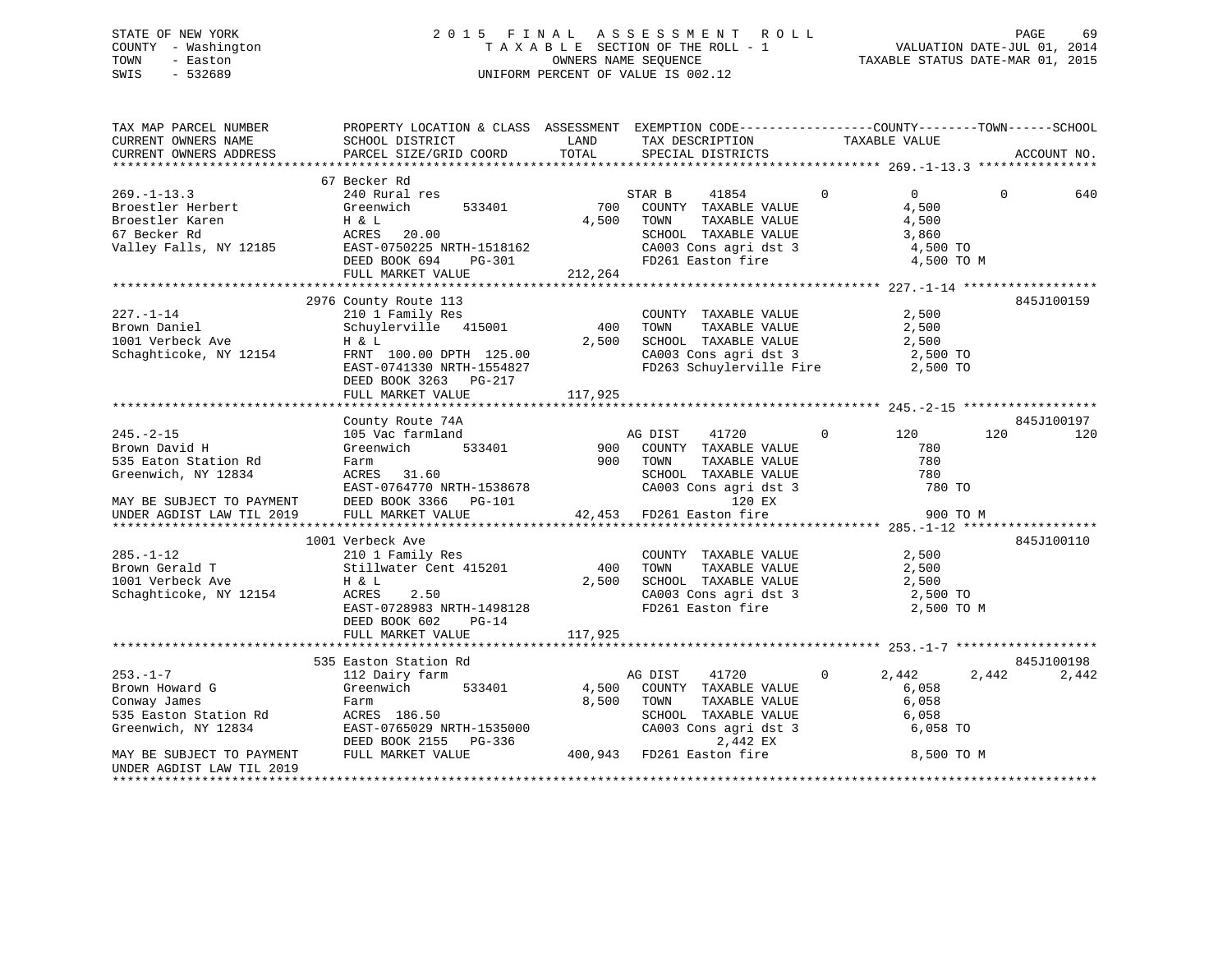STATE OF NEW YORK
COUNTY - Washington
TOWN - Easton
SWIS - 532689

2015 FINAL ASSESSMENT ROLL
TAXABLE SECTION OF THE ROLL - 1
OWNERS NAME SEQUENCE
UNIFORM PERCENT OF VALUE IS 002.12

VALUATION DATE-JUL 01, 2014
TAXABLE STATUS DATE-MAR 01, 2015

```
TAX MAP PARCEL NUMBER          PROPERTY LOCATION & CLASS  ASSESSMENT  EXEMPTION CODE------------------COUNTY--------TOWN------SCHOOL
CURRENT OWNERS NAME            SCHOOL DISTRICT               LAND      TAX DESCRIPTION            TAXABLE VALUE
CURRENT OWNERS ADDRESS         PARCEL SIZE/GRID COORD        TOTAL     SPECIAL DISTRICTS                                    ACCOUNT NO.
******************************************************************************************************* 269.-1-13.3 ****************
                               67 Becker Rd
269.-1-13.3                    240 Rural res                           STAR B      41854         0           0           0         640
Broestler Herbert              Greenwich       533401          700     COUNTY  TAXABLE VALUE              4,500
Broestler Karen                H & L                          4,500    TOWN    TAXABLE VALUE              4,500
67 Becker Rd                   ACRES   20.00                           SCHOOL  TAXABLE VALUE              3,860
Valley Falls, NY 12185         EAST-0750225 NRTH-1518162               CA003 Cons agri dst 3              4,500 TO
                               DEED BOOK 694    PG-301                 FD261 Easton fire                  4,500 TO M
                               FULL MARKET VALUE             212,264
******************************************************************************************************* 227.-1-14 ******************
                               2976 County Route 113                                                                845J100159
227.-1-14                      210 1 Family Res                        COUNTY  TAXABLE VALUE              2,500
Brown Daniel                   Schuylerville  415001           400     TOWN    TAXABLE VALUE              2,500
1001 Verbeck Ave               H & L                          2,500    SCHOOL  TAXABLE VALUE              2,500
Schaghticoke, NY 12154         FRNT 100.00 DPTH 125.00                 CA003 Cons agri dst 3              2,500 TO
                               EAST-0741330 NRTH-1554827               FD263 Schuylerville Fire           2,500 TO
                               DEED BOOK 3263   PG-217
                               FULL MARKET VALUE             117,925
******************************************************************************************************* 245.-2-15 ******************
                               County Route 74A                                                                     845J100197
245.-2-15                      105 Vac farmland                        AG DIST     41720         0         120         120         120
Brown David H                  Greenwich       533401          900     COUNTY  TAXABLE VALUE                780
535 Eaton Station Rd           Farm                            900     TOWN    TAXABLE VALUE                780
Greenwich, NY 12834            ACRES   31.60                           SCHOOL  TAXABLE VALUE                780
                               EAST-0764770 NRTH-1538678               CA003 Cons agri dst 3                780 TO
MAY BE SUBJECT TO PAYMENT      DEED BOOK 3366   PG-101                           120 EX
UNDER AGDIST LAW TIL 2019      FULL MARKET VALUE              42,453   FD261 Easton fire                    900 TO M
******************************************************************************************************* 285.-1-12 ******************
                               1001 Verbeck Ave                                                                     845J100110
285.-1-12                      210 1 Family Res                        COUNTY  TAXABLE VALUE              2,500
Brown Gerald T                 Stillwater Cent 415201          400     TOWN    TAXABLE VALUE              2,500
1001 Verbeck Ave               H & L                          2,500    SCHOOL  TAXABLE VALUE              2,500
Schaghticoke, NY 12154         ACRES    2.50                           CA003 Cons agri dst 3              2,500 TO
                               EAST-0728983 NRTH-1498128               FD261 Easton fire                  2,500 TO M
                               DEED BOOK 602    PG-14
                               FULL MARKET VALUE             117,925
******************************************************************************************************* 253.-1-7 *******************
                               535 Easton Station Rd                                                                845J100198
253.-1-7                       112 Dairy farm                          AG DIST     41720         0       2,442       2,442       2,442
Brown Howard G                 Greenwich       533401         4,500    COUNTY  TAXABLE VALUE              6,058
Conway James                   Farm                           8,500    TOWN    TAXABLE VALUE              6,058
535 Easton Station Rd          ACRES  186.50                           SCHOOL  TAXABLE VALUE              6,058
Greenwich, NY 12834            EAST-0765029 NRTH-1535000               CA003 Cons agri dst 3              6,058 TO
                               DEED BOOK 2155   PG-336                         2,442 EX
MAY BE SUBJECT TO PAYMENT      FULL MARKET VALUE             400,943   FD261 Easton fire                  8,500 TO M
UNDER AGDIST LAW TIL 2019
************************************************************************************************************************************
```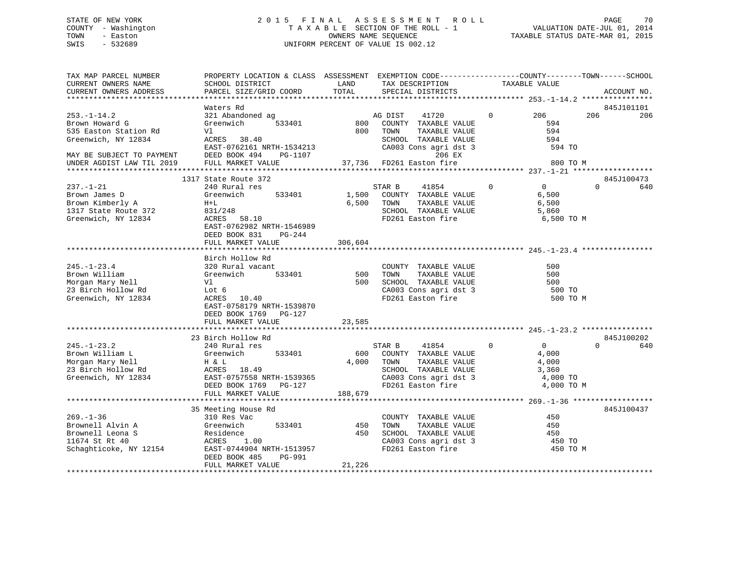STATE OF NEW YORK
COUNTY - Washington
TOWN - Easton
SWIS - 532689

2015 FINAL ASSESSMENT ROLL
TAXABLE SECTION OF THE ROLL - 1
OWNERS NAME SEQUENCE
UNIFORM PERCENT OF VALUE IS 002.12

VALUATION DATE-JUL 01, 2014
TAXABLE STATUS DATE-MAR 01, 2015

```
TAX MAP PARCEL NUMBER          PROPERTY LOCATION & CLASS  ASSESSMENT  EXEMPTION CODE-----------------COUNTY--------TOWN------SCHOOL
CURRENT OWNERS NAME            SCHOOL DISTRICT               LAND      TAX DESCRIPTION            TAXABLE VALUE
CURRENT OWNERS ADDRESS         PARCEL SIZE/GRID COORD        TOTAL      SPECIAL DISTRICTS                                  ACCOUNT NO.
******************************************************************************************************* 253.-1-14.2 ****************
                               Waters Rd                                                                               845J101101
253.-1-14.2                    321 Abandoned ag                  AG DIST     41720        0       206         206         206
Brown Howard G                 Greenwich       533401       800   COUNTY  TAXABLE VALUE             594
535 Easton Station Rd          Vl                           800   TOWN    TAXABLE VALUE             594
Greenwich, NY 12834            ACRES   38.40                      SCHOOL  TAXABLE VALUE             594
                               EAST-0762161 NRTH-1534213          CA003 Cons agri dst 3              594 TO
MAY BE SUBJECT TO PAYMENT      DEED BOOK 494    PG-1107                    206 EX
UNDER AGDIST LAW TIL 2019      FULL MARKET VALUE          37,736  FD261 Easton fire                  800 TO M
******************************************************************************************************* 237.-1-21 ******************
                          1317 State Route 372                                                                         845J100473
237.-1-21                      240 Rural res                      STAR B      41854        0         0           0         640
Brown James D                  Greenwich       533401      1,500   COUNTY  TAXABLE VALUE           6,500
Brown Kimberly A               H+L                         6,500   TOWN    TAXABLE VALUE           6,500
1317 State Route 372           831/248                            SCHOOL  TAXABLE VALUE           5,860
Greenwich, NY 12834            ACRES   58.10                      FD261 Easton fire                6,500 TO M
                               EAST-0762982 NRTH-1546989
                               DEED BOOK 831    PG-244
                               FULL MARKET VALUE         306,604
******************************************************************************************************* 245.-1-23.4 ****************
                               Birch Hollow Rd
245.-1-23.4                    320 Rural vacant                   COUNTY  TAXABLE VALUE             500
Brown William                  Greenwich       533401       500   TOWN    TAXABLE VALUE             500
Morgan Mary Nell               Vl                           500   SCHOOL  TAXABLE VALUE             500
23 Birch Hollow Rd             Lot 6                              CA003 Cons agri dst 3              500 TO
Greenwich, NY 12834            ACRES   10.40                      FD261 Easton fire                  500 TO M
                               EAST-0758179 NRTH-1539870
                               DEED BOOK 1769   PG-127
                               FULL MARKET VALUE          23,585
******************************************************************************************************* 245.-1-23.2 ****************
                            23 Birch Hollow Rd                                                                         845J100202
245.-1-23.2                    240 Rural res                      STAR B      41854        0         0           0         640
Brown William L                Greenwich       533401       600   COUNTY  TAXABLE VALUE           4,000
Morgan Mary Nell               H & L                       4,000   TOWN    TAXABLE VALUE           4,000
23 Birch Hollow Rd             ACRES   18.49                      SCHOOL  TAXABLE VALUE           3,360
Greenwich, NY 12834            EAST-0757558 NRTH-1539365          CA003 Cons agri dst 3            4,000 TO
                               DEED BOOK 1769   PG-127            FD261 Easton fire                4,000 TO M
                               FULL MARKET VALUE         188,679
******************************************************************************************************* 269.-1-36 ******************
                            35 Meeting House Rd                                                                        845J100437
269.-1-36                      310 Res Vac                        COUNTY  TAXABLE VALUE             450
Brownell Alvin A               Greenwich       533401       450   TOWN    TAXABLE VALUE             450
Brownell Leona S               Residence                    450   SCHOOL  TAXABLE VALUE             450
11674 St Rt 40                 ACRES    1.00                      CA003 Cons agri dst 3              450 TO
Schaghticoke, NY 12154         EAST-0744904 NRTH-1513957          FD261 Easton fire                  450 TO M
                               DEED BOOK 485    PG-991
                               FULL MARKET VALUE          21,226
************************************************************************************************************************************
```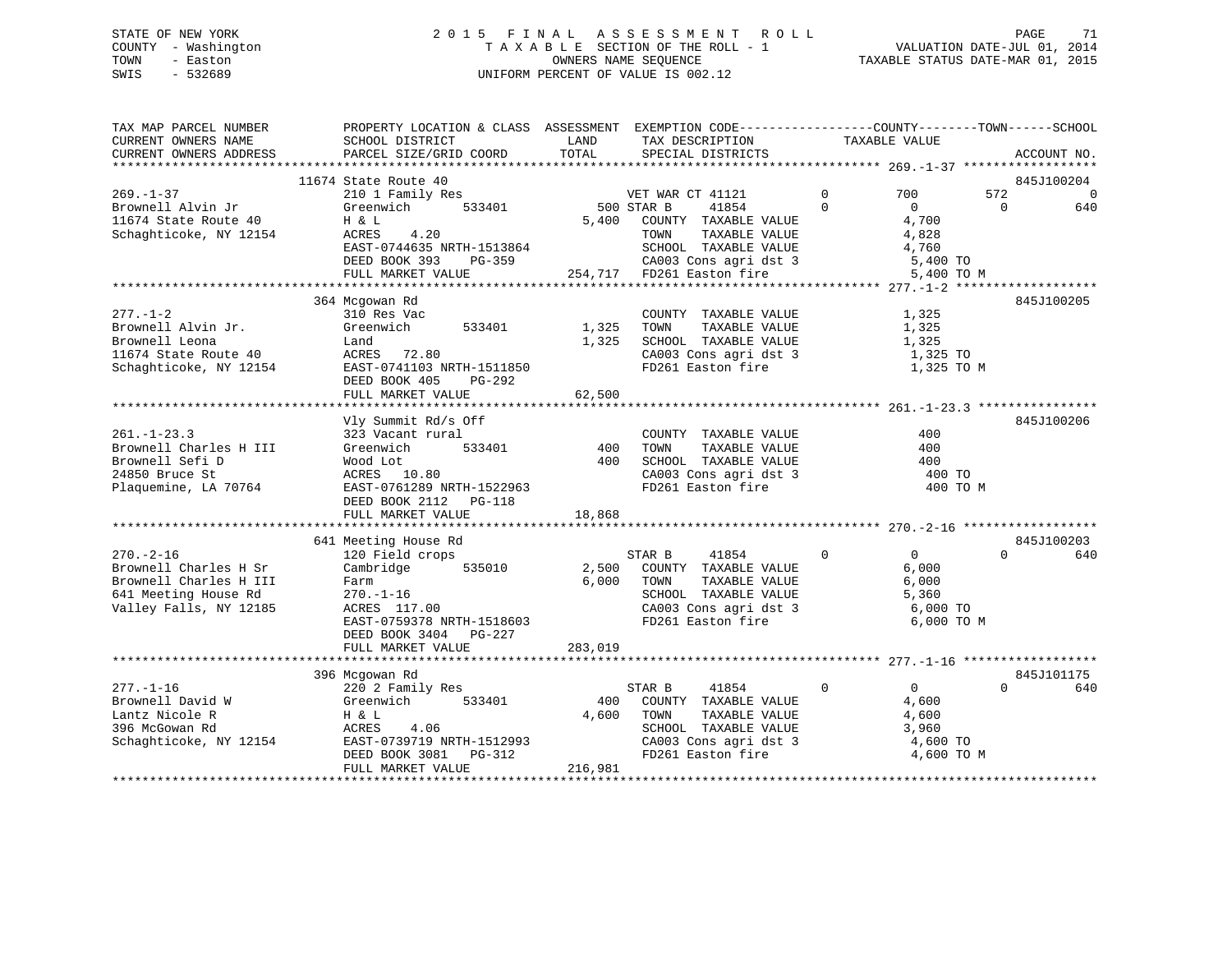STATE OF NEW YORK
COUNTY - Washington
TOWN - Easton
SWIS - 532689

2015 FINAL ASSESSMENT ROLL
TAXABLE SECTION OF THE ROLL - 1
OWNERS NAME SEQUENCE
UNIFORM PERCENT OF VALUE IS 002.12

VALUATION DATE-JUL 01, 2014
TAXABLE STATUS DATE-MAR 01, 2015

```
TAX MAP PARCEL NUMBER      PROPERTY LOCATION & CLASS  ASSESSMENT  EXEMPTION CODE------------------COUNTY--------TOWN------SCHOOL
CURRENT OWNERS NAME        SCHOOL DISTRICT               LAND      TAX DESCRIPTION            TAXABLE VALUE
CURRENT OWNERS ADDRESS     PARCEL SIZE/GRID COORD        TOTAL     SPECIAL DISTRICTS                                      ACCOUNT NO.
******************************************************************************************************* 269.-1-37 ******************
        11674 State Route 40                                                                                             845J100204
269.-1-37                  210 1 Family Res                   VET WAR CT 41121        0        700        572             0
Brownell Alvin Jr          Greenwich       533401         500 STAR B      41854        0          0          0           640
11674 State Route 40       H & L                         5,400    COUNTY  TAXABLE VALUE             4,700
Schaghticoke, NY 12154     ACRES    4.20                          TOWN    TAXABLE VALUE             4,828
                           EAST-0744635 NRTH-1513864              SCHOOL  TAXABLE VALUE             4,760
                           DEED BOOK 393    PG-359                CA003 Cons agri dst 3              5,400 TO
                           FULL MARKET VALUE           254,717    FD261 Easton fire                  5,400 TO M
******************************************************************************************************* 277.-1-2 *******************
        364 Mcgowan Rd                                                                                                   845J100205
277.-1-2                   310 Res Vac                             COUNTY  TAXABLE VALUE             1,325
Brownell Alvin Jr.         Greenwich       533401        1,325    TOWN    TAXABLE VALUE             1,325
Brownell Leona             Land                          1,325    SCHOOL  TAXABLE VALUE             1,325
11674 State Route 40       ACRES   72.80                          CA003 Cons agri dst 3              1,325 TO
Schaghticoke, NY 12154     EAST-0741103 NRTH-1511850              FD261 Easton fire                  1,325 TO M
                           DEED BOOK 405    PG-292
                           FULL MARKET VALUE            62,500
******************************************************************************************************* 261.-1-23.3 ****************
        Vly Summit Rd/s Off                                                                                              845J100206
261.-1-23.3                323 Vacant rural                        COUNTY  TAXABLE VALUE               400
Brownell Charles H III     Greenwich       533401          400    TOWN    TAXABLE VALUE               400
Brownell Sefi D            Wood Lot                        400    SCHOOL  TAXABLE VALUE               400
24850 Bruce St             ACRES   10.80                          CA003 Cons agri dst 3                400 TO
Plaquemine, LA 70764       EAST-0761289 NRTH-1522963              FD261 Easton fire                    400 TO M
                           DEED BOOK 2112   PG-118
                           FULL MARKET VALUE            18,868
******************************************************************************************************* 270.-2-16 ******************
        641 Meeting House Rd                                                                                             845J100203
270.-2-16                  120 Field crops                    STAR B      41854        0          0          0           640
Brownell Charles H Sr      Cambridge       535010        2,500    COUNTY  TAXABLE VALUE             6,000
Brownell Charles H III     Farm                          6,000    TOWN    TAXABLE VALUE             6,000
641 Meeting House Rd       270.-1-16                              SCHOOL  TAXABLE VALUE             5,360
Valley Falls, NY 12185     ACRES  117.00                          CA003 Cons agri dst 3              6,000 TO
                           EAST-0759378 NRTH-1518603              FD261 Easton fire                  6,000 TO M
                           DEED BOOK 3404   PG-227
                           FULL MARKET VALUE           283,019
******************************************************************************************************* 277.-1-16 ******************
        396 Mcgowan Rd                                                                                                   845J101175
277.-1-16                  220 2 Family Res                   STAR B      41854        0          0          0           640
Brownell David W           Greenwich       533401          400    COUNTY  TAXABLE VALUE             4,600
Lantz Nicole R             H & L                         4,600    TOWN    TAXABLE VALUE             4,600
396 McGowan Rd             ACRES    4.06                          SCHOOL  TAXABLE VALUE             3,960
Schaghticoke, NY 12154     EAST-0739719 NRTH-1512993              CA003 Cons agri dst 3              4,600 TO
                           DEED BOOK 3081   PG-312                FD261 Easton fire                  4,600 TO M
                           FULL MARKET VALUE           216,981
************************************************************************************************************************************
```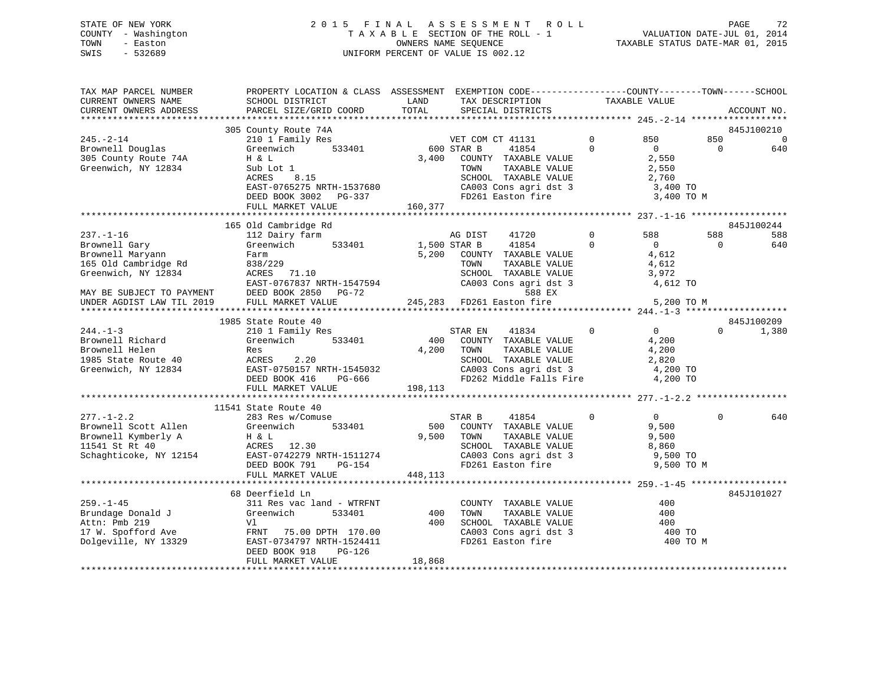STATE OF NEW YORK — 2015 FINAL ASSESSMENT ROLL
COUNTY - Washington — TAXABLE SECTION OF THE ROLL - 1 — VALUATION DATE-JUL 01, 2014
TOWN - Easton — OWNERS NAME SEQUENCE — TAXABLE STATUS DATE-MAR 01, 2015
SWIS - 532689 — UNIFORM PERCENT OF VALUE IS 002.12

```
TAX MAP PARCEL NUMBER          PROPERTY LOCATION & CLASS  ASSESSMENT  EXEMPTION CODE-----------------COUNTY--------TOWN------SCHOOL
CURRENT OWNERS NAME            SCHOOL DISTRICT               LAND      TAX DESCRIPTION              TAXABLE VALUE
CURRENT OWNERS ADDRESS         PARCEL SIZE/GRID COORD        TOTAL     SPECIAL DISTRICTS                                      ACCOUNT NO.
******************************************************************************************************* 245.-2-14 ******************
                               305 County Route 74A                                                                        845J100210
245.-2-14                      210 1 Family Res                        VET COM CT 41131         0         850        850             0
Brownell Douglas               Greenwich        533401          600 STAR B      41854           0           0          0           640
305 County Route 74A           H & L                           3,400   COUNTY  TAXABLE VALUE              2,550
Greenwich, NY 12834            Sub Lot 1                               TOWN    TAXABLE VALUE              2,550
                               ACRES    8.15                           SCHOOL  TAXABLE VALUE              2,760
                               EAST-0765275 NRTH-1537680               CA003 Cons agri dst 3              3,400 TO
                               DEED BOOK 3002   PG-337                 FD261 Easton fire                  3,400 TO M
                               FULL MARKET VALUE              160,377
******************************************************************************************************* 237.-1-16 ******************
                               165 Old Cambridge Rd                                                                        845J100244
237.-1-16                      112 Dairy farm                          AG DIST    41720         0         588        588           588
Brownell Gary                  Greenwich        533401        1,500 STAR B      41854           0           0          0           640
Brownell Maryann               Farm                            5,200   COUNTY  TAXABLE VALUE              4,612
165 Old Cambridge Rd           838/229                                 TOWN    TAXABLE VALUE              4,612
Greenwich, NY 12834            ACRES   71.10                           SCHOOL  TAXABLE VALUE              3,972
                               EAST-0767837 NRTH-1547594               CA003 Cons agri dst 3              4,612 TO
MAY BE SUBJECT TO PAYMENT      DEED BOOK 2850   PG-72                                588 EX
UNDER AGDIST LAW TIL 2019      FULL MARKET VALUE              245,283  FD261 Easton fire                  5,200 TO M
******************************************************************************************************* 244.-1-3 *******************
                               1985 State Route 40                                                                         845J100209
244.-1-3                       210 1 Family Res                        STAR EN    41834         0           0          0         1,380
Brownell Richard               Greenwich        533401          400    COUNTY  TAXABLE VALUE              4,200
Brownell Helen                 Res                             4,200   TOWN    TAXABLE VALUE              4,200
1985 State Route 40            ACRES    2.20                           SCHOOL  TAXABLE VALUE              2,820
Greenwich, NY 12834            EAST-0750157 NRTH-1545032               CA003 Cons agri dst 3              4,200 TO
                               DEED BOOK 416    PG-666                 FD262 Middle Falls Fire            4,200 TO
                               FULL MARKET VALUE              198,113
******************************************************************************************************* 277.-1-2.2 *****************
                               11541 State Route 40
277.-1-2.2                     283 Res w/Comuse                        STAR B     41854         0           0          0           640
Brownell Scott Allen           Greenwich        533401          500    COUNTY  TAXABLE VALUE              9,500
Brownell Kymberly A            H & L                           9,500   TOWN    TAXABLE VALUE              9,500
11541 St Rt 40                 ACRES   12.30                           SCHOOL  TAXABLE VALUE              8,860
Schaghticoke, NY 12154         EAST-0742279 NRTH-1511274               CA003 Cons agri dst 3              9,500 TO
                               DEED BOOK 791    PG-154                 FD261 Easton fire                  9,500 TO M
                               FULL MARKET VALUE              448,113
******************************************************************************************************* 259.-1-45 ******************
                               68 Deerfield Ln                                                                             845J101027
259.-1-45                      311 Res vac land - WTRFNT               COUNTY  TAXABLE VALUE                400
Brundage Donald J              Greenwich        533401          400    TOWN    TAXABLE VALUE                400
Attn: Pmb 219                  Vl                               400    SCHOOL  TAXABLE VALUE                400
17 W. Spofford Ave             FRNT   75.00 DPTH 170.00                CA003 Cons agri dst 3                400 TO
Dolgeville, NY 13329           EAST-0734797 NRTH-1524411               FD261 Easton fire                    400 TO M
                               DEED BOOK 918    PG-126
                               FULL MARKET VALUE               18,868
************************************************************************************************************************************
```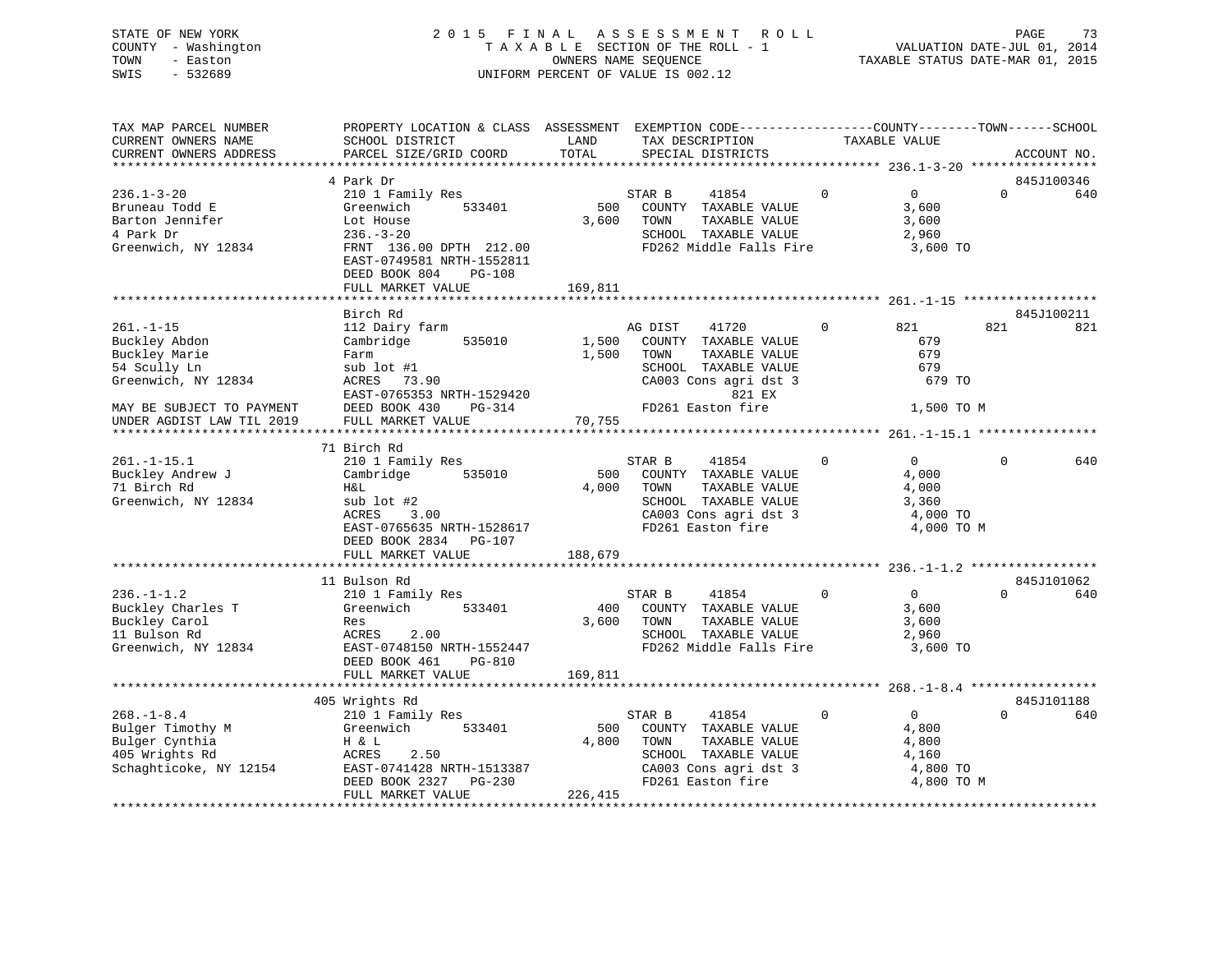STATE OF NEW YORK
COUNTY - Washington
TOWN - Easton
SWIS - 532689

2015 FINAL ASSESSMENT ROLL
TAXABLE SECTION OF THE ROLL - 1
OWNERS NAME SEQUENCE
UNIFORM PERCENT OF VALUE IS 002.12

VALUATION DATE-JUL 01, 2014
TAXABLE STATUS DATE-MAR 01, 2015

| TAX MAP PARCEL NUMBER / CURRENT OWNERS NAME / CURRENT OWNERS ADDRESS | PROPERTY LOCATION & CLASS / SCHOOL DISTRICT / PARCEL SIZE/GRID COORD | ASSESSMENT LAND / TOTAL | EXEMPTION CODE / TAX DESCRIPTION / SPECIAL DISTRICTS | COUNTY | TOWN | SCHOOL | ACCOUNT NO. |
|---|---|---|---|---|---|---|---|
| **236.1-3-20** | 4 Park Dr | | | | | | 845J100346 |
| Bruneau Todd E | 210 1 Family Res | | STAR B 41854 0 | 0 | 0 | 640 | |
| Barton Jennifer | Greenwich 533401 | 500 | COUNTY TAXABLE VALUE | 3,600 | | | |
| 4 Park Dr | Lot House | 3,600 | TOWN TAXABLE VALUE | 3,600 | | | |
| Greenwich, NY 12834 | 236.-3-20 | | SCHOOL TAXABLE VALUE | 2,960 | | | |
| | FRNT 136.00 DPTH 212.00 | | FD262 Middle Falls Fire | 3,600 TO | | | |
| | EAST-0749581 NRTH-1552811 | | | | | | |
| | DEED BOOK 804 PG-108 | | | | | | |
| | FULL MARKET VALUE | 169,811 | | | | | |
| **261.-1-15** | Birch Rd | | | | | | 845J100211 |
| Buckley Abdon | 112 Dairy farm | | AG DIST 41720 0 | 821 | 821 | 821 | |
| Buckley Marie | Cambridge 535010 | 1,500 | COUNTY TAXABLE VALUE | 679 | | | |
| 54 Scully Ln | Farm | 1,500 | TOWN TAXABLE VALUE | 679 | | | |
| Greenwich, NY 12834 | sub lot #1 | | SCHOOL TAXABLE VALUE | 679 | | | |
| | ACRES 73.90 | | CA003 Cons agri dst 3 | 679 TO | | | |
| | EAST-0765353 NRTH-1529420 | | 821 EX | | | | |
| MAY BE SUBJECT TO PAYMENT | DEED BOOK 430 PG-314 | | FD261 Easton fire | 1,500 TO M | | | |
| UNDER AGDIST LAW TIL 2019 | FULL MARKET VALUE | 70,755 | | | | | |
| **261.-1-15.1** | 71 Birch Rd | | | | | | |
| Buckley Andrew J | 210 1 Family Res | | STAR B 41854 0 | 0 | 0 | 640 | |
| 71 Birch Rd | Cambridge 535010 | 500 | COUNTY TAXABLE VALUE | 4,000 | | | |
| Greenwich, NY 12834 | H&L | 4,000 | TOWN TAXABLE VALUE | 4,000 | | | |
| | sub lot #2 | | SCHOOL TAXABLE VALUE | 3,360 | | | |
| | ACRES 3.00 | | CA003 Cons agri dst 3 | 4,000 TO | | | |
| | EAST-0765635 NRTH-1528617 | | FD261 Easton fire | 4,000 TO M | | | |
| | DEED BOOK 2834 PG-107 | | | | | | |
| | FULL MARKET VALUE | 188,679 | | | | | |
| **236.-1-1.2** | 11 Bulson Rd | | | | | | 845J101062 |
| Buckley Charles T | 210 1 Family Res | | STAR B 41854 0 | 0 | 0 | 640 | |
| Buckley Carol | Greenwich 533401 | 400 | COUNTY TAXABLE VALUE | 3,600 | | | |
| 11 Bulson Rd | Res | 3,600 | TOWN TAXABLE VALUE | 3,600 | | | |
| Greenwich, NY 12834 | ACRES 2.00 | | SCHOOL TAXABLE VALUE | 2,960 | | | |
| | EAST-0748150 NRTH-1552447 | | FD262 Middle Falls Fire | 3,600 TO | | | |
| | DEED BOOK 461 PG-810 | | | | | | |
| | FULL MARKET VALUE | 169,811 | | | | | |
| **268.-1-8.4** | 405 Wrights Rd | | | | | | 845J101188 |
| Bulger Timothy M | 210 1 Family Res | | STAR B 41854 0 | 0 | 0 | 640 | |
| Bulger Cynthia | Greenwich 533401 | 500 | COUNTY TAXABLE VALUE | 4,800 | | | |
| 405 Wrights Rd | H & L | 4,800 | TOWN TAXABLE VALUE | 4,800 | | | |
| Schaghticoke, NY 12154 | ACRES 2.50 | | SCHOOL TAXABLE VALUE | 4,160 | | | |
| | EAST-0741428 NRTH-1513387 | | CA003 Cons agri dst 3 | 4,800 TO | | | |
| | DEED BOOK 2327 PG-230 | | FD261 Easton fire | 4,800 TO M | | | |
| | FULL MARKET VALUE | 226,415 | | | | | |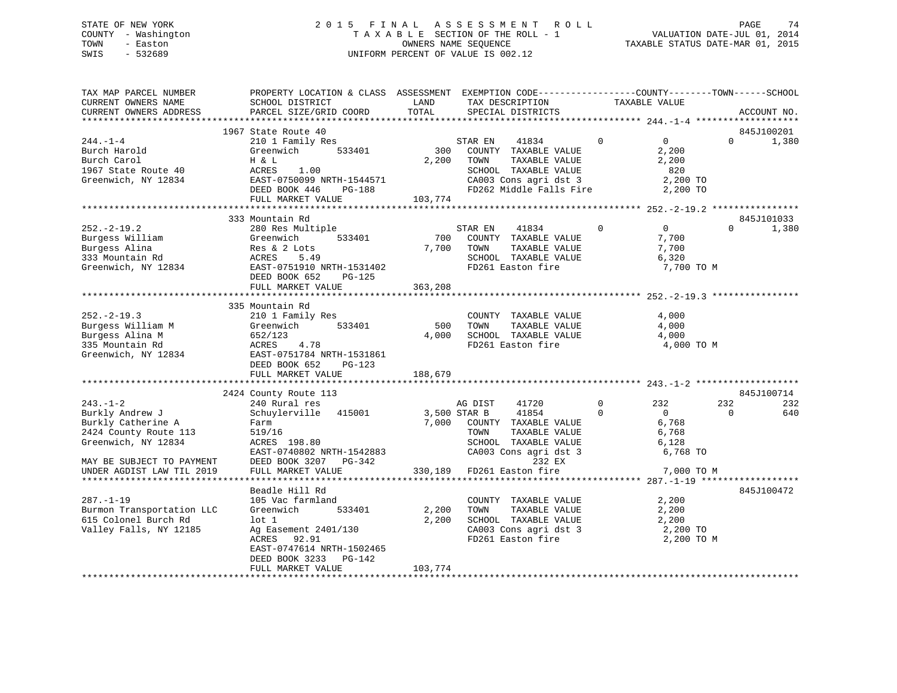STATE OF NEW YORK
COUNTY - Washington
TOWN - Easton
SWIS - 532689

2015 FINAL ASSESSMENT ROLL
TAXABLE SECTION OF THE ROLL - 1
OWNERS NAME SEQUENCE
UNIFORM PERCENT OF VALUE IS 002.12

VALUATION DATE-JUL 01, 2014
TAXABLE STATUS DATE-MAR 01, 2015

```
TAX MAP PARCEL NUMBER          PROPERTY LOCATION & CLASS  ASSESSMENT  EXEMPTION CODE-----------------COUNTY--------TOWN------SCHOOL
CURRENT OWNERS NAME            SCHOOL DISTRICT               LAND      TAX DESCRIPTION             TAXABLE VALUE
CURRENT OWNERS ADDRESS         PARCEL SIZE/GRID COORD        TOTAL     SPECIAL DISTRICTS                                   ACCOUNT NO.
******************************************************************************************************* 244.-1-4 *******************
                               1967 State Route 40                                                                          845J100201
244.-1-4                       210 1 Family Res                     STAR EN    41834          0          0          0      1,380
Burch Harold                   Greenwich        533401        300    COUNTY  TAXABLE VALUE              2,200
Burch Carol                    H & L                        2,200    TOWN    TAXABLE VALUE              2,200
1967 State Route 40            ACRES    1.00                         SCHOOL  TAXABLE VALUE                820
Greenwich, NY 12834            EAST-0750099 NRTH-1544571             CA003 Cons agri dst 3              2,200 TO
                               DEED BOOK 446    PG-188               FD262 Middle Falls Fire            2,200 TO
                               FULL MARKET VALUE            103,774
******************************************************************************************************* 252.-2-19.2 ****************
                               333 Mountain Rd                                                                              845J101033
252.-2-19.2                    280 Res Multiple                     STAR EN    41834          0          0          0      1,380
Burgess William                Greenwich        533401        700    COUNTY  TAXABLE VALUE              7,700
Burgess Alina                  Res & 2 Lots                 7,700    TOWN    TAXABLE VALUE              7,700
333 Mountain Rd                ACRES    5.49                         SCHOOL  TAXABLE VALUE              6,320
Greenwich, NY 12834            EAST-0751910 NRTH-1531402             FD261 Easton fire                  7,700 TO M
                               DEED BOOK 652    PG-125
                               FULL MARKET VALUE            363,208
******************************************************************************************************* 252.-2-19.3 ****************
                               335 Mountain Rd
252.-2-19.3                    210 1 Family Res                      COUNTY  TAXABLE VALUE              4,000
Burgess William M              Greenwich        533401        500    TOWN    TAXABLE VALUE              4,000
Burgess Alina M                652/123                      4,000    SCHOOL  TAXABLE VALUE              4,000
335 Mountain Rd                ACRES    4.78                         FD261 Easton fire                  4,000 TO M
Greenwich, NY 12834            EAST-0751784 NRTH-1531861
                               DEED BOOK 652    PG-123
                               FULL MARKET VALUE            188,679
******************************************************************************************************* 243.-1-2 *******************
                               2424 County Route 113                                                                        845J100714
243.-1-2                       240 Rural res                        AG DIST    41720          0        232        232        232
Burkly Andrew J                Schuylerville  415001       3,500 STAR B     41854          0          0          0        640
Burkly Catherine A             Farm                         7,000    COUNTY  TAXABLE VALUE              6,768
2424 County Route 113          519/16                                TOWN    TAXABLE VALUE              6,768
Greenwich, NY 12834            ACRES  198.80                         SCHOOL  TAXABLE VALUE              6,128
                               EAST-0740802 NRTH-1542883             CA003 Cons agri dst 3              6,768 TO
MAY BE SUBJECT TO PAYMENT      DEED BOOK 3207   PG-342                             232 EX
UNDER AGDIST LAW TIL 2019      FULL MARKET VALUE            330,189  FD261 Easton fire                  7,000 TO M
******************************************************************************************************* 287.-1-19 ******************
                               Beadle Hill Rd                                                                               845J100472
287.-1-19                      105 Vac farmland                      COUNTY  TAXABLE VALUE              2,200
Burmon Transportation LLC      Greenwich        533401      2,200    TOWN    TAXABLE VALUE              2,200
615 Colonel Burch Rd           lot 1                        2,200    SCHOOL  TAXABLE VALUE              2,200
Valley Falls, NY 12185         Ag Easement 2401/130                  CA003 Cons agri dst 3              2,200 TO
                               ACRES   92.91                         FD261 Easton fire                  2,200 TO M
                               EAST-0747614 NRTH-1502465
                               DEED BOOK 3233   PG-142
                               FULL MARKET VALUE            103,774
************************************************************************************************************************************
```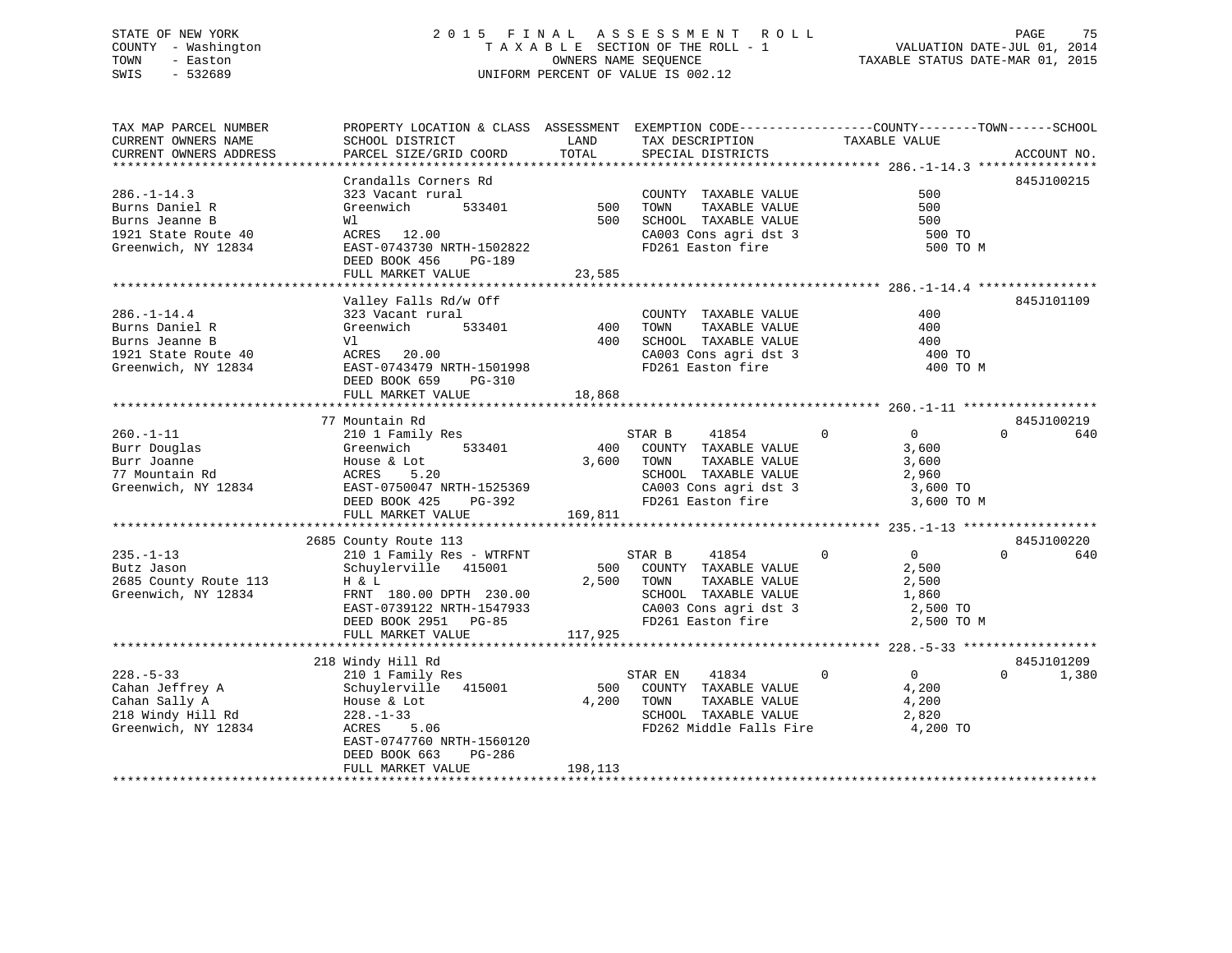STATE OF NEW YORK
COUNTY - Washington
TOWN - Easton
SWIS - 532689

2 0 1 5 F I N A L A S S E S S M E N T R O L L
T A X A B L E SECTION OF THE ROLL - 1
OWNERS NAME SEQUENCE
UNIFORM PERCENT OF VALUE IS 002.12

VALUATION DATE-JUL 01, 2014
TAXABLE STATUS DATE-MAR 01, 2015

```
TAX MAP PARCEL NUMBER          PROPERTY LOCATION & CLASS  ASSESSMENT  EXEMPTION CODE------------------COUNTY--------TOWN------SCHOOL
CURRENT OWNERS NAME            SCHOOL DISTRICT               LAND      TAX DESCRIPTION              TAXABLE VALUE
CURRENT OWNERS ADDRESS         PARCEL SIZE/GRID COORD        TOTAL     SPECIAL DISTRICTS                                    ACCOUNT NO.
********************************************************************************************** 286.-1-14.3 ****************
                               Crandalls Corners Rd                                                                         845J100215
286.-1-14.3                    323 Vacant rural                        COUNTY  TAXABLE VALUE              500
Burns Daniel R                 Greenwich      533401         500       TOWN    TAXABLE VALUE              500
Burns Jeanne B                 Wl                            500       SCHOOL  TAXABLE VALUE              500
1921 State Route 40            ACRES  12.00                            CA003 Cons agri dst 3               500 TO
Greenwich, NY 12834            EAST-0743730 NRTH-1502822               FD261 Easton fire                   500 TO M
                               DEED BOOK 456    PG-189
                               FULL MARKET VALUE            23,585
********************************************************************************************** 286.-1-14.4 ****************
                               Valley Falls Rd/w Off                                                                        845J101109
286.-1-14.4                    323 Vacant rural                        COUNTY  TAXABLE VALUE              400
Burns Daniel R                 Greenwich      533401         400       TOWN    TAXABLE VALUE              400
Burns Jeanne B                 Vl                            400       SCHOOL  TAXABLE VALUE              400
1921 State Route 40            ACRES  20.00                            CA003 Cons agri dst 3               400 TO
Greenwich, NY 12834            EAST-0743479 NRTH-1501998               FD261 Easton fire                   400 TO M
                               DEED BOOK 659    PG-310
                               FULL MARKET VALUE            18,868
********************************************************************************************** 260.-1-11 ******************
                            77 Mountain Rd                                                                                  845J100219
260.-1-11                      210 1 Family Res                        STAR B      41854          0            0            0        640
Burr Douglas                   Greenwich      533401         400       COUNTY  TAXABLE VALUE            3,600
Burr Joanne                    House & Lot                 3,600       TOWN    TAXABLE VALUE            3,600
77 Mountain Rd                 ACRES   5.20                            SCHOOL  TAXABLE VALUE            2,960
Greenwich, NY 12834            EAST-0750047 NRTH-1525369               CA003 Cons agri dst 3             3,600 TO
                               DEED BOOK 425    PG-392                 FD261 Easton fire                 3,600 TO M
                               FULL MARKET VALUE           169,811
********************************************************************************************** 235.-1-13 ******************
                          2685 County Route 113                                                                             845J100220
235.-1-13                      210 1 Family Res - WTRFNT               STAR B      41854          0            0            0        640
Butz Jason                     Schuylerville  415001         500       COUNTY  TAXABLE VALUE            2,500
2685 County Route 113          H & L                       2,500       TOWN    TAXABLE VALUE            2,500
Greenwich, NY 12834            FRNT 180.00 DPTH 230.00                 SCHOOL  TAXABLE VALUE            1,860
                               EAST-0739122 NRTH-1547933               CA003 Cons agri dst 3             2,500 TO
                               DEED BOOK 2951   PG-85                  FD261 Easton fire                 2,500 TO M
                               FULL MARKET VALUE           117,925
********************************************************************************************** 228.-5-33 ******************
                           218 Windy Hill Rd                                                                                845J101209
228.-5-33                      210 1 Family Res                        STAR EN     41834          0            0            0      1,380
Cahan Jeffrey A                Schuylerville  415001         500       COUNTY  TAXABLE VALUE            4,200
Cahan Sally A                  House & Lot                 4,200       TOWN    TAXABLE VALUE            4,200
218 Windy Hill Rd              228.-1-33                               SCHOOL  TAXABLE VALUE            2,820
Greenwich, NY 12834            ACRES   5.06                            FD262 Middle Falls Fire           4,200 TO
                               EAST-0747760 NRTH-1560120
                               DEED BOOK 663    PG-286
                               FULL MARKET VALUE           198,113
****************************************************************************************************************************
```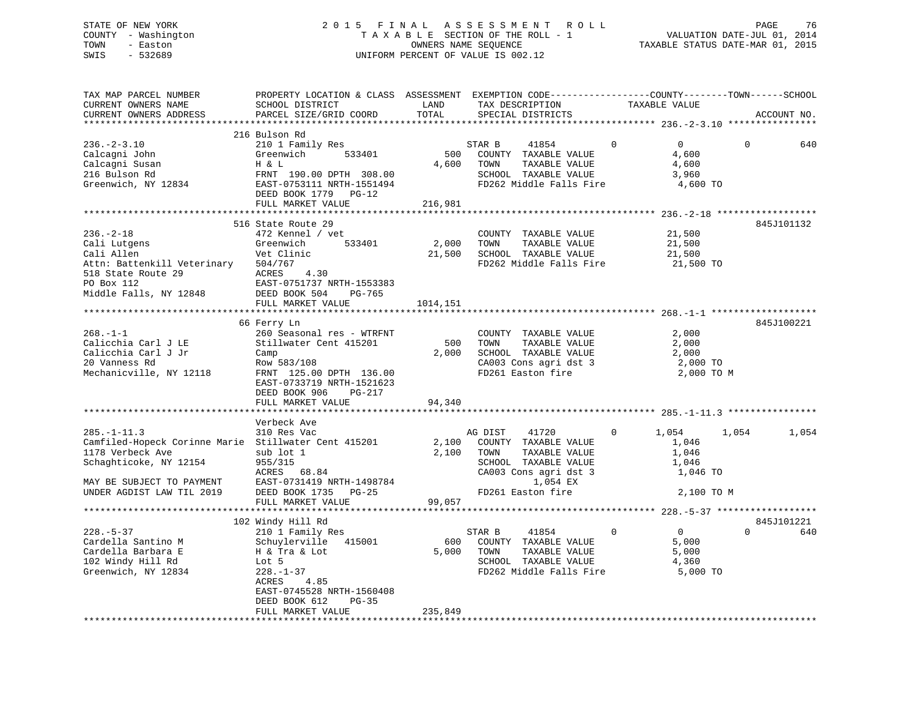STATE OF NEW YORK
COUNTY - Washington
TOWN - Easton
SWIS - 532689

2 0 1 5 F I N A L A S S E S S M E N T R O L L
T A X A B L E SECTION OF THE ROLL - 1
OWNERS NAME SEQUENCE
UNIFORM PERCENT OF VALUE IS 002.12

VALUATION DATE-JUL 01, 2014
TAXABLE STATUS DATE-MAR 01, 2015

```
TAX MAP PARCEL NUMBER          PROPERTY LOCATION & CLASS  ASSESSMENT  EXEMPTION CODE------------------COUNTY--------TOWN------SCHOOL
CURRENT OWNERS NAME            SCHOOL DISTRICT              LAND      TAX DESCRIPTION              TAXABLE VALUE
CURRENT OWNERS ADDRESS         PARCEL SIZE/GRID COORD       TOTAL     SPECIAL DISTRICTS                                    ACCOUNT NO.
******************************************************************************************************* 236.-2-3.10 ****************
                               216 Bulson Rd
236.-2-3.10                    210 1 Family Res                       STAR B     41854           0          0          0         640
Calcagni John                  Greenwich       533401         500     COUNTY   TAXABLE VALUE              4,600
Calcagni Susan                 H & L                        4,600     TOWN     TAXABLE VALUE              4,600
216 Bulson Rd                  FRNT 190.00 DPTH 308.00                SCHOOL   TAXABLE VALUE              3,960
Greenwich, NY 12834            EAST-0753111 NRTH-1551494              FD262 Middle Falls Fire              4,600 TO
                               DEED BOOK 1779   PG-12
                               FULL MARKET VALUE              216,981
******************************************************************************************************* 236.-2-18 ******************
                               516 State Route 29                                                                       845J101132
236.-2-18                      472 Kennel / vet                       COUNTY   TAXABLE VALUE             21,500
Cali Lutgens                   Greenwich       533401       2,000     TOWN     TAXABLE VALUE             21,500
Cali Allen                     Vet Clinic                  21,500     SCHOOL   TAXABLE VALUE             21,500
Attn: Battenkill Veterinary    504/767                                FD262 Middle Falls Fire             21,500 TO
518 State Route 29             ACRES    4.30
PO Box 112                     EAST-0751737 NRTH-1553383
Middle Falls, NY 12848         DEED BOOK 504    PG-765
                               FULL MARKET VALUE             1014,151
******************************************************************************************************* 268.-1-1 *******************
                               66 Ferry Ln                                                                              845J100221
268.-1-1                       260 Seasonal res - WTRFNT              COUNTY   TAXABLE VALUE              2,000
Calicchia Carl J LE            Stillwater Cent 415201         500     TOWN     TAXABLE VALUE              2,000
Calicchia Carl J Jr            Camp                         2,000     SCHOOL   TAXABLE VALUE              2,000
20 Vanness Rd                  Row 583/108                            CA003 Cons agri dst 3                2,000 TO
Mechanicville, NY 12118        FRNT 125.00 DPTH 136.00                FD261 Easton fire                    2,000 TO M
                               EAST-0733719 NRTH-1521623
                               DEED BOOK 906    PG-217
                               FULL MARKET VALUE               94,340
******************************************************************************************************* 285.-1-11.3 ****************
                               Verbeck Ave
285.-1-11.3                    310 Res Vac                            AG DIST    41720           0      1,054      1,054       1,054
Camfiled-Hopeck Corinne Marie  Stillwater Cent 415201       2,100     COUNTY   TAXABLE VALUE              1,046
1178 Verbeck Ave               sub lot 1                    2,100     TOWN     TAXABLE VALUE              1,046
Schaghticoke, NY 12154         955/315                                SCHOOL   TAXABLE VALUE              1,046
                               ACRES   68.84                          CA003 Cons agri dst 3                1,046 TO
MAY BE SUBJECT TO PAYMENT      EAST-0731419 NRTH-1498784                        1,054 EX
UNDER AGDIST LAW TIL 2019      DEED BOOK 1735   PG-25                 FD261 Easton fire                    2,100 TO M
                               FULL MARKET VALUE               99,057
******************************************************************************************************* 228.-5-37 ******************
                               102 Windy Hill Rd                                                                        845J101221
228.-5-37                      210 1 Family Res                       STAR B     41854           0          0          0         640
Cardella Santino M             Schuylerville   415001         600     COUNTY   TAXABLE VALUE              5,000
Cardella Barbara E             H & Tra & Lot                5,000     TOWN     TAXABLE VALUE              5,000
102 Windy Hill Rd              Lot 5                                  SCHOOL   TAXABLE VALUE              4,360
Greenwich, NY 12834            228.-1-37                              FD262 Middle Falls Fire              5,000 TO
                               ACRES    4.85
                               EAST-0745528 NRTH-1560408
                               DEED BOOK 612    PG-35
                               FULL MARKET VALUE              235,849
************************************************************************************************************************************
```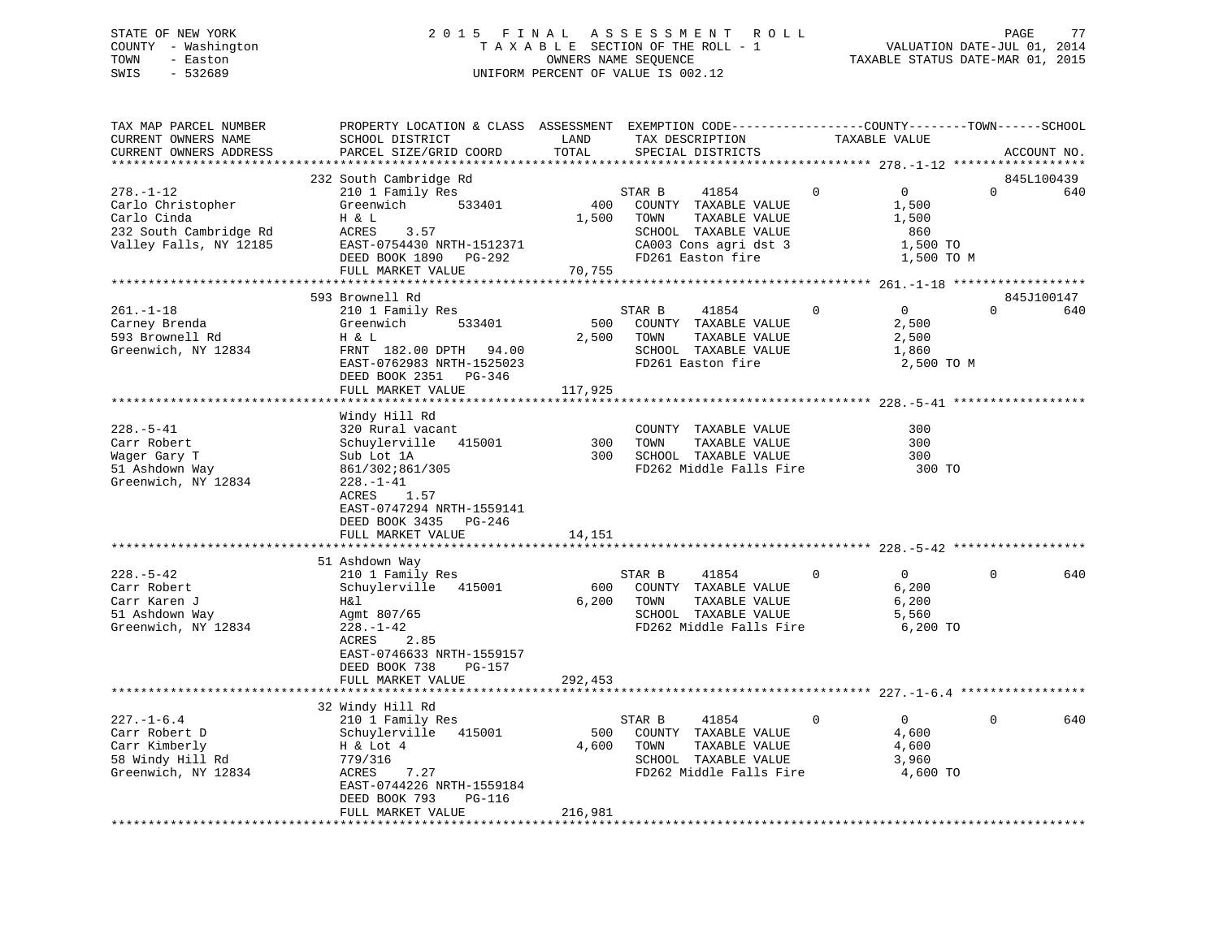STATE OF NEW YORK
COUNTY - Washington
TOWN - Easton
SWIS - 532689

2015 FINAL ASSESSMENT ROLL
TAXABLE SECTION OF THE ROLL - 1
OWNERS NAME SEQUENCE
UNIFORM PERCENT OF VALUE IS 002.12

VALUATION DATE-JUL 01, 2014
TAXABLE STATUS DATE-MAR 01, 2015

```
TAX MAP PARCEL NUMBER          PROPERTY LOCATION & CLASS  ASSESSMENT  EXEMPTION CODE------------------COUNTY--------TOWN------SCHOOL
CURRENT OWNERS NAME            SCHOOL DISTRICT              LAND      TAX DESCRIPTION              TAXABLE VALUE
CURRENT OWNERS ADDRESS         PARCEL SIZE/GRID COORD      TOTAL      SPECIAL DISTRICTS                                  ACCOUNT NO.
******************************************************************************************************* 278.-1-12 ******************
                               232 South Cambridge Rd                                                                    845L100439
278.-1-12                      210 1 Family Res                       STAR B      41854          0            0            0       640
Carlo Christopher              Greenwich       533401         400     COUNTY  TAXABLE VALUE             1,500
Carlo Cinda                    H & L                        1,500     TOWN    TAXABLE VALUE             1,500
232 South Cambridge Rd         ACRES    3.57                          SCHOOL  TAXABLE VALUE               860
Valley Falls, NY 12185         EAST-0754430 NRTH-1512371              CA003 Cons agri dst 3             1,500 TO
                               DEED BOOK 1890   PG-292                FD261 Easton fire                 1,500 TO M
                               FULL MARKET VALUE           70,755
******************************************************************************************************* 261.-1-18 ******************
                               593 Brownell Rd                                                                           845J100147
261.-1-18                      210 1 Family Res                       STAR B      41854          0            0            0       640
Carney Brenda                  Greenwich       533401         500     COUNTY  TAXABLE VALUE             2,500
593 Brownell Rd                H & L                        2,500     TOWN    TAXABLE VALUE             2,500
Greenwich, NY 12834            FRNT  182.00 DPTH   94.00              SCHOOL  TAXABLE VALUE             1,860
                               EAST-0762983 NRTH-1525023              FD261 Easton fire                 2,500 TO M
                               DEED BOOK 2351   PG-346
                               FULL MARKET VALUE          117,925
******************************************************************************************************* 228.-5-41 ******************
                               Windy Hill Rd
228.-5-41                      320 Rural vacant                       COUNTY  TAXABLE VALUE               300
Carr Robert                    Schuylerville   415001         300     TOWN    TAXABLE VALUE               300
Wager Gary T                   Sub Lot 1A                     300     SCHOOL  TAXABLE VALUE               300
51 Ashdown Way                 861/302;861/305                        FD262 Middle Falls Fire             300 TO
Greenwich, NY 12834            228.-1-41
                               ACRES    1.57
                               EAST-0747294 NRTH-1559141
                               DEED BOOK 3435   PG-246
                               FULL MARKET VALUE           14,151
******************************************************************************************************* 228.-5-42 ******************
                               51 Ashdown Way
228.-5-42                      210 1 Family Res                       STAR B      41854          0            0            0       640
Carr Robert                    Schuylerville   415001         600     COUNTY  TAXABLE VALUE             6,200
Carr Karen J                   H&l                          6,200     TOWN    TAXABLE VALUE             6,200
51 Ashdown Way                 Agmt 807/65                            SCHOOL  TAXABLE VALUE             5,560
Greenwich, NY 12834            228.-1-42                              FD262 Middle Falls Fire           6,200 TO
                               ACRES    2.85
                               EAST-0746633 NRTH-1559157
                               DEED BOOK 738    PG-157
                               FULL MARKET VALUE          292,453
******************************************************************************************************* 227.-1-6.4 *****************
                               32 Windy Hill Rd
227.-1-6.4                     210 1 Family Res                       STAR B      41854          0            0            0       640
Carr Robert D                  Schuylerville   415001         500     COUNTY  TAXABLE VALUE             4,600
Carr Kimberly                  H & Lot 4                    4,600     TOWN    TAXABLE VALUE             4,600
58 Windy Hill Rd               779/316                                SCHOOL  TAXABLE VALUE             3,960
Greenwich, NY 12834            ACRES    7.27                          FD262 Middle Falls Fire           4,600 TO
                               EAST-0744226 NRTH-1559184
                               DEED BOOK 793    PG-116
                               FULL MARKET VALUE          216,981
************************************************************************************************************************************
```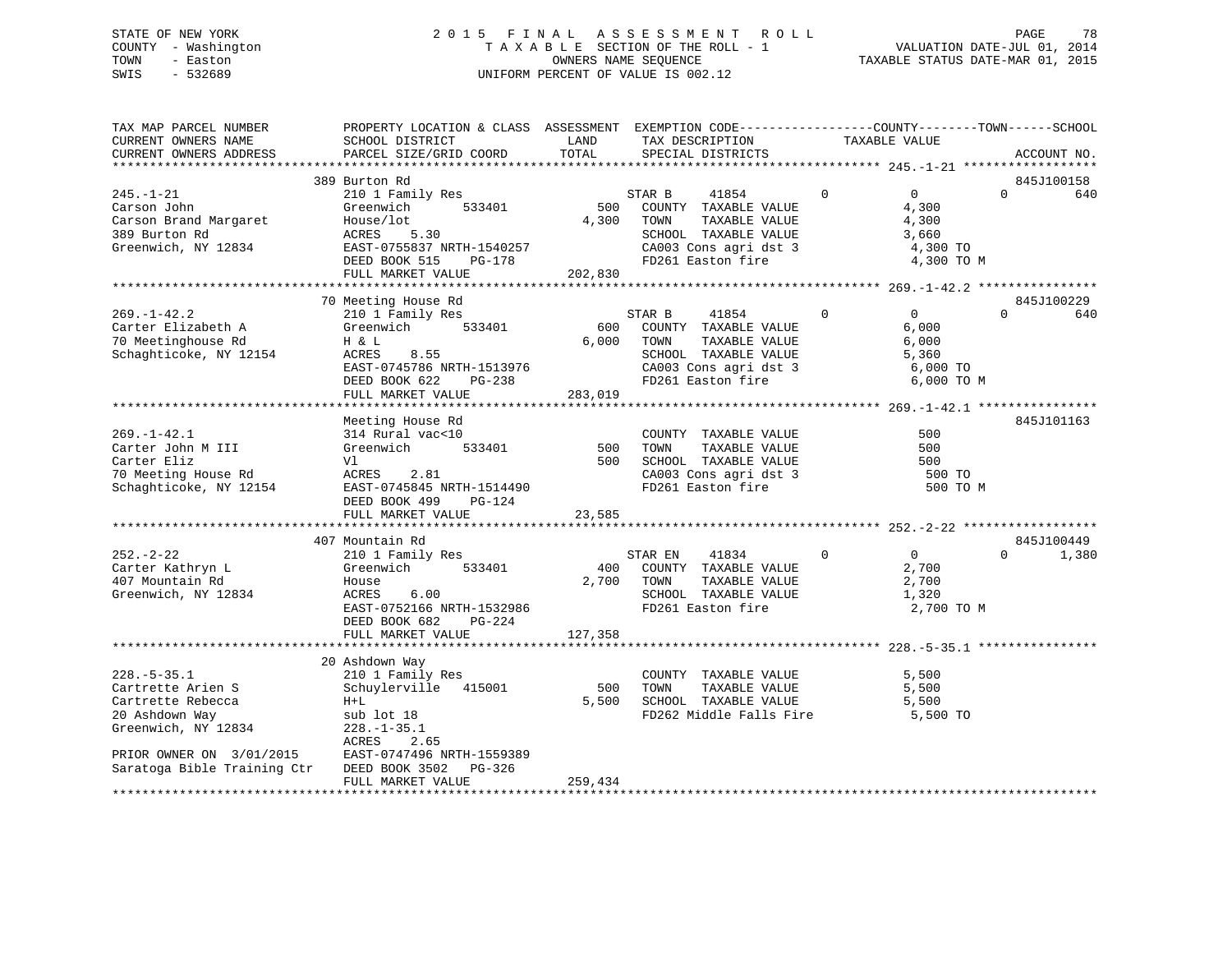STATE OF NEW YORK
COUNTY - Washington
TOWN - Easton
SWIS - 532689

2015 FINAL ASSESSMENT ROLL
TAXABLE SECTION OF THE ROLL - 1
OWNERS NAME SEQUENCE
UNIFORM PERCENT OF VALUE IS 002.12

VALUATION DATE-JUL 01, 2014
TAXABLE STATUS DATE-MAR 01, 2015

```
TAX MAP PARCEL NUMBER          PROPERTY LOCATION & CLASS  ASSESSMENT  EXEMPTION CODE------------------COUNTY--------TOWN------SCHOOL
CURRENT OWNERS NAME            SCHOOL DISTRICT               LAND      TAX DESCRIPTION            TAXABLE VALUE
CURRENT OWNERS ADDRESS         PARCEL SIZE/GRID COORD        TOTAL     SPECIAL DISTRICTS                                     ACCOUNT NO.
******************************************************************************************************* 245.-1-21 ******************
                               389 Burton Rd                                                                              845J100158
245.-1-21                      210 1 Family Res                        STAR B      41854         0           0            0        640
Carson John                    Greenwich        533401         500     COUNTY  TAXABLE VALUE                 4,300
Carson Brand Margaret          House/lot                     4,300     TOWN    TAXABLE VALUE                 4,300
389 Burton Rd                  ACRES     5.30                          SCHOOL  TAXABLE VALUE                 3,660
Greenwich, NY 12834            EAST-0755837 NRTH-1540257               CA003 Cons agri dst 3                  4,300 TO
                               DEED BOOK 515     PG-178                FD261 Easton fire                      4,300 TO M
                               FULL MARKET VALUE           202,830
******************************************************************************************************* 269.-1-42.2 ****************
                               70 Meeting House Rd                                                                        845J100229
269.-1-42.2                    210 1 Family Res                        STAR B      41854         0           0            0        640
Carter Elizabeth A             Greenwich        533401         600     COUNTY  TAXABLE VALUE                 6,000
70 Meetinghouse Rd             H & L                         6,000     TOWN    TAXABLE VALUE                 6,000
Schaghticoke, NY 12154         ACRES     8.55                          SCHOOL  TAXABLE VALUE                 5,360
                               EAST-0745786 NRTH-1513976               CA003 Cons agri dst 3                  6,000 TO
                               DEED BOOK 622     PG-238                FD261 Easton fire                      6,000 TO M
                               FULL MARKET VALUE           283,019
******************************************************************************************************* 269.-1-42.1 ****************
                               Meeting House Rd                                                                           845J101163
269.-1-42.1                    314 Rural vac<10                        COUNTY  TAXABLE VALUE                   500
Carter John M III              Greenwich        533401         500     TOWN    TAXABLE VALUE                   500
Carter Eliz                    Vl                              500     SCHOOL  TAXABLE VALUE                   500
70 Meeting House Rd            ACRES     2.81                          CA003 Cons agri dst 3                    500 TO
Schaghticoke, NY 12154         EAST-0745845 NRTH-1514490               FD261 Easton fire                        500 TO M
                               DEED BOOK 499     PG-124
                               FULL MARKET VALUE            23,585
******************************************************************************************************* 252.-2-22 ******************
                               407 Mountain Rd                                                                            845J100449
252.-2-22                      210 1 Family Res                        STAR EN     41834         0           0            0      1,380
Carter Kathryn L               Greenwich        533401         400     COUNTY  TAXABLE VALUE                 2,700
407 Mountain Rd                House                         2,700     TOWN    TAXABLE VALUE                 2,700
Greenwich, NY 12834            ACRES     6.00                          SCHOOL  TAXABLE VALUE                 1,320
                               EAST-0752166 NRTH-1532986               FD261 Easton fire                      2,700 TO M
                               DEED BOOK 682     PG-224
                               FULL MARKET VALUE           127,358
******************************************************************************************************* 228.-5-35.1 ****************
                               20 Ashdown Way
228.-5-35.1                    210 1 Family Res                        COUNTY  TAXABLE VALUE                 5,500
Cartrette Arien S              Schuylerville    415001         500     TOWN    TAXABLE VALUE                 5,500
Cartrette Rebecca              H+L                           5,500     SCHOOL  TAXABLE VALUE                 5,500
20 Ashdown Way                 sub lot 18                              FD262 Middle Falls Fire                5,500 TO
Greenwich, NY 12834            228.-1-35.1
                               ACRES     2.65
PRIOR OWNER ON 3/01/2015       EAST-0747496 NRTH-1559389
Saratoga Bible Training Ctr    DEED BOOK 3502    PG-326
                               FULL MARKET VALUE           259,434
************************************************************************************************************************************
```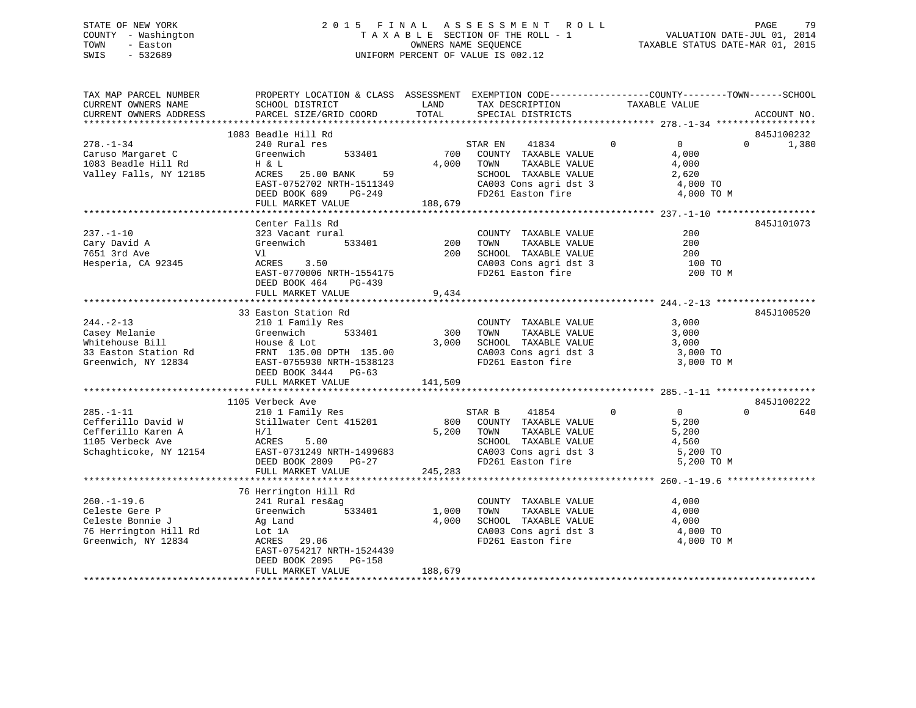STATE OF NEW YORK
COUNTY - Washington
TOWN - Easton
SWIS - 532689

# 2015 FINAL ASSESSMENT ROLL
TAXABLE SECTION OF THE ROLL - 1
OWNERS NAME SEQUENCE
UNIFORM PERCENT OF VALUE IS 002.12

VALUATION DATE-JUL 01, 2014
TAXABLE STATUS DATE-MAR 01, 2015

| TAX MAP PARCEL NUMBER / CURRENT OWNERS NAME / CURRENT OWNERS ADDRESS | PROPERTY LOCATION & CLASS / SCHOOL DISTRICT / PARCEL SIZE/GRID COORD | ASSESSMENT LAND / TOTAL | EXEMPTION CODE / TAX DESCRIPTION / SPECIAL DISTRICTS | COUNTY TAXABLE VALUE | TOWN | SCHOOL | ACCOUNT NO. |
|---|---|---|---|---|---|---|---|
| 278.-1-34 | 1083 Beadle Hill Rd | | | | | | 845J100232 |
| 278.-1-34 | 240 Rural res | | STAR EN 41834 | 0 | 0 | 1,380 | |
| Caruso Margaret C | Greenwich 533401 | 700 | COUNTY TAXABLE VALUE | 4,000 | | | |
| 1083 Beadle Hill Rd | H & L | 4,000 | TOWN TAXABLE VALUE | 4,000 | | | |
| Valley Falls, NY 12185 | ACRES 25.00 BANK 59 | | SCHOOL TAXABLE VALUE | 2,620 | | | |
| | EAST-0752702 NRTH-1511349 | | CA003 Cons agri dst 3 | 4,000 TO | | | |
| | DEED BOOK 689 PG-249 | | FD261 Easton fire | 4,000 TO M | | | |
| | FULL MARKET VALUE | 188,679 | | | | | |
| 237.-1-10 | Center Falls Rd | | | | | | 845J101073 |
| 237.-1-10 | 323 Vacant rural | | COUNTY TAXABLE VALUE | 200 | | | |
| Cary David A | Greenwich 533401 | 200 | TOWN TAXABLE VALUE | 200 | | | |
| 7651 3rd Ave | Vl | 200 | SCHOOL TAXABLE VALUE | 200 | | | |
| Hesperia, CA 92345 | ACRES 3.50 | | CA003 Cons agri dst 3 | 100 TO | | | |
| | EAST-0770006 NRTH-1554175 | | FD261 Easton fire | 200 TO M | | | |
| | DEED BOOK 464 PG-439 | | | | | | |
| | FULL MARKET VALUE | 9,434 | | | | | |
| 244.-2-13 | 33 Easton Station Rd | | | | | | 845J100520 |
| 244.-2-13 | 210 1 Family Res | | COUNTY TAXABLE VALUE | 3,000 | | | |
| Casey Melanie | Greenwich 533401 | 300 | TOWN TAXABLE VALUE | 3,000 | | | |
| Whitehouse Bill | House & Lot | 3,000 | SCHOOL TAXABLE VALUE | 3,000 | | | |
| 33 Easton Station Rd | FRNT 135.00 DPTH 135.00 | | CA003 Cons agri dst 3 | 3,000 TO | | | |
| Greenwich, NY 12834 | EAST-0755930 NRTH-1538123 | | FD261 Easton fire | 3,000 TO M | | | |
| | DEED BOOK 3444 PG-63 | | | | | | |
| | FULL MARKET VALUE | 141,509 | | | | | |
| 285.-1-11 | 1105 Verbeck Ave | | | | | | 845J100222 |
| 285.-1-11 | 210 1 Family Res | | STAR B 41854 | 0 | 0 | 640 | |
| Cefferillo David W | Stillwater Cent 415201 | 800 | COUNTY TAXABLE VALUE | 5,200 | | | |
| Cefferillo Karen A | H/l | 5,200 | TOWN TAXABLE VALUE | 5,200 | | | |
| 1105 Verbeck Ave | ACRES 5.00 | | SCHOOL TAXABLE VALUE | 4,560 | | | |
| Schaghticoke, NY 12154 | EAST-0731249 NRTH-1499683 | | CA003 Cons agri dst 3 | 5,200 TO | | | |
| | DEED BOOK 2809 PG-27 | | FD261 Easton fire | 5,200 TO M | | | |
| | FULL MARKET VALUE | 245,283 | | | | | |
| 260.-1-19.6 | 76 Herrington Hill Rd | | | | | | |
| 260.-1-19.6 | 241 Rural res&ag | | COUNTY TAXABLE VALUE | 4,000 | | | |
| Celeste Gere P | Greenwich 533401 | 1,000 | TOWN TAXABLE VALUE | 4,000 | | | |
| Celeste Bonnie J | Ag Land | 4,000 | SCHOOL TAXABLE VALUE | 4,000 | | | |
| 76 Herrington Hill Rd | Lot 1A | | CA003 Cons agri dst 3 | 4,000 TO | | | |
| Greenwich, NY 12834 | ACRES 29.06 | | FD261 Easton fire | 4,000 TO M | | | |
| | EAST-0754217 NRTH-1524439 | | | | | | |
| | DEED BOOK 2095 PG-158 | | | | | | |
| | FULL MARKET VALUE | 188,679 | | | | | |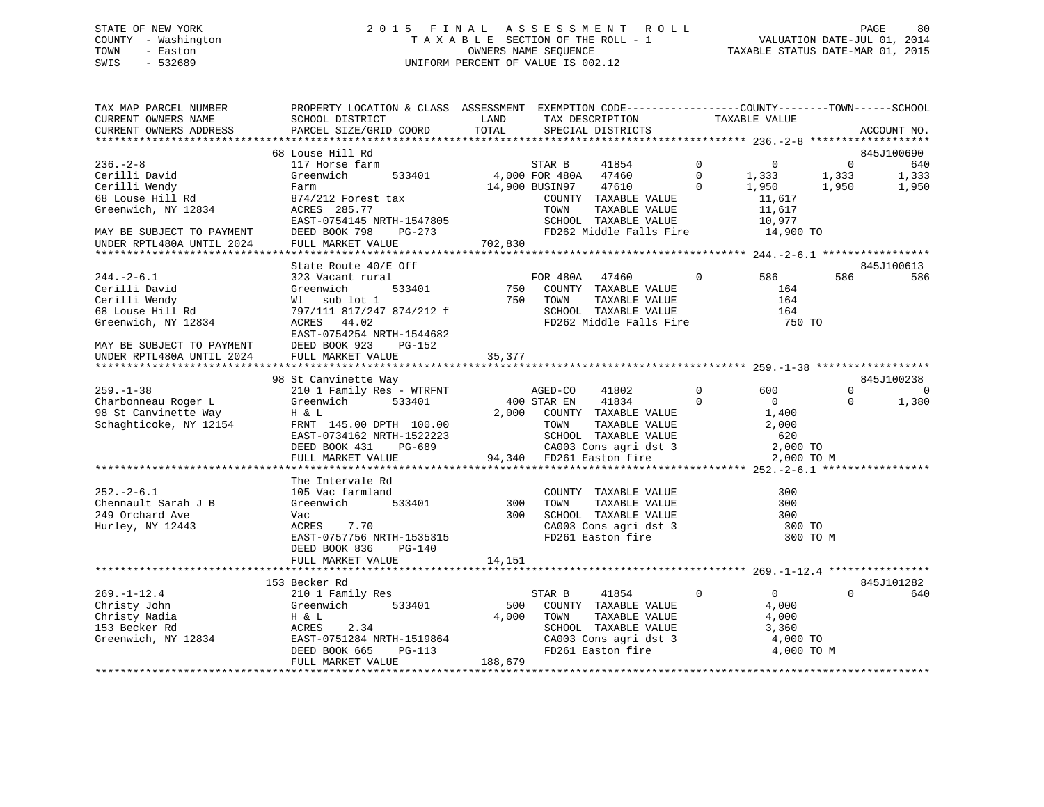STATE OF NEW YORK
COUNTY - Washington
TOWN - Easton
SWIS - 532689

# 2015 FINAL ASSESSMENT ROLL
TAXABLE SECTION OF THE ROLL - 1
OWNERS NAME SEQUENCE
UNIFORM PERCENT OF VALUE IS 002.12

VALUATION DATE-JUL 01, 2014
TAXABLE STATUS DATE-MAR 01, 2015

```
TAX MAP PARCEL NUMBER        PROPERTY LOCATION & CLASS  ASSESSMENT  EXEMPTION CODE------------------COUNTY--------TOWN------SCHOOL
CURRENT OWNERS NAME          SCHOOL DISTRICT               LAND       TAX DESCRIPTION              TAXABLE VALUE
CURRENT OWNERS ADDRESS       PARCEL SIZE/GRID COORD        TOTAL      SPECIAL DISTRICTS                                        ACCOUNT NO.
*********************************************************************************************** 236.-2-8 *******************
                             68 Louse Hill Rd                                                                              845J100690
236.-2-8                     117 Horse farm                     STAR B      41854          0          0          0            640
Cerilli David                Greenwich       533401        4,000 FOR 480A   47460          0      1,333      1,333          1,333
Cerilli Wendy                Farm                         14,900 BUSIN97    47610          0      1,950      1,950          1,950
68 Louse Hill Rd             874/212 Forest tax                  COUNTY  TAXABLE VALUE            11,617
Greenwich, NY 12834          ACRES  285.77                       TOWN    TAXABLE VALUE            11,617
                             EAST-0754145 NRTH-1547805           SCHOOL  TAXABLE VALUE            10,977
MAY BE SUBJECT TO PAYMENT    DEED BOOK 798    PG-273             FD262 Middle Falls Fire          14,900 TO
UNDER RPTL480A UNTIL 2024    FULL MARKET VALUE           702,830
*********************************************************************************************** 244.-2-6.1 *****************
                             State Route 40/E Off                                                                          845J100613
244.-2-6.1                   323 Vacant rural                   FOR 480A    47460          0        586        586            586
Cerilli David                Greenwich       533401          750  COUNTY  TAXABLE VALUE              164
Cerilli Wendy                Wl  sub lot 1                   750  TOWN    TAXABLE VALUE              164
68 Louse Hill Rd             797/111 817/247 874/212 f            SCHOOL  TAXABLE VALUE              164
Greenwich, NY 12834          ACRES   44.02                        FD262 Middle Falls Fire             750 TO
                             EAST-0754254 NRTH-1544682
MAY BE SUBJECT TO PAYMENT    DEED BOOK 923    PG-152
UNDER RPTL480A UNTIL 2024    FULL MARKET VALUE            35,377
*********************************************************************************************** 259.-1-38 ******************
                             98 St Canvinette Way                                                                          845J100238
259.-1-38                    210 1 Family Res - WTRFNT          AGED-CO     41802          0        600          0              0
Charbonneau Roger L          Greenwich       533401          400 STAR EN    41834          0          0          0          1,380
98 St Canvinette Way         H & L                         2,000  COUNTY  TAXABLE VALUE            1,400
Schaghticoke, NY 12154       FRNT 145.00 DPTH 100.00              TOWN    TAXABLE VALUE            2,000
                             EAST-0734162 NRTH-1522223            SCHOOL  TAXABLE VALUE              620
                             DEED BOOK 431    PG-689              CA003 Cons agri dst 3            2,000 TO
                             FULL MARKET VALUE            94,340  FD261 Easton fire                2,000 TO M
*********************************************************************************************** 252.-2-6.1 *****************
                             The Intervale Rd
252.-2-6.1                   105 Vac farmland                     COUNTY  TAXABLE VALUE              300
Chennault Sarah J B          Greenwich       533401          300  TOWN    TAXABLE VALUE              300
249 Orchard Ave              Vac                             300  SCHOOL  TAXABLE VALUE              300
Hurley, NY 12443             ACRES    7.70                        CA003 Cons agri dst 3              300 TO
                             EAST-0757756 NRTH-1535315            FD261 Easton fire                  300 TO M
                             DEED BOOK 836    PG-140
                             FULL MARKET VALUE            14,151
*********************************************************************************************** 269.-1-12.4 ****************
                             153 Becker Rd                                                                                 845J101282
269.-1-12.4                  210 1 Family Res                   STAR B      41854          0          0          0            640
Christy John                 Greenwich       533401          500  COUNTY  TAXABLE VALUE            4,000
Christy Nadia                H & L                         4,000  TOWN    TAXABLE VALUE            4,000
153 Becker Rd                ACRES    2.34                        SCHOOL  TAXABLE VALUE            3,360
Greenwich, NY 12834          EAST-0751284 NRTH-1519864            CA003 Cons agri dst 3            4,000 TO
                             DEED BOOK 665    PG-113              FD261 Easton fire                4,000 TO M
                             FULL MARKET VALUE           188,679
******************************************************************************************************************************
```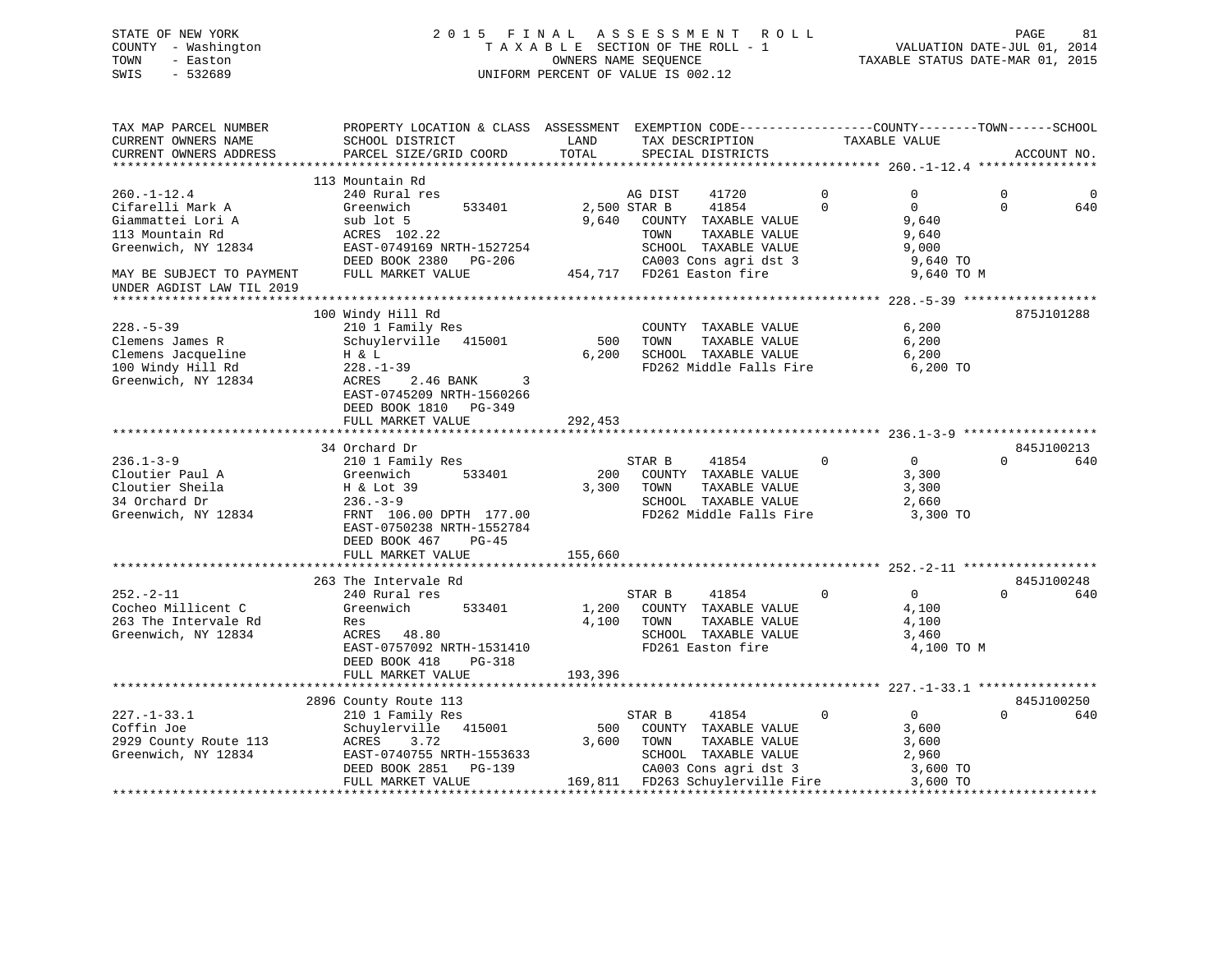STATE OF NEW YORK
COUNTY - Washington
TOWN - Easton
SWIS - 532689

2015 FINAL ASSESSMENT ROLL
TAXABLE SECTION OF THE ROLL - 1
OWNERS NAME SEQUENCE
UNIFORM PERCENT OF VALUE IS 002.12

VALUATION DATE-JUL 01, 2014
TAXABLE STATUS DATE-MAR 01, 2015

| TAX MAP PARCEL NUMBER / CURRENT OWNERS NAME / CURRENT OWNERS ADDRESS | PROPERTY LOCATION & CLASS / SCHOOL DISTRICT / PARCEL SIZE/GRID COORD | ASSESSMENT LAND / TOTAL | EXEMPTION CODE / TAX DESCRIPTION / SPECIAL DISTRICTS | COUNTY | TOWN | SCHOOL TAXABLE VALUE | ACCOUNT NO. |
|---|---|---|---|---|---|---|---|
| **260.-1-12.4** | 113 Mountain Rd | | | | | | |
| 260.-1-12.4 | 240 Rural res | | AG DIST 41720 | 0 | 0 | 0 | 0 |
| Cifarelli Mark A | Greenwich 533401 | 2,500 | STAR B 41854 | 0 | 0 | 0 | 640 |
| Giammattei Lori A | sub lot 5 | 9,640 | COUNTY TAXABLE VALUE | 9,640 | | | |
| 113 Mountain Rd | ACRES 102.22 | | TOWN TAXABLE VALUE | 9,640 | | | |
| Greenwich, NY 12834 | EAST-0749169 NRTH-1527254 | | SCHOOL TAXABLE VALUE | 9,000 | | | |
| | DEED BOOK 2380 PG-206 | | CA003 Cons agri dst 3 | 9,640 TO | | | |
| MAY BE SUBJECT TO PAYMENT UNDER AGDIST LAW TIL 2019 | FULL MARKET VALUE | 454,717 | FD261 Easton fire | 9,640 TO M | | | |
| **228.-5-39** | 100 Windy Hill Rd | | | | | | 875J101288 |
| 228.-5-39 | 210 1 Family Res | | COUNTY TAXABLE VALUE | 6,200 | | | |
| Clemens James R | Schuylerville 415001 | 500 | TOWN TAXABLE VALUE | 6,200 | | | |
| Clemens Jacqueline | H & L | 6,200 | SCHOOL TAXABLE VALUE | 6,200 | | | |
| 100 Windy Hill Rd | 228.-1-39 | | FD262 Middle Falls Fire | 6,200 TO | | | |
| Greenwich, NY 12834 | ACRES 2.46 BANK 3 | | | | | | |
| | EAST-0745209 NRTH-1560266 | | | | | | |
| | DEED BOOK 1810 PG-349 | | | | | | |
| | FULL MARKET VALUE | 292,453 | | | | | |
| **236.1-3-9** | 34 Orchard Dr | | | | | | 845J100213 |
| 236.1-3-9 | 210 1 Family Res | | STAR B 41854 | 0 | 0 | 0 | 640 |
| Cloutier Paul A | Greenwich 533401 | 200 | COUNTY TAXABLE VALUE | 3,300 | | | |
| Cloutier Sheila | H & Lot 39 | 3,300 | TOWN TAXABLE VALUE | 3,300 | | | |
| 34 Orchard Dr | 236.-3-9 | | SCHOOL TAXABLE VALUE | 2,660 | | | |
| Greenwich, NY 12834 | FRNT 106.00 DPTH 177.00 | | FD262 Middle Falls Fire | 3,300 TO | | | |
| | EAST-0750238 NRTH-1552784 | | | | | | |
| | DEED BOOK 467 PG-45 | | | | | | |
| | FULL MARKET VALUE | 155,660 | | | | | |
| **252.-2-11** | 263 The Intervale Rd | | | | | | 845J100248 |
| 252.-2-11 | 240 Rural res | | STAR B 41854 | 0 | 0 | 0 | 640 |
| Cocheo Millicent C | Greenwich 533401 | 1,200 | COUNTY TAXABLE VALUE | 4,100 | | | |
| 263 The Intervale Rd | Res | 4,100 | TOWN TAXABLE VALUE | 4,100 | | | |
| Greenwich, NY 12834 | ACRES 48.80 | | SCHOOL TAXABLE VALUE | 3,460 | | | |
| | EAST-0757092 NRTH-1531410 | | FD261 Easton fire | 4,100 TO M | | | |
| | DEED BOOK 418 PG-318 | | | | | | |
| | FULL MARKET VALUE | 193,396 | | | | | |
| **227.-1-33.1** | 2896 County Route 113 | | | | | | 845J100250 |
| 227.-1-33.1 | 210 1 Family Res | | STAR B 41854 | 0 | 0 | 0 | 640 |
| Coffin Joe | Schuylerville 415001 | 500 | COUNTY TAXABLE VALUE | 3,600 | | | |
| 2929 County Route 113 | ACRES 3.72 | 3,600 | TOWN TAXABLE VALUE | 3,600 | | | |
| Greenwich, NY 12834 | EAST-0740755 NRTH-1553633 | | SCHOOL TAXABLE VALUE | 2,960 | | | |
| | DEED BOOK 2851 PG-139 | | CA003 Cons agri dst 3 | 3,600 TO | | | |
| | FULL MARKET VALUE | 169,811 | FD263 Schuylerville Fire | 3,600 TO | | | |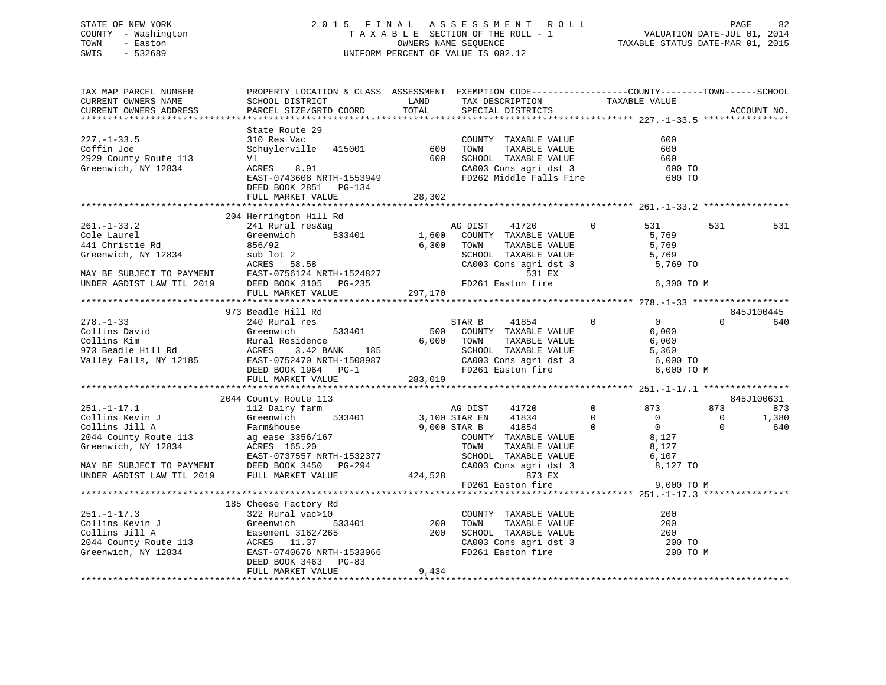STATE OF NEW YORK — 2015 FINAL ASSESSMENT ROLL
COUNTY - Washington — TAXABLE SECTION OF THE ROLL - 1 — VALUATION DATE-JUL 01, 2014
TOWN - Easton — OWNERS NAME SEQUENCE — TAXABLE STATUS DATE-MAR 01, 2015
SWIS - 532689 — UNIFORM PERCENT OF VALUE IS 002.12

```
TAX MAP PARCEL NUMBER          PROPERTY LOCATION & CLASS  ASSESSMENT  EXEMPTION CODE-----------------COUNTY--------TOWN------SCHOOL
CURRENT OWNERS NAME            SCHOOL DISTRICT               LAND      TAX DESCRIPTION            TAXABLE VALUE
CURRENT OWNERS ADDRESS         PARCEL SIZE/GRID COORD       TOTAL      SPECIAL DISTRICTS                                   ACCOUNT NO.
******************************************************************************************************* 227.-1-33.5 ****************
                               State Route 29
227.-1-33.5                    310 Res Vac                            COUNTY  TAXABLE VALUE              600
Coffin Joe                     Schuylerville  415001         600      TOWN    TAXABLE VALUE              600
2929 County Route 113          Vl                              600      SCHOOL  TAXABLE VALUE              600
Greenwich, NY 12834            ACRES    8.91                          CA003 Cons agri dst 3               600 TO
                               EAST-0743608 NRTH-1553949               FD262 Middle Falls Fire             600 TO
                               DEED BOOK 2851   PG-134
                               FULL MARKET VALUE              28,302
******************************************************************************************************* 261.-1-33.2 ****************
                               204 Herrington Hill Rd
261.-1-33.2                    241 Rural res&ag                        AG DIST    41720          0         531          531          531
Cole Laurel                    Greenwich       533401         1,600   COUNTY  TAXABLE VALUE            5,769
441 Christie Rd                856/92                         6,300   TOWN    TAXABLE VALUE            5,769
Greenwich, NY 12834            sub lot 2                               SCHOOL  TAXABLE VALUE            5,769
                               ACRES   58.58                           CA003 Cons agri dst 3             5,769 TO
MAY BE SUBJECT TO PAYMENT      EAST-0756124 NRTH-1524827                          531 EX
UNDER AGDIST LAW TIL 2019      DEED BOOK 3105   PG-235                 FD261 Easton fire                 6,300 TO M
                               FULL MARKET VALUE             297,170
******************************************************************************************************* 278.-1-33 ******************
                               973 Beadle Hill Rd                                                                         845J100445
278.-1-33                      240 Rural res                           STAR B     41854          0           0            0          640
Collins David                  Greenwich       533401           500   COUNTY  TAXABLE VALUE            6,000
Collins Kim                    Rural Residence                6,000   TOWN    TAXABLE VALUE            6,000
973 Beadle Hill Rd             ACRES    3.42 BANK     185              SCHOOL  TAXABLE VALUE            5,360
Valley Falls, NY 12185         EAST-0752470 NRTH-1508987               CA003 Cons agri dst 3             6,000 TO
                               DEED BOOK 1964   PG-1                   FD261 Easton fire                 6,000 TO M
                               FULL MARKET VALUE             283,019
******************************************************************************************************* 251.-1-17.1 ****************
                               2044 County Route 113                                                                      845J100631
251.-1-17.1                    112 Dairy farm                          AG DIST    41720          0         873          873          873
Collins Kevin J                Greenwich       533401         3,100 STAR EN    41834          0           0            0        1,380
Collins Jill A                 Farm&house                     9,000 STAR B     41854          0           0            0          640
2044 County Route 113          ag ease 3356/167                        COUNTY  TAXABLE VALUE            8,127
Greenwich, NY 12834            ACRES  165.20                           TOWN    TAXABLE VALUE            8,127
                               EAST-0737557 NRTH-1532377               SCHOOL  TAXABLE VALUE            6,107
MAY BE SUBJECT TO PAYMENT      DEED BOOK 3450   PG-294                 CA003 Cons agri dst 3             8,127 TO
UNDER AGDIST LAW TIL 2019      FULL MARKET VALUE             424,528              873 EX
                                                                       FD261 Easton fire                 9,000 TO M
******************************************************************************************************* 251.-1-17.3 ****************
                               185 Cheese Factory Rd
251.-1-17.3                    322 Rural vac>10                        COUNTY  TAXABLE VALUE              200
Collins Kevin J                Greenwich       533401           200   TOWN    TAXABLE VALUE              200
Collins Jill A                 Easement 3162/265                200   SCHOOL  TAXABLE VALUE              200
2044 County Route 113          ACRES   11.37                           CA003 Cons agri dst 3               200 TO
Greenwich, NY 12834            EAST-0740676 NRTH-1533066               FD261 Easton fire                   200 TO M
                               DEED BOOK 3463   PG-83
                               FULL MARKET VALUE               9,434
************************************************************************************************************************************
```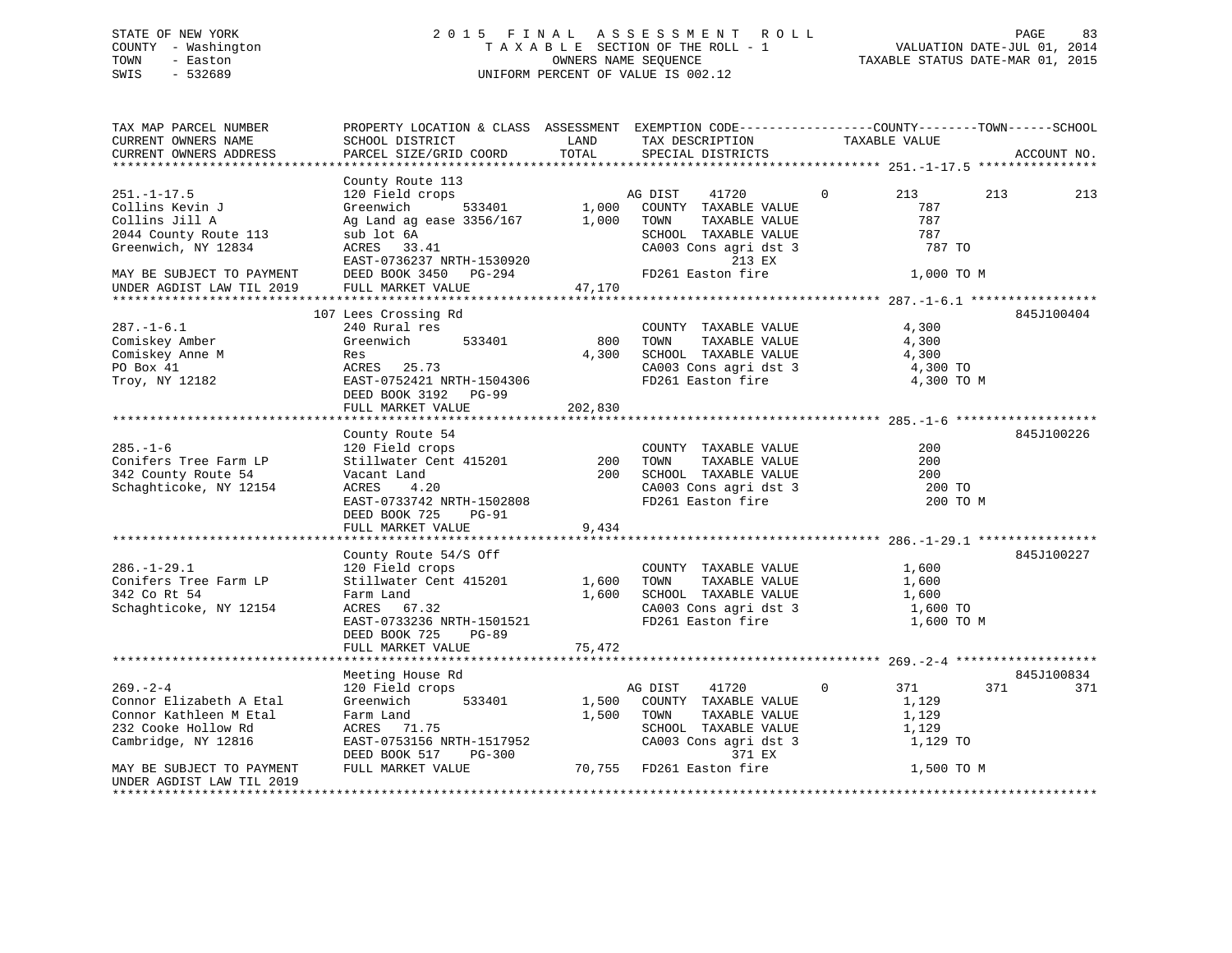STATE OF NEW YORK　　　　　　　　2 0 1 5　F I N A L　A S S E S S M E N T　R O L L
COUNTY - Washington　　　　　　　T A X A B L E SECTION OF THE ROLL - 1　　　　VALUATION DATE-JUL 01, 2014
TOWN - Easton　　　　　　　　　　　　OWNERS NAME SEQUENCE　　　　　　TAXABLE STATUS DATE-MAR 01, 2015
SWIS - 532689　　　　　　　　　　UNIFORM PERCENT OF VALUE IS 002.12

```
TAX MAP PARCEL NUMBER          PROPERTY LOCATION & CLASS  ASSESSMENT  EXEMPTION CODE------------------COUNTY--------TOWN------SCHOOL
CURRENT OWNERS NAME            SCHOOL DISTRICT               LAND      TAX DESCRIPTION              TAXABLE VALUE
CURRENT OWNERS ADDRESS         PARCEL SIZE/GRID COORD        TOTAL     SPECIAL DISTRICTS                                    ACCOUNT NO.
****************************************************************************************************** 251.-1-17.5 ****************
                               County Route 113
251.-1-17.5                    120 Field crops                          AG DIST    41720          0          213         213         213
Collins Kevin J                Greenwich        533401        1,000    COUNTY  TAXABLE VALUE                 787
Collins Jill A                 Ag Land ag ease 3356/167      1,000    TOWN    TAXABLE VALUE                 787
2044 County Route 113          sub lot 6A                              SCHOOL  TAXABLE VALUE                 787
Greenwich, NY 12834            ACRES   33.41                           CA003 Cons agri dst 3                  787 TO
                               EAST-0736237 NRTH-1530920                         213 EX
MAY BE SUBJECT TO PAYMENT      DEED BOOK 3450   PG-294                 FD261 Easton fire                   1,000 TO M
UNDER AGDIST LAW TIL 2019      FULL MARKET VALUE            47,170
****************************************************************************************************** 287.-1-6.1 *****************
                               107 Lees Crossing Rd                                                                     845J100404
287.-1-6.1                     240 Rural res                           COUNTY  TAXABLE VALUE               4,300
Comiskey Amber                 Greenwich        533401          800    TOWN    TAXABLE VALUE               4,300
Comiskey Anne M                Res                            4,300    SCHOOL  TAXABLE VALUE               4,300
PO Box 41                      ACRES   25.73                           CA003 Cons agri dst 3               4,300 TO
Troy, NY 12182                 EAST-0752421 NRTH-1504306               FD261 Easton fire                   4,300 TO M
                               DEED BOOK 3192   PG-99
                               FULL MARKET VALUE           202,830
****************************************************************************************************** 285.-1-6 *******************
                               County Route 54                                                                          845J100226
285.-1-6                       120 Field crops                         COUNTY  TAXABLE VALUE                 200
Conifers Tree Farm LP          Stillwater Cent 415201          200    TOWN    TAXABLE VALUE                 200
342 County Route 54            Vacant Land                      200    SCHOOL  TAXABLE VALUE                 200
Schaghticoke, NY 12154         ACRES    4.20                           CA003 Cons agri dst 3                  200 TO
                               EAST-0733742 NRTH-1502808               FD261 Easton fire                     200 TO M
                               DEED BOOK 725    PG-91
                               FULL MARKET VALUE             9,434
****************************************************************************************************** 286.-1-29.1 ****************
                               County Route 54/S Off                                                                    845J100227
286.-1-29.1                    120 Field crops                         COUNTY  TAXABLE VALUE               1,600
Conifers Tree Farm LP          Stillwater Cent 415201        1,600    TOWN    TAXABLE VALUE               1,600
342 Co Rt 54                   Farm Land                      1,600    SCHOOL  TAXABLE VALUE               1,600
Schaghticoke, NY 12154         ACRES   67.32                           CA003 Cons agri dst 3               1,600 TO
                               EAST-0733236 NRTH-1501521               FD261 Easton fire                   1,600 TO M
                               DEED BOOK 725    PG-89
                               FULL MARKET VALUE            75,472
****************************************************************************************************** 269.-2-4 *******************
                               Meeting House Rd                                                                         845J100834
269.-2-4                       120 Field crops                          AG DIST    41720          0          371         371         371
Connor Elizabeth A Etal        Greenwich        533401        1,500    COUNTY  TAXABLE VALUE               1,129
Connor Kathleen M Etal         Farm Land                      1,500    TOWN    TAXABLE VALUE               1,129
232 Cooke Hollow Rd            ACRES   71.75                           SCHOOL  TAXABLE VALUE               1,129
Cambridge, NY 12816            EAST-0753156 NRTH-1517952               CA003 Cons agri dst 3               1,129 TO
                               DEED BOOK 517    PG-300                           371 EX
MAY BE SUBJECT TO PAYMENT      FULL MARKET VALUE            70,755    FD261 Easton fire                   1,500 TO M
UNDER AGDIST LAW TIL 2019
************************************************************************************************************************************
```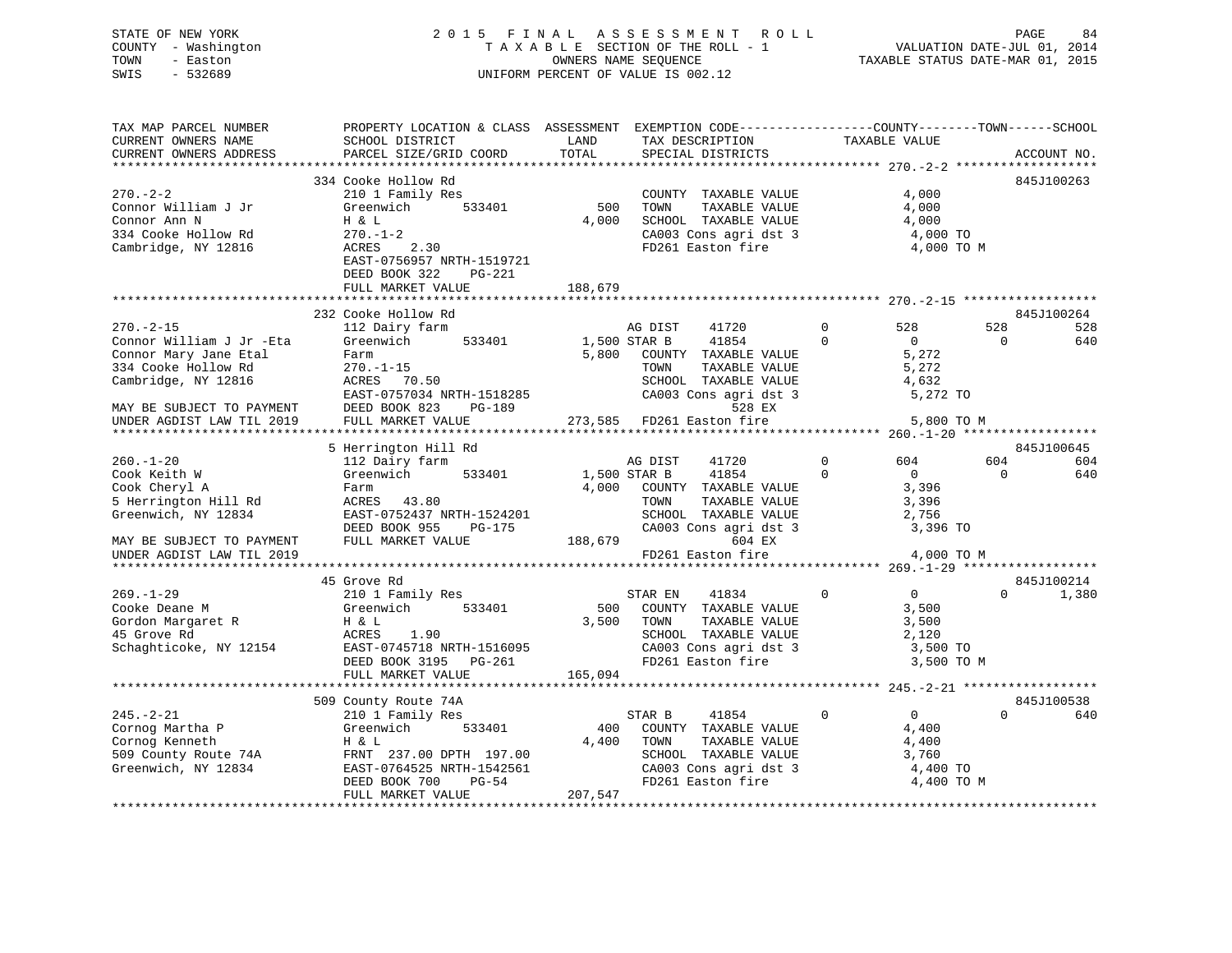STATE OF NEW YORK
COUNTY - Washington
TOWN - Easton
SWIS - 532689

2015 FINAL ASSESSMENT ROLL
TAXABLE SECTION OF THE ROLL - 1
OWNERS NAME SEQUENCE
UNIFORM PERCENT OF VALUE IS 002.12

VALUATION DATE-JUL 01, 2014
TAXABLE STATUS DATE-MAR 01, 2015

```
TAX MAP PARCEL NUMBER        PROPERTY LOCATION & CLASS  ASSESSMENT  EXEMPTION CODE------------------COUNTY--------TOWN------SCHOOL
CURRENT OWNERS NAME          SCHOOL DISTRICT              LAND      TAX DESCRIPTION            TAXABLE VALUE
CURRENT OWNERS ADDRESS       PARCEL SIZE/GRID COORD       TOTAL     SPECIAL DISTRICTS                                      ACCOUNT NO.
*********************************************************************************************** 270.-2-2 *******************
                             334 Cooke Hollow Rd                                                                           845J100263
270.-2-2                     210 1 Family Res                       COUNTY  TAXABLE VALUE            4,000
Connor William J Jr          Greenwich        533401        500     TOWN    TAXABLE VALUE            4,000
Connor Ann N                 H & L                        4,000     SCHOOL  TAXABLE VALUE            4,000
334 Cooke Hollow Rd          270.-1-2                               CA003 Cons agri dst 3            4,000 TO
Cambridge, NY 12816          ACRES    2.30                          FD261 Easton fire                4,000 TO M
                             EAST-0756957 NRTH-1519721
                             DEED BOOK 322    PG-221
                             FULL MARKET VALUE          188,679
*********************************************************************************************** 270.-2-15 ******************
                             232 Cooke Hollow Rd                                                                           845J100264
270.-2-15                    112 Dairy farm                         AG DIST     41720        0        528          528          528
Connor William J Jr -Eta     Greenwich        533401      1,500 STAR B      41854        0          0            0          640
Connor Mary Jane Etal        Farm                         5,800     COUNTY  TAXABLE VALUE            5,272
334 Cooke Hollow Rd          270.-1-15                              TOWN    TAXABLE VALUE            5,272
Cambridge, NY 12816          ACRES   70.50                          SCHOOL  TAXABLE VALUE            4,632
                             EAST-0757034 NRTH-1518285              CA003 Cons agri dst 3            5,272 TO
MAY BE SUBJECT TO PAYMENT    DEED BOOK 823    PG-189                              528 EX
UNDER AGDIST LAW TIL 2019    FULL MARKET VALUE          273,585     FD261 Easton fire                5,800 TO M
*********************************************************************************************** 260.-1-20 ******************
                             5 Herrington Hill Rd                                                                          845J100645
260.-1-20                    112 Dairy farm                         AG DIST     41720        0        604          604          604
Cook Keith W                 Greenwich        533401      1,500 STAR B      41854        0          0            0          640
Cook Cheryl A                Farm                         4,000     COUNTY  TAXABLE VALUE            3,396
5 Herrington Hill Rd         ACRES   43.80                          TOWN    TAXABLE VALUE            3,396
Greenwich, NY 12834          EAST-0752437 NRTH-1524201              SCHOOL  TAXABLE VALUE            2,756
                             DEED BOOK 955    PG-175                CA003 Cons agri dst 3            3,396 TO
MAY BE SUBJECT TO PAYMENT    FULL MARKET VALUE          188,679                   604 EX
UNDER AGDIST LAW TIL 2019                                           FD261 Easton fire                4,000 TO M
*********************************************************************************************** 269.-1-29 ******************
                             45 Grove Rd                                                                                   845J100214
269.-1-29                    210 1 Family Res                       STAR EN     41834        0          0            0        1,380
Cooke Deane M                Greenwich        533401        500     COUNTY  TAXABLE VALUE            3,500
Gordon Margaret R            H & L                        3,500     TOWN    TAXABLE VALUE            3,500
45 Grove Rd                  ACRES    1.90                          SCHOOL  TAXABLE VALUE            2,120
Schaghticoke, NY 12154       EAST-0745718 NRTH-1516095              CA003 Cons agri dst 3            3,500 TO
                             DEED BOOK 3195   PG-261                FD261 Easton fire                3,500 TO M
                             FULL MARKET VALUE          165,094
*********************************************************************************************** 245.-2-21 ******************
                             509 County Route 74A                                                                          845J100538
245.-2-21                    210 1 Family Res                       STAR B      41854        0          0            0          640
Cornog Martha P              Greenwich        533401        400     COUNTY  TAXABLE VALUE            4,400
Cornog Kenneth               H & L                        4,400     TOWN    TAXABLE VALUE            4,400
509 County Route 74A         FRNT 237.00 DPTH 197.00                SCHOOL  TAXABLE VALUE            3,760
Greenwich, NY 12834          EAST-0764525 NRTH-1542561              CA003 Cons agri dst 3            4,400 TO
                             DEED BOOK 700    PG-54                 FD261 Easton fire                4,400 TO M
                             FULL MARKET VALUE          207,547
******************************************************************************************************************************
```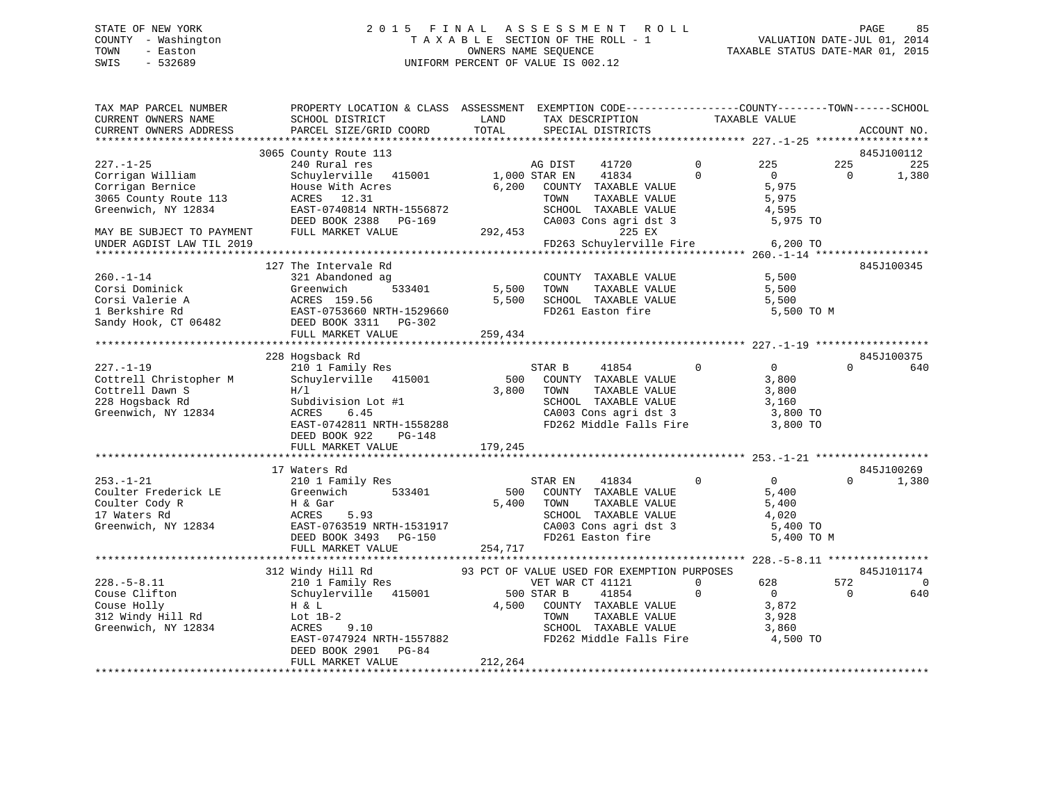STATE OF NEW YORK
COUNTY - Washington
TOWN - Easton
SWIS - 532689

2015 FINAL ASSESSMENT ROLL
TAXABLE SECTION OF THE ROLL - 1
OWNERS NAME SEQUENCE
UNIFORM PERCENT OF VALUE IS 002.12

VALUATION DATE-JUL 01, 2014
TAXABLE STATUS DATE-MAR 01, 2015

```
TAX MAP PARCEL NUMBER          PROPERTY LOCATION & CLASS  ASSESSMENT  EXEMPTION CODE-----------------COUNTY--------TOWN------SCHOOL
CURRENT OWNERS NAME            SCHOOL DISTRICT               LAND      TAX DESCRIPTION            TAXABLE VALUE
CURRENT OWNERS ADDRESS         PARCEL SIZE/GRID COORD        TOTAL     SPECIAL DISTRICTS                                    ACCOUNT NO.
*********************************************************************************************** 227.-1-25 ******************
                               3065 County Route 113                                                                        845J100112
227.-1-25                      240 Rural res                            AG DIST    41720        0          225         225         225
Corrigan William               Schuylerville  415001       1,000 STAR EN    41834        0            0           0       1,380
Corrigan Bernice               House With Acres             6,200   COUNTY  TAXABLE VALUE              5,975
3065 County Route 113          ACRES  12.31                         TOWN    TAXABLE VALUE              5,975
Greenwich, NY 12834            EAST-0740814 NRTH-1556872            SCHOOL  TAXABLE VALUE              4,595
                               DEED BOOK 2388   PG-169              CA003 Cons agri dst 3               5,975 TO
MAY BE SUBJECT TO PAYMENT      FULL MARKET VALUE          292,453                225 EX
UNDER AGDIST LAW TIL 2019                                           FD263 Schuylerville Fire            6,200 TO
*********************************************************************************************** 260.-1-14 ******************
                               127 The Intervale Rd                                                                         845J100345
260.-1-14                      321 Abandoned ag                     COUNTY  TAXABLE VALUE              5,500
Corsi Dominick                 Greenwich      533401       5,500    TOWN    TAXABLE VALUE              5,500
Corsi Valerie A                ACRES 159.56                 5,500   SCHOOL  TAXABLE VALUE              5,500
1 Berkshire Rd                 EAST-0753660 NRTH-1529660            FD261 Easton fire                   5,500 TO M
Sandy Hook, CT 06482           DEED BOOK 3311   PG-302
                               FULL MARKET VALUE          259,434
*********************************************************************************************** 227.-1-19 ******************
                               228 Hogsback Rd                                                                              845J100375
227.-1-19                      210 1 Family Res                     STAR B     41854        0            0           0         640
Cottrell Christopher M         Schuylerville  415001         500    COUNTY  TAXABLE VALUE              3,800
Cottrell Dawn S                H/l                          3,800   TOWN    TAXABLE VALUE              3,800
228 Hogsback Rd                Subdivision Lot #1                   SCHOOL  TAXABLE VALUE              3,160
Greenwich, NY 12834            ACRES   6.45                         CA003 Cons agri dst 3               3,800 TO
                               EAST-0742811 NRTH-1558288            FD262 Middle Falls Fire             3,800 TO
                               DEED BOOK 922    PG-148
                               FULL MARKET VALUE          179,245
*********************************************************************************************** 253.-1-21 ******************
                               17 Waters Rd                                                                                 845J100269
253.-1-21                      210 1 Family Res                     STAR EN    41834        0            0           0       1,380
Coulter Frederick LE           Greenwich      533401         500    COUNTY  TAXABLE VALUE              5,400
Coulter Cody R                 H & Gar                      5,400   TOWN    TAXABLE VALUE              5,400
17 Waters Rd                   ACRES   5.93                         SCHOOL  TAXABLE VALUE              4,020
Greenwich, NY 12834            EAST-0763519 NRTH-1531917            CA003 Cons agri dst 3               5,400 TO
                               DEED BOOK 3493   PG-150              FD261 Easton fire                   5,400 TO M
                               FULL MARKET VALUE          254,717
*********************************************************************************************** 228.-5-8.11 ****************
                               312 Windy Hill Rd             93 PCT OF VALUE USED FOR EXEMPTION PURPOSES                    845J101174
228.-5-8.11                    210 1 Family Res                     VET WAR CT 41121        0          628         572           0
Couse Clifton                  Schuylerville  415001         500 STAR B     41854        0            0           0         640
Couse Holly                    H & L                        4,500   COUNTY  TAXABLE VALUE              3,872
312 Windy Hill Rd              Lot 1B-2                             TOWN    TAXABLE VALUE              3,928
Greenwich, NY 12834            ACRES   9.10                         SCHOOL  TAXABLE VALUE              3,860
                               EAST-0747924 NRTH-1557882            FD262 Middle Falls Fire             4,500 TO
                               DEED BOOK 2901   PG-84
                               FULL MARKET VALUE          212,264
********************************************************************************************************************************
```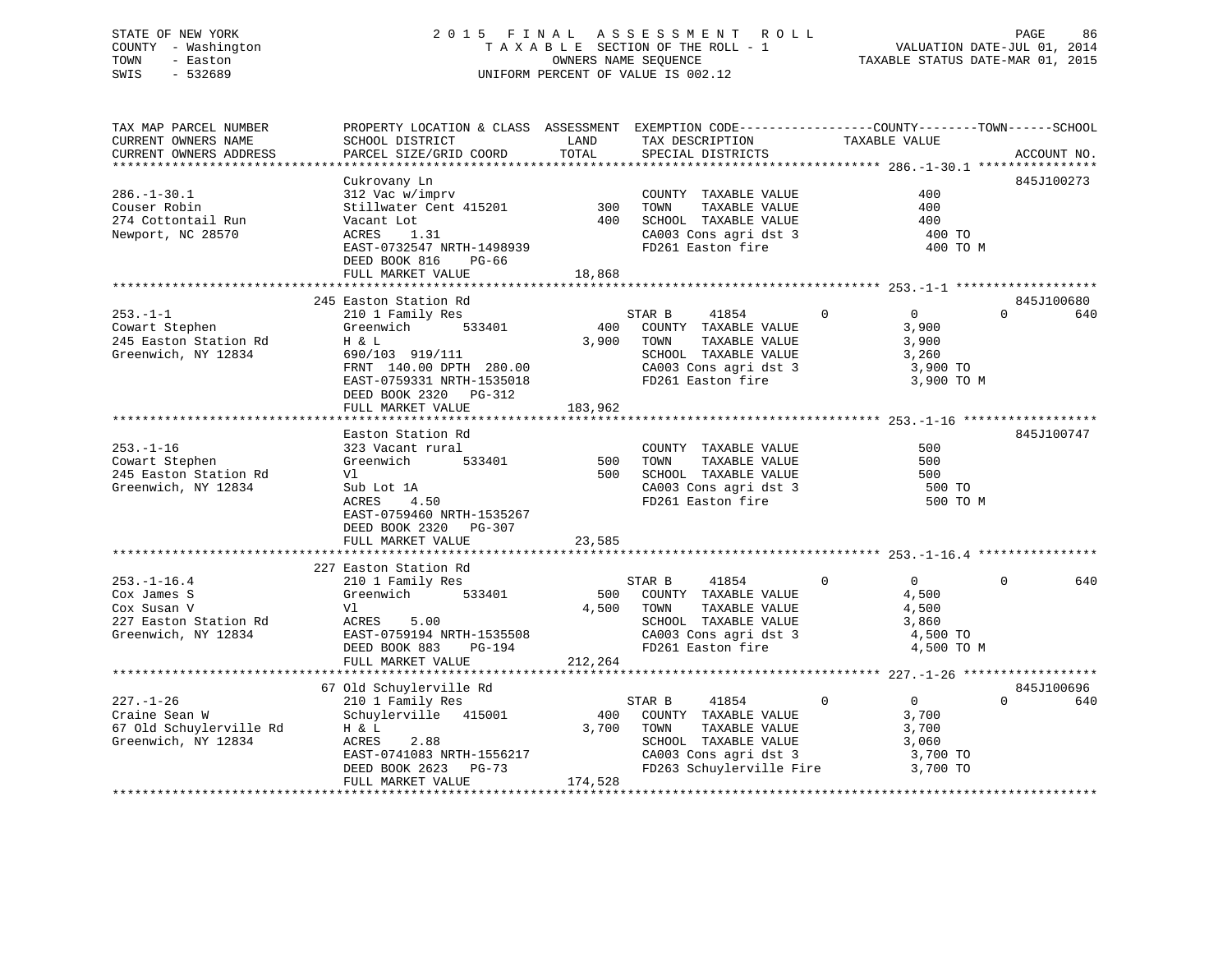STATE OF NEW YORK  
COUNTY - Washington  
TOWN - Easton  
SWIS - 532689

2 0 1 5 F I N A L A S S E S S M E N T R O L L  
T A X A B L E SECTION OF THE ROLL - 1  
OWNERS NAME SEQUENCE  
UNIFORM PERCENT OF VALUE IS 002.12

VALUATION DATE-JUL 01, 2014  
TAXABLE STATUS DATE-MAR 01, 2015

```
TAX MAP PARCEL NUMBER          PROPERTY LOCATION & CLASS  ASSESSMENT  EXEMPTION CODE------------------COUNTY--------TOWN------SCHOOL
CURRENT OWNERS NAME            SCHOOL DISTRICT               LAND      TAX DESCRIPTION           TAXABLE VALUE
CURRENT OWNERS ADDRESS         PARCEL SIZE/GRID COORD        TOTAL     SPECIAL DISTRICTS                                       ACCOUNT NO.
******************************************************************************************************* 286.-1-30.1 ****************
                               Cukrovany Ln                                                                                845J100273
286.-1-30.1                    312 Vac w/imprv                         COUNTY  TAXABLE VALUE              400
Couser Robin                   Stillwater Cent 415201         300      TOWN    TAXABLE VALUE              400
274 Cottontail Run             Vacant Lot                     400      SCHOOL  TAXABLE VALUE              400
Newport, NC 28570              ACRES    1.31                           CA003 Cons agri dst 3               400 TO
                               EAST-0732547 NRTH-1498939               FD261 Easton fire                   400 TO M
                               DEED BOOK 816    PG-66
                               FULL MARKET VALUE               18,868
******************************************************************************************************* 253.-1-1 *******************
                               245 Easton Station Rd                                                                       845J100680
253.-1-1                       210 1 Family Res                        STAR B     41854          0           0           0        640
Cowart Stephen                 Greenwich       533401         400      COUNTY  TAXABLE VALUE            3,900
245 Easton Station Rd          H & L                        3,900      TOWN    TAXABLE VALUE            3,900
Greenwich, NY 12834            690/103  919/111                        SCHOOL  TAXABLE VALUE            3,260
                               FRNT  140.00 DPTH  280.00               CA003 Cons agri dst 3             3,900 TO
                               EAST-0759331 NRTH-1535018               FD261 Easton fire                 3,900 TO M
                               DEED BOOK 2320   PG-312
                               FULL MARKET VALUE              183,962
******************************************************************************************************* 253.-1-16 ******************
                               Easton Station Rd                                                                           845J100747
253.-1-16                      323 Vacant rural                        COUNTY  TAXABLE VALUE              500
Cowart Stephen                 Greenwich       533401         500      TOWN    TAXABLE VALUE              500
245 Easton Station Rd          Vl                             500      SCHOOL  TAXABLE VALUE              500
Greenwich, NY 12834            Sub Lot 1A                              CA003 Cons agri dst 3               500 TO
                               ACRES    4.50                           FD261 Easton fire                   500 TO M
                               EAST-0759460 NRTH-1535267
                               DEED BOOK 2320   PG-307
                               FULL MARKET VALUE               23,585
******************************************************************************************************* 253.-1-16.4 ****************
                               227 Easton Station Rd
253.-1-16.4                    210 1 Family Res                        STAR B     41854          0           0           0        640
Cox James S                    Greenwich       533401         500      COUNTY  TAXABLE VALUE            4,500
Cox Susan V                    Vl                           4,500      TOWN    TAXABLE VALUE            4,500
227 Easton Station Rd          ACRES    5.00                           SCHOOL  TAXABLE VALUE            3,860
Greenwich, NY 12834            EAST-0759194 NRTH-1535508               CA003 Cons agri dst 3             4,500 TO
                               DEED BOOK 883    PG-194                 FD261 Easton fire                 4,500 TO M
                               FULL MARKET VALUE              212,264
******************************************************************************************************* 227.-1-26 ******************
                               67 Old Schuylerville Rd                                                                     845J100696
227.-1-26                      210 1 Family Res                        STAR B     41854          0           0           0        640
Craine Sean W                  Schuylerville   415001         400      COUNTY  TAXABLE VALUE            3,700
67 Old Schuylerville Rd        H & L                        3,700      TOWN    TAXABLE VALUE            3,700
Greenwich, NY 12834            ACRES    2.88                           SCHOOL  TAXABLE VALUE            3,060
                               EAST-0741083 NRTH-1556217               CA003 Cons agri dst 3             3,700 TO
                               DEED BOOK 2623   PG-73                  FD263 Schuylerville Fire          3,700 TO
                               FULL MARKET VALUE              174,528
************************************************************************************************************************************
```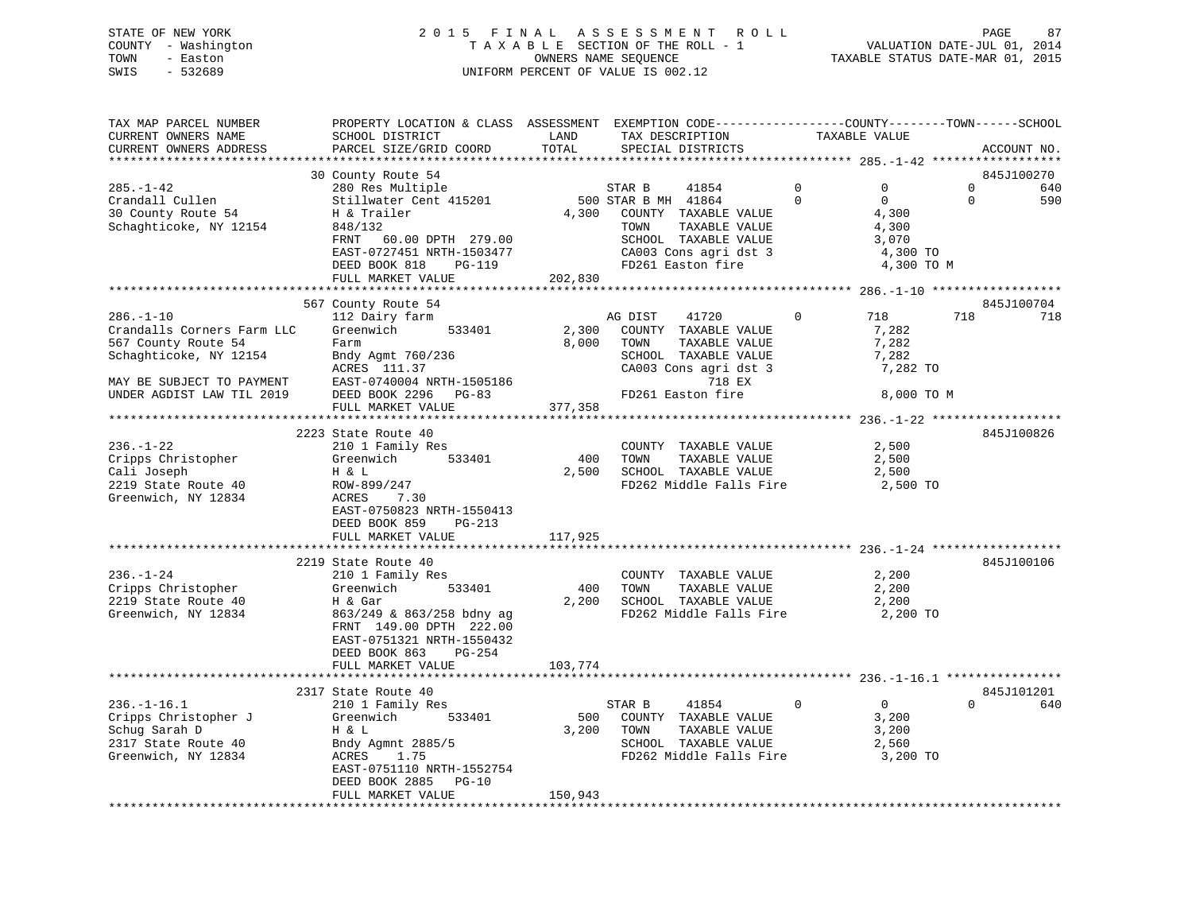STATE OF NEW YORK
COUNTY - Washington
TOWN - Easton
SWIS - 532689

2 0 1 5 F I N A L A S S E S S M E N T R O L L
T A X A B L E SECTION OF THE ROLL - 1
OWNERS NAME SEQUENCE
UNIFORM PERCENT OF VALUE IS 002.12

VALUATION DATE-JUL 01, 2014
TAXABLE STATUS DATE-MAR 01, 2015

```
TAX MAP PARCEL NUMBER          PROPERTY LOCATION & CLASS  ASSESSMENT  EXEMPTION CODE------------------COUNTY--------TOWN------SCHOOL
CURRENT OWNERS NAME            SCHOOL DISTRICT               LAND      TAX DESCRIPTION              TAXABLE VALUE
CURRENT OWNERS ADDRESS         PARCEL SIZE/GRID COORD        TOTAL     SPECIAL DISTRICTS                                    ACCOUNT NO.
******************************************************************************************************* 285.-1-42 ******************
                             30 County Route 54                                                                     845J100270
285.-1-42                    280 Res Multiple                    STAR B      41854          0           0          0         640
Crandall Cullen              Stillwater Cent 415201          500 STAR B MH  41864          0           0          0         590
30 County Route 54           H & Trailer                   4,300   COUNTY  TAXABLE VALUE               4,300
Schaghticoke, NY 12154       848/132                               TOWN    TAXABLE VALUE               4,300
                             FRNT   60.00 DPTH 279.00              SCHOOL  TAXABLE VALUE               3,070
                             EAST-0727451 NRTH-1503477             CA003 Cons agri dst 3                4,300 TO
                             DEED BOOK 818    PG-119               FD261 Easton fire                    4,300 TO M
                             FULL MARKET VALUE             202,830
******************************************************************************************************* 286.-1-10 ******************
                             567 County Route 54                                                                    845J100704
286.-1-10                    112 Dairy farm                      AG DIST     41720          0         718        718         718
Crandalls Corners Farm LLC   Greenwich        533401       2,300   COUNTY  TAXABLE VALUE               7,282
567 County Route 54          Farm                          8,000   TOWN    TAXABLE VALUE               7,282
Schaghticoke, NY 12154       Bndy Agmt 760/236                     SCHOOL  TAXABLE VALUE               7,282
                             ACRES  111.37                         CA003 Cons agri dst 3                7,282 TO
MAY BE SUBJECT TO PAYMENT    EAST-0740004 NRTH-1505186                        718 EX
UNDER AGDIST LAW TIL 2019    DEED BOOK 2296   PG-83                FD261 Easton fire                    8,000 TO M
                             FULL MARKET VALUE             377,358
******************************************************************************************************* 236.-1-22 ******************
                             2223 State Route 40                                                                    845J100826
236.-1-22                    210 1 Family Res                      COUNTY  TAXABLE VALUE               2,500
Cripps Christopher           Greenwich        533401         400   TOWN    TAXABLE VALUE               2,500
Cali Joseph                  H & L                         2,500   SCHOOL  TAXABLE VALUE               2,500
2219 State Route 40          ROW-899/247                           FD262 Middle Falls Fire              2,500 TO
Greenwich, NY 12834          ACRES    7.30
                             EAST-0750823 NRTH-1550413
                             DEED BOOK 859    PG-213
                             FULL MARKET VALUE             117,925
******************************************************************************************************* 236.-1-24 ******************
                             2219 State Route 40                                                                    845J100106
236.-1-24                    210 1 Family Res                      COUNTY  TAXABLE VALUE               2,200
Cripps Christopher           Greenwich        533401         400   TOWN    TAXABLE VALUE               2,200
2219 State Route 40          H & Gar                       2,200   SCHOOL  TAXABLE VALUE               2,200
Greenwich, NY 12834          863/249 & 863/258 bdny ag             FD262 Middle Falls Fire              2,200 TO
                             FRNT  149.00 DPTH 222.00
                             EAST-0751321 NRTH-1550432
                             DEED BOOK 863    PG-254
                             FULL MARKET VALUE             103,774
******************************************************************************************************* 236.-1-16.1 ****************
                             2317 State Route 40                                                                    845J101201
236.-1-16.1                  210 1 Family Res                      STAR B      41854          0           0          0         640
Cripps Christopher J         Greenwich        533401         500   COUNTY  TAXABLE VALUE               3,200
Schug Sarah D                H & L                         3,200   TOWN    TAXABLE VALUE               3,200
2317 State Route 40          Bndy Agmnt 2885/5                     SCHOOL  TAXABLE VALUE               2,560
Greenwich, NY 12834          ACRES    1.75                         FD262 Middle Falls Fire              3,200 TO
                             EAST-0751110 NRTH-1552754
                             DEED BOOK 2885   PG-10
                             FULL MARKET VALUE             150,943
************************************************************************************************************************************
```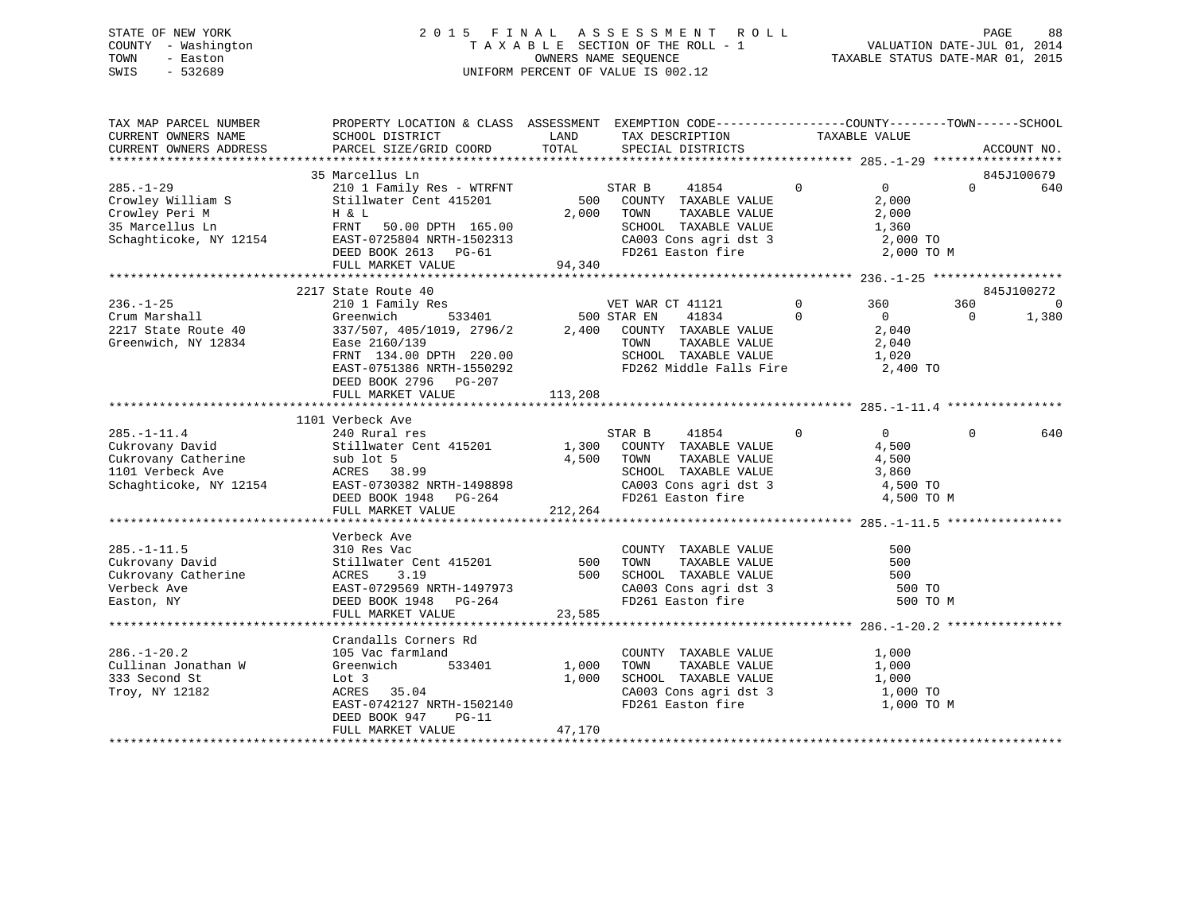STATE OF NEW YORK
COUNTY - Washington
TOWN - Easton
SWIS - 532689

2 0 1 5 F I N A L A S S E S S M E N T R O L L
T A X A B L E SECTION OF THE ROLL - 1
OWNERS NAME SEQUENCE
UNIFORM PERCENT OF VALUE IS 002.12

VALUATION DATE-JUL 01, 2014
TAXABLE STATUS DATE-MAR 01, 2015

```
TAX MAP PARCEL NUMBER          PROPERTY LOCATION & CLASS  ASSESSMENT  EXEMPTION CODE------------------COUNTY--------TOWN------SCHOOL
CURRENT OWNERS NAME            SCHOOL DISTRICT               LAND      TAX DESCRIPTION            TAXABLE VALUE
CURRENT OWNERS ADDRESS         PARCEL SIZE/GRID COORD       TOTAL      SPECIAL DISTRICTS                                     ACCOUNT NO.
******************************************************************************************************* 285.-1-29 ******************
                               35 Marcellus Ln                                                                               845J100679
285.-1-29                      210 1 Family Res - WTRFNT           STAR B      41854          0            0            0          640
Crowley William S              Stillwater Cent 415201        500   COUNTY  TAXABLE VALUE                2,000
Crowley Peri M                 H & L                       2,000   TOWN    TAXABLE VALUE                2,000
35 Marcellus Ln                FRNT   50.00 DPTH 165.00            SCHOOL  TAXABLE VALUE                1,360
Schaghticoke, NY 12154         EAST-0725804 NRTH-1502313           CA003 Cons agri dst 3                 2,000 TO
                               DEED BOOK 2613   PG-61              FD261 Easton fire                     2,000 TO M
                               FULL MARKET VALUE          94,340
******************************************************************************************************* 236.-1-25 ******************
                               2217 State Route 40                                                                           845J100272
236.-1-25                      210 1 Family Res                    VET WAR CT 41121           0          360          360            0
Crum Marshall                  Greenwich      533401         500 STAR EN      41834           0            0            0        1,380
2217 State Route 40            337/507, 405/1019, 2796/2   2,400   COUNTY  TAXABLE VALUE                2,040
Greenwich, NY 12834            Ease 2160/139                       TOWN    TAXABLE VALUE                2,040
                               FRNT  134.00 DPTH 220.00            SCHOOL  TAXABLE VALUE                1,020
                               EAST-0751386 NRTH-1550292           FD262 Middle Falls Fire               2,400 TO
                               DEED BOOK 2796   PG-207
                               FULL MARKET VALUE         113,208
******************************************************************************************************* 285.-1-11.4 ****************
                               1101 Verbeck Ave
285.-1-11.4                    240 Rural res                       STAR B      41854          0            0            0          640
Cukrovany David                Stillwater Cent 415201      1,300   COUNTY  TAXABLE VALUE                4,500
Cukrovany Catherine            sub lot 5                   4,500   TOWN    TAXABLE VALUE                4,500
1101 Verbeck Ave               ACRES   38.99                       SCHOOL  TAXABLE VALUE                3,860
Schaghticoke, NY 12154         EAST-0730382 NRTH-1498898           CA003 Cons agri dst 3                 4,500 TO
                               DEED BOOK 1948   PG-264             FD261 Easton fire                     4,500 TO M
                               FULL MARKET VALUE         212,264
******************************************************************************************************* 285.-1-11.5 ****************
                               Verbeck Ave
285.-1-11.5                    310 Res Vac                         COUNTY  TAXABLE VALUE                  500
Cukrovany David                Stillwater Cent 415201        500   TOWN    TAXABLE VALUE                  500
Cukrovany Catherine            ACRES    3.19                 500   SCHOOL  TAXABLE VALUE                  500
Verbeck Ave                    EAST-0729569 NRTH-1497973           CA003 Cons agri dst 3                   500 TO
Easton, NY                     DEED BOOK 1948   PG-264             FD261 Easton fire                       500 TO M
                               FULL MARKET VALUE          23,585
******************************************************************************************************* 286.-1-20.2 ****************
                               Crandalls Corners Rd
286.-1-20.2                    105 Vac farmland                    COUNTY  TAXABLE VALUE                1,000
Cullinan Jonathan W            Greenwich      533401       1,000   TOWN    TAXABLE VALUE                1,000
333 Second St                  Lot 3                       1,000   SCHOOL  TAXABLE VALUE                1,000
Troy, NY 12182                 ACRES   35.04                       CA003 Cons agri dst 3                 1,000 TO
                               EAST-0742127 NRTH-1502140           FD261 Easton fire                     1,000 TO M
                               DEED BOOK 947    PG-11
                               FULL MARKET VALUE          47,170
************************************************************************************************************************************
```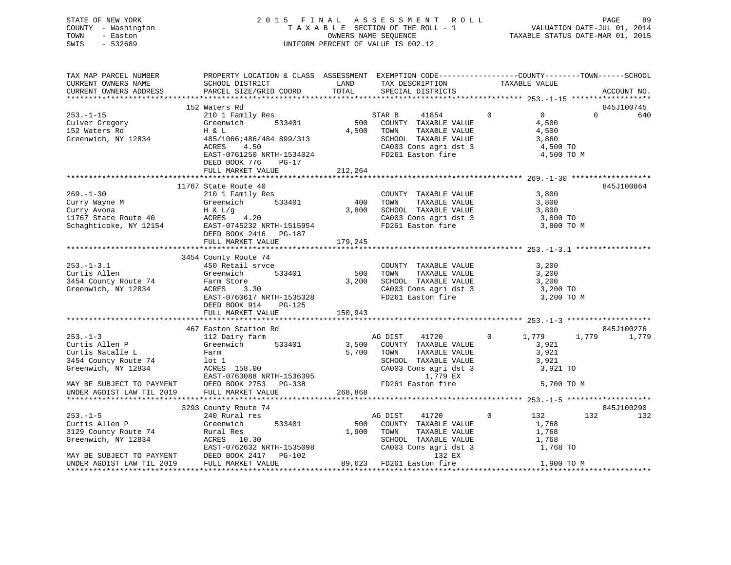STATE OF NEW YORK
COUNTY - Washington
TOWN - Easton
SWIS - 532689

2015 FINAL ASSESSMENT ROLL
TAXABLE SECTION OF THE ROLL - 1
OWNERS NAME SEQUENCE
UNIFORM PERCENT OF VALUE IS 002.12

VALUATION DATE-JUL 01, 2014
TAXABLE STATUS DATE-MAR 01, 2015

```
TAX MAP PARCEL NUMBER          PROPERTY LOCATION & CLASS  ASSESSMENT  EXEMPTION CODE------------------COUNTY--------TOWN------SCHOOL
CURRENT OWNERS NAME            SCHOOL DISTRICT               LAND      TAX DESCRIPTION            TAXABLE VALUE
CURRENT OWNERS ADDRESS         PARCEL SIZE/GRID COORD        TOTAL     SPECIAL DISTRICTS                                    ACCOUNT NO.
******************************************************************************************************* 253.-1-15 ******************
                               152 Waters Rd                                                                                 845J100745
253.-1-15                      210 1 Family Res                     STAR B    41854         0          0             0          640
Culver Gregory                 Greenwich       533401          500   COUNTY  TAXABLE VALUE              4,500
152 Waters Rd                  H & L                         4,500   TOWN    TAXABLE VALUE              4,500
Greenwich, NY 12834            485/1066;486/484 899/313              SCHOOL  TAXABLE VALUE              3,860
                               ACRES    4.50                         CA003 Cons agri dst 3               4,500 TO
                               EAST-0761250 NRTH-1534024             FD261 Easton fire                   4,500 TO M
                               DEED BOOK 776    PG-17
                               FULL MARKET VALUE             212,264
******************************************************************************************************* 269.-1-30 ******************
                               11767 State Route 40                                                                          845J100864
269.-1-30                      210 1 Family Res                      COUNTY  TAXABLE VALUE              3,800
Curry Wayne M                  Greenwich       533401          400   TOWN    TAXABLE VALUE              3,800
Curry Avona                    H & L/g                       3,800   SCHOOL  TAXABLE VALUE              3,800
11767 State Route 40           ACRES    4.20                         CA003 Cons agri dst 3               3,800 TO
Schaghticoke, NY 12154         EAST-0745232 NRTH-1515954             FD261 Easton fire                   3,800 TO M
                               DEED BOOK 2416   PG-187
                               FULL MARKET VALUE             179,245
******************************************************************************************************* 253.-1-3.1 *****************
                               3454 County Route 74
253.-1-3.1                     450 Retail srvce                      COUNTY  TAXABLE VALUE              3,200
Curtis Allen                   Greenwich       533401          500   TOWN    TAXABLE VALUE              3,200
3454 County Route 74           Farm Store                    3,200   SCHOOL  TAXABLE VALUE              3,200
Greenwich, NY 12834            ACRES    3.30                         CA003 Cons agri dst 3               3,200 TO
                               EAST-0760617 NRTH-1535328             FD261 Easton fire                   3,200 TO M
                               DEED BOOK 914    PG-125
                               FULL MARKET VALUE             150,943
******************************************************************************************************* 253.-1-3 *******************
                               467 Easton Station Rd                                                                         845J100276
253.-1-3                       112 Dairy farm                        AG DIST   41720         0      1,779         1,779        1,779
Curtis Allen P                 Greenwich       533401        3,500   COUNTY  TAXABLE VALUE              3,921
Curtis Natalie L               Farm                          5,700   TOWN    TAXABLE VALUE              3,921
3454 County Route 74           lot 1                                 SCHOOL  TAXABLE VALUE              3,921
Greenwich, NY 12834            ACRES  158.00                         CA003 Cons agri dst 3               3,921 TO
                               EAST-0763088 NRTH-1536395                   1,779 EX
MAY BE SUBJECT TO PAYMENT      DEED BOOK 2753   PG-338               FD261 Easton fire                   5,700 TO M
UNDER AGDIST LAW TIL 2019      FULL MARKET VALUE             268,868
******************************************************************************************************* 253.-1-5 *******************
                               3293 County Route 74                                                                          845J100290
253.-1-5                       240 Rural res                         AG DIST   41720         0        132           132          132
Curtis Allen P                 Greenwich       533401          500   COUNTY  TAXABLE VALUE              1,768
3129 County Route 74           Rural Res                     1,900   TOWN    TAXABLE VALUE              1,768
Greenwich, NY 12834            ACRES   10.30                         SCHOOL  TAXABLE VALUE              1,768
                               EAST-0762632 NRTH-1535098             CA003 Cons agri dst 3               1,768 TO
MAY BE SUBJECT TO PAYMENT      DEED BOOK 2417   PG-102                     132 EX
UNDER AGDIST LAW TIL 2019      FULL MARKET VALUE              89,623 FD261 Easton fire                   1,900 TO M
************************************************************************************************************************************
```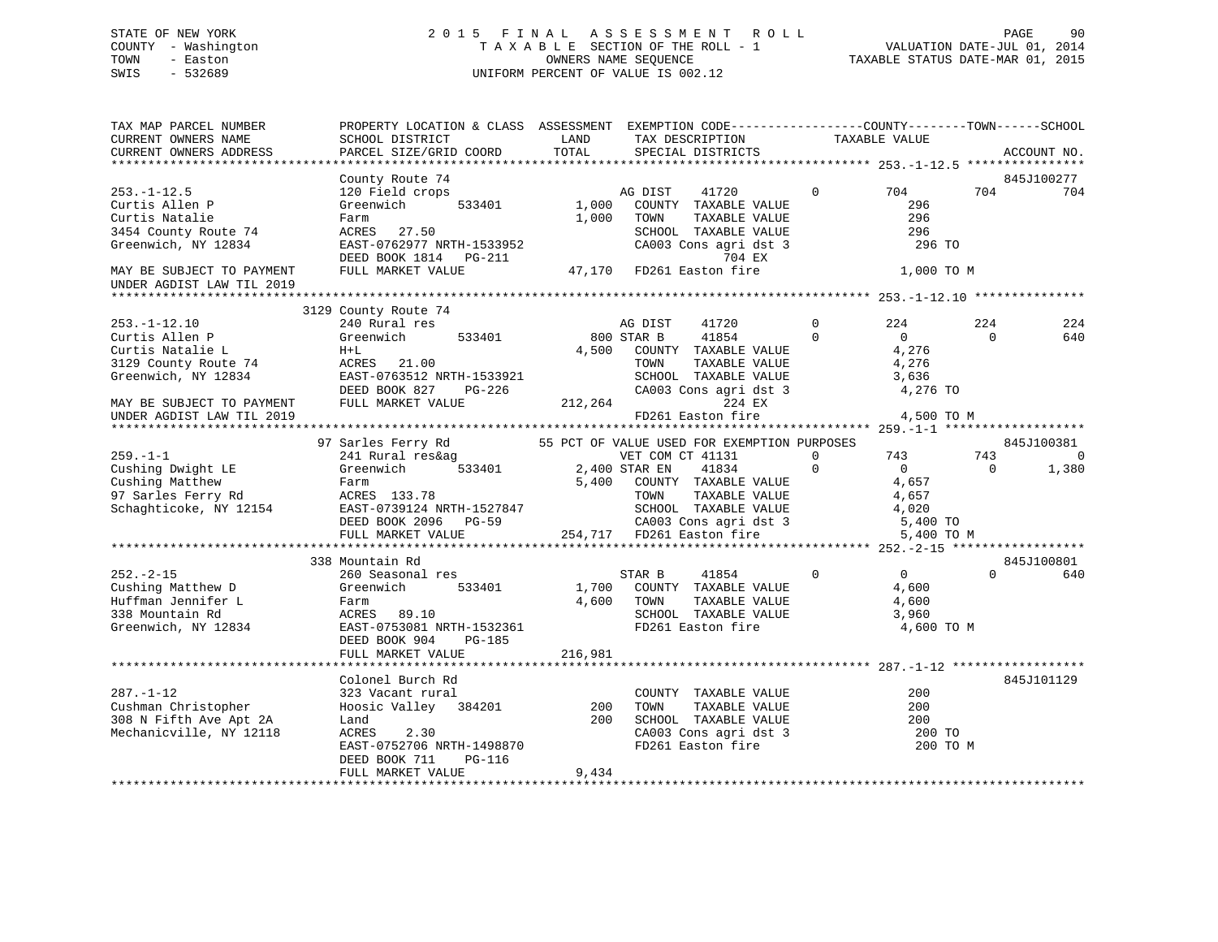STATE OF NEW YORK
COUNTY - Washington
TOWN - Easton
SWIS - 532689

2015 FINAL ASSESSMENT ROLL
TAXABLE SECTION OF THE ROLL - 1
OWNERS NAME SEQUENCE
UNIFORM PERCENT OF VALUE IS 002.12

VALUATION DATE-JUL 01, 2014
TAXABLE STATUS DATE-MAR 01, 2015

```
TAX MAP PARCEL NUMBER        PROPERTY LOCATION & CLASS  ASSESSMENT  EXEMPTION CODE-----------------COUNTY--------TOWN------SCHOOL
CURRENT OWNERS NAME          SCHOOL DISTRICT              LAND      TAX DESCRIPTION              TAXABLE VALUE
CURRENT OWNERS ADDRESS       PARCEL SIZE/GRID COORD       TOTAL     SPECIAL DISTRICTS                                     ACCOUNT NO.
******************************************************************************************************* 253.-1-12.5 ****************
                             County Route 74                                                                              845J100277
253.-1-12.5                  120 Field crops                       AG DIST    41720          0         704         704          704
Curtis Allen P               Greenwich       533401        1,000   COUNTY  TAXABLE VALUE              296
Curtis Natalie               Farm                          1,000   TOWN    TAXABLE VALUE              296
3454 County Route 74         ACRES   27.50                         SCHOOL  TAXABLE VALUE              296
Greenwich, NY 12834          EAST-0762977 NRTH-1533952             CA003 Cons agri dst 3              296 TO
                             DEED BOOK 1814   PG-211                            704 EX
MAY BE SUBJECT TO PAYMENT    FULL MARKET VALUE            47,170   FD261 Easton fire                1,000 TO M
UNDER AGDIST LAW TIL 2019
******************************************************************************************************* 253.-1-12.10 ***************
                         3129 County Route 74
253.-1-12.10                 240 Rural res                         AG DIST    41720          0         224         224          224
Curtis Allen P               Greenwich       533401          800 STAR B     41854          0           0           0          640
Curtis Natalie L             H+L                           4,500   COUNTY  TAXABLE VALUE            4,276
3129 County Route 74         ACRES   21.00                         TOWN    TAXABLE VALUE            4,276
Greenwich, NY 12834          EAST-0763512 NRTH-1533921             SCHOOL  TAXABLE VALUE            3,636
                             DEED BOOK 827    PG-226               CA003 Cons agri dst 3            4,276 TO
MAY BE SUBJECT TO PAYMENT    FULL MARKET VALUE           212,264                224 EX
UNDER AGDIST LAW TIL 2019                                          FD261 Easton fire                4,500 TO M
******************************************************************************************************* 259.-1-1 *******************
                           97 Sarles Ferry Rd             55 PCT OF VALUE USED FOR EXEMPTION PURPOSES                     845J100381
259.-1-1                     241 Rural res&ag                      VET COM CT 41131          0         743         743            0
Cushing Dwight LE            Greenwich       533401        2,400 STAR EN    41834          0           0           0        1,380
Cushing Matthew              Farm                          5,400   COUNTY  TAXABLE VALUE            4,657
97 Sarles Ferry Rd           ACRES  133.78                         TOWN    TAXABLE VALUE            4,657
Schaghticoke, NY 12154       EAST-0739124 NRTH-1527847             SCHOOL  TAXABLE VALUE            4,020
                             DEED BOOK 2096   PG-59                CA003 Cons agri dst 3            5,400 TO
                             FULL MARKET VALUE           254,717   FD261 Easton fire                5,400 TO M
******************************************************************************************************* 252.-2-15 ******************
                          338 Mountain Rd                                                                                 845J100801
252.-2-15                    260 Seasonal res                      STAR B     41854          0           0           0          640
Cushing Matthew D            Greenwich       533401        1,700   COUNTY  TAXABLE VALUE            4,600
Huffman Jennifer L           Farm                          4,600   TOWN    TAXABLE VALUE            4,600
338 Mountain Rd              ACRES   89.10                         SCHOOL  TAXABLE VALUE            3,960
Greenwich, NY 12834          EAST-0753081 NRTH-1532361             FD261 Easton fire                4,600 TO M
                             DEED BOOK 904    PG-185
                             FULL MARKET VALUE           216,981
******************************************************************************************************* 287.-1-12 ******************
                             Colonel Burch Rd                                                                             845J101129
287.-1-12                    323 Vacant rural                      COUNTY  TAXABLE VALUE              200
Cushman Christopher          Hoosic Valley   384201          200   TOWN    TAXABLE VALUE              200
308 N Fifth Ave Apt 2A       Land                            200   SCHOOL  TAXABLE VALUE              200
Mechanicville, NY 12118      ACRES    2.30                         CA003 Cons agri dst 3              200 TO
                             EAST-0752706 NRTH-1498870             FD261 Easton fire                  200 TO M
                             DEED BOOK 711    PG-116
                             FULL MARKET VALUE             9,434
************************************************************************************************************************************
```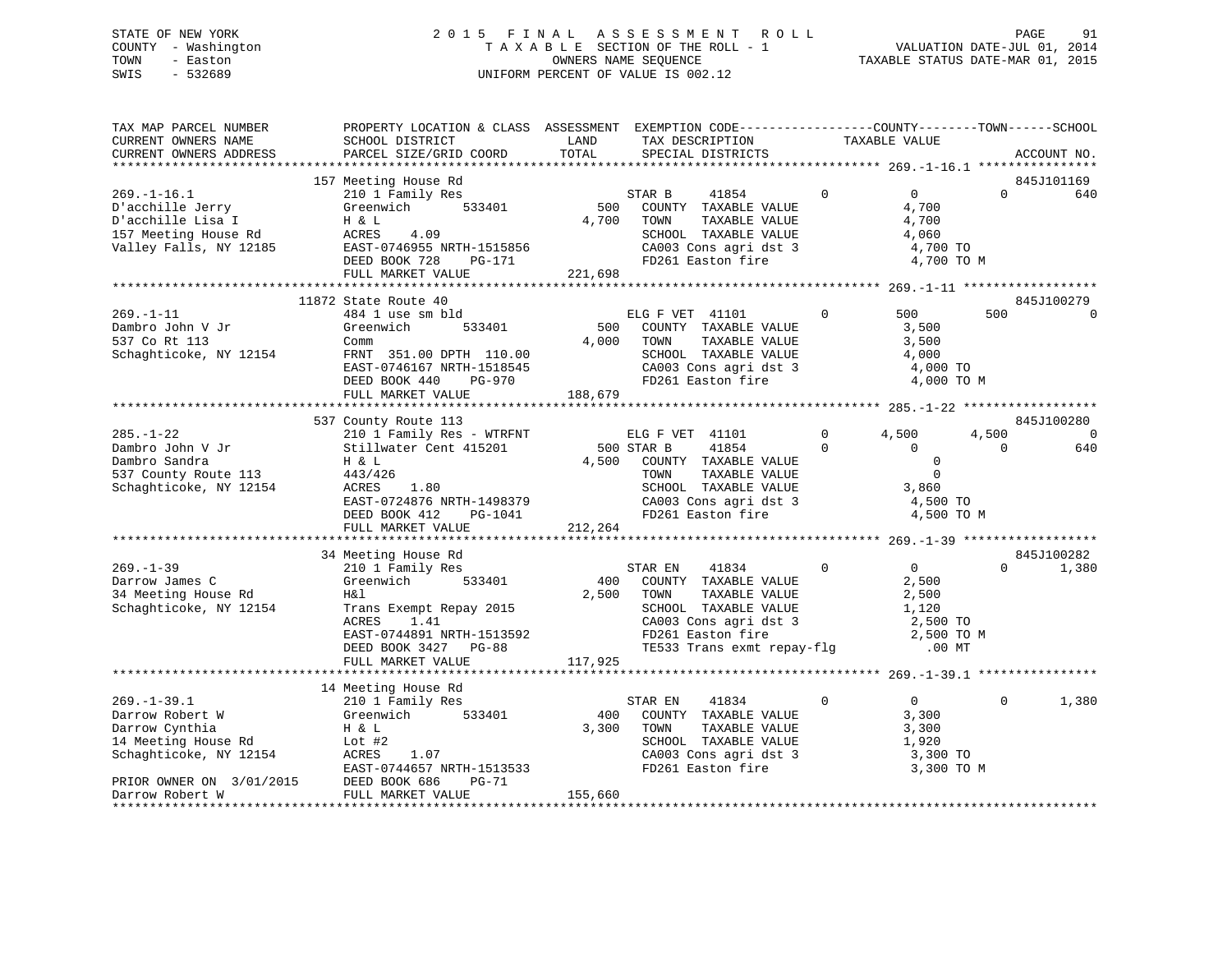STATE OF NEW YORK
COUNTY - Washington
TOWN - Easton
SWIS - 532689

2015 FINAL ASSESSMENT ROLL
TAXABLE SECTION OF THE ROLL - 1
OWNERS NAME SEQUENCE
UNIFORM PERCENT OF VALUE IS 002.12

VALUATION DATE-JUL 01, 2014
TAXABLE STATUS DATE-MAR 01, 2015

```
TAX MAP PARCEL NUMBER     PROPERTY LOCATION & CLASS  ASSESSMENT  EXEMPTION CODE-----------------COUNTY--------TOWN------SCHOOL
CURRENT OWNERS NAME       SCHOOL DISTRICT               LAND      TAX DESCRIPTION            TAXABLE VALUE
CURRENT OWNERS ADDRESS    PARCEL SIZE/GRID COORD        TOTAL     SPECIAL DISTRICTS                                    ACCOUNT NO.
******************************************************************************************* 269.-1-16.1 ****************
                 157 Meeting House Rd                                                                               845J101169
269.-1-16.1               210 1 Family Res                    STAR B     41854        0           0           0          640
D'acchille Jerry          Greenwich      533401       500     COUNTY  TAXABLE VALUE           4,700
D'acchille Lisa I         H & L                     4,700     TOWN    TAXABLE VALUE           4,700
157 Meeting House Rd      ACRES    4.09                       SCHOOL  TAXABLE VALUE           4,060
Valley Falls, NY 12185    EAST-0746955 NRTH-1515856           CA003 Cons agri dst 3            4,700 TO
                          DEED BOOK 728    PG-171             FD261 Easton fire                4,700 TO M
                          FULL MARKET VALUE           221,698
******************************************************************************************* 269.-1-11 ******************
               11872 State Route 40                                                                                 845J100279
269.-1-11                 484 1 use sm bld                    ELG F VET  41101        0         500         500            0
Dambro John V Jr          Greenwich      533401       500     COUNTY  TAXABLE VALUE           3,500
537 Co Rt 113             Comm                      4,000     TOWN    TAXABLE VALUE           3,500
Schaghticoke, NY 12154    FRNT  351.00 DPTH  110.00           SCHOOL  TAXABLE VALUE           4,000
                          EAST-0746167 NRTH-1518545           CA003 Cons agri dst 3            4,000 TO
                          DEED BOOK 440    PG-970             FD261 Easton fire                4,000 TO M
                          FULL MARKET VALUE           188,679
******************************************************************************************* 285.-1-22 ******************
                 537 County Route 113                                                                               845J100280
285.-1-22                 210 1 Family Res - WTRFNT           ELG F VET  41101        0       4,500       4,500            0
Dambro John V Jr          Stillwater Cent 415201      500 STAR B     41854        0           0           0          640
Dambro Sandra             H & L                     4,500     COUNTY  TAXABLE VALUE               0
537 County Route 113      443/426                             TOWN    TAXABLE VALUE               0
Schaghticoke, NY 12154    ACRES    1.80                       SCHOOL  TAXABLE VALUE           3,860
                          EAST-0724876 NRTH-1498379           CA003 Cons agri dst 3            4,500 TO
                          DEED BOOK 412    PG-1041            FD261 Easton fire                4,500 TO M
                          FULL MARKET VALUE           212,264
******************************************************************************************* 269.-1-39 ******************
                  34 Meeting House Rd                                                                               845J100282
269.-1-39                 210 1 Family Res                    STAR EN    41834        0           0           0        1,380
Darrow James C            Greenwich      533401       400     COUNTY  TAXABLE VALUE           2,500
34 Meeting House Rd       H&l                       2,500     TOWN    TAXABLE VALUE           2,500
Schaghticoke, NY 12154    Trans Exempt Repay 2015             SCHOOL  TAXABLE VALUE           1,120
                          ACRES    1.41                       CA003 Cons agri dst 3            2,500 TO
                          EAST-0744891 NRTH-1513592           FD261 Easton fire                2,500 TO M
                          DEED BOOK 3427   PG-88              TE533 Trans exmt repay-flg         .00 MT
                          FULL MARKET VALUE           117,925
******************************************************************************************* 269.-1-39.1 ****************
                  14 Meeting House Rd
269.-1-39.1               210 1 Family Res                    STAR EN    41834        0           0           0        1,380
Darrow Robert W           Greenwich      533401       400     COUNTY  TAXABLE VALUE           3,300
Darrow Cynthia            H & L                     3,300     TOWN    TAXABLE VALUE           3,300
14 Meeting House Rd       Lot #2                              SCHOOL  TAXABLE VALUE           1,920
Schaghticoke, NY 12154    ACRES    1.07                       CA003 Cons agri dst 3            3,300 TO
                          EAST-0744657 NRTH-1513533           FD261 Easton fire                3,300 TO M
PRIOR OWNER ON 3/01/2015  DEED BOOK 686    PG-71
Darrow Robert W           FULL MARKET VALUE           155,660
*************************************************************************************************************************
```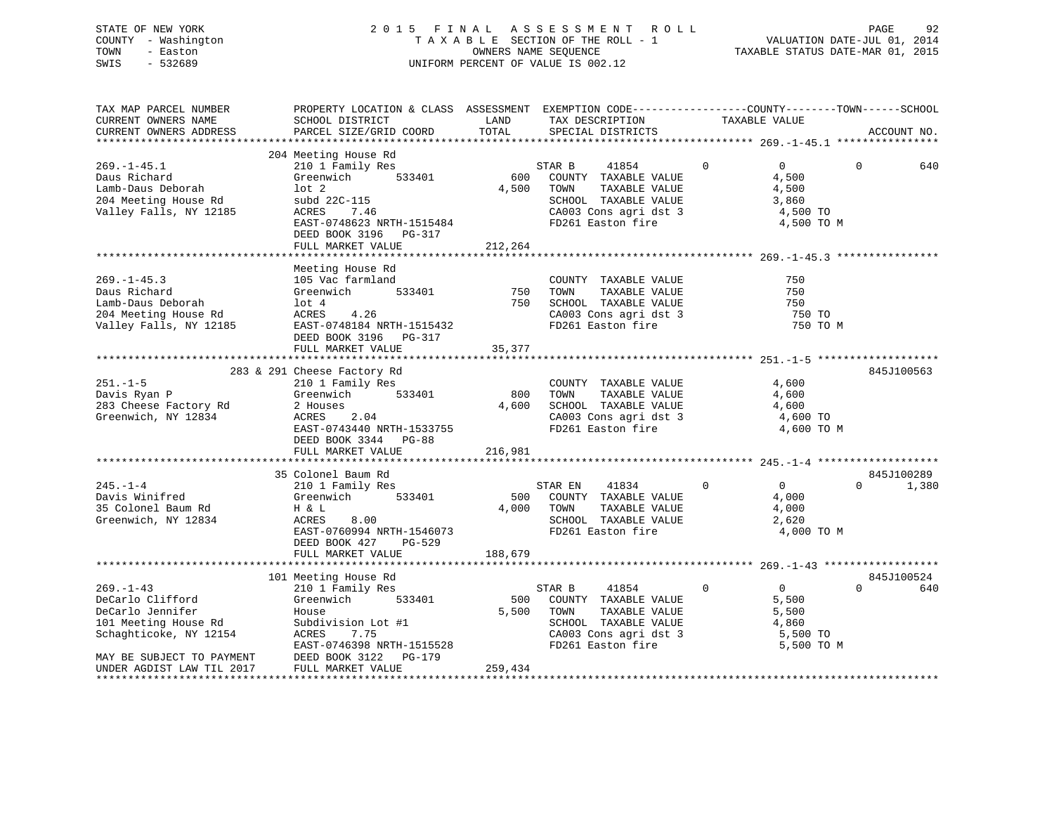STATE OF NEW YORK
COUNTY - Washington
TOWN - Easton
SWIS - 532689

2015 FINAL ASSESSMENT ROLL
TAXABLE SECTION OF THE ROLL - 1
OWNERS NAME SEQUENCE
UNIFORM PERCENT OF VALUE IS 002.12

VALUATION DATE-JUL 01, 2014
TAXABLE STATUS DATE-MAR 01, 2015

| TAX MAP PARCEL NUMBER / CURRENT OWNERS NAME / CURRENT OWNERS ADDRESS | PROPERTY LOCATION & CLASS / SCHOOL DISTRICT / PARCEL SIZE/GRID COORD | ASSESSMENT LAND / TOTAL | EXEMPTION CODE / TAX DESCRIPTION / SPECIAL DISTRICTS | COUNTY | TOWN | SCHOOL TAXABLE VALUE | ACCOUNT NO. |
|---|---|---|---|---|---|---|---|
| 269.-1-45.1 | 204 Meeting House Rd | | | | | | |
| 269.-1-45.1 | 210 1 Family Res | | STAR B 41854 | 0 | 0 | 0 | 640 |
| Daus Richard | Greenwich 533401 | 600 | COUNTY TAXABLE VALUE | 4,500 | | | |
| Lamb-Daus Deborah | lot 2 | 4,500 | TOWN TAXABLE VALUE | | 4,500 | | |
| 204 Meeting House Rd | subd 22C-115 | | SCHOOL TAXABLE VALUE | | | 3,860 | |
| Valley Falls, NY 12185 | ACRES 7.46 | | CA003 Cons agri dst 3 | 4,500 TO | | | |
| | EAST-0748623 NRTH-1515484 | | FD261 Easton fire | 4,500 TO M | | | |
| | DEED BOOK 3196 PG-317 | | | | | | |
| | FULL MARKET VALUE | 212,264 | | | | | |
| 269.-1-45.3 | Meeting House Rd | | | | | | |
| 269.-1-45.3 | 105 Vac farmland | | COUNTY TAXABLE VALUE | 750 | | | |
| Daus Richard | Greenwich 533401 | 750 | TOWN TAXABLE VALUE | | 750 | | |
| Lamb-Daus Deborah | lot 4 | 750 | SCHOOL TAXABLE VALUE | | | 750 | |
| 204 Meeting House Rd | ACRES 4.26 | | CA003 Cons agri dst 3 | 750 TO | | | |
| Valley Falls, NY 12185 | EAST-0748184 NRTH-1515432 | | FD261 Easton fire | 750 TO M | | | |
| | DEED BOOK 3196 PG-317 | | | | | | |
| | FULL MARKET VALUE | 35,377 | | | | | |
| 251.-1-5 | 283 & 291 Cheese Factory Rd | | | | | | 845J100563 |
| 251.-1-5 | 210 1 Family Res | | COUNTY TAXABLE VALUE | 4,600 | | | |
| Davis Ryan P | Greenwich 533401 | 800 | TOWN TAXABLE VALUE | | 4,600 | | |
| 283 Cheese Factory Rd | 2 Houses | 4,600 | SCHOOL TAXABLE VALUE | | | 4,600 | |
| Greenwich, NY 12834 | ACRES 2.04 | | CA003 Cons agri dst 3 | 4,600 TO | | | |
| | EAST-0743440 NRTH-1533755 | | FD261 Easton fire | 4,600 TO M | | | |
| | DEED BOOK 3344 PG-88 | | | | | | |
| | FULL MARKET VALUE | 216,981 | | | | | |
| 245.-1-4 | 35 Colonel Baum Rd | | | | | | 845J100289 |
| 245.-1-4 | 210 1 Family Res | | STAR EN 41834 | 0 | 0 | 0 | 1,380 |
| Davis Winifred | Greenwich 533401 | 500 | COUNTY TAXABLE VALUE | 4,000 | | | |
| 35 Colonel Baum Rd | H & L | 4,000 | TOWN TAXABLE VALUE | | 4,000 | | |
| Greenwich, NY 12834 | ACRES 8.00 | | SCHOOL TAXABLE VALUE | | | 2,620 | |
| | EAST-0760994 NRTH-1546073 | | FD261 Easton fire | 4,000 TO M | | | |
| | DEED BOOK 427 PG-529 | | | | | | |
| | FULL MARKET VALUE | 188,679 | | | | | |
| 269.-1-43 | 101 Meeting House Rd | | | | | | 845J100524 |
| 269.-1-43 | 210 1 Family Res | | STAR B 41854 | 0 | 0 | 0 | 640 |
| DeCarlo Clifford | Greenwich 533401 | 500 | COUNTY TAXABLE VALUE | 5,500 | | | |
| DeCarlo Jennifer | House | 5,500 | TOWN TAXABLE VALUE | | 5,500 | | |
| 101 Meeting House Rd | Subdivision Lot #1 | | SCHOOL TAXABLE VALUE | | | 4,860 | |
| Schaghticoke, NY 12154 | ACRES 7.75 | | CA003 Cons agri dst 3 | 5,500 TO | | | |
| | EAST-0746398 NRTH-1515528 | | FD261 Easton fire | 5,500 TO M | | | |
| MAY BE SUBJECT TO PAYMENT | DEED BOOK 3122 PG-179 | | | | | | |
| UNDER AGDIST LAW TIL 2017 | FULL MARKET VALUE | 259,434 | | | | | |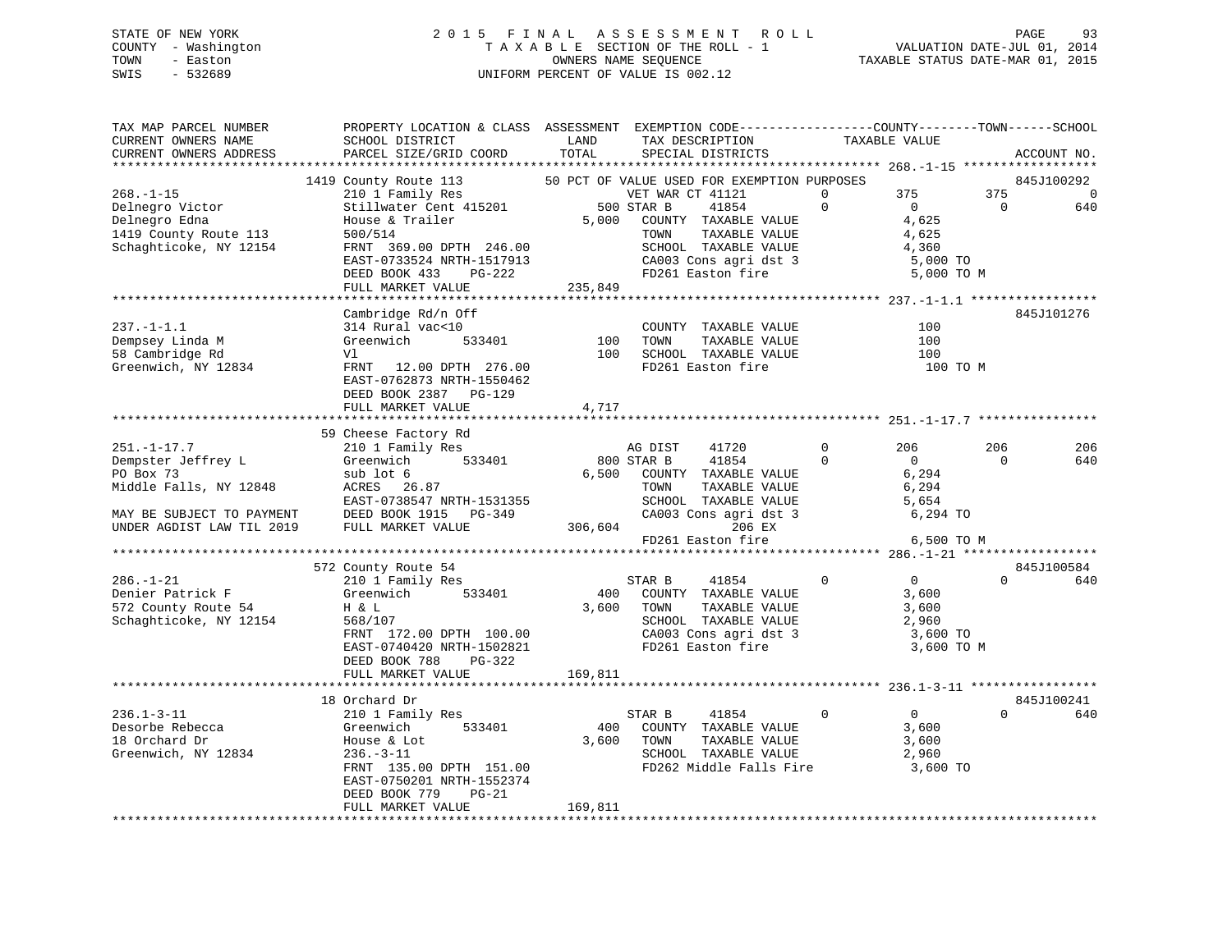STATE OF NEW YORK
COUNTY - Washington
TOWN - Easton
SWIS - 532689

2015 FINAL ASSESSMENT ROLL
TAXABLE SECTION OF THE ROLL - 1
OWNERS NAME SEQUENCE
UNIFORM PERCENT OF VALUE IS 002.12

VALUATION DATE-JUL 01, 2014
TAXABLE STATUS DATE-MAR 01, 2015

```
TAX MAP PARCEL NUMBER          PROPERTY LOCATION & CLASS  ASSESSMENT  EXEMPTION CODE------------------COUNTY--------TOWN------SCHOOL
CURRENT OWNERS NAME            SCHOOL DISTRICT              LAND      TAX DESCRIPTION             TAXABLE VALUE
CURRENT OWNERS ADDRESS         PARCEL SIZE/GRID COORD       TOTAL     SPECIAL DISTRICTS                                    ACCOUNT NO.
************************************************************************************************ 268.-1-15 ******************
                   1419 County Route 113           50 PCT OF VALUE USED FOR EXEMPTION PURPOSES                         845J100292
268.-1-15                      210 1 Family Res                 VET WAR CT 41121      0          375        375            0
Delnegro Victor                Stillwater Cent 415201       500 STAR B    41854       0            0          0          640
Delnegro Edna                  House & Trailer            5,000   COUNTY  TAXABLE VALUE              4,625
1419 County Route 113          500/514                            TOWN    TAXABLE VALUE              4,625
Schaghticoke, NY 12154         FRNT 369.00 DPTH 246.00            SCHOOL  TAXABLE VALUE              4,360
                               EAST-0733524 NRTH-1517913          CA003 Cons agri dst 3               5,000 TO
                               DEED BOOK 433    PG-222            FD261 Easton fire                   5,000 TO M
                               FULL MARKET VALUE            235,849
************************************************************************************************ 237.-1-1.1 *****************
                   Cambridge Rd/n Off                                                                                  845J101276
237.-1-1.1                     314 Rural vac<10                   COUNTY  TAXABLE VALUE                100
Dempsey Linda M                Greenwich        533401      100   TOWN    TAXABLE VALUE                100
58 Cambridge Rd                Vl                           100   SCHOOL  TAXABLE VALUE                100
Greenwich, NY 12834            FRNT  12.00 DPTH 276.00            FD261 Easton fire                     100 TO M
                               EAST-0762873 NRTH-1550462
                               DEED BOOK 2387   PG-129
                               FULL MARKET VALUE              4,717
************************************************************************************************ 251.-1-17.7 ****************
                   59 Cheese Factory Rd
251.-1-17.7                    210 1 Family Res                 AG DIST    41720      0          206        206          206
Dempster Jeffrey L             Greenwich        533401      800 STAR B    41854       0            0          0          640
PO Box 73                      sub lot 6                  6,500   COUNTY  TAXABLE VALUE              6,294
Middle Falls, NY 12848         ACRES  26.87                       TOWN    TAXABLE VALUE              6,294
                               EAST-0738547 NRTH-1531355          SCHOOL  TAXABLE VALUE              5,654
MAY BE SUBJECT TO PAYMENT      DEED BOOK 1915   PG-349            CA003 Cons agri dst 3               6,294 TO
UNDER AGDIST LAW TIL 2019      FULL MARKET VALUE            306,604                 206 EX
                                                                  FD261 Easton fire                   6,500 TO M
************************************************************************************************ 286.-1-21 ******************
                   572 County Route 54                                                                                 845J100584
286.-1-21                      210 1 Family Res                 STAR B    41854       0            0          0          640
Denier Patrick F               Greenwich        533401      400   COUNTY  TAXABLE VALUE              3,600
572 County Route 54            H & L                      3,600   TOWN    TAXABLE VALUE              3,600
Schaghticoke, NY 12154         568/107                            SCHOOL  TAXABLE VALUE              2,960
                               FRNT 172.00 DPTH 100.00            CA003 Cons agri dst 3               3,600 TO
                               EAST-0740420 NRTH-1502821          FD261 Easton fire                   3,600 TO M
                               DEED BOOK 788    PG-322
                               FULL MARKET VALUE            169,811
************************************************************************************************ 236.1-3-11 *****************
                   18 Orchard Dr                                                                                       845J100241
236.1-3-11                     210 1 Family Res                 STAR B    41854       0            0          0          640
Desorbe Rebecca                Greenwich        533401      400   COUNTY  TAXABLE VALUE              3,600
18 Orchard Dr                  House & Lot                3,600   TOWN    TAXABLE VALUE              3,600
Greenwich, NY 12834            236.-3-11                          SCHOOL  TAXABLE VALUE              2,960
                               FRNT 135.00 DPTH 151.00            FD262 Middle Falls Fire             3,600 TO
                               EAST-0750201 NRTH-1552374
                               DEED BOOK 779    PG-21
                               FULL MARKET VALUE            169,811
*******************************************************************************************************************************
```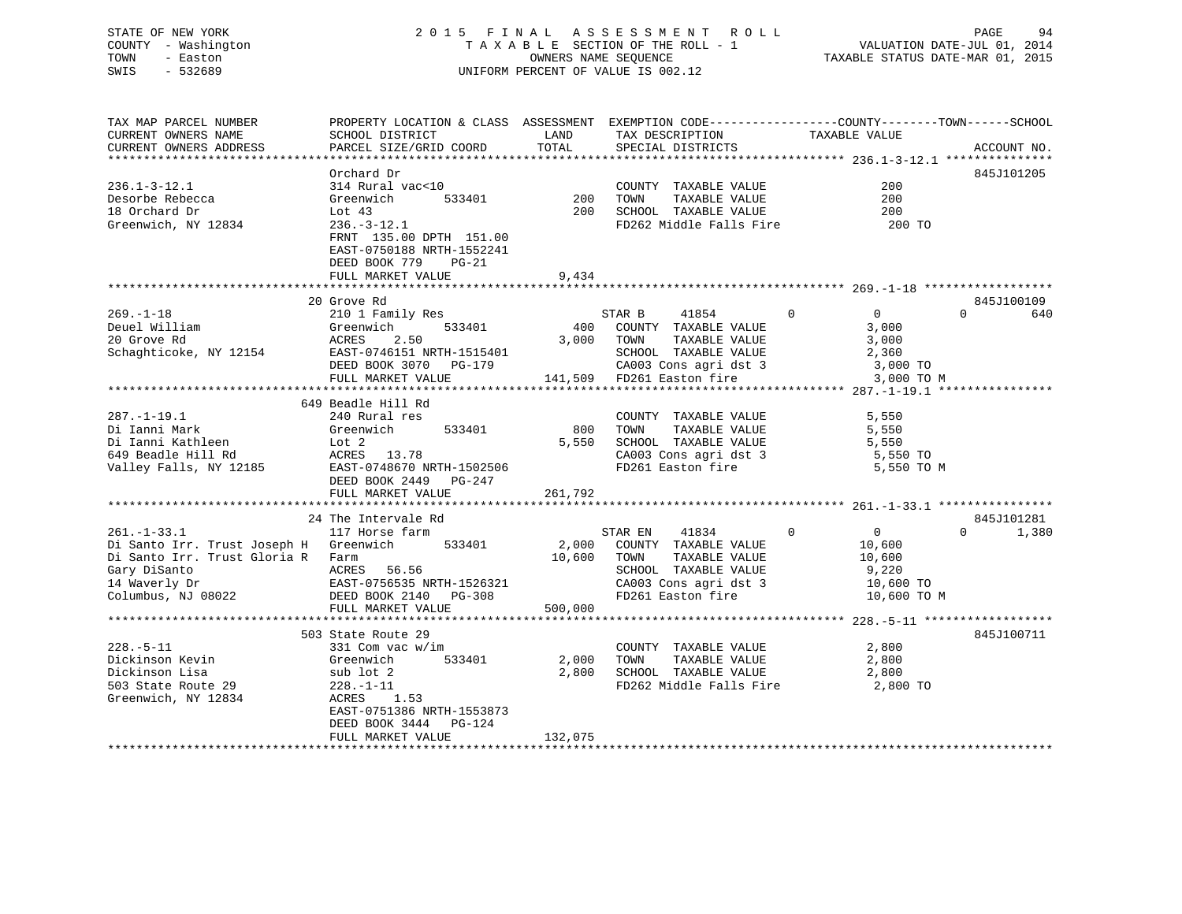STATE OF NEW YORK
COUNTY - Washington
TOWN - Easton
SWIS - 532689

# 2015 FINAL ASSESSMENT ROLL
TAXABLE SECTION OF THE ROLL - 1
OWNERS NAME SEQUENCE
UNIFORM PERCENT OF VALUE IS 002.12

VALUATION DATE-JUL 01, 2014
TAXABLE STATUS DATE-MAR 01, 2015

| TAX MAP PARCEL NUMBER / CURRENT OWNERS NAME / CURRENT OWNERS ADDRESS | PROPERTY LOCATION & CLASS / SCHOOL DISTRICT / PARCEL SIZE/GRID COORD | ASSESSMENT LAND / TOTAL | EXEMPTION CODE / TAX DESCRIPTION / SPECIAL DISTRICTS | COUNTY | TOWN | SCHOOL | ACCOUNT NO. |
|---|---|---|---|---|---|---|---|
| 236.1-3-12.1 | Orchard Dr | | | | | | 845J101205 |
| 236.1-3-12.1 | 314 Rural vac<10 | | COUNTY TAXABLE VALUE | 200 | | | |
| Desorbe Rebecca | Greenwich 533401 | 200 | TOWN TAXABLE VALUE | | 200 | | |
| 18 Orchard Dr | Lot 43 | 200 | SCHOOL TAXABLE VALUE | | | 200 | |
| Greenwich, NY 12834 | 236.-3-12.1 | | FD262 Middle Falls Fire | 200 TO | | | |
| | FRNT 135.00 DPTH 151.00 | | | | | | |
| | EAST-0750188 NRTH-1552241 | | | | | | |
| | DEED BOOK 779 PG-21 | | | | | | |
| | FULL MARKET VALUE | 9,434 | | | | | |
| 269.-1-18 | 20 Grove Rd | | | | | | 845J100109 |
| 269.-1-18 | 210 1 Family Res | | STAR B 41854 0 | 0 | 0 | 640 | |
| Deuel William | Greenwich 533401 | 400 | COUNTY TAXABLE VALUE | 3,000 | | | |
| 20 Grove Rd | ACRES 2.50 | 3,000 | TOWN TAXABLE VALUE | | 3,000 | | |
| Schaghticoke, NY 12154 | EAST-0746151 NRTH-1515401 | | SCHOOL TAXABLE VALUE | | | 2,360 | |
| | DEED BOOK 3070 PG-179 | | CA003 Cons agri dst 3 | 3,000 TO | | | |
| | FULL MARKET VALUE | 141,509 | FD261 Easton fire | 3,000 TO M | | | |
| 287.-1-19.1 | 649 Beadle Hill Rd | | | | | | |
| 287.-1-19.1 | 240 Rural res | | COUNTY TAXABLE VALUE | 5,550 | | | |
| Di Ianni Mark | Greenwich 533401 | 800 | TOWN TAXABLE VALUE | | 5,550 | | |
| Di Ianni Kathleen | Lot 2 | 5,550 | SCHOOL TAXABLE VALUE | | | 5,550 | |
| 649 Beadle Hill Rd | ACRES 13.78 | | CA003 Cons agri dst 3 | 5,550 TO | | | |
| Valley Falls, NY 12185 | EAST-0748670 NRTH-1502506 | | FD261 Easton fire | 5,550 TO M | | | |
| | DEED BOOK 2449 PG-247 | | | | | | |
| | FULL MARKET VALUE | 261,792 | | | | | |
| 261.-1-33.1 | 24 The Intervale Rd | | | | | | 845J101281 |
| 261.-1-33.1 | 117 Horse farm | | STAR EN 41834 0 | 0 | 0 | 1,380 | |
| Di Santo Irr. Trust Joseph H | Greenwich 533401 | 2,000 | COUNTY TAXABLE VALUE | 10,600 | | | |
| Di Santo Irr. Trust Gloria R | Farm | 10,600 | TOWN TAXABLE VALUE | | 10,600 | | |
| Gary DiSanto | ACRES 56.56 | | SCHOOL TAXABLE VALUE | | | 9,220 | |
| 14 Waverly Dr | EAST-0756535 NRTH-1526321 | | CA003 Cons agri dst 3 | 10,600 TO | | | |
| Columbus, NJ 08022 | DEED BOOK 2140 PG-308 | | FD261 Easton fire | 10,600 TO M | | | |
| | FULL MARKET VALUE | 500,000 | | | | | |
| 228.-5-11 | 503 State Route 29 | | | | | | 845J100711 |
| 228.-5-11 | 331 Com vac w/im | | COUNTY TAXABLE VALUE | 2,800 | | | |
| Dickinson Kevin | Greenwich 533401 | 2,000 | TOWN TAXABLE VALUE | | 2,800 | | |
| Dickinson Lisa | sub lot 2 | 2,800 | SCHOOL TAXABLE VALUE | | | 2,800 | |
| 503 State Route 29 | 228.-1-11 | | FD262 Middle Falls Fire | 2,800 TO | | | |
| Greenwich, NY 12834 | ACRES 1.53 | | | | | | |
| | EAST-0751386 NRTH-1553873 | | | | | | |
| | DEED BOOK 3444 PG-124 | | | | | | |
| | FULL MARKET VALUE | 132,075 | | | | | |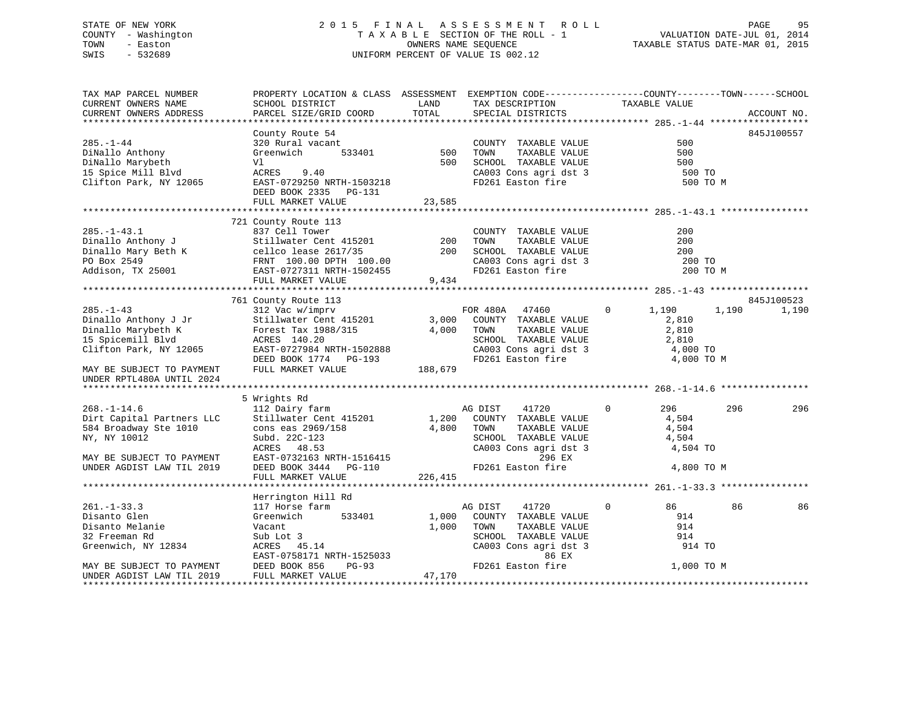STATE OF NEW YORK
COUNTY - Washington
TOWN - Easton
SWIS - 532689

2 0 1 5 F I N A L A S S E S S M E N T R O L L
T A X A B L E SECTION OF THE ROLL - 1
OWNERS NAME SEQUENCE
UNIFORM PERCENT OF VALUE IS 002.12

VALUATION DATE-JUL 01, 2014
TAXABLE STATUS DATE-MAR 01, 2015

```
TAX MAP PARCEL NUMBER          PROPERTY LOCATION & CLASS  ASSESSMENT  EXEMPTION CODE------------------COUNTY--------TOWN------SCHOOL
CURRENT OWNERS NAME            SCHOOL DISTRICT              LAND      TAX DESCRIPTION             TAXABLE VALUE
CURRENT OWNERS ADDRESS         PARCEL SIZE/GRID COORD       TOTAL     SPECIAL DISTRICTS                                        ACCOUNT NO.
******************************************************************************************************* 285.-1-44 ******************
                               County Route 54                                                                             845J100557
285.-1-44                      320 Rural vacant                        COUNTY  TAXABLE VALUE             500
DiNallo Anthony                Greenwich       533401        500       TOWN    TAXABLE VALUE             500
DiNallo Marybeth               Vl                            500       SCHOOL  TAXABLE VALUE             500
15 Spice Mill Blvd             ACRES    9.40                           CA003 Cons agri dst 3               500 TO
Clifton Park, NY 12065         EAST-0729250 NRTH-1503218               FD261 Easton fire                   500 TO M
                               DEED BOOK 2335   PG-131
                               FULL MARKET VALUE            23,585
******************************************************************************************************* 285.-1-43.1 ****************
                           721 County Route 113
285.-1-43.1                    837 Cell Tower                          COUNTY  TAXABLE VALUE             200
Dinallo Anthony J              Stillwater Cent 415201        200       TOWN    TAXABLE VALUE             200
Dinallo Mary Beth K            cellco lease 2617/35          200       SCHOOL  TAXABLE VALUE             200
PO Box 2549                    FRNT 100.00 DPTH 100.00                 CA003 Cons agri dst 3               200 TO
Addison, TX 25001              EAST-0727311 NRTH-1502455               FD261 Easton fire                   200 TO M
                               FULL MARKET VALUE             9,434
******************************************************************************************************* 285.-1-43 ******************
                           761 County Route 113                                                                            845J100523
285.-1-43                      312 Vac w/imprv                         FOR 480A   47460         0      1,190       1,190       1,190
Dinallo Anthony J Jr           Stillwater Cent 415201      3,000       COUNTY  TAXABLE VALUE           2,810
Dinallo Marybeth K             Forest Tax 1988/315         4,000       TOWN    TAXABLE VALUE           2,810
15 Spicemill Blvd              ACRES  140.20                           SCHOOL  TAXABLE VALUE           2,810
Clifton Park, NY 12065         EAST-0727984 NRTH-1502888               CA003 Cons agri dst 3             4,000 TO
                               DEED BOOK 1774   PG-193                 FD261 Easton fire                 4,000 TO M
MAY BE SUBJECT TO PAYMENT      FULL MARKET VALUE           188,679
UNDER RPTL480A UNTIL 2024
******************************************************************************************************* 268.-1-14.6 ****************
                             5 Wrights Rd
268.-1-14.6                    112 Dairy farm                          AG DIST    41720         0        296         296         296
Dirt Capital Partners LLC      Stillwater Cent 415201      1,200       COUNTY  TAXABLE VALUE           4,504
584 Broadway Ste 1010          cons eas 2969/158           4,800       TOWN    TAXABLE VALUE           4,504
NY, NY 10012                   Subd. 22C-123                           SCHOOL  TAXABLE VALUE           4,504
                               ACRES   48.53                           CA003 Cons agri dst 3             4,504 TO
MAY BE SUBJECT TO PAYMENT      EAST-0732163 NRTH-1516415                        296 EX
UNDER AGDIST LAW TIL 2019      DEED BOOK 3444   PG-110                 FD261 Easton fire                 4,800 TO M
                               FULL MARKET VALUE           226,415
******************************************************************************************************* 261.-1-33.3 ****************
                               Herrington Hill Rd
261.-1-33.3                    117 Horse farm                          AG DIST    41720         0         86          86          86
Disanto Glen                   Greenwich       533401      1,000       COUNTY  TAXABLE VALUE             914
Disanto Melanie                Vacant                      1,000       TOWN    TAXABLE VALUE             914
32 Freeman Rd                  Sub Lot 3                               SCHOOL  TAXABLE VALUE             914
Greenwich, NY 12834            ACRES   45.14                           CA003 Cons agri dst 3               914 TO
                               EAST-0758171 NRTH-1525033                         86 EX
MAY BE SUBJECT TO PAYMENT      DEED BOOK 856    PG-93                  FD261 Easton fire                 1,000 TO M
UNDER AGDIST LAW TIL 2019      FULL MARKET VALUE            47,170
************************************************************************************************************************************
```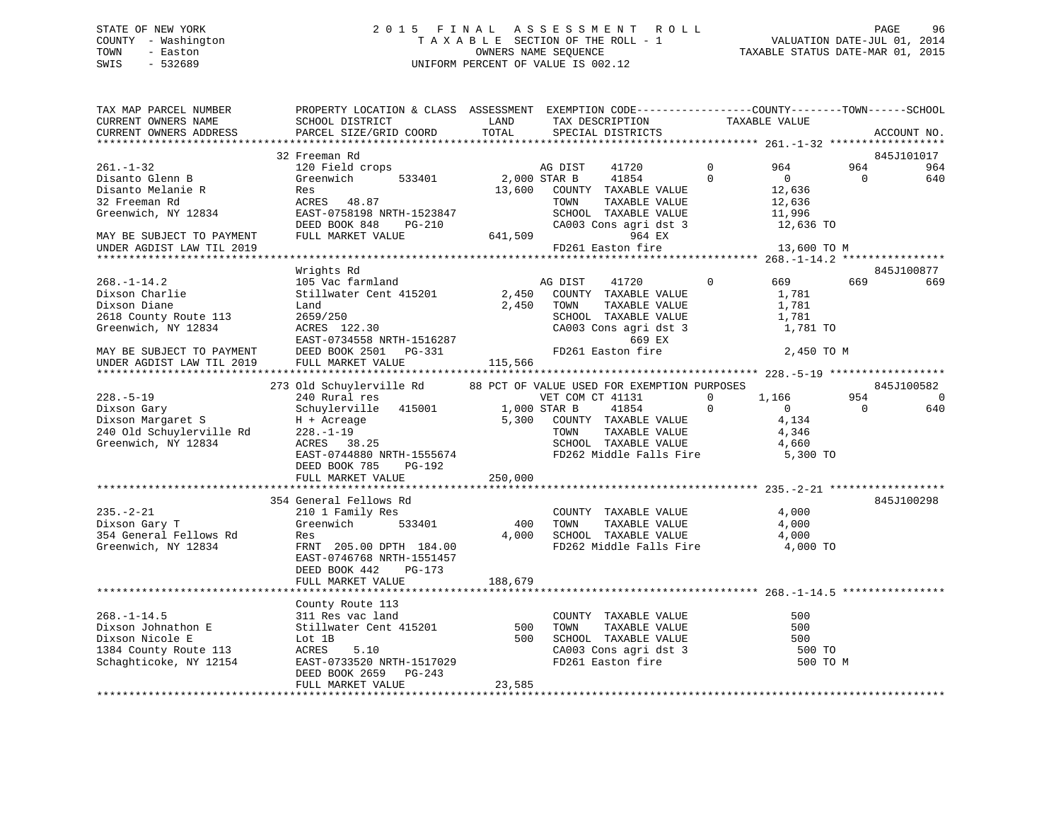STATE OF NEW YORK
COUNTY - Washington
TOWN - Easton
SWIS - 532689

# 2015 FINAL ASSESSMENT ROLL
TAXABLE SECTION OF THE ROLL - 1
OWNERS NAME SEQUENCE
UNIFORM PERCENT OF VALUE IS 002.12

VALUATION DATE-JUL 01, 2014
TAXABLE STATUS DATE-MAR 01, 2015

```
TAX MAP PARCEL NUMBER          PROPERTY LOCATION & CLASS  ASSESSMENT  EXEMPTION CODE------------------COUNTY--------TOWN------SCHOOL
CURRENT OWNERS NAME            SCHOOL DISTRICT               LAND       TAX DESCRIPTION              TAXABLE VALUE
CURRENT OWNERS ADDRESS         PARCEL SIZE/GRID COORD        TOTAL      SPECIAL DISTRICTS                                        ACCOUNT NO.
******************************************************************************************************* 261.-1-32 ******************
                               32 Freeman Rd                                                                                     845J101017
261.-1-32                      120 Field crops                          AG DIST     41720          0         964        964        964
Disanto Glenn B                Greenwich        533401       2,000 STAR B      41854          0           0          0        640
Disanto Melanie R              Res                          13,600   COUNTY  TAXABLE VALUE            12,636
32 Freeman Rd                  ACRES   48.87                         TOWN    TAXABLE VALUE            12,636
Greenwich, NY 12834            EAST-0758198 NRTH-1523847             SCHOOL  TAXABLE VALUE            11,996
                               DEED BOOK 848    PG-210               CA003 Cons agri dst 3             12,636 TO
MAY BE SUBJECT TO PAYMENT      FULL MARKET VALUE           641,509              964 EX
UNDER AGDIST LAW TIL 2019                                            FD261 Easton fire                 13,600 TO M
******************************************************************************************************* 268.-1-14.2 ****************
                               Wrights Rd                                                                                        845J100877
268.-1-14.2                    105 Vac farmland                         AG DIST     41720          0         669        669        669
Dixson Charlie                 Stillwater Cent 415201        2,450   COUNTY  TAXABLE VALUE             1,781
Dixson Diane                   Land                          2,450   TOWN    TAXABLE VALUE             1,781
2618 County Route 113          2659/250                              SCHOOL  TAXABLE VALUE             1,781
Greenwich, NY 12834            ACRES  122.30                         CA003 Cons agri dst 3              1,781 TO
                               EAST-0734558 NRTH-1516287                        669 EX
MAY BE SUBJECT TO PAYMENT      DEED BOOK 2501   PG-331               FD261 Easton fire                  2,450 TO M
UNDER AGDIST LAW TIL 2019      FULL MARKET VALUE           115,566
******************************************************************************************************* 228.-5-19 ******************
                               273 Old Schuylerville Rd      88 PCT OF VALUE USED FOR EXEMPTION PURPOSES                         845J100582
228.-5-19                      240 Rural res                            VET COM CT 41131           0       1,166        954          0
Dixson Gary                    Schuylerville   415001        1,000 STAR B      41854          0           0          0        640
Dixson Margaret S              H + Acreage                   5,300   COUNTY  TAXABLE VALUE             4,134
240 Old Schuylerville Rd       228.-1-19                             TOWN    TAXABLE VALUE             4,346
Greenwich, NY 12834            ACRES   38.25                         SCHOOL  TAXABLE VALUE             4,660
                               EAST-0744880 NRTH-1555674             FD262 Middle Falls Fire            5,300 TO
                               DEED BOOK 785    PG-192
                               FULL MARKET VALUE           250,000
******************************************************************************************************* 235.-2-21 ******************
                               354 General Fellows Rd                                                                            845J100298
235.-2-21                      210 1 Family Res                         COUNTY  TAXABLE VALUE             4,000
Dixson Gary T                  Greenwich        533401         400   TOWN    TAXABLE VALUE             4,000
354 General Fellows Rd         Res                           4,000   SCHOOL  TAXABLE VALUE             4,000
Greenwich, NY 12834            FRNT 205.00 DPTH 184.00               FD262 Middle Falls Fire            4,000 TO
                               EAST-0746768 NRTH-1551457
                               DEED BOOK 442    PG-173
                               FULL MARKET VALUE           188,679
******************************************************************************************************* 268.-1-14.5 ****************
                               County Route 113
268.-1-14.5                    311 Res vac land                         COUNTY  TAXABLE VALUE               500
Dixson Johnathon E             Stillwater Cent 415201          500   TOWN    TAXABLE VALUE               500
Dixson Nicole E                Lot 1B                          500   SCHOOL  TAXABLE VALUE               500
1384 County Route 113          ACRES    5.10                         CA003 Cons agri dst 3                500 TO
Schaghticoke, NY 12154         EAST-0733520 NRTH-1517029             FD261 Easton fire                    500 TO M
                               DEED BOOK 2659   PG-243
                               FULL MARKET VALUE            23,585
************************************************************************************************************************************
```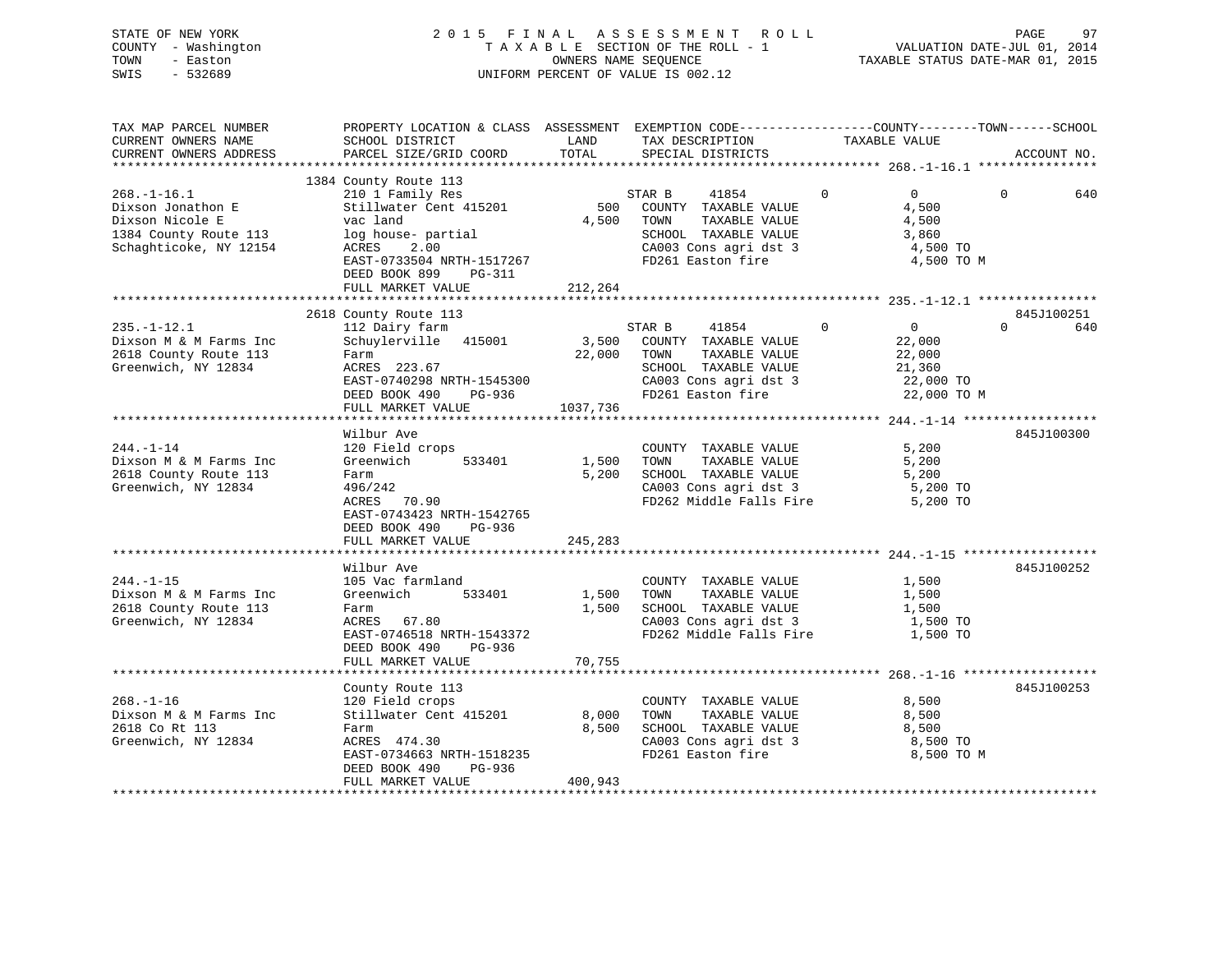STATE OF NEW YORK
COUNTY - Washington
TOWN - Easton
SWIS - 532689

# 2015 FINAL ASSESSMENT ROLL
TAXABLE SECTION OF THE ROLL - 1
OWNERS NAME SEQUENCE
UNIFORM PERCENT OF VALUE IS 002.12

VALUATION DATE-JUL 01, 2014
TAXABLE STATUS DATE-MAR 01, 2015

| TAX MAP PARCEL NUMBER / CURRENT OWNERS NAME / CURRENT OWNERS ADDRESS | PROPERTY LOCATION & CLASS / SCHOOL DISTRICT / PARCEL SIZE/GRID COORD | ASSESSMENT LAND / TOTAL | EXEMPTION CODE / TAX DESCRIPTION / SPECIAL DISTRICTS | COUNTY / TOWN / SCHOOL TAXABLE VALUE | ACCOUNT NO. |
|---|---|---|---|---|---|
| **268.-1-16.1** | 1384 County Route 113 | | | | |
| 268.-1-16.1 | 210 1 Family Res | | STAR B 41854 0 | 0 0 640 | |
| Dixson Jonathon E | Stillwater Cent 415201 | 500 | COUNTY TAXABLE VALUE | 4,500 | |
| Dixson Nicole E | vac land | 4,500 | TOWN TAXABLE VALUE | 4,500 | |
| 1384 County Route 113 | log house- partial | | SCHOOL TAXABLE VALUE | 3,860 | |
| Schaghticoke, NY 12154 | ACRES 2.00 | | CA003 Cons agri dst 3 | 4,500 TO | |
| | EAST-0733504 NRTH-1517267 | | FD261 Easton fire | 4,500 TO M | |
| | DEED BOOK 899 PG-311 | | | | |
| | FULL MARKET VALUE | 212,264 | | | |
| **235.-1-12.1** | 2618 County Route 113 | | | | 845J100251 |
| 235.-1-12.1 | 112 Dairy farm | | STAR B 41854 0 | 0 0 640 | |
| Dixson M & M Farms Inc | Schuylerville 415001 | 3,500 | COUNTY TAXABLE VALUE | 22,000 | |
| 2618 County Route 113 | Farm | 22,000 | TOWN TAXABLE VALUE | 22,000 | |
| Greenwich, NY 12834 | ACRES 223.67 | | SCHOOL TAXABLE VALUE | 21,360 | |
| | EAST-0740298 NRTH-1545300 | | CA003 Cons agri dst 3 | 22,000 TO | |
| | DEED BOOK 490 PG-936 | | FD261 Easton fire | 22,000 TO M | |
| | FULL MARKET VALUE | 1037,736 | | | |
| **244.-1-14** | Wilbur Ave | | | | 845J100300 |
| 244.-1-14 | 120 Field crops | | COUNTY TAXABLE VALUE | 5,200 | |
| Dixson M & M Farms Inc | Greenwich 533401 | 1,500 | TOWN TAXABLE VALUE | 5,200 | |
| 2618 County Route 113 | Farm | 5,200 | SCHOOL TAXABLE VALUE | 5,200 | |
| Greenwich, NY 12834 | 496/242 | | CA003 Cons agri dst 3 | 5,200 TO | |
| | ACRES 70.90 | | FD262 Middle Falls Fire | 5,200 TO | |
| | EAST-0743423 NRTH-1542765 | | | | |
| | DEED BOOK 490 PG-936 | | | | |
| | FULL MARKET VALUE | 245,283 | | | |
| **244.-1-15** | Wilbur Ave | | | | 845J100252 |
| 244.-1-15 | 105 Vac farmland | | COUNTY TAXABLE VALUE | 1,500 | |
| Dixson M & M Farms Inc | Greenwich 533401 | 1,500 | TOWN TAXABLE VALUE | 1,500 | |
| 2618 County Route 113 | Farm | 1,500 | SCHOOL TAXABLE VALUE | 1,500 | |
| Greenwich, NY 12834 | ACRES 67.80 | | CA003 Cons agri dst 3 | 1,500 TO | |
| | EAST-0746518 NRTH-1543372 | | FD262 Middle Falls Fire | 1,500 TO | |
| | DEED BOOK 490 PG-936 | | | | |
| | FULL MARKET VALUE | 70,755 | | | |
| **268.-1-16** | County Route 113 | | | | 845J100253 |
| 268.-1-16 | 120 Field crops | | COUNTY TAXABLE VALUE | 8,500 | |
| Dixson M & M Farms Inc | Stillwater Cent 415201 | 8,000 | TOWN TAXABLE VALUE | 8,500 | |
| 2618 Co Rt 113 | Farm | 8,500 | SCHOOL TAXABLE VALUE | 8,500 | |
| Greenwich, NY 12834 | ACRES 474.30 | | CA003 Cons agri dst 3 | 8,500 TO | |
| | EAST-0734663 NRTH-1518235 | | FD261 Easton fire | 8,500 TO M | |
| | DEED BOOK 490 PG-936 | | | | |
| | FULL MARKET VALUE | 400,943 | | | |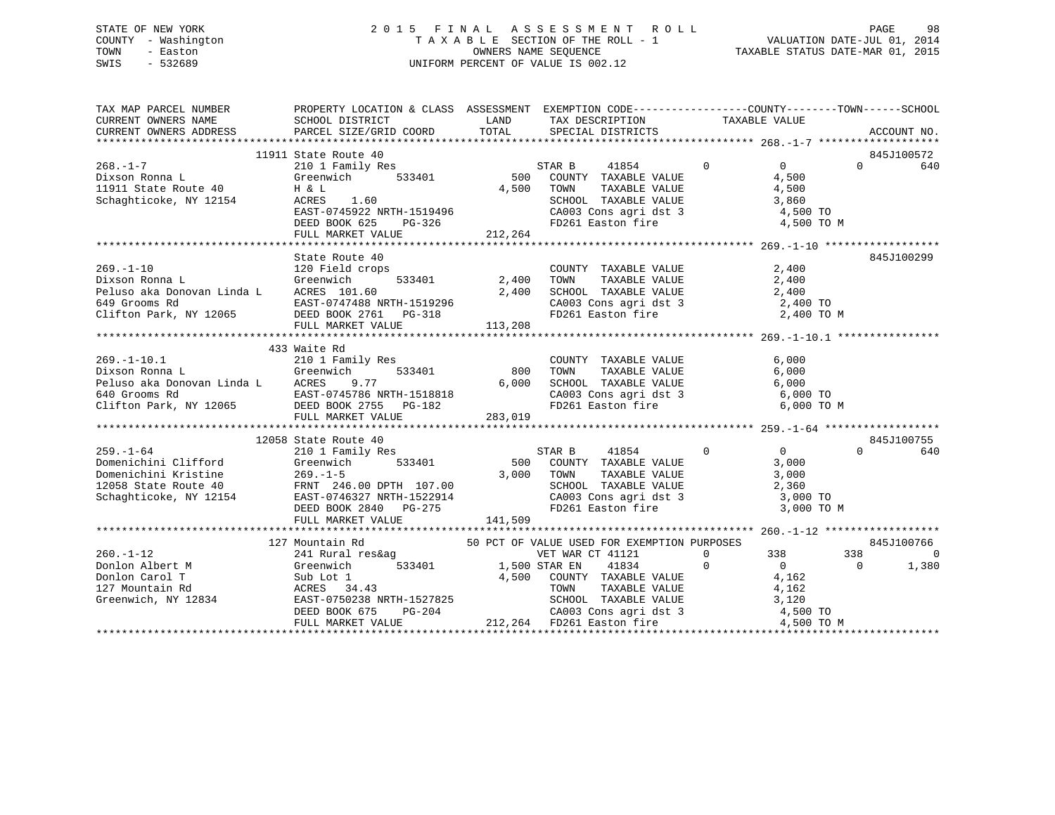STATE OF NEW YORK
COUNTY - Washington
TOWN - Easton
SWIS - 532689

2 0 1 5 F I N A L A S S E S S M E N T R O L L
T A X A B L E SECTION OF THE ROLL - 1
OWNERS NAME SEQUENCE
UNIFORM PERCENT OF VALUE IS 002.12

VALUATION DATE-JUL 01, 2014
TAXABLE STATUS DATE-MAR 01, 2015

```
TAX MAP PARCEL NUMBER          PROPERTY LOCATION & CLASS  ASSESSMENT  EXEMPTION CODE------------------COUNTY--------TOWN------SCHOOL
CURRENT OWNERS NAME            SCHOOL DISTRICT              LAND      TAX DESCRIPTION            TAXABLE VALUE
CURRENT OWNERS ADDRESS         PARCEL SIZE/GRID COORD       TOTAL     SPECIAL DISTRICTS                                      ACCOUNT NO.
******************************************************************************************************* 268.-1-7 *******************
                               11911 State Route 40                                                                      845J100572
268.-1-7                       210 1 Family Res                     STAR B     41854          0           0          0         640
Dixson Ronna L                 Greenwich      533401          500   COUNTY  TAXABLE VALUE              4,500
11911 State Route 40           H & L                        4,500   TOWN    TAXABLE VALUE              4,500
Schaghticoke, NY 12154         ACRES    1.60                        SCHOOL  TAXABLE VALUE              3,860
                               EAST-0745922 NRTH-1519496            CA003 Cons agri dst 3               4,500 TO
                               DEED BOOK 625    PG-326              FD261 Easton fire                   4,500 TO M
                               FULL MARKET VALUE             212,264
******************************************************************************************************* 269.-1-10 ******************
                               State Route 40                                                                            845J100299
269.-1-10                      120 Field crops                      COUNTY  TAXABLE VALUE              2,400
Dixson Ronna L                 Greenwich      533401        2,400   TOWN    TAXABLE VALUE              2,400
Peluso aka Donovan Linda L     ACRES  101.60                2,400   SCHOOL  TAXABLE VALUE              2,400
649 Grooms Rd                  EAST-0747488 NRTH-1519296            CA003 Cons agri dst 3               2,400 TO
Clifton Park, NY 12065         DEED BOOK 2761   PG-318              FD261 Easton fire                   2,400 TO M
                               FULL MARKET VALUE             113,208
******************************************************************************************************* 269.-1-10.1 ****************
                               433 Waite Rd
269.-1-10.1                    210 1 Family Res                     COUNTY  TAXABLE VALUE              6,000
Dixson Ronna L                 Greenwich      533401          800   TOWN    TAXABLE VALUE              6,000
Peluso aka Donovan Linda L     ACRES    9.77                6,000   SCHOOL  TAXABLE VALUE              6,000
640 Grooms Rd                  EAST-0745786 NRTH-1518818            CA003 Cons agri dst 3               6,000 TO
Clifton Park, NY 12065         DEED BOOK 2755   PG-182              FD261 Easton fire                   6,000 TO M
                               FULL MARKET VALUE             283,019
******************************************************************************************************* 259.-1-64 ******************
                               12058 State Route 40                                                                      845J100755
259.-1-64                      210 1 Family Res                     STAR B     41854          0           0          0         640
Domenichini Clifford           Greenwich      533401          500   COUNTY  TAXABLE VALUE              3,000
Domenichini Kristine           269.-1-5                     3,000   TOWN    TAXABLE VALUE              3,000
12058 State Route 40           FRNT 246.00 DPTH 107.00              SCHOOL  TAXABLE VALUE              2,360
Schaghticoke, NY 12154         EAST-0746327 NRTH-1522914            CA003 Cons agri dst 3               3,000 TO
                               DEED BOOK 2840   PG-275              FD261 Easton fire                   3,000 TO M
                               FULL MARKET VALUE             141,509
******************************************************************************************************* 260.-1-12 ******************
                               127 Mountain Rd              50 PCT OF VALUE USED FOR EXEMPTION PURPOSES                  845J100766
260.-1-12                      241 Rural res&ag                     VET WAR CT 41121          0         338        338           0
Donlon Albert M                Greenwich      533401        1,500 STAR EN    41834          0           0          0       1,380
Donlon Carol T                 Sub Lot 1                    4,500   COUNTY  TAXABLE VALUE              4,162
127 Mountain Rd                ACRES   34.43                        TOWN    TAXABLE VALUE              4,162
Greenwich, NY 12834            EAST-0750238 NRTH-1527825            SCHOOL  TAXABLE VALUE              3,120
                               DEED BOOK 675    PG-204              CA003 Cons agri dst 3               4,500 TO
                               FULL MARKET VALUE             212,264   FD261 Easton fire                4,500 TO M
************************************************************************************************************************************
```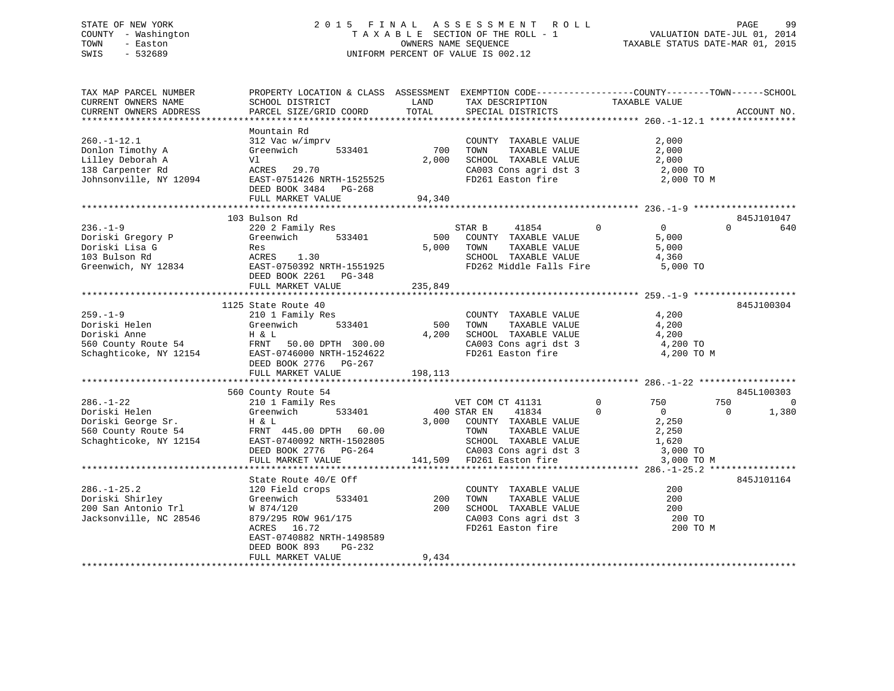STATE OF NEW YORK
COUNTY - Washington
TOWN - Easton
SWIS - 532689

# 2015 FINAL ASSESSMENT ROLL
TAXABLE SECTION OF THE ROLL - 1
OWNERS NAME SEQUENCE
UNIFORM PERCENT OF VALUE IS 002.12

VALUATION DATE-JUL 01, 2014
TAXABLE STATUS DATE-MAR 01, 2015

| TAX MAP PARCEL NUMBER / CURRENT OWNERS NAME / CURRENT OWNERS ADDRESS | PROPERTY LOCATION & CLASS / SCHOOL DISTRICT / PARCEL SIZE/GRID COORD | ASSESSMENT LAND / TOTAL | EXEMPTION CODE / TAX DESCRIPTION / SPECIAL DISTRICTS | COUNTY | TOWN | SCHOOL | ACCOUNT NO. |
|---|---|---|---|---|---|---|---|
| 260.-1-12.1 | Mountain Rd | | | | | | |
| | 312 Vac w/imprv | | COUNTY TAXABLE VALUE | 2,000 | | | |
| Donlon Timothy A | Greenwich 533401 | 700 | TOWN TAXABLE VALUE | | 2,000 | | |
| Lilley Deborah A | Vl | 2,000 | SCHOOL TAXABLE VALUE | | | 2,000 | |
| 138 Carpenter Rd | ACRES 29.70 | | CA003 Cons agri dst 3 | 2,000 TO | | | |
| Johnsonville, NY 12094 | EAST-0751426 NRTH-1525525 | | FD261 Easton fire | 2,000 TO M | | | |
| | DEED BOOK 3484 PG-268 | | | | | | |
| | FULL MARKET VALUE | 94,340 | | | | | |
| 236.-1-9 | 103 Bulson Rd | | | | | | 845J101047 |
| | 220 2 Family Res | | STAR B 41854 | 0 | 0 | 640 | |
| Doriski Gregory P | Greenwich 533401 | 500 | COUNTY TAXABLE VALUE | 5,000 | | | |
| Doriski Lisa G | Res | 5,000 | TOWN TAXABLE VALUE | | 5,000 | | |
| 103 Bulson Rd | ACRES 1.30 | | SCHOOL TAXABLE VALUE | | | 4,360 | |
| Greenwich, NY 12834 | EAST-0750392 NRTH-1551925 | | FD262 Middle Falls Fire | 5,000 TO | | | |
| | DEED BOOK 2261 PG-348 | | | | | | |
| | FULL MARKET VALUE | 235,849 | | | | | |
| 259.-1-9 | 1125 State Route 40 | | | | | | 845J100304 |
| | 210 1 Family Res | | COUNTY TAXABLE VALUE | 4,200 | | | |
| Doriski Helen | Greenwich 533401 | 500 | TOWN TAXABLE VALUE | | 4,200 | | |
| Doriski Anne | H & L | 4,200 | SCHOOL TAXABLE VALUE | | | 4,200 | |
| 560 County Route 54 | FRNT 50.00 DPTH 300.00 | | CA003 Cons agri dst 3 | 4,200 TO | | | |
| Schaghticoke, NY 12154 | EAST-0746000 NRTH-1524622 | | FD261 Easton fire | 4,200 TO M | | | |
| | DEED BOOK 2776 PG-267 | | | | | | |
| | FULL MARKET VALUE | 198,113 | | | | | |
| 286.-1-22 | 560 County Route 54 | | | | | | 845L100303 |
| | 210 1 Family Res | | VET COM CT 41131 | 750 | 750 | 0 | |
| Doriski Helen | Greenwich 533401 | 400 | STAR EN 41834 | 0 | 0 | 1,380 | |
| Doriski George Sr. | H & L | 3,000 | COUNTY TAXABLE VALUE | 2,250 | | | |
| 560 County Route 54 | FRNT 445.00 DPTH 60.00 | | TOWN TAXABLE VALUE | | 2,250 | | |
| Schaghticoke, NY 12154 | EAST-0740092 NRTH-1502805 | | SCHOOL TAXABLE VALUE | | | 1,620 | |
| | DEED BOOK 2776 PG-264 | | CA003 Cons agri dst 3 | 3,000 TO | | | |
| | FULL MARKET VALUE | 141,509 | FD261 Easton fire | 3,000 TO M | | | |
| 286.-1-25.2 | State Route 40/E Off | | | | | | 845J101164 |
| | 120 Field crops | | COUNTY TAXABLE VALUE | 200 | | | |
| Doriski Shirley | Greenwich 533401 | 200 | TOWN TAXABLE VALUE | | 200 | | |
| 200 San Antonio Trl | W 874/120 | 200 | SCHOOL TAXABLE VALUE | | | 200 | |
| Jacksonville, NC 28546 | 879/295 ROW 961/175 | | CA003 Cons agri dst 3 | 200 TO | | | |
| | ACRES 16.72 | | FD261 Easton fire | 200 TO M | | | |
| | EAST-0740882 NRTH-1498589 | | | | | | |
| | DEED BOOK 893 PG-232 | | | | | | |
| | FULL MARKET VALUE | 9,434 | | | | | |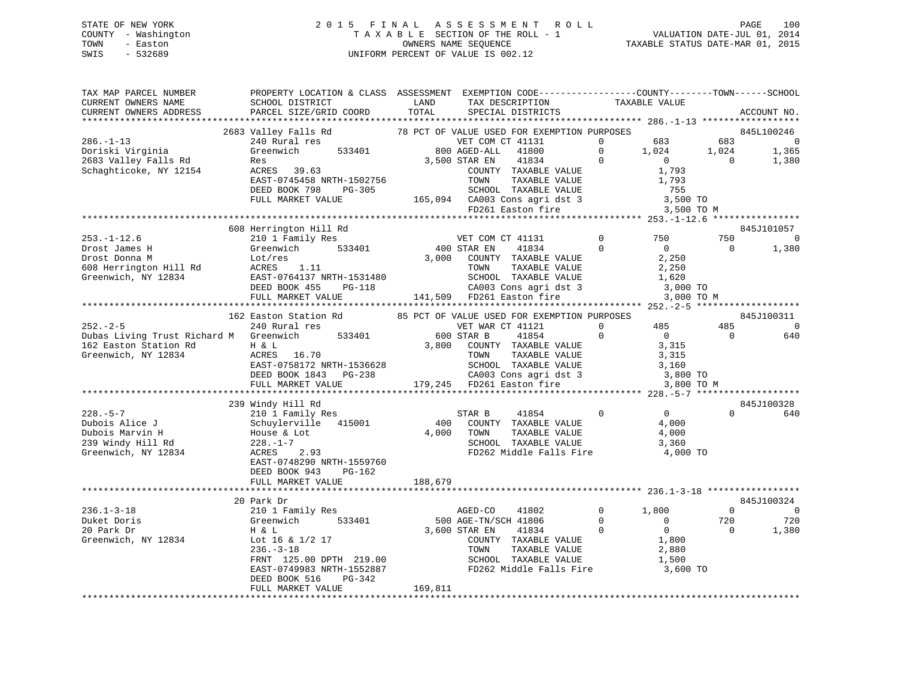STATE OF NEW YORK
COUNTY - Washington
TOWN - Easton
SWIS - 532689

2 0 1 5 F I N A L A S S E S S M E N T R O L L
T A X A B L E SECTION OF THE ROLL - 1
OWNERS NAME SEQUENCE
UNIFORM PERCENT OF VALUE IS 002.12

VALUATION DATE-JUL 01, 2014
TAXABLE STATUS DATE-MAR 01, 2015

```
TAX MAP PARCEL NUMBER          PROPERTY LOCATION & CLASS  ASSESSMENT  EXEMPTION CODE------------------COUNTY--------TOWN------SCHOOL
CURRENT OWNERS NAME            SCHOOL DISTRICT               LAND      TAX DESCRIPTION            TAXABLE VALUE
CURRENT OWNERS ADDRESS         PARCEL SIZE/GRID COORD        TOTAL     SPECIAL DISTRICTS                                       ACCOUNT NO.
****************************************************************************************************** 286.-1-13 ******************
                  2683 Valley Falls Rd          78 PCT OF VALUE USED FOR EXEMPTION PURPOSES                                    845L100246
286.-1-13                      240 Rural res                       VET COM CT 41131         0        683        683          0
Doriski Virginia               Greenwich       533401          800 AGED-ALL   41800         0      1,024      1,024      1,365
2683 Valley Falls Rd           Res                           3,500 STAR EN    41834         0          0          0      1,380
Schaghticoke, NY 12154         ACRES  39.63                        COUNTY  TAXABLE VALUE           1,793
                               EAST-0745458 NRTH-1502756           TOWN    TAXABLE VALUE           1,793
                               DEED BOOK 798    PG-305             SCHOOL  TAXABLE VALUE             755
                               FULL MARKET VALUE           165,094  CA003 Cons agri dst 3            3,500 TO
                                                                   FD261 Easton fire                3,500 TO M
****************************************************************************************************** 253.-1-12.6 ****************
                  608 Herrington Hill Rd                                                                               845J101057
253.-1-12.6                    210 1 Family Res                    VET COM CT 41131         0        750        750          0
Drost James H                  Greenwich       533401          400 STAR EN    41834         0          0          0      1,380
Drost Donna M                  Lot/res                       3,000  COUNTY  TAXABLE VALUE           2,250
608 Herrington Hill Rd         ACRES   1.11                        TOWN    TAXABLE VALUE           2,250
Greenwich, NY 12834            EAST-0764137 NRTH-1531480           SCHOOL  TAXABLE VALUE           1,620
                               DEED BOOK 455    PG-118             CA003 Cons agri dst 3            3,000 TO
                               FULL MARKET VALUE           141,509  FD261 Easton fire                3,000 TO M
****************************************************************************************************** 252.-2-5 *******************
                  162 Easton Station Rd         85 PCT OF VALUE USED FOR EXEMPTION PURPOSES                                    845J100311
252.-2-5                       240 Rural res                       VET WAR CT 41121         0        485        485          0
Dubas Living Trust Richard M   Greenwich       533401          600 STAR B     41854         0          0          0        640
162 Easton Station Rd          H & L                         3,800  COUNTY  TAXABLE VALUE           3,315
Greenwich, NY 12834            ACRES  16.70                        TOWN    TAXABLE VALUE           3,315
                               EAST-0758172 NRTH-1536628           SCHOOL  TAXABLE VALUE           3,160
                               DEED BOOK 1843   PG-238             CA003 Cons agri dst 3            3,800 TO
                               FULL MARKET VALUE           179,245  FD261 Easton fire                3,800 TO M
****************************************************************************************************** 228.-5-7 *******************
                  239 Windy Hill Rd                                                                                    845J100328
228.-5-7                       210 1 Family Res                    STAR B     41854         0          0          0        640
Dubois Alice J                 Schuylerville   415001          400  COUNTY  TAXABLE VALUE           4,000
Dubois Marvin H                House & Lot                   4,000  TOWN    TAXABLE VALUE           4,000
239 Windy Hill Rd              228.-1-7                            SCHOOL  TAXABLE VALUE           3,360
Greenwich, NY 12834            ACRES   2.93                        FD262 Middle Falls Fire          4,000 TO
                               EAST-0748290 NRTH-1559760
                               DEED BOOK 943    PG-162
                               FULL MARKET VALUE           188,679
****************************************************************************************************** 236.1-3-18 *****************
                  20 Park Dr                                                                                           845J100324
236.1-3-18                     210 1 Family Res                    AGED-CO    41802         0      1,800          0          0
Duket Doris                    Greenwich       533401          500 AGE-TN/SCH 41806         0          0        720        720
20 Park Dr                     H & L                         3,600 STAR EN    41834         0          0          0      1,380
Greenwich, NY 12834            Lot 16 & 1/2 17                     COUNTY  TAXABLE VALUE           1,800
                               236.-3-18                           TOWN    TAXABLE VALUE           2,880
                               FRNT 125.00 DPTH 219.00             SCHOOL  TAXABLE VALUE           1,500
                               EAST-0749983 NRTH-1552887           FD262 Middle Falls Fire          3,600 TO
                               DEED BOOK 516    PG-342
                               FULL MARKET VALUE           169,811
************************************************************************************************************************************
```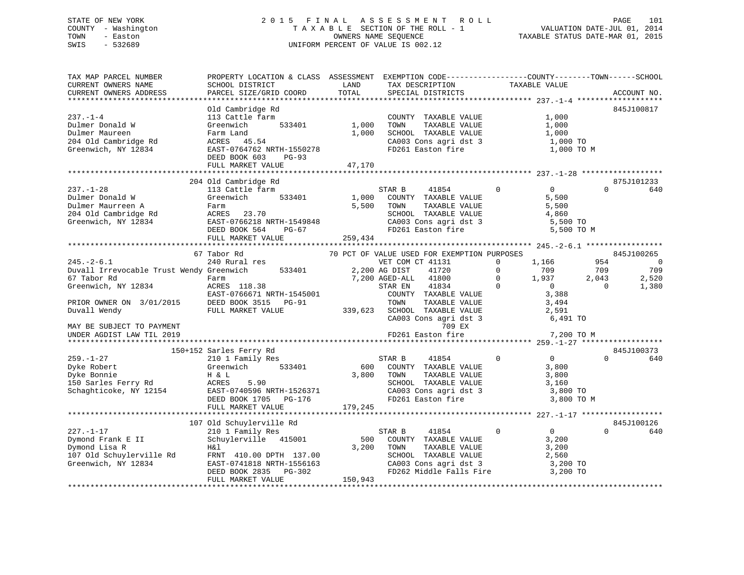STATE OF NEW YORK — 2015 FINAL ASSESSMENT ROLL
COUNTY - Washington — TAXABLE SECTION OF THE ROLL - 1 — VALUATION DATE-JUL 01, 2014
TOWN - Easton — OWNERS NAME SEQUENCE — TAXABLE STATUS DATE-MAR 01, 2015
SWIS - 532689 — UNIFORM PERCENT OF VALUE IS 002.12

```
TAX MAP PARCEL NUMBER          PROPERTY LOCATION & CLASS  ASSESSMENT  EXEMPTION CODE------------------COUNTY--------TOWN------SCHOOL
CURRENT OWNERS NAME            SCHOOL DISTRICT               LAND      TAX DESCRIPTION            TAXABLE VALUE
CURRENT OWNERS ADDRESS         PARCEL SIZE/GRID COORD        TOTAL     SPECIAL DISTRICTS                                    ACCOUNT NO.
******************************************************************************************************* 237.-1-4 *******************
                               Old Cambridge Rd                                                                              845J100817
237.-1-4                       113 Cattle farm                          COUNTY  TAXABLE VALUE          1,000
Dulmer Donald W                Greenwich        533401       1,000     TOWN    TAXABLE VALUE          1,000
Dulmer Maureen                 Farm Land                     1,000     SCHOOL  TAXABLE VALUE          1,000
204 Old Cambridge Rd           ACRES   45.54                           CA003 Cons agri dst 3           1,000 TO
Greenwich, NY 12834            EAST-0764762 NRTH-1550278               FD261 Easton fire               1,000 TO M
                               DEED BOOK 603    PG-93
                               FULL MARKET VALUE            47,170
******************************************************************************************************* 237.-1-28 ******************
                               204 Old Cambridge Rd                                                                          875J101233
237.-1-28                      113 Cattle farm                          STAR B     41854        0          0            0         640
Dulmer Donald W                Greenwich        533401       1,000     COUNTY  TAXABLE VALUE          5,500
Dulmer Maurreen A              Farm                          5,500     TOWN    TAXABLE VALUE          5,500
204 Old Cambridge Rd           ACRES   23.70                           SCHOOL  TAXABLE VALUE          4,860
Greenwich, NY 12834            EAST-0766218 NRTH-1549848               CA003 Cons agri dst 3           5,500 TO
                               DEED BOOK 564    PG-67                  FD261 Easton fire               5,500 TO M
                               FULL MARKET VALUE           259,434
******************************************************************************************************* 245.-2-6.1 *****************
                               67 Tabor Rd                  70 PCT OF VALUE USED FOR EXEMPTION PURPOSES                      845J100265
245.-2-6.1                     240 Rural res                            VET COM CT 41131        0      1,166          954           0
Duvall Irrevocable Trust Wendy Greenwich        533401       2,200 AG DIST     41720        0        709          709         709
67 Tabor Rd                    Farm                          7,200 AGED-ALL    41800        0      1,937        2,043       2,520
Greenwich, NY 12834            ACRES  118.38                            STAR EN    41834        0          0            0       1,380
                               EAST-0766671 NRTH-1545001               COUNTY  TAXABLE VALUE          3,388
PRIOR OWNER ON  3/01/2015      DEED BOOK 3515   PG-91                  TOWN    TAXABLE VALUE          3,494
Duvall Wendy                   FULL MARKET VALUE           339,623     SCHOOL  TAXABLE VALUE          2,591
                                                                       CA003 Cons agri dst 3           6,491 TO
MAY BE SUBJECT TO PAYMENT                                                        709 EX
UNDER AGDIST LAW TIL 2019                                              FD261 Easton fire               7,200 TO M
******************************************************************************************************* 259.-1-27 ******************
                               150+152 Sarles Ferry Rd                                                                       845J100373
259.-1-27                      210 1 Family Res                         STAR B     41854        0          0            0         640
Dyke Robert                    Greenwich        533401         600     COUNTY  TAXABLE VALUE          3,800
Dyke Bonnie                    H & L                         3,800     TOWN    TAXABLE VALUE          3,800
150 Sarles Ferry Rd            ACRES    5.90                           SCHOOL  TAXABLE VALUE          3,160
Schaghticoke, NY 12154         EAST-0740596 NRTH-1526371               CA003 Cons agri dst 3           3,800 TO
                               DEED BOOK 1705   PG-176                 FD261 Easton fire               3,800 TO M
                               FULL MARKET VALUE           179,245
******************************************************************************************************* 227.-1-17 ******************
                               107 Old Schuylerville Rd                                                                      845J100126
227.-1-17                      210 1 Family Res                         STAR B     41854        0          0            0         640
Dymond Frank E II              Schuylerville  415001           500     COUNTY  TAXABLE VALUE          3,200
Dymond Lisa R                  H&l                           3,200     TOWN    TAXABLE VALUE          3,200
107 Old Schuylerville Rd       FRNT 410.00 DPTH 137.00                 SCHOOL  TAXABLE VALUE          2,560
Greenwich, NY 12834            EAST-0741818 NRTH-1556163               CA003 Cons agri dst 3           3,200 TO
                               DEED BOOK 2835   PG-302                 FD262 Middle Falls Fire         3,200 TO
                               FULL MARKET VALUE           150,943
************************************************************************************************************************************
```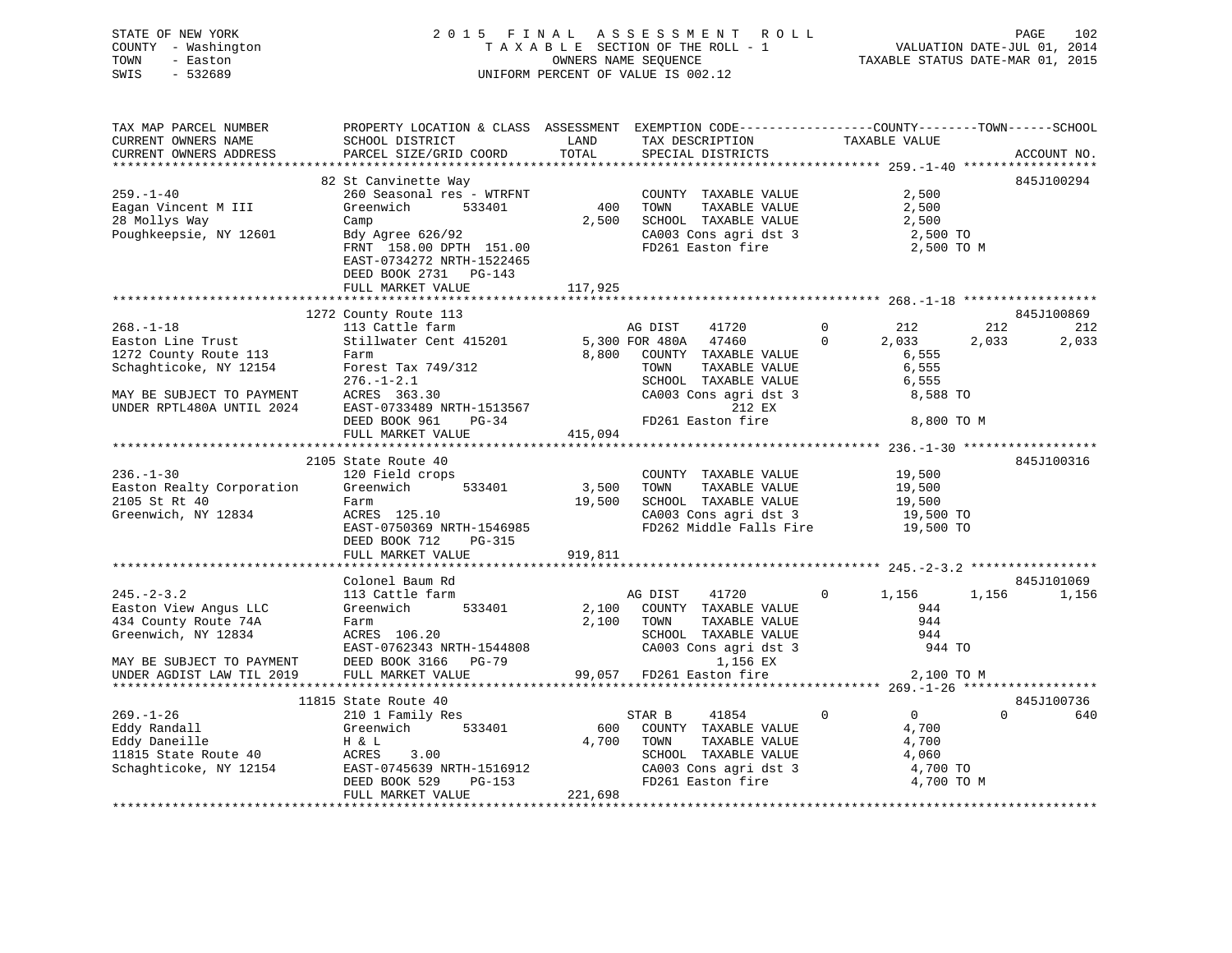STATE OF NEW YORK
COUNTY - Washington
TOWN - Easton
SWIS - 532689

2 0 1 5 F I N A L A S S E S S M E N T R O L L
T A X A B L E SECTION OF THE ROLL - 1
OWNERS NAME SEQUENCE
UNIFORM PERCENT OF VALUE IS 002.12

VALUATION DATE-JUL 01, 2014
TAXABLE STATUS DATE-MAR 01, 2015

```
TAX MAP PARCEL NUMBER          PROPERTY LOCATION & CLASS  ASSESSMENT  EXEMPTION CODE------------------COUNTY--------TOWN------SCHOOL
CURRENT OWNERS NAME            SCHOOL DISTRICT              LAND      TAX DESCRIPTION              TAXABLE VALUE
CURRENT OWNERS ADDRESS         PARCEL SIZE/GRID COORD       TOTAL     SPECIAL DISTRICTS                                  ACCOUNT NO.
******************************************************************************************************* 259.-1-40 ******************
                    82 St Canvinette Way                                                                             845J100294
259.-1-40                      260 Seasonal res - WTRFNT           COUNTY  TAXABLE VALUE            2,500
Eagan Vincent M III            Greenwich        533401        400  TOWN    TAXABLE VALUE            2,500
28 Mollys Way                  Camp                         2,500  SCHOOL  TAXABLE VALUE            2,500
Poughkeepsie, NY 12601         Bdy Agree 626/92                    CA003 Cons agri dst 3            2,500 TO
                               FRNT 158.00 DPTH 151.00             FD261 Easton fire                2,500 TO M
                               EAST-0734272 NRTH-1522465
                               DEED BOOK 2731   PG-143
                               FULL MARKET VALUE          117,925
******************************************************************************************************* 268.-1-18 ******************
                    1272 County Route 113                                                                            845J100869
268.-1-18                      113 Cattle farm                     AG DIST    41720          0        212        212        212
Easton Line Trust              Stillwater Cent 415201      5,300 FOR 480A   47460          0      2,033      2,033      2,033
1272 County Route 113          Farm                         8,800   COUNTY  TAXABLE VALUE            6,555
Schaghticoke, NY 12154         Forest Tax 749/312                  TOWN    TAXABLE VALUE            6,555
                               276.-1-2.1                          SCHOOL  TAXABLE VALUE            6,555
MAY BE SUBJECT TO PAYMENT      ACRES 363.30                        CA003 Cons agri dst 3            8,588 TO
UNDER RPTL480A UNTIL 2024      EAST-0733489 NRTH-1513567                    212 EX
                               DEED BOOK 961    PG-34              FD261 Easton fire                8,800 TO M
                               FULL MARKET VALUE          415,094
******************************************************************************************************* 236.-1-30 ******************
                    2105 State Route 40                                                                              845J100316
236.-1-30                      120 Field crops                     COUNTY  TAXABLE VALUE           19,500
Easton Realty Corporation      Greenwich        533401      3,500  TOWN    TAXABLE VALUE           19,500
2105 St Rt 40                  Farm                        19,500  SCHOOL  TAXABLE VALUE           19,500
Greenwich, NY 12834            ACRES 125.10                        CA003 Cons agri dst 3           19,500 TO
                               EAST-0750369 NRTH-1546985           FD262 Middle Falls Fire         19,500 TO
                               DEED BOOK 712    PG-315
                               FULL MARKET VALUE          919,811
******************************************************************************************************* 245.-2-3.2 *****************
                    Colonel Baum Rd                                                                                  845J101069
245.-2-3.2                     113 Cattle farm                     AG DIST    41720          0      1,156      1,156      1,156
Easton View Angus LLC          Greenwich        533401      2,100  COUNTY  TAXABLE VALUE              944
434 County Route 74A           Farm                         2,100  TOWN    TAXABLE VALUE              944
Greenwich, NY 12834            ACRES 106.20                        SCHOOL  TAXABLE VALUE              944
                               EAST-0762343 NRTH-1544808           CA003 Cons agri dst 3              944 TO
MAY BE SUBJECT TO PAYMENT      DEED BOOK 3166   PG-79                     1,156 EX
UNDER AGDIST LAW TIL 2019      FULL MARKET VALUE           99,057  FD261 Easton fire                2,100 TO M
******************************************************************************************************* 269.-1-26 ******************
                    11815 State Route 40                                                                             845J100736
269.-1-26                      210 1 Family Res                    STAR B     41854          0          0          0        640
Eddy Randall                   Greenwich        533401        600  COUNTY  TAXABLE VALUE            4,700
Eddy Daneille                  H & L                        4,700  TOWN    TAXABLE VALUE            4,700
11815 State Route 40           ACRES    3.00                       SCHOOL  TAXABLE VALUE            4,060
Schaghticoke, NY 12154         EAST-0745639 NRTH-1516912           CA003 Cons agri dst 3            4,700 TO
                               DEED BOOK 529    PG-153             FD261 Easton fire                4,700 TO M
                               FULL MARKET VALUE          221,698
************************************************************************************************************************************
```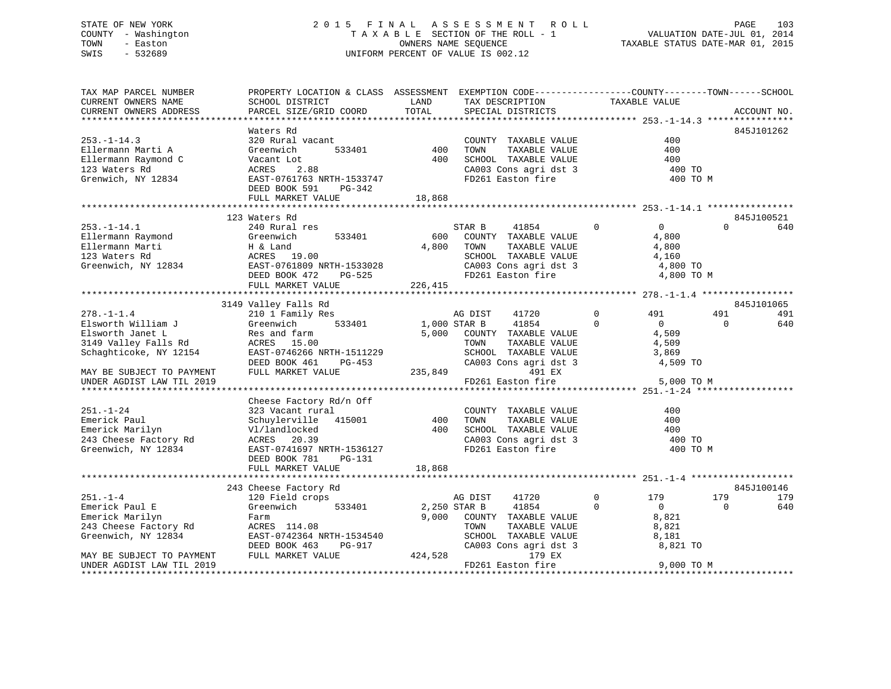STATE OF NEW YORK
COUNTY - Washington
TOWN - Easton
SWIS - 532689

# 2015 FINAL ASSESSMENT ROLL

TAXABLE SECTION OF THE ROLL - 1
OWNERS NAME SEQUENCE
UNIFORM PERCENT OF VALUE IS 002.12

VALUATION DATE-JUL 01, 2014
TAXABLE STATUS DATE-MAR 01, 2015

```
TAX MAP PARCEL NUMBER          PROPERTY LOCATION & CLASS  ASSESSMENT  EXEMPTION CODE------------------COUNTY--------TOWN------SCHOOL
CURRENT OWNERS NAME            SCHOOL DISTRICT              LAND      TAX DESCRIPTION            TAXABLE VALUE
CURRENT OWNERS ADDRESS         PARCEL SIZE/GRID COORD       TOTAL     SPECIAL DISTRICTS                                     ACCOUNT NO.
******************************************************************************************************* 253.-1-14.3 ****************
                               Waters Rd                                                                                   845J101262
253.-1-14.3                    320 Rural vacant                       COUNTY  TAXABLE VALUE              400
Ellermann Marti A              Greenwich       533401        400      TOWN    TAXABLE VALUE              400
Ellermann Raymond C            Vacant Lot                    400      SCHOOL  TAXABLE VALUE              400
123 Waters Rd                  ACRES    2.88                          CA003 Cons agri dst 3               400 TO
Grenwich, NY 12834             EAST-0761763 NRTH-1533747              FD261 Easton fire                   400 TO M
                               DEED BOOK 591     PG-342
                               FULL MARKET VALUE           18,868
******************************************************************************************************* 253.-1-14.1 ****************
                               123 Waters Rd                                                                               845J100521
253.-1-14.1                    240 Rural res                          STAR B      41854         0            0           0        640
Ellermann Raymond              Greenwich       533401        600      COUNTY  TAXABLE VALUE            4,800
Ellermann Marti                H & Land                    4,800      TOWN    TAXABLE VALUE            4,800
123 Waters Rd                  ACRES   19.00                          SCHOOL  TAXABLE VALUE            4,160
Greenwich, NY 12834            EAST-0761809 NRTH-1533028              CA003 Cons agri dst 3             4,800 TO
                               DEED BOOK 472     PG-525               FD261 Easton fire                 4,800 TO M
                               FULL MARKET VALUE          226,415
******************************************************************************************************* 278.-1-1.4 *****************
                               3149 Valley Falls Rd                                                                        845J101065
278.-1-1.4                     210 1 Family Res                       AG DIST     41720         0          491         491        491
Elsworth William J             Greenwich       533401      1,000 STAR B      41854         0            0           0        640
Elsworth Janet L               Res and farm                5,000      COUNTY  TAXABLE VALUE            4,509
3149 Valley Falls Rd           ACRES   15.00                          TOWN    TAXABLE VALUE            4,509
Schaghticoke, NY 12154         EAST-0746266 NRTH-1511229              SCHOOL  TAXABLE VALUE            3,869
                               DEED BOOK 461     PG-453               CA003 Cons agri dst 3             4,509 TO
MAY BE SUBJECT TO PAYMENT      FULL MARKET VALUE          235,849                  491 EX
UNDER AGDIST LAW TIL 2019                                             FD261 Easton fire                 5,000 TO M
******************************************************************************************************* 251.-1-24 ******************
                               Cheese Factory Rd/n Off
251.-1-24                      323 Vacant rural                       COUNTY  TAXABLE VALUE              400
Emerick Paul                   Schuylerville   415001        400      TOWN    TAXABLE VALUE              400
Emerick Marilyn                Vl/landlocked                 400      SCHOOL  TAXABLE VALUE              400
243 Cheese Factory Rd          ACRES   20.39                          CA003 Cons agri dst 3               400 TO
Greenwich, NY 12834            EAST-0741697 NRTH-1536127              FD261 Easton fire                   400 TO M
                               DEED BOOK 781     PG-131
                               FULL MARKET VALUE           18,868
******************************************************************************************************* 251.-1-4 *******************
                               243 Cheese Factory Rd                                                                       845J100146
251.-1-4                       120 Field crops                        AG DIST     41720         0          179         179        179
Emerick Paul E                 Greenwich       533401      2,250 STAR B      41854         0            0           0        640
Emerick Marilyn                Farm                        9,000      COUNTY  TAXABLE VALUE            8,821
243 Cheese Factory Rd          ACRES  114.08                          TOWN    TAXABLE VALUE            8,821
Greenwich, NY 12834            EAST-0742364 NRTH-1534540              SCHOOL  TAXABLE VALUE            8,181
                               DEED BOOK 463     PG-917               CA003 Cons agri dst 3             8,821 TO
MAY BE SUBJECT TO PAYMENT      FULL MARKET VALUE          424,528                  179 EX
UNDER AGDIST LAW TIL 2019                                             FD261 Easton fire                 9,000 TO M
************************************************************************************************************************************
```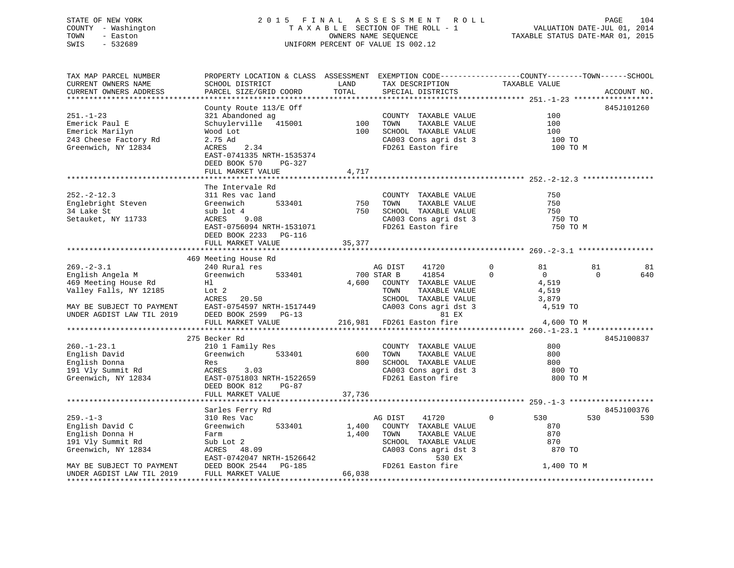STATE OF NEW YORK
COUNTY - Washington
TOWN - Easton
SWIS - 532689

2015 FINAL ASSESSMENT ROLL
TAXABLE SECTION OF THE ROLL - 1
OWNERS NAME SEQUENCE
UNIFORM PERCENT OF VALUE IS 002.12

VALUATION DATE-JUL 01, 2014
TAXABLE STATUS DATE-MAR 01, 2015

```
TAX MAP PARCEL NUMBER          PROPERTY LOCATION & CLASS  ASSESSMENT  EXEMPTION CODE------------------COUNTY--------TOWN------SCHOOL
CURRENT OWNERS NAME            SCHOOL DISTRICT               LAND      TAX DESCRIPTION            TAXABLE VALUE
CURRENT OWNERS ADDRESS         PARCEL SIZE/GRID COORD        TOTAL     SPECIAL DISTRICTS                                    ACCOUNT NO.
******************************************************************************************************* 251.-1-23 ******************
                               County Route 113/E Off                                                                       845J101260
251.-1-23                      321 Abandoned ag                        COUNTY  TAXABLE VALUE                100
Emerick Paul E                 Schuylerville   415001          100     TOWN    TAXABLE VALUE                100
Emerick Marilyn                Wood Lot                        100     SCHOOL  TAXABLE VALUE                100
243 Cheese Factory Rd          2.75 Ad                                 CA003 Cons agri dst 3                 100 TO
Greenwich, NY 12834            ACRES    2.34                           FD261 Easton fire                     100 TO M
                               EAST-0741335 NRTH-1535374
                               DEED BOOK 570    PG-327
                               FULL MARKET VALUE              4,717
******************************************************************************************************* 252.-2-12.3 ****************
                               The Intervale Rd
252.-2-12.3                    311 Res vac land                        COUNTY  TAXABLE VALUE                750
Englebright Steven             Greenwich       533401          750     TOWN    TAXABLE VALUE                750
34 Lake St                     sub lot 4                       750     SCHOOL  TAXABLE VALUE                750
Setauket, NY 11733             ACRES    9.08                           CA003 Cons agri dst 3                 750 TO
                               EAST-0756094 NRTH-1531071               FD261 Easton fire                     750 TO M
                               DEED BOOK 2233   PG-116
                               FULL MARKET VALUE             35,377
******************************************************************************************************* 269.-2-3.1 *****************
                               469 Meeting House Rd
269.-2-3.1                     240 Rural res                           AG DIST     41720          0            81          81          81
English Angela M               Greenwich       533401          700 STAR B      41854          0             0           0         640
469 Meeting House Rd           Hl                            4,600     COUNTY  TAXABLE VALUE              4,519
Valley Falls, NY 12185         Lot 2                                   TOWN    TAXABLE VALUE              4,519
                               ACRES   20.50                           SCHOOL  TAXABLE VALUE              3,879
MAY BE SUBJECT TO PAYMENT      EAST-0754597 NRTH-1517449               CA003 Cons agri dst 3               4,519 TO
UNDER AGDIST LAW TIL 2019      DEED BOOK 2599   PG-13                            81 EX
                               FULL MARKET VALUE            216,981    FD261 Easton fire                   4,600 TO M
******************************************************************************************************* 260.-1-23.1 ****************
                               275 Becker Rd                                                                                845J100837
260.-1-23.1                    210 1 Family Res                        COUNTY  TAXABLE VALUE                800
English David                  Greenwich       533401          600     TOWN    TAXABLE VALUE                800
English Donna                  Res                             800     SCHOOL  TAXABLE VALUE                800
191 Vly Summit Rd              ACRES    3.03                           CA003 Cons agri dst 3                 800 TO
Greenwich, NY 12834            EAST-0751803 NRTH-1522659               FD261 Easton fire                     800 TO M
                               DEED BOOK 812    PG-87
                               FULL MARKET VALUE             37,736
******************************************************************************************************* 259.-1-3 *******************
                               Sarles Ferry Rd                                                                              845J100376
259.-1-3                       310 Res Vac                             AG DIST     41720          0           530         530         530
English David C                Greenwich       533401        1,400     COUNTY  TAXABLE VALUE                870
English Donna H                Farm                          1,400     TOWN    TAXABLE VALUE                870
191 Vly Summit Rd              Sub Lot 2                               SCHOOL  TAXABLE VALUE                870
Greenwich, NY 12834            ACRES   48.09                           CA003 Cons agri dst 3                 870 TO
                               EAST-0742047 NRTH-1526642                         530 EX
MAY BE SUBJECT TO PAYMENT      DEED BOOK 2544   PG-185                 FD261 Easton fire                   1,400 TO M
UNDER AGDIST LAW TIL 2019      FULL MARKET VALUE             66,038
************************************************************************************************************************************
```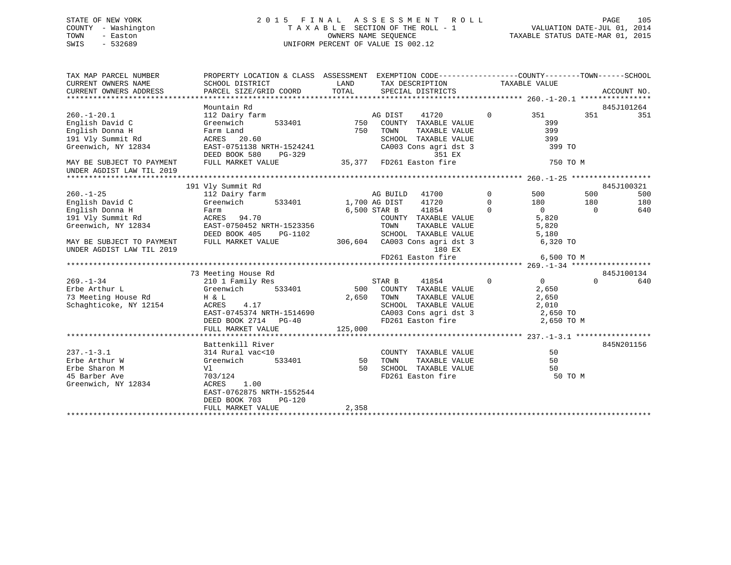STATE OF NEW YORK
COUNTY - Washington
TOWN - Easton
SWIS - 532689

# 2015 FINAL ASSESSMENT ROLL

TAXABLE SECTION OF THE ROLL - 1
OWNERS NAME SEQUENCE
UNIFORM PERCENT OF VALUE IS 002.12

VALUATION DATE-JUL 01, 2014
TAXABLE STATUS DATE-MAR 01, 2015

```
TAX MAP PARCEL NUMBER          PROPERTY LOCATION & CLASS  ASSESSMENT  EXEMPTION CODE-----------------COUNTY--------TOWN------SCHOOL
CURRENT OWNERS NAME            SCHOOL DISTRICT              LAND      TAX DESCRIPTION            TAXABLE VALUE
CURRENT OWNERS ADDRESS         PARCEL SIZE/GRID COORD       TOTAL     SPECIAL DISTRICTS                                    ACCOUNT NO.
******************************************************************************************************** 260.-1-20.1 ****************
                               Mountain Rd                                                                              845J101264
260.-1-20.1                    112 Dairy farm                      AG DIST    41720          0         351         351         351
English David C                Greenwich        533401       750    COUNTY  TAXABLE VALUE              399
English Donna H                Farm Land                     750    TOWN    TAXABLE VALUE              399
191 Vly Summit Rd              ACRES   20.60                        SCHOOL  TAXABLE VALUE              399
Greenwich, NY 12834            EAST-0751138 NRTH-1524241            CA003 Cons agri dst 3               399 TO
                               DEED BOOK 580     PG-329                           351 EX
MAY BE SUBJECT TO PAYMENT      FULL MARKET VALUE            35,377  FD261 Easton fire                   750 TO M
UNDER AGDIST LAW TIL 2019
******************************************************************************************************** 260.-1-25 ******************
                               191 Vly Summit Rd                                                                        845J100321
260.-1-25                      112 Dairy farm                      AG BUILD   41700          0         500         500         500
English David C                Greenwich        533401     1,700 AG DIST    41720          0         180         180         180
English Donna H                Farm                        6,500 STAR B     41854          0           0           0         640
191 Vly Summit Rd              ACRES   94.70                        COUNTY  TAXABLE VALUE            5,820
Greenwich, NY 12834            EAST-0750452 NRTH-1523356            TOWN    TAXABLE VALUE            5,820
                               DEED BOOK 405     PG-1102            SCHOOL  TAXABLE VALUE            5,180
MAY BE SUBJECT TO PAYMENT      FULL MARKET VALUE           306,604  CA003 Cons agri dst 3             6,320 TO
UNDER AGDIST LAW TIL 2019                                                         180 EX
                                                                    FD261 Easton fire                 6,500 TO M
******************************************************************************************************** 269.-1-34 ******************
                               73 Meeting House Rd                                                                      845J100134
269.-1-34                      210 1 Family Res                    STAR B     41854          0           0           0         640
Erbe Arthur L                  Greenwich        533401       500    COUNTY  TAXABLE VALUE            2,650
73 Meeting House Rd            H & L                       2,650    TOWN    TAXABLE VALUE            2,650
Schaghticoke, NY 12154         ACRES    4.17                        SCHOOL  TAXABLE VALUE            2,010
                               EAST-0745374 NRTH-1514690            CA003 Cons agri dst 3             2,650 TO
                               DEED BOOK 2714   PG-40               FD261 Easton fire                 2,650 TO M
                               FULL MARKET VALUE           125,000
******************************************************************************************************** 237.-1-3.1 *****************
                               Battenkill River                                                                         845N201156
237.-1-3.1                     314 Rural vac<10                     COUNTY  TAXABLE VALUE               50
Erbe Arthur W                  Greenwich        533401        50    TOWN    TAXABLE VALUE               50
Erbe Sharon M                  Vl                             50    SCHOOL  TAXABLE VALUE               50
45 Barber Ave                  703/124                              FD261 Easton fire                    50 TO M
Greenwich, NY 12834            ACRES    1.00
                               EAST-0762875 NRTH-1552544
                               DEED BOOK 703     PG-120
                               FULL MARKET VALUE             2,358
************************************************************************************************************************************
```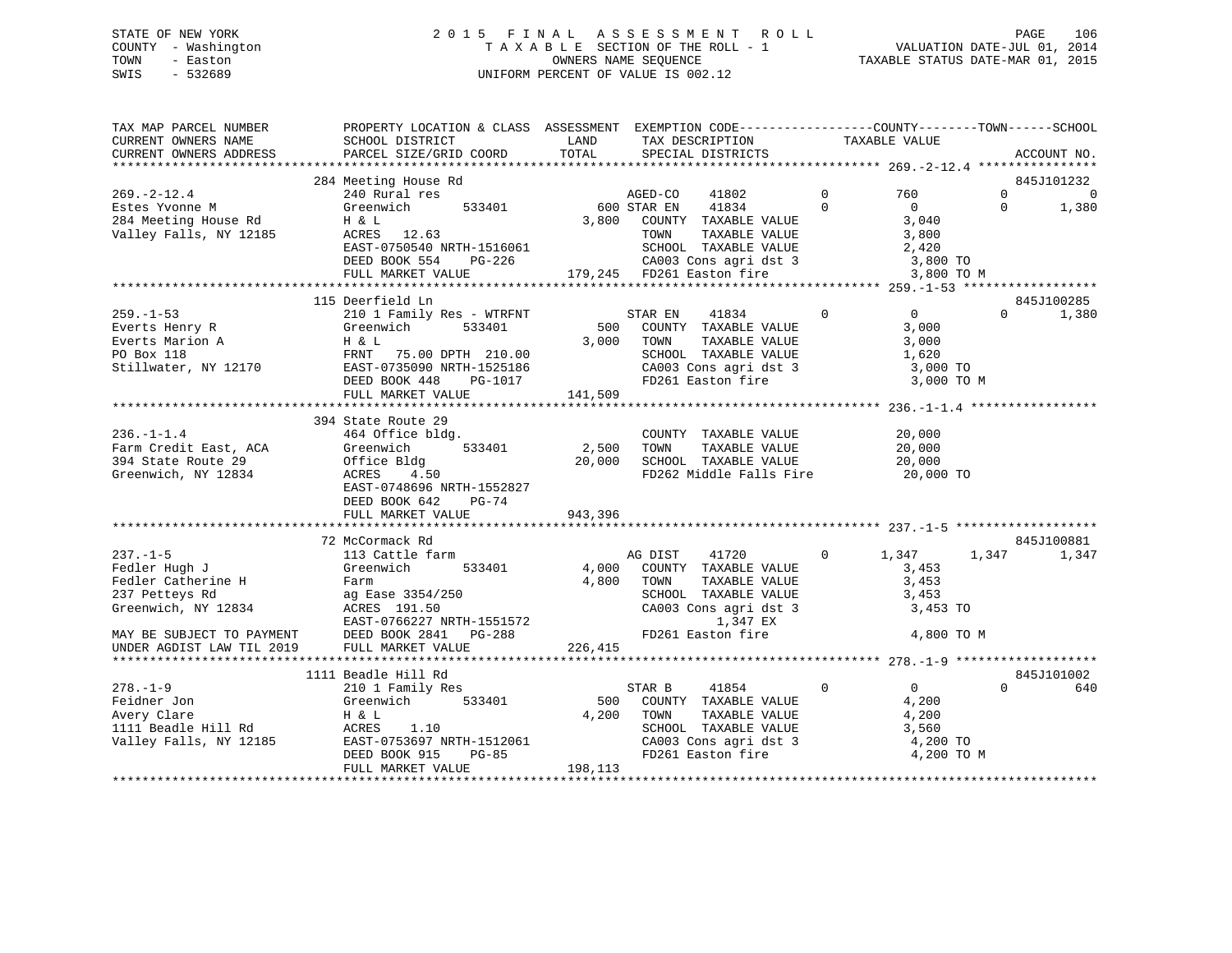STATE OF NEW YORK
COUNTY - Washington
TOWN - Easton
SWIS - 532689

2 0 1 5 F I N A L A S S E S S M E N T R O L L
T A X A B L E SECTION OF THE ROLL - 1
OWNERS NAME SEQUENCE
UNIFORM PERCENT OF VALUE IS 002.12

VALUATION DATE-JUL 01, 2014
TAXABLE STATUS DATE-MAR 01, 2015

```
TAX MAP PARCEL NUMBER     PROPERTY LOCATION & CLASS  ASSESSMENT  EXEMPTION CODE------------------COUNTY--------TOWN------SCHOOL
CURRENT OWNERS NAME       SCHOOL DISTRICT               LAND      TAX DESCRIPTION            TAXABLE VALUE
CURRENT OWNERS ADDRESS    PARCEL SIZE/GRID COORD        TOTAL     SPECIAL DISTRICTS                                      ACCOUNT NO.
******************************************************************************************************* 269.-2-12.4 ****************
                          284 Meeting House Rd                                                                           845J101232
269.-2-12.4               240 Rural res                      AGED-CO    41802          0         760           0            0
Estes Yvonne M            Greenwich        533401        600 STAR EN    41834          0           0           0        1,380
284 Meeting House Rd      H & L                        3,800   COUNTY  TAXABLE VALUE              3,040
Valley Falls, NY 12185    ACRES   12.63                        TOWN    TAXABLE VALUE              3,800
                          EAST-0750540 NRTH-1516061            SCHOOL  TAXABLE VALUE              2,420
                          DEED BOOK 554    PG-226              CA003 Cons agri dst 3              3,800 TO
                          FULL MARKET VALUE          179,245   FD261 Easton fire                  3,800 TO M
******************************************************************************************************* 259.-1-53 ******************
                          115 Deerfield Ln                                                                               845J100285
259.-1-53                 210 1 Family Res - WTRFNT          STAR EN    41834          0           0           0        1,380
Everts Henry R            Greenwich        533401        500   COUNTY  TAXABLE VALUE              3,000
Everts Marion A           H & L                        3,000   TOWN    TAXABLE VALUE              3,000
PO Box 118                FRNT   75.00 DPTH  210.00            SCHOOL  TAXABLE VALUE              1,620
Stillwater, NY 12170      EAST-0735090 NRTH-1525186            CA003 Cons agri dst 3              3,000 TO
                          DEED BOOK 448    PG-1017             FD261 Easton fire                  3,000 TO M
                          FULL MARKET VALUE          141,509
******************************************************************************************************* 236.-1-1.4 *****************
                          394 State Route 29
236.-1-1.4                464 Office bldg.                     COUNTY  TAXABLE VALUE             20,000
Farm Credit East, ACA     Greenwich        533401      2,500   TOWN    TAXABLE VALUE             20,000
394 State Route 29        Office Bldg                 20,000   SCHOOL  TAXABLE VALUE             20,000
Greenwich, NY 12834       ACRES    4.50                        FD262 Middle Falls Fire           20,000 TO
                          EAST-0748696 NRTH-1552827
                          DEED BOOK 642    PG-74
                          FULL MARKET VALUE          943,396
******************************************************************************************************* 237.-1-5 *******************
                          72 McCormack Rd                                                                                845J100881
237.-1-5                  113 Cattle farm                    AG DIST    41720          0       1,347       1,347        1,347
Fedler Hugh J             Greenwich        533401      4,000   COUNTY  TAXABLE VALUE              3,453
Fedler Catherine H        Farm                         4,800   TOWN    TAXABLE VALUE              3,453
237 Petteys Rd            ag Ease 3354/250                     SCHOOL  TAXABLE VALUE              3,453
Greenwich, NY 12834       ACRES  191.50                        CA003 Cons agri dst 3              3,453 TO
                          EAST-0766227 NRTH-1551572                       1,347 EX
MAY BE SUBJECT TO PAYMENT DEED BOOK 2841   PG-288              FD261 Easton fire                  4,800 TO M
UNDER AGDIST LAW TIL 2019 FULL MARKET VALUE          226,415
******************************************************************************************************* 278.-1-9 *******************
                          1111 Beadle Hill Rd                                                                            845J101002
278.-1-9                  210 1 Family Res                   STAR B     41854          0           0           0          640
Feidner Jon               Greenwich        533401        500   COUNTY  TAXABLE VALUE              4,200
Avery Clare               H & L                        4,200   TOWN    TAXABLE VALUE              4,200
1111 Beadle Hill Rd       ACRES    1.10                        SCHOOL  TAXABLE VALUE              3,560
Valley Falls, NY 12185    EAST-0753697 NRTH-1512061            CA003 Cons agri dst 3              4,200 TO
                          DEED BOOK 915    PG-85               FD261 Easton fire                  4,200 TO M
                          FULL MARKET VALUE          198,113
************************************************************************************************************************************
```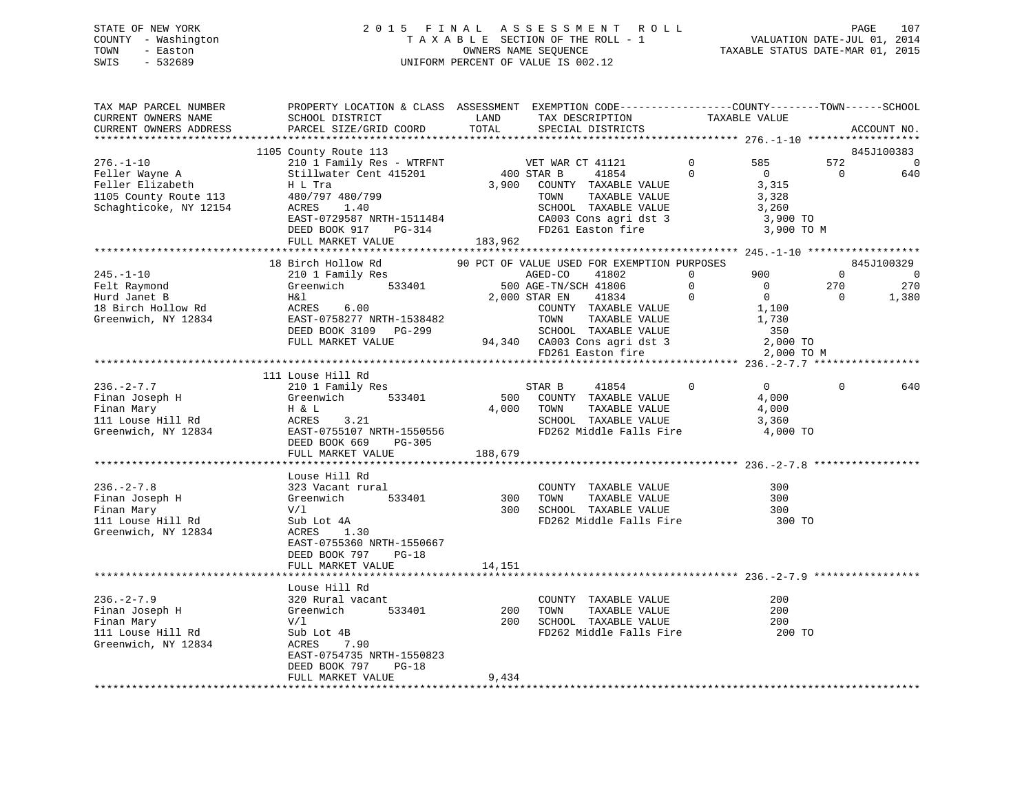STATE OF NEW YORK
COUNTY - Washington
TOWN - Easton
SWIS - 532689

2015 FINAL ASSESSMENT ROLL
TAXABLE SECTION OF THE ROLL - 1
OWNERS NAME SEQUENCE
UNIFORM PERCENT OF VALUE IS 002.12

VALUATION DATE-JUL 01, 2014
TAXABLE STATUS DATE-MAR 01, 2015

```
TAX MAP PARCEL NUMBER          PROPERTY LOCATION & CLASS  ASSESSMENT  EXEMPTION CODE------------------COUNTY--------TOWN------SCHOOL
CURRENT OWNERS NAME            SCHOOL DISTRICT               LAND      TAX DESCRIPTION            TAXABLE VALUE
CURRENT OWNERS ADDRESS         PARCEL SIZE/GRID COORD        TOTAL     SPECIAL DISTRICTS                                    ACCOUNT NO.
******************************************************************************************************* 276.-1-10 ******************
                       1105 County Route 113                                                                           845J100383
276.-1-10              210 1 Family Res - WTRFNT            VET WAR CT 41121        0          585          572               0
Feller Wayne A         Stillwater Cent 415201           400 STAR B     41854        0            0            0             640
Feller Elizabeth       H L Tra                        3,900   COUNTY  TAXABLE VALUE          3,315
1105 County Route 113  480/797 480/799                        TOWN    TAXABLE VALUE          3,328
Schaghticoke, NY 12154 ACRES     1.40                         SCHOOL  TAXABLE VALUE          3,260
                       EAST-0729587 NRTH-1511484              CA003 Cons agri dst 3            3,900 TO
                       DEED BOOK 917    PG-314                FD261 Easton fire                3,900 TO M
                       FULL MARKET VALUE              183,962
******************************************************************************************************* 245.-1-10 ******************
                       18 Birch Hollow Rd          90 PCT OF VALUE USED FOR EXEMPTION PURPOSES                          845J100329
245.-1-10              210 1 Family Res                     AGED-CO     41802       0          900            0               0
Felt Raymond           Greenwich      533401            500 AGE-TN/SCH 41806        0            0          270             270
Hurd Janet B           H&l                            2,000 STAR EN    41834        0            0            0           1,380
18 Birch Hollow Rd     ACRES     6.00                         COUNTY  TAXABLE VALUE          1,100
Greenwich, NY 12834    EAST-0758277 NRTH-1538482              TOWN    TAXABLE VALUE          1,730
                       DEED BOOK 3109   PG-299                SCHOOL  TAXABLE VALUE            350
                       FULL MARKET VALUE               94,340 CA003 Cons agri dst 3            2,000 TO
                                                              FD261 Easton fire                2,000 TO M
******************************************************************************************************* 236.-2-7.7 *****************
                       111 Louse Hill Rd
236.-2-7.7             210 1 Family Res                     STAR B     41854        0            0            0             640
Finan Joseph H         Greenwich      533401            500   COUNTY  TAXABLE VALUE          4,000
Finan Mary             H & L                          4,000   TOWN    TAXABLE VALUE          4,000
111 Louse Hill Rd      ACRES     3.21                         SCHOOL  TAXABLE VALUE          3,360
Greenwich, NY 12834    EAST-0755107 NRTH-1550556              FD262 Middle Falls Fire          4,000 TO
                       DEED BOOK 669    PG-305
                       FULL MARKET VALUE              188,679
******************************************************************************************************* 236.-2-7.8 *****************
                       Louse Hill Rd
236.-2-7.8             323 Vacant rural                       COUNTY  TAXABLE VALUE            300
Finan Joseph H         Greenwich      533401            300   TOWN    TAXABLE VALUE            300
Finan Mary             V/l                              300   SCHOOL  TAXABLE VALUE            300
111 Louse Hill Rd      Sub Lot 4A                             FD262 Middle Falls Fire            300 TO
Greenwich, NY 12834    ACRES     1.30
                       EAST-0755360 NRTH-1550667
                       DEED BOOK 797    PG-18
                       FULL MARKET VALUE               14,151
******************************************************************************************************* 236.-2-7.9 *****************
                       Louse Hill Rd
236.-2-7.9             320 Rural vacant                       COUNTY  TAXABLE VALUE            200
Finan Joseph H         Greenwich      533401            200   TOWN    TAXABLE VALUE            200
Finan Mary             V/l                              200   SCHOOL  TAXABLE VALUE            200
111 Louse Hill Rd      Sub Lot 4B                             FD262 Middle Falls Fire            200 TO
Greenwich, NY 12834    ACRES     7.90
                       EAST-0754735 NRTH-1550823
                       DEED BOOK 797    PG-18
                       FULL MARKET VALUE                9,434
************************************************************************************************************************************
```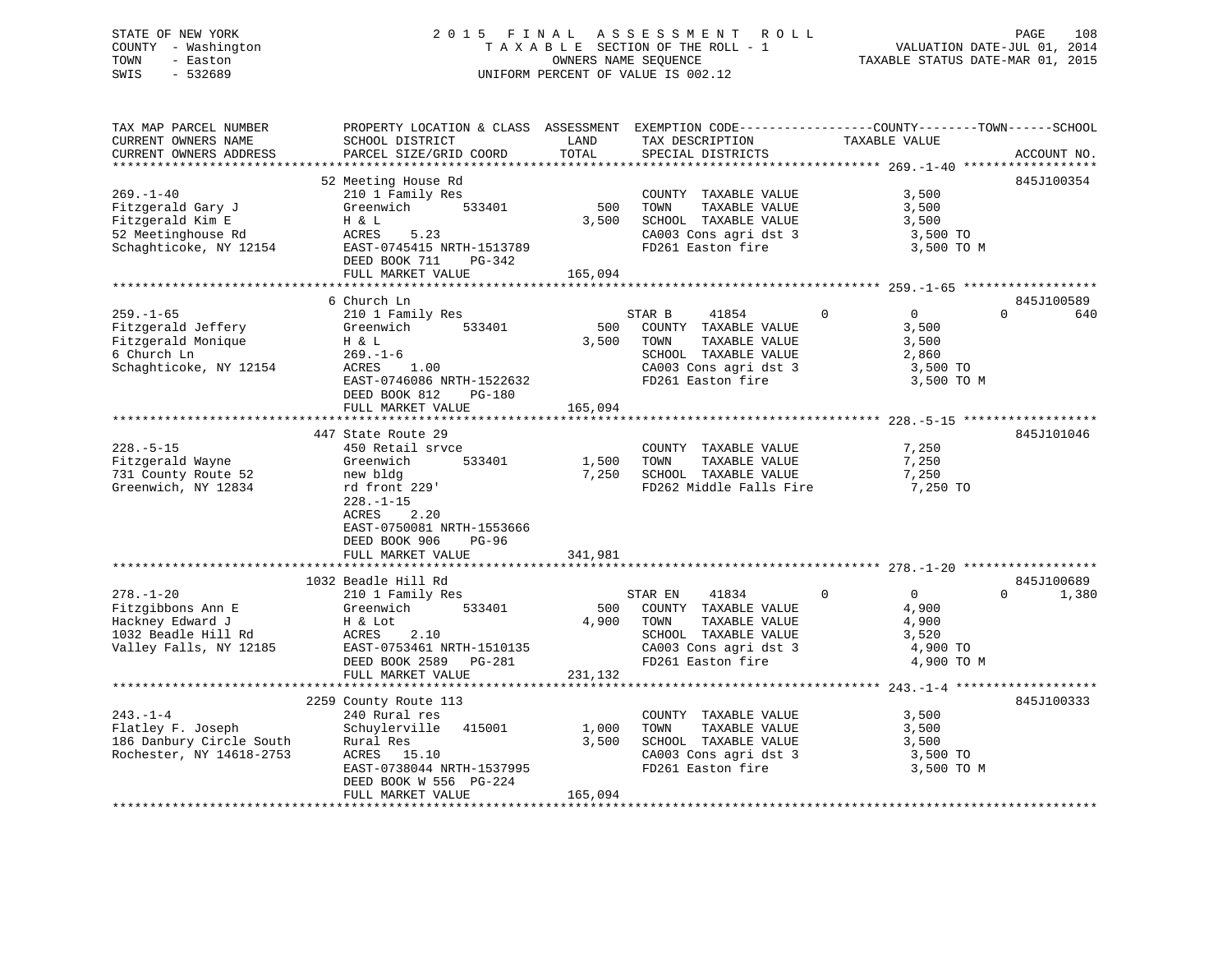STATE OF NEW YORK
COUNTY - Washington
TOWN - Easton
SWIS - 532689

2015 FINAL ASSESSMENT ROLL
TAXABLE SECTION OF THE ROLL - 1
OWNERS NAME SEQUENCE
UNIFORM PERCENT OF VALUE IS 002.12

VALUATION DATE-JUL 01, 2014
TAXABLE STATUS DATE-MAR 01, 2015

| TAX MAP PARCEL NUMBER / CURRENT OWNERS NAME / CURRENT OWNERS ADDRESS | PROPERTY LOCATION & CLASS / SCHOOL DISTRICT / PARCEL SIZE/GRID COORD | ASSESSMENT LAND / TOTAL | EXEMPTION CODE / TAX DESCRIPTION / SPECIAL DISTRICTS | COUNTY | TOWN | SCHOOL / TAXABLE VALUE | ACCOUNT NO. |
|---|---|---|---|---|---|---|---|
| **269.-1-40** | 52 Meeting House Rd | | | | | | 845J100354 |
| 269.-1-40 | 210 1 Family Res | | COUNTY TAXABLE VALUE | | | 3,500 | |
| Fitzgerald Gary J | Greenwich 533401 | 500 | TOWN TAXABLE VALUE | | | 3,500 | |
| Fitzgerald Kim E | H & L | 3,500 | SCHOOL TAXABLE VALUE | | | 3,500 | |
| 52 Meetinghouse Rd | ACRES 5.23 | | CA003 Cons agri dst 3 | | | 3,500 TO | |
| Schaghticoke, NY 12154 | EAST-0745415 NRTH-1513789 | | FD261 Easton fire | | | 3,500 TO M | |
| | DEED BOOK 711 PG-342 | | | | | | |
| | FULL MARKET VALUE | 165,094 | | | | | |
| **259.-1-65** | 6 Church Ln | | | | | | 845J100589 |
| 259.-1-65 | 210 1 Family Res | | STAR B 41854 | 0 | 0 | 0 640 | |
| Fitzgerald Jeffery | Greenwich 533401 | 500 | COUNTY TAXABLE VALUE | | | 3,500 | |
| Fitzgerald Monique | H & L | 3,500 | TOWN TAXABLE VALUE | | | 3,500 | |
| 6 Church Ln | 269.-1-6 | | SCHOOL TAXABLE VALUE | | | 2,860 | |
| Schaghticoke, NY 12154 | ACRES 1.00 | | CA003 Cons agri dst 3 | | | 3,500 TO | |
| | EAST-0746086 NRTH-1522632 | | FD261 Easton fire | | | 3,500 TO M | |
| | DEED BOOK 812 PG-180 | | | | | | |
| | FULL MARKET VALUE | 165,094 | | | | | |
| **228.-5-15** | 447 State Route 29 | | | | | | 845J101046 |
| 228.-5-15 | 450 Retail srvce | | COUNTY TAXABLE VALUE | | | 7,250 | |
| Fitzgerald Wayne | Greenwich 533401 | 1,500 | TOWN TAXABLE VALUE | | | 7,250 | |
| 731 County Route 52 | new bldg | 7,250 | SCHOOL TAXABLE VALUE | | | 7,250 | |
| Greenwich, NY 12834 | rd front 229' | | FD262 Middle Falls Fire | | | 7,250 TO | |
| | 228.-1-15 | | | | | | |
| | ACRES 2.20 | | | | | | |
| | EAST-0750081 NRTH-1553666 | | | | | | |
| | DEED BOOK 906 PG-96 | | | | | | |
| | FULL MARKET VALUE | 341,981 | | | | | |
| **278.-1-20** | 1032 Beadle Hill Rd | | | | | | 845J100689 |
| 278.-1-20 | 210 1 Family Res | | STAR EN 41834 | 0 | 0 | 0 1,380 | |
| Fitzgibbons Ann E | Greenwich 533401 | 500 | COUNTY TAXABLE VALUE | | | 4,900 | |
| Hackney Edward J | H & Lot | 4,900 | TOWN TAXABLE VALUE | | | 4,900 | |
| 1032 Beadle Hill Rd | ACRES 2.10 | | SCHOOL TAXABLE VALUE | | | 3,520 | |
| Valley Falls, NY 12185 | EAST-0753461 NRTH-1510135 | | CA003 Cons agri dst 3 | | | 4,900 TO | |
| | DEED BOOK 2589 PG-281 | | FD261 Easton fire | | | 4,900 TO M | |
| | FULL MARKET VALUE | 231,132 | | | | | |
| **243.-1-4** | 2259 County Route 113 | | | | | | 845J100333 |
| 243.-1-4 | 240 Rural res | | COUNTY TAXABLE VALUE | | | 3,500 | |
| Flatley F. Joseph | Schuylerville 415001 | 1,000 | TOWN TAXABLE VALUE | | | 3,500 | |
| 186 Danbury Circle South | Rural Res | 3,500 | SCHOOL TAXABLE VALUE | | | 3,500 | |
| Rochester, NY 14618-2753 | ACRES 15.10 | | CA003 Cons agri dst 3 | | | 3,500 TO | |
| | EAST-0738044 NRTH-1537995 | | FD261 Easton fire | | | 3,500 TO M | |
| | DEED BOOK W 556 PG-224 | | | | | | |
| | FULL MARKET VALUE | 165,094 | | | | | |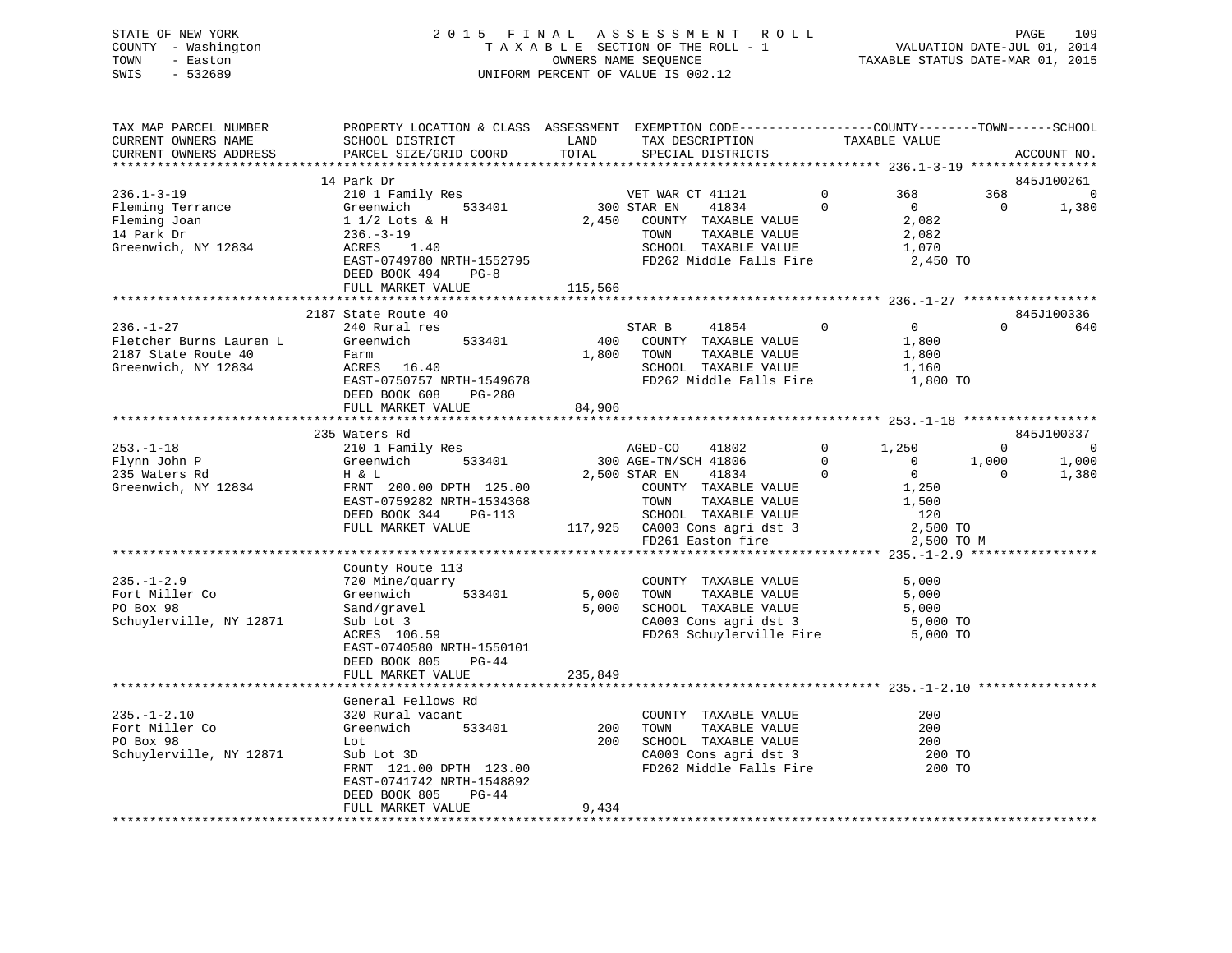STATE OF NEW YORK — 2015 FINAL ASSESSMENT ROLL
COUNTY - Washington — TAXABLE SECTION OF THE ROLL - 1 — VALUATION DATE-JUL 01, 2014
TOWN - Easton — OWNERS NAME SEQUENCE — TAXABLE STATUS DATE-MAR 01, 2015
SWIS - 532689 — UNIFORM PERCENT OF VALUE IS 002.12

```
TAX MAP PARCEL NUMBER          PROPERTY LOCATION & CLASS  ASSESSMENT  EXEMPTION CODE------------------COUNTY--------TOWN------SCHOOL
CURRENT OWNERS NAME            SCHOOL DISTRICT             LAND       TAX DESCRIPTION            TAXABLE VALUE
CURRENT OWNERS ADDRESS         PARCEL SIZE/GRID COORD      TOTAL      SPECIAL DISTRICTS                                      ACCOUNT NO.
*********************************************************************************************** 236.1-3-19 *****************
                               14 Park Dr                                                                                  845J100261
236.1-3-19                     210 1 Family Res                       VET WAR CT 41121        0        368         368           0
Fleming Terrance               Greenwich      533401          300 STAR EN    41834            0          0           0       1,380
Fleming Joan                   1 1/2 Lots & H               2,450   COUNTY  TAXABLE VALUE             2,082
14 Park Dr                     236.-3-19                            TOWN    TAXABLE VALUE             2,082
Greenwich, NY 12834            ACRES    1.40                        SCHOOL  TAXABLE VALUE             1,070
                               EAST-0749780 NRTH-1552795            FD262 Middle Falls Fire             2,450 TO
                               DEED BOOK 494    PG-8
                               FULL MARKET VALUE          115,566
*********************************************************************************************** 236.-1-27 ******************
                               2187 State Route 40                                                                         845J100336
236.-1-27                      240 Rural res                          STAR B     41854        0          0           0         640
Fletcher Burns Lauren L        Greenwich      533401          400   COUNTY  TAXABLE VALUE             1,800
2187 State Route 40            Farm                         1,800   TOWN    TAXABLE VALUE             1,800
Greenwich, NY 12834            ACRES   16.40                        SCHOOL  TAXABLE VALUE             1,160
                               EAST-0750757 NRTH-1549678            FD262 Middle Falls Fire             1,800 TO
                               DEED BOOK 608    PG-280
                               FULL MARKET VALUE           84,906
*********************************************************************************************** 253.-1-18 ******************
                               235 Waters Rd                                                                               845J100337
253.-1-18                      210 1 Family Res                       AGED-CO    41802        0      1,250           0           0
Flynn John P                   Greenwich      533401          300 AGE-TN/SCH 41806            0          0       1,000       1,000
235 Waters Rd                  H & L                        2,500 STAR EN    41834            0          0           0       1,380
Greenwich, NY 12834            FRNT 200.00 DPTH 125.00              COUNTY  TAXABLE VALUE             1,250
                               EAST-0759282 NRTH-1534368            TOWN    TAXABLE VALUE             1,500
                               DEED BOOK 344    PG-113              SCHOOL  TAXABLE VALUE               120
                               FULL MARKET VALUE          117,925   CA003 Cons agri dst 3               2,500 TO
                                                                    FD261 Easton fire                   2,500 TO M
*********************************************************************************************** 235.-1-2.9 *****************
                               County Route 113
235.-1-2.9                     720 Mine/quarry                        COUNTY  TAXABLE VALUE             5,000
Fort Miller Co                 Greenwich      533401        5,000   TOWN    TAXABLE VALUE             5,000
PO Box 98                      Sand/gravel                  5,000   SCHOOL  TAXABLE VALUE             5,000
Schuylerville, NY 12871        Sub Lot 3                            CA003 Cons agri dst 3               5,000 TO
                               ACRES  106.59                        FD263 Schuylerville Fire            5,000 TO
                               EAST-0740580 NRTH-1550101
                               DEED BOOK 805    PG-44
                               FULL MARKET VALUE          235,849
*********************************************************************************************** 235.-1-2.10 ****************
                               General Fellows Rd
235.-1-2.10                    320 Rural vacant                       COUNTY  TAXABLE VALUE               200
Fort Miller Co                 Greenwich      533401          200   TOWN    TAXABLE VALUE               200
PO Box 98                      Lot                            200   SCHOOL  TAXABLE VALUE               200
Schuylerville, NY 12871        Sub Lot 3D                           CA003 Cons agri dst 3                 200 TO
                               FRNT 121.00 DPTH 123.00              FD262 Middle Falls Fire               200 TO
                               EAST-0741742 NRTH-1548892
                               DEED BOOK 805    PG-44
                               FULL MARKET VALUE            9,434
******************************************************************************************************************************
```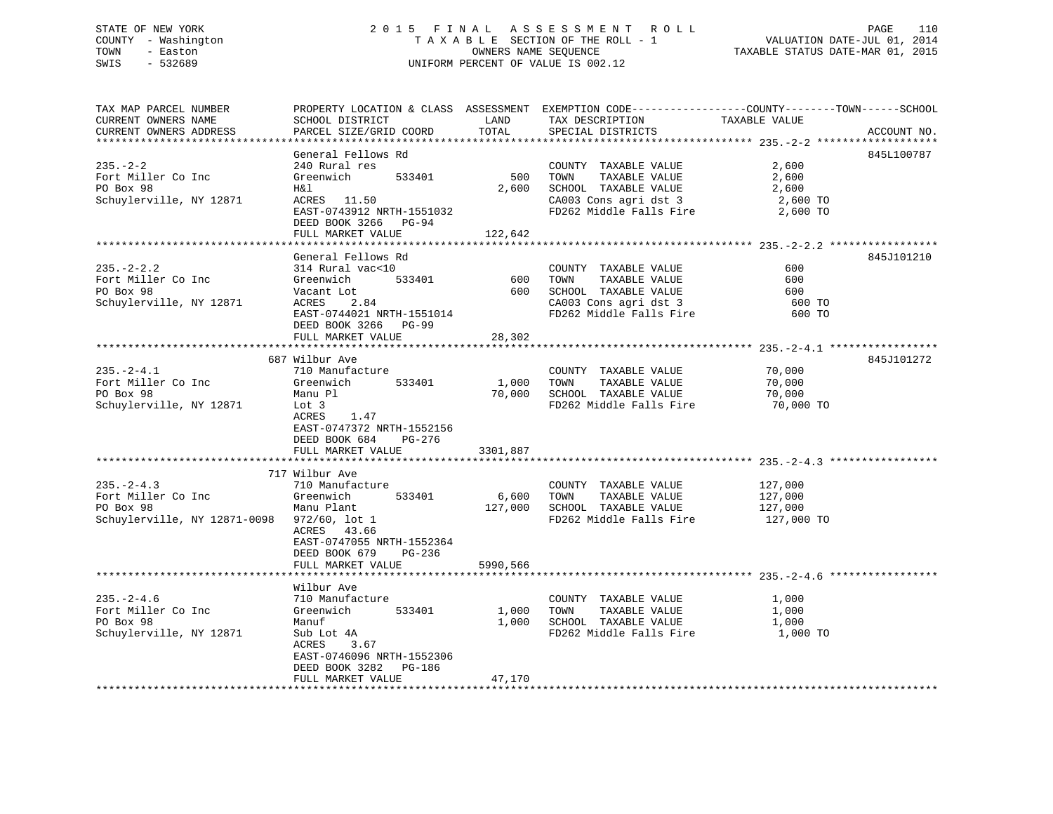STATE OF NEW YORK
COUNTY - Washington
TOWN - Easton
SWIS - 532689

2015 FINAL ASSESSMENT ROLL
TAXABLE SECTION OF THE ROLL - 1
OWNERS NAME SEQUENCE
UNIFORM PERCENT OF VALUE IS 002.12

VALUATION DATE-JUL 01, 2014
TAXABLE STATUS DATE-MAR 01, 2015

```
TAX MAP PARCEL NUMBER          PROPERTY LOCATION & CLASS  ASSESSMENT  EXEMPTION CODE-----------------COUNTY--------TOWN------SCHOOL
CURRENT OWNERS NAME            SCHOOL DISTRICT               LAND      TAX DESCRIPTION            TAXABLE VALUE
CURRENT OWNERS ADDRESS         PARCEL SIZE/GRID COORD       TOTAL      SPECIAL DISTRICTS                                    ACCOUNT NO.
******************************************************************************************************* 235.-2-2 *******************
                               General Fellows Rd                                                                         845L100787
235.-2-2                       240 Rural res                           COUNTY  TAXABLE VALUE            2,600
Fort Miller Co Inc             Greenwich        533401          500   TOWN    TAXABLE VALUE            2,600
PO Box 98                      H&l                            2,600   SCHOOL  TAXABLE VALUE            2,600
Schuylerville, NY 12871        ACRES   11.50                           CA003 Cons agri dst 3              2,600 TO
                               EAST-0743912 NRTH-1551032               FD262 Middle Falls Fire            2,600 TO
                               DEED BOOK 3266   PG-94
                               FULL MARKET VALUE             122,642
******************************************************************************************************* 235.-2-2.2 *****************
                               General Fellows Rd                                                                         845J101210
235.-2-2.2                     314 Rural vac<10                        COUNTY  TAXABLE VALUE              600
Fort Miller Co Inc             Greenwich        533401          600   TOWN    TAXABLE VALUE              600
PO Box 98                      Vacant Lot                       600   SCHOOL  TAXABLE VALUE              600
Schuylerville, NY 12871        ACRES    2.84                           CA003 Cons agri dst 3                600 TO
                               EAST-0744021 NRTH-1551014               FD262 Middle Falls Fire              600 TO
                               DEED BOOK 3266   PG-99
                               FULL MARKET VALUE              28,302
******************************************************************************************************* 235.-2-4.1 *****************
                            687 Wilbur Ave                                                                                845J101272
235.-2-4.1                     710 Manufacture                         COUNTY  TAXABLE VALUE           70,000
Fort Miller Co Inc             Greenwich        533401        1,000   TOWN    TAXABLE VALUE           70,000
PO Box 98                      Manu Pl                       70,000   SCHOOL  TAXABLE VALUE           70,000
Schuylerville, NY 12871        Lot 3                                   FD262 Middle Falls Fire           70,000 TO
                               ACRES    1.47
                               EAST-0747372 NRTH-1552156
                               DEED BOOK 684    PG-276
                               FULL MARKET VALUE            3301,887
******************************************************************************************************* 235.-2-4.3 *****************
                            717 Wilbur Ave
235.-2-4.3                     710 Manufacture                         COUNTY  TAXABLE VALUE          127,000
Fort Miller Co Inc             Greenwich        533401        6,600   TOWN    TAXABLE VALUE          127,000
PO Box 98                      Manu Plant                   127,000   SCHOOL  TAXABLE VALUE          127,000
Schuylerville, NY 12871-0098   972/60, lot 1                           FD262 Middle Falls Fire          127,000 TO
                               ACRES   43.66
                               EAST-0747055 NRTH-1552364
                               DEED BOOK 679    PG-236
                               FULL MARKET VALUE            5990,566
******************************************************************************************************* 235.-2-4.6 *****************
                               Wilbur Ave
235.-2-4.6                     710 Manufacture                         COUNTY  TAXABLE VALUE            1,000
Fort Miller Co Inc             Greenwich        533401        1,000   TOWN    TAXABLE VALUE            1,000
PO Box 98                      Manuf                          1,000   SCHOOL  TAXABLE VALUE            1,000
Schuylerville, NY 12871        Sub Lot 4A                              FD262 Middle Falls Fire            1,000 TO
                               ACRES    3.67
                               EAST-0746096 NRTH-1552306
                               DEED BOOK 3282   PG-186
                               FULL MARKET VALUE              47,170
************************************************************************************************************************************
```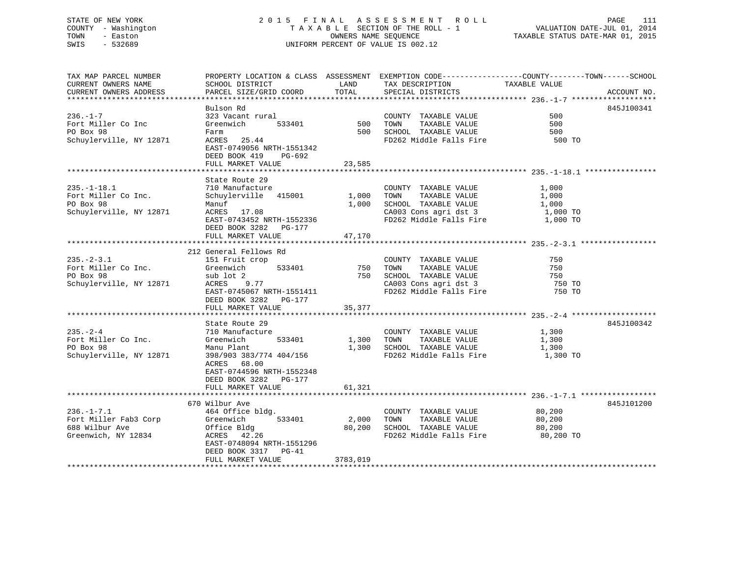STATE OF NEW YORK
COUNTY - Washington
TOWN - Easton
SWIS - 532689

2015 FINAL ASSESSMENT ROLL
TAXABLE SECTION OF THE ROLL - 1
OWNERS NAME SEQUENCE
UNIFORM PERCENT OF VALUE IS 002.12

VALUATION DATE-JUL 01, 2014
TAXABLE STATUS DATE-MAR 01, 2015

| TAX MAP PARCEL NUMBER / CURRENT OWNERS NAME / CURRENT OWNERS ADDRESS | PROPERTY LOCATION & CLASS / SCHOOL DISTRICT / PARCEL SIZE/GRID COORD | ASSESSMENT LAND / TOTAL | EXEMPTION CODE / TAX DESCRIPTION / SPECIAL DISTRICTS | COUNTY--TOWN--SCHOOL TAXABLE VALUE | ACCOUNT NO. |
|---|---|---|---|---|---|
| **236.-1-7** | Bulson Rd | | | | 845J100341 |
| 236.-1-7 | 323 Vacant rural | | COUNTY TAXABLE VALUE | 500 | |
| Fort Miller Co Inc | Greenwich 533401 | 500 | TOWN TAXABLE VALUE | 500 | |
| PO Box 98 | Farm | 500 | SCHOOL TAXABLE VALUE | 500 | |
| Schuylerville, NY 12871 | ACRES 25.44 | | FD262 Middle Falls Fire | 500 TO | |
| | EAST-0749056 NRTH-1551342 | | | | |
| | DEED BOOK 419 PG-692 | | | | |
| | FULL MARKET VALUE | 23,585 | | | |
| **235.-1-18.1** | State Route 29 | | | | |
| 235.-1-18.1 | 710 Manufacture | | COUNTY TAXABLE VALUE | 1,000 | |
| Fort Miller Co Inc. | Schuylerville 415001 | 1,000 | TOWN TAXABLE VALUE | 1,000 | |
| PO Box 98 | Manuf | 1,000 | SCHOOL TAXABLE VALUE | 1,000 | |
| Schuylerville, NY 12871 | ACRES 17.08 | | CA003 Cons agri dst 3 | 1,000 TO | |
| | EAST-0743452 NRTH-1552336 | | FD262 Middle Falls Fire | 1,000 TO | |
| | DEED BOOK 3282 PG-177 | | | | |
| | FULL MARKET VALUE | 47,170 | | | |
| **235.-2-3.1** | 212 General Fellows Rd | | | | |
| 235.-2-3.1 | 151 Fruit crop | | COUNTY TAXABLE VALUE | 750 | |
| Fort Miller Co Inc. | Greenwich 533401 | 750 | TOWN TAXABLE VALUE | 750 | |
| PO Box 98 | sub lot 2 | 750 | SCHOOL TAXABLE VALUE | 750 | |
| Schuylerville, NY 12871 | ACRES 9.77 | | CA003 Cons agri dst 3 | 750 TO | |
| | EAST-0745067 NRTH-1551411 | | FD262 Middle Falls Fire | 750 TO | |
| | DEED BOOK 3282 PG-177 | | | | |
| | FULL MARKET VALUE | 35,377 | | | |
| **235.-2-4** | State Route 29 | | | | 845J100342 |
| 235.-2-4 | 710 Manufacture | | COUNTY TAXABLE VALUE | 1,300 | |
| Fort Miller Co Inc. | Greenwich 533401 | 1,300 | TOWN TAXABLE VALUE | 1,300 | |
| PO Box 98 | Manu Plant | 1,300 | SCHOOL TAXABLE VALUE | 1,300 | |
| Schuylerville, NY 12871 | 398/903 383/774 404/156 | | FD262 Middle Falls Fire | 1,300 TO | |
| | ACRES 68.00 | | | | |
| | EAST-0744596 NRTH-1552348 | | | | |
| | DEED BOOK 3282 PG-177 | | | | |
| | FULL MARKET VALUE | 61,321 | | | |
| **236.-1-7.1** | 670 Wilbur Ave | | | | 845J101200 |
| 236.-1-7.1 | 464 Office bldg. | | COUNTY TAXABLE VALUE | 80,200 | |
| Fort Miller Fab3 Corp | Greenwich 533401 | 2,000 | TOWN TAXABLE VALUE | 80,200 | |
| 688 Wilbur Ave | Office Bldg | 80,200 | SCHOOL TAXABLE VALUE | 80,200 | |
| Greenwich, NY 12834 | ACRES 42.26 | | FD262 Middle Falls Fire | 80,200 TO | |
| | EAST-0748094 NRTH-1551296 | | | | |
| | DEED BOOK 3317 PG-41 | | | | |
| | FULL MARKET VALUE | 3783,019 | | | |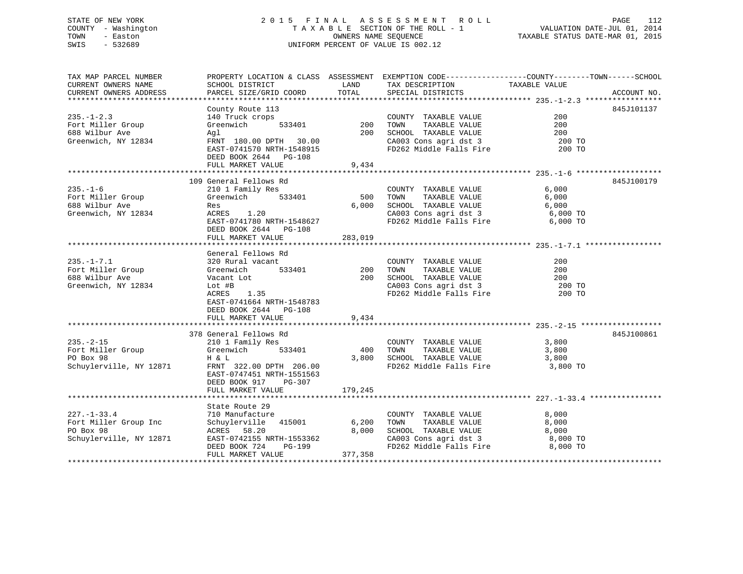STATE OF NEW YORK
COUNTY - Washington
TOWN - Easton
SWIS - 532689

2 0 1 5 F I N A L A S S E S S M E N T R O L L
T A X A B L E SECTION OF THE ROLL - 1
OWNERS NAME SEQUENCE
UNIFORM PERCENT OF VALUE IS 002.12

VALUATION DATE-JUL 01, 2014
TAXABLE STATUS DATE-MAR 01, 2015

```
TAX MAP PARCEL NUMBER          PROPERTY LOCATION & CLASS  ASSESSMENT  EXEMPTION CODE------------------COUNTY--------TOWN------SCHOOL
CURRENT OWNERS NAME            SCHOOL DISTRICT               LAND      TAX DESCRIPTION             TAXABLE VALUE
CURRENT OWNERS ADDRESS         PARCEL SIZE/GRID COORD       TOTAL      SPECIAL DISTRICTS                                     ACCOUNT NO.
******************************************************************************************************* 235.-1-2.3 *****************
                               County Route 113                                                                          845J101137
235.-1-2.3                     140 Truck crops                        COUNTY  TAXABLE VALUE              200
Fort Miller Group              Greenwich      533401          200     TOWN    TAXABLE VALUE              200
688 Wilbur Ave                 Agl                            200     SCHOOL  TAXABLE VALUE              200
Greenwich, NY 12834            FRNT 180.00 DPTH  30.00                CA003 Cons agri dst 3                 200 TO
                               EAST-0741570 NRTH-1548915              FD262 Middle Falls Fire               200 TO
                               DEED BOOK 2644   PG-108
                               FULL MARKET VALUE            9,434
******************************************************************************************************* 235.-1-6 *******************
                               109 General Fellows Rd                                                                    845J100179
235.-1-6                       210 1 Family Res                       COUNTY  TAXABLE VALUE            6,000
Fort Miller Group              Greenwich      533401          500     TOWN    TAXABLE VALUE            6,000
688 Wilbur Ave                 Res                          6,000     SCHOOL  TAXABLE VALUE            6,000
Greenwich, NY 12834            ACRES    1.20                          CA003 Cons agri dst 3               6,000 TO
                               EAST-0741780 NRTH-1548627              FD262 Middle Falls Fire             6,000 TO
                               DEED BOOK 2644   PG-108
                               FULL MARKET VALUE          283,019
******************************************************************************************************* 235.-1-7.1 *****************
                               General Fellows Rd
235.-1-7.1                     320 Rural vacant                       COUNTY  TAXABLE VALUE              200
Fort Miller Group              Greenwich      533401          200     TOWN    TAXABLE VALUE              200
688 Wilbur Ave                 Vacant Lot                     200     SCHOOL  TAXABLE VALUE              200
Greenwich, NY 12834            Lot #B                                 CA003 Cons agri dst 3                 200 TO
                               ACRES    1.35                          FD262 Middle Falls Fire               200 TO
                               EAST-0741664 NRTH-1548783
                               DEED BOOK 2644   PG-108
                               FULL MARKET VALUE            9,434
******************************************************************************************************* 235.-2-15 ******************
                               378 General Fellows Rd                                                                    845J100861
235.-2-15                      210 1 Family Res                       COUNTY  TAXABLE VALUE            3,800
Fort Miller Group              Greenwich      533401          400     TOWN    TAXABLE VALUE            3,800
PO Box 98                      H & L                        3,800     SCHOOL  TAXABLE VALUE            3,800
Schuylerville, NY 12871        FRNT 322.00 DPTH 206.00                FD262 Middle Falls Fire             3,800 TO
                               EAST-0747451 NRTH-1551563
                               DEED BOOK 917    PG-307
                               FULL MARKET VALUE          179,245
******************************************************************************************************* 227.-1-33.4 ****************
                               State Route 29
227.-1-33.4                    710 Manufacture                        COUNTY  TAXABLE VALUE            8,000
Fort Miller Group Inc          Schuylerville   415001       6,200     TOWN    TAXABLE VALUE            8,000
PO Box 98                      ACRES   58.20                8,000     SCHOOL  TAXABLE VALUE            8,000
Schuylerville, NY 12871        EAST-0742155 NRTH-1553362              CA003 Cons agri dst 3               8,000 TO
                               DEED BOOK 724    PG-199                FD262 Middle Falls Fire             8,000 TO
                               FULL MARKET VALUE          377,358
************************************************************************************************************************************
```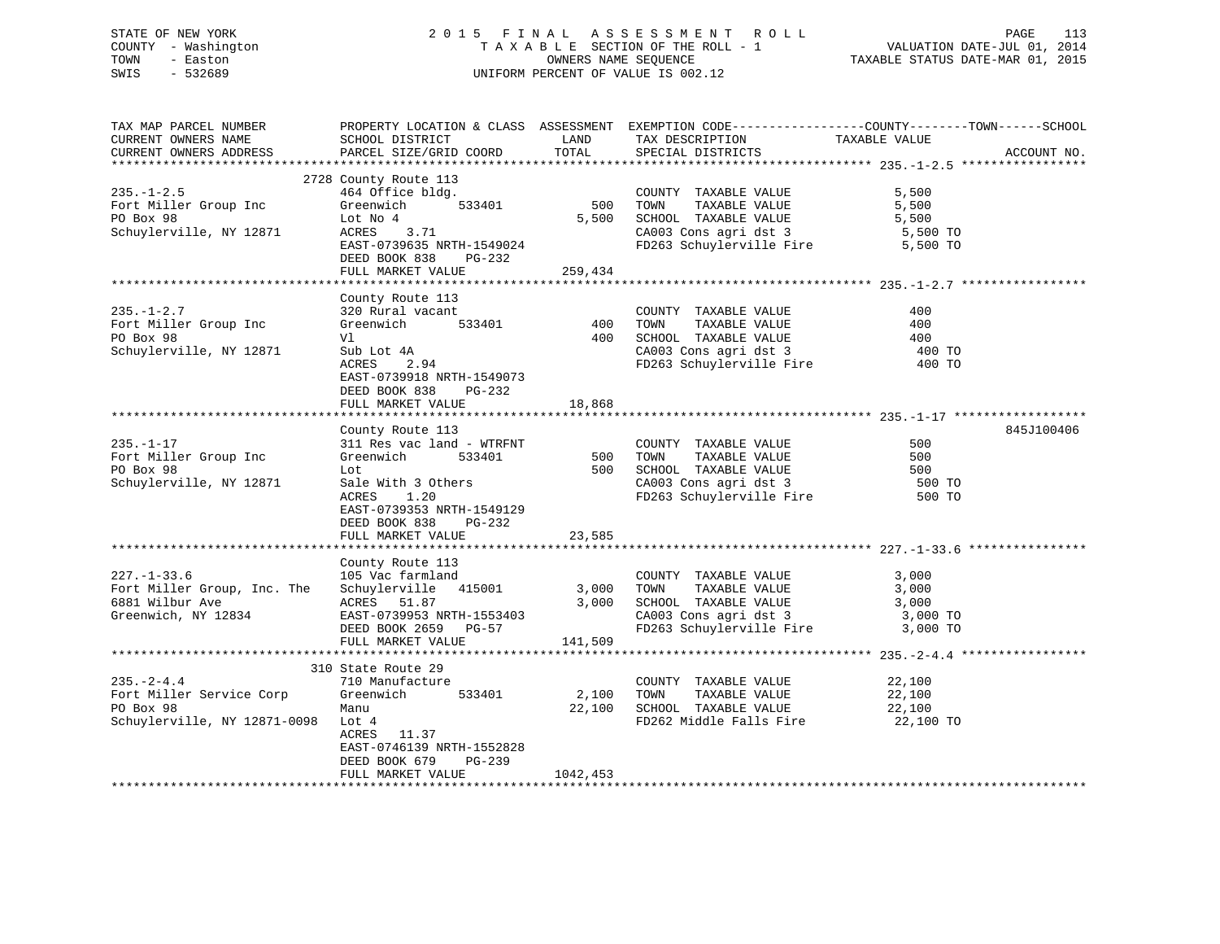STATE OF NEW YORK
COUNTY - Washington
TOWN - Easton
SWIS - 532689

2015 FINAL ASSESSMENT ROLL
TAXABLE SECTION OF THE ROLL - 1
OWNERS NAME SEQUENCE
UNIFORM PERCENT OF VALUE IS 002.12

VALUATION DATE-JUL 01, 2014
TAXABLE STATUS DATE-MAR 01, 2015

| TAX MAP PARCEL NUMBER / CURRENT OWNERS NAME / CURRENT OWNERS ADDRESS | PROPERTY LOCATION & CLASS / SCHOOL DISTRICT / PARCEL SIZE/GRID COORD | ASSESSMENT LAND / TOTAL | EXEMPTION CODE / TAX DESCRIPTION / SPECIAL DISTRICTS | COUNTY--------TOWN------SCHOOL TAXABLE VALUE | ACCOUNT NO. |
|---|---|---|---|---|---|
| **235.-1-2.5** | 2728 County Route 113 | | | | |
| 235.-1-2.5 | 464 Office bldg. | | COUNTY TAXABLE VALUE | 5,500 | |
| Fort Miller Group Inc | Greenwich 533401 | 500 | TOWN TAXABLE VALUE | 5,500 | |
| PO Box 98 | Lot No 4 | 5,500 | SCHOOL TAXABLE VALUE | 5,500 | |
| Schuylerville, NY 12871 | ACRES 3.71 | | CA003 Cons agri dst 3 | 5,500 TO | |
| | EAST-0739635 NRTH-1549024 | | FD263 Schuylerville Fire | 5,500 TO | |
| | DEED BOOK 838 PG-232 | | | | |
| | FULL MARKET VALUE | 259,434 | | | |
| **235.-1-2.7** | County Route 113 | | | | |
| 235.-1-2.7 | 320 Rural vacant | | COUNTY TAXABLE VALUE | 400 | |
| Fort Miller Group Inc | Greenwich 533401 | 400 | TOWN TAXABLE VALUE | 400 | |
| PO Box 98 | Vl | 400 | SCHOOL TAXABLE VALUE | 400 | |
| Schuylerville, NY 12871 | Sub Lot 4A | | CA003 Cons agri dst 3 | 400 TO | |
| | ACRES 2.94 | | FD263 Schuylerville Fire | 400 TO | |
| | EAST-0739918 NRTH-1549073 | | | | |
| | DEED BOOK 838 PG-232 | | | | |
| | FULL MARKET VALUE | 18,868 | | | |
| **235.-1-17** | County Route 113 | | | | 845J100406 |
| 235.-1-17 | 311 Res vac land - WTRFNT | | COUNTY TAXABLE VALUE | 500 | |
| Fort Miller Group Inc | Greenwich 533401 | 500 | TOWN TAXABLE VALUE | 500 | |
| PO Box 98 | Lot | 500 | SCHOOL TAXABLE VALUE | 500 | |
| Schuylerville, NY 12871 | Sale With 3 Others | | CA003 Cons agri dst 3 | 500 TO | |
| | ACRES 1.20 | | FD263 Schuylerville Fire | 500 TO | |
| | EAST-0739353 NRTH-1549129 | | | | |
| | DEED BOOK 838 PG-232 | | | | |
| | FULL MARKET VALUE | 23,585 | | | |
| **227.-1-33.6** | County Route 113 | | | | |
| 227.-1-33.6 | 105 Vac farmland | | COUNTY TAXABLE VALUE | 3,000 | |
| Fort Miller Group, Inc. The | Schuylerville 415001 | 3,000 | TOWN TAXABLE VALUE | 3,000 | |
| 6881 Wilbur Ave | ACRES 51.87 | 3,000 | SCHOOL TAXABLE VALUE | 3,000 | |
| Greenwich, NY 12834 | EAST-0739953 NRTH-1553403 | | CA003 Cons agri dst 3 | 3,000 TO | |
| | DEED BOOK 2659 PG-57 | | FD263 Schuylerville Fire | 3,000 TO | |
| | FULL MARKET VALUE | 141,509 | | | |
| **235.-2-4.4** | 310 State Route 29 | | | | |
| 235.-2-4.4 | 710 Manufacture | | COUNTY TAXABLE VALUE | 22,100 | |
| Fort Miller Service Corp | Greenwich 533401 | 2,100 | TOWN TAXABLE VALUE | 22,100 | |
| PO Box 98 | Manu | 22,100 | SCHOOL TAXABLE VALUE | 22,100 | |
| Schuylerville, NY 12871-0098 | Lot 4 | | FD262 Middle Falls Fire | 22,100 TO | |
| | ACRES 11.37 | | | | |
| | EAST-0746139 NRTH-1552828 | | | | |
| | DEED BOOK 679 PG-239 | | | | |
| | FULL MARKET VALUE | 1042,453 | | | |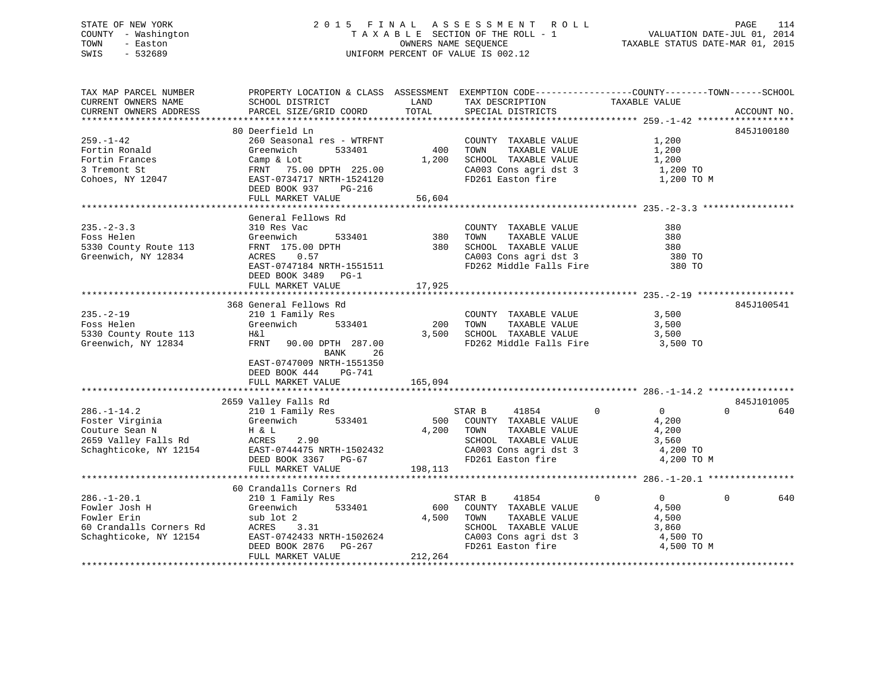STATE OF NEW YORK
COUNTY - Washington
TOWN - Easton
SWIS - 532689

2015 FINAL ASSESSMENT ROLL
TAXABLE SECTION OF THE ROLL - 1
OWNERS NAME SEQUENCE
UNIFORM PERCENT OF VALUE IS 002.12

VALUATION DATE-JUL 01, 2014
TAXABLE STATUS DATE-MAR 01, 2015

```
TAX MAP PARCEL NUMBER          PROPERTY LOCATION & CLASS  ASSESSMENT  EXEMPTION CODE------------------COUNTY--------TOWN------SCHOOL
CURRENT OWNERS NAME            SCHOOL DISTRICT             LAND        TAX DESCRIPTION             TAXABLE VALUE
CURRENT OWNERS ADDRESS         PARCEL SIZE/GRID COORD      TOTAL       SPECIAL DISTRICTS                                      ACCOUNT NO.
******************************************************************************************************* 259.-1-42 ******************
                               80 Deerfield Ln                                                                                845J100180
259.-1-42                      260 Seasonal res - WTRFNT               COUNTY  TAXABLE VALUE           1,200
Fortin Ronald                  Greenwich        533401         400     TOWN    TAXABLE VALUE           1,200
Fortin Frances                 Camp & Lot                    1,200     SCHOOL  TAXABLE VALUE           1,200
3 Tremont St                   FRNT   75.00 DPTH  225.00               CA003 Cons agri dst 3             1,200 TO
Cohoes, NY 12047               EAST-0734717 NRTH-1524120               FD261 Easton fire                 1,200 TO M
                               DEED BOOK 937    PG-216
                               FULL MARKET VALUE            56,604
******************************************************************************************************* 235.-2-3.3 *****************
                               General Fellows Rd
235.-2-3.3                     310 Res Vac                             COUNTY  TAXABLE VALUE             380
Foss Helen                     Greenwich        533401         380     TOWN    TAXABLE VALUE             380
5330 County Route 113          FRNT  175.00 DPTH               380     SCHOOL  TAXABLE VALUE             380
Greenwich, NY 12834            ACRES    0.57                           CA003 Cons agri dst 3               380 TO
                               EAST-0747184 NRTH-1551511               FD262 Middle Falls Fire             380 TO
                               DEED BOOK 3489   PG-1
                               FULL MARKET VALUE            17,925
******************************************************************************************************* 235.-2-19 ******************
                               368 General Fellows Rd                                                                         845J100541
235.-2-19                      210 1 Family Res                        COUNTY  TAXABLE VALUE           3,500
Foss Helen                     Greenwich        533401         200     TOWN    TAXABLE VALUE           3,500
5330 County Route 113          H&l                           3,500     SCHOOL  TAXABLE VALUE           3,500
Greenwich, NY 12834            FRNT   90.00 DPTH  287.00               FD262 Middle Falls Fire           3,500 TO
                                          BANK     26
                               EAST-0747009 NRTH-1551350
                               DEED BOOK 444    PG-741
                               FULL MARKET VALUE           165,094
******************************************************************************************************* 286.-1-14.2 ****************
                               2659 Valley Falls Rd                                                                           845J101005
286.-1-14.2                    210 1 Family Res                        STAR B      41854          0            0            0        640
Foster Virginia                Greenwich        533401         500     COUNTY  TAXABLE VALUE           4,200
Couture Sean N                 H & L                         4,200     TOWN    TAXABLE VALUE           4,200
2659 Valley Falls Rd           ACRES    2.90                           SCHOOL  TAXABLE VALUE           3,560
Schaghticoke, NY 12154         EAST-0744475 NRTH-1502432               CA003 Cons agri dst 3             4,200 TO
                               DEED BOOK 3367   PG-67                  FD261 Easton fire                 4,200 TO M
                               FULL MARKET VALUE           198,113
******************************************************************************************************* 286.-1-20.1 ****************
                               60 Crandalls Corners Rd
286.-1-20.1                    210 1 Family Res                        STAR B      41854          0            0            0        640
Fowler Josh H                  Greenwich        533401         600     COUNTY  TAXABLE VALUE           4,500
Fowler Erin                    sub lot 2                     4,500     TOWN    TAXABLE VALUE           4,500
60 Crandalls Corners Rd        ACRES    3.31                           SCHOOL  TAXABLE VALUE           3,860
Schaghticoke, NY 12154         EAST-0742433 NRTH-1502624               CA003 Cons agri dst 3             4,500 TO
                               DEED BOOK 2876   PG-267                 FD261 Easton fire                 4,500 TO M
                               FULL MARKET VALUE           212,264
************************************************************************************************************************************
```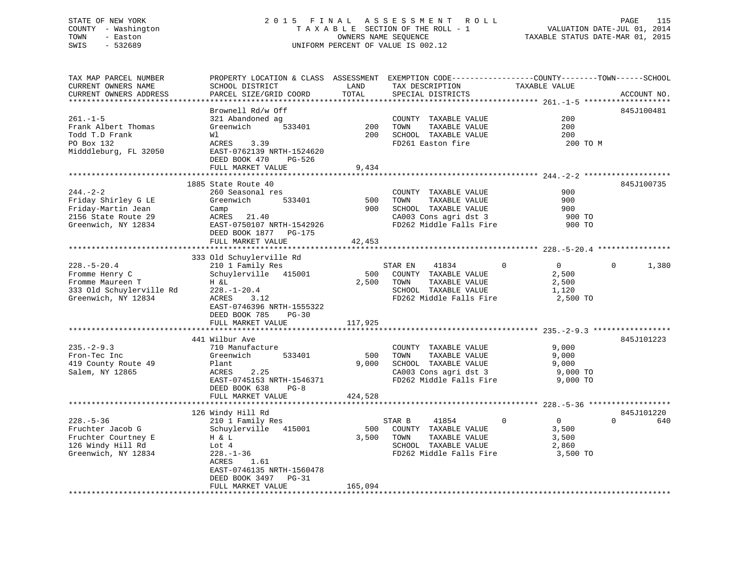STATE OF NEW YORK
COUNTY - Washington
TOWN - Easton
SWIS - 532689

# 2015 FINAL ASSESSMENT ROLL
TAXABLE SECTION OF THE ROLL - 1
OWNERS NAME SEQUENCE
UNIFORM PERCENT OF VALUE IS 002.12

VALUATION DATE-JUL 01, 2014
TAXABLE STATUS DATE-MAR 01, 2015

| TAX MAP PARCEL NUMBER / CURRENT OWNERS NAME / CURRENT OWNERS ADDRESS | PROPERTY LOCATION & CLASS / SCHOOL DISTRICT / PARCEL SIZE/GRID COORD | ASSESSMENT LAND / TOTAL | EXEMPTION CODE / TAX DESCRIPTION / SPECIAL DISTRICTS | COUNTY | TOWN | SCHOOL / TAXABLE VALUE | ACCOUNT NO. |
|---|---|---|---|---|---|---|---|
| **261.-1-5** | Brownell Rd/w Off | | | | | | 845J100481 |
| Frank Albert Thomas | 321 Abandoned ag | | COUNTY TAXABLE VALUE | 200 | | | |
| Todd T.D Frank | Greenwich 533401 | 200 | TOWN TAXABLE VALUE | | 200 | | |
| PO Box 132 | Wl | 200 | SCHOOL TAXABLE VALUE | | | 200 | |
| Midddleburg, FL 32050 | ACRES 3.39 | | FD261 Easton fire | 200 TO M | | | |
| | EAST-0762139 NRTH-1524620 | | | | | | |
| | DEED BOOK 470 PG-526 | | | | | | |
| | FULL MARKET VALUE | 9,434 | | | | | |
| **244.-2-2** | 1885 State Route 40 | | | | | | 845J100735 |
| Friday Shirley G LE | 260 Seasonal res | | COUNTY TAXABLE VALUE | 900 | | | |
| Friday-Martin Jean | Greenwich 533401 | 500 | TOWN TAXABLE VALUE | | 900 | | |
| 2156 State Route 29 | Camp | 900 | SCHOOL TAXABLE VALUE | | | 900 | |
| Greenwich, NY 12834 | ACRES 21.40 | | CA003 Cons agri dst 3 | 900 TO | | | |
| | EAST-0750107 NRTH-1542926 | | FD262 Middle Falls Fire | 900 TO | | | |
| | DEED BOOK 1877 PG-175 | | | | | | |
| | FULL MARKET VALUE | 42,453 | | | | | |
| **228.-5-20.4** | 333 Old Schuylerville Rd | | | | | | |
| Fromme Henry C | 210 1 Family Res | | STAR EN 41834 | 0 | 0 | 0 | 1,380 |
| Fromme Maureen T | Schuylerville 415001 | 500 | COUNTY TAXABLE VALUE | 2,500 | | | |
| 333 Old Schuylerville Rd | H &L | 2,500 | TOWN TAXABLE VALUE | | 2,500 | | |
| Greenwich, NY 12834 | 228.-1-20.4 | | SCHOOL TAXABLE VALUE | | | 1,120 | |
| | ACRES 3.12 | | FD262 Middle Falls Fire | 2,500 TO | | | |
| | EAST-0746396 NRTH-1555322 | | | | | | |
| | DEED BOOK 785 PG-30 | | | | | | |
| | FULL MARKET VALUE | 117,925 | | | | | |
| **235.-2-9.3** | 441 Wilbur Ave | | | | | | 845J101223 |
| Fron-Tec Inc | 710 Manufacture | | COUNTY TAXABLE VALUE | 9,000 | | | |
| 419 County Route 49 | Greenwich 533401 | 500 | TOWN TAXABLE VALUE | | 9,000 | | |
| Salem, NY 12865 | Plant | 9,000 | SCHOOL TAXABLE VALUE | | | 9,000 | |
| | ACRES 2.25 | | CA003 Cons agri dst 3 | 9,000 TO | | | |
| | EAST-0745153 NRTH-1546371 | | FD262 Middle Falls Fire | 9,000 TO | | | |
| | DEED BOOK 638 PG-8 | | | | | | |
| | FULL MARKET VALUE | 424,528 | | | | | |
| **228.-5-36** | 126 Windy Hill Rd | | | | | | 845J101220 |
| Fruchter Jacob G | 210 1 Family Res | | STAR B 41854 | 0 | 0 | 0 | 640 |
| Fruchter Courtney E | Schuylerville 415001 | 500 | COUNTY TAXABLE VALUE | 3,500 | | | |
| 126 Windy Hill Rd | H & L | 3,500 | TOWN TAXABLE VALUE | | 3,500 | | |
| Greenwich, NY 12834 | Lot 4 | | SCHOOL TAXABLE VALUE | | | 2,860 | |
| | 228.-1-36 | | FD262 Middle Falls Fire | 3,500 TO | | | |
| | ACRES 1.61 | | | | | | |
| | EAST-0746135 NRTH-1560478 | | | | | | |
| | DEED BOOK 3497 PG-31 | | | | | | |
| | FULL MARKET VALUE | 165,094 | | | | | |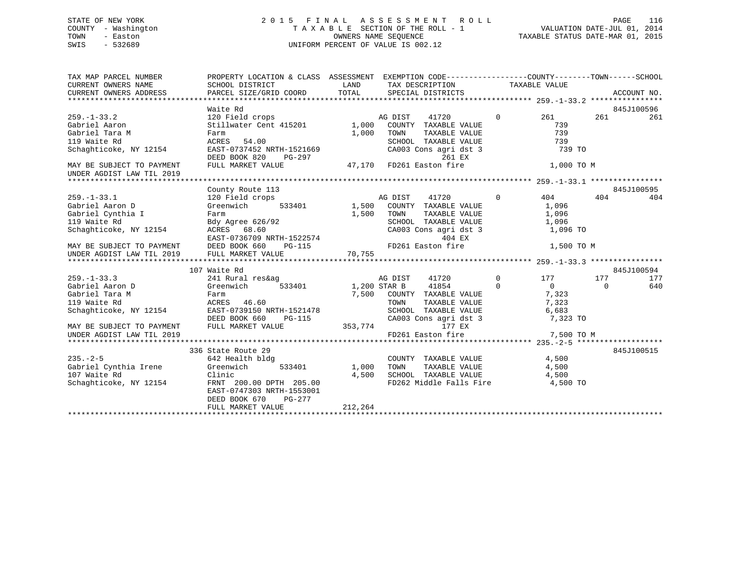STATE OF NEW YORK
COUNTY - Washington
TOWN - Easton
SWIS - 532689

2015 FINAL ASSESSMENT ROLL
TAXABLE SECTION OF THE ROLL - 1
OWNERS NAME SEQUENCE
UNIFORM PERCENT OF VALUE IS 002.12

VALUATION DATE-JUL 01, 2014
TAXABLE STATUS DATE-MAR 01, 2015

```
TAX MAP PARCEL NUMBER          PROPERTY LOCATION & CLASS  ASSESSMENT  EXEMPTION CODE------------------COUNTY--------TOWN------SCHOOL
CURRENT OWNERS NAME            SCHOOL DISTRICT               LAND      TAX DESCRIPTION             TAXABLE VALUE
CURRENT OWNERS ADDRESS         PARCEL SIZE/GRID COORD        TOTAL     SPECIAL DISTRICTS                                      ACCOUNT NO.
*********************************************************************************************** 259.-1-33.2 ****************
                               Waite Rd                                                                                   845J100596
259.-1-33.2                    120 Field crops                     AG DIST    41720          0         261          261          261
Gabriel Aaron                  Stillwater Cent 415201     1,000    COUNTY  TAXABLE VALUE              739
Gabriel Tara M                 Farm                       1,000    TOWN    TAXABLE VALUE              739
119 Waite Rd                   ACRES  54.00                        SCHOOL  TAXABLE VALUE              739
Schaghticoke, NY 12154         EAST-0737452 NRTH-1521669           CA003 Cons agri dst 3              739 TO
                               DEED BOOK 820    PG-297                         261 EX
MAY BE SUBJECT TO PAYMENT      FULL MARKET VALUE            47,170 FD261 Easton fire                 1,000 TO M
UNDER AGDIST LAW TIL 2019
*********************************************************************************************** 259.-1-33.1 ****************
                               County Route 113                                                                           845J100595
259.-1-33.1                    120 Field crops                     AG DIST    41720          0         404          404          404
Gabriel Aaron D                Greenwich      533401      1,500    COUNTY  TAXABLE VALUE            1,096
Gabriel Cynthia I              Farm                       1,500    TOWN    TAXABLE VALUE            1,096
119 Waite Rd                   Bdy Agree 626/92                    SCHOOL  TAXABLE VALUE            1,096
Schaghticoke, NY 12154         ACRES  68.60                        CA003 Cons agri dst 3            1,096 TO
                               EAST-0736709 NRTH-1522574                       404 EX
MAY BE SUBJECT TO PAYMENT      DEED BOOK 660    PG-115             FD261 Easton fire                 1,500 TO M
UNDER AGDIST LAW TIL 2019      FULL MARKET VALUE            70,755
*********************************************************************************************** 259.-1-33.3 ****************
                               107 Waite Rd                                                                               845J100594
259.-1-33.3                    241 Rural res&ag                    AG DIST    41720          0         177          177          177
Gabriel Aaron D                Greenwich      533401      1,200 STAR B     41854          0           0            0          640
Gabriel Tara M                 Farm                       7,500    COUNTY  TAXABLE VALUE            7,323
119 Waite Rd                   ACRES  46.60                        TOWN    TAXABLE VALUE            7,323
Schaghticoke, NY 12154         EAST-0739150 NRTH-1521478           SCHOOL  TAXABLE VALUE            6,683
                               DEED BOOK 660    PG-115             CA003 Cons agri dst 3            7,323 TO
MAY BE SUBJECT TO PAYMENT      FULL MARKET VALUE           353,774             177 EX
UNDER AGDIST LAW TIL 2019                                          FD261 Easton fire                 7,500 TO M
*********************************************************************************************** 235.-2-5 *******************
                               336 State Route 29                                                                         845J100515
235.-2-5                       642 Health bldg                     COUNTY  TAXABLE VALUE            4,500
Gabriel Cynthia Irene          Greenwich      533401      1,000    TOWN    TAXABLE VALUE            4,500
107 Waite Rd                   Clinic                     4,500    SCHOOL  TAXABLE VALUE            4,500
Schaghticoke, NY 12154         FRNT 200.00 DPTH 205.00             FD262 Middle Falls Fire          4,500 TO
                               EAST-0747303 NRTH-1553001
                               DEED BOOK 670    PG-277
                               FULL MARKET VALUE           212,264
****************************************************************************************************************************
```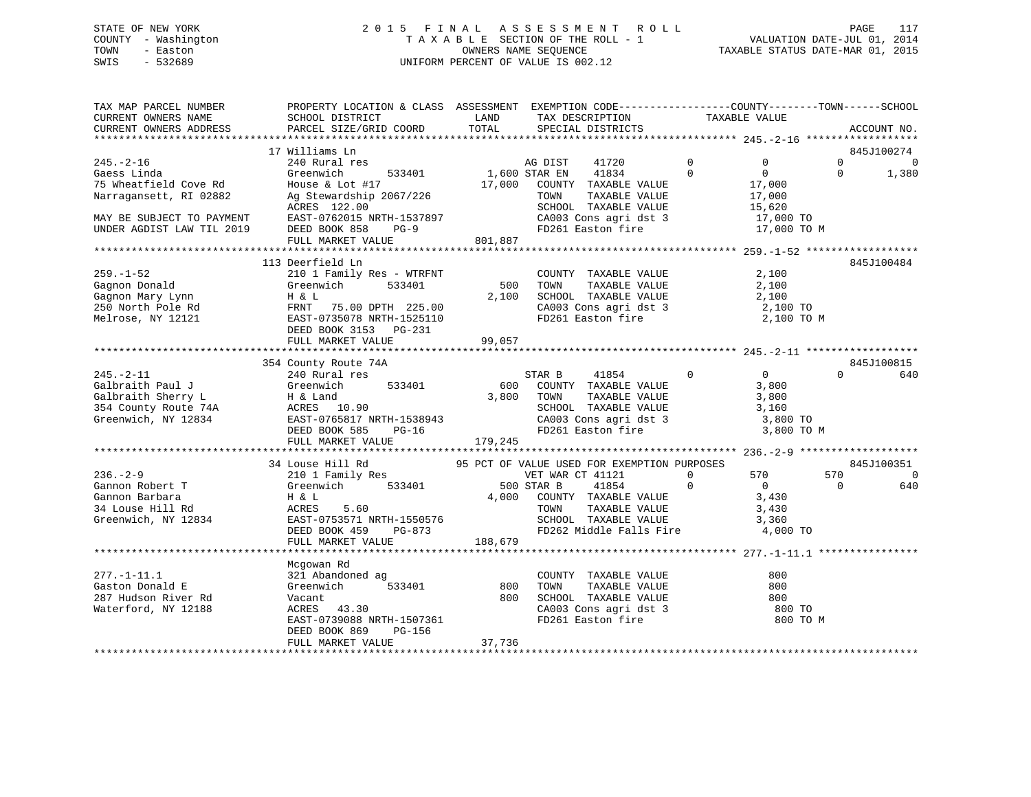STATE OF NEW YORK
COUNTY - Washington
TOWN - Easton
SWIS - 532689

2015 FINAL ASSESSMENT ROLL
TAXABLE SECTION OF THE ROLL - 1
OWNERS NAME SEQUENCE
UNIFORM PERCENT OF VALUE IS 002.12

VALUATION DATE-JUL 01, 2014
TAXABLE STATUS DATE-MAR 01, 2015

| TAX MAP PARCEL NUMBER / CURRENT OWNERS NAME / CURRENT OWNERS ADDRESS | PROPERTY LOCATION & CLASS / SCHOOL DISTRICT / PARCEL SIZE/GRID COORD | ASSESSMENT LAND / TOTAL | EXEMPTION CODE / TAX DESCRIPTION / SPECIAL DISTRICTS | COUNTY | TOWN | SCHOOL | ACCOUNT NO. |
|---|---|---|---|---|---|---|---|
| **245.-2-16** | 17 Williams Ln | | | | | | 845J100274 |
| Gaess Linda | 240 Rural res | | AG DIST 41720 0 | 0 | 0 | 0 | |
| 75 Wheatfield Cove Rd | Greenwich 533401 | 1,600 | STAR EN 41834 0 | 0 | 0 | 1,380 | |
| Narragansett, RI 02882 | House & Lot #17 | 17,000 | COUNTY TAXABLE VALUE | 17,000 | | | |
| | Ag Stewardship 2067/226 | | TOWN TAXABLE VALUE | | 17,000 | | |
| MAY BE SUBJECT TO PAYMENT | ACRES 122.00 | | SCHOOL TAXABLE VALUE | | | 15,620 | |
| UNDER AGDIST LAW TIL 2019 | EAST-0762015 NRTH-1537897 | | CA003 Cons agri dst 3 | 17,000 TO | | | |
| | DEED BOOK 858 PG-9 | | FD261 Easton fire | 17,000 TO M | | | |
| | FULL MARKET VALUE | 801,887 | | | | | |
| **259.-1-52** | 113 Deerfield Ln | | | | | | 845J100484 |
| Gagnon Donald | 210 1 Family Res - WTRFNT | | COUNTY TAXABLE VALUE | 2,100 | | | |
| Gagnon Mary Lynn | Greenwich 533401 | 500 | TOWN TAXABLE VALUE | | 2,100 | | |
| 250 North Pole Rd | H & L | 2,100 | SCHOOL TAXABLE VALUE | | | 2,100 | |
| Melrose, NY 12121 | FRNT 75.00 DPTH 225.00 | | CA003 Cons agri dst 3 | 2,100 TO | | | |
| | EAST-0735078 NRTH-1525110 | | FD261 Easton fire | 2,100 TO M | | | |
| | DEED BOOK 3153 PG-231 | | | | | | |
| | FULL MARKET VALUE | 99,057 | | | | | |
| **245.-2-11** | 354 County Route 74A | | | | | | 845J100815 |
| Galbraith Paul J | 240 Rural res | | STAR B 41854 0 | 0 | 0 | 640 | |
| Galbraith Sherry L | Greenwich 533401 | 600 | COUNTY TAXABLE VALUE | 3,800 | | | |
| 354 County Route 74A | H & Land | 3,800 | TOWN TAXABLE VALUE | | 3,800 | | |
| Greenwich, NY 12834 | ACRES 10.90 | | SCHOOL TAXABLE VALUE | | | 3,160 | |
| | EAST-0765817 NRTH-1538943 | | CA003 Cons agri dst 3 | 3,800 TO | | | |
| | DEED BOOK 585 PG-16 | | FD261 Easton fire | 3,800 TO M | | | |
| | FULL MARKET VALUE | 179,245 | | | | | |
| **236.-2-9** | 34 Louse Hill Rd | | 95 PCT OF VALUE USED FOR EXEMPTION PURPOSES | | | | 845J100351 |
| Gannon Robert T | 210 1 Family Res | | VET WAR CT 41121 0 | 570 | 570 | 0 | |
| Gannon Barbara | Greenwich 533401 | 500 | STAR B 41854 0 | 0 | 0 | 640 | |
| 34 Louse Hill Rd | H & L | 4,000 | COUNTY TAXABLE VALUE | 3,430 | | | |
| Greenwich, NY 12834 | ACRES 5.60 | | TOWN TAXABLE VALUE | | 3,430 | | |
| | EAST-0753571 NRTH-1550576 | | SCHOOL TAXABLE VALUE | | | 3,360 | |
| | DEED BOOK 459 PG-873 | | FD262 Middle Falls Fire | 4,000 TO | | | |
| | FULL MARKET VALUE | 188,679 | | | | | |
| **277.-1-11.1** | Mcgowan Rd | | | | | | |
| Gaston Donald E | 321 Abandoned ag | | COUNTY TAXABLE VALUE | 800 | | | |
| 287 Hudson River Rd | Greenwich 533401 | 800 | TOWN TAXABLE VALUE | | 800 | | |
| Waterford, NY 12188 | Vacant | 800 | SCHOOL TAXABLE VALUE | | | 800 | |
| | ACRES 43.30 | | CA003 Cons agri dst 3 | 800 TO | | | |
| | EAST-0739088 NRTH-1507361 | | FD261 Easton fire | 800 TO M | | | |
| | DEED BOOK 869 PG-156 | | | | | | |
| | FULL MARKET VALUE | 37,736 | | | | | |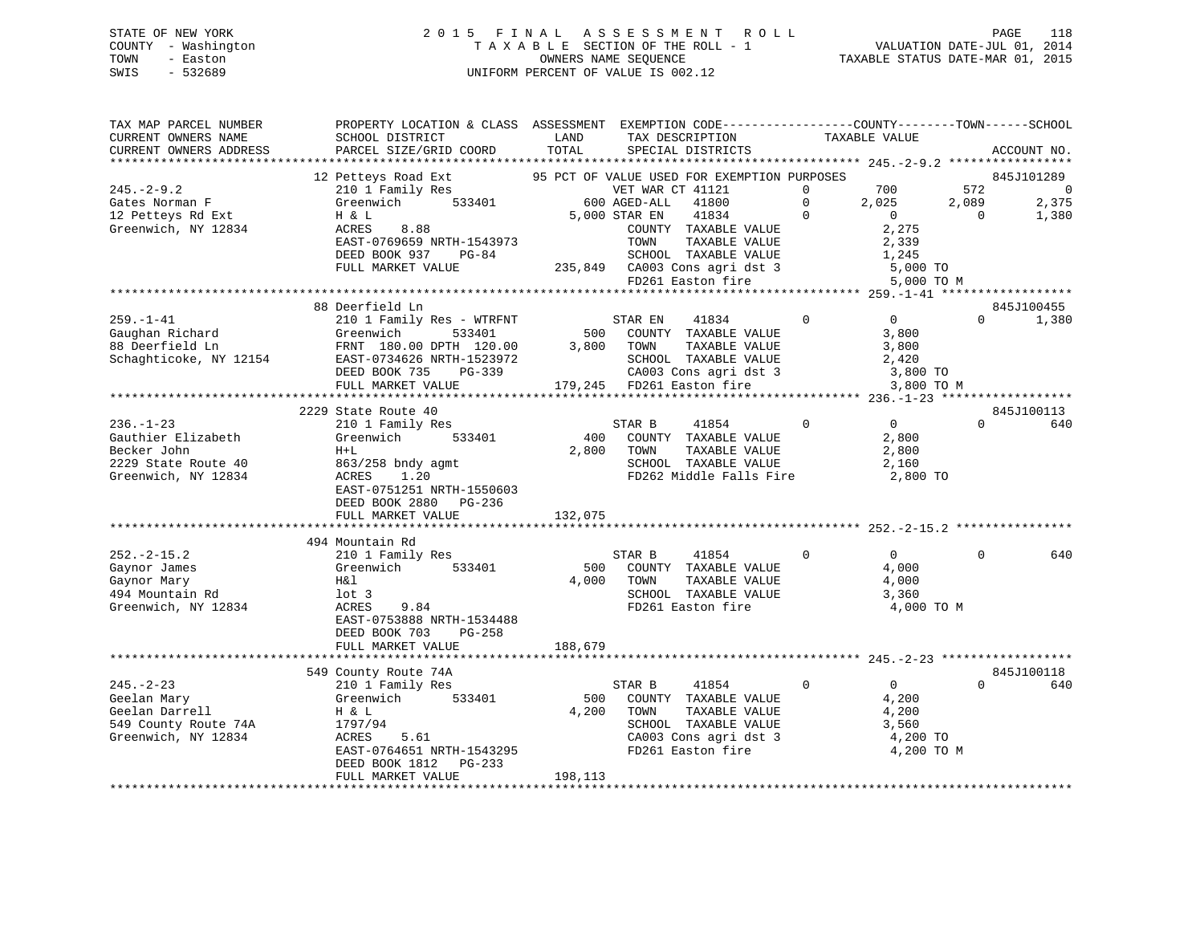STATE OF NEW YORK
COUNTY - Washington
TOWN - Easton
SWIS - 532689

2 0 1 5 F I N A L A S S E S S M E N T R O L L
T A X A B L E SECTION OF THE ROLL - 1
OWNERS NAME SEQUENCE
UNIFORM PERCENT OF VALUE IS 002.12

VALUATION DATE-JUL 01, 2014
TAXABLE STATUS DATE-MAR 01, 2015

```
TAX MAP PARCEL NUMBER          PROPERTY LOCATION & CLASS  ASSESSMENT  EXEMPTION CODE-----------------COUNTY--------TOWN------SCHOOL
CURRENT OWNERS NAME            SCHOOL DISTRICT               LAND      TAX DESCRIPTION            TAXABLE VALUE
CURRENT OWNERS ADDRESS         PARCEL SIZE/GRID COORD        TOTAL     SPECIAL DISTRICTS                                    ACCOUNT NO.
******************************************************************************************************* 245.-2-9.2 *****************
                               12 Petteys Road Ext           95 PCT OF VALUE USED FOR EXEMPTION PURPOSES                    845J101289
245.-2-9.2                     210 1 Family Res                  VET WAR CT 41121       0        700          572            0
Gates Norman F                 Greenwich      533401         600 AGED-ALL   41800       0      2,025        2,089        2,375
12 Petteys Rd Ext              H & L                       5,000 STAR EN    41834       0          0            0        1,380
Greenwich, NY 12834            ACRES     8.88                     COUNTY  TAXABLE VALUE          2,275
                               EAST-0769659 NRTH-1543973          TOWN    TAXABLE VALUE          2,339
                               DEED BOOK 937    PG-84             SCHOOL  TAXABLE VALUE          1,245
                               FULL MARKET VALUE           235,849  CA003 Cons agri dst 3           5,000 TO
                                                                  FD261 Easton fire                 5,000 TO M
******************************************************************************************************* 259.-1-41 ******************
                               88 Deerfield Ln                                                                              845J100455
259.-1-41                      210 1 Family Res - WTRFNT         STAR EN    41834       0          0            0        1,380
Gaughan Richard                Greenwich      533401         500   COUNTY  TAXABLE VALUE          3,800
88 Deerfield Ln                FRNT 180.00 DPTH 120.00     3,800   TOWN    TAXABLE VALUE          3,800
Schaghticoke, NY 12154         EAST-0734626 NRTH-1523972          SCHOOL  TAXABLE VALUE          2,420
                               DEED BOOK 735    PG-339            CA003 Cons agri dst 3           3,800 TO
                               FULL MARKET VALUE           179,245  FD261 Easton fire               3,800 TO M
******************************************************************************************************* 236.-1-23 ******************
                               2229 State Route 40                                                                          845J100113
236.-1-23                      210 1 Family Res                  STAR B     41854       0          0            0          640
Gauthier Elizabeth             Greenwich      533401         400   COUNTY  TAXABLE VALUE          2,800
Becker John                    H+L                         2,800   TOWN    TAXABLE VALUE          2,800
2229 State Route 40            863/258 bndy agmt                  SCHOOL  TAXABLE VALUE          2,160
Greenwich, NY 12834            ACRES     1.20                     FD262 Middle Falls Fire         2,800 TO
                               EAST-0751251 NRTH-1550603
                               DEED BOOK 2880   PG-236
                               FULL MARKET VALUE           132,075
******************************************************************************************************* 252.-2-15.2 ****************
                               494 Mountain Rd
252.-2-15.2                    210 1 Family Res                  STAR B     41854       0          0            0          640
Gaynor James                   Greenwich      533401         500   COUNTY  TAXABLE VALUE          4,000
Gaynor Mary                    H&l                         4,000   TOWN    TAXABLE VALUE          4,000
494 Mountain Rd                lot 3                              SCHOOL  TAXABLE VALUE          3,360
Greenwich, NY 12834            ACRES     9.84                     FD261 Easton fire               4,000 TO M
                               EAST-0753888 NRTH-1534488
                               DEED BOOK 703    PG-258
                               FULL MARKET VALUE           188,679
******************************************************************************************************* 245.-2-23 ******************
                               549 County Route 74A                                                                         845J100118
245.-2-23                      210 1 Family Res                  STAR B     41854       0          0            0          640
Geelan Mary                    Greenwich      533401         500   COUNTY  TAXABLE VALUE          4,200
Geelan Darrell                 H & L                       4,200   TOWN    TAXABLE VALUE          4,200
549 County Route 74A           1797/94                            SCHOOL  TAXABLE VALUE          3,560
Greenwich, NY 12834            ACRES     5.61                     CA003 Cons agri dst 3           4,200 TO
                               EAST-0764651 NRTH-1543295          FD261 Easton fire               4,200 TO M
                               DEED BOOK 1812   PG-233
                               FULL MARKET VALUE           198,113
************************************************************************************************************************************
```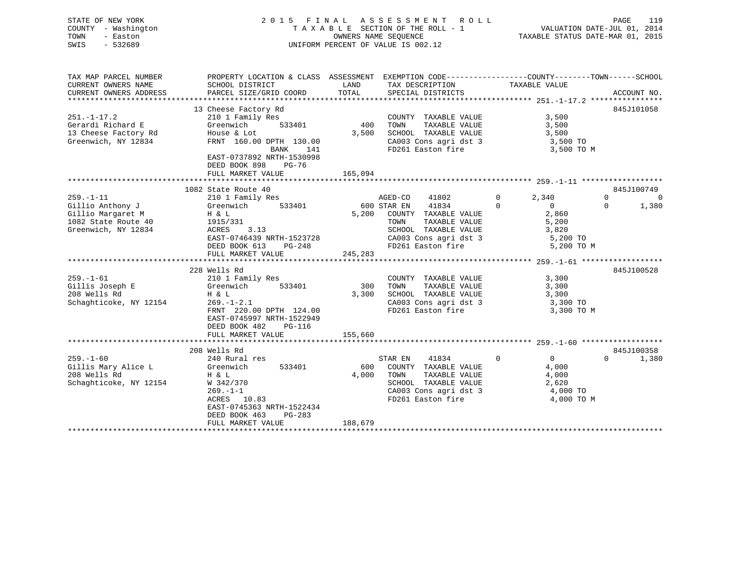STATE OF NEW YORK
COUNTY - Washington
TOWN - Easton
SWIS - 532689

# 2015 FINAL ASSESSMENT ROLL
TAXABLE SECTION OF THE ROLL - 1
OWNERS NAME SEQUENCE
UNIFORM PERCENT OF VALUE IS 002.12

VALUATION DATE-JUL 01, 2014
TAXABLE STATUS DATE-MAR 01, 2015

| TAX MAP PARCEL NUMBER / CURRENT OWNERS NAME / CURRENT OWNERS ADDRESS | PROPERTY LOCATION & CLASS / SCHOOL DISTRICT / PARCEL SIZE/GRID COORD | ASSESSMENT LAND / TOTAL | EXEMPTION CODE / TAX DESCRIPTION / SPECIAL DISTRICTS | COUNTY | TOWN | SCHOOL / ACCOUNT NO. |
|---|---|---|---|---|---|---|
| **251.-1-17.2** | 13 Cheese Factory Rd | | | | | 845J101058 |
| 251.-1-17.2 | 210 1 Family Res | | COUNTY TAXABLE VALUE | 3,500 | | |
| Gerardi Richard E | Greenwich 533401 | 400 | TOWN TAXABLE VALUE | | 3,500 | |
| 13 Cheese Factory Rd | House & Lot | 3,500 | SCHOOL TAXABLE VALUE | | | 3,500 |
| Greenwich, NY 12834 | FRNT 160.00 DPTH 130.00 | | CA003 Cons agri dst 3 | 3,500 TO | | |
| | BANK 141 | | FD261 Easton fire | 3,500 TO M | | |
| | EAST-0737892 NRTH-1530998 | | | | | |
| | DEED BOOK 898 PG-76 | | | | | |
| | FULL MARKET VALUE | 165,094 | | | | |
| **259.-1-11** | 1082 State Route 40 | | | | | 845J100749 |
| 259.-1-11 | 210 1 Family Res | | AGED-CO 41802 0 | 2,340 | 0 | 0 |
| Gillio Anthony J | Greenwich 533401 | 600 | STAR EN 41834 0 | 0 | 0 | 1,380 |
| Gillio Margaret M | H & L | 5,200 | COUNTY TAXABLE VALUE | 2,860 | | |
| 1082 State Route 40 | 1915/331 | | TOWN TAXABLE VALUE | | 5,200 | |
| Greenwich, NY 12834 | ACRES 3.13 | | SCHOOL TAXABLE VALUE | | | 3,820 |
| | EAST-0746439 NRTH-1523728 | | CA003 Cons agri dst 3 | 5,200 TO | | |
| | DEED BOOK 613 PG-248 | | FD261 Easton fire | 5,200 TO M | | |
| | FULL MARKET VALUE | 245,283 | | | | |
| **259.-1-61** | 228 Wells Rd | | | | | 845J100528 |
| 259.-1-61 | 210 1 Family Res | | COUNTY TAXABLE VALUE | 3,300 | | |
| Gillis Joseph E | Greenwich 533401 | 300 | TOWN TAXABLE VALUE | | 3,300 | |
| 208 Wells Rd | H & L | 3,300 | SCHOOL TAXABLE VALUE | | | 3,300 |
| Schaghticoke, NY 12154 | 269.-1-2.1 | | CA003 Cons agri dst 3 | 3,300 TO | | |
| | FRNT 220.00 DPTH 124.00 | | FD261 Easton fire | 3,300 TO M | | |
| | EAST-0745997 NRTH-1522949 | | | | | |
| | DEED BOOK 482 PG-116 | | | | | |
| | FULL MARKET VALUE | 155,660 | | | | |
| **259.-1-60** | 208 Wells Rd | | | | | 845J100358 |
| 259.-1-60 | 240 Rural res | | STAR EN 41834 0 | 0 | 0 | 1,380 |
| Gillis Mary Alice L | Greenwich 533401 | 600 | COUNTY TAXABLE VALUE | 4,000 | | |
| 208 Wells Rd | H & L | 4,000 | TOWN TAXABLE VALUE | | 4,000 | |
| Schaghticoke, NY 12154 | W 342/370 | | SCHOOL TAXABLE VALUE | | | 2,620 |
| | 269.-1-1 | | CA003 Cons agri dst 3 | 4,000 TO | | |
| | ACRES 10.83 | | FD261 Easton fire | 4,000 TO M | | |
| | EAST-0745363 NRTH-1522434 | | | | | |
| | DEED BOOK 463 PG-283 | | | | | |
| | FULL MARKET VALUE | 188,679 | | | | |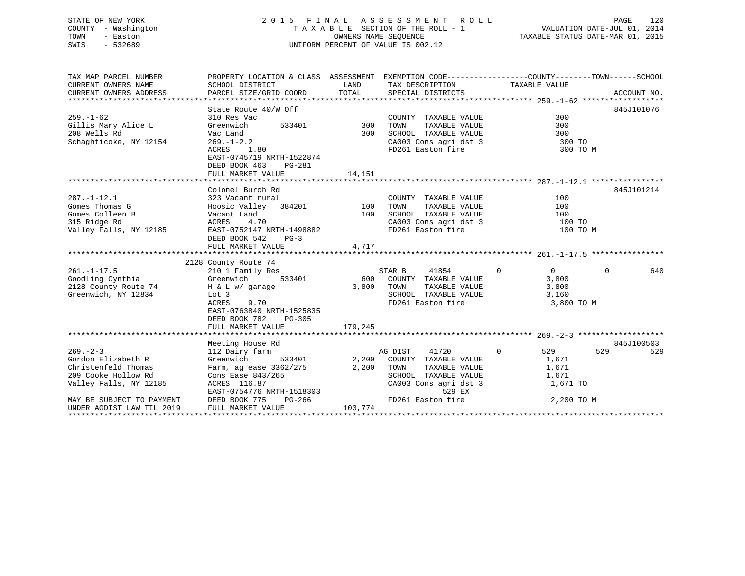STATE OF NEW YORK · COUNTY - Washington · TOWN - Easton · SWIS - 532689

# 2015 FINAL ASSESSMENT ROLL

TAXABLE SECTION OF THE ROLL - 1
OWNERS NAME SEQUENCE
UNIFORM PERCENT OF VALUE IS 002.12

VALUATION DATE-JUL 01, 2014
TAXABLE STATUS DATE-MAR 01, 2015

```
TAX MAP PARCEL NUMBER          PROPERTY LOCATION & CLASS  ASSESSMENT  EXEMPTION CODE------------------COUNTY--------TOWN------SCHOOL
CURRENT OWNERS NAME            SCHOOL DISTRICT               LAND      TAX DESCRIPTION             TAXABLE VALUE
CURRENT OWNERS ADDRESS         PARCEL SIZE/GRID COORD        TOTAL     SPECIAL DISTRICTS                                      ACCOUNT NO.
******************************************************************************************************* 259.-1-62 ******************
                               State Route 40/W Off                                                                           845J101076
259.-1-62                      310 Res Vac                             COUNTY  TAXABLE VALUE             300
Gillis Mary Alice L            Greenwich       533401          300     TOWN    TAXABLE VALUE             300
208 Wells Rd                   Vac Land                        300     SCHOOL  TAXABLE VALUE             300
Schaghticoke, NY 12154         269.-1-2.2                              CA003 Cons agri dst 3              300 TO
                               ACRES    1.80                           FD261 Easton fire                  300 TO M
                               EAST-0745719 NRTH-1522874
                               DEED BOOK 463    PG-281
                               FULL MARKET VALUE            14,151
******************************************************************************************************* 287.-1-12.1 ****************
                               Colonel Burch Rd                                                                               845J101214
287.-1-12.1                    323 Vacant rural                        COUNTY  TAXABLE VALUE             100
Gomes Thomas G                 Hoosic Valley   384201          100     TOWN    TAXABLE VALUE             100
Gomes Colleen B                Vacant Land                     100     SCHOOL  TAXABLE VALUE             100
315 Ridge Rd                   ACRES    4.70                           CA003 Cons agri dst 3              100 TO
Valley Falls, NY 12185         EAST-0752147 NRTH-1498882               FD261 Easton fire                  100 TO M
                               DEED BOOK 542    PG-3
                               FULL MARKET VALUE             4,717
******************************************************************************************************* 261.-1-17.5 ****************
                            2128 County Route 74
261.-1-17.5                    210 1 Family Res                        STAR B     41854          0            0            0         640
Goodling Cynthia               Greenwich       533401          600     COUNTY  TAXABLE VALUE           3,800
2128 County Route 74           H & L w/ garage               3,800     TOWN    TAXABLE VALUE           3,800
Greenwich, NY 12834            Lot 3                                   SCHOOL  TAXABLE VALUE           3,160
                               ACRES    9.70                           FD261 Easton fire                3,800 TO M
                               EAST-0763840 NRTH-1525835
                               DEED BOOK 782    PG-305
                               FULL MARKET VALUE           179,245
******************************************************************************************************* 269.-2-3 *******************
                               Meeting House Rd                                                                               845J100503
269.-2-3                       112 Dairy farm                          AG DIST    41720          0          529          529         529
Gordon Elizabeth R             Greenwich       533401        2,200     COUNTY  TAXABLE VALUE           1,671
Christenfeld Thomas            Farm, ag ease 3362/275        2,200     TOWN    TAXABLE VALUE           1,671
209 Cooke Hollow Rd            Cons Ease 843/265                       SCHOOL  TAXABLE VALUE           1,671
Valley Falls, NY 12185         ACRES  116.87                           CA003 Cons agri dst 3            1,671 TO
                               EAST-0754776 NRTH-1518303                            529 EX
MAY BE SUBJECT TO PAYMENT      DEED BOOK 775    PG-266                 FD261 Easton fire                2,200 TO M
UNDER AGDIST LAW TIL 2019      FULL MARKET VALUE           103,774
*************************************************************************************************************************************
```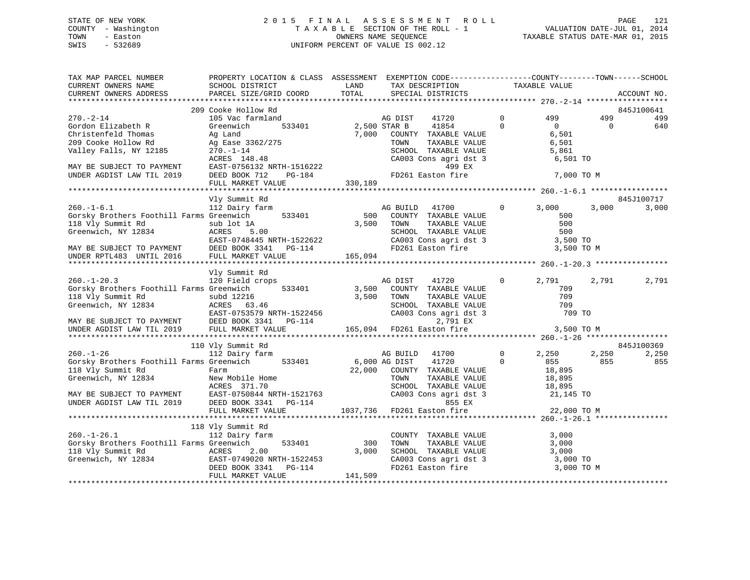STATE OF NEW YORK
COUNTY - Washington
TOWN - Easton
SWIS - 532689

2 0 1 5 F I N A L A S S E S S M E N T R O L L
T A X A B L E SECTION OF THE ROLL - 1
OWNERS NAME SEQUENCE
UNIFORM PERCENT OF VALUE IS 002.12

VALUATION DATE-JUL 01, 2014
TAXABLE STATUS DATE-MAR 01, 2015

```
TAX MAP PARCEL NUMBER          PROPERTY LOCATION & CLASS  ASSESSMENT  EXEMPTION CODE------------------COUNTY--------TOWN------SCHOOL
CURRENT OWNERS NAME            SCHOOL DISTRICT             LAND        TAX DESCRIPTION              TAXABLE VALUE
CURRENT OWNERS ADDRESS         PARCEL SIZE/GRID COORD      TOTAL       SPECIAL DISTRICTS                                        ACCOUNT NO.
******************************************************************************************************* 270.-2-14 ******************
                               209 Cooke Hollow Rd                                                                           845J100641
270.-2-14                      105 Vac farmland                     AG DIST     41720          0         499          499         499
Gordon Elizabeth R             Greenwich         533401      2,500 STAR B      41854          0           0            0         640
Christenfeld Thomas            Ag Land                       7,000   COUNTY  TAXABLE VALUE              6,501
209 Cooke Hollow Rd            Ag Ease 3362/275                      TOWN    TAXABLE VALUE              6,501
Valley Falls, NY 12185         270.-1-14                             SCHOOL  TAXABLE VALUE              5,861
                               ACRES  148.48                         CA003 Cons agri dst 3               6,501 TO
MAY BE SUBJECT TO PAYMENT      EAST-0756132 NRTH-1516222                         499 EX
UNDER AGDIST LAW TIL 2019      DEED BOOK 712    PG-184               FD261 Easton fire                   7,000 TO M
                               FULL MARKET VALUE           330,189
******************************************************************************************************* 260.-1-6.1 *****************
                               Vly Summit Rd                                                                                 845J100717
260.-1-6.1                     112 Dairy farm                       AG BUILD    41700          0       3,000        3,000       3,000
Gorsky Brothers Foothill Farms Greenwich         533401        500   COUNTY  TAXABLE VALUE                500
118 Vly Summit Rd              sub lot 1A                    3,500   TOWN    TAXABLE VALUE                500
Greenwich, NY 12834            ACRES    5.00                         SCHOOL  TAXABLE VALUE                500
                               EAST-0748445 NRTH-1522622             CA003 Cons agri dst 3               3,500 TO
MAY BE SUBJECT TO PAYMENT      DEED BOOK 3341   PG-114               FD261 Easton fire                   3,500 TO M
UNDER RPTL483  UNTIL 2016      FULL MARKET VALUE           165,094
******************************************************************************************************* 260.-1-20.3 ****************
                               Vly Summit Rd
260.-1-20.3                    120 Field crops                      AG DIST     41720          0       2,791        2,791       2,791
Gorsky Brothers Foothill Farms Greenwich         533401      3,500   COUNTY  TAXABLE VALUE                709
118 Vly Summit Rd              subd 12216                    3,500   TOWN    TAXABLE VALUE                709
Greenwich, NY 12834            ACRES   63.46                         SCHOOL  TAXABLE VALUE                709
                               EAST-0753579 NRTH-1522456             CA003 Cons agri dst 3                 709 TO
MAY BE SUBJECT TO PAYMENT      DEED BOOK 3341   PG-114                         2,791 EX
UNDER AGDIST LAW TIL 2019      FULL MARKET VALUE           165,094   FD261 Easton fire                   3,500 TO M
******************************************************************************************************* 260.-1-26 ******************
                               110 Vly Summit Rd                                                                             845J100369
260.-1-26                      112 Dairy farm                       AG BUILD    41700          0       2,250        2,250       2,250
Gorsky Brothers Foothill Farms Greenwich         533401      6,000 AG DIST     41720          0         855          855         855
118 Vly Summit Rd              Farm                         22,000   COUNTY  TAXABLE VALUE             18,895
Greenwich, NY 12834            New Mobile Home                       TOWN    TAXABLE VALUE             18,895
                               ACRES  371.70                         SCHOOL  TAXABLE VALUE             18,895
MAY BE SUBJECT TO PAYMENT      EAST-0750844 NRTH-1521763             CA003 Cons agri dst 3              21,145 TO
UNDER AGDIST LAW TIL 2019      DEED BOOK 3341   PG-114                           855 EX
                               FULL MARKET VALUE          1037,736   FD261 Easton fire                  22,000 TO M
******************************************************************************************************* 260.-1-26.1 ****************
                               118 Vly Summit Rd
260.-1-26.1                    112 Dairy farm                        COUNTY  TAXABLE VALUE              3,000
Gorsky Brothers Foothill Farms Greenwich         533401        300   TOWN    TAXABLE VALUE              3,000
118 Vly Summit Rd              ACRES    2.00                 3,000   SCHOOL  TAXABLE VALUE              3,000
Greenwich, NY 12834            EAST-0749020 NRTH-1522453             CA003 Cons agri dst 3               3,000 TO
                               DEED BOOK 3341   PG-114               FD261 Easton fire                   3,000 TO M
                               FULL MARKET VALUE           141,509
************************************************************************************************************************************
```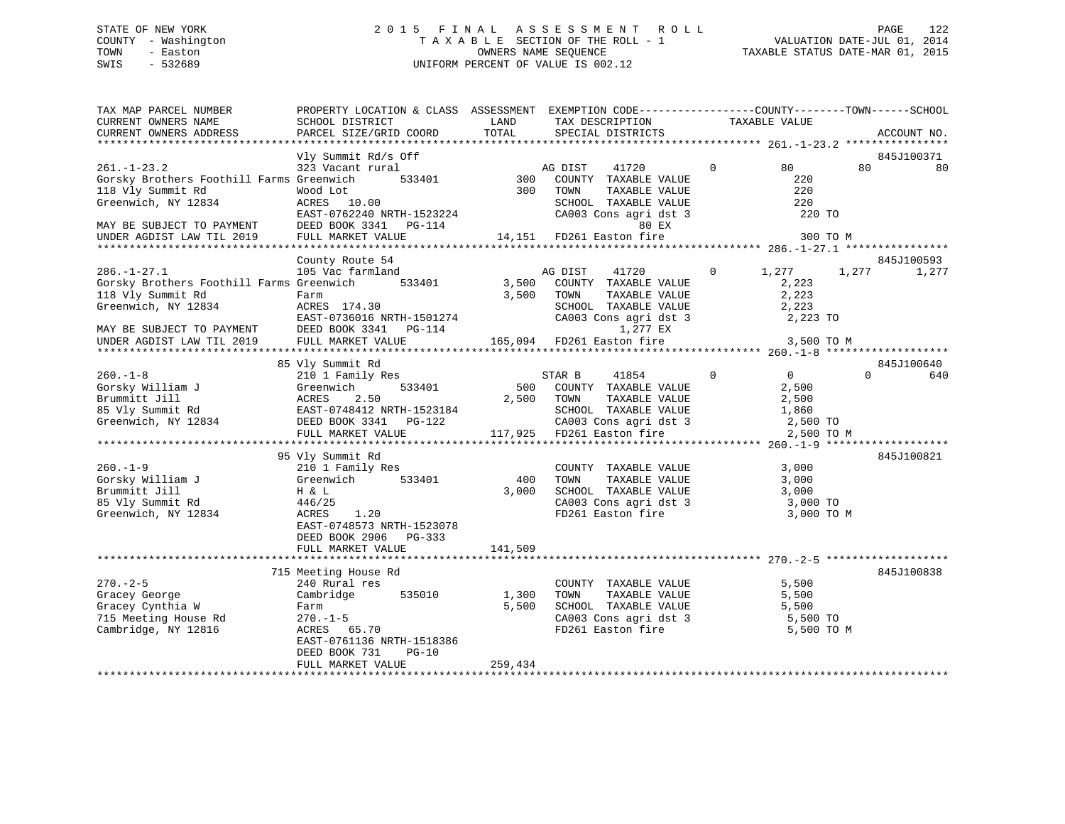STATE OF NEW YORK | 2015 FINAL ASSESSMENT ROLL | VALUATION DATE-JUL 01, 2014
COUNTY - Washington | TAXABLE SECTION OF THE ROLL - 1 | TAXABLE STATUS DATE-MAR 01, 2015
TOWN - Easton | OWNERS NAME SEQUENCE
SWIS - 532689 | UNIFORM PERCENT OF VALUE IS 002.12

```
TAX MAP PARCEL NUMBER          PROPERTY LOCATION & CLASS  ASSESSMENT  EXEMPTION CODE-----------------COUNTY--------TOWN------SCHOOL
CURRENT OWNERS NAME            SCHOOL DISTRICT               LAND      TAX DESCRIPTION             TAXABLE VALUE
CURRENT OWNERS ADDRESS         PARCEL SIZE/GRID COORD        TOTAL     SPECIAL DISTRICTS                                      ACCOUNT NO.
******************************************************************************************************* 261.-1-23.2 ****************
                               Vly Summit Rd/s Off                                                                            845J100371
261.-1-23.2                    323 Vacant rural                        AG DIST     41720          0          80          80          80
Gorsky Brothers Foothill Farms Greenwich       533401         300      COUNTY  TAXABLE VALUE               220
118 Vly Summit Rd              Wood Lot                       300      TOWN    TAXABLE VALUE               220
Greenwich, NY 12834            ACRES   10.00                           SCHOOL  TAXABLE VALUE               220
                               EAST-0762240 NRTH-1523224               CA003 Cons agri dst 3               220 TO
MAY BE SUBJECT TO PAYMENT      DEED BOOK 3341   PG-114                              80 EX
UNDER AGDIST LAW TIL 2019      FULL MARKET VALUE              14,151   FD261 Easton fire                   300 TO M
******************************************************************************************************* 286.-1-27.1 ****************
                               County Route 54                                                                                845J100593
286.-1-27.1                    105 Vac farmland                        AG DIST     41720          0       1,277       1,277       1,277
Gorsky Brothers Foothill Farms Greenwich       533401       3,500      COUNTY  TAXABLE VALUE             2,223
118 Vly Summit Rd              Farm                         3,500      TOWN    TAXABLE VALUE             2,223
Greenwich, NY 12834            ACRES  174.30                           SCHOOL  TAXABLE VALUE             2,223
                               EAST-0736016 NRTH-1501274               CA003 Cons agri dst 3             2,223 TO
MAY BE SUBJECT TO PAYMENT      DEED BOOK 3341   PG-114                           1,277 EX
UNDER AGDIST LAW TIL 2019      FULL MARKET VALUE             165,094   FD261 Easton fire                 3,500 TO M
******************************************************************************************************* 260.-1-8 *******************
                               85 Vly Summit Rd                                                                               845J100640
260.-1-8                       210 1 Family Res                        STAR B      41854          0           0           0         640
Gorsky William J               Greenwich       533401         500      COUNTY  TAXABLE VALUE             2,500
Brummitt Jill                  ACRES    2.50                2,500      TOWN    TAXABLE VALUE             2,500
85 Vly Summit Rd               EAST-0748412 NRTH-1523184               SCHOOL  TAXABLE VALUE             1,860
Greenwich, NY 12834            DEED BOOK 3341   PG-122                 CA003 Cons agri dst 3             2,500 TO
                               FULL MARKET VALUE             117,925   FD261 Easton fire                 2,500 TO M
******************************************************************************************************* 260.-1-9 *******************
                               95 Vly Summit Rd                                                                               845J100821
260.-1-9                       210 1 Family Res                        COUNTY  TAXABLE VALUE             3,000
Gorsky William J               Greenwich       533401         400      TOWN    TAXABLE VALUE             3,000
Brummitt Jill                  H & L                        3,000      SCHOOL  TAXABLE VALUE             3,000
85 Vly Summit Rd               446/25                                  CA003 Cons agri dst 3             3,000 TO
Greenwich, NY 12834            ACRES    1.20                           FD261 Easton fire                 3,000 TO M
                               EAST-0748573 NRTH-1523078
                               DEED BOOK 2906   PG-333
                               FULL MARKET VALUE             141,509
******************************************************************************************************* 270.-2-5 *******************
                               715 Meeting House Rd                                                                           845J100838
270.-2-5                       240 Rural res                           COUNTY  TAXABLE VALUE             5,500
Gracey George                  Cambridge       535010       1,300      TOWN    TAXABLE VALUE             5,500
Gracey Cynthia W               Farm                         5,500      SCHOOL  TAXABLE VALUE             5,500
715 Meeting House Rd           270.-1-5                                CA003 Cons agri dst 3             5,500 TO
Cambridge, NY 12816            ACRES   65.70                           FD261 Easton fire                 5,500 TO M
                               EAST-0761136 NRTH-1518386
                               DEED BOOK 731    PG-10
                               FULL MARKET VALUE             259,434
************************************************************************************************************************************
```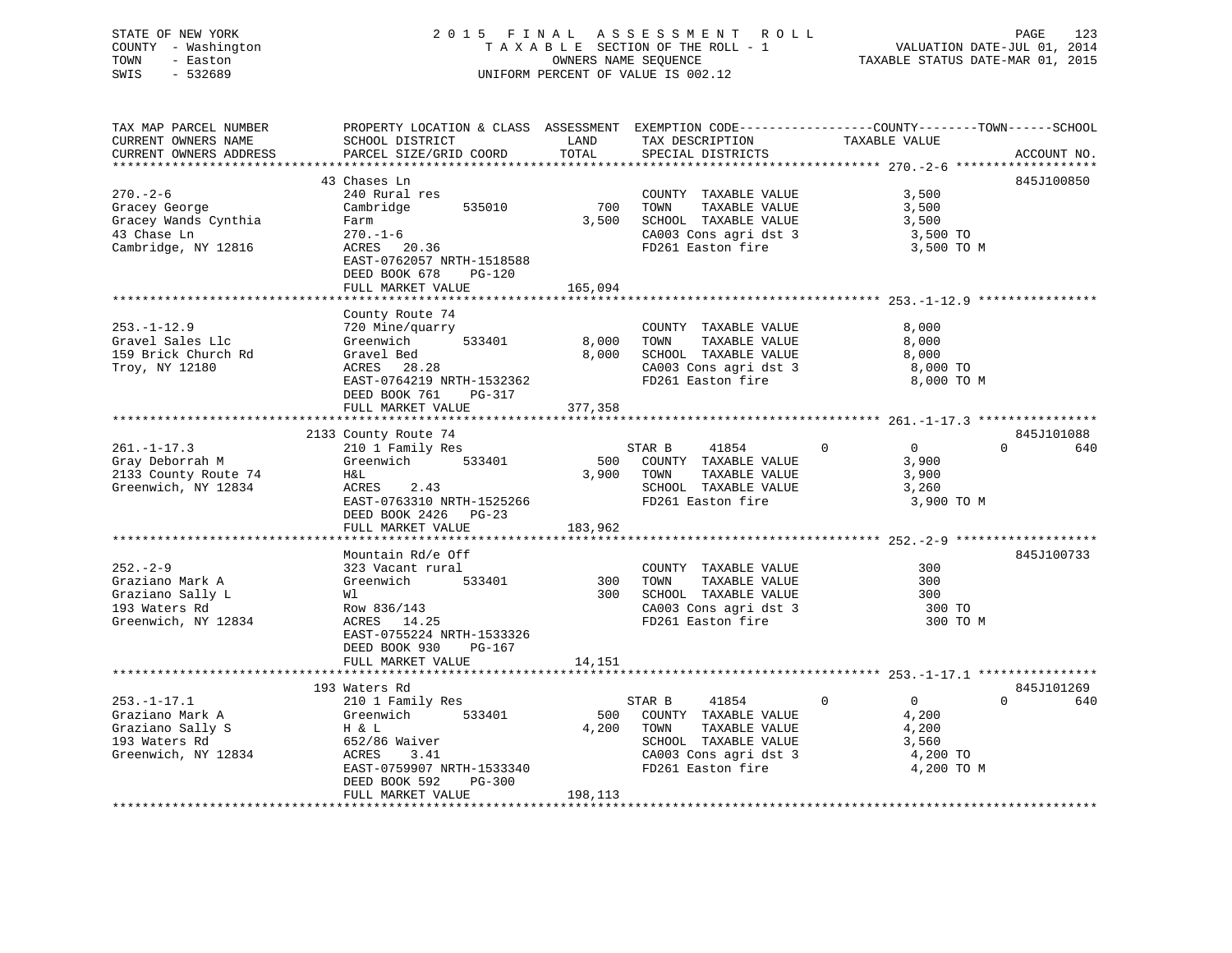STATE OF NEW YORK
COUNTY - Washington
TOWN - Easton
SWIS - 532689

2015 FINAL ASSESSMENT ROLL
TAXABLE SECTION OF THE ROLL - 1
OWNERS NAME SEQUENCE
UNIFORM PERCENT OF VALUE IS 002.12

VALUATION DATE-JUL 01, 2014
TAXABLE STATUS DATE-MAR 01, 2015

| TAX MAP PARCEL NUMBER / CURRENT OWNERS NAME / CURRENT OWNERS ADDRESS | PROPERTY LOCATION & CLASS / SCHOOL DISTRICT / PARCEL SIZE/GRID COORD | ASSESSMENT LAND / TOTAL | EXEMPTION CODE / TAX DESCRIPTION / SPECIAL DISTRICTS | COUNTY TAXABLE VALUE | TOWN | SCHOOL | ACCOUNT NO. |
|---|---|---|---|---|---|---|---|
| **270.-2-6** | 43 Chases Ln | | | | | | 845J100850 |
| 270.-2-6 | 240 Rural res | | COUNTY TAXABLE VALUE | 3,500 | | | |
| Gracey George | Cambridge 535010 | 700 | TOWN TAXABLE VALUE | 3,500 | | | |
| Gracey Wands Cynthia | Farm | 3,500 | SCHOOL TAXABLE VALUE | 3,500 | | | |
| 43 Chase Ln | 270.-1-6 | | CA003 Cons agri dst 3 | 3,500 TO | | | |
| Cambridge, NY 12816 | ACRES 20.36 | | FD261 Easton fire | 3,500 TO M | | | |
| | EAST-0762057 NRTH-1518588 | | | | | | |
| | DEED BOOK 678 PG-120 | | | | | | |
| | FULL MARKET VALUE | 165,094 | | | | | |
| **253.-1-12.9** | County Route 74 | | | | | | |
| 253.-1-12.9 | 720 Mine/quarry | | COUNTY TAXABLE VALUE | 8,000 | | | |
| Gravel Sales Llc | Greenwich 533401 | 8,000 | TOWN TAXABLE VALUE | 8,000 | | | |
| 159 Brick Church Rd | Gravel Bed | 8,000 | SCHOOL TAXABLE VALUE | 8,000 | | | |
| Troy, NY 12180 | ACRES 28.28 | | CA003 Cons agri dst 3 | 8,000 TO | | | |
| | EAST-0764219 NRTH-1532362 | | FD261 Easton fire | 8,000 TO M | | | |
| | DEED BOOK 761 PG-317 | | | | | | |
| | FULL MARKET VALUE | 377,358 | | | | | |
| **261.-1-17.3** | 2133 County Route 74 | | | | | | 845J101088 |
| 261.-1-17.3 | 210 1 Family Res | | STAR B 41854 | 0 | 0 | 0 | 640 |
| Gray Deborrah M | Greenwich 533401 | 500 | COUNTY TAXABLE VALUE | 3,900 | | | |
| 2133 County Route 74 | H&L | 3,900 | TOWN TAXABLE VALUE | 3,900 | | | |
| Greenwich, NY 12834 | ACRES 2.43 | | SCHOOL TAXABLE VALUE | 3,260 | | | |
| | EAST-0763310 NRTH-1525266 | | FD261 Easton fire | 3,900 TO M | | | |
| | DEED BOOK 2426 PG-23 | | | | | | |
| | FULL MARKET VALUE | 183,962 | | | | | |
| **252.-2-9** | Mountain Rd/e Off | | | | | | 845J100733 |
| 252.-2-9 | 323 Vacant rural | | COUNTY TAXABLE VALUE | 300 | | | |
| Graziano Mark A | Greenwich 533401 | 300 | TOWN TAXABLE VALUE | 300 | | | |
| Graziano Sally L | Wl | 300 | SCHOOL TAXABLE VALUE | 300 | | | |
| 193 Waters Rd | Row 836/143 | | CA003 Cons agri dst 3 | 300 TO | | | |
| Greenwich, NY 12834 | ACRES 14.25 | | FD261 Easton fire | 300 TO M | | | |
| | EAST-0755224 NRTH-1533326 | | | | | | |
| | DEED BOOK 930 PG-167 | | | | | | |
| | FULL MARKET VALUE | 14,151 | | | | | |
| **253.-1-17.1** | 193 Waters Rd | | | | | | 845J101269 |
| 253.-1-17.1 | 210 1 Family Res | | STAR B 41854 | 0 | 0 | 0 | 640 |
| Graziano Mark A | Greenwich 533401 | 500 | COUNTY TAXABLE VALUE | 4,200 | | | |
| Graziano Sally S | H & L | 4,200 | TOWN TAXABLE VALUE | 4,200 | | | |
| 193 Waters Rd | 652/86 Waiver | | SCHOOL TAXABLE VALUE | 3,560 | | | |
| Greenwich, NY 12834 | ACRES 3.41 | | CA003 Cons agri dst 3 | 4,200 TO | | | |
| | EAST-0759907 NRTH-1533340 | | FD261 Easton fire | 4,200 TO M | | | |
| | DEED BOOK 592 PG-300 | | | | | | |
| | FULL MARKET VALUE | 198,113 | | | | | |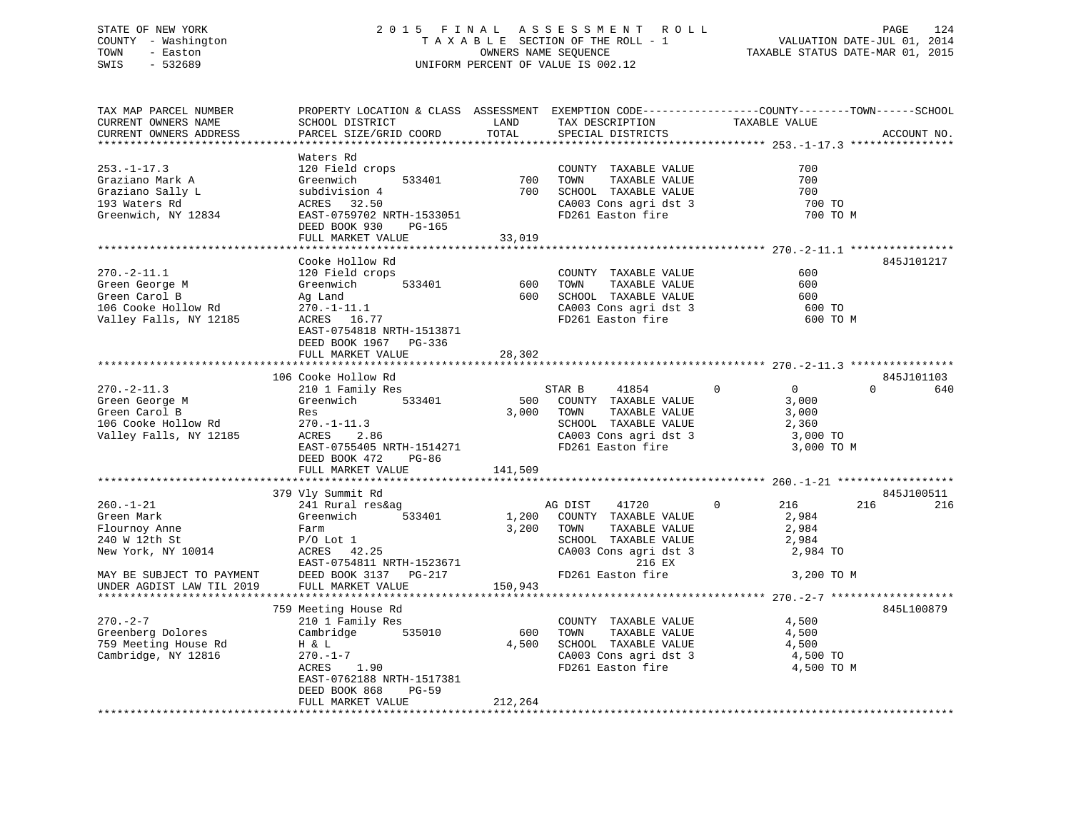STATE OF NEW YORK
COUNTY - Washington
TOWN - Easton
SWIS - 532689

2 0 1 5 F I N A L A S S E S S M E N T R O L L
T A X A B L E SECTION OF THE ROLL - 1
OWNERS NAME SEQUENCE
UNIFORM PERCENT OF VALUE IS 002.12

VALUATION DATE-JUL 01, 2014
TAXABLE STATUS DATE-MAR 01, 2015

```
TAX MAP PARCEL NUMBER          PROPERTY LOCATION & CLASS  ASSESSMENT  EXEMPTION CODE------------------COUNTY--------TOWN------SCHOOL
CURRENT OWNERS NAME            SCHOOL DISTRICT               LAND      TAX DESCRIPTION             TAXABLE VALUE
CURRENT OWNERS ADDRESS         PARCEL SIZE/GRID COORD        TOTAL     SPECIAL DISTRICTS                                      ACCOUNT NO.
******************************************************************************************************* 253.-1-17.3 ****************
                               Waters Rd
253.-1-17.3                    120 Field crops                        COUNTY  TAXABLE VALUE              700
Graziano Mark A                Greenwich        533401          700   TOWN    TAXABLE VALUE              700
Graziano Sally L               subdivision 4                    700   SCHOOL  TAXABLE VALUE              700
193 Waters Rd                  ACRES   32.50                          CA003 Cons agri dst 3                700 TO
Greenwich, NY 12834            EAST-0759702 NRTH-1533051              FD261 Easton fire                    700 TO M
                               DEED BOOK 930     PG-165
                               FULL MARKET VALUE             33,019
******************************************************************************************************* 270.-2-11.1 ****************
                               Cooke Hollow Rd                                                                         845J101217
270.-2-11.1                    120 Field crops                        COUNTY  TAXABLE VALUE              600
Green George M                 Greenwich        533401          600   TOWN    TAXABLE VALUE              600
Green Carol B                  Ag Land                          600   SCHOOL  TAXABLE VALUE              600
106 Cooke Hollow Rd            270.-1-11.1                            CA003 Cons agri dst 3                600 TO
Valley Falls, NY 12185         ACRES   16.77                          FD261 Easton fire                    600 TO M
                               EAST-0754818 NRTH-1513871
                               DEED BOOK 1967    PG-336
                               FULL MARKET VALUE             28,302
******************************************************************************************************* 270.-2-11.3 ****************
                           106 Cooke Hollow Rd                                                                         845J101103
270.-2-11.3                    210 1 Family Res                       STAR B      41854         0          0            0        640
Green George M                 Greenwich        533401          500   COUNTY  TAXABLE VALUE            3,000
Green Carol B                  Res                            3,000   TOWN    TAXABLE VALUE            3,000
106 Cooke Hollow Rd            270.-1-11.3                            SCHOOL  TAXABLE VALUE            2,360
Valley Falls, NY 12185         ACRES    2.86                          CA003 Cons agri dst 3              3,000 TO
                               EAST-0755405 NRTH-1514271              FD261 Easton fire                  3,000 TO M
                               DEED BOOK 472     PG-86
                               FULL MARKET VALUE            141,509
******************************************************************************************************* 260.-1-21 ******************
                           379 Vly Summit Rd                                                                           845J100511
260.-1-21                      241 Rural res&ag                       AG DIST     41720         0        216          216        216
Green Mark                     Greenwich        533401        1,200   COUNTY  TAXABLE VALUE            2,984
Flournoy Anne                  Farm                           3,200   TOWN    TAXABLE VALUE            2,984
240 W 12th St                  P/O Lot 1                              SCHOOL  TAXABLE VALUE            2,984
New York, NY 10014             ACRES   42.25                          CA003 Cons agri dst 3              2,984 TO
                               EAST-0754811 NRTH-1523671                          216 EX
MAY BE SUBJECT TO PAYMENT      DEED BOOK 3137    PG-217               FD261 Easton fire                  3,200 TO M
UNDER AGDIST LAW TIL 2019      FULL MARKET VALUE            150,943
******************************************************************************************************* 270.-2-7 *******************
                           759 Meeting House Rd                                                                        845L100879
270.-2-7                       210 1 Family Res                       COUNTY  TAXABLE VALUE            4,500
Greenberg Dolores              Cambridge        535010          600   TOWN    TAXABLE VALUE            4,500
759 Meeting House Rd           H & L                          4,500   SCHOOL  TAXABLE VALUE            4,500
Cambridge, NY 12816            270.-1-7                               CA003 Cons agri dst 3              4,500 TO
                               ACRES    1.90                          FD261 Easton fire                  4,500 TO M
                               EAST-0762188 NRTH-1517381
                               DEED BOOK 868     PG-59
                               FULL MARKET VALUE            212,264
************************************************************************************************************************************
```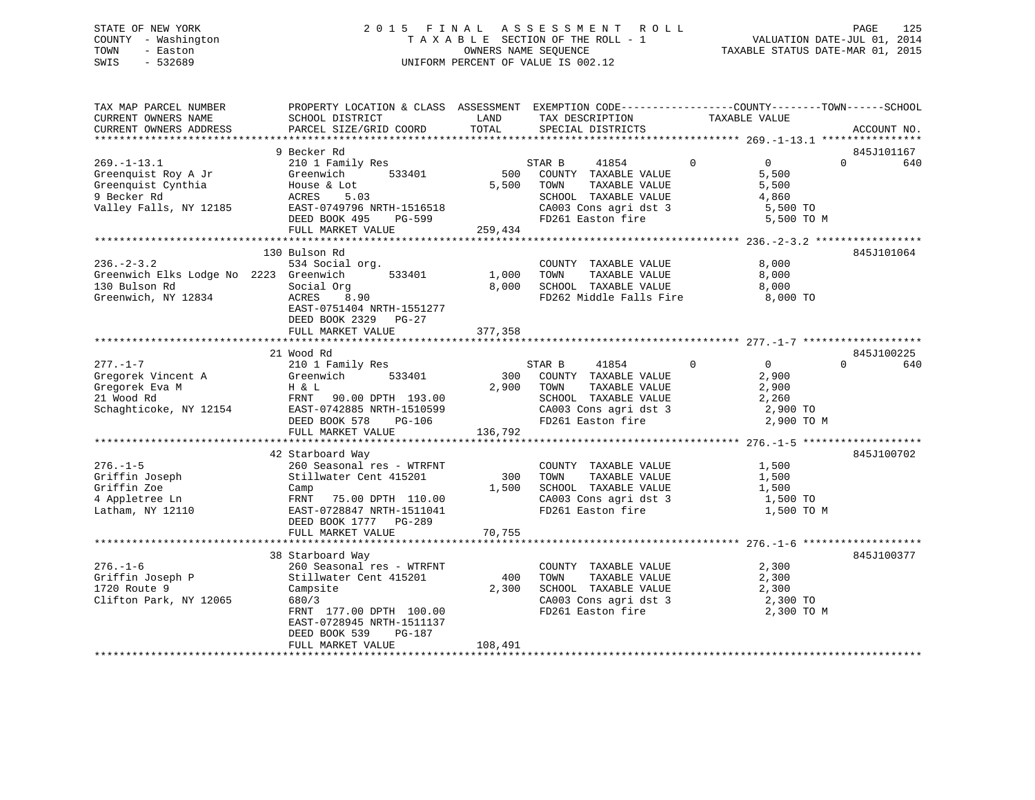STATE OF NEW YORK
COUNTY - Washington
TOWN - Easton
SWIS - 532689

2 0 1 5 F I N A L A S S E S S M E N T R O L L
T A X A B L E SECTION OF THE ROLL - 1
OWNERS NAME SEQUENCE
UNIFORM PERCENT OF VALUE IS 002.12

VALUATION DATE-JUL 01, 2014
TAXABLE STATUS DATE-MAR 01, 2015

| TAX MAP PARCEL NUMBER / CURRENT OWNERS NAME / CURRENT OWNERS ADDRESS | PROPERTY LOCATION & CLASS / SCHOOL DISTRICT / PARCEL SIZE/GRID COORD | ASSESSMENT LAND / TOTAL | EXEMPTION CODE / TAX DESCRIPTION / SPECIAL DISTRICTS | COUNTY TAXABLE VALUE | TOWN | SCHOOL | ACCOUNT NO. |
|---|---|---|---|---|---|---|---|
| **269.-1-13.1** | 9 Becker Rd | | | | | | 845J101167 |
| 269.-1-13.1 | 210 1 Family Res | | STAR B 41854 | 0 | 0 | 640 | |
| Greenquist Roy A Jr | Greenwich 533401 | 500 | COUNTY TAXABLE VALUE | 5,500 | | | |
| Greenquist Cynthia | House & Lot | 5,500 | TOWN TAXABLE VALUE | 5,500 | | | |
| 9 Becker Rd | ACRES 5.03 | | SCHOOL TAXABLE VALUE | 4,860 | | | |
| Valley Falls, NY 12185 | EAST-0749796 NRTH-1516518 | | CA003 Cons agri dst 3 | 5,500 TO | | | |
| | DEED BOOK 495 PG-599 | | FD261 Easton fire | 5,500 TO M | | | |
| | FULL MARKET VALUE | 259,434 | | | | | |
| **236.-2-3.2** | 130 Bulson Rd | | | | | | 845J101064 |
| 236.-2-3.2 | 534 Social org. | | COUNTY TAXABLE VALUE | 8,000 | | | |
| Greenwich Elks Lodge No 2223 | Greenwich 533401 | 1,000 | TOWN TAXABLE VALUE | 8,000 | | | |
| 130 Bulson Rd | Social Org | 8,000 | SCHOOL TAXABLE VALUE | 8,000 | | | |
| Greenwich, NY 12834 | ACRES 8.90 | | FD262 Middle Falls Fire | 8,000 TO | | | |
| | EAST-0751404 NRTH-1551277 | | | | | | |
| | DEED BOOK 2329 PG-27 | | | | | | |
| | FULL MARKET VALUE | 377,358 | | | | | |
| **277.-1-7** | 21 Wood Rd | | | | | | 845J100225 |
| 277.-1-7 | 210 1 Family Res | | STAR B 41854 | 0 | 0 | 640 | |
| Gregorek Vincent A | Greenwich 533401 | 300 | COUNTY TAXABLE VALUE | 2,900 | | | |
| Gregorek Eva M | H & L | 2,900 | TOWN TAXABLE VALUE | 2,900 | | | |
| 21 Wood Rd | FRNT 90.00 DPTH 193.00 | | SCHOOL TAXABLE VALUE | 2,260 | | | |
| Schaghticoke, NY 12154 | EAST-0742885 NRTH-1510599 | | CA003 Cons agri dst 3 | 2,900 TO | | | |
| | DEED BOOK 578 PG-106 | | FD261 Easton fire | 2,900 TO M | | | |
| | FULL MARKET VALUE | 136,792 | | | | | |
| **276.-1-5** | 42 Starboard Way | | | | | | 845J100702 |
| 276.-1-5 | 260 Seasonal res - WTRFNT | | COUNTY TAXABLE VALUE | 1,500 | | | |
| Griffin Joseph | Stillwater Cent 415201 | 300 | TOWN TAXABLE VALUE | 1,500 | | | |
| Griffin Zoe | Camp | 1,500 | SCHOOL TAXABLE VALUE | 1,500 | | | |
| 4 Appletree Ln | FRNT 75.00 DPTH 110.00 | | CA003 Cons agri dst 3 | 1,500 TO | | | |
| Latham, NY 12110 | EAST-0728847 NRTH-1511041 | | FD261 Easton fire | 1,500 TO M | | | |
| | DEED BOOK 1777 PG-289 | | | | | | |
| | FULL MARKET VALUE | 70,755 | | | | | |
| **276.-1-6** | 38 Starboard Way | | | | | | 845J100377 |
| 276.-1-6 | 260 Seasonal res - WTRFNT | | COUNTY TAXABLE VALUE | 2,300 | | | |
| Griffin Joseph P | Stillwater Cent 415201 | 400 | TOWN TAXABLE VALUE | 2,300 | | | |
| 1720 Route 9 | Campsite | 2,300 | SCHOOL TAXABLE VALUE | 2,300 | | | |
| Clifton Park, NY 12065 | 680/3 | | CA003 Cons agri dst 3 | 2,300 TO | | | |
| | FRNT 177.00 DPTH 100.00 | | FD261 Easton fire | 2,300 TO M | | | |
| | EAST-0728945 NRTH-1511137 | | | | | | |
| | DEED BOOK 539 PG-187 | | | | | | |
| | FULL MARKET VALUE | 108,491 | | | | | |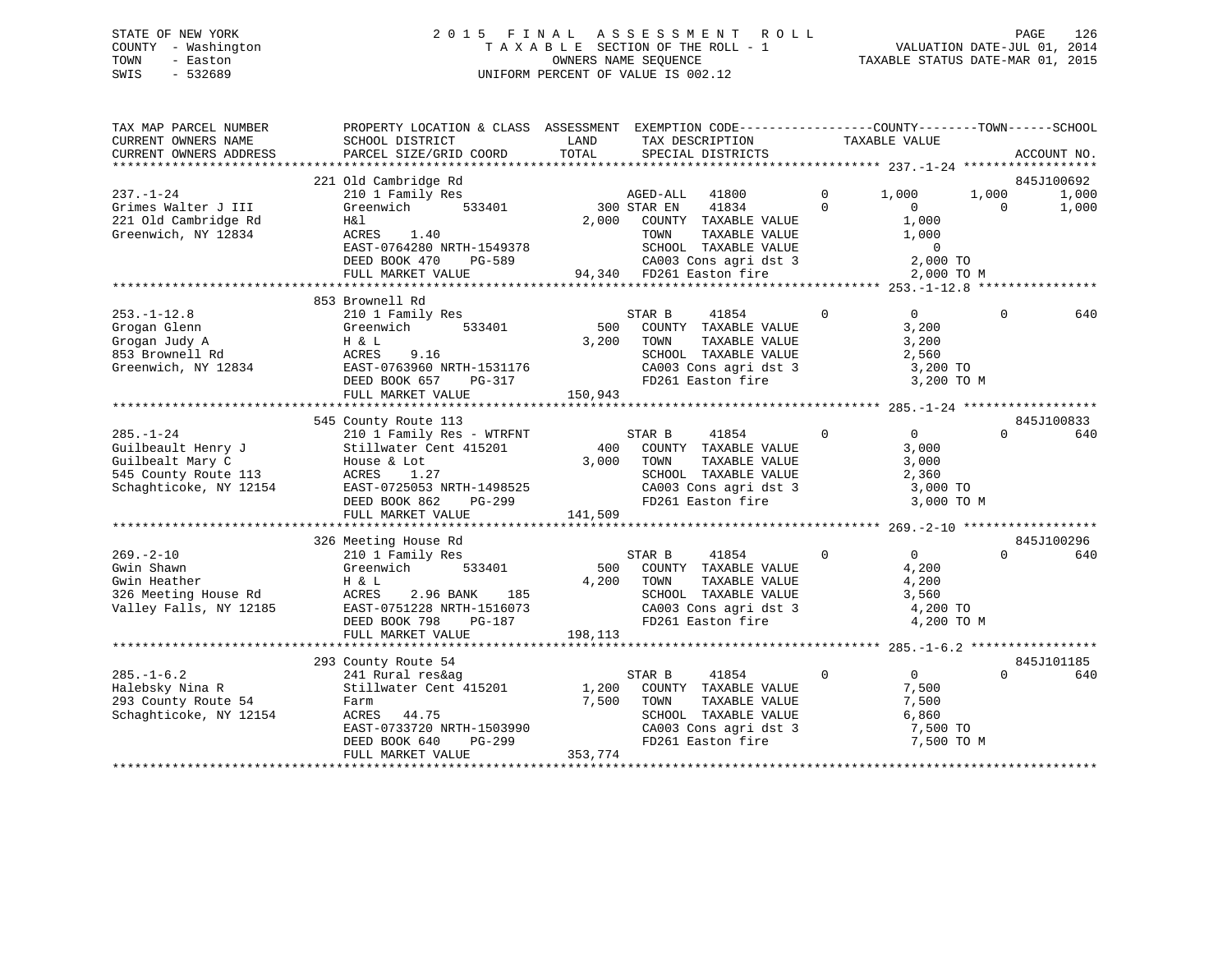STATE OF NEW YORK
COUNTY - Washington
TOWN - Easton
SWIS - 532689

# 2015 FINAL ASSESSMENT ROLL
TAXABLE SECTION OF THE ROLL - 1
OWNERS NAME SEQUENCE
UNIFORM PERCENT OF VALUE IS 002.12

VALUATION DATE-JUL 01, 2014
TAXABLE STATUS DATE-MAR 01, 2015

| TAX MAP PARCEL NUMBER / CURRENT OWNERS NAME / CURRENT OWNERS ADDRESS | PROPERTY LOCATION & CLASS / SCHOOL DISTRICT / PARCEL SIZE/GRID COORD | ASSESSMENT LAND / TOTAL | EXEMPTION CODE / TAX DESCRIPTION / SPECIAL DISTRICTS | COUNTY TAXABLE VALUE | TOWN | SCHOOL | ACCOUNT NO. |
|---|---|---|---|---|---|---|---|
| **237.-1-24** | 221 Old Cambridge Rd | | | | | | 845J100692 |
| 237.-1-24 | 210 1 Family Res | | AGED-ALL 41800 0 | 1,000 | 1,000 | 1,000 | |
| Grimes Walter J III | Greenwich 533401 | 300 | STAR EN 41834 0 | 0 | 0 | 1,000 | |
| 221 Old Cambridge Rd | H&l | 2,000 | COUNTY TAXABLE VALUE | 1,000 | | | |
| Greenwich, NY 12834 | ACRES 1.40 | | TOWN TAXABLE VALUE | 1,000 | | | |
| | EAST-0764280 NRTH-1549378 | | SCHOOL TAXABLE VALUE | 0 | | | |
| | DEED BOOK 470 PG-589 | | CA003 Cons agri dst 3 | 2,000 TO | | | |
| | FULL MARKET VALUE | 94,340 | FD261 Easton fire | 2,000 TO M | | | |
| **253.-1-12.8** | 853 Brownell Rd | | | | | | |
| 253.-1-12.8 | 210 1 Family Res | | STAR B 41854 0 | 0 | 0 | 640 | |
| Grogan Glenn | Greenwich 533401 | 500 | COUNTY TAXABLE VALUE | 3,200 | | | |
| Grogan Judy A | H & L | 3,200 | TOWN TAXABLE VALUE | 3,200 | | | |
| 853 Brownell Rd | ACRES 9.16 | | SCHOOL TAXABLE VALUE | 2,560 | | | |
| Greenwich, NY 12834 | EAST-0763960 NRTH-1531176 | | CA003 Cons agri dst 3 | 3,200 TO | | | |
| | DEED BOOK 657 PG-317 | | FD261 Easton fire | 3,200 TO M | | | |
| | FULL MARKET VALUE | 150,943 | | | | | |
| **285.-1-24** | 545 County Route 113 | | | | | | 845J100833 |
| 285.-1-24 | 210 1 Family Res - WTRFNT | | STAR B 41854 0 | 0 | 0 | 640 | |
| Guilbeault Henry J | Stillwater Cent 415201 | 400 | COUNTY TAXABLE VALUE | 3,000 | | | |
| Guilbealt Mary C | House & Lot | 3,000 | TOWN TAXABLE VALUE | 3,000 | | | |
| 545 County Route 113 | ACRES 1.27 | | SCHOOL TAXABLE VALUE | 2,360 | | | |
| Schaghticoke, NY 12154 | EAST-0725053 NRTH-1498525 | | CA003 Cons agri dst 3 | 3,000 TO | | | |
| | DEED BOOK 862 PG-299 | | FD261 Easton fire | 3,000 TO M | | | |
| | FULL MARKET VALUE | 141,509 | | | | | |
| **269.-2-10** | 326 Meeting House Rd | | | | | | 845J100296 |
| 269.-2-10 | 210 1 Family Res | | STAR B 41854 0 | 0 | 0 | 640 | |
| Gwin Shawn | Greenwich 533401 | 500 | COUNTY TAXABLE VALUE | 4,200 | | | |
| Gwin Heather | H & L | 4,200 | TOWN TAXABLE VALUE | 4,200 | | | |
| 326 Meeting House Rd | ACRES 2.96 BANK 185 | | SCHOOL TAXABLE VALUE | 3,560 | | | |
| Valley Falls, NY 12185 | EAST-0751228 NRTH-1516073 | | CA003 Cons agri dst 3 | 4,200 TO | | | |
| | DEED BOOK 798 PG-187 | | FD261 Easton fire | 4,200 TO M | | | |
| | FULL MARKET VALUE | 198,113 | | | | | |
| **285.-1-6.2** | 293 County Route 54 | | | | | | 845J101185 |
| 285.-1-6.2 | 241 Rural res&ag | | STAR B 41854 0 | 0 | 0 | 640 | |
| Halebsky Nina R | Stillwater Cent 415201 | 1,200 | COUNTY TAXABLE VALUE | 7,500 | | | |
| 293 County Route 54 | Farm | 7,500 | TOWN TAXABLE VALUE | 7,500 | | | |
| Schaghticoke, NY 12154 | ACRES 44.75 | | SCHOOL TAXABLE VALUE | 6,860 | | | |
| | EAST-0733720 NRTH-1503990 | | CA003 Cons agri dst 3 | 7,500 TO | | | |
| | DEED BOOK 640 PG-299 | | FD261 Easton fire | 7,500 TO M | | | |
| | FULL MARKET VALUE | 353,774 | | | | | |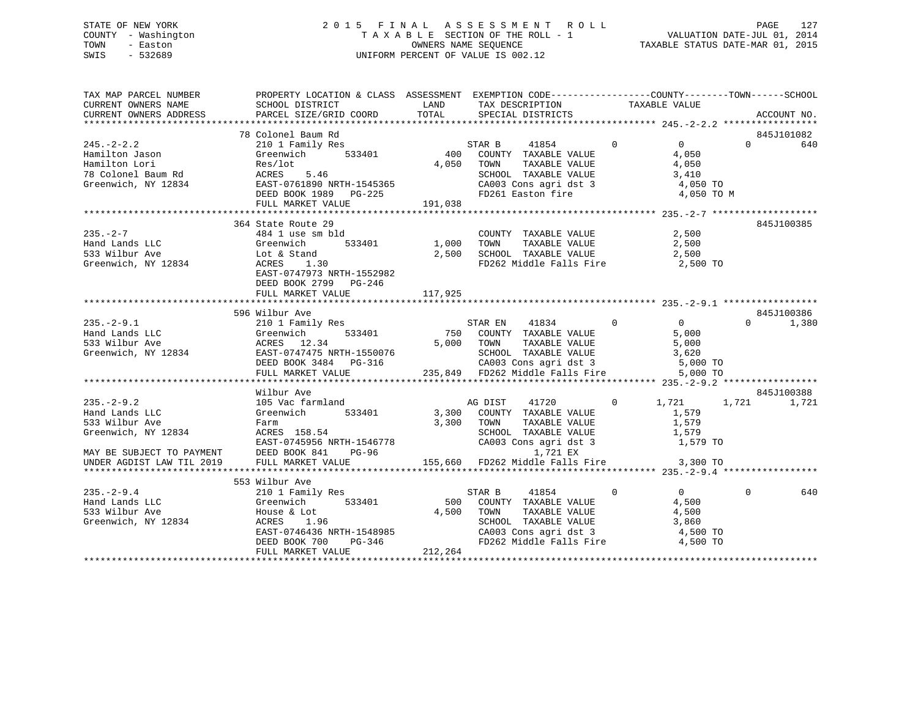STATE OF NEW YORK
COUNTY - Washington
TOWN - Easton
SWIS - 532689

# 2015 FINAL ASSESSMENT ROLL
TAXABLE SECTION OF THE ROLL - 1
OWNERS NAME SEQUENCE
UNIFORM PERCENT OF VALUE IS 002.12

VALUATION DATE-JUL 01, 2014
TAXABLE STATUS DATE-MAR 01, 2015

```
TAX MAP PARCEL NUMBER        PROPERTY LOCATION & CLASS  ASSESSMENT  EXEMPTION CODE------------------COUNTY--------TOWN------SCHOOL
CURRENT OWNERS NAME          SCHOOL DISTRICT               LAND      TAX DESCRIPTION             TAXABLE VALUE
CURRENT OWNERS ADDRESS       PARCEL SIZE/GRID COORD        TOTAL     SPECIAL DISTRICTS                                      ACCOUNT NO.
******************************************************************************************************* 245.-2-2.2 *****************
                             78 Colonel Baum Rd                                                                             845J101082
245.-2-2.2                   210 1 Family Res                      STAR B      41854          0          0           0          640
Hamilton Jason               Greenwich        533401       400     COUNTY  TAXABLE VALUE             4,050
Hamilton Lori                Res/lot                     4,050     TOWN    TAXABLE VALUE             4,050
78 Colonel Baum Rd           ACRES    5.46                         SCHOOL  TAXABLE VALUE             3,410
Greenwich, NY 12834          EAST-0761890 NRTH-1545365             CA003 Cons agri dst 3              4,050 TO
                             DEED BOOK 1989   PG-225               FD261 Easton fire                  4,050 TO M
                             FULL MARKET VALUE           191,038
******************************************************************************************************* 235.-2-7 *******************
                             364 State Route 29                                                                             845J100385
235.-2-7                     484 1 use sm bld                      COUNTY  TAXABLE VALUE             2,500
Hand Lands LLC               Greenwich        533401     1,000     TOWN    TAXABLE VALUE             2,500
533 Wilbur Ave               Lot & Stand                 2,500     SCHOOL  TAXABLE VALUE             2,500
Greenwich, NY 12834          ACRES    1.30                         FD262 Middle Falls Fire            2,500 TO
                             EAST-0747973 NRTH-1552982
                             DEED BOOK 2799   PG-246
                             FULL MARKET VALUE           117,925
******************************************************************************************************* 235.-2-9.1 *****************
                             596 Wilbur Ave                                                                                 845J100386
235.-2-9.1                   210 1 Family Res                      STAR EN     41834          0          0           0        1,380
Hand Lands LLC               Greenwich        533401       750     COUNTY  TAXABLE VALUE             5,000
533 Wilbur Ave               ACRES   12.34               5,000     TOWN    TAXABLE VALUE             5,000
Greenwich, NY 12834          EAST-0747475 NRTH-1550076             SCHOOL  TAXABLE VALUE             3,620
                             DEED BOOK 3484   PG-316               CA003 Cons agri dst 3              5,000 TO
                             FULL MARKET VALUE           235,849   FD262 Middle Falls Fire            5,000 TO
******************************************************************************************************* 235.-2-9.2 *****************
                             Wilbur Ave                                                                                     845J100388
235.-2-9.2                   105 Vac farmland                      AG DIST     41720          0      1,721       1,721        1,721
Hand Lands LLC               Greenwich        533401     3,300     COUNTY  TAXABLE VALUE             1,579
533 Wilbur Ave               Farm                        3,300     TOWN    TAXABLE VALUE             1,579
Greenwich, NY 12834          ACRES  158.54                         SCHOOL  TAXABLE VALUE             1,579
                             EAST-0745956 NRTH-1546778             CA003 Cons agri dst 3              1,579 TO
MAY BE SUBJECT TO PAYMENT    DEED BOOK 841    PG-96                          1,721 EX
UNDER AGDIST LAW TIL 2019    FULL MARKET VALUE           155,660   FD262 Middle Falls Fire            3,300 TO
******************************************************************************************************* 235.-2-9.4 *****************
                             553 Wilbur Ave
235.-2-9.4                   210 1 Family Res                      STAR B      41854          0          0           0          640
Hand Lands LLC               Greenwich        533401       500     COUNTY  TAXABLE VALUE             4,500
533 Wilbur Ave               House & Lot                 4,500     TOWN    TAXABLE VALUE             4,500
Greenwich, NY 12834          ACRES    1.96                         SCHOOL  TAXABLE VALUE             3,860
                             EAST-0746436 NRTH-1548985             CA003 Cons agri dst 3              4,500 TO
                             DEED BOOK 700    PG-346               FD262 Middle Falls Fire            4,500 TO
                             FULL MARKET VALUE           212,264
************************************************************************************************************************************
```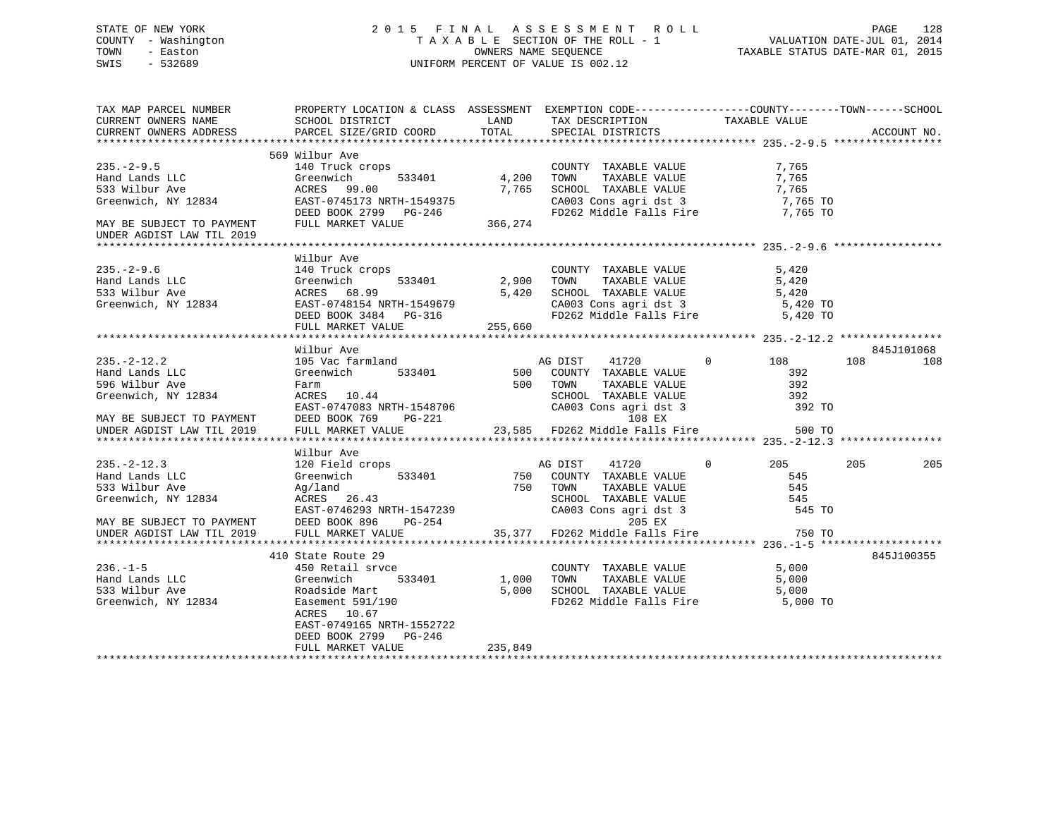STATE OF NEW YORK
COUNTY - Washington
TOWN - Easton
SWIS - 532689

2 0 1 5 F I N A L A S S E S S M E N T R O L L
T A X A B L E SECTION OF THE ROLL - 1
OWNERS NAME SEQUENCE
UNIFORM PERCENT OF VALUE IS 002.12

VALUATION DATE-JUL 01, 2014
TAXABLE STATUS DATE-MAR 01, 2015

```
TAX MAP PARCEL NUMBER          PROPERTY LOCATION & CLASS  ASSESSMENT  EXEMPTION CODE------------------COUNTY--------TOWN------SCHOOL
CURRENT OWNERS NAME            SCHOOL DISTRICT               LAND      TAX DESCRIPTION             TAXABLE VALUE
CURRENT OWNERS ADDRESS         PARCEL SIZE/GRID COORD        TOTAL     SPECIAL DISTRICTS                                    ACCOUNT NO.
******************************************************************************************************* 235.-2-9.5 *****************
                               569 Wilbur Ave
235.-2-9.5                     140 Truck crops                         COUNTY  TAXABLE VALUE              7,765
Hand Lands LLC                 Greenwich       533401        4,200     TOWN    TAXABLE VALUE              7,765
533 Wilbur Ave                 ACRES   99.00                 7,765     SCHOOL  TAXABLE VALUE              7,765
Greenwich, NY 12834            EAST-0745173 NRTH-1549375               CA003 Cons agri dst 3              7,765 TO
                               DEED BOOK 2799   PG-246                 FD262 Middle Falls Fire            7,765 TO
MAY BE SUBJECT TO PAYMENT      FULL MARKET VALUE           366,274
UNDER AGDIST LAW TIL 2019
******************************************************************************************************* 235.-2-9.6 *****************
                               Wilbur Ave
235.-2-9.6                     140 Truck crops                         COUNTY  TAXABLE VALUE              5,420
Hand Lands LLC                 Greenwich       533401        2,900     TOWN    TAXABLE VALUE              5,420
533 Wilbur Ave                 ACRES   68.99                 5,420     SCHOOL  TAXABLE VALUE              5,420
Greenwich, NY 12834            EAST-0748154 NRTH-1549679               CA003 Cons agri dst 3              5,420 TO
                               DEED BOOK 3484   PG-316                 FD262 Middle Falls Fire            5,420 TO
                               FULL MARKET VALUE           255,660
******************************************************************************************************* 235.-2-12.2 ****************
                               Wilbur Ave                                                                           845J101068
235.-2-12.2                    105 Vac farmland                        AG DIST     41720         0         108        108        108
Hand Lands LLC                 Greenwich       533401          500     COUNTY  TAXABLE VALUE                392
596 Wilbur Ave                 Farm                            500     TOWN    TAXABLE VALUE                392
Greenwich, NY 12834            ACRES   10.44                           SCHOOL  TAXABLE VALUE                392
                               EAST-0747083 NRTH-1548706               CA003 Cons agri dst 3                392 TO
MAY BE SUBJECT TO PAYMENT      DEED BOOK 769    PG-221                            108 EX
UNDER AGDIST LAW TIL 2019      FULL MARKET VALUE            23,585     FD262 Middle Falls Fire              500 TO
******************************************************************************************************* 235.-2-12.3 ****************
                               Wilbur Ave
235.-2-12.3                    120 Field crops                         AG DIST     41720         0         205        205        205
Hand Lands LLC                 Greenwich       533401          750     COUNTY  TAXABLE VALUE                545
533 Wilbur Ave                 Ag/land                         750     TOWN    TAXABLE VALUE                545
Greenwich, NY 12834            ACRES   26.43                           SCHOOL  TAXABLE VALUE                545
                               EAST-0746293 NRTH-1547239               CA003 Cons agri dst 3                545 TO
MAY BE SUBJECT TO PAYMENT      DEED BOOK 896    PG-254                            205 EX
UNDER AGDIST LAW TIL 2019      FULL MARKET VALUE            35,377     FD262 Middle Falls Fire              750 TO
******************************************************************************************************* 236.-1-5 *******************
                               410 State Route 29                                                                   845J100355
236.-1-5                       450 Retail srvce                        COUNTY  TAXABLE VALUE              5,000
Hand Lands LLC                 Greenwich       533401        1,000     TOWN    TAXABLE VALUE              5,000
533 Wilbur Ave                 Roadside Mart                 5,000     SCHOOL  TAXABLE VALUE              5,000
Greenwich, NY 12834            Easement 591/190                        FD262 Middle Falls Fire            5,000 TO
                               ACRES   10.67
                               EAST-0749165 NRTH-1552722
                               DEED BOOK 2799   PG-246
                               FULL MARKET VALUE           235,849
************************************************************************************************************************************
```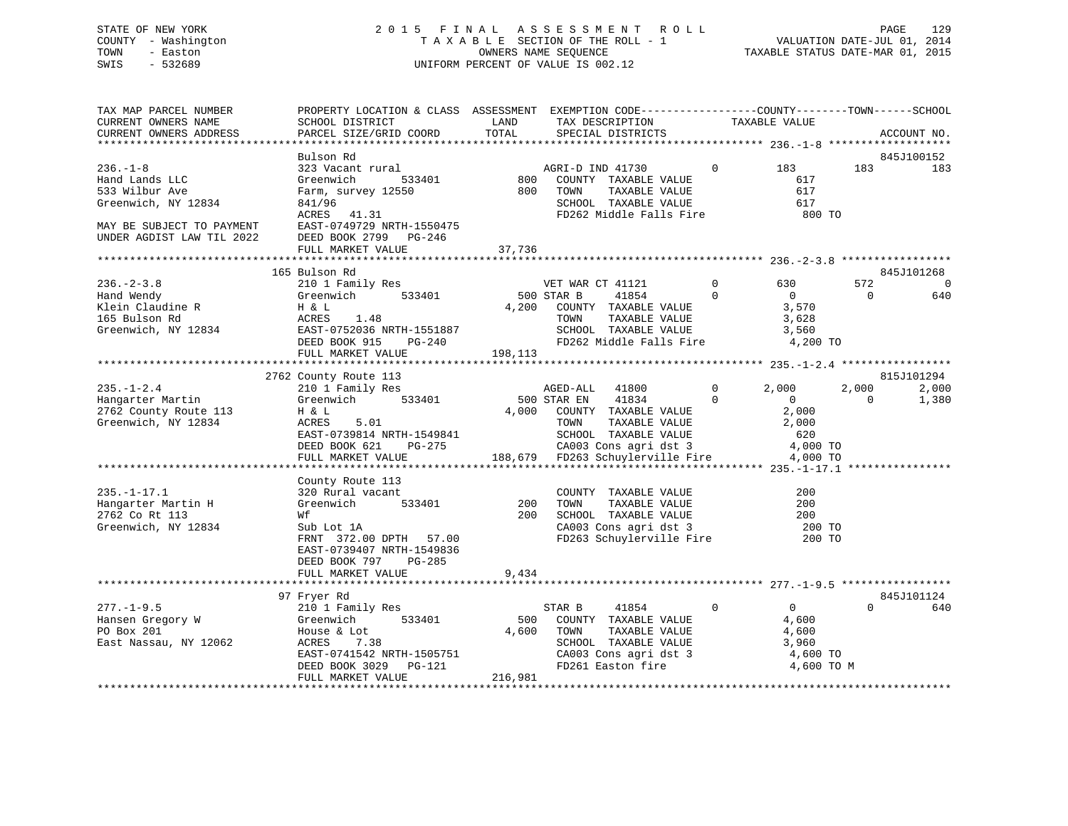STATE OF NEW YORK — 2015 FINAL ASSESSMENT ROLL
COUNTY - Washington — TAXABLE SECTION OF THE ROLL - 1 — VALUATION DATE-JUL 01, 2014
TOWN - Easton — OWNERS NAME SEQUENCE — TAXABLE STATUS DATE-MAR 01, 2015
SWIS - 532689 — UNIFORM PERCENT OF VALUE IS 002.12

```
TAX MAP PARCEL NUMBER          PROPERTY LOCATION & CLASS  ASSESSMENT  EXEMPTION CODE-----------------COUNTY--------TOWN------SCHOOL
CURRENT OWNERS NAME            SCHOOL DISTRICT             LAND       TAX DESCRIPTION            TAXABLE VALUE
CURRENT OWNERS ADDRESS         PARCEL SIZE/GRID COORD      TOTAL      SPECIAL DISTRICTS                                    ACCOUNT NO.
*********************************************************************************************** 236.-1-8 *******************
                               Bulson Rd                                                                               845J100152
236.-1-8                       323 Vacant rural                  AGRI-D IND 41730        0        183        183          183
Hand Lands LLC                 Greenwich      533401        800   COUNTY  TAXABLE VALUE             617
533 Wilbur Ave                 Farm, survey 12550           800   TOWN    TAXABLE VALUE             617
Greenwich, NY 12834            841/96                             SCHOOL  TAXABLE VALUE             617
                               ACRES   41.31                      FD262 Middle Falls Fire           800 TO
MAY BE SUBJECT TO PAYMENT      EAST-0749729 NRTH-1550475
UNDER AGDIST LAW TIL 2022      DEED BOOK 2799   PG-246
                               FULL MARKET VALUE           37,736
*********************************************************************************************** 236.-2-3.8 *****************
                               165 Bulson Rd                                                                           845J101268
236.-2-3.8                     210 1 Family Res                  VET WAR CT 41121        0        630        572            0
Hand Wendy                     Greenwich      533401        500 STAR B       41854        0          0          0          640
Klein Claudine R               H & L                      4,200   COUNTY  TAXABLE VALUE           3,570
165 Bulson Rd                  ACRES    1.48                      TOWN    TAXABLE VALUE           3,628
Greenwich, NY 12834            EAST-0752036 NRTH-1551887          SCHOOL  TAXABLE VALUE           3,560
                               DEED BOOK 915    PG-240            FD262 Middle Falls Fire         4,200 TO
                               FULL MARKET VALUE          198,113
*********************************************************************************************** 235.-1-2.4 *****************
                               2762 County Route 113                                                                   815J101294
235.-1-2.4                     210 1 Family Res                  AGED-ALL   41800        0      2,000      2,000        2,000
Hangarter Martin               Greenwich      533401        500 STAR EN      41834        0          0          0        1,380
2762 County Route 113          H & L                      4,000   COUNTY  TAXABLE VALUE           2,000
Greenwich, NY 12834            ACRES    5.01                      TOWN    TAXABLE VALUE           2,000
                               EAST-0739814 NRTH-1549841          SCHOOL  TAXABLE VALUE             620
                               DEED BOOK 621    PG-275            CA003 Cons agri dst 3           4,000 TO
                               FULL MARKET VALUE          188,679 FD263 Schuylerville Fire        4,000 TO
*********************************************************************************************** 235.-1-17.1 ****************
                               County Route 113
235.-1-17.1                    320 Rural vacant                   COUNTY  TAXABLE VALUE             200
Hangarter Martin H             Greenwich      533401        200   TOWN    TAXABLE VALUE             200
2762 Co Rt 113                 Wf                           200   SCHOOL  TAXABLE VALUE             200
Greenwich, NY 12834            Sub Lot 1A                         CA003 Cons agri dst 3             200 TO
                               FRNT 372.00 DPTH  57.00            FD263 Schuylerville Fire          200 TO
                               EAST-0739407 NRTH-1549836
                               DEED BOOK 797    PG-285
                               FULL MARKET VALUE            9,434
*********************************************************************************************** 277.-1-9.5 *****************
                               97 Fryer Rd                                                                             845J101124
277.-1-9.5                     210 1 Family Res                  STAR B     41854        0          0          0          640
Hansen Gregory W               Greenwich      533401        500   COUNTY  TAXABLE VALUE           4,600
PO Box 201                     House & Lot                4,600   TOWN    TAXABLE VALUE           4,600
East Nassau, NY 12062          ACRES    7.38                      SCHOOL  TAXABLE VALUE           3,960
                               EAST-0741542 NRTH-1505751          CA003 Cons agri dst 3           4,600 TO
                               DEED BOOK 3029   PG-121            FD261 Easton fire               4,600 TO M
                               FULL MARKET VALUE          216,981
******************************************************************************************************************************
```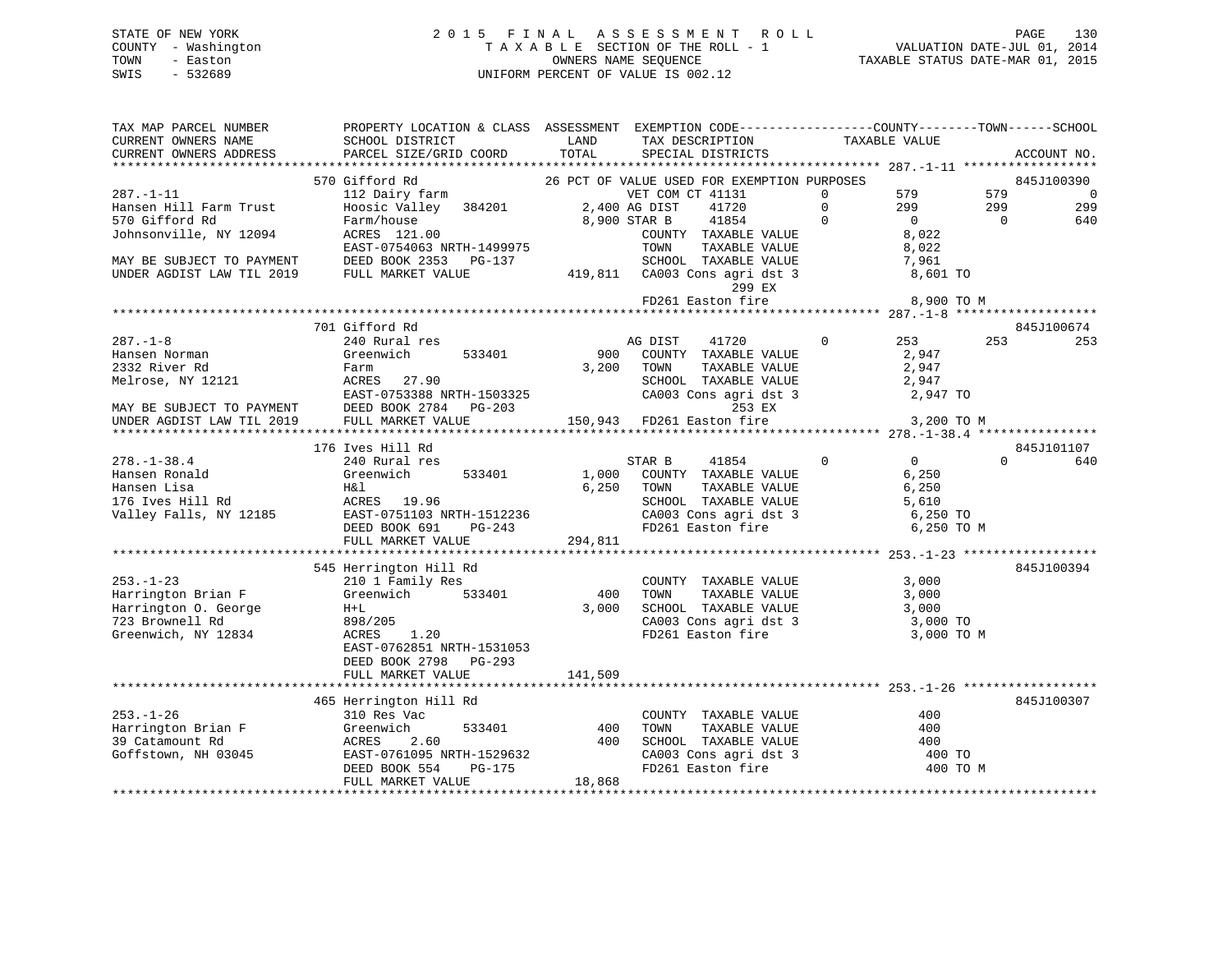STATE OF NEW YORK
COUNTY - Washington
TOWN - Easton
SWIS - 532689

2015 FINAL ASSESSMENT ROLL
TAXABLE SECTION OF THE ROLL - 1
OWNERS NAME SEQUENCE
UNIFORM PERCENT OF VALUE IS 002.12

VALUATION DATE-JUL 01, 2014
TAXABLE STATUS DATE-MAR 01, 2015

```
TAX MAP PARCEL NUMBER          PROPERTY LOCATION & CLASS  ASSESSMENT  EXEMPTION CODE------------------COUNTY--------TOWN------SCHOOL
CURRENT OWNERS NAME            SCHOOL DISTRICT            LAND        TAX DESCRIPTION            TAXABLE VALUE
CURRENT OWNERS ADDRESS         PARCEL SIZE/GRID COORD     TOTAL       SPECIAL DISTRICTS                                     ACCOUNT NO.
******************************************************************************************************* 287.-1-11 *****************
                               570 Gifford Rd              26 PCT OF VALUE USED FOR EXEMPTION PURPOSES                       845J100390
287.-1-11                      112 Dairy farm                    VET COM CT 41131         0        579        579             0
Hansen Hill Farm Trust         Hoosic Valley   384201      2,400 AG DIST    41720         0        299        299           299
570 Gifford Rd                 Farm/house                  8,900 STAR B     41854         0          0          0           640
Johnsonville, NY 12094         ACRES 121.00                      COUNTY  TAXABLE VALUE           8,022
                               EAST-0754063 NRTH-1499975         TOWN    TAXABLE VALUE           8,022
MAY BE SUBJECT TO PAYMENT      DEED BOOK 2353   PG-137           SCHOOL  TAXABLE VALUE           7,961
UNDER AGDIST LAW TIL 2019      FULL MARKET VALUE         419,811 CA003 Cons agri dst 3           8,601 TO
                                                                       299 EX
                                                                 FD261 Easton fire               8,900 TO M
******************************************************************************************************* 287.-1-8 ******************
                               701 Gifford Rd                                                                        845J100674
287.-1-8                       240 Rural res                     AG DIST    41720         0        253        253           253
Hansen Norman                  Greenwich       533401        900 COUNTY  TAXABLE VALUE           2,947
2332 River Rd                  Farm                        3,200 TOWN    TAXABLE VALUE           2,947
Melrose, NY 12121              ACRES  27.90                      SCHOOL  TAXABLE VALUE           2,947
                               EAST-0753388 NRTH-1503325         CA003 Cons agri dst 3           2,947 TO
MAY BE SUBJECT TO PAYMENT      DEED BOOK 2784   PG-203                 253 EX
UNDER AGDIST LAW TIL 2019      FULL MARKET VALUE         150,943 FD261 Easton fire               3,200 TO M
******************************************************************************************************* 278.-1-38.4 ***************
                               176 Ives Hill Rd                                                                      845J101107
278.-1-38.4                    240 Rural res                     STAR B     41854         0          0          0           640
Hansen Ronald                  Greenwich       533401      1,000 COUNTY  TAXABLE VALUE           6,250
Hansen Lisa                    H&l                         6,250 TOWN    TAXABLE VALUE           6,250
176 Ives Hill Rd               ACRES  19.96                      SCHOOL  TAXABLE VALUE           5,610
Valley Falls, NY 12185         EAST-0751103 NRTH-1512236         CA003 Cons agri dst 3           6,250 TO
                               DEED BOOK 691    PG-243           FD261 Easton fire               6,250 TO M
                               FULL MARKET VALUE         294,811
******************************************************************************************************* 253.-1-23 *****************
                               545 Herrington Hill Rd                                                                845J100394
253.-1-23                      210 1 Family Res                  COUNTY  TAXABLE VALUE           3,000
Harrington Brian F             Greenwich       533401        400 TOWN    TAXABLE VALUE           3,000
Harrington O. George           H+L                         3,000 SCHOOL  TAXABLE VALUE           3,000
723 Brownell Rd                898/205                           CA003 Cons agri dst 3           3,000 TO
Greenwich, NY 12834            ACRES   1.20                      FD261 Easton fire               3,000 TO M
                               EAST-0762851 NRTH-1531053
                               DEED BOOK 2798   PG-293
                               FULL MARKET VALUE         141,509
******************************************************************************************************* 253.-1-26 *****************
                               465 Herrington Hill Rd                                                                845J100307
253.-1-26                      310 Res Vac                       COUNTY  TAXABLE VALUE             400
Harrington Brian F             Greenwich       533401        400 TOWN    TAXABLE VALUE             400
39 Catamount Rd                ACRES   2.60                  400 SCHOOL  TAXABLE VALUE             400
Goffstown, NH 03045            EAST-0761095 NRTH-1529632         CA003 Cons agri dst 3             400 TO
                               DEED BOOK 554    PG-175           FD261 Easton fire                 400 TO M
                               FULL MARKET VALUE          18,868
************************************************************************************************************************************
```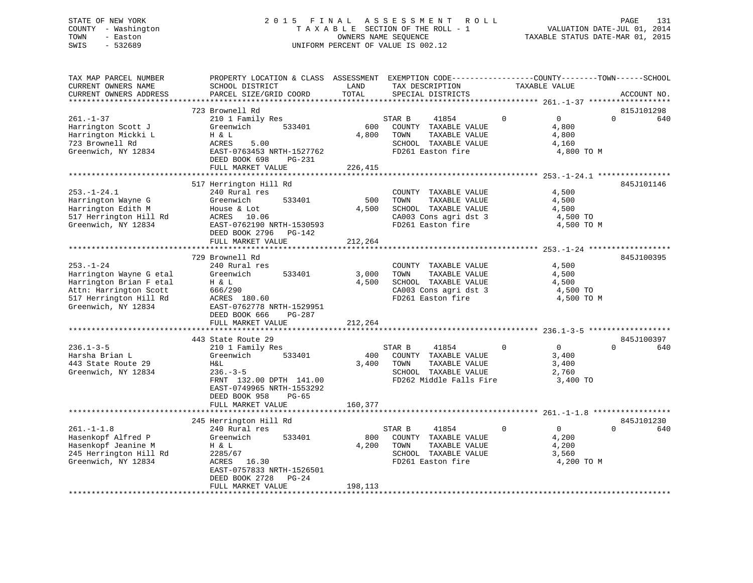STATE OF NEW YORK
COUNTY - Washington
TOWN - Easton
SWIS - 532689

2015 FINAL ASSESSMENT ROLL
TAXABLE SECTION OF THE ROLL - 1
OWNERS NAME SEQUENCE
UNIFORM PERCENT OF VALUE IS 002.12

VALUATION DATE-JUL 01, 2014
TAXABLE STATUS DATE-MAR 01, 2015

```
TAX MAP PARCEL NUMBER          PROPERTY LOCATION & CLASS  ASSESSMENT  EXEMPTION CODE------------------COUNTY--------TOWN------SCHOOL
CURRENT OWNERS NAME            SCHOOL DISTRICT               LAND      TAX DESCRIPTION            TAXABLE VALUE
CURRENT OWNERS ADDRESS         PARCEL SIZE/GRID COORD        TOTAL     SPECIAL DISTRICTS                                       ACCOUNT NO.
******************************************************************************************************* 261.-1-37 ******************
                               723 Brownell Rd                                                                              815J101298
261.-1-37                      210 1 Family Res                         STAR B     41854        0          0           0        640
Harrington Scott J             Greenwich         533401        600     COUNTY  TAXABLE VALUE              4,800
Harrington Mickki L            H & L                         4,800     TOWN    TAXABLE VALUE              4,800
723 Brownell Rd                ACRES    5.00                           SCHOOL  TAXABLE VALUE              4,160
Greenwich, NY 12834            EAST-0763453 NRTH-1527762               FD261 Easton fire                   4,800 TO M
                               DEED BOOK 698    PG-231
                               FULL MARKET VALUE           226,415
******************************************************************************************************* 253.-1-24.1 ****************
                               517 Herrington Hill Rd                                                                       845J101146
253.-1-24.1                    240 Rural res                            COUNTY  TAXABLE VALUE              4,500
Harrington Wayne G             Greenwich         533401        500     TOWN    TAXABLE VALUE              4,500
Harrington Edith M             House & Lot                   4,500     SCHOOL  TAXABLE VALUE              4,500
517 Herrington Hill Rd         ACRES   10.06                           CA003 Cons agri dst 3               4,500 TO
Greenwich, NY 12834            EAST-0762190 NRTH-1530593               FD261 Easton fire                   4,500 TO M
                               DEED BOOK 2796   PG-142
                               FULL MARKET VALUE           212,264
******************************************************************************************************* 253.-1-24 ******************
                               729 Brownell Rd                                                                              845J100395
253.-1-24                      240 Rural res                            COUNTY  TAXABLE VALUE              4,500
Harrington Wayne G etal        Greenwich         533401      3,000     TOWN    TAXABLE VALUE              4,500
Harrington Brian F etal        H & L                         4,500     SCHOOL  TAXABLE VALUE              4,500
Attn: Harrington Scott         666/290                                 CA003 Cons agri dst 3               4,500 TO
517 Herrington Hill Rd         ACRES  180.60                           FD261 Easton fire                   4,500 TO M
Greenwich, NY 12834            EAST-0762778 NRTH-1529951
                               DEED BOOK 666    PG-287
                               FULL MARKET VALUE           212,264
******************************************************************************************************* 236.1-3-5 ******************
                               443 State Route 29                                                                           845J100397
236.1-3-5                      210 1 Family Res                         STAR B     41854        0          0           0        640
Harsha Brian L                 Greenwich         533401        400     COUNTY  TAXABLE VALUE              3,400
443 State Route 29             H&L                           3,400     TOWN    TAXABLE VALUE              3,400
Greenwich, NY 12834            236.-3-5                                SCHOOL  TAXABLE VALUE              2,760
                               FRNT 132.00 DPTH 141.00                 FD262 Middle Falls Fire             3,400 TO
                               EAST-0749965 NRTH-1553292
                               DEED BOOK 958    PG-65
                               FULL MARKET VALUE           160,377
******************************************************************************************************* 261.-1-1.8 *****************
                               245 Herrington Hill Rd                                                                       845J101230
261.-1-1.8                     240 Rural res                            STAR B     41854        0          0           0        640
Hasenkopf Alfred P             Greenwich         533401        800     COUNTY  TAXABLE VALUE              4,200
Hasenkopf Jeanine M            H & L                         4,200     TOWN    TAXABLE VALUE              4,200
245 Herrington Hill Rd         2285/67                                 SCHOOL  TAXABLE VALUE              3,560
Greenwich, NY 12834            ACRES   16.30                           FD261 Easton fire                   4,200 TO M
                               EAST-0757833 NRTH-1526501
                               DEED BOOK 2728   PG-24
                               FULL MARKET VALUE           198,113
************************************************************************************************************************************
```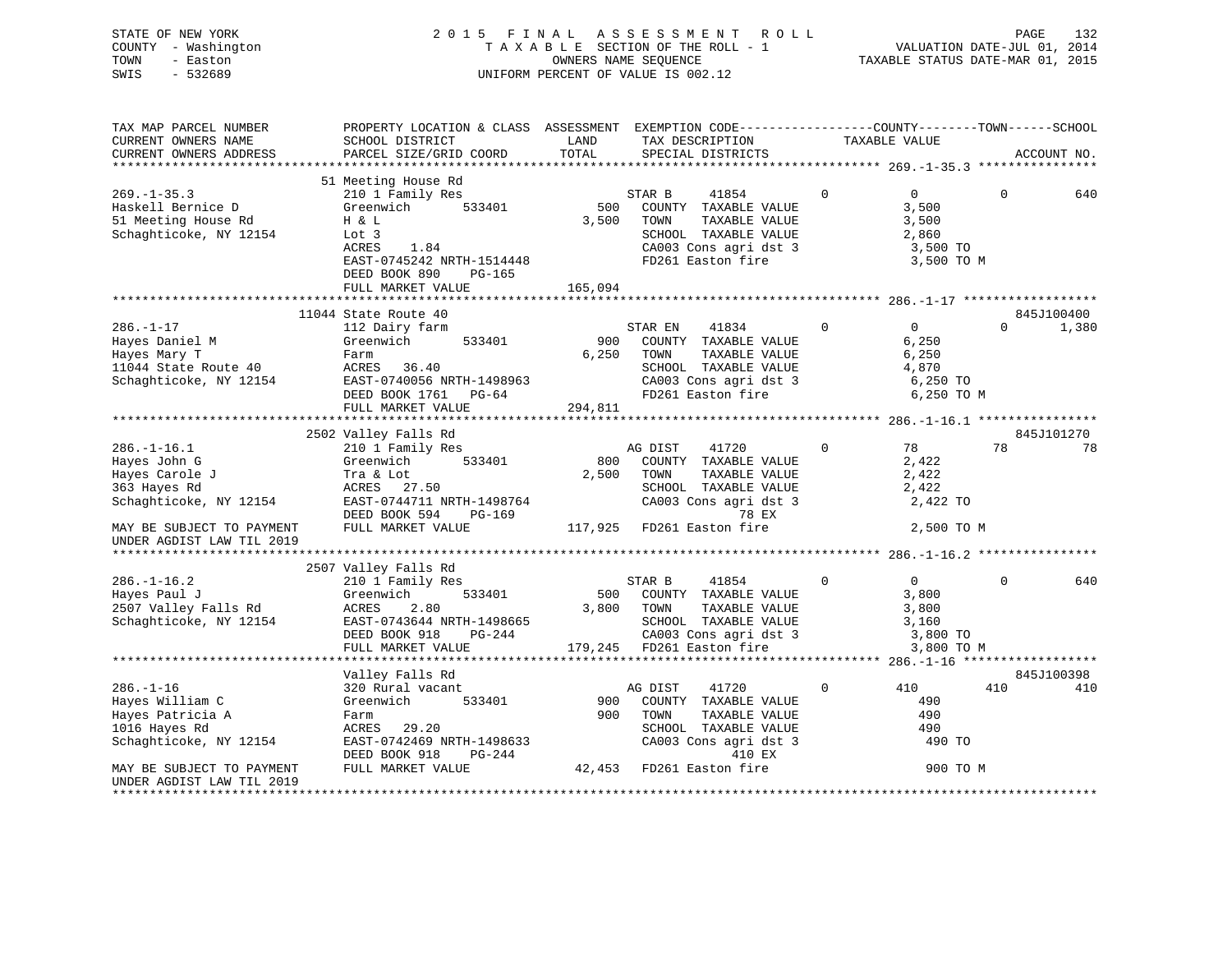STATE OF NEW YORK　　　　　　2 0 1 5　F I N A L　A S S E S S M E N T　R O L L

COUNTY - Washington　　　　　T A X A B L E SECTION OF THE ROLL - 1　　　　VALUATION DATE-JUL 01, 2014

TOWN - Easton　　　　　　　　OWNERS NAME SEQUENCE　　　　TAXABLE STATUS DATE-MAR 01, 2015

SWIS - 532689　　　　　　　　UNIFORM PERCENT OF VALUE IS 002.12

```
TAX MAP PARCEL NUMBER          PROPERTY LOCATION & CLASS  ASSESSMENT  EXEMPTION CODE------------------COUNTY--------TOWN------SCHOOL
CURRENT OWNERS NAME            SCHOOL DISTRICT              LAND      TAX DESCRIPTION            TAXABLE VALUE
CURRENT OWNERS ADDRESS         PARCEL SIZE/GRID COORD       TOTAL     SPECIAL DISTRICTS                                    ACCOUNT NO.
******************************************************************************************************* 269.-1-35.3 ****************
                               51 Meeting House Rd
269.-1-35.3                    210 1 Family Res                   STAR B     41854          0         0           0         640
Haskell Bernice D              Greenwich        533401       500   COUNTY  TAXABLE VALUE             3,500
51 Meeting House Rd            H & L                       3,500   TOWN    TAXABLE VALUE             3,500
Schaghticoke, NY 12154         Lot 3                               SCHOOL  TAXABLE VALUE             2,860
                               ACRES     1.84                      CA003 Cons agri dst 3              3,500 TO
                               EAST-0745242 NRTH-1514448           FD261 Easton fire                  3,500 TO M
                               DEED BOOK 890     PG-165
                               FULL MARKET VALUE           165,094
******************************************************************************************************* 286.-1-17 ******************
                               11044 State Route 40                                                                 845J100400
286.-1-17                      112 Dairy farm                     STAR EN    41834          0         0           0       1,380
Hayes Daniel M                 Greenwich        533401       900   COUNTY  TAXABLE VALUE             6,250
Hayes Mary T                   Farm                        6,250   TOWN    TAXABLE VALUE             6,250
11044 State Route 40           ACRES    36.40                      SCHOOL  TAXABLE VALUE             4,870
Schaghticoke, NY 12154         EAST-0740056 NRTH-1498963           CA003 Cons agri dst 3              6,250 TO
                               DEED BOOK 1761    PG-64             FD261 Easton fire                  6,250 TO M
                               FULL MARKET VALUE           294,811
******************************************************************************************************* 286.-1-16.1 ****************
                               2502 Valley Falls Rd                                                                 845J101270
286.-1-16.1                    210 1 Family Res                   AG DIST    41720          0        78          78          78
Hayes John G                   Greenwich        533401       800   COUNTY  TAXABLE VALUE             2,422
Hayes Carole J                 Tra & Lot                   2,500   TOWN    TAXABLE VALUE             2,422
363 Hayes Rd                   ACRES    27.50                      SCHOOL  TAXABLE VALUE             2,422
Schaghticoke, NY 12154         EAST-0744711 NRTH-1498764           CA003 Cons agri dst 3              2,422 TO
                               DEED BOOK 594     PG-169                         78 EX
MAY BE SUBJECT TO PAYMENT      FULL MARKET VALUE           117,925 FD261 Easton fire                  2,500 TO M
UNDER AGDIST LAW TIL 2019
******************************************************************************************************* 286.-1-16.2 ****************
                               2507 Valley Falls Rd
286.-1-16.2                    210 1 Family Res                   STAR B     41854          0         0           0         640
Hayes Paul J                   Greenwich        533401       500   COUNTY  TAXABLE VALUE             3,800
2507 Valley Falls Rd           ACRES     2.80              3,800   TOWN    TAXABLE VALUE             3,800
Schaghticoke, NY 12154         EAST-0743644 NRTH-1498665           SCHOOL  TAXABLE VALUE             3,160
                               DEED BOOK 918     PG-244            CA003 Cons agri dst 3              3,800 TO
                               FULL MARKET VALUE           179,245 FD261 Easton fire                  3,800 TO M
******************************************************************************************************* 286.-1-16 ******************
                               Valley Falls Rd                                                                      845J100398
286.-1-16                      320 Rural vacant                   AG DIST    41720          0       410         410         410
Hayes William C                Greenwich        533401       900   COUNTY  TAXABLE VALUE               490
Hayes Patricia A               Farm                          900   TOWN    TAXABLE VALUE               490
1016 Hayes Rd                  ACRES    29.20                      SCHOOL  TAXABLE VALUE               490
Schaghticoke, NY 12154         EAST-0742469 NRTH-1498633           CA003 Cons agri dst 3                490 TO
                               DEED BOOK 918     PG-244                        410 EX
MAY BE SUBJECT TO PAYMENT      FULL MARKET VALUE            42,453 FD261 Easton fire                    900 TO M
UNDER AGDIST LAW TIL 2019
************************************************************************************************************************************
```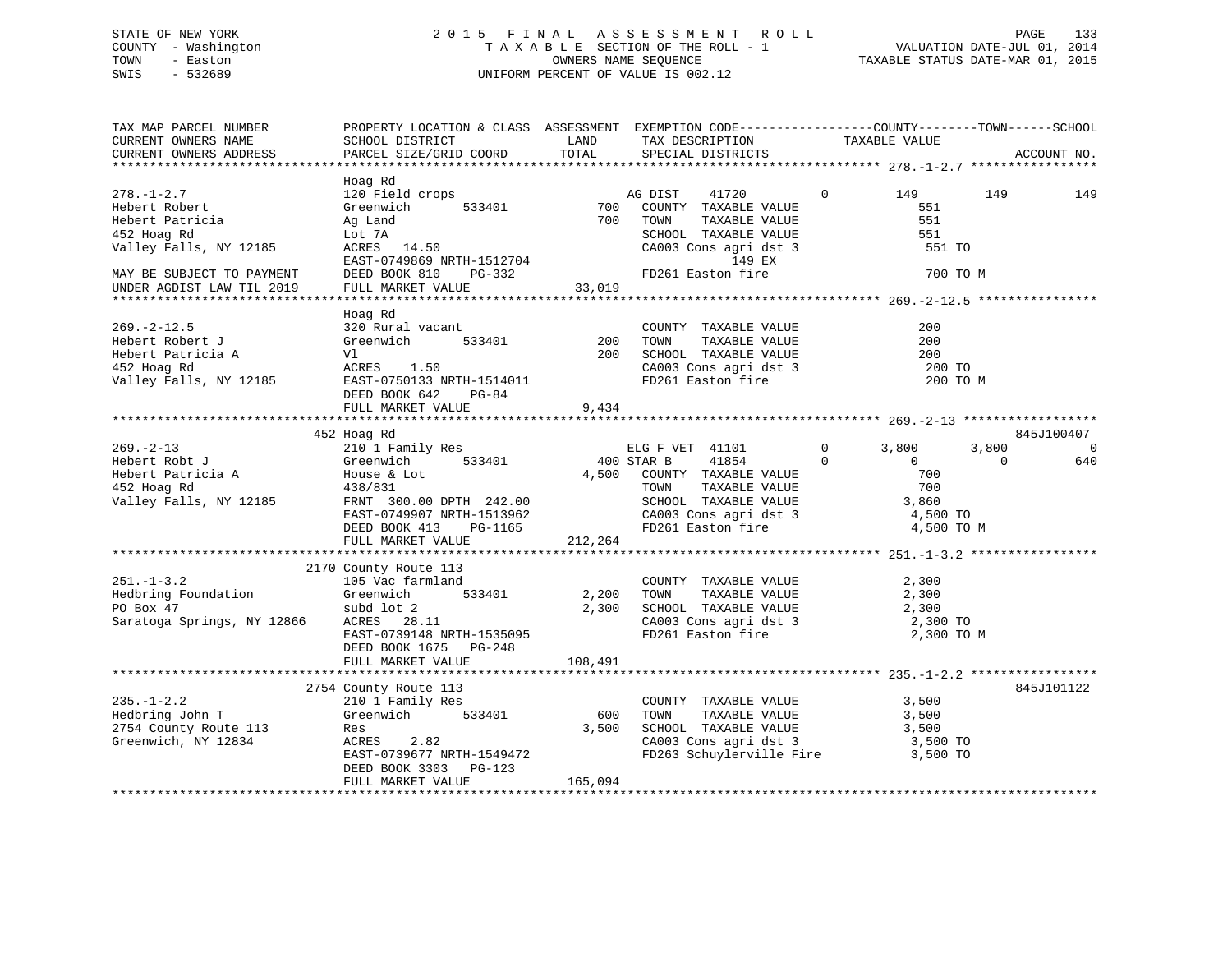STATE OF NEW YORK
COUNTY - Washington
TOWN - Easton
SWIS - 532689

2 0 1 5 F I N A L A S S E S S M E N T R O L L
T A X A B L E SECTION OF THE ROLL - 1
OWNERS NAME SEQUENCE
UNIFORM PERCENT OF VALUE IS 002.12

VALUATION DATE-JUL 01, 2014
TAXABLE STATUS DATE-MAR 01, 2015

```
TAX MAP PARCEL NUMBER          PROPERTY LOCATION & CLASS  ASSESSMENT  EXEMPTION CODE------------------COUNTY--------TOWN------SCHOOL
CURRENT OWNERS NAME            SCHOOL DISTRICT               LAND      TAX DESCRIPTION            TAXABLE VALUE
CURRENT OWNERS ADDRESS         PARCEL SIZE/GRID COORD        TOTAL     SPECIAL DISTRICTS                                     ACCOUNT NO.
****************************************************************************************************** 278.-1-2.7 *****************
                               Hoag Rd
278.-1-2.7                     120 Field crops                      AG DIST    41720         0        149        149          149
Hebert Robert                  Greenwich       533401         700   COUNTY  TAXABLE VALUE               551
Hebert Patricia                Ag Land                        700   TOWN    TAXABLE VALUE               551
452 Hoag Rd                    Lot 7A                               SCHOOL  TAXABLE VALUE               551
Valley Falls, NY 12185         ACRES  14.50                         CA003 Cons agri dst 3                551 TO
                               EAST-0749869 NRTH-1512704                            149 EX
MAY BE SUBJECT TO PAYMENT      DEED BOOK 810    PG-332              FD261 Easton fire                     700 TO M
UNDER AGDIST LAW TIL 2019      FULL MARKET VALUE              33,019
****************************************************************************************************** 269.-2-12.5 ****************
                               Hoag Rd
269.-2-12.5                    320 Rural vacant                     COUNTY  TAXABLE VALUE               200
Hebert Robert J                Greenwich       533401         200   TOWN    TAXABLE VALUE               200
Hebert Patricia A              Vl                             200   SCHOOL  TAXABLE VALUE               200
452 Hoag Rd                    ACRES   1.50                         CA003 Cons agri dst 3                200 TO
Valley Falls, NY 12185         EAST-0750133 NRTH-1514011            FD261 Easton fire                     200 TO M
                               DEED BOOK 642    PG-84
                               FULL MARKET VALUE               9,434
****************************************************************************************************** 269.-2-13 ******************
                             452 Hoag Rd                                                                              845J100407
269.-2-13                      210 1 Family Res                     ELG F VET  41101         0      3,800      3,800            0
Hebert Robt J                  Greenwich       533401         400 STAR B     41854         0          0          0          640
Hebert Patricia A              House & Lot                  4,500   COUNTY  TAXABLE VALUE               700
452 Hoag Rd                    438/831                              TOWN    TAXABLE VALUE               700
Valley Falls, NY 12185         FRNT 300.00 DPTH 242.00              SCHOOL  TAXABLE VALUE             3,860
                               EAST-0749907 NRTH-1513962            CA003 Cons agri dst 3              4,500 TO
                               DEED BOOK 413    PG-1165             FD261 Easton fire                   4,500 TO M
                               FULL MARKET VALUE             212,264
****************************************************************************************************** 251.-1-3.2 *****************
                             2170 County Route 113
251.-1-3.2                     105 Vac farmland                     COUNTY  TAXABLE VALUE             2,300
Hedbring Foundation            Greenwich       533401       2,200   TOWN    TAXABLE VALUE             2,300
PO Box 47                      subd lot 2                   2,300   SCHOOL  TAXABLE VALUE             2,300
Saratoga Springs, NY 12866     ACRES  28.11                         CA003 Cons agri dst 3              2,300 TO
                               EAST-0739148 NRTH-1535095            FD261 Easton fire                   2,300 TO M
                               DEED BOOK 1675   PG-248
                               FULL MARKET VALUE             108,491
****************************************************************************************************** 235.-1-2.2 *****************
                             2754 County Route 113                                                                    845J101122
235.-1-2.2                     210 1 Family Res                     COUNTY  TAXABLE VALUE             3,500
Hedbring John T                Greenwich       533401         600   TOWN    TAXABLE VALUE             3,500
2754 County Route 113          Res                          3,500   SCHOOL  TAXABLE VALUE             3,500
Greenwich, NY 12834            ACRES   2.82                         CA003 Cons agri dst 3              3,500 TO
                               EAST-0739677 NRTH-1549472            FD263 Schuylerville Fire           3,500 TO
                               DEED BOOK 3303   PG-123
                               FULL MARKET VALUE             165,094
************************************************************************************************************************************
```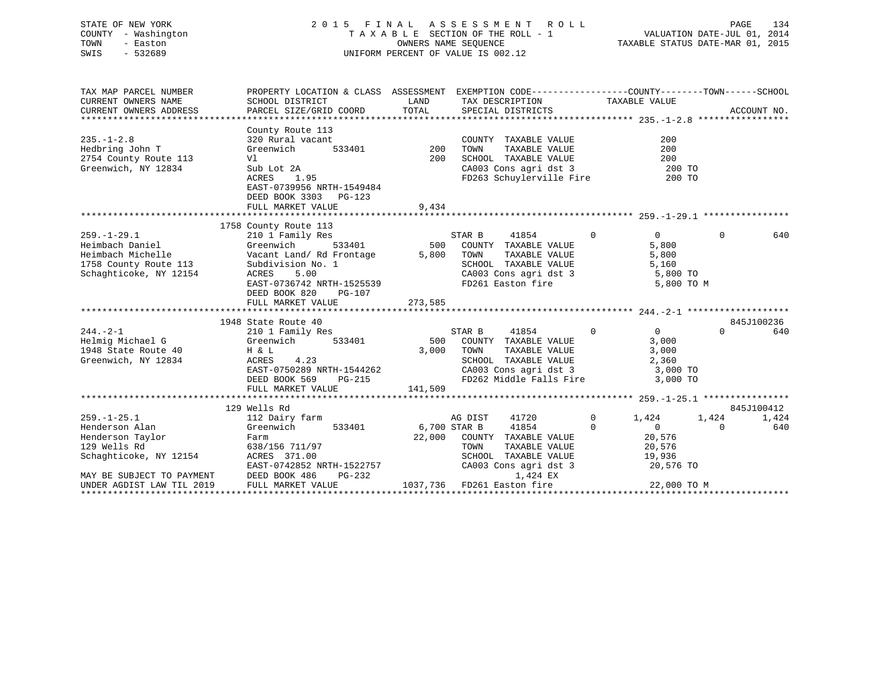STATE OF NEW YORK
COUNTY - Washington
TOWN - Easton
SWIS - 532689

2015 FINAL ASSESSMENT ROLL
TAXABLE SECTION OF THE ROLL - 1
OWNERS NAME SEQUENCE
UNIFORM PERCENT OF VALUE IS 002.12

VALUATION DATE-JUL 01, 2014
TAXABLE STATUS DATE-MAR 01, 2015

```
TAX MAP PARCEL NUMBER      PROPERTY LOCATION & CLASS  ASSESSMENT  EXEMPTION CODE------------------COUNTY--------TOWN------SCHOOL
CURRENT OWNERS NAME        SCHOOL DISTRICT              LAND      TAX DESCRIPTION              TAXABLE VALUE
CURRENT OWNERS ADDRESS     PARCEL SIZE/GRID COORD       TOTAL     SPECIAL DISTRICTS                                    ACCOUNT NO.
******************************************************************************************************* 235.-1-2.8 *****************
                           County Route 113
235.-1-2.8                 320 Rural vacant                       COUNTY  TAXABLE VALUE              200
Hedbring John T            Greenwich      533401         200      TOWN    TAXABLE VALUE              200
2754 County Route 113      Vl                            200      SCHOOL  TAXABLE VALUE              200
Greenwich, NY 12834        Sub Lot 2A                             CA003 Cons agri dst 3                200 TO
                           ACRES    1.95                          FD263 Schuylerville Fire             200 TO
                           EAST-0739956 NRTH-1549484
                           DEED BOOK 3303   PG-123
                           FULL MARKET VALUE           9,434
******************************************************************************************************* 259.-1-29.1 ****************
                      1758 County Route 113
259.-1-29.1                210 1 Family Res                       STAR B      41854          0            0          0          640
Heimbach Daniel            Greenwich      533401         500      COUNTY  TAXABLE VALUE            5,800
Heimbach Michelle          Vacant Land/ Rd Frontage     5,800     TOWN    TAXABLE VALUE            5,800
1758 County Route 113      Subdivision No. 1                      SCHOOL  TAXABLE VALUE            5,160
Schaghticoke, NY 12154     ACRES    5.00                          CA003 Cons agri dst 3              5,800 TO
                           EAST-0736742 NRTH-1525539              FD261 Easton fire                  5,800 TO M
                           DEED BOOK 820    PG-107
                           FULL MARKET VALUE         273,585
******************************************************************************************************* 244.-2-1 *******************
                      1948 State Route 40                                                                           845J100236
244.-2-1                   210 1 Family Res                       STAR B      41854          0            0          0          640
Helmig Michael G           Greenwich      533401         500      COUNTY  TAXABLE VALUE            3,000
1948 State Route 40        H & L                        3,000     TOWN    TAXABLE VALUE            3,000
Greenwich, NY 12834        ACRES    4.23                          SCHOOL  TAXABLE VALUE            2,360
                           EAST-0750289 NRTH-1544262              CA003 Cons agri dst 3              3,000 TO
                           DEED BOOK 569    PG-215                FD262 Middle Falls Fire            3,000 TO
                           FULL MARKET VALUE         141,509
******************************************************************************************************* 259.-1-25.1 ****************
                       129 Wells Rd                                                                                 845J100412
259.-1-25.1                112 Dairy farm                         AG DIST     41720          0        1,424      1,424        1,424
Henderson Alan             Greenwich      533401       6,700 STAR B       41854          0            0          0          640
Henderson Taylor           Farm                        22,000     COUNTY  TAXABLE VALUE           20,576
129 Wells Rd               638/156 711/97                         TOWN    TAXABLE VALUE           20,576
Schaghticoke, NY 12154     ACRES  371.00                          SCHOOL  TAXABLE VALUE           19,936
                           EAST-0742852 NRTH-1522757              CA003 Cons agri dst 3             20,576 TO
MAY BE SUBJECT TO PAYMENT  DEED BOOK 486    PG-232                     1,424 EX
UNDER AGDIST LAW TIL 2019  FULL MARKET VALUE        1037,736     FD261 Easton fire                 22,000 TO M
************************************************************************************************************************************
```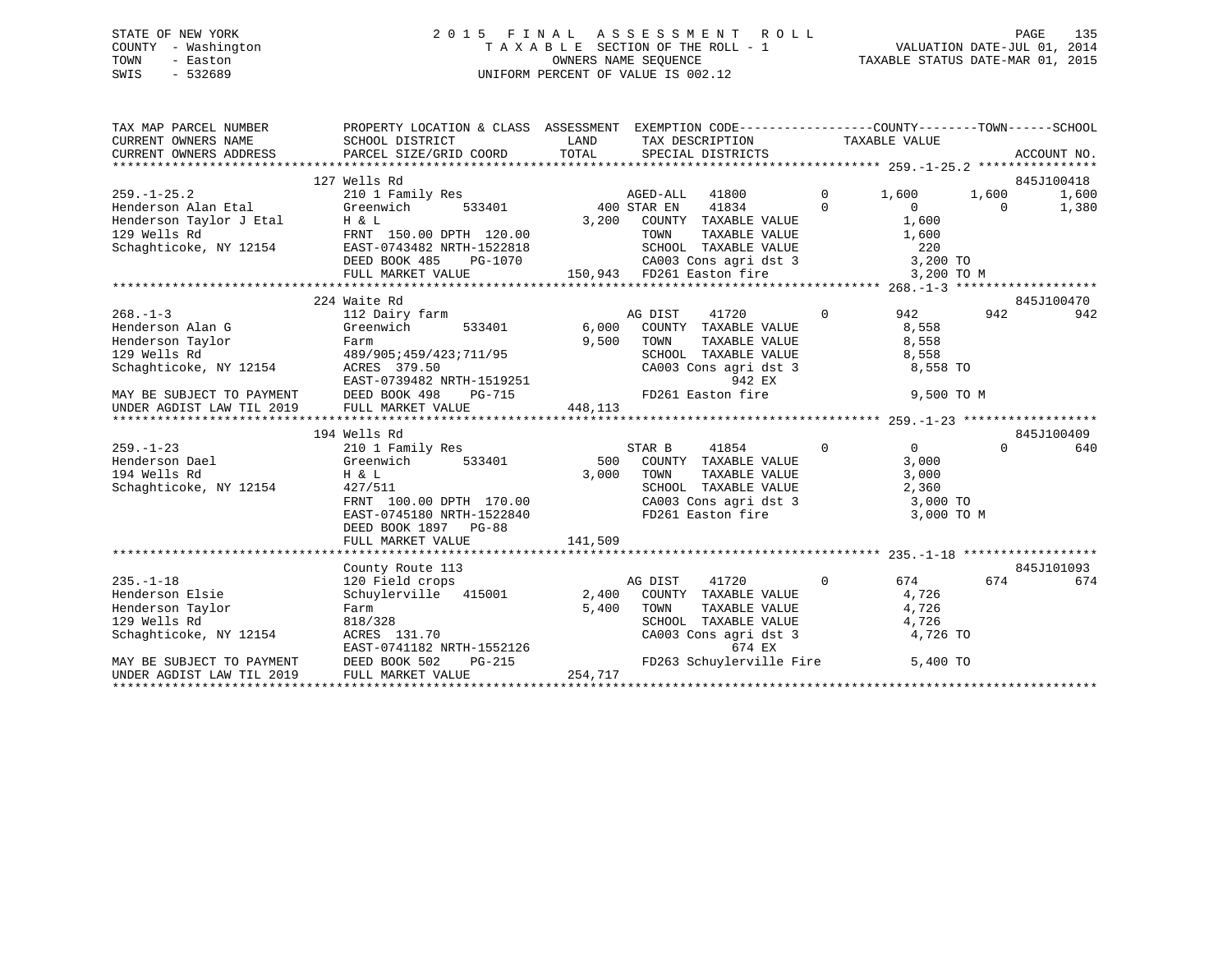STATE OF NEW YORK
COUNTY - Washington
TOWN - Easton
SWIS - 532689

2015 FINAL ASSESSMENT ROLL
TAXABLE SECTION OF THE ROLL - 1
OWNERS NAME SEQUENCE
UNIFORM PERCENT OF VALUE IS 002.12

VALUATION DATE-JUL 01, 2014
TAXABLE STATUS DATE-MAR 01, 2015

```
TAX MAP PARCEL NUMBER          PROPERTY LOCATION & CLASS  ASSESSMENT  EXEMPTION CODE------------------COUNTY--------TOWN------SCHOOL
CURRENT OWNERS NAME            SCHOOL DISTRICT               LAND      TAX DESCRIPTION            TAXABLE VALUE
CURRENT OWNERS ADDRESS         PARCEL SIZE/GRID COORD        TOTAL     SPECIAL DISTRICTS                                    ACCOUNT NO.
******************************************************************************************************* 259.-1-25.2 ****************
                               127 Wells Rd                                                                            845J100418
259.-1-25.2                    210 1 Family Res                   AGED-ALL   41800          0      1,600      1,600       1,600
Henderson Alan Etal            Greenwich        533401         400 STAR EN    41834          0          0          0       1,380
Henderson Taylor J Etal        H & L                         3,200   COUNTY  TAXABLE VALUE             1,600
129 Wells Rd                   FRNT 150.00 DPTH 120.00               TOWN    TAXABLE VALUE             1,600
Schaghticoke, NY 12154         EAST-0743482 NRTH-1522818             SCHOOL  TAXABLE VALUE               220
                               DEED BOOK 485    PG-1070              CA003 Cons agri dst 3             3,200 TO
                               FULL MARKET VALUE             150,943 FD261 Easton fire                 3,200 TO M
******************************************************************************************************* 268.-1-3 *******************
                               224 Waite Rd                                                                            845J100470
268.-1-3                       112 Dairy farm                     AG DIST    41720          0        942        942         942
Henderson Alan G               Greenwich        533401       6,000   COUNTY  TAXABLE VALUE             8,558
Henderson Taylor               Farm                          9,500   TOWN    TAXABLE VALUE             8,558
129 Wells Rd                   489/905;459/423;711/95                SCHOOL  TAXABLE VALUE             8,558
Schaghticoke, NY 12154         ACRES 379.50                          CA003 Cons agri dst 3             8,558 TO
                               EAST-0739482 NRTH-1519251                         942 EX
MAY BE SUBJECT TO PAYMENT      DEED BOOK 498    PG-715               FD261 Easton fire                 9,500 TO M
UNDER AGDIST LAW TIL 2019      FULL MARKET VALUE             448,113
******************************************************************************************************* 259.-1-23 ******************
                               194 Wells Rd                                                                            845J100409
259.-1-23                      210 1 Family Res                   STAR B     41854          0          0          0         640
Henderson Dael                 Greenwich        533401         500   COUNTY  TAXABLE VALUE             3,000
194 Wells Rd                   H & L                         3,000   TOWN    TAXABLE VALUE             3,000
Schaghticoke, NY 12154         427/511                               SCHOOL  TAXABLE VALUE             2,360
                               FRNT 100.00 DPTH 170.00               CA003 Cons agri dst 3             3,000 TO
                               EAST-0745180 NRTH-1522840             FD261 Easton fire                 3,000 TO M
                               DEED BOOK 1897   PG-88
                               FULL MARKET VALUE             141,509
******************************************************************************************************* 235.-1-18 ******************
                               County Route 113                                                                        845J101093
235.-1-18                      120 Field crops                    AG DIST    41720          0        674        674         674
Henderson Elsie                Schuylerville   415001       2,400   COUNTY  TAXABLE VALUE             4,726
Henderson Taylor               Farm                          5,400   TOWN    TAXABLE VALUE             4,726
129 Wells Rd                   818/328                               SCHOOL  TAXABLE VALUE             4,726
Schaghticoke, NY 12154         ACRES 131.70                          CA003 Cons agri dst 3             4,726 TO
                               EAST-0741182 NRTH-1552126                         674 EX
MAY BE SUBJECT TO PAYMENT      DEED BOOK 502    PG-215               FD263 Schuylerville Fire          5,400 TO
UNDER AGDIST LAW TIL 2019      FULL MARKET VALUE             254,717
************************************************************************************************************************************
```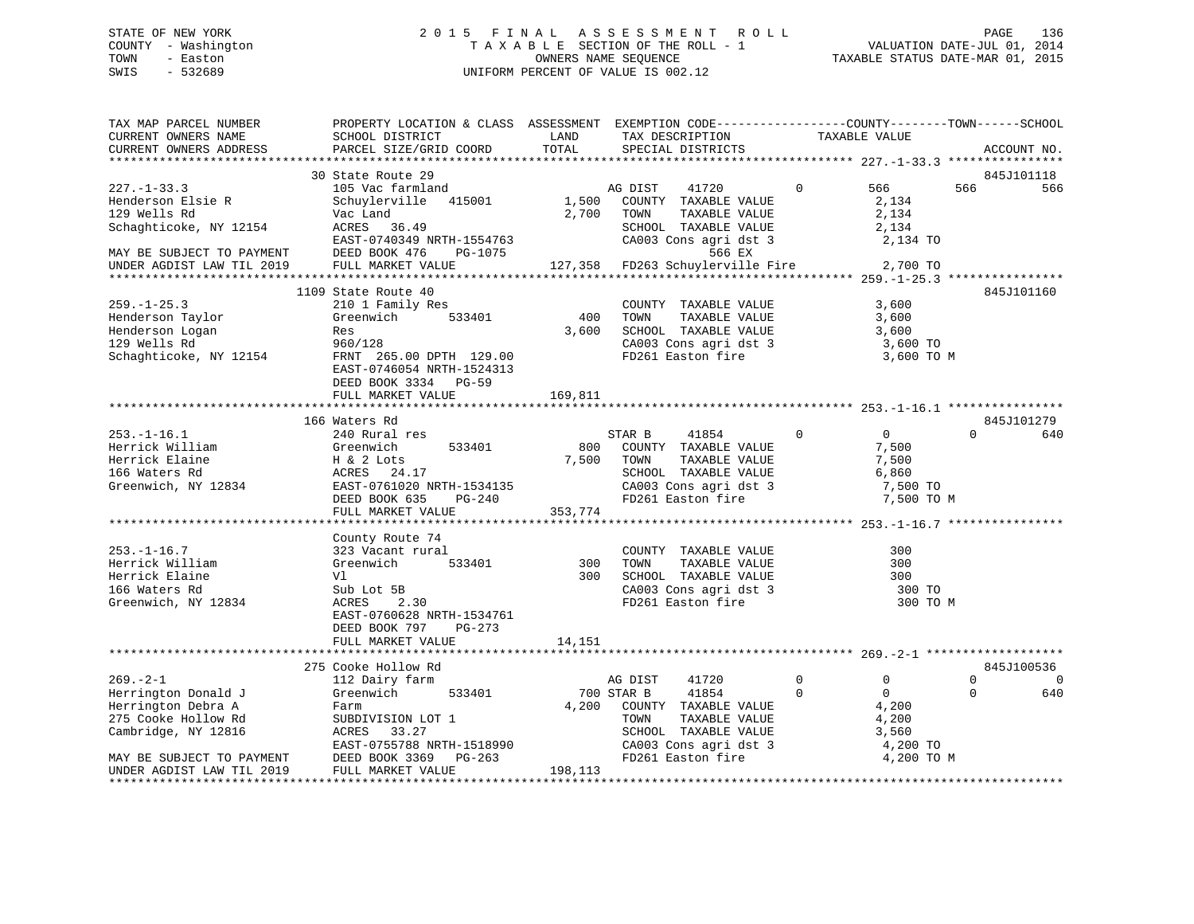STATE OF NEW YORK
COUNTY - Washington
TOWN - Easton
SWIS - 532689

# 2015 FINAL ASSESSMENT ROLL
TAXABLE SECTION OF THE ROLL - 1
OWNERS NAME SEQUENCE
UNIFORM PERCENT OF VALUE IS 002.12

VALUATION DATE-JUL 01, 2014
TAXABLE STATUS DATE-MAR 01, 2015

```
TAX MAP PARCEL NUMBER          PROPERTY LOCATION & CLASS  ASSESSMENT  EXEMPTION CODE------------------COUNTY--------TOWN------SCHOOL
CURRENT OWNERS NAME            SCHOOL DISTRICT               LAND      TAX DESCRIPTION            TAXABLE VALUE
CURRENT OWNERS ADDRESS         PARCEL SIZE/GRID COORD        TOTAL     SPECIAL DISTRICTS                                        ACCOUNT NO.
******************************************************************************************************* 227.-1-33.3 ****************
                              30 State Route 29                                                                            845J101118
227.-1-33.3                    105 Vac farmland                       AG DIST    41720          0        566         566         566
Henderson Elsie R              Schuylerville   415001       1,500     COUNTY  TAXABLE VALUE              2,134
129 Wells Rd                   Vac Land                     2,700     TOWN    TAXABLE VALUE              2,134
Schaghticoke, NY 12154         ACRES   36.49                          SCHOOL  TAXABLE VALUE              2,134
                               EAST-0740349 NRTH-1554763              CA003 Cons agri dst 3              2,134 TO
MAY BE SUBJECT TO PAYMENT      DEED BOOK 476    PG-1075                         566 EX
UNDER AGDIST LAW TIL 2019      FULL MARKET VALUE          127,358     FD263 Schuylerville Fire           2,700 TO
******************************************************************************************************* 259.-1-25.3 ****************
                              1109 State Route 40                                                                          845J101160
259.-1-25.3                    210 1 Family Res                       COUNTY  TAXABLE VALUE              3,600
Henderson Taylor               Greenwich       533401         400     TOWN    TAXABLE VALUE              3,600
Henderson Logan                Res                          3,600     SCHOOL  TAXABLE VALUE              3,600
129 Wells Rd                   960/128                                CA003 Cons agri dst 3              3,600 TO
Schaghticoke, NY 12154         FRNT 265.00 DPTH 129.00                FD261 Easton fire                  3,600 TO M
                               EAST-0746054 NRTH-1524313
                               DEED BOOK 3334   PG-59
                               FULL MARKET VALUE          169,811
******************************************************************************************************* 253.-1-16.1 ****************
                              166 Waters Rd                                                                                845J101279
253.-1-16.1                    240 Rural res                          STAR B     41854          0          0           0         640
Herrick William                Greenwich       533401         800     COUNTY  TAXABLE VALUE              7,500
Herrick Elaine                 H & 2 Lots                   7,500     TOWN    TAXABLE VALUE              7,500
166 Waters Rd                  ACRES   24.17                          SCHOOL  TAXABLE VALUE              6,860
Greenwich, NY 12834            EAST-0761020 NRTH-1534135              CA003 Cons agri dst 3              7,500 TO
                               DEED BOOK 635    PG-240                FD261 Easton fire                  7,500 TO M
                               FULL MARKET VALUE          353,774
******************************************************************************************************* 253.-1-16.7 ****************
                              County Route 74
253.-1-16.7                    323 Vacant rural                       COUNTY  TAXABLE VALUE                300
Herrick William                Greenwich       533401         300     TOWN    TAXABLE VALUE                300
Herrick Elaine                 Vl                             300     SCHOOL  TAXABLE VALUE                300
166 Waters Rd                  Sub Lot 5B                             CA003 Cons agri dst 3                300 TO
Greenwich, NY 12834            ACRES    2.30                          FD261 Easton fire                    300 TO M
                               EAST-0760628 NRTH-1534761
                               DEED BOOK 797    PG-273
                               FULL MARKET VALUE           14,151
******************************************************************************************************* 269.-2-1 *******************
                              275 Cooke Hollow Rd                                                                          845J100536
269.-2-1                       112 Dairy farm                         AG DIST    41720          0          0           0           0
Herrington Donald J            Greenwich       533401         700 STAR B     41854          0          0           0         640
Herrington Debra A             Farm                         4,200     COUNTY  TAXABLE VALUE              4,200
275 Cooke Hollow Rd            SUBDIVISION LOT 1                      TOWN    TAXABLE VALUE              4,200
Cambridge, NY 12816            ACRES   33.27                          SCHOOL  TAXABLE VALUE              3,560
                               EAST-0755788 NRTH-1518990              CA003 Cons agri dst 3              4,200 TO
MAY BE SUBJECT TO PAYMENT      DEED BOOK 3369   PG-263                FD261 Easton fire                  4,200 TO M
UNDER AGDIST LAW TIL 2019      FULL MARKET VALUE          198,113
************************************************************************************************************************************
```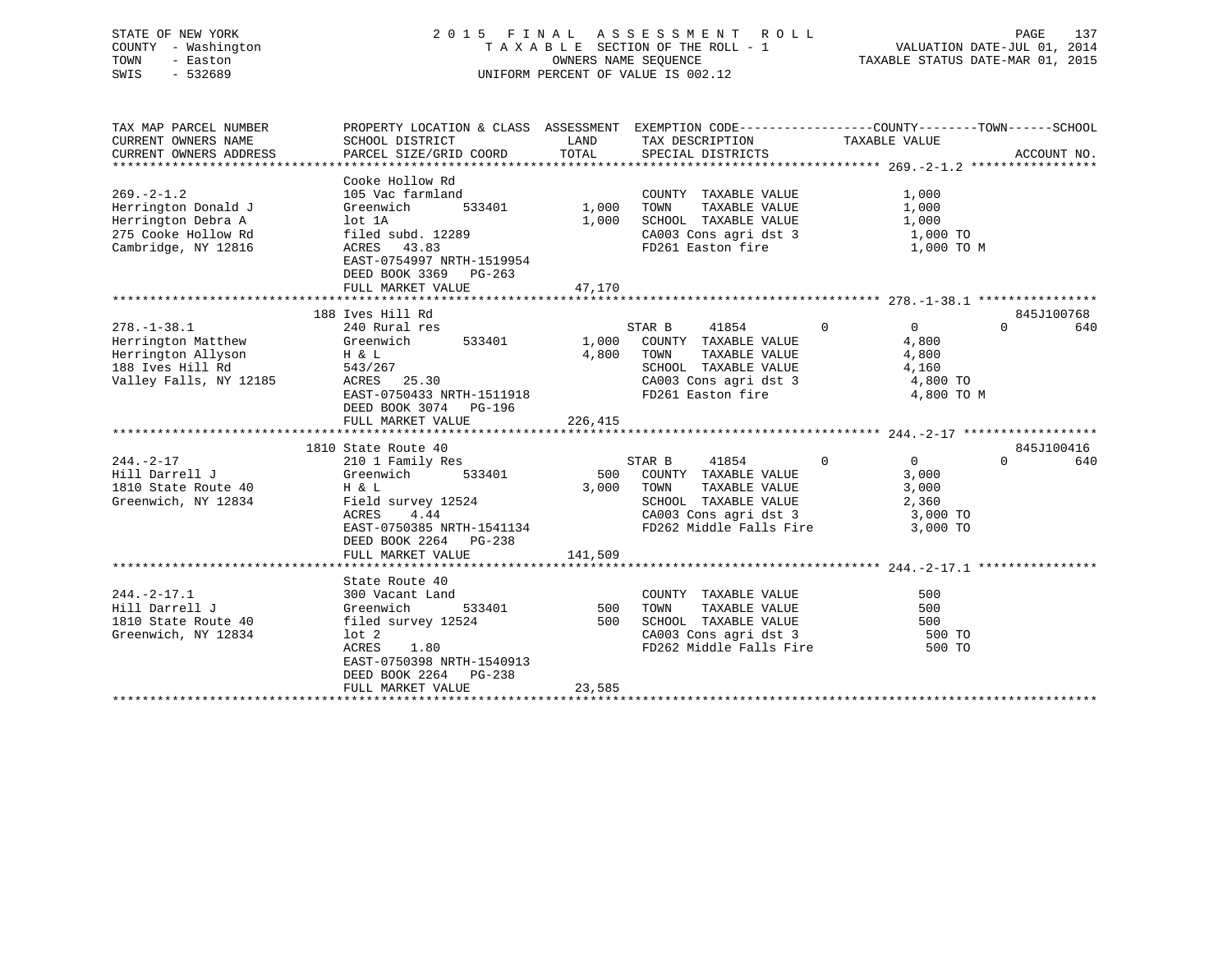STATE OF NEW YORK — 2015 FINAL ASSESSMENT ROLL

COUNTY - Washington — TAXABLE SECTION OF THE ROLL - 1 — VALUATION DATE-JUL 01, 2014

TOWN - Easton — OWNERS NAME SEQUENCE — TAXABLE STATUS DATE-MAR 01, 2015

SWIS - 532689 — UNIFORM PERCENT OF VALUE IS 002.12

```
TAX MAP PARCEL NUMBER          PROPERTY LOCATION & CLASS  ASSESSMENT  EXEMPTION CODE-----------------COUNTY--------TOWN------SCHOOL
CURRENT OWNERS NAME            SCHOOL DISTRICT               LAND      TAX DESCRIPTION            TAXABLE VALUE
CURRENT OWNERS ADDRESS         PARCEL SIZE/GRID COORD        TOTAL     SPECIAL DISTRICTS                                    ACCOUNT NO.
******************************************************************************************************* 269.-2-1.2 *****************
                               Cooke Hollow Rd
269.-2-1.2                     105 Vac farmland                        COUNTY  TAXABLE VALUE              1,000
Herrington Donald J            Greenwich        533401       1,000     TOWN    TAXABLE VALUE              1,000
Herrington Debra A             lot 1A                        1,000     SCHOOL  TAXABLE VALUE              1,000
275 Cooke Hollow Rd            filed subd. 12289                       CA003 Cons agri dst 3               1,000 TO
Cambridge, NY 12816            ACRES   43.83                           FD261 Easton fire                   1,000 TO M
                               EAST-0754997 NRTH-1519954
                               DEED BOOK 3369   PG-263
                               FULL MARKET VALUE            47,170
******************************************************************************************************* 278.-1-38.1 ****************
                               188 Ives Hill Rd                                                                          845J100768
278.-1-38.1                    240 Rural res                           STAR B     41854          0              0            0        640
Herrington Matthew             Greenwich        533401       1,000     COUNTY  TAXABLE VALUE              4,800
Herrington Allyson             H & L                         4,800     TOWN    TAXABLE VALUE              4,800
188 Ives Hill Rd               543/267                                 SCHOOL  TAXABLE VALUE              4,160
Valley Falls, NY 12185         ACRES   25.30                           CA003 Cons agri dst 3               4,800 TO
                               EAST-0750433 NRTH-1511918               FD261 Easton fire                   4,800 TO M
                               DEED BOOK 3074   PG-196
                               FULL MARKET VALUE           226,415
******************************************************************************************************* 244.-2-17 ******************
                               1810 State Route 40                                                                       845J100416
244.-2-17                      210 1 Family Res                        STAR B     41854          0              0            0        640
Hill Darrell J                 Greenwich        533401         500     COUNTY  TAXABLE VALUE              3,000
1810 State Route 40            H & L                         3,000     TOWN    TAXABLE VALUE              3,000
Greenwich, NY 12834            Field survey 12524                      SCHOOL  TAXABLE VALUE              2,360
                               ACRES    4.44                           CA003 Cons agri dst 3               3,000 TO
                               EAST-0750385 NRTH-1541134               FD262 Middle Falls Fire             3,000 TO
                               DEED BOOK 2264   PG-238
                               FULL MARKET VALUE           141,509
******************************************************************************************************* 244.-2-17.1 ****************
                               State Route 40
244.-2-17.1                    300 Vacant Land                         COUNTY  TAXABLE VALUE                500
Hill Darrell J                 Greenwich        533401         500     TOWN    TAXABLE VALUE                500
1810 State Route 40            filed survey 12524              500     SCHOOL  TAXABLE VALUE                500
Greenwich, NY 12834            lot 2                                   CA003 Cons agri dst 3                 500 TO
                               ACRES    1.80                           FD262 Middle Falls Fire               500 TO
                               EAST-0750398 NRTH-1540913
                               DEED BOOK 2264   PG-238
                               FULL MARKET VALUE            23,585
************************************************************************************************************************************
```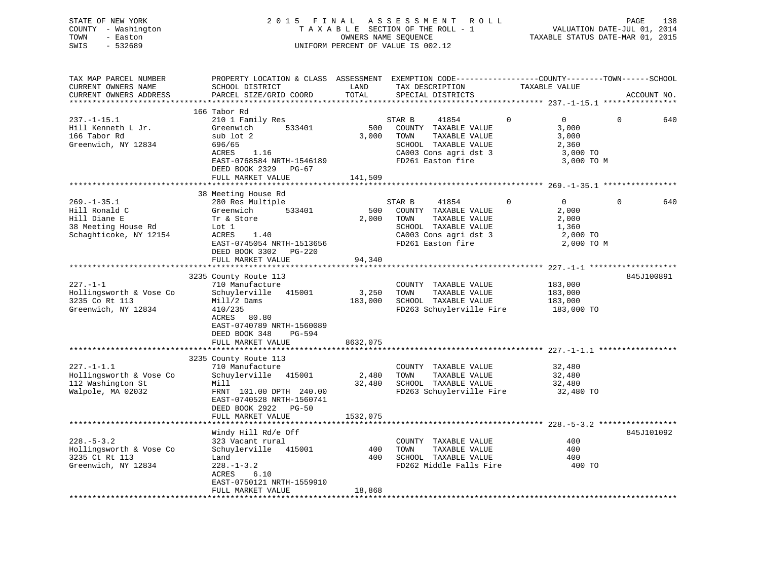STATE OF NEW YORK
COUNTY - Washington
TOWN - Easton
SWIS - 532689

2015 FINAL ASSESSMENT ROLL
TAXABLE SECTION OF THE ROLL - 1
OWNERS NAME SEQUENCE
UNIFORM PERCENT OF VALUE IS 002.12

VALUATION DATE-JUL 01, 2014
TAXABLE STATUS DATE-MAR 01, 2015

| TAX MAP PARCEL NUMBER / CURRENT OWNERS NAME / CURRENT OWNERS ADDRESS | PROPERTY LOCATION & CLASS / SCHOOL DISTRICT / PARCEL SIZE/GRID COORD | ASSESSMENT LAND / TOTAL | EXEMPTION CODE / TAX DESCRIPTION / SPECIAL DISTRICTS | COUNTY / TOWN / SCHOOL TAXABLE VALUE | ACCOUNT NO. |
|---|---|---|---|---|---|
| **237.-1-15.1** | 166 Tabor Rd | | | | |
| Hill Kenneth L Jr. | 210 1 Family Res | | STAR B 41854 0 | 0 0 640 | |
| 166 Tabor Rd | Greenwich 533401 | 500 | COUNTY TAXABLE VALUE | 3,000 | |
| Greenwich, NY 12834 | sub lot 2 | 3,000 | TOWN TAXABLE VALUE | 3,000 | |
| | 696/65 | | SCHOOL TAXABLE VALUE | 2,360 | |
| | ACRES 1.16 | | CA003 Cons agri dst 3 | 3,000 TO | |
| | EAST-0768584 NRTH-1546189 | | FD261 Easton fire | 3,000 TO M | |
| | DEED BOOK 2329 PG-67 | | | | |
| | FULL MARKET VALUE | 141,509 | | | |
| **269.-1-35.1** | 38 Meeting House Rd | | | | |
| Hill Ronald C | 280 Res Multiple | | STAR B 41854 0 | 0 0 640 | |
| Hill Diane E | Greenwich 533401 | 500 | COUNTY TAXABLE VALUE | 2,000 | |
| 38 Meeting House Rd | Tr & Store | 2,000 | TOWN TAXABLE VALUE | 2,000 | |
| Schaghticoke, NY 12154 | Lot 1 | | SCHOOL TAXABLE VALUE | 1,360 | |
| | ACRES 1.40 | | CA003 Cons agri dst 3 | 2,000 TO | |
| | EAST-0745054 NRTH-1513656 | | FD261 Easton fire | 2,000 TO M | |
| | DEED BOOK 3302 PG-220 | | | | |
| | FULL MARKET VALUE | 94,340 | | | |
| **227.-1-1** | 3235 County Route 113 | | | | 845J100891 |
| Hollingsworth & Vose Co | 710 Manufacture | | COUNTY TAXABLE VALUE | 183,000 | |
| 3235 Co Rt 113 | Schuylerville 415001 | 3,250 | TOWN TAXABLE VALUE | 183,000 | |
| Greenwich, NY 12834 | Mill/2 Dams | 183,000 | SCHOOL TAXABLE VALUE | 183,000 | |
| | 410/235 | | FD263 Schuylerville Fire | 183,000 TO | |
| | ACRES 80.80 | | | | |
| | EAST-0740789 NRTH-1560089 | | | | |
| | DEED BOOK 348 PG-594 | | | | |
| | FULL MARKET VALUE | 8632,075 | | | |
| **227.-1-1.1** | 3235 County Route 113 | | | | |
| Hollingsworth & Vose Co | 710 Manufacture | | COUNTY TAXABLE VALUE | 32,480 | |
| 112 Washington St | Schuylerville 415001 | 2,480 | TOWN TAXABLE VALUE | 32,480 | |
| Walpole, MA 02032 | Mill | 32,480 | SCHOOL TAXABLE VALUE | 32,480 | |
| | FRNT 101.00 DPTH 240.00 | | FD263 Schuylerville Fire | 32,480 TO | |
| | EAST-0740528 NRTH-1560741 | | | | |
| | DEED BOOK 2922 PG-50 | | | | |
| | FULL MARKET VALUE | 1532,075 | | | |
| **228.-5-3.2** | Windy Hill Rd/e Off | | | | 845J101092 |
| Hollingsworth & Vose Co | 323 Vacant rural | | COUNTY TAXABLE VALUE | 400 | |
| 3235 Ct Rt 113 | Schuylerville 415001 | 400 | TOWN TAXABLE VALUE | 400 | |
| Greenwich, NY 12834 | Land | 400 | SCHOOL TAXABLE VALUE | 400 | |
| | 228.-1-3.2 | | FD262 Middle Falls Fire | 400 TO | |
| | ACRES 6.10 | | | | |
| | EAST-0750121 NRTH-1559910 | | | | |
| | FULL MARKET VALUE | 18,868 | | | |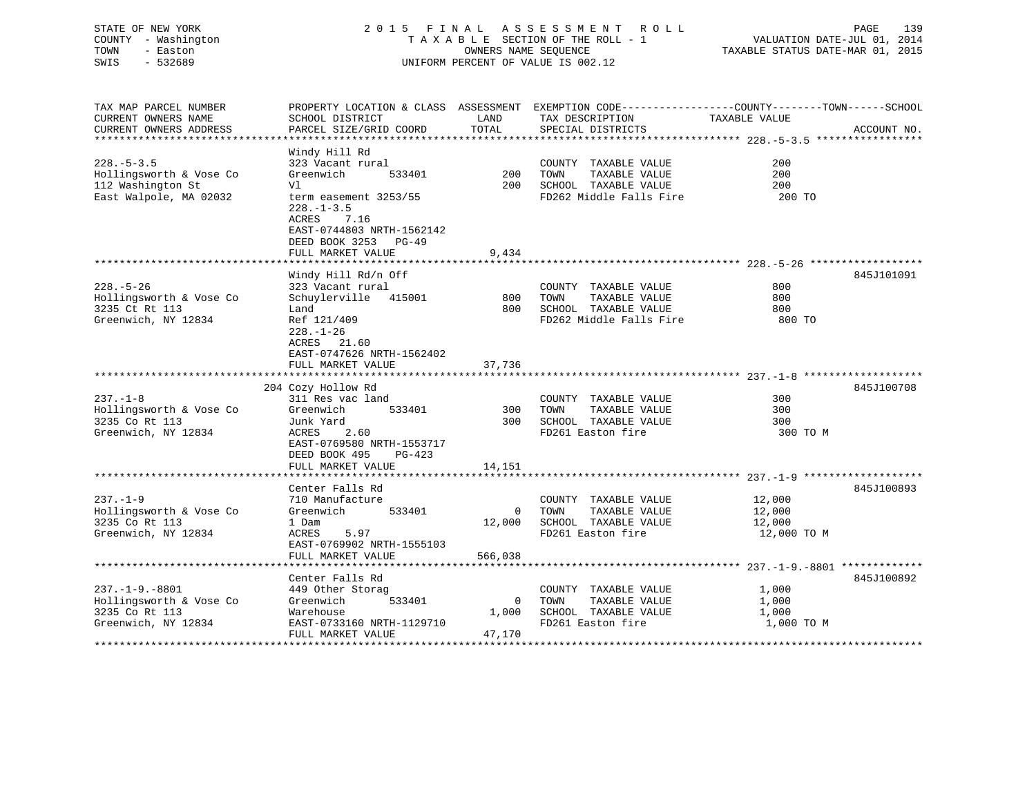STATE OF NEW YORK
COUNTY - Washington
TOWN - Easton
SWIS - 532689

2015 FINAL ASSESSMENT ROLL
TAXABLE SECTION OF THE ROLL - 1
OWNERS NAME SEQUENCE
UNIFORM PERCENT OF VALUE IS 002.12

VALUATION DATE-JUL 01, 2014
TAXABLE STATUS DATE-MAR 01, 2015

```
TAX MAP PARCEL NUMBER          PROPERTY LOCATION & CLASS  ASSESSMENT  EXEMPTION CODE------------------COUNTY--------TOWN------SCHOOL
CURRENT OWNERS NAME            SCHOOL DISTRICT               LAND      TAX DESCRIPTION             TAXABLE VALUE
CURRENT OWNERS ADDRESS         PARCEL SIZE/GRID COORD        TOTAL     SPECIAL DISTRICTS                                    ACCOUNT NO.
******************************************************************************************************* 228.-5-3.5 *****************
                               Windy Hill Rd
228.-5-3.5                     323 Vacant rural                        COUNTY  TAXABLE VALUE              200
Hollingsworth & Vose Co        Greenwich       533401          200     TOWN    TAXABLE VALUE              200
112 Washington St              Vl                              200     SCHOOL  TAXABLE VALUE              200
East Walpole, MA 02032         term easement 3253/55                   FD262 Middle Falls Fire             200 TO
                               228.-1-3.5
                               ACRES    7.16
                               EAST-0744803 NRTH-1562142
                               DEED BOOK 3253   PG-49
                               FULL MARKET VALUE               9,434
******************************************************************************************************* 228.-5-26 ******************
                               Windy Hill Rd/n Off                                                                      845J101091
228.-5-26                      323 Vacant rural                        COUNTY  TAXABLE VALUE              800
Schulyingsworth & Vose Co      Schuylerville   415001          800     TOWN    TAXABLE VALUE              800
3235 Ct Rt 113                 Land                            800     SCHOOL  TAXABLE VALUE              800
Greenwich, NY 12834            Ref 121/409                             FD262 Middle Falls Fire             800 TO
                               228.-1-26
                               ACRES   21.60
                               EAST-0747626 NRTH-1562402
                               FULL MARKET VALUE              37,736
******************************************************************************************************* 237.-1-8 *******************
                           204 Cozy Hollow Rd                                                                           845J100708
237.-1-8                       311 Res vac land                        COUNTY  TAXABLE VALUE              300
Hollingsworth & Vose Co        Greenwich       533401          300     TOWN    TAXABLE VALUE              300
3235 Co Rt 113                 Junk Yard                       300     SCHOOL  TAXABLE VALUE              300
Greenwich, NY 12834            ACRES    2.60                           FD261 Easton fire                   300 TO M
                               EAST-0769580 NRTH-1553717
                               DEED BOOK 495    PG-423
                               FULL MARKET VALUE              14,151
******************************************************************************************************* 237.-1-9 *******************
                               Center Falls Rd                                                                          845J100893
237.-1-9                       710 Manufacture                         COUNTY  TAXABLE VALUE           12,000
Hollingsworth & Vose Co        Greenwich       533401            0     TOWN    TAXABLE VALUE           12,000
3235 Co Rt 113                 1 Dam                        12,000     SCHOOL  TAXABLE VALUE           12,000
Greenwich, NY 12834            ACRES    5.97                           FD261 Easton fire                12,000 TO M
                               EAST-0769902 NRTH-1555103
                               FULL MARKET VALUE             566,038
******************************************************************************************************* 237.-1-9.-8801 *************
                               Center Falls Rd                                                                          845J100892
237.-1-9.-8801                 449 Other Storag                        COUNTY  TAXABLE VALUE            1,000
Hollingsworth & Vose Co        Greenwich       533401            0     TOWN    TAXABLE VALUE            1,000
3235 Co Rt 113                 Warehouse                     1,000     SCHOOL  TAXABLE VALUE            1,000
Greenwich, NY 12834            EAST-0733160 NRTH-1129710               FD261 Easton fire                 1,000 TO M
                               FULL MARKET VALUE              47,170
************************************************************************************************************************************
```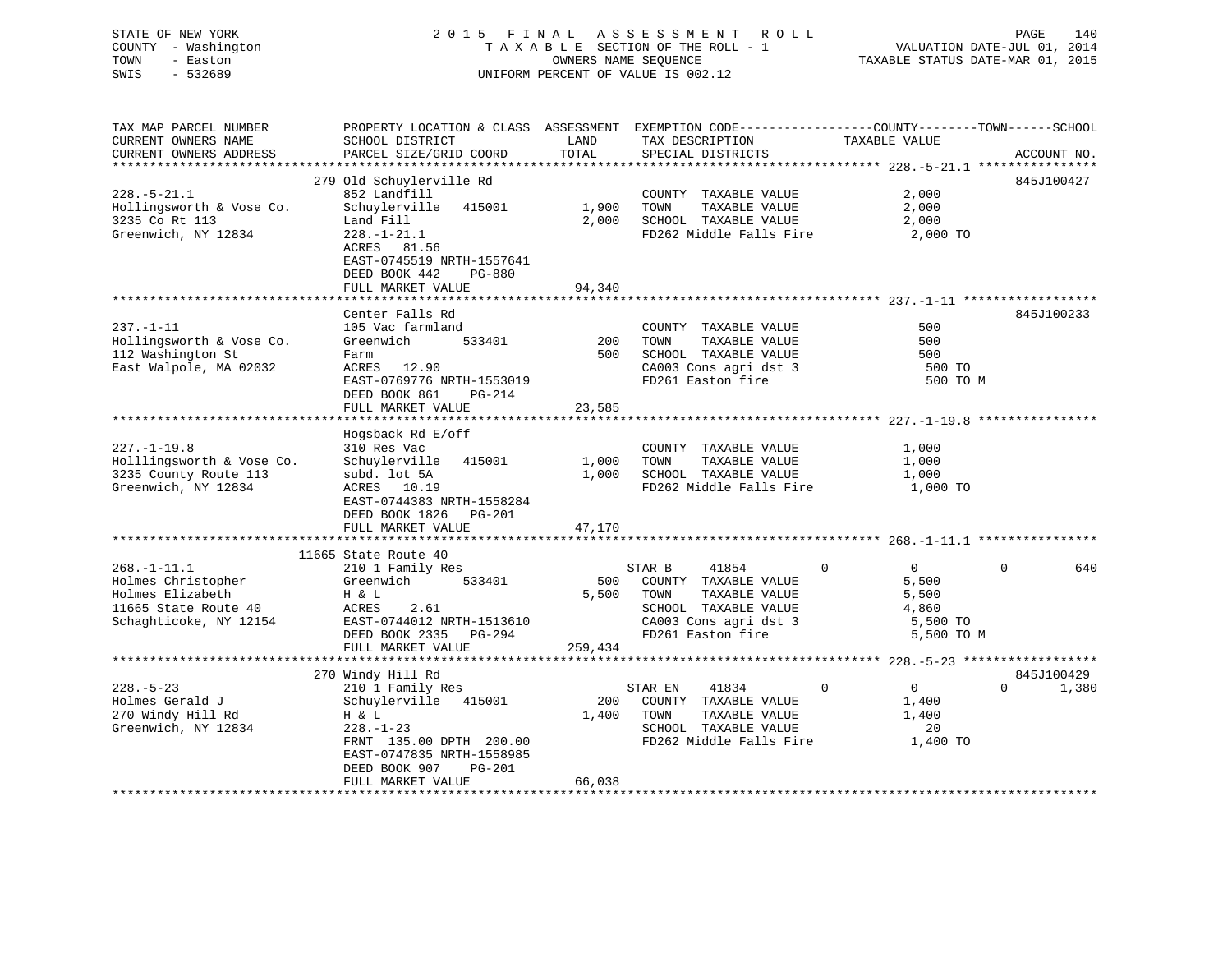STATE OF NEW YORK
COUNTY - Washington
TOWN - Easton
SWIS - 532689

2015 FINAL ASSESSMENT ROLL
TAXABLE SECTION OF THE ROLL - 1
OWNERS NAME SEQUENCE
UNIFORM PERCENT OF VALUE IS 002.12

VALUATION DATE-JUL 01, 2014
TAXABLE STATUS DATE-MAR 01, 2015

| TAX MAP PARCEL NUMBER / CURRENT OWNERS NAME / CURRENT OWNERS ADDRESS | PROPERTY LOCATION & CLASS / SCHOOL DISTRICT / PARCEL SIZE/GRID COORD | ASSESSMENT LAND | TOTAL | EXEMPTION CODE / TAX DESCRIPTION / SPECIAL DISTRICTS | COUNTY | TOWN | SCHOOL TAXABLE VALUE | ACCOUNT NO. |
|---|---|---|---|---|---|---|---|---|
| **228.-5-21.1** | 279 Old Schuylerville Rd | | | | | | | 845J100427 |
| 228.-5-21.1 | 852 Landfill | | | COUNTY TAXABLE VALUE | 2,000 | | | |
| Hollingsworth & Vose Co. | Schuylerville 415001 | 1,900 | | TOWN TAXABLE VALUE | 2,000 | | | |
| 3235 Co Rt 113 | Land Fill | | 2,000 | SCHOOL TAXABLE VALUE | 2,000 | | | |
| Greenwich, NY 12834 | 228.-1-21.1 | | | FD262 Middle Falls Fire | 2,000 TO | | | |
| | ACRES 81.56 | | | | | | | |
| | EAST-0745519 NRTH-1557641 | | | | | | | |
| | DEED BOOK 442 PG-880 | | | | | | | |
| | FULL MARKET VALUE | | 94,340 | | | | | |
| **237.-1-11** | Center Falls Rd | | | | | | | 845J100233 |
| 237.-1-11 | 105 Vac farmland | | | COUNTY TAXABLE VALUE | 500 | | | |
| Hollingsworth & Vose Co. | Greenwich 533401 | 200 | | TOWN TAXABLE VALUE | 500 | | | |
| 112 Washington St | Farm | | 500 | SCHOOL TAXABLE VALUE | 500 | | | |
| East Walpole, MA 02032 | ACRES 12.90 | | | CA003 Cons agri dst 3 | 500 TO | | | |
| | EAST-0769776 NRTH-1553019 | | | FD261 Easton fire | 500 TO M | | | |
| | DEED BOOK 861 PG-214 | | | | | | | |
| | FULL MARKET VALUE | | 23,585 | | | | | |
| **227.-1-19.8** | Hogsback Rd E/off | | | | | | | |
| 227.-1-19.8 | 310 Res Vac | | | COUNTY TAXABLE VALUE | 1,000 | | | |
| Holllingsworth & Vose Co. | Schuylerville 415001 | 1,000 | | TOWN TAXABLE VALUE | 1,000 | | | |
| 3235 County Route 113 | subd. lot 5A | | 1,000 | SCHOOL TAXABLE VALUE | 1,000 | | | |
| Greenwich, NY 12834 | ACRES 10.19 | | | FD262 Middle Falls Fire | 1,000 TO | | | |
| | EAST-0744383 NRTH-1558284 | | | | | | | |
| | DEED BOOK 1826 PG-201 | | | | | | | |
| | FULL MARKET VALUE | | 47,170 | | | | | |
| **268.-1-11.1** | 11665 State Route 40 | | | | | | | |
| 268.-1-11.1 | 210 1 Family Res | | | STAR B 41854 | 0 | 0 | 0 | 640 |
| Holmes Christopher | Greenwich 533401 | 500 | | COUNTY TAXABLE VALUE | 5,500 | | | |
| Holmes Elizabeth | H & L | | 5,500 | TOWN TAXABLE VALUE | 5,500 | | | |
| 11665 State Route 40 | ACRES 2.61 | | | SCHOOL TAXABLE VALUE | 4,860 | | | |
| Schaghticoke, NY 12154 | EAST-0744012 NRTH-1513610 | | | CA003 Cons agri dst 3 | 5,500 TO | | | |
| | DEED BOOK 2335 PG-294 | | | FD261 Easton fire | 5,500 TO M | | | |
| | FULL MARKET VALUE | | 259,434 | | | | | |
| **228.-5-23** | 270 Windy Hill Rd | | | | | | | 845J100429 |
| 228.-5-23 | 210 1 Family Res | | | STAR EN 41834 | 0 | 0 | 0 | 1,380 |
| Holmes Gerald J | Schuylerville 415001 | 200 | | COUNTY TAXABLE VALUE | 1,400 | | | |
| 270 Windy Hill Rd | H & L | | 1,400 | TOWN TAXABLE VALUE | 1,400 | | | |
| Greenwich, NY 12834 | 228.-1-23 | | | SCHOOL TAXABLE VALUE | 20 | | | |
| | FRNT 135.00 DPTH 200.00 | | | FD262 Middle Falls Fire | 1,400 TO | | | |
| | EAST-0747835 NRTH-1558985 | | | | | | | |
| | DEED BOOK 907 PG-201 | | | | | | | |
| | FULL MARKET VALUE | | 66,038 | | | | | |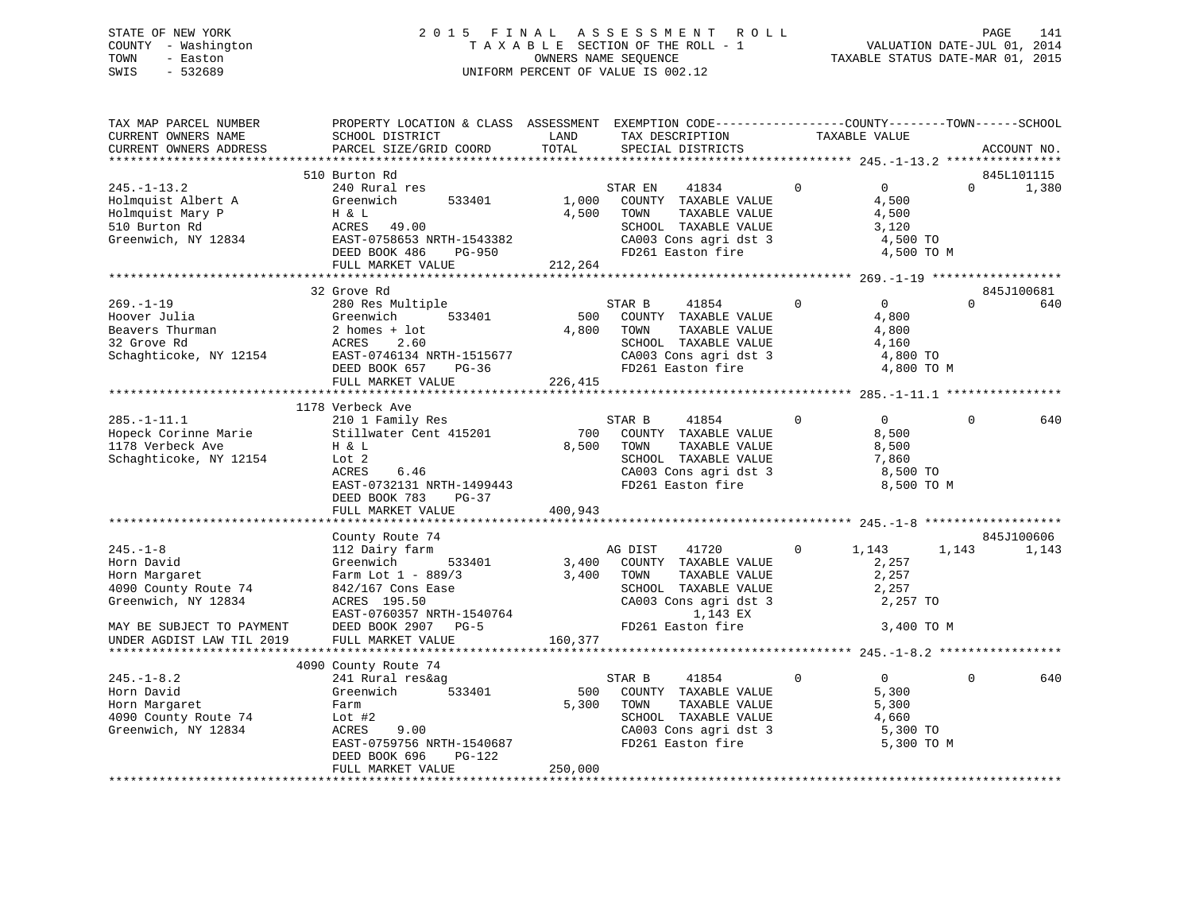STATE OF NEW YORK
COUNTY - Washington
TOWN - Easton
SWIS - 532689

2015 FINAL ASSESSMENT ROLL
TAXABLE SECTION OF THE ROLL - 1
OWNERS NAME SEQUENCE
UNIFORM PERCENT OF VALUE IS 002.12

VALUATION DATE-JUL 01, 2014
TAXABLE STATUS DATE-MAR 01, 2015

| TAX MAP PARCEL NUMBER / CURRENT OWNERS NAME / CURRENT OWNERS ADDRESS | PROPERTY LOCATION & CLASS / SCHOOL DISTRICT / PARCEL SIZE/GRID COORD | ASSESSMENT LAND / TOTAL | EXEMPTION CODE / TAX DESCRIPTION / SPECIAL DISTRICTS | COUNTY | TOWN | SCHOOL | ACCOUNT NO. |
|---|---|---|---|---|---|---|---|
| **245.-1-13.2** | 510 Burton Rd | | | | | | 845L101115 |
| 245.-1-13.2 | 240 Rural res | | STAR EN 41834 | 0 | 0 | 0 | 1,380 |
| Holmquist Albert A | Greenwich 533401 | 1,000 | COUNTY TAXABLE VALUE | 4,500 | | | |
| Holmquist Mary P | H & L | 4,500 | TOWN TAXABLE VALUE | 4,500 | | | |
| 510 Burton Rd | ACRES 49.00 | | SCHOOL TAXABLE VALUE | 3,120 | | | |
| Greenwich, NY 12834 | EAST-0758653 NRTH-1543382 | | CA003 Cons agri dst 3 | 4,500 TO | | | |
| | DEED BOOK 486 PG-950 | | FD261 Easton fire | 4,500 TO M | | | |
| | FULL MARKET VALUE | 212,264 | | | | | |
| **269.-1-19** | 32 Grove Rd | | | | | | 845J100681 |
| 269.-1-19 | 280 Res Multiple | | STAR B 41854 | 0 | 0 | 0 | 640 |
| Hoover Julia | Greenwich 533401 | 500 | COUNTY TAXABLE VALUE | 4,800 | | | |
| Beavers Thurman | 2 homes + lot | 4,800 | TOWN TAXABLE VALUE | 4,800 | | | |
| 32 Grove Rd | ACRES 2.60 | | SCHOOL TAXABLE VALUE | 4,160 | | | |
| Schaghticoke, NY 12154 | EAST-0746134 NRTH-1515677 | | CA003 Cons agri dst 3 | 4,800 TO | | | |
| | DEED BOOK 657 PG-36 | | FD261 Easton fire | 4,800 TO M | | | |
| | FULL MARKET VALUE | 226,415 | | | | | |
| **285.-1-11.1** | 1178 Verbeck Ave | | | | | | |
| 285.-1-11.1 | 210 1 Family Res | | STAR B 41854 | 0 | 0 | 0 | 640 |
| Hopeck Corinne Marie | Stillwater Cent 415201 | 700 | COUNTY TAXABLE VALUE | 8,500 | | | |
| 1178 Verbeck Ave | H & L | 8,500 | TOWN TAXABLE VALUE | 8,500 | | | |
| Schaghticoke, NY 12154 | Lot 2 | | SCHOOL TAXABLE VALUE | 7,860 | | | |
| | ACRES 6.46 | | CA003 Cons agri dst 3 | 8,500 TO | | | |
| | EAST-0732131 NRTH-1499443 | | FD261 Easton fire | 8,500 TO M | | | |
| | DEED BOOK 783 PG-37 | | | | | | |
| | FULL MARKET VALUE | 400,943 | | | | | |
| **245.-1-8** | County Route 74 | | | | | | 845J100606 |
| 245.-1-8 | 112 Dairy farm | | AG DIST 41720 | 0 | 1,143 | 1,143 | 1,143 |
| Horn David | Greenwich 533401 | 3,400 | COUNTY TAXABLE VALUE | 2,257 | | | |
| Horn Margaret | Farm Lot 1 - 889/3 | 3,400 | TOWN TAXABLE VALUE | 2,257 | | | |
| 4090 County Route 74 | 842/167 Cons Ease | | SCHOOL TAXABLE VALUE | 2,257 | | | |
| Greenwich, NY 12834 | ACRES 195.50 | | CA003 Cons agri dst 3 | 2,257 TO | | | |
| | EAST-0760357 NRTH-1540764 | | 1,143 EX | | | | |
| MAY BE SUBJECT TO PAYMENT | DEED BOOK 2907 PG-5 | | FD261 Easton fire | 3,400 TO M | | | |
| UNDER AGDIST LAW TIL 2019 | FULL MARKET VALUE | 160,377 | | | | | |
| **245.-1-8.2** | 4090 County Route 74 | | | | | | |
| 245.-1-8.2 | 241 Rural res&ag | | STAR B 41854 | 0 | 0 | 0 | 640 |
| Horn David | Greenwich 533401 | 500 | COUNTY TAXABLE VALUE | 5,300 | | | |
| Horn Margaret | Farm | 5,300 | TOWN TAXABLE VALUE | 5,300 | | | |
| 4090 County Route 74 | Lot #2 | | SCHOOL TAXABLE VALUE | 4,660 | | | |
| Greenwich, NY 12834 | ACRES 9.00 | | CA003 Cons agri dst 3 | 5,300 TO | | | |
| | EAST-0759756 NRTH-1540687 | | FD261 Easton fire | 5,300 TO M | | | |
| | DEED BOOK 696 PG-122 | | | | | | |
| | FULL MARKET VALUE | 250,000 | | | | | |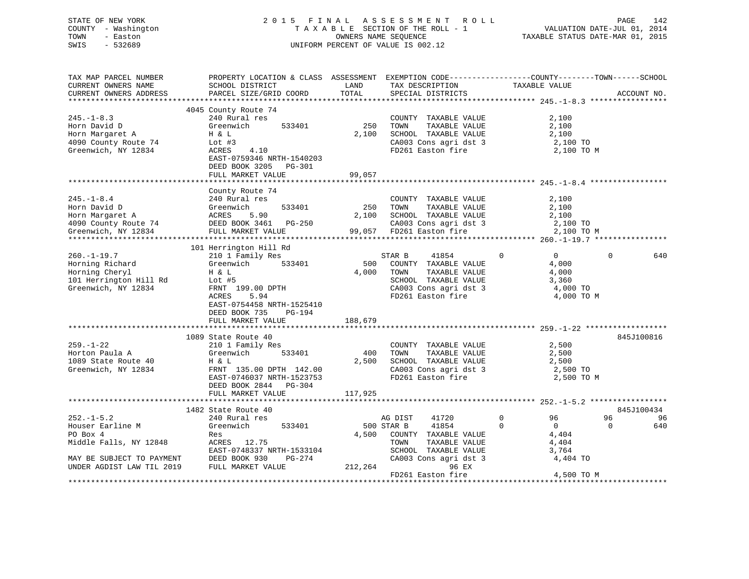STATE OF NEW YORK 2015 FINAL ASSESSMENT ROLL
COUNTY - Washington TAXABLE SECTION OF THE ROLL - 1 VALUATION DATE-JUL 01, 2014
TOWN - Easton OWNERS NAME SEQUENCE TAXABLE STATUS DATE-MAR 01, 2015
SWIS - 532689 UNIFORM PERCENT OF VALUE IS 002.12

```
TAX MAP PARCEL NUMBER          PROPERTY LOCATION & CLASS  ASSESSMENT  EXEMPTION CODE-----------------COUNTY--------TOWN------SCHOOL
CURRENT OWNERS NAME            SCHOOL DISTRICT               LAND      TAX DESCRIPTION            TAXABLE VALUE
CURRENT OWNERS ADDRESS         PARCEL SIZE/GRID COORD        TOTAL     SPECIAL DISTRICTS                                     ACCOUNT NO.
******************************************************************************************************* 245.-1-8.3 *****************
                               4045 County Route 74
245.-1-8.3                     240 Rural res                            COUNTY  TAXABLE VALUE             2,100
Horn David D                   Greenwich       533401          250      TOWN    TAXABLE VALUE             2,100
Horn Margaret A                H & L                          2,100     SCHOOL  TAXABLE VALUE             2,100
4090 County Route 74           Lot #3                                   CA003 Cons agri dst 3              2,100 TO
Greenwich, NY 12834            ACRES     4.10                           FD261 Easton fire                  2,100 TO M
                               EAST-0759346 NRTH-1540203
                               DEED BOOK 3205    PG-301
                               FULL MARKET VALUE             99,057
******************************************************************************************************* 245.-1-8.4 *****************
                               County Route 74
245.-1-8.4                     240 Rural res                            COUNTY  TAXABLE VALUE             2,100
Horn David D                   Greenwich       533401          250      TOWN    TAXABLE VALUE             2,100
Horn Margaret A                ACRES     5.90                 2,100     SCHOOL  TAXABLE VALUE             2,100
4090 County Route 74           DEED BOOK 3461    PG-250                 CA003 Cons agri dst 3              2,100 TO
Greenwich, NY 12834            FULL MARKET VALUE             99,057     FD261 Easton fire                  2,100 TO M
******************************************************************************************************* 260.-1-19.7 ****************
                               101 Herrington Hill Rd
260.-1-19.7                    210 1 Family Res                         STAR B      41854          0             0           0         640
Horning Richard                Greenwich       533401          500      COUNTY  TAXABLE VALUE             4,000
Horning Cheryl                 H & L                          4,000     TOWN    TAXABLE VALUE             4,000
101 Herrington Hill Rd         Lot #5                                   SCHOOL  TAXABLE VALUE             3,360
Greenwich, NY 12834            FRNT  199.00 DPTH                        CA003 Cons agri dst 3              4,000 TO
                               ACRES     5.94                           FD261 Easton fire                  4,000 TO M
                               EAST-0754458 NRTH-1525410
                               DEED BOOK 735     PG-194
                               FULL MARKET VALUE            188,679
******************************************************************************************************* 259.-1-22 ******************
                               1089 State Route 40                                                                          845J100816
259.-1-22                      210 1 Family Res                         COUNTY  TAXABLE VALUE             2,500
Horton Paula A                 Greenwich       533401          400      TOWN    TAXABLE VALUE             2,500
1089 State Route 40            H & L                          2,500     SCHOOL  TAXABLE VALUE             2,500
Greenwich, NY 12834            FRNT  135.00 DPTH  142.00                CA003 Cons agri dst 3              2,500 TO
                               EAST-0746037 NRTH-1523753                FD261 Easton fire                  2,500 TO M
                               DEED BOOK 2844    PG-304
                               FULL MARKET VALUE            117,925
******************************************************************************************************* 252.-1-5.2 *****************
                               1482 State Route 40                                                                          845J100434
252.-1-5.2                     240 Rural res                            AG DIST     41720          0            96          96          96
Houser Earline M               Greenwich       533401          500 STAR B      41854          0             0           0         640
PO Box 4                       Res                            4,500     COUNTY  TAXABLE VALUE             4,404
Middle Falls, NY 12848         ACRES    12.75                           TOWN    TAXABLE VALUE             4,404
                               EAST-0748337 NRTH-1533104                SCHOOL  TAXABLE VALUE             3,764
MAY BE SUBJECT TO PAYMENT      DEED BOOK 930     PG-274                 CA003 Cons agri dst 3              4,404 TO
UNDER AGDIST LAW TIL 2019      FULL MARKET VALUE            212,264                       96 EX
                                                                        FD261 Easton fire                  4,500 TO M
************************************************************************************************************************************
```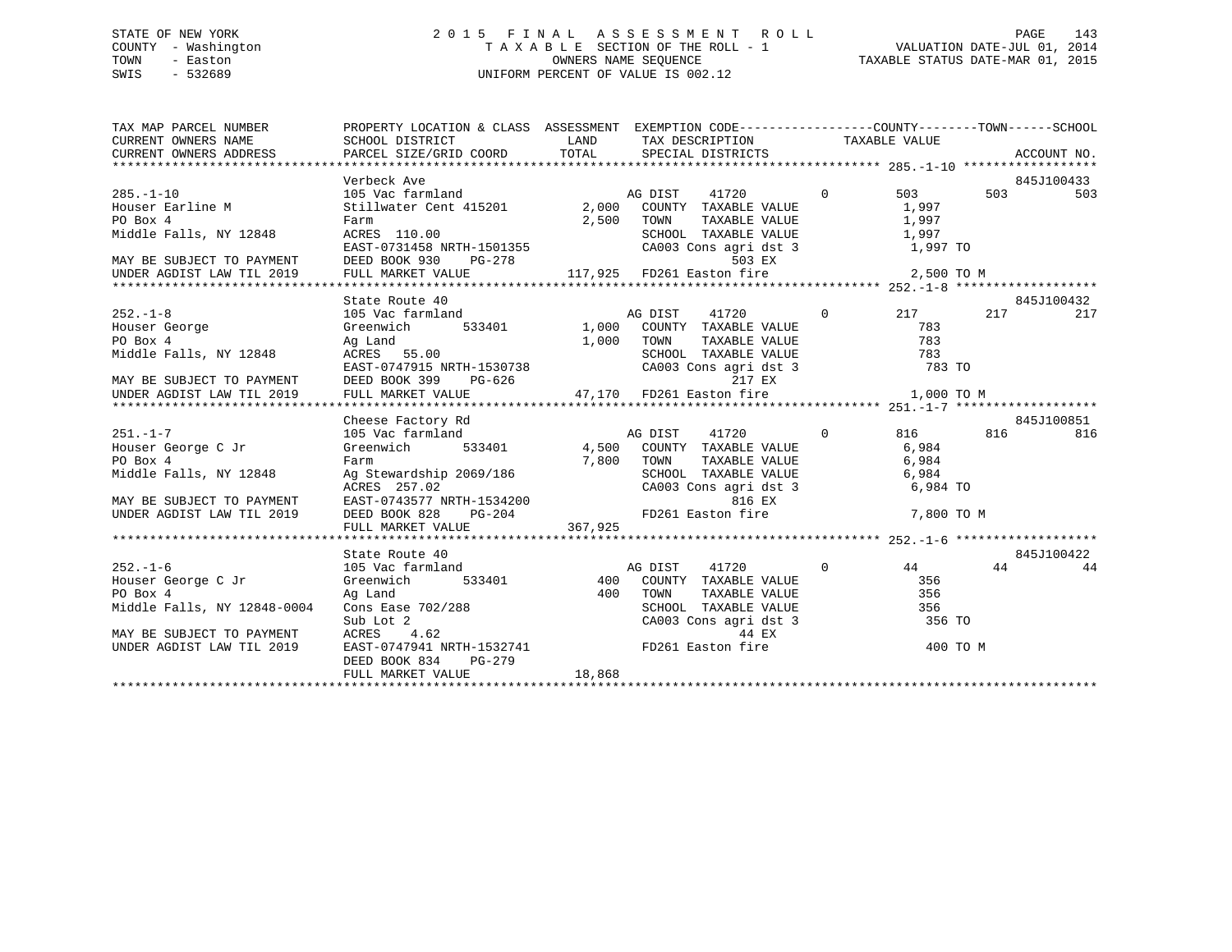STATE OF NEW YORK
COUNTY - Washington
TOWN - Easton
SWIS - 532689

# 2015 FINAL ASSESSMENT ROLL
TAXABLE SECTION OF THE ROLL - 1
OWNERS NAME SEQUENCE
UNIFORM PERCENT OF VALUE IS 002.12

VALUATION DATE-JUL 01, 2014
TAXABLE STATUS DATE-MAR 01, 2015

```
TAX MAP PARCEL NUMBER          PROPERTY LOCATION & CLASS  ASSESSMENT  EXEMPTION CODE------------------COUNTY--------TOWN------SCHOOL
CURRENT OWNERS NAME            SCHOOL DISTRICT              LAND       TAX DESCRIPTION            TAXABLE VALUE
CURRENT OWNERS ADDRESS         PARCEL SIZE/GRID COORD       TOTAL      SPECIAL DISTRICTS                                      ACCOUNT NO.
******************************************************************************************** 285.-1-10 ******************
                               Verbeck Ave                                                                              845J100433
285.-1-10                      105 Vac farmland                        AG DIST    41720          0        503          503         503
Houser Earline M               Stillwater Cent 415201        2,000     COUNTY  TAXABLE VALUE              1,997
PO Box 4                       Farm                          2,500     TOWN    TAXABLE VALUE              1,997
Middle Falls, NY 12848         ACRES 110.00                            SCHOOL  TAXABLE VALUE              1,997
                               EAST-0731458 NRTH-1501355               CA003 Cons agri dst 3              1,997 TO
MAY BE SUBJECT TO PAYMENT      DEED BOOK 930    PG-278                         503 EX
UNDER AGDIST LAW TIL 2019      FULL MARKET VALUE           117,925     FD261 Easton fire                  2,500 TO M
******************************************************************************************** 252.-1-8 *******************
                               State Route 40                                                                           845J100432
252.-1-8                       105 Vac farmland                        AG DIST    41720          0        217          217         217
Houser George                  Greenwich      533401         1,000     COUNTY  TAXABLE VALUE                783
PO Box 4                       Ag Land                       1,000     TOWN    TAXABLE VALUE                783
Middle Falls, NY 12848         ACRES  55.00                            SCHOOL  TAXABLE VALUE                783
                               EAST-0747915 NRTH-1530738               CA003 Cons agri dst 3                783 TO
MAY BE SUBJECT TO PAYMENT      DEED BOOK 399    PG-626                         217 EX
UNDER AGDIST LAW TIL 2019      FULL MARKET VALUE            47,170     FD261 Easton fire                  1,000 TO M
******************************************************************************************** 251.-1-7 *******************
                               Cheese Factory Rd                                                                        845J100851
251.-1-7                       105 Vac farmland                        AG DIST    41720          0        816          816         816
Houser George C Jr             Greenwich      533401         4,500     COUNTY  TAXABLE VALUE              6,984
PO Box 4                       Farm                          7,800     TOWN    TAXABLE VALUE              6,984
Middle Falls, NY 12848         Ag Stewardship 2069/186                 SCHOOL  TAXABLE VALUE              6,984
                               ACRES 257.02                            CA003 Cons agri dst 3              6,984 TO
MAY BE SUBJECT TO PAYMENT      EAST-0743577 NRTH-1534200                       816 EX
UNDER AGDIST LAW TIL 2019      DEED BOOK 828    PG-204                 FD261 Easton fire                  7,800 TO M
                               FULL MARKET VALUE           367,925
******************************************************************************************** 252.-1-6 *******************
                               State Route 40                                                                           845J100422
252.-1-6                       105 Vac farmland                        AG DIST    41720          0         44           44          44
Houser George C Jr             Greenwich      533401           400     COUNTY  TAXABLE VALUE                356
PO Box 4                       Ag Land                         400     TOWN    TAXABLE VALUE                356
Middle Falls, NY 12848-0004    Cons Ease 702/288                       SCHOOL  TAXABLE VALUE                356
                               Sub Lot 2                               CA003 Cons agri dst 3                356 TO
MAY BE SUBJECT TO PAYMENT      ACRES    4.62                                    44 EX
UNDER AGDIST LAW TIL 2019      EAST-0747941 NRTH-1532741               FD261 Easton fire                    400 TO M
                               DEED BOOK 834    PG-279
                               FULL MARKET VALUE            18,868
****************************************************************************************************************************
```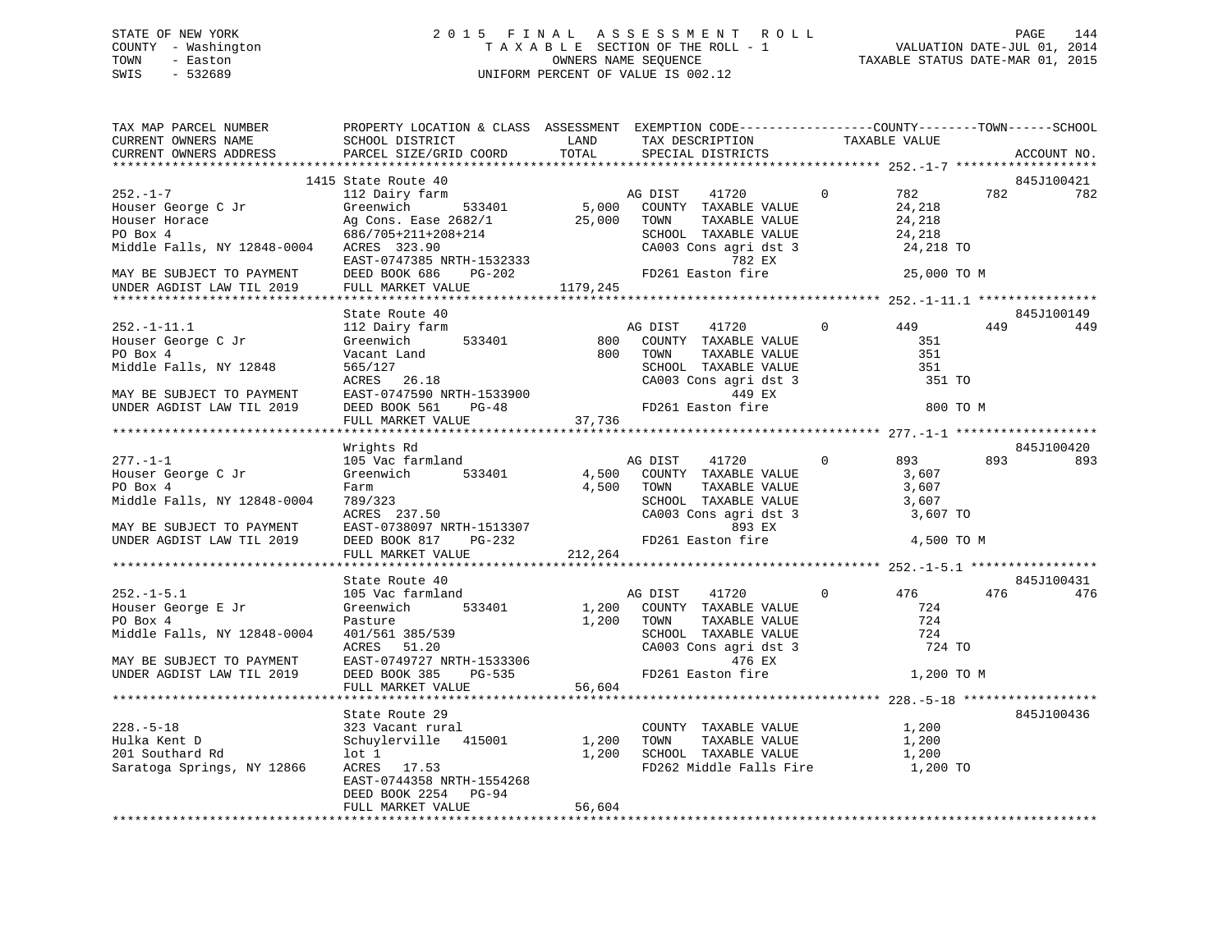STATE OF NEW YORK
COUNTY - Washington
TOWN - Easton
SWIS - 532689

2 0 1 5 F I N A L A S S E S S M E N T R O L L
T A X A B L E SECTION OF THE ROLL - 1
OWNERS NAME SEQUENCE
UNIFORM PERCENT OF VALUE IS 002.12

VALUATION DATE-JUL 01, 2014
TAXABLE STATUS DATE-MAR 01, 2015

```
TAX MAP PARCEL NUMBER          PROPERTY LOCATION & CLASS  ASSESSMENT  EXEMPTION CODE------------------COUNTY--------TOWN------SCHOOL
CURRENT OWNERS NAME            SCHOOL DISTRICT               LAND      TAX DESCRIPTION             TAXABLE VALUE
CURRENT OWNERS ADDRESS         PARCEL SIZE/GRID COORD        TOTAL     SPECIAL DISTRICTS                                        ACCOUNT NO.
*********************************************************************************************************** 252.-1-7 ******************
                          1415 State Route 40                                                                               845J100421
252.-1-7                       112 Dairy farm                          AG DIST     41720           0         782         782         782
Houser George C Jr             Greenwich        533401       5,000     COUNTY  TAXABLE VALUE              24,218
Houser Horace                  Ag Cons. Ease 2682/1         25,000     TOWN    TAXABLE VALUE              24,218
PO Box 4                       686/705+211+208+214                      SCHOOL  TAXABLE VALUE              24,218
Middle Falls, NY 12848-0004    ACRES  323.90                            CA003 Cons agri dst 3              24,218 TO
                               EAST-0747385 NRTH-1532333                            782 EX
MAY BE SUBJECT TO PAYMENT      DEED BOOK 686    PG-202                 FD261 Easton fire                  25,000 TO M
UNDER AGDIST LAW TIL 2019      FULL MARKET VALUE           1179,245
*********************************************************************************************************** 252.-1-11.1 ****************
                               State Route 40                                                                               845J100149
252.-1-11.1                    112 Dairy farm                          AG DIST     41720           0         449         449         449
Houser George C Jr             Greenwich        533401         800     COUNTY  TAXABLE VALUE                 351
PO Box 4                       Vacant Land                     800     TOWN    TAXABLE VALUE                 351
Middle Falls, NY 12848         565/127                                  SCHOOL  TAXABLE VALUE                 351
                               ACRES   26.18                            CA003 Cons agri dst 3                 351 TO
MAY BE SUBJECT TO PAYMENT      EAST-0747590 NRTH-1533900                            449 EX
UNDER AGDIST LAW TIL 2019      DEED BOOK 561    PG-48                  FD261 Easton fire                     800 TO M
                               FULL MARKET VALUE             37,736
*********************************************************************************************************** 277.-1-1 ******************
                               Wrights Rd                                                                                   845J100420
277.-1-1                       105 Vac farmland                        AG DIST     41720           0         893         893         893
Houser George C Jr             Greenwich        533401       4,500     COUNTY  TAXABLE VALUE               3,607
PO Box 4                       Farm                          4,500     TOWN    TAXABLE VALUE               3,607
Middle Falls, NY 12848-0004    789/323                                  SCHOOL  TAXABLE VALUE               3,607
                               ACRES  237.50                            CA003 Cons agri dst 3               3,607 TO
MAY BE SUBJECT TO PAYMENT      EAST-0738097 NRTH-1513307                            893 EX
UNDER AGDIST LAW TIL 2019      DEED BOOK 817    PG-232                 FD261 Easton fire                   4,500 TO M
                               FULL MARKET VALUE            212,264
*********************************************************************************************************** 252.-1-5.1 *****************
                               State Route 40                                                                               845J100431
252.-1-5.1                     105 Vac farmland                        AG DIST     41720           0         476         476         476
Houser George E Jr             Greenwich        533401       1,200     COUNTY  TAXABLE VALUE                 724
PO Box 4                       Pasture                       1,200     TOWN    TAXABLE VALUE                 724
Middle Falls, NY 12848-0004    401/561 385/539                          SCHOOL  TAXABLE VALUE                 724
                               ACRES   51.20                            CA003 Cons agri dst 3                 724 TO
MAY BE SUBJECT TO PAYMENT      EAST-0749727 NRTH-1533306                            476 EX
UNDER AGDIST LAW TIL 2019      DEED BOOK 385    PG-535                 FD261 Easton fire                   1,200 TO M
                               FULL MARKET VALUE             56,604
*********************************************************************************************************** 228.-5-18 *****************
                               State Route 29                                                                               845J100436
228.-5-18                      323 Vacant rural                        COUNTY  TAXABLE VALUE               1,200
Hulka Kent D                   Schuylerville   415001        1,200     TOWN    TAXABLE VALUE               1,200
201 Southard Rd                lot 1                         1,200     SCHOOL  TAXABLE VALUE               1,200
Saratoga Springs, NY 12866     ACRES   17.53                           FD262 Middle Falls Fire             1,200 TO
                               EAST-0744358 NRTH-1554268
                               DEED BOOK 2254   PG-94
                               FULL MARKET VALUE             56,604
*******************************************************************************************************************************************
```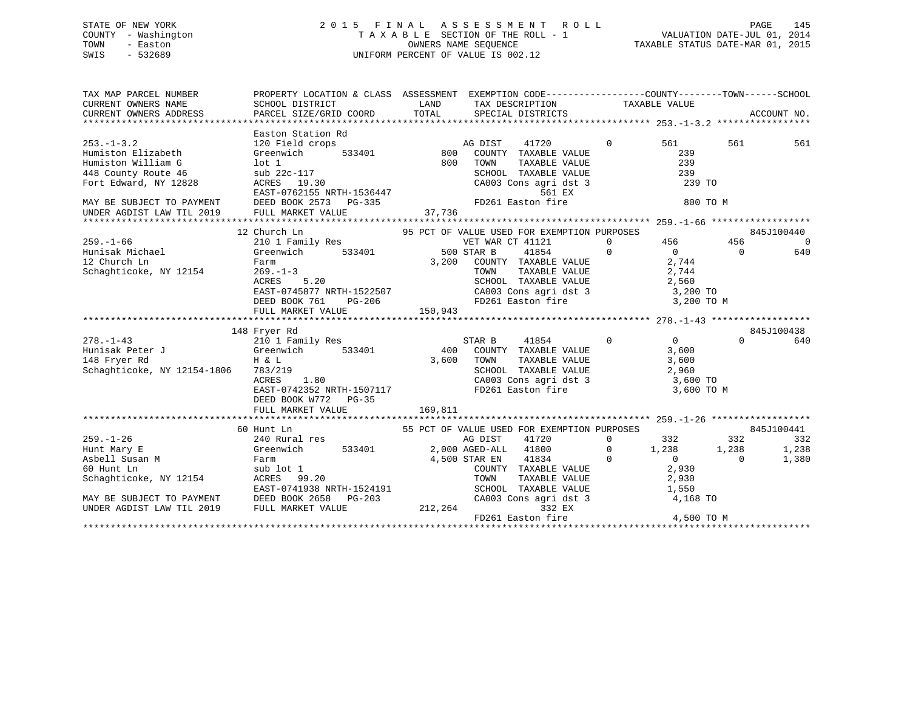STATE OF NEW YORK
COUNTY - Washington
TOWN - Easton
SWIS - 532689

2015 FINAL ASSESSMENT ROLL
TAXABLE SECTION OF THE ROLL - 1
OWNERS NAME SEQUENCE
UNIFORM PERCENT OF VALUE IS 002.12

VALUATION DATE-JUL 01, 2014
TAXABLE STATUS DATE-MAR 01, 2015

```
TAX MAP PARCEL NUMBER          PROPERTY LOCATION & CLASS  ASSESSMENT  EXEMPTION CODE------------------COUNTY--------TOWN------SCHOOL
CURRENT OWNERS NAME            SCHOOL DISTRICT               LAND      TAX DESCRIPTION              TAXABLE VALUE
CURRENT OWNERS ADDRESS         PARCEL SIZE/GRID COORD        TOTAL     SPECIAL DISTRICTS                                     ACCOUNT NO.
******************************************************************************************************* 253.-1-3.2 *****************
                               Easton Station Rd
253.-1-3.2                     120 Field crops                    AG DIST    41720          0         561         561          561
Humiston Elizabeth             Greenwich      533401          800   COUNTY  TAXABLE VALUE               239
Humiston William G             lot 1                          800   TOWN    TAXABLE VALUE               239
448 County Route 46            sub 22c-117                          SCHOOL  TAXABLE VALUE               239
Fort Edward, NY 12828          ACRES  19.30                         CA003 Cons agri dst 3               239 TO
                               EAST-0762155 NRTH-1536447                      561 EX
MAY BE SUBJECT TO PAYMENT      DEED BOOK 2573   PG-335              FD261 Easton fire                   800 TO M
UNDER AGDIST LAW TIL 2019      FULL MARKET VALUE             37,736
******************************************************************************************************* 259.-1-66 ******************
                               12 Church Ln                 95 PCT OF VALUE USED FOR EXEMPTION PURPOSES                  845J100440
259.-1-66                      210 1 Family Res                   VET WAR CT 41121          0         456         456            0
Hunisak Michael                Greenwich      533401          500 STAR B     41854          0           0           0          640
12 Church Ln                   Farm                         3,200   COUNTY  TAXABLE VALUE             2,744
Schaghticoke, NY 12154         269.-1-3                             TOWN    TAXABLE VALUE             2,744
                               ACRES   5.20                         SCHOOL  TAXABLE VALUE             2,560
                               EAST-0745877 NRTH-1522507            CA003 Cons agri dst 3             3,200 TO
                               DEED BOOK 761    PG-206              FD261 Easton fire                 3,200 TO M
                               FULL MARKET VALUE            150,943
******************************************************************************************************* 278.-1-43 ******************
                               148 Fryer Rd                                                                             845J100438
278.-1-43                      210 1 Family Res                   STAR B     41854          0           0           0          640
Hunisak Peter J                Greenwich      533401          400   COUNTY  TAXABLE VALUE             3,600
148 Fryer Rd                   H & L                        3,600   TOWN    TAXABLE VALUE             3,600
Schaghticoke, NY 12154-1806    783/219                              SCHOOL  TAXABLE VALUE             2,960
                               ACRES   1.80                         CA003 Cons agri dst 3             3,600 TO
                               EAST-0742352 NRTH-1507117            FD261 Easton fire                 3,600 TO M
                               DEED BOOK W772   PG-35
                               FULL MARKET VALUE            169,811
******************************************************************************************************* 259.-1-26 ******************
                               60 Hunt Ln                   55 PCT OF VALUE USED FOR EXEMPTION PURPOSES                  845J100441
259.-1-26                      240 Rural res                      AG DIST    41720          0         332         332          332
Hunt Mary E                    Greenwich      533401        2,000 AGED-ALL   41800          0       1,238       1,238        1,238
Asbell Susan M                 Farm                         4,500 STAR EN    41834          0           0           0        1,380
60 Hunt Ln                     sub lot 1                            COUNTY  TAXABLE VALUE             2,930
Schaghticoke, NY 12154         ACRES  99.20                         TOWN    TAXABLE VALUE             2,930
                               EAST-0741938 NRTH-1524191            SCHOOL  TAXABLE VALUE             1,550
MAY BE SUBJECT TO PAYMENT      DEED BOOK 2658   PG-203              CA003 Cons agri dst 3             4,168 TO
UNDER AGDIST LAW TIL 2019      FULL MARKET VALUE            212,264           332 EX
                                                                    FD261 Easton fire                 4,500 TO M
************************************************************************************************************************************
```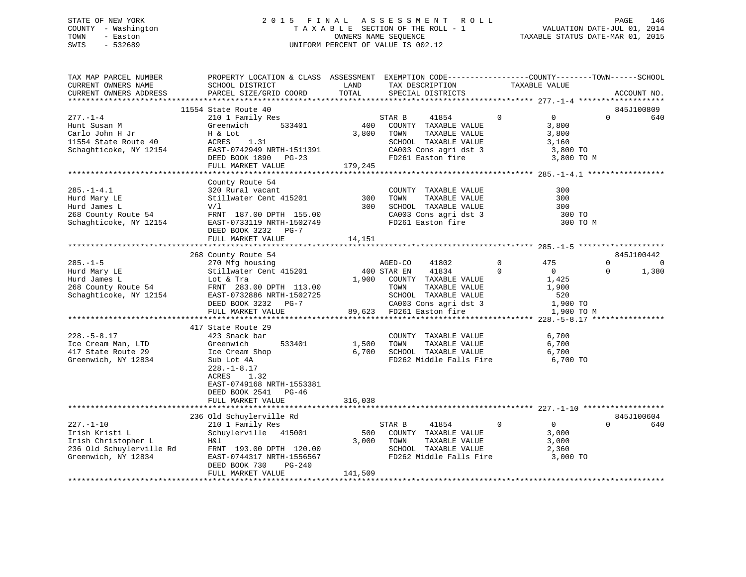STATE OF NEW YORK
COUNTY - Washington
TOWN - Easton
SWIS - 532689

# 2015 FINAL ASSESSMENT ROLL
TAXABLE SECTION OF THE ROLL - 1
OWNERS NAME SEQUENCE
UNIFORM PERCENT OF VALUE IS 002.12

VALUATION DATE-JUL 01, 2014
TAXABLE STATUS DATE-MAR 01, 2015

```
TAX MAP PARCEL NUMBER          PROPERTY LOCATION & CLASS  ASSESSMENT  EXEMPTION CODE------------------COUNTY--------TOWN------SCHOOL
CURRENT OWNERS NAME            SCHOOL DISTRICT               LAND      TAX DESCRIPTION             TAXABLE VALUE
CURRENT OWNERS ADDRESS         PARCEL SIZE/GRID COORD        TOTAL     SPECIAL DISTRICTS                                          ACCOUNT NO.
******************************************************************************************************* 277.-1-4 *******************
                    11554 State Route 40                                                                                  845J100809
277.-1-4                       210 1 Family Res                      STAR B     41854          0           0            0        640
Hunt Susan M                   Greenwich      533401         400     COUNTY  TAXABLE VALUE               3,800
Carlo John H Jr                H & Lot                     3,800     TOWN    TAXABLE VALUE               3,800
11554 State Route 40           ACRES    1.31                         SCHOOL  TAXABLE VALUE               3,160
Schaghticoke, NY 12154         EAST-0742949 NRTH-1511391             CA003 Cons agri dst 3                3,800 TO
                               DEED BOOK 1890   PG-23                FD261 Easton fire                    3,800 TO M
                               FULL MARKET VALUE             179,245
******************************************************************************************************* 285.-1-4.1 *****************
                    County Route 54
285.-1-4.1                     320 Rural vacant                      COUNTY  TAXABLE VALUE                 300
Hurd Mary LE                   Stillwater Cent 415201        300     TOWN    TAXABLE VALUE                 300
Hurd James L                   V/l                           300     SCHOOL  TAXABLE VALUE                 300
268 County Route 54            FRNT 187.00 DPTH 155.00               CA003 Cons agri dst 3                  300 TO
Schaghticoke, NY 12154         EAST-0733119 NRTH-1502749             FD261 Easton fire                      300 TO M
                               DEED BOOK 3232   PG-7
                               FULL MARKET VALUE              14,151
******************************************************************************************************* 285.-1-5 *******************
                    268 County Route 54                                                                                   845J100442
285.-1-5                       270 Mfg housing                       AGED-CO    41802          0         475            0          0
Hurd Mary LE                   Stillwater Cent 415201        400 STAR EN    41834          0           0            0      1,380
Hurd James L                   Lot & Tra                   1,900     COUNTY  TAXABLE VALUE               1,425
268 County Route 54            FRNT 283.00 DPTH 113.00               TOWN    TAXABLE VALUE               1,900
Schaghticoke, NY 12154         EAST-0732886 NRTH-1502725             SCHOOL  TAXABLE VALUE                 520
                               DEED BOOK 3232   PG-7                 CA003 Cons agri dst 3                1,900 TO
                               FULL MARKET VALUE              89,623 FD261 Easton fire                    1,900 TO M
******************************************************************************************************* 228.-5-8.17 ****************
                    417 State Route 29
228.-5-8.17                    423 Snack bar                         COUNTY  TAXABLE VALUE               6,700
Ice Cream Man, LTD             Greenwich      533401       1,500     TOWN    TAXABLE VALUE               6,700
417 State Route 29             Ice Cream Shop              6,700     SCHOOL  TAXABLE VALUE               6,700
Greenwich, NY 12834            Sub Lot 4A                            FD262 Middle Falls Fire              6,700 TO
                               228.-1-8.17
                               ACRES    1.32
                               EAST-0749168 NRTH-1553381
                               DEED BOOK 2541   PG-46
                               FULL MARKET VALUE             316,038
******************************************************************************************************* 227.-1-10 ******************
                    236 Old Schuylerville Rd                                                                              845J100604
227.-1-10                      210 1 Family Res                      STAR B     41854          0           0            0        640
Irish Kristi L                 Schuylerville  415001         500     COUNTY  TAXABLE VALUE               3,000
Irish Christopher L            H&l                         3,000     TOWN    TAXABLE VALUE               3,000
236 Old Schuylerville Rd       FRNT 193.00 DPTH 120.00               SCHOOL  TAXABLE VALUE               2,360
Greenwich, NY 12834            EAST-0744317 NRTH-1556567             FD262 Middle Falls Fire              3,000 TO
                               DEED BOOK 730    PG-240
                               FULL MARKET VALUE             141,509
************************************************************************************************************************************
```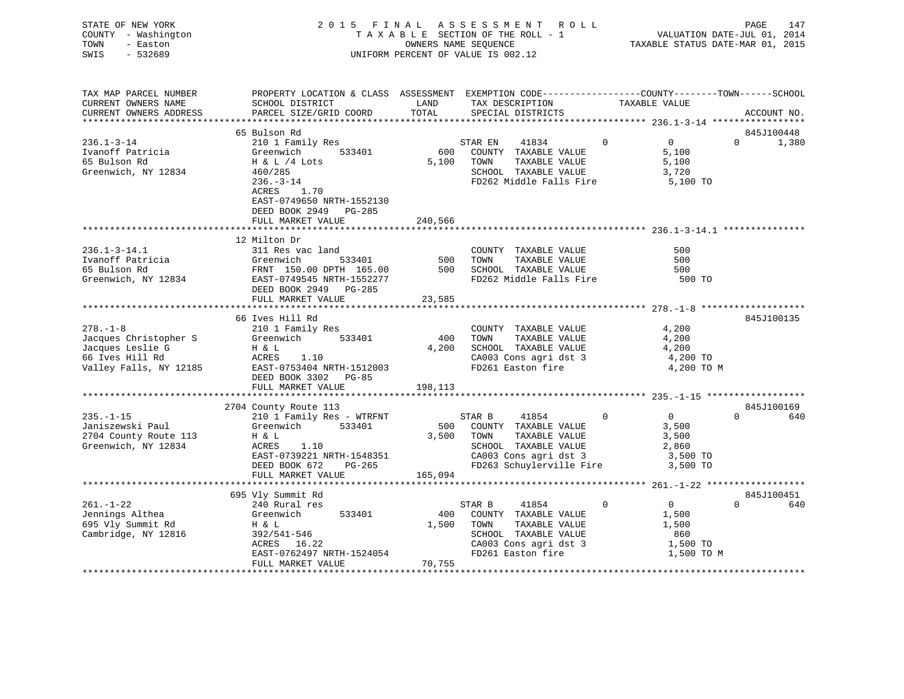STATE OF NEW YORK
COUNTY - Washington
TOWN - Easton
SWIS - 532689

2015 FINAL ASSESSMENT ROLL
TAXABLE SECTION OF THE ROLL - 1
OWNERS NAME SEQUENCE
UNIFORM PERCENT OF VALUE IS 002.12

VALUATION DATE-JUL 01, 2014
TAXABLE STATUS DATE-MAR 01, 2015

```
TAX MAP PARCEL NUMBER          PROPERTY LOCATION & CLASS  ASSESSMENT  EXEMPTION CODE------------------COUNTY--------TOWN------SCHOOL
CURRENT OWNERS NAME            SCHOOL DISTRICT               LAND      TAX DESCRIPTION            TAXABLE VALUE
CURRENT OWNERS ADDRESS         PARCEL SIZE/GRID COORD       TOTAL      SPECIAL DISTRICTS                                  ACCOUNT NO.
*********************************************************************************************** 236.1-3-14 *****************
                               65 Bulson Rd                                                                            845J100448
236.1-3-14                     210 1 Family Res                     STAR EN    41834          0         0          0      1,380
Ivanoff Patricia               Greenwich        533401        600   COUNTY  TAXABLE VALUE            5,100
65 Bulson Rd                   H & L /4 Lots               5,100    TOWN    TAXABLE VALUE            5,100
Greenwich, NY 12834            460/285                              SCHOOL  TAXABLE VALUE            3,720
                               236.-3-14                            FD262 Middle Falls Fire          5,100 TO
                               ACRES    1.70
                               EAST-0749650 NRTH-1552130
                               DEED BOOK 2949   PG-285
                               FULL MARKET VALUE            240,566
*********************************************************************************************** 236.1-3-14.1 ***************
                               12 Milton Dr
236.1-3-14.1                   311 Res vac land                     COUNTY  TAXABLE VALUE              500
Ivanoff Patricia               Greenwich        533401        500   TOWN    TAXABLE VALUE              500
65 Bulson Rd                   FRNT 150.00 DPTH 165.00        500   SCHOOL  TAXABLE VALUE              500
Greenwich, NY 12834            EAST-0749545 NRTH-1552277            FD262 Middle Falls Fire            500 TO
                               DEED BOOK 2949   PG-285
                               FULL MARKET VALUE             23,585
*********************************************************************************************** 278.-1-8 *******************
                               66 Ives Hill Rd                                                                         845J100135
278.-1-8                       210 1 Family Res                     COUNTY  TAXABLE VALUE            4,200
Jacques Christopher S          Greenwich        533401        400   TOWN    TAXABLE VALUE            4,200
Jacques Leslie G               H & L                       4,200    SCHOOL  TAXABLE VALUE            4,200
66 Ives Hill Rd                ACRES    1.10                        CA003 Cons agri dst 3            4,200 TO
Valley Falls, NY 12185         EAST-0753404 NRTH-1512003            FD261 Easton fire                4,200 TO M
                               DEED BOOK 3302   PG-85
                               FULL MARKET VALUE            198,113
*********************************************************************************************** 235.-1-15 ******************
                               2704 County Route 113                                                                   845J100169
235.-1-15                      210 1 Family Res - WTRFNT            STAR B     41854          0         0          0        640
Janiszewski Paul               Greenwich        533401        500   COUNTY  TAXABLE VALUE            3,500
2704 County Route 113          H & L                       3,500    TOWN    TAXABLE VALUE            3,500
Greenwich, NY 12834            ACRES    1.10                        SCHOOL  TAXABLE VALUE            2,860
                               EAST-0739221 NRTH-1548351            CA003 Cons agri dst 3            3,500 TO
                               DEED BOOK 672    PG-265              FD263 Schuylerville Fire         3,500 TO
                               FULL MARKET VALUE            165,094
*********************************************************************************************** 261.-1-22 ******************
                               695 Vly Summit Rd                                                                       845J100451
261.-1-22                      240 Rural res                        STAR B     41854          0         0          0        640
Jennings Althea                Greenwich        533401        400   COUNTY  TAXABLE VALUE            1,500
695 Vly Summit Rd              H & L                       1,500    TOWN    TAXABLE VALUE            1,500
Cambridge, NY 12816            392/541-546                          SCHOOL  TAXABLE VALUE              860
                               ACRES   16.22                        CA003 Cons agri dst 3            1,500 TO
                               EAST-0762497 NRTH-1524054            FD261 Easton fire                1,500 TO M
                               FULL MARKET VALUE             70,755
******************************************************************************************************************************
```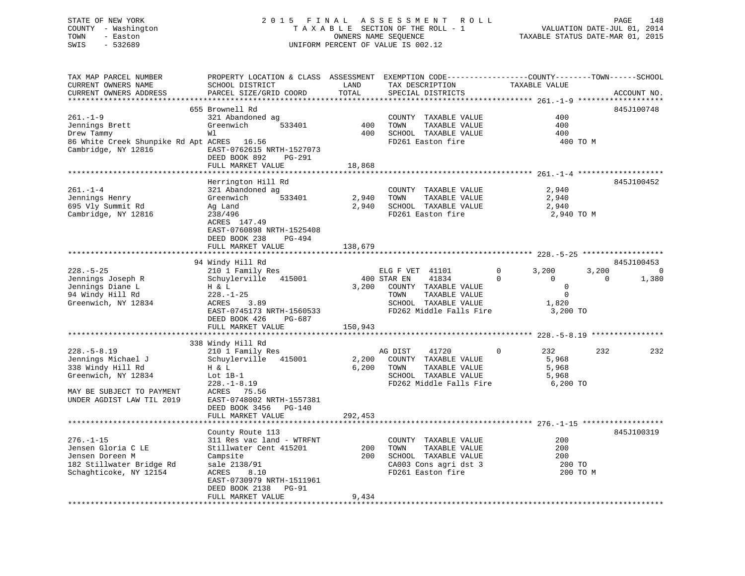STATE OF NEW YORK
COUNTY - Washington
TOWN - Easton
SWIS - 532689

2015 FINAL ASSESSMENT ROLL
TAXABLE SECTION OF THE ROLL - 1
OWNERS NAME SEQUENCE
UNIFORM PERCENT OF VALUE IS 002.12

VALUATION DATE-JUL 01, 2014
TAXABLE STATUS DATE-MAR 01, 2015

```
TAX MAP PARCEL NUMBER          PROPERTY LOCATION & CLASS  ASSESSMENT  EXEMPTION CODE-----------------COUNTY--------TOWN------SCHOOL
CURRENT OWNERS NAME            SCHOOL DISTRICT               LAND      TAX DESCRIPTION            TAXABLE VALUE
CURRENT OWNERS ADDRESS         PARCEL SIZE/GRID COORD        TOTAL     SPECIAL DISTRICTS                                    ACCOUNT NO.
******************************************************************************************************* 261.-1-9 *******************
                               655 Brownell Rd                                                                               845J100748
261.-1-9                       321 Abandoned ag                        COUNTY  TAXABLE VALUE               400
Jennings Brett                 Greenwich       533401          400     TOWN    TAXABLE VALUE               400
Drew Tammy                     Wl                              400     SCHOOL  TAXABLE VALUE               400
86 White Creek Shunpike Rd Apt ACRES  16.56                            FD261 Easton fire                    400 TO M
Cambridge, NY 12816            EAST-0762615 NRTH-1527073
                               DEED BOOK 892    PG-291
                               FULL MARKET VALUE              18,868
******************************************************************************************************* 261.-1-4 *******************
                               Herrington Hill Rd                                                                            845J100452
261.-1-4                       321 Abandoned ag                        COUNTY  TAXABLE VALUE             2,940
Jennings Henry                 Greenwich       533401        2,940     TOWN    TAXABLE VALUE             2,940
695 Vly Summit Rd              Ag Land                       2,940     SCHOOL  TAXABLE VALUE             2,940
Cambridge, NY 12816            238/496                                 FD261 Easton fire                  2,940 TO M
                               ACRES 147.49
                               EAST-0760898 NRTH-1525408
                               DEED BOOK 238    PG-494
                               FULL MARKET VALUE             138,679
******************************************************************************************************* 228.-5-25 ******************
                               94 Windy Hill Rd                                                                              845J100453
228.-5-25                      210 1 Family Res                        ELG F VET  41101          0      3,200       3,200             0
Jennings Joseph R              Schuylerville   415001          400 STAR EN    41834          0          0           0         1,380
Jennings Diane L               H & L                         3,200     COUNTY  TAXABLE VALUE                 0
94 Windy Hill Rd               228.-1-25                               TOWN    TAXABLE VALUE                 0
Greenwich, NY 12834            ACRES   3.89                            SCHOOL  TAXABLE VALUE             1,820
                               EAST-0745173 NRTH-1560533               FD262 Middle Falls Fire            3,200 TO
                               DEED BOOK 426    PG-687
                               FULL MARKET VALUE             150,943
******************************************************************************************************* 228.-5-8.19 ****************
                               338 Windy Hill Rd
228.-5-8.19                    210 1 Family Res                        AG DIST    41720          0        232         232           232
Jennings Michael J             Schuylerville   415001        2,200     COUNTY  TAXABLE VALUE             5,968
338 Windy Hill Rd              H & L                         6,200     TOWN    TAXABLE VALUE             5,968
Greenwich, NY 12834            Lot 1B-1                                SCHOOL  TAXABLE VALUE             5,968
                               228.-1-8.19                             FD262 Middle Falls Fire            6,200 TO
MAY BE SUBJECT TO PAYMENT      ACRES  75.56
UNDER AGDIST LAW TIL 2019      EAST-0748002 NRTH-1557381
                               DEED BOOK 3456   PG-140
                               FULL MARKET VALUE             292,453
******************************************************************************************************* 276.-1-15 ******************
                               County Route 113                                                                              845J100319
276.-1-15                      311 Res vac land - WTRFNT               COUNTY  TAXABLE VALUE               200
Jensen Gloria C LE             Stillwater Cent 415201          200     TOWN    TAXABLE VALUE               200
Jensen Doreen M                Campsite                        200     SCHOOL  TAXABLE VALUE               200
182 Stillwater Bridge Rd       sale 2138/91                            CA003 Cons agri dst 3                200 TO
Schaghticoke, NY 12154         ACRES   8.10                            FD261 Easton fire                    200 TO M
                               EAST-0730979 NRTH-1511961
                               DEED BOOK 2138   PG-91
                               FULL MARKET VALUE               9,434
************************************************************************************************************************************
```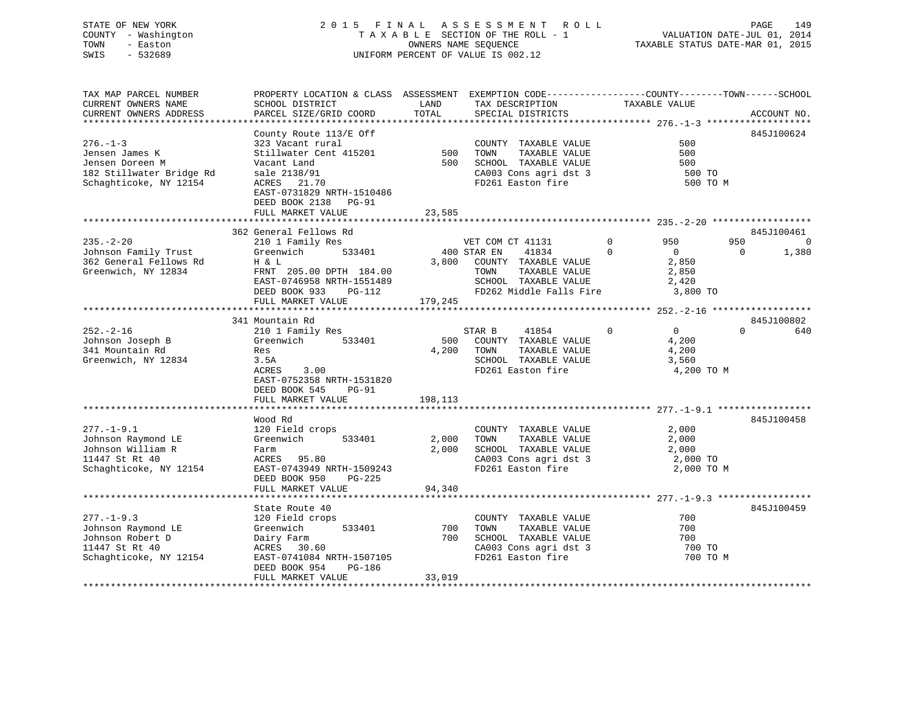STATE OF NEW YORK
COUNTY - Washington
TOWN - Easton
SWIS - 532689

2 0 1 5 F I N A L A S S E S S M E N T R O L L
T A X A B L E SECTION OF THE ROLL - 1
OWNERS NAME SEQUENCE
UNIFORM PERCENT OF VALUE IS 002.12

VALUATION DATE-JUL 01, 2014
TAXABLE STATUS DATE-MAR 01, 2015

```
TAX MAP PARCEL NUMBER          PROPERTY LOCATION & CLASS  ASSESSMENT  EXEMPTION CODE------------------COUNTY--------TOWN------SCHOOL
CURRENT OWNERS NAME            SCHOOL DISTRICT               LAND      TAX DESCRIPTION            TAXABLE VALUE
CURRENT OWNERS ADDRESS         PARCEL SIZE/GRID COORD        TOTAL     SPECIAL DISTRICTS                                     ACCOUNT NO.
******************************************************************************************************* 276.-1-3 *******************
                               County Route 113/E Off                                                                  845J100624
276.-1-3                       323 Vacant rural                        COUNTY  TAXABLE VALUE               500
Jensen James K                 Stillwater Cent 415201         500      TOWN    TAXABLE VALUE               500
Jensen Doreen M                Vacant Land                    500      SCHOOL  TAXABLE VALUE               500
182 Stillwater Bridge Rd       sale 2138/91                            CA003 Cons agri dst 3                500 TO
Schaghticoke, NY 12154         ACRES   21.70                           FD261 Easton fire                    500 TO M
                               EAST-0731829 NRTH-1510486
                               DEED BOOK 2138   PG-91
                               FULL MARKET VALUE           23,585
******************************************************************************************************* 235.-2-20 ******************
                               362 General Fellows Rd                                                                  845J100461
235.-2-20                      210 1 Family Res                  VET COM CT 41131        0          950          950            0
Johnson Family Trust           Greenwich         533401        400 STAR EN     41834        0            0            0        1,380
362 General Fellows Rd         H & L                         3,800   COUNTY  TAXABLE VALUE             2,850
Greenwich, NY 12834            FRNT 205.00 DPTH 184.00                TOWN    TAXABLE VALUE             2,850
                               EAST-0746958 NRTH-1551489               SCHOOL  TAXABLE VALUE             2,420
                               DEED BOOK 933    PG-112                 FD262 Middle Falls Fire            3,800 TO
                               FULL MARKET VALUE          179,245
******************************************************************************************************* 252.-2-16 ******************
                               341 Mountain Rd                                                                         845J100802
252.-2-16                      210 1 Family Res                  STAR B      41854        0            0            0          640
Johnson Joseph B               Greenwich         533401        500   COUNTY  TAXABLE VALUE             4,200
341 Mountain Rd                Res                           4,200   TOWN    TAXABLE VALUE             4,200
Greenwich, NY 12834            3.5A                                    SCHOOL  TAXABLE VALUE             3,560
                               ACRES    3.00                           FD261 Easton fire                  4,200 TO M
                               EAST-0752358 NRTH-1531820
                               DEED BOOK 545    PG-91
                               FULL MARKET VALUE          198,113
******************************************************************************************************* 277.-1-9.1 *****************
                               Wood Rd                                                                                 845J100458
277.-1-9.1                     120 Field crops                         COUNTY  TAXABLE VALUE             2,000
Johnson Raymond LE             Greenwich         533401      2,000     TOWN    TAXABLE VALUE             2,000
Johnson William R              Farm                          2,000     SCHOOL  TAXABLE VALUE             2,000
11447 St Rt 40                 ACRES   95.80                           CA003 Cons agri dst 3              2,000 TO
Schaghticoke, NY 12154         EAST-0743949 NRTH-1509243               FD261 Easton fire                  2,000 TO M
                               DEED BOOK 950    PG-225
                               FULL MARKET VALUE           94,340
******************************************************************************************************* 277.-1-9.3 *****************
                               State Route 40                                                                          845J100459
277.-1-9.3                     120 Field crops                         COUNTY  TAXABLE VALUE               700
Johnson Raymond LE             Greenwich         533401        700     TOWN    TAXABLE VALUE               700
Johnson Robert D               Dairy Farm                      700     SCHOOL  TAXABLE VALUE               700
11447 St Rt 40                 ACRES   30.60                           CA003 Cons agri dst 3                700 TO
Schaghticoke, NY 12154         EAST-0741084 NRTH-1507105               FD261 Easton fire                    700 TO M
                               DEED BOOK 954    PG-186
                               FULL MARKET VALUE           33,019
************************************************************************************************************************************
```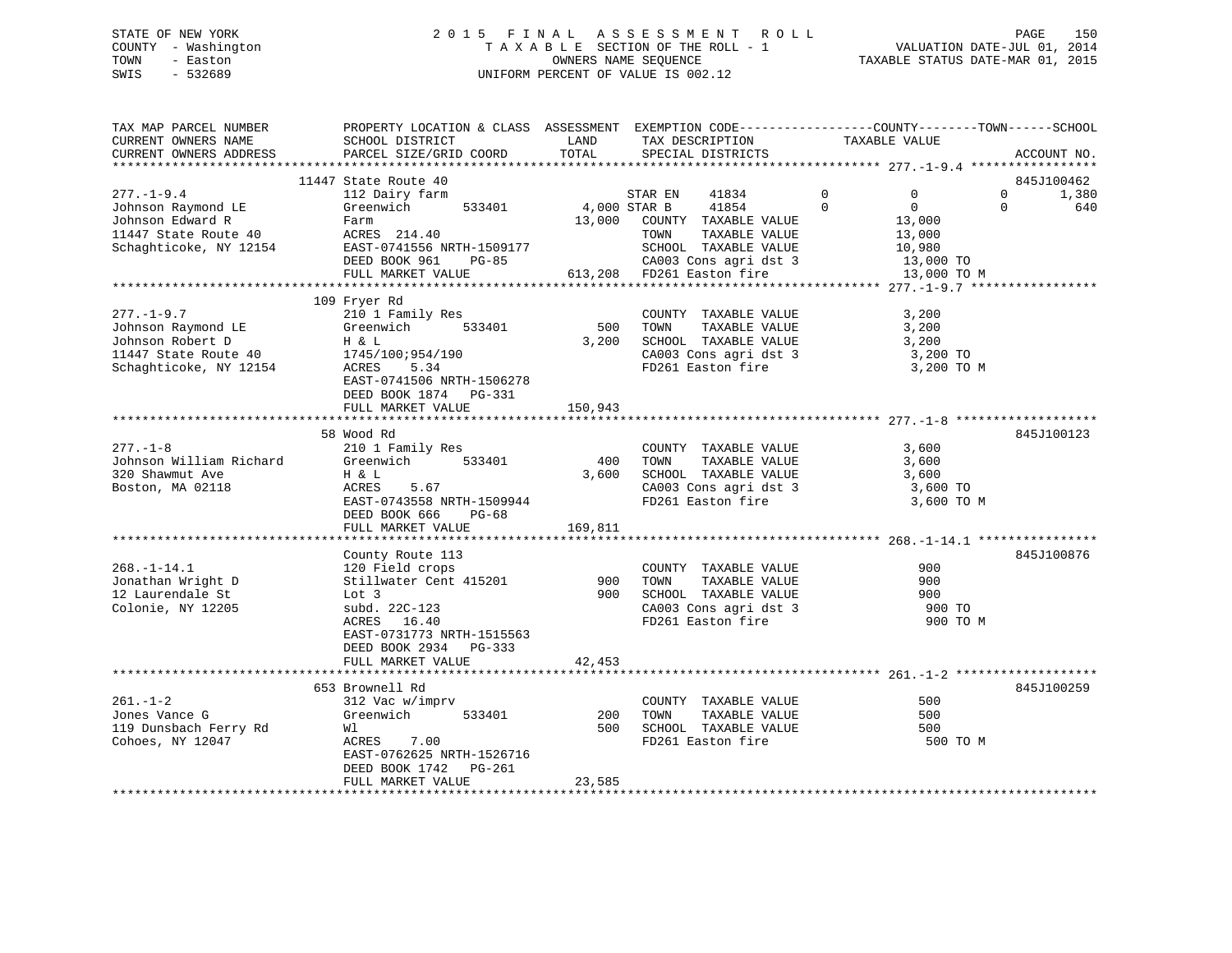STATE OF NEW YORK
COUNTY - Washington
TOWN - Easton
SWIS - 532689

2 0 1 5 F I N A L A S S E S S M E N T R O L L
T A X A B L E SECTION OF THE ROLL - 1
OWNERS NAME SEQUENCE
UNIFORM PERCENT OF VALUE IS 002.12

VALUATION DATE-JUL 01, 2014
TAXABLE STATUS DATE-MAR 01, 2015

```
TAX MAP PARCEL NUMBER          PROPERTY LOCATION & CLASS  ASSESSMENT  EXEMPTION CODE------------------COUNTY--------TOWN------SCHOOL
CURRENT OWNERS NAME            SCHOOL DISTRICT               LAND      TAX DESCRIPTION            TAXABLE VALUE
CURRENT OWNERS ADDRESS         PARCEL SIZE/GRID COORD       TOTAL      SPECIAL DISTRICTS                                         ACCOUNT NO.
******************************************************************************************************* 277.-1-9.4 *****************
                          11447 State Route 40                                                                              845J100462
277.-1-9.4                     112 Dairy farm                          STAR EN    41834         0            0            0       1,380
Johnson Raymond LE             Greenwich       533401        4,000 STAR B     41854         0            0            0         640
Johnson Edward R               Farm                         13,000    COUNTY  TAXABLE VALUE              13,000
11447 State Route 40           ACRES 214.40                            TOWN    TAXABLE VALUE              13,000
Schaghticoke, NY 12154         EAST-0741556 NRTH-1509177               SCHOOL  TAXABLE VALUE              10,980
                               DEED BOOK 961    PG-85                   CA003 Cons agri dst 3              13,000 TO
                               FULL MARKET VALUE           613,208    FD261 Easton fire                   13,000 TO M
******************************************************************************************************* 277.-1-9.7 *****************
                          109 Fryer Rd
277.-1-9.7                     210 1 Family Res                        COUNTY  TAXABLE VALUE               3,200
Johnson Raymond LE             Greenwich       533401          500    TOWN    TAXABLE VALUE               3,200
Johnson Robert D               H & L                         3,200    SCHOOL  TAXABLE VALUE               3,200
11447 State Route 40           1745/100;954/190                       CA003 Cons agri dst 3               3,200 TO
Schaghticoke, NY 12154         ACRES     5.34                          FD261 Easton fire                    3,200 TO M
                               EAST-0741506 NRTH-1506278
                               DEED BOOK 1874   PG-331
                               FULL MARKET VALUE           150,943
******************************************************************************************************* 277.-1-8 *******************
                          58 Wood Rd                                                                                        845J100123
277.-1-8                       210 1 Family Res                        COUNTY  TAXABLE VALUE               3,600
Johnson William Richard        Greenwich       533401          400    TOWN    TAXABLE VALUE               3,600
320 Shawmut Ave                H & L                         3,600    SCHOOL  TAXABLE VALUE               3,600
Boston, MA 02118               ACRES     5.67                          CA003 Cons agri dst 3               3,600 TO
                               EAST-0743558 NRTH-1509944               FD261 Easton fire                    3,600 TO M
                               DEED BOOK 666    PG-68
                               FULL MARKET VALUE           169,811
******************************************************************************************************* 268.-1-14.1 ****************
                          County Route 113                                                                                  845J100876
268.-1-14.1                    120 Field crops                         COUNTY  TAXABLE VALUE                 900
Jonathan Wright D              Stillwater Cent 415201          900    TOWN    TAXABLE VALUE                 900
12 Laurendale St               Lot 3                           900    SCHOOL  TAXABLE VALUE                 900
Colonie, NY 12205              subd. 22C-123                           CA003 Cons agri dst 3                 900 TO
                               ACRES    16.40                          FD261 Easton fire                      900 TO M
                               EAST-0731773 NRTH-1515563
                               DEED BOOK 2934   PG-333
                               FULL MARKET VALUE            42,453
******************************************************************************************************* 261.-1-2 *******************
                          653 Brownell Rd                                                                                   845J100259
261.-1-2                       312 Vac w/imprv                         COUNTY  TAXABLE VALUE                 500
Jones Vance G                  Greenwich       533401          200    TOWN    TAXABLE VALUE                 500
119 Dunsbach Ferry Rd          Wl                              500    SCHOOL  TAXABLE VALUE                 500
Cohoes, NY 12047               ACRES     7.00                          FD261 Easton fire                      500 TO M
                               EAST-0762625 NRTH-1526716
                               DEED BOOK 1742   PG-261
                               FULL MARKET VALUE            23,585
************************************************************************************************************************************
```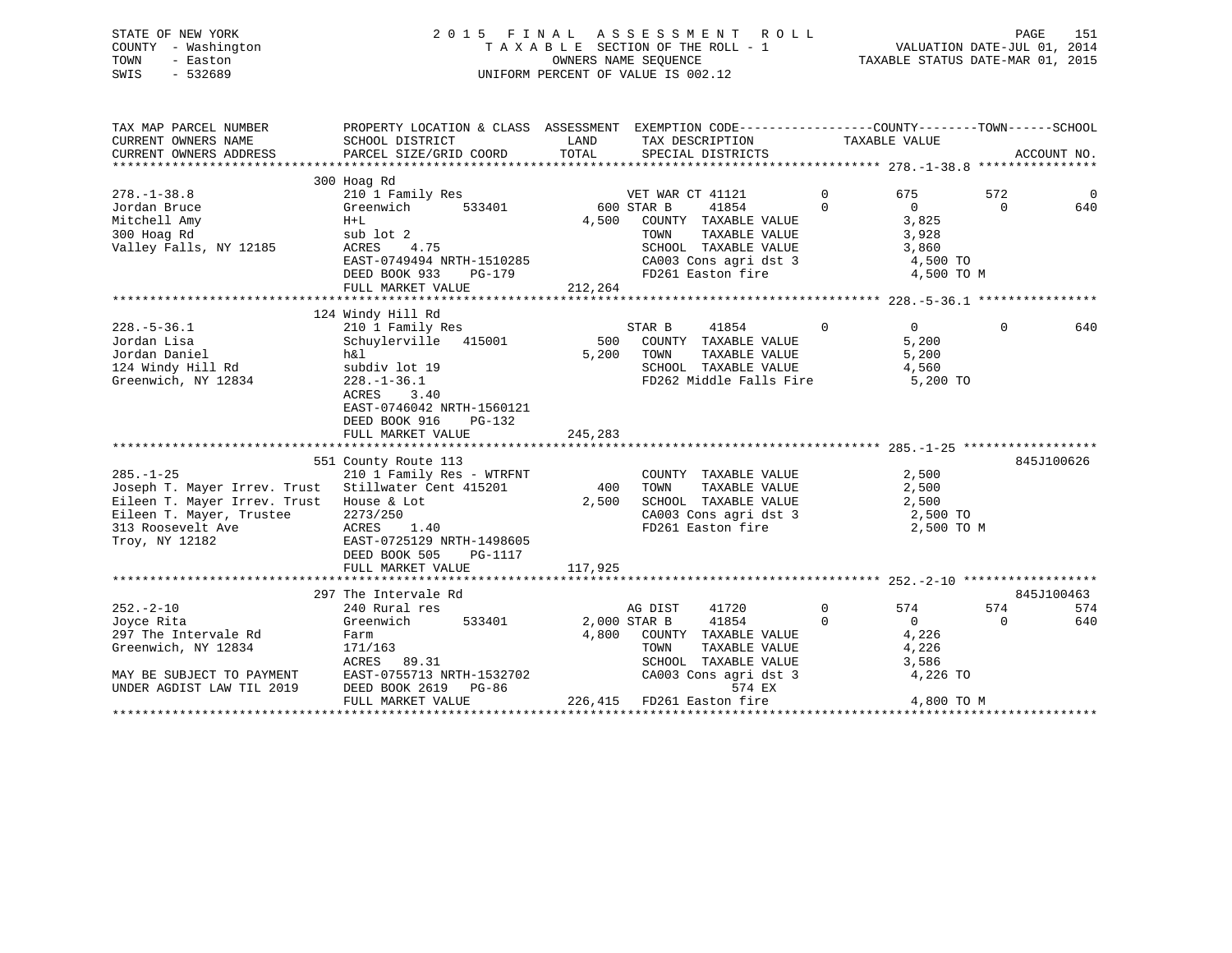STATE OF NEW YORK | COUNTY - Washington | TOWN - Easton | SWIS - 532689

**2015 FINAL ASSESSMENT ROLL**
TAXABLE SECTION OF THE ROLL - 1
OWNERS NAME SEQUENCE
UNIFORM PERCENT OF VALUE IS 002.12

VALUATION DATE-JUL 01, 2014
TAXABLE STATUS DATE-MAR 01, 2015

```
TAX MAP PARCEL NUMBER          PROPERTY LOCATION & CLASS  ASSESSMENT  EXEMPTION CODE------------------COUNTY--------TOWN------SCHOOL
CURRENT OWNERS NAME            SCHOOL DISTRICT            LAND        TAX DESCRIPTION             TAXABLE VALUE
CURRENT OWNERS ADDRESS         PARCEL SIZE/GRID COORD     TOTAL       SPECIAL DISTRICTS                                      ACCOUNT NO.
*********************************************************************************************************** 278.-1-38.8 ****************
                               300 Hoag Rd
278.-1-38.8                    210 1 Family Res                  VET WAR CT 41121        0         675         572           0
Jordan Bruce                   Greenwich       533401        600 STAR B      41854        0           0           0         640
Mitchell Amy                   H+L                         4,500   COUNTY  TAXABLE VALUE              3,825
300 Hoag Rd                    sub lot 2                           TOWN    TAXABLE VALUE              3,928
Valley Falls, NY 12185         ACRES     4.75                      SCHOOL  TAXABLE VALUE              3,860
                               EAST-0749494 NRTH-1510285           CA003 Cons agri dst 3              4,500 TO
                               DEED BOOK 933     PG-179            FD261 Easton fire                  4,500 TO M
                               FULL MARKET VALUE           212,264
*********************************************************************************************************** 228.-5-36.1 ****************
                               124 Windy Hill Rd
228.-5-36.1                    210 1 Family Res                  STAR B      41854        0           0           0         640
Jordan Lisa                    Schuylerville   415001        500   COUNTY  TAXABLE VALUE              5,200
Jordan Daniel                  h&l                         5,200   TOWN    TAXABLE VALUE              5,200
124 Windy Hill Rd              subdiv lot 19                       SCHOOL  TAXABLE VALUE              4,560
Greenwich, NY 12834            228.-1-36.1                         FD262 Middle Falls Fire            5,200 TO
                               ACRES     3.40
                               EAST-0746042 NRTH-1560121
                               DEED BOOK 916     PG-132
                               FULL MARKET VALUE           245,283
*********************************************************************************************************** 285.-1-25 ******************
                               551 County Route 113                                                                  845J100626
285.-1-25                      210 1 Family Res - WTRFNT           COUNTY  TAXABLE VALUE              2,500
Joseph T. Mayer Irrev. Trust   Stillwater Cent 415201        400   TOWN    TAXABLE VALUE              2,500
Eileen T. Mayer Irrev. Trust   House & Lot                 2,500   SCHOOL  TAXABLE VALUE              2,500
Eileen T. Mayer, Trustee       2273/250                            CA003 Cons agri dst 3              2,500 TO
313 Roosevelt Ave              ACRES     1.40                      FD261 Easton fire                  2,500 TO M
Troy, NY 12182                 EAST-0725129 NRTH-1498605
                               DEED BOOK 505     PG-1117
                               FULL MARKET VALUE           117,925
*********************************************************************************************************** 252.-2-10 ******************
                               297 The Intervale Rd                                                                  845J100463
252.-2-10                      240 Rural res                     AG DIST     41720        0         574         574         574
Joyce Rita                     Greenwich       533401      2,000 STAR B      41854        0           0           0         640
297 The Intervale Rd           Farm                        4,800   COUNTY  TAXABLE VALUE              4,226
Greenwich, NY 12834            171/163                             TOWN    TAXABLE VALUE              4,226
                               ACRES    89.31                      SCHOOL  TAXABLE VALUE              3,586
MAY BE SUBJECT TO PAYMENT      EAST-0755713 NRTH-1532702           CA003 Cons agri dst 3              4,226 TO
UNDER AGDIST LAW TIL 2019      DEED BOOK 2619    PG-86                        574 EX
                               FULL MARKET VALUE           226,415 FD261 Easton fire                  4,800 TO M
****************************************************************************************************************************************
```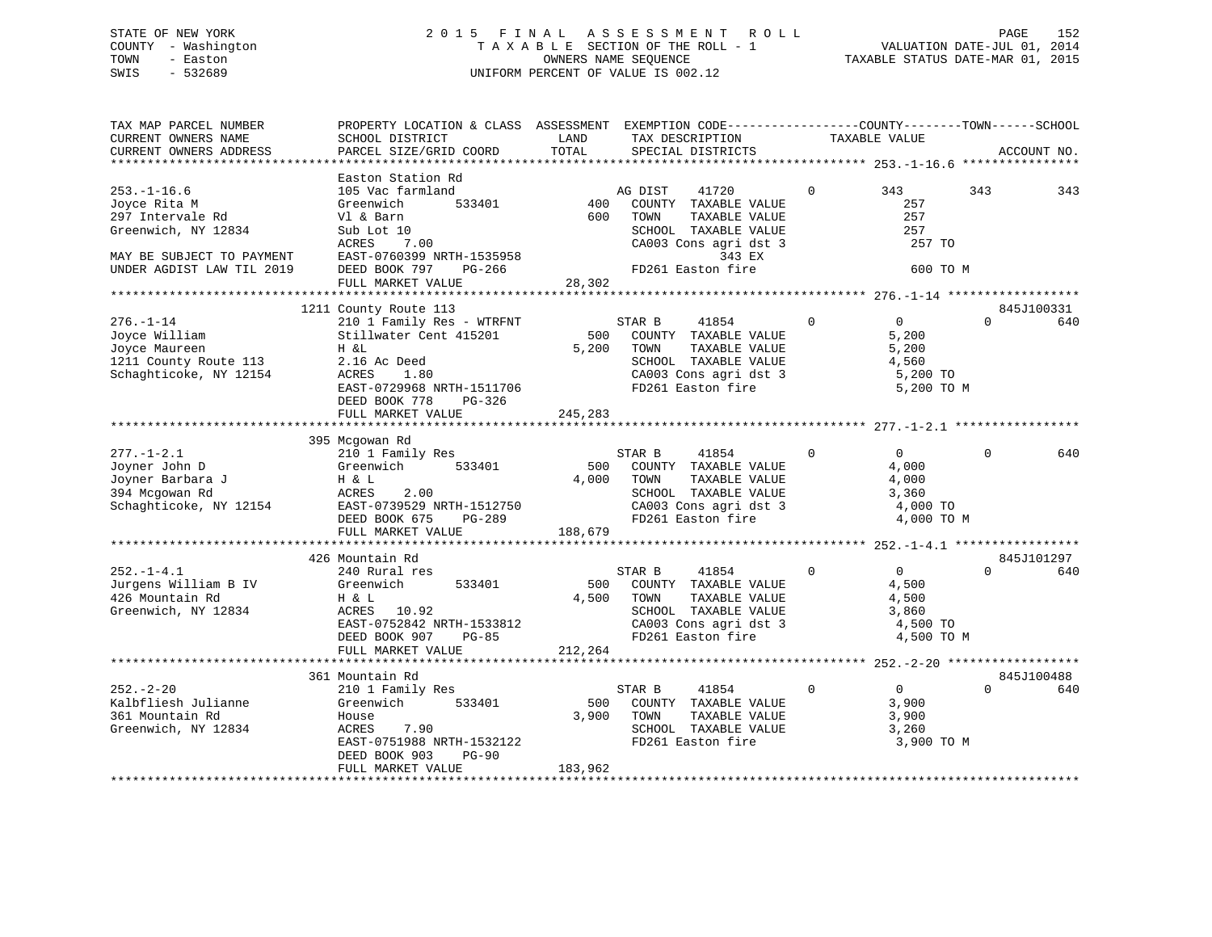STATE OF NEW YORK
COUNTY - Washington
TOWN - Easton
SWIS - 532689

# 2015 FINAL ASSESSMENT ROLL

TAXABLE SECTION OF THE ROLL - 1
OWNERS NAME SEQUENCE
UNIFORM PERCENT OF VALUE IS 002.12

VALUATION DATE-JUL 01, 2014
TAXABLE STATUS DATE-MAR 01, 2015

| TAX MAP PARCEL NUMBER / CURRENT OWNERS NAME / CURRENT OWNERS ADDRESS | PROPERTY LOCATION & CLASS / SCHOOL DISTRICT / PARCEL SIZE/GRID COORD | ASSESSMENT LAND | TOTAL | EXEMPTION CODE / TAX DESCRIPTION / SPECIAL DISTRICTS | | COUNTY TAXABLE VALUE | TOWN | SCHOOL | ACCOUNT NO. |
|---|---|---|---|---|---|---|---|---|---|
| 253.-1-16.6 | Easton Station Rd | | | | | | | | |
| | 105 Vac farmland | | | AG DIST 41720 | 0 | 343 | 343 | 343 | |
| Joyce Rita M | Greenwich 533401 | 400 | | COUNTY TAXABLE VALUE | | 257 | | | |
| 297 Intervale Rd | Vl & Barn | | 600 | TOWN TAXABLE VALUE | | 257 | | | |
| Greenwich, NY 12834 | Sub Lot 10 | | | SCHOOL TAXABLE VALUE | | 257 | | | |
| | ACRES 7.00 | | | CA003 Cons agri dst 3 | | 257 TO | | | |
| MAY BE SUBJECT TO PAYMENT | EAST-0760399 NRTH-1535958 | | | 343 EX | | | | | |
| UNDER AGDIST LAW TIL 2019 | DEED BOOK 797 PG-266 | | | FD261 Easton fire | | 600 TO M | | | |
| | FULL MARKET VALUE | | 28,302 | | | | | | |
| 276.-1-14 | 1211 County Route 113 | | | | | | | | 845J100331 |
| | 210 1 Family Res - WTRFNT | | | STAR B 41854 | 0 | 0 | 0 | 640 | |
| Joyce William | Stillwater Cent 415201 | 500 | | COUNTY TAXABLE VALUE | | 5,200 | | | |
| Joyce Maureen | H &L | | 5,200 | TOWN TAXABLE VALUE | | 5,200 | | | |
| 1211 County Route 113 | 2.16 Ac Deed | | | SCHOOL TAXABLE VALUE | | 4,560 | | | |
| Schaghticoke, NY 12154 | ACRES 1.80 | | | CA003 Cons agri dst 3 | | 5,200 TO | | | |
| | EAST-0729968 NRTH-1511706 | | | FD261 Easton fire | | 5,200 TO M | | | |
| | DEED BOOK 778 PG-326 | | | | | | | | |
| | FULL MARKET VALUE | | 245,283 | | | | | | |
| 277.-1-2.1 | 395 Mcgowan Rd | | | | | | | | |
| | 210 1 Family Res | | | STAR B 41854 | 0 | 0 | 0 | 640 | |
| Joyner John D | Greenwich 533401 | 500 | | COUNTY TAXABLE VALUE | | 4,000 | | | |
| Joyner Barbara J | H & L | | 4,000 | TOWN TAXABLE VALUE | | 4,000 | | | |
| 394 Mcgowan Rd | ACRES 2.00 | | | SCHOOL TAXABLE VALUE | | 3,360 | | | |
| Schaghticoke, NY 12154 | EAST-0739529 NRTH-1512750 | | | CA003 Cons agri dst 3 | | 4,000 TO | | | |
| | DEED BOOK 675 PG-289 | | | FD261 Easton fire | | 4,000 TO M | | | |
| | FULL MARKET VALUE | | 188,679 | | | | | | |
| 252.-1-4.1 | 426 Mountain Rd | | | | | | | | 845J101297 |
| | 240 Rural res | | | STAR B 41854 | 0 | 0 | 0 | 640 | |
| Jurgens William B IV | Greenwich 533401 | 500 | | COUNTY TAXABLE VALUE | | 4,500 | | | |
| 426 Mountain Rd | H & L | | 4,500 | TOWN TAXABLE VALUE | | 4,500 | | | |
| Greenwich, NY 12834 | ACRES 10.92 | | | SCHOOL TAXABLE VALUE | | 3,860 | | | |
| | EAST-0752842 NRTH-1533812 | | | CA003 Cons agri dst 3 | | 4,500 TO | | | |
| | DEED BOOK 907 PG-85 | | | FD261 Easton fire | | 4,500 TO M | | | |
| | FULL MARKET VALUE | | 212,264 | | | | | | |
| 252.-2-20 | 361 Mountain Rd | | | | | | | | 845J100488 |
| | 210 1 Family Res | | | STAR B 41854 | 0 | 0 | 0 | 640 | |
| Kalbfliesh Julianne | Greenwich 533401 | 500 | | COUNTY TAXABLE VALUE | | 3,900 | | | |
| 361 Mountain Rd | House | | 3,900 | TOWN TAXABLE VALUE | | 3,900 | | | |
| Greenwich, NY 12834 | ACRES 7.90 | | | SCHOOL TAXABLE VALUE | | 3,260 | | | |
| | EAST-0751988 NRTH-1532122 | | | FD261 Easton fire | | 3,900 TO M | | | |
| | DEED BOOK 903 PG-90 | | | | | | | | |
| | FULL MARKET VALUE | | 183,962 | | | | | | |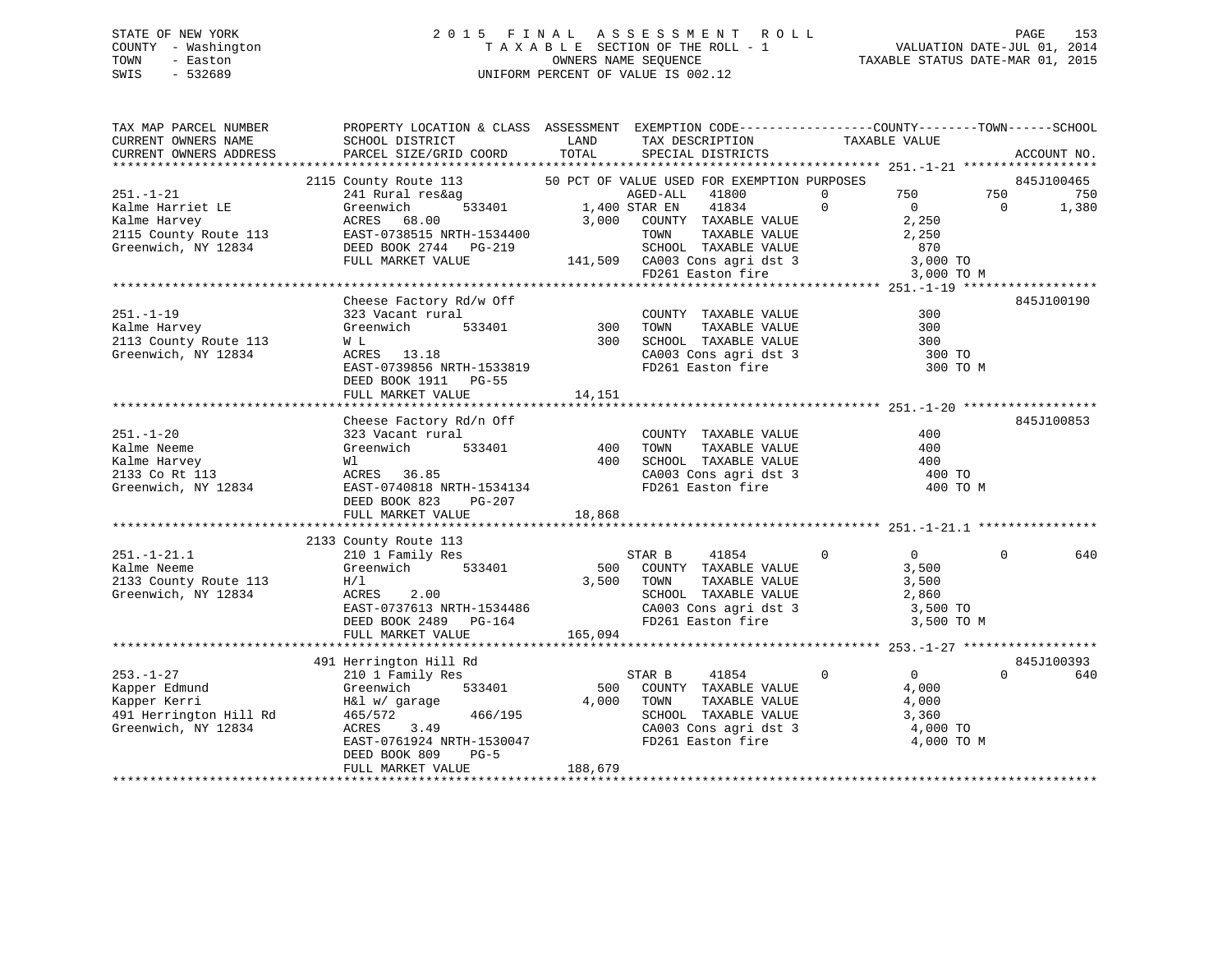STATE OF NEW YORK
COUNTY - Washington
TOWN - Easton
SWIS - 532689

2015 FINAL ASSESSMENT ROLL
TAXABLE SECTION OF THE ROLL - 1
OWNERS NAME SEQUENCE
UNIFORM PERCENT OF VALUE IS 002.12

VALUATION DATE-JUL 01, 2014
TAXABLE STATUS DATE-MAR 01, 2015

```
TAX MAP PARCEL NUMBER          PROPERTY LOCATION & CLASS  ASSESSMENT  EXEMPTION CODE------------------COUNTY--------TOWN------SCHOOL
CURRENT OWNERS NAME            SCHOOL DISTRICT               LAND      TAX DESCRIPTION            TAXABLE VALUE
CURRENT OWNERS ADDRESS         PARCEL SIZE/GRID COORD       TOTAL      SPECIAL DISTRICTS                                    ACCOUNT NO.
******************************************************************************************************* 251.-1-21 ******************
                     2115 County Route 113           50 PCT OF VALUE USED FOR EXEMPTION PURPOSES                              845J100465
251.-1-21                      241 Rural res&ag                     AGED-ALL   41800        0        750          750          750
Kalme Harriet LE               Greenwich        533401       1,400 STAR EN     41834        0          0            0        1,380
Kalme Harvey                   ACRES  68.00                   3,000   COUNTY  TAXABLE VALUE          2,250
2115 County Route 113          EAST-0738515 NRTH-1534400              TOWN    TAXABLE VALUE          2,250
Greenwich, NY 12834            DEED BOOK 2744   PG-219                SCHOOL  TAXABLE VALUE            870
                               FULL MARKET VALUE            141,509   CA003 Cons agri dst 3           3,000 TO
                                                                      FD261 Easton fire               3,000 TO M
******************************************************************************************************* 251.-1-19 ******************
                     Cheese Factory Rd/w Off                                                                          845J100190
251.-1-19                      323 Vacant rural                       COUNTY  TAXABLE VALUE            300
Kalme Harvey                   Greenwich        533401         300    TOWN    TAXABLE VALUE            300
2113 County Route 113          W L                              300   SCHOOL  TAXABLE VALUE            300
Greenwich, NY 12834            ACRES  13.18                           CA003 Cons agri dst 3             300 TO
                               EAST-0739856 NRTH-1533819              FD261 Easton fire                 300 TO M
                               DEED BOOK 1911   PG-55
                               FULL MARKET VALUE             14,151
******************************************************************************************************* 251.-1-20 ******************
                     Cheese Factory Rd/n Off                                                                          845J100853
251.-1-20                      323 Vacant rural                       COUNTY  TAXABLE VALUE            400
Kalme Neeme                    Greenwich        533401         400    TOWN    TAXABLE VALUE            400
Kalme Harvey                   Wl                               400   SCHOOL  TAXABLE VALUE            400
2133 Co Rt 113                 ACRES  36.85                           CA003 Cons agri dst 3             400 TO
Greenwich, NY 12834            EAST-0740818 NRTH-1534134              FD261 Easton fire                 400 TO M
                               DEED BOOK 823    PG-207
                               FULL MARKET VALUE             18,868
******************************************************************************************************* 251.-1-21.1 ****************
                     2133 County Route 113
251.-1-21.1                    210 1 Family Res                     STAR B     41854        0          0            0          640
Kalme Neeme                    Greenwich        533401         500   COUNTY  TAXABLE VALUE          3,500
2133 County Route 113          H/l                            3,500   TOWN    TAXABLE VALUE          3,500
Greenwich, NY 12834            ACRES   2.00                           SCHOOL  TAXABLE VALUE          2,860
                               EAST-0737613 NRTH-1534486              CA003 Cons agri dst 3           3,500 TO
                               DEED BOOK 2489   PG-164                FD261 Easton fire               3,500 TO M
                               FULL MARKET VALUE            165,094
******************************************************************************************************* 253.-1-27 ******************
                     491 Herrington Hill Rd                                                                           845J100393
253.-1-27                      210 1 Family Res                     STAR B     41854        0          0            0          640
Kapper Edmund                  Greenwich        533401         500   COUNTY  TAXABLE VALUE          4,000
Kapper Kerri                   H&l w/ garage                  4,000   TOWN    TAXABLE VALUE          4,000
491 Herrington Hill Rd         465/572          466/195               SCHOOL  TAXABLE VALUE          3,360
Greenwich, NY 12834            ACRES   3.49                           CA003 Cons agri dst 3           4,000 TO
                               EAST-0761924 NRTH-1530047              FD261 Easton fire               4,000 TO M
                               DEED BOOK 809    PG-5
                               FULL MARKET VALUE            188,679
************************************************************************************************************************************
```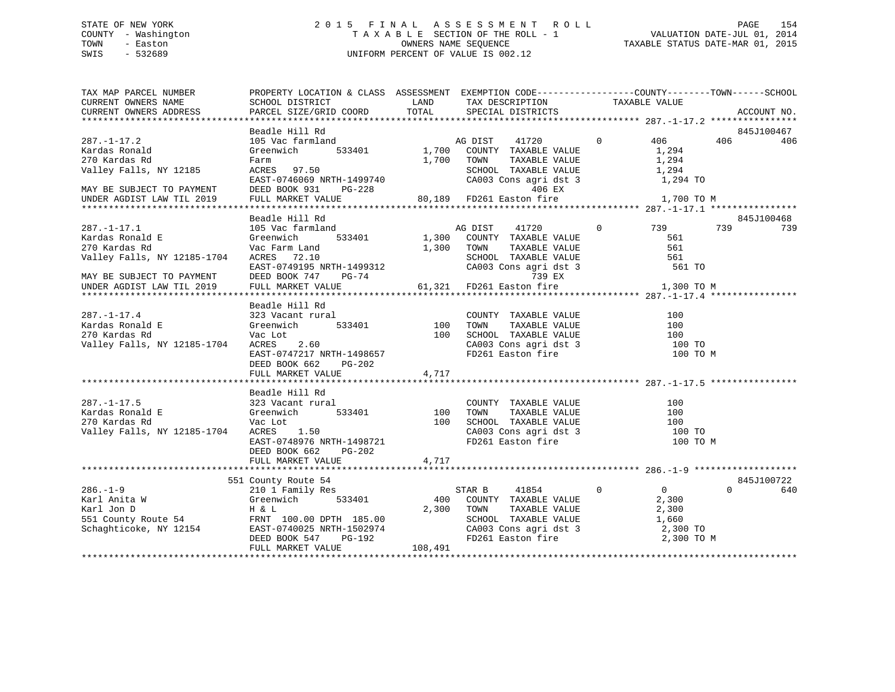STATE OF NEW YORK
COUNTY - Washington
TOWN - Easton
SWIS - 532689

# 2015 FINAL ASSESSMENT ROLL
TAXABLE SECTION OF THE ROLL - 1
OWNERS NAME SEQUENCE
UNIFORM PERCENT OF VALUE IS 002.12

VALUATION DATE-JUL 01, 2014
TAXABLE STATUS DATE-MAR 01, 2015

```
TAX MAP PARCEL NUMBER          PROPERTY LOCATION & CLASS  ASSESSMENT  EXEMPTION CODE-----------------COUNTY--------TOWN------SCHOOL
CURRENT OWNERS NAME            SCHOOL DISTRICT              LAND       TAX DESCRIPTION            TAXABLE VALUE
CURRENT OWNERS ADDRESS         PARCEL SIZE/GRID COORD       TOTAL      SPECIAL DISTRICTS                                    ACCOUNT NO.
******************************************************************************************************* 287.-1-17.2 ****************
                               Beadle Hill Rd                                                                            845J100467
287.-1-17.2                    105 Vac farmland                      AG DIST    41720         0        406        406        406
Kardas Ronald                  Greenwich      533401       1,700   COUNTY  TAXABLE VALUE              1,294
270 Kardas Rd                  Farm                         1,700   TOWN    TAXABLE VALUE              1,294
Valley Falls, NY 12185         ACRES   97.50                        SCHOOL  TAXABLE VALUE              1,294
                               EAST-0746069 NRTH-1499740            CA003 Cons agri dst 3               1,294 TO
MAY BE SUBJECT TO PAYMENT      DEED BOOK 931    PG-228                        406 EX
UNDER AGDIST LAW TIL 2019      FULL MARKET VALUE            80,189   FD261 Easton fire                   1,700 TO M
******************************************************************************************************* 287.-1-17.1 ****************
                               Beadle Hill Rd                                                                            845J100468
287.-1-17.1                    105 Vac farmland                      AG DIST    41720         0        739        739        739
Kardas Ronald E                Greenwich      533401       1,300   COUNTY  TAXABLE VALUE                561
270 Kardas Rd                  Vac Farm Land                1,300   TOWN    TAXABLE VALUE                561
Valley Falls, NY 12185-1704    ACRES   72.10                        SCHOOL  TAXABLE VALUE                561
                               EAST-0749195 NRTH-1499312            CA003 Cons agri dst 3                 561 TO
MAY BE SUBJECT TO PAYMENT      DEED BOOK 747    PG-74                         739 EX
UNDER AGDIST LAW TIL 2019      FULL MARKET VALUE            61,321   FD261 Easton fire                   1,300 TO M
******************************************************************************************************* 287.-1-17.4 ****************
                               Beadle Hill Rd
287.-1-17.4                    323 Vacant rural                      COUNTY  TAXABLE VALUE                100
Kardas Ronald E                Greenwich      533401         100   TOWN    TAXABLE VALUE                100
270 Kardas Rd                  Vac Lot                        100   SCHOOL  TAXABLE VALUE                100
Valley Falls, NY 12185-1704    ACRES    2.60                        CA003 Cons agri dst 3                 100 TO
                               EAST-0747217 NRTH-1498657            FD261 Easton fire                     100 TO M
                               DEED BOOK 662    PG-202
                               FULL MARKET VALUE             4,717
******************************************************************************************************* 287.-1-17.5 ****************
                               Beadle Hill Rd
287.-1-17.5                    323 Vacant rural                      COUNTY  TAXABLE VALUE                100
Kardas Ronald E                Greenwich      533401         100   TOWN    TAXABLE VALUE                100
270 Kardas Rd                  Vac Lot                        100   SCHOOL  TAXABLE VALUE                100
Valley Falls, NY 12185-1704    ACRES    1.50                        CA003 Cons agri dst 3                 100 TO
                               EAST-0748976 NRTH-1498721            FD261 Easton fire                     100 TO M
                               DEED BOOK 662    PG-202
                               FULL MARKET VALUE             4,717
******************************************************************************************************* 286.-1-9 *******************
                           551 County Route 54                                                                           845J100722
286.-1-9                       210 1 Family Res                      STAR B     41854         0          0          0        640
Karl Anita W                   Greenwich      533401         400   COUNTY  TAXABLE VALUE              2,300
Karl Jon D                     H & L                        2,300   TOWN    TAXABLE VALUE              2,300
551 County Route 54            FRNT 100.00 DPTH 185.00              SCHOOL  TAXABLE VALUE              1,660
Schaghticoke, NY 12154         EAST-0740025 NRTH-1502974            CA003 Cons agri dst 3               2,300 TO
                               DEED BOOK 547    PG-192              FD261 Easton fire                   2,300 TO M
                               FULL MARKET VALUE           108,491
************************************************************************************************************************************
```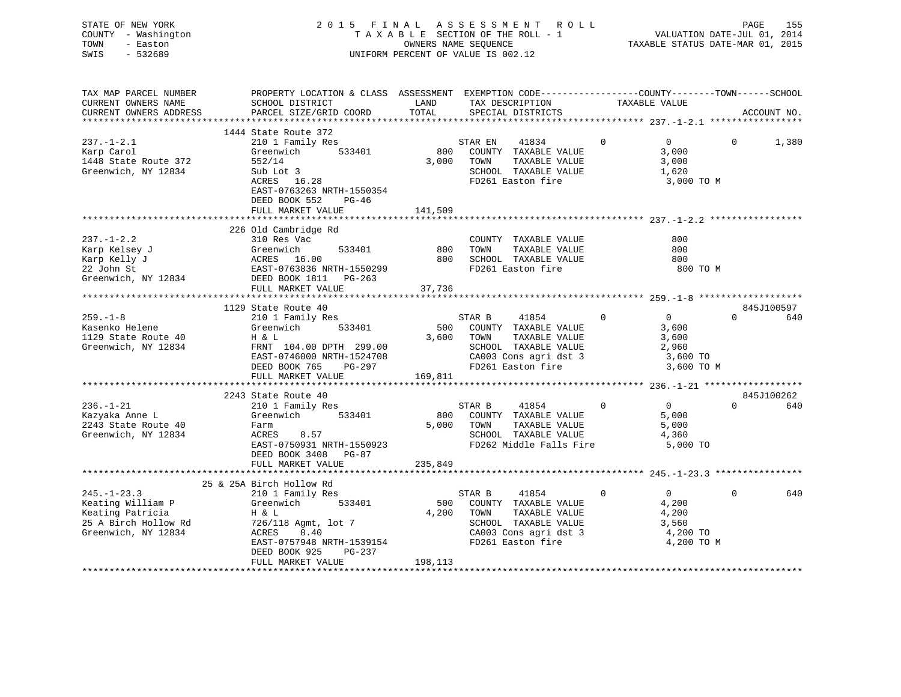STATE OF NEW YORK — 2015 FINAL ASSESSMENT ROLL
COUNTY - Washington — TAXABLE SECTION OF THE ROLL - 1 — VALUATION DATE-JUL 01, 2014
TOWN - Easton — OWNERS NAME SEQUENCE — TAXABLE STATUS DATE-MAR 01, 2015
SWIS - 532689 — UNIFORM PERCENT OF VALUE IS 002.12

| TAX MAP PARCEL NUMBER / CURRENT OWNERS NAME / CURRENT OWNERS ADDRESS | PROPERTY LOCATION & CLASS / SCHOOL DISTRICT / PARCEL SIZE/GRID COORD | ASSESSMENT LAND / TOTAL | EXEMPTION CODE / TAX DESCRIPTION / SPECIAL DISTRICTS | COUNTY | TOWN | SCHOOL / TAXABLE VALUE | ACCOUNT NO. |
|---|---|---|---|---|---|---|---|
| **237.-1-2.1** | 1444 State Route 372 | | | | | | |
| Karp Carol | 210 1 Family Res | | STAR EN 41834 | 0 | 0 | 0 / 1,380 | |
| 1448 State Route 372 | Greenwich 533401 | 800 | COUNTY TAXABLE VALUE | | | 3,000 | |
| Greenwich, NY 12834 | 552/14 | 3,000 | TOWN TAXABLE VALUE | | | 3,000 | |
| | Sub Lot 3 | | SCHOOL TAXABLE VALUE | | | 1,620 | |
| | ACRES 16.28 | | FD261 Easton fire | | | 3,000 TO M | |
| | EAST-0763263 NRTH-1550354 | | | | | | |
| | DEED BOOK 552 PG-46 | | | | | | |
| | FULL MARKET VALUE | 141,509 | | | | | |
| **237.-1-2.2** | 226 Old Cambridge Rd | | | | | | |
| Karp Kelsey J | 310 Res Vac | | COUNTY TAXABLE VALUE | | | 800 | |
| Karp Kelly J | Greenwich 533401 | 800 | TOWN TAXABLE VALUE | | | 800 | |
| 22 John St | ACRES 16.00 | 800 | SCHOOL TAXABLE VALUE | | | 800 | |
| Greenwich, NY 12834 | EAST-0763836 NRTH-1550299 | | FD261 Easton fire | | | 800 TO M | |
| | DEED BOOK 1811 PG-263 | | | | | | |
| | FULL MARKET VALUE | 37,736 | | | | | |
| **259.-1-8** | 1129 State Route 40 | | | | | | 845J100597 |
| Kasenko Helene | 210 1 Family Res | | STAR B 41854 | 0 | 0 | 0 / 640 | |
| 1129 State Route 40 | Greenwich 533401 | 500 | COUNTY TAXABLE VALUE | | | 3,600 | |
| Greenwich, NY 12834 | H & L | 3,600 | TOWN TAXABLE VALUE | | | 3,600 | |
| | FRNT 104.00 DPTH 299.00 | | SCHOOL TAXABLE VALUE | | | 2,960 | |
| | EAST-0746000 NRTH-1524708 | | CA003 Cons agri dst 3 | | | 3,600 TO | |
| | DEED BOOK 765 PG-297 | | FD261 Easton fire | | | 3,600 TO M | |
| | FULL MARKET VALUE | 169,811 | | | | | |
| **236.-1-21** | 2243 State Route 40 | | | | | | 845J100262 |
| Kazyaka Anne L | 210 1 Family Res | | STAR B 41854 | 0 | 0 | 0 / 640 | |
| 2243 State Route 40 | Greenwich 533401 | 800 | COUNTY TAXABLE VALUE | | | 5,000 | |
| Greenwich, NY 12834 | Farm | 5,000 | TOWN TAXABLE VALUE | | | 5,000 | |
| | ACRES 8.57 | | SCHOOL TAXABLE VALUE | | | 4,360 | |
| | EAST-0750931 NRTH-1550923 | | FD262 Middle Falls Fire | | | 5,000 TO | |
| | DEED BOOK 3408 PG-87 | | | | | | |
| | FULL MARKET VALUE | 235,849 | | | | | |
| **245.-1-23.3** | 25 & 25A Birch Hollow Rd | | | | | | |
| Keating William P | 210 1 Family Res | | STAR B 41854 | 0 | 0 | 0 / 640 | |
| Keating Patricia | Greenwich 533401 | 500 | COUNTY TAXABLE VALUE | | | 4,200 | |
| 25 A Birch Hollow Rd | H & L | 4,200 | TOWN TAXABLE VALUE | | | 4,200 | |
| Greenwich, NY 12834 | 726/118 Agmt, lot 7 | | SCHOOL TAXABLE VALUE | | | 3,560 | |
| | ACRES 8.40 | | CA003 Cons agri dst 3 | | | 4,200 TO | |
| | EAST-0757948 NRTH-1539154 | | FD261 Easton fire | | | 4,200 TO M | |
| | DEED BOOK 925 PG-237 | | | | | | |
| | FULL MARKET VALUE | 198,113 | | | | | |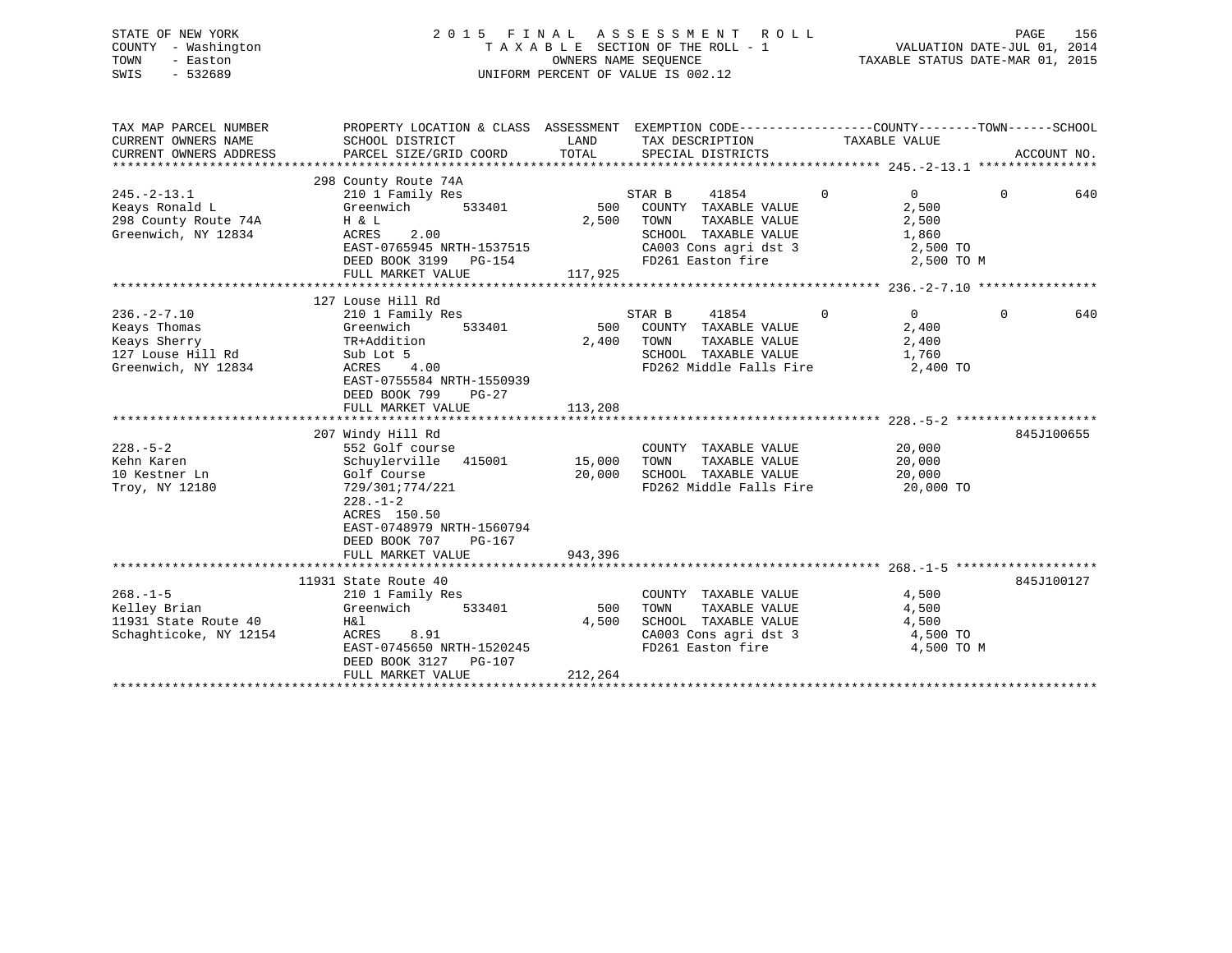STATE OF NEW YORK
COUNTY - Washington
TOWN - Easton
SWIS - 532689

2 0 1 5 F I N A L A S S E S S M E N T R O L L
T A X A B L E SECTION OF THE ROLL - 1
OWNERS NAME SEQUENCE
UNIFORM PERCENT OF VALUE IS 002.12

VALUATION DATE-JUL 01, 2014
TAXABLE STATUS DATE-MAR 01, 2015

```
TAX MAP PARCEL NUMBER          PROPERTY LOCATION & CLASS  ASSESSMENT  EXEMPTION CODE------------------COUNTY--------TOWN------SCHOOL
CURRENT OWNERS NAME            SCHOOL DISTRICT            LAND        TAX DESCRIPTION              TAXABLE VALUE
CURRENT OWNERS ADDRESS         PARCEL SIZE/GRID COORD     TOTAL       SPECIAL DISTRICTS                                      ACCOUNT NO.
******************************************************************************************************* 245.-2-13.1 ****************
                               298 County Route 74A
245.-2-13.1                    210 1 Family Res                  STAR B     41854         0          0           0         640
Keays Ronald L                 Greenwich      533401       500   COUNTY  TAXABLE VALUE            2,500
298 County Route 74A           H & L                     2,500   TOWN    TAXABLE VALUE            2,500
Greenwich, NY 12834            ACRES    2.00                     SCHOOL  TAXABLE VALUE            1,860
                               EAST-0765945 NRTH-1537515         CA003 Cons agri dst 3             2,500 TO
                               DEED BOOK 3199   PG-154           FD261 Easton fire                 2,500 TO M
                               FULL MARKET VALUE       117,925
******************************************************************************************************* 236.-2-7.10 ****************
                               127 Louse Hill Rd
236.-2-7.10                    210 1 Family Res                  STAR B     41854         0          0           0         640
Keays Thomas                   Greenwich      533401       500   COUNTY  TAXABLE VALUE            2,400
Keays Sherry                   TR+Addition               2,400   TOWN    TAXABLE VALUE            2,400
127 Louse Hill Rd              Sub Lot 5                         SCHOOL  TAXABLE VALUE            1,760
Greenwich, NY 12834            ACRES    4.00                     FD262 Middle Falls Fire           2,400 TO
                               EAST-0755584 NRTH-1550939
                               DEED BOOK 799    PG-27
                               FULL MARKET VALUE       113,208
******************************************************************************************************* 228.-5-2 *******************
                               207 Windy Hill Rd                                                                       845J100655
228.-5-2                       552 Golf course                   COUNTY  TAXABLE VALUE           20,000
Kehn Karen                     Schuylerville  415001    15,000   TOWN    TAXABLE VALUE           20,000
10 Kestner Ln                  Golf Course              20,000   SCHOOL  TAXABLE VALUE           20,000
Troy, NY 12180                 729/301;774/221                   FD262 Middle Falls Fire          20,000 TO
                               228.-1-2
                               ACRES  150.50
                               EAST-0748979 NRTH-1560794
                               DEED BOOK 707    PG-167
                               FULL MARKET VALUE       943,396
******************************************************************************************************* 268.-1-5 *******************
                               11931 State Route 40                                                                    845J100127
268.-1-5                       210 1 Family Res                  COUNTY  TAXABLE VALUE            4,500
Kelley Brian                   Greenwich      533401       500   TOWN    TAXABLE VALUE            4,500
11931 State Route 40           H&l                       4,500   SCHOOL  TAXABLE VALUE            4,500
Schaghticoke, NY 12154         ACRES    8.91                     CA003 Cons agri dst 3             4,500 TO
                               EAST-0745650 NRTH-1520245         FD261 Easton fire                 4,500 TO M
                               DEED BOOK 3127   PG-107
                               FULL MARKET VALUE       212,264
************************************************************************************************************************************
```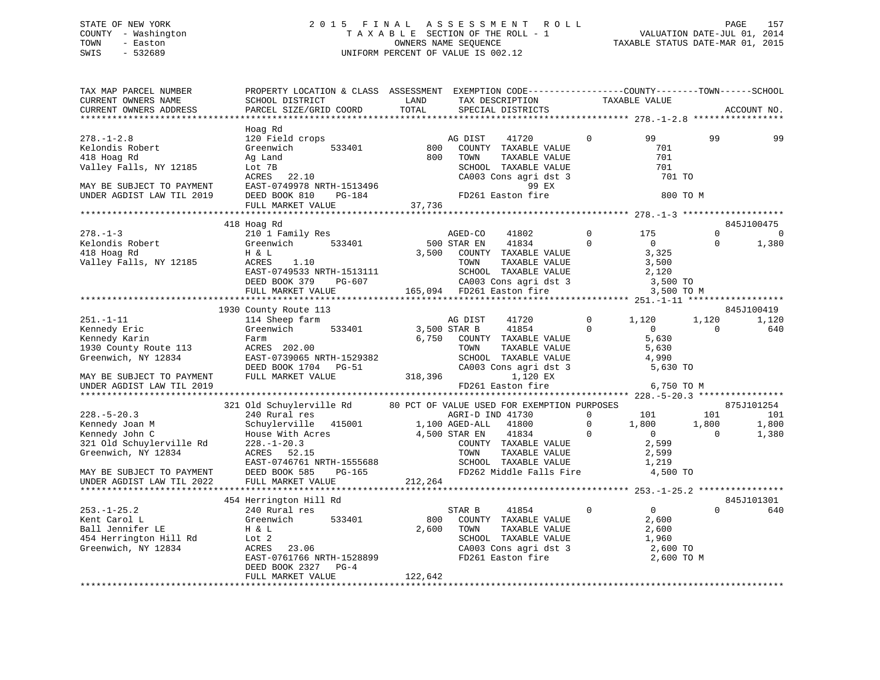STATE OF NEW YORK
COUNTY - Washington
TOWN - Easton
SWIS - 532689

2 0 1 5 F I N A L A S S E S S M E N T R O L L
T A X A B L E SECTION OF THE ROLL - 1
OWNERS NAME SEQUENCE
UNIFORM PERCENT OF VALUE IS 002.12

VALUATION DATE-JUL 01, 2014
TAXABLE STATUS DATE-MAR 01, 2015

```
TAX MAP PARCEL NUMBER          PROPERTY LOCATION & CLASS  ASSESSMENT  EXEMPTION CODE------------------COUNTY--------TOWN------SCHOOL
CURRENT OWNERS NAME            SCHOOL DISTRICT               LAND      TAX DESCRIPTION             TAXABLE VALUE
CURRENT OWNERS ADDRESS         PARCEL SIZE/GRID COORD        TOTAL     SPECIAL DISTRICTS                                    ACCOUNT NO.
******************************************************************************************************* 278.-1-2.8 *****************
                               Hoag Rd
278.-1-2.8                     120 Field crops                         AG DIST     41720         0        99         99          99
Kelondis Robert                Greenwich        533401          800    COUNTY  TAXABLE VALUE              701
418 Hoag Rd                    Ag Land                          800    TOWN    TAXABLE VALUE              701
Valley Falls, NY 12185         Lot 7B                                  SCHOOL  TAXABLE VALUE              701
                               ACRES   22.10                           CA003 Cons agri dst 3              701 TO
MAY BE SUBJECT TO PAYMENT      EAST-0749978 NRTH-1513496                          99 EX
UNDER AGDIST LAW TIL 2019      DEED BOOK 810    PG-184                 FD261 Easton fire                  800 TO M
                               FULL MARKET VALUE              37,736
******************************************************************************************************* 278.-1-3 *******************
                               418 Hoag Rd                                                                             845J100475
278.-1-3                       210 1 Family Res                        AGED-CO     41802         0       175          0           0
Kelondis Robert                Greenwich        533401          500 STAR EN     41834         0         0          0       1,380
418 Hoag Rd                    H & L                          3,500    COUNTY  TAXABLE VALUE            3,325
Valley Falls, NY 12185         ACRES    1.10                           TOWN    TAXABLE VALUE            3,500
                               EAST-0749533 NRTH-1513111               SCHOOL  TAXABLE VALUE            2,120
                               DEED BOOK 379    PG-607                 CA003 Cons agri dst 3            3,500 TO
                               FULL MARKET VALUE             165,094   FD261 Easton fire                3,500 TO M
******************************************************************************************************* 251.-1-11 ******************
                               1930 County Route 113                                                                   845J100419
251.-1-11                      114 Sheep farm                          AG DIST     41720         0     1,120      1,120       1,120
Kennedy Eric                   Greenwich        533401        3,500 STAR B      41854         0         0          0         640
Kennedy Karin                  Farm                           6,750    COUNTY  TAXABLE VALUE            5,630
1930 County Route 113          ACRES  202.00                           TOWN    TAXABLE VALUE            5,630
Greenwich, NY 12834            EAST-0739065 NRTH-1529382               SCHOOL  TAXABLE VALUE            4,990
                               DEED BOOK 1704   PG-51                  CA003 Cons agri dst 3            5,630 TO
MAY BE SUBJECT TO PAYMENT      FULL MARKET VALUE             318,396              1,120 EX
UNDER AGDIST LAW TIL 2019                                              FD261 Easton fire                6,750 TO M
******************************************************************************************************* 228.-5-20.3 ****************
                               321 Old Schuylerville Rd       80 PCT OF VALUE USED FOR EXEMPTION PURPOSES                  875J101254
228.-5-20.3                    240 Rural res                           AGRI-D IND 41730          0       101        101         101
Kennedy Joan M                 Schuylerville   415001         1,100 AGED-ALL    41800         0     1,800      1,800       1,800
Kennedy John C                 House With Acres               4,500 STAR EN     41834         0         0          0       1,380
321 Old Schuylerville Rd       228.-1-20.3                             COUNTY  TAXABLE VALUE            2,599
Greenwich, NY 12834            ACRES   52.15                           TOWN    TAXABLE VALUE            2,599
                               EAST-0746761 NRTH-1555688               SCHOOL  TAXABLE VALUE            1,219
MAY BE SUBJECT TO PAYMENT      DEED BOOK 585    PG-165                 FD262 Middle Falls Fire          4,500 TO
UNDER AGDIST LAW TIL 2022      FULL MARKET VALUE             212,264
******************************************************************************************************* 253.-1-25.2 ****************
                               454 Herrington Hill Rd                                                                  845J101301
253.-1-25.2                    240 Rural res                           STAR B      41854         0         0          0         640
Kent Carol L                   Greenwich        533401          800    COUNTY  TAXABLE VALUE            2,600
Ball Jennifer LE               H & L                          2,600    TOWN    TAXABLE VALUE            2,600
454 Herrington Hill Rd         Lot 2                                   SCHOOL  TAXABLE VALUE            1,960
Greenwich, NY 12834            ACRES   23.06                           CA003 Cons agri dst 3            2,600 TO
                               EAST-0761766 NRTH-1528899               FD261 Easton fire                2,600 TO M
                               DEED BOOK 2327   PG-4
                               FULL MARKET VALUE             122,642
************************************************************************************************************************************
```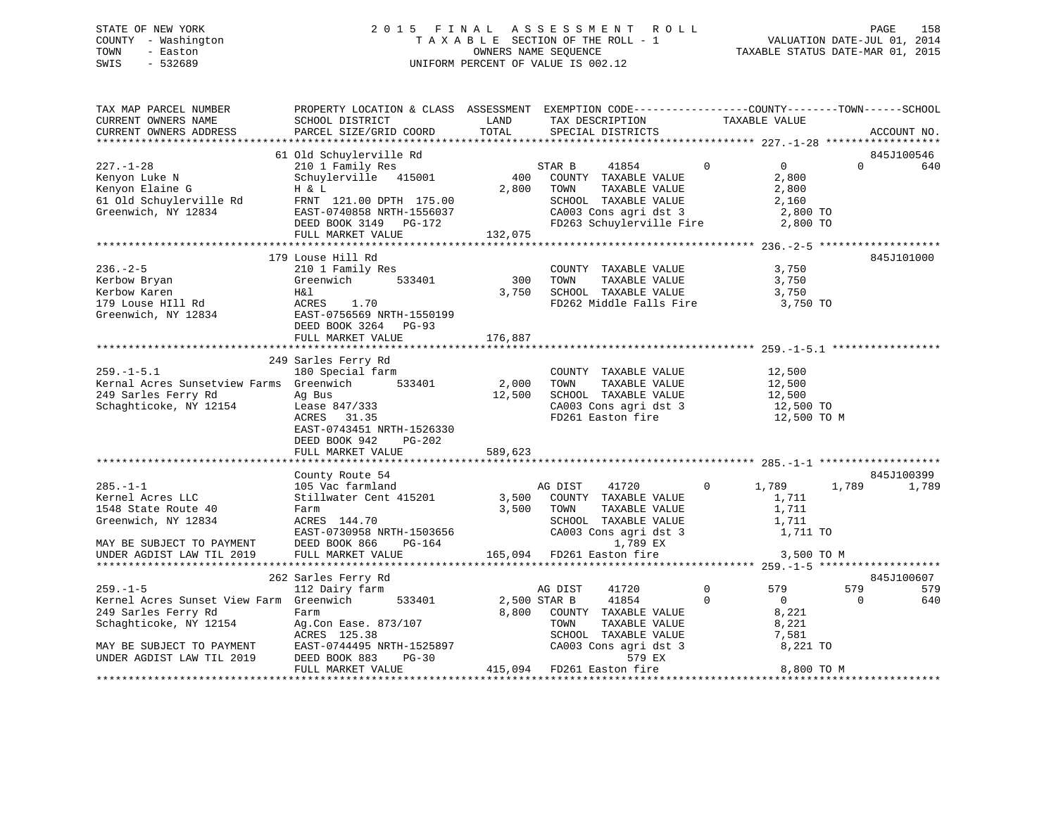STATE OF NEW YORK
COUNTY - Washington
TOWN - Easton
SWIS - 532689

# 2015 FINAL ASSESSMENT ROLL

TAXABLE SECTION OF THE ROLL - 1
OWNERS NAME SEQUENCE
UNIFORM PERCENT OF VALUE IS 002.12

VALUATION DATE-JUL 01, 2014
TAXABLE STATUS DATE-MAR 01, 2015

```
TAX MAP PARCEL NUMBER          PROPERTY LOCATION & CLASS  ASSESSMENT  EXEMPTION CODE------------------COUNTY--------TOWN------SCHOOL
CURRENT OWNERS NAME            SCHOOL DISTRICT               LAND      TAX DESCRIPTION            TAXABLE VALUE
CURRENT OWNERS ADDRESS         PARCEL SIZE/GRID COORD        TOTAL     SPECIAL DISTRICTS                                  ACCOUNT NO.
******************************************************************************************************* 227.-1-28 ******************
                               61 Old Schuylerville Rd                                                                    845J100546
227.-1-28                      210 1 Family Res                         STAR B     41854          0          0          0        640
Kenyon Luke N                  Schuylerville  415001          400       COUNTY  TAXABLE VALUE              2,800
Kenyon Elaine G                H & L                        2,800       TOWN    TAXABLE VALUE              2,800
61 Old Schuylerville Rd        FRNT 121.00 DPTH 175.00                 SCHOOL  TAXABLE VALUE              2,160
Greenwich, NY 12834            EAST-0740858 NRTH-1556037                CA003 Cons agri dst 3               2,800 TO
                               DEED BOOK 3149   PG-172                  FD263 Schuylerville Fire            2,800 TO
                               FULL MARKET VALUE          132,075
******************************************************************************************************* 236.-2-5 *******************
                               179 Louse Hill Rd                                                                          845J101000
236.-2-5                       210 1 Family Res                         COUNTY  TAXABLE VALUE              3,750
Kerbow Bryan                   Greenwich      533401          300       TOWN    TAXABLE VALUE              3,750
Kerbow Karen                   H&l                          3,750       SCHOOL  TAXABLE VALUE              3,750
179 Louse HIll Rd              ACRES    1.70                            FD262 Middle Falls Fire             3,750 TO
Greenwich, NY 12834            EAST-0756569 NRTH-1550199
                               DEED BOOK 3264   PG-93
                               FULL MARKET VALUE          176,887
******************************************************************************************************* 259.-1-5.1 *****************
                               249 Sarles Ferry Rd
259.-1-5.1                     180 Special farm                         COUNTY  TAXABLE VALUE             12,500
Kernal Acres Sunsetview Farms  Greenwich      533401        2,000       TOWN    TAXABLE VALUE             12,500
249 Sarles Ferry Rd            Ag Bus                      12,500       SCHOOL  TAXABLE VALUE             12,500
Schaghticoke, NY 12154         Lease 847/333                            CA003 Cons agri dst 3              12,500 TO
                               ACRES   31.35                            FD261 Easton fire                  12,500 TO M
                               EAST-0743451 NRTH-1526330
                               DEED BOOK 942    PG-202
                               FULL MARKET VALUE          589,623
******************************************************************************************************* 285.-1-1 *******************
                               County Route 54                                                                            845J100399
285.-1-1                       105 Vac farmland                         AG DIST    41720          0      1,789      1,789      1,789
Kernel Acres LLC               Stillwater Cent 415201       3,500       COUNTY  TAXABLE VALUE              1,711
1548 State Route 40            Farm                         3,500       TOWN    TAXABLE VALUE              1,711
Greenwich, NY 12834            ACRES  144.70                            SCHOOL  TAXABLE VALUE              1,711
                               EAST-0730958 NRTH-1503656                CA003 Cons agri dst 3               1,711 TO
MAY BE SUBJECT TO PAYMENT      DEED BOOK 866    PG-164                           1,789 EX
UNDER AGDIST LAW TIL 2019      FULL MARKET VALUE          165,094       FD261 Easton fire                   3,500 TO M
******************************************************************************************************* 259.-1-5 *******************
                               262 Sarles Ferry Rd                                                                        845J100607
259.-1-5                       112 Dairy farm                           AG DIST    41720          0        579        579        579
Kernel Acres Sunset View Farm  Greenwich      533401        2,500       STAR B     41854          0          0          0        640
249 Sarles Ferry Rd            Farm                         8,800       COUNTY  TAXABLE VALUE              8,221
Schaghticoke, NY 12154         Ag.Con Ease. 873/107                     TOWN    TAXABLE VALUE              8,221
                               ACRES  125.38                            SCHOOL  TAXABLE VALUE              7,581
MAY BE SUBJECT TO PAYMENT      EAST-0744495 NRTH-1525897                CA003 Cons agri dst 3               8,221 TO
UNDER AGDIST LAW TIL 2019      DEED BOOK 883    PG-30                              579 EX
                               FULL MARKET VALUE          415,094       FD261 Easton fire                   8,800 TO M
************************************************************************************************************************************
```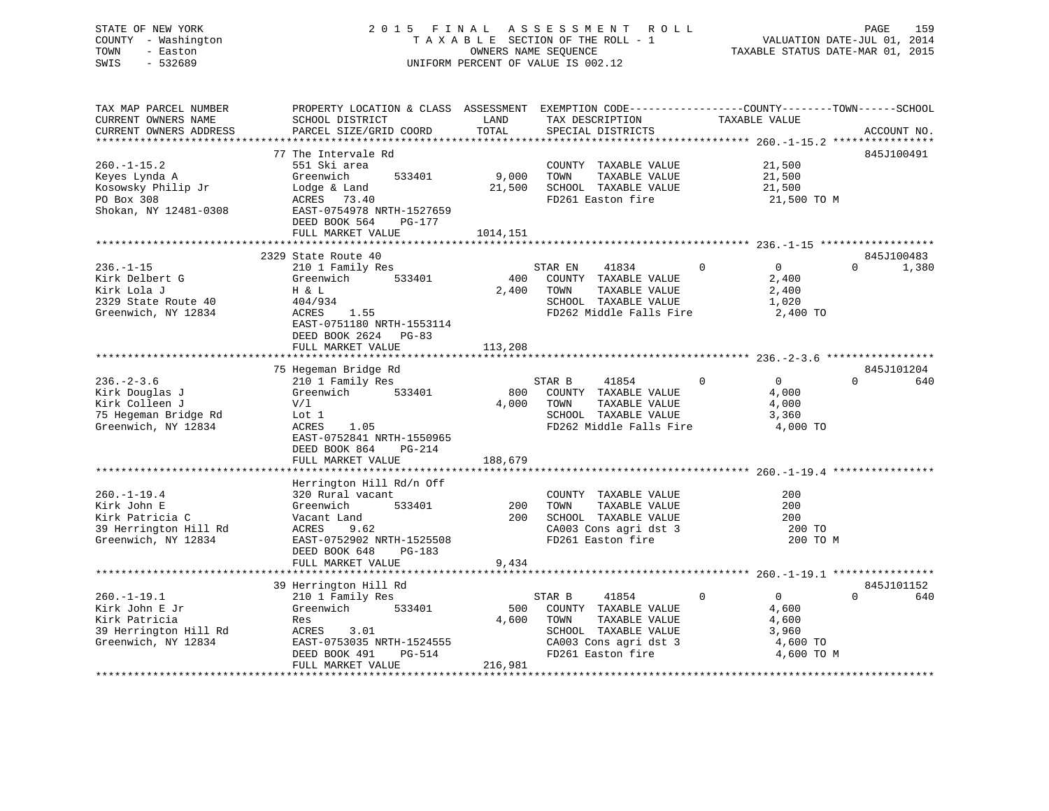STATE OF NEW YORK
COUNTY - Washington
TOWN - Easton
SWIS - 532689

2015 FINAL ASSESSMENT ROLL
TAXABLE SECTION OF THE ROLL - 1
OWNERS NAME SEQUENCE
UNIFORM PERCENT OF VALUE IS 002.12

VALUATION DATE-JUL 01, 2014
TAXABLE STATUS DATE-MAR 01, 2015

```
TAX MAP PARCEL NUMBER          PROPERTY LOCATION & CLASS  ASSESSMENT  EXEMPTION CODE------------------COUNTY--------TOWN------SCHOOL
CURRENT OWNERS NAME            SCHOOL DISTRICT              LAND      TAX DESCRIPTION            TAXABLE VALUE
CURRENT OWNERS ADDRESS         PARCEL SIZE/GRID COORD       TOTAL     SPECIAL DISTRICTS                                  ACCOUNT NO.
******************************************************************************************************* 260.-1-15.2 ****************
                               77 The Intervale Rd                                                                       845J100491
260.-1-15.2                    551 Ski area                           COUNTY  TAXABLE VALUE            21,500
Keyes Lynda A                  Greenwich      533401        9,000     TOWN    TAXABLE VALUE            21,500
Kosowsky Philip Jr             Lodge & Land                21,500     SCHOOL  TAXABLE VALUE            21,500
PO Box 308                     ACRES   73.40                          FD261 Easton fire                 21,500 TO M
Shokan, NY 12481-0308          EAST-0754978 NRTH-1527659
                               DEED BOOK 564    PG-177
                               FULL MARKET VALUE          1014,151
******************************************************************************************************* 236.-1-15 ******************
                               2329 State Route 40                                                                       845J100483
236.-1-15                      210 1 Family Res                       STAR EN    41834        0            0            0       1,380
Kirk Delbert G                 Greenwich      533401          400     COUNTY  TAXABLE VALUE             2,400
Kirk Lola J                    H & L                        2,400     TOWN    TAXABLE VALUE             2,400
2329 State Route 40            404/934                                SCHOOL  TAXABLE VALUE             1,020
Greenwich, NY 12834            ACRES    1.55                          FD262 Middle Falls Fire           2,400 TO
                               EAST-0751180 NRTH-1553114
                               DEED BOOK 2624   PG-83
                               FULL MARKET VALUE           113,208
******************************************************************************************************* 236.-2-3.6 *****************
                               75 Hegeman Bridge Rd                                                                      845J101204
236.-2-3.6                     210 1 Family Res                       STAR B     41854        0            0            0         640
Kirk Douglas J                 Greenwich      533401          800     COUNTY  TAXABLE VALUE             4,000
Kirk Colleen J                 V/l                          4,000     TOWN    TAXABLE VALUE             4,000
75 Hegeman Bridge Rd           Lot 1                                  SCHOOL  TAXABLE VALUE             3,360
Greenwich, NY 12834            ACRES    1.05                          FD262 Middle Falls Fire           4,000 TO
                               EAST-0752841 NRTH-1550965
                               DEED BOOK 864    PG-214
                               FULL MARKET VALUE           188,679
******************************************************************************************************* 260.-1-19.4 ****************
                               Herrington Hill Rd/n Off
260.-1-19.4                    320 Rural vacant                       COUNTY  TAXABLE VALUE               200
Kirk John E                    Greenwich      533401          200     TOWN    TAXABLE VALUE               200
Kirk Patricia C                Vacant Land                    200     SCHOOL  TAXABLE VALUE               200
39 Herrington Hill Rd          ACRES    9.62                          CA003 Cons agri dst 3               200 TO
Greenwich, NY 12834            EAST-0752902 NRTH-1525508              FD261 Easton fire                   200 TO M
                               DEED BOOK 648    PG-183
                               FULL MARKET VALUE             9,434
******************************************************************************************************* 260.-1-19.1 ****************
                               39 Herrington Hill Rd                                                                     845J101152
260.-1-19.1                    210 1 Family Res                       STAR B     41854        0            0            0         640
Kirk John E Jr                 Greenwich      533401          500     COUNTY  TAXABLE VALUE             4,600
Kirk Patricia                  Res                          4,600     TOWN    TAXABLE VALUE             4,600
39 Herrington Hill Rd          ACRES    3.01                          SCHOOL  TAXABLE VALUE             3,960
Greenwich, NY 12834            EAST-0753035 NRTH-1524555              CA003 Cons agri dst 3             4,600 TO
                               DEED BOOK 491    PG-514                FD261 Easton fire                 4,600 TO M
                               FULL MARKET VALUE           216,981
************************************************************************************************************************************
```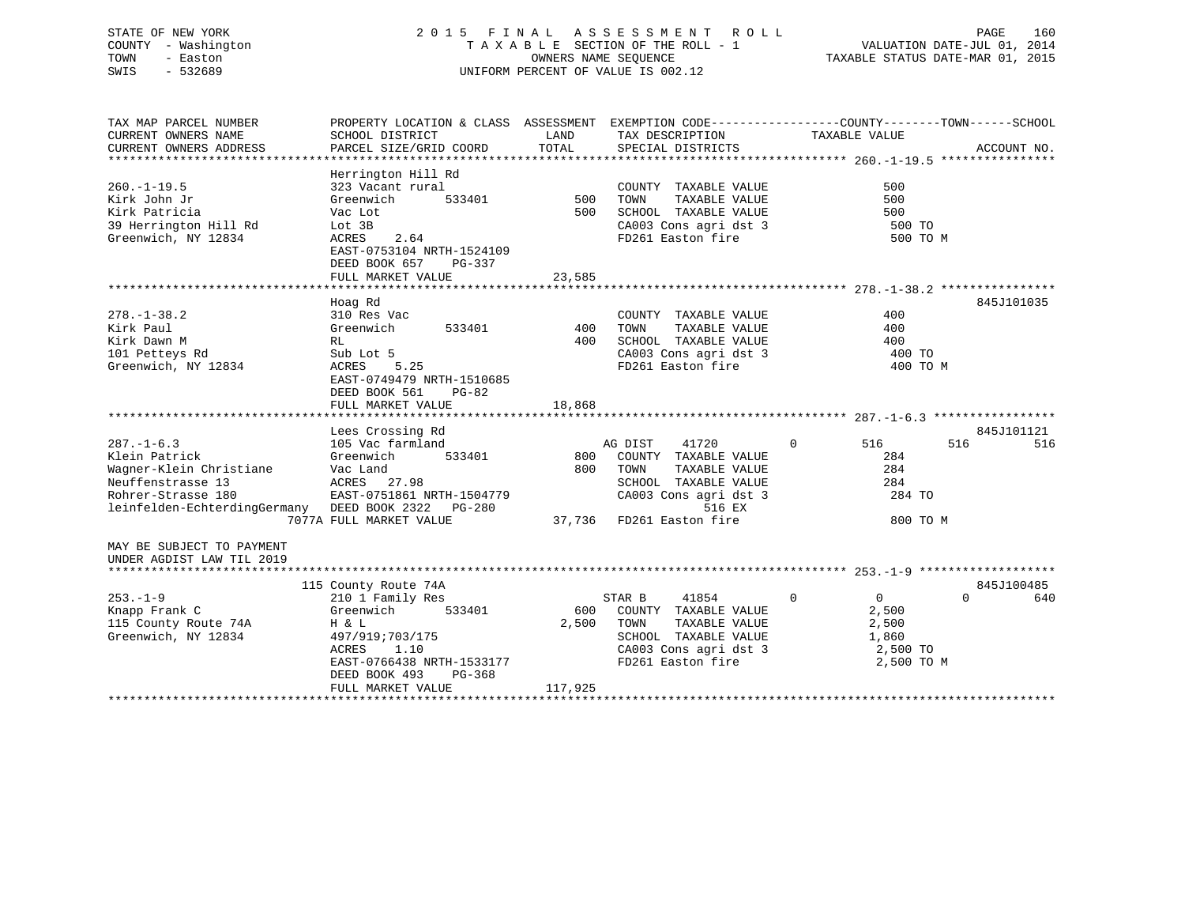STATE OF NEW YORK — 2015 FINAL ASSESSMENT ROLL
COUNTY - Washington — TAXABLE SECTION OF THE ROLL - 1 — VALUATION DATE-JUL 01, 2014
TOWN - Easton — OWNERS NAME SEQUENCE — TAXABLE STATUS DATE-MAR 01, 2015
SWIS - 532689 — UNIFORM PERCENT OF VALUE IS 002.12

```
TAX MAP PARCEL NUMBER          PROPERTY LOCATION & CLASS  ASSESSMENT  EXEMPTION CODE------------------COUNTY--------TOWN------SCHOOL
CURRENT OWNERS NAME            SCHOOL DISTRICT              LAND      TAX DESCRIPTION               TAXABLE VALUE
CURRENT OWNERS ADDRESS         PARCEL SIZE/GRID COORD       TOTAL     SPECIAL DISTRICTS                                    ACCOUNT NO.
******************************************************************************************************* 260.-1-19.5 ****************
                               Herrington Hill Rd
260.-1-19.5                    323 Vacant rural                        COUNTY  TAXABLE VALUE              500
Kirk John Jr                   Greenwich       533401          500     TOWN    TAXABLE VALUE              500
Kirk Patricia                  Vac Lot                         500     SCHOOL  TAXABLE VALUE              500
39 Herrington Hill Rd          Lot 3B                                  CA003 Cons agri dst 3                500 TO
Greenwich, NY 12834            ACRES     2.64                          FD261 Easton fire                    500 TO M
                               EAST-0753104 NRTH-1524109
                               DEED BOOK 657    PG-337
                               FULL MARKET VALUE            23,585
******************************************************************************************************* 278.-1-38.2 ****************
                               Hoag Rd                                                                                845J101035
278.-1-38.2                    310 Res Vac                             COUNTY  TAXABLE VALUE              400
Kirk Paul                      Greenwich       533401          400     TOWN    TAXABLE VALUE              400
Kirk Dawn M                    RL                              400     SCHOOL  TAXABLE VALUE              400
101 Petteys Rd                 Sub Lot 5                               CA003 Cons agri dst 3                400 TO
Greenwich, NY 12834            ACRES     5.25                          FD261 Easton fire                    400 TO M
                               EAST-0749479 NRTH-1510685
                               DEED BOOK 561    PG-82
                               FULL MARKET VALUE            18,868
******************************************************************************************************* 287.-1-6.3 *****************
                               Lees Crossing Rd                                                                       845J101121
287.-1-6.3                     105 Vac farmland                     AG DIST    41720          0         516          516          516
Klein Patrick                  Greenwich       533401          800     COUNTY  TAXABLE VALUE              284
Wagner-Klein Christiane        Vac Land                        800     TOWN    TAXABLE VALUE              284
Neuffenstrasse 13              ACRES    27.98                          SCHOOL  TAXABLE VALUE              284
Rohrer-Strasse 180             EAST-0751861 NRTH-1504779               CA003 Cons agri dst 3                284 TO
leinfelden-EchterdingGermany   DEED BOOK 2322   PG-280                           516 EX
                         7077A FULL MARKET VALUE            37,736     FD261 Easton fire                    800 TO M
MAY BE SUBJECT TO PAYMENT
UNDER AGDIST LAW TIL 2019
******************************************************************************************************* 253.-1-9 *******************
                           115 County Route 74A                                                                       845J100485
253.-1-9                       210 1 Family Res                     STAR B     41854          0           0            0          640
Knapp Frank C                  Greenwich       533401          600     COUNTY  TAXABLE VALUE            2,500
115 County Route 74A           H & L                         2,500     TOWN    TAXABLE VALUE            2,500
Greenwich, NY 12834            497/919;703/175                         SCHOOL  TAXABLE VALUE            1,860
                               ACRES     1.10                          CA003 Cons agri dst 3              2,500 TO
                               EAST-0766438 NRTH-1533177               FD261 Easton fire                  2,500 TO M
                               DEED BOOK 493    PG-368
                               FULL MARKET VALUE           117,925
************************************************************************************************************************************
```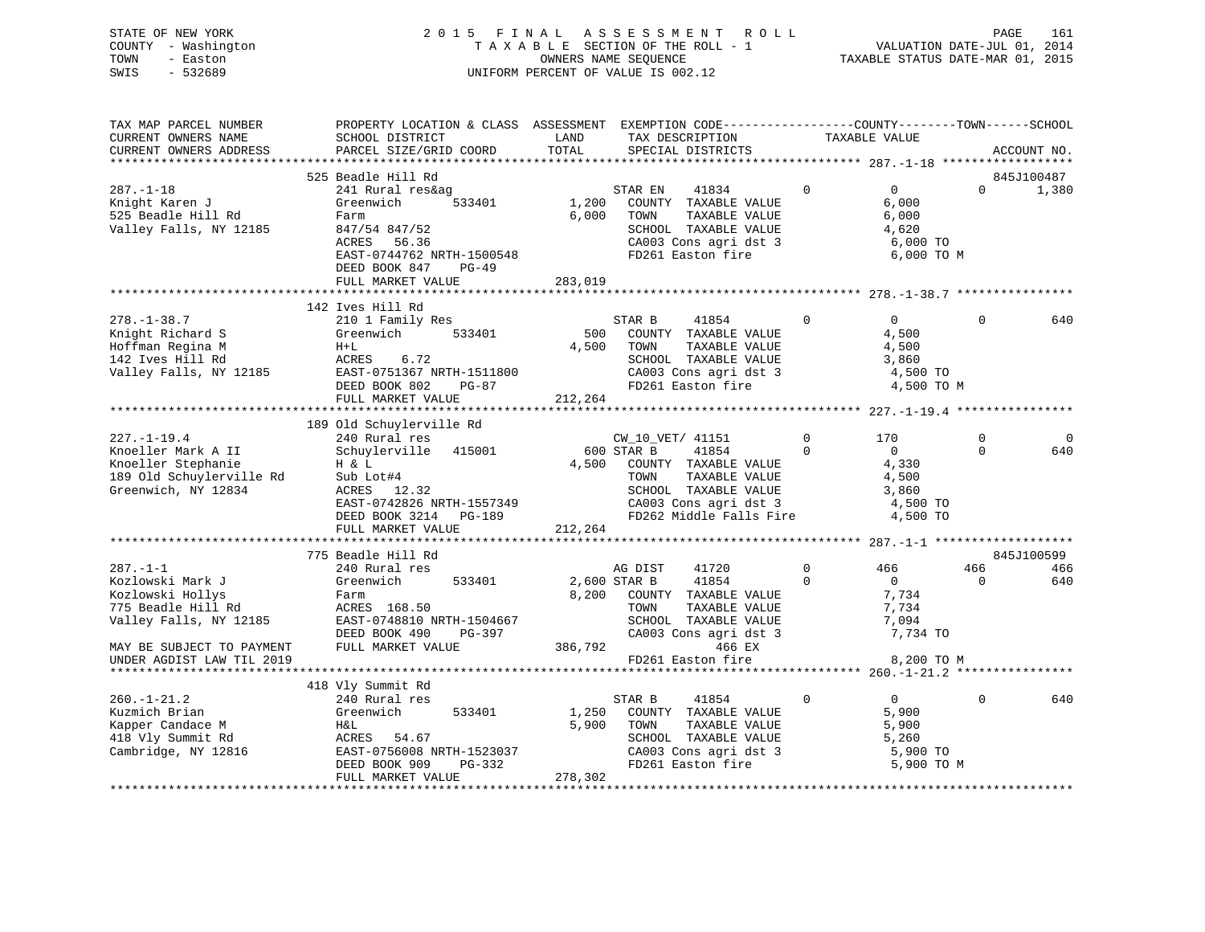STATE OF NEW YORK | 2 0 1 5 F I N A L A S S E S S M E N T R O L L | PAGE 161
COUNTY - Washington | T A X A B L E SECTION OF THE ROLL - 1 | VALUATION DATE-JUL 01, 2014
TOWN - Easton | OWNERS NAME SEQUENCE | TAXABLE STATUS DATE-MAR 01, 2015
SWIS - 532689 | UNIFORM PERCENT OF VALUE IS 002.12

```
TAX MAP PARCEL NUMBER          PROPERTY LOCATION & CLASS  ASSESSMENT  EXEMPTION CODE------------------COUNTY--------TOWN------SCHOOL
CURRENT OWNERS NAME            SCHOOL DISTRICT               LAND      TAX DESCRIPTION            TAXABLE VALUE
CURRENT OWNERS ADDRESS         PARCEL SIZE/GRID COORD        TOTAL     SPECIAL DISTRICTS                                   ACCOUNT NO.
******************************************************************************************************* 287.-1-18 ******************
                               525 Beadle Hill Rd                                                                      845J100487
287.-1-18                      241 Rural res&ag                    STAR EN    41834          0         0            0       1,380
Knight Karen J                 Greenwich        533401       1,200   COUNTY  TAXABLE VALUE               6,000
525 Beadle Hill Rd             Farm                          6,000   TOWN    TAXABLE VALUE               6,000
Valley Falls, NY 12185         847/54 847/52                         SCHOOL  TAXABLE VALUE               4,620
                               ACRES   56.36                         CA003 Cons agri dst 3                6,000 TO
                               EAST-0744762 NRTH-1500548             FD261 Easton fire                    6,000 TO M
                               DEED BOOK 847    PG-49
                               FULL MARKET VALUE           283,019
******************************************************************************************************* 278.-1-38.7 ****************
                               142 Ives Hill Rd
278.-1-38.7                    210 1 Family Res                    STAR B     41854          0         0            0         640
Knight Richard S               Greenwich        533401         500   COUNTY  TAXABLE VALUE               4,500
Hoffman Regina M               H+L                           4,500   TOWN    TAXABLE VALUE               4,500
142 Ives Hill Rd               ACRES    6.72                         SCHOOL  TAXABLE VALUE               3,860
Valley Falls, NY 12185         EAST-0751367 NRTH-1511800             CA003 Cons agri dst 3                4,500 TO
                               DEED BOOK 802    PG-87                FD261 Easton fire                    4,500 TO M
                               FULL MARKET VALUE           212,264
******************************************************************************************************* 227.-1-19.4 ****************
                               189 Old Schuylerville Rd
227.-1-19.4                    240 Rural res                       CW_10_VET/ 41151          0       170            0           0
Knoeller Mark A II             Schuylerville   415001          600 STAR B     41854          0         0            0         640
Knoeller Stephanie             H & L                         4,500   COUNTY  TAXABLE VALUE               4,330
189 Old Schuylerville Rd       Sub Lot#4                             TOWN    TAXABLE VALUE               4,500
Greenwich, NY 12834            ACRES   12.32                         SCHOOL  TAXABLE VALUE               3,860
                               EAST-0742826 NRTH-1557349             CA003 Cons agri dst 3                4,500 TO
                               DEED BOOK 3214   PG-189               FD262 Middle Falls Fire              4,500 TO
                               FULL MARKET VALUE           212,264
******************************************************************************************************* 287.-1-1 *******************
                               775 Beadle Hill Rd                                                                      845J100599
287.-1-1                       240 Rural res                       AG DIST    41720          0       466          466         466
Kozlowski Mark J               Greenwich        533401       2,600 STAR B     41854          0         0            0         640
Kozlowski Hollys               Farm                          8,200   COUNTY  TAXABLE VALUE               7,734
775 Beadle Hill Rd             ACRES  168.50                         TOWN    TAXABLE VALUE               7,734
Valley Falls, NY 12185         EAST-0748810 NRTH-1504667             SCHOOL  TAXABLE VALUE               7,094
                               DEED BOOK 490    PG-397               CA003 Cons agri dst 3                7,734 TO
MAY BE SUBJECT TO PAYMENT      FULL MARKET VALUE           386,792             466 EX
UNDER AGDIST LAW TIL 2019                                            FD261 Easton fire                    8,200 TO M
******************************************************************************************************* 260.-1-21.2 ****************
                               418 Vly Summit Rd
260.-1-21.2                    240 Rural res                       STAR B     41854          0         0            0         640
Kuzmich Brian                  Greenwich        533401       1,250   COUNTY  TAXABLE VALUE               5,900
Kapper Candace M               H&L                           5,900   TOWN    TAXABLE VALUE               5,900
418 Vly Summit Rd              ACRES   54.67                         SCHOOL  TAXABLE VALUE               5,260
Cambridge, NY 12816            EAST-0756008 NRTH-1523037             CA003 Cons agri dst 3                5,900 TO
                               DEED BOOK 909    PG-332               FD261 Easton fire                    5,900 TO M
                               FULL MARKET VALUE           278,302
************************************************************************************************************************************
```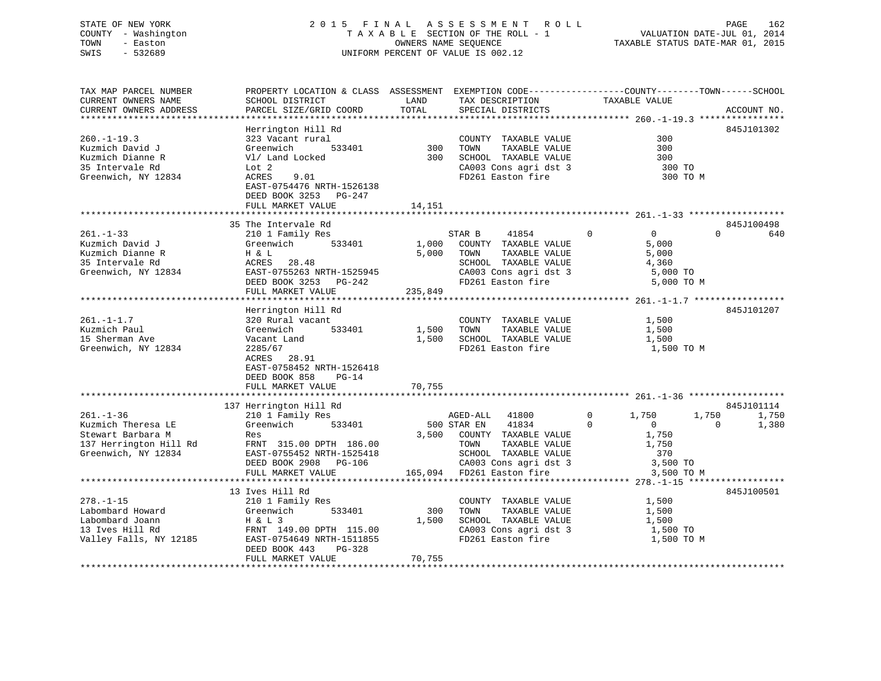STATE OF NEW YORK
COUNTY - Washington
TOWN - Easton
SWIS - 532689

2015 FINAL ASSESSMENT ROLL
TAXABLE SECTION OF THE ROLL - 1
OWNERS NAME SEQUENCE
UNIFORM PERCENT OF VALUE IS 002.12

VALUATION DATE-JUL 01, 2014
TAXABLE STATUS DATE-MAR 01, 2015

```
TAX MAP PARCEL NUMBER          PROPERTY LOCATION & CLASS  ASSESSMENT  EXEMPTION CODE------------------COUNTY--------TOWN------SCHOOL
CURRENT OWNERS NAME            SCHOOL DISTRICT               LAND      TAX DESCRIPTION            TAXABLE VALUE
CURRENT OWNERS ADDRESS         PARCEL SIZE/GRID COORD        TOTAL     SPECIAL DISTRICTS                                      ACCOUNT NO.
******************************************************************************************************* 260.-1-19.3 ****************
                               Herrington Hill Rd                                                                            845J101302
260.-1-19.3                    323 Vacant rural                        COUNTY  TAXABLE VALUE               300
Kuzmich David J                Greenwich      533401         300       TOWN    TAXABLE VALUE               300
Kuzmich Dianne R               Vl/ Land Locked               300       SCHOOL  TAXABLE VALUE               300
35 Intervale Rd                Lot 2                                   CA003 Cons agri dst 3                300 TO
Greenwich, NY 12834            ACRES    9.01                           FD261 Easton fire                    300 TO M
                               EAST-0754476 NRTH-1526138
                               DEED BOOK 3253   PG-247
                               FULL MARKET VALUE              14,151
******************************************************************************************************* 261.-1-33 ******************
                               35 The Intervale Rd                                                                           845J100498
261.-1-33                      210 1 Family Res                        STAR B     41854          0          0          0          640
Kuzmich David J                Greenwich      533401       1,000       COUNTY  TAXABLE VALUE             5,000
Kuzmich Dianne R               H & L                       5,000       TOWN    TAXABLE VALUE             5,000
35 Intervale Rd                ACRES   28.48                           SCHOOL  TAXABLE VALUE             4,360
Greenwich, NY 12834            EAST-0755263 NRTH-1525945               CA003 Cons agri dst 3              5,000 TO
                               DEED BOOK 3253   PG-242                 FD261 Easton fire                  5,000 TO M
                               FULL MARKET VALUE             235,849
******************************************************************************************************* 261.-1-1.7 *****************
                               Herrington Hill Rd                                                                            845J101207
261.-1-1.7                     320 Rural vacant                        COUNTY  TAXABLE VALUE             1,500
Kuzmich Paul                   Greenwich      533401       1,500       TOWN    TAXABLE VALUE             1,500
15 Sherman Ave                 Vacant Land                 1,500       SCHOOL  TAXABLE VALUE             1,500
Greenwich, NY 12834            2285/67                                 FD261 Easton fire                  1,500 TO M
                               ACRES   28.91
                               EAST-0758452 NRTH-1526418
                               DEED BOOK 858    PG-14
                               FULL MARKET VALUE              70,755
******************************************************************************************************* 261.-1-36 ******************
                               137 Herrington Hill Rd                                                                        845J101114
261.-1-36                      210 1 Family Res                        AGED-ALL   41800          0      1,750      1,750      1,750
Kuzmich Theresa LE             Greenwich      533401         500 STAR EN      41834          0          0          0      1,380
Stewart Barbara M              Res                         3,500       COUNTY  TAXABLE VALUE             1,750
137 Herrington Hill Rd         FRNT 315.00 DPTH 186.00                 TOWN    TAXABLE VALUE             1,750
Greenwich, NY 12834            EAST-0755452 NRTH-1525418               SCHOOL  TAXABLE VALUE               370
                               DEED BOOK 2908   PG-106                 CA003 Cons agri dst 3              3,500 TO
                               FULL MARKET VALUE             165,094   FD261 Easton fire                  3,500 TO M
******************************************************************************************************* 278.-1-15 ******************
                               13 Ives Hill Rd                                                                               845J100501
278.-1-15                      210 1 Family Res                        COUNTY  TAXABLE VALUE             1,500
Labombard Howard               Greenwich      533401         300       TOWN    TAXABLE VALUE             1,500
Labombard Joann                H & L 3                     1,500       SCHOOL  TAXABLE VALUE             1,500
13 Ives Hill Rd                FRNT 149.00 DPTH 115.00                 CA003 Cons agri dst 3              1,500 TO
Valley Falls, NY 12185         EAST-0754649 NRTH-1511855               FD261 Easton fire                  1,500 TO M
                               DEED BOOK 443    PG-328
                               FULL MARKET VALUE              70,755
************************************************************************************************************************************
```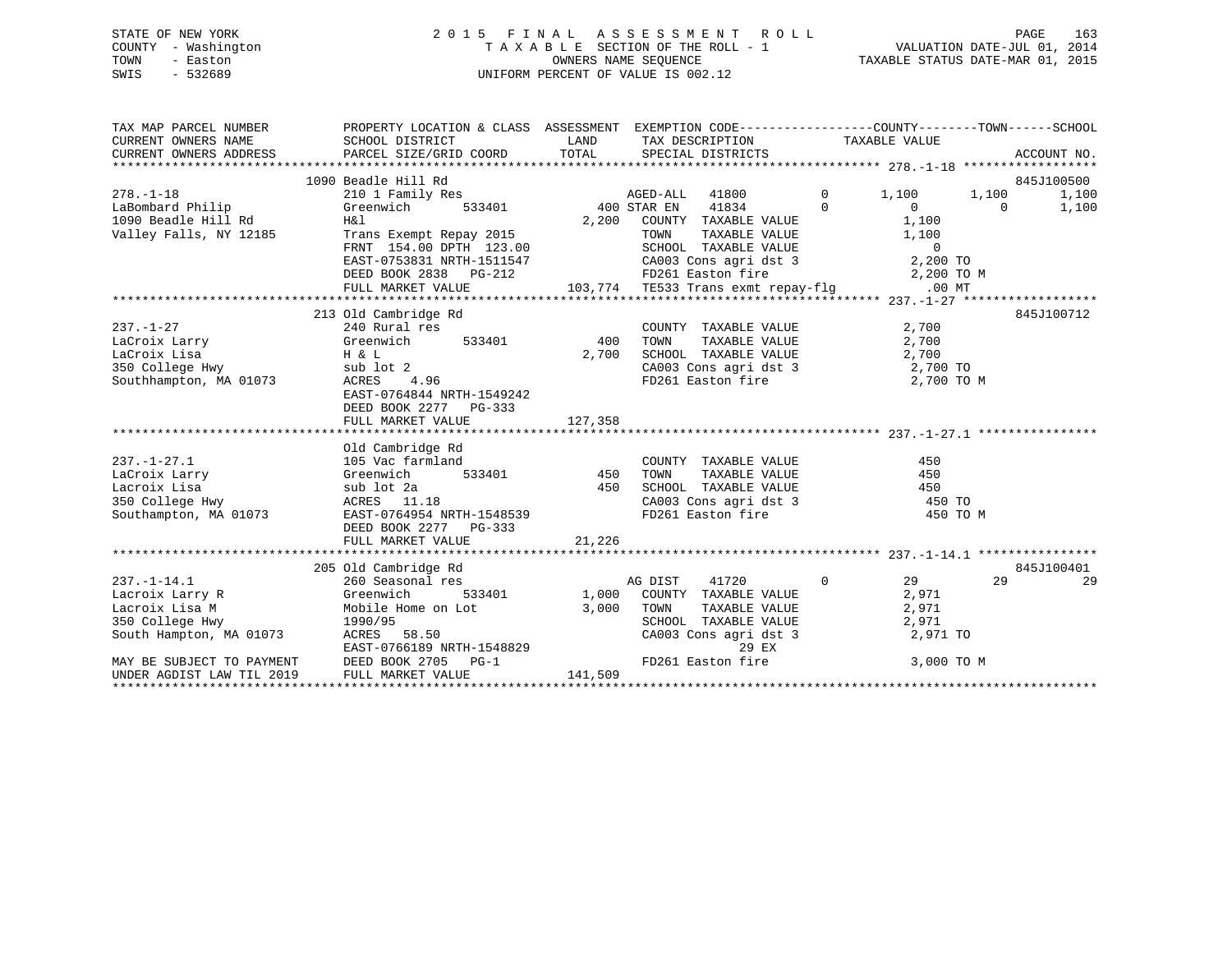STATE OF NEW YORK
COUNTY - Washington
TOWN - Easton
SWIS - 532689

2015 FINAL ASSESSMENT ROLL
TAXABLE SECTION OF THE ROLL - 1
OWNERS NAME SEQUENCE
UNIFORM PERCENT OF VALUE IS 002.12

VALUATION DATE-JUL 01, 2014
TAXABLE STATUS DATE-MAR 01, 2015

```
TAX MAP PARCEL NUMBER          PROPERTY LOCATION & CLASS  ASSESSMENT  EXEMPTION CODE------------------COUNTY--------TOWN------SCHOOL
CURRENT OWNERS NAME            SCHOOL DISTRICT             LAND       TAX DESCRIPTION            TAXABLE VALUE
CURRENT OWNERS ADDRESS         PARCEL SIZE/GRID COORD      TOTAL      SPECIAL DISTRICTS                                      ACCOUNT NO.
******************************************************************************************************* 278.-1-18 ******************
                               1090 Beadle Hill Rd                                                                          845J100500
278.-1-18                      210 1 Family Res                  AGED-ALL   41800          0      1,100       1,100      1,100
LaBombard Philip               Greenwich       533401       400 STAR EN    41834          0          0           0       1,100
1090 Beadle Hill Rd            H&l                         2,200   COUNTY  TAXABLE VALUE            1,100
Valley Falls, NY 12185         Trans Exempt Repay 2015              TOWN    TAXABLE VALUE            1,100
                               FRNT 154.00 DPTH 123.00              SCHOOL  TAXABLE VALUE                0
                               EAST-0753831 NRTH-1511547            CA003 Cons agri dst 3            2,200 TO
                               DEED BOOK 2838   PG-212              FD261 Easton fire                2,200 TO M
                               FULL MARKET VALUE           103,774   TE533 Trans exmt repay-flg        .00 MT
******************************************************************************************************* 237.-1-27 ******************
                               213 Old Cambridge Rd                                                                         845J100712
237.-1-27                      240 Rural res                        COUNTY  TAXABLE VALUE            2,700
LaCroix Larry                  Greenwich       533401       400    TOWN    TAXABLE VALUE            2,700
LaCroix Lisa                   H & L                       2,700   SCHOOL  TAXABLE VALUE            2,700
350 College Hwy                sub lot 2                            CA003 Cons agri dst 3            2,700 TO
Southhampton, MA 01073         ACRES    4.96                        FD261 Easton fire                2,700 TO M
                               EAST-0764844 NRTH-1549242
                               DEED BOOK 2277   PG-333
                               FULL MARKET VALUE           127,358
******************************************************************************************************* 237.-1-27.1 ****************
                               Old Cambridge Rd
237.-1-27.1                    105 Vac farmland                     COUNTY  TAXABLE VALUE              450
LaCroix Larry                  Greenwich       533401       450    TOWN    TAXABLE VALUE              450
Lacroix Lisa                   sub lot 2a                    450   SCHOOL  TAXABLE VALUE              450
350 College Hwy                ACRES   11.18                        CA003 Cons agri dst 3              450 TO
Southampton, MA 01073          EAST-0764954 NRTH-1548539            FD261 Easton fire                  450 TO M
                               DEED BOOK 2277   PG-333
                               FULL MARKET VALUE            21,226
******************************************************************************************************* 237.-1-14.1 ****************
                               205 Old Cambridge Rd                                                                         845J100401
237.-1-14.1                    260 Seasonal res                  AG DIST    41720          0         29          29         29
Lacroix Larry R                Greenwich       533401     1,000   COUNTY  TAXABLE VALUE            2,971
Lacroix Lisa M                 Mobile Home on Lot          3,000   TOWN    TAXABLE VALUE            2,971
350 College Hwy                1990/95                              SCHOOL  TAXABLE VALUE            2,971
South Hampton, MA 01073        ACRES   58.50                        CA003 Cons agri dst 3            2,971 TO
                               EAST-0766189 NRTH-1548829                        29 EX
MAY BE SUBJECT TO PAYMENT      DEED BOOK 2705   PG-1                FD261 Easton fire                3,000 TO M
UNDER AGDIST LAW TIL 2019      FULL MARKET VALUE           141,509
************************************************************************************************************************************
```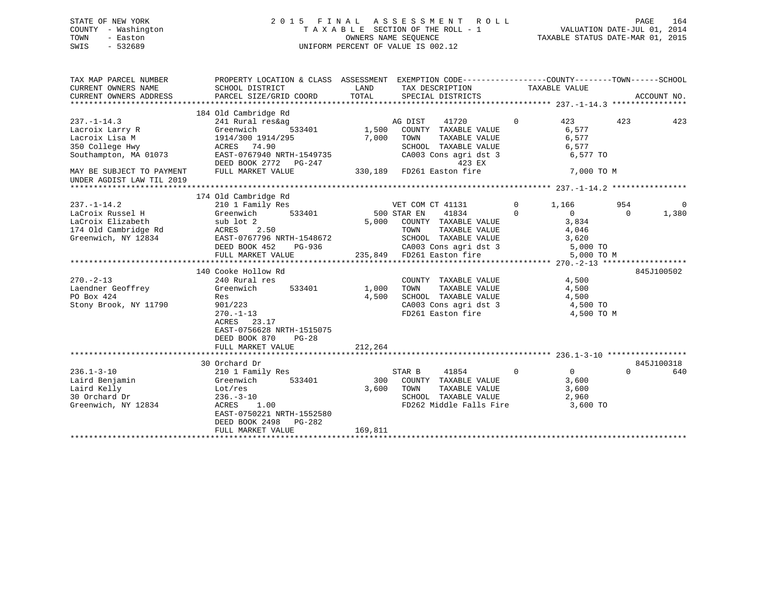STATE OF NEW YORK
COUNTY - Washington
TOWN - Easton
SWIS - 532689

# 2015 FINAL ASSESSMENT ROLL
TAXABLE SECTION OF THE ROLL - 1
OWNERS NAME SEQUENCE
UNIFORM PERCENT OF VALUE IS 002.12

VALUATION DATE-JUL 01, 2014
TAXABLE STATUS DATE-MAR 01, 2015

| TAX MAP PARCEL NUMBER / CURRENT OWNERS NAME / CURRENT OWNERS ADDRESS | PROPERTY LOCATION & CLASS / SCHOOL DISTRICT / PARCEL SIZE/GRID COORD | ASSESSMENT LAND / TOTAL | EXEMPTION CODE / TAX DESCRIPTION / SPECIAL DISTRICTS | COUNTY TAXABLE VALUE | TOWN | SCHOOL | ACCOUNT NO. |
|---|---|---|---|---|---|---|---|
| 237.-1-14.3 | 184 Old Cambridge Rd | | | | | | |
| | 241 Rural res&ag | | AG DIST 41720 0 | 423 | 423 | 423 | |
| Lacroix Larry R | Greenwich 533401 | 1,500 | COUNTY TAXABLE VALUE | 6,577 | | | |
| Lacroix Lisa M | 1914/300 1914/295 | 7,000 | TOWN TAXABLE VALUE | 6,577 | | | |
| 350 College Hwy | ACRES 74.90 | | SCHOOL TAXABLE VALUE | 6,577 | | | |
| Southampton, MA 01073 | EAST-0767940 NRTH-1549735 | | CA003 Cons agri dst 3 | 6,577 TO | | | |
| | DEED BOOK 2772 PG-247 | | 423 EX | | | | |
| MAY BE SUBJECT TO PAYMENT UNDER AGDIST LAW TIL 2019 | FULL MARKET VALUE | 330,189 | FD261 Easton fire | 7,000 TO M | | | |
| 237.-1-14.2 | 174 Old Cambridge Rd | | | | | | |
| | 210 1 Family Res | | VET COM CT 41131 0 | 1,166 | 954 | 0 | |
| LaCroix Russel H | Greenwich 533401 | 500 | STAR EN 41834 0 | 0 | 0 | 1,380 | |
| LaCroix Elizabeth | sub lot 2 | 5,000 | COUNTY TAXABLE VALUE | 3,834 | | | |
| 174 Old Cambridge Rd | ACRES 2.50 | | TOWN TAXABLE VALUE | 4,046 | | | |
| Greenwich, NY 12834 | EAST-0767796 NRTH-1548672 | | SCHOOL TAXABLE VALUE | 3,620 | | | |
| | DEED BOOK 452 PG-936 | | CA003 Cons agri dst 3 | 5,000 TO | | | |
| | FULL MARKET VALUE | 235,849 | FD261 Easton fire | 5,000 TO M | | | |
| 270.-2-13 | 140 Cooke Hollow Rd | | | | | | 845J100502 |
| | 240 Rural res | | COUNTY TAXABLE VALUE | 4,500 | | | |
| Laendner Geoffrey | Greenwich 533401 | 1,000 | TOWN TAXABLE VALUE | 4,500 | | | |
| PO Box 424 | Res | 4,500 | SCHOOL TAXABLE VALUE | 4,500 | | | |
| Stony Brook, NY 11790 | 901/223 | | CA003 Cons agri dst 3 | 4,500 TO | | | |
| | 270.-1-13 | | FD261 Easton fire | 4,500 TO M | | | |
| | ACRES 23.17 | | | | | | |
| | EAST-0756628 NRTH-1515075 | | | | | | |
| | DEED BOOK 870 PG-28 | | | | | | |
| | FULL MARKET VALUE | 212,264 | | | | | |
| 236.1-3-10 | 30 Orchard Dr | | | | | | 845J100318 |
| | 210 1 Family Res | | STAR B 41854 0 | 0 | 0 | 640 | |
| Laird Benjamin | Greenwich 533401 | 300 | COUNTY TAXABLE VALUE | 3,600 | | | |
| Laird Kelly | Lot/res | 3,600 | TOWN TAXABLE VALUE | 3,600 | | | |
| 30 Orchard Dr | 236.-3-10 | | SCHOOL TAXABLE VALUE | 2,960 | | | |
| Greenwich, NY 12834 | ACRES 1.00 | | FD262 Middle Falls Fire | 3,600 TO | | | |
| | EAST-0750221 NRTH-1552580 | | | | | | |
| | DEED BOOK 2498 PG-282 | | | | | | |
| | FULL MARKET VALUE | 169,811 | | | | | |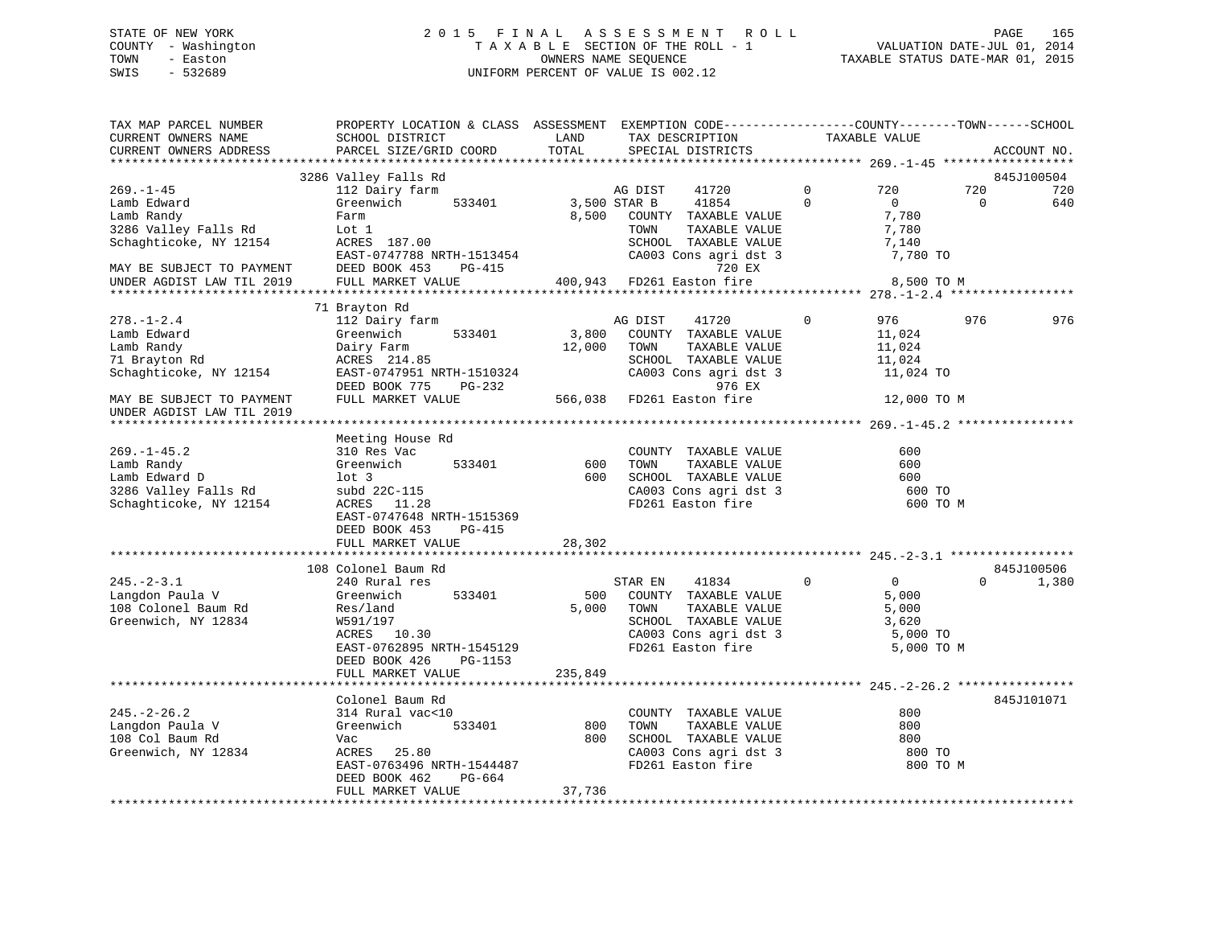STATE OF NEW YORK — 2015 FINAL ASSESSMENT ROLL — TAXABLE SECTION OF THE ROLL - 1
COUNTY - Washington — OWNERS NAME SEQUENCE — VALUATION DATE-JUL 01, 2014
TOWN - Easton — UNIFORM PERCENT OF VALUE IS 002.12 — TAXABLE STATUS DATE-MAR 01, 2015
SWIS - 532689

```
TAX MAP PARCEL NUMBER          PROPERTY LOCATION & CLASS  ASSESSMENT  EXEMPTION CODE------------------COUNTY--------TOWN------SCHOOL
CURRENT OWNERS NAME            SCHOOL DISTRICT              LAND      TAX DESCRIPTION             TAXABLE VALUE
CURRENT OWNERS ADDRESS         PARCEL SIZE/GRID COORD       TOTAL     SPECIAL DISTRICTS                                     ACCOUNT NO.
******************************************************************************************************* 269.-1-45 ******************
                               3286 Valley Falls Rd                                                                          845J100504
269.-1-45                      112 Dairy farm                   AG DIST     41720           0         720         720         720
Lamb Edward                    Greenwich        533401      3,500 STAR B      41854           0           0           0         640
Lamb Randy                     Farm                         8,500   COUNTY  TAXABLE VALUE             7,780
3286 Valley Falls Rd           Lot 1                                TOWN    TAXABLE VALUE             7,780
Schaghticoke, NY 12154         ACRES 187.00                         SCHOOL  TAXABLE VALUE             7,140
                               EAST-0747788 NRTH-1513454            CA003 Cons agri dst 3              7,780 TO
MAY BE SUBJECT TO PAYMENT      DEED BOOK 453    PG-415                         720 EX
UNDER AGDIST LAW TIL 2019      FULL MARKET VALUE          400,943   FD261 Easton fire                 8,500 TO M
******************************************************************************************************* 278.-1-2.4 *****************
                               71 Brayton Rd
278.-1-2.4                     112 Dairy farm                   AG DIST     41720           0         976         976         976
Lamb Edward                    Greenwich        533401      3,800   COUNTY  TAXABLE VALUE            11,024
Lamb Randy                     Dairy Farm                  12,000   TOWN    TAXABLE VALUE            11,024
71 Brayton Rd                  ACRES 214.85                         SCHOOL  TAXABLE VALUE            11,024
Schaghticoke, NY 12154         EAST-0747951 NRTH-1510324            CA003 Cons agri dst 3             11,024 TO
                               DEED BOOK 775    PG-232                         976 EX
MAY BE SUBJECT TO PAYMENT      FULL MARKET VALUE          566,038   FD261 Easton fire                12,000 TO M
UNDER AGDIST LAW TIL 2019
******************************************************************************************************* 269.-1-45.2 ****************
                               Meeting House Rd
269.-1-45.2                    310 Res Vac                          COUNTY  TAXABLE VALUE               600
Lamb Randy                     Greenwich        533401        600   TOWN    TAXABLE VALUE               600
Lamb Edward D                  lot 3                          600   SCHOOL  TAXABLE VALUE               600
3286 Valley Falls Rd           subd 22C-115                         CA003 Cons agri dst 3                600 TO
Schaghticoke, NY 12154         ACRES  11.28                         FD261 Easton fire                    600 TO M
                               EAST-0747648 NRTH-1515369
                               DEED BOOK 453    PG-415
                               FULL MARKET VALUE           28,302
******************************************************************************************************* 245.-2-3.1 *****************
                               108 Colonel Baum Rd                                                                           845J100506
245.-2-3.1                     240 Rural res                    STAR EN     41834           0           0           0       1,380
Langdon Paula V                Greenwich        533401        500   COUNTY  TAXABLE VALUE             5,000
108 Colonel Baum Rd            Res/land                     5,000   TOWN    TAXABLE VALUE             5,000
Greenwich, NY 12834            W591/197                             SCHOOL  TAXABLE VALUE             3,620
                               ACRES  10.30                         CA003 Cons agri dst 3              5,000 TO
                               EAST-0762895 NRTH-1545129            FD261 Easton fire                  5,000 TO M
                               DEED BOOK 426    PG-1153
                               FULL MARKET VALUE          235,849
******************************************************************************************************* 245.-2-26.2 ****************
                               Colonel Baum Rd                                                                               845J101071
245.-2-26.2                    314 Rural vac<10                     COUNTY  TAXABLE VALUE               800
Langdon Paula V                Greenwich        533401        800   TOWN    TAXABLE VALUE               800
108 Col Baum Rd                Vac                            800   SCHOOL  TAXABLE VALUE               800
Greenwich, NY 12834            ACRES  25.80                         CA003 Cons agri dst 3                800 TO
                               EAST-0763496 NRTH-1544487            FD261 Easton fire                    800 TO M
                               DEED BOOK 462    PG-664
                               FULL MARKET VALUE           37,736
************************************************************************************************************************************
```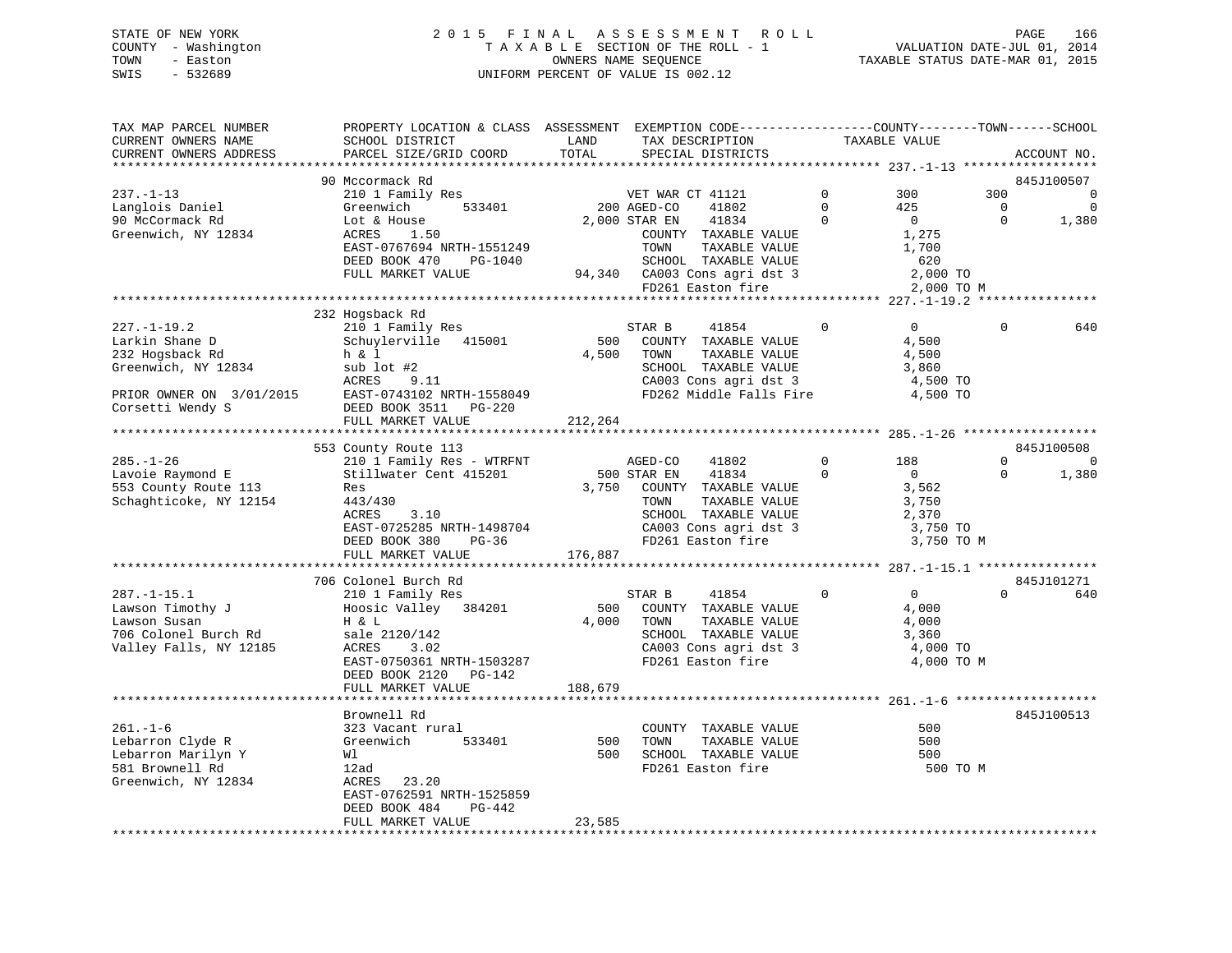STATE OF NEW YORK
COUNTY - Washington
TOWN - Easton
SWIS - 532689

2 0 1 5 F I N A L A S S E S S M E N T R O L L
T A X A B L E SECTION OF THE ROLL - 1
OWNERS NAME SEQUENCE
UNIFORM PERCENT OF VALUE IS 002.12

VALUATION DATE-JUL 01, 2014
TAXABLE STATUS DATE-MAR 01, 2015

```
TAX MAP PARCEL NUMBER          PROPERTY LOCATION & CLASS  ASSESSMENT  EXEMPTION CODE------------------COUNTY--------TOWN------SCHOOL
CURRENT OWNERS NAME            SCHOOL DISTRICT              LAND       TAX DESCRIPTION            TAXABLE VALUE
CURRENT OWNERS ADDRESS         PARCEL SIZE/GRID COORD      TOTAL       SPECIAL DISTRICTS                                    ACCOUNT NO.
******************************************************************************************* 237.-1-13 ******************
                               90 Mccormack Rd                                                                              845J100507
237.-1-13                      210 1 Family Res                 VET WAR CT 41121          0        300        300            0
Langlois Daniel                Greenwich       533401       200 AGED-CO    41802          0        425          0            0
90 McCormack Rd                Lot & House                2,000 STAR EN    41834          0          0          0        1,380
Greenwich, NY 12834            ACRES    1.50                      COUNTY  TAXABLE VALUE             1,275
                               EAST-0767694 NRTH-1551249          TOWN    TAXABLE VALUE             1,700
                               DEED BOOK 470    PG-1040           SCHOOL  TAXABLE VALUE               620
                               FULL MARKET VALUE           94,340 CA003 Cons agri dst 3             2,000 TO
                                                                  FD261 Easton fire                 2,000 TO M
******************************************************************************************* 227.-1-19.2 ****************
                               232 Hogsback Rd
227.-1-19.2                    210 1 Family Res                 STAR B     41854          0          0          0          640
Larkin Shane D                 Schuylerville   415001       500   COUNTY  TAXABLE VALUE             4,500
232 Hogsback Rd                h & l                      4,500   TOWN    TAXABLE VALUE             4,500
Greenwich, NY 12834            sub lot #2                         SCHOOL  TAXABLE VALUE             3,860
                               ACRES    9.11                      CA003 Cons agri dst 3             4,500 TO
PRIOR OWNER ON 3/01/2015       EAST-0743102 NRTH-1558049          FD262 Middle Falls Fire           4,500 TO
Corsetti Wendy S               DEED BOOK 3511   PG-220
                               FULL MARKET VALUE          212,264
******************************************************************************************* 285.-1-26 ******************
                               553 County Route 113                                                                         845J100508
285.-1-26                      210 1 Family Res - WTRFNT        AGED-CO    41802          0        188          0            0
Lavoie Raymond E               Stillwater Cent 415201       500 STAR EN    41834          0          0          0        1,380
553 County Route 113           Res                        3,750   COUNTY  TAXABLE VALUE             3,562
Schaghticoke, NY 12154         443/430                            TOWN    TAXABLE VALUE             3,750
                               ACRES    3.10                      SCHOOL  TAXABLE VALUE             2,370
                               EAST-0725285 NRTH-1498704          CA003 Cons agri dst 3             3,750 TO
                               DEED BOOK 380    PG-36             FD261 Easton fire                 3,750 TO M
                               FULL MARKET VALUE          176,887
******************************************************************************************* 287.-1-15.1 ****************
                               706 Colonel Burch Rd                                                                         845J101271
287.-1-15.1                    210 1 Family Res                 STAR B     41854          0          0          0          640
Lawson Timothy J               Hoosic Valley   384201       500   COUNTY  TAXABLE VALUE             4,000
Lawson Susan                   H & L                      4,000   TOWN    TAXABLE VALUE             4,000
706 Colonel Burch Rd           sale 2120/142                      SCHOOL  TAXABLE VALUE             3,360
Valley Falls, NY 12185         ACRES    3.02                      CA003 Cons agri dst 3             4,000 TO
                               EAST-0750361 NRTH-1503287          FD261 Easton fire                 4,000 TO M
                               DEED BOOK 2120   PG-142
                               FULL MARKET VALUE          188,679
******************************************************************************************* 261.-1-6 *******************
                               Brownell Rd                                                                                  845J100513
261.-1-6                       323 Vacant rural                   COUNTY  TAXABLE VALUE               500
Lebarron Clyde R               Greenwich       533401       500   TOWN    TAXABLE VALUE               500
Lebarron Marilyn Y             Wl                           500   SCHOOL  TAXABLE VALUE               500
581 Brownell Rd                12ad                               FD261 Easton fire                   500 TO M
Greenwich, NY 12834            ACRES   23.20
                               EAST-0762591 NRTH-1525859
                               DEED BOOK 484    PG-442
                               FULL MARKET VALUE           23,585
************************************************************************************************************************
```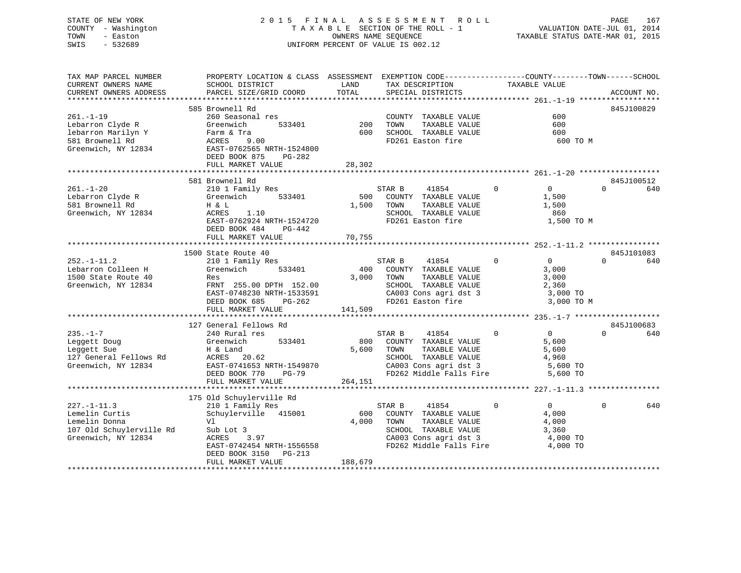STATE OF NEW YORK — COUNTY - Washington — TOWN - Easton — SWIS - 532689

# 2015 FINAL ASSESSMENT ROLL

TAXABLE SECTION OF THE ROLL - 1
OWNERS NAME SEQUENCE
UNIFORM PERCENT OF VALUE IS 002.12

VALUATION DATE-JUL 01, 2014
TAXABLE STATUS DATE-MAR 01, 2015

| TAX MAP PARCEL NUMBER / CURRENT OWNERS NAME / CURRENT OWNERS ADDRESS | PROPERTY LOCATION & CLASS / SCHOOL DISTRICT / PARCEL SIZE/GRID COORD | ASSESSMENT LAND / TOTAL | EXEMPTION CODE / TAX DESCRIPTION / SPECIAL DISTRICTS | COUNTY / TOWN / SCHOOL TAXABLE VALUE | ACCOUNT NO. |
|---|---|---|---|---|---|
| **261.-1-19** | 585 Brownell Rd | | | | 845J100829 |
| Lebarron Clyde R | 260 Seasonal res | | COUNTY TAXABLE VALUE | 600 | |
| lebarron Marilyn Y | Greenwich 533401 | 200 | TOWN TAXABLE VALUE | 600 | |
| 581 Brownell Rd | Farm & Tra | 600 | SCHOOL TAXABLE VALUE | 600 | |
| Greenwich, NY 12834 | ACRES 9.00 | | FD261 Easton fire | 600 TO M | |
| | EAST-0762565 NRTH-1524800 | | | | |
| | DEED BOOK 875 PG-282 | | | | |
| | FULL MARKET VALUE | 28,302 | | | |
| **261.-1-20** | 581 Brownell Rd | | | | 845J100512 |
| Lebarron Clyde R | 210 1 Family Res | | STAR B 41854 | 0 / 0 / 640 | |
| 581 Brownell Rd | Greenwich 533401 | 500 | COUNTY TAXABLE VALUE | 1,500 | |
| Greenwich, NY 12834 | H & L | 1,500 | TOWN TAXABLE VALUE | 1,500 | |
| | ACRES 1.10 | | SCHOOL TAXABLE VALUE | 860 | |
| | EAST-0762924 NRTH-1524720 | | FD261 Easton fire | 1,500 TO M | |
| | DEED BOOK 484 PG-442 | | | | |
| | FULL MARKET VALUE | 70,755 | | | |
| **252.-1-11.2** | 1500 State Route 40 | | | | 845J101083 |
| Lebarron Colleen H | 210 1 Family Res | | STAR B 41854 | 0 / 0 / 640 | |
| 1500 State Route 40 | Greenwich 533401 | 400 | COUNTY TAXABLE VALUE | 3,000 | |
| Greenwich, NY 12834 | Res | 3,000 | TOWN TAXABLE VALUE | 3,000 | |
| | FRNT 255.00 DPTH 152.00 | | SCHOOL TAXABLE VALUE | 2,360 | |
| | EAST-0748230 NRTH-1533591 | | CA003 Cons agri dst 3 | 3,000 TO | |
| | DEED BOOK 685 PG-262 | | FD261 Easton fire | 3,000 TO M | |
| | FULL MARKET VALUE | 141,509 | | | |
| **235.-1-7** | 127 General Fellows Rd | | | | 845J100683 |
| Leggett Doug | 240 Rural res | | STAR B 41854 | 0 / 0 / 640 | |
| Leggett Sue | Greenwich 533401 | 800 | COUNTY TAXABLE VALUE | 5,600 | |
| 127 General Fellows Rd | H & Land | 5,600 | TOWN TAXABLE VALUE | 5,600 | |
| Greenwich, NY 12834 | ACRES 20.62 | | SCHOOL TAXABLE VALUE | 4,960 | |
| | EAST-0741653 NRTH-1549870 | | CA003 Cons agri dst 3 | 5,600 TO | |
| | DEED BOOK 770 PG-79 | | FD262 Middle Falls Fire | 5,600 TO | |
| | FULL MARKET VALUE | 264,151 | | | |
| **227.-1-11.3** | 175 Old Schuylerville Rd | | | | |
| Lemelin Curtis | 210 1 Family Res | | STAR B 41854 | 0 / 0 / 640 | |
| Lemelin Donna | Schuylerville 415001 | 600 | COUNTY TAXABLE VALUE | 4,000 | |
| 107 Old Schuylerville Rd | Vl | 4,000 | TOWN TAXABLE VALUE | 4,000 | |
| Greenwich, NY 12834 | Sub Lot 3 | | SCHOOL TAXABLE VALUE | 3,360 | |
| | ACRES 3.97 | | CA003 Cons agri dst 3 | 4,000 TO | |
| | EAST-0742454 NRTH-1556558 | | FD262 Middle Falls Fire | 4,000 TO | |
| | DEED BOOK 3150 PG-213 | | | | |
| | FULL MARKET VALUE | 188,679 | | | |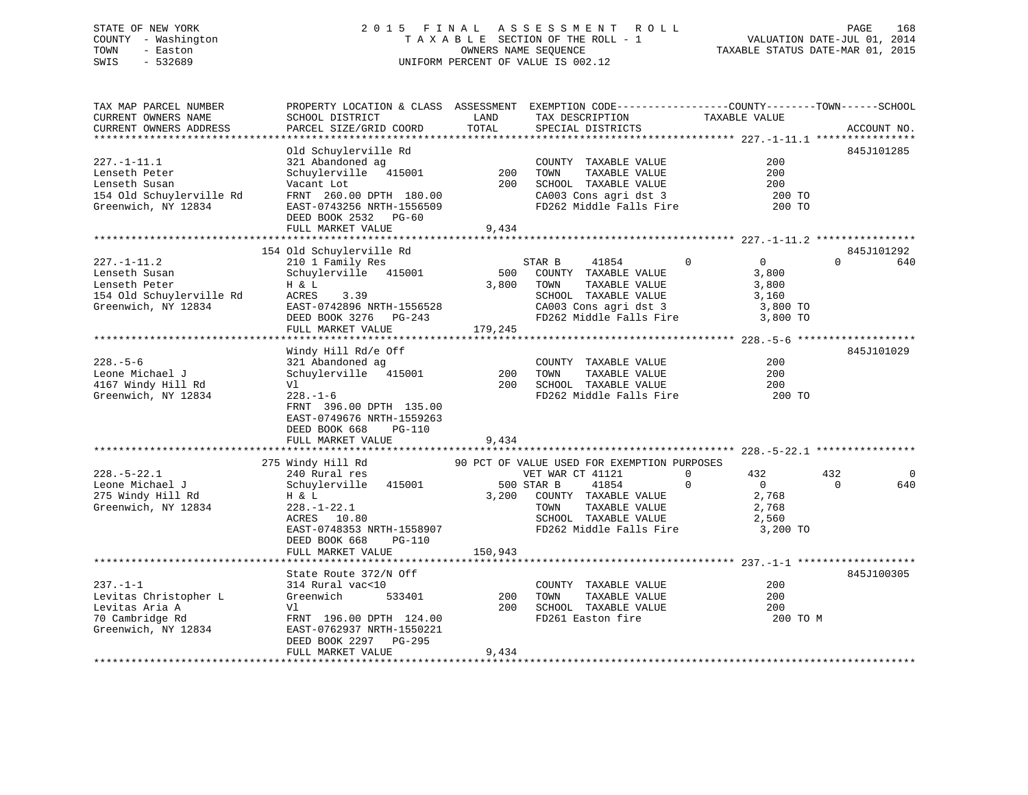STATE OF NEW YORK — 2015 FINAL ASSESSMENT ROLL
COUNTY - Washington — TAXABLE SECTION OF THE ROLL - 1 — VALUATION DATE-JUL 01, 2014
TOWN - Easton — OWNERS NAME SEQUENCE — TAXABLE STATUS DATE-MAR 01, 2015
SWIS - 532689 — UNIFORM PERCENT OF VALUE IS 002.12

```
TAX MAP PARCEL NUMBER          PROPERTY LOCATION & CLASS  ASSESSMENT  EXEMPTION CODE------------------COUNTY--------TOWN------SCHOOL
CURRENT OWNERS NAME            SCHOOL DISTRICT               LAND      TAX DESCRIPTION            TAXABLE VALUE
CURRENT OWNERS ADDRESS         PARCEL SIZE/GRID COORD        TOTAL     SPECIAL DISTRICTS                                    ACCOUNT NO.
******************************************************************************************************* 227.-1-11.1 ****************
                               Old Schuylerville Rd                                                                         845J101285
227.-1-11.1                    321 Abandoned ag                        COUNTY  TAXABLE VALUE             200
Lenseth Peter                  Schuylerville  415001         200       TOWN    TAXABLE VALUE             200
Lenseth Susan                  Vacant Lot                    200       SCHOOL  TAXABLE VALUE             200
154 Old Schuylerville Rd       FRNT  260.00 DPTH  180.00               CA003 Cons agri dst 3              200 TO
Greenwich, NY 12834            EAST-0743256 NRTH-1556509               FD262 Middle Falls Fire            200 TO
                               DEED BOOK 2532   PG-60
                               FULL MARKET VALUE            9,434
******************************************************************************************************* 227.-1-11.2 ****************
                               154 Old Schuylerville Rd                                                                     845J101292
227.-1-11.2                    210 1 Family Res                        STAR B     41854         0          0            0        640
Lenseth Susan                  Schuylerville  415001         500       COUNTY  TAXABLE VALUE           3,800
Lenseth Peter                  H & L                       3,800       TOWN    TAXABLE VALUE           3,800
154 Old Schuylerville Rd       ACRES    3.39                           SCHOOL  TAXABLE VALUE           3,160
Greenwich, NY 12834            EAST-0742896 NRTH-1556528               CA003 Cons agri dst 3            3,800 TO
                               DEED BOOK 3276   PG-243                 FD262 Middle Falls Fire          3,800 TO
                               FULL MARKET VALUE          179,245
******************************************************************************************************* 228.-5-6 *******************
                               Windy Hill Rd/e Off                                                                          845J101029
228.-5-6                       321 Abandoned ag                        COUNTY  TAXABLE VALUE             200
Leone Michael J                Schuylerville  415001         200       TOWN    TAXABLE VALUE             200
4167 Windy Hill Rd             Vl                            200       SCHOOL  TAXABLE VALUE             200
Greenwich, NY 12834            228.-1-6                                FD262 Middle Falls Fire            200 TO
                               FRNT  396.00 DPTH  135.00
                               EAST-0749676 NRTH-1559263
                               DEED BOOK 668    PG-110
                               FULL MARKET VALUE            9,434
******************************************************************************************************* 228.-5-22.1 ****************
                               275 Windy Hill Rd            90 PCT OF VALUE USED FOR EXEMPTION PURPOSES
228.-5-22.1                    240 Rural res                           VET WAR CT 41121         0        432          432          0
Leone Michael J                Schuylerville  415001         500 STAR B     41854         0          0            0        640
275 Windy Hill Rd              H & L                       3,200       COUNTY  TAXABLE VALUE           2,768
Greenwich, NY 12834            228.-1-22.1                             TOWN    TAXABLE VALUE           2,768
                               ACRES   10.80                           SCHOOL  TAXABLE VALUE           2,560
                               EAST-0748353 NRTH-1558907               FD262 Middle Falls Fire          3,200 TO
                               DEED BOOK 668    PG-110
                               FULL MARKET VALUE          150,943
******************************************************************************************************* 237.-1-1 *******************
                               State Route 372/N Off                                                                        845J100305
237.-1-1                       314 Rural vac<10                        COUNTY  TAXABLE VALUE             200
Levitas Christopher L          Greenwich      533401         200       TOWN    TAXABLE VALUE             200
Levitas Aria A                 Vl                            200       SCHOOL  TAXABLE VALUE             200
70 Cambridge Rd                FRNT  196.00 DPTH  124.00               FD261 Easton fire                  200 TO M
Greenwich, NY 12834            EAST-0762937 NRTH-1550221
                               DEED BOOK 2297   PG-295
                               FULL MARKET VALUE            9,434
************************************************************************************************************************************
```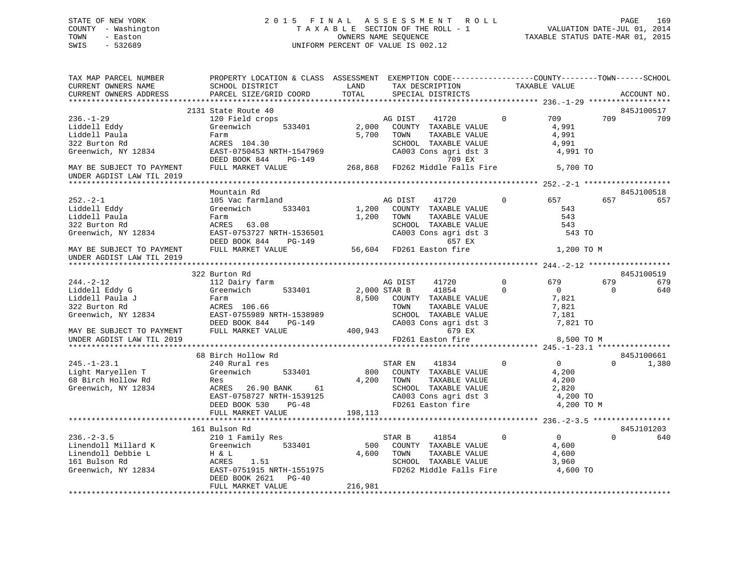STATE OF NEW YORK
COUNTY - Washington
TOWN - Easton
SWIS - 532689

# 2015 FINAL ASSESSMENT ROLL
TAXABLE SECTION OF THE ROLL - 1
OWNERS NAME SEQUENCE
UNIFORM PERCENT OF VALUE IS 002.12

VALUATION DATE-JUL 01, 2014
TAXABLE STATUS DATE-MAR 01, 2015

```
TAX MAP PARCEL NUMBER          PROPERTY LOCATION & CLASS  ASSESSMENT  EXEMPTION CODE------------------COUNTY--------TOWN------SCHOOL
CURRENT OWNERS NAME            SCHOOL DISTRICT               LAND      TAX DESCRIPTION              TAXABLE VALUE
CURRENT OWNERS ADDRESS         PARCEL SIZE/GRID COORD        TOTAL     SPECIAL DISTRICTS                                        ACCOUNT NO.
****************************************************************************************************** 236.-1-29 *****************
                               2131 State Route 40                                                                         845J100517
236.-1-29                      120 Field crops                      AG DIST    41720          0        709        709        709
Liddell Eddy                   Greenwich        533401       2,000   COUNTY  TAXABLE VALUE            4,991
Liddell Paula                  Farm                          5,700   TOWN    TAXABLE VALUE            4,991
322 Burton Rd                  ACRES  104.30                         SCHOOL  TAXABLE VALUE            4,991
Greenwich, NY 12834            EAST-0750453 NRTH-1547969             CA003 Cons agri dst 3             4,991 TO
                               DEED BOOK 844     PG-149                         709 EX
MAY BE SUBJECT TO PAYMENT      FULL MARKET VALUE           268,868   FD262 Middle Falls Fire           5,700 TO
UNDER AGDIST LAW TIL 2019
****************************************************************************************************** 252.-2-1 ******************
                               Mountain Rd                                                                                 845J100518
252.-2-1                       105 Vac farmland                     AG DIST    41720          0        657        657        657
Liddell Eddy                   Greenwich        533401       1,200   COUNTY  TAXABLE VALUE              543
Liddell Paula                  Farm                          1,200   TOWN    TAXABLE VALUE              543
322 Burton Rd                  ACRES   63.08                         SCHOOL  TAXABLE VALUE              543
Greenwich, NY 12834            EAST-0753727 NRTH-1536501             CA003 Cons agri dst 3               543 TO
                               DEED BOOK 844     PG-149                         657 EX
MAY BE SUBJECT TO PAYMENT      FULL MARKET VALUE            56,604   FD261 Easton fire                 1,200 TO M
UNDER AGDIST LAW TIL 2019
****************************************************************************************************** 244.-2-12 *****************
                               322 Burton Rd                                                                               845J100519
244.-2-12                      112 Dairy farm                       AG DIST    41720          0        679        679        679
Liddell Eddy G                 Greenwich        533401       2,000 STAR B      41854          0          0          0        640
Liddell Paula J                Farm                          8,500   COUNTY  TAXABLE VALUE            7,821
322 Burton Rd                  ACRES  106.66                         TOWN    TAXABLE VALUE            7,821
Greenwich, NY 12834            EAST-0755989 NRTH-1538989             SCHOOL  TAXABLE VALUE            7,181
                               DEED BOOK 844     PG-149              CA003 Cons agri dst 3             7,821 TO
MAY BE SUBJECT TO PAYMENT      FULL MARKET VALUE           400,943              679 EX
UNDER AGDIST LAW TIL 2019                                            FD261 Easton fire                 8,500 TO M
****************************************************************************************************** 245.-1-23.1 ***************
                               68 Birch Hollow Rd                                                                          845J100661
245.-1-23.1                    240 Rural res                        STAR EN    41834          0          0          0      1,380
Light Maryellen T              Greenwich        533401         800   COUNTY  TAXABLE VALUE            4,200
68 Birch Hollow Rd             Res                           4,200   TOWN    TAXABLE VALUE            4,200
Greenwich, NY 12834            ACRES   26.90 BANK     61             SCHOOL  TAXABLE VALUE            2,820
                               EAST-0758727 NRTH-1539125             CA003 Cons agri dst 3             4,200 TO
                               DEED BOOK 530     PG-48               FD261 Easton fire                 4,200 TO M
                               FULL MARKET VALUE           198,113
****************************************************************************************************** 236.-2-3.5 ****************
                               161 Bulson Rd                                                                               845J101203
236.-2-3.5                     210 1 Family Res                     STAR B     41854          0          0          0        640
Linendoll Millard K            Greenwich        533401         500   COUNTY  TAXABLE VALUE            4,600
Linendoll Debbie L             H & L                         4,600   TOWN    TAXABLE VALUE            4,600
161 Bulson Rd                  ACRES    1.51                         SCHOOL  TAXABLE VALUE            3,960
Greenwich, NY 12834            EAST-0751915 NRTH-1551975             FD262 Middle Falls Fire           4,600 TO
                               DEED BOOK 2621    PG-40
                               FULL MARKET VALUE           216,981
***********************************************************************************************************************************
```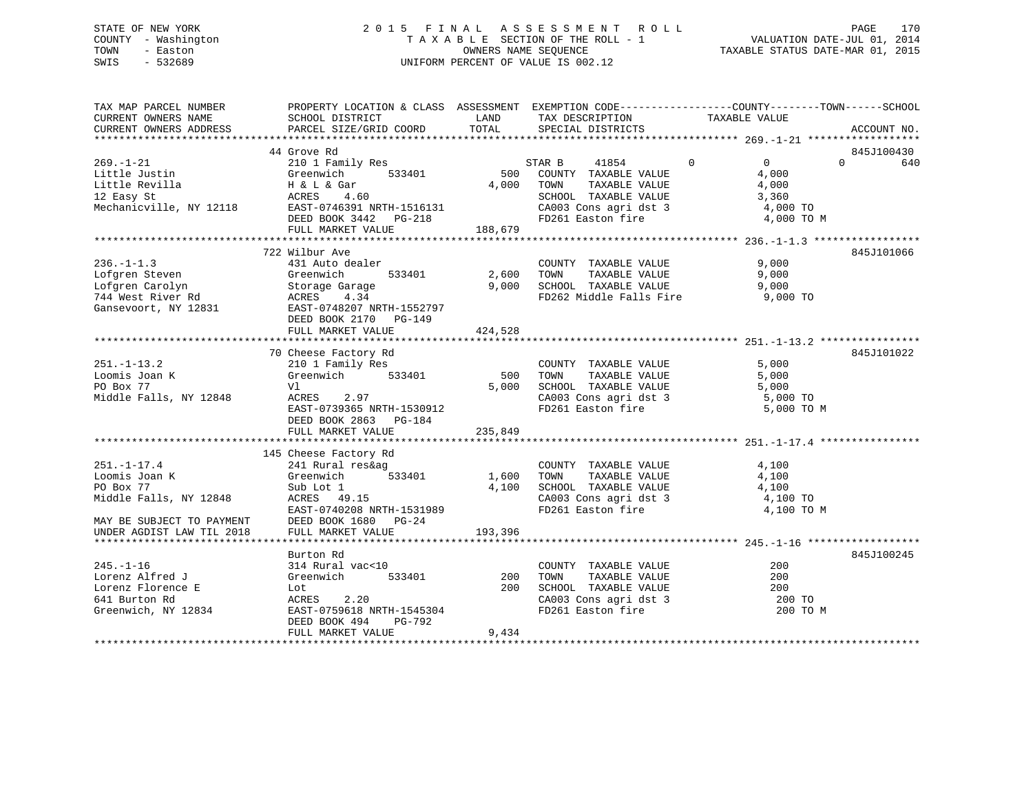STATE OF NEW YORK
COUNTY - Washington
TOWN - Easton
SWIS - 532689

# 2015 FINAL ASSESSMENT ROLL
TAXABLE SECTION OF THE ROLL - 1
OWNERS NAME SEQUENCE
UNIFORM PERCENT OF VALUE IS 002.12

VALUATION DATE-JUL 01, 2014
TAXABLE STATUS DATE-MAR 01, 2015

```
TAX MAP PARCEL NUMBER        PROPERTY LOCATION & CLASS  ASSESSMENT  EXEMPTION CODE------------------COUNTY--------TOWN------SCHOOL
CURRENT OWNERS NAME          SCHOOL DISTRICT               LAND      TAX DESCRIPTION            TAXABLE VALUE
CURRENT OWNERS ADDRESS       PARCEL SIZE/GRID COORD        TOTAL     SPECIAL DISTRICTS                                    ACCOUNT NO.
******************************************************************************************************* 269.-1-21 ******************
                             44 Grove Rd                                                                                845J100430
269.-1-21                    210 1 Family Res                        STAR B     41854          0            0            0        640
Little Justin                Greenwich       533401         500      COUNTY  TAXABLE VALUE               4,000
Little Revilla               H & L & Gar                  4,000      TOWN    TAXABLE VALUE               4,000
12 Easy St                   ACRES    4.60                           SCHOOL  TAXABLE VALUE               3,360
Mechanicville, NY 12118      EAST-0746391 NRTH-1516131               CA003 Cons agri dst 3                4,000 TO
                             DEED BOOK 3442   PG-218                 FD261 Easton fire                    4,000 TO M
                             FULL MARKET VALUE            188,679
******************************************************************************************************* 236.-1-1.3 *****************
                             722 Wilbur Ave                                                                             845J101066
236.-1-1.3                   431 Auto dealer                         COUNTY  TAXABLE VALUE               9,000
Lofgren Steven               Greenwich       533401       2,600      TOWN    TAXABLE VALUE               9,000
Lofgren Carolyn              Storage Garage               9,000      SCHOOL  TAXABLE VALUE               9,000
744 West River Rd            ACRES    4.34                           FD262 Middle Falls Fire              9,000 TO
Gansevoort, NY 12831         EAST-0748207 NRTH-1552797
                             DEED BOOK 2170   PG-149
                             FULL MARKET VALUE            424,528
******************************************************************************************************* 251.-1-13.2 ****************
                             70 Cheese Factory Rd                                                                       845J101022
251.-1-13.2                  210 1 Family Res                        COUNTY  TAXABLE VALUE               5,000
Loomis Joan K                Greenwich       533401         500      TOWN    TAXABLE VALUE               5,000
PO Box 77                    Vl                           5,000      SCHOOL  TAXABLE VALUE               5,000
Middle Falls, NY 12848       ACRES    2.97                           CA003 Cons agri dst 3                5,000 TO
                             EAST-0739365 NRTH-1530912               FD261 Easton fire                    5,000 TO M
                             DEED BOOK 2863   PG-184
                             FULL MARKET VALUE            235,849
******************************************************************************************************* 251.-1-17.4 ****************
                             145 Cheese Factory Rd
251.-1-17.4                  241 Rural res&ag                        COUNTY  TAXABLE VALUE               4,100
Loomis Joan K                Greenwich       533401       1,600      TOWN    TAXABLE VALUE               4,100
PO Box 77                    Sub Lot 1                    4,100      SCHOOL  TAXABLE VALUE               4,100
Middle Falls, NY 12848       ACRES   49.15                           CA003 Cons agri dst 3                4,100 TO
                             EAST-0740208 NRTH-1531989               FD261 Easton fire                    4,100 TO M
MAY BE SUBJECT TO PAYMENT    DEED BOOK 1680   PG-24
UNDER AGDIST LAW TIL 2018    FULL MARKET VALUE            193,396
******************************************************************************************************* 245.-1-16 ******************
                             Burton Rd                                                                                  845J100245
245.-1-16                    314 Rural vac<10                        COUNTY  TAXABLE VALUE                 200
Lorenz Alfred J              Greenwich       533401         200      TOWN    TAXABLE VALUE                 200
Lorenz Florence E            Lot                            200      SCHOOL  TAXABLE VALUE                 200
641 Burton Rd                ACRES    2.20                           CA003 Cons agri dst 3                  200 TO
Greenwich, NY 12834          EAST-0759618 NRTH-1545304               FD261 Easton fire                      200 TO M
                             DEED BOOK 494    PG-792
                             FULL MARKET VALUE              9,434
************************************************************************************************************************************
```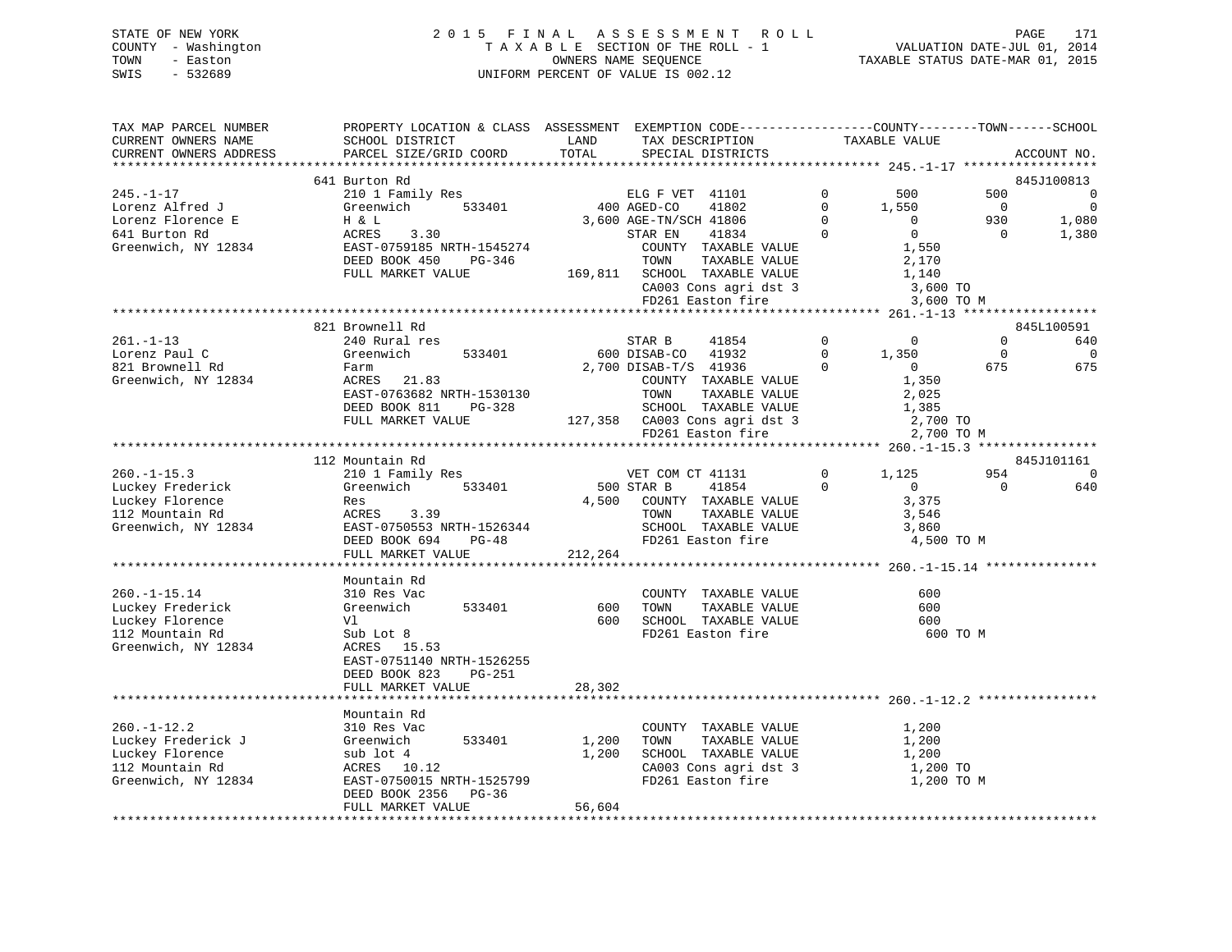STATE OF NEW YORK
COUNTY - Washington
TOWN - Easton
SWIS - 532689

2015 FINAL ASSESSMENT ROLL
TAXABLE SECTION OF THE ROLL - 1
OWNERS NAME SEQUENCE
UNIFORM PERCENT OF VALUE IS 002.12

VALUATION DATE-JUL 01, 2014
TAXABLE STATUS DATE-MAR 01, 2015

```
TAX MAP PARCEL NUMBER     PROPERTY LOCATION & CLASS  ASSESSMENT  EXEMPTION CODE-----------------COUNTY--------TOWN------SCHOOL
CURRENT OWNERS NAME       SCHOOL DISTRICT            LAND        TAX DESCRIPTION              TAXABLE VALUE
CURRENT OWNERS ADDRESS    PARCEL SIZE/GRID COORD     TOTAL       SPECIAL DISTRICTS                                        ACCOUNT NO.
******************************************************************************************************* 245.-1-17 *****************
                          641 Burton Rd                                                                                 845J100813
245.-1-17                 210 1 Family Res                       ELG F VET  41101       0        500          500              0
Lorenz Alfred J           Greenwich        533401        400 AGED-CO    41802       0      1,550            0              0
Lorenz Florence E         H & L                        3,600 AGE-TN/SCH 41806       0          0          930          1,080
641 Burton Rd             ACRES    3.30                      STAR EN    41834       0          0            0          1,380
Greenwich, NY 12834       EAST-0759185 NRTH-1545274          COUNTY  TAXABLE VALUE           1,550
                          DEED BOOK 450    PG-346            TOWN    TAXABLE VALUE           2,170
                          FULL MARKET VALUE          169,811 SCHOOL  TAXABLE VALUE           1,140
                                                             CA003 Cons agri dst 3             3,600 TO
                                                             FD261 Easton fire                 3,600 TO M
******************************************************************************************************* 261.-1-13 *****************
                          821 Brownell Rd                                                                               845L100591
261.-1-13                 240 Rural res                          STAR B     41854       0          0            0            640
Lorenz Paul C             Greenwich        533401        600 DISAB-CO   41932       0      1,350            0              0
821 Brownell Rd           Farm                         2,700 DISAB-T/S  41936       0          0          675            675
Greenwich, NY 12834       ACRES   21.83                      COUNTY  TAXABLE VALUE           1,350
                          EAST-0763682 NRTH-1530130          TOWN    TAXABLE VALUE           2,025
                          DEED BOOK 811    PG-328            SCHOOL  TAXABLE VALUE           1,385
                          FULL MARKET VALUE          127,358 CA003 Cons agri dst 3             2,700 TO
                                                             FD261 Easton fire                 2,700 TO M
******************************************************************************************************* 260.-1-15.3 ***************
                          112 Mountain Rd                                                                               845J101161
260.-1-15.3               210 1 Family Res                       VET COM CT 41131       0      1,125          954              0
Luckey Frederick          Greenwich        533401        500 STAR B     41854       0          0            0            640
Luckey Florence           Res                          4,500     COUNTY  TAXABLE VALUE           3,375
112 Mountain Rd           ACRES    3.39                          TOWN    TAXABLE VALUE           3,546
Greenwich, NY 12834       EAST-0750553 NRTH-1526344              SCHOOL  TAXABLE VALUE           3,860
                          DEED BOOK 694    PG-48                 FD261 Easton fire                 4,500 TO M
                          FULL MARKET VALUE          212,264
******************************************************************************************************* 260.-1-15.14 **************
                          Mountain Rd
260.-1-15.14              310 Res Vac                            COUNTY  TAXABLE VALUE             600
Luckey Frederick          Greenwich        533401        600     TOWN    TAXABLE VALUE             600
Luckey Florence           Vl                             600     SCHOOL  TAXABLE VALUE             600
112 Mountain Rd           Sub Lot 8                              FD261 Easton fire                   600 TO M
Greenwich, NY 12834       ACRES   15.53
                          EAST-0751140 NRTH-1526255
                          DEED BOOK 823    PG-251
                          FULL MARKET VALUE           28,302
******************************************************************************************************* 260.-1-12.2 ***************
                          Mountain Rd
260.-1-12.2               310 Res Vac                            COUNTY  TAXABLE VALUE           1,200
Luckey Frederick J        Greenwich        533401      1,200     TOWN    TAXABLE VALUE           1,200
Luckey Florence           sub lot 4                    1,200     SCHOOL  TAXABLE VALUE           1,200
112 Mountain Rd           ACRES   10.12                          CA003 Cons agri dst 3             1,200 TO
Greenwich, NY 12834       EAST-0750015 NRTH-1525799              FD261 Easton fire                 1,200 TO M
                          DEED BOOK 2356   PG-36
                          FULL MARKET VALUE           56,604
************************************************************************************************************************************
```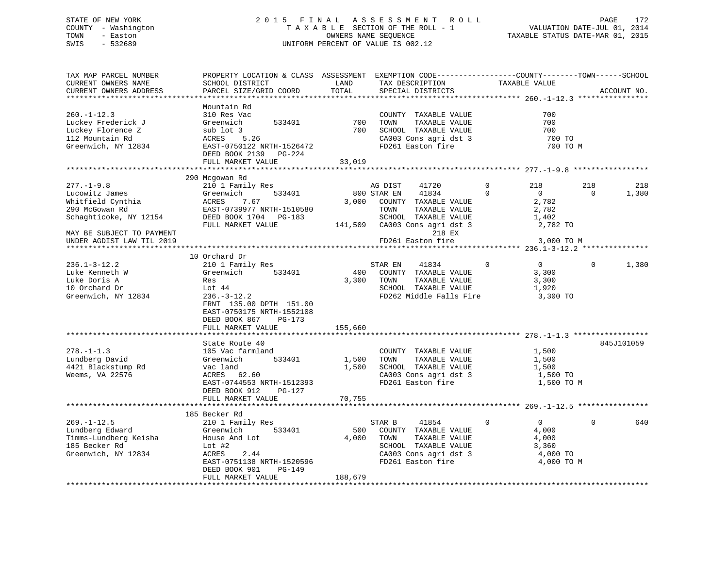STATE OF NEW YORK
COUNTY - Washington
TOWN - Easton
SWIS - 532689

2015 FINAL ASSESSMENT ROLL
TAXABLE SECTION OF THE ROLL - 1
OWNERS NAME SEQUENCE
UNIFORM PERCENT OF VALUE IS 002.12

VALUATION DATE-JUL 01, 2014
TAXABLE STATUS DATE-MAR 01, 2015

```
TAX MAP PARCEL NUMBER          PROPERTY LOCATION & CLASS  ASSESSMENT  EXEMPTION CODE------------------COUNTY--------TOWN------SCHOOL
CURRENT OWNERS NAME            SCHOOL DISTRICT              LAND      TAX DESCRIPTION              TAXABLE VALUE
CURRENT OWNERS ADDRESS         PARCEL SIZE/GRID COORD       TOTAL     SPECIAL DISTRICTS                                    ACCOUNT NO.
******************************************************************************************************* 260.-1-12.3 ****************
                               Mountain Rd
260.-1-12.3                    310 Res Vac                            COUNTY  TAXABLE VALUE              700
Luckey Frederick J             Greenwich        533401        700     TOWN    TAXABLE VALUE              700
Luckey Florence Z              sub lot 3                      700     SCHOOL  TAXABLE VALUE              700
112 Mountain Rd                ACRES    5.26                          CA003 Cons agri dst 3               700 TO
Greenwich, NY 12834            EAST-0750122 NRTH-1526472              FD261 Easton fire                   700 TO M
                               DEED BOOK 2139   PG-224
                               FULL MARKET VALUE            33,019
******************************************************************************************************* 277.-1-9.8 *****************
                               290 Mcgowan Rd
277.-1-9.8                     210 1 Family Res                      AG DIST     41720          0        218        218          218
Lucowitz James                 Greenwich        533401        800 STAR EN     41834          0          0          0        1,380
Whitfield Cynthia              ACRES    7.67                3,000   COUNTY  TAXABLE VALUE            2,782
290 McGowan Rd                 EAST-0739977 NRTH-1510580              TOWN    TAXABLE VALUE            2,782
Schaghticoke, NY 12154         DEED BOOK 1704   PG-183                SCHOOL  TAXABLE VALUE            1,402
                               FULL MARKET VALUE           141,509   CA003 Cons agri dst 3             2,782 TO
MAY BE SUBJECT TO PAYMENT                                                    218 EX
UNDER AGDIST LAW TIL 2019                                            FD261 Easton fire                 3,000 TO M
******************************************************************************************************* 236.1-3-12.2 ***************
                               10 Orchard Dr
236.1-3-12.2                   210 1 Family Res                      STAR EN     41834          0          0          0        1,380
Luke Kenneth W                 Greenwich        533401        400     COUNTY  TAXABLE VALUE            3,300
Luke Doris A                   Res                          3,300     TOWN    TAXABLE VALUE            3,300
10 Orchard Dr                  Lot 44                                 SCHOOL  TAXABLE VALUE            1,920
Greenwich, NY 12834            236.-3-12.2                            FD262 Middle Falls Fire           3,300 TO
                               FRNT 135.00 DPTH 151.00
                               EAST-0750175 NRTH-1552108
                               DEED BOOK 867    PG-173
                               FULL MARKET VALUE           155,660
******************************************************************************************************* 278.-1-1.3 *****************
                               State Route 40                                                                        845J101059
278.-1-1.3                     105 Vac farmland                       COUNTY  TAXABLE VALUE            1,500
Lundberg David                 Greenwich        533401      1,500     TOWN    TAXABLE VALUE            1,500
4421 Blackstump Rd             vac land                     1,500     SCHOOL  TAXABLE VALUE            1,500
Weems, VA 22576                ACRES   62.60                          CA003 Cons agri dst 3             1,500 TO
                               EAST-0744553 NRTH-1512393              FD261 Easton fire                 1,500 TO M
                               DEED BOOK 912    PG-127
                               FULL MARKET VALUE            70,755
******************************************************************************************************* 269.-1-12.5 ****************
                               185 Becker Rd
269.-1-12.5                    210 1 Family Res                      STAR B      41854          0          0          0          640
Lundberg Edward                Greenwich        533401        500     COUNTY  TAXABLE VALUE            4,000
Timms-Lundberg Keisha          House And Lot                4,000     TOWN    TAXABLE VALUE            4,000
185 Becker Rd                  Lot #2                                 SCHOOL  TAXABLE VALUE            3,360
Greenwich, NY 12834            ACRES    2.44                          CA003 Cons agri dst 3             4,000 TO
                               EAST-0751138 NRTH-1520596              FD261 Easton fire                 4,000 TO M
                               DEED BOOK 901    PG-149
                               FULL MARKET VALUE           188,679
************************************************************************************************************************************
```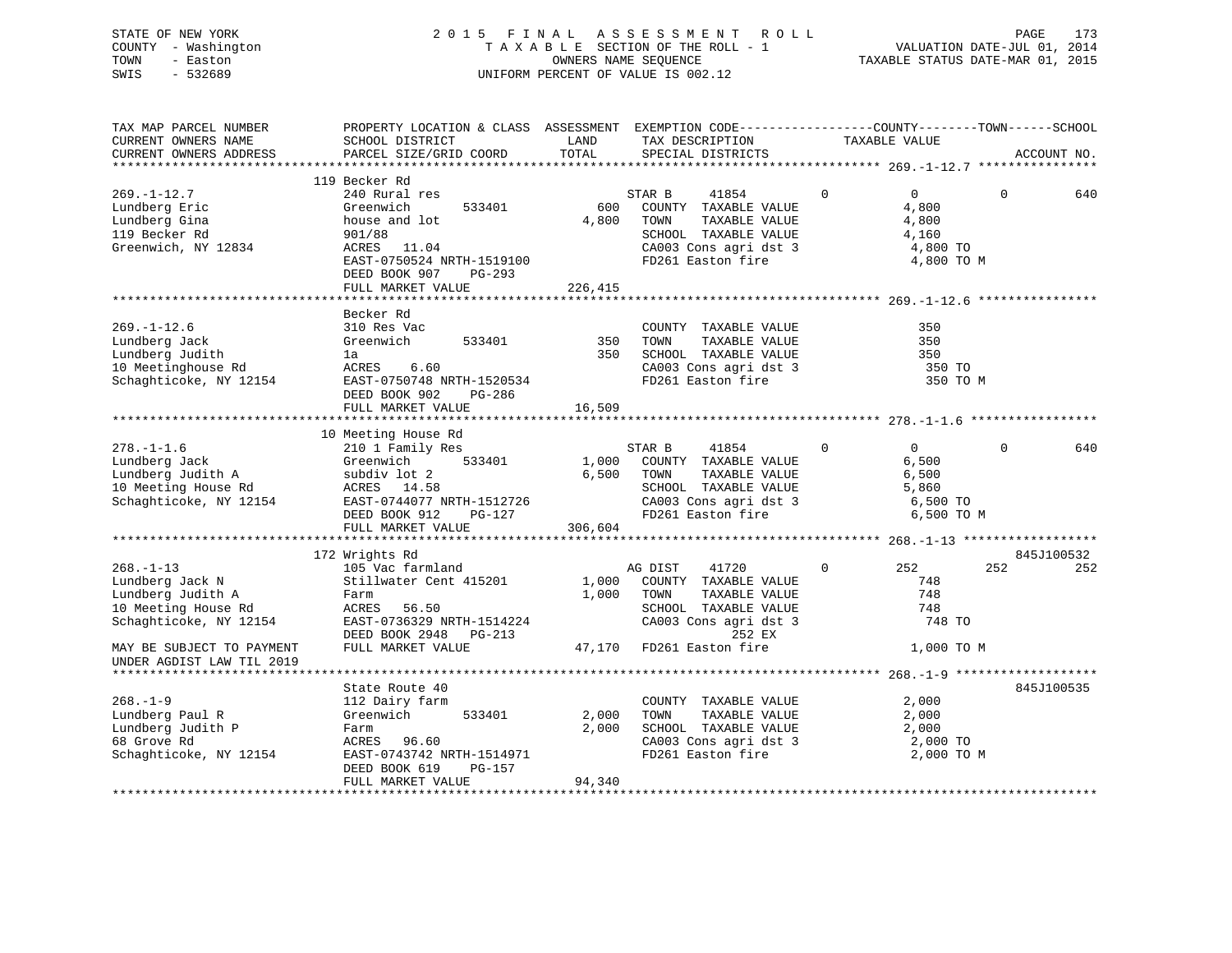STATE OF NEW YORK
COUNTY - Washington
TOWN - Easton
SWIS - 532689

# 2015 FINAL ASSESSMENT ROLL

TAXABLE SECTION OF THE ROLL - 1
OWNERS NAME SEQUENCE
UNIFORM PERCENT OF VALUE IS 002.12

VALUATION DATE-JUL 01, 2014
TAXABLE STATUS DATE-MAR 01, 2015

| TAX MAP PARCEL NUMBER / CURRENT OWNERS NAME / CURRENT OWNERS ADDRESS | PROPERTY LOCATION & CLASS / SCHOOL DISTRICT / PARCEL SIZE/GRID COORD | ASSESSMENT LAND / TOTAL | EXEMPTION CODE / TAX DESCRIPTION / SPECIAL DISTRICTS | COUNTY | TOWN | SCHOOL | ACCOUNT NO. |
|---|---|---|---|---|---|---|---|
| **269.-1-12.7** | 119 Becker Rd | | | | | | |
| 269.-1-12.7 | 240 Rural res | | STAR B 41854 0 | 0 | 0 | 640 | |
| Lundberg Eric | Greenwich 533401 | 600 | COUNTY TAXABLE VALUE | 4,800 | | | |
| Lundberg Gina | house and lot | 4,800 | TOWN TAXABLE VALUE | | 4,800 | | |
| 119 Becker Rd | 901/88 | | SCHOOL TAXABLE VALUE | | | 4,160 | |
| Greenwich, NY 12834 | ACRES 11.04 | | CA003 Cons agri dst 3 | 4,800 TO | | | |
| | EAST-0750524 NRTH-1519100 | | FD261 Easton fire | 4,800 TO M | | | |
| | DEED BOOK 907 PG-293 | | | | | | |
| | FULL MARKET VALUE | 226,415 | | | | | |
| **269.-1-12.6** | Becker Rd | | | | | | |
| 269.-1-12.6 | 310 Res Vac | | COUNTY TAXABLE VALUE | 350 | | | |
| Lundberg Jack | Greenwich 533401 | 350 | TOWN TAXABLE VALUE | | 350 | | |
| Lundberg Judith | 1a | 350 | SCHOOL TAXABLE VALUE | | | 350 | |
| 10 Meetinghouse Rd | ACRES 6.60 | | CA003 Cons agri dst 3 | 350 TO | | | |
| Schaghticoke, NY 12154 | EAST-0750748 NRTH-1520534 | | FD261 Easton fire | 350 TO M | | | |
| | DEED BOOK 902 PG-286 | | | | | | |
| | FULL MARKET VALUE | 16,509 | | | | | |
| **278.-1-1.6** | 10 Meeting House Rd | | | | | | |
| 278.-1-1.6 | 210 1 Family Res | | STAR B 41854 0 | 0 | 0 | 640 | |
| Lundberg Jack | Greenwich 533401 | 1,000 | COUNTY TAXABLE VALUE | 6,500 | | | |
| Lundberg Judith A | subdiv lot 2 | 6,500 | TOWN TAXABLE VALUE | | 6,500 | | |
| 10 Meeting House Rd | ACRES 14.58 | | SCHOOL TAXABLE VALUE | | | 5,860 | |
| Schaghticoke, NY 12154 | EAST-0744077 NRTH-1512726 | | CA003 Cons agri dst 3 | 6,500 TO | | | |
| | DEED BOOK 912 PG-127 | | FD261 Easton fire | 6,500 TO M | | | |
| | FULL MARKET VALUE | 306,604 | | | | | |
| **268.-1-13** | 172 Wrights Rd | | | | | | 845J100532 |
| 268.-1-13 | 105 Vac farmland | | AG DIST 41720 0 | 252 | 252 | 252 | |
| Lundberg Jack N | Stillwater Cent 415201 | 1,000 | COUNTY TAXABLE VALUE | 748 | | | |
| Lundberg Judith A | Farm | 1,000 | TOWN TAXABLE VALUE | | 748 | | |
| 10 Meeting House Rd | ACRES 56.50 | | SCHOOL TAXABLE VALUE | | | 748 | |
| Schaghticoke, NY 12154 | EAST-0736329 NRTH-1514224 | | CA003 Cons agri dst 3 | 748 TO | | | |
| | DEED BOOK 2948 PG-213 | | 252 EX | | | | |
| MAY BE SUBJECT TO PAYMENT UNDER AGDIST LAW TIL 2019 | FULL MARKET VALUE | 47,170 | FD261 Easton fire | 1,000 TO M | | | |
| **268.-1-9** | State Route 40 | | | | | | 845J100535 |
| 268.-1-9 | 112 Dairy farm | | COUNTY TAXABLE VALUE | 2,000 | | | |
| Lundberg Paul R | Greenwich 533401 | 2,000 | TOWN TAXABLE VALUE | | 2,000 | | |
| Lundberg Judith P | Farm | 2,000 | SCHOOL TAXABLE VALUE | | | 2,000 | |
| 68 Grove Rd | ACRES 96.60 | | CA003 Cons agri dst 3 | 2,000 TO | | | |
| Schaghticoke, NY 12154 | EAST-0743742 NRTH-1514971 | | FD261 Easton fire | 2,000 TO M | | | |
| | DEED BOOK 619 PG-157 | | | | | | |
| | FULL MARKET VALUE | 94,340 | | | | | |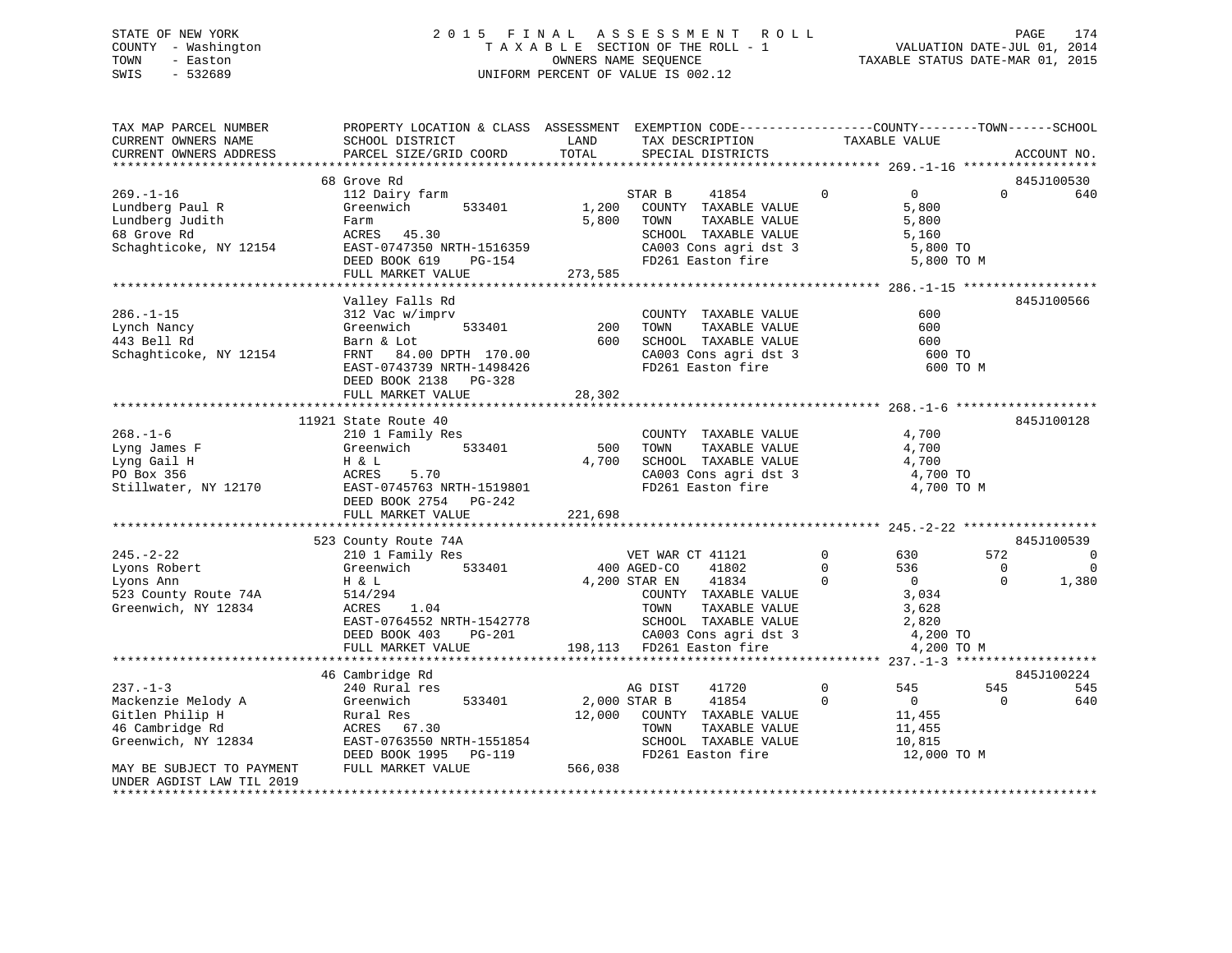STATE OF NEW YORK
COUNTY - Washington
TOWN - Easton
SWIS - 532689

2015 FINAL ASSESSMENT ROLL
TAXABLE SECTION OF THE ROLL - 1
OWNERS NAME SEQUENCE
UNIFORM PERCENT OF VALUE IS 002.12

VALUATION DATE-JUL 01, 2014
TAXABLE STATUS DATE-MAR 01, 2015

```
TAX MAP PARCEL NUMBER      PROPERTY LOCATION & CLASS  ASSESSMENT  EXEMPTION CODE------------------COUNTY--------TOWN------SCHOOL
CURRENT OWNERS NAME        SCHOOL DISTRICT              LAND      TAX DESCRIPTION             TAXABLE VALUE
CURRENT OWNERS ADDRESS     PARCEL SIZE/GRID COORD       TOTAL     SPECIAL DISTRICTS                                      ACCOUNT NO.
******************************************************************************************************* 269.-1-16 ******************
                           68 Grove Rd                                                                                845J100530
269.-1-16                  112 Dairy farm                         STAR B    41854          0          0          0           640
Lundberg Paul R            Greenwich      533401       1,200     COUNTY  TAXABLE VALUE             5,800
Lundberg Judith            Farm                        5,800     TOWN    TAXABLE VALUE             5,800
68 Grove Rd                ACRES   45.30                          SCHOOL  TAXABLE VALUE             5,160
Schaghticoke, NY 12154     EAST-0747350 NRTH-1516359              CA003 Cons agri dst 3              5,800 TO
                           DEED BOOK 619    PG-154                FD261 Easton fire                  5,800 TO M
                           FULL MARKET VALUE         273,585
******************************************************************************************************* 286.-1-15 ******************
                           Valley Falls Rd                                                                            845J100566
286.-1-15                  312 Vac w/imprv                        COUNTY  TAXABLE VALUE               600
Lynch Nancy                Greenwich      533401         200     TOWN    TAXABLE VALUE               600
443 Bell Rd                Barn & Lot                    600     SCHOOL  TAXABLE VALUE               600
Schaghticoke, NY 12154     FRNT   84.00 DPTH 170.00               CA003 Cons agri dst 3                600 TO
                           EAST-0743739 NRTH-1498426              FD261 Easton fire                    600 TO M
                           DEED BOOK 2138   PG-328
                           FULL MARKET VALUE          28,302
******************************************************************************************************* 268.-1-6 *******************
                        11921 State Route 40                                                                          845J100128
268.-1-6                   210 1 Family Res                       COUNTY  TAXABLE VALUE             4,700
Lyng James F               Greenwich      533401         500     TOWN    TAXABLE VALUE             4,700
Lyng Gail H                H & L                       4,700     SCHOOL  TAXABLE VALUE             4,700
PO Box 356                 ACRES    5.70                          CA003 Cons agri dst 3              4,700 TO
Stillwater, NY 12170       EAST-0745763 NRTH-1519801              FD261 Easton fire                  4,700 TO M
                           DEED BOOK 2754   PG-242
                           FULL MARKET VALUE         221,698
******************************************************************************************************* 245.-2-22 ******************
                           523 County Route 74A                                                                       845J100539
245.-2-22                  210 1 Family Res                       VET WAR CT 41121         0        630        572             0
Lyons Robert               Greenwich      533401         400 AGED-CO    41802         0        536          0             0
Lyons Ann                  H & L                       4,200 STAR EN    41834         0          0          0         1,380
523 County Route 74A       514/294                                COUNTY  TAXABLE VALUE             3,034
Greenwich, NY 12834        ACRES    1.04                          TOWN    TAXABLE VALUE             3,628
                           EAST-0764552 NRTH-1542778              SCHOOL  TAXABLE VALUE             2,820
                           DEED BOOK 403    PG-201                CA003 Cons agri dst 3              4,200 TO
                           FULL MARKET VALUE         198,113      FD261 Easton fire                  4,200 TO M
******************************************************************************************************* 237.-1-3 *******************
                           46 Cambridge Rd                                                                            845J100224
237.-1-3                   240 Rural res                          AG DIST    41720         0        545        545           545
Mackenzie Melody A         Greenwich      533401       2,000 STAR B     41854         0          0          0           640
Gitlen Philip H            Rural Res                  12,000     COUNTY  TAXABLE VALUE            11,455
46 Cambridge Rd            ACRES   67.30                          TOWN    TAXABLE VALUE            11,455
Greenwich, NY 12834        EAST-0763550 NRTH-1551854              SCHOOL  TAXABLE VALUE            10,815
                           DEED BOOK 1995   PG-119                FD261 Easton fire                 12,000 TO M
MAY BE SUBJECT TO PAYMENT  FULL MARKET VALUE         566,038
UNDER AGDIST LAW TIL 2019
************************************************************************************************************************************
```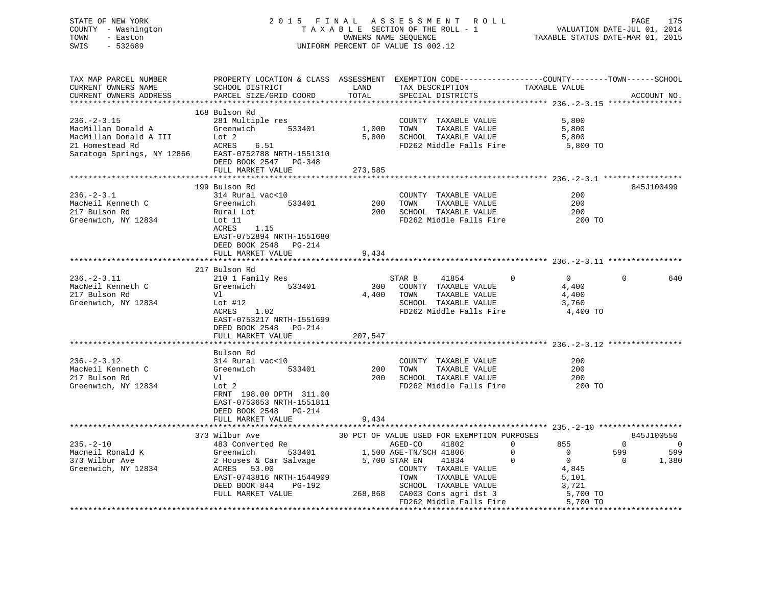STATE OF NEW YORK
COUNTY - Washington
TOWN - Easton
SWIS - 532689

2015 FINAL ASSESSMENT ROLL
TAXABLE SECTION OF THE ROLL - 1
OWNERS NAME SEQUENCE
UNIFORM PERCENT OF VALUE IS 002.12

VALUATION DATE-JUL 01, 2014
TAXABLE STATUS DATE-MAR 01, 2015

```
TAX MAP PARCEL NUMBER          PROPERTY LOCATION & CLASS  ASSESSMENT  EXEMPTION CODE------------------COUNTY--------TOWN------SCHOOL
CURRENT OWNERS NAME            SCHOOL DISTRICT               LAND       TAX DESCRIPTION             TAXABLE VALUE
CURRENT OWNERS ADDRESS         PARCEL SIZE/GRID COORD        TOTAL      SPECIAL DISTRICTS                                        ACCOUNT NO.
******************************************************************************************************* 236.-2-3.15 ****************
                               168 Bulson Rd
236.-2-3.15                    281 Multiple res                          COUNTY  TAXABLE VALUE            5,800
MacMillan Donald A             Greenwich        533401       1,000      TOWN    TAXABLE VALUE            5,800
MacMillan Donald A III         Lot 2                         5,800      SCHOOL  TAXABLE VALUE            5,800
21 Homestead Rd                ACRES    6.51                            FD262 Middle Falls Fire           5,800 TO
Saratoga Springs, NY 12866     EAST-0752788 NRTH-1551310
                               DEED BOOK 2547   PG-348
                               FULL MARKET VALUE           273,585
******************************************************************************************************* 236.-2-3.1 *****************
                               199 Bulson Rd                                                                               845J100499
236.-2-3.1                     314 Rural vac<10                          COUNTY  TAXABLE VALUE              200
MacNeil Kenneth C              Greenwich        533401         200      TOWN    TAXABLE VALUE              200
217 Bulson Rd                  Rural Lot                       200      SCHOOL  TAXABLE VALUE              200
Greenwich, NY 12834            Lot 11                                   FD262 Middle Falls Fire             200 TO
                               ACRES    1.15
                               EAST-0752894 NRTH-1551680
                               DEED BOOK 2548   PG-214
                               FULL MARKET VALUE             9,434
******************************************************************************************************* 236.-2-3.11 ****************
                               217 Bulson Rd
236.-2-3.11                    210 1 Family Res                         STAR B     41854          0           0            0          640
MacNeil Kenneth C              Greenwich        533401         300      COUNTY  TAXABLE VALUE            4,400
217 Bulson Rd                  Vl                            4,400      TOWN    TAXABLE VALUE            4,400
Greenwich, NY 12834            Lot #12                                  SCHOOL  TAXABLE VALUE            3,760
                               ACRES    1.02                            FD262 Middle Falls Fire           4,400 TO
                               EAST-0753217 NRTH-1551699
                               DEED BOOK 2548   PG-214
                               FULL MARKET VALUE           207,547
******************************************************************************************************* 236.-2-3.12 ****************
                               Bulson Rd
236.-2-3.12                    314 Rural vac<10                          COUNTY  TAXABLE VALUE              200
MacNeil Kenneth C              Greenwich        533401         200      TOWN    TAXABLE VALUE              200
217 Bulson Rd                  Vl                              200      SCHOOL  TAXABLE VALUE              200
Greenwich, NY 12834            Lot 2                                    FD262 Middle Falls Fire             200 TO
                               FRNT 198.00 DPTH 311.00
                               EAST-0753653 NRTH-1551811
                               DEED BOOK 2548   PG-214
                               FULL MARKET VALUE             9,434
******************************************************************************************************* 235.-2-10 ******************
                               373 Wilbur Ave               30 PCT OF VALUE USED FOR EXEMPTION PURPOSES                      845J100550
235.-2-10                      483 Converted Re                         AGED-CO    41802          0         855            0            0
Macneil Ronald K               Greenwich        533401       1,500 AGE-TN/SCH 41806               0           0          599          599
373 Wilbur Ave                 2 Houses & Car Salvage        5,700 STAR EN    41834               0           0            0        1,380
Greenwich, NY 12834            ACRES   53.00                            COUNTY  TAXABLE VALUE            4,845
                               EAST-0743816 NRTH-1544909                TOWN    TAXABLE VALUE            5,101
                               DEED BOOK 844    PG-192                  SCHOOL  TAXABLE VALUE            3,721
                               FULL MARKET VALUE           268,868      CA003 Cons agri dst 3             5,700 TO
                                                                        FD262 Middle Falls Fire           5,700 TO
************************************************************************************************************************************
```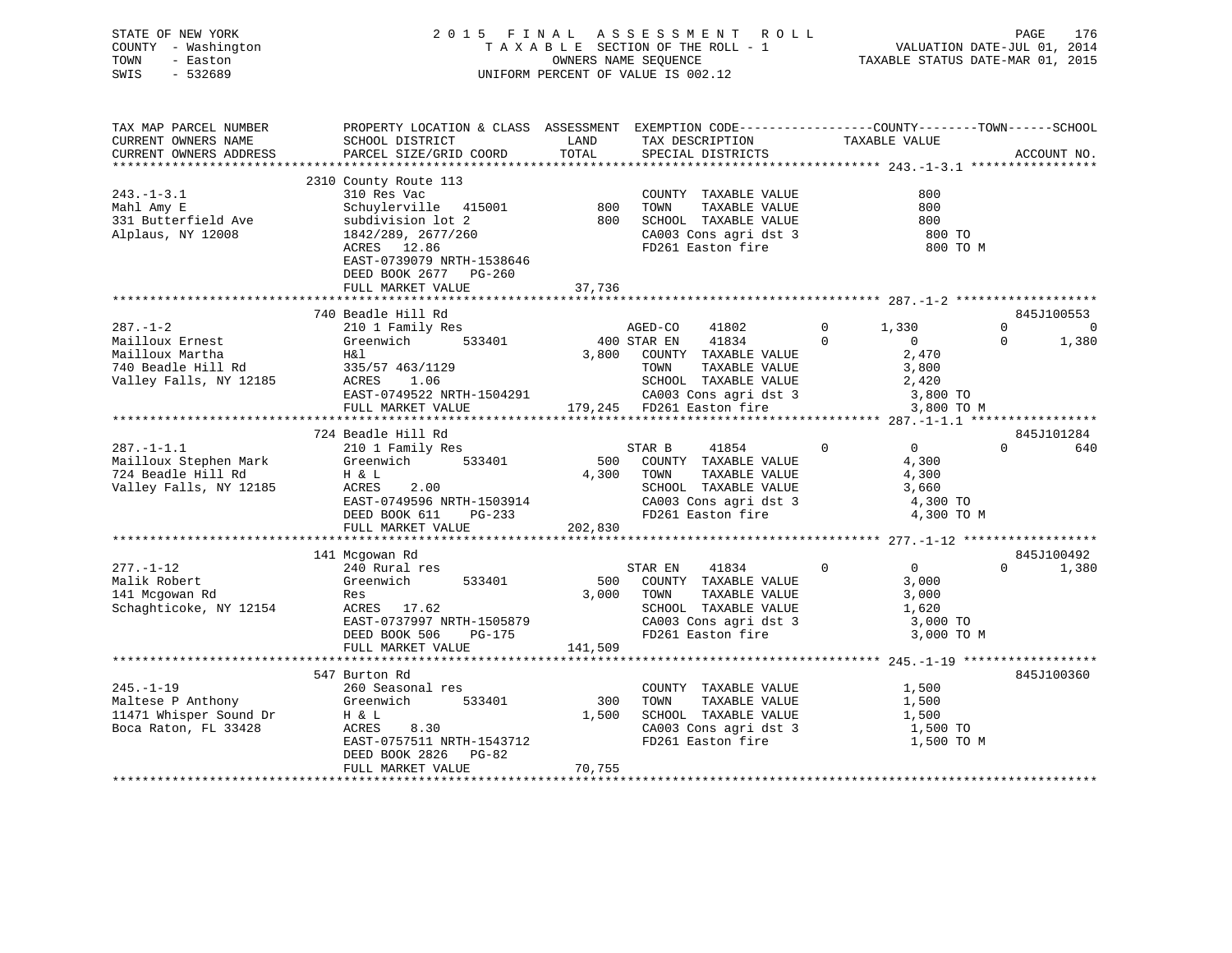STATE OF NEW YORK
COUNTY - Washington
TOWN - Easton
SWIS - 532689

2 0 1 5 F I N A L A S S E S S M E N T R O L L
T A X A B L E SECTION OF THE ROLL - 1
OWNERS NAME SEQUENCE
UNIFORM PERCENT OF VALUE IS 002.12

VALUATION DATE-JUL 01, 2014
TAXABLE STATUS DATE-MAR 01, 2015

```
TAX MAP PARCEL NUMBER      PROPERTY LOCATION & CLASS  ASSESSMENT  EXEMPTION CODE------------------COUNTY--------TOWN------SCHOOL
CURRENT OWNERS NAME        SCHOOL DISTRICT              LAND      TAX DESCRIPTION           TAXABLE VALUE
CURRENT OWNERS ADDRESS     PARCEL SIZE/GRID COORD       TOTAL     SPECIAL DISTRICTS                                    ACCOUNT NO.
******************************************************************************************* 243.-1-3.1 *****************
                           2310 County Route 113
243.-1-3.1                 310 Res Vac                            COUNTY  TAXABLE VALUE              800
Mahl Amy E                 Schuylerville  415001          800     TOWN    TAXABLE VALUE              800
331 Butterfield Ave        subdivision lot 2              800     SCHOOL  TAXABLE VALUE              800
Alplaus, NY 12008          1842/289, 2677/260                     CA003 Cons agri dst 3               800 TO
                           ACRES  12.86                           FD261 Easton fire                   800 TO M
                           EAST-0739079 NRTH-1538646
                           DEED BOOK 2677   PG-260
                           FULL MARKET VALUE            37,736
******************************************************************************************* 287.-1-2 *******************
                           740 Beadle Hill Rd                                                                 845J100553
287.-1-2                   210 1 Family Res                  AGED-CO     41802        0     1,330            0          0
Mailloux Ernest            Greenwich      533401          400 STAR EN    41834        0         0            0      1,380
Mailloux Martha            H&l                          3,800    COUNTY  TAXABLE VALUE          2,470
740 Beadle Hill Rd         335/57 463/1129                       TOWN    TAXABLE VALUE          3,800
Valley Falls, NY 12185     ACRES    1.06                         SCHOOL  TAXABLE VALUE          2,420
                           EAST-0749522 NRTH-1504291             CA003 Cons agri dst 3           3,800 TO
                           FULL MARKET VALUE           179,245   FD261 Easton fire               3,800 TO M
******************************************************************************************* 287.-1-1.1 *****************
                           724 Beadle Hill Rd                                                                 845J101284
287.-1-1.1                 210 1 Family Res                  STAR B      41854        0         0            0        640
Mailloux Stephen Mark      Greenwich      533401          500    COUNTY  TAXABLE VALUE          4,300
724 Beadle Hill Rd         H & L                        4,300    TOWN    TAXABLE VALUE          4,300
Valley Falls, NY 12185     ACRES    2.00                         SCHOOL  TAXABLE VALUE          3,660
                           EAST-0749596 NRTH-1503914             CA003 Cons agri dst 3           4,300 TO
                           DEED BOOK 611    PG-233               FD261 Easton fire               4,300 TO M
                           FULL MARKET VALUE           202,830
******************************************************************************************* 277.-1-12 ******************
                           141 Mcgowan Rd                                                                     845J100492
277.-1-12                  240 Rural res                     STAR EN     41834        0         0            0      1,380
Malik Robert               Greenwich      533401          500    COUNTY  TAXABLE VALUE          3,000
141 Mcgowan Rd             Res                          3,000    TOWN    TAXABLE VALUE          3,000
Schaghticoke, NY 12154     ACRES   17.62                         SCHOOL  TAXABLE VALUE          1,620
                           EAST-0737997 NRTH-1505879             CA003 Cons agri dst 3           3,000 TO
                           DEED BOOK 506    PG-175               FD261 Easton fire               3,000 TO M
                           FULL MARKET VALUE           141,509
******************************************************************************************* 245.-1-19 ******************
                           547 Burton Rd                                                                      845J100360
245.-1-19                  260 Seasonal res                      COUNTY  TAXABLE VALUE          1,500
Maltese P Anthony          Greenwich      533401          300    TOWN    TAXABLE VALUE          1,500
11471 Whisper Sound Dr     H & L                        1,500    SCHOOL  TAXABLE VALUE          1,500
Boca Raton, FL 33428       ACRES    8.30                         CA003 Cons agri dst 3           1,500 TO
                           EAST-0757511 NRTH-1543712             FD261 Easton fire               1,500 TO M
                           DEED BOOK 2826   PG-82
                           FULL MARKET VALUE            70,755
**************************************************************************************************************************
```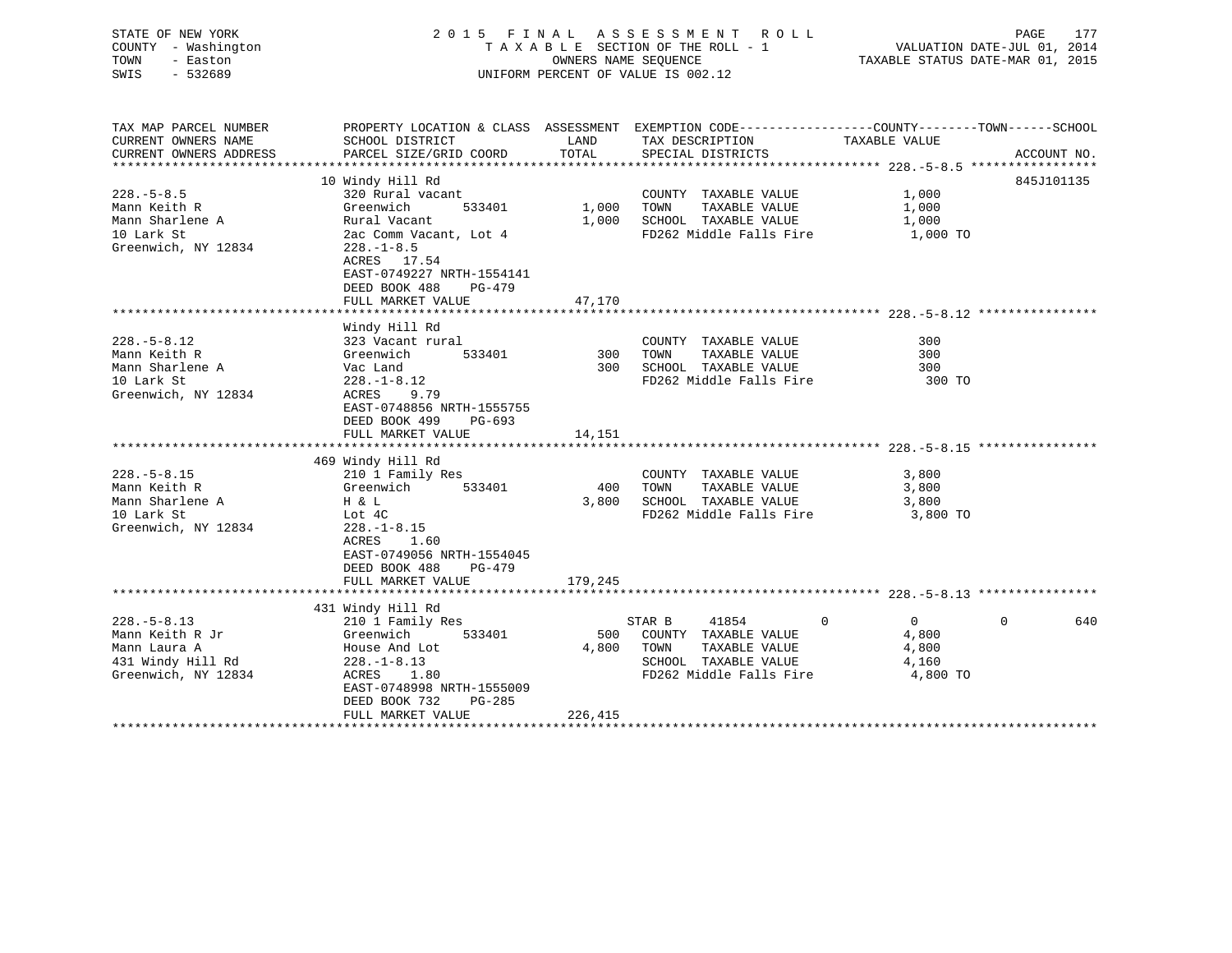STATE OF NEW YORK
COUNTY - Washington
TOWN - Easton
SWIS - 532689

# 2015 FINAL ASSESSMENT ROLL
TAXABLE SECTION OF THE ROLL - 1
OWNERS NAME SEQUENCE
UNIFORM PERCENT OF VALUE IS 002.12

VALUATION DATE-JUL 01, 2014
TAXABLE STATUS DATE-MAR 01, 2015

| TAX MAP PARCEL NUMBER / CURRENT OWNERS NAME / CURRENT OWNERS ADDRESS | PROPERTY LOCATION & CLASS / SCHOOL DISTRICT / PARCEL SIZE/GRID COORD | ASSESSMENT LAND | TOTAL | EXEMPTION CODE / TAX DESCRIPTION / SPECIAL DISTRICTS | COUNTY TAXABLE VALUE | TOWN | SCHOOL | ACCOUNT NO. |
|---|---|---|---|---|---|---|---|---|
| **228.-5-8.5** | 10 Windy Hill Rd | | | | | | | 845J101135 |
| 228.-5-8.5 | 320 Rural vacant | | | COUNTY TAXABLE VALUE | 1,000 | | | |
| Mann Keith R | Greenwich 533401 | 1,000 | | TOWN TAXABLE VALUE | 1,000 | | | |
| Mann Sharlene A | Rural Vacant | | 1,000 | SCHOOL TAXABLE VALUE | 1,000 | | | |
| 10 Lark St | 2ac Comm Vacant, Lot 4 | | | FD262 Middle Falls Fire | 1,000 TO | | | |
| Greenwich, NY 12834 | 228.-1-8.5 | | | | | | | |
| | ACRES 17.54 | | | | | | | |
| | EAST-0749227 NRTH-1554141 | | | | | | | |
| | DEED BOOK 488 PG-479 | | | | | | | |
| | FULL MARKET VALUE | | 47,170 | | | | | |
| **228.-5-8.12** | Windy Hill Rd | | | | | | | |
| 228.-5-8.12 | 323 Vacant rural | | | COUNTY TAXABLE VALUE | 300 | | | |
| Mann Keith R | Greenwich 533401 | 300 | | TOWN TAXABLE VALUE | 300 | | | |
| Mann Sharlene A | Vac Land | | 300 | SCHOOL TAXABLE VALUE | 300 | | | |
| 10 Lark St | 228.-1-8.12 | | | FD262 Middle Falls Fire | 300 TO | | | |
| Greenwich, NY 12834 | ACRES 9.79 | | | | | | | |
| | EAST-0748856 NRTH-1555755 | | | | | | | |
| | DEED BOOK 499 PG-693 | | | | | | | |
| | FULL MARKET VALUE | | 14,151 | | | | | |
| **228.-5-8.15** | 469 Windy Hill Rd | | | | | | | |
| 228.-5-8.15 | 210 1 Family Res | | | COUNTY TAXABLE VALUE | 3,800 | | | |
| Mann Keith R | Greenwich 533401 | 400 | | TOWN TAXABLE VALUE | 3,800 | | | |
| Mann Sharlene A | H & L | | 3,800 | SCHOOL TAXABLE VALUE | 3,800 | | | |
| 10 Lark St | Lot 4C | | | FD262 Middle Falls Fire | 3,800 TO | | | |
| Greenwich, NY 12834 | 228.-1-8.15 | | | | | | | |
| | ACRES 1.60 | | | | | | | |
| | EAST-0749056 NRTH-1554045 | | | | | | | |
| | DEED BOOK 488 PG-479 | | | | | | | |
| | FULL MARKET VALUE | | 179,245 | | | | | |
| **228.-5-8.13** | 431 Windy Hill Rd | | | | | | | |
| 228.-5-8.13 | 210 1 Family Res | | | STAR B 41854 | 0 | 0 | 0 | 640 |
| Mann Keith R Jr | Greenwich 533401 | 500 | | COUNTY TAXABLE VALUE | 4,800 | | | |
| Mann Laura A | House And Lot | | 4,800 | TOWN TAXABLE VALUE | 4,800 | | | |
| 431 Windy Hill Rd | 228.-1-8.13 | | | SCHOOL TAXABLE VALUE | 4,160 | | | |
| Greenwich, NY 12834 | ACRES 1.80 | | | FD262 Middle Falls Fire | 4,800 TO | | | |
| | EAST-0748998 NRTH-1555009 | | | | | | | |
| | DEED BOOK 732 PG-285 | | | | | | | |
| | FULL MARKET VALUE | | 226,415 | | | | | |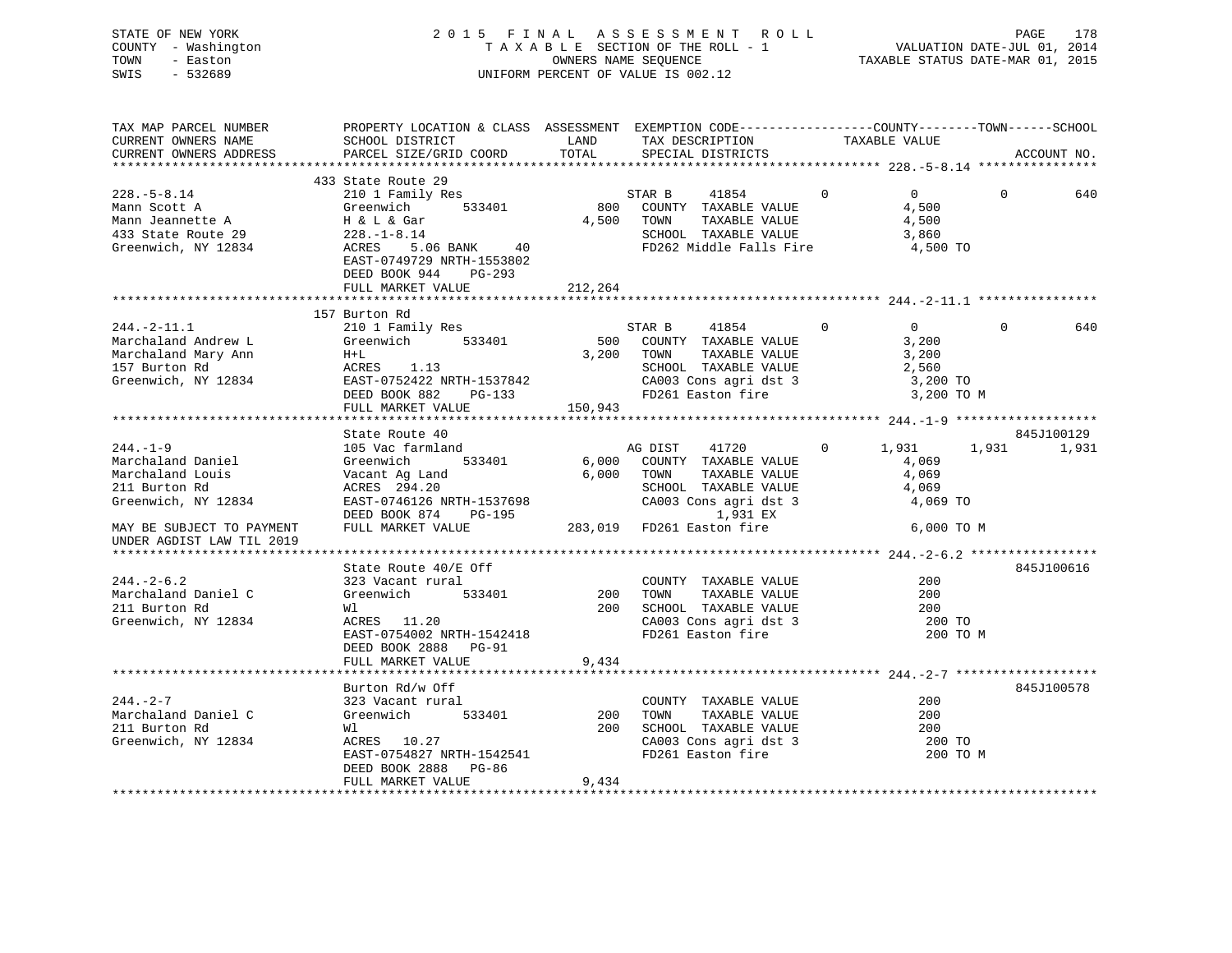STATE OF NEW YORK
COUNTY - Washington
TOWN - Easton
SWIS - 532689

2015 FINAL ASSESSMENT ROLL
TAXABLE SECTION OF THE ROLL - 1
OWNERS NAME SEQUENCE
UNIFORM PERCENT OF VALUE IS 002.12

VALUATION DATE-JUL 01, 2014
TAXABLE STATUS DATE-MAR 01, 2015

```
TAX MAP PARCEL NUMBER          PROPERTY LOCATION & CLASS  ASSESSMENT  EXEMPTION CODE------------------COUNTY--------TOWN------SCHOOL
CURRENT OWNERS NAME            SCHOOL DISTRICT               LAND       TAX DESCRIPTION            TAXABLE VALUE
CURRENT OWNERS ADDRESS         PARCEL SIZE/GRID COORD        TOTAL      SPECIAL DISTRICTS                                    ACCOUNT NO.
*************************************************************************************************** 228.-5-8.14 ****************
                               433 State Route 29
228.-5-8.14                    210 1 Family Res                        STAR B     41854          0          0           0         640
Mann Scott A                   Greenwich        533401          800    COUNTY  TAXABLE VALUE              4,500
Mann Jeannette A               H & L & Gar                     4,500    TOWN    TAXABLE VALUE              4,500
433 State Route 29             228.-1-8.14                              SCHOOL  TAXABLE VALUE              3,860
Greenwich, NY 12834            ACRES    5.06 BANK     40                FD262 Middle Falls Fire             4,500 TO
                               EAST-0749729 NRTH-1553802
                               DEED BOOK 944    PG-293
                               FULL MARKET VALUE              212,264
*************************************************************************************************** 244.-2-11.1 ****************
                               157 Burton Rd
244.-2-11.1                    210 1 Family Res                        STAR B     41854          0          0           0         640
Marchaland Andrew L            Greenwich        533401          500    COUNTY  TAXABLE VALUE              3,200
Marchaland Mary Ann            H+L                             3,200    TOWN    TAXABLE VALUE              3,200
157 Burton Rd                  ACRES    1.13                            SCHOOL  TAXABLE VALUE              2,560
Greenwich, NY 12834            EAST-0752422 NRTH-1537842                CA003 Cons agri dst 3               3,200 TO
                               DEED BOOK 882    PG-133                  FD261 Easton fire                   3,200 TO M
                               FULL MARKET VALUE              150,943
*************************************************************************************************** 244.-1-9 *******************
                               State Route 40                                                                         845J100129
244.-1-9                       105 Vac farmland                        AG DIST    41720          0      1,931       1,931       1,931
Marchaland Daniel              Greenwich        533401        6,000    COUNTY  TAXABLE VALUE              4,069
Marchaland Louis               Vacant Ag Land                  6,000    TOWN    TAXABLE VALUE              4,069
211 Burton Rd                  ACRES  294.20                            SCHOOL  TAXABLE VALUE              4,069
Greenwich, NY 12834            EAST-0746126 NRTH-1537698                CA003 Cons agri dst 3               4,069 TO
                               DEED BOOK 874    PG-195                        1,931 EX
MAY BE SUBJECT TO PAYMENT      FULL MARKET VALUE              283,019  FD261 Easton fire                   6,000 TO M
UNDER AGDIST LAW TIL 2019
*************************************************************************************************** 244.-2-6.2 *****************
                               State Route 40/E Off                                                                   845J100616
244.-2-6.2                     323 Vacant rural                        COUNTY  TAXABLE VALUE                200
Marchaland Daniel C            Greenwich        533401          200    TOWN    TAXABLE VALUE                200
211 Burton Rd                  Wl                                200    SCHOOL  TAXABLE VALUE                200
Greenwich, NY 12834            ACRES   11.20                            CA003 Cons agri dst 3                 200 TO
                               EAST-0754002 NRTH-1542418                FD261 Easton fire                     200 TO M
                               DEED BOOK 2888   PG-91
                               FULL MARKET VALUE                9,434
*************************************************************************************************** 244.-2-7 *******************
                               Burton Rd/w Off                                                                        845J100578
244.-2-7                       323 Vacant rural                        COUNTY  TAXABLE VALUE                200
Marchaland Daniel C            Greenwich        533401          200    TOWN    TAXABLE VALUE                200
211 Burton Rd                  Wl                                200    SCHOOL  TAXABLE VALUE                200
Greenwich, NY 12834            ACRES   10.27                            CA003 Cons agri dst 3                 200 TO
                               EAST-0754827 NRTH-1542541                FD261 Easton fire                     200 TO M
                               DEED BOOK 2888   PG-86
                               FULL MARKET VALUE                9,434
********************************************************************************************************************************
```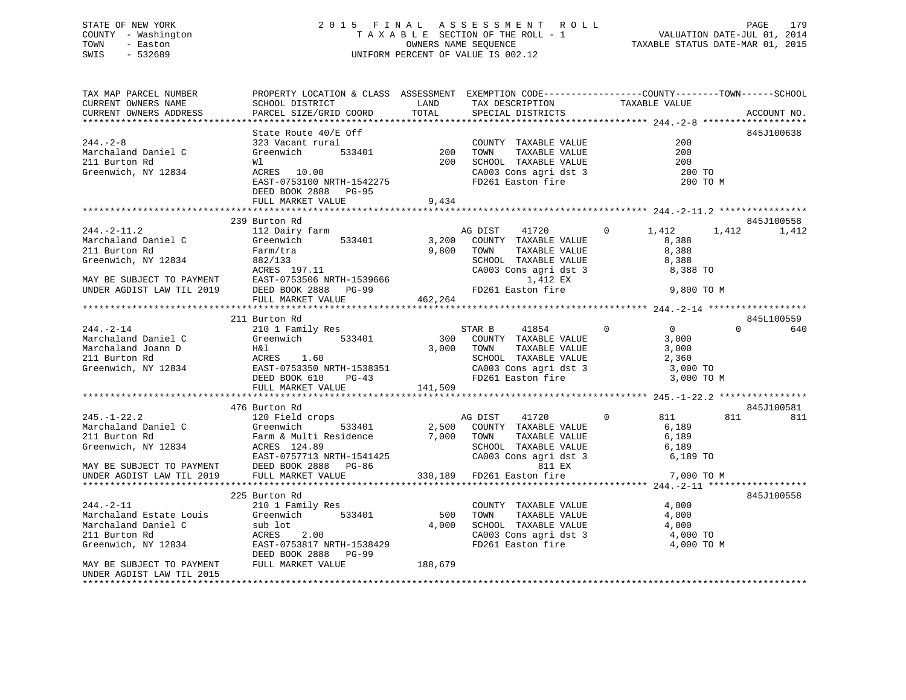STATE OF NEW YORK
COUNTY - Washington
TOWN - Easton
SWIS - 532689

2 0 1 5 F I N A L A S S E S S M E N T R O L L
T A X A B L E SECTION OF THE ROLL - 1
OWNERS NAME SEQUENCE
UNIFORM PERCENT OF VALUE IS 002.12

VALUATION DATE-JUL 01, 2014
TAXABLE STATUS DATE-MAR 01, 2015

```
TAX MAP PARCEL NUMBER          PROPERTY LOCATION & CLASS  ASSESSMENT  EXEMPTION CODE------------------COUNTY--------TOWN------SCHOOL
CURRENT OWNERS NAME            SCHOOL DISTRICT               LAND      TAX DESCRIPTION            TAXABLE VALUE
CURRENT OWNERS ADDRESS         PARCEL SIZE/GRID COORD        TOTAL     SPECIAL DISTRICTS                                    ACCOUNT NO.
*********************************************************************************************** 244.-2-8 *******************
                               State Route 40/E Off                                                                   845J100638
244.-2-8                       323 Vacant rural                        COUNTY  TAXABLE VALUE              200
Marchaland Daniel C            Greenwich       533401          200     TOWN    TAXABLE VALUE              200
211 Burton Rd                  Wl                              200     SCHOOL  TAXABLE VALUE              200
Greenwich, NY 12834            ACRES  10.00                            CA003 Cons agri dst 3               200 TO
                               EAST-0753100 NRTH-1542275               FD261 Easton fire                   200 TO M
                               DEED BOOK 2888   PG-95
                               FULL MARKET VALUE                 9,434
*********************************************************************************************** 244.-2-11.2 ****************
                               239 Burton Rd                                                                          845J100558
244.-2-11.2                    112 Dairy farm                          AG DIST    41720          0       1,412       1,412       1,412
Marchaland Daniel C            Greenwich       533401        3,200     COUNTY  TAXABLE VALUE            8,388
211 Burton Rd                  Farm/tra                      9,800     TOWN    TAXABLE VALUE            8,388
Greenwich, NY 12834            882/133                                 SCHOOL  TAXABLE VALUE            8,388
                               ACRES 197.11                            CA003 Cons agri dst 3             8,388 TO
MAY BE SUBJECT TO PAYMENT      EAST-0753506 NRTH-1539666                      1,412 EX
UNDER AGDIST LAW TIL 2019      DEED BOOK 2888   PG-99                  FD261 Easton fire                 9,800 TO M
                               FULL MARKET VALUE               462,264
*********************************************************************************************** 244.-2-14 ******************
                               211 Burton Rd                                                                          845L100559
244.-2-14                      210 1 Family Res                        STAR B     41854          0           0           0         640
Marchaland Daniel C            Greenwich       533401          300     COUNTY  TAXABLE VALUE            3,000
Marchaland Joann D             H&l                           3,000     TOWN    TAXABLE VALUE            3,000
211 Burton Rd                  ACRES   1.60                            SCHOOL  TAXABLE VALUE            2,360
Greenwich, NY 12834            EAST-0753350 NRTH-1538351               CA003 Cons agri dst 3             3,000 TO
                               DEED BOOK 610    PG-43                  FD261 Easton fire                 3,000 TO M
                               FULL MARKET VALUE               141,509
*********************************************************************************************** 245.-1-22.2 ****************
                               476 Burton Rd                                                                          845J100581
245.-1-22.2                    120 Field crops                         AG DIST    41720          0         811         811         811
Marchaland Daniel C            Greenwich       533401        2,500     COUNTY  TAXABLE VALUE            6,189
211 Burton Rd                  Farm & Multi Residence        7,000     TOWN    TAXABLE VALUE            6,189
Greenwich, NY 12834            ACRES 124.89                            SCHOOL  TAXABLE VALUE            6,189
                               EAST-0757713 NRTH-1541425               CA003 Cons agri dst 3             6,189 TO
MAY BE SUBJECT TO PAYMENT      DEED BOOK 2888   PG-86                          811 EX
UNDER AGDIST LAW TIL 2019      FULL MARKET VALUE               330,189 FD261 Easton fire                 7,000 TO M
*********************************************************************************************** 244.-2-11 ******************
                               225 Burton Rd                                                                          845J100558
244.-2-11                      210 1 Family Res                        COUNTY  TAXABLE VALUE            4,000
Marchaland Estate Louis        Greenwich       533401          500     TOWN    TAXABLE VALUE            4,000
Marchaland Daniel C            sub lot                       4,000     SCHOOL  TAXABLE VALUE            4,000
211 Burton Rd                  ACRES   2.00                            CA003 Cons agri dst 3             4,000 TO
Greenwich, NY 12834            EAST-0753817 NRTH-1538429               FD261 Easton fire                 4,000 TO M
                               DEED BOOK 2888   PG-99
MAY BE SUBJECT TO PAYMENT      FULL MARKET VALUE               188,679
UNDER AGDIST LAW TIL 2015
******************************************************************************************************************************
```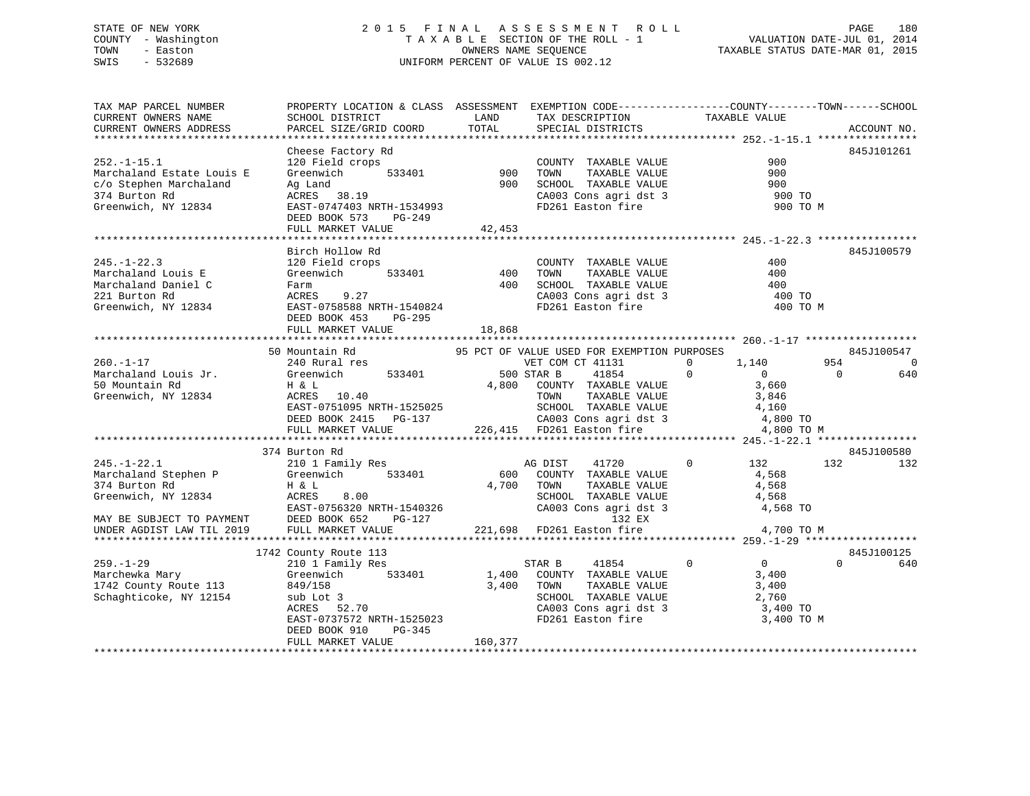STATE OF NEW YORK · COUNTY - Washington · TOWN - Easton · SWIS - 532689

2015 FINAL ASSESSMENT ROLL
TAXABLE SECTION OF THE ROLL - 1
OWNERS NAME SEQUENCE
UNIFORM PERCENT OF VALUE IS 002.12

VALUATION DATE-JUL 01, 2014
TAXABLE STATUS DATE-MAR 01, 2015

```
TAX MAP PARCEL NUMBER        PROPERTY LOCATION & CLASS  ASSESSMENT  EXEMPTION CODE------------------COUNTY--------TOWN------SCHOOL
CURRENT OWNERS NAME          SCHOOL DISTRICT               LAND      TAX DESCRIPTION            TAXABLE VALUE
CURRENT OWNERS ADDRESS       PARCEL SIZE/GRID COORD        TOTAL     SPECIAL DISTRICTS                                   ACCOUNT NO.
******************************************************************************************************* 252.-1-15.1 ****************
                             Cheese Factory Rd                                                                            845J101261
252.-1-15.1                  120 Field crops                          COUNTY  TAXABLE VALUE               900
Marchaland Estate Louis E    Greenwich       533401          900      TOWN    TAXABLE VALUE               900
c/o Stephen Marchaland       Ag Land                         900      SCHOOL  TAXABLE VALUE               900
374 Burton Rd                ACRES   38.19                            CA003 Cons agri dst 3                900 TO
Greenwich, NY 12834          EAST-0747403 NRTH-1534993                FD261 Easton fire                    900 TO M
                             DEED BOOK 573    PG-249
                             FULL MARKET VALUE              42,453
******************************************************************************************************* 245.-1-22.3 ****************
                             Birch Hollow Rd                                                                              845J100579
245.-1-22.3                  120 Field crops                          COUNTY  TAXABLE VALUE               400
Marchaland Louis E           Greenwich       533401          400      TOWN    TAXABLE VALUE               400
Marchaland Daniel C          Farm                            400      SCHOOL  TAXABLE VALUE               400
221 Burton Rd                ACRES    9.27                            CA003 Cons agri dst 3                400 TO
Greenwich, NY 12834          EAST-0758588 NRTH-1540824                FD261 Easton fire                    400 TO M
                             DEED BOOK 453    PG-295
                             FULL MARKET VALUE              18,868
******************************************************************************************************* 260.-1-17 ******************
                          50 Mountain Rd                 95 PCT OF VALUE USED FOR EXEMPTION PURPOSES                     845J100547
260.-1-17                    240 Rural res                        VET COM CT 41131        0        1,140         954             0
Marchaland Louis Jr.         Greenwich       533401          500 STAR B    41854          0            0           0           640
50 Mountain Rd               H & L                         4,800    COUNTY  TAXABLE VALUE            3,660
Greenwich, NY 12834          ACRES   10.40                          TOWN    TAXABLE VALUE            3,846
                             EAST-0751095 NRTH-1525025              SCHOOL  TAXABLE VALUE            4,160
                             DEED BOOK 2415   PG-137                CA003 Cons agri dst 3             4,800 TO
                             FULL MARKET VALUE             226,415  FD261 Easton fire                 4,800 TO M
******************************************************************************************************* 245.-1-22.1 ****************
                         374 Burton Rd                                                                                    845J100580
245.-1-22.1                  210 1 Family Res                     AG DIST    41720        0          132         132           132
Marchaland Stephen P         Greenwich       533401          600    COUNTY  TAXABLE VALUE            4,568
374 Burton Rd                H & L                         4,700    TOWN    TAXABLE VALUE            4,568
Greenwich, NY 12834          ACRES    8.00                          SCHOOL  TAXABLE VALUE            4,568
                             EAST-0756320 NRTH-1540326              CA003 Cons agri dst 3             4,568 TO
MAY BE SUBJECT TO PAYMENT    DEED BOOK 652    PG-127                        132 EX
UNDER AGDIST LAW TIL 2019    FULL MARKET VALUE             221,698  FD261 Easton fire                 4,700 TO M
******************************************************************************************************* 259.-1-29 ******************
                        1742 County Route 113                                                                             845J100125
259.-1-29                    210 1 Family Res                     STAR B     41854        0            0           0           640
Marchewka Mary               Greenwich       533401        1,400    COUNTY  TAXABLE VALUE            3,400
1742 County Route 113        849/158                       3,400    TOWN    TAXABLE VALUE            3,400
Schaghticoke, NY 12154       sub Lot 3                              SCHOOL  TAXABLE VALUE            2,760
                             ACRES   52.70                          CA003 Cons agri dst 3             3,400 TO
                             EAST-0737572 NRTH-1525023              FD261 Easton fire                 3,400 TO M
                             DEED BOOK 910    PG-345
                             FULL MARKET VALUE             160,377
************************************************************************************************************************************
```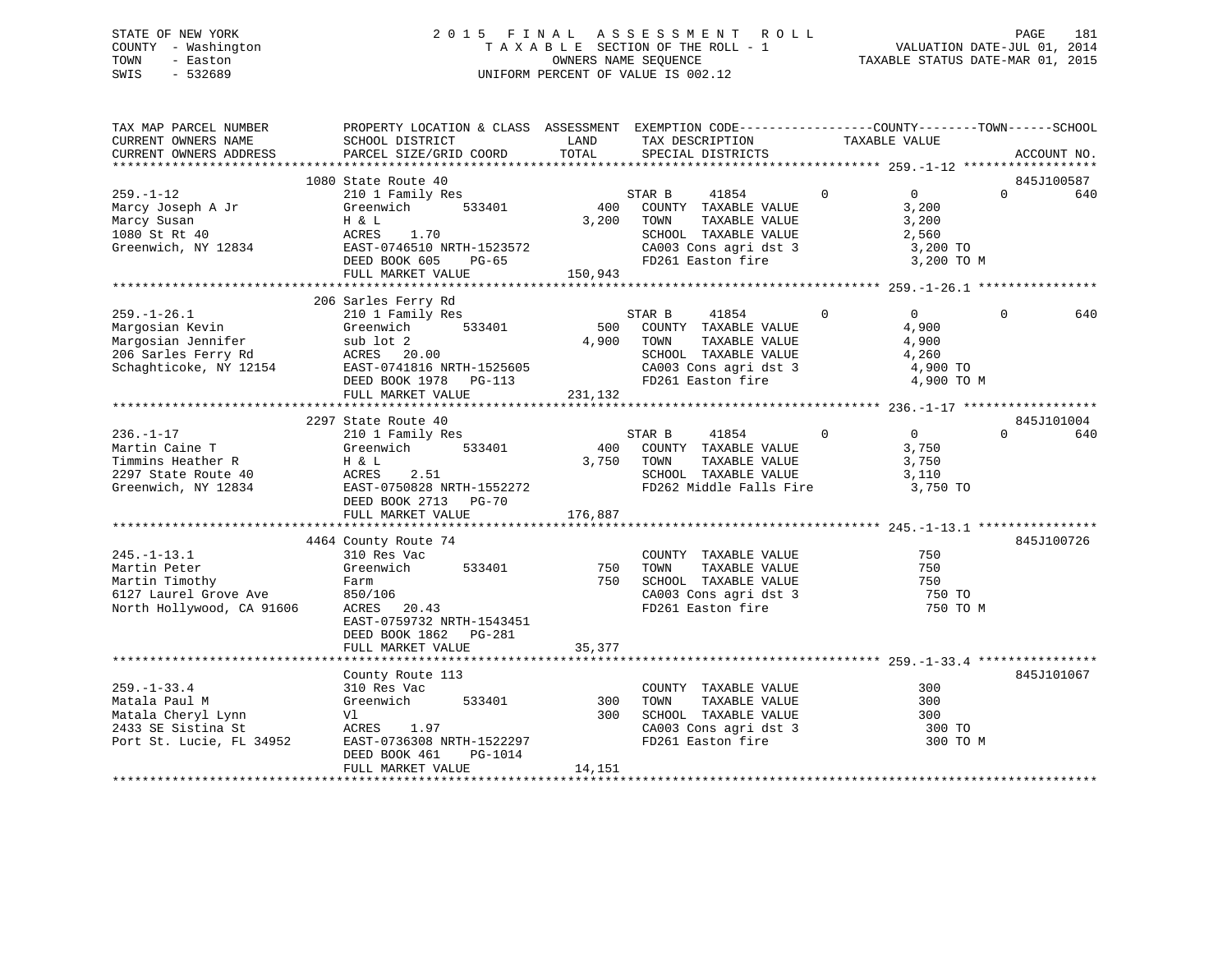STATE OF NEW YORK
COUNTY - Washington
TOWN - Easton
SWIS - 532689

# 2015 FINAL ASSESSMENT ROLL
TAXABLE SECTION OF THE ROLL - 1
OWNERS NAME SEQUENCE
UNIFORM PERCENT OF VALUE IS 002.12

VALUATION DATE-JUL 01, 2014
TAXABLE STATUS DATE-MAR 01, 2015

| TAX MAP PARCEL NUMBER / CURRENT OWNERS NAME / CURRENT OWNERS ADDRESS | PROPERTY LOCATION & CLASS / SCHOOL DISTRICT / PARCEL SIZE/GRID COORD | ASSESSMENT LAND / TOTAL | EXEMPTION CODE / TAX DESCRIPTION / SPECIAL DISTRICTS | COUNTY | TOWN | SCHOOL | ACCOUNT NO. |
|---|---|---|---|---|---|---|---|
| **259.-1-12** | 1080 State Route 40 | | | | | | 845J100587 |
| 259.-1-12 | 210 1 Family Res | | STAR B 41854 | 0 | 0 | 0 | 640 |
| Marcy Joseph A Jr | Greenwich 533401 | 400 | COUNTY TAXABLE VALUE | 3,200 | | | |
| Marcy Susan | H & L | 3,200 | TOWN TAXABLE VALUE | 3,200 | | | |
| 1080 St Rt 40 | ACRES 1.70 | | SCHOOL TAXABLE VALUE | 2,560 | | | |
| Greenwich, NY 12834 | EAST-0746510 NRTH-1523572 | | CA003 Cons agri dst 3 | 3,200 TO | | | |
| | DEED BOOK 605 PG-65 | | FD261 Easton fire | 3,200 TO M | | | |
| | FULL MARKET VALUE | 150,943 | | | | | |
| **259.-1-26.1** | 206 Sarles Ferry Rd | | | | | | |
| 259.-1-26.1 | 210 1 Family Res | | STAR B 41854 | 0 | 0 | 0 | 640 |
| Margosian Kevin | Greenwich 533401 | 500 | COUNTY TAXABLE VALUE | 4,900 | | | |
| Margosian Jennifer | sub lot 2 | 4,900 | TOWN TAXABLE VALUE | 4,900 | | | |
| 206 Sarles Ferry Rd | ACRES 20.00 | | SCHOOL TAXABLE VALUE | 4,260 | | | |
| Schaghticoke, NY 12154 | EAST-0741816 NRTH-1525605 | | CA003 Cons agri dst 3 | 4,900 TO | | | |
| | DEED BOOK 1978 PG-113 | | FD261 Easton fire | 4,900 TO M | | | |
| | FULL MARKET VALUE | 231,132 | | | | | |
| **236.-1-17** | 2297 State Route 40 | | | | | | 845J101004 |
| 236.-1-17 | 210 1 Family Res | | STAR B 41854 | 0 | 0 | 0 | 640 |
| Martin Caine T | Greenwich 533401 | 400 | COUNTY TAXABLE VALUE | 3,750 | | | |
| Timmins Heather R | H & L | 3,750 | TOWN TAXABLE VALUE | 3,750 | | | |
| 2297 State Route 40 | ACRES 2.51 | | SCHOOL TAXABLE VALUE | 3,110 | | | |
| Greenwich, NY 12834 | EAST-0750828 NRTH-1552272 | | FD262 Middle Falls Fire | 3,750 TO | | | |
| | DEED BOOK 2713 PG-70 | | | | | | |
| | FULL MARKET VALUE | 176,887 | | | | | |
| **245.-1-13.1** | 4464 County Route 74 | | | | | | 845J100726 |
| 245.-1-13.1 | 310 Res Vac | | COUNTY TAXABLE VALUE | 750 | | | |
| Martin Peter | Greenwich 533401 | 750 | TOWN TAXABLE VALUE | 750 | | | |
| Martin Timothy | Farm | 750 | SCHOOL TAXABLE VALUE | 750 | | | |
| 6127 Laurel Grove Ave | 850/106 | | CA003 Cons agri dst 3 | 750 TO | | | |
| North Hollywood, CA 91606 | ACRES 20.43 | | FD261 Easton fire | 750 TO M | | | |
| | EAST-0759732 NRTH-1543451 | | | | | | |
| | DEED BOOK 1862 PG-281 | | | | | | |
| | FULL MARKET VALUE | 35,377 | | | | | |
| **259.-1-33.4** | County Route 113 | | | | | | 845J101067 |
| 259.-1-33.4 | 310 Res Vac | | COUNTY TAXABLE VALUE | 300 | | | |
| Matala Paul M | Greenwich 533401 | 300 | TOWN TAXABLE VALUE | 300 | | | |
| Matala Cheryl Lynn | Vl | 300 | SCHOOL TAXABLE VALUE | 300 | | | |
| 2433 SE Sistina St | ACRES 1.97 | | CA003 Cons agri dst 3 | 300 TO | | | |
| Port St. Lucie, FL 34952 | EAST-0736308 NRTH-1522297 | | FD261 Easton fire | 300 TO M | | | |
| | DEED BOOK 461 PG-1014 | | | | | | |
| | FULL MARKET VALUE | 14,151 | | | | | |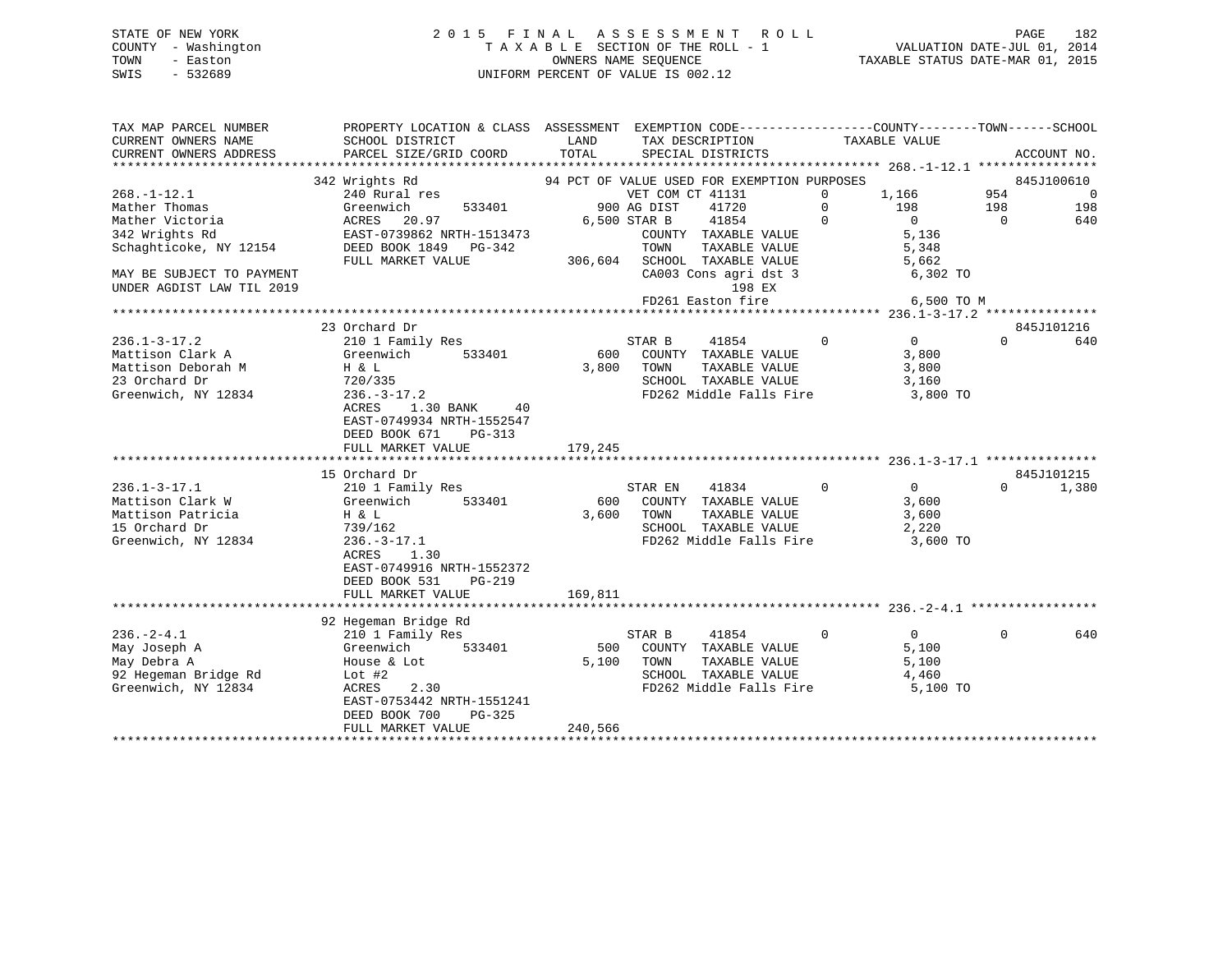STATE OF NEW YORK
COUNTY - Washington
TOWN - Easton
SWIS - 532689

2015 FINAL ASSESSMENT ROLL
TAXABLE SECTION OF THE ROLL - 1
OWNERS NAME SEQUENCE
UNIFORM PERCENT OF VALUE IS 002.12

VALUATION DATE-JUL 01, 2014
TAXABLE STATUS DATE-MAR 01, 2015

| TAX MAP PARCEL NUMBER / CURRENT OWNERS NAME / CURRENT OWNERS ADDRESS | PROPERTY LOCATION & CLASS / SCHOOL DISTRICT / PARCEL SIZE/GRID COORD | ASSESSMENT LAND / TOTAL | EXEMPTION CODE / TAX DESCRIPTION / SPECIAL DISTRICTS | COUNTY TAXABLE VALUE | TOWN | SCHOOL | ACCOUNT NO. |
|---|---|---|---|---|---|---|---|
| **268.-1-12.1** | 342 Wrights Rd | | 94 PCT OF VALUE USED FOR EXEMPTION PURPOSES | | | | 845J100610 |
| 268.-1-12.1 | 240 Rural res | | VET COM CT 41131 0 | 1,166 | 954 | 0 | |
| Mather Thomas | Greenwich 533401 | 900 | AG DIST 41720 0 | 198 | 198 | 198 | |
| Mather Victoria | ACRES 20.97 | 6,500 | STAR B 41854 0 | 0 | 0 | 640 | |
| 342 Wrights Rd | EAST-0739862 NRTH-1513473 | | COUNTY TAXABLE VALUE | 5,136 | | | |
| Schaghticoke, NY 12154 | DEED BOOK 1849 PG-342 | | TOWN TAXABLE VALUE | 5,348 | | | |
| | FULL MARKET VALUE | 306,604 | SCHOOL TAXABLE VALUE | 5,662 | | | |
| MAY BE SUBJECT TO PAYMENT | | | CA003 Cons agri dst 3 | 6,302 TO | | | |
| UNDER AGDIST LAW TIL 2019 | | | 198 EX | | | | |
| | | | FD261 Easton fire | 6,500 TO M | | | |
| **236.1-3-17.2** | 23 Orchard Dr | | | | | | 845J101216 |
| 236.1-3-17.2 | 210 1 Family Res | | STAR B 41854 0 | 0 | 0 | 640 | |
| Mattison Clark A | Greenwich 533401 | 600 | COUNTY TAXABLE VALUE | 3,800 | | | |
| Mattison Deborah M | H & L | 3,800 | TOWN TAXABLE VALUE | 3,800 | | | |
| 23 Orchard Dr | 720/335 | | SCHOOL TAXABLE VALUE | 3,160 | | | |
| Greenwich, NY 12834 | 236.-3-17.2 | | FD262 Middle Falls Fire | 3,800 TO | | | |
| | ACRES 1.30 BANK 40 | | | | | | |
| | EAST-0749934 NRTH-1552547 | | | | | | |
| | DEED BOOK 671 PG-313 | | | | | | |
| | FULL MARKET VALUE | 179,245 | | | | | |
| **236.1-3-17.1** | 15 Orchard Dr | | | | | | 845J101215 |
| 236.1-3-17.1 | 210 1 Family Res | | STAR EN 41834 0 | 0 | 0 | 1,380 | |
| Mattison Clark W | Greenwich 533401 | 600 | COUNTY TAXABLE VALUE | 3,600 | | | |
| Mattison Patricia | H & L | 3,600 | TOWN TAXABLE VALUE | 3,600 | | | |
| 15 Orchard Dr | 739/162 | | SCHOOL TAXABLE VALUE | 2,220 | | | |
| Greenwich, NY 12834 | 236.-3-17.1 | | FD262 Middle Falls Fire | 3,600 TO | | | |
| | ACRES 1.30 | | | | | | |
| | EAST-0749916 NRTH-1552372 | | | | | | |
| | DEED BOOK 531 PG-219 | | | | | | |
| | FULL MARKET VALUE | 169,811 | | | | | |
| **236.-2-4.1** | 92 Hegeman Bridge Rd | | | | | | |
| 236.-2-4.1 | 210 1 Family Res | | STAR B 41854 0 | 0 | 0 | 640 | |
| May Joseph A | Greenwich 533401 | 500 | COUNTY TAXABLE VALUE | 5,100 | | | |
| May Debra A | House & Lot | 5,100 | TOWN TAXABLE VALUE | 5,100 | | | |
| 92 Hegeman Bridge Rd | Lot #2 | | SCHOOL TAXABLE VALUE | 4,460 | | | |
| Greenwich, NY 12834 | ACRES 2.30 | | FD262 Middle Falls Fire | 5,100 TO | | | |
| | EAST-0753442 NRTH-1551241 | | | | | | |
| | DEED BOOK 700 PG-325 | | | | | | |
| | FULL MARKET VALUE | 240,566 | | | | | |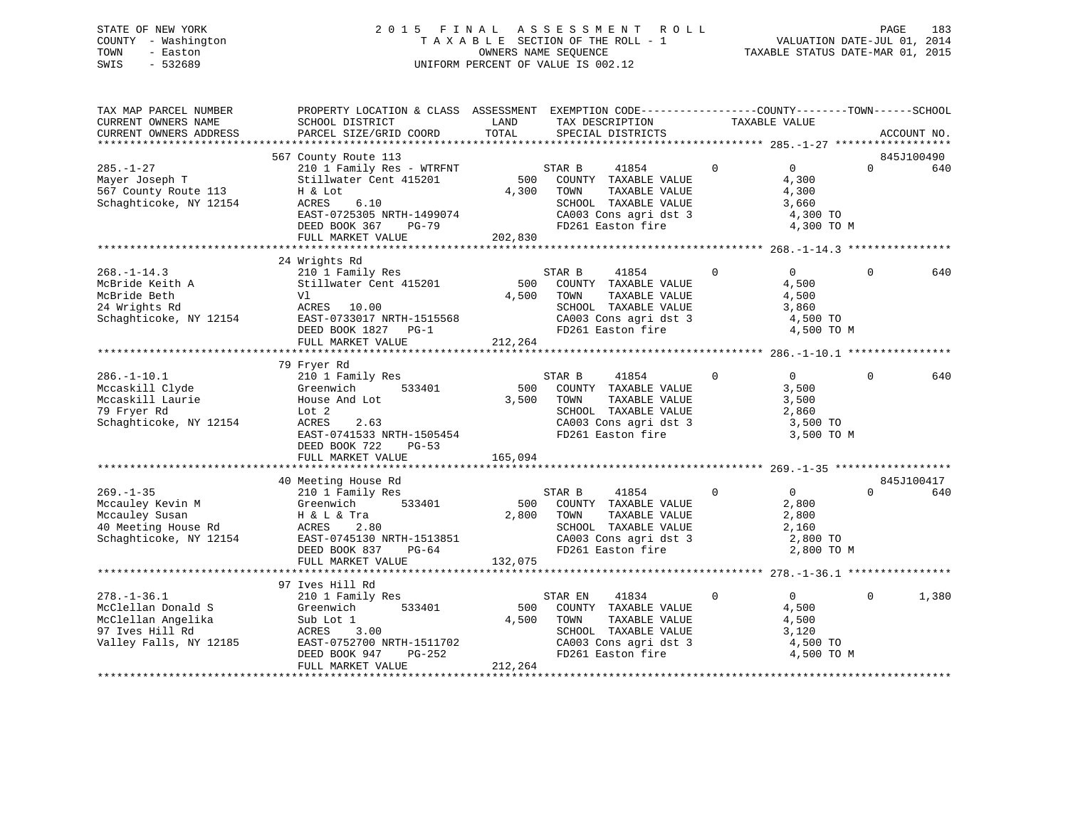STATE OF NEW YORK
COUNTY - Washington
TOWN - Easton
SWIS - 532689

# 2015 FINAL ASSESSMENT ROLL
TAXABLE SECTION OF THE ROLL - 1
OWNERS NAME SEQUENCE
UNIFORM PERCENT OF VALUE IS 002.12

VALUATION DATE-JUL 01, 2014
TAXABLE STATUS DATE-MAR 01, 2015

| TAX MAP PARCEL NUMBER / CURRENT OWNERS NAME / CURRENT OWNERS ADDRESS | PROPERTY LOCATION & CLASS / SCHOOL DISTRICT / PARCEL SIZE/GRID COORD | ASSESSMENT LAND / TOTAL | EXEMPTION CODE / TAX DESCRIPTION / SPECIAL DISTRICTS | COUNTY | TOWN | SCHOOL / TAXABLE VALUE | ACCOUNT NO. |
|---|---|---|---|---|---|---|---|
| **285.-1-27** | 567 County Route 113 | | | | | | 845J100490 |
| 285.-1-27 | 210 1 Family Res - WTRFNT | | STAR B 41854 | 0 | 0 | 0 640 | |
| Mayer Joseph T | Stillwater Cent 415201 | 500 | COUNTY TAXABLE VALUE | | | 4,300 | |
| 567 County Route 113 | H & Lot | 4,300 | TOWN TAXABLE VALUE | | | 4,300 | |
| Schaghticoke, NY 12154 | ACRES 6.10 | | SCHOOL TAXABLE VALUE | | | 3,660 | |
| | EAST-0725305 NRTH-1499074 | | CA003 Cons agri dst 3 | | | 4,300 TO | |
| | DEED BOOK 367 PG-79 | | FD261 Easton fire | | | 4,300 TO M | |
| | FULL MARKET VALUE | 202,830 | | | | | |
| **268.-1-14.3** | 24 Wrights Rd | | | | | | |
| 268.-1-14.3 | 210 1 Family Res | | STAR B 41854 | 0 | 0 | 0 640 | |
| McBride Keith A | Stillwater Cent 415201 | 500 | COUNTY TAXABLE VALUE | | | 4,500 | |
| McBride Beth | Vl | 4,500 | TOWN TAXABLE VALUE | | | 4,500 | |
| 24 Wrights Rd | ACRES 10.00 | | SCHOOL TAXABLE VALUE | | | 3,860 | |
| Schaghticoke, NY 12154 | EAST-0733017 NRTH-1515568 | | CA003 Cons agri dst 3 | | | 4,500 TO | |
| | DEED BOOK 1827 PG-1 | | FD261 Easton fire | | | 4,500 TO M | |
| | FULL MARKET VALUE | 212,264 | | | | | |
| **286.-1-10.1** | 79 Fryer Rd | | | | | | |
| 286.-1-10.1 | 210 1 Family Res | | STAR B 41854 | 0 | 0 | 0 640 | |
| Mccaskill Clyde | Greenwich 533401 | 500 | COUNTY TAXABLE VALUE | | | 3,500 | |
| Mccaskill Laurie | House And Lot | 3,500 | TOWN TAXABLE VALUE | | | 3,500 | |
| 79 Fryer Rd | Lot 2 | | SCHOOL TAXABLE VALUE | | | 2,860 | |
| Schaghticoke, NY 12154 | ACRES 2.63 | | CA003 Cons agri dst 3 | | | 3,500 TO | |
| | EAST-0741533 NRTH-1505454 | | FD261 Easton fire | | | 3,500 TO M | |
| | DEED BOOK 722 PG-53 | | | | | | |
| | FULL MARKET VALUE | 165,094 | | | | | |
| **269.-1-35** | 40 Meeting House Rd | | | | | | 845J100417 |
| 269.-1-35 | 210 1 Family Res | | STAR B 41854 | 0 | 0 | 0 640 | |
| Mccauley Kevin M | Greenwich 533401 | 500 | COUNTY TAXABLE VALUE | | | 2,800 | |
| Mccauley Susan | H & L & Tra | 2,800 | TOWN TAXABLE VALUE | | | 2,800 | |
| 40 Meeting House Rd | ACRES 2.80 | | SCHOOL TAXABLE VALUE | | | 2,160 | |
| Schaghticoke, NY 12154 | EAST-0745130 NRTH-1513851 | | CA003 Cons agri dst 3 | | | 2,800 TO | |
| | DEED BOOK 837 PG-64 | | FD261 Easton fire | | | 2,800 TO M | |
| | FULL MARKET VALUE | 132,075 | | | | | |
| **278.-1-36.1** | 97 Ives Hill Rd | | | | | | |
| 278.-1-36.1 | 210 1 Family Res | | STAR EN 41834 | 0 | 0 | 0 1,380 | |
| McClellan Donald S | Greenwich 533401 | 500 | COUNTY TAXABLE VALUE | | | 4,500 | |
| McClellan Angelika | Sub Lot 1 | 4,500 | TOWN TAXABLE VALUE | | | 4,500 | |
| 97 Ives Hill Rd | ACRES 3.00 | | SCHOOL TAXABLE VALUE | | | 3,120 | |
| Valley Falls, NY 12185 | EAST-0752700 NRTH-1511702 | | CA003 Cons agri dst 3 | | | 4,500 TO | |
| | DEED BOOK 947 PG-252 | | FD261 Easton fire | | | 4,500 TO M | |
| | FULL MARKET VALUE | 212,264 | | | | | |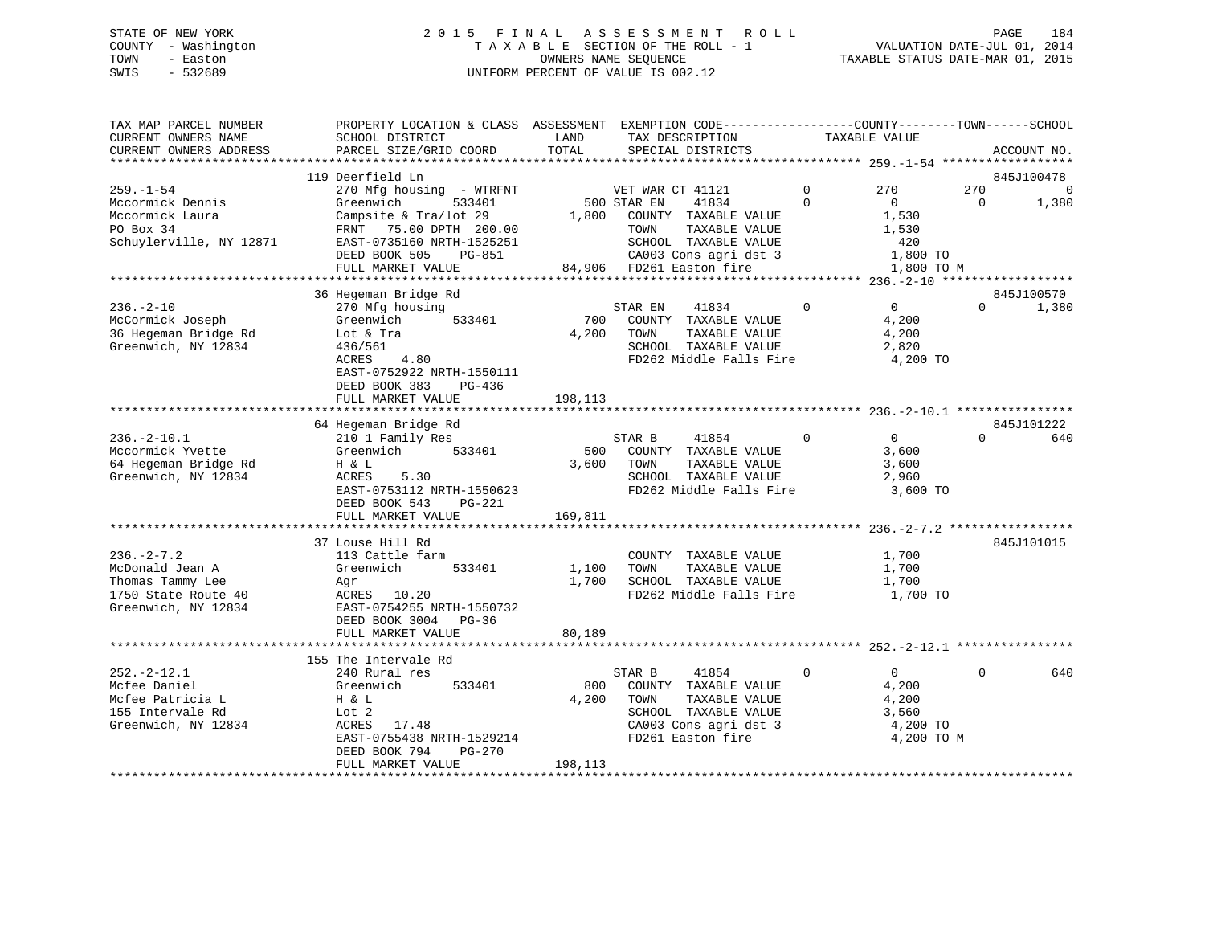STATE OF NEW YORK
COUNTY - Washington
TOWN - Easton
SWIS - 532689

2 0 1 5 F I N A L A S S E S S M E N T R O L L
T A X A B L E SECTION OF THE ROLL - 1
OWNERS NAME SEQUENCE
UNIFORM PERCENT OF VALUE IS 002.12

VALUATION DATE-JUL 01, 2014
TAXABLE STATUS DATE-MAR 01, 2015

```
TAX MAP PARCEL NUMBER          PROPERTY LOCATION & CLASS  ASSESSMENT  EXEMPTION CODE------------------COUNTY--------TOWN------SCHOOL
CURRENT OWNERS NAME            SCHOOL DISTRICT               LAND      TAX DESCRIPTION              TAXABLE VALUE
CURRENT OWNERS ADDRESS         PARCEL SIZE/GRID COORD        TOTAL     SPECIAL DISTRICTS                                         ACCOUNT NO.
******************************************************************************************************* 259.-1-54 ******************
                               119 Deerfield Ln                                                                              845J100478
259.-1-54                      270 Mfg housing  - WTRFNT           VET WAR CT 41121          0          270         270             0
Mccormick Dennis               Greenwich         533401       500 STAR EN     41834          0            0           0         1,380
Mccormick Laura                Campsite & Tra/lot 29        1,800   COUNTY  TAXABLE VALUE             1,530
PO Box 34                      FRNT   75.00 DPTH  200.00            TOWN    TAXABLE VALUE             1,530
Schuylerville, NY 12871        EAST-0735160 NRTH-1525251            SCHOOL  TAXABLE VALUE               420
                               DEED BOOK 505     PG-851             CA003 Cons agri dst 3             1,800 TO
                               FULL MARKET VALUE             84,906 FD261 Easton fire                 1,800 TO M
******************************************************************************************************* 236.-2-10 ******************
                               36 Hegeman Bridge Rd                                                                          845J100570
236.-2-10                      270 Mfg housing                     STAR EN     41834          0            0           0         1,380
McCormick Joseph               Greenwich         533401       700   COUNTY  TAXABLE VALUE             4,200
36 Hegeman Bridge Rd           Lot & Tra                    4,200   TOWN    TAXABLE VALUE             4,200
Greenwich, NY 12834            436/561                              SCHOOL  TAXABLE VALUE             2,820
                               ACRES    4.80                        FD262 Middle Falls Fire           4,200 TO
                               EAST-0752922 NRTH-1550111
                               DEED BOOK 383     PG-436
                               FULL MARKET VALUE            198,113
******************************************************************************************************* 236.-2-10.1 ****************
                               64 Hegeman Bridge Rd                                                                          845J101222
236.-2-10.1                    210 1 Family Res                    STAR B      41854          0            0           0           640
Mccormick Yvette               Greenwich         533401       500   COUNTY  TAXABLE VALUE             3,600
64 Hegeman Bridge Rd           H & L                        3,600   TOWN    TAXABLE VALUE             3,600
Greenwich, NY 12834            ACRES    5.30                        SCHOOL  TAXABLE VALUE             2,960
                               EAST-0753112 NRTH-1550623            FD262 Middle Falls Fire           3,600 TO
                               DEED BOOK 543     PG-221
                               FULL MARKET VALUE            169,811
******************************************************************************************************* 236.-2-7.2 *****************
                               37 Louse Hill Rd                                                                              845J101015
236.-2-7.2                     113 Cattle farm                      COUNTY  TAXABLE VALUE             1,700
McDonald Jean A                Greenwich         533401     1,100   TOWN    TAXABLE VALUE             1,700
Thomas Tammy Lee               Agr                          1,700   SCHOOL  TAXABLE VALUE             1,700
1750 State Route 40            ACRES   10.20                        FD262 Middle Falls Fire           1,700 TO
Greenwich, NY 12834            EAST-0754255 NRTH-1550732
                               DEED BOOK 3004    PG-36
                               FULL MARKET VALUE             80,189
******************************************************************************************************* 252.-2-12.1 ****************
                               155 The Intervale Rd
252.-2-12.1                    240 Rural res                       STAR B      41854          0            0           0           640
Mcfee Daniel                   Greenwich         533401       800   COUNTY  TAXABLE VALUE             4,200
Mcfee Patricia L               H & L                        4,200   TOWN    TAXABLE VALUE             4,200
155 Intervale Rd               Lot 2                                SCHOOL  TAXABLE VALUE             3,560
Greenwich, NY 12834            ACRES   17.48                        CA003 Cons agri dst 3             4,200 TO
                               EAST-0755438 NRTH-1529214            FD261 Easton fire                 4,200 TO M
                               DEED BOOK 794     PG-270
                               FULL MARKET VALUE            198,113
************************************************************************************************************************************
```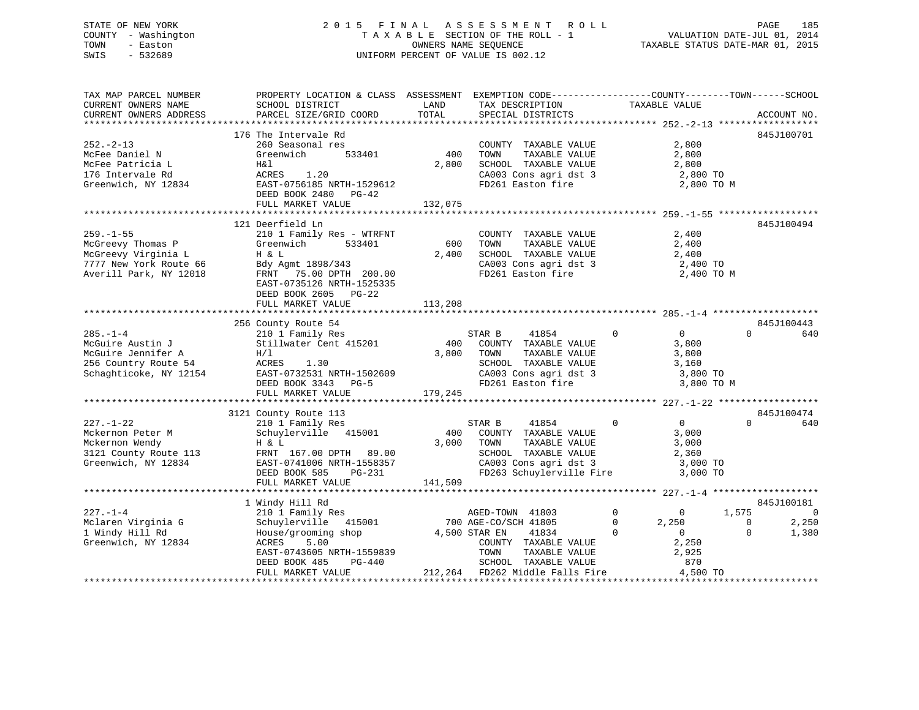STATE OF NEW YORK
COUNTY - Washington
TOWN - Easton
SWIS - 532689

2 0 1 5 F I N A L A S S E S S M E N T R O L L
T A X A B L E SECTION OF THE ROLL - 1
OWNERS NAME SEQUENCE
UNIFORM PERCENT OF VALUE IS 002.12

VALUATION DATE-JUL 01, 2014
TAXABLE STATUS DATE-MAR 01, 2015

```
TAX MAP PARCEL NUMBER     PROPERTY LOCATION & CLASS  ASSESSMENT  EXEMPTION CODE-----------------COUNTY--------TOWN------SCHOOL
CURRENT OWNERS NAME       SCHOOL DISTRICT               LAND      TAX DESCRIPTION            TAXABLE VALUE
CURRENT OWNERS ADDRESS    PARCEL SIZE/GRID COORD        TOTAL     SPECIAL DISTRICTS                                  ACCOUNT NO.
******************************************************************************************************* 252.-2-13 ******************
                          176 The Intervale Rd                                                                        845J100701
252.-2-13                 260 Seasonal res                         COUNTY  TAXABLE VALUE             2,800
McFee Daniel N            Greenwich       533401         400       TOWN    TAXABLE VALUE             2,800
McFee Patricia L          H&l                          2,800       SCHOOL  TAXABLE VALUE             2,800
176 Intervale Rd          ACRES    1.20                            CA003 Cons agri dst 3              2,800 TO
Greenwich, NY 12834       EAST-0756185 NRTH-1529612                FD261 Easton fire                  2,800 TO M
                          DEED BOOK 2480   PG-42
                          FULL MARKET VALUE            132,075
******************************************************************************************************* 259.-1-55 ******************
                          121 Deerfield Ln                                                                            845J100494
259.-1-55                 210 1 Family Res - WTRFNT                COUNTY  TAXABLE VALUE             2,400
McGreevy Thomas P         Greenwich       533401         600       TOWN    TAXABLE VALUE             2,400
McGreevy Virginia L       H & L                        2,400       SCHOOL  TAXABLE VALUE             2,400
7777 New York Route 66    Bdy Agmt 1898/343                        CA003 Cons agri dst 3              2,400 TO
Averill Park, NY 12018    FRNT   75.00 DPTH  200.00                FD261 Easton fire                  2,400 TO M
                          EAST-0735126 NRTH-1525335
                          DEED BOOK 2605   PG-22
                          FULL MARKET VALUE            113,208
******************************************************************************************************* 285.-1-4 *******************
                          256 County Route 54                                                                         845J100443
285.-1-4                  210 1 Family Res                    STAR B      41854         0             0             0          640
McGuire Austin J          Stillwater Cent 415201         400       COUNTY  TAXABLE VALUE             3,800
McGuire Jennifer A        H/l                          3,800       TOWN    TAXABLE VALUE             3,800
256 Country Route 54      ACRES    1.30                            SCHOOL  TAXABLE VALUE             3,160
Schaghticoke, NY 12154    EAST-0732531 NRTH-1502609                CA003 Cons agri dst 3              3,800 TO
                          DEED BOOK 3343   PG-5                    FD261 Easton fire                  3,800 TO M
                          FULL MARKET VALUE            179,245
******************************************************************************************************* 227.-1-22 ******************
                          3121 County Route 113                                                                       845J100474
227.-1-22                 210 1 Family Res                    STAR B      41854         0             0             0          640
Mckernon Peter M          Schuylerville   415001         400       COUNTY  TAXABLE VALUE             3,000
Mckernon Wendy            H & L                        3,000       TOWN    TAXABLE VALUE             3,000
3121 County Route 113     FRNT  167.00 DPTH   89.00                SCHOOL  TAXABLE VALUE             2,360
Greenwich, NY 12834       EAST-0741006 NRTH-1558357                CA003 Cons agri dst 3              3,000 TO
                          DEED BOOK 585    PG-231                  FD263 Schuylerville Fire           3,000 TO
                          FULL MARKET VALUE            141,509
******************************************************************************************************* 227.-1-4 *******************
                          1 Windy Hill Rd                                                                             845J100181
227.-1-4                  210 1 Family Res                    AGED-TOWN   41803         0             0         1,575            0
Mclaren Virginia G        Schuylerville   415001         700 AGE-CO/SCH 41805           0         2,250             0        2,250
1 Windy Hill Rd           House/grooming shop          4,500 STAR EN     41834          0             0             0        1,380
Greenwich, NY 12834       ACRES    5.00                            COUNTY  TAXABLE VALUE             2,250
                          EAST-0743605 NRTH-1559839                TOWN    TAXABLE VALUE             2,925
                          DEED BOOK 485    PG-440                  SCHOOL  TAXABLE VALUE               870
                          FULL MARKET VALUE            212,264     FD262 Middle Falls Fire            4,500 TO
************************************************************************************************************************************
```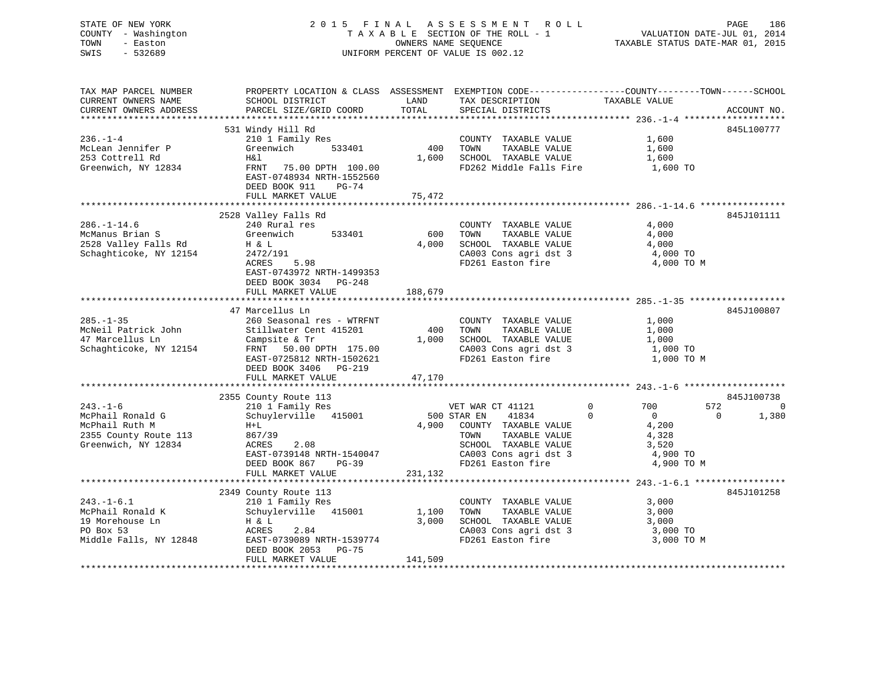STATE OF NEW YORK
COUNTY - Washington
TOWN - Easton
SWIS - 532689

# 2015 FINAL ASSESSMENT ROLL
TAXABLE SECTION OF THE ROLL - 1
OWNERS NAME SEQUENCE
UNIFORM PERCENT OF VALUE IS 002.12

VALUATION DATE-JUL 01, 2014
TAXABLE STATUS DATE-MAR 01, 2015

| TAX MAP PARCEL NUMBER / CURRENT OWNERS NAME / CURRENT OWNERS ADDRESS | PROPERTY LOCATION & CLASS / SCHOOL DISTRICT / PARCEL SIZE/GRID COORD | ASSESSMENT LAND / TOTAL | EXEMPTION CODE / TAX DESCRIPTION / SPECIAL DISTRICTS | COUNTY | TOWN | SCHOOL / TAXABLE VALUE | ACCOUNT NO. |
|---|---|---|---|---|---|---|---|
| **236.-1-4** | 531 Windy Hill Rd | | | | | | 845L100777 |
| 236.-1-4 | 210 1 Family Res | | COUNTY TAXABLE VALUE | 1,600 | | | |
| McLean Jennifer P | Greenwich 533401 | 400 | TOWN TAXABLE VALUE | | 1,600 | | |
| 253 Cottrell Rd | H&l | 1,600 | SCHOOL TAXABLE VALUE | | | 1,600 | |
| Greenwich, NY 12834 | FRNT 75.00 DPTH 100.00 | | FD262 Middle Falls Fire | | | 1,600 TO | |
| | EAST-0748934 NRTH-1552560 | | | | | | |
| | DEED BOOK 911 PG-74 | | | | | | |
| | FULL MARKET VALUE | 75,472 | | | | | |
| **286.-1-14.6** | 2528 Valley Falls Rd | | | | | | 845J101111 |
| 286.-1-14.6 | 240 Rural res | | COUNTY TAXABLE VALUE | 4,000 | | | |
| McManus Brian S | Greenwich 533401 | 600 | TOWN TAXABLE VALUE | | 4,000 | | |
| 2528 Valley Falls Rd | H & L | 4,000 | SCHOOL TAXABLE VALUE | | | 4,000 | |
| Schaghticoke, NY 12154 | 2472/191 | | CA003 Cons agri dst 3 | | | 4,000 TO | |
| | ACRES 5.98 | | FD261 Easton fire | | | 4,000 TO M | |
| | EAST-0743972 NRTH-1499353 | | | | | | |
| | DEED BOOK 3034 PG-248 | | | | | | |
| | FULL MARKET VALUE | 188,679 | | | | | |
| **285.-1-35** | 47 Marcellus Ln | | | | | | 845J100807 |
| 285.-1-35 | 260 Seasonal res - WTRFNT | | COUNTY TAXABLE VALUE | 1,000 | | | |
| McNeil Patrick John | Stillwater Cent 415201 | 400 | TOWN TAXABLE VALUE | | 1,000 | | |
| 47 Marcellus Ln | Campsite & Tr | 1,000 | SCHOOL TAXABLE VALUE | | | 1,000 | |
| Schaghticoke, NY 12154 | FRNT 50.00 DPTH 175.00 | | CA003 Cons agri dst 3 | | | 1,000 TO | |
| | EAST-0725812 NRTH-1502621 | | FD261 Easton fire | | | 1,000 TO M | |
| | DEED BOOK 3406 PG-219 | | | | | | |
| | FULL MARKET VALUE | 47,170 | | | | | |
| **243.-1-6** | 2355 County Route 113 | | | | | | 845J100738 |
| 243.-1-6 | 210 1 Family Res | | VET WAR CT 41121 0 | 700 | 572 | 0 | |
| McPhail Ronald G | Schuylerville 415001 | 500 | STAR EN 41834 0 | 0 | 0 | 1,380 | |
| McPhail Ruth M | H+L | 4,900 | COUNTY TAXABLE VALUE | 4,200 | | | |
| 2355 County Route 113 | 867/39 | | TOWN TAXABLE VALUE | | 4,328 | | |
| Greenwich, NY 12834 | ACRES 2.08 | | SCHOOL TAXABLE VALUE | | | 3,520 | |
| | EAST-0739148 NRTH-1540047 | | CA003 Cons agri dst 3 | | | 4,900 TO | |
| | DEED BOOK 867 PG-39 | | FD261 Easton fire | | | 4,900 TO M | |
| | FULL MARKET VALUE | 231,132 | | | | | |
| **243.-1-6.1** | 2349 County Route 113 | | | | | | 845J101258 |
| 243.-1-6.1 | 210 1 Family Res | | COUNTY TAXABLE VALUE | 3,000 | | | |
| McPhail Ronald K | Schuylerville 415001 | 1,100 | TOWN TAXABLE VALUE | | 3,000 | | |
| 19 Morehouse Ln | H & L | 3,000 | SCHOOL TAXABLE VALUE | | | 3,000 | |
| PO Box 53 | ACRES 2.84 | | CA003 Cons agri dst 3 | | | 3,000 TO | |
| Middle Falls, NY 12848 | EAST-0739089 NRTH-1539774 | | FD261 Easton fire | | | 3,000 TO M | |
| | DEED BOOK 2053 PG-75 | | | | | | |
| | FULL MARKET VALUE | 141,509 | | | | | |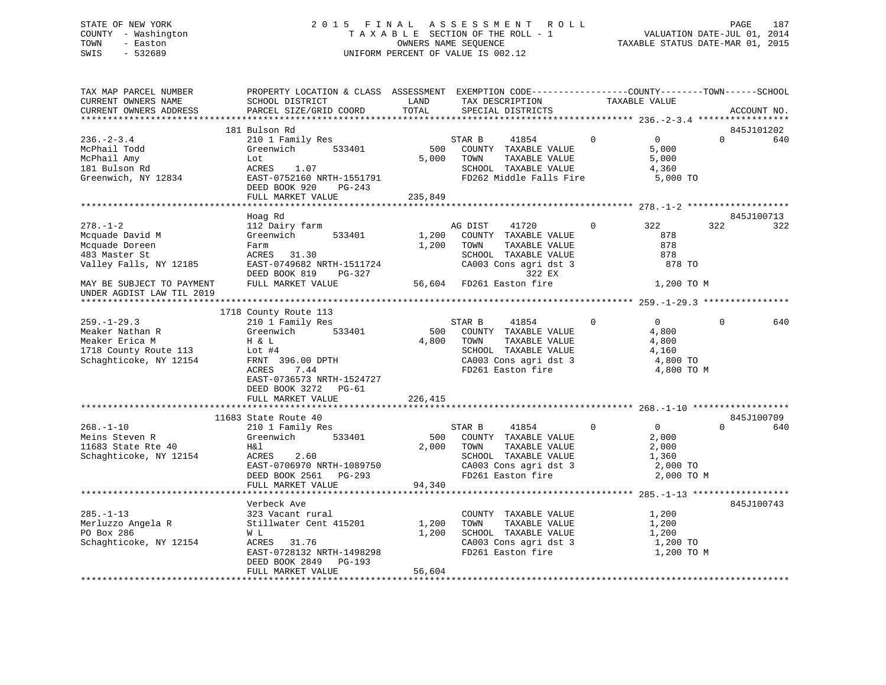STATE OF NEW YORK
COUNTY - Washington
TOWN - Easton
SWIS - 532689

2 0 1 5  F I N A L  A S S E S S M E N T  R O L L
T A X A B L E SECTION OF THE ROLL - 1
OWNERS NAME SEQUENCE
UNIFORM PERCENT OF VALUE IS 002.12

VALUATION DATE-JUL 01, 2014
TAXABLE STATUS DATE-MAR 01, 2015

```
TAX MAP PARCEL NUMBER          PROPERTY LOCATION & CLASS  ASSESSMENT  EXEMPTION CODE------------------COUNTY--------TOWN------SCHOOL
CURRENT OWNERS NAME            SCHOOL DISTRICT              LAND      TAX DESCRIPTION             TAXABLE VALUE
CURRENT OWNERS ADDRESS         PARCEL SIZE/GRID COORD       TOTAL     SPECIAL DISTRICTS                                     ACCOUNT NO.
******************************************************************************************************* 236.-2-3.4 *****************
                               181 Bulson Rd                                                                             845J101202
236.-2-3.4                     210 1 Family Res                    STAR B      41854         0          0           0         640
McPhail Todd                   Greenwich        533401        500   COUNTY  TAXABLE VALUE             5,000
McPhail Amy                    Lot                          5,000   TOWN    TAXABLE VALUE             5,000
181 Bulson Rd                  ACRES    1.07                        SCHOOL  TAXABLE VALUE             4,360
Greenwich, NY 12834            EAST-0752160 NRTH-1551791            FD262 Middle Falls Fire           5,000 TO
                               DEED BOOK 920    PG-243
                               FULL MARKET VALUE          235,849
******************************************************************************************************* 278.-1-2 *******************
                               Hoag Rd                                                                                   845J100713
278.-1-2                       112 Dairy farm                      AG DIST     41720         0        322         322         322
Mcquade David M                Greenwich        533401      1,200   COUNTY  TAXABLE VALUE               878
Mcquade Doreen                 Farm                         1,200   TOWN    TAXABLE VALUE               878
483 Master St                  ACRES   31.30                        SCHOOL  TAXABLE VALUE               878
Valley Falls, NY 12185         EAST-0749682 NRTH-1511724            CA003 Cons agri dst 3               878 TO
                               DEED BOOK 819    PG-327                          322 EX
MAY BE SUBJECT TO PAYMENT      FULL MARKET VALUE           56,604   FD261 Easton fire                 1,200 TO M
UNDER AGDIST LAW TIL 2019
******************************************************************************************************* 259.-1-29.3 ****************
                               1718 County Route 113
259.-1-29.3                    210 1 Family Res                    STAR B      41854         0          0           0         640
Meaker Nathan R                Greenwich        533401        500   COUNTY  TAXABLE VALUE             4,800
Meaker Erica M                 H & L                        4,800   TOWN    TAXABLE VALUE             4,800
1718 County Route 113          Lot #4                               SCHOOL  TAXABLE VALUE             4,160
Schaghticoke, NY 12154         FRNT  396.00 DPTH                    CA003 Cons agri dst 3             4,800 TO
                               ACRES    7.44                        FD261 Easton fire                 4,800 TO M
                               EAST-0736573 NRTH-1524727
                               DEED BOOK 3272   PG-61
                               FULL MARKET VALUE          226,415
******************************************************************************************************* 268.-1-10 ******************
                               11683 State Route 40                                                                      845J100709
268.-1-10                      210 1 Family Res                    STAR B      41854         0          0           0         640
Meins Steven R                 Greenwich        533401        500   COUNTY  TAXABLE VALUE             2,000
11683 State Rte 40             H&l                          2,000   TOWN    TAXABLE VALUE             2,000
Schaghticoke, NY 12154         ACRES    2.60                        SCHOOL  TAXABLE VALUE             1,360
                               EAST-0706970 NRTH-1089750            CA003 Cons agri dst 3             2,000 TO
                               DEED BOOK 2561   PG-293              FD261 Easton fire                 2,000 TO M
                               FULL MARKET VALUE           94,340
******************************************************************************************************* 285.-1-13 ******************
                               Verbeck Ave                                                                               845J100743
285.-1-13                      323 Vacant rural                     COUNTY  TAXABLE VALUE             1,200
Merluzzo Angela R              Stillwater Cent 415201       1,200   TOWN    TAXABLE VALUE             1,200
PO Box 286                     W L                          1,200   SCHOOL  TAXABLE VALUE             1,200
Schaghticoke, NY 12154         ACRES   31.76                        CA003 Cons agri dst 3             1,200 TO
                               EAST-0728132 NRTH-1498298            FD261 Easton fire                 1,200 TO M
                               DEED BOOK 2849   PG-193
                               FULL MARKET VALUE           56,604
************************************************************************************************************************************
```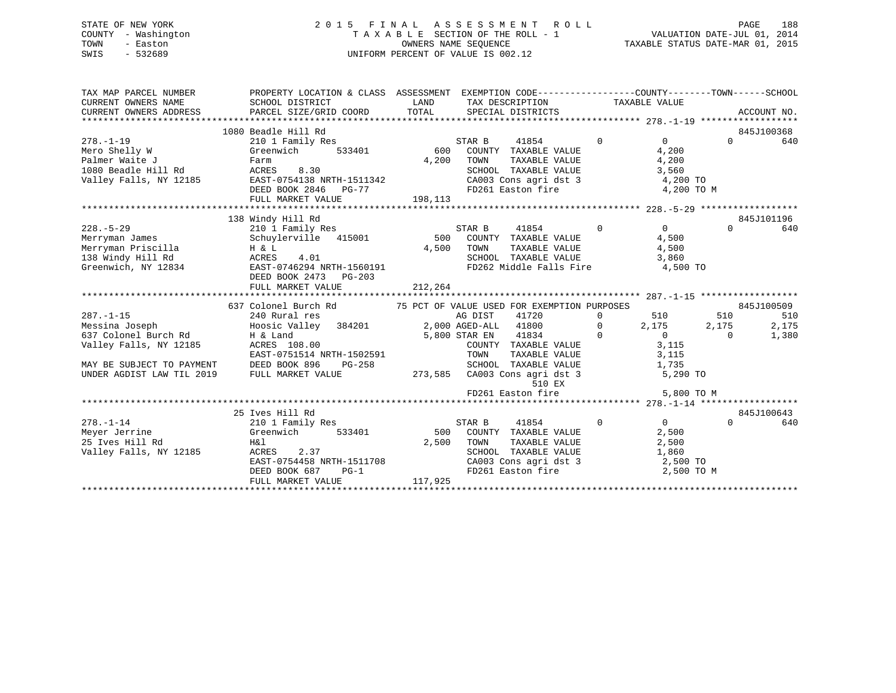STATE OF NEW YORK
COUNTY - Washington
TOWN - Easton
SWIS - 532689

2015 FINAL ASSESSMENT ROLL
TAXABLE SECTION OF THE ROLL - 1
OWNERS NAME SEQUENCE
UNIFORM PERCENT OF VALUE IS 002.12

VALUATION DATE-JUL 01, 2014
TAXABLE STATUS DATE-MAR 01, 2015

```
TAX MAP PARCEL NUMBER          PROPERTY LOCATION & CLASS  ASSESSMENT  EXEMPTION CODE------------------COUNTY--------TOWN------SCHOOL
CURRENT OWNERS NAME            SCHOOL DISTRICT              LAND       TAX DESCRIPTION             TAXABLE VALUE
CURRENT OWNERS ADDRESS         PARCEL SIZE/GRID COORD       TOTAL      SPECIAL DISTRICTS                                    ACCOUNT NO.
*********************************************************************************************** 278.-1-19 ******************
                         1080 Beadle Hill Rd                                                                        845J100368
278.-1-19                      210 1 Family Res                 STAR B     41854        0          0          0         640
Mero Shelly W                  Greenwich      533401       600   COUNTY  TAXABLE VALUE          4,200
Palmer Waite J                 Farm                      4,200   TOWN    TAXABLE VALUE          4,200
1080 Beadle Hill Rd            ACRES    8.30                     SCHOOL  TAXABLE VALUE          3,560
Valley Falls, NY 12185         EAST-0754138 NRTH-1511342         CA003 Cons agri dst 3           4,200 TO
                               DEED BOOK 2846   PG-77            FD261 Easton fire               4,200 TO M
                               FULL MARKET VALUE           198,113
*********************************************************************************************** 228.-5-29 ******************
                         138 Windy Hill Rd                                                                          845J101196
228.-5-29                      210 1 Family Res                 STAR B     41854        0          0          0         640
Merryman James                 Schuylerville  415001       500   COUNTY  TAXABLE VALUE          4,500
Merryman Priscilla             H & L                     4,500   TOWN    TAXABLE VALUE          4,500
138 Windy Hill Rd              ACRES    4.01                     SCHOOL  TAXABLE VALUE          3,860
Greenwich, NY 12834            EAST-0746294 NRTH-1560191         FD262 Middle Falls Fire         4,500 TO
                               DEED BOOK 2473   PG-203
                               FULL MARKET VALUE           212,264
*********************************************************************************************** 287.-1-15 ******************
                         637 Colonel Burch Rd          75 PCT OF VALUE USED FOR EXEMPTION PURPOSES                  845J100509
287.-1-15                      240 Rural res                    AG DIST    41720        0        510        510         510
Messina Joseph                 Hoosic Valley  384201     2,000 AGED-ALL   41800        0      2,175      2,175       2,175
637 Colonel Burch Rd           H & Land                  5,800 STAR EN    41834        0          0          0       1,380
Valley Falls, NY 12185         ACRES  108.00                     COUNTY  TAXABLE VALUE          3,115
                               EAST-0751514 NRTH-1502591         TOWN    TAXABLE VALUE          3,115
MAY BE SUBJECT TO PAYMENT      DEED BOOK 896    PG-258           SCHOOL  TAXABLE VALUE          1,735
UNDER AGDIST LAW TIL 2019      FULL MARKET VALUE           273,585 CA003 Cons agri dst 3           5,290 TO
                                                                        510 EX
                                                                 FD261 Easton fire               5,800 TO M
*********************************************************************************************** 278.-1-14 ******************
                         25 Ives Hill Rd                                                                            845J100643
278.-1-14                      210 1 Family Res                 STAR B     41854        0          0          0         640
Meyer Jerrine                  Greenwich      533401       500   COUNTY  TAXABLE VALUE          2,500
25 Ives Hill Rd                H&l                       2,500   TOWN    TAXABLE VALUE          2,500
Valley Falls, NY 12185         ACRES    2.37                     SCHOOL  TAXABLE VALUE          1,860
                               EAST-0754458 NRTH-1511708         CA003 Cons agri dst 3           2,500 TO
                               DEED BOOK 687    PG-1             FD261 Easton fire               2,500 TO M
                               FULL MARKET VALUE           117,925
********************************************************************************************************************************
```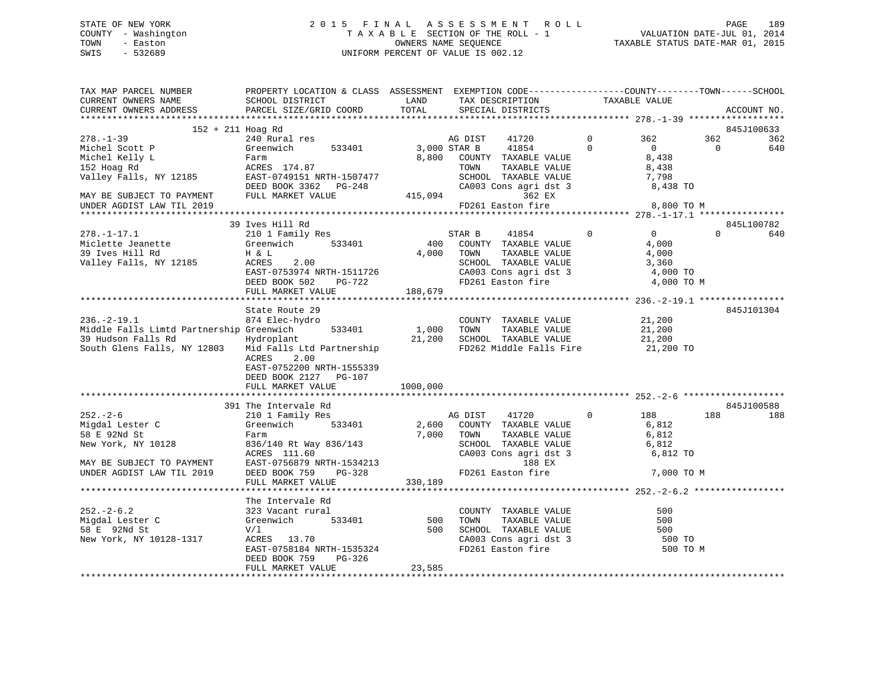STATE OF NEW YORK
COUNTY - Washington
TOWN - Easton
SWIS - 532689

2015 FINAL ASSESSMENT ROLL
TAXABLE SECTION OF THE ROLL - 1
OWNERS NAME SEQUENCE
UNIFORM PERCENT OF VALUE IS 002.12

VALUATION DATE-JUL 01, 2014
TAXABLE STATUS DATE-MAR 01, 2015

```
TAX MAP PARCEL NUMBER          PROPERTY LOCATION & CLASS  ASSESSMENT  EXEMPTION CODE-----------------COUNTY--------TOWN------SCHOOL
CURRENT OWNERS NAME            SCHOOL DISTRICT               LAND      TAX DESCRIPTION            TAXABLE VALUE
CURRENT OWNERS ADDRESS         PARCEL SIZE/GRID COORD        TOTAL     SPECIAL DISTRICTS                                       ACCOUNT NO.
******************************************************************************************************* 278.-1-39 ******************
          152 + 211 Hoag Rd                                                                                                845J100633
278.-1-39                      240 Rural res                          AG DIST    41720          0          362         362         362
Michel Scott P                 Greenwich       533401        3,000 STAR B     41854          0            0           0         640
Michel Kelly L                 Farm                          8,800    COUNTY  TAXABLE VALUE            8,438
152 Hoag Rd                    ACRES  174.87                          TOWN    TAXABLE VALUE            8,438
Valley Falls, NY 12185         EAST-0749151 NRTH-1507477              SCHOOL  TAXABLE VALUE            7,798
                               DEED BOOK 3362   PG-248                CA003 Cons agri dst 3              8,438 TO
MAY BE SUBJECT TO PAYMENT      FULL MARKET VALUE           415,094                362 EX
UNDER AGDIST LAW TIL 2019                                             FD261 Easton fire                   8,800 TO M
******************************************************************************************************* 278.-1-17.1 ****************
          39 Ives Hill Rd                                                                                                  845L100782
278.-1-17.1                    210 1 Family Res                       STAR B     41854          0            0           0         640
Miclette Jeanette              Greenwich       533401          400    COUNTY  TAXABLE VALUE            4,000
39 Ives Hill Rd                H & L                         4,000    TOWN    TAXABLE VALUE            4,000
Valley Falls, NY 12185         ACRES    2.00                          SCHOOL  TAXABLE VALUE            3,360
                               EAST-0753974 NRTH-1511726              CA003 Cons agri dst 3              4,000 TO
                               DEED BOOK 502    PG-722                FD261 Easton fire                   4,000 TO M
                               FULL MARKET VALUE           188,679
******************************************************************************************************* 236.-2-19.1 ****************
          State Route 29                                                                                                   845J101304
236.-2-19.1                    874 Elec-hydro                         COUNTY  TAXABLE VALUE           21,200
Middle Falls Limtd Partnership Greenwich       533401        1,000    TOWN    TAXABLE VALUE           21,200
39 Hudson Falls Rd             Hydroplant                   21,200    SCHOOL  TAXABLE VALUE           21,200
South Glens Falls, NY 12803    Mid Falls Ltd Partnership              FD262 Middle Falls Fire            21,200 TO
                               ACRES    2.00
                               EAST-0752200 NRTH-1555339
                               DEED BOOK 2127   PG-107
                               FULL MARKET VALUE          1000,000
******************************************************************************************************* 252.-2-6 *******************
          391 The Intervale Rd                                                                                             845J100588
252.-2-6                       210 1 Family Res                       AG DIST    41720          0          188         188         188
Migdal Lester C                Greenwich       533401        2,600    COUNTY  TAXABLE VALUE            6,812
58 E 92Nd St                   Farm                          7,000    TOWN    TAXABLE VALUE            6,812
New York, NY 10128             836/140 Rt Way 836/143                 SCHOOL  TAXABLE VALUE            6,812
                               ACRES  111.60                          CA003 Cons agri dst 3              6,812 TO
MAY BE SUBJECT TO PAYMENT      EAST-0756879 NRTH-1534213                          188 EX
UNDER AGDIST LAW TIL 2019      DEED BOOK 759    PG-328                FD261 Easton fire                   7,000 TO M
                               FULL MARKET VALUE           330,189
******************************************************************************************************* 252.-2-6.2 *****************
          The Intervale Rd
252.-2-6.2                     323 Vacant rural                       COUNTY  TAXABLE VALUE              500
Migdal Lester C                Greenwich       533401          500    TOWN    TAXABLE VALUE              500
58 E 92Nd St                   V/l                             500    SCHOOL  TAXABLE VALUE              500
New York, NY 10128-1317        ACRES   13.70                          CA003 Cons agri dst 3                500 TO
                               EAST-0758184 NRTH-1535324              FD261 Easton fire                     500 TO M
                               DEED BOOK 759    PG-326
                               FULL MARKET VALUE            23,585
************************************************************************************************************************************
```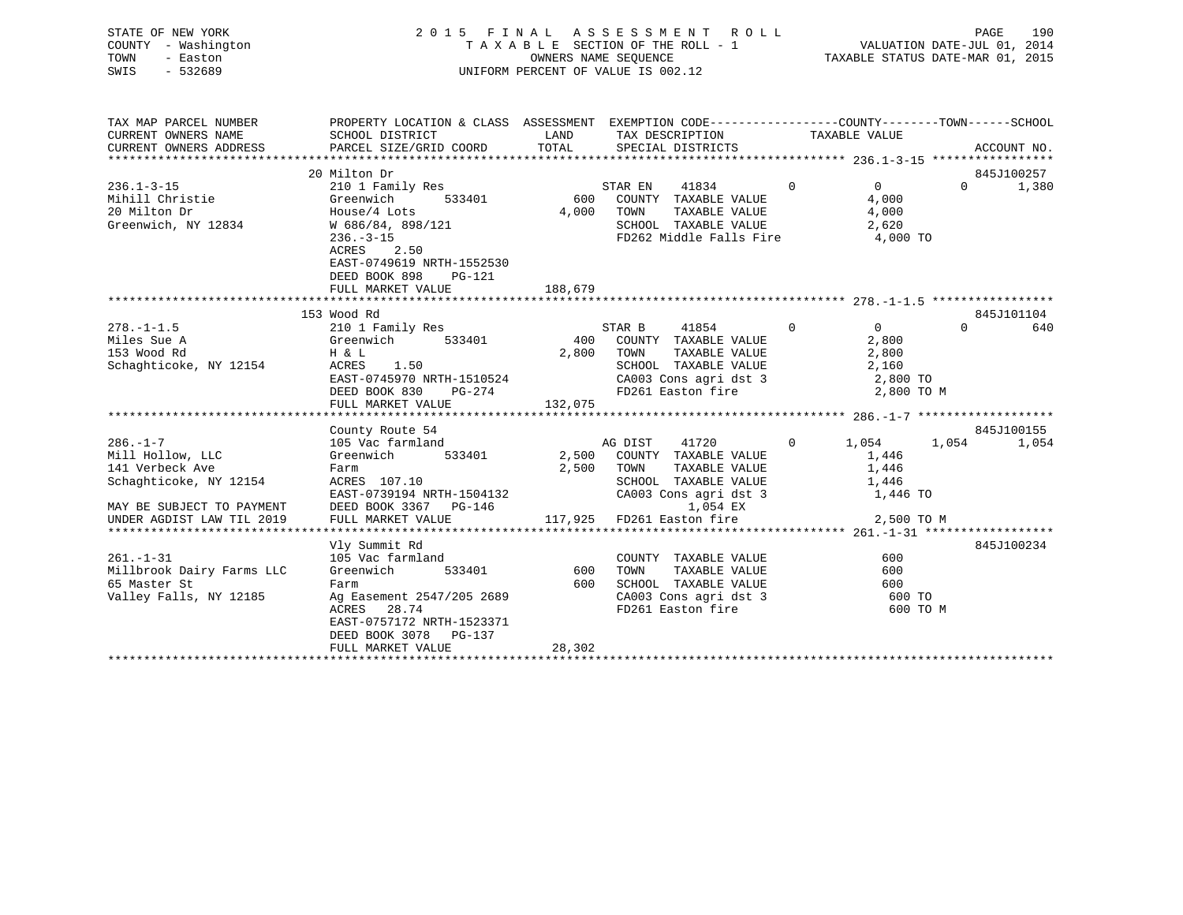STATE OF NEW YORK
COUNTY - Washington
TOWN - Easton
SWIS - 532689

2015 FINAL ASSESSMENT ROLL
TAXABLE SECTION OF THE ROLL - 1
OWNERS NAME SEQUENCE
UNIFORM PERCENT OF VALUE IS 002.12

VALUATION DATE-JUL 01, 2014
TAXABLE STATUS DATE-MAR 01, 2015

```
TAX MAP PARCEL NUMBER        PROPERTY LOCATION & CLASS  ASSESSMENT  EXEMPTION CODE-----------------COUNTY--------TOWN------SCHOOL
CURRENT OWNERS NAME          SCHOOL DISTRICT               LAND      TAX DESCRIPTION             TAXABLE VALUE
CURRENT OWNERS ADDRESS       PARCEL SIZE/GRID COORD        TOTAL     SPECIAL DISTRICTS                                       ACCOUNT NO.
******************************************************************************************************* 236.1-3-15 *****************
                             20 Milton Dr                                                                                845J100257
236.1-3-15                   210 1 Family Res                  STAR EN     41834          0           0            0       1,380
Mihill Christie              Greenwich         533401     600   COUNTY  TAXABLE VALUE             4,000
20 Milton Dr                 House/4 Lots                 4,000   TOWN    TAXABLE VALUE             4,000
Greenwich, NY 12834          W 686/84, 898/121                    SCHOOL  TAXABLE VALUE             2,620
                             236.-3-15                            FD262 Middle Falls Fire            4,000 TO
                             ACRES    2.50
                             EAST-0749619 NRTH-1552530
                             DEED BOOK 898    PG-121
                             FULL MARKET VALUE             188,679
******************************************************************************************************* 278.-1-1.5 *****************
                             153 Wood Rd                                                                                 845J101104
278.-1-1.5                   210 1 Family Res                  STAR B      41854          0           0            0         640
Miles Sue A                  Greenwich         533401     400   COUNTY  TAXABLE VALUE             2,800
153 Wood Rd                  H & L                        2,800   TOWN    TAXABLE VALUE             2,800
Schaghticoke, NY 12154       ACRES    1.50                        SCHOOL  TAXABLE VALUE             2,160
                             EAST-0745970 NRTH-1510524            CA003 Cons agri dst 3              2,800 TO
                             DEED BOOK 830    PG-274              FD261 Easton fire                  2,800 TO M
                             FULL MARKET VALUE             132,075
******************************************************************************************************* 286.-1-7 *******************
                             County Route 54                                                                             845J100155
286.-1-7                     105 Vac farmland                  AG DIST     41720          0       1,054        1,054       1,054
Mill Hollow, LLC             Greenwich         533401   2,500   COUNTY  TAXABLE VALUE             1,446
141 Verbeck Ave              Farm                         2,500   TOWN    TAXABLE VALUE             1,446
Schaghticoke, NY 12154       ACRES  107.10                        SCHOOL  TAXABLE VALUE             1,446
                             EAST-0739194 NRTH-1504132            CA003 Cons agri dst 3              1,446 TO
MAY BE SUBJECT TO PAYMENT    DEED BOOK 3367   PG-146                    1,054 EX
UNDER AGDIST LAW TIL 2019    FULL MARKET VALUE             117,925  FD261 Easton fire                2,500 TO M
******************************************************************************************************* 261.-1-31 ******************
                             Vly Summit Rd                                                                               845J100234
261.-1-31                    105 Vac farmland                     COUNTY  TAXABLE VALUE               600
Millbrook Dairy Farms LLC    Greenwich         533401     600   TOWN    TAXABLE VALUE               600
65 Master St                 Farm                           600   SCHOOL  TAXABLE VALUE               600
Valley Falls, NY 12185       Ag Easement 2547/205 2689            CA003 Cons agri dst 3                600 TO
                             ACRES   28.74                        FD261 Easton fire                    600 TO M
                             EAST-0757172 NRTH-1523371
                             DEED BOOK 3078   PG-137
                             FULL MARKET VALUE              28,302
************************************************************************************************************************************
```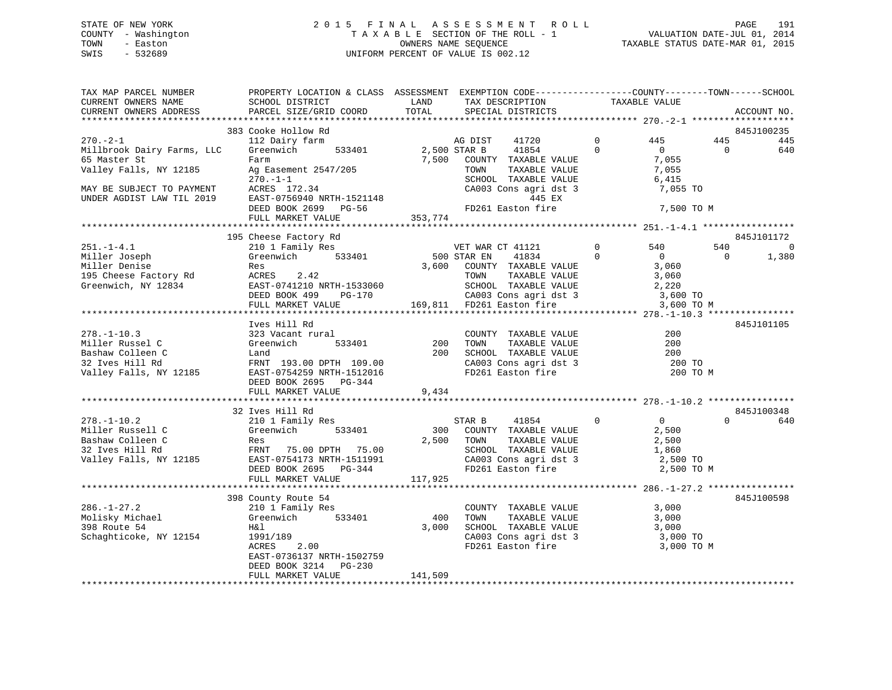STATE OF NEW YORK
COUNTY - Washington
TOWN - Easton
SWIS - 532689

# 2015 FINAL ASSESSMENT ROLL
TAXABLE SECTION OF THE ROLL - 1
OWNERS NAME SEQUENCE
UNIFORM PERCENT OF VALUE IS 002.12

VALUATION DATE-JUL 01, 2014
TAXABLE STATUS DATE-MAR 01, 2015

```
TAX MAP PARCEL NUMBER          PROPERTY LOCATION & CLASS  ASSESSMENT  EXEMPTION CODE------------------COUNTY--------TOWN------SCHOOL
CURRENT OWNERS NAME            SCHOOL DISTRICT              LAND       TAX DESCRIPTION            TAXABLE VALUE
CURRENT OWNERS ADDRESS         PARCEL SIZE/GRID COORD       TOTAL      SPECIAL DISTRICTS                                        ACCOUNT NO.
******************************************************************************************************* 270.-2-1 ******************
                               383 Cooke Hollow Rd                                                                           845J100235
270.-2-1                       112 Dairy farm                         AG DIST     41720       0          445          445          445
Millbrook Dairy Farms, LLC     Greenwich        533401       2,500 STAR B      41854       0            0            0          640
65 Master St                   Farm                           7,500    COUNTY  TAXABLE VALUE           7,055
Valley Falls, NY 12185         Ag Easement 2547/205                    TOWN    TAXABLE VALUE           7,055
                               270.-1-1                                SCHOOL  TAXABLE VALUE           6,415
MAY BE SUBJECT TO PAYMENT      ACRES  172.34                           CA003 Cons agri dst 3            7,055 TO
UNDER AGDIST LAW TIL 2019      EAST-0756940 NRTH-1521148                           445 EX
                               DEED BOOK 2699   PG-56                  FD261 Easton fire                7,500 TO M
                               FULL MARKET VALUE            353,774
******************************************************************************************************* 251.-1-4.1 *****************
                               195 Cheese Factory Rd                                                                         845J101172
251.-1-4.1                     210 1 Family Res                       VET WAR CT 41121        0          540          540            0
Miller Joseph                  Greenwich        533401         500 STAR EN     41834       0            0            0        1,380
Miller Denise                  Res                            3,600    COUNTY  TAXABLE VALUE           3,060
195 Cheese Factory Rd          ACRES    2.42                           TOWN    TAXABLE VALUE           3,060
Greenwich, NY 12834            EAST-0741210 NRTH-1533060               SCHOOL  TAXABLE VALUE           2,220
                               DEED BOOK 499    PG-170                 CA003 Cons agri dst 3            3,600 TO
                               FULL MARKET VALUE            169,811    FD261 Easton fire                3,600 TO M
******************************************************************************************************* 278.-1-10.3 ****************
                               Ives Hill Rd                                                                                  845J101105
278.-1-10.3                    323 Vacant rural                        COUNTY  TAXABLE VALUE             200
Miller Russel C                Greenwich        533401         200     TOWN    TAXABLE VALUE             200
Bashaw Colleen C               Land                             200    SCHOOL  TAXABLE VALUE             200
32 Ives Hill Rd                FRNT  193.00 DPTH  109.00               CA003 Cons agri dst 3              200 TO
Valley Falls, NY 12185         EAST-0754259 NRTH-1512016               FD261 Easton fire                  200 TO M
                               DEED BOOK 2695   PG-344
                               FULL MARKET VALUE              9,434
******************************************************************************************************* 278.-1-10.2 ****************
                               32 Ives Hill Rd                                                                               845J100348
278.-1-10.2                    210 1 Family Res                       STAR B      41854       0            0            0          640
Miller Russell C               Greenwich        533401         300     COUNTY  TAXABLE VALUE           2,500
Bashaw Colleen C               Res                            2,500    TOWN    TAXABLE VALUE           2,500
32 Ives Hill Rd                FRNT   75.00 DPTH   75.00               SCHOOL  TAXABLE VALUE           1,860
Valley Falls, NY 12185         EAST-0754173 NRTH-1511991               CA003 Cons agri dst 3            2,500 TO
                               DEED BOOK 2695   PG-344                 FD261 Easton fire                2,500 TO M
                               FULL MARKET VALUE            117,925
******************************************************************************************************* 286.-1-27.2 ****************
                               398 County Route 54                                                                           845J100598
286.-1-27.2                    210 1 Family Res                        COUNTY  TAXABLE VALUE           3,000
Molisky Michael                Greenwich        533401         400     TOWN    TAXABLE VALUE           3,000
398 Route 54                   H&l                            3,000    SCHOOL  TAXABLE VALUE           3,000
Schaghticoke, NY 12154         1991/189                                CA003 Cons agri dst 3            3,000 TO
                               ACRES    2.00                           FD261 Easton fire                3,000 TO M
                               EAST-0736137 NRTH-1502759
                               DEED BOOK 3214   PG-230
                               FULL MARKET VALUE            141,509
************************************************************************************************************************************
```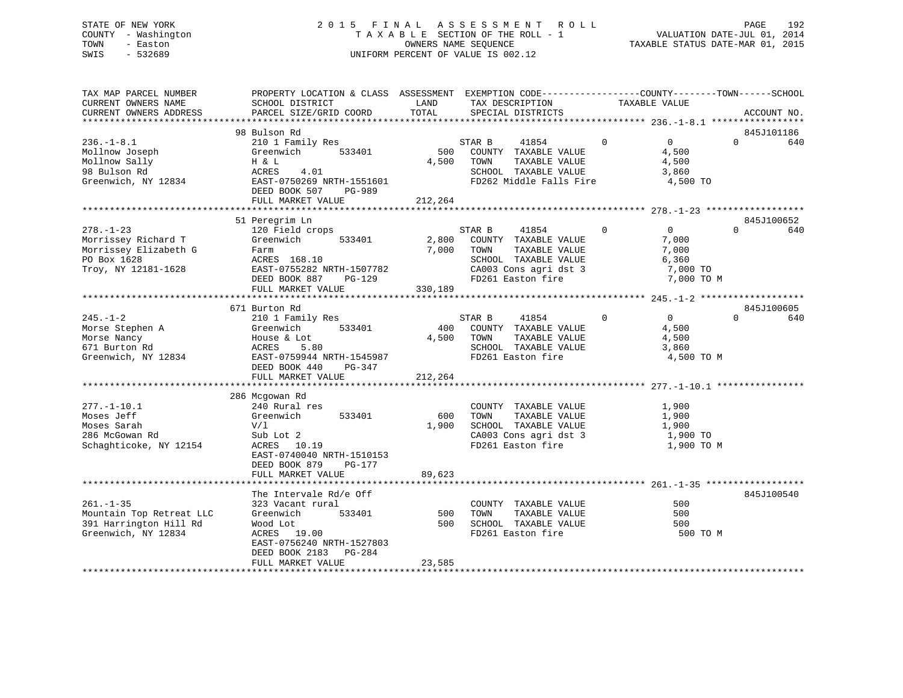STATE OF NEW YORK
COUNTY - Washington
TOWN - Easton
SWIS - 532689

2015 FINAL ASSESSMENT ROLL
TAXABLE SECTION OF THE ROLL - 1
OWNERS NAME SEQUENCE
UNIFORM PERCENT OF VALUE IS 002.12

VALUATION DATE-JUL 01, 2014
TAXABLE STATUS DATE-MAR 01, 2015

| TAX MAP PARCEL NUMBER / CURRENT OWNERS NAME / CURRENT OWNERS ADDRESS | PROPERTY LOCATION & CLASS / SCHOOL DISTRICT / PARCEL SIZE/GRID COORD | ASSESSMENT LAND / TOTAL | EXEMPTION CODE / TAX DESCRIPTION / SPECIAL DISTRICTS | COUNTY | TOWN | SCHOOL | ACCOUNT NO. |
|---|---|---|---|---|---|---|---|
| **236.-1-8.1** | 98 Bulson Rd | | | | | | 845J101186 |
| 236.-1-8.1 | 210 1 Family Res | | STAR B 41854 | 0 | 0 | 640 | |
| Mollnow Joseph | Greenwich 533401 | 500 | COUNTY TAXABLE VALUE | 4,500 | | | |
| Mollnow Sally | H & L | 4,500 | TOWN TAXABLE VALUE | | 4,500 | | |
| 98 Bulson Rd | ACRES 4.01 | | SCHOOL TAXABLE VALUE | | | 3,860 | |
| Greenwich, NY 12834 | EAST-0750269 NRTH-1551601 | | FD262 Middle Falls Fire | 4,500 TO | | | |
| | DEED BOOK 507 PG-989 | | | | | | |
| | FULL MARKET VALUE | 212,264 | | | | | |
| **278.-1-23** | 51 Peregrim Ln | | | | | | 845J100652 |
| 278.-1-23 | 120 Field crops | | STAR B 41854 | 0 | 0 | 640 | |
| Morrissey Richard T | Greenwich 533401 | 2,800 | COUNTY TAXABLE VALUE | 7,000 | | | |
| Morrissey Elizabeth G | Farm | 7,000 | TOWN TAXABLE VALUE | | 7,000 | | |
| PO Box 1628 | ACRES 168.10 | | SCHOOL TAXABLE VALUE | | | 6,360 | |
| Troy, NY 12181-1628 | EAST-0755282 NRTH-1507782 | | CA003 Cons agri dst 3 | 7,000 TO | | | |
| | DEED BOOK 887 PG-129 | | FD261 Easton fire | 7,000 TO M | | | |
| | FULL MARKET VALUE | 330,189 | | | | | |
| **245.-1-2** | 671 Burton Rd | | | | | | 845J100605 |
| 245.-1-2 | 210 1 Family Res | | STAR B 41854 | 0 | 0 | 640 | |
| Morse Stephen A | Greenwich 533401 | 400 | COUNTY TAXABLE VALUE | 4,500 | | | |
| Morse Nancy | House & Lot | 4,500 | TOWN TAXABLE VALUE | | 4,500 | | |
| 671 Burton Rd | ACRES 5.80 | | SCHOOL TAXABLE VALUE | | | 3,860 | |
| Greenwich, NY 12834 | EAST-0759944 NRTH-1545987 | | FD261 Easton fire | 4,500 TO M | | | |
| | DEED BOOK 440 PG-347 | | | | | | |
| | FULL MARKET VALUE | 212,264 | | | | | |
| **277.-1-10.1** | 286 Mcgowan Rd | | | | | | |
| 277.-1-10.1 | 240 Rural res | | COUNTY TAXABLE VALUE | 1,900 | | | |
| Moses Jeff | Greenwich 533401 | 600 | TOWN TAXABLE VALUE | | 1,900 | | |
| Moses Sarah | V/l | 1,900 | SCHOOL TAXABLE VALUE | | | 1,900 | |
| 286 McGowan Rd | Sub Lot 2 | | CA003 Cons agri dst 3 | 1,900 TO | | | |
| Schaghticoke, NY 12154 | ACRES 10.19 | | FD261 Easton fire | 1,900 TO M | | | |
| | EAST-0740040 NRTH-1510153 | | | | | | |
| | DEED BOOK 879 PG-177 | | | | | | |
| | FULL MARKET VALUE | 89,623 | | | | | |
| **261.-1-35** | The Intervale Rd/e Off | | | | | | 845J100540 |
| 261.-1-35 | 323 Vacant rural | | COUNTY TAXABLE VALUE | 500 | | | |
| Mountain Top Retreat LLC | Greenwich 533401 | 500 | TOWN TAXABLE VALUE | | 500 | | |
| 391 Harrington Hill Rd | Wood Lot | 500 | SCHOOL TAXABLE VALUE | | | 500 | |
| Greenwich, NY 12834 | ACRES 19.00 | | FD261 Easton fire | 500 TO M | | | |
| | EAST-0756240 NRTH-1527803 | | | | | | |
| | DEED BOOK 2183 PG-284 | | | | | | |
| | FULL MARKET VALUE | 23,585 | | | | | |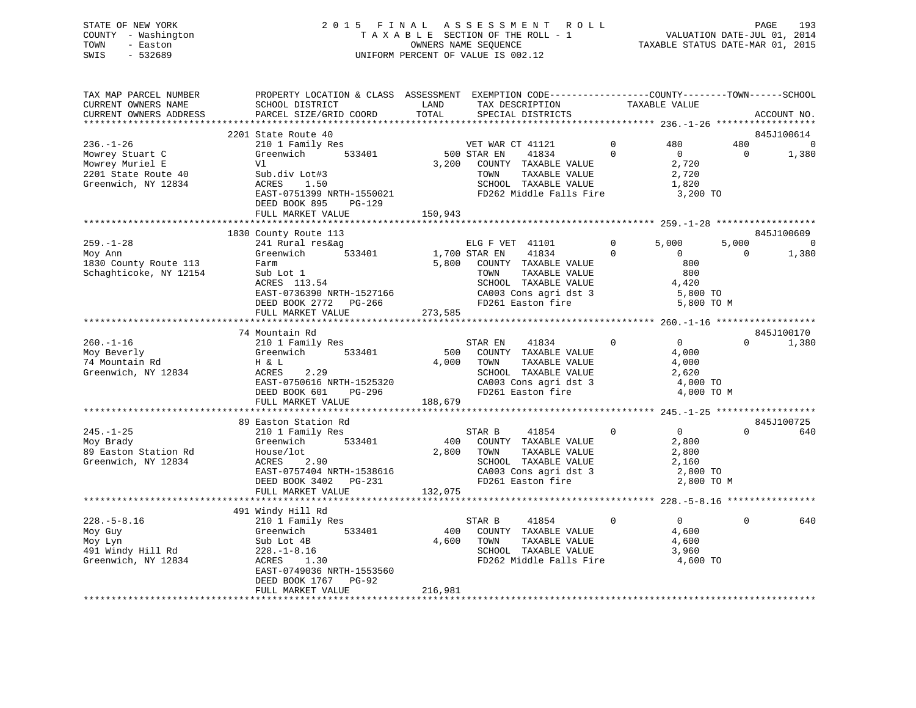STATE OF NEW YORK
COUNTY - Washington
TOWN - Easton
SWIS - 532689

2 0 1 5 F I N A L A S S E S S M E N T R O L L
T A X A B L E SECTION OF THE ROLL - 1
OWNERS NAME SEQUENCE
UNIFORM PERCENT OF VALUE IS 002.12

VALUATION DATE-JUL 01, 2014
TAXABLE STATUS DATE-MAR 01, 2015

| TAX MAP PARCEL NUMBER / CURRENT OWNERS NAME / CURRENT OWNERS ADDRESS | PROPERTY LOCATION & CLASS / SCHOOL DISTRICT / PARCEL SIZE/GRID COORD | ASSESSMENT LAND / TOTAL | EXEMPTION CODE / TAX DESCRIPTION / SPECIAL DISTRICTS | COUNTY | TOWN | SCHOOL | ACCOUNT NO. |
|---|---|---|---|---|---|---|---|
| **236.-1-26** | 2201 State Route 40 | | | | | | 845J100614 |
| Mowrey Stuart C | 210 1 Family Res | | VET WAR CT 41121 0 | 480 | 480 | 0 | |
| Mowrey Muriel E | Greenwich 533401 | 500 | STAR EN 41834 0 | 0 | 0 | 1,380 | |
| 2201 State Route 40 | Vl | 3,200 | COUNTY TAXABLE VALUE | 2,720 | | | |
| Greenwich, NY 12834 | Sub.div Lot#3 | | TOWN TAXABLE VALUE | | 2,720 | | |
| | ACRES 1.50 | | SCHOOL TAXABLE VALUE | | | 1,820 | |
| | EAST-0751399 NRTH-1550021 | | FD262 Middle Falls Fire | 3,200 TO | | | |
| | DEED BOOK 895 PG-129 | | | | | | |
| | FULL MARKET VALUE | 150,943 | | | | | |
| **259.-1-28** | 1830 County Route 113 | | | | | | 845J100609 |
| Moy Ann | 241 Rural res&ag | | ELG F VET 41101 0 | 5,000 | 5,000 | 0 | |
| 1830 County Route 113 | Greenwich 533401 | 1,700 | STAR EN 41834 0 | 0 | 0 | 1,380 | |
| Schaghticoke, NY 12154 | Farm | 5,800 | COUNTY TAXABLE VALUE | 800 | | | |
| | Sub Lot 1 | | TOWN TAXABLE VALUE | | 800 | | |
| | ACRES 113.54 | | SCHOOL TAXABLE VALUE | | | 4,420 | |
| | EAST-0736390 NRTH-1527166 | | CA003 Cons agri dst 3 | 5,800 TO | | | |
| | DEED BOOK 2772 PG-266 | | FD261 Easton fire | 5,800 TO M | | | |
| | FULL MARKET VALUE | 273,585 | | | | | |
| **260.-1-16** | 74 Mountain Rd | | | | | | 845J100170 |
| Moy Beverly | 210 1 Family Res | | STAR EN 41834 0 | 0 | 0 | 1,380 | |
| 74 Mountain Rd | Greenwich 533401 | 500 | COUNTY TAXABLE VALUE | 4,000 | | | |
| Greenwich, NY 12834 | H & L | 4,000 | TOWN TAXABLE VALUE | | 4,000 | | |
| | ACRES 2.29 | | SCHOOL TAXABLE VALUE | | | 2,620 | |
| | EAST-0750616 NRTH-1525320 | | CA003 Cons agri dst 3 | 4,000 TO | | | |
| | DEED BOOK 601 PG-296 | | FD261 Easton fire | 4,000 TO M | | | |
| | FULL MARKET VALUE | 188,679 | | | | | |
| **245.-1-25** | 89 Easton Station Rd | | | | | | 845J100725 |
| Moy Brady | 210 1 Family Res | | STAR B 41854 0 | 0 | 0 | 640 | |
| 89 Easton Station Rd | Greenwich 533401 | 400 | COUNTY TAXABLE VALUE | 2,800 | | | |
| Greenwich, NY 12834 | House/lot | 2,800 | TOWN TAXABLE VALUE | | 2,800 | | |
| | ACRES 2.90 | | SCHOOL TAXABLE VALUE | | | 2,160 | |
| | EAST-0757404 NRTH-1538616 | | CA003 Cons agri dst 3 | 2,800 TO | | | |
| | DEED BOOK 3402 PG-231 | | FD261 Easton fire | 2,800 TO M | | | |
| | FULL MARKET VALUE | 132,075 | | | | | |
| **228.-5-8.16** | 491 Windy Hill Rd | | | | | | |
| Moy Guy | 210 1 Family Res | | STAR B 41854 0 | 0 | 0 | 640 | |
| Moy Lyn | Greenwich 533401 | 400 | COUNTY TAXABLE VALUE | 4,600 | | | |
| 491 Windy Hill Rd | Sub Lot 4B | 4,600 | TOWN TAXABLE VALUE | | 4,600 | | |
| Greenwich, NY 12834 | 228.-1-8.16 | | SCHOOL TAXABLE VALUE | | | 3,960 | |
| | ACRES 1.30 | | FD262 Middle Falls Fire | 4,600 TO | | | |
| | EAST-0749036 NRTH-1553560 | | | | | | |
| | DEED BOOK 1767 PG-92 | | | | | | |
| | FULL MARKET VALUE | 216,981 | | | | | |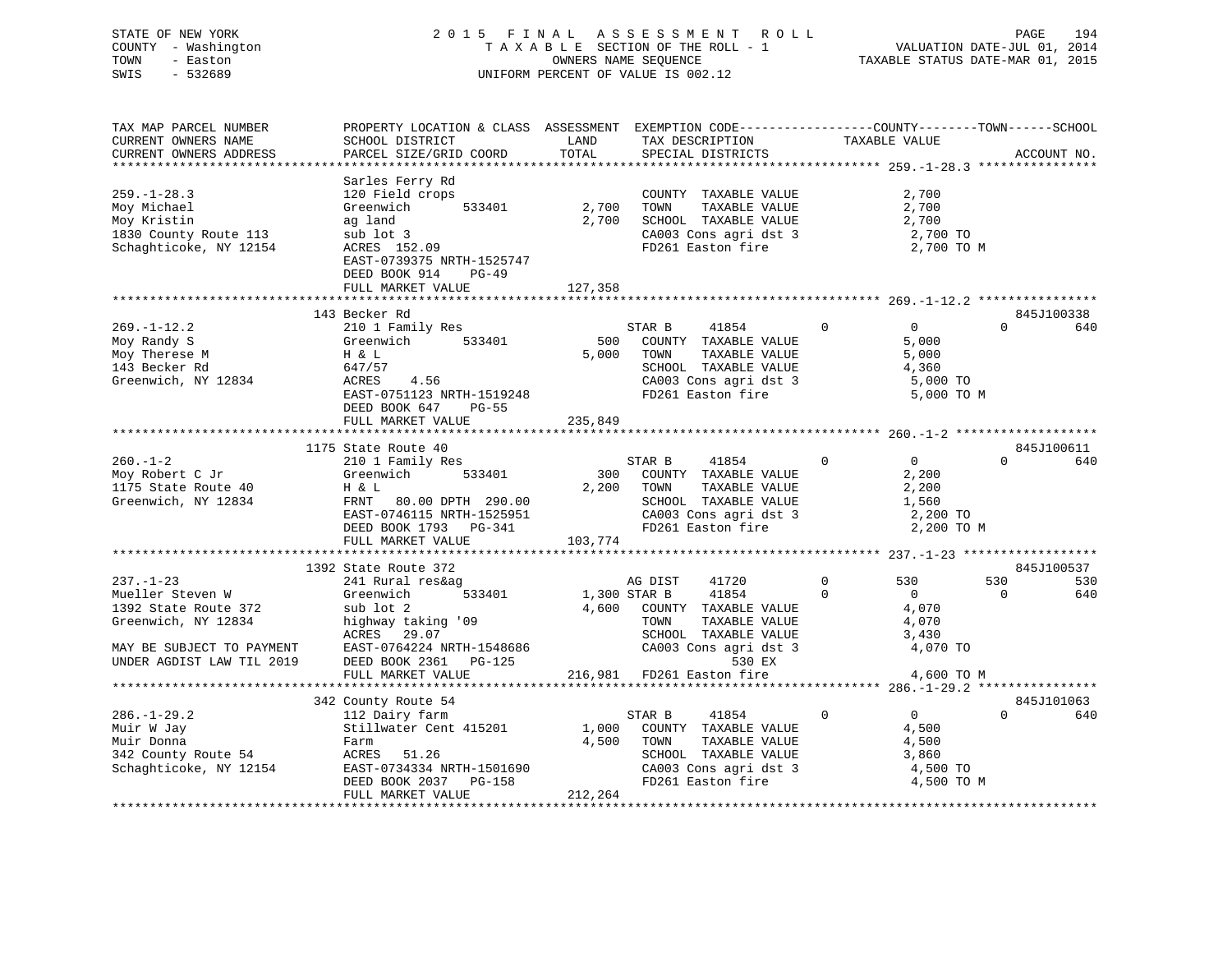STATE OF NEW YORK
COUNTY - Washington
TOWN - Easton
SWIS - 532689

2015 FINAL ASSESSMENT ROLL
TAXABLE SECTION OF THE ROLL - 1
OWNERS NAME SEQUENCE
UNIFORM PERCENT OF VALUE IS 002.12

VALUATION DATE-JUL 01, 2014
TAXABLE STATUS DATE-MAR 01, 2015

```
TAX MAP PARCEL NUMBER          PROPERTY LOCATION & CLASS  ASSESSMENT  EXEMPTION CODE-----------------COUNTY--------TOWN------SCHOOL
CURRENT OWNERS NAME            SCHOOL DISTRICT               LAND      TAX DESCRIPTION            TAXABLE VALUE
CURRENT OWNERS ADDRESS         PARCEL SIZE/GRID COORD        TOTAL     SPECIAL DISTRICTS                                    ACCOUNT NO.
****************************************************************************************************** 259.-1-28.3 ****************
                               Sarles Ferry Rd
259.-1-28.3                    120 Field crops                          COUNTY  TAXABLE VALUE              2,700
Moy Michael                    Greenwich       533401        2,700      TOWN    TAXABLE VALUE              2,700
Moy Kristin                    ag land                       2,700      SCHOOL  TAXABLE VALUE              2,700
1830 County Route 113          sub lot 3                                CA003 Cons agri dst 3               2,700 TO
Schaghticoke, NY 12154         ACRES  152.09                            FD261 Easton fire                   2,700 TO M
                               EAST-0739375 NRTH-1525747
                               DEED BOOK 914    PG-49
                               FULL MARKET VALUE           127,358
****************************************************************************************************** 269.-1-12.2 ****************
                               143 Becker Rd                                                                             845J100338
269.-1-12.2                    210 1 Family Res                    STAR B     41854          0          0            0         640
Moy Randy S                    Greenwich       533401          500      COUNTY  TAXABLE VALUE              5,000
Moy Therese M                  H & L                         5,000      TOWN    TAXABLE VALUE              5,000
143 Becker Rd                  647/57                                   SCHOOL  TAXABLE VALUE              4,360
Greenwich, NY 12834            ACRES    4.56                            CA003 Cons agri dst 3               5,000 TO
                               EAST-0751123 NRTH-1519248                FD261 Easton fire                   5,000 TO M
                               DEED BOOK 647    PG-55
                               FULL MARKET VALUE           235,849
****************************************************************************************************** 260.-1-2 *******************
                               1175 State Route 40                                                                       845J100611
260.-1-2                       210 1 Family Res                    STAR B     41854          0          0            0         640
Moy Robert C Jr                Greenwich       533401          300      COUNTY  TAXABLE VALUE              2,200
1175 State Route 40            H & L                         2,200      TOWN    TAXABLE VALUE              2,200
Greenwich, NY 12834            FRNT   80.00 DPTH 290.00                 SCHOOL  TAXABLE VALUE              1,560
                               EAST-0746115 NRTH-1525951                CA003 Cons agri dst 3               2,200 TO
                               DEED BOOK 1793   PG-341                  FD261 Easton fire                   2,200 TO M
                               FULL MARKET VALUE           103,774
****************************************************************************************************** 237.-1-23 ******************
                               1392 State Route 372                                                                      845J100537
237.-1-23                      241 Rural res&ag                    AG DIST    41720          0        530          530         530
Mueller Steven W               Greenwich       533401        1,300 STAR B     41854          0          0            0         640
1392 State Route 372           sub lot 2                     4,600      COUNTY  TAXABLE VALUE              4,070
Greenwich, NY 12834            highway taking '09                       TOWN    TAXABLE VALUE              4,070
                               ACRES   29.07                            SCHOOL  TAXABLE VALUE              3,430
MAY BE SUBJECT TO PAYMENT      EAST-0764224 NRTH-1548686                CA003 Cons agri dst 3               4,070 TO
UNDER AGDIST LAW TIL 2019      DEED BOOK 2361   PG-125                            530 EX
                               FULL MARKET VALUE           216,981      FD261 Easton fire                   4,600 TO M
****************************************************************************************************** 286.-1-29.2 ****************
                               342 County Route 54                                                                       845J101063
286.-1-29.2                    112 Dairy farm                      STAR B     41854          0          0            0         640
Muir W Jay                     Stillwater Cent 415201        1,000      COUNTY  TAXABLE VALUE              4,500
Muir Donna                     Farm                          4,500      TOWN    TAXABLE VALUE              4,500
342 County Route 54            ACRES   51.26                            SCHOOL  TAXABLE VALUE              3,860
Schaghticoke, NY 12154         EAST-0734334 NRTH-1501690                CA003 Cons agri dst 3               4,500 TO
                               DEED BOOK 2037   PG-158                  FD261 Easton fire                   4,500 TO M
                               FULL MARKET VALUE           212,264
************************************************************************************************************************************
```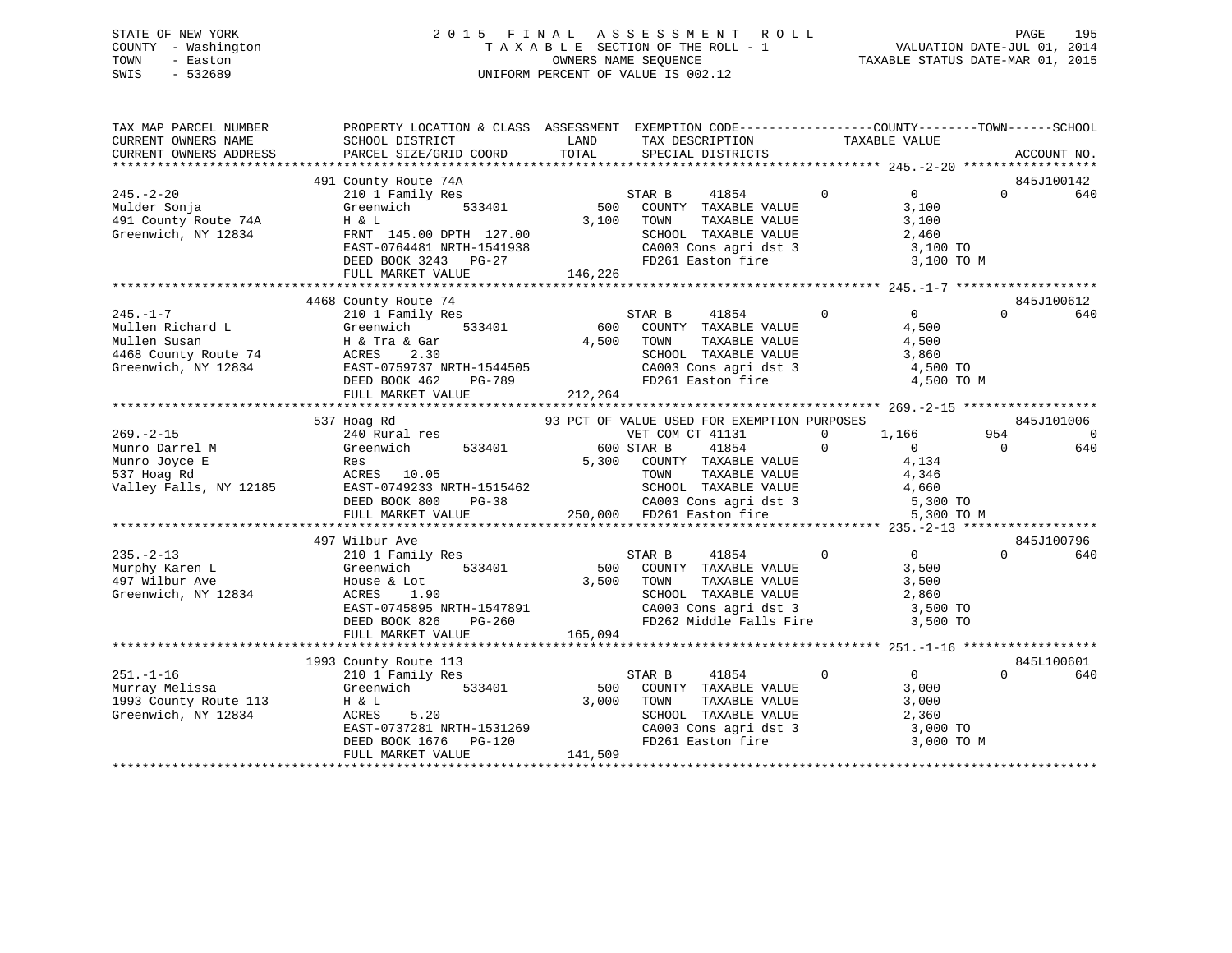STATE OF NEW YORK
COUNTY - Washington
TOWN - Easton
SWIS - 532689

2 0 1 5 F I N A L A S S E S S M E N T R O L L
T A X A B L E SECTION OF THE ROLL - 1
OWNERS NAME SEQUENCE
UNIFORM PERCENT OF VALUE IS 002.12

VALUATION DATE-JUL 01, 2014
TAXABLE STATUS DATE-MAR 01, 2015

```
TAX MAP PARCEL NUMBER     PROPERTY LOCATION & CLASS  ASSESSMENT  EXEMPTION CODE------------------COUNTY--------TOWN------SCHOOL
CURRENT OWNERS NAME       SCHOOL DISTRICT            LAND        TAX DESCRIPTION              TAXABLE VALUE
CURRENT OWNERS ADDRESS    PARCEL SIZE/GRID COORD     TOTAL       SPECIAL DISTRICTS                                      ACCOUNT NO.
******************************************************************************************** 245.-2-20 ******************
                          491 County Route 74A                                                                     845J100142
245.-2-20                 210 1 Family Res                       STAR B     41854          0         0           0         640
Mulder Sonja              Greenwich      533401           500    COUNTY  TAXABLE VALUE             3,100
491 County Route 74A      H & L                         3,100    TOWN    TAXABLE VALUE             3,100
Greenwich, NY 12834       FRNT 145.00 DPTH 127.00                SCHOOL  TAXABLE VALUE             2,460
                          EAST-0764481 NRTH-1541938              CA003 Cons agri dst 3              3,100 TO
                          DEED BOOK 3243   PG-27                 FD261 Easton fire                  3,100 TO M
                          FULL MARKET VALUE           146,226
******************************************************************************************** 245.-1-7 *******************
                          4468 County Route 74                                                                     845J100612
245.-1-7                  210 1 Family Res                       STAR B     41854          0         0           0         640
Mullen Richard L          Greenwich      533401           600    COUNTY  TAXABLE VALUE             4,500
Mullen Susan              H & Tra & Gar                 4,500    TOWN    TAXABLE VALUE             4,500
4468 County Route 74      ACRES    2.30                          SCHOOL  TAXABLE VALUE             3,860
Greenwich, NY 12834       EAST-0759737 NRTH-1544505              CA003 Cons agri dst 3              4,500 TO
                          DEED BOOK 462    PG-789                FD261 Easton fire                  4,500 TO M
                          FULL MARKET VALUE           212,264
******************************************************************************************** 269.-2-15 ******************
                          537 Hoag Rd                    93 PCT OF VALUE USED FOR EXEMPTION PURPOSES                       845J101006
269.-2-15                 240 Rural res                          VET COM CT 41131          0     1,166         954           0
Munro Darrel M            Greenwich      533401           600 STAR B     41854          0         0           0         640
Munro Joyce E             Res                           5,300    COUNTY  TAXABLE VALUE             4,134
537 Hoag Rd               ACRES   10.05                          TOWN    TAXABLE VALUE             4,346
Valley Falls, NY 12185    EAST-0749233 NRTH-1515462              SCHOOL  TAXABLE VALUE             4,660
                          DEED BOOK 800    PG-38                 CA003 Cons agri dst 3              5,300 TO
                          FULL MARKET VALUE           250,000    FD261 Easton fire                  5,300 TO M
******************************************************************************************** 235.-2-13 ******************
                          497 Wilbur Ave                                                                           845J100796
235.-2-13                 210 1 Family Res                       STAR B     41854          0         0           0         640
Murphy Karen L            Greenwich      533401           500    COUNTY  TAXABLE VALUE             3,500
497 Wilbur Ave            House & Lot                   3,500    TOWN    TAXABLE VALUE             3,500
Greenwich, NY 12834       ACRES    1.90                          SCHOOL  TAXABLE VALUE             2,860
                          EAST-0745895 NRTH-1547891              CA003 Cons agri dst 3              3,500 TO
                          DEED BOOK 826    PG-260                FD262 Middle Falls Fire            3,500 TO
                          FULL MARKET VALUE           165,094
******************************************************************************************** 251.-1-16 ******************
                          1993 County Route 113                                                                    845L100601
251.-1-16                 210 1 Family Res                       STAR B     41854          0         0           0         640
Murray Melissa            Greenwich      533401           500    COUNTY  TAXABLE VALUE             3,000
1993 County Route 113     H & L                         3,000    TOWN    TAXABLE VALUE             3,000
Greenwich, NY 12834       ACRES    5.20                          SCHOOL  TAXABLE VALUE             2,360
                          EAST-0737281 NRTH-1531269              CA003 Cons agri dst 3              3,000 TO
                          DEED BOOK 1676   PG-120                FD261 Easton fire                  3,000 TO M
                          FULL MARKET VALUE           141,509
************************************************************************************************************************
```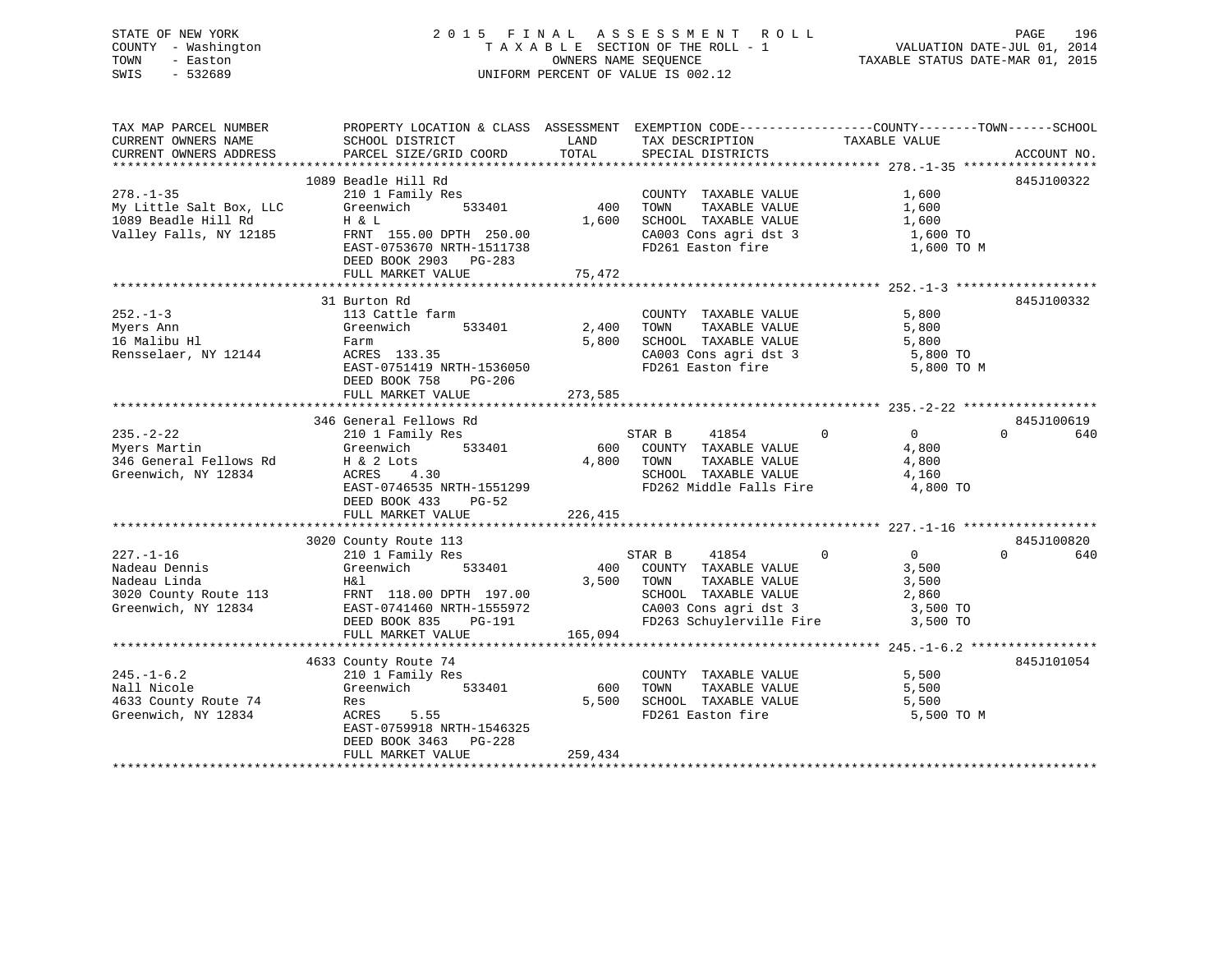STATE OF NEW YORK
COUNTY - Washington
TOWN - Easton
SWIS - 532689

2015 FINAL ASSESSMENT ROLL
TAXABLE SECTION OF THE ROLL - 1
OWNERS NAME SEQUENCE
UNIFORM PERCENT OF VALUE IS 002.12

VALUATION DATE-JUL 01, 2014
TAXABLE STATUS DATE-MAR 01, 2015

| TAX MAP PARCEL NUMBER / CURRENT OWNERS NAME / CURRENT OWNERS ADDRESS | PROPERTY LOCATION & CLASS / SCHOOL DISTRICT / PARCEL SIZE/GRID COORD | ASSESSMENT LAND / TOTAL | EXEMPTION CODE / TAX DESCRIPTION / SPECIAL DISTRICTS | COUNTY | TOWN | SCHOOL TAXABLE VALUE | ACCOUNT NO. |
|---|---|---|---|---|---|---|---|
| **278.-1-35** | 1089 Beadle Hill Rd | | | | | | 845J100322 |
| 278.-1-35 | 210 1 Family Res | | COUNTY TAXABLE VALUE | 1,600 | | | |
| My Little Salt Box, LLC | Greenwich 533401 | 400 | TOWN TAXABLE VALUE | | 1,600 | | |
| 1089 Beadle Hill Rd | H & L | 1,600 | SCHOOL TAXABLE VALUE | | | 1,600 | |
| Valley Falls, NY 12185 | FRNT 155.00 DPTH 250.00 | | CA003 Cons agri dst 3 | 1,600 TO | | | |
| | EAST-0753670 NRTH-1511738 | | FD261 Easton fire | 1,600 TO M | | | |
| | DEED BOOK 2903 PG-283 | | | | | | |
| | FULL MARKET VALUE | 75,472 | | | | | |
| **252.-1-3** | 31 Burton Rd | | | | | | 845J100332 |
| 252.-1-3 | 113 Cattle farm | | COUNTY TAXABLE VALUE | 5,800 | | | |
| Myers Ann | Greenwich 533401 | 2,400 | TOWN TAXABLE VALUE | | 5,800 | | |
| 16 Malibu Hl | Farm | 5,800 | SCHOOL TAXABLE VALUE | | | 5,800 | |
| Rensselaer, NY 12144 | ACRES 133.35 | | CA003 Cons agri dst 3 | 5,800 TO | | | |
| | EAST-0751419 NRTH-1536050 | | FD261 Easton fire | 5,800 TO M | | | |
| | DEED BOOK 758 PG-206 | | | | | | |
| | FULL MARKET VALUE | 273,585 | | | | | |
| **235.-2-22** | 346 General Fellows Rd | | | | | | 845J100619 |
| 235.-2-22 | 210 1 Family Res | | STAR B 41854 | 0 | 0 | 640 | |
| Myers Martin | Greenwich 533401 | 600 | COUNTY TAXABLE VALUE | 4,800 | | | |
| 346 General Fellows Rd | H & 2 Lots | 4,800 | TOWN TAXABLE VALUE | | 4,800 | | |
| Greenwich, NY 12834 | ACRES 4.30 | | SCHOOL TAXABLE VALUE | | | 4,160 | |
| | EAST-0746535 NRTH-1551299 | | FD262 Middle Falls Fire | 4,800 TO | | | |
| | DEED BOOK 433 PG-52 | | | | | | |
| | FULL MARKET VALUE | 226,415 | | | | | |
| **227.-1-16** | 3020 County Route 113 | | | | | | 845J100820 |
| 227.-1-16 | 210 1 Family Res | | STAR B 41854 | 0 | 0 | 640 | |
| Nadeau Dennis | Greenwich 533401 | 400 | COUNTY TAXABLE VALUE | 3,500 | | | |
| Nadeau Linda | H&l | 3,500 | TOWN TAXABLE VALUE | | 3,500 | | |
| 3020 County Route 113 | FRNT 118.00 DPTH 197.00 | | SCHOOL TAXABLE VALUE | | | 2,860 | |
| Greenwich, NY 12834 | EAST-0741460 NRTH-1555972 | | CA003 Cons agri dst 3 | 3,500 TO | | | |
| | DEED BOOK 835 PG-191 | | FD263 Schuylerville Fire | 3,500 TO | | | |
| | FULL MARKET VALUE | 165,094 | | | | | |
| **245.-1-6.2** | 4633 County Route 74 | | | | | | 845J101054 |
| 245.-1-6.2 | 210 1 Family Res | | COUNTY TAXABLE VALUE | 5,500 | | | |
| Nall Nicole | Greenwich 533401 | 600 | TOWN TAXABLE VALUE | | 5,500 | | |
| 4633 County Route 74 | Res | 5,500 | SCHOOL TAXABLE VALUE | | | 5,500 | |
| Greenwich, NY 12834 | ACRES 5.55 | | FD261 Easton fire | 5,500 TO M | | | |
| | EAST-0759918 NRTH-1546325 | | | | | | |
| | DEED BOOK 3463 PG-228 | | | | | | |
| | FULL MARKET VALUE | 259,434 | | | | | |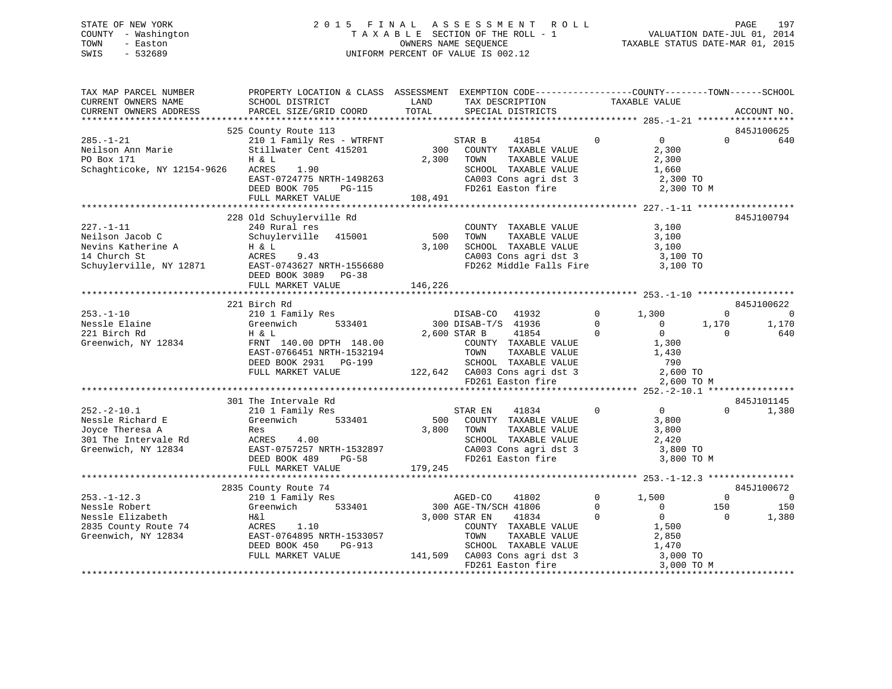STATE OF NEW YORK
COUNTY - Washington
TOWN - Easton
SWIS - 532689

2 0 1 5 F I N A L A S S E S S M E N T R O L L
T A X A B L E SECTION OF THE ROLL - 1
OWNERS NAME SEQUENCE
UNIFORM PERCENT OF VALUE IS 002.12

VALUATION DATE-JUL 01, 2014
TAXABLE STATUS DATE-MAR 01, 2015

```
TAX MAP PARCEL NUMBER          PROPERTY LOCATION & CLASS  ASSESSMENT  EXEMPTION CODE------------------COUNTY--------TOWN------SCHOOL
CURRENT OWNERS NAME            SCHOOL DISTRICT               LAND      TAX DESCRIPTION            TAXABLE VALUE
CURRENT OWNERS ADDRESS         PARCEL SIZE/GRID COORD        TOTAL     SPECIAL DISTRICTS                                      ACCOUNT NO.
******************************************************************************************************* 285.-1-21 ******************
                               525 County Route 113                                                                     845J100625
285.-1-21                      210 1 Family Res - WTRFNT            STAR B      41854           0          0          0        640
Neilson Ann Marie              Stillwater Cent 415201         300   COUNTY  TAXABLE VALUE                2,300
PO Box 171                     H & L                        2,300   TOWN    TAXABLE VALUE                2,300
Schaghticoke, NY 12154-9626    ACRES     1.90                       SCHOOL  TAXABLE VALUE                1,660
                               EAST-0724775 NRTH-1498263            CA003 Cons agri dst 3                 2,300 TO
                               DEED BOOK 705     PG-115             FD261 Easton fire                     2,300 TO M
                               FULL MARKET VALUE           108,491
******************************************************************************************************* 227.-1-11 ******************
                               228 Old Schuylerville Rd                                                                 845J100794
227.-1-11                      240 Rural res                        COUNTY  TAXABLE VALUE                3,100
Neilson Jacob C                Schuylerville   415001         500   TOWN    TAXABLE VALUE                3,100
Nevins Katherine A             H & L                        3,100   SCHOOL  TAXABLE VALUE                3,100
14 Church St                   ACRES     9.43                       CA003 Cons agri dst 3                 3,100 TO
Schuylerville, NY 12871        EAST-0743627 NRTH-1556680            FD262 Middle Falls Fire               3,100 TO
                               DEED BOOK 3089    PG-38
                               FULL MARKET VALUE           146,226
******************************************************************************************************* 253.-1-10 ******************
                               221 Birch Rd                                                                             845J100622
253.-1-10                      210 1 Family Res                     DISAB-CO    41932           0      1,300          0          0
Nessle Elaine                  Greenwich       533401         300 DISAB-T/S  41936           0          0      1,170      1,170
221 Birch Rd                   H & L                        2,600 STAR B      41854           0          0          0        640
Greenwich, NY 12834            FRNT 140.00 DPTH 148.00              COUNTY  TAXABLE VALUE                1,300
                               EAST-0766451 NRTH-1532194            TOWN    TAXABLE VALUE                1,430
                               DEED BOOK 2931    PG-199             SCHOOL  TAXABLE VALUE                  790
                               FULL MARKET VALUE           122,642  CA003 Cons agri dst 3                 2,600 TO
                                                                    FD261 Easton fire                     2,600 TO M
******************************************************************************************************* 252.-2-10.1 ****************
                               301 The Intervale Rd                                                                     845J101145
252.-2-10.1                    210 1 Family Res                     STAR EN     41834           0          0          0      1,380
Nessle Richard E               Greenwich       533401         500   COUNTY  TAXABLE VALUE                3,800
Joyce Theresa A                Res                          3,800   TOWN    TAXABLE VALUE                3,800
301 The Intervale Rd           ACRES     4.00                       SCHOOL  TAXABLE VALUE                2,420
Greenwich, NY 12834            EAST-0757257 NRTH-1532897            CA003 Cons agri dst 3                 3,800 TO
                               DEED BOOK 489     PG-58              FD261 Easton fire                     3,800 TO M
                               FULL MARKET VALUE           179,245
******************************************************************************************************* 253.-1-12.3 ****************
                               2835 County Route 74                                                                     845J100672
253.-1-12.3                    210 1 Family Res                     AGED-CO     41802           0      1,500          0          0
Nessle Robert                  Greenwich       533401         300 AGE-TN/SCH 41806           0          0        150        150
Nessle Elizabeth               H&l                          3,000 STAR EN     41834           0          0          0      1,380
2835 County Route 74           ACRES     1.10                       COUNTY  TAXABLE VALUE                1,500
Greenwich, NY 12834            EAST-0764895 NRTH-1533057            TOWN    TAXABLE VALUE                2,850
                               DEED BOOK 450     PG-913             SCHOOL  TAXABLE VALUE                1,470
                               FULL MARKET VALUE           141,509  CA003 Cons agri dst 3                 3,000 TO
                                                                    FD261 Easton fire                     3,000 TO M
************************************************************************************************************************************
```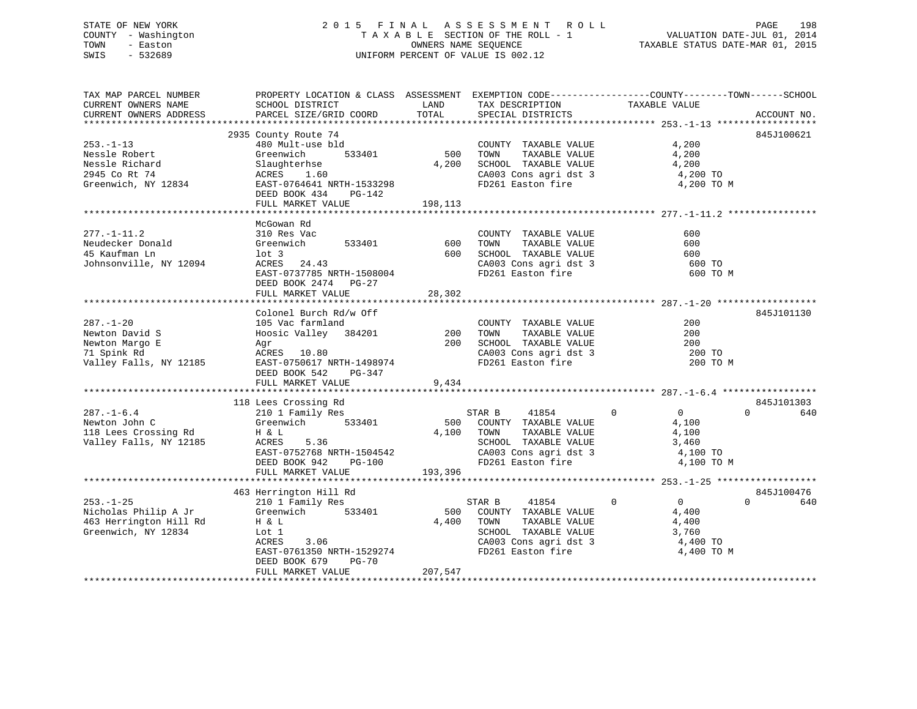STATE OF NEW YORK
COUNTY - Washington
TOWN - Easton
SWIS - 532689

2015 FINAL ASSESSMENT ROLL
TAXABLE SECTION OF THE ROLL - 1
OWNERS NAME SEQUENCE
UNIFORM PERCENT OF VALUE IS 002.12

VALUATION DATE-JUL 01, 2014
TAXABLE STATUS DATE-MAR 01, 2015

| TAX MAP PARCEL NUMBER / CURRENT OWNERS NAME / CURRENT OWNERS ADDRESS | PROPERTY LOCATION & CLASS / SCHOOL DISTRICT / PARCEL SIZE/GRID COORD | ASSESSMENT LAND | ASSESSMENT TOTAL | EXEMPTION CODE / TAX DESCRIPTION / SPECIAL DISTRICTS | COUNTY TAXABLE VALUE | TOWN | SCHOOL | ACCOUNT NO. |
|---|---|---|---|---|---|---|---|---|
| 253.-1-13 | 2935 County Route 74 | | | | | | | 845J100621 |
| Nessle Robert | 480 Mult-use bld | | | COUNTY TAXABLE VALUE | 4,200 | | | |
| Nessle Richard | Greenwich 533401 | 500 | | TOWN TAXABLE VALUE | 4,200 | | | |
| 2945 Co Rt 74 | Slaughterhse | | 4,200 | SCHOOL TAXABLE VALUE | 4,200 | | | |
| Greenwich, NY 12834 | ACRES 1.60 | | | CA003 Cons agri dst 3 | 4,200 TO | | | |
| | EAST-0764641 NRTH-1533298 | | | FD261 Easton fire | 4,200 TO M | | | |
| | DEED BOOK 434 PG-142 | | | | | | | |
| | FULL MARKET VALUE | | 198,113 | | | | | |
| 277.-1-11.2 | McGowan Rd | | | | | | | |
| Neudecker Donald | 310 Res Vac | | | COUNTY TAXABLE VALUE | 600 | | | |
| 45 Kaufman Ln | Greenwich 533401 | 600 | | TOWN TAXABLE VALUE | 600 | | | |
| Johnsonville, NY 12094 | lot 3 | | 600 | SCHOOL TAXABLE VALUE | 600 | | | |
| | ACRES 24.43 | | | CA003 Cons agri dst 3 | 600 TO | | | |
| | EAST-0737785 NRTH-1508004 | | | FD261 Easton fire | 600 TO M | | | |
| | DEED BOOK 2474 PG-27 | | | | | | | |
| | FULL MARKET VALUE | | 28,302 | | | | | |
| 287.-1-20 | Colonel Burch Rd/w Off | | | | | | | 845J101130 |
| Newton David S | 105 Vac farmland | | | COUNTY TAXABLE VALUE | 200 | | | |
| Newton Margo E | Hoosic Valley 384201 | 200 | | TOWN TAXABLE VALUE | 200 | | | |
| 71 Spink Rd | Agr | | 200 | SCHOOL TAXABLE VALUE | 200 | | | |
| Valley Falls, NY 12185 | ACRES 10.80 | | | CA003 Cons agri dst 3 | 200 TO | | | |
| | EAST-0750617 NRTH-1498974 | | | FD261 Easton fire | 200 TO M | | | |
| | DEED BOOK 542 PG-347 | | | | | | | |
| | FULL MARKET VALUE | | 9,434 | | | | | |
| 287.-1-6.4 | 118 Lees Crossing Rd | | | | | | | 845J101303 |
| Newton John C | 210 1 Family Res | | | STAR B 41854 | 0 | 0 | 0 | 640 |
| 118 Lees Crossing Rd | Greenwich 533401 | 500 | | COUNTY TAXABLE VALUE | 4,100 | | | |
| Valley Falls, NY 12185 | H & L | | 4,100 | TOWN TAXABLE VALUE | 4,100 | | | |
| | ACRES 5.36 | | | SCHOOL TAXABLE VALUE | 3,460 | | | |
| | EAST-0752768 NRTH-1504542 | | | CA003 Cons agri dst 3 | 4,100 TO | | | |
| | DEED BOOK 942 PG-100 | | | FD261 Easton fire | 4,100 TO M | | | |
| | FULL MARKET VALUE | | 193,396 | | | | | |
| 253.-1-25 | 463 Herrington Hill Rd | | | | | | | 845J100476 |
| Nicholas Philip A Jr | 210 1 Family Res | | | STAR B 41854 | 0 | 0 | 0 | 640 |
| 463 Herrington Hill Rd | Greenwich 533401 | 500 | | COUNTY TAXABLE VALUE | 4,400 | | | |
| Greenwich, NY 12834 | H & L | | 4,400 | TOWN TAXABLE VALUE | 4,400 | | | |
| | Lot 1 | | | SCHOOL TAXABLE VALUE | 3,760 | | | |
| | ACRES 3.06 | | | CA003 Cons agri dst 3 | 4,400 TO | | | |
| | EAST-0761350 NRTH-1529274 | | | FD261 Easton fire | 4,400 TO M | | | |
| | DEED BOOK 679 PG-70 | | | | | | | |
| | FULL MARKET VALUE | | 207,547 | | | | | |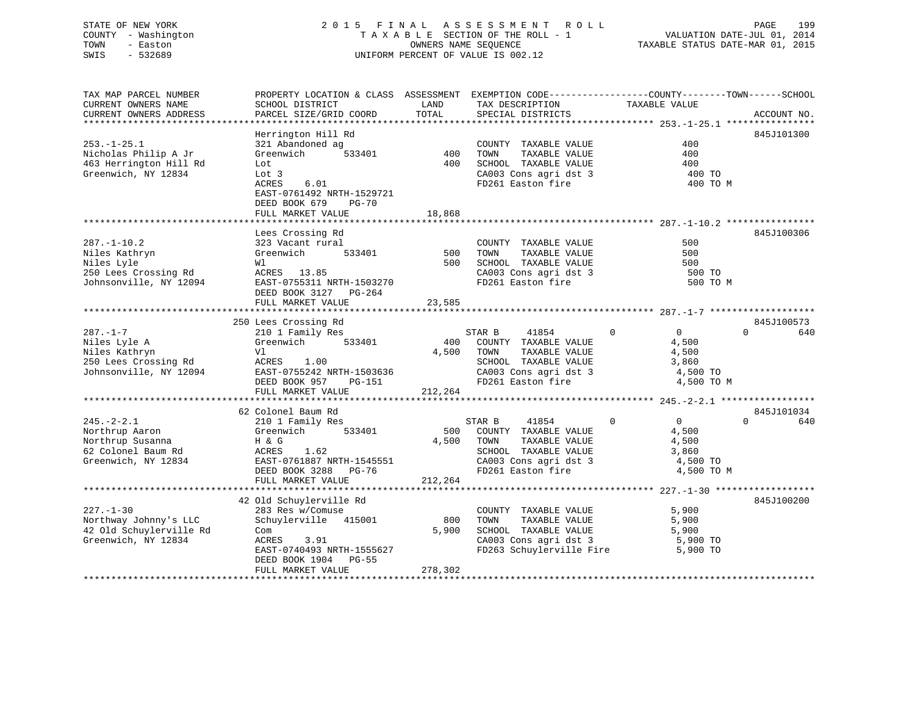STATE OF NEW YORK
COUNTY - Washington
TOWN - Easton
SWIS - 532689

2015 FINAL ASSESSMENT ROLL
TAXABLE SECTION OF THE ROLL - 1
OWNERS NAME SEQUENCE
UNIFORM PERCENT OF VALUE IS 002.12

VALUATION DATE-JUL 01, 2014
TAXABLE STATUS DATE-MAR 01, 2015

| TAX MAP PARCEL NUMBER / CURRENT OWNERS NAME / CURRENT OWNERS ADDRESS | PROPERTY LOCATION & CLASS / SCHOOL DISTRICT / PARCEL SIZE/GRID COORD | ASSESSMENT LAND / TOTAL | EXEMPTION CODE / TAX DESCRIPTION / SPECIAL DISTRICTS | COUNTY TAXABLE VALUE | TOWN | SCHOOL | ACCOUNT NO. |
|---|---|---|---|---|---|---|---|
| **253.-1-25.1** | Herrington Hill Rd | | | | | | 845J101300 |
| Nicholas Philip A Jr | 321 Abandoned ag | | COUNTY TAXABLE VALUE | 400 | | | |
| 463 Herrington Hill Rd | Greenwich 533401 | 400 | TOWN TAXABLE VALUE | 400 | | | |
| Greenwich, NY 12834 | Lot | 400 | SCHOOL TAXABLE VALUE | 400 | | | |
| | Lot 3 | | CA003 Cons agri dst 3 | 400 TO | | | |
| | ACRES 6.01 | | FD261 Easton fire | 400 TO M | | | |
| | EAST-0761492 NRTH-1529721 | | | | | | |
| | DEED BOOK 679 PG-70 | | | | | | |
| | FULL MARKET VALUE | 18,868 | | | | | |
| **287.-1-10.2** | Lees Crossing Rd | | | | | | 845J100306 |
| Niles Kathryn | 323 Vacant rural | | COUNTY TAXABLE VALUE | 500 | | | |
| Niles Lyle | Greenwich 533401 | 500 | TOWN TAXABLE VALUE | 500 | | | |
| 250 Lees Crossing Rd | Wl | 500 | SCHOOL TAXABLE VALUE | 500 | | | |
| Johnsonville, NY 12094 | ACRES 13.85 | | CA003 Cons agri dst 3 | 500 TO | | | |
| | EAST-0755311 NRTH-1503270 | | FD261 Easton fire | 500 TO M | | | |
| | DEED BOOK 3127 PG-264 | | | | | | |
| | FULL MARKET VALUE | 23,585 | | | | | |
| **287.-1-7** | 250 Lees Crossing Rd | | | | | | 845J100573 |
| Niles Lyle A | 210 1 Family Res | | STAR B 41854 | 0 | 0 | 0 | 640 |
| Niles Kathryn | Greenwich 533401 | 400 | COUNTY TAXABLE VALUE | 4,500 | | | |
| 250 Lees Crossing Rd | Vl | 4,500 | TOWN TAXABLE VALUE | 4,500 | | | |
| Johnsonville, NY 12094 | ACRES 1.00 | | SCHOOL TAXABLE VALUE | 3,860 | | | |
| | EAST-0755242 NRTH-1503636 | | CA003 Cons agri dst 3 | 4,500 TO | | | |
| | DEED BOOK 957 PG-151 | | FD261 Easton fire | 4,500 TO M | | | |
| | FULL MARKET VALUE | 212,264 | | | | | |
| **245.-2-2.1** | 62 Colonel Baum Rd | | | | | | 845J101034 |
| Northrup Aaron | 210 1 Family Res | | STAR B 41854 | 0 | 0 | 0 | 640 |
| Northrup Susanna | Greenwich 533401 | 500 | COUNTY TAXABLE VALUE | 4,500 | | | |
| 62 Colonel Baum Rd | H & G | 4,500 | TOWN TAXABLE VALUE | 4,500 | | | |
| Greenwich, NY 12834 | ACRES 1.62 | | SCHOOL TAXABLE VALUE | 3,860 | | | |
| | EAST-0761887 NRTH-1545551 | | CA003 Cons agri dst 3 | 4,500 TO | | | |
| | DEED BOOK 3288 PG-76 | | FD261 Easton fire | 4,500 TO M | | | |
| | FULL MARKET VALUE | 212,264 | | | | | |
| **227.-1-30** | 42 Old Schuylerville Rd | | | | | | 845J100200 |
| Northway Johnny's LLC | 283 Res w/Comuse | | COUNTY TAXABLE VALUE | 5,900 | | | |
| 42 Old Schuylerville Rd | Schuylerville 415001 | 800 | TOWN TAXABLE VALUE | 5,900 | | | |
| Greenwich, NY 12834 | Com | 5,900 | SCHOOL TAXABLE VALUE | 5,900 | | | |
| | ACRES 3.91 | | CA003 Cons agri dst 3 | 5,900 TO | | | |
| | EAST-0740493 NRTH-1555627 | | FD263 Schuylerville Fire | 5,900 TO | | | |
| | DEED BOOK 1904 PG-55 | | | | | | |
| | FULL MARKET VALUE | 278,302 | | | | | |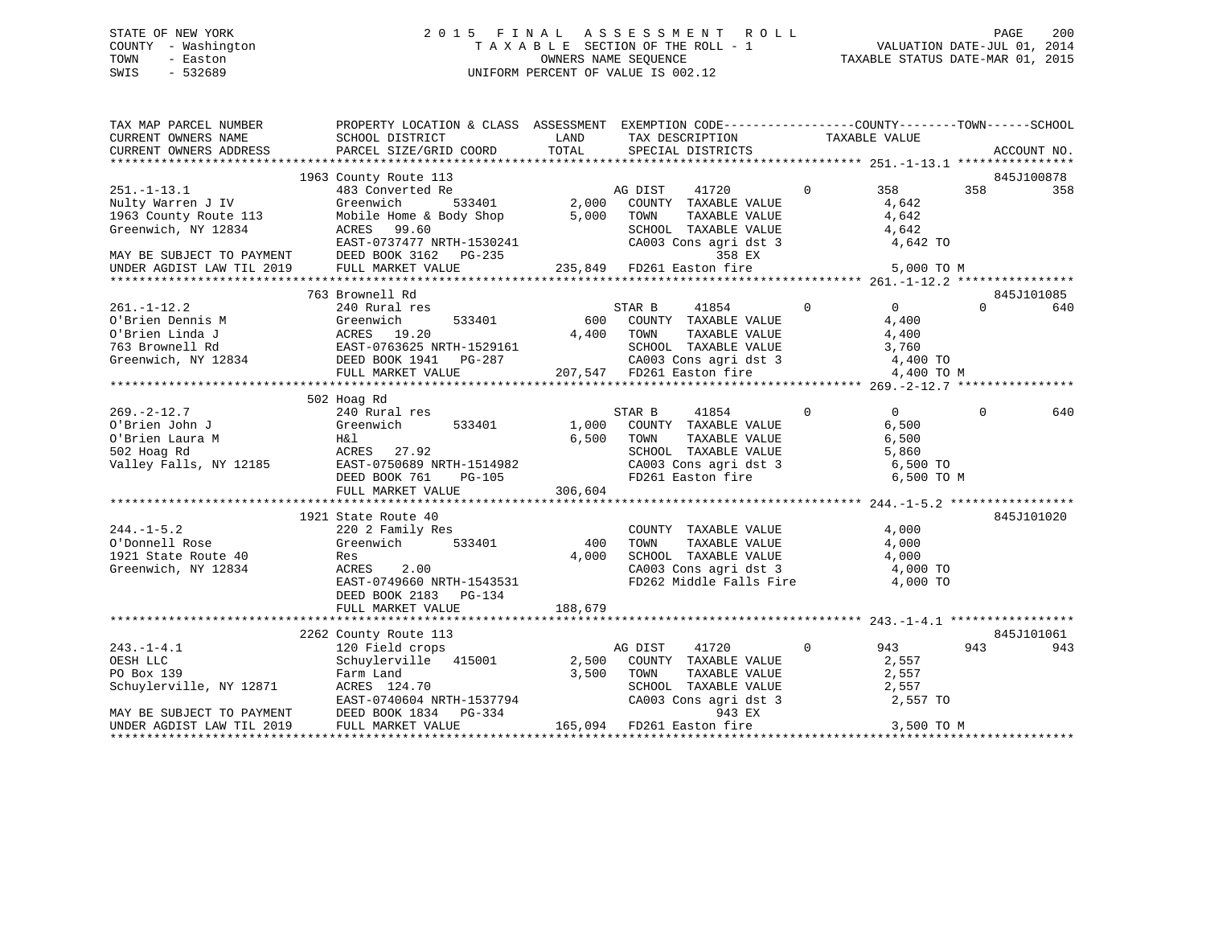STATE OF NEW YORK
COUNTY - Washington
TOWN - Easton
SWIS - 532689

# 2015 FINAL ASSESSMENT ROLL
TAXABLE SECTION OF THE ROLL - 1
OWNERS NAME SEQUENCE
UNIFORM PERCENT OF VALUE IS 002.12

VALUATION DATE-JUL 01, 2014
TAXABLE STATUS DATE-MAR 01, 2015

```
TAX MAP PARCEL NUMBER         PROPERTY LOCATION & CLASS  ASSESSMENT  EXEMPTION CODE------------------COUNTY--------TOWN------SCHOOL
CURRENT OWNERS NAME           SCHOOL DISTRICT               LAND      TAX DESCRIPTION            TAXABLE VALUE
CURRENT OWNERS ADDRESS        PARCEL SIZE/GRID COORD        TOTAL     SPECIAL DISTRICTS                                      ACCOUNT NO.
******************************************************************************************************* 251.-1-13.1 ****************
                              1963 County Route 113                                                                         845J100878
251.-1-13.1                   483 Converted Re                          AG DIST    41720        0        358          358          358
Nulty Warren J IV             Greenwich      533401        2,000   COUNTY  TAXABLE VALUE              4,642
1963 County Route 113         Mobile Home & Body Shop      5,000   TOWN    TAXABLE VALUE              4,642
Greenwich, NY 12834           ACRES   99.60                        SCHOOL  TAXABLE VALUE              4,642
                              EAST-0737477 NRTH-1530241            CA003 Cons agri dst 3               4,642 TO
MAY BE SUBJECT TO PAYMENT     DEED BOOK 3162   PG-235                         358 EX
UNDER AGDIST LAW TIL 2019     FULL MARKET VALUE          235,849   FD261 Easton fire                   5,000 TO M
******************************************************************************************************* 261.-1-12.2 ****************
                              763 Brownell Rd                                                                               845J101085
261.-1-12.2                   240 Rural res                             STAR B     41854        0          0            0          640
O'Brien Dennis M              Greenwich      533401          600   COUNTY  TAXABLE VALUE              4,400
O'Brien Linda J               ACRES   19.20                4,400   TOWN    TAXABLE VALUE              4,400
763 Brownell Rd               EAST-0763625 NRTH-1529161            SCHOOL  TAXABLE VALUE              3,760
Greenwich, NY 12834           DEED BOOK 1941   PG-287              CA003 Cons agri dst 3               4,400 TO
                              FULL MARKET VALUE          207,547   FD261 Easton fire                   4,400 TO M
******************************************************************************************************* 269.-2-12.7 ****************
                              502 Hoag Rd
269.-2-12.7                   240 Rural res                             STAR B     41854        0          0            0          640
O'Brien John J                Greenwich      533401        1,000   COUNTY  TAXABLE VALUE              6,500
O'Brien Laura M               H&l                          6,500   TOWN    TAXABLE VALUE              6,500
502 Hoag Rd                   ACRES   27.92                        SCHOOL  TAXABLE VALUE              5,860
Valley Falls, NY 12185        EAST-0750689 NRTH-1514982            CA003 Cons agri dst 3               6,500 TO
                              DEED BOOK 761    PG-105              FD261 Easton fire                   6,500 TO M
                              FULL MARKET VALUE          306,604
******************************************************************************************************* 244.-1-5.2 *****************
                              1921 State Route 40                                                                           845J101020
244.-1-5.2                    220 2 Family Res                         COUNTY  TAXABLE VALUE              4,000
O'Donnell Rose                Greenwich      533401          400   TOWN    TAXABLE VALUE              4,000
1921 State Route 40           Res                          4,000   SCHOOL  TAXABLE VALUE              4,000
Greenwich, NY 12834           ACRES    2.00                        CA003 Cons agri dst 3               4,000 TO
                              EAST-0749660 NRTH-1543531            FD262 Middle Falls Fire             4,000 TO
                              DEED BOOK 2183   PG-134
                              FULL MARKET VALUE          188,679
******************************************************************************************************* 243.-1-4.1 *****************
                              2262 County Route 113                                                                         845J101061
243.-1-4.1                    120 Field crops                           AG DIST    41720        0        943          943          943
OESH LLC                      Schuylerville  415001        2,500   COUNTY  TAXABLE VALUE              2,557
PO Box 139                    Farm Land                    3,500   TOWN    TAXABLE VALUE              2,557
Schuylerville, NY 12871       ACRES  124.70                        SCHOOL  TAXABLE VALUE              2,557
                              EAST-0740604 NRTH-1537794            CA003 Cons agri dst 3               2,557 TO
MAY BE SUBJECT TO PAYMENT     DEED BOOK 1834   PG-334                         943 EX
UNDER AGDIST LAW TIL 2019     FULL MARKET VALUE          165,094   FD261 Easton fire                   3,500 TO M
************************************************************************************************************************************
```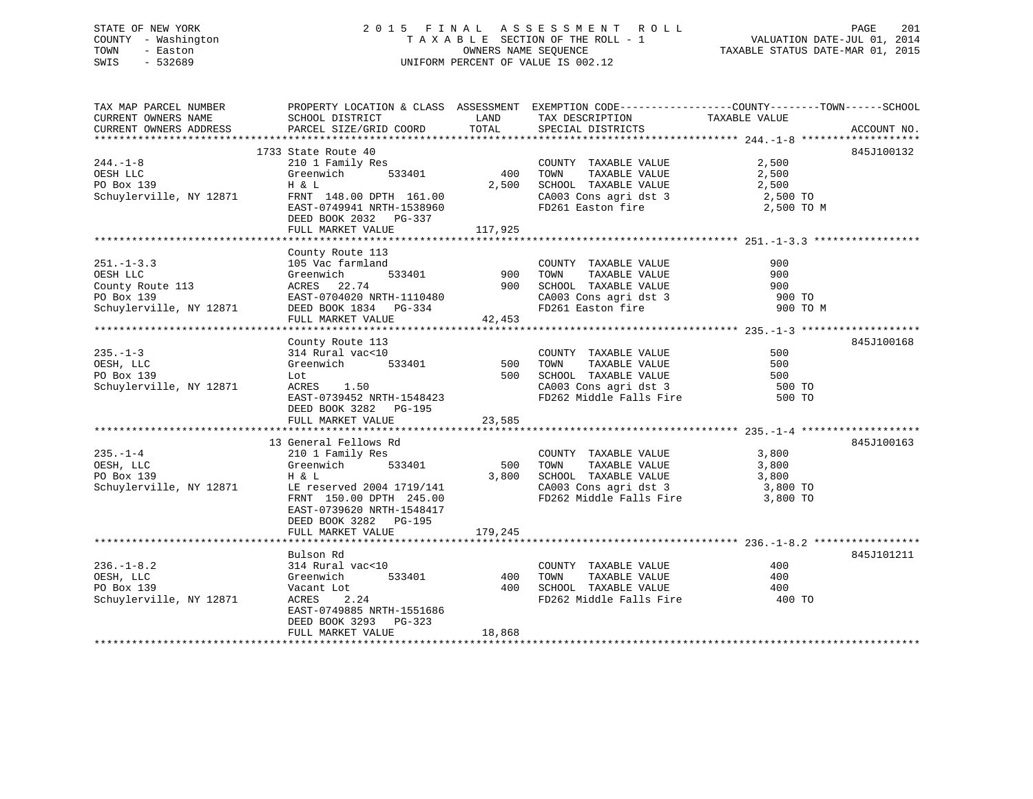STATE OF NEW YORK
COUNTY - Washington
TOWN - Easton
SWIS - 532689

2015 FINAL ASSESSMENT ROLL
TAXABLE SECTION OF THE ROLL - 1
OWNERS NAME SEQUENCE
UNIFORM PERCENT OF VALUE IS 002.12

VALUATION DATE-JUL 01, 2014
TAXABLE STATUS DATE-MAR 01, 2015

| TAX MAP PARCEL NUMBER / CURRENT OWNERS NAME / CURRENT OWNERS ADDRESS | PROPERTY LOCATION & CLASS / SCHOOL DISTRICT / PARCEL SIZE/GRID COORD | ASSESSMENT LAND / TOTAL | EXEMPTION CODE / TAX DESCRIPTION / SPECIAL DISTRICTS | TAXABLE VALUE (COUNTY--TOWN--SCHOOL) | ACCOUNT NO. |
|---|---|---|---|---|---|
| **244.-1-8** | 1733 State Route 40 | | | | 845J100132 |
| 244.-1-8 | 210 1 Family Res | | COUNTY TAXABLE VALUE | 2,500 | |
| OESH LLC | Greenwich 533401 | 400 | TOWN TAXABLE VALUE | 2,500 | |
| PO Box 139 | H & L | 2,500 | SCHOOL TAXABLE VALUE | 2,500 | |
| Schuylerville, NY 12871 | FRNT 148.00 DPTH 161.00 | | CA003 Cons agri dst 3 | 2,500 TO | |
| | EAST-0749941 NRTH-1538960 | | FD261 Easton fire | 2,500 TO M | |
| | DEED BOOK 2032 PG-337 | | | | |
| | FULL MARKET VALUE | 117,925 | | | |
| **251.-1-3.3** | County Route 113 | | | | |
| 251.-1-3.3 | 105 Vac farmland | | COUNTY TAXABLE VALUE | 900 | |
| OESH LLC | Greenwich 533401 | 900 | TOWN TAXABLE VALUE | 900 | |
| County Route 113 | ACRES 22.74 | 900 | SCHOOL TAXABLE VALUE | 900 | |
| PO Box 139 | EAST-0704020 NRTH-1110480 | | CA003 Cons agri dst 3 | 900 TO | |
| Schuylerville, NY 12871 | DEED BOOK 1834 PG-334 | | FD261 Easton fire | 900 TO M | |
| | FULL MARKET VALUE | 42,453 | | | |
| **235.-1-3** | County Route 113 | | | | 845J100168 |
| 235.-1-3 | 314 Rural vac<10 | | COUNTY TAXABLE VALUE | 500 | |
| OESH, LLC | Greenwich 533401 | 500 | TOWN TAXABLE VALUE | 500 | |
| PO Box 139 | Lot | 500 | SCHOOL TAXABLE VALUE | 500 | |
| Schuylerville, NY 12871 | ACRES 1.50 | | CA003 Cons agri dst 3 | 500 TO | |
| | EAST-0739452 NRTH-1548423 | | FD262 Middle Falls Fire | 500 TO | |
| | DEED BOOK 3282 PG-195 | | | | |
| | FULL MARKET VALUE | 23,585 | | | |
| **235.-1-4** | 13 General Fellows Rd | | | | 845J100163 |
| 235.-1-4 | 210 1 Family Res | | COUNTY TAXABLE VALUE | 3,800 | |
| OESH, LLC | Greenwich 533401 | 500 | TOWN TAXABLE VALUE | 3,800 | |
| PO Box 139 | H & L | 3,800 | SCHOOL TAXABLE VALUE | 3,800 | |
| Schuylerville, NY 12871 | LE reserved 2004 1719/141 | | CA003 Cons agri dst 3 | 3,800 TO | |
| | FRNT 150.00 DPTH 245.00 | | FD262 Middle Falls Fire | 3,800 TO | |
| | EAST-0739620 NRTH-1548417 | | | | |
| | DEED BOOK 3282 PG-195 | | | | |
| | FULL MARKET VALUE | 179,245 | | | |
| **236.-1-8.2** | Bulson Rd | | | | 845J101211 |
| 236.-1-8.2 | 314 Rural vac<10 | | COUNTY TAXABLE VALUE | 400 | |
| OESH, LLC | Greenwich 533401 | 400 | TOWN TAXABLE VALUE | 400 | |
| PO Box 139 | Vacant Lot | 400 | SCHOOL TAXABLE VALUE | 400 | |
| Schuylerville, NY 12871 | ACRES 2.24 | | FD262 Middle Falls Fire | 400 TO | |
| | EAST-0749885 NRTH-1551686 | | | | |
| | DEED BOOK 3293 PG-323 | | | | |
| | FULL MARKET VALUE | 18,868 | | | |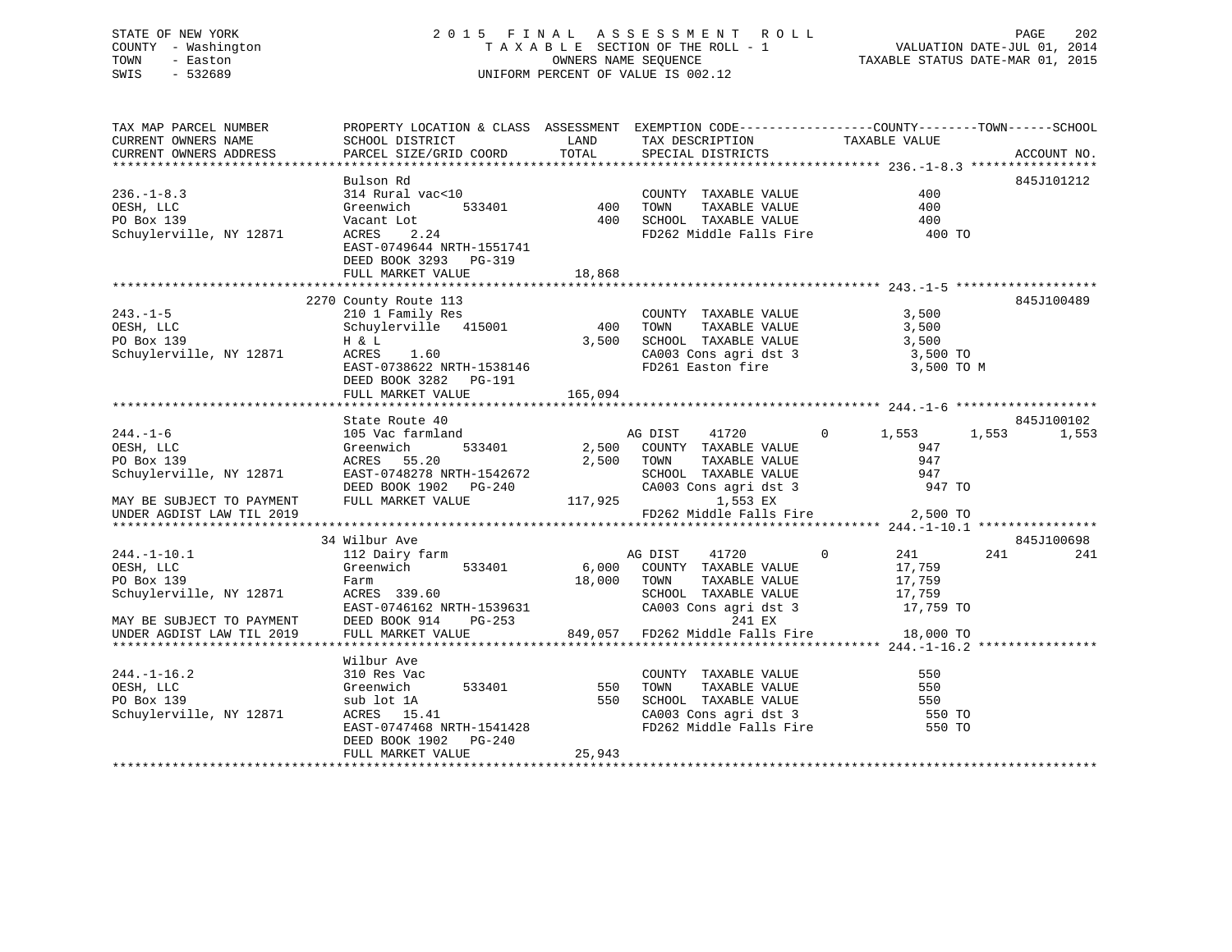STATE OF NEW YORK
COUNTY - Washington
TOWN - Easton
SWIS - 532689

2 0 1 5 F I N A L A S S E S S M E N T R O L L
T A X A B L E SECTION OF THE ROLL - 1
OWNERS NAME SEQUENCE
UNIFORM PERCENT OF VALUE IS 002.12

VALUATION DATE-JUL 01, 2014
TAXABLE STATUS DATE-MAR 01, 2015

```
TAX MAP PARCEL NUMBER          PROPERTY LOCATION & CLASS  ASSESSMENT  EXEMPTION CODE------------------COUNTY--------TOWN------SCHOOL
CURRENT OWNERS NAME            SCHOOL DISTRICT               LAND      TAX DESCRIPTION            TAXABLE VALUE
CURRENT OWNERS ADDRESS         PARCEL SIZE/GRID COORD        TOTAL     SPECIAL DISTRICTS                                      ACCOUNT NO.
******************************************************************************************************* 236.-1-8.3 *****************
                               Bulson Rd                                                                                  845J101212
236.-1-8.3                     314 Rural vac<10                        COUNTY  TAXABLE VALUE               400
OESH, LLC                      Greenwich        533401        400      TOWN    TAXABLE VALUE               400
PO Box 139                     Vacant Lot                     400      SCHOOL  TAXABLE VALUE               400
Schuylerville, NY 12871        ACRES    2.24                           FD262 Middle Falls Fire              400 TO
                               EAST-0749644 NRTH-1551741
                               DEED BOOK 3293   PG-319
                               FULL MARKET VALUE             18,868
******************************************************************************************************* 243.-1-5 *******************
                               2270 County Route 113                                                                      845J100489
243.-1-5                       210 1 Family Res                        COUNTY  TAXABLE VALUE             3,500
OESH, LLC                      Schuylerville  415001          400      TOWN    TAXABLE VALUE             3,500
PO Box 139                     H & L                        3,500      SCHOOL  TAXABLE VALUE             3,500
Schuylerville, NY 12871        ACRES    1.60                           CA003 Cons agri dst 3              3,500 TO
                               EAST-0738622 NRTH-1538146               FD261 Easton fire                  3,500 TO M
                               DEED BOOK 3282   PG-191
                               FULL MARKET VALUE            165,094
******************************************************************************************************* 244.-1-6 *******************
                               State Route 40                                                                             845J100102
244.-1-6                       105 Vac farmland                        AG DIST    41720          0       1,553      1,553       1,553
OESH, LLC                      Greenwich        533401      2,500      COUNTY  TAXABLE VALUE               947
PO Box 139                     ACRES   55.20                2,500      TOWN    TAXABLE VALUE               947
Schuylerville, NY 12871        EAST-0748278 NRTH-1542672               SCHOOL  TAXABLE VALUE               947
                               DEED BOOK 1902   PG-240                 CA003 Cons agri dst 3                947 TO
MAY BE SUBJECT TO PAYMENT      FULL MARKET VALUE            117,925           1,553 EX
UNDER AGDIST LAW TIL 2019                                              FD262 Middle Falls Fire            2,500 TO
******************************************************************************************************* 244.-1-10.1 ****************
                               34 Wilbur Ave                                                                              845J100698
244.-1-10.1                    112 Dairy farm                          AG DIST    41720          0         241        241         241
OESH, LLC                      Greenwich        533401      6,000      COUNTY  TAXABLE VALUE            17,759
PO Box 139                     Farm                        18,000      TOWN    TAXABLE VALUE            17,759
Schuylerville, NY 12871        ACRES  339.60                           SCHOOL  TAXABLE VALUE            17,759
                               EAST-0746162 NRTH-1539631               CA003 Cons agri dst 3             17,759 TO
MAY BE SUBJECT TO PAYMENT      DEED BOOK 914    PG-253                          241 EX
UNDER AGDIST LAW TIL 2019      FULL MARKET VALUE            849,057    FD262 Middle Falls Fire           18,000 TO
******************************************************************************************************* 244.-1-16.2 ****************
                               Wilbur Ave
244.-1-16.2                    310 Res Vac                             COUNTY  TAXABLE VALUE               550
OESH, LLC                      Greenwich        533401        550      TOWN    TAXABLE VALUE               550
PO Box 139                     sub lot 1A                     550      SCHOOL  TAXABLE VALUE               550
Schuylerville, NY 12871        ACRES   15.41                           CA003 Cons agri dst 3                550 TO
                               EAST-0747468 NRTH-1541428               FD262 Middle Falls Fire              550 TO
                               DEED BOOK 1902   PG-240
                               FULL MARKET VALUE             25,943
************************************************************************************************************************************
```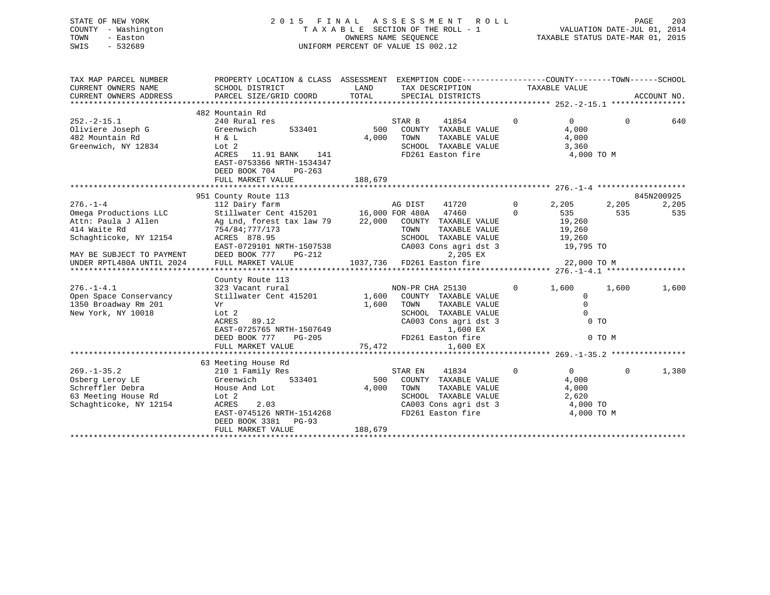STATE OF NEW YORK
COUNTY - Washington
TOWN - Easton
SWIS - 532689

2 0 1 5 F I N A L A S S E S S M E N T R O L L
T A X A B L E SECTION OF THE ROLL - 1
OWNERS NAME SEQUENCE
UNIFORM PERCENT OF VALUE IS 002.12

VALUATION DATE-JUL 01, 2014
TAXABLE STATUS DATE-MAR 01, 2015

```
TAX MAP PARCEL NUMBER          PROPERTY LOCATION & CLASS  ASSESSMENT  EXEMPTION CODE------------------COUNTY--------TOWN------SCHOOL
CURRENT OWNERS NAME            SCHOOL DISTRICT              LAND       TAX DESCRIPTION            TAXABLE VALUE
CURRENT OWNERS ADDRESS         PARCEL SIZE/GRID COORD       TOTAL      SPECIAL DISTRICTS                                   ACCOUNT NO.
******************************************************************************************************* 252.-2-15.1 ****************
                               482 Mountain Rd
252.-2-15.1                    240 Rural res                       STAR B      41854          0          0            0          640
Oliviere Joseph G              Greenwich       533401         500   COUNTY  TAXABLE VALUE             4,000
482 Mountain Rd                H & L                        4,000   TOWN    TAXABLE VALUE             4,000
Greenwich, NY 12834            Lot 2                                SCHOOL  TAXABLE VALUE             3,360
                               ACRES   11.91 BANK    141            FD261 Easton fire                  4,000 TO M
                               EAST-0753366 NRTH-1534347
                               DEED BOOK 704    PG-263
                               FULL MARKET VALUE             188,679
******************************************************************************************************* 276.-1-4 *******************
                               951 County Route 113                                                                     845N200925
276.-1-4                       112 Dairy farm                      AG DIST     41720          0      2,205        2,205        2,205
Omega Productions LLC          Stillwater Cent 415201      16,000 FOR 480A    47460          0        535          535          535
Attn: Paula J Allen            Ag Lnd, forest tax law 79   22,000   COUNTY  TAXABLE VALUE            19,260
414 Waite Rd                   754/84;777/173                       TOWN    TAXABLE VALUE            19,260
Schaghticoke, NY 12154         ACRES  878.95                        SCHOOL  TAXABLE VALUE            19,260
                               EAST-0729101 NRTH-1507538            CA003 Cons agri dst 3             19,795 TO
MAY BE SUBJECT TO PAYMENT      DEED BOOK 777    PG-212                        2,205 EX
UNDER RPTL480A UNTIL 2024      FULL MARKET VALUE            1037,736  FD261 Easton fire               22,000 TO M
******************************************************************************************************* 276.-1-4.1 *****************
                               County Route 113
276.-1-4.1                     323 Vacant rural                    NON-PR CHA 25130          0      1,600        1,600        1,600
Open Space Conservancy         Stillwater Cent 415201       1,600   COUNTY  TAXABLE VALUE                 0
1350 Broadway Rm 201           Vr                           1,600   TOWN    TAXABLE VALUE                 0
New York, NY 10018             Lot 2                                SCHOOL  TAXABLE VALUE                 0
                               ACRES   89.12                        CA003 Cons agri dst 3                  0 TO
                               EAST-0725765 NRTH-1507649                      1,600 EX
                               DEED BOOK 777    PG-205              FD261 Easton fire                      0 TO M
                               FULL MARKET VALUE              75,472          1,600 EX
******************************************************************************************************* 269.-1-35.2 ****************
                               63 Meeting House Rd
269.-1-35.2                    210 1 Family Res                    STAR EN     41834          0          0            0        1,380
Osberg Leroy LE                Greenwich       533401         500   COUNTY  TAXABLE VALUE             4,000
Schreffler Debra               House And Lot                4,000   TOWN    TAXABLE VALUE             4,000
63 Meeting House Rd            Lot 2                                SCHOOL  TAXABLE VALUE             2,620
Schaghticoke, NY 12154         ACRES    2.03                        CA003 Cons agri dst 3              4,000 TO
                               EAST-0745126 NRTH-1514268            FD261 Easton fire                  4,000 TO M
                               DEED BOOK 3381   PG-93
                               FULL MARKET VALUE             188,679
************************************************************************************************************************************
```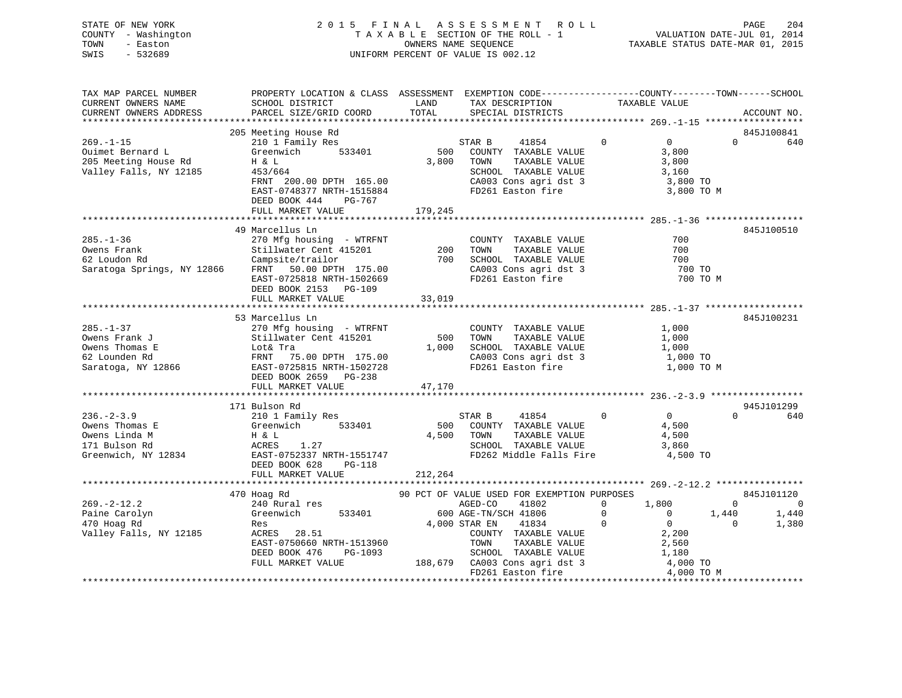STATE OF NEW YORK
COUNTY - Washington
TOWN - Easton
SWIS - 532689

# 2015 FINAL ASSESSMENT ROLL
TAXABLE SECTION OF THE ROLL - 1
OWNERS NAME SEQUENCE
UNIFORM PERCENT OF VALUE IS 002.12

VALUATION DATE-JUL 01, 2014
TAXABLE STATUS DATE-MAR 01, 2015

| TAX MAP PARCEL NUMBER / CURRENT OWNERS NAME / CURRENT OWNERS ADDRESS | PROPERTY LOCATION & CLASS / SCHOOL DISTRICT / PARCEL SIZE/GRID COORD | ASSESSMENT LAND / TOTAL | EXEMPTION CODE / TAX DESCRIPTION / SPECIAL DISTRICTS | COUNTY | TOWN | SCHOOL | ACCOUNT NO. |
|---|---|---|---|---|---|---|---|
| **269.-1-15** | 205 Meeting House Rd | | | | | | 845J100841 |
| Ouimet Bernard L | 210 1 Family Res | | STAR B 41854 | 0 | 0 | 640 | |
| 205 Meeting House Rd | Greenwich 533401 | 500 | COUNTY TAXABLE VALUE | 3,800 | | | |
| Valley Falls, NY 12185 | H & L | 3,800 | TOWN TAXABLE VALUE | | 3,800 | | |
| | 453/664 | | SCHOOL TAXABLE VALUE | | | 3,160 | |
| | FRNT 200.00 DPTH 165.00 | | CA003 Cons agri dst 3 | 3,800 TO | | | |
| | EAST-0748377 NRTH-1515884 | | FD261 Easton fire | 3,800 TO M | | | |
| | DEED BOOK 444 PG-767 | | | | | | |
| | FULL MARKET VALUE | 179,245 | | | | | |
| **285.-1-36** | 49 Marcellus Ln | | | | | | 845J100510 |
| Owens Frank | 270 Mfg housing - WTRFNT | | COUNTY TAXABLE VALUE | 700 | | | |
| 62 Loudon Rd | Stillwater Cent 415201 | 200 | TOWN TAXABLE VALUE | | 700 | | |
| Saratoga Springs, NY 12866 | Campsite/trailor | 700 | SCHOOL TAXABLE VALUE | | | 700 | |
| | FRNT 50.00 DPTH 175.00 | | CA003 Cons agri dst 3 | 700 TO | | | |
| | EAST-0725818 NRTH-1502669 | | FD261 Easton fire | 700 TO M | | | |
| | DEED BOOK 2153 PG-109 | | | | | | |
| | FULL MARKET VALUE | 33,019 | | | | | |
| **285.-1-37** | 53 Marcellus Ln | | | | | | 845J100231 |
| Owens Frank J | 270 Mfg housing - WTRFNT | | COUNTY TAXABLE VALUE | 1,000 | | | |
| Owens Thomas E | Stillwater Cent 415201 | 500 | TOWN TAXABLE VALUE | | 1,000 | | |
| 62 Lounden Rd | Lot& Tra | 1,000 | SCHOOL TAXABLE VALUE | | | 1,000 | |
| Saratoga, NY 12866 | FRNT 75.00 DPTH 175.00 | | CA003 Cons agri dst 3 | 1,000 TO | | | |
| | EAST-0725815 NRTH-1502728 | | FD261 Easton fire | 1,000 TO M | | | |
| | DEED BOOK 2659 PG-238 | | | | | | |
| | FULL MARKET VALUE | 47,170 | | | | | |
| **236.-2-3.9** | 171 Bulson Rd | | | | | | 945J101299 |
| Owens Thomas E | 210 1 Family Res | | STAR B 41854 | 0 | 0 | 640 | |
| Owens Linda M | Greenwich 533401 | 500 | COUNTY TAXABLE VALUE | 4,500 | | | |
| 171 Bulson Rd | H & L | 4,500 | TOWN TAXABLE VALUE | | 4,500 | | |
| Greenwich, NY 12834 | ACRES 1.27 | | SCHOOL TAXABLE VALUE | | | 3,860 | |
| | EAST-0752337 NRTH-1551747 | | FD262 Middle Falls Fire | 4,500 TO | | | |
| | DEED BOOK 628 PG-118 | | | | | | |
| | FULL MARKET VALUE | 212,264 | | | | | |
| **269.-2-12.2** | 470 Hoag Rd | | 90 PCT OF VALUE USED FOR EXEMPTION PURPOSES | | | | 845J101120 |
| Paine Carolyn | 240 Rural res | | AGED-CO 41802 | 1,800 | 0 | 0 | |
| 470 Hoag Rd | Greenwich 533401 | 600 | AGE-TN/SCH 41806 | 0 | 1,440 | 1,440 | |
| Valley Falls, NY 12185 | Res | 4,000 | STAR EN 41834 | 0 | 0 | 1,380 | |
| | ACRES 28.51 | | COUNTY TAXABLE VALUE | 2,200 | | | |
| | EAST-0750660 NRTH-1513960 | | TOWN TAXABLE VALUE | | 2,560 | | |
| | DEED BOOK 476 PG-1093 | | SCHOOL TAXABLE VALUE | | | 1,180 | |
| | FULL MARKET VALUE | 188,679 | CA003 Cons agri dst 3 | 4,000 TO | | | |
| | | | FD261 Easton fire | 4,000 TO M | | | |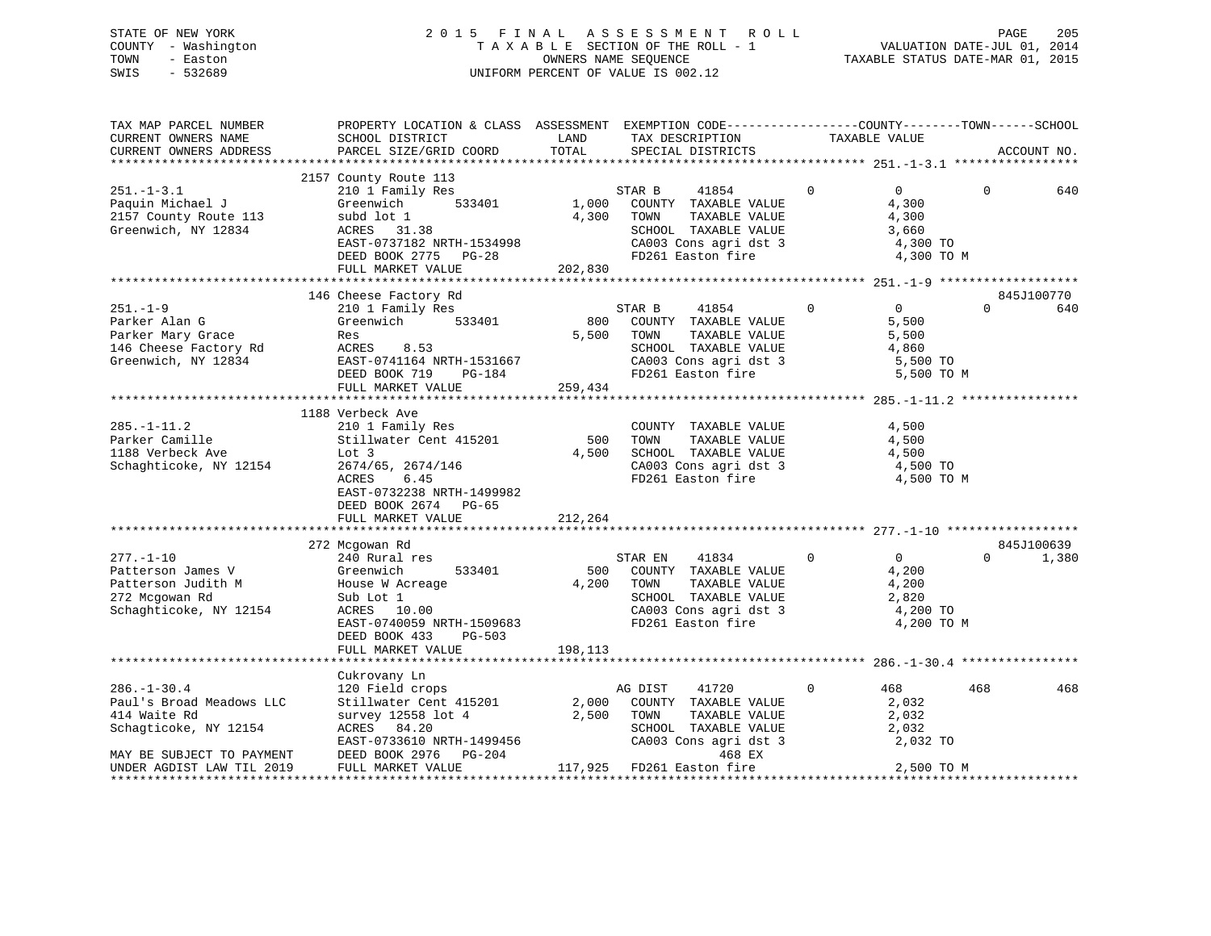STATE OF NEW YORK  
COUNTY - Washington  
TOWN - Easton  
SWIS - 532689

2015 FINAL ASSESSMENT ROLL  
TAXABLE SECTION OF THE ROLL - 1  
OWNERS NAME SEQUENCE  
UNIFORM PERCENT OF VALUE IS 002.12

VALUATION DATE-JUL 01, 2014  
TAXABLE STATUS DATE-MAR 01, 2015

| TAX MAP PARCEL NUMBER / CURRENT OWNERS NAME / CURRENT OWNERS ADDRESS | PROPERTY LOCATION & CLASS / SCHOOL DISTRICT / PARCEL SIZE/GRID COORD | ASSESSMENT LAND | ASSESSMENT TOTAL | EXEMPTION CODE / TAX DESCRIPTION / SPECIAL DISTRICTS | COUNTY TAXABLE VALUE | TOWN | SCHOOL | ACCOUNT NO. |
|---|---|---|---|---|---|---|---|---|
| **251.-1-3.1** | 2157 County Route 113 | | | | | | | |
| 251.-1-3.1 | 210 1 Family Res | | | STAR B 41854 | 0 | 0 | 0 | 640 |
| Paquin Michael J | Greenwich 533401 | 1,000 | | COUNTY TAXABLE VALUE | 4,300 | | | |
| 2157 County Route 113 | subd lot 1 | | 4,300 | TOWN TAXABLE VALUE | 4,300 | | | |
| Greenwich, NY 12834 | ACRES 31.38 | | | SCHOOL TAXABLE VALUE | 3,660 | | | |
| | EAST-0737182 NRTH-1534998 | | | CA003 Cons agri dst 3 | 4,300 TO | | | |
| | DEED BOOK 2775 PG-28 | | | FD261 Easton fire | 4,300 TO M | | | |
| | FULL MARKET VALUE | | 202,830 | | | | | |
| **251.-1-9** | 146 Cheese Factory Rd | | | | | | | 845J100770 |
| 251.-1-9 | 210 1 Family Res | | | STAR B 41854 | 0 | 0 | 0 | 640 |
| Parker Alan G | Greenwich 533401 | 800 | | COUNTY TAXABLE VALUE | 5,500 | | | |
| Parker Mary Grace | Res | | 5,500 | TOWN TAXABLE VALUE | 5,500 | | | |
| 146 Cheese Factory Rd | ACRES 8.53 | | | SCHOOL TAXABLE VALUE | 4,860 | | | |
| Greenwich, NY 12834 | EAST-0741164 NRTH-1531667 | | | CA003 Cons agri dst 3 | 5,500 TO | | | |
| | DEED BOOK 719 PG-184 | | | FD261 Easton fire | 5,500 TO M | | | |
| | FULL MARKET VALUE | | 259,434 | | | | | |
| **285.-1-11.2** | 1188 Verbeck Ave | | | | | | | |
| 285.-1-11.2 | 210 1 Family Res | | | COUNTY TAXABLE VALUE | 4,500 | | | |
| Parker Camille | Stillwater Cent 415201 | 500 | | TOWN TAXABLE VALUE | 4,500 | | | |
| 1188 Verbeck Ave | Lot 3 | | 4,500 | SCHOOL TAXABLE VALUE | 4,500 | | | |
| Schaghticoke, NY 12154 | 2674/65, 2674/146 | | | CA003 Cons agri dst 3 | 4,500 TO | | | |
| | ACRES 6.45 | | | FD261 Easton fire | 4,500 TO M | | | |
| | EAST-0732238 NRTH-1499982 | | | | | | | |
| | DEED BOOK 2674 PG-65 | | | | | | | |
| | FULL MARKET VALUE | | 212,264 | | | | | |
| **277.-1-10** | 272 Mcgowan Rd | | | | | | | 845J100639 |
| 277.-1-10 | 240 Rural res | | | STAR EN 41834 | 0 | 0 | 0 | 1,380 |
| Patterson James V | Greenwich 533401 | 500 | | COUNTY TAXABLE VALUE | 4,200 | | | |
| Patterson Judith M | House W Acreage | | 4,200 | TOWN TAXABLE VALUE | 4,200 | | | |
| 272 Mcgowan Rd | Sub Lot 1 | | | SCHOOL TAXABLE VALUE | 2,820 | | | |
| Schaghticoke, NY 12154 | ACRES 10.00 | | | CA003 Cons agri dst 3 | 4,200 TO | | | |
| | EAST-0740059 NRTH-1509683 | | | FD261 Easton fire | 4,200 TO M | | | |
| | DEED BOOK 433 PG-503 | | | | | | | |
| | FULL MARKET VALUE | | 198,113 | | | | | |
| **286.-1-30.4** | Cukrovany Ln | | | | | | | |
| 286.-1-30.4 | 120 Field crops | | | AG DIST 41720 | 0 | 468 | 468 | 468 |
| Paul's Broad Meadows LLC | Stillwater Cent 415201 | 2,000 | | COUNTY TAXABLE VALUE | 2,032 | | | |
| 414 Waite Rd | survey 12558 lot 4 | | 2,500 | TOWN TAXABLE VALUE | 2,032 | | | |
| Schagticoke, NY 12154 | ACRES 84.20 | | | SCHOOL TAXABLE VALUE | 2,032 | | | |
| | EAST-0733610 NRTH-1499456 | | | CA003 Cons agri dst 3 | 2,032 TO | | | |
| MAY BE SUBJECT TO PAYMENT | DEED BOOK 2976 PG-204 | | | 468 EX | | | | |
| UNDER AGDIST LAW TIL 2019 | FULL MARKET VALUE | | 117,925 | FD261 Easton fire | 2,500 TO M | | | |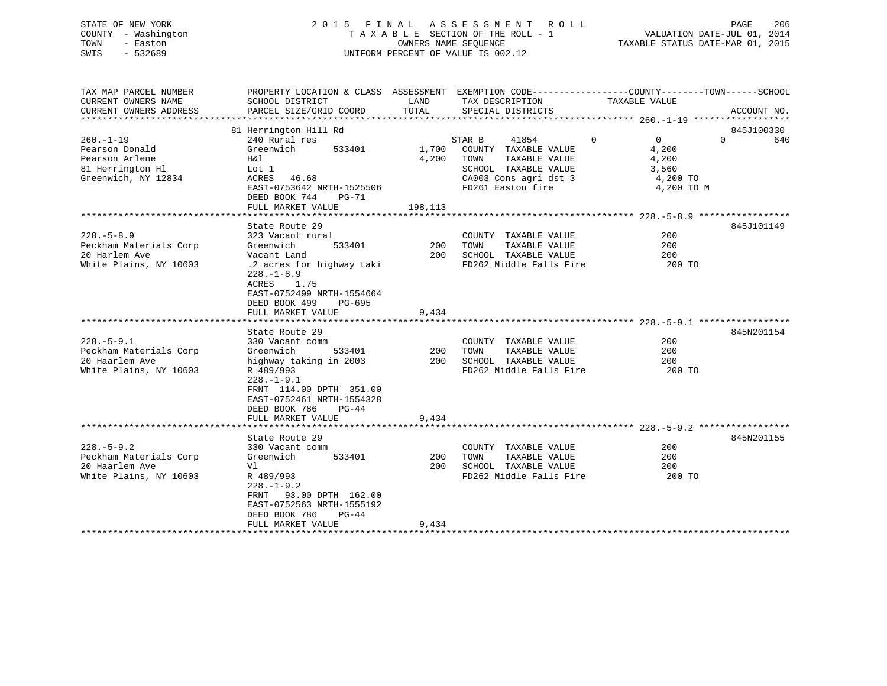STATE OF NEW YORK
COUNTY - Washington
TOWN - Easton
SWIS - 532689

# 2015 FINAL ASSESSMENT ROLL

TAXABLE SECTION OF THE ROLL - 1
OWNERS NAME SEQUENCE
UNIFORM PERCENT OF VALUE IS 002.12

VALUATION DATE-JUL 01, 2014
TAXABLE STATUS DATE-MAR 01, 2015

| TAX MAP PARCEL NUMBER / CURRENT OWNERS NAME / CURRENT OWNERS ADDRESS | PROPERTY LOCATION & CLASS / SCHOOL DISTRICT / PARCEL SIZE/GRID COORD | ASSESSMENT LAND / TOTAL | EXEMPTION CODE / TAX DESCRIPTION / SPECIAL DISTRICTS | COUNTY | TOWN | SCHOOL | ACCOUNT NO. |
|---|---|---|---|---|---|---|---|
| 260.-1-19 | 81 Herrington Hill Rd | | | | | | 845J100330 |
| Pearson Donald | 240 Rural res | | STAR B 41854 | 0 | 0 | 640 | |
| Pearson Arlene | Greenwich 533401 | 1,700 | COUNTY TAXABLE VALUE | 4,200 | | | |
| 81 Herrington Hl | H&l | 4,200 | TOWN TAXABLE VALUE | | 4,200 | | |
| Greenwich, NY 12834 | Lot 1 | | SCHOOL TAXABLE VALUE | | | 3,560 | |
| | ACRES 46.68 | | CA003 Cons agri dst 3 | 4,200 TO | | | |
| | EAST-0753642 NRTH-1525506 | | FD261 Easton fire | 4,200 TO M | | | |
| | DEED BOOK 744 PG-71 | | | | | | |
| | FULL MARKET VALUE | 198,113 | | | | | |
| 228.-5-8.9 | State Route 29 | | | | | | 845J101149 |
| Peckham Materials Corp | 323 Vacant rural | | COUNTY TAXABLE VALUE | 200 | | | |
| 20 Harlem Ave | Greenwich 533401 | 200 | TOWN TAXABLE VALUE | | 200 | | |
| White Plains, NY 10603 | Vacant Land | 200 | SCHOOL TAXABLE VALUE | | | 200 | |
| | .2 acres for highway taki | | FD262 Middle Falls Fire | 200 TO | | | |
| | 228.-1-8.9 | | | | | | |
| | ACRES 1.75 | | | | | | |
| | EAST-0752499 NRTH-1554664 | | | | | | |
| | DEED BOOK 499 PG-695 | | | | | | |
| | FULL MARKET VALUE | 9,434 | | | | | |
| 228.-5-9.1 | State Route 29 | | | | | | 845N201154 |
| Peckham Materials Corp | 330 Vacant comm | | COUNTY TAXABLE VALUE | 200 | | | |
| 20 Haarlem Ave | Greenwich 533401 | 200 | TOWN TAXABLE VALUE | | 200 | | |
| White Plains, NY 10603 | highway taking in 2003 | 200 | SCHOOL TAXABLE VALUE | | | 200 | |
| | R 489/993 | | FD262 Middle Falls Fire | 200 TO | | | |
| | 228.-1-9.1 | | | | | | |
| | FRNT 114.00 DPTH 351.00 | | | | | | |
| | EAST-0752461 NRTH-1554328 | | | | | | |
| | DEED BOOK 786 PG-44 | | | | | | |
| | FULL MARKET VALUE | 9,434 | | | | | |
| 228.-5-9.2 | State Route 29 | | | | | | 845N201155 |
| Peckham Materials Corp | 330 Vacant comm | | COUNTY TAXABLE VALUE | 200 | | | |
| 20 Haarlem Ave | Greenwich 533401 | 200 | TOWN TAXABLE VALUE | | 200 | | |
| White Plains, NY 10603 | Vl | 200 | SCHOOL TAXABLE VALUE | | | 200 | |
| | R 489/993 | | FD262 Middle Falls Fire | 200 TO | | | |
| | 228.-1-9.2 | | | | | | |
| | FRNT 93.00 DPTH 162.00 | | | | | | |
| | EAST-0752563 NRTH-1555192 | | | | | | |
| | DEED BOOK 786 PG-44 | | | | | | |
| | FULL MARKET VALUE | 9,434 | | | | | |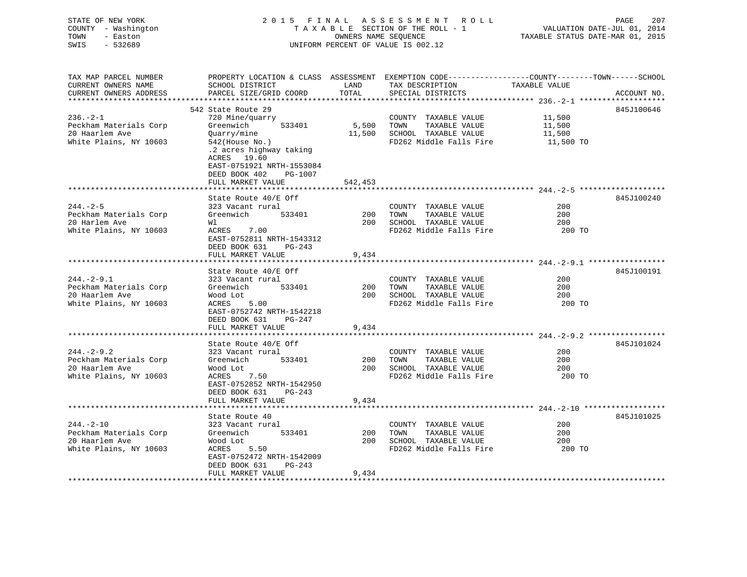STATE OF NEW YORK
COUNTY - Washington
TOWN - Easton
SWIS - 532689

2015 FINAL ASSESSMENT ROLL
TAXABLE SECTION OF THE ROLL - 1
OWNERS NAME SEQUENCE
UNIFORM PERCENT OF VALUE IS 002.12

VALUATION DATE-JUL 01, 2014
TAXABLE STATUS DATE-MAR 01, 2015

| TAX MAP PARCEL NUMBER / CURRENT OWNERS NAME / CURRENT OWNERS ADDRESS | PROPERTY LOCATION & CLASS / SCHOOL DISTRICT / PARCEL SIZE/GRID COORD | ASSESSMENT LAND | TOTAL | EXEMPTION CODE / TAX DESCRIPTION / SPECIAL DISTRICTS | TAXABLE VALUE (COUNTY / TOWN / SCHOOL) | ACCOUNT NO. |
|---|---|---|---|---|---|---|
| 236.-2-1 | 542 State Route 29 | | | | | 845J100646 |
| Peckham Materials Corp | 720 Mine/quarry | | | COUNTY TAXABLE VALUE | 11,500 | |
| 20 Haarlem Ave | Greenwich 533401 | 5,500 | | TOWN TAXABLE VALUE | 11,500 | |
| White Plains, NY 10603 | Quarry/mine | | 11,500 | SCHOOL TAXABLE VALUE | 11,500 | |
| | 542(House No.) | | | FD262 Middle Falls Fire | 11,500 TO | |
| | .2 acres highway taking | | | | | |
| | ACRES 19.60 | | | | | |
| | EAST-0751921 NRTH-1553084 | | | | | |
| | DEED BOOK 402 PG-1007 | | | | | |
| | FULL MARKET VALUE | | 542,453 | | | |
| 244.-2-5 | State Route 40/E Off | | | | | 845J100240 |
| Peckham Materials Corp | 323 Vacant rural | | | COUNTY TAXABLE VALUE | 200 | |
| 20 Harlem Ave | Greenwich 533401 | 200 | | TOWN TAXABLE VALUE | 200 | |
| White Plains, NY 10603 | Wl | | 200 | SCHOOL TAXABLE VALUE | 200 | |
| | ACRES 7.00 | | | FD262 Middle Falls Fire | 200 TO | |
| | EAST-0752811 NRTH-1543312 | | | | | |
| | DEED BOOK 631 PG-243 | | | | | |
| | FULL MARKET VALUE | | 9,434 | | | |
| 244.-2-9.1 | State Route 40/E Off | | | | | 845J100191 |
| Peckham Materials Corp | 323 Vacant rural | | | COUNTY TAXABLE VALUE | 200 | |
| 20 Haarlem Ave | Greenwich 533401 | 200 | | TOWN TAXABLE VALUE | 200 | |
| White Plains, NY 10603 | Wood Lot | | 200 | SCHOOL TAXABLE VALUE | 200 | |
| | ACRES 5.00 | | | FD262 Middle Falls Fire | 200 TO | |
| | EAST-0752742 NRTH-1542218 | | | | | |
| | DEED BOOK 631 PG-247 | | | | | |
| | FULL MARKET VALUE | | 9,434 | | | |
| 244.-2-9.2 | State Route 40/E Off | | | | | 845J101024 |
| Peckham Materials Corp | 323 Vacant rural | | | COUNTY TAXABLE VALUE | 200 | |
| 20 Haarlem Ave | Greenwich 533401 | 200 | | TOWN TAXABLE VALUE | 200 | |
| White Plains, NY 10603 | Wood Lot | | 200 | SCHOOL TAXABLE VALUE | 200 | |
| | ACRES 7.50 | | | FD262 Middle Falls Fire | 200 TO | |
| | EAST-0752852 NRTH-1542950 | | | | | |
| | DEED BOOK 631 PG-243 | | | | | |
| | FULL MARKET VALUE | | 9,434 | | | |
| 244.-2-10 | State Route 40 | | | | | 845J101025 |
| Peckham Materials Corp | 323 Vacant rural | | | COUNTY TAXABLE VALUE | 200 | |
| 20 Haarlem Ave | Greenwich 533401 | 200 | | TOWN TAXABLE VALUE | 200 | |
| White Plains, NY 10603 | Wood Lot | | 200 | SCHOOL TAXABLE VALUE | 200 | |
| | ACRES 5.50 | | | FD262 Middle Falls Fire | 200 TO | |
| | EAST-0752472 NRTH-1542009 | | | | | |
| | DEED BOOK 631 PG-243 | | | | | |
| | FULL MARKET VALUE | | 9,434 | | | |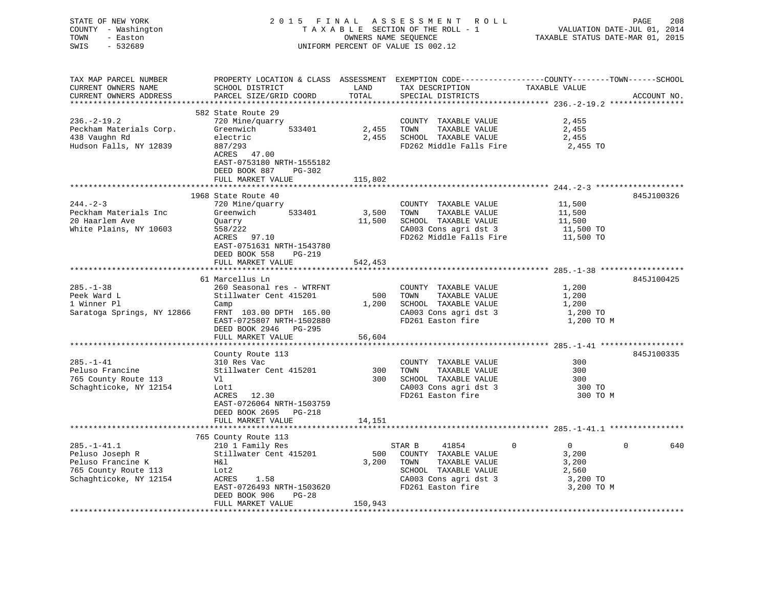STATE OF NEW YORK
COUNTY - Washington
TOWN - Easton
SWIS - 532689

2 0 1 5 F I N A L A S S E S S M E N T R O L L
T A X A B L E SECTION OF THE ROLL - 1
OWNERS NAME SEQUENCE
UNIFORM PERCENT OF VALUE IS 002.12

VALUATION DATE-JUL 01, 2014
TAXABLE STATUS DATE-MAR 01, 2015

| TAX MAP PARCEL NUMBER / CURRENT OWNERS NAME / CURRENT OWNERS ADDRESS | PROPERTY LOCATION & CLASS / SCHOOL DISTRICT / PARCEL SIZE/GRID COORD | ASSESSMENT LAND / TOTAL | EXEMPTION CODE / TAX DESCRIPTION / SPECIAL DISTRICTS | COUNTY | TOWN | SCHOOL / TAXABLE VALUE | ACCOUNT NO. |
|---|---|---|---|---|---|---|---|
| **236.-2-19.2** | 582 State Route 29 | | | | | | |
| 236.-2-19.2 | 720 Mine/quarry | | COUNTY TAXABLE VALUE | 2,455 | | | |
| Peckham Materials Corp. | Greenwich 533401 | 2,455 | TOWN TAXABLE VALUE | | 2,455 | | |
| 438 Vaughn Rd | electric | 2,455 | SCHOOL TAXABLE VALUE | | | 2,455 | |
| Hudson Falls, NY 12839 | 887/293 | | FD262 Middle Falls Fire | 2,455 TO | | | |
| | ACRES 47.00 | | | | | | |
| | EAST-0753180 NRTH-1555182 | | | | | | |
| | DEED BOOK 887 PG-302 | | | | | | |
| | FULL MARKET VALUE | 115,802 | | | | | |
| **244.-2-3** | 1968 State Route 40 | | | | | | 845J100326 |
| 244.-2-3 | 720 Mine/quarry | | COUNTY TAXABLE VALUE | 11,500 | | | |
| Peckham Materials Inc | Greenwich 533401 | 3,500 | TOWN TAXABLE VALUE | | 11,500 | | |
| 20 Haarlem Ave | Quarry | 11,500 | SCHOOL TAXABLE VALUE | | | 11,500 | |
| White Plains, NY 10603 | 558/222 | | CA003 Cons agri dst 3 | 11,500 TO | | | |
| | ACRES 97.10 | | FD262 Middle Falls Fire | 11,500 TO | | | |
| | EAST-0751631 NRTH-1543780 | | | | | | |
| | DEED BOOK 558 PG-219 | | | | | | |
| | FULL MARKET VALUE | 542,453 | | | | | |
| **285.-1-38** | 61 Marcellus Ln | | | | | | 845J100425 |
| 285.-1-38 | 260 Seasonal res - WTRFNT | | COUNTY TAXABLE VALUE | 1,200 | | | |
| Peek Ward L | Stillwater Cent 415201 | 500 | TOWN TAXABLE VALUE | | 1,200 | | |
| 1 Winner Pl | Camp | 1,200 | SCHOOL TAXABLE VALUE | | | 1,200 | |
| Saratoga Springs, NY 12866 | FRNT 103.00 DPTH 165.00 | | CA003 Cons agri dst 3 | 1,200 TO | | | |
| | EAST-0725807 NRTH-1502880 | | FD261 Easton fire | 1,200 TO M | | | |
| | DEED BOOK 2946 PG-295 | | | | | | |
| | FULL MARKET VALUE | 56,604 | | | | | |
| **285.-1-41** | County Route 113 | | | | | | 845J100335 |
| 285.-1-41 | 310 Res Vac | | COUNTY TAXABLE VALUE | 300 | | | |
| Peluso Francine | Stillwater Cent 415201 | 300 | TOWN TAXABLE VALUE | | 300 | | |
| 765 County Route 113 | Vl | 300 | SCHOOL TAXABLE VALUE | | | 300 | |
| Schaghticoke, NY 12154 | Lot1 | | CA003 Cons agri dst 3 | 300 TO | | | |
| | ACRES 12.30 | | FD261 Easton fire | 300 TO M | | | |
| | EAST-0726064 NRTH-1503759 | | | | | | |
| | DEED BOOK 2695 PG-218 | | | | | | |
| | FULL MARKET VALUE | 14,151 | | | | | |
| **285.-1-41.1** | 765 County Route 113 | | | | | | |
| 285.-1-41.1 | 210 1 Family Res | | STAR B 41854 | 0 | 0 | 0 640 | |
| Peluso Joseph R | Stillwater Cent 415201 | 500 | COUNTY TAXABLE VALUE | 3,200 | | | |
| Peluso Francine K | H&l | 3,200 | TOWN TAXABLE VALUE | | 3,200 | | |
| 765 County Route 113 | Lot2 | | SCHOOL TAXABLE VALUE | | | 2,560 | |
| Schaghticoke, NY 12154 | ACRES 1.58 | | CA003 Cons agri dst 3 | 3,200 TO | | | |
| | EAST-0726493 NRTH-1503620 | | FD261 Easton fire | 3,200 TO M | | | |
| | DEED BOOK 906 PG-28 | | | | | | |
| | FULL MARKET VALUE | 150,943 | | | | | |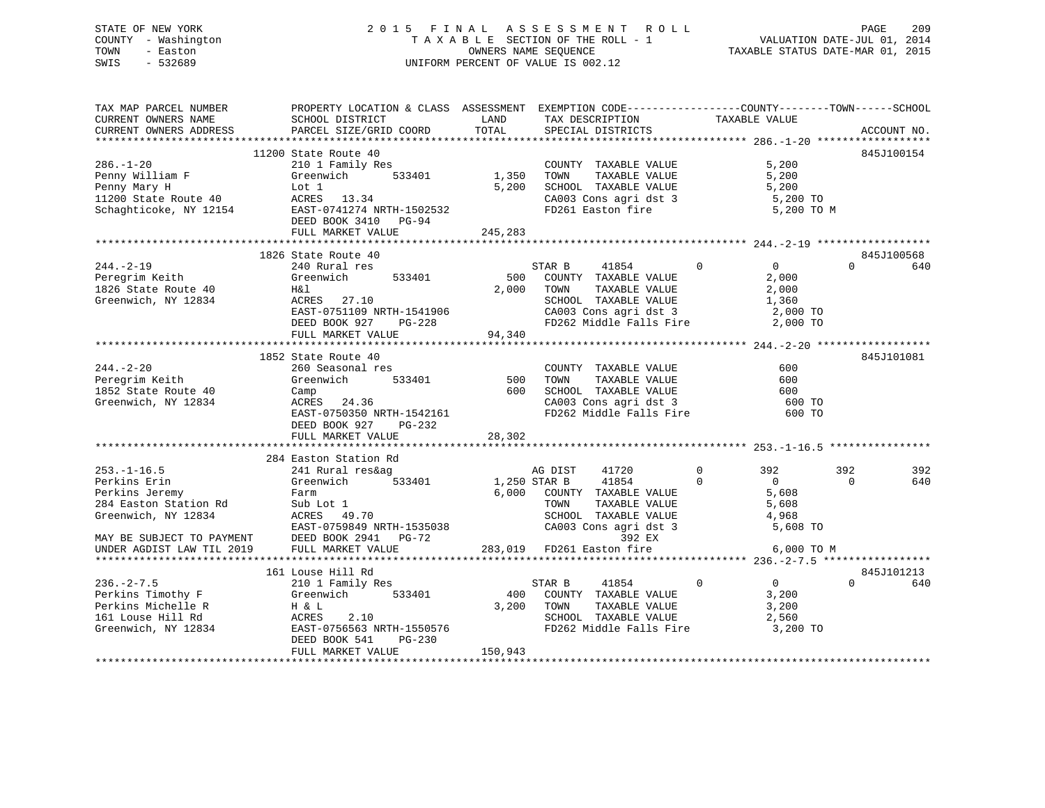STATE OF NEW YORK
COUNTY - Washington
TOWN - Easton
SWIS - 532689

2015 FINAL ASSESSMENT ROLL
TAXABLE SECTION OF THE ROLL - 1
OWNERS NAME SEQUENCE
UNIFORM PERCENT OF VALUE IS 002.12

VALUATION DATE-JUL 01, 2014
TAXABLE STATUS DATE-MAR 01, 2015

```
TAX MAP PARCEL NUMBER          PROPERTY LOCATION & CLASS  ASSESSMENT  EXEMPTION CODE------------------COUNTY--------TOWN------SCHOOL
CURRENT OWNERS NAME            SCHOOL DISTRICT              LAND      TAX DESCRIPTION            TAXABLE VALUE
CURRENT OWNERS ADDRESS         PARCEL SIZE/GRID COORD       TOTAL     SPECIAL DISTRICTS                                    ACCOUNT NO.
*********************************************************************************************** 286.-1-20 ******************
                    11200 State Route 40                                                                               845J100154
286.-1-20                      210 1 Family Res                       COUNTY  TAXABLE VALUE           5,200
Penny William F                Greenwich      533401       1,350      TOWN    TAXABLE VALUE           5,200
Penny Mary H                   Lot 1                       5,200      SCHOOL  TAXABLE VALUE           5,200
11200 State Route 40           ACRES   13.34                          CA003 Cons agri dst 3            5,200 TO
Schaghticoke, NY 12154         EAST-0741274 NRTH-1502532              FD261 Easton fire                5,200 TO M
                               DEED BOOK 3410   PG-94
                               FULL MARKET VALUE          245,283
*********************************************************************************************** 244.-2-19 ******************
                    1826 State Route 40                                                                                845J100568
244.-2-19                      240 Rural res                          STAR B     41854         0           0           0       640
Peregrim Keith                 Greenwich      533401         500      COUNTY  TAXABLE VALUE           2,000
1826 State Route 40            H&l                         2,000      TOWN    TAXABLE VALUE           2,000
Greenwich, NY 12834            ACRES   27.10                          SCHOOL  TAXABLE VALUE           1,360
                               EAST-0751109 NRTH-1541906              CA003 Cons agri dst 3            2,000 TO
                               DEED BOOK 927    PG-228                FD262 Middle Falls Fire          2,000 TO
                               FULL MARKET VALUE           94,340
*********************************************************************************************** 244.-2-20 ******************
                    1852 State Route 40                                                                                845J101081
244.-2-20                      260 Seasonal res                       COUNTY  TAXABLE VALUE             600
Peregrim Keith                 Greenwich      533401         500      TOWN    TAXABLE VALUE             600
1852 State Route 40            Camp                          600      SCHOOL  TAXABLE VALUE             600
Greenwich, NY 12834            ACRES   24.36                          CA003 Cons agri dst 3              600 TO
                               EAST-0750350 NRTH-1542161              FD262 Middle Falls Fire            600 TO
                               DEED BOOK 927    PG-232
                               FULL MARKET VALUE           28,302
*********************************************************************************************** 253.-1-16.5 ****************
                    284 Easton Station Rd
253.-1-16.5                    241 Rural res&ag                       AG DIST    41720         0         392         392       392
Perkins Erin                   Greenwich      533401       1,250 STAR B      41854         0           0           0       640
Perkins Jeremy                 Farm                        6,000      COUNTY  TAXABLE VALUE           5,608
284 Easton Station Rd          Sub Lot 1                              TOWN    TAXABLE VALUE           5,608
Greenwich, NY 12834            ACRES   49.70                          SCHOOL  TAXABLE VALUE           4,968
                               EAST-0759849 NRTH-1535038              CA003 Cons agri dst 3            5,608 TO
MAY BE SUBJECT TO PAYMENT      DEED BOOK 2941   PG-72                                  392 EX
UNDER AGDIST LAW TIL 2019      FULL MARKET VALUE          283,019     FD261 Easton fire                6,000 TO M
*********************************************************************************************** 236.-2-7.5 *****************
                    161 Louse Hill Rd                                                                                  845J101213
236.-2-7.5                     210 1 Family Res                       STAR B     41854         0           0           0       640
Perkins Timothy F              Greenwich      533401         400      COUNTY  TAXABLE VALUE           3,200
Perkins Michelle R             H & L                       3,200      TOWN    TAXABLE VALUE           3,200
161 Louse Hill Rd              ACRES    2.10                          SCHOOL  TAXABLE VALUE           2,560
Greenwich, NY 12834            EAST-0756563 NRTH-1550576              FD262 Middle Falls Fire          3,200 TO
                               DEED BOOK 541    PG-230
                               FULL MARKET VALUE          150,943
****************************************************************************************************************************
```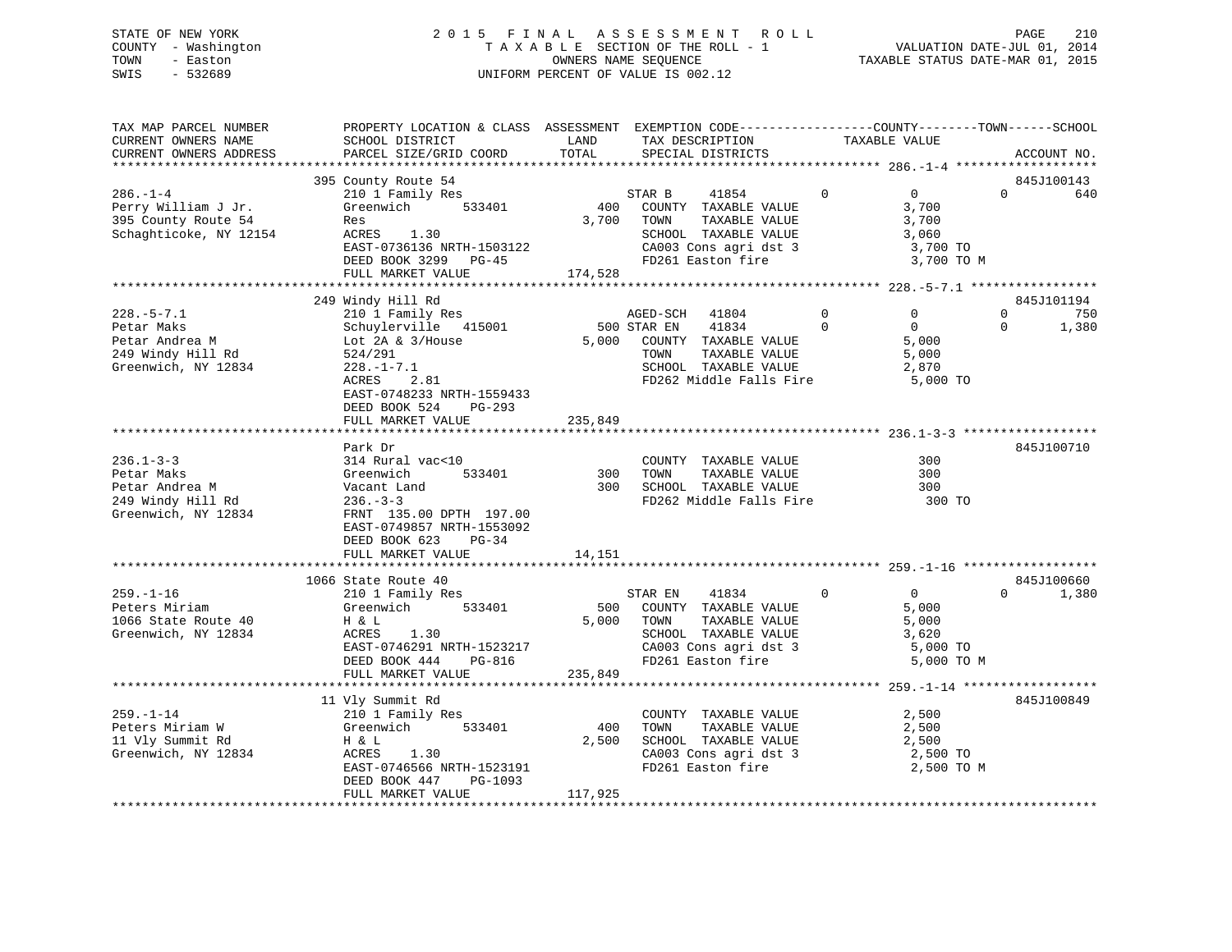STATE OF NEW YORK
COUNTY - Washington
TOWN - Easton
SWIS - 532689

2015 FINAL ASSESSMENT ROLL
TAXABLE SECTION OF THE ROLL - 1
OWNERS NAME SEQUENCE
UNIFORM PERCENT OF VALUE IS 002.12

VALUATION DATE-JUL 01, 2014
TAXABLE STATUS DATE-MAR 01, 2015

| TAX MAP PARCEL NUMBER / CURRENT OWNERS NAME / CURRENT OWNERS ADDRESS | PROPERTY LOCATION & CLASS / SCHOOL DISTRICT / PARCEL SIZE/GRID COORD | ASSESSMENT LAND / TOTAL | EXEMPTION CODE / TAX DESCRIPTION / SPECIAL DISTRICTS | COUNTY | TOWN | SCHOOL | ACCOUNT NO. |
|---|---|---|---|---|---|---|---|
| 286.-1-4 | 395 County Route 54 | | | | | | 845J100143 |
| Perry William J Jr. | 210 1 Family Res | | STAR B 41854 0 | 0 | 0 | 640 | |
| 395 County Route 54 | Greenwich 533401 | 400 | COUNTY TAXABLE VALUE | 3,700 | | | |
| Schaghticoke, NY 12154 | Res | 3,700 | TOWN TAXABLE VALUE | | 3,700 | | |
| | ACRES 1.30 | | SCHOOL TAXABLE VALUE | | | 3,060 | |
| | EAST-0736136 NRTH-1503122 | | CA003 Cons agri dst 3 | 3,700 TO | | | |
| | DEED BOOK 3299 PG-45 | | FD261 Easton fire | 3,700 TO M | | | |
| | FULL MARKET VALUE | 174,528 | | | | | |
| 228.-5-7.1 | 249 Windy Hill Rd | | | | | | 845J101194 |
| Petar Maks | 210 1 Family Res | | AGED-SCH 41804 0 | 0 | 0 | 750 | |
| Petar Andrea M | Schuylerville 415001 | 500 | STAR EN 41834 0 | 0 | 0 | 1,380 | |
| 249 Windy Hill Rd | Lot 2A & 3/House | 5,000 | COUNTY TAXABLE VALUE | 5,000 | | | |
| Greenwich, NY 12834 | 524/291 | | TOWN TAXABLE VALUE | | 5,000 | | |
| | 228.-1-7.1 | | SCHOOL TAXABLE VALUE | | | 2,870 | |
| | ACRES 2.81 | | FD262 Middle Falls Fire | 5,000 TO | | | |
| | EAST-0748233 NRTH-1559433 | | | | | | |
| | DEED BOOK 524 PG-293 | | | | | | |
| | FULL MARKET VALUE | 235,849 | | | | | |
| 236.1-3-3 | Park Dr | | | | | | 845J100710 |
| Petar Maks | 314 Rural vac<10 | | COUNTY TAXABLE VALUE | 300 | | | |
| Petar Andrea M | Greenwich 533401 | 300 | TOWN TAXABLE VALUE | | 300 | | |
| 249 Windy Hill Rd | Vacant Land | 300 | SCHOOL TAXABLE VALUE | | | 300 | |
| Greenwich, NY 12834 | 236.-3-3 | | FD262 Middle Falls Fire | 300 TO | | | |
| | FRNT 135.00 DPTH 197.00 | | | | | | |
| | EAST-0749857 NRTH-1553092 | | | | | | |
| | DEED BOOK 623 PG-34 | | | | | | |
| | FULL MARKET VALUE | 14,151 | | | | | |
| 259.-1-16 | 1066 State Route 40 | | | | | | 845J100660 |
| Peters Miriam | 210 1 Family Res | | STAR EN 41834 0 | 0 | 0 | 1,380 | |
| 1066 State Route 40 | Greenwich 533401 | 500 | COUNTY TAXABLE VALUE | 5,000 | | | |
| Greenwich, NY 12834 | H & L | 5,000 | TOWN TAXABLE VALUE | | 5,000 | | |
| | ACRES 1.30 | | SCHOOL TAXABLE VALUE | | | 3,620 | |
| | EAST-0746291 NRTH-1523217 | | CA003 Cons agri dst 3 | 5,000 TO | | | |
| | DEED BOOK 444 PG-816 | | FD261 Easton fire | 5,000 TO M | | | |
| | FULL MARKET VALUE | 235,849 | | | | | |
| 259.-1-14 | 11 Vly Summit Rd | | | | | | 845J100849 |
| Peters Miriam W | 210 1 Family Res | | COUNTY TAXABLE VALUE | 2,500 | | | |
| 11 Vly Summit Rd | Greenwich 533401 | 400 | TOWN TAXABLE VALUE | | 2,500 | | |
| Greenwich, NY 12834 | H & L | 2,500 | SCHOOL TAXABLE VALUE | | | 2,500 | |
| | ACRES 1.30 | | CA003 Cons agri dst 3 | 2,500 TO | | | |
| | EAST-0746566 NRTH-1523191 | | FD261 Easton fire | 2,500 TO M | | | |
| | DEED BOOK 447 PG-1093 | | | | | | |
| | FULL MARKET VALUE | 117,925 | | | | | |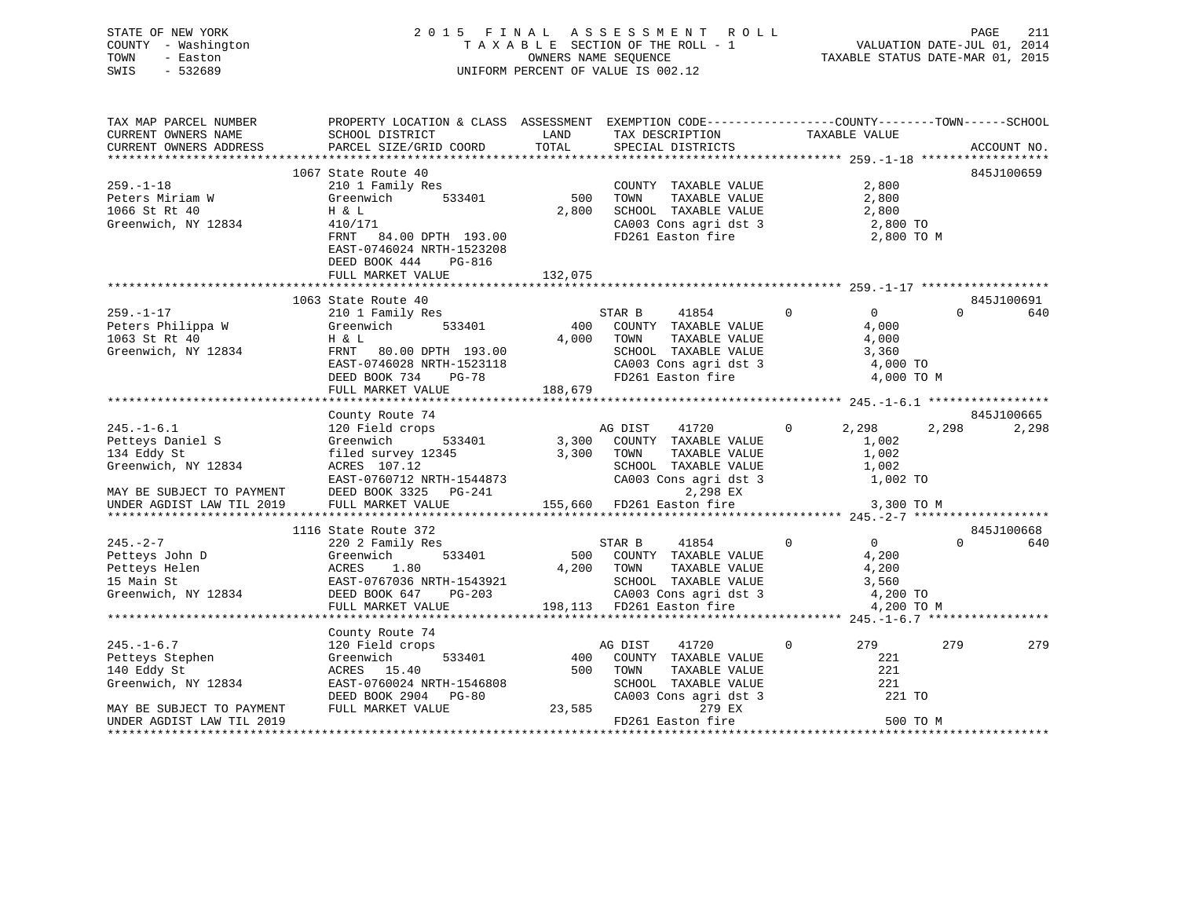STATE OF NEW YORK
COUNTY - Washington
TOWN - Easton
SWIS - 532689

# 2015 FINAL ASSESSMENT ROLL
TAXABLE SECTION OF THE ROLL - 1
OWNERS NAME SEQUENCE
UNIFORM PERCENT OF VALUE IS 002.12

VALUATION DATE-JUL 01, 2014
TAXABLE STATUS DATE-MAR 01, 2015

```
TAX MAP PARCEL NUMBER          PROPERTY LOCATION & CLASS  ASSESSMENT  EXEMPTION CODE------------------COUNTY--------TOWN------SCHOOL
CURRENT OWNERS NAME            SCHOOL DISTRICT              LAND      TAX DESCRIPTION            TAXABLE VALUE
CURRENT OWNERS ADDRESS         PARCEL SIZE/GRID COORD      TOTAL      SPECIAL DISTRICTS                                    ACCOUNT NO.
****************************************************************************************************** 259.-1-18 ******************
                               1067 State Route 40                                                                     845J100659
259.-1-18                      210 1 Family Res                       COUNTY  TAXABLE VALUE           2,800
Peters Miriam W                Greenwich       533401         500     TOWN    TAXABLE VALUE           2,800
1066 St Rt 40                  H & L                        2,800     SCHOOL  TAXABLE VALUE           2,800
Greenwich, NY 12834            410/171                                CA003 Cons agri dst 3            2,800 TO
                               FRNT   84.00 DPTH 193.00               FD261 Easton fire                2,800 TO M
                               EAST-0746024 NRTH-1523208
                               DEED BOOK 444    PG-816
                               FULL MARKET VALUE           132,075
****************************************************************************************************** 259.-1-17 ******************
                               1063 State Route 40                                                                     845J100691
259.-1-17                      210 1 Family Res                       STAR B     41854          0          0           0        640
Peters Philippa W              Greenwich       533401         400     COUNTY  TAXABLE VALUE           4,000
1063 St Rt 40                  H & L                        4,000     TOWN    TAXABLE VALUE           4,000
Greenwich, NY 12834            FRNT   80.00 DPTH 193.00               SCHOOL  TAXABLE VALUE           3,360
                               EAST-0746028 NRTH-1523118              CA003 Cons agri dst 3            4,000 TO
                               DEED BOOK 734    PG-78                 FD261 Easton fire                4,000 TO M
                               FULL MARKET VALUE           188,679
****************************************************************************************************** 245.-1-6.1 *****************
                               County Route 74                                                                         845J100665
245.-1-6.1                     120 Field crops                        AG DIST    41720          0      2,298       2,298      2,298
Petteys Daniel S               Greenwich       533401       3,300     COUNTY  TAXABLE VALUE           1,002
134 Eddy St                    filed survey 12345           3,300     TOWN    TAXABLE VALUE           1,002
Greenwich, NY 12834            ACRES  107.12                          SCHOOL  TAXABLE VALUE           1,002
                               EAST-0760712 NRTH-1544873              CA003 Cons agri dst 3            1,002 TO
MAY BE SUBJECT TO PAYMENT      DEED BOOK 3325   PG-241                        2,298 EX
UNDER AGDIST LAW TIL 2019      FULL MARKET VALUE           155,660    FD261 Easton fire                3,300 TO M
****************************************************************************************************** 245.-2-7 *******************
                               1116 State Route 372                                                                    845J100668
245.-2-7                       220 2 Family Res                       STAR B     41854          0          0           0        640
Petteys John D                 Greenwich       533401         500     COUNTY  TAXABLE VALUE           4,200
Petteys Helen                  ACRES    1.80                4,200     TOWN    TAXABLE VALUE           4,200
15 Main St                     EAST-0767036 NRTH-1543921              SCHOOL  TAXABLE VALUE           3,560
Greenwich, NY 12834            DEED BOOK 647    PG-203                CA003 Cons agri dst 3            4,200 TO
                               FULL MARKET VALUE           198,113    FD261 Easton fire                4,200 TO M
****************************************************************************************************** 245.-1-6.7 *****************
                               County Route 74
245.-1-6.7                     120 Field crops                        AG DIST    41720          0        279         279        279
Petteys Stephen                Greenwich       533401         400     COUNTY  TAXABLE VALUE             221
140 Eddy St                    ACRES   15.40                  500     TOWN    TAXABLE VALUE             221
Greenwich, NY 12834            EAST-0760024 NRTH-1546808              SCHOOL  TAXABLE VALUE             221
                               DEED BOOK 2904   PG-80                 CA003 Cons agri dst 3              221 TO
MAY BE SUBJECT TO PAYMENT      FULL MARKET VALUE            23,585              279 EX
UNDER AGDIST LAW TIL 2019                                             FD261 Easton fire                  500 TO M
************************************************************************************************************************************
```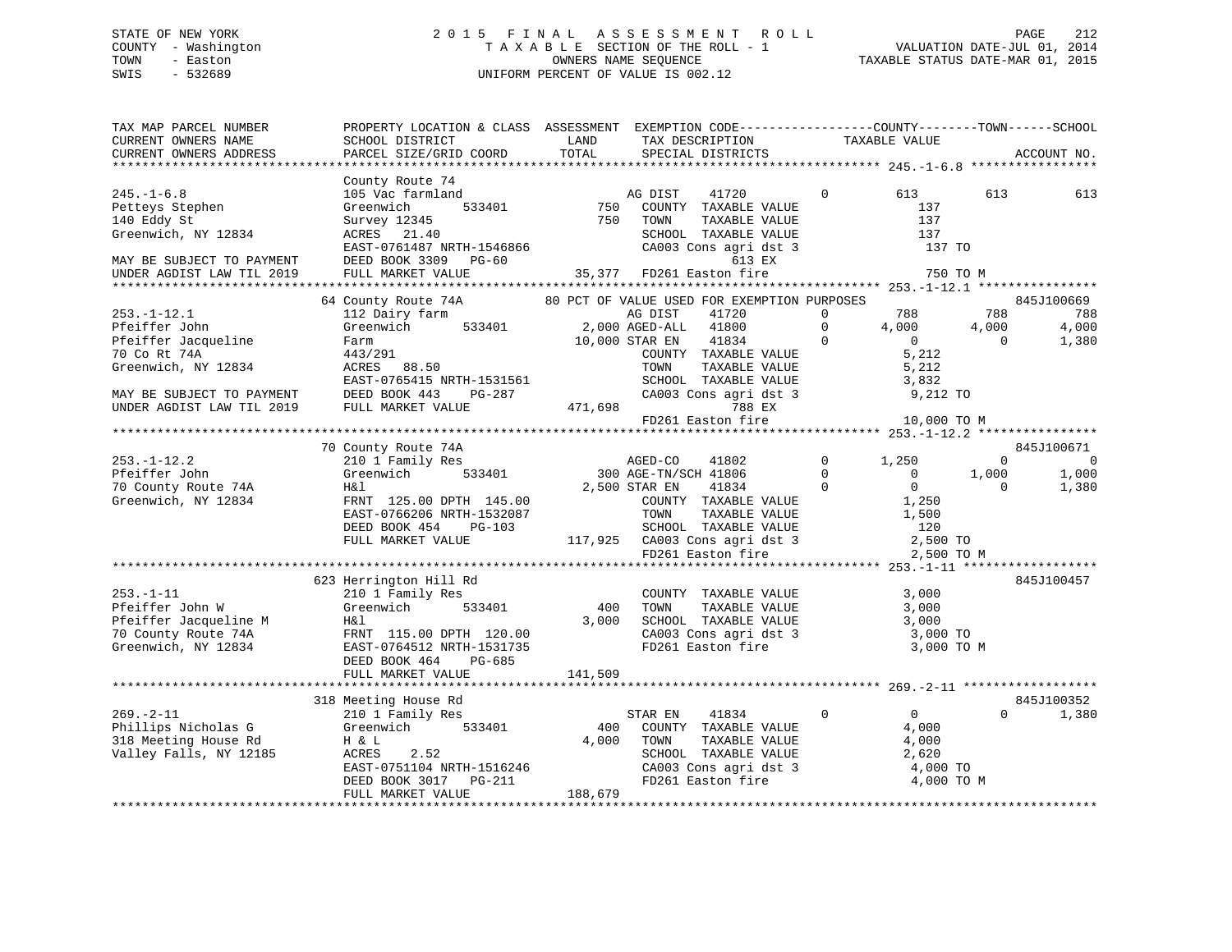STATE OF NEW YORK
COUNTY - Washington
TOWN - Easton
SWIS - 532689

2015 FINAL ASSESSMENT ROLL
TAXABLE SECTION OF THE ROLL - 1
OWNERS NAME SEQUENCE
UNIFORM PERCENT OF VALUE IS 002.12

VALUATION DATE-JUL 01, 2014
TAXABLE STATUS DATE-MAR 01, 2015

```
TAX MAP PARCEL NUMBER         PROPERTY LOCATION & CLASS  ASSESSMENT  EXEMPTION CODE------------------COUNTY--------TOWN------SCHOOL
CURRENT OWNERS NAME           SCHOOL DISTRICT             LAND        TAX DESCRIPTION             TAXABLE VALUE
CURRENT OWNERS ADDRESS        PARCEL SIZE/GRID COORD      TOTAL       SPECIAL DISTRICTS                                        ACCOUNT NO.
****************************************************************************************************** 245.-1-6.8 *****************
                              County Route 74
245.-1-6.8                    105 Vac farmland                   AG DIST     41720        0         613          613          613
Petteys Stephen               Greenwich      533401        750   COUNTY  TAXABLE VALUE              137
140 Eddy St                   Survey 12345                 750   TOWN    TAXABLE VALUE              137
Greenwich, NY 12834           ACRES   21.40                      SCHOOL  TAXABLE VALUE              137
                              EAST-0761487 NRTH-1546866          CA003 Cons agri dst 3              137 TO
MAY BE SUBJECT TO PAYMENT     DEED BOOK 3309   PG-60                           613 EX
UNDER AGDIST LAW TIL 2019     FULL MARKET VALUE         35,377   FD261 Easton fire                  750 TO M
****************************************************************************************************** 253.-1-12.1 ****************
                              64 County Route 74A          80 PCT OF VALUE USED FOR EXEMPTION PURPOSES                    845J100669
253.-1-12.1                   112 Dairy farm                     AG DIST     41720        0         788          788          788
Pfeiffer John                 Greenwich      533401      2,000 AGED-ALL    41800        0       4,000        4,000        4,000
Pfeiffer Jacqueline           Farm                      10,000 STAR EN     41834        0           0            0        1,380
70 Co Rt 74A                  443/291                            COUNTY  TAXABLE VALUE            5,212
Greenwich, NY 12834           ACRES   88.50                      TOWN    TAXABLE VALUE            5,212
                              EAST-0765415 NRTH-1531561          SCHOOL  TAXABLE VALUE            3,832
MAY BE SUBJECT TO PAYMENT     DEED BOOK 443    PG-287            CA003 Cons agri dst 3            9,212 TO
UNDER AGDIST LAW TIL 2019     FULL MARKET VALUE        471,698                 788 EX
                                                                 FD261 Easton fire               10,000 TO M
****************************************************************************************************** 253.-1-12.2 ****************
                              70 County Route 74A                                                                         845J100671
253.-1-12.2                   210 1 Family Res                   AGED-CO     41802        0       1,250            0            0
Pfeiffer John                 Greenwich      533401        300 AGE-TN/SCH 41806        0           0        1,000        1,000
70 County Route 74A           H&l                        2,500 STAR EN     41834        0           0            0        1,380
Greenwich, NY 12834           FRNT 125.00 DPTH 145.00            COUNTY  TAXABLE VALUE            1,250
                              EAST-0766206 NRTH-1532087          TOWN    TAXABLE VALUE            1,500
                              DEED BOOK 454    PG-103            SCHOOL  TAXABLE VALUE              120
                              FULL MARKET VALUE        117,925   CA003 Cons agri dst 3            2,500 TO
                                                                 FD261 Easton fire                2,500 TO M
****************************************************************************************************** 253.-1-11 ******************
                              623 Herrington Hill Rd                                                                      845J100457
253.-1-11                     210 1 Family Res                   COUNTY  TAXABLE VALUE            3,000
Pfeiffer John W               Greenwich      533401        400   TOWN    TAXABLE VALUE            3,000
Pfeiffer Jacqueline M         H&l                        3,000   SCHOOL  TAXABLE VALUE            3,000
70 County Route 74A           FRNT 115.00 DPTH 120.00            CA003 Cons agri dst 3            3,000 TO
Greenwich, NY 12834           EAST-0764512 NRTH-1531735          FD261 Easton fire                3,000 TO M
                              DEED BOOK 464    PG-685
                              FULL MARKET VALUE        141,509
****************************************************************************************************** 269.-2-11 ******************
                              318 Meeting House Rd                                                                        845J100352
269.-2-11                     210 1 Family Res                   STAR EN     41834        0           0            0        1,380
Phillips Nicholas G           Greenwich      533401        400   COUNTY  TAXABLE VALUE            4,000
318 Meeting House Rd          H & L                      4,000   TOWN    TAXABLE VALUE            4,000
Valley Falls, NY 12185        ACRES    2.52                      SCHOOL  TAXABLE VALUE            2,620
                              EAST-0751104 NRTH-1516246          CA003 Cons agri dst 3            4,000 TO
                              DEED BOOK 3017   PG-211            FD261 Easton fire                4,000 TO M
                              FULL MARKET VALUE        188,679
************************************************************************************************************************************
```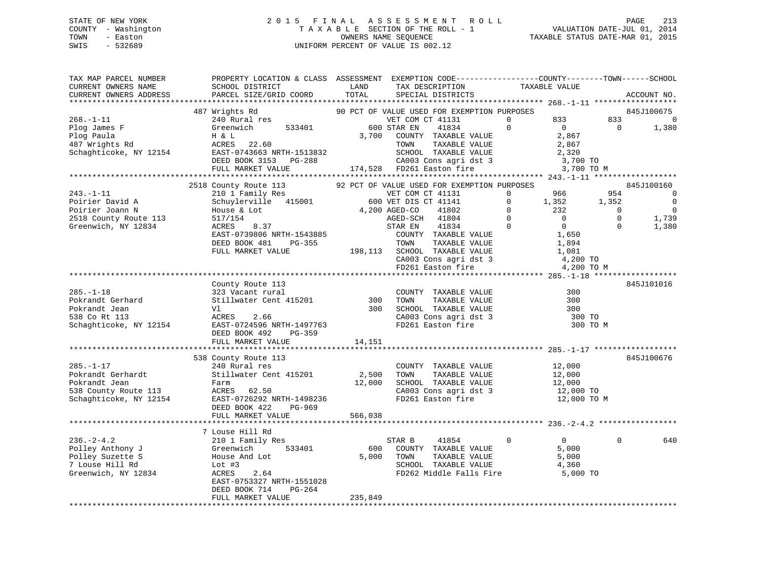STATE OF NEW YORK · COUNTY - Washington · TOWN - Easton · SWIS - 532689

# 2015 FINAL ASSESSMENT ROLL
TAXABLE SECTION OF THE ROLL - 1
OWNERS NAME SEQUENCE
UNIFORM PERCENT OF VALUE IS 002.12

VALUATION DATE-JUL 01, 2014
TAXABLE STATUS DATE-MAR 01, 2015

```
TAX MAP PARCEL NUMBER          PROPERTY LOCATION & CLASS  ASSESSMENT  EXEMPTION CODE------------------COUNTY--------TOWN------SCHOOL
CURRENT OWNERS NAME            SCHOOL DISTRICT              LAND      TAX DESCRIPTION            TAXABLE VALUE
CURRENT OWNERS ADDRESS         PARCEL SIZE/GRID COORD       TOTAL     SPECIAL DISTRICTS                                    ACCOUNT NO.
******************************************************************************************************* 268.-1-11 ******************
                               487 Wrights Rd               90 PCT OF VALUE USED FOR EXEMPTION PURPOSES                    845J100675
268.-1-11                      240 Rural res                       VET COM CT 41131        0        833         833           0
Plog James F                   Greenwich       533401          600 STAR EN     41834       0          0           0       1,380
Plog Paula                     H & L                         3,700   COUNTY  TAXABLE VALUE           2,867
487 Wrights Rd                 ACRES   22.60                         TOWN    TAXABLE VALUE           2,867
Schaghticoke, NY 12154         EAST-0743663 NRTH-1513832             SCHOOL  TAXABLE VALUE           2,320
                               DEED BOOK 3153   PG-288               CA003 Cons agri dst 3            3,700 TO
                               FULL MARKET VALUE           174,528   FD261 Easton fire                3,700 TO M
******************************************************************************************************* 243.-1-11 ******************
                               2518 County Route 113        92 PCT OF VALUE USED FOR EXEMPTION PURPOSES                    845J100160
243.-1-11                      210 1 Family Res                    VET COM CT 41131        0        966         954           0
Poirier David A                Schuylerville   415001          600 VET DIS CT 41141        0      1,352       1,352           0
Poirier Joann N                House & Lot                   4,200 AGED-CO     41802       0        232           0           0
2518 County Route 113          517/154                             AGED-SCH    41804       0          0           0       1,739
Greenwich, NY 12834            ACRES    8.37                       STAR EN     41834       0          0           0       1,380
                               EAST-0739806 NRTH-1543885             COUNTY  TAXABLE VALUE           1,650
                               DEED BOOK 481    PG-355               TOWN    TAXABLE VALUE           1,894
                               FULL MARKET VALUE           198,113   SCHOOL  TAXABLE VALUE           1,081
                                                                     CA003 Cons agri dst 3            4,200 TO
                                                                     FD261 Easton fire                4,200 TO M
******************************************************************************************************* 285.-1-18 ******************
                               County Route 113                                                                            845J101016
285.-1-18                      323 Vacant rural                      COUNTY  TAXABLE VALUE             300
Pokrandt Gerhard               Stillwater Cent 415201          300   TOWN    TAXABLE VALUE             300
Pokrandt Jean                  Vl                              300   SCHOOL  TAXABLE VALUE             300
538 Co Rt 113                  ACRES    2.66                         CA003 Cons agri dst 3              300 TO
Schaghticoke, NY 12154         EAST-0724596 NRTH-1497763             FD261 Easton fire                  300 TO M
                               DEED BOOK 492    PG-359
                               FULL MARKET VALUE            14,151
******************************************************************************************************* 285.-1-17 ******************
                               538 County Route 113                                                                        845J100676
285.-1-17                      240 Rural res                         COUNTY  TAXABLE VALUE          12,000
Pokrandt Gerhardt              Stillwater Cent 415201        2,500   TOWN    TAXABLE VALUE          12,000
Pokrandt Jean                  Farm                         12,000   SCHOOL  TAXABLE VALUE          12,000
538 County Route 113           ACRES   62.50                         CA003 Cons agri dst 3           12,000 TO
Schaghticoke, NY 12154         EAST-0726292 NRTH-1498236             FD261 Easton fire               12,000 TO M
                               DEED BOOK 422    PG-969
                               FULL MARKET VALUE           566,038
******************************************************************************************************* 236.-2-4.2 *****************
                               7 Louse Hill Rd
236.-2-4.2                     210 1 Family Res                    STAR B      41854       0          0           0         640
Polley Anthony J               Greenwich       533401          600   COUNTY  TAXABLE VALUE           5,000
Polley Suzette S               House And Lot                 5,000   TOWN    TAXABLE VALUE           5,000
7 Louse Hill Rd                Lot #3                                SCHOOL  TAXABLE VALUE           4,360
Greenwich, NY 12834            ACRES    2.64                         FD262 Middle Falls Fire          5,000 TO
                               EAST-0753327 NRTH-1551028
                               DEED BOOK 714    PG-264
                               FULL MARKET VALUE           235,849
************************************************************************************************************************************
```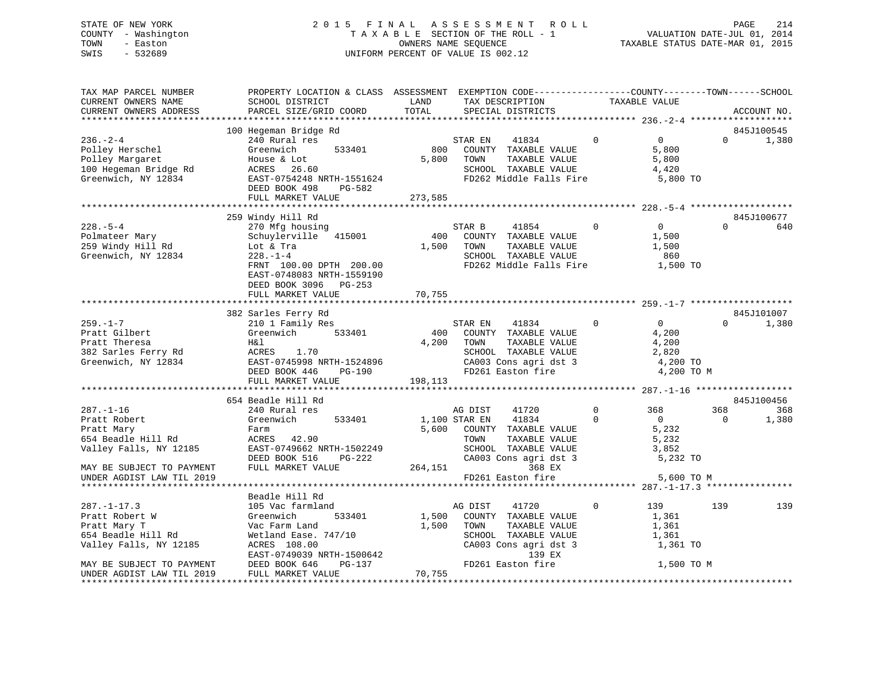STATE OF NEW YORK
COUNTY - Washington
TOWN - Easton
SWIS - 532689

# 2015 FINAL ASSESSMENT ROLL
TAXABLE SECTION OF THE ROLL - 1
OWNERS NAME SEQUENCE
UNIFORM PERCENT OF VALUE IS 002.12

VALUATION DATE-JUL 01, 2014
TAXABLE STATUS DATE-MAR 01, 2015

```
TAX MAP PARCEL NUMBER          PROPERTY LOCATION & CLASS  ASSESSMENT  EXEMPTION CODE------------------COUNTY--------TOWN------SCHOOL
CURRENT OWNERS NAME            SCHOOL DISTRICT              LAND       TAX DESCRIPTION            TAXABLE VALUE
CURRENT OWNERS ADDRESS         PARCEL SIZE/GRID COORD       TOTAL      SPECIAL DISTRICTS                                       ACCOUNT NO.
******************************************************************************************************* 236.-2-4 *******************
                               100 Hegeman Bridge Rd                                                                        845J100545
236.-2-4                       240 Rural res                         STAR EN    41834          0          0           0       1,380
Polley Herschel                Greenwich       533401          800    COUNTY  TAXABLE VALUE              5,800
Polley Margaret                House & Lot                   5,800    TOWN    TAXABLE VALUE              5,800
100 Hegeman Bridge Rd          ACRES   26.60                          SCHOOL  TAXABLE VALUE              4,420
Greenwich, NY 12834            EAST-0754248 NRTH-1551624              FD262 Middle Falls Fire             5,800 TO
                               DEED BOOK 498     PG-582
                               FULL MARKET VALUE           273,585
******************************************************************************************************* 228.-5-4 *******************
                               259 Windy Hill Rd                                                                            845J100677
228.-5-4                       270 Mfg housing                       STAR B     41854          0          0           0         640
Polmateer Mary                 Schuylerville   415001          400    COUNTY  TAXABLE VALUE              1,500
259 Windy Hill Rd              Lot & Tra                     1,500    TOWN    TAXABLE VALUE              1,500
Greenwich, NY 12834            228.-1-4                               SCHOOL  TAXABLE VALUE                860
                               FRNT 100.00 DPTH 200.00                FD262 Middle Falls Fire             1,500 TO
                               EAST-0748083 NRTH-1559190
                               DEED BOOK 3096    PG-253
                               FULL MARKET VALUE            70,755
******************************************************************************************************* 259.-1-7 *******************
                               382 Sarles Ferry Rd                                                                          845J101007
259.-1-7                       210 1 Family Res                      STAR EN    41834          0          0           0       1,380
Pratt Gilbert                  Greenwich       533401          400    COUNTY  TAXABLE VALUE              4,200
Pratt Theresa                  H&l                           4,200    TOWN    TAXABLE VALUE              4,200
382 Sarles Ferry Rd            ACRES    1.70                          SCHOOL  TAXABLE VALUE              2,820
Greenwich, NY 12834            EAST-0745998 NRTH-1524896              CA003 Cons agri dst 3               4,200 TO
                               DEED BOOK 446     PG-190               FD261 Easton fire                   4,200 TO M
                               FULL MARKET VALUE           198,113
******************************************************************************************************* 287.-1-16 ******************
                               654 Beadle Hill Rd                                                                           845J100456
287.-1-16                      240 Rural res                         AG DIST    41720          0        368         368         368
Pratt Robert                   Greenwich       533401        1,100 STAR EN      41834          0          0           0       1,380
Pratt Mary                     Farm                          5,600    COUNTY  TAXABLE VALUE              5,232
654 Beadle Hill Rd             ACRES   42.90                          TOWN    TAXABLE VALUE              5,232
Valley Falls, NY 12185         EAST-0749662 NRTH-1502249              SCHOOL  TAXABLE VALUE              3,852
                               DEED BOOK 516     PG-222               CA003 Cons agri dst 3               5,232 TO
MAY BE SUBJECT TO PAYMENT      FULL MARKET VALUE           264,151              368 EX
UNDER AGDIST LAW TIL 2019                                             FD261 Easton fire                   5,600 TO M
******************************************************************************************************* 287.-1-17.3 ****************
                               Beadle Hill Rd
287.-1-17.3                    105 Vac farmland                      AG DIST    41720          0        139         139         139
Pratt Robert W                 Greenwich       533401        1,500    COUNTY  TAXABLE VALUE              1,361
Pratt Mary T                   Vac Farm Land                 1,500    TOWN    TAXABLE VALUE              1,361
654 Beadle Hill Rd             Wetland Ease. 747/10                   SCHOOL  TAXABLE VALUE              1,361
Valley Falls, NY 12185         ACRES  108.00                          CA003 Cons agri dst 3               1,361 TO
                               EAST-0749039 NRTH-1500642                        139 EX
MAY BE SUBJECT TO PAYMENT      DEED BOOK 646     PG-137               FD261 Easton fire                   1,500 TO M
UNDER AGDIST LAW TIL 2019      FULL MARKET VALUE            70,755
************************************************************************************************************************************
```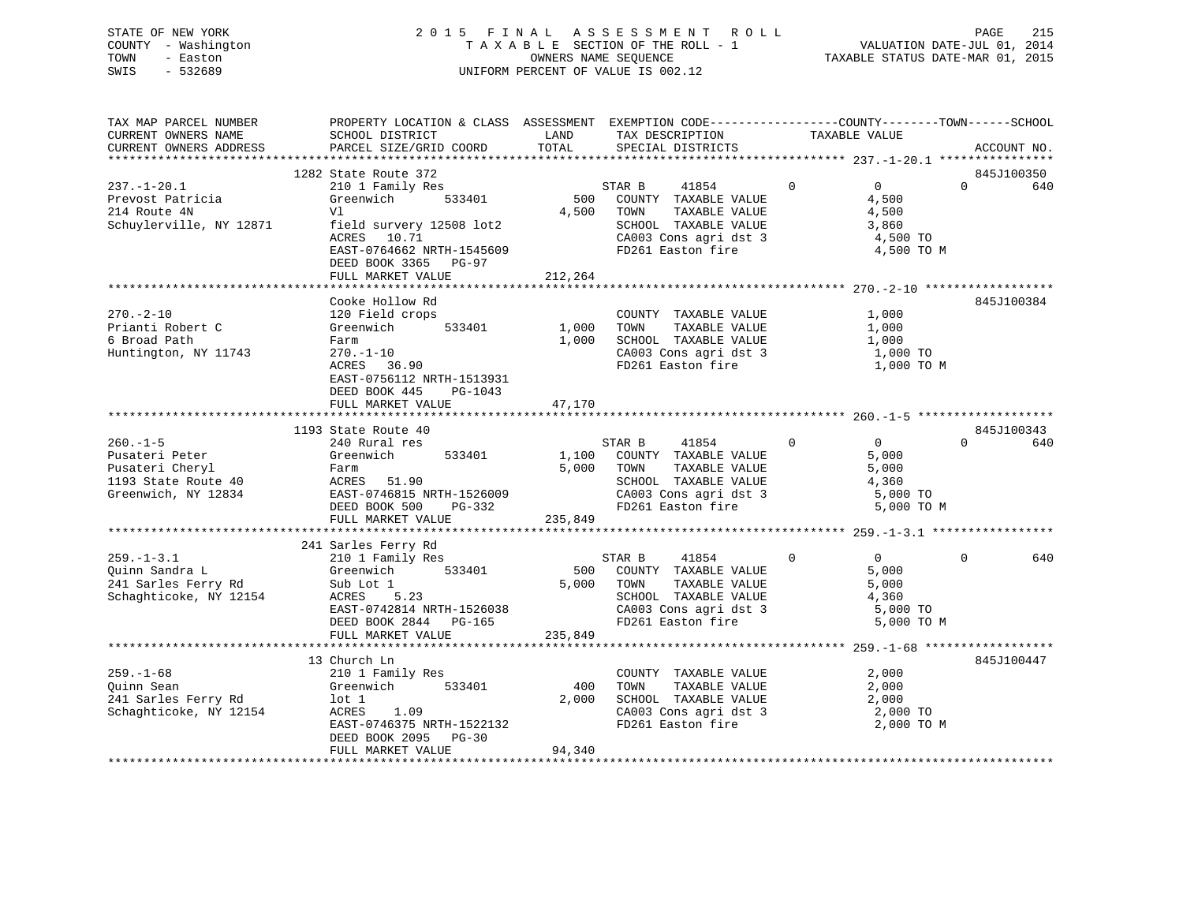STATE OF NEW YORK
COUNTY - Washington
TOWN - Easton
SWIS - 532689

2015 FINAL ASSESSMENT ROLL
TAXABLE SECTION OF THE ROLL - 1
OWNERS NAME SEQUENCE
UNIFORM PERCENT OF VALUE IS 002.12

VALUATION DATE-JUL 01, 2014
TAXABLE STATUS DATE-MAR 01, 2015

```
TAX MAP PARCEL NUMBER          PROPERTY LOCATION & CLASS  ASSESSMENT  EXEMPTION CODE------------------COUNTY--------TOWN------SCHOOL
CURRENT OWNERS NAME            SCHOOL DISTRICT              LAND      TAX DESCRIPTION            TAXABLE VALUE
CURRENT OWNERS ADDRESS         PARCEL SIZE/GRID COORD       TOTAL     SPECIAL DISTRICTS                                       ACCOUNT NO.
******************************************************************************************************* 237.-1-20.1 ****************
                          1282 State Route 372                                                                             845J100350
237.-1-20.1                    210 1 Family Res                   STAR B      41854          0           0            0          640
Prevost Patricia               Greenwich       533401       500   COUNTY  TAXABLE VALUE             4,500
214 Route 4N                   Vl                         4,500   TOWN    TAXABLE VALUE             4,500
Schuylerville, NY 12871        field survery 12508 lot2           SCHOOL  TAXABLE VALUE             3,860
                               ACRES  10.71                       CA003 Cons agri dst 3              4,500 TO
                               EAST-0764662 NRTH-1545609          FD261 Easton fire                  4,500 TO M
                               DEED BOOK 3365   PG-97
                               FULL MARKET VALUE          212,264
******************************************************************************************************* 270.-2-10 ******************
                          Cooke Hollow Rd                                                                                  845J100384
270.-2-10                      120 Field crops                    COUNTY  TAXABLE VALUE             1,000
Prianti Robert C               Greenwich       533401     1,000   TOWN    TAXABLE VALUE             1,000
6 Broad Path                   Farm                       1,000   SCHOOL  TAXABLE VALUE             1,000
Huntington, NY 11743           270.-1-10                          CA003 Cons agri dst 3              1,000 TO
                               ACRES  36.90                       FD261 Easton fire                  1,000 TO M
                               EAST-0756112 NRTH-1513931
                               DEED BOOK 445    PG-1043
                               FULL MARKET VALUE           47,170
******************************************************************************************************* 260.-1-5 *******************
                          1193 State Route 40                                                                              845J100343
260.-1-5                       240 Rural res                      STAR B      41854          0           0            0          640
Pusateri Peter                 Greenwich       533401     1,100   COUNTY  TAXABLE VALUE             5,000
Pusateri Cheryl                Farm                       5,000   TOWN    TAXABLE VALUE             5,000
1193 State Route 40            ACRES  51.90                       SCHOOL  TAXABLE VALUE             4,360
Greenwich, NY 12834            EAST-0746815 NRTH-1526009          CA003 Cons agri dst 3              5,000 TO
                               DEED BOOK 500    PG-332            FD261 Easton fire                  5,000 TO M
                               FULL MARKET VALUE          235,849
******************************************************************************************************* 259.-1-3.1 *****************
                          241 Sarles Ferry Rd
259.-1-3.1                     210 1 Family Res                   STAR B      41854          0           0            0          640
Quinn Sandra L                 Greenwich       533401       500   COUNTY  TAXABLE VALUE             5,000
241 Sarles Ferry Rd            Sub Lot 1                  5,000   TOWN    TAXABLE VALUE             5,000
Schaghticoke, NY 12154         ACRES   5.23                       SCHOOL  TAXABLE VALUE             4,360
                               EAST-0742814 NRTH-1526038          CA003 Cons agri dst 3              5,000 TO
                               DEED BOOK 2844   PG-165            FD261 Easton fire                  5,000 TO M
                               FULL MARKET VALUE          235,849
******************************************************************************************************* 259.-1-68 ******************
                          13 Church Ln                                                                                     845J100447
259.-1-68                      210 1 Family Res                   COUNTY  TAXABLE VALUE             2,000
Quinn Sean                     Greenwich       533401       400   TOWN    TAXABLE VALUE             2,000
241 Sarles Ferry Rd            lot 1                      2,000   SCHOOL  TAXABLE VALUE             2,000
Schaghticoke, NY 12154         ACRES   1.09                       CA003 Cons agri dst 3              2,000 TO
                               EAST-0746375 NRTH-1522132          FD261 Easton fire                  2,000 TO M
                               DEED BOOK 2095   PG-30
                               FULL MARKET VALUE           94,340
************************************************************************************************************************************
```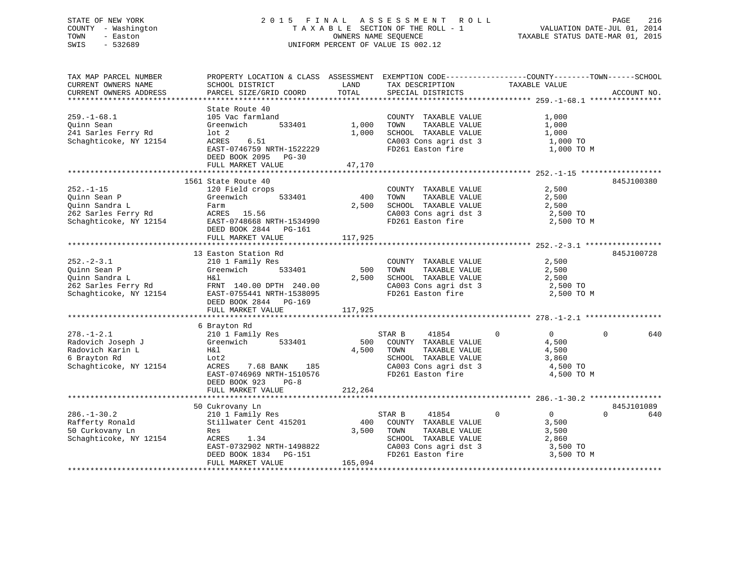STATE OF NEW YORK — 2015 FINAL ASSESSMENT ROLL
COUNTY - Washington — TAXABLE SECTION OF THE ROLL - 1 — VALUATION DATE-JUL 01, 2014
TOWN - Easton — OWNERS NAME SEQUENCE — TAXABLE STATUS DATE-MAR 01, 2015
SWIS - 532689 — UNIFORM PERCENT OF VALUE IS 002.12

```
TAX MAP PARCEL NUMBER          PROPERTY LOCATION & CLASS  ASSESSMENT  EXEMPTION CODE------------------COUNTY--------TOWN------SCHOOL
CURRENT OWNERS NAME            SCHOOL DISTRICT               LAND      TAX DESCRIPTION            TAXABLE VALUE
CURRENT OWNERS ADDRESS         PARCEL SIZE/GRID COORD        TOTAL     SPECIAL DISTRICTS                                    ACCOUNT NO.
******************************************************************************************************* 259.-1-68.1 ****************
                               State Route 40
259.-1-68.1                    105 Vac farmland                        COUNTY  TAXABLE VALUE             1,000
Quinn Sean                     Greenwich        533401       1,000     TOWN    TAXABLE VALUE             1,000
241 Sarles Ferry Rd            lot 2                         1,000     SCHOOL  TAXABLE VALUE             1,000
Schaghticoke, NY 12154         ACRES    6.51                           CA003 Cons agri dst 3              1,000 TO
                               EAST-0746759 NRTH-1522229               FD261 Easton fire                  1,000 TO M
                               DEED BOOK 2095   PG-30
                               FULL MARKET VALUE            47,170
******************************************************************************************************* 252.-1-15 ******************
                             1561 State Route 40                                                                          845J100380
252.-1-15                      120 Field crops                         COUNTY  TAXABLE VALUE             2,500
Quinn Sean P                   Greenwich        533401         400     TOWN    TAXABLE VALUE             2,500
Quinn Sandra L                 Farm                          2,500     SCHOOL  TAXABLE VALUE             2,500
262 Sarles Ferry Rd            ACRES   15.56                           CA003 Cons agri dst 3              2,500 TO
Schaghticoke, NY 12154         EAST-0748668 NRTH-1534990               FD261 Easton fire                  2,500 TO M
                               DEED BOOK 2844   PG-161
                               FULL MARKET VALUE           117,925
******************************************************************************************************* 252.-2-3.1 *****************
                               13 Easton Station Rd                                                                       845J100728
252.-2-3.1                     210 1 Family Res                        COUNTY  TAXABLE VALUE             2,500
Quinn Sean P                   Greenwich        533401         500     TOWN    TAXABLE VALUE             2,500
Quinn Sandra L                 H&l                           2,500     SCHOOL  TAXABLE VALUE             2,500
262 Sarles Ferry Rd            FRNT 140.00 DPTH 240.00                 CA003 Cons agri dst 3              2,500 TO
Schaghticoke, NY 12154         EAST-0755441 NRTH-1538095               FD261 Easton fire                  2,500 TO M
                               DEED BOOK 2844   PG-169
                               FULL MARKET VALUE           117,925
******************************************************************************************************* 278.-1-2.1 *****************
                               6 Brayton Rd
278.-1-2.1                     210 1 Family Res                        STAR B     41854         0            0            0         640
Radovich Joseph J              Greenwich        533401         500     COUNTY  TAXABLE VALUE             4,500
Radovich Karin L               H&l                           4,500     TOWN    TAXABLE VALUE             4,500
6 Brayton Rd                   Lot2                                    SCHOOL  TAXABLE VALUE             3,860
Schaghticoke, NY 12154         ACRES    7.68 BANK    185               CA003 Cons agri dst 3              4,500 TO
                               EAST-0746969 NRTH-1510576               FD261 Easton fire                  4,500 TO M
                               DEED BOOK 923    PG-8
                               FULL MARKET VALUE           212,264
******************************************************************************************************* 286.-1-30.2 ****************
                               50 Cukrovany Ln                                                                            845J101089
286.-1-30.2                    210 1 Family Res                        STAR B     41854         0            0            0         640
Rafferty Ronald                Stillwater Cent 415201          400     COUNTY  TAXABLE VALUE             3,500
50 Curkovany Ln                Res                           3,500     TOWN    TAXABLE VALUE             3,500
Schaghticoke, NY 12154         ACRES    1.34                           SCHOOL  TAXABLE VALUE             2,860
                               EAST-0732902 NRTH-1498822               CA003 Cons agri dst 3              3,500 TO
                               DEED BOOK 1834   PG-151                 FD261 Easton fire                  3,500 TO M
                               FULL MARKET VALUE           165,094
************************************************************************************************************************************
```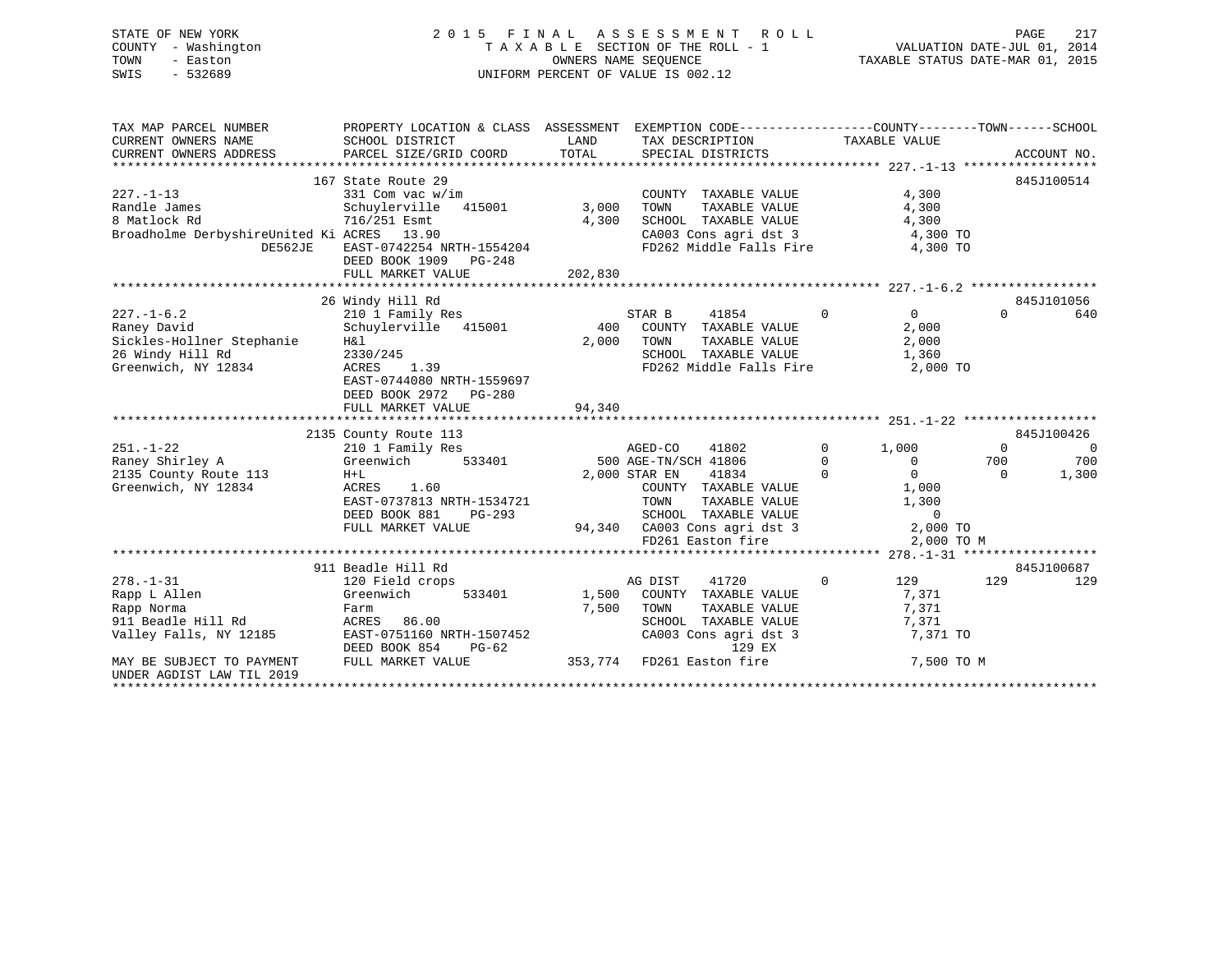STATE OF NEW YORK
COUNTY - Washington
TOWN - Easton
SWIS - 532689

2015 FINAL ASSESSMENT ROLL
TAXABLE SECTION OF THE ROLL - 1
OWNERS NAME SEQUENCE
UNIFORM PERCENT OF VALUE IS 002.12

VALUATION DATE-JUL 01, 2014
TAXABLE STATUS DATE-MAR 01, 2015

```
TAX MAP PARCEL NUMBER          PROPERTY LOCATION & CLASS  ASSESSMENT  EXEMPTION CODE------------------COUNTY--------TOWN------SCHOOL
CURRENT OWNERS NAME            SCHOOL DISTRICT               LAND      TAX DESCRIPTION              TAXABLE VALUE
CURRENT OWNERS ADDRESS         PARCEL SIZE/GRID COORD        TOTAL     SPECIAL DISTRICTS                                       ACCOUNT NO.
******************************************************************************************************* 227.-1-13 ******************
                        167 State Route 29                                                                               845J100514
227.-1-13                      331 Com vac w/im                          COUNTY  TAXABLE VALUE              4,300
Randle James                   Schuylerville   415001        3,000     TOWN    TAXABLE VALUE              4,300
8 Matlock Rd                   716/251 Esmt                  4,300     SCHOOL  TAXABLE VALUE              4,300
Broadholme DerbyshireUnited Ki ACRES   13.90                           CA003 Cons agri dst 3               4,300 TO
              DE562JE          EAST-0742254 NRTH-1554204               FD262 Middle Falls Fire             4,300 TO
                               DEED BOOK 1909   PG-248
                               FULL MARKET VALUE           202,830
******************************************************************************************************* 227.-1-6.2 *****************
                        26 Windy Hill Rd                                                                                 845J101056
227.-1-6.2                     210 1 Family Res                    STAR B     41854         0          0            0           640
Raney David                    Schuylerville   415001          400     COUNTY  TAXABLE VALUE              2,000
Sickles-Hollner Stephanie      H&l                           2,000     TOWN    TAXABLE VALUE              2,000
26 Windy Hill Rd               2330/245                                SCHOOL  TAXABLE VALUE              1,360
Greenwich, NY 12834            ACRES    1.39                           FD262 Middle Falls Fire             2,000 TO
                               EAST-0744080 NRTH-1559697
                               DEED BOOK 2972   PG-280
                               FULL MARKET VALUE            94,340
******************************************************************************************************* 251.-1-22 ******************
                        2135 County Route 113                                                                            845J100426
251.-1-22                      210 1 Family Res                    AGED-CO    41802         0      1,000            0             0
Raney Shirley A                Greenwich       533401          500 AGE-TN/SCH 41806         0          0          700           700
2135 County Route 113          H+L                           2,000 STAR EN    41834         0          0            0         1,300
Greenwich, NY 12834            ACRES    1.60                           COUNTY  TAXABLE VALUE              1,000
                               EAST-0737813 NRTH-1534721               TOWN    TAXABLE VALUE              1,300
                               DEED BOOK 881    PG-293                 SCHOOL  TAXABLE VALUE                  0
                               FULL MARKET VALUE            94,340     CA003 Cons agri dst 3               2,000 TO
                                                                       FD261 Easton fire                   2,000 TO M
******************************************************************************************************* 278.-1-31 ******************
                        911 Beadle Hill Rd                                                                               845J100687
278.-1-31                      120 Field crops                     AG DIST    41720         0        129          129           129
Rapp L Allen                   Greenwich       533401        1,500     COUNTY  TAXABLE VALUE              7,371
Rapp Norma                     Farm                          7,500     TOWN    TAXABLE VALUE              7,371
911 Beadle Hill Rd             ACRES   86.00                           SCHOOL  TAXABLE VALUE              7,371
Valley Falls, NY 12185         EAST-0751160 NRTH-1507452               CA003 Cons agri dst 3               7,371 TO
                               DEED BOOK 854    PG-62                              129 EX
MAY BE SUBJECT TO PAYMENT      FULL MARKET VALUE           353,774     FD261 Easton fire                   7,500 TO M
UNDER AGDIST LAW TIL 2019
************************************************************************************************************************************
```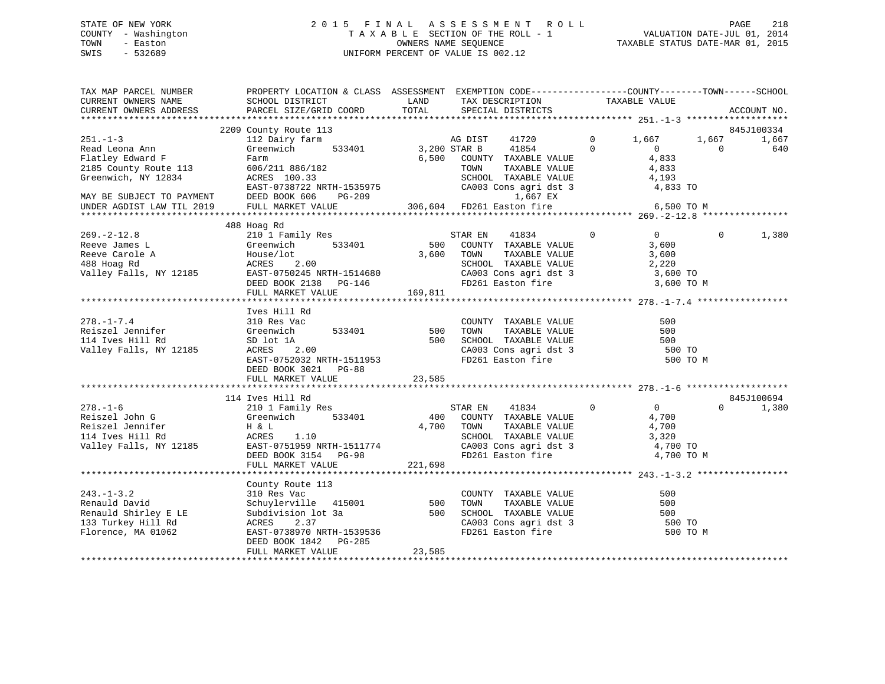STATE OF NEW YORK
COUNTY - Washington
TOWN - Easton
SWIS - 532689

# 2015 FINAL ASSESSMENT ROLL

TAXABLE SECTION OF THE ROLL - 1
OWNERS NAME SEQUENCE
UNIFORM PERCENT OF VALUE IS 002.12

VALUATION DATE-JUL 01, 2014
TAXABLE STATUS DATE-MAR 01, 2015

```
TAX MAP PARCEL NUMBER          PROPERTY LOCATION & CLASS  ASSESSMENT  EXEMPTION CODE------------------COUNTY--------TOWN------SCHOOL
CURRENT OWNERS NAME            SCHOOL DISTRICT               LAND      TAX DESCRIPTION            TAXABLE VALUE
CURRENT OWNERS ADDRESS         PARCEL SIZE/GRID COORD        TOTAL     SPECIAL DISTRICTS                                    ACCOUNT NO.
******************************************************************************************************* 251.-1-3 *******************
                          2209 County Route 113                                                                          845J100334
251.-1-3                       112 Dairy farm                       AG DIST    41720        0      1,667       1,667       1,667
Read Leona Ann                 Greenwich       533401       3,200 STAR B     41854        0          0           0         640
Flatley Edward F               Farm                         6,500    COUNTY  TAXABLE VALUE            4,833
2185 County Route 113          606/211 886/182                       TOWN    TAXABLE VALUE            4,833
Greenwich, NY 12834            ACRES 100.33                          SCHOOL  TAXABLE VALUE            4,193
                               EAST-0738722 NRTH-1535975             CA003 Cons agri dst 3             4,833 TO
MAY BE SUBJECT TO PAYMENT      DEED BOOK 606    PG-209                     1,667 EX
UNDER AGDIST LAW TIL 2019      FULL MARKET VALUE            306,604  FD261 Easton fire                 6,500 TO M
******************************************************************************************************* 269.-2-12.8 ****************
                          488 Hoag Rd
269.-2-12.8                    210 1 Family Res                     STAR EN    41834        0          0           0       1,380
Reeve James L                  Greenwich       533401         500    COUNTY  TAXABLE VALUE            3,600
Reeve Carole A                 House/lot                    3,600    TOWN    TAXABLE VALUE            3,600
488 Hoag Rd                    ACRES    2.00                         SCHOOL  TAXABLE VALUE            2,220
Valley Falls, NY 12185         EAST-0750245 NRTH-1514680             CA003 Cons agri dst 3             3,600 TO
                               DEED BOOK 2138   PG-146               FD261 Easton fire                 3,600 TO M
                               FULL MARKET VALUE            169,811
******************************************************************************************************* 278.-1-7.4 *****************
                               Ives Hill Rd
278.-1-7.4                     310 Res Vac                           COUNTY  TAXABLE VALUE              500
Reiszel Jennifer               Greenwich       533401         500    TOWN    TAXABLE VALUE              500
114 Ives Hill Rd               SD lot 1A                      500    SCHOOL  TAXABLE VALUE              500
Valley Falls, NY 12185         ACRES    2.00                         CA003 Cons agri dst 3               500 TO
                               EAST-0752032 NRTH-1511953             FD261 Easton fire                   500 TO M
                               DEED BOOK 3021   PG-88
                               FULL MARKET VALUE             23,585
******************************************************************************************************* 278.-1-6 *******************
                          114 Ives Hill Rd                                                                               845J100694
278.-1-6                       210 1 Family Res                     STAR EN    41834        0          0           0       1,380
Reiszel John G                 Greenwich       533401         400    COUNTY  TAXABLE VALUE            4,700
Reiszel Jennifer               H & L                        4,700    TOWN    TAXABLE VALUE            4,700
114 Ives Hill Rd               ACRES    1.10                         SCHOOL  TAXABLE VALUE            3,320
Valley Falls, NY 12185         EAST-0751959 NRTH-1511774             CA003 Cons agri dst 3             4,700 TO
                               DEED BOOK 3154   PG-98                FD261 Easton fire                 4,700 TO M
                               FULL MARKET VALUE            221,698
******************************************************************************************************* 243.-1-3.2 *****************
                               County Route 113
243.-1-3.2                     310 Res Vac                           COUNTY  TAXABLE VALUE              500
Renauld David                  Schuylerville   415001         500    TOWN    TAXABLE VALUE              500
Renauld Shirley E LE           Subdivision lot 3a             500    SCHOOL  TAXABLE VALUE              500
133 Turkey Hill Rd             ACRES    2.37                         CA003 Cons agri dst 3               500 TO
Florence, MA 01062             EAST-0738970 NRTH-1539536             FD261 Easton fire                   500 TO M
                               DEED BOOK 1842   PG-285
                               FULL MARKET VALUE             23,585
************************************************************************************************************************************
```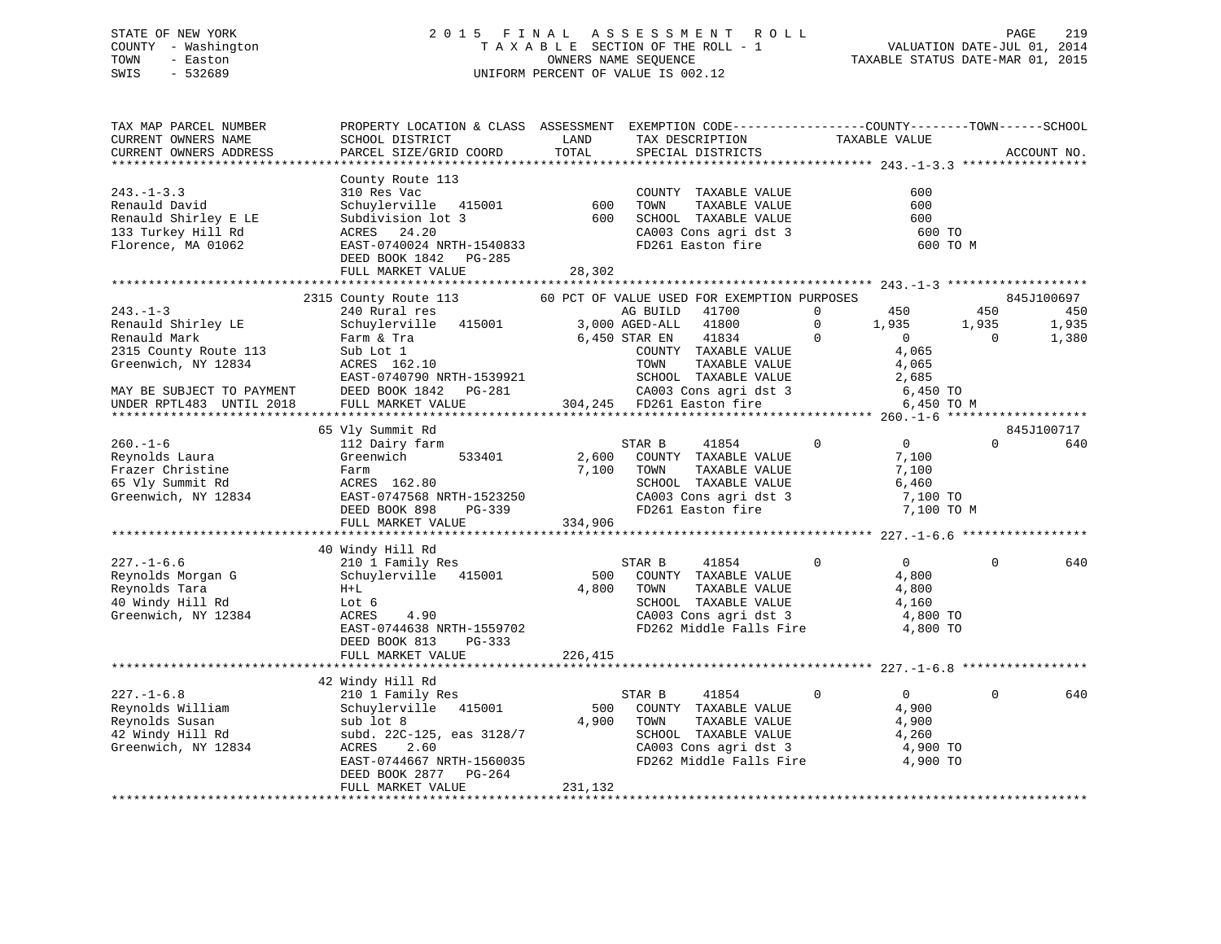STATE OF NEW YORK
COUNTY - Washington
TOWN - Easton
SWIS - 532689

2015 FINAL ASSESSMENT ROLL
TAXABLE SECTION OF THE ROLL - 1
OWNERS NAME SEQUENCE
UNIFORM PERCENT OF VALUE IS 002.12

VALUATION DATE-JUL 01, 2014
TAXABLE STATUS DATE-MAR 01, 2015

```
TAX MAP PARCEL NUMBER      PROPERTY LOCATION & CLASS  ASSESSMENT  EXEMPTION CODE-----------------COUNTY--------TOWN------SCHOOL
CURRENT OWNERS NAME        SCHOOL DISTRICT              LAND      TAX DESCRIPTION            TAXABLE VALUE
CURRENT OWNERS ADDRESS     PARCEL SIZE/GRID COORD       TOTAL     SPECIAL DISTRICTS                                    ACCOUNT NO.
******************************************************************************************** 243.-1-3.3 *****************
                           County Route 113
243.-1-3.3                 310 Res Vac                            COUNTY  TAXABLE VALUE              600
Renauld David              Schuylerville  415001         600      TOWN    TAXABLE VALUE              600
Renauld Shirley E LE       Subdivision lot 3             600      SCHOOL  TAXABLE VALUE              600
133 Turkey Hill Rd         ACRES  24.20                           CA003 Cons agri dst 3               600 TO
Florence, MA 01062         EAST-0740024 NRTH-1540833              FD261 Easton fire                    600 TO M
                           DEED BOOK 1842   PG-285
                           FULL MARKET VALUE          28,302
******************************************************************************************** 243.-1-3 *******************
                         2315 County Route 113          60 PCT OF VALUE USED FOR EXEMPTION PURPOSES                  845J100697
243.-1-3                   240 Rural res                          AG BUILD   41700        0        450        450        450
Renauld Shirley LE         Schuylerville  415001       3,000 AGED-ALL   41800        0      1,935      1,935      1,935
Renauld Mark               Farm & Tra                  6,450 STAR EN    41834        0          0          0      1,380
2315 County Route 113      Sub Lot 1                              COUNTY  TAXABLE VALUE            4,065
Greenwich, NY 12834        ACRES 162.10                           TOWN    TAXABLE VALUE            4,065
                           EAST-0740790 NRTH-1539921              SCHOOL  TAXABLE VALUE            2,685
MAY BE SUBJECT TO PAYMENT  DEED BOOK 1842   PG-281                CA003 Cons agri dst 3             6,450 TO
UNDER RPTL483  UNTIL 2018  FULL MARKET VALUE         304,245      FD261 Easton fire                 6,450 TO M
******************************************************************************************** 260.-1-6 *******************
                           65 Vly Summit Rd                                                                  845J100717
260.-1-6                   112 Dairy farm                         STAR B     41854        0          0          0        640
Reynolds Laura             Greenwich      533401       2,600      COUNTY  TAXABLE VALUE            7,100
Frazer Christine           Farm                        7,100      TOWN    TAXABLE VALUE            7,100
65 Vly Summit Rd           ACRES 162.80                           SCHOOL  TAXABLE VALUE            6,460
Greenwich, NY 12834        EAST-0747568 NRTH-1523250              CA003 Cons agri dst 3             7,100 TO
                           DEED BOOK 898    PG-339                FD261 Easton fire                 7,100 TO M
                           FULL MARKET VALUE         334,906
******************************************************************************************** 227.-1-6.6 *****************
                           40 Windy Hill Rd
227.-1-6.6                 210 1 Family Res                       STAR B     41854        0          0          0        640
Reynolds Morgan G          Schuylerville  415001         500      COUNTY  TAXABLE VALUE            4,800
Reynolds Tara              H+L                         4,800      TOWN    TAXABLE VALUE            4,800
40 Windy Hill Rd           Lot 6                                  SCHOOL  TAXABLE VALUE            4,160
Greenwich, NY 12384        ACRES   4.90                           CA003 Cons agri dst 3             4,800 TO
                           EAST-0744638 NRTH-1559702              FD262 Middle Falls Fire           4,800 TO
                           DEED BOOK 813    PG-333
                           FULL MARKET VALUE         226,415
******************************************************************************************** 227.-1-6.8 *****************
                           42 Windy Hill Rd
227.-1-6.8                 210 1 Family Res                       STAR B     41854        0          0          0        640
Reynolds William           Schuylerville  415001         500      COUNTY  TAXABLE VALUE            4,900
Reynolds Susan             sub lot 8                   4,900      TOWN    TAXABLE VALUE            4,900
42 Windy Hill Rd           subd. 22C-125, eas 3128/7              SCHOOL  TAXABLE VALUE            4,260
Greenwich, NY 12834        ACRES   2.60                           CA003 Cons agri dst 3             4,900 TO
                           EAST-0744667 NRTH-1560035              FD262 Middle Falls Fire           4,900 TO
                           DEED BOOK 2877   PG-264
                           FULL MARKET VALUE         231,132
**************************************************************************************************************************
```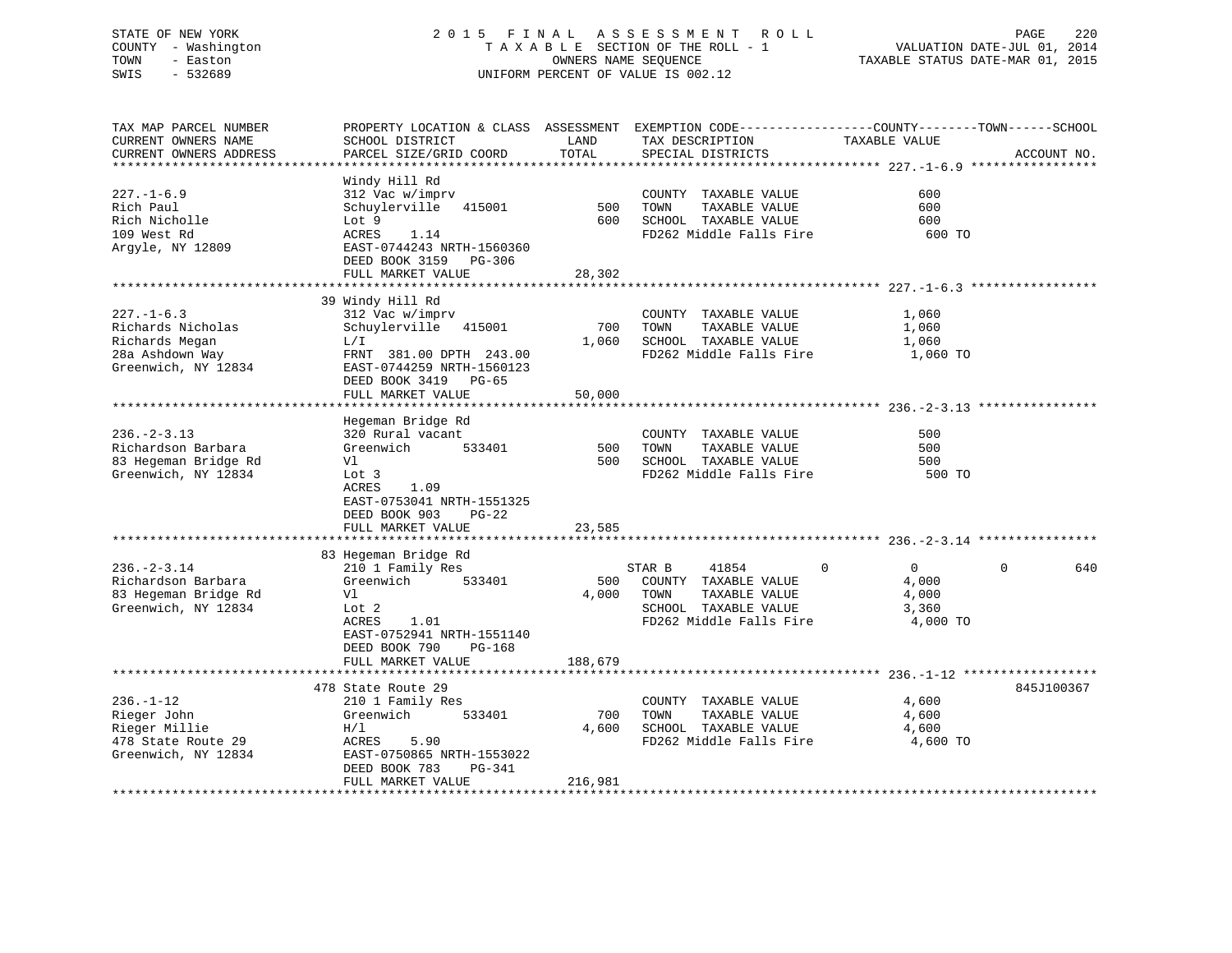STATE OF NEW YORK — COUNTY - Washington — TOWN - Easton — SWIS - 532689

**2015 FINAL ASSESSMENT ROLL**
TAXABLE SECTION OF THE ROLL - 1
OWNERS NAME SEQUENCE
UNIFORM PERCENT OF VALUE IS 002.12

VALUATION DATE-JUL 01, 2014
TAXABLE STATUS DATE-MAR 01, 2015

```
TAX MAP PARCEL NUMBER          PROPERTY LOCATION & CLASS  ASSESSMENT  EXEMPTION CODE------------------COUNTY--------TOWN------SCHOOL
CURRENT OWNERS NAME            SCHOOL DISTRICT               LAND      TAX DESCRIPTION            TAXABLE VALUE
CURRENT OWNERS ADDRESS         PARCEL SIZE/GRID COORD        TOTAL     SPECIAL DISTRICTS                                  ACCOUNT NO.
******************************************************************************************************* 227.-1-6.9 *****************
                               Windy Hill Rd
227.-1-6.9                     312 Vac w/imprv                         COUNTY  TAXABLE VALUE               600
Rich Paul                      Schuylerville   415001          500     TOWN    TAXABLE VALUE               600
Rich Nicholle                  Lot 9                           600     SCHOOL  TAXABLE VALUE               600
109 West Rd                    ACRES    1.14                           FD262 Middle Falls Fire               600 TO
Argyle, NY 12809               EAST-0744243 NRTH-1560360
                               DEED BOOK 3159   PG-306
                               FULL MARKET VALUE            28,302
******************************************************************************************************* 227.-1-6.3 *****************
                               39 Windy Hill Rd
227.-1-6.3                     312 Vac w/imprv                         COUNTY  TAXABLE VALUE             1,060
Richards Nicholas              Schuylerville   415001          700     TOWN    TAXABLE VALUE             1,060
Richards Megan                 L/I                           1,060     SCHOOL  TAXABLE VALUE             1,060
28a Ashdown Way                FRNT  381.00 DPTH  243.00               FD262 Middle Falls Fire             1,060 TO
Greenwich, NY 12834            EAST-0744259 NRTH-1560123
                               DEED BOOK 3419   PG-65
                               FULL MARKET VALUE            50,000
******************************************************************************************************* 236.-2-3.13 ****************
                               Hegeman Bridge Rd
236.-2-3.13                    320 Rural vacant                        COUNTY  TAXABLE VALUE               500
Richardson Barbara             Greenwich       533401          500     TOWN    TAXABLE VALUE               500
83 Hegeman Bridge Rd           Vl                              500     SCHOOL  TAXABLE VALUE               500
Greenwich, NY 12834            Lot 3                                   FD262 Middle Falls Fire               500 TO
                               ACRES    1.09
                               EAST-0753041 NRTH-1551325
                               DEED BOOK 903    PG-22
                               FULL MARKET VALUE            23,585
******************************************************************************************************* 236.-2-3.14 ****************
                               83 Hegeman Bridge Rd
236.-2-3.14                    210 1 Family Res                        STAR B     41854          0           0            0         640
Richardson Barbara             Greenwich       533401          500     COUNTY  TAXABLE VALUE             4,000
83 Hegeman Bridge Rd           Vl                            4,000     TOWN    TAXABLE VALUE             4,000
Greenwich, NY 12834            Lot 2                                   SCHOOL  TAXABLE VALUE             3,360
                               ACRES    1.01                           FD262 Middle Falls Fire             4,000 TO
                               EAST-0752941 NRTH-1551140
                               DEED BOOK 790    PG-168
                               FULL MARKET VALUE           188,679
******************************************************************************************************* 236.-1-12 ******************
                               478 State Route 29                                                                     845J100367
236.-1-12                      210 1 Family Res                        COUNTY  TAXABLE VALUE             4,600
Rieger John                    Greenwich       533401          700     TOWN    TAXABLE VALUE             4,600
Rieger Millie                  H/l                           4,600     SCHOOL  TAXABLE VALUE             4,600
478 State Route 29             ACRES    5.90                           FD262 Middle Falls Fire             4,600 TO
Greenwich, NY 12834            EAST-0750865 NRTH-1553022
                               DEED BOOK 783    PG-341
                               FULL MARKET VALUE           216,981
************************************************************************************************************************************
```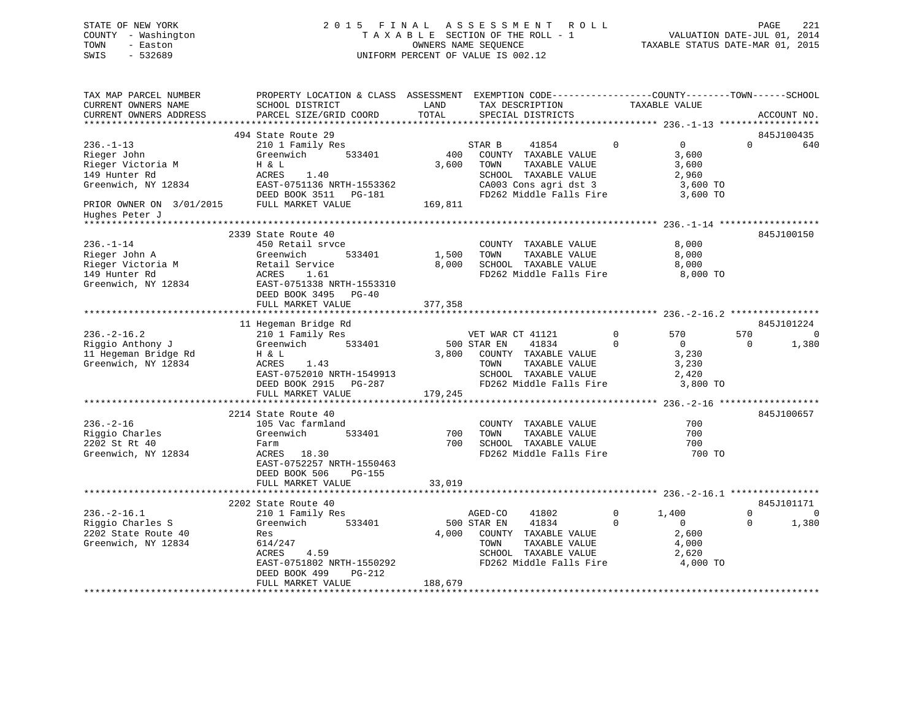STATE OF NEW YORK                2015 FINAL ASSESSMENT ROLL
COUNTY - Washington              TAXABLE SECTION OF THE ROLL - 1          VALUATION DATE-JUL 01, 2014
TOWN - Easton                    OWNERS NAME SEQUENCE                     TAXABLE STATUS DATE-MAR 01, 2015
SWIS - 532689                    UNIFORM PERCENT OF VALUE IS 002.12

```
TAX MAP PARCEL NUMBER          PROPERTY LOCATION & CLASS  ASSESSMENT  EXEMPTION CODE------------------COUNTY--------TOWN------SCHOOL
CURRENT OWNERS NAME            SCHOOL DISTRICT              LAND      TAX DESCRIPTION            TAXABLE VALUE
CURRENT OWNERS ADDRESS         PARCEL SIZE/GRID COORD       TOTAL     SPECIAL DISTRICTS                                     ACCOUNT NO.
*********************************************************************************************** 236.-1-13 ******************
                           494 State Route 29                                                                        845J100435
236.-1-13                      210 1 Family Res                      STAR B     41854          0          0           0         640
Rieger John                    Greenwich       533401        400     COUNTY  TAXABLE VALUE            3,600
Rieger Victoria M              H & L                        3,600    TOWN    TAXABLE VALUE            3,600
149 Hunter Rd                  ACRES    1.40                         SCHOOL  TAXABLE VALUE            2,960
Greenwich, NY 12834            EAST-0751136 NRTH-1553362             CA003 Cons agri dst 3             3,600 TO
                               DEED BOOK 3511   PG-181               FD262 Middle Falls Fire           3,600 TO
PRIOR OWNER ON 3/01/2015       FULL MARKET VALUE           169,811
Hughes Peter J
*********************************************************************************************** 236.-1-14 ******************
                           2339 State Route 40                                                                       845J100150
236.-1-14                      450 Retail srvce                      COUNTY  TAXABLE VALUE            8,000
Rieger John A                  Greenwich       533401       1,500    TOWN    TAXABLE VALUE            8,000
Rieger Victoria M              Retail Service               8,000    SCHOOL  TAXABLE VALUE            8,000
149 Hunter Rd                  ACRES    1.61                         FD262 Middle Falls Fire           8,000 TO
Greenwich, NY 12834            EAST-0751338 NRTH-1553310
                               DEED BOOK 3495   PG-40
                               FULL MARKET VALUE           377,358
*********************************************************************************************** 236.-2-16.2 ****************
                           11 Hegeman Bridge Rd                                                                      845J101224
236.-2-16.2                    210 1 Family Res                      VET WAR CT 41121          0        570         570           0
Riggio Anthony J               Greenwich       533401        500 STAR EN    41834          0          0           0       1,380
11 Hegeman Bridge Rd           H & L                        3,800    COUNTY  TAXABLE VALUE            3,230
Greenwich, NY 12834            ACRES    1.43                         TOWN    TAXABLE VALUE            3,230
                               EAST-0752010 NRTH-1549913             SCHOOL  TAXABLE VALUE            2,420
                               DEED BOOK 2915   PG-287               FD262 Middle Falls Fire           3,800 TO
                               FULL MARKET VALUE           179,245
*********************************************************************************************** 236.-2-16 ******************
                           2214 State Route 40                                                                       845J100657
236.-2-16                      105 Vac farmland                      COUNTY  TAXABLE VALUE              700
Riggio Charles                 Greenwich       533401        700     TOWN    TAXABLE VALUE              700
2202 St Rt 40                  Farm                          700     SCHOOL  TAXABLE VALUE              700
Greenwich, NY 12834            ACRES   18.30                         FD262 Middle Falls Fire             700 TO
                               EAST-0752257 NRTH-1550463
                               DEED BOOK 506    PG-155
                               FULL MARKET VALUE            33,019
*********************************************************************************************** 236.-2-16.1 ****************
                           2202 State Route 40                                                                       845J101171
236.-2-16.1                    210 1 Family Res                      AGED-CO    41802          0      1,400           0           0
Riggio Charles S               Greenwich       533401        500 STAR EN    41834          0          0           0       1,380
2202 State Route 40            Res                          4,000    COUNTY  TAXABLE VALUE            2,600
Greenwich, NY 12834            614/247                               TOWN    TAXABLE VALUE            4,000
                               ACRES    4.59                         SCHOOL  TAXABLE VALUE            2,620
                               EAST-0751802 NRTH-1550292             FD262 Middle Falls Fire           4,000 TO
                               DEED BOOK 499    PG-212
                               FULL MARKET VALUE           188,679
********************************************************************************************************************************
```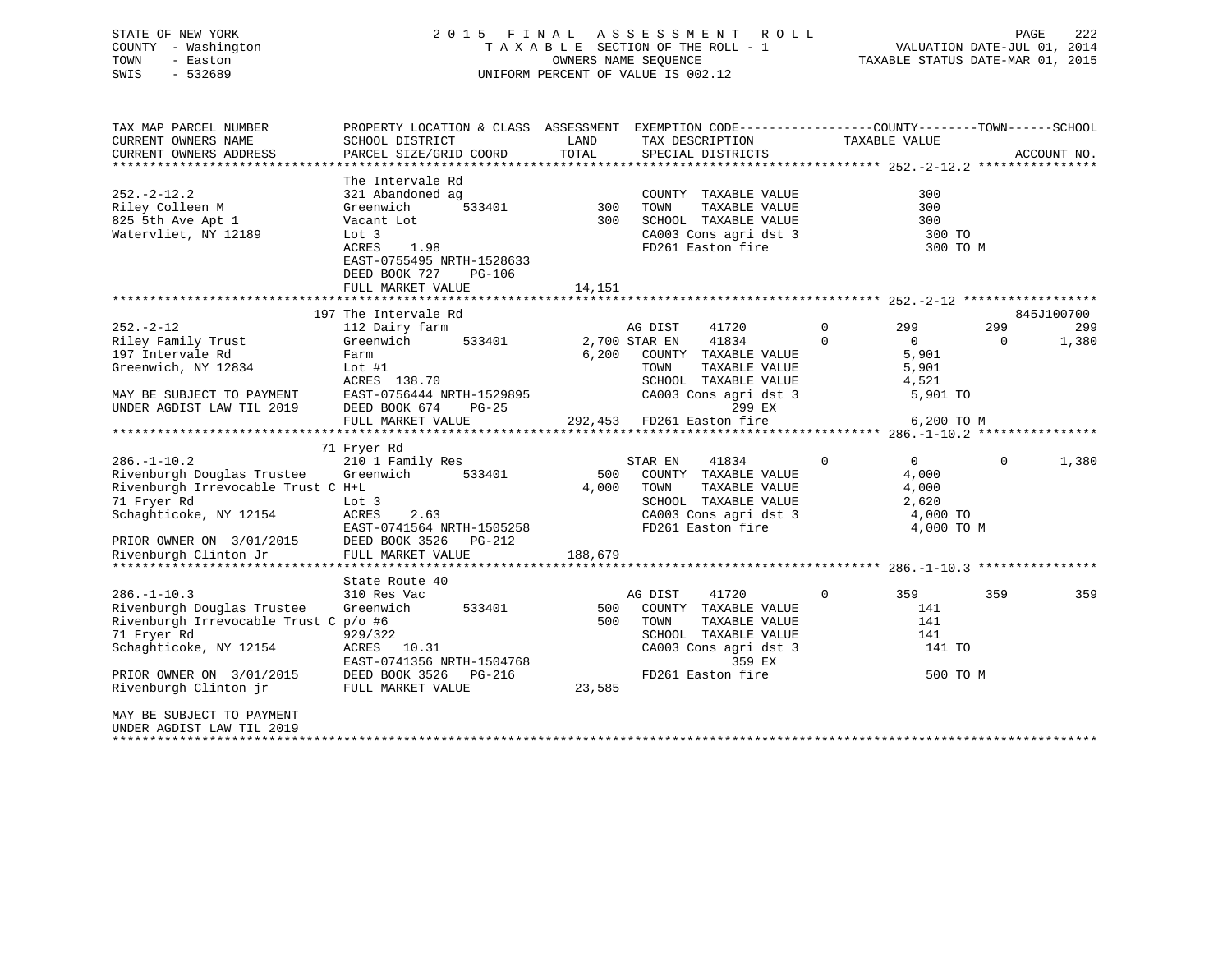STATE OF NEW YORK — COUNTY - Washington — TOWN - Easton — SWIS - 532689

2 0 1 5 F I N A L A S S E S S M E N T R O L L
T A X A B L E SECTION OF THE ROLL - 1
OWNERS NAME SEQUENCE
UNIFORM PERCENT OF VALUE IS 002.12

VALUATION DATE-JUL 01, 2014
TAXABLE STATUS DATE-MAR 01, 2015

```
TAX MAP PARCEL NUMBER          PROPERTY LOCATION & CLASS  ASSESSMENT  EXEMPTION CODE-----------------COUNTY--------TOWN------SCHOOL
CURRENT OWNERS NAME            SCHOOL DISTRICT              LAND      TAX DESCRIPTION            TAXABLE VALUE
CURRENT OWNERS ADDRESS         PARCEL SIZE/GRID COORD       TOTAL     SPECIAL DISTRICTS                                   ACCOUNT NO.
******************************************************************************************************* 252.-2-12.2 ****************
                               The Intervale Rd
252.-2-12.2                    321 Abandoned ag                        COUNTY  TAXABLE VALUE              300
Riley Colleen M                Greenwich       533401        300       TOWN    TAXABLE VALUE              300
825 5th Ave Apt 1              Vacant Lot                    300       SCHOOL  TAXABLE VALUE              300
Watervliet, NY 12189           Lot 3                                   CA003 Cons agri dst 3               300 TO
                               ACRES    1.98                           FD261 Easton fire                   300 TO M
                               EAST-0755495 NRTH-1528633
                               DEED BOOK 727    PG-106
                               FULL MARKET VALUE            14,151
******************************************************************************************************* 252.-2-12 ******************
                               197 The Intervale Rd                                                                 845J100700
252.-2-12                      112 Dairy farm                     AG DIST     41720        0        299         299         299
Riley Family Trust             Greenwich       533401      2,700 STAR EN     41834        0          0           0       1,380
197 Intervale Rd               Farm                        6,200   COUNTY  TAXABLE VALUE            5,901
Greenwich, NY 12834            Lot #1                              TOWN    TAXABLE VALUE            5,901
                               ACRES  138.70                       SCHOOL  TAXABLE VALUE            4,521
MAY BE SUBJECT TO PAYMENT      EAST-0756444 NRTH-1529895           CA003 Cons agri dst 3            5,901 TO
UNDER AGDIST LAW TIL 2019      DEED BOOK 674    PG-25                          299 EX
                               FULL MARKET VALUE          292,453  FD261 Easton fire                6,200 TO M
******************************************************************************************************* 286.-1-10.2 ****************
                               71 Fryer Rd
286.-1-10.2                    210 1 Family Res                   STAR EN     41834        0          0           0       1,380
Rivenburgh Douglas Trustee     Greenwich       533401        500   COUNTY  TAXABLE VALUE            4,000
Rivenburgh Irrevocable Trust C H+L                         4,000   TOWN    TAXABLE VALUE            4,000
71 Fryer Rd                    Lot 3                               SCHOOL  TAXABLE VALUE            2,620
Schaghticoke, NY 12154         ACRES    2.63                       CA003 Cons agri dst 3            4,000 TO
                               EAST-0741564 NRTH-1505258           FD261 Easton fire                4,000 TO M
PRIOR OWNER ON  3/01/2015      DEED BOOK 3526   PG-212
Rivenburgh Clinton Jr          FULL MARKET VALUE          188,679
******************************************************************************************************* 286.-1-10.3 ****************
                               State Route 40
286.-1-10.3                    310 Res Vac                        AG DIST     41720        0        359         359         359
Rivenburgh Douglas Trustee     Greenwich       533401        500   COUNTY  TAXABLE VALUE              141
Rivenburgh Irrevocable Trust C p/o #6                        500   TOWN    TAXABLE VALUE              141
71 Fryer Rd                    929/322                             SCHOOL  TAXABLE VALUE              141
Schaghticoke, NY 12154         ACRES   10.31                       CA003 Cons agri dst 3              141 TO
                               EAST-0741356 NRTH-1504768                       359 EX
PRIOR OWNER ON  3/01/2015      DEED BOOK 3526   PG-216             FD261 Easton fire                  500 TO M
Rivenburgh Clinton jr          FULL MARKET VALUE           23,585

MAY BE SUBJECT TO PAYMENT
UNDER AGDIST LAW TIL 2019
************************************************************************************************************************************
```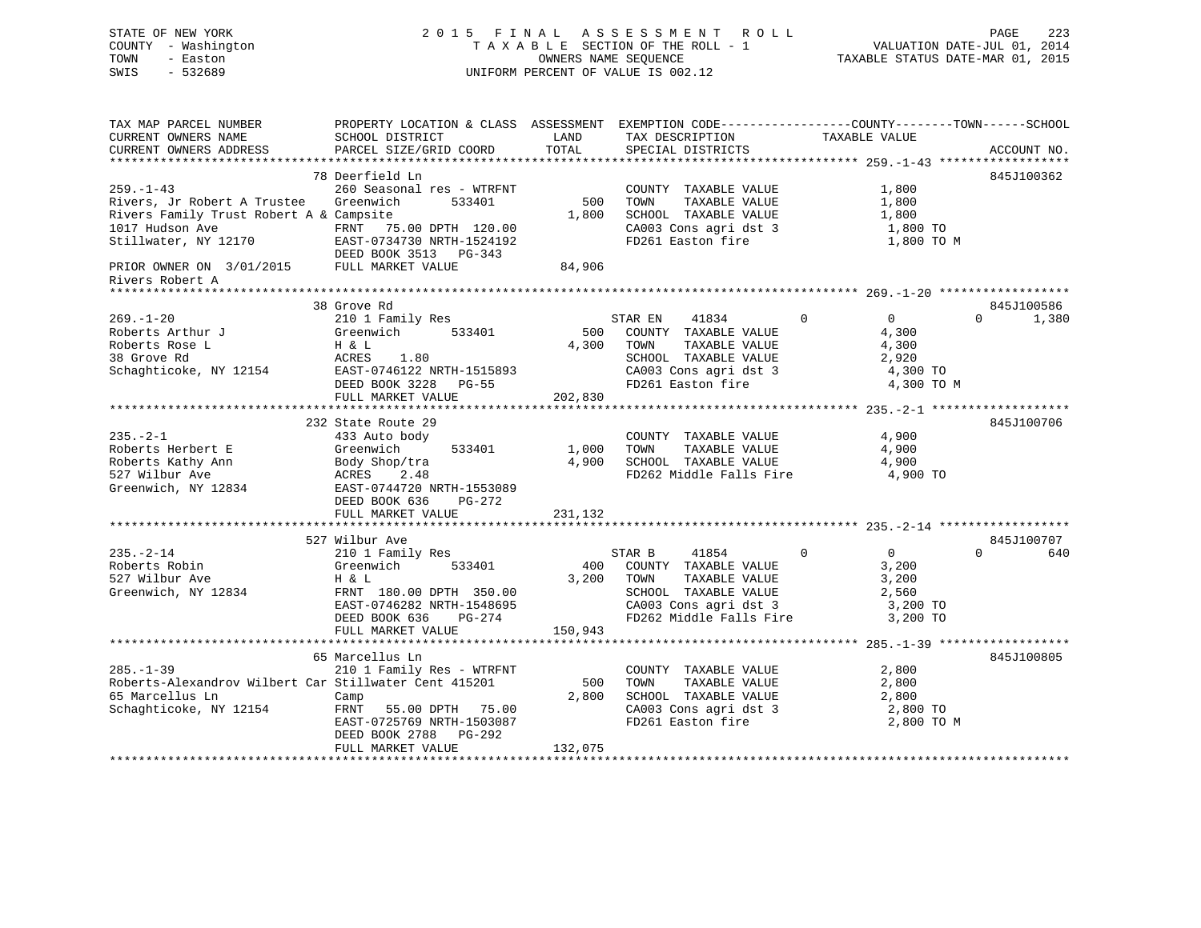STATE OF NEW YORK
COUNTY - Washington
TOWN - Easton
SWIS - 532689

2 0 1 5 F I N A L A S S E S S M E N T R O L L
T A X A B L E SECTION OF THE ROLL - 1
OWNERS NAME SEQUENCE
UNIFORM PERCENT OF VALUE IS 002.12

VALUATION DATE-JUL 01, 2014
TAXABLE STATUS DATE-MAR 01, 2015

```
TAX MAP PARCEL NUMBER          PROPERTY LOCATION & CLASS  ASSESSMENT  EXEMPTION CODE------------------COUNTY--------TOWN------SCHOOL
CURRENT OWNERS NAME            SCHOOL DISTRICT             LAND       TAX DESCRIPTION              TAXABLE VALUE
CURRENT OWNERS ADDRESS         PARCEL SIZE/GRID COORD      TOTAL      SPECIAL DISTRICTS                                    ACCOUNT NO.
******************************************************************************************************* 259.-1-43 ******************
                               78 Deerfield Ln                                                                        845J100362
259.-1-43                      260 Seasonal res - WTRFNT              COUNTY  TAXABLE VALUE              1,800
Rivers, Jr Robert A Trustee    Greenwich       533401        500      TOWN    TAXABLE VALUE              1,800
Rivers Family Trust Robert A & Campsite                    1,800      SCHOOL  TAXABLE VALUE              1,800
1017 Hudson Ave                FRNT   75.00 DPTH 120.00               CA003 Cons agri dst 3               1,800 TO
Stillwater, NY 12170           EAST-0734730 NRTH-1524192              FD261 Easton fire                   1,800 TO M
                               DEED BOOK 3513   PG-343
PRIOR OWNER ON  3/01/2015      FULL MARKET VALUE          84,906
Rivers Robert A
******************************************************************************************************* 269.-1-20 ******************
                               38 Grove Rd                                                                            845J100586
269.-1-20                      210 1 Family Res                       STAR EN    41834         0            0          0      1,380
Roberts Arthur J               Greenwich       533401        500      COUNTY  TAXABLE VALUE              4,300
Roberts Rose L                 H & L                       4,300      TOWN    TAXABLE VALUE              4,300
38 Grove Rd                    ACRES    1.80                          SCHOOL  TAXABLE VALUE              2,920
Schaghticoke, NY 12154         EAST-0746122 NRTH-1515893              CA003 Cons agri dst 3               4,300 TO
                               DEED BOOK 3228   PG-55                 FD261 Easton fire                   4,300 TO M
                               FULL MARKET VALUE         202,830
******************************************************************************************************* 235.-2-1 *******************
                               232 State Route 29                                                                     845J100706
235.-2-1                       433 Auto body                          COUNTY  TAXABLE VALUE              4,900
Roberts Herbert E              Greenwich       533401      1,000      TOWN    TAXABLE VALUE              4,900
Roberts Kathy Ann              Body Shop/tra               4,900      SCHOOL  TAXABLE VALUE              4,900
527 Wilbur Ave                 ACRES    2.48                          FD262 Middle Falls Fire             4,900 TO
Greenwich, NY 12834            EAST-0744720 NRTH-1553089
                               DEED BOOK 636    PG-272
                               FULL MARKET VALUE         231,132
******************************************************************************************************* 235.-2-14 ******************
                               527 Wilbur Ave                                                                         845J100707
235.-2-14                      210 1 Family Res                       STAR B     41854         0            0          0        640
Roberts Robin                  Greenwich       533401        400      COUNTY  TAXABLE VALUE              3,200
527 Wilbur Ave                 H & L                       3,200      TOWN    TAXABLE VALUE              3,200
Greenwich, NY 12834            FRNT  180.00 DPTH 350.00               SCHOOL  TAXABLE VALUE              2,560
                               EAST-0746282 NRTH-1548695              CA003 Cons agri dst 3               3,200 TO
                               DEED BOOK 636    PG-274                FD262 Middle Falls Fire             3,200 TO
                               FULL MARKET VALUE         150,943
******************************************************************************************************* 285.-1-39 ******************
                               65 Marcellus Ln                                                                        845J100805
285.-1-39                      210 1 Family Res - WTRFNT              COUNTY  TAXABLE VALUE              2,800
Roberts-Alexandrov Wilbert Car Stillwater Cent 415201        500      TOWN    TAXABLE VALUE              2,800
65 Marcellus Ln                Camp                        2,800      SCHOOL  TAXABLE VALUE              2,800
Schaghticoke, NY 12154         FRNT   55.00 DPTH  75.00               CA003 Cons agri dst 3               2,800 TO
                               EAST-0725769 NRTH-1503087              FD261 Easton fire                   2,800 TO M
                               DEED BOOK 2788   PG-292
                               FULL MARKET VALUE         132,075
************************************************************************************************************************************
```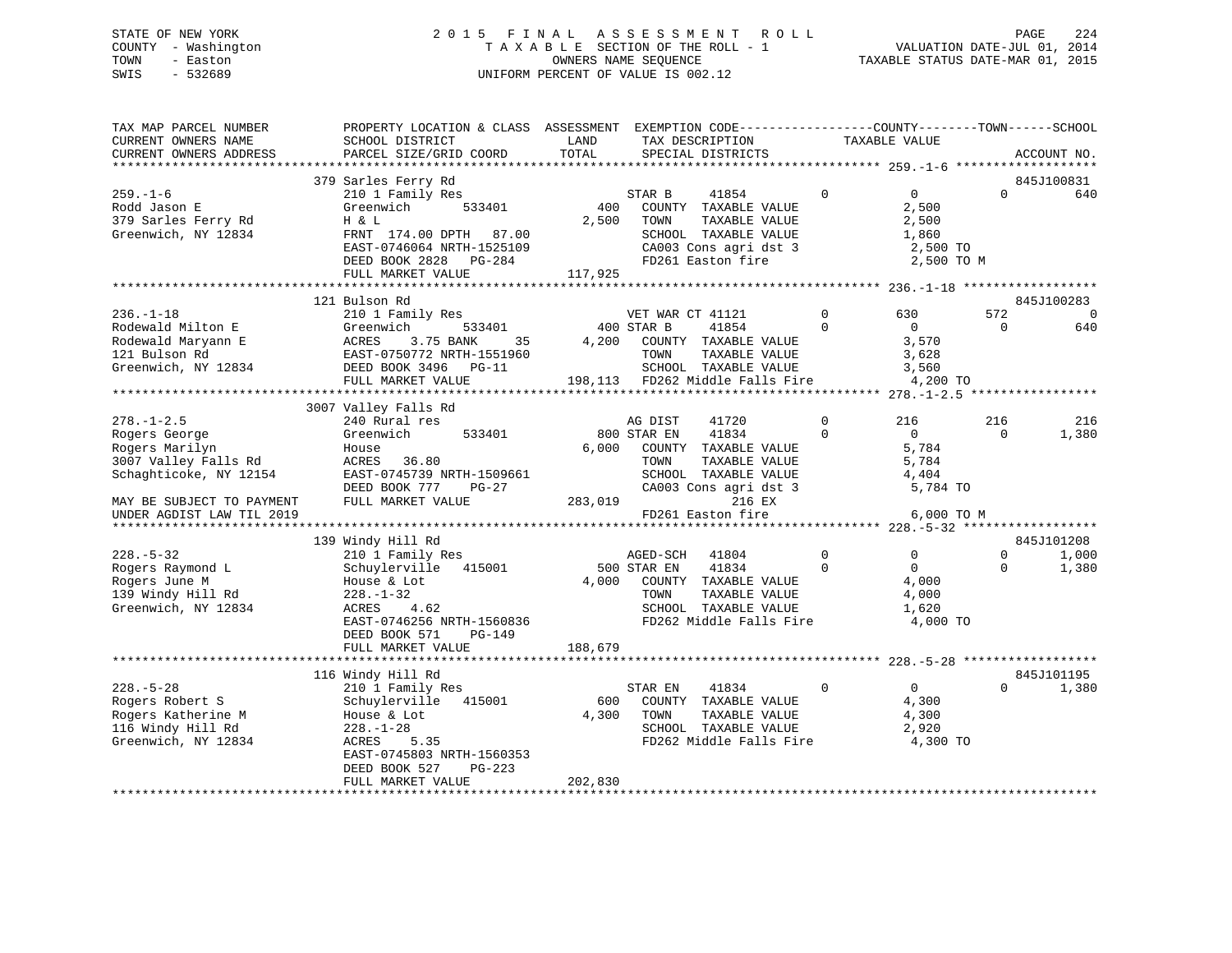STATE OF NEW YORK
COUNTY - Washington
TOWN - Easton
SWIS - 532689

2015 FINAL ASSESSMENT ROLL
TAXABLE SECTION OF THE ROLL - 1
OWNERS NAME SEQUENCE
UNIFORM PERCENT OF VALUE IS 002.12

VALUATION DATE-JUL 01, 2014
TAXABLE STATUS DATE-MAR 01, 2015

```
TAX MAP PARCEL NUMBER          PROPERTY LOCATION & CLASS  ASSESSMENT  EXEMPTION CODE------------------COUNTY--------TOWN------SCHOOL
CURRENT OWNERS NAME            SCHOOL DISTRICT              LAND      TAX DESCRIPTION              TAXABLE VALUE
CURRENT OWNERS ADDRESS         PARCEL SIZE/GRID COORD       TOTAL     SPECIAL DISTRICTS                                      ACCOUNT NO.
****************************************************************************************************** 259.-1-6 *******************
                               379 Sarles Ferry Rd                                                                           845J100831
259.-1-6                       210 1 Family Res                       STAR B      41854           0            0           0         640
Rodd Jason E                   Greenwich       533401         400     COUNTY  TAXABLE VALUE                 2,500
379 Sarles Ferry Rd            H & L                        2,500     TOWN    TAXABLE VALUE                 2,500
Greenwich, NY 12834            FRNT 174.00 DPTH  87.00                SCHOOL  TAXABLE VALUE                 1,860
                               EAST-0746064 NRTH-1525109              CA003 Cons agri dst 3                 2,500 TO
                               DEED BOOK 2828   PG-284                FD261 Easton fire                     2,500 TO M
                               FULL MARKET VALUE            117,925
****************************************************************************************************** 236.-1-18 ******************
                               121 Bulson Rd                                                                                 845J100283
236.-1-18                      210 1 Family Res                       VET WAR CT 41121            0          630         572           0
Rodewald Milton E              Greenwich       533401         400 STAR B      41854           0            0           0         640
Rodewald Maryann E             ACRES     3.75 BANK     35   4,200     COUNTY  TAXABLE VALUE                 3,570
121 Bulson Rd                  EAST-0750772 NRTH-1551960              TOWN    TAXABLE VALUE                 3,628
Greenwich, NY 12834            DEED BOOK 3496   PG-11                 SCHOOL  TAXABLE VALUE                 3,560
                               FULL MARKET VALUE            198,113   FD262 Middle Falls Fire               4,200 TO
****************************************************************************************************** 278.-1-2.5 *****************
                               3007 Valley Falls Rd
278.-1-2.5                     240 Rural res                          AG DIST     41720           0          216         216         216
Rogers George                  Greenwich       533401         800 STAR EN     41834           0            0           0       1,380
Rogers Marilyn                 House                        6,000     COUNTY  TAXABLE VALUE                 5,784
3007 Valley Falls Rd           ACRES    36.80                         TOWN    TAXABLE VALUE                 5,784
Schaghticoke, NY 12154         EAST-0745739 NRTH-1509661              SCHOOL  TAXABLE VALUE                 4,404
                               DEED BOOK 777    PG-27                 CA003 Cons agri dst 3                 5,784 TO
MAY BE SUBJECT TO PAYMENT      FULL MARKET VALUE            283,019               216 EX
UNDER AGDIST LAW TIL 2019                                             FD261 Easton fire                     6,000 TO M
****************************************************************************************************** 228.-5-32 ******************
                               139 Windy Hill Rd                                                                             845J101208
228.-5-32                      210 1 Family Res                       AGED-SCH    41804           0            0           0       1,000
Rogers Raymond L               Schuylerville   415001         500 STAR EN     41834           0            0           0       1,380
Rogers June M                  House & Lot                  4,000     COUNTY  TAXABLE VALUE                 4,000
139 Windy Hill Rd              228.-1-32                              TOWN    TAXABLE VALUE                 4,000
Greenwich, NY 12834            ACRES     4.62                         SCHOOL  TAXABLE VALUE                 1,620
                               EAST-0746256 NRTH-1560836              FD262 Middle Falls Fire               4,000 TO
                               DEED BOOK 571    PG-149
                               FULL MARKET VALUE            188,679
****************************************************************************************************** 228.-5-28 ******************
                               116 Windy Hill Rd                                                                             845J101195
228.-5-28                      210 1 Family Res                       STAR EN     41834           0            0           0       1,380
Rogers Robert S                Schuylerville   415001         600     COUNTY  TAXABLE VALUE                 4,300
Rogers Katherine M             House & Lot                  4,300     TOWN    TAXABLE VALUE                 4,300
116 Windy Hill Rd              228.-1-28                              SCHOOL  TAXABLE VALUE                 2,920
Greenwich, NY 12834            ACRES     5.35                         FD262 Middle Falls Fire               4,300 TO
                               EAST-0745803 NRTH-1560353
                               DEED BOOK 527    PG-223
                               FULL MARKET VALUE            202,830
************************************************************************************************************************************
```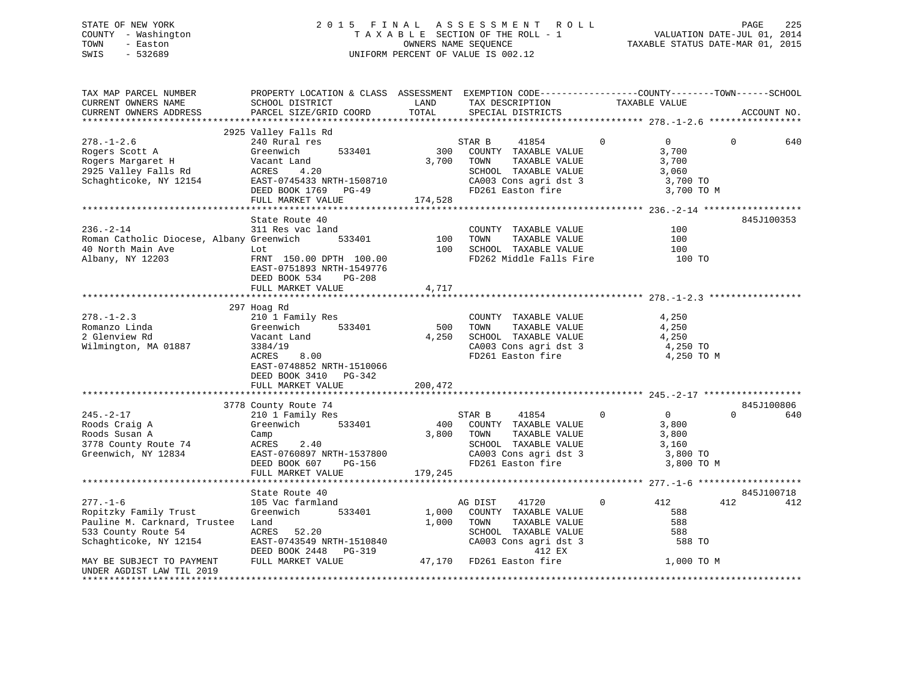STATE OF NEW YORK — 2015 FINAL ASSESSMENT ROLL — PAGE 225
COUNTY - Washington — TAXABLE SECTION OF THE ROLL - 1 — VALUATION DATE-JUL 01, 2014
TOWN - Easton — OWNERS NAME SEQUENCE — TAXABLE STATUS DATE-MAR 01, 2015
SWIS - 532689 — UNIFORM PERCENT OF VALUE IS 002.12

```
TAX MAP PARCEL NUMBER          PROPERTY LOCATION & CLASS  ASSESSMENT  EXEMPTION CODE------------------COUNTY--------TOWN------SCHOOL
CURRENT OWNERS NAME            SCHOOL DISTRICT               LAND      TAX DESCRIPTION            TAXABLE VALUE
CURRENT OWNERS ADDRESS         PARCEL SIZE/GRID COORD        TOTAL     SPECIAL DISTRICTS                                    ACCOUNT NO.
******************************************************************************************************* 278.-1-2.6 *****************
                               2925 Valley Falls Rd
278.-1-2.6                     240 Rural res                           STAR B     41854         0          0           0         640
Rogers Scott A                 Greenwich       533401          300     COUNTY  TAXABLE VALUE             3,700
Rogers Margaret H              Vacant Land                   3,700     TOWN    TAXABLE VALUE             3,700
2925 Valley Falls Rd           ACRES    4.20                           SCHOOL  TAXABLE VALUE             3,060
Schaghticoke, NY 12154         EAST-0745433 NRTH-1508710               CA003 Cons agri dst 3              3,700 TO
                               DEED BOOK 1769   PG-49                  FD261 Easton fire                  3,700 TO M
                               FULL MARKET VALUE           174,528
******************************************************************************************************* 236.-2-14 ******************
                               State Route 40                                                                         845J100353
236.-2-14                      311 Res vac land                        COUNTY  TAXABLE VALUE               100
Roman Catholic Diocese, Albany Greenwich       533401          100     TOWN    TAXABLE VALUE               100
40 North Main Ave              Lot                             100     SCHOOL  TAXABLE VALUE               100
Albany, NY 12203               FRNT 150.00 DPTH 100.00                 FD262 Middle Falls Fire              100 TO
                               EAST-0751893 NRTH-1549776
                               DEED BOOK 534    PG-208
                               FULL MARKET VALUE             4,717
******************************************************************************************************* 278.-1-2.3 *****************
                               297 Hoag Rd
278.-1-2.3                     210 1 Family Res                        COUNTY  TAXABLE VALUE             4,250
Romanzo Linda                  Greenwich       533401          500     TOWN    TAXABLE VALUE             4,250
2 Glenview Rd                  Vacant Land                   4,250     SCHOOL  TAXABLE VALUE             4,250
Wilmington, MA 01887           3384/19                                 CA003 Cons agri dst 3              4,250 TO
                               ACRES    8.00                           FD261 Easton fire                  4,250 TO M
                               EAST-0748852 NRTH-1510066
                               DEED BOOK 3410   PG-342
                               FULL MARKET VALUE           200,472
******************************************************************************************************* 245.-2-17 ******************
                               3778 County Route 74                                                                   845J100806
245.-2-17                      210 1 Family Res                        STAR B     41854         0          0           0         640
Roods Craig A                  Greenwich       533401          400     COUNTY  TAXABLE VALUE             3,800
Roods Susan A                  Camp                          3,800     TOWN    TAXABLE VALUE             3,800
3778 County Route 74           ACRES    2.40                           SCHOOL  TAXABLE VALUE             3,160
Greenwich, NY 12834            EAST-0760897 NRTH-1537800               CA003 Cons agri dst 3              3,800 TO
                               DEED BOOK 607    PG-156                 FD261 Easton fire                  3,800 TO M
                               FULL MARKET VALUE           179,245
******************************************************************************************************* 277.-1-6 *******************
                               State Route 40                                                                         845J100718
277.-1-6                       105 Vac farmland                        AG DIST    41720         0        412         412         412
Ropitzky Family Trust          Greenwich       533401        1,000     COUNTY  TAXABLE VALUE               588
Pauline M. Carknard, Trustee   Land                          1,000     TOWN    TAXABLE VALUE               588
533 County Route 54            ACRES   52.20                           SCHOOL  TAXABLE VALUE               588
Schaghticoke, NY 12154         EAST-0743549 NRTH-1510840               CA003 Cons agri dst 3                588 TO
                               DEED BOOK 2448   PG-319                              412 EX
MAY BE SUBJECT TO PAYMENT      FULL MARKET VALUE            47,170     FD261 Easton fire                  1,000 TO M
UNDER AGDIST LAW TIL 2019
************************************************************************************************************************************
```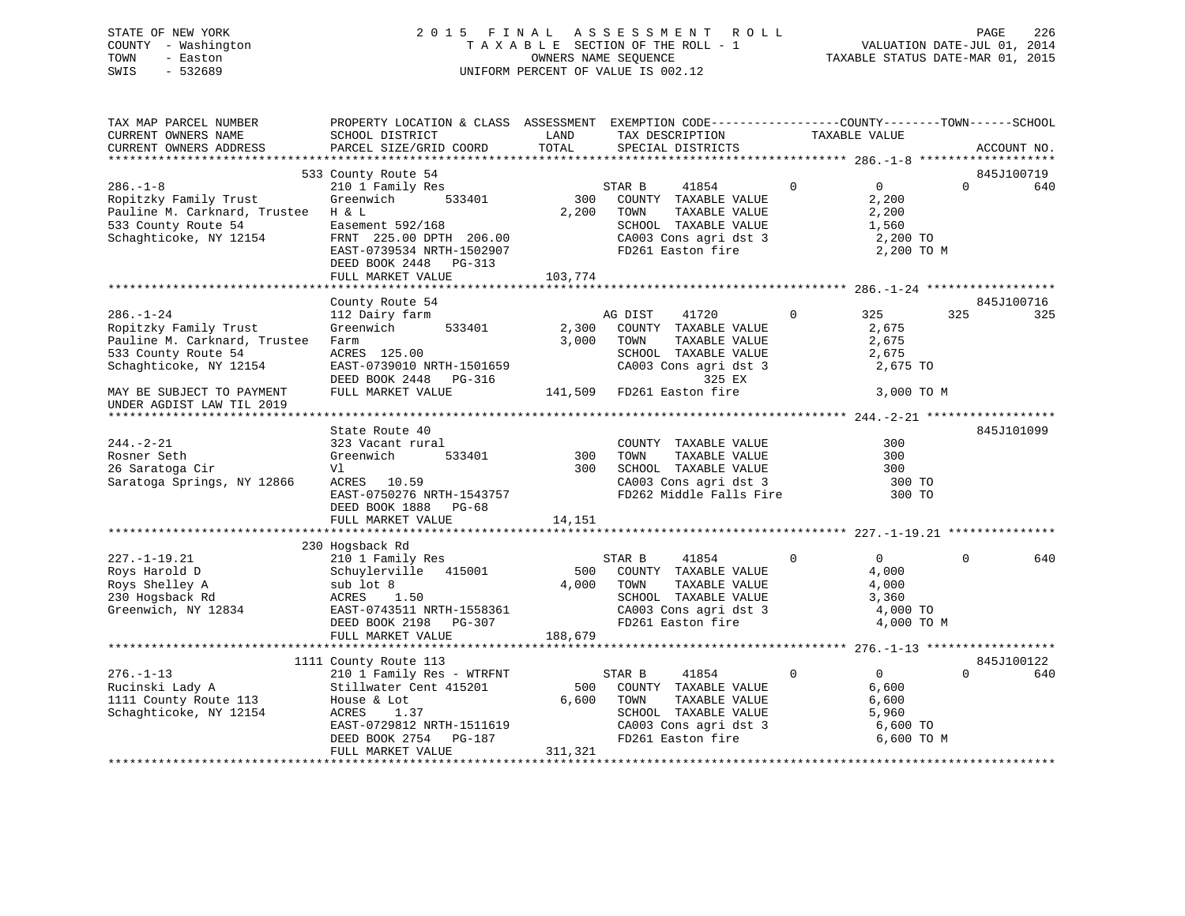STATE OF NEW YORK
COUNTY - Washington
TOWN - Easton
SWIS - 532689

2015 FINAL ASSESSMENT ROLL
TAXABLE SECTION OF THE ROLL - 1
OWNERS NAME SEQUENCE
UNIFORM PERCENT OF VALUE IS 002.12

VALUATION DATE-JUL 01, 2014
TAXABLE STATUS DATE-MAR 01, 2015

```
TAX MAP PARCEL NUMBER          PROPERTY LOCATION & CLASS  ASSESSMENT  EXEMPTION CODE------------------COUNTY--------TOWN------SCHOOL
CURRENT OWNERS NAME            SCHOOL DISTRICT              LAND      TAX DESCRIPTION            TAXABLE VALUE
CURRENT OWNERS ADDRESS         PARCEL SIZE/GRID COORD       TOTAL     SPECIAL DISTRICTS                                    ACCOUNT NO.
******************************************************************************************************* 286.-1-8 *******************
                      533 County Route 54                                                                              845J100719
286.-1-8                       210 1 Family Res                   STAR B      41854          0          0            0        640
Ropitzky Family Trust          Greenwich       533401        300   COUNTY  TAXABLE VALUE              2,200
Pauline M. Carknard, Trustee   H & L                        2,200  TOWN    TAXABLE VALUE              2,200
533 County Route 54            Easement 592/168                   SCHOOL  TAXABLE VALUE              1,560
Schaghticoke, NY 12154         FRNT 225.00 DPTH 206.00            CA003 Cons agri dst 3               2,200 TO
                               EAST-0739534 NRTH-1502907          FD261 Easton fire                   2,200 TO M
                               DEED BOOK 2448   PG-313
                               FULL MARKET VALUE           103,774
******************************************************************************************************* 286.-1-24 ******************
                      County Route 54                                                                                  845J100716
286.-1-24                      112 Dairy farm                     AG DIST     41720          0        325          325        325
Ropitzky Family Trust          Greenwich       533401      2,300   COUNTY  TAXABLE VALUE              2,675
Pauline M. Carknard, Trustee   Farm                        3,000   TOWN    TAXABLE VALUE              2,675
533 County Route 54            ACRES 125.00                        SCHOOL  TAXABLE VALUE              2,675
Schaghticoke, NY 12154         EAST-0739010 NRTH-1501659          CA003 Cons agri dst 3               2,675 TO
                               DEED BOOK 2448   PG-316                     325 EX
MAY BE SUBJECT TO PAYMENT      FULL MARKET VALUE          141,509  FD261 Easton fire                   3,000 TO M
UNDER AGDIST LAW TIL 2019
******************************************************************************************************* 244.-2-21 ******************
                      State Route 40                                                                                   845J101099
244.-2-21                      323 Vacant rural                   COUNTY  TAXABLE VALUE                300
Rosner Seth                    Greenwich       533401        300   TOWN    TAXABLE VALUE                300
26 Saratoga Cir                Vl                            300   SCHOOL  TAXABLE VALUE                300
Saratoga Springs, NY 12866     ACRES  10.59                        CA003 Cons agri dst 3                 300 TO
                               EAST-0750276 NRTH-1543757          FD262 Middle Falls Fire               300 TO
                               DEED BOOK 1888   PG-68
                               FULL MARKET VALUE            14,151
******************************************************************************************************* 227.-1-19.21 ***************
                      230 Hogsback Rd
227.-1-19.21                   210 1 Family Res                   STAR B      41854          0          0            0        640
Roys Harold D                  Schuylerville  415001         500   COUNTY  TAXABLE VALUE              4,000
Roys Shelley A                 sub lot 8                   4,000   TOWN    TAXABLE VALUE              4,000
230 Hogsback Rd                ACRES    1.50                       SCHOOL  TAXABLE VALUE              3,360
Greenwich, NY 12834            EAST-0743511 NRTH-1558361          CA003 Cons agri dst 3               4,000 TO
                               DEED BOOK 2198   PG-307            FD261 Easton fire                   4,000 TO M
                               FULL MARKET VALUE           188,679
******************************************************************************************************* 276.-1-13 ******************
                      1111 County Route 113                                                                            845J100122
276.-1-13                      210 1 Family Res - WTRFNT          STAR B      41854          0          0            0        640
Rucinski Lady A                Stillwater Cent 415201        500   COUNTY  TAXABLE VALUE              6,600
1111 County Route 113          House & Lot                 6,600   TOWN    TAXABLE VALUE              6,600
Schaghticoke, NY 12154         ACRES    1.37                       SCHOOL  TAXABLE VALUE              5,960
                               EAST-0729812 NRTH-1511619          CA003 Cons agri dst 3               6,600 TO
                               DEED BOOK 2754   PG-187            FD261 Easton fire                   6,600 TO M
                               FULL MARKET VALUE           311,321
************************************************************************************************************************************
```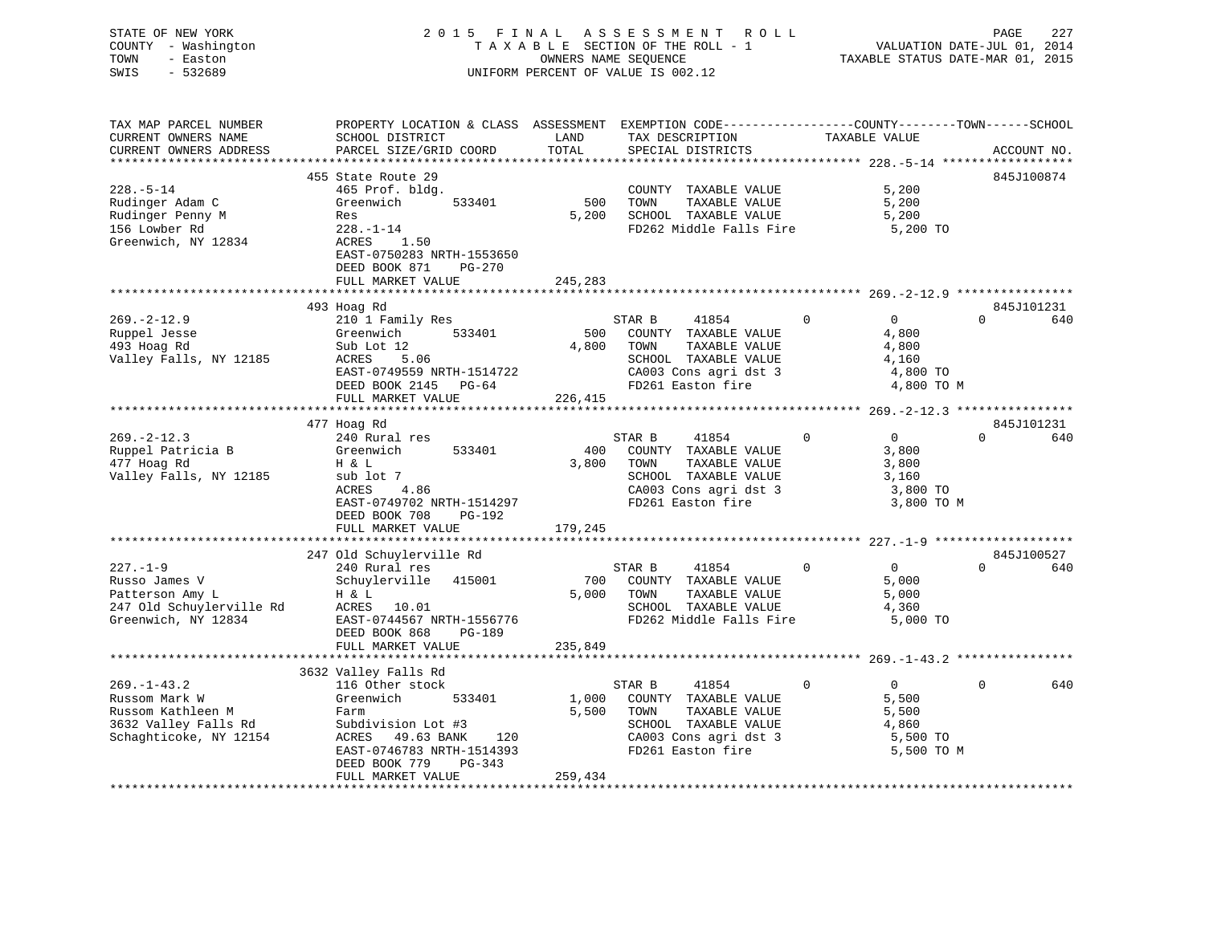STATE OF NEW YORK
COUNTY - Washington
TOWN - Easton
SWIS - 532689

2015 FINAL ASSESSMENT ROLL
TAXABLE SECTION OF THE ROLL - 1
OWNERS NAME SEQUENCE
UNIFORM PERCENT OF VALUE IS 002.12

VALUATION DATE-JUL 01, 2014
TAXABLE STATUS DATE-MAR 01, 2015

| TAX MAP PARCEL NUMBER / CURRENT OWNERS NAME / CURRENT OWNERS ADDRESS | PROPERTY LOCATION & CLASS / SCHOOL DISTRICT / PARCEL SIZE/GRID COORD | ASSESSMENT LAND / TOTAL | EXEMPTION CODE / TAX DESCRIPTION / SPECIAL DISTRICTS | COUNTY TAXABLE VALUE | TOWN | SCHOOL | ACCOUNT NO. |
|---|---|---|---|---|---|---|---|
| **228.-5-14** | 455 State Route 29 | | | | | | 845J100874 |
| Rudinger Adam C | 465 Prof. bldg. | | COUNTY TAXABLE VALUE | 5,200 | | | |
| Rudinger Penny M | Greenwich 533401 | 500 | TOWN TAXABLE VALUE | 5,200 | | | |
| 156 Lowber Rd | Res | 5,200 | SCHOOL TAXABLE VALUE | 5,200 | | | |
| Greenwich, NY 12834 | 228.-1-14 | | FD262 Middle Falls Fire | 5,200 TO | | | |
| | ACRES 1.50 | | | | | | |
| | EAST-0750283 NRTH-1553650 | | | | | | |
| | DEED BOOK 871 PG-270 | | | | | | |
| | FULL MARKET VALUE | 245,283 | | | | | |
| **269.-2-12.9** | 493 Hoag Rd | | | | | | 845J101231 |
| Ruppel Jesse | 210 1 Family Res | | STAR B 41854 | 0 | 0 | 0 | 640 |
| 493 Hoag Rd | Greenwich 533401 | 500 | COUNTY TAXABLE VALUE | 4,800 | | | |
| Valley Falls, NY 12185 | Sub Lot 12 | 4,800 | TOWN TAXABLE VALUE | 4,800 | | | |
| | ACRES 5.06 | | SCHOOL TAXABLE VALUE | 4,160 | | | |
| | EAST-0749559 NRTH-1514722 | | CA003 Cons agri dst 3 | 4,800 TO | | | |
| | DEED BOOK 2145 PG-64 | | FD261 Easton fire | 4,800 TO M | | | |
| | FULL MARKET VALUE | 226,415 | | | | | |
| **269.-2-12.3** | 477 Hoag Rd | | | | | | 845J101231 |
| Ruppel Patricia B | 240 Rural res | | STAR B 41854 | 0 | 0 | 0 | 640 |
| 477 Hoag Rd | Greenwich 533401 | 400 | COUNTY TAXABLE VALUE | 3,800 | | | |
| Valley Falls, NY 12185 | H & L | 3,800 | TOWN TAXABLE VALUE | 3,800 | | | |
| | sub lot 7 | | SCHOOL TAXABLE VALUE | 3,160 | | | |
| | ACRES 4.86 | | CA003 Cons agri dst 3 | 3,800 TO | | | |
| | EAST-0749702 NRTH-1514297 | | FD261 Easton fire | 3,800 TO M | | | |
| | DEED BOOK 708 PG-192 | | | | | | |
| | FULL MARKET VALUE | 179,245 | | | | | |
| **227.-1-9** | 247 Old Schuylerville Rd | | | | | | 845J100527 |
| Russo James V | 240 Rural res | | STAR B 41854 | 0 | 0 | 0 | 640 |
| Patterson Amy L | Schuylerville 415001 | 700 | COUNTY TAXABLE VALUE | 5,000 | | | |
| 247 Old Schuylerville Rd | H & L | 5,000 | TOWN TAXABLE VALUE | 5,000 | | | |
| Greenwich, NY 12834 | ACRES 10.01 | | SCHOOL TAXABLE VALUE | 4,360 | | | |
| | EAST-0744567 NRTH-1556776 | | FD262 Middle Falls Fire | 5,000 TO | | | |
| | DEED BOOK 868 PG-189 | | | | | | |
| | FULL MARKET VALUE | 235,849 | | | | | |
| **269.-1-43.2** | 3632 Valley Falls Rd | | | | | | |
| Russom Mark W | 116 Other stock | | STAR B 41854 | 0 | 0 | 0 | 640 |
| Russom Kathleen M | Greenwich 533401 | 1,000 | COUNTY TAXABLE VALUE | 5,500 | | | |
| 3632 Valley Falls Rd | Farm | 5,500 | TOWN TAXABLE VALUE | 5,500 | | | |
| Schaghticoke, NY 12154 | Subdivision Lot #3 | | SCHOOL TAXABLE VALUE | 4,860 | | | |
| | ACRES 49.63 BANK 120 | | CA003 Cons agri dst 3 | 5,500 TO | | | |
| | EAST-0746783 NRTH-1514393 | | FD261 Easton fire | 5,500 TO M | | | |
| | DEED BOOK 779 PG-343 | | | | | | |
| | FULL MARKET VALUE | 259,434 | | | | | |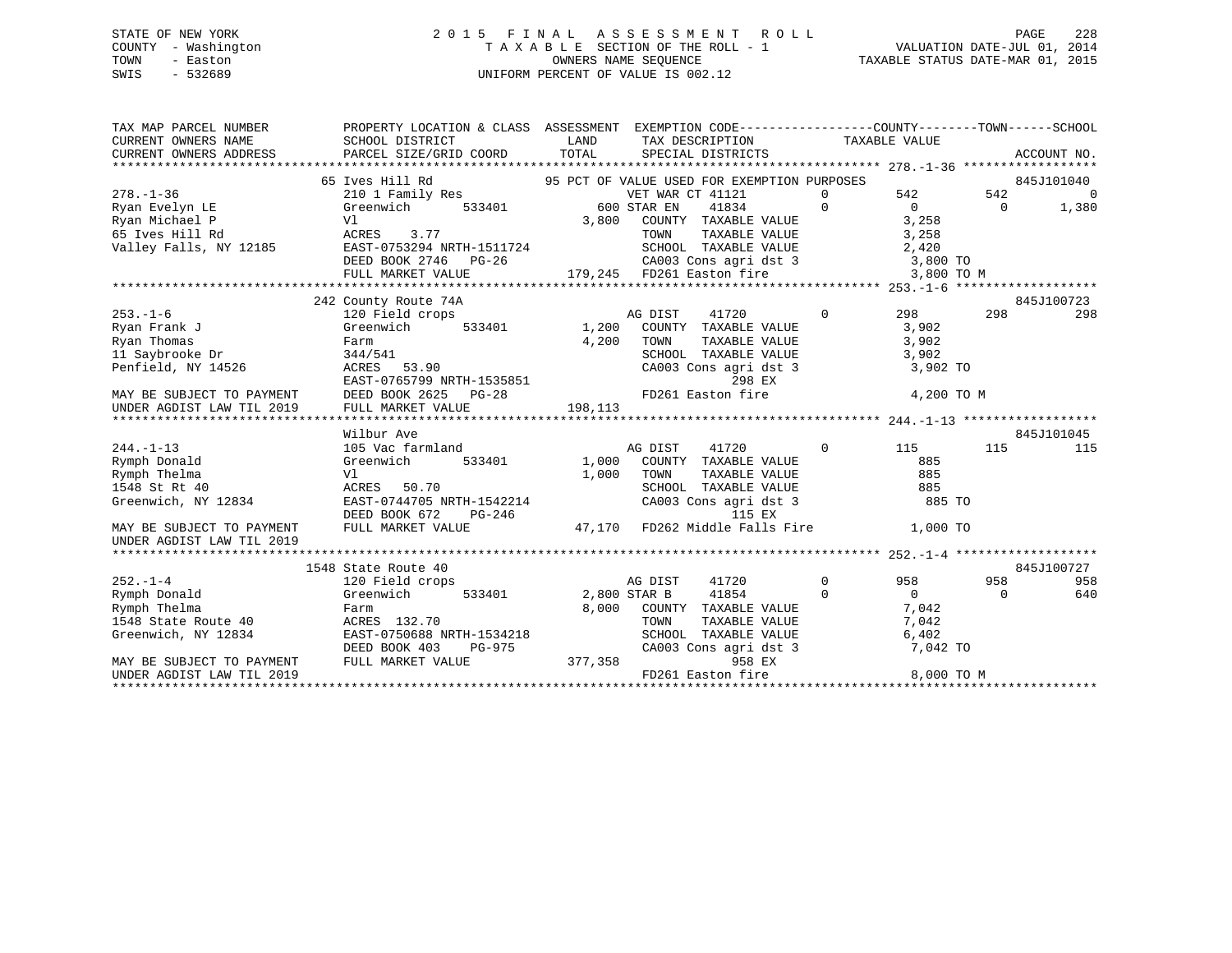STATE OF NEW YORK
COUNTY - Washington
TOWN - Easton
SWIS - 532689

2 0 1 5 F I N A L A S S E S S M E N T R O L L
T A X A B L E SECTION OF THE ROLL - 1
OWNERS NAME SEQUENCE
UNIFORM PERCENT OF VALUE IS 002.12

VALUATION DATE-JUL 01, 2014
TAXABLE STATUS DATE-MAR 01, 2015

```
TAX MAP PARCEL NUMBER          PROPERTY LOCATION & CLASS  ASSESSMENT  EXEMPTION CODE------------------COUNTY--------TOWN------SCHOOL
CURRENT OWNERS NAME            SCHOOL DISTRICT               LAND      TAX DESCRIPTION            TAXABLE VALUE
CURRENT OWNERS ADDRESS         PARCEL SIZE/GRID COORD        TOTAL     SPECIAL DISTRICTS                                        ACCOUNT NO.
*************************************************************************************************** 278.-1-36 ******************
                               65 Ives Hill Rd              95 PCT OF VALUE USED FOR EXEMPTION PURPOSES                       845J101040
278.-1-36                      210 1 Family Res                   VET WAR CT 41121         0         542         542             0
Ryan Evelyn LE                 Greenwich      533401          600 STAR EN    41834         0           0           0         1,380
Ryan Michael P                 Vl                           3,800   COUNTY  TAXABLE VALUE              3,258
65 Ives Hill Rd                ACRES     3.77                       TOWN    TAXABLE VALUE              3,258
Valley Falls, NY 12185         EAST-0753294 NRTH-1511724            SCHOOL  TAXABLE VALUE              2,420
                               DEED BOOK 2746   PG-26               CA003 Cons agri dst 3              3,800 TO
                               FULL MARKET VALUE              179,245 FD261 Easton fire                3,800 TO M
*************************************************************************************************** 253.-1-6 *******************
                               242 County Route 74A                                                                 845J100723
253.-1-6                       120 Field crops                    AG DIST    41720         0         298         298           298
Ryan Frank J                   Greenwich      533401        1,200   COUNTY  TAXABLE VALUE              3,902
Ryan Thomas                    Farm                         4,200   TOWN    TAXABLE VALUE              3,902
11 Saybrooke Dr                344/541                              SCHOOL  TAXABLE VALUE              3,902
Penfield, NY 14526             ACRES    53.90                       CA003 Cons agri dst 3              3,902 TO
                               EAST-0765799 NRTH-1535851                        298 EX
MAY BE SUBJECT TO PAYMENT      DEED BOOK 2625   PG-28               FD261 Easton fire                  4,200 TO M
UNDER AGDIST LAW TIL 2019      FULL MARKET VALUE              198,113
*************************************************************************************************** 244.-1-13 ******************
                               Wilbur Ave                                                                           845J101045
244.-1-13                      105 Vac farmland                   AG DIST    41720         0         115         115           115
Rymph Donald                   Greenwich      533401        1,000   COUNTY  TAXABLE VALUE                885
Rymph Thelma                   Vl                           1,000   TOWN    TAXABLE VALUE                885
1548 St Rt 40                  ACRES    50.70                       SCHOOL  TAXABLE VALUE                885
Greenwich, NY 12834            EAST-0744705 NRTH-1542214            CA003 Cons agri dst 3                885 TO
                               DEED BOOK 672    PG-246                          115 EX
MAY BE SUBJECT TO PAYMENT      FULL MARKET VALUE               47,170 FD262 Middle Falls Fire          1,000 TO
UNDER AGDIST LAW TIL 2019
*************************************************************************************************** 252.-1-4 *******************
                               1548 State Route 40                                                                  845J100727
252.-1-4                       120 Field crops                    AG DIST    41720         0         958         958           958
Rymph Donald                   Greenwich      533401        2,800 STAR B     41854         0           0           0           640
Rymph Thelma                   Farm                         8,000   COUNTY  TAXABLE VALUE              7,042
1548 State Route 40            ACRES   132.70                       TOWN    TAXABLE VALUE              7,042
Greenwich, NY 12834            EAST-0750688 NRTH-1534218            SCHOOL  TAXABLE VALUE              6,402
                               DEED BOOK 403    PG-975              CA003 Cons agri dst 3              7,042 TO
MAY BE SUBJECT TO PAYMENT      FULL MARKET VALUE              377,358           958 EX
UNDER AGDIST LAW TIL 2019                                           FD261 Easton fire                  8,000 TO M
********************************************************************************************************************************
```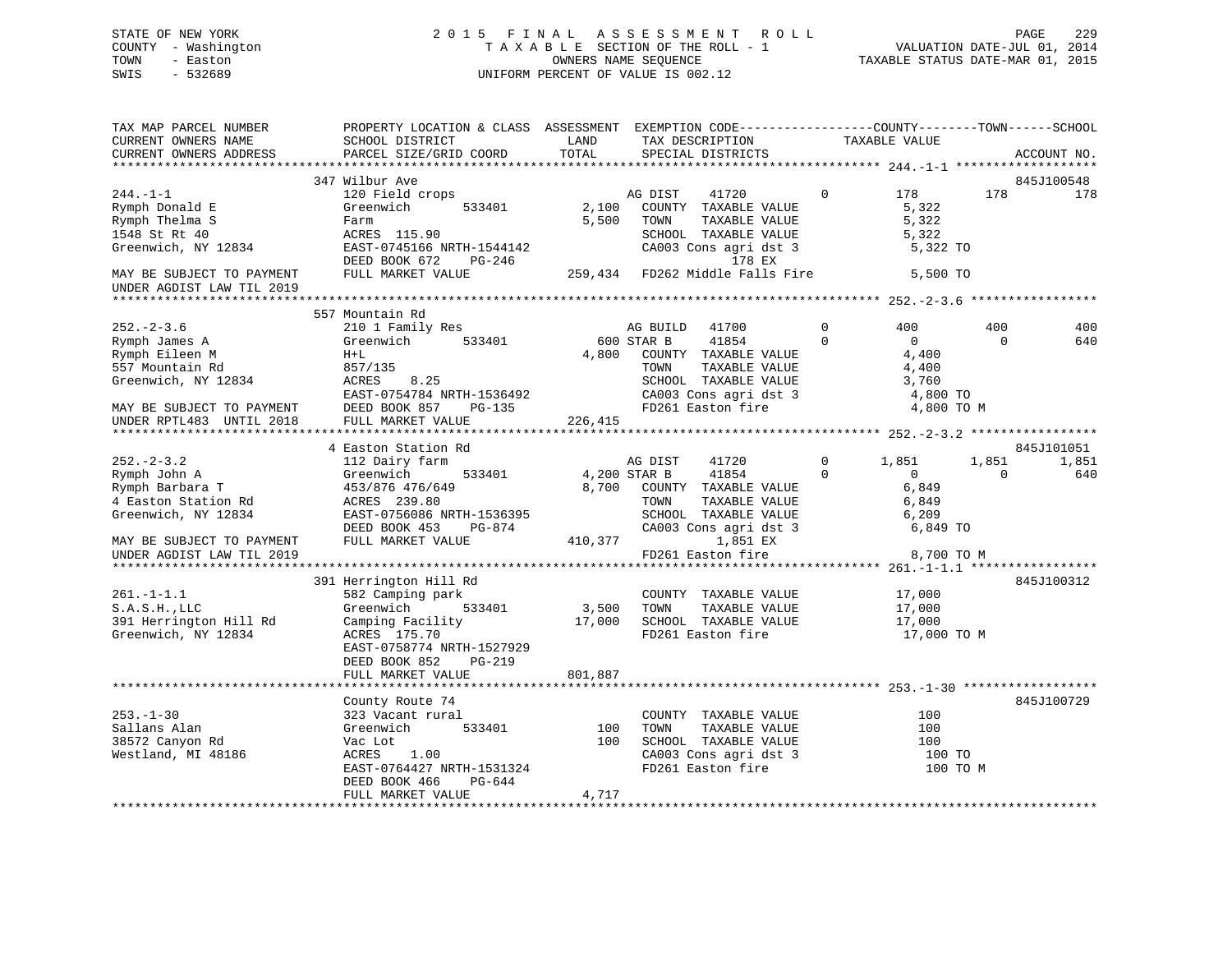STATE OF NEW YORK  
COUNTY - Washington  
TOWN - Easton  
SWIS - 532689

2015 FINAL ASSESSMENT ROLL  
TAXABLE SECTION OF THE ROLL - 1  
OWNERS NAME SEQUENCE  
UNIFORM PERCENT OF VALUE IS 002.12

VALUATION DATE-JUL 01, 2014  
TAXABLE STATUS DATE-MAR 01, 2015

```
TAX MAP PARCEL NUMBER          PROPERTY LOCATION & CLASS  ASSESSMENT  EXEMPTION CODE------------------COUNTY--------TOWN------SCHOOL
CURRENT OWNERS NAME            SCHOOL DISTRICT              LAND      TAX DESCRIPTION            TAXABLE VALUE
CURRENT OWNERS ADDRESS         PARCEL SIZE/GRID COORD       TOTAL     SPECIAL DISTRICTS                                    ACCOUNT NO.
******************************************************************************************************* 244.-1-1 ********************
                               347 Wilbur Ave                                                                              845J100548
244.-1-1                       120 Field crops                        AG DIST     41720          0        178         178         178
Rymph Donald E                 Greenwich      533401        2,100     COUNTY  TAXABLE VALUE             5,322
Rymph Thelma S                 Farm                         5,500     TOWN    TAXABLE VALUE             5,322
1548 St Rt 40                  ACRES  115.90                          SCHOOL  TAXABLE VALUE             5,322
Greenwich, NY 12834            EAST-0745166 NRTH-1544142              CA003 Cons agri dst 3              5,322 TO
                               DEED BOOK 672    PG-246                              178 EX
MAY BE SUBJECT TO PAYMENT      FULL MARKET VALUE          259,434     FD262 Middle Falls Fire            5,500 TO
UNDER AGDIST LAW TIL 2019
******************************************************************************************************* 252.-2-3.6 *****************
                               557 Mountain Rd
252.-2-3.6                     210 1 Family Res                       AG BUILD    41700          0        400         400         400
Rymph James A                  Greenwich      533401          600     STAR B      41854          0          0           0         640
Rymph Eileen M                 H+L                          4,800     COUNTY  TAXABLE VALUE             4,400
557 Mountain Rd                857/135                                TOWN    TAXABLE VALUE             4,400
Greenwich, NY 12834            ACRES    8.25                          SCHOOL  TAXABLE VALUE             3,760
                               EAST-0754784 NRTH-1536492              CA003 Cons agri dst 3              4,800 TO
MAY BE SUBJECT TO PAYMENT      DEED BOOK 857    PG-135                FD261 Easton fire                  4,800 TO M
UNDER RPTL483  UNTIL 2018      FULL MARKET VALUE          226,415
******************************************************************************************************* 252.-2-3.2 *****************
                               4 Easton Station Rd                                                                         845J101051
252.-2-3.2                     112 Dairy farm                         AG DIST     41720          0      1,851       1,851       1,851
Rymph John A                   Greenwich      533401        4,200     STAR B      41854          0          0           0         640
Rymph Barbara T                453/876 476/649              8,700     COUNTY  TAXABLE VALUE             6,849
4 Easton Station Rd            ACRES  239.80                          TOWN    TAXABLE VALUE             6,849
Greenwich, NY 12834            EAST-0756086 NRTH-1536395              SCHOOL  TAXABLE VALUE             6,209
                               DEED BOOK 453    PG-874                CA003 Cons agri dst 3              6,849 TO
MAY BE SUBJECT TO PAYMENT      FULL MARKET VALUE          410,377                       1,851 EX
UNDER AGDIST LAW TIL 2019                                             FD261 Easton fire                  8,700 TO M
******************************************************************************************************* 261.-1-1.1 *****************
                               391 Herrington Hill Rd                                                                      845J100312
261.-1-1.1                     582 Camping park                       COUNTY  TAXABLE VALUE            17,000
S.A.S.H.,LLC                   Greenwich      533401        3,500     TOWN    TAXABLE VALUE            17,000
391 Herrington Hill Rd         Camping Facility            17,000     SCHOOL  TAXABLE VALUE            17,000
Greenwich, NY 12834            ACRES  175.70                          FD261 Easton fire                 17,000 TO M
                               EAST-0758774 NRTH-1527929
                               DEED BOOK 852    PG-219
                               FULL MARKET VALUE          801,887
******************************************************************************************************* 253.-1-30 ******************
                               County Route 74                                                                             845J100729
253.-1-30                      323 Vacant rural                       COUNTY  TAXABLE VALUE               100
Sallans Alan                   Greenwich      533401          100     TOWN    TAXABLE VALUE               100
38572 Canyon Rd                Vac Lot                        100     SCHOOL  TAXABLE VALUE               100
Westland, MI 48186             ACRES    1.00                          CA003 Cons agri dst 3                100 TO
                               EAST-0764427 NRTH-1531324              FD261 Easton fire                    100 TO M
                               DEED BOOK 466    PG-644
                               FULL MARKET VALUE            4,717
************************************************************************************************************************************
```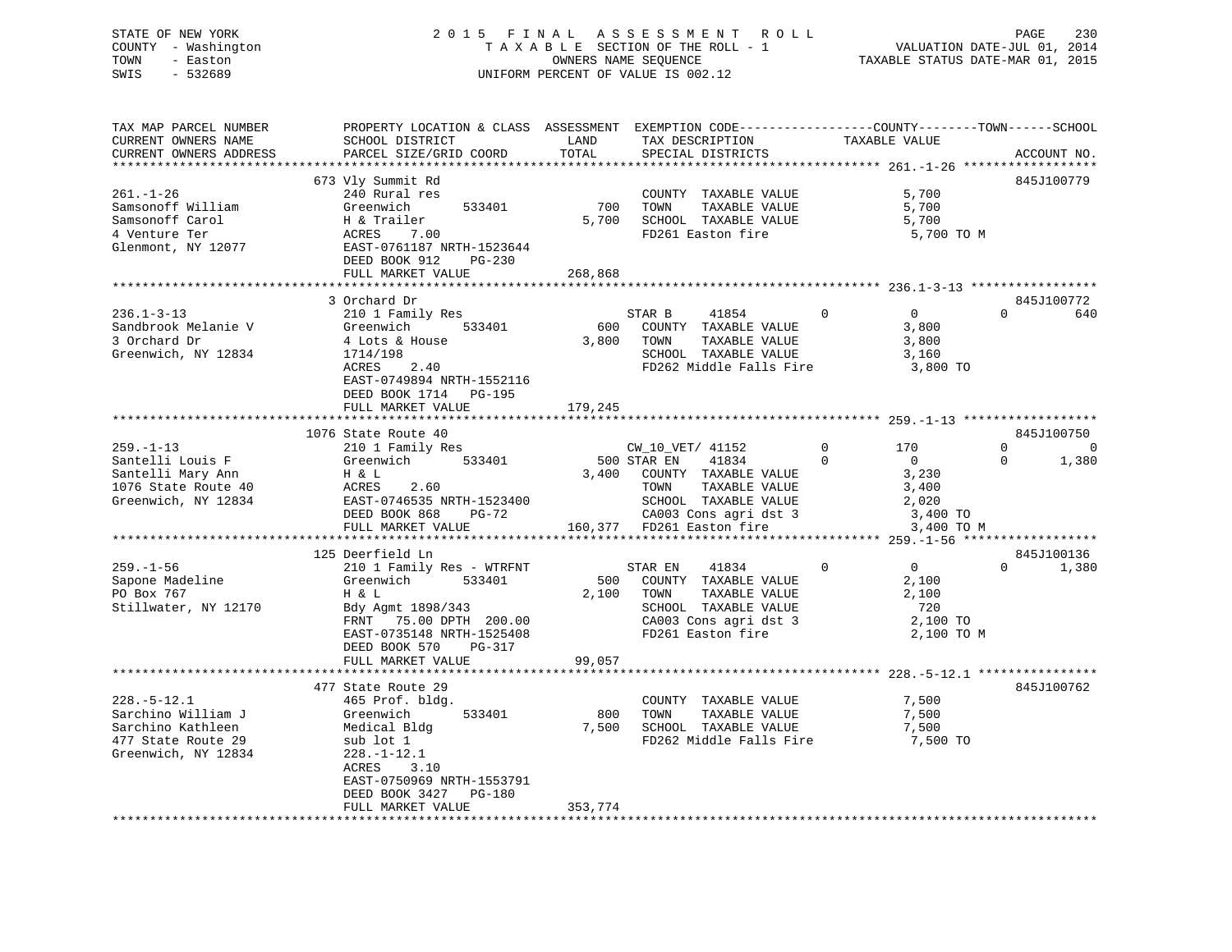STATE OF NEW YORK
COUNTY - Washington
TOWN - Easton
SWIS - 532689

2015 FINAL ASSESSMENT ROLL
TAXABLE SECTION OF THE ROLL - 1
OWNERS NAME SEQUENCE
UNIFORM PERCENT OF VALUE IS 002.12

VALUATION DATE-JUL 01, 2014
TAXABLE STATUS DATE-MAR 01, 2015

```
TAX MAP PARCEL NUMBER          PROPERTY LOCATION & CLASS  ASSESSMENT  EXEMPTION CODE------------------COUNTY--------TOWN------SCHOOL
CURRENT OWNERS NAME            SCHOOL DISTRICT              LAND      TAX DESCRIPTION           TAXABLE VALUE
CURRENT OWNERS ADDRESS         PARCEL SIZE/GRID COORD       TOTAL     SPECIAL DISTRICTS                                       ACCOUNT NO.
******************************************************************************************************* 261.-1-26 ******************
                               673 Vly Summit Rd                                                                           845J100779
261.-1-26                      240 Rural res                          COUNTY  TAXABLE VALUE             5,700
Samsonoff William              Greenwich       533401         700     TOWN    TAXABLE VALUE             5,700
Samsonoff Carol                H & Trailer                  5,700     SCHOOL  TAXABLE VALUE             5,700
4 Venture Ter                  ACRES     7.00                         FD261 Easton fire                  5,700 TO M
Glenmont, NY 12077             EAST-0761187 NRTH-1523644
                               DEED BOOK 912    PG-230
                               FULL MARKET VALUE            268,868
******************************************************************************************************* 236.1-3-13 *****************
                               3 Orchard Dr                                                                                845J100772
236.1-3-13                     210 1 Family Res                       STAR B      41854         0            0           0         640
Sandbrook Melanie V            Greenwich       533401         600     COUNTY  TAXABLE VALUE             3,800
3 Orchard Dr                   4 Lots & House               3,800     TOWN    TAXABLE VALUE             3,800
Greenwich, NY 12834            1714/198                               SCHOOL  TAXABLE VALUE             3,160
                               ACRES     2.40                         FD262 Middle Falls Fire            3,800 TO
                               EAST-0749894 NRTH-1552116
                               DEED BOOK 1714   PG-195
                               FULL MARKET VALUE            179,245
******************************************************************************************************* 259.-1-13 ******************
                               1076 State Route 40                                                                         845J100750
259.-1-13                      210 1 Family Res                       CW_10_VET/ 41152          0          170           0           0
Santelli Louis F               Greenwich       533401         500 STAR EN     41834         0            0           0       1,380
Santelli Mary Ann              H & L                        3,400     COUNTY  TAXABLE VALUE             3,230
1076 State Route 40            ACRES     2.60                         TOWN    TAXABLE VALUE             3,400
Greenwich, NY 12834            EAST-0746535 NRTH-1523400              SCHOOL  TAXABLE VALUE             2,020
                               DEED BOOK 868    PG-72                 CA003 Cons agri dst 3              3,400 TO
                               FULL MARKET VALUE            160,377   FD261 Easton fire                  3,400 TO M
******************************************************************************************************* 259.-1-56 ******************
                               125 Deerfield Ln                                                                            845J100136
259.-1-56                      210 1 Family Res - WTRFNT              STAR EN     41834         0            0           0       1,380
Sapone Madeline                Greenwich       533401         500     COUNTY  TAXABLE VALUE             2,100
PO Box 767                     H & L                        2,100     TOWN    TAXABLE VALUE             2,100
Stillwater, NY 12170           Bdy Agmt 1898/343                      SCHOOL  TAXABLE VALUE               720
                               FRNT    75.00 DPTH  200.00             CA003 Cons agri dst 3              2,100 TO
                               EAST-0735148 NRTH-1525408              FD261 Easton fire                  2,100 TO M
                               DEED BOOK 570    PG-317
                               FULL MARKET VALUE             99,057
******************************************************************************************************* 228.-5-12.1 ****************
                               477 State Route 29                                                                          845J100762
228.-5-12.1                    465 Prof. bldg.                        COUNTY  TAXABLE VALUE             7,500
Sarchino William J             Greenwich       533401         800     TOWN    TAXABLE VALUE             7,500
Sarchino Kathleen              Medical Bldg                 7,500     SCHOOL  TAXABLE VALUE             7,500
477 State Route 29             sub lot 1                              FD262 Middle Falls Fire            7,500 TO
Greenwich, NY 12834            228.-1-12.1
                               ACRES     3.10
                               EAST-0750969 NRTH-1553791
                               DEED BOOK 3427   PG-180
                               FULL MARKET VALUE            353,774
************************************************************************************************************************************
```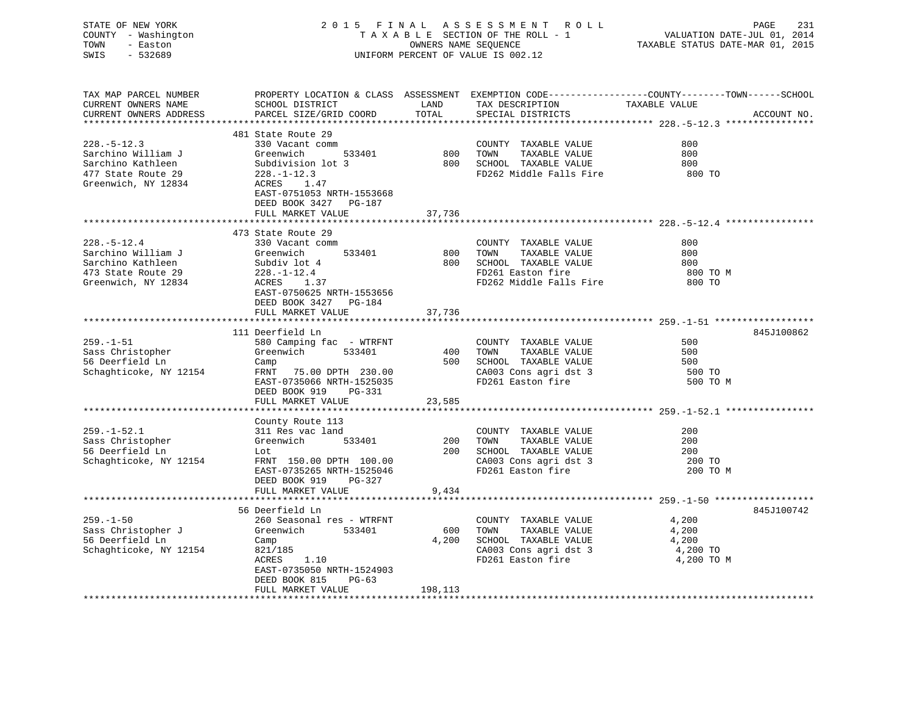STATE OF NEW YORK
COUNTY - Washington
TOWN - Easton
SWIS - 532689

2015 FINAL ASSESSMENT ROLL
TAXABLE SECTION OF THE ROLL - 1
OWNERS NAME SEQUENCE
UNIFORM PERCENT OF VALUE IS 002.12

VALUATION DATE-JUL 01, 2014
TAXABLE STATUS DATE-MAR 01, 2015

| TAX MAP PARCEL NUMBER / CURRENT OWNERS NAME / CURRENT OWNERS ADDRESS | PROPERTY LOCATION & CLASS / SCHOOL DISTRICT / PARCEL SIZE/GRID COORD | ASSESSMENT LAND / TOTAL | EXEMPTION CODE / TAX DESCRIPTION / SPECIAL DISTRICTS | TAXABLE VALUE (COUNTY / TOWN / SCHOOL) | ACCOUNT NO. |
|---|---|---|---|---|---|
| **228.-5-12.3** | 481 State Route 29 | | | | |
| 228.-5-12.3 | 330 Vacant comm | | COUNTY TAXABLE VALUE | 800 | |
| Sarchino William J | Greenwich 533401 | 800 | TOWN TAXABLE VALUE | 800 | |
| Sarchino Kathleen | Subdivision lot 3 | 800 | SCHOOL TAXABLE VALUE | 800 | |
| 477 State Route 29 | 228.-1-12.3 | | FD262 Middle Falls Fire | 800 TO | |
| Greenwich, NY 12834 | ACRES 1.47 | | | | |
| | EAST-0751053 NRTH-1553668 | | | | |
| | DEED BOOK 3427 PG-187 | | | | |
| | FULL MARKET VALUE | 37,736 | | | |
| **228.-5-12.4** | 473 State Route 29 | | | | |
| 228.-5-12.4 | 330 Vacant comm | | COUNTY TAXABLE VALUE | 800 | |
| Sarchino William J | Greenwich 533401 | 800 | TOWN TAXABLE VALUE | 800 | |
| Sarchino Kathleen | Subdiv lot 4 | 800 | SCHOOL TAXABLE VALUE | 800 | |
| 473 State Route 29 | 228.-1-12.4 | | FD261 Easton fire | 800 TO M | |
| Greenwich, NY 12834 | ACRES 1.37 | | FD262 Middle Falls Fire | 800 TO | |
| | EAST-0750625 NRTH-1553656 | | | | |
| | DEED BOOK 3427 PG-184 | | | | |
| | FULL MARKET VALUE | 37,736 | | | |
| **259.-1-51** | 111 Deerfield Ln | | | | 845J100862 |
| 259.-1-51 | 580 Camping fac - WTRFNT | | COUNTY TAXABLE VALUE | 500 | |
| Sass Christopher | Greenwich 533401 | 400 | TOWN TAXABLE VALUE | 500 | |
| 56 Deerfield Ln | Camp | 500 | SCHOOL TAXABLE VALUE | 500 | |
| Schaghticoke, NY 12154 | FRNT 75.00 DPTH 230.00 | | CA003 Cons agri dst 3 | 500 TO | |
| | EAST-0735066 NRTH-1525035 | | FD261 Easton fire | 500 TO M | |
| | DEED BOOK 919 PG-331 | | | | |
| | FULL MARKET VALUE | 23,585 | | | |
| **259.-1-52.1** | County Route 113 | | | | |
| 259.-1-52.1 | 311 Res vac land | | COUNTY TAXABLE VALUE | 200 | |
| Sass Christopher | Greenwich 533401 | 200 | TOWN TAXABLE VALUE | 200 | |
| 56 Deerfield Ln | Lot | 200 | SCHOOL TAXABLE VALUE | 200 | |
| Schaghticoke, NY 12154 | FRNT 150.00 DPTH 100.00 | | CA003 Cons agri dst 3 | 200 TO | |
| | EAST-0735265 NRTH-1525046 | | FD261 Easton fire | 200 TO M | |
| | DEED BOOK 919 PG-327 | | | | |
| | FULL MARKET VALUE | 9,434 | | | |
| **259.-1-50** | 56 Deerfield Ln | | | | 845J100742 |
| 259.-1-50 | 260 Seasonal res - WTRFNT | | COUNTY TAXABLE VALUE | 4,200 | |
| Sass Christopher J | Greenwich 533401 | 600 | TOWN TAXABLE VALUE | 4,200 | |
| 56 Deerfield Ln | Camp | 4,200 | SCHOOL TAXABLE VALUE | 4,200 | |
| Schaghticoke, NY 12154 | 821/185 | | CA003 Cons agri dst 3 | 4,200 TO | |
| | ACRES 1.10 | | FD261 Easton fire | 4,200 TO M | |
| | EAST-0735050 NRTH-1524903 | | | | |
| | DEED BOOK 815 PG-63 | | | | |
| | FULL MARKET VALUE | 198,113 | | | |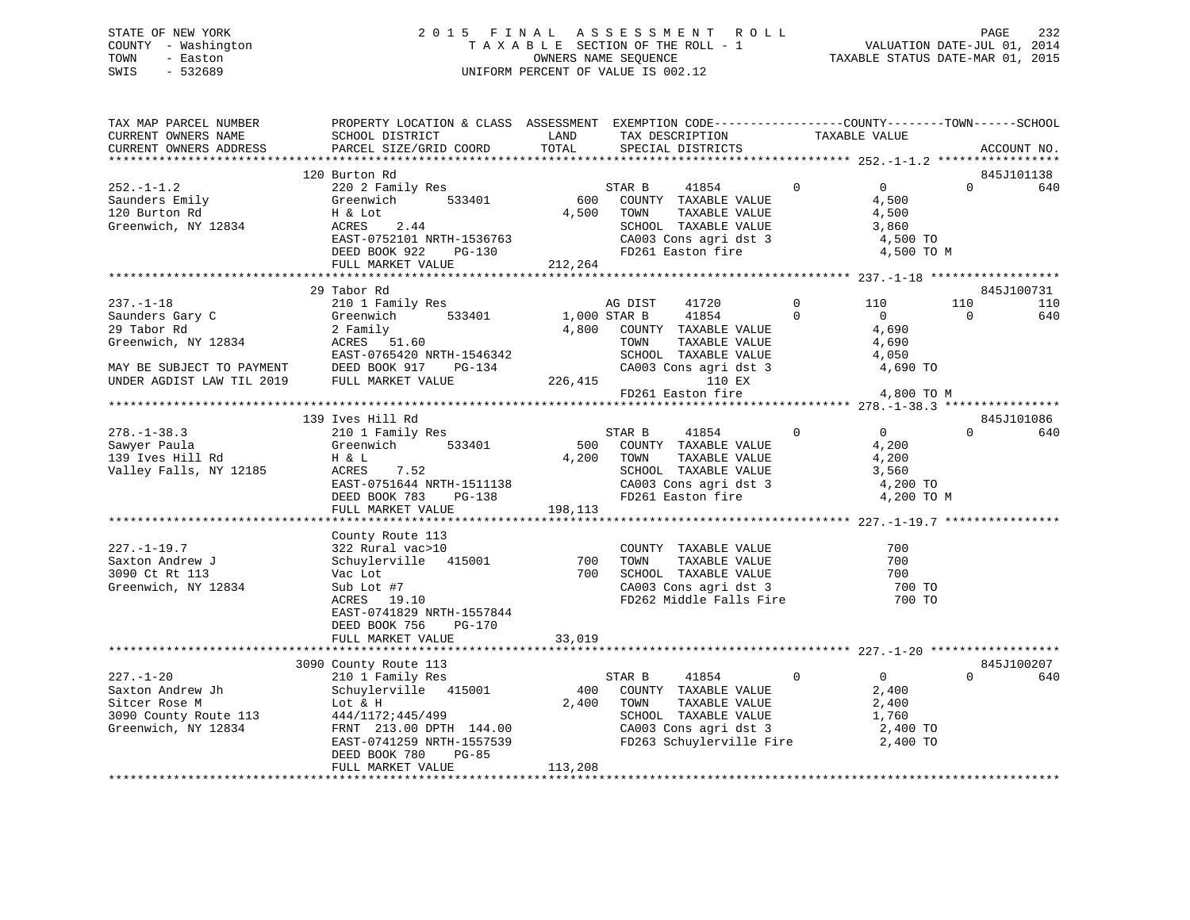STATE OF NEW YORK
COUNTY - Washington
TOWN - Easton
SWIS - 532689

2015 FINAL ASSESSMENT ROLL
TAXABLE SECTION OF THE ROLL - 1
OWNERS NAME SEQUENCE
UNIFORM PERCENT OF VALUE IS 002.12

VALUATION DATE-JUL 01, 2014
TAXABLE STATUS DATE-MAR 01, 2015

```
TAX MAP PARCEL NUMBER          PROPERTY LOCATION & CLASS  ASSESSMENT  EXEMPTION CODE------------------COUNTY--------TOWN------SCHOOL
CURRENT OWNERS NAME            SCHOOL DISTRICT              LAND      TAX DESCRIPTION            TAXABLE VALUE
CURRENT OWNERS ADDRESS         PARCEL SIZE/GRID COORD       TOTAL     SPECIAL DISTRICTS                                     ACCOUNT NO.
******************************************************************************************************* 252.-1-1.2 *****************
                               120 Burton Rd                                                                             845J101138
252.-1-1.2                     220 2 Family Res                       STAR B      41854          0           0            0         640
Saunders Emily                 Greenwich       533401          600    COUNTY  TAXABLE VALUE              4,500
120 Burton Rd                  H & Lot                       4,500    TOWN    TAXABLE VALUE              4,500
Greenwich, NY 12834            ACRES     2.44                         SCHOOL  TAXABLE VALUE              3,860
                               EAST-0752101 NRTH-1536763              CA003 Cons agri dst 3               4,500 TO
                               DEED BOOK 922     PG-130               FD261 Easton fire                   4,500 TO M
                               FULL MARKET VALUE             212,264
******************************************************************************************************* 237.-1-18 ******************
                               29 Tabor Rd                                                                               845J100731
237.-1-18                      210 1 Family Res                       AG DIST     41720          0         110          110         110
Saunders Gary C                Greenwich       533401        1,000 STAR B      41854          0           0            0         640
29 Tabor Rd                    2 Family                      4,800    COUNTY  TAXABLE VALUE              4,690
Greenwich, NY 12834            ACRES    51.60                         TOWN    TAXABLE VALUE              4,690
                               EAST-0765420 NRTH-1546342              SCHOOL  TAXABLE VALUE              4,050
MAY BE SUBJECT TO PAYMENT      DEED BOOK 917     PG-134               CA003 Cons agri dst 3               4,690 TO
UNDER AGDIST LAW TIL 2019      FULL MARKET VALUE             226,415           110 EX
                                                                      FD261 Easton fire                   4,800 TO M
******************************************************************************************************* 278.-1-38.3 ****************
                               139 Ives Hill Rd                                                                          845J101086
278.-1-38.3                    210 1 Family Res                       STAR B      41854          0           0            0         640
Sawyer Paula                   Greenwich       533401          500    COUNTY  TAXABLE VALUE              4,200
139 Ives Hill Rd               H & L                         4,200    TOWN    TAXABLE VALUE              4,200
Valley Falls, NY 12185         ACRES     7.52                         SCHOOL  TAXABLE VALUE              3,560
                               EAST-0751644 NRTH-1511138              CA003 Cons agri dst 3               4,200 TO
                               DEED BOOK 783     PG-138               FD261 Easton fire                   4,200 TO M
                               FULL MARKET VALUE             198,113
******************************************************************************************************* 227.-1-19.7 ****************
                               County Route 113
227.-1-19.7                    322 Rural vac>10                       COUNTY  TAXABLE VALUE                700
Saxton Andrew J                Schuylerville   415001          700    TOWN    TAXABLE VALUE                700
3090 Ct Rt 113                 Vac Lot                         700    SCHOOL  TAXABLE VALUE                700
Greenwich, NY 12834            Sub Lot #7                             CA003 Cons agri dst 3                 700 TO
                               ACRES    19.10                         FD262 Middle Falls Fire               700 TO
                               EAST-0741829 NRTH-1557844
                               DEED BOOK 756     PG-170
                               FULL MARKET VALUE              33,019
******************************************************************************************************* 227.-1-20 ******************
                               3090 County Route 113                                                                     845J100207
227.-1-20                      210 1 Family Res                       STAR B      41854          0           0            0         640
Saxton Andrew Jh               Schuylerville   415001          400    COUNTY  TAXABLE VALUE              2,400
Sitcer Rose M                  Lot & H                       2,400    TOWN    TAXABLE VALUE              2,400
3090 County Route 113          444/1172;445/499                       SCHOOL  TAXABLE VALUE              1,760
Greenwich, NY 12834            FRNT 213.00 DPTH 144.00                CA003 Cons agri dst 3               2,400 TO
                               EAST-0741259 NRTH-1557539              FD263 Schuylerville Fire            2,400 TO
                               DEED BOOK 780     PG-85
                               FULL MARKET VALUE             113,208
************************************************************************************************************************************
```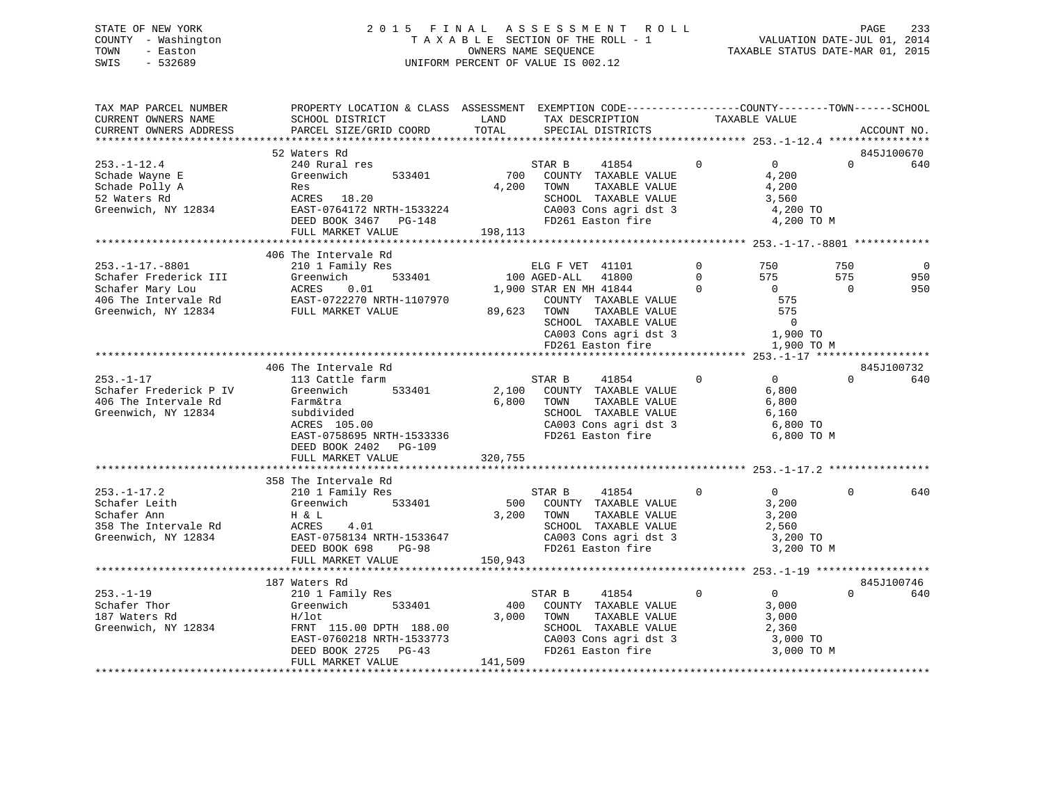STATE OF NEW YORK
COUNTY - Washington
TOWN - Easton
SWIS - 532689

# 2015 FINAL ASSESSMENT ROLL

TAXABLE SECTION OF THE ROLL - 1
OWNERS NAME SEQUENCE
UNIFORM PERCENT OF VALUE IS 002.12

VALUATION DATE-JUL 01, 2014
TAXABLE STATUS DATE-MAR 01, 2015

| TAX MAP PARCEL NUMBER / CURRENT OWNERS NAME / CURRENT OWNERS ADDRESS | PROPERTY LOCATION & CLASS / SCHOOL DISTRICT / PARCEL SIZE/GRID COORD | ASSESSMENT LAND / TOTAL | EXEMPTION CODE / TAX DESCRIPTION / SPECIAL DISTRICTS | | COUNTY TAXABLE VALUE | TOWN | SCHOOL | ACCOUNT NO. |
|---|---|---|---|---|---|---|---|---|
| 253.-1-12.4 | 52 Waters Rd | | | | | | | 845J100670 |
| 253.-1-12.4 | 240 Rural res | | STAR B 41854 | 0 | 0 | 0 | 640 | |
| Schade Wayne E | Greenwich 533401 | 700 | COUNTY TAXABLE VALUE | | 4,200 | | | |
| Schade Polly A | Res | 4,200 | TOWN TAXABLE VALUE | | 4,200 | | | |
| 52 Waters Rd | ACRES 18.20 | | SCHOOL TAXABLE VALUE | | 3,560 | | | |
| Greenwich, NY 12834 | EAST-0764172 NRTH-1533224 | | CA003 Cons agri dst 3 | | 4,200 TO | | | |
| | DEED BOOK 3467 PG-148 | | FD261 Easton fire | | 4,200 TO M | | | |
| | FULL MARKET VALUE | 198,113 | | | | | | |
| 253.-1-17.-8801 | 406 The Intervale Rd | | | | | | | |
| 253.-1-17.-8801 | 210 1 Family Res | | ELG F VET 41101 | 0 | 750 | 750 | 0 | |
| Schafer Frederick III | Greenwich 533401 | 100 | AGED-ALL 41800 | 0 | 575 | 575 | 950 | |
| Schafer Mary Lou | ACRES 0.01 | 1,900 | STAR EN MH 41844 | 0 | 0 | 0 | 950 | |
| 406 The Intervale Rd | EAST-0722270 NRTH-1107970 | | COUNTY TAXABLE VALUE | | 575 | | | |
| Greenwich, NY 12834 | FULL MARKET VALUE | 89,623 | TOWN TAXABLE VALUE | | 575 | | | |
| | | | SCHOOL TAXABLE VALUE | | 0 | | | |
| | | | CA003 Cons agri dst 3 | | 1,900 TO | | | |
| | | | FD261 Easton fire | | 1,900 TO M | | | |
| 253.-1-17 | 406 The Intervale Rd | | | | | | | 845J100732 |
| 253.-1-17 | 113 Cattle farm | | STAR B 41854 | 0 | 0 | 0 | 640 | |
| Schafer Frederick P IV | Greenwich 533401 | 2,100 | COUNTY TAXABLE VALUE | | 6,800 | | | |
| 406 The Intervale Rd | Farm&tra | 6,800 | TOWN TAXABLE VALUE | | 6,800 | | | |
| Greenwich, NY 12834 | subdivided | | SCHOOL TAXABLE VALUE | | 6,160 | | | |
| | ACRES 105.00 | | CA003 Cons agri dst 3 | | 6,800 TO | | | |
| | EAST-0758695 NRTH-1533336 | | FD261 Easton fire | | 6,800 TO M | | | |
| | DEED BOOK 2402 PG-109 | | | | | | | |
| | FULL MARKET VALUE | 320,755 | | | | | | |
| 253.-1-17.2 | 358 The Intervale Rd | | | | | | | |
| 253.-1-17.2 | 210 1 Family Res | | STAR B 41854 | 0 | 0 | 0 | 640 | |
| Schafer Leith | Greenwich 533401 | 500 | COUNTY TAXABLE VALUE | | 3,200 | | | |
| Schafer Ann | H & L | 3,200 | TOWN TAXABLE VALUE | | 3,200 | | | |
| 358 The Intervale Rd | ACRES 4.01 | | SCHOOL TAXABLE VALUE | | 2,560 | | | |
| Greenwich, NY 12834 | EAST-0758134 NRTH-1533647 | | CA003 Cons agri dst 3 | | 3,200 TO | | | |
| | DEED BOOK 698 PG-98 | | FD261 Easton fire | | 3,200 TO M | | | |
| | FULL MARKET VALUE | 150,943 | | | | | | |
| 253.-1-19 | 187 Waters Rd | | | | | | | 845J100746 |
| 253.-1-19 | 210 1 Family Res | | STAR B 41854 | 0 | 0 | 0 | 640 | |
| Schafer Thor | Greenwich 533401 | 400 | COUNTY TAXABLE VALUE | | 3,000 | | | |
| 187 Waters Rd | H/lot | 3,000 | TOWN TAXABLE VALUE | | 3,000 | | | |
| Greenwich, NY 12834 | FRNT 115.00 DPTH 188.00 | | SCHOOL TAXABLE VALUE | | 2,360 | | | |
| | EAST-0760218 NRTH-1533773 | | CA003 Cons agri dst 3 | | 3,000 TO | | | |
| | DEED BOOK 2725 PG-43 | | FD261 Easton fire | | 3,000 TO M | | | |
| | FULL MARKET VALUE | 141,509 | | | | | | |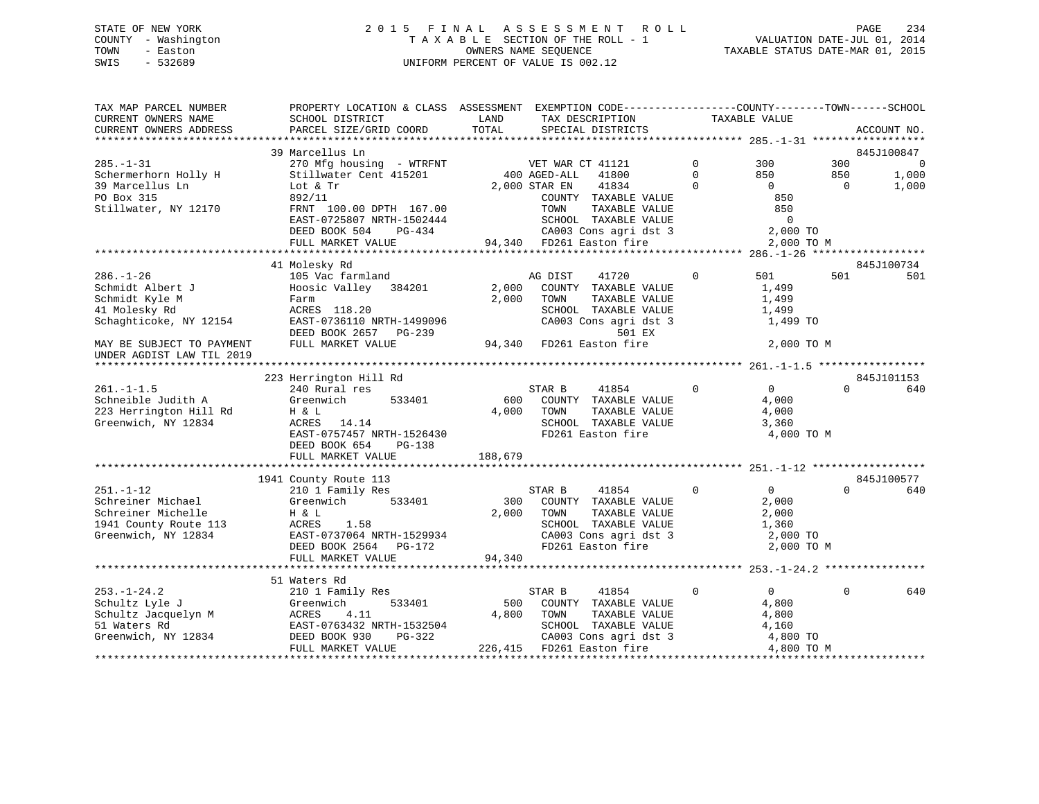STATE OF NEW YORK
COUNTY - Washington
TOWN - Easton
SWIS - 532689

# 2015 FINAL ASSESSMENT ROLL
TAXABLE SECTION OF THE ROLL - 1
OWNERS NAME SEQUENCE
UNIFORM PERCENT OF VALUE IS 002.12

VALUATION DATE-JUL 01, 2014
TAXABLE STATUS DATE-MAR 01, 2015

```
TAX MAP PARCEL NUMBER         PROPERTY LOCATION & CLASS  ASSESSMENT  EXEMPTION CODE------------------COUNTY--------TOWN------SCHOOL
CURRENT OWNERS NAME           SCHOOL DISTRICT              LAND       TAX DESCRIPTION            TAXABLE VALUE
CURRENT OWNERS ADDRESS        PARCEL SIZE/GRID COORD       TOTAL      SPECIAL DISTRICTS                                    ACCOUNT NO.
*********************************************************************************************** 285.-1-31 *****************
                             39 Marcellus Ln                                                                    845J100847
285.-1-31                     270 Mfg housing - WTRFNT          VET WAR CT 41121     0        300        300           0
Schermerhorn Holly H          Stillwater Cent 415201       400 AGED-ALL   41800      0        850        850       1,000
39 Marcellus Ln               Lot & Tr                   2,000 STAR EN    41834      0          0          0       1,000
PO Box 315                    892/11                             COUNTY  TAXABLE VALUE           850
Stillwater, NY 12170          FRNT 100.00 DPTH 167.00            TOWN    TAXABLE VALUE           850
                              EAST-0725807 NRTH-1502444          SCHOOL  TAXABLE VALUE             0
                              DEED BOOK 504    PG-434            CA003 Cons agri dst 3         2,000 TO
                              FULL MARKET VALUE             94,340  FD261 Easton fire           2,000 TO M
*********************************************************************************************** 286.-1-26 *****************
                             41 Molesky Rd                                                                      845J100734
286.-1-26                     105 Vac farmland                  AG DIST     41720     0        501        501         501
Schmidt Albert J              Hoosic Valley   384201     2,000   COUNTY  TAXABLE VALUE         1,499
Schmidt Kyle M                Farm                       2,000   TOWN    TAXABLE VALUE         1,499
41 Molesky Rd                 ACRES 118.20                       SCHOOL  TAXABLE VALUE         1,499
Schaghticoke, NY 12154        EAST-0736110 NRTH-1499096          CA003 Cons agri dst 3         1,499 TO
                              DEED BOOK 2657   PG-239                      501 EX
MAY BE SUBJECT TO PAYMENT     FULL MARKET VALUE             94,340  FD261 Easton fire           2,000 TO M
UNDER AGDIST LAW TIL 2019
*********************************************************************************************** 261.-1-1.5 ****************
                             223 Herrington Hill Rd                                                             845J101153
261.-1-1.5                    240 Rural res                     STAR B      41854     0          0          0         640
Schneible Judith A            Greenwich       533401       600   COUNTY  TAXABLE VALUE         4,000
223 Herrington Hill Rd        H & L                      4,000   TOWN    TAXABLE VALUE         4,000
Greenwich, NY 12834           ACRES  14.14                       SCHOOL  TAXABLE VALUE         3,360
                              EAST-0757457 NRTH-1526430          FD261 Easton fire             4,000 TO M
                              DEED BOOK 654    PG-138
                              FULL MARKET VALUE            188,679
*********************************************************************************************** 251.-1-12 *****************
                             1941 County Route 113                                                              845J100577
251.-1-12                     210 1 Family Res                  STAR B      41854     0          0          0         640
Schreiner Michael             Greenwich       533401       300   COUNTY  TAXABLE VALUE         2,000
Schreiner Michelle            H & L                      2,000   TOWN    TAXABLE VALUE         2,000
1941 County Route 113         ACRES   1.58                       SCHOOL  TAXABLE VALUE         1,360
Greenwich, NY 12834           EAST-0737064 NRTH-1529934          CA003 Cons agri dst 3         2,000 TO
                              DEED BOOK 2564   PG-172            FD261 Easton fire             2,000 TO M
                              FULL MARKET VALUE             94,340
*********************************************************************************************** 253.-1-24.2 ***************
                             51 Waters Rd
253.-1-24.2                   210 1 Family Res                  STAR B      41854     0          0          0         640
Schultz Lyle J                Greenwich       533401       500   COUNTY  TAXABLE VALUE         4,800
Schultz Jacquelyn M           ACRES   4.11               4,800   TOWN    TAXABLE VALUE         4,800
51 Waters Rd                  EAST-0763432 NRTH-1532504          SCHOOL  TAXABLE VALUE         4,160
Greenwich, NY 12834           DEED BOOK 930    PG-322            CA003 Cons agri dst 3         4,800 TO
                              FULL MARKET VALUE            226,415  FD261 Easton fire           4,800 TO M
****************************************************************************************************************************
```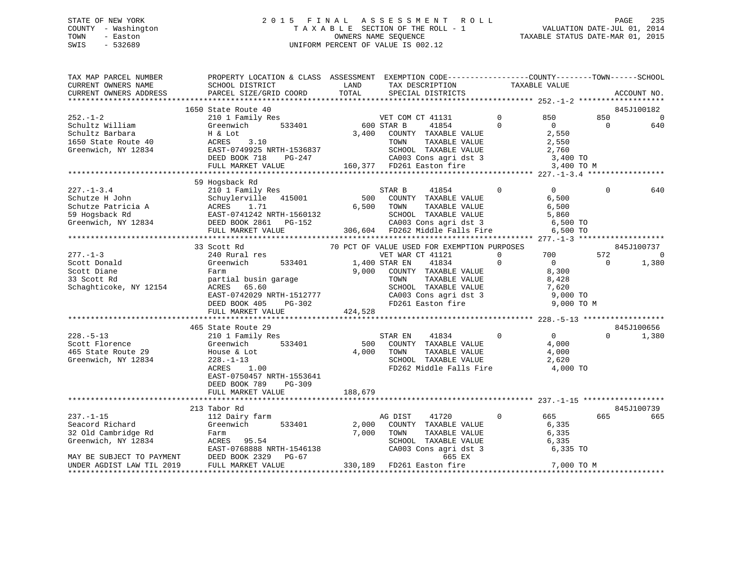STATE OF NEW YORK
COUNTY - Washington
TOWN - Easton
SWIS - 532689

2015 FINAL ASSESSMENT ROLL
TAXABLE SECTION OF THE ROLL - 1
OWNERS NAME SEQUENCE
UNIFORM PERCENT OF VALUE IS 002.12

VALUATION DATE-JUL 01, 2014
TAXABLE STATUS DATE-MAR 01, 2015

```
TAX MAP PARCEL NUMBER      PROPERTY LOCATION & CLASS  ASSESSMENT  EXEMPTION CODE------------------COUNTY--------TOWN------SCHOOL
CURRENT OWNERS NAME        SCHOOL DISTRICT              LAND      TAX DESCRIPTION              TAXABLE VALUE
CURRENT OWNERS ADDRESS     PARCEL SIZE/GRID COORD       TOTAL     SPECIAL DISTRICTS                                      ACCOUNT NO.
******************************************************************************************************* 252.-1-2 *******************
                           1650 State Route 40                                                                           845J100182
252.-1-2                   210 1 Family Res                        VET COM CT 41131        0        850         850            0
Schultz William            Greenwich      533401          600 STAR B    41854              0          0           0          640
Schultz Barbara            H & Lot                        3,400    COUNTY  TAXABLE VALUE            2,550
1650 State Route 40        ACRES    3.10                           TOWN    TAXABLE VALUE            2,550
Greenwich, NY 12834        EAST-0749925 NRTH-1536837               SCHOOL  TAXABLE VALUE            2,760
                           DEED BOOK 718    PG-247                 CA003 Cons agri dst 3              3,400 TO
                           FULL MARKET VALUE            160,377    FD261 Easton fire                  3,400 TO M
******************************************************************************************************* 227.-1-3.4 *****************
                           59 Hogsback Rd
227.-1-3.4                 210 1 Family Res                        STAR B    41854              0          0           0          640
Schutze H John             Schuylerville  415001          500      COUNTY  TAXABLE VALUE            6,500
Schutze Patricia A         ACRES    1.71                  6,500    TOWN    TAXABLE VALUE            6,500
59 Hogsback Rd             EAST-0741242 NRTH-1560132               SCHOOL  TAXABLE VALUE            5,860
Greenwich, NY 12834        DEED BOOK 2861   PG-152                 CA003 Cons agri dst 3              6,500 TO
                           FULL MARKET VALUE            306,604    FD262 Middle Falls Fire            6,500 TO
******************************************************************************************************* 277.-1-3 *******************
                           33 Scott Rd                          70 PCT OF VALUE USED FOR EXEMPTION PURPOSES              845J100737
277.-1-3                   240 Rural res                           VET WAR CT 41121        0        700         572            0
Scott Donald               Greenwich      533401        1,400 STAR EN   41834              0          0           0        1,380
Scott Diane                Farm                           9,000    COUNTY  TAXABLE VALUE            8,300
33 Scott Rd                partial busin garage                    TOWN    TAXABLE VALUE            8,428
Schaghticoke, NY 12154     ACRES   65.60                           SCHOOL  TAXABLE VALUE            7,620
                           EAST-0742029 NRTH-1512777               CA003 Cons agri dst 3              9,000 TO
                           DEED BOOK 405    PG-302                 FD261 Easton fire                  9,000 TO M
                           FULL MARKET VALUE            424,528
******************************************************************************************************* 228.-5-13 ******************
                           465 State Route 29                                                                            845J100656
228.-5-13                  210 1 Family Res                        STAR EN   41834              0          0           0        1,380
Scott Florence             Greenwich      533401          500      COUNTY  TAXABLE VALUE            4,000
465 State Route 29         House & Lot                    4,000    TOWN    TAXABLE VALUE            4,000
Greenwich, NY 12834        228.-1-13                               SCHOOL  TAXABLE VALUE            2,620
                           ACRES    1.00                           FD262 Middle Falls Fire            4,000 TO
                           EAST-0750457 NRTH-1553641
                           DEED BOOK 789    PG-309
                           FULL MARKET VALUE            188,679
******************************************************************************************************* 237.-1-15 ******************
                           213 Tabor Rd                                                                                  845J100739
237.-1-15                  112 Dairy farm                          AG DIST   41720              0        665         665          665
Seacord Richard            Greenwich      533401        2,000      COUNTY  TAXABLE VALUE            6,335
32 Old Cambridge Rd        Farm                           7,000    TOWN    TAXABLE VALUE            6,335
Greenwich, NY 12834        ACRES   95.54                           SCHOOL  TAXABLE VALUE            6,335
                           EAST-0768888 NRTH-1546138               CA003 Cons agri dst 3              6,335 TO
MAY BE SUBJECT TO PAYMENT  DEED BOOK 2329   PG-67                               665 EX
UNDER AGDIST LAW TIL 2019  FULL MARKET VALUE            330,189    FD261 Easton fire                  7,000 TO M
************************************************************************************************************************************
```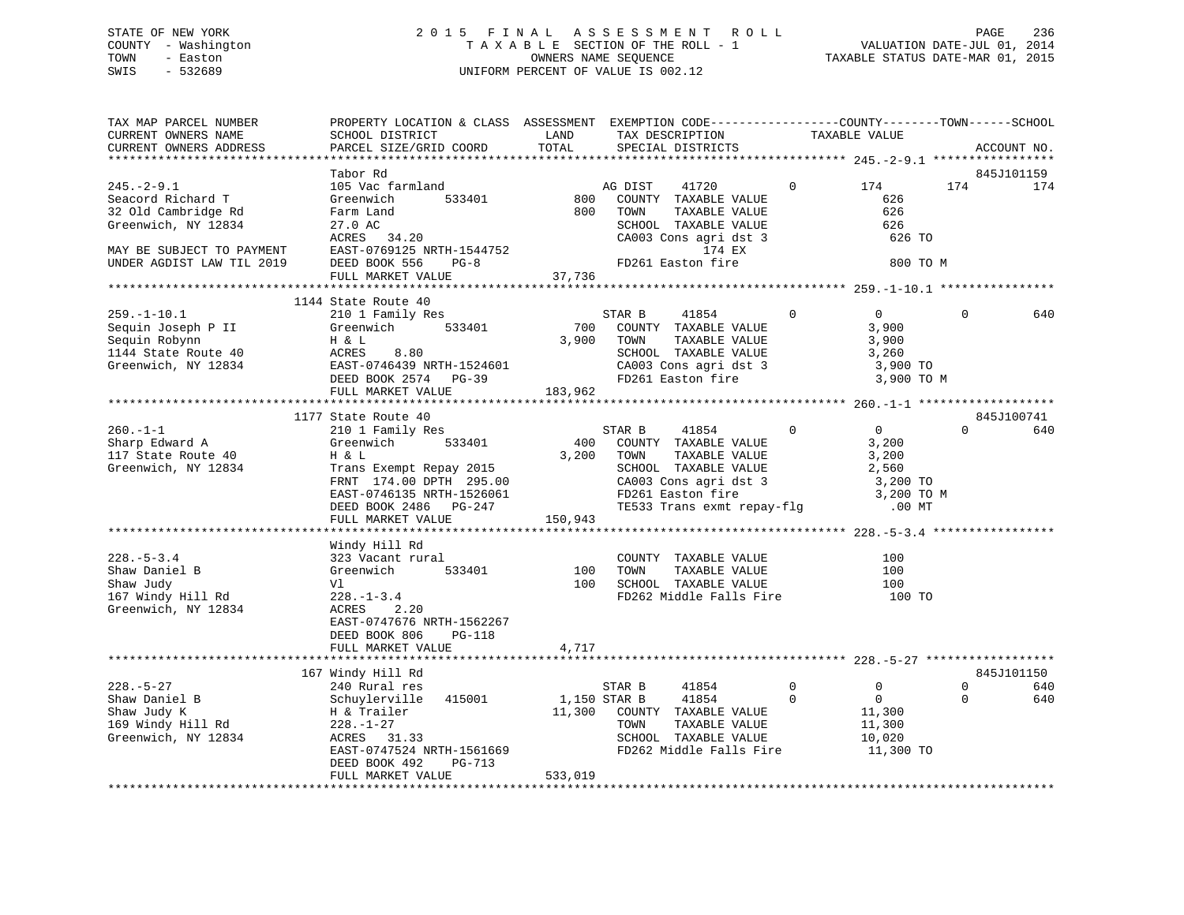STATE OF NEW YORK
COUNTY - Washington
TOWN - Easton
SWIS - 532689

2015 FINAL ASSESSMENT ROLL
TAXABLE SECTION OF THE ROLL - 1
OWNERS NAME SEQUENCE
UNIFORM PERCENT OF VALUE IS 002.12

VALUATION DATE-JUL 01, 2014
TAXABLE STATUS DATE-MAR 01, 2015

```
TAX MAP PARCEL NUMBER          PROPERTY LOCATION & CLASS  ASSESSMENT  EXEMPTION CODE------------------COUNTY--------TOWN------SCHOOL
CURRENT OWNERS NAME            SCHOOL DISTRICT               LAND      TAX DESCRIPTION            TAXABLE VALUE
CURRENT OWNERS ADDRESS         PARCEL SIZE/GRID COORD        TOTAL     SPECIAL DISTRICTS                                 ACCOUNT NO.
******************************************************************************************************* 245.-2-9.1 *****************
                               Tabor Rd                                                                              845J101159
245.-2-9.1                     105 Vac farmland                  AG DIST    41720           0        174         174         174
Seacord Richard T              Greenwich       533401       800    COUNTY  TAXABLE VALUE               626
32 Old Cambridge Rd            Farm Land                    800    TOWN    TAXABLE VALUE               626
Greenwich, NY 12834            27.0 AC                             SCHOOL  TAXABLE VALUE               626
                               ACRES  34.20                        CA003 Cons agri dst 3              626 TO
MAY BE SUBJECT TO PAYMENT      EAST-0769125 NRTH-1544752                       174 EX
UNDER AGDIST LAW TIL 2019      DEED BOOK 556    PG-8               FD261 Easton fire                  800 TO M
                               FULL MARKET VALUE            37,736
******************************************************************************************************* 259.-1-10.1 ****************
                               1144 State Route 40
259.-1-10.1                    210 1 Family Res                  STAR B     41854           0          0           0         640
Sequin Joseph P II             Greenwich       533401       700    COUNTY  TAXABLE VALUE             3,900
Sequin Robynn                  H & L                      3,900    TOWN    TAXABLE VALUE             3,900
1144 State Route 40            ACRES    8.80                       SCHOOL  TAXABLE VALUE             3,260
Greenwich, NY 12834            EAST-0746439 NRTH-1524601           CA003 Cons agri dst 3            3,900 TO
                               DEED BOOK 2574   PG-39              FD261 Easton fire                3,900 TO M
                               FULL MARKET VALUE           183,962
******************************************************************************************************* 260.-1-1 *******************
                               1177 State Route 40                                                                   845J100741
260.-1-1                       210 1 Family Res                  STAR B     41854           0          0           0         640
Sharp Edward A                 Greenwich       533401       400    COUNTY  TAXABLE VALUE             3,200
117 State Route 40             H & L                      3,200    TOWN    TAXABLE VALUE             3,200
Greenwich, NY 12834            Trans Exempt Repay 2015             SCHOOL  TAXABLE VALUE             2,560
                               FRNT 174.00 DPTH 295.00             CA003 Cons agri dst 3            3,200 TO
                               EAST-0746135 NRTH-1526061           FD261 Easton fire                3,200 TO M
                               DEED BOOK 2486   PG-247             TE533 Trans exmt repay-flg         .00 MT
                               FULL MARKET VALUE           150,943
******************************************************************************************************* 228.-5-3.4 *****************
                               Windy Hill Rd
228.-5-3.4                     323 Vacant rural                    COUNTY  TAXABLE VALUE               100
Shaw Daniel B                  Greenwich       533401       100    TOWN    TAXABLE VALUE               100
Shaw Judy                      Vl                           100    SCHOOL  TAXABLE VALUE               100
167 Windy Hill Rd              228.-1-3.4                          FD262 Middle Falls Fire             100 TO
Greenwich, NY 12834            ACRES    2.20
                               EAST-0747676 NRTH-1562267
                               DEED BOOK 806    PG-118
                               FULL MARKET VALUE             4,717
******************************************************************************************************* 228.-5-27 ******************
                               167 Windy Hill Rd                                                                     845J101150
228.-5-27                      240 Rural res                     STAR B     41854           0          0           0         640
Shaw Daniel B                  Schuylerville   415001     1,150 STAR B     41854           0          0           0         640
Shaw Judy K                    H & Trailer               11,300    COUNTY  TAXABLE VALUE            11,300
169 Windy Hill Rd              228.-1-27                           TOWN    TAXABLE VALUE            11,300
Greenwich, NY 12834            ACRES  31.33                        SCHOOL  TAXABLE VALUE            10,020
                               EAST-0747524 NRTH-1561669           FD262 Middle Falls Fire          11,300 TO
                               DEED BOOK 492    PG-713
                               FULL MARKET VALUE           533,019
************************************************************************************************************************************
```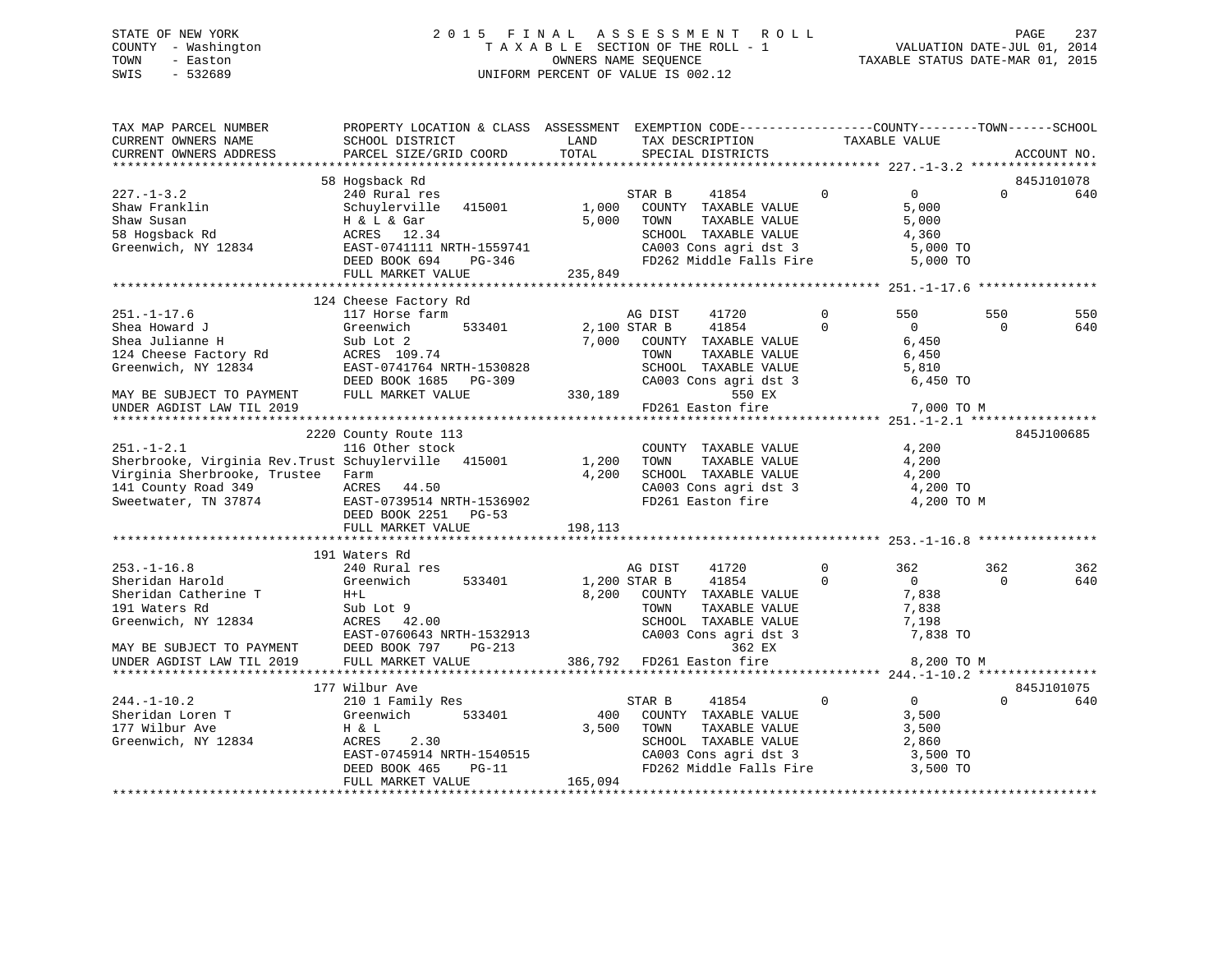STATE OF NEW YORK
COUNTY - Washington
TOWN - Easton
SWIS - 532689

2015 FINAL ASSESSMENT ROLL
TAXABLE SECTION OF THE ROLL - 1
OWNERS NAME SEQUENCE
UNIFORM PERCENT OF VALUE IS 002.12

VALUATION DATE-JUL 01, 2014
TAXABLE STATUS DATE-MAR 01, 2015

```
TAX MAP PARCEL NUMBER          PROPERTY LOCATION & CLASS  ASSESSMENT  EXEMPTION CODE------------------COUNTY--------TOWN------SCHOOL
CURRENT OWNERS NAME            SCHOOL DISTRICT              LAND       TAX DESCRIPTION            TAXABLE VALUE
CURRENT OWNERS ADDRESS         PARCEL SIZE/GRID COORD       TOTAL      SPECIAL DISTRICTS                                  ACCOUNT NO.
******************************************************************************************************* 227.-1-3.2 *****************
                               58 Hogsback Rd                                                                             845J101078
227.-1-3.2                     240 Rural res                           STAR B     41854          0          0          0        640
Shaw Franklin                  Schuylerville   415001       1,000      COUNTY  TAXABLE VALUE             5,000
Shaw Susan                     H & L & Gar                  5,000      TOWN    TAXABLE VALUE             5,000
58 Hogsback Rd                 ACRES   12.34                           SCHOOL  TAXABLE VALUE             4,360
Greenwich, NY 12834            EAST-0741111 NRTH-1559741               CA003 Cons agri dst 3              5,000 TO
                               DEED BOOK 694    PG-346                 FD262 Middle Falls Fire            5,000 TO
                               FULL MARKET VALUE          235,849
******************************************************************************************************* 251.-1-17.6 ****************
                               124 Cheese Factory Rd
251.-1-17.6                    117 Horse farm                          AG DIST    41720          0        550        550        550
Shea Howard J                  Greenwich       533401       2,100 STAR B      41854          0          0          0        640
Shea Julianne H                Sub Lot 2                    7,000      COUNTY  TAXABLE VALUE             6,450
124 Cheese Factory Rd          ACRES  109.74                           TOWN    TAXABLE VALUE             6,450
Greenwich, NY 12834            EAST-0741764 NRTH-1530828               SCHOOL  TAXABLE VALUE             5,810
                               DEED BOOK 1685   PG-309                 CA003 Cons agri dst 3              6,450 TO
MAY BE SUBJECT TO PAYMENT      FULL MARKET VALUE          330,189             550 EX
UNDER AGDIST LAW TIL 2019                                              FD261 Easton fire                  7,000 TO M
******************************************************************************************************* 251.-1-2.1 *****************
                               2220 County Route 113                                                                      845J100685
251.-1-2.1                     116 Other stock                         COUNTY  TAXABLE VALUE             4,200
Sherbrooke, Virginia Rev.Trust Schuylerville   415001       1,200      TOWN    TAXABLE VALUE             4,200
Virginia Sherbrooke, Trustee   Farm                         4,200      SCHOOL  TAXABLE VALUE             4,200
141 County Road 349            ACRES   44.50                           CA003 Cons agri dst 3              4,200 TO
Sweetwater, TN 37874           EAST-0739514 NRTH-1536902               FD261 Easton fire                  4,200 TO M
                               DEED BOOK 2251   PG-53
                               FULL MARKET VALUE          198,113
******************************************************************************************************* 253.-1-16.8 ****************
                               191 Waters Rd
253.-1-16.8                    240 Rural res                           AG DIST    41720          0        362        362        362
Sheridan Harold                Greenwich       533401       1,200 STAR B      41854          0          0          0        640
Sheridan Catherine T           H+L                          8,200      COUNTY  TAXABLE VALUE             7,838
191 Waters Rd                  Sub Lot 9                               TOWN    TAXABLE VALUE             7,838
Greenwich, NY 12834            ACRES   42.00                           SCHOOL  TAXABLE VALUE             7,198
                               EAST-0760643 NRTH-1532913               CA003 Cons agri dst 3              7,838 TO
MAY BE SUBJECT TO PAYMENT      DEED BOOK 797    PG-213                        362 EX
UNDER AGDIST LAW TIL 2019      FULL MARKET VALUE          386,792      FD261 Easton fire                  8,200 TO M
******************************************************************************************************* 244.-1-10.2 ****************
                               177 Wilbur Ave                                                                             845J101075
244.-1-10.2                    210 1 Family Res                        STAR B     41854          0          0          0        640
Sheridan Loren T               Greenwich       533401         400      COUNTY  TAXABLE VALUE             3,500
177 Wilbur Ave                 H & L                        3,500      TOWN    TAXABLE VALUE             3,500
Greenwich, NY 12834            ACRES    2.30                           SCHOOL  TAXABLE VALUE             2,860
                               EAST-0745914 NRTH-1540515               CA003 Cons agri dst 3              3,500 TO
                               DEED BOOK 465    PG-11                  FD262 Middle Falls Fire            3,500 TO
                               FULL MARKET VALUE          165,094
************************************************************************************************************************************
```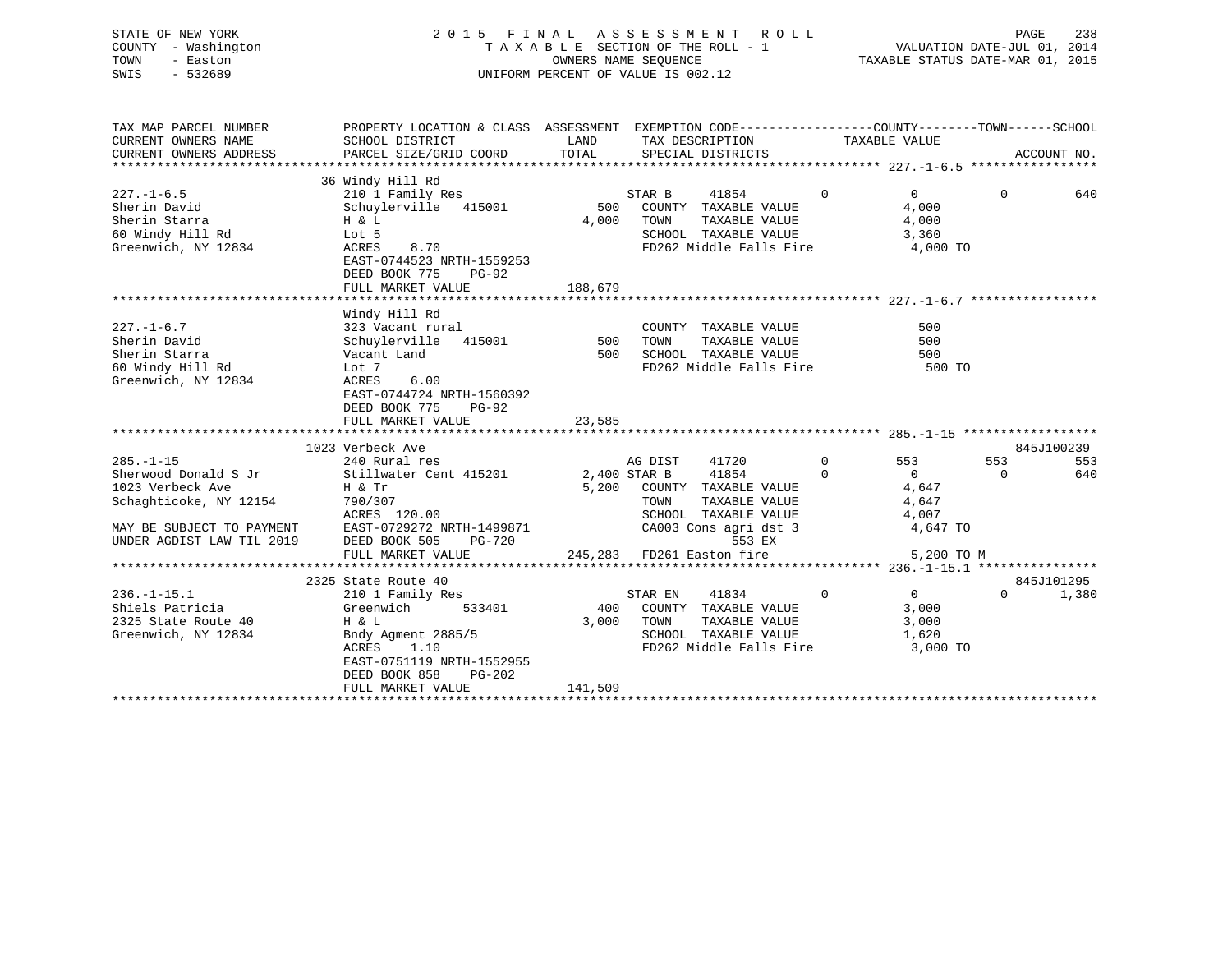STATE OF NEW YORK
COUNTY - Washington
TOWN - Easton
SWIS - 532689

2 0 1 5 F I N A L A S S E S S M E N T R O L L
T A X A B L E SECTION OF THE ROLL - 1
OWNERS NAME SEQUENCE
UNIFORM PERCENT OF VALUE IS 002.12

VALUATION DATE-JUL 01, 2014
TAXABLE STATUS DATE-MAR 01, 2015

```
TAX MAP PARCEL NUMBER          PROPERTY LOCATION & CLASS  ASSESSMENT  EXEMPTION CODE------------------COUNTY--------TOWN------SCHOOL
CURRENT OWNERS NAME            SCHOOL DISTRICT               LAND      TAX DESCRIPTION            TAXABLE VALUE
CURRENT OWNERS ADDRESS         PARCEL SIZE/GRID COORD        TOTAL     SPECIAL DISTRICTS                                   ACCOUNT NO.
******************************************************************************************************* 227.-1-6.5 *****************
                               36 Windy Hill Rd
227.-1-6.5                     210 1 Family Res                         STAR B    41854          0         0            0         640
Sherin David                   Schuylerville   415001          500   COUNTY  TAXABLE VALUE              4,000
Sherin Starra                  H & L                          4,000   TOWN    TAXABLE VALUE              4,000
60 Windy Hill Rd               Lot 5                                  SCHOOL  TAXABLE VALUE              3,360
Greenwich, NY 12834            ACRES    8.70                          FD262 Middle Falls Fire             4,000 TO
                               EAST-0744523 NRTH-1559253
                               DEED BOOK 775    PG-92
                               FULL MARKET VALUE            188,679
******************************************************************************************************* 227.-1-6.7 *****************
                               Windy Hill Rd
227.-1-6.7                     323 Vacant rural                        COUNTY  TAXABLE VALUE                500
Sherin David                   Schuylerville   415001          500   TOWN    TAXABLE VALUE                500
Sherin Starra                  Vacant Land                      500   SCHOOL  TAXABLE VALUE                500
60 Windy Hill Rd               Lot 7                                  FD262 Middle Falls Fire               500 TO
Greenwich, NY 12834            ACRES    6.00
                               EAST-0744724 NRTH-1560392
                               DEED BOOK 775    PG-92
                               FULL MARKET VALUE             23,585
******************************************************************************************************* 285.-1-15 ******************
                               1023 Verbeck Ave                                                                          845J100239
285.-1-15                      240 Rural res                            AG DIST    41720          0       553          553         553
Sherwood Donald S Jr           Stillwater Cent 415201       2,400 STAR B    41854          0         0            0         640
1023 Verbeck Ave               H & Tr                         5,200   COUNTY  TAXABLE VALUE              4,647
Schaghticoke, NY 12154         790/307                                TOWN    TAXABLE VALUE              4,647
                               ACRES  120.00                          SCHOOL  TAXABLE VALUE              4,007
MAY BE SUBJECT TO PAYMENT      EAST-0729272 NRTH-1499871              CA003 Cons agri dst 3               4,647 TO
UNDER AGDIST LAW TIL 2019      DEED BOOK 505    PG-720                        553 EX
                               FULL MARKET VALUE            245,283   FD261 Easton fire                   5,200 TO M
******************************************************************************************************* 236.-1-15.1 ****************
                               2325 State Route 40                                                                       845J101295
236.-1-15.1                    210 1 Family Res                         STAR EN    41834          0         0            0       1,380
Shiels Patricia                Greenwich       533401          400   COUNTY  TAXABLE VALUE              3,000
2325 State Route 40            H & L                          3,000   TOWN    TAXABLE VALUE              3,000
Greenwich, NY 12834            Bndy Agment 2885/5                     SCHOOL  TAXABLE VALUE              1,620
                               ACRES    1.10                          FD262 Middle Falls Fire             3,000 TO
                               EAST-0751119 NRTH-1552955
                               DEED BOOK 858    PG-202
                               FULL MARKET VALUE            141,509
************************************************************************************************************************************
```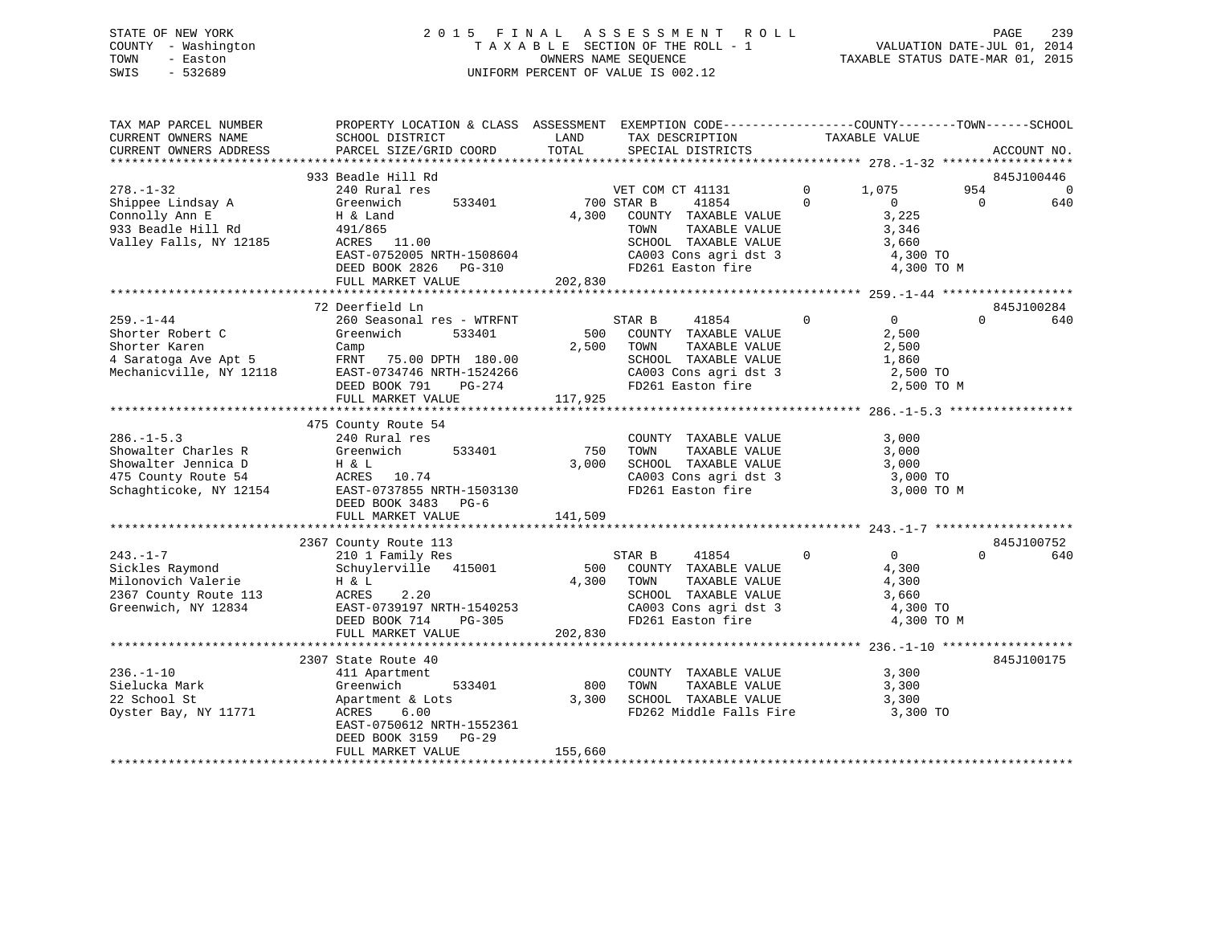STATE OF NEW YORK
COUNTY - Washington
TOWN - Easton
SWIS - 532689

2015 FINAL ASSESSMENT ROLL
TAXABLE SECTION OF THE ROLL - 1
OWNERS NAME SEQUENCE
UNIFORM PERCENT OF VALUE IS 002.12

VALUATION DATE-JUL 01, 2014
TAXABLE STATUS DATE-MAR 01, 2015

```
TAX MAP PARCEL NUMBER          PROPERTY LOCATION & CLASS  ASSESSMENT  EXEMPTION CODE------------------COUNTY--------TOWN------SCHOOL
CURRENT OWNERS NAME            SCHOOL DISTRICT              LAND      TAX DESCRIPTION             TAXABLE VALUE
CURRENT OWNERS ADDRESS         PARCEL SIZE/GRID COORD       TOTAL     SPECIAL DISTRICTS                                    ACCOUNT NO.
****************************************************************************************************** 278.-1-32 ******************
                               933 Beadle Hill Rd                                                                           845J100446
278.-1-32                      240 Rural res                          VET COM CT 41131        0      1,075          954              0
Shippee Lindsay A              Greenwich      533401          700 STAR B      41854           0          0            0            640
Connolly Ann E                 H & Land                     4,300     COUNTY  TAXABLE VALUE              3,225
933 Beadle Hill Rd             491/865                                TOWN    TAXABLE VALUE              3,346
Valley Falls, NY 12185         ACRES   11.00                          SCHOOL  TAXABLE VALUE              3,660
                               EAST-0752005 NRTH-1508604              CA003 Cons agri dst 3               4,300 TO
                               DEED BOOK 2826   PG-310                FD261 Easton fire                   4,300 TO M
                               FULL MARKET VALUE           202,830
****************************************************************************************************** 259.-1-44 ******************
                               72 Deerfield Ln                                                                              845J100284
259.-1-44                      260 Seasonal res - WTRFNT              STAR B      41854           0          0            0            640
Shorter Robert C               Greenwich      533401          500     COUNTY  TAXABLE VALUE              2,500
Shorter Karen                  Camp                         2,500     TOWN    TAXABLE VALUE              2,500
4 Saratoga Ave Apt 5           FRNT   75.00 DPTH  180.00              SCHOOL  TAXABLE VALUE              1,860
Mechanicville, NY 12118        EAST-0734746 NRTH-1524266              CA003 Cons agri dst 3               2,500 TO
                               DEED BOOK 791    PG-274                FD261 Easton fire                   2,500 TO M
                               FULL MARKET VALUE           117,925
****************************************************************************************************** 286.-1-5.3 *****************
                               475 County Route 54
286.-1-5.3                     240 Rural res                          COUNTY  TAXABLE VALUE              3,000
Showalter Charles R            Greenwich      533401          750     TOWN    TAXABLE VALUE              3,000
Showalter Jennica D            H & L                        3,000     SCHOOL  TAXABLE VALUE              3,000
475 County Route 54            ACRES   10.74                          CA003 Cons agri dst 3               3,000 TO
Schaghticoke, NY 12154         EAST-0737855 NRTH-1503130              FD261 Easton fire                   3,000 TO M
                               DEED BOOK 3483   PG-6
                               FULL MARKET VALUE           141,509
****************************************************************************************************** 243.-1-7 *******************
                               2367 County Route 113                                                                        845J100752
243.-1-7                       210 1 Family Res                       STAR B      41854           0          0            0            640
Sickles Raymond                Schuylerville  415001          500     COUNTY  TAXABLE VALUE              4,300
Milonovich Valerie             H & L                        4,300     TOWN    TAXABLE VALUE              4,300
2367 County Route 113          ACRES    2.20                          SCHOOL  TAXABLE VALUE              3,660
Greenwich, NY 12834            EAST-0739197 NRTH-1540253              CA003 Cons agri dst 3               4,300 TO
                               DEED BOOK 714    PG-305                FD261 Easton fire                   4,300 TO M
                               FULL MARKET VALUE           202,830
****************************************************************************************************** 236.-1-10 ******************
                               2307 State Route 40                                                                          845J100175
236.-1-10                      411 Apartment                          COUNTY  TAXABLE VALUE              3,300
Sielucka Mark                  Greenwich      533401          800     TOWN    TAXABLE VALUE              3,300
22 School St                   Apartment & Lots             3,300     SCHOOL  TAXABLE VALUE              3,300
Oyster Bay, NY 11771           ACRES    6.00                          FD262 Middle Falls Fire             3,300 TO
                               EAST-0750612 NRTH-1552361
                               DEED BOOK 3159   PG-29
                               FULL MARKET VALUE           155,660
************************************************************************************************************************************
```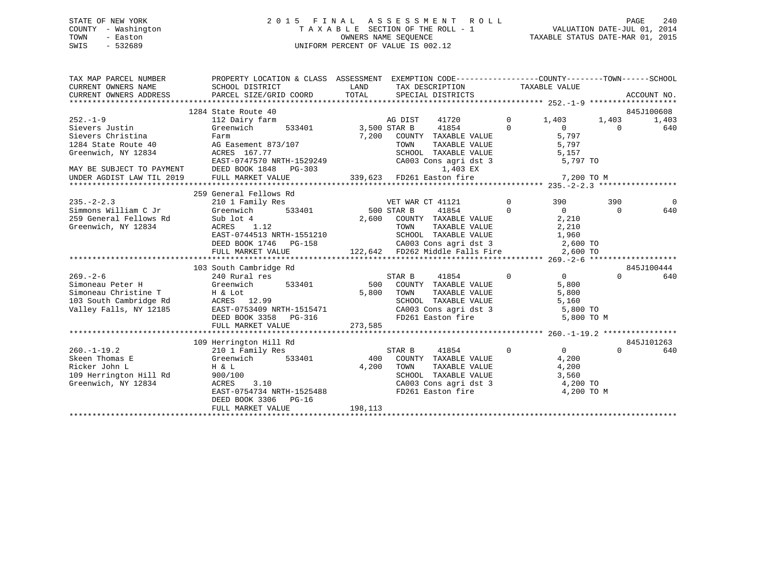STATE OF NEW YORK — 2015 FINAL ASSESSMENT ROLL
COUNTY - Washington — TAXABLE SECTION OF THE ROLL - 1 — VALUATION DATE-JUL 01, 2014
TOWN - Easton — OWNERS NAME SEQUENCE — TAXABLE STATUS DATE-MAR 01, 2015
SWIS - 532689 — UNIFORM PERCENT OF VALUE IS 002.12

| TAX MAP PARCEL NUMBER / CURRENT OWNERS NAME / CURRENT OWNERS ADDRESS | PROPERTY LOCATION & CLASS / SCHOOL DISTRICT / PARCEL SIZE/GRID COORD | ASSESSMENT LAND / TOTAL | EXEMPTION CODE / TAX DESCRIPTION / SPECIAL DISTRICTS | COUNTY TAXABLE VALUE | TOWN | SCHOOL | ACCOUNT NO. |
|---|---|---|---|---|---|---|---|
| 252.-1-9 | 1284 State Route 40 | | | | | | 845J100608 |
| Sievers Justin | 112 Dairy farm | | AG DIST 41720 0 | 1,403 | 1,403 | 1,403 | |
| Sievers Christina | Greenwich 533401 | 3,500 | STAR B 41854 0 | 0 | 0 | 640 | |
| 1284 State Route 40 | Farm | 7,200 | COUNTY TAXABLE VALUE | 5,797 | | | |
| Greenwich, NY 12834 | AG Easement 873/107 | | TOWN TAXABLE VALUE | 5,797 | | | |
| | ACRES 167.77 | | SCHOOL TAXABLE VALUE | 5,157 | | | |
| | EAST-0747570 NRTH-1529249 | | CA003 Cons agri dst 3 | 5,797 TO | | | |
| MAY BE SUBJECT TO PAYMENT | DEED BOOK 1848 PG-303 | | 1,403 EX | | | | |
| UNDER AGDIST LAW TIL 2019 | FULL MARKET VALUE | 339,623 | FD261 Easton fire | 7,200 TO M | | | |
| 235.-2-2.3 | 259 General Fellows Rd | | | | | | |
| Simmons William C Jr | 210 1 Family Res | | VET WAR CT 41121 0 | 390 | 390 | 0 | |
| 259 General Fellows Rd | Greenwich 533401 | 500 | STAR B 41854 0 | 0 | 0 | 640 | |
| Greenwich, NY 12834 | Sub lot 4 | 2,600 | COUNTY TAXABLE VALUE | 2,210 | | | |
| | ACRES 1.12 | | TOWN TAXABLE VALUE | 2,210 | | | |
| | EAST-0744513 NRTH-1551210 | | SCHOOL TAXABLE VALUE | 1,960 | | | |
| | DEED BOOK 1746 PG-158 | | CA003 Cons agri dst 3 | 2,600 TO | | | |
| | FULL MARKET VALUE | 122,642 | FD262 Middle Falls Fire | 2,600 TO | | | |
| 269.-2-6 | 103 South Cambridge Rd | | | | | | 845J100444 |
| Simoneau Peter H | 240 Rural res | | STAR B 41854 0 | 0 | 0 | 640 | |
| Simoneau Christine T | Greenwich 533401 | 500 | COUNTY TAXABLE VALUE | 5,800 | | | |
| 103 South Cambridge Rd | H & Lot | 5,800 | TOWN TAXABLE VALUE | 5,800 | | | |
| Valley Falls, NY 12185 | ACRES 12.99 | | SCHOOL TAXABLE VALUE | 5,160 | | | |
| | EAST-0753409 NRTH-1515471 | | CA003 Cons agri dst 3 | 5,800 TO | | | |
| | DEED BOOK 3358 PG-316 | | FD261 Easton fire | 5,800 TO M | | | |
| | FULL MARKET VALUE | 273,585 | | | | | |
| 260.-1-19.2 | 109 Herrington Hill Rd | | | | | | 845J101263 |
| Skeen Thomas E | 210 1 Family Res | | STAR B 41854 0 | 0 | 0 | 640 | |
| Ricker John L | Greenwich 533401 | 400 | COUNTY TAXABLE VALUE | 4,200 | | | |
| 109 Herrington Hill Rd | H & L | 4,200 | TOWN TAXABLE VALUE | 4,200 | | | |
| Greenwich, NY 12834 | 900/100 | | SCHOOL TAXABLE VALUE | 3,560 | | | |
| | ACRES 3.10 | | CA003 Cons agri dst 3 | 4,200 TO | | | |
| | EAST-0754734 NRTH-1525488 | | FD261 Easton fire | 4,200 TO M | | | |
| | DEED BOOK 3306 PG-16 | | | | | | |
| | FULL MARKET VALUE | 198,113 | | | | | |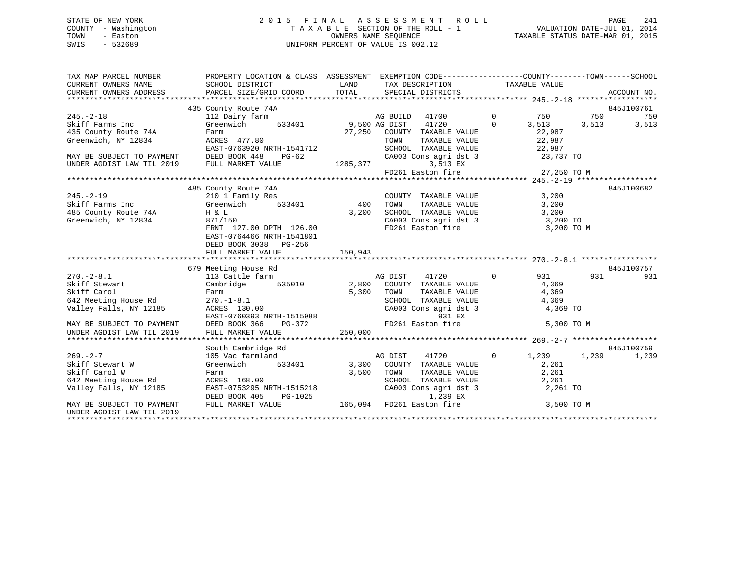STATE OF NEW YORK
COUNTY - Washington
TOWN - Easton
SWIS - 532689

2 0 1 5 F I N A L A S S E S S M E N T R O L L
T A X A B L E SECTION OF THE ROLL - 1
OWNERS NAME SEQUENCE
UNIFORM PERCENT OF VALUE IS 002.12

VALUATION DATE-JUL 01, 2014
TAXABLE STATUS DATE-MAR 01, 2015

```
TAX MAP PARCEL NUMBER          PROPERTY LOCATION & CLASS  ASSESSMENT  EXEMPTION CODE------------------COUNTY--------TOWN------SCHOOL
CURRENT OWNERS NAME            SCHOOL DISTRICT             LAND        TAX DESCRIPTION            TAXABLE VALUE
CURRENT OWNERS ADDRESS         PARCEL SIZE/GRID COORD      TOTAL       SPECIAL DISTRICTS                                    ACCOUNT NO.
******************************************************************************************************* 245.-2-18 ******************
                               435 County Route 74A                                                                         845J100761
245.-2-18                      112 Dairy farm                         AG BUILD   41700         0         750         750         750
Skiff Farms Inc                Greenwich       533401       9,500 AG DIST    41720         0       3,513       3,513       3,513
435 County Route 74A           Farm                         27,250    COUNTY  TAXABLE VALUE           22,987
Greenwich, NY 12834            ACRES  477.80                          TOWN    TAXABLE VALUE           22,987
                               EAST-0763920 NRTH-1541712              SCHOOL  TAXABLE VALUE           22,987
MAY BE SUBJECT TO PAYMENT      DEED BOOK 448    PG-62                 CA003 Cons agri dst 3             23,737 TO
UNDER AGDIST LAW TIL 2019      FULL MARKET VALUE          1285,377              3,513 EX
                                                                      FD261 Easton fire                 27,250 TO M
******************************************************************************************************* 245.-2-19 ******************
                               485 County Route 74A                                                                         845J100682
245.-2-19                      210 1 Family Res                       COUNTY  TAXABLE VALUE            3,200
Skiff Farms Inc                Greenwich       533401         400     TOWN    TAXABLE VALUE            3,200
485 County Route 74A           H & L                          3,200   SCHOOL  TAXABLE VALUE            3,200
Greenwich, NY 12834            871/150                                CA003 Cons agri dst 3              3,200 TO
                               FRNT 127.00 DPTH 126.00                FD261 Easton fire                  3,200 TO M
                               EAST-0764466 NRTH-1541801
                               DEED BOOK 3038   PG-256
                               FULL MARKET VALUE           150,943
******************************************************************************************************* 270.-2-8.1 *****************
                               679 Meeting House Rd                                                                         845J100757
270.-2-8.1                     113 Cattle farm                        AG DIST    41720         0         931         931         931
Skiff Stewart                  Cambridge       535010       2,800     COUNTY  TAXABLE VALUE            4,369
Skiff Carol                    Farm                         5,300     TOWN    TAXABLE VALUE            4,369
642 Meeting House Rd           270.-1-8.1                             SCHOOL  TAXABLE VALUE            4,369
Valley Falls, NY 12185         ACRES  130.00                          CA003 Cons agri dst 3              4,369 TO
                               EAST-0760393 NRTH-1515988                          931 EX
MAY BE SUBJECT TO PAYMENT      DEED BOOK 366    PG-372                FD261 Easton fire                  5,300 TO M
UNDER AGDIST LAW TIL 2019      FULL MARKET VALUE           250,000
******************************************************************************************************* 269.-2-7 *******************
                               South Cambridge Rd                                                                           845J100759
269.-2-7                       105 Vac farmland                       AG DIST    41720         0       1,239       1,239       1,239
Skiff Stewart W                Greenwich       533401       3,300     COUNTY  TAXABLE VALUE            2,261
Skiff Carol W                  Farm                         3,500     TOWN    TAXABLE VALUE            2,261
642 Meeting House Rd           ACRES  168.00                          SCHOOL  TAXABLE VALUE            2,261
Valley Falls, NY 12185         EAST-0753295 NRTH-1515218              CA003 Cons agri dst 3              2,261 TO
                               DEED BOOK 405    PG-1025                         1,239 EX
MAY BE SUBJECT TO PAYMENT      FULL MARKET VALUE           165,094    FD261 Easton fire                  3,500 TO M
UNDER AGDIST LAW TIL 2019
************************************************************************************************************************************
```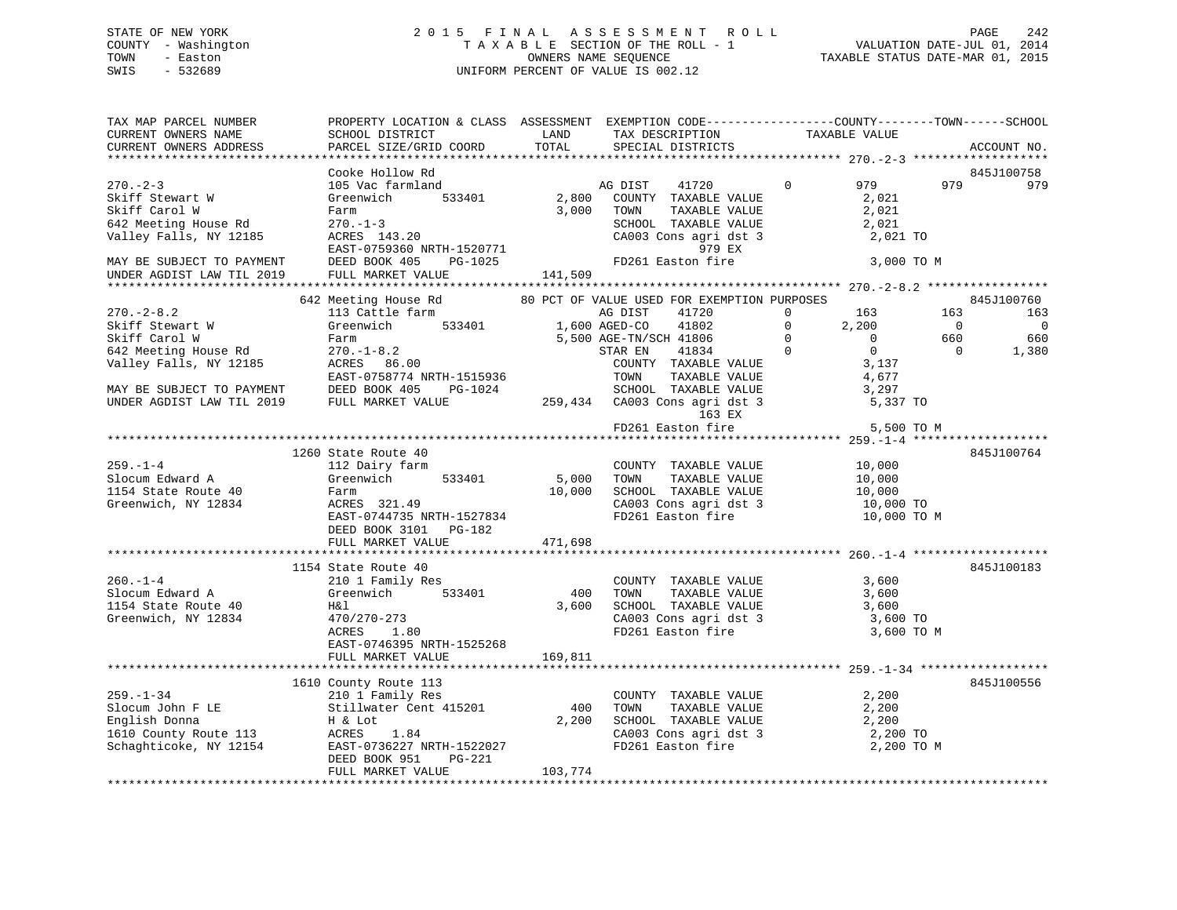STATE OF NEW YORK
COUNTY - Washington
TOWN - Easton
SWIS - 532689

2 0 1 5 F I N A L A S S E S S M E N T R O L L
T A X A B L E SECTION OF THE ROLL - 1
OWNERS NAME SEQUENCE
UNIFORM PERCENT OF VALUE IS 002.12

VALUATION DATE-JUL 01, 2014
TAXABLE STATUS DATE-MAR 01, 2015

```
TAX MAP PARCEL NUMBER          PROPERTY LOCATION & CLASS  ASSESSMENT  EXEMPTION CODE------------------COUNTY--------TOWN------SCHOOL
CURRENT OWNERS NAME            SCHOOL DISTRICT               LAND      TAX DESCRIPTION            TAXABLE VALUE
CURRENT OWNERS ADDRESS         PARCEL SIZE/GRID COORD        TOTAL     SPECIAL DISTRICTS                                    ACCOUNT NO.
******************************************************************************************************* 270.-2-3 *******************
                               Cooke Hollow Rd                                                                           845J100758
270.-2-3                       105 Vac farmland                      AG DIST    41720         0        979         979         979
Skiff Stewart W                Greenwich       533401       2,800    COUNTY  TAXABLE VALUE             2,021
Skiff Carol W                  Farm                         3,000    TOWN    TAXABLE VALUE             2,021
642 Meeting House Rd           270.-1-3                              SCHOOL  TAXABLE VALUE             2,021
Valley Falls, NY 12185         ACRES  143.20                         CA003 Cons agri dst 3              2,021 TO
                               EAST-0759360 NRTH-1520771                      979 EX
MAY BE SUBJECT TO PAYMENT      DEED BOOK 405    PG-1025              FD261 Easton fire                   3,000 TO M
UNDER AGDIST LAW TIL 2019      FULL MARKET VALUE           141,509
******************************************************************************************************* 270.-2-8.2 *****************
                               642 Meeting House Rd        80 PCT OF VALUE USED FOR EXEMPTION PURPOSES                   845J100760
270.-2-8.2                     113 Cattle farm                       AG DIST    41720         0        163         163         163
Skiff Stewart W                Greenwich       533401       1,600 AGED-CO    41802            0      2,200           0           0
Skiff Carol W                  Farm                         5,500 AGE-TN/SCH 41806            0          0         660         660
642 Meeting House Rd           270.-1-8.2                            STAR EN    41834         0          0           0       1,380
Valley Falls, NY 12185         ACRES   86.00                         COUNTY  TAXABLE VALUE             3,137
                               EAST-0758774 NRTH-1515936             TOWN    TAXABLE VALUE             4,677
MAY BE SUBJECT TO PAYMENT      DEED BOOK 405    PG-1024              SCHOOL  TAXABLE VALUE             3,297
UNDER AGDIST LAW TIL 2019      FULL MARKET VALUE           259,434   CA003 Cons agri dst 3              5,337 TO
                                                                              163 EX
                                                                     FD261 Easton fire                   5,500 TO M
******************************************************************************************************* 259.-1-4 *******************
                               1260 State Route 40                                                                       845J100764
259.-1-4                       112 Dairy farm                        COUNTY  TAXABLE VALUE            10,000
Slocum Edward A                Greenwich       533401       5,000    TOWN    TAXABLE VALUE            10,000
1154 State Route 40            Farm                        10,000    SCHOOL  TAXABLE VALUE            10,000
Greenwich, NY 12834            ACRES  321.49                         CA003 Cons agri dst 3             10,000 TO
                               EAST-0744735 NRTH-1527834             FD261 Easton fire                  10,000 TO M
                               DEED BOOK 3101   PG-182
                               FULL MARKET VALUE           471,698
******************************************************************************************************* 260.-1-4 *******************
                               1154 State Route 40                                                                       845J100183
260.-1-4                       210 1 Family Res                      COUNTY  TAXABLE VALUE             3,600
Slocum Edward A                Greenwich       533401         400    TOWN    TAXABLE VALUE             3,600
1154 State Route 40            H&l                          3,600    SCHOOL  TAXABLE VALUE             3,600
Greenwich, NY 12834            470/270-273                           CA003 Cons agri dst 3              3,600 TO
                               ACRES    1.80                         FD261 Easton fire                   3,600 TO M
                               EAST-0746395 NRTH-1525268
                               FULL MARKET VALUE           169,811
******************************************************************************************************* 259.-1-34 ******************
                               1610 County Route 113                                                                     845J100556
259.-1-34                      210 1 Family Res                      COUNTY  TAXABLE VALUE             2,200
Slocum John F LE               Stillwater Cent 415201         400    TOWN    TAXABLE VALUE             2,200
English Donna                  H & Lot                      2,200    SCHOOL  TAXABLE VALUE             2,200
1610 County Route 113          ACRES    1.84                         CA003 Cons agri dst 3              2,200 TO
Schaghticoke, NY 12154         EAST-0736227 NRTH-1522027             FD261 Easton fire                   2,200 TO M
                               DEED BOOK 951    PG-221
                               FULL MARKET VALUE           103,774
************************************************************************************************************************************
```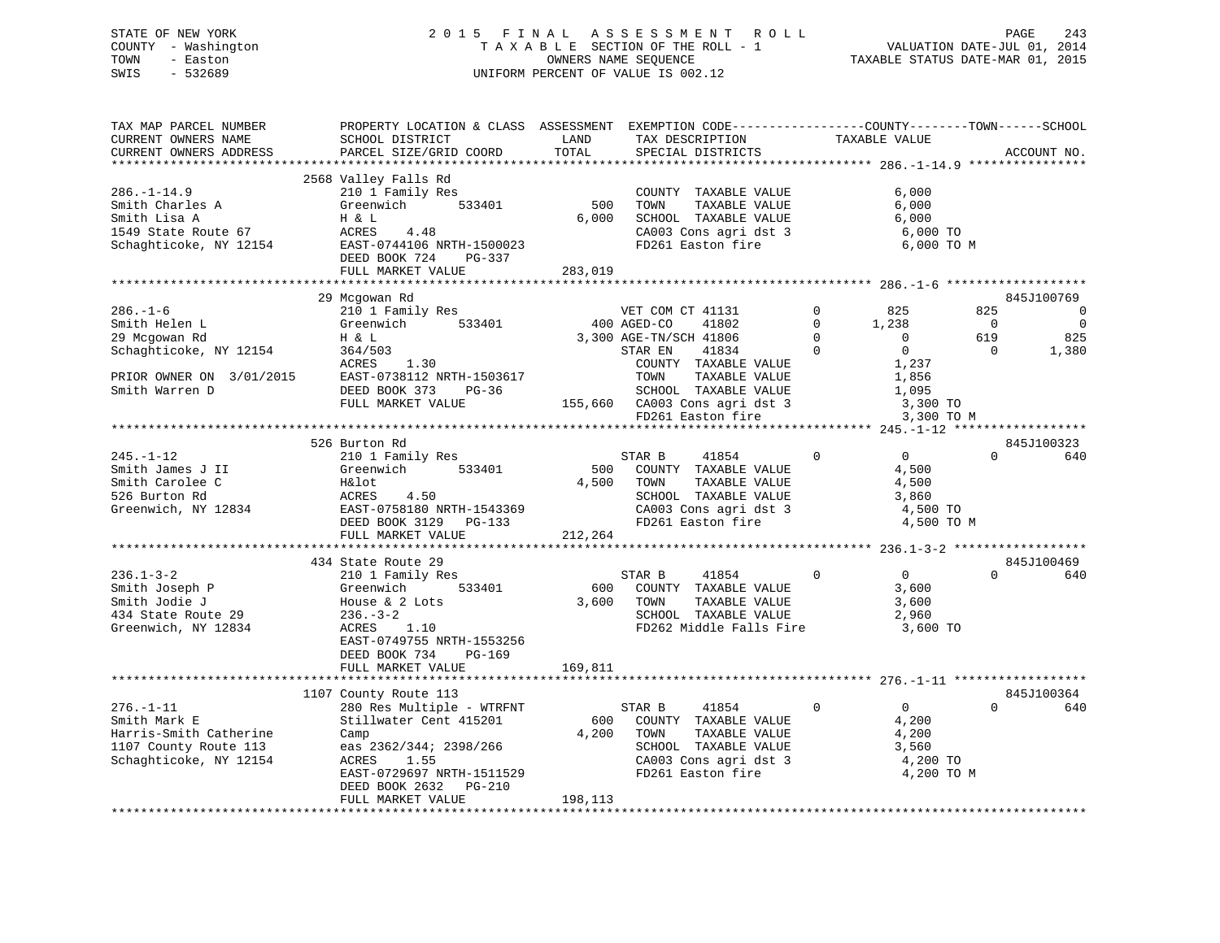STATE OF NEW YORK
COUNTY - Washington
TOWN - Easton
SWIS - 532689

2 0 1 5 F I N A L A S S E S S M E N T R O L L
T A X A B L E SECTION OF THE ROLL - 1
OWNERS NAME SEQUENCE
UNIFORM PERCENT OF VALUE IS 002.12

VALUATION DATE-JUL 01, 2014
TAXABLE STATUS DATE-MAR 01, 2015

```
TAX MAP PARCEL NUMBER          PROPERTY LOCATION & CLASS  ASSESSMENT  EXEMPTION CODE------------------COUNTY--------TOWN------SCHOOL
CURRENT OWNERS NAME            SCHOOL DISTRICT              LAND      TAX DESCRIPTION            TAXABLE VALUE
CURRENT OWNERS ADDRESS         PARCEL SIZE/GRID COORD       TOTAL     SPECIAL DISTRICTS                                    ACCOUNT NO.
****************************************************************************************************** 286.-1-14.9 ****************
                             2568 Valley Falls Rd
286.-1-14.9                    210 1 Family Res                        COUNTY  TAXABLE VALUE            6,000
Smith Charles A                Greenwich       533401         500      TOWN    TAXABLE VALUE            6,000
Smith Lisa A                   H & L                        6,000      SCHOOL  TAXABLE VALUE            6,000
1549 State Route 67            ACRES    4.48                           CA003 Cons agri dst 3             6,000 TO
Schaghticoke, NY 12154         EAST-0744106 NRTH-1500023               FD261 Easton fire                 6,000 TO M
                               DEED BOOK 724    PG-337
                               FULL MARKET VALUE          283,019
****************************************************************************************************** 286.-1-6 *******************
                             29 Mcgowan Rd                                                                              845J100769
286.-1-6                       210 1 Family Res                   VET COM CT 41131         0         825         825            0
Smith Helen L                  Greenwich       533401         400 AGED-CO    41802         0       1,238           0            0
29 Mcgowan Rd                  H & L                        3,300 AGE-TN/SCH 41806         0           0         619          825
Schaghticoke, NY 12154         364/503                            STAR EN    41834         0           0           0        1,380
                               ACRES    1.30                      COUNTY  TAXABLE VALUE             1,237
PRIOR OWNER ON  3/01/2015      EAST-0738112 NRTH-1503617          TOWN    TAXABLE VALUE             1,856
Smith Warren D                 DEED BOOK 373    PG-36             SCHOOL  TAXABLE VALUE             1,095
                               FULL MARKET VALUE          155,660 CA003 Cons agri dst 3              3,300 TO
                                                                  FD261 Easton fire                  3,300 TO M
****************************************************************************************************** 245.-1-12 ******************
                             526 Burton Rd                                                                              845J100323
245.-1-12                      210 1 Family Res                   STAR B     41854         0           0           0          640
Smith James J II               Greenwich       533401         500  COUNTY  TAXABLE VALUE             4,500
Smith Carolee C                H&lot                        4,500  TOWN    TAXABLE VALUE             4,500
526 Burton Rd                  ACRES    4.50                       SCHOOL  TAXABLE VALUE             3,860
Greenwich, NY 12834            EAST-0758180 NRTH-1543369           CA003 Cons agri dst 3             4,500 TO
                               DEED BOOK 3129   PG-133             FD261 Easton fire                 4,500 TO M
                               FULL MARKET VALUE          212,264
****************************************************************************************************** 236.1-3-2 ******************
                             434 State Route 29                                                                         845J100469
236.1-3-2                      210 1 Family Res                   STAR B     41854         0           0           0          640
Smith Joseph P                 Greenwich       533401         600  COUNTY  TAXABLE VALUE             3,600
Smith Jodie J                  House & 2 Lots               3,600  TOWN    TAXABLE VALUE             3,600
434 State Route 29             236.-3-2                            SCHOOL  TAXABLE VALUE             2,960
Greenwich, NY 12834            ACRES    1.10                       FD262 Middle Falls Fire           3,600 TO
                               EAST-0749755 NRTH-1553256
                               DEED BOOK 734    PG-169
                               FULL MARKET VALUE          169,811
****************************************************************************************************** 276.-1-11 ******************
                             1107 County Route 113                                                                      845J100364
276.-1-11                      280 Res Multiple - WTRFNT          STAR B     41854         0           0           0          640
Smith Mark E                   Stillwater Cent 415201         600  COUNTY  TAXABLE VALUE             4,200
Harris-Smith Catherine         Camp                         4,200  TOWN    TAXABLE VALUE             4,200
1107 County Route 113          eas 2362/344; 2398/266              SCHOOL  TAXABLE VALUE             3,560
Schaghticoke, NY 12154         ACRES    1.55                       CA003 Cons agri dst 3             4,200 TO
                               EAST-0729697 NRTH-1511529           FD261 Easton fire                 4,200 TO M
                               DEED BOOK 2632   PG-210
                               FULL MARKET VALUE          198,113
************************************************************************************************************************************
```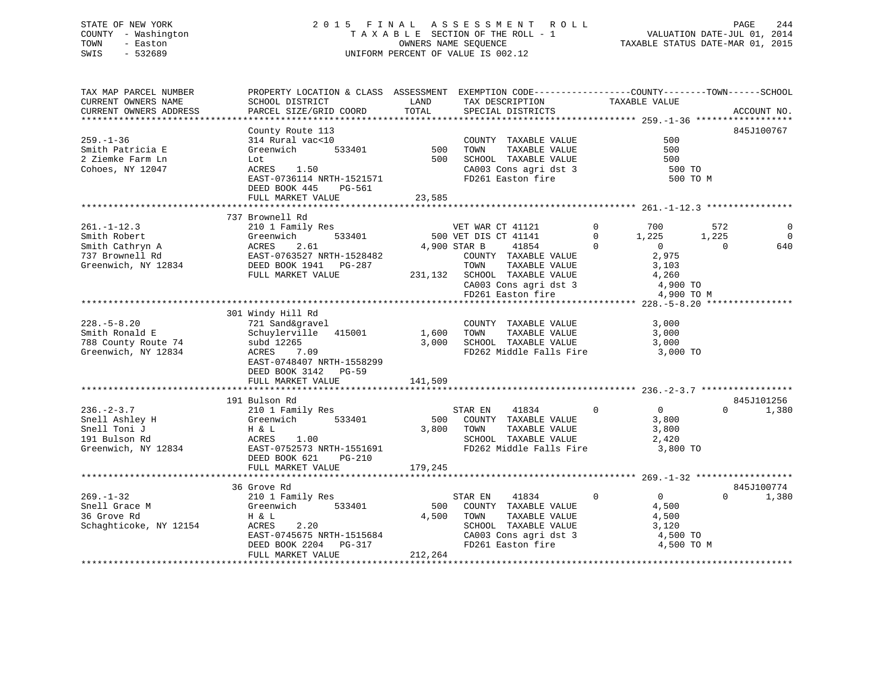STATE OF NEW YORK
COUNTY - Washington
TOWN - Easton
SWIS - 532689

2 0 1 5 F I N A L A S S E S S M E N T R O L L
T A X A B L E SECTION OF THE ROLL - 1
OWNERS NAME SEQUENCE
UNIFORM PERCENT OF VALUE IS 002.12

VALUATION DATE-JUL 01, 2014
TAXABLE STATUS DATE-MAR 01, 2015

```
TAX MAP PARCEL NUMBER     PROPERTY LOCATION & CLASS  ASSESSMENT  EXEMPTION CODE------------------COUNTY--------TOWN------SCHOOL
CURRENT OWNERS NAME       SCHOOL DISTRICT               LAND      TAX DESCRIPTION              TAXABLE VALUE
CURRENT OWNERS ADDRESS    PARCEL SIZE/GRID COORD        TOTAL     SPECIAL DISTRICTS                                        ACCOUNT NO.
******************************************************************************************************* 259.-1-36 ******************
                          County Route 113                                                                                845J100767
259.-1-36                 314 Rural vac<10                        COUNTY  TAXABLE VALUE               500
Smith Patricia E          Greenwich       533401          500     TOWN    TAXABLE VALUE               500
2 Ziemke Farm Ln          Lot                             500     SCHOOL  TAXABLE VALUE               500
Cohoes, NY 12047          ACRES    1.50                           CA003 Cons agri dst 3                500 TO
                          EAST-0736114 NRTH-1521571               FD261 Easton fire                    500 TO M
                          DEED BOOK 445    PG-561
                          FULL MARKET VALUE             23,585
******************************************************************************************************* 261.-1-12.3 ****************
                          737 Brownell Rd
261.-1-12.3               210 1 Family Res                        VET WAR CT 41121        0         700          572             0
Smith Robert              Greenwich       533401          500 VET DIS CT 41141        0       1,225        1,225             0
Smith Cathryn A           ACRES    2.61                 4,900 STAR B     41854        0           0            0           640
737 Brownell Rd           EAST-0763527 NRTH-1528482               COUNTY  TAXABLE VALUE             2,975
Greenwich, NY 12834       DEED BOOK 1941   PG-287                 TOWN    TAXABLE VALUE             3,103
                          FULL MARKET VALUE            231,132    SCHOOL  TAXABLE VALUE             4,260
                                                                  CA003 Cons agri dst 3              4,900 TO
                                                                  FD261 Easton fire                  4,900 TO M
******************************************************************************************************* 228.-5-8.20 ****************
                          301 Windy Hill Rd
228.-5-8.20               721 Sand&gravel                         COUNTY  TAXABLE VALUE             3,000
Smith Ronald E            Schuylerville   415001        1,600     TOWN    TAXABLE VALUE             3,000
788 County Route 74       subd 12265                    3,000     SCHOOL  TAXABLE VALUE             3,000
Greenwich, NY 12834       ACRES    7.09                           FD262 Middle Falls Fire            3,000 TO
                          EAST-0748407 NRTH-1558299
                          DEED BOOK 3142   PG-59
                          FULL MARKET VALUE            141,509
******************************************************************************************************* 236.-2-3.7 *****************
                          191 Bulson Rd                                                                                   845J101256
236.-2-3.7                210 1 Family Res                        STAR EN    41834        0           0            0         1,380
Snell Ashley H            Greenwich       533401          500     COUNTY  TAXABLE VALUE             3,800
Snell Toni J              H & L                         3,800     TOWN    TAXABLE VALUE             3,800
191 Bulson Rd             ACRES    1.00                           SCHOOL  TAXABLE VALUE             2,420
Greenwich, NY 12834       EAST-0752573 NRTH-1551691               FD262 Middle Falls Fire            3,800 TO
                          DEED BOOK 621    PG-210
                          FULL MARKET VALUE            179,245
******************************************************************************************************* 269.-1-32 ******************
                          36 Grove Rd                                                                                     845J100774
269.-1-32                 210 1 Family Res                        STAR EN    41834        0           0            0         1,380
Snell Grace M             Greenwich       533401          500     COUNTY  TAXABLE VALUE             4,500
36 Grove Rd               H & L                         4,500     TOWN    TAXABLE VALUE             4,500
Schaghticoke, NY 12154    ACRES    2.20                           SCHOOL  TAXABLE VALUE             3,120
                          EAST-0745675 NRTH-1515684               CA003 Cons agri dst 3              4,500 TO
                          DEED BOOK 2204   PG-317                 FD261 Easton fire                  4,500 TO M
                          FULL MARKET VALUE            212,264
************************************************************************************************************************************
```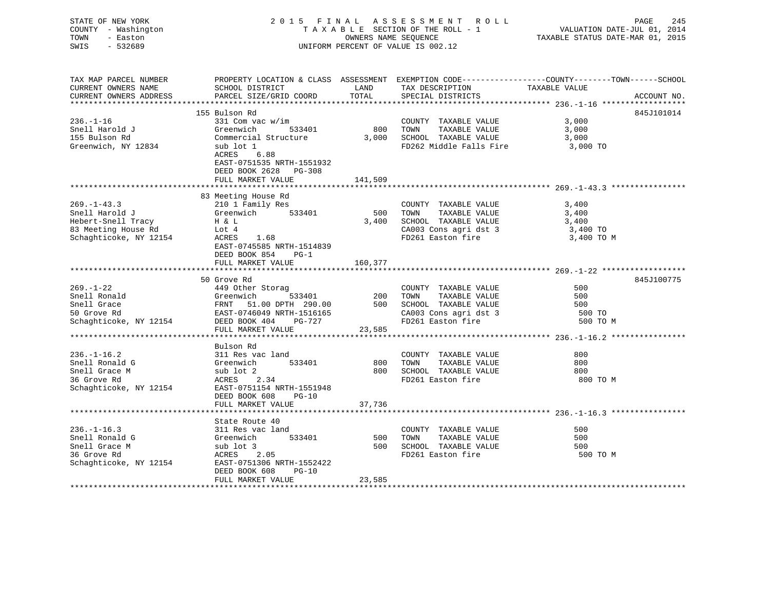STATE OF NEW YORK
COUNTY - Washington
TOWN - Easton
SWIS - 532689

2015 FINAL ASSESSMENT ROLL
TAXABLE SECTION OF THE ROLL - 1
OWNERS NAME SEQUENCE
UNIFORM PERCENT OF VALUE IS 002.12

VALUATION DATE-JUL 01, 2014
TAXABLE STATUS DATE-MAR 01, 2015

| TAX MAP PARCEL NUMBER / CURRENT OWNERS NAME / CURRENT OWNERS ADDRESS | PROPERTY LOCATION & CLASS / SCHOOL DISTRICT / PARCEL SIZE/GRID COORD | ASSESSMENT LAND / TOTAL | EXEMPTION CODE / TAX DESCRIPTION / SPECIAL DISTRICTS | COUNTY / TOWN / SCHOOL TAXABLE VALUE | ACCOUNT NO. |
|---|---|---|---|---|---|
| 236.-1-16 | 155 Bulson Rd | | | | 845J101014 |
| | 331 Com vac w/im | | COUNTY TAXABLE VALUE | 3,000 | |
| Snell Harold J | Greenwich 533401 | 800 | TOWN TAXABLE VALUE | 3,000 | |
| 155 Bulson Rd | Commercial Structure | 3,000 | SCHOOL TAXABLE VALUE | 3,000 | |
| Greenwich, NY 12834 | sub lot 1 | | FD262 Middle Falls Fire | 3,000 TO | |
| | ACRES 6.88 | | | | |
| | EAST-0751535 NRTH-1551932 | | | | |
| | DEED BOOK 2628 PG-308 | | | | |
| | FULL MARKET VALUE | 141,509 | | | |
| 269.-1-43.3 | 83 Meeting House Rd | | | | |
| | 210 1 Family Res | | COUNTY TAXABLE VALUE | 3,400 | |
| Snell Harold J | Greenwich 533401 | 500 | TOWN TAXABLE VALUE | 3,400 | |
| Hebert-Snell Tracy | H & L | 3,400 | SCHOOL TAXABLE VALUE | 3,400 | |
| 83 Meeting House Rd | Lot 4 | | CA003 Cons agri dst 3 | 3,400 TO | |
| Schaghticoke, NY 12154 | ACRES 1.68 | | FD261 Easton fire | 3,400 TO M | |
| | EAST-0745585 NRTH-1514839 | | | | |
| | DEED BOOK 854 PG-1 | | | | |
| | FULL MARKET VALUE | 160,377 | | | |
| 269.-1-22 | 50 Grove Rd | | | | 845J100775 |
| | 449 Other Storag | | COUNTY TAXABLE VALUE | 500 | |
| Snell Ronald | Greenwich 533401 | 200 | TOWN TAXABLE VALUE | 500 | |
| Snell Grace | FRNT 51.00 DPTH 290.00 | 500 | SCHOOL TAXABLE VALUE | 500 | |
| 50 Grove Rd | EAST-0746049 NRTH-1516165 | | CA003 Cons agri dst 3 | 500 TO | |
| Schaghticoke, NY 12154 | DEED BOOK 404 PG-727 | | FD261 Easton fire | 500 TO M | |
| | FULL MARKET VALUE | 23,585 | | | |
| 236.-1-16.2 | Bulson Rd | | | | |
| | 311 Res vac land | | COUNTY TAXABLE VALUE | 800 | |
| Snell Ronald G | Greenwich 533401 | 800 | TOWN TAXABLE VALUE | 800 | |
| Snell Grace M | sub lot 2 | 800 | SCHOOL TAXABLE VALUE | 800 | |
| 36 Grove Rd | ACRES 2.34 | | FD261 Easton fire | 800 TO M | |
| Schaghticoke, NY 12154 | EAST-0751154 NRTH-1551948 | | | | |
| | DEED BOOK 608 PG-10 | | | | |
| | FULL MARKET VALUE | 37,736 | | | |
| 236.-1-16.3 | State Route 40 | | | | |
| | 311 Res vac land | | COUNTY TAXABLE VALUE | 500 | |
| Snell Ronald G | Greenwich 533401 | 500 | TOWN TAXABLE VALUE | 500 | |
| Snell Grace M | sub lot 3 | 500 | SCHOOL TAXABLE VALUE | 500 | |
| 36 Grove Rd | ACRES 2.05 | | FD261 Easton fire | 500 TO M | |
| Schaghticoke, NY 12154 | EAST-0751306 NRTH-1552422 | | | | |
| | DEED BOOK 608 PG-10 | | | | |
| | FULL MARKET VALUE | 23,585 | | | |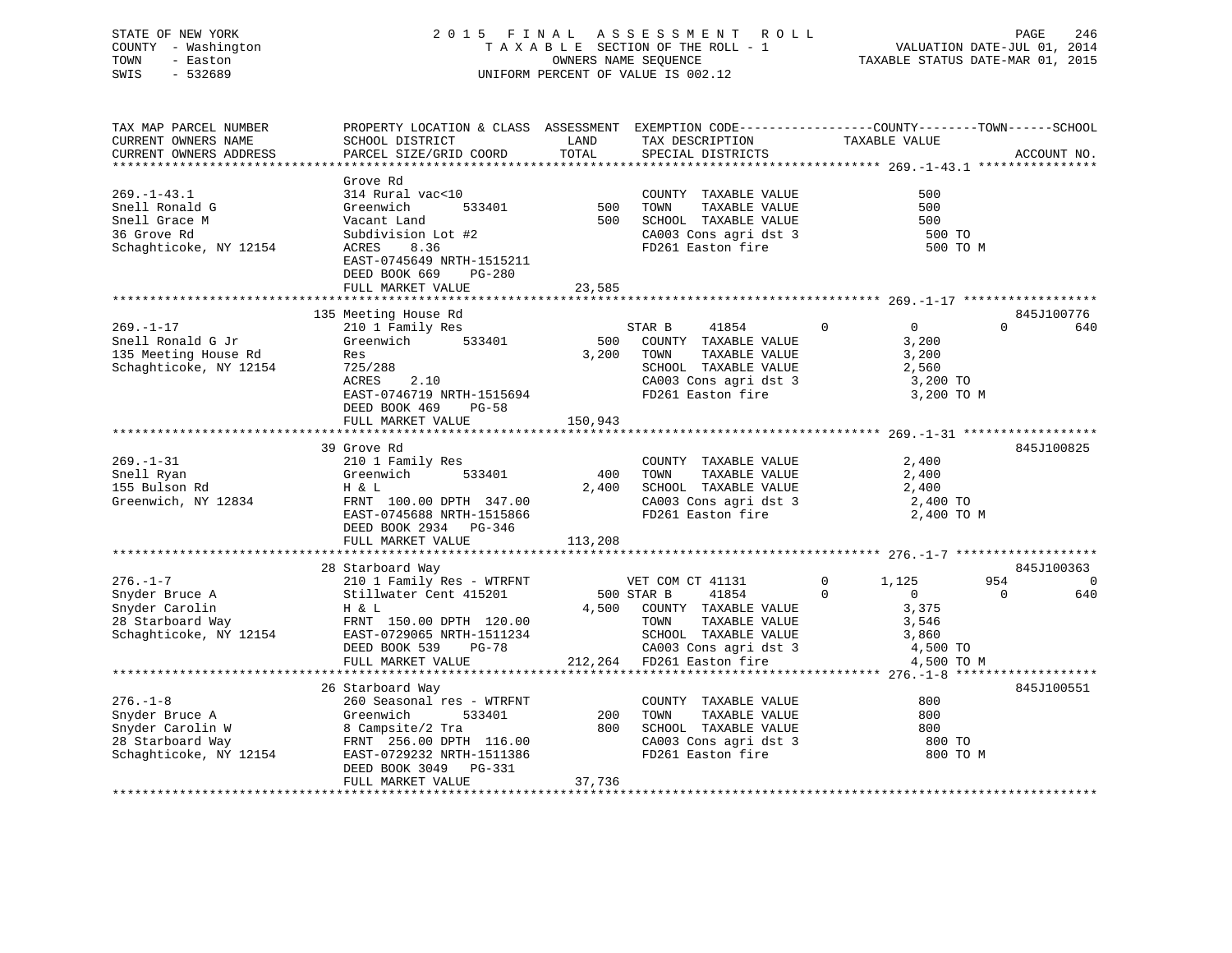STATE OF NEW YORK
COUNTY - Washington
TOWN - Easton
SWIS - 532689

2015 FINAL ASSESSMENT ROLL
TAXABLE SECTION OF THE ROLL - 1
OWNERS NAME SEQUENCE
UNIFORM PERCENT OF VALUE IS 002.12

VALUATION DATE-JUL 01, 2014
TAXABLE STATUS DATE-MAR 01, 2015

| TAX MAP PARCEL NUMBER / CURRENT OWNERS NAME / CURRENT OWNERS ADDRESS | PROPERTY LOCATION & CLASS / SCHOOL DISTRICT / PARCEL SIZE/GRID COORD | ASSESSMENT LAND / TOTAL | EXEMPTION CODE / TAX DESCRIPTION / SPECIAL DISTRICTS | COUNTY | TOWN | SCHOOL | ACCOUNT NO. |
|---|---|---|---|---|---|---|---|
| **269.-1-43.1** | Grove Rd | | | | | | |
| Snell Ronald G | 314 Rural vac<10 | | COUNTY TAXABLE VALUE | 500 | | | |
| Snell Grace M | Greenwich 533401 | 500 | TOWN TAXABLE VALUE | | 500 | | |
| 36 Grove Rd | Vacant Land | 500 | SCHOOL TAXABLE VALUE | | | 500 | |
| Schaghticoke, NY 12154 | Subdivision Lot #2 | | CA003 Cons agri dst 3 | 500 TO | | | |
| | ACRES 8.36 | | FD261 Easton fire | 500 TO M | | | |
| | EAST-0745649 NRTH-1515211 | | | | | | |
| | DEED BOOK 669 PG-280 | | | | | | |
| | FULL MARKET VALUE | 23,585 | | | | | |
| **269.-1-17** | 135 Meeting House Rd | | | | | | 845J100776 |
| Snell Ronald G Jr | 210 1 Family Res | | STAR B 41854 0 | 0 | 0 | 640 | |
| 135 Meeting House Rd | Greenwich 533401 | 500 | COUNTY TAXABLE VALUE | 3,200 | | | |
| Schaghticoke, NY 12154 | Res | 3,200 | TOWN TAXABLE VALUE | | 3,200 | | |
| | 725/288 | | SCHOOL TAXABLE VALUE | | | 2,560 | |
| | ACRES 2.10 | | CA003 Cons agri dst 3 | 3,200 TO | | | |
| | EAST-0746719 NRTH-1515694 | | FD261 Easton fire | 3,200 TO M | | | |
| | DEED BOOK 469 PG-58 | | | | | | |
| | FULL MARKET VALUE | 150,943 | | | | | |
| **269.-1-31** | 39 Grove Rd | | | | | | 845J100825 |
| Snell Ryan | 210 1 Family Res | | COUNTY TAXABLE VALUE | 2,400 | | | |
| 155 Bulson Rd | Greenwich 533401 | 400 | TOWN TAXABLE VALUE | | 2,400 | | |
| Greenwich, NY 12834 | H & L | 2,400 | SCHOOL TAXABLE VALUE | | | 2,400 | |
| | FRNT 100.00 DPTH 347.00 | | CA003 Cons agri dst 3 | 2,400 TO | | | |
| | EAST-0745688 NRTH-1515866 | | FD261 Easton fire | 2,400 TO M | | | |
| | DEED BOOK 2934 PG-346 | | | | | | |
| | FULL MARKET VALUE | 113,208 | | | | | |
| **276.-1-7** | 28 Starboard Way | | | | | | 845J100363 |
| Snyder Bruce A | 210 1 Family Res - WTRFNT | | VET COM CT 41131 0 | 1,125 | 954 | 0 | |
| Snyder Carolin | Stillwater Cent 415201 | 500 | STAR B 41854 0 | 0 | 0 | 640 | |
| 28 Starboard Way | H & L | 4,500 | COUNTY TAXABLE VALUE | 3,375 | | | |
| Schaghticoke, NY 12154 | FRNT 150.00 DPTH 120.00 | | TOWN TAXABLE VALUE | | 3,546 | | |
| | EAST-0729065 NRTH-1511234 | | SCHOOL TAXABLE VALUE | | | 3,860 | |
| | DEED BOOK 539 PG-78 | | CA003 Cons agri dst 3 | 4,500 TO | | | |
| | FULL MARKET VALUE | 212,264 | FD261 Easton fire | 4,500 TO M | | | |
| **276.-1-8** | 26 Starboard Way | | | | | | 845J100551 |
| Snyder Bruce A | 260 Seasonal res - WTRFNT | | COUNTY TAXABLE VALUE | 800 | | | |
| Snyder Carolin W | Greenwich 533401 | 200 | TOWN TAXABLE VALUE | | 800 | | |
| 28 Starboard Way | 8 Campsite/2 Tra | 800 | SCHOOL TAXABLE VALUE | | | 800 | |
| Schaghticoke, NY 12154 | FRNT 256.00 DPTH 116.00 | | CA003 Cons agri dst 3 | 800 TO | | | |
| | EAST-0729232 NRTH-1511386 | | FD261 Easton fire | 800 TO M | | | |
| | DEED BOOK 3049 PG-331 | | | | | | |
| | FULL MARKET VALUE | 37,736 | | | | | |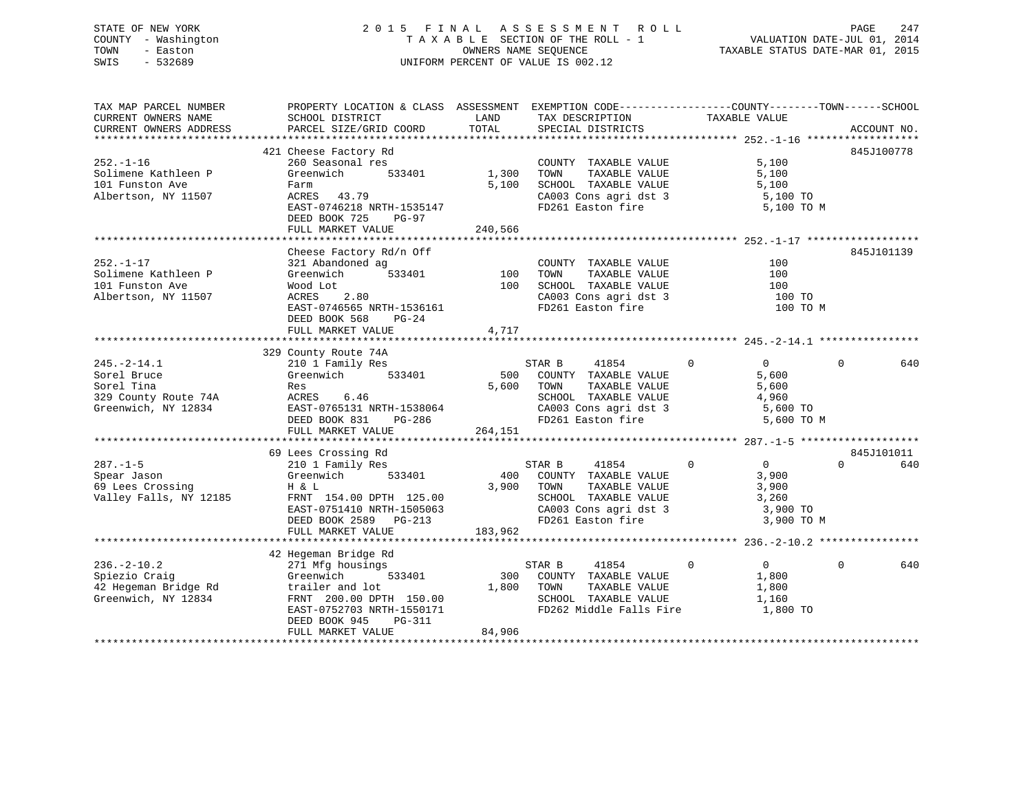STATE OF NEW YORK
COUNTY - Washington
TOWN - Easton
SWIS - 532689

2015 FINAL ASSESSMENT ROLL
TAXABLE SECTION OF THE ROLL - 1
OWNERS NAME SEQUENCE
UNIFORM PERCENT OF VALUE IS 002.12

VALUATION DATE-JUL 01, 2014
TAXABLE STATUS DATE-MAR 01, 2015

```
TAX MAP PARCEL NUMBER      PROPERTY LOCATION & CLASS  ASSESSMENT  EXEMPTION CODE------------------COUNTY--------TOWN------SCHOOL
CURRENT OWNERS NAME        SCHOOL DISTRICT               LAND      TAX DESCRIPTION            TAXABLE VALUE
CURRENT OWNERS ADDRESS     PARCEL SIZE/GRID COORD        TOTAL     SPECIAL DISTRICTS                                    ACCOUNT NO.
******************************************************************************************************* 252.-1-16 ******************
                           421 Cheese Factory Rd                                                                         845J100778
252.-1-16                  260 Seasonal res                        COUNTY  TAXABLE VALUE              5,100
Solimene Kathleen P        Greenwich       533401        1,300    TOWN    TAXABLE VALUE              5,100
101 Funston Ave            Farm                          5,100    SCHOOL  TAXABLE VALUE              5,100
Albertson, NY 11507        ACRES   43.79                           CA003 Cons agri dst 3              5,100 TO
                           EAST-0746218 NRTH-1535147               FD261 Easton fire                  5,100 TO M
                           DEED BOOK 725    PG-97
                           FULL MARKET VALUE           240,566
******************************************************************************************************* 252.-1-17 ******************
                           Cheese Factory Rd/n Off                                                                       845J101139
252.-1-17                  321 Abandoned ag                        COUNTY  TAXABLE VALUE                100
Solimene Kathleen P        Greenwich       533401          100    TOWN    TAXABLE VALUE                100
101 Funston Ave            Wood Lot                        100    SCHOOL  TAXABLE VALUE                100
Albertson, NY 11507        ACRES    2.80                           CA003 Cons agri dst 3                100 TO
                           EAST-0746565 NRTH-1536161               FD261 Easton fire                    100 TO M
                           DEED BOOK 568    PG-24
                           FULL MARKET VALUE             4,717
******************************************************************************************************* 245.-2-14.1 ****************
                           329 County Route 74A
245.-2-14.1                210 1 Family Res                    STAR B      41854         0              0            0          640
Sorel Bruce                Greenwich       533401          500    COUNTY  TAXABLE VALUE              5,600
Sorel Tina                 Res                           5,600    TOWN    TAXABLE VALUE              5,600
329 County Route 74A       ACRES    6.46                           SCHOOL  TAXABLE VALUE              4,960
Greenwich, NY 12834        EAST-0765131 NRTH-1538064               CA003 Cons agri dst 3              5,600 TO
                           DEED BOOK 831    PG-286                 FD261 Easton fire                  5,600 TO M
                           FULL MARKET VALUE           264,151
******************************************************************************************************* 287.-1-5 *******************
                           69 Lees Crossing Rd                                                                           845J101011
287.-1-5                   210 1 Family Res                    STAR B      41854         0              0            0          640
Spear Jason                Greenwich       533401          400    COUNTY  TAXABLE VALUE              3,900
69 Lees Crossing           H & L                         3,900    TOWN    TAXABLE VALUE              3,900
Valley Falls, NY 12185     FRNT 154.00 DPTH 125.00                 SCHOOL  TAXABLE VALUE              3,260
                           EAST-0751410 NRTH-1505063               CA003 Cons agri dst 3              3,900 TO
                           DEED BOOK 2589   PG-213                 FD261 Easton fire                  3,900 TO M
                           FULL MARKET VALUE           183,962
******************************************************************************************************* 236.-2-10.2 ****************
                           42 Hegeman Bridge Rd
236.-2-10.2                271 Mfg housings                    STAR B      41854         0              0            0          640
Spiezio Craig              Greenwich       533401          300    COUNTY  TAXABLE VALUE              1,800
42 Hegeman Bridge Rd       trailer and lot               1,800    TOWN    TAXABLE VALUE              1,800
Greenwich, NY 12834        FRNT 200.00 DPTH 150.00                 SCHOOL  TAXABLE VALUE              1,160
                           EAST-0752703 NRTH-1550171               FD262 Middle Falls Fire            1,800 TO
                           DEED BOOK 945    PG-311
                           FULL MARKET VALUE            84,906
************************************************************************************************************************************
```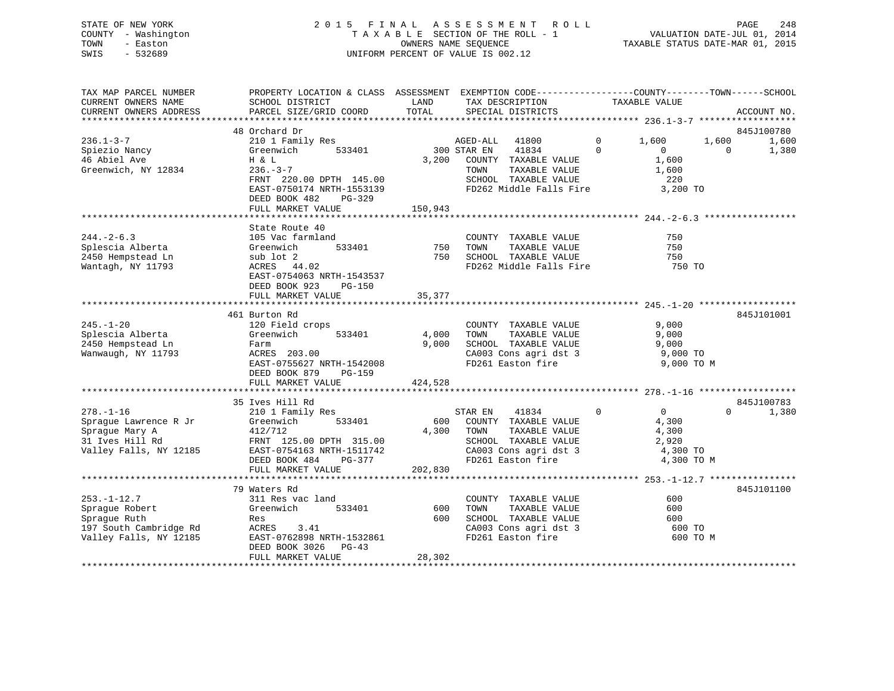STATE OF NEW YORK
COUNTY - Washington
TOWN - Easton
SWIS - 532689

2015 FINAL ASSESSMENT ROLL
TAXABLE SECTION OF THE ROLL - 1
OWNERS NAME SEQUENCE
UNIFORM PERCENT OF VALUE IS 002.12

VALUATION DATE-JUL 01, 2014
TAXABLE STATUS DATE-MAR 01, 2015

```
TAX MAP PARCEL NUMBER      PROPERTY LOCATION & CLASS  ASSESSMENT  EXEMPTION CODE------------------COUNTY--------TOWN------SCHOOL
CURRENT OWNERS NAME        SCHOOL DISTRICT               LAND      TAX DESCRIPTION            TAXABLE VALUE
CURRENT OWNERS ADDRESS     PARCEL SIZE/GRID COORD        TOTAL     SPECIAL DISTRICTS                                      ACCOUNT NO.
****************************************************************************************************** 236.1-3-7 ******************
                           48 Orchard Dr                                                                                  845J100780
236.1-3-7                  210 1 Family Res                   AGED-ALL   41800         0       1,600       1,600       1,600
Spiezio Nancy              Greenwich       533401         300 STAR EN    41834         0           0           0       1,380
46 Abiel Ave               H & L                        3,200   COUNTY  TAXABLE VALUE              1,600
Greenwich, NY 12834        236.-3-7                             TOWN    TAXABLE VALUE              1,600
                           FRNT 220.00 DPTH 145.00              SCHOOL  TAXABLE VALUE                220
                           EAST-0750174 NRTH-1553139            FD262 Middle Falls Fire            3,200 TO
                           DEED BOOK 482    PG-329
                           FULL MARKET VALUE          150,943
****************************************************************************************************** 244.-2-6.3 *****************
                           State Route 40
244.-2-6.3                 105 Vac farmland                     COUNTY  TAXABLE VALUE                750
Splescia Alberta           Greenwich       533401         750   TOWN    TAXABLE VALUE                750
2450 Hempstead Ln          sub lot 2                      750   SCHOOL  TAXABLE VALUE                750
Wantagh, NY 11793          ACRES  44.02                         FD262 Middle Falls Fire              750 TO
                           EAST-0754063 NRTH-1543537
                           DEED BOOK 923    PG-150
                           FULL MARKET VALUE           35,377
****************************************************************************************************** 245.-1-20 ******************
                           461 Burton Rd                                                                                  845J101001
245.-1-20                  120 Field crops                      COUNTY  TAXABLE VALUE              9,000
Splescia Alberta           Greenwich       533401       4,000   TOWN    TAXABLE VALUE              9,000
2450 Hempstead Ln          Farm                         9,000   SCHOOL  TAXABLE VALUE              9,000
Wanwaugh, NY 11793         ACRES 203.00                         CA003 Cons agri dst 3              9,000 TO
                           EAST-0755627 NRTH-1542008            FD261 Easton fire                  9,000 TO M
                           DEED BOOK 879    PG-159
                           FULL MARKET VALUE          424,528
****************************************************************************************************** 278.-1-16 ******************
                           35 Ives Hill Rd                                                                                845J100783
278.-1-16                  210 1 Family Res                   STAR EN    41834         0           0           0       1,380
Sprague Lawrence R Jr      Greenwich       533401         600   COUNTY  TAXABLE VALUE              4,300
Sprague Mary A             412/712                      4,300   TOWN    TAXABLE VALUE              4,300
31 Ives Hill Rd            FRNT 125.00 DPTH 315.00              SCHOOL  TAXABLE VALUE              2,920
Valley Falls, NY 12185     EAST-0754163 NRTH-1511742            CA003 Cons agri dst 3              4,300 TO
                           DEED BOOK 484    PG-377              FD261 Easton fire                  4,300 TO M
                           FULL MARKET VALUE          202,830
****************************************************************************************************** 253.-1-12.7 ****************
                           79 Waters Rd                                                                                   845J101100
253.-1-12.7                311 Res vac land                     COUNTY  TAXABLE VALUE                600
Sprague Robert             Greenwich       533401         600   TOWN    TAXABLE VALUE                600
Sprague Ruth               Res                            600   SCHOOL  TAXABLE VALUE                600
197 South Cambridge Rd     ACRES   3.41                         CA003 Cons agri dst 3                600 TO
Valley Falls, NY 12185     EAST-0762898 NRTH-1532861            FD261 Easton fire                    600 TO M
                           DEED BOOK 3026   PG-43
                           FULL MARKET VALUE           28,302
************************************************************************************************************************************
```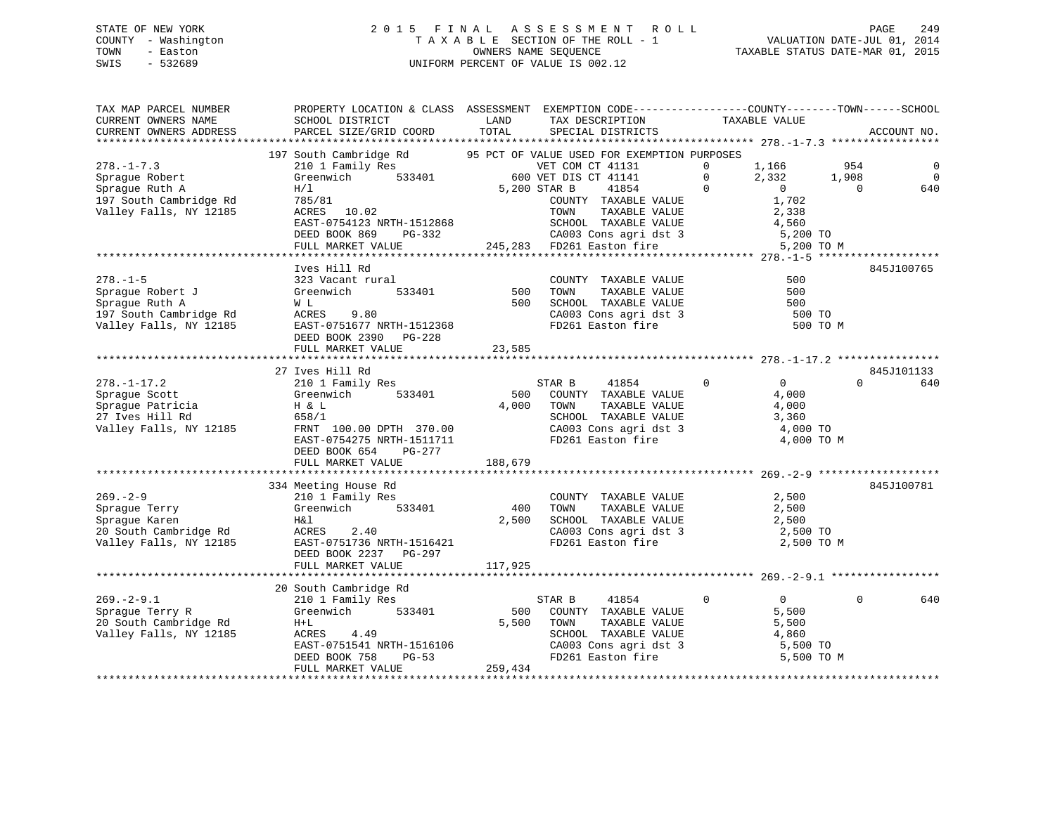STATE OF NEW YORK
COUNTY - Washington
TOWN - Easton
SWIS - 532689

2 0 1 5 F I N A L A S S E S S M E N T R O L L
T A X A B L E SECTION OF THE ROLL - 1
OWNERS NAME SEQUENCE
UNIFORM PERCENT OF VALUE IS 002.12

VALUATION DATE-JUL 01, 2014
TAXABLE STATUS DATE-MAR 01, 2015

```
TAX MAP PARCEL NUMBER          PROPERTY LOCATION & CLASS  ASSESSMENT  EXEMPTION CODE------------------COUNTY--------TOWN------SCHOOL
CURRENT OWNERS NAME            SCHOOL DISTRICT             LAND       TAX DESCRIPTION            TAXABLE VALUE
CURRENT OWNERS ADDRESS         PARCEL SIZE/GRID COORD      TOTAL      SPECIAL DISTRICTS                                    ACCOUNT NO.
******************************************************************************************************* 278.-1-7.3 *****************
                               197 South Cambridge Rd        95 PCT OF VALUE USED FOR EXEMPTION PURPOSES
278.-1-7.3                     210 1 Family Res                 VET COM CT 41131        0       1,166        954              0
Sprague Robert                 Greenwich       533401         600 VET DIS CT 41141        0       2,332      1,908              0
Sprague Ruth A                 H/l                          5,200 STAR B     41854        0           0          0            640
197 South Cambridge Rd         785/81                             COUNTY  TAXABLE VALUE             1,702
Valley Falls, NY 12185         ACRES   10.02                      TOWN    TAXABLE VALUE             2,338
                               EAST-0754123 NRTH-1512868          SCHOOL  TAXABLE VALUE             4,560
                               DEED BOOK 869    PG-332            CA003 Cons agri dst 3              5,200 TO
                               FULL MARKET VALUE           245,283  FD261 Easton fire                 5,200 TO M
******************************************************************************************************* 278.-1-5 *******************
                               Ives Hill Rd                                                                           845J100765
278.-1-5                       323 Vacant rural                   COUNTY  TAXABLE VALUE               500
Sprague Robert J               Greenwich       533401         500 TOWN    TAXABLE VALUE               500
Sprague Ruth A                 W L                            500 SCHOOL  TAXABLE VALUE               500
197 South Cambridge Rd         ACRES    9.80                      CA003 Cons agri dst 3                500 TO
Valley Falls, NY 12185         EAST-0751677 NRTH-1512368          FD261 Easton fire                    500 TO M
                               DEED BOOK 2390   PG-228
                               FULL MARKET VALUE            23,585
******************************************************************************************************* 278.-1-17.2 ****************
                               27 Ives Hill Rd                                                                        845J101133
278.-1-17.2                    210 1 Family Res                   STAR B     41854        0           0          0            640
Sprague Scott                  Greenwich       533401         500 COUNTY  TAXABLE VALUE             4,000
Sprague Patricia               H & L                        4,000 TOWN    TAXABLE VALUE             4,000
27 Ives Hill Rd                658/1                              SCHOOL  TAXABLE VALUE             3,360
Valley Falls, NY 12185         FRNT 100.00 DPTH 370.00            CA003 Cons agri dst 3              4,000 TO
                               EAST-0754275 NRTH-1511711          FD261 Easton fire                  4,000 TO M
                               DEED BOOK 654    PG-277
                               FULL MARKET VALUE           188,679
******************************************************************************************************* 269.-2-9 *******************
                               334 Meeting House Rd                                                                   845J100781
269.-2-9                       210 1 Family Res                   COUNTY  TAXABLE VALUE             2,500
Sprague Terry                  Greenwich       533401         400 TOWN    TAXABLE VALUE             2,500
Sprague Karen                  H&l                          2,500 SCHOOL  TAXABLE VALUE             2,500
20 South Cambridge Rd          ACRES    2.40                      CA003 Cons agri dst 3              2,500 TO
Valley Falls, NY 12185         EAST-0751736 NRTH-1516421          FD261 Easton fire                  2,500 TO M
                               DEED BOOK 2237   PG-297
                               FULL MARKET VALUE           117,925
******************************************************************************************************* 269.-2-9.1 *****************
                               20 South Cambridge Rd
269.-2-9.1                     210 1 Family Res                   STAR B     41854        0           0          0            640
Sprague Terry R                Greenwich       533401         500 COUNTY  TAXABLE VALUE             5,500
20 South Cambridge Rd          H+L                          5,500 TOWN    TAXABLE VALUE             5,500
Valley Falls, NY 12185         ACRES    4.49                      SCHOOL  TAXABLE VALUE             4,860
                               EAST-0751541 NRTH-1516106          CA003 Cons agri dst 3              5,500 TO
                               DEED BOOK 758    PG-53             FD261 Easton fire                  5,500 TO M
                               FULL MARKET VALUE           259,434
************************************************************************************************************************************
```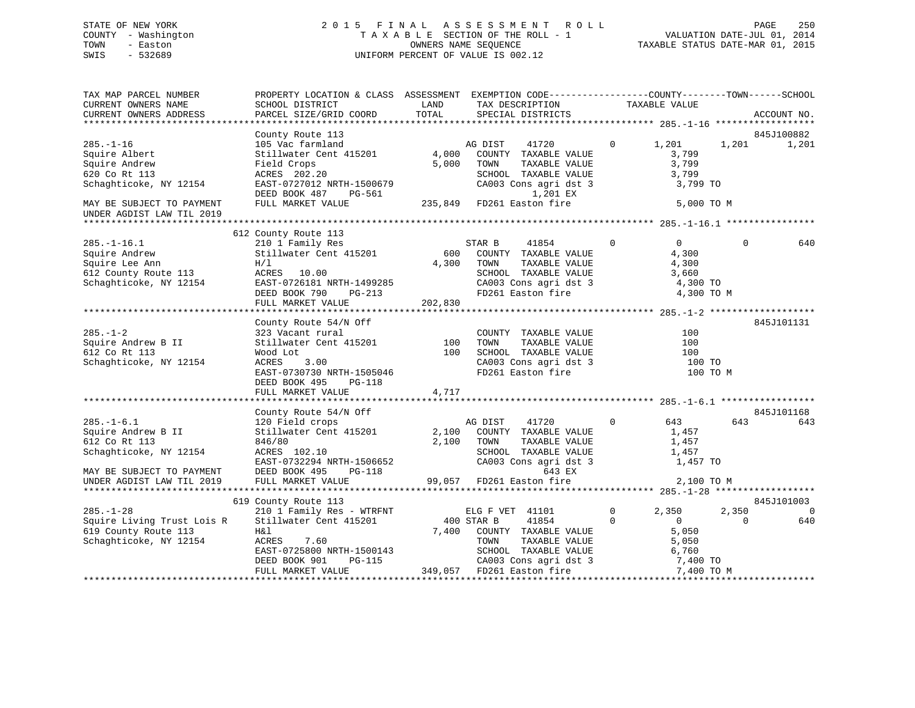STATE OF NEW YORK
COUNTY - Washington
TOWN - Easton
SWIS - 532689

# 2015 FINAL ASSESSMENT ROLL
TAXABLE SECTION OF THE ROLL - 1
OWNERS NAME SEQUENCE
UNIFORM PERCENT OF VALUE IS 002.12

VALUATION DATE-JUL 01, 2014
TAXABLE STATUS DATE-MAR 01, 2015

```
TAX MAP PARCEL NUMBER          PROPERTY LOCATION & CLASS  ASSESSMENT  EXEMPTION CODE------------------COUNTY--------TOWN------SCHOOL
CURRENT OWNERS NAME            SCHOOL DISTRICT               LAND      TAX DESCRIPTION            TAXABLE VALUE
CURRENT OWNERS ADDRESS         PARCEL SIZE/GRID COORD        TOTAL     SPECIAL DISTRICTS                                 ACCOUNT NO.
******************************************************************************************************* 285.-1-16 ******************
                               County Route 113                                                                          845J100882
285.-1-16                      105 Vac farmland                        AG DIST      41720         0       1,201      1,201      1,201
Squire Albert                  Stillwater Cent 415201        4,000     COUNTY  TAXABLE VALUE              3,799
Squire Andrew                  Field Crops                   5,000     TOWN    TAXABLE VALUE              3,799
620 Co Rt 113                  ACRES  202.20                           SCHOOL  TAXABLE VALUE              3,799
Schaghticoke, NY 12154         EAST-0727012 NRTH-1500679               CA003 Cons agri dst 3              3,799 TO
                               DEED BOOK 487     PG-561                          1,201 EX
MAY BE SUBJECT TO PAYMENT      FULL MARKET VALUE           235,849     FD261 Easton fire                  5,000 TO M
UNDER AGDIST LAW TIL 2019
******************************************************************************************************* 285.-1-16.1 ****************
                               612 County Route 113
285.-1-16.1                    210 1 Family Res                        STAR B       41854         0           0          0        640
Squire Andrew                  Stillwater Cent 415201          600     COUNTY  TAXABLE VALUE              4,300
Squire Lee Ann                 H/l                           4,300     TOWN    TAXABLE VALUE              4,300
612 County Route 113           ACRES   10.00                           SCHOOL  TAXABLE VALUE              3,660
Schaghticoke, NY 12154         EAST-0726181 NRTH-1499285               CA003 Cons agri dst 3              4,300 TO
                               DEED BOOK 790     PG-213                FD261 Easton fire                  4,300 TO M
                               FULL MARKET VALUE           202,830
******************************************************************************************************* 285.-1-2 *******************
                               County Route 54/N Off                                                                     845J101131
285.-1-2                       323 Vacant rural                        COUNTY  TAXABLE VALUE                100
Squire Andrew B II             Stillwater Cent 415201          100     TOWN    TAXABLE VALUE                100
612 Co Rt 113                  Wood Lot                        100     SCHOOL  TAXABLE VALUE                100
Schaghticoke, NY 12154         ACRES    3.00                           CA003 Cons agri dst 3                100 TO
                               EAST-0730730 NRTH-1505046               FD261 Easton fire                    100 TO M
                               DEED BOOK 495     PG-118
                               FULL MARKET VALUE             4,717
******************************************************************************************************* 285.-1-6.1 *****************
                               County Route 54/N Off                                                                     845J101168
285.-1-6.1                     120 Field crops                         AG DIST      41720         0         643        643        643
Squire Andrew B II             Stillwater Cent 415201        2,100     COUNTY  TAXABLE VALUE              1,457
612 Co Rt 113                  846/80                        2,100     TOWN    TAXABLE VALUE              1,457
Schaghticoke, NY 12154         ACRES  102.10                           SCHOOL  TAXABLE VALUE              1,457
                               EAST-0732294 NRTH-1506652               CA003 Cons agri dst 3              1,457 TO
MAY BE SUBJECT TO PAYMENT      DEED BOOK 495     PG-118                            643 EX
UNDER AGDIST LAW TIL 2019      FULL MARKET VALUE            99,057     FD261 Easton fire                  2,100 TO M
******************************************************************************************************* 285.-1-28 ******************
                               619 County Route 113                                                                      845J101003
285.-1-28                      210 1 Family Res - WTRFNT               ELG F VET    41101         0       2,350      2,350          0
Squire Living Trust Lois R     Stillwater Cent 415201          400     STAR B       41854         0           0          0        640
619 County Route 113           H&l                           7,400     COUNTY  TAXABLE VALUE              5,050
Schaghticoke, NY 12154         ACRES    7.60                           TOWN    TAXABLE VALUE              5,050
                               EAST-0725800 NRTH-1500143               SCHOOL  TAXABLE VALUE              6,760
                               DEED BOOK 901     PG-115                CA003 Cons agri dst 3              7,400 TO
                               FULL MARKET VALUE           349,057     FD261 Easton fire                  7,400 TO M
************************************************************************************************************************************
```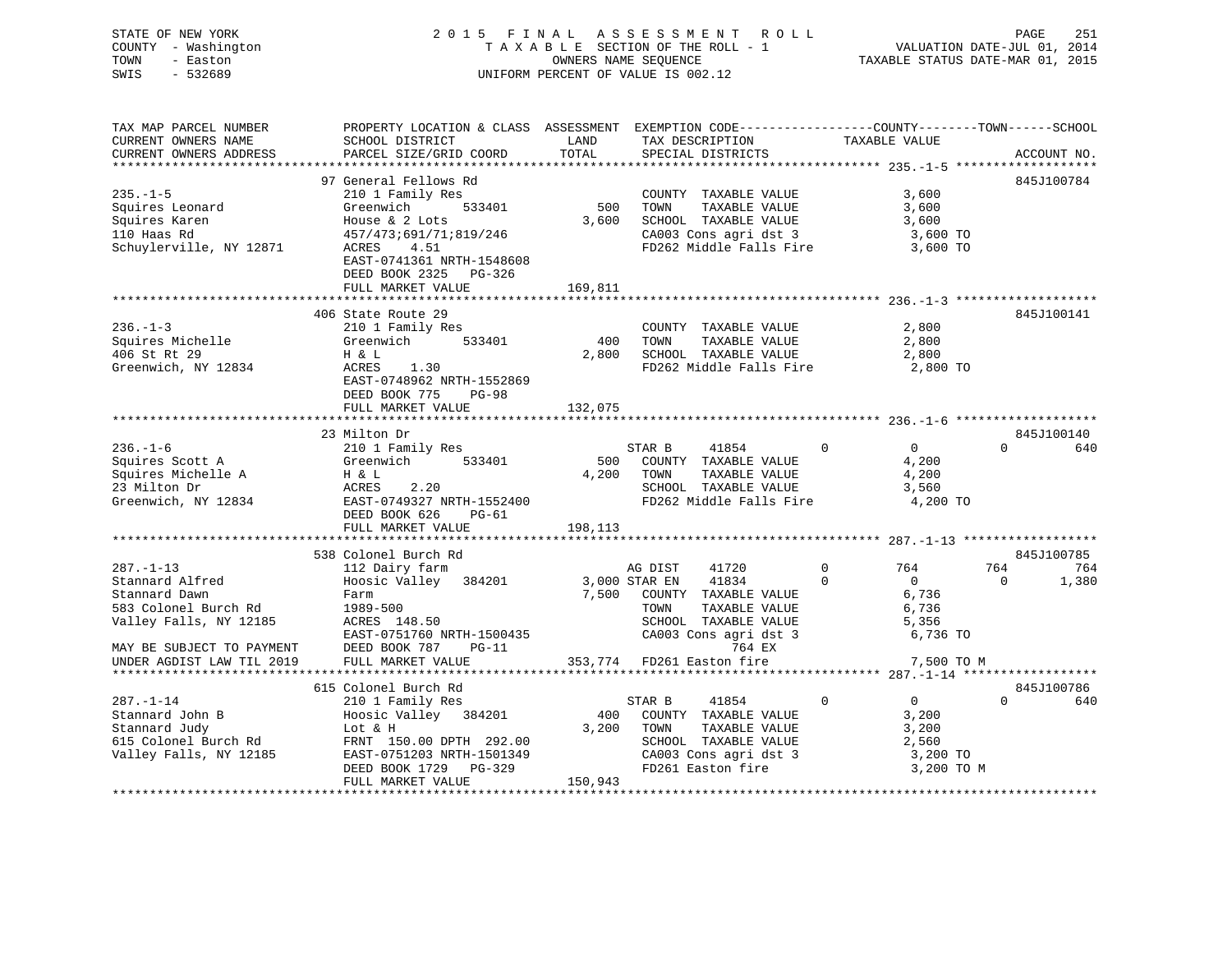STATE OF NEW YORK
COUNTY - Washington
TOWN - Easton
SWIS - 532689

2015 FINAL ASSESSMENT ROLL
TAXABLE SECTION OF THE ROLL - 1
OWNERS NAME SEQUENCE
UNIFORM PERCENT OF VALUE IS 002.12

VALUATION DATE-JUL 01, 2014
TAXABLE STATUS DATE-MAR 01, 2015

```
TAX MAP PARCEL NUMBER          PROPERTY LOCATION & CLASS  ASSESSMENT  EXEMPTION CODE------------------COUNTY--------TOWN------SCHOOL
CURRENT OWNERS NAME            SCHOOL DISTRICT              LAND      TAX DESCRIPTION              TAXABLE VALUE
CURRENT OWNERS ADDRESS         PARCEL SIZE/GRID COORD       TOTAL     SPECIAL DISTRICTS                                    ACCOUNT NO.
******************************************************************************************************* 235.-1-5 *******************
                               97 General Fellows Rd                                                                    845J100784
235.-1-5                       210 1 Family Res                        COUNTY  TAXABLE VALUE              3,600
Squires Leonard                Greenwich      533401          500      TOWN    TAXABLE VALUE              3,600
Squires Karen                  House & 2 Lots               3,600      SCHOOL  TAXABLE VALUE              3,600
110 Haas Rd                    457/473;691/71;819/246                  CA003 Cons agri dst 3               3,600 TO
Schuylerville, NY 12871        ACRES    4.51                           FD262 Middle Falls Fire             3,600 TO
                               EAST-0741361 NRTH-1548608
                               DEED BOOK 2325   PG-326
                               FULL MARKET VALUE          169,811
******************************************************************************************************* 236.-1-3 *******************
                               406 State Route 29                                                                       845J100141
236.-1-3                       210 1 Family Res                        COUNTY  TAXABLE VALUE              2,800
Squires Michelle               Greenwich      533401          400      TOWN    TAXABLE VALUE              2,800
406 St Rt 29                   H & L                        2,800      SCHOOL  TAXABLE VALUE              2,800
Greenwich, NY 12834            ACRES    1.30                           FD262 Middle Falls Fire             2,800 TO
                               EAST-0748962 NRTH-1552869
                               DEED BOOK 775    PG-98
                               FULL MARKET VALUE          132,075
******************************************************************************************************* 236.-1-6 *******************
                               23 Milton Dr                                                                             845J100140
236.-1-6                       210 1 Family Res                        STAR B     41854          0           0          0       640
Squires Scott A                Greenwich      533401          500      COUNTY  TAXABLE VALUE              4,200
Squires Michelle A             H & L                        4,200      TOWN    TAXABLE VALUE              4,200
23 Milton Dr                   ACRES    2.20                           SCHOOL  TAXABLE VALUE              3,560
Greenwich, NY 12834            EAST-0749327 NRTH-1552400               FD262 Middle Falls Fire             4,200 TO
                               DEED BOOK 626    PG-61
                               FULL MARKET VALUE          198,113
******************************************************************************************************* 287.-1-13 ******************
                               538 Colonel Burch Rd                                                                     845J100785
287.-1-13                      112 Dairy farm                          AG DIST    41720          0         764        764       764
Stannard Alfred                Hoosic Valley   384201       3,000 STAR EN     41834          0           0          0     1,380
Stannard Dawn                  Farm                         7,500      COUNTY  TAXABLE VALUE              6,736
583 Colonel Burch Rd           1989-500                                TOWN    TAXABLE VALUE              6,736
Valley Falls, NY 12185         ACRES  148.50                           SCHOOL  TAXABLE VALUE              5,356
                               EAST-0751760 NRTH-1500435               CA003 Cons agri dst 3               6,736 TO
MAY BE SUBJECT TO PAYMENT      DEED BOOK 787    PG-11                             764 EX
UNDER AGDIST LAW TIL 2019      FULL MARKET VALUE          353,774      FD261 Easton fire                   7,500 TO M
******************************************************************************************************* 287.-1-14 ******************
                               615 Colonel Burch Rd                                                                     845J100786
287.-1-14                      210 1 Family Res                        STAR B     41854          0           0          0       640
Stannard John B                Hoosic Valley   384201         400      COUNTY  TAXABLE VALUE              3,200
Stannard Judy                  Lot & H                      3,200      TOWN    TAXABLE VALUE              3,200
615 Colonel Burch Rd           FRNT  150.00 DPTH  292.00               SCHOOL  TAXABLE VALUE              2,560
Valley Falls, NY 12185         EAST-0751203 NRTH-1501349               CA003 Cons agri dst 3               3,200 TO
                               DEED BOOK 1729   PG-329                 FD261 Easton fire                   3,200 TO M
                               FULL MARKET VALUE          150,943
************************************************************************************************************************************
```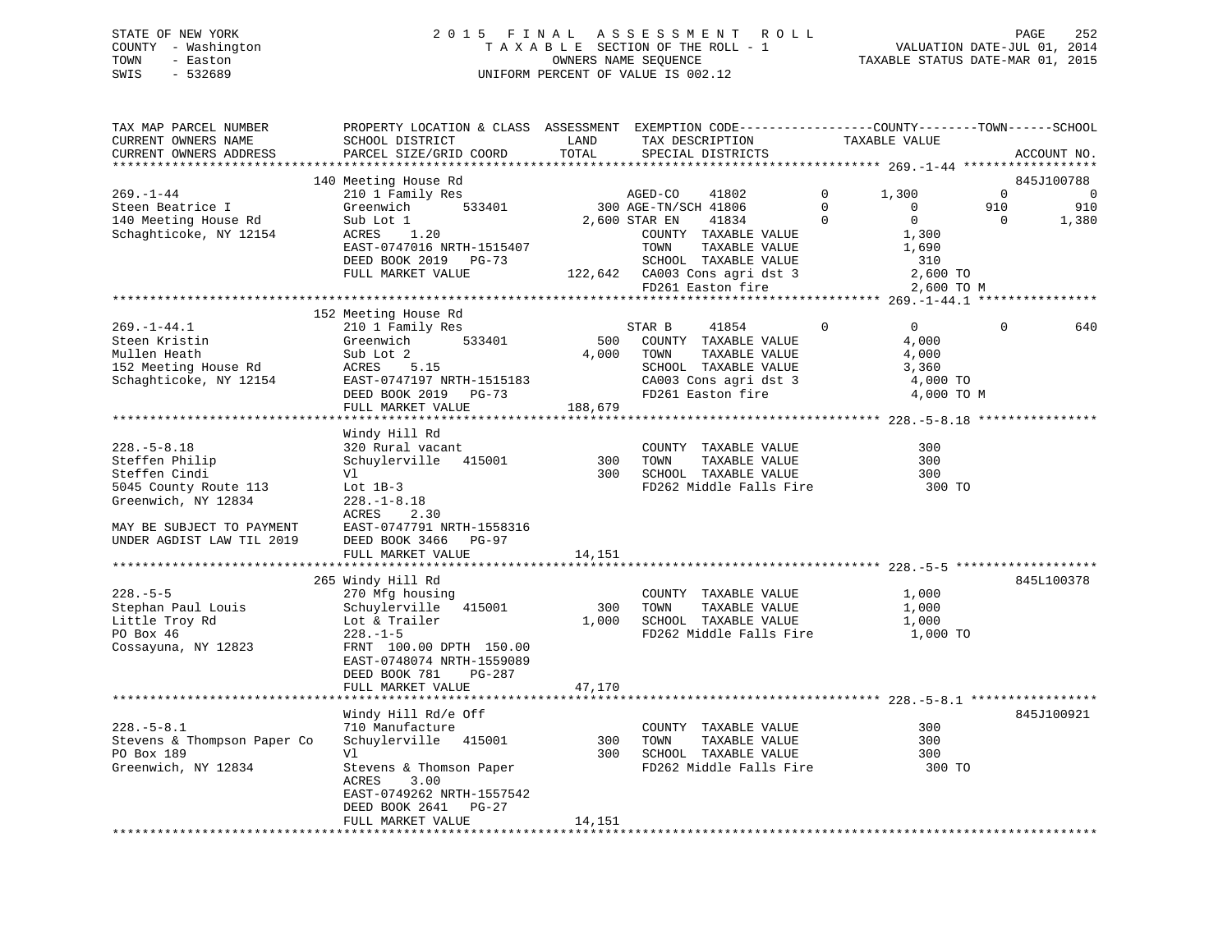STATE OF NEW YORK — 2015 FINAL ASSESSMENT ROLL — TAXABLE SECTION OF THE ROLL - 1
COUNTY - Washington — OWNERS NAME SEQUENCE — VALUATION DATE-JUL 01, 2014
TOWN - Easton — UNIFORM PERCENT OF VALUE IS 002.12 — TAXABLE STATUS DATE-MAR 01, 2015
SWIS - 532689

```
TAX MAP PARCEL NUMBER          PROPERTY LOCATION & CLASS  ASSESSMENT  EXEMPTION CODE------------------COUNTY--------TOWN------SCHOOL
CURRENT OWNERS NAME            SCHOOL DISTRICT               LAND      TAX DESCRIPTION            TAXABLE VALUE
CURRENT OWNERS ADDRESS         PARCEL SIZE/GRID COORD        TOTAL     SPECIAL DISTRICTS                                    ACCOUNT NO.
****************************************************************************************************** 269.-1-44 ******************
                               140 Meeting House Rd                                                                         845J100788
269.-1-44                      210 1 Family Res                    AGED-CO     41802          0        1,300          0            0
Steen Beatrice I               Greenwich        533401          300 AGE-TN/SCH 41806          0            0        910          910
140 Meeting House Rd           Sub Lot 1                      2,600 STAR EN    41834          0            0          0        1,380
Schaghticoke, NY 12154         ACRES     1.20                      COUNTY  TAXABLE VALUE             1,300
                               EAST-0747016 NRTH-1515407           TOWN    TAXABLE VALUE             1,690
                               DEED BOOK 2019   PG-73              SCHOOL  TAXABLE VALUE               310
                               FULL MARKET VALUE           122,642  CA003 Cons agri dst 3            2,600 TO
                                                                    FD261 Easton fire                2,600 TO M
****************************************************************************************************** 269.-1-44.1 ****************
                               152 Meeting House Rd
269.-1-44.1                    210 1 Family Res                    STAR B      41854          0            0          0          640
Steen Kristin                  Greenwich        533401          500  COUNTY  TAXABLE VALUE             4,000
Mullen Heath                   Sub Lot 2                      4,000  TOWN    TAXABLE VALUE             4,000
152 Meeting House Rd           ACRES     5.15                      SCHOOL  TAXABLE VALUE             3,360
Schaghticoke, NY 12154         EAST-0747197 NRTH-1515183           CA003 Cons agri dst 3             4,000 TO
                               DEED BOOK 2019   PG-73              FD261 Easton fire                 4,000 TO M
                               FULL MARKET VALUE           188,679
****************************************************************************************************** 228.-5-8.18 ****************
                               Windy Hill Rd
228.-5-8.18                    320 Rural vacant                     COUNTY  TAXABLE VALUE               300
Steffen Philip                 Schuylerville   415001           300  TOWN    TAXABLE VALUE               300
Steffen Cindi                  Vl                                300  SCHOOL  TAXABLE VALUE               300
5045 County Route 113          Lot 1B-3                             FD262 Middle Falls Fire              300 TO
Greenwich, NY 12834            228.-1-8.18
                               ACRES     2.30
MAY BE SUBJECT TO PAYMENT      EAST-0747791 NRTH-1558316
UNDER AGDIST LAW TIL 2019      DEED BOOK 3466   PG-97
                               FULL MARKET VALUE            14,151
****************************************************************************************************** 228.-5-5 *******************
                               265 Windy Hill Rd                                                                            845L100378
228.-5-5                       270 Mfg housing                      COUNTY  TAXABLE VALUE             1,000
Stephan Paul Louis             Schuylerville   415001           300  TOWN    TAXABLE VALUE             1,000
Little Troy Rd                 Lot & Trailer                  1,000  SCHOOL  TAXABLE VALUE             1,000
PO Box 46                      228.-1-5                             FD262 Middle Falls Fire            1,000 TO
Cossayuna, NY 12823            FRNT 100.00 DPTH 150.00
                               EAST-0748074 NRTH-1559089
                               DEED BOOK 781    PG-287
                               FULL MARKET VALUE            47,170
****************************************************************************************************** 228.-5-8.1 *****************
                               Windy Hill Rd/e Off                                                                          845J100921
228.-5-8.1                     710 Manufacture                      COUNTY  TAXABLE VALUE               300
Stevens & Thompson Paper Co    Schuylerville   415001           300  TOWN    TAXABLE VALUE               300
PO Box 189                     Vl                                300  SCHOOL  TAXABLE VALUE               300
Greenwich, NY 12834            Stevens & Thomson Paper              FD262 Middle Falls Fire              300 TO
                               ACRES     3.00
                               EAST-0749262 NRTH-1557542
                               DEED BOOK 2641   PG-27
                               FULL MARKET VALUE            14,151
************************************************************************************************************************************
```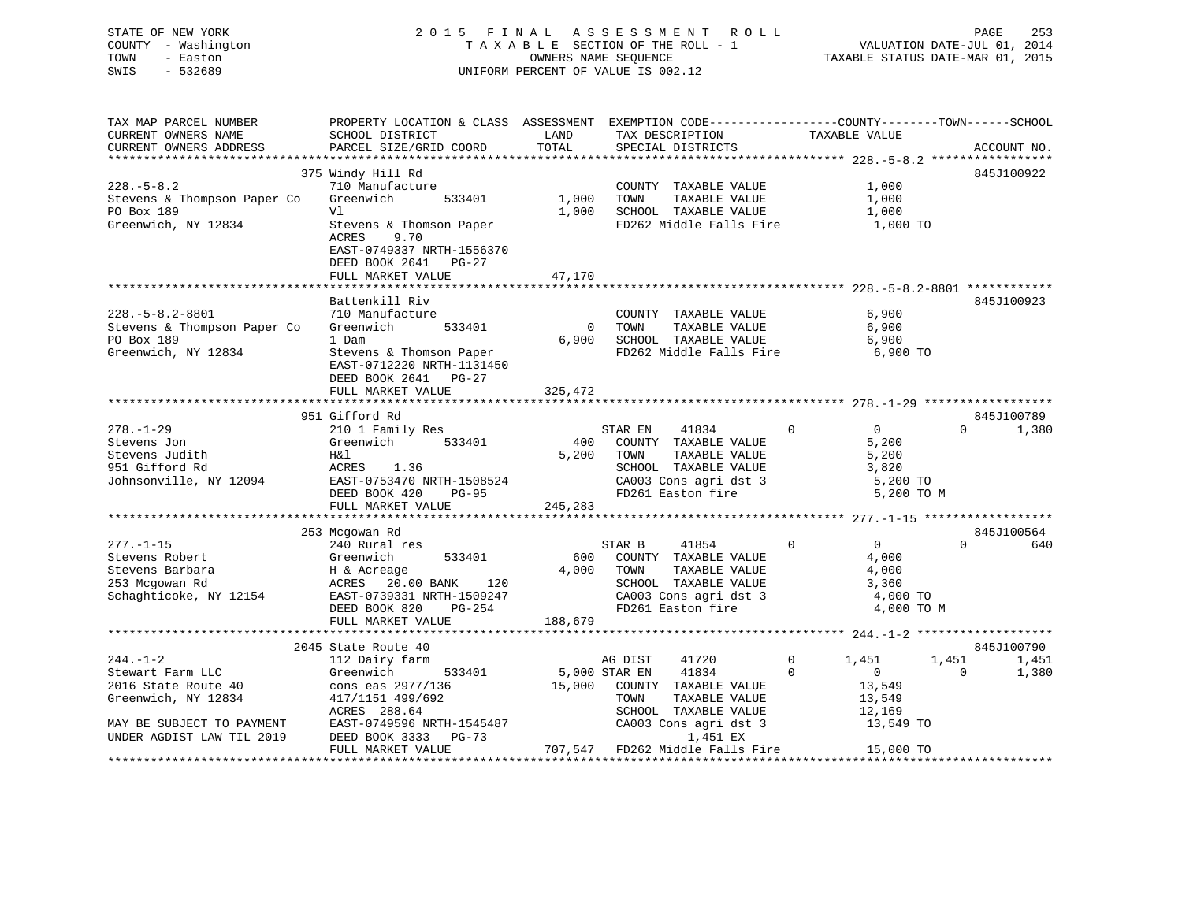STATE OF NEW YORK
COUNTY - Washington
TOWN - Easton
SWIS - 532689

2 0 1 5 F I N A L A S S E S S M E N T R O L L
T A X A B L E SECTION OF THE ROLL - 1
OWNERS NAME SEQUENCE
UNIFORM PERCENT OF VALUE IS 002.12

VALUATION DATE-JUL 01, 2014
TAXABLE STATUS DATE-MAR 01, 2015

| TAX MAP PARCEL NUMBER / CURRENT OWNERS NAME / CURRENT OWNERS ADDRESS | PROPERTY LOCATION & CLASS / SCHOOL DISTRICT / PARCEL SIZE/GRID COORD | ASSESSMENT LAND / TOTAL | EXEMPTION CODE / TAX DESCRIPTION / SPECIAL DISTRICTS | COUNTY TAXABLE VALUE | TOWN | SCHOOL | ACCOUNT NO. |
|---|---|---|---|---|---|---|---|
| **228.-5-8.2** | 375 Windy Hill Rd | | | | | | 845J100922 |
| 228.-5-8.2 | 710 Manufacture | | COUNTY TAXABLE VALUE | 1,000 | | | |
| Stevens & Thompson Paper Co | Greenwich 533401 | 1,000 | TOWN TAXABLE VALUE | 1,000 | | | |
| PO Box 189 | Vl | 1,000 | SCHOOL TAXABLE VALUE | 1,000 | | | |
| Greenwich, NY 12834 | Stevens & Thomson Paper | | FD262 Middle Falls Fire | 1,000 TO | | | |
| | ACRES 9.70 | | | | | | |
| | EAST-0749337 NRTH-1556370 | | | | | | |
| | DEED BOOK 2641 PG-27 | | | | | | |
| | FULL MARKET VALUE | 47,170 | | | | | |
| **228.-5-8.2-8801** | Battenkill Riv | | | | | | 845J100923 |
| 228.-5-8.2-8801 | 710 Manufacture | | COUNTY TAXABLE VALUE | 6,900 | | | |
| Stevens & Thompson Paper Co | Greenwich 533401 | 0 | TOWN TAXABLE VALUE | 6,900 | | | |
| PO Box 189 | 1 Dam | 6,900 | SCHOOL TAXABLE VALUE | 6,900 | | | |
| Greenwich, NY 12834 | Stevens & Thomson Paper | | FD262 Middle Falls Fire | 6,900 TO | | | |
| | EAST-0712220 NRTH-1131450 | | | | | | |
| | DEED BOOK 2641 PG-27 | | | | | | |
| | FULL MARKET VALUE | 325,472 | | | | | |
| **278.-1-29** | 951 Gifford Rd | | | | | | 845J100789 |
| 278.-1-29 | 210 1 Family Res | | STAR EN 41834 0 | 0 | 0 | 1,380 | |
| Stevens Jon | Greenwich 533401 | 400 | COUNTY TAXABLE VALUE | 5,200 | | | |
| Stevens Judith | H&l | 5,200 | TOWN TAXABLE VALUE | 5,200 | | | |
| 951 Gifford Rd | ACRES 1.36 | | SCHOOL TAXABLE VALUE | 3,820 | | | |
| Johnsonville, NY 12094 | EAST-0753470 NRTH-1508524 | | CA003 Cons agri dst 3 | 5,200 TO | | | |
| | DEED BOOK 420 PG-95 | | FD261 Easton fire | 5,200 TO M | | | |
| | FULL MARKET VALUE | 245,283 | | | | | |
| **277.-1-15** | 253 Mcgowan Rd | | | | | | 845J100564 |
| 277.-1-15 | 240 Rural res | | STAR B 41854 0 | 0 | 0 | 640 | |
| Stevens Robert | Greenwich 533401 | 600 | COUNTY TAXABLE VALUE | 4,000 | | | |
| Stevens Barbara | H & Acreage | 4,000 | TOWN TAXABLE VALUE | 4,000 | | | |
| 253 Mcgowan Rd | ACRES 20.00 BANK 120 | | SCHOOL TAXABLE VALUE | 3,360 | | | |
| Schaghticoke, NY 12154 | EAST-0739331 NRTH-1509247 | | CA003 Cons agri dst 3 | 4,000 TO | | | |
| | DEED BOOK 820 PG-254 | | FD261 Easton fire | 4,000 TO M | | | |
| | FULL MARKET VALUE | 188,679 | | | | | |
| **244.-1-2** | 2045 State Route 40 | | | | | | 845J100790 |
| 244.-1-2 | 112 Dairy farm | | AG DIST 41720 0 | 1,451 | 1,451 | 1,451 | |
| Stewart Farm LLC | Greenwich 533401 | 5,000 | STAR EN 41834 0 | 0 | 0 | 1,380 | |
| 2016 State Route 40 | cons eas 2977/136 | 15,000 | COUNTY TAXABLE VALUE | 13,549 | | | |
| Greenwich, NY 12834 | 417/1151 499/692 | | TOWN TAXABLE VALUE | 13,549 | | | |
| | ACRES 288.64 | | SCHOOL TAXABLE VALUE | 12,169 | | | |
| MAY BE SUBJECT TO PAYMENT | EAST-0749596 NRTH-1545487 | | CA003 Cons agri dst 3 | 13,549 TO | | | |
| UNDER AGDIST LAW TIL 2019 | DEED BOOK 3333 PG-73 | | 1,451 EX | | | | |
| | FULL MARKET VALUE | 707,547 | FD262 Middle Falls Fire | 15,000 TO | | | |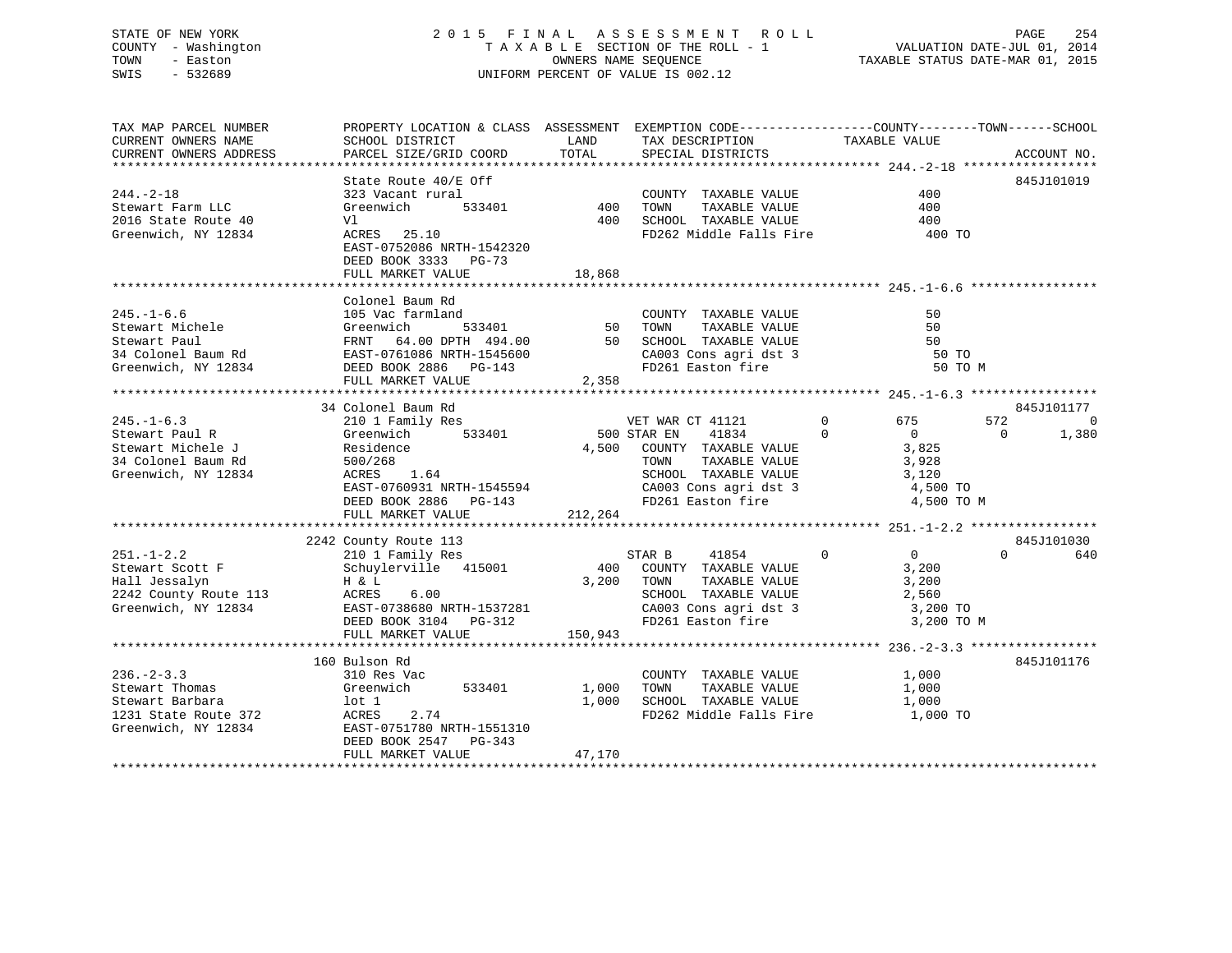STATE OF NEW YORK
COUNTY - Washington
TOWN - Easton
SWIS - 532689

2015 FINAL ASSESSMENT ROLL
TAXABLE SECTION OF THE ROLL - 1
OWNERS NAME SEQUENCE
UNIFORM PERCENT OF VALUE IS 002.12

VALUATION DATE-JUL 01, 2014
TAXABLE STATUS DATE-MAR 01, 2015

```
TAX MAP PARCEL NUMBER          PROPERTY LOCATION & CLASS  ASSESSMENT  EXEMPTION CODE------------------COUNTY--------TOWN------SCHOOL
CURRENT OWNERS NAME            SCHOOL DISTRICT               LAND      TAX DESCRIPTION            TAXABLE VALUE
CURRENT OWNERS ADDRESS         PARCEL SIZE/GRID COORD        TOTAL     SPECIAL DISTRICTS                                       ACCOUNT NO.
******************************************************************************************************* 244.-2-18 *****************
                               State Route 40/E Off                                                                            845J101019
244.-2-18                      323 Vacant rural                        COUNTY  TAXABLE VALUE               400
Stewart Farm LLC               Greenwich       533401          400     TOWN    TAXABLE VALUE               400
2016 State Route 40            Vl                              400     SCHOOL  TAXABLE VALUE               400
Greenwich, NY 12834            ACRES   25.10                           FD262 Middle Falls Fire              400 TO
                               EAST-0752086 NRTH-1542320
                               DEED BOOK 3333   PG-73
                               FULL MARKET VALUE            18,868
******************************************************************************************************* 245.-1-6.6 ****************
                               Colonel Baum Rd
245.-1-6.6                     105 Vac farmland                        COUNTY  TAXABLE VALUE                50
Stewart Michele                Greenwich       533401           50     TOWN    TAXABLE VALUE                50
Stewart Paul                   FRNT   64.00 DPTH  494.00        50     SCHOOL  TAXABLE VALUE                50
34 Colonel Baum Rd             EAST-0761086 NRTH-1545600               CA003 Cons agri dst 3                50 TO
Greenwich, NY 12834            DEED BOOK 2886   PG-143                 FD261 Easton fire                    50 TO M
                               FULL MARKET VALUE             2,358
******************************************************************************************************* 245.-1-6.3 ****************
                               34 Colonel Baum Rd                                                                              845J101177
245.-1-6.3                     210 1 Family Res                        VET WAR CT 41121       0          675         572           0
Stewart Paul R                 Greenwich       533401          500 STAR EN    41834       0            0           0       1,380
Stewart Michele J              Residence                     4,500     COUNTY  TAXABLE VALUE             3,825
34 Colonel Baum Rd             500/268                                 TOWN    TAXABLE VALUE             3,928
Greenwich, NY 12834            ACRES    1.64                           SCHOOL  TAXABLE VALUE             3,120
                               EAST-0760931 NRTH-1545594               CA003 Cons agri dst 3              4,500 TO
                               DEED BOOK 2886   PG-143                 FD261 Easton fire                  4,500 TO M
                               FULL MARKET VALUE           212,264
******************************************************************************************************* 251.-1-2.2 ****************
                               2242 County Route 113                                                                           845J101030
251.-1-2.2                     210 1 Family Res                        STAR B     41854       0            0           0         640
Stewart Scott F                Schuylerville   415001          400     COUNTY  TAXABLE VALUE             3,200
Hall Jessalyn                  H & L                         3,200     TOWN    TAXABLE VALUE             3,200
2242 County Route 113          ACRES    6.00                           SCHOOL  TAXABLE VALUE             2,560
Greenwich, NY 12834            EAST-0738680 NRTH-1537281               CA003 Cons agri dst 3              3,200 TO
                               DEED BOOK 3104   PG-312                 FD261 Easton fire                  3,200 TO M
                               FULL MARKET VALUE           150,943
******************************************************************************************************* 236.-2-3.3 ****************
                               160 Bulson Rd                                                                                   845J101176
236.-2-3.3                     310 Res Vac                             COUNTY  TAXABLE VALUE             1,000
Stewart Thomas                 Greenwich       533401        1,000     TOWN    TAXABLE VALUE             1,000
Stewart Barbara                lot 1                         1,000     SCHOOL  TAXABLE VALUE             1,000
1231 State Route 372           ACRES    2.74                           FD262 Middle Falls Fire            1,000 TO
Greenwich, NY 12834            EAST-0751780 NRTH-1551310
                               DEED BOOK 2547   PG-343
                               FULL MARKET VALUE            47,170
************************************************************************************************************************************
```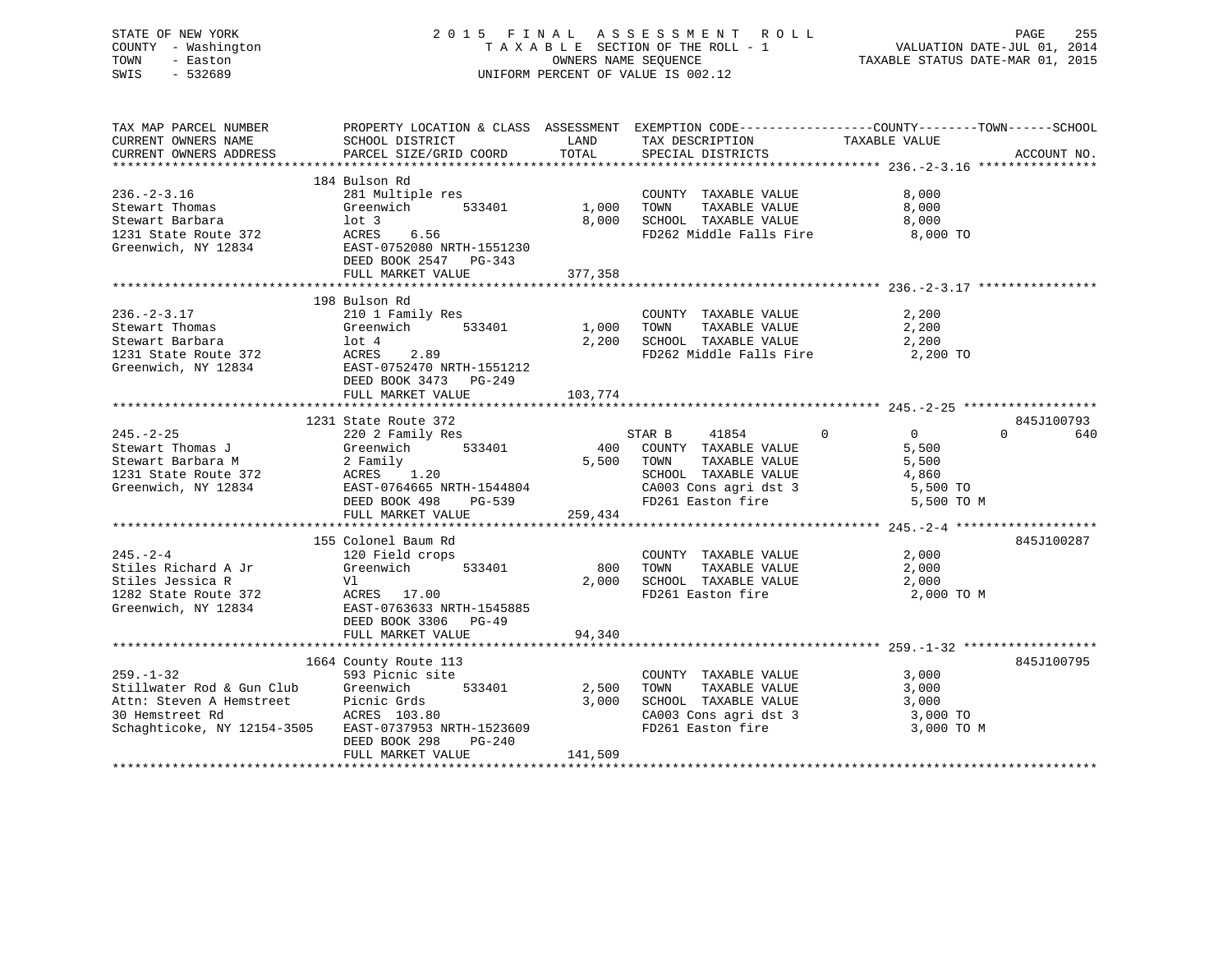STATE OF NEW YORK
COUNTY - Washington
TOWN - Easton
SWIS - 532689

2015 FINAL ASSESSMENT ROLL
TAXABLE SECTION OF THE ROLL - 1
OWNERS NAME SEQUENCE
UNIFORM PERCENT OF VALUE IS 002.12

VALUATION DATE-JUL 01, 2014
TAXABLE STATUS DATE-MAR 01, 2015

| TAX MAP PARCEL NUMBER / CURRENT OWNERS NAME / CURRENT OWNERS ADDRESS | PROPERTY LOCATION & CLASS / SCHOOL DISTRICT / PARCEL SIZE/GRID COORD | ASSESSMENT LAND / TOTAL | EXEMPTION CODE / TAX DESCRIPTION / SPECIAL DISTRICTS | COUNTY TAXABLE VALUE | TOWN | SCHOOL | ACCOUNT NO. |
|---|---|---|---|---|---|---|---|
| **236.-2-3.16** | 184 Bulson Rd | | | | | | |
| 236.-2-3.16 | 281 Multiple res | | COUNTY TAXABLE VALUE | 8,000 | | | |
| Stewart Thomas | Greenwich 533401 | 1,000 | TOWN TAXABLE VALUE | 8,000 | | | |
| Stewart Barbara | lot 3 | 8,000 | SCHOOL TAXABLE VALUE | 8,000 | | | |
| 1231 State Route 372 | ACRES 6.56 | | FD262 Middle Falls Fire | 8,000 TO | | | |
| Greenwich, NY 12834 | EAST-0752080 NRTH-1551230 | | | | | | |
| | DEED BOOK 2547 PG-343 | | | | | | |
| | FULL MARKET VALUE | 377,358 | | | | | |
| **236.-2-3.17** | 198 Bulson Rd | | | | | | |
| 236.-2-3.17 | 210 1 Family Res | | COUNTY TAXABLE VALUE | 2,200 | | | |
| Stewart Thomas | Greenwich 533401 | 1,000 | TOWN TAXABLE VALUE | 2,200 | | | |
| Stewart Barbara | lot 4 | 2,200 | SCHOOL TAXABLE VALUE | 2,200 | | | |
| 1231 State Route 372 | ACRES 2.89 | | FD262 Middle Falls Fire | 2,200 TO | | | |
| Greenwich, NY 12834 | EAST-0752470 NRTH-1551212 | | | | | | |
| | DEED BOOK 3473 PG-249 | | | | | | |
| | FULL MARKET VALUE | 103,774 | | | | | |
| **245.-2-25** | 1231 State Route 372 | | | | | | 845J100793 |
| 245.-2-25 | 220 2 Family Res | | STAR B 41854 | 0 | 0 | 640 | |
| Stewart Thomas J | Greenwich 533401 | 400 | COUNTY TAXABLE VALUE | 5,500 | | | |
| Stewart Barbara M | 2 Family | 5,500 | TOWN TAXABLE VALUE | 5,500 | | | |
| 1231 State Route 372 | ACRES 1.20 | | SCHOOL TAXABLE VALUE | 4,860 | | | |
| Greenwich, NY 12834 | EAST-0764665 NRTH-1544804 | | CA003 Cons agri dst 3 | 5,500 TO | | | |
| | DEED BOOK 498 PG-539 | | FD261 Easton fire | 5,500 TO M | | | |
| | FULL MARKET VALUE | 259,434 | | | | | |
| **245.-2-4** | 155 Colonel Baum Rd | | | | | | 845J100287 |
| 245.-2-4 | 120 Field crops | | COUNTY TAXABLE VALUE | 2,000 | | | |
| Stiles Richard A Jr | Greenwich 533401 | 800 | TOWN TAXABLE VALUE | 2,000 | | | |
| Stiles Jessica R | Vl | 2,000 | SCHOOL TAXABLE VALUE | 2,000 | | | |
| 1282 State Route 372 | ACRES 17.00 | | FD261 Easton fire | 2,000 TO M | | | |
| Greenwich, NY 12834 | EAST-0763633 NRTH-1545885 | | | | | | |
| | DEED BOOK 3306 PG-49 | | | | | | |
| | FULL MARKET VALUE | 94,340 | | | | | |
| **259.-1-32** | 1664 County Route 113 | | | | | | 845J100795 |
| 259.-1-32 | 593 Picnic site | | COUNTY TAXABLE VALUE | 3,000 | | | |
| Stillwater Rod & Gun Club | Greenwich 533401 | 2,500 | TOWN TAXABLE VALUE | 3,000 | | | |
| Attn: Steven A Hemstreet | Picnic Grds | 3,000 | SCHOOL TAXABLE VALUE | 3,000 | | | |
| 30 Hemstreet Rd | ACRES 103.80 | | CA003 Cons agri dst 3 | 3,000 TO | | | |
| Schaghticoke, NY 12154-3505 | EAST-0737953 NRTH-1523609 | | FD261 Easton fire | 3,000 TO M | | | |
| | DEED BOOK 298 PG-240 | | | | | | |
| | FULL MARKET VALUE | 141,509 | | | | | |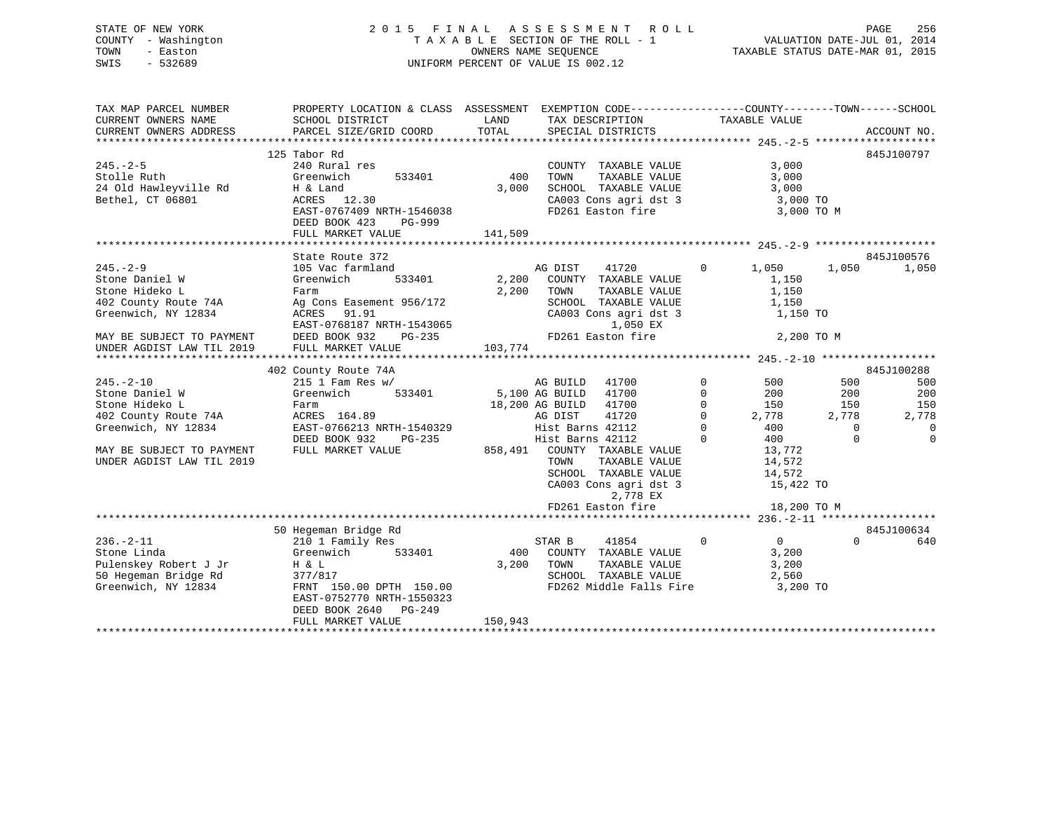STATE OF NEW YORK
COUNTY - Washington
TOWN - Easton
SWIS - 532689

2 0 1 5 F I N A L A S S E S S M E N T R O L L
T A X A B L E SECTION OF THE ROLL - 1
OWNERS NAME SEQUENCE
UNIFORM PERCENT OF VALUE IS 002.12

VALUATION DATE-JUL 01, 2014
TAXABLE STATUS DATE-MAR 01, 2015

| TAX MAP PARCEL NUMBER / CURRENT OWNERS NAME / CURRENT OWNERS ADDRESS | PROPERTY LOCATION & CLASS / SCHOOL DISTRICT / PARCEL SIZE/GRID COORD | ASSESSMENT LAND / TOTAL | EXEMPTION CODE / TAX DESCRIPTION / SPECIAL DISTRICTS | | COUNTY TAXABLE VALUE | TOWN | SCHOOL | ACCOUNT NO. |
|---|---|---|---|---|---|---|---|---|
| **245.-2-5** | 125 Tabor Rd | | | | | | | 845J100797 |
| Stolle Ruth | 240 Rural res | | COUNTY TAXABLE VALUE | | 3,000 | | | |
| 24 Old Hawleyville Rd | Greenwich 533401 | 400 | TOWN TAXABLE VALUE | | 3,000 | | | |
| Bethel, CT 06801 | H & Land | 3,000 | SCHOOL TAXABLE VALUE | | 3,000 | | | |
| | ACRES 12.30 | | CA003 Cons agri dst 3 | | 3,000 TO | | | |
| | EAST-0767409 NRTH-1546038 | | FD261 Easton fire | | 3,000 TO M | | | |
| | DEED BOOK 423 PG-999 | | | | | | | |
| | FULL MARKET VALUE | 141,509 | | | | | | |
| **245.-2-9** | State Route 372 | | | | | | | 845J100576 |
| Stone Daniel W | 105 Vac farmland | | AG DIST 41720 | 0 | 1,050 | 1,050 | 1,050 | |
| Stone Hideko L | Greenwich 533401 | 2,200 | COUNTY TAXABLE VALUE | | 1,150 | | | |
| 402 County Route 74A | Farm | 2,200 | TOWN TAXABLE VALUE | | 1,150 | | | |
| Greenwich, NY 12834 | Ag Cons Easement 956/172 | | SCHOOL TAXABLE VALUE | | 1,150 | | | |
| | ACRES 91.91 | | CA003 Cons agri dst 3 | | 1,150 TO | | | |
| | EAST-0768187 NRTH-1543065 | | 1,050 EX | | | | | |
| MAY BE SUBJECT TO PAYMENT | DEED BOOK 932 PG-235 | | FD261 Easton fire | | 2,200 TO M | | | |
| UNDER AGDIST LAW TIL 2019 | FULL MARKET VALUE | 103,774 | | | | | | |
| **245.-2-10** | 402 County Route 74A | | | | | | | 845J100288 |
| Stone Daniel W | 215 1 Fam Res w/ | | AG BUILD 41700 | 0 | 500 | 500 | 500 | |
| Stone Hideko L | Greenwich 533401 | 5,100 | AG BUILD 41700 | 0 | 200 | 200 | 200 | |
| 402 County Route 74A | Farm | 18,200 | AG BUILD 41700 | 0 | 150 | 150 | 150 | |
| Greenwich, NY 12834 | ACRES 164.89 | | AG DIST 41720 | 0 | 2,778 | 2,778 | 2,778 | |
| | EAST-0766213 NRTH-1540329 | | Hist Barns 42112 | 0 | 400 | 0 | 0 | |
| | DEED BOOK 932 PG-235 | | Hist Barns 42112 | 0 | 400 | 0 | 0 | |
| MAY BE SUBJECT TO PAYMENT | FULL MARKET VALUE | 858,491 | COUNTY TAXABLE VALUE | | 13,772 | | | |
| UNDER AGDIST LAW TIL 2019 | | | TOWN TAXABLE VALUE | | 14,572 | | | |
| | | | SCHOOL TAXABLE VALUE | | 14,572 | | | |
| | | | CA003 Cons agri dst 3 | | 15,422 TO | | | |
| | | | 2,778 EX | | | | | |
| | | | FD261 Easton fire | | 18,200 TO M | | | |
| **236.-2-11** | 50 Hegeman Bridge Rd | | | | | | | 845J100634 |
| Stone Linda | 210 1 Family Res | | STAR B 41854 | 0 | 0 | 0 | 640 | |
| Pulenskey Robert J Jr | Greenwich 533401 | 400 | COUNTY TAXABLE VALUE | | 3,200 | | | |
| 50 Hegeman Bridge Rd | H & L | 3,200 | TOWN TAXABLE VALUE | | 3,200 | | | |
| Greenwich, NY 12834 | 377/817 | | SCHOOL TAXABLE VALUE | | 2,560 | | | |
| | FRNT 150.00 DPTH 150.00 | | FD262 Middle Falls Fire | | 3,200 TO | | | |
| | EAST-0752770 NRTH-1550323 | | | | | | | |
| | DEED BOOK 2640 PG-249 | | | | | | | |
| | FULL MARKET VALUE | 150,943 | | | | | | |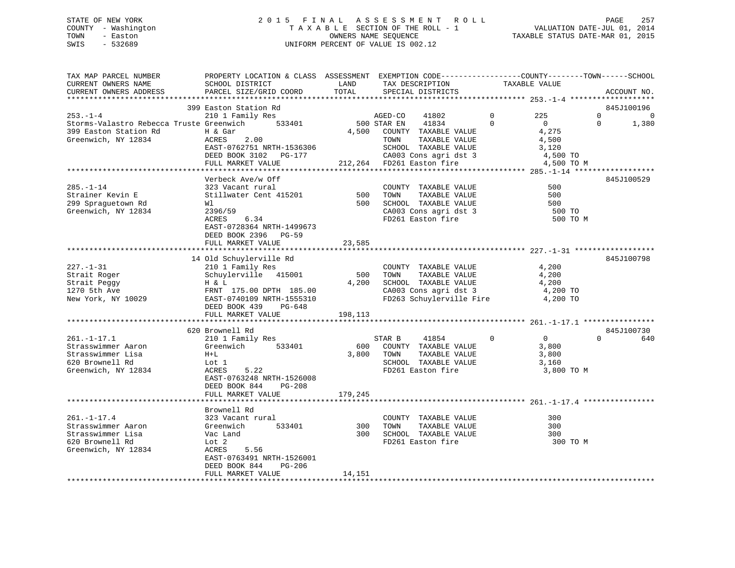STATE OF NEW YORK
COUNTY - Washington
TOWN - Easton
SWIS - 532689

2 0 1 5 F I N A L A S S E S S M E N T R O L L
T A X A B L E SECTION OF THE ROLL - 1
OWNERS NAME SEQUENCE
UNIFORM PERCENT OF VALUE IS 002.12

VALUATION DATE-JUL 01, 2014
TAXABLE STATUS DATE-MAR 01, 2015

```
TAX MAP PARCEL NUMBER          PROPERTY LOCATION & CLASS  ASSESSMENT  EXEMPTION CODE------------------COUNTY--------TOWN------SCHOOL
CURRENT OWNERS NAME            SCHOOL DISTRICT              LAND      TAX DESCRIPTION            TAXABLE VALUE
CURRENT OWNERS ADDRESS         PARCEL SIZE/GRID COORD       TOTAL     SPECIAL DISTRICTS                                   ACCOUNT NO.
*************************************************************************************************** 253.-1-4 *******************
                               399 Easton Station Rd                                                                    845J100196
253.-1-4                       210 1 Family Res                 AGED-CO    41802         0         225           0            0
Storms-Valastro Rebecca Truste Greenwich       533401          500 STAR EN    41834         0           0           0        1,380
399 Easton Station Rd          H & Gar                       4,500   COUNTY  TAXABLE VALUE             4,275
Greenwich, NY 12834            ACRES    2.00                         TOWN    TAXABLE VALUE             4,500
                               EAST-0762751 NRTH-1536306             SCHOOL  TAXABLE VALUE             3,120
                               DEED BOOK 3102   PG-177               CA003 Cons agri dst 3              4,500 TO
                               FULL MARKET VALUE           212,264   FD261 Easton fire                  4,500 TO M
*************************************************************************************************** 285.-1-14 ******************
                               Verbeck Ave/w Off                                                                        845J100529
285.-1-14                      323 Vacant rural                      COUNTY  TAXABLE VALUE               500
Strainer Kevin E               Stillwater Cent 415201          500   TOWN    TAXABLE VALUE               500
299 Spraguetown Rd             Wl                              500   SCHOOL  TAXABLE VALUE               500
Greenwich, NY 12834            2396/59                               CA003 Cons agri dst 3                500 TO
                               ACRES    6.34                         FD261 Easton fire                    500 TO M
                               EAST-0728364 NRTH-1499673
                               DEED BOOK 2396   PG-59
                               FULL MARKET VALUE            23,585
*************************************************************************************************** 227.-1-31 ******************
                               14 Old Schuylerville Rd                                                                  845J100798
227.-1-31                      210 1 Family Res                      COUNTY  TAXABLE VALUE             4,200
Strait Roger                   Schuylerville  415001           500   TOWN    TAXABLE VALUE             4,200
Strait Peggy                   H & L                         4,200   SCHOOL  TAXABLE VALUE             4,200
1270 5th Ave                   FRNT 175.00 DPTH 185.00               CA003 Cons agri dst 3              4,200 TO
New York, NY 10029             EAST-0740109 NRTH-1555310             FD263 Schuylerville Fire           4,200 TO
                               DEED BOOK 439    PG-648
                               FULL MARKET VALUE           198,113
*************************************************************************************************** 261.-1-17.1 ****************
                               620 Brownell Rd                                                                          845J100730
261.-1-17.1                    210 1 Family Res                 STAR B     41854         0           0           0          640
Strasswimmer Aaron             Greenwich       533401          600   COUNTY  TAXABLE VALUE             3,800
Strasswimmer Lisa              H+L                           3,800   TOWN    TAXABLE VALUE             3,800
620 Brownell Rd                Lot 1                                 SCHOOL  TAXABLE VALUE             3,160
Greenwich, NY 12834            ACRES    5.22                         FD261 Easton fire                  3,800 TO M
                               EAST-0763248 NRTH-1526008
                               DEED BOOK 844    PG-208
                               FULL MARKET VALUE           179,245
*************************************************************************************************** 261.-1-17.4 ****************
                               Brownell Rd
261.-1-17.4                    323 Vacant rural                      COUNTY  TAXABLE VALUE               300
Strasswimmer Aaron             Greenwich       533401          300   TOWN    TAXABLE VALUE               300
Strasswimmer Lisa              Vac Land                        300   SCHOOL  TAXABLE VALUE               300
620 Brownell Rd                Lot 2                                 FD261 Easton fire                    300 TO M
Greenwich, NY 12834            ACRES    5.56
                               EAST-0763491 NRTH-1526001
                               DEED BOOK 844    PG-206
                               FULL MARKET VALUE            14,151
********************************************************************************************************************************
```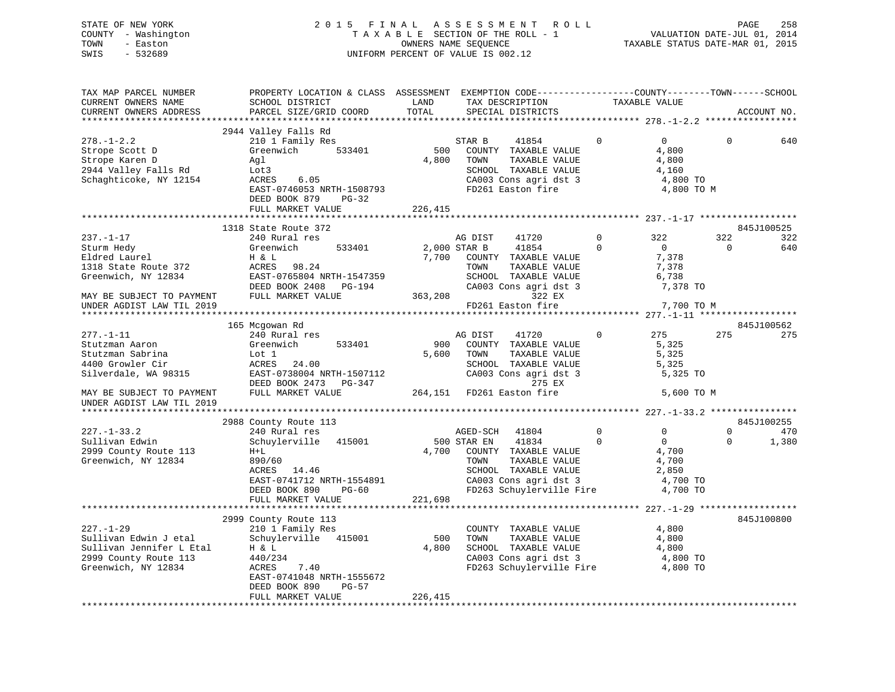STATE OF NEW YORK
COUNTY - Washington
TOWN - Easton
SWIS - 532689

2 0 1 5 F I N A L A S S E S S M E N T R O L L
T A X A B L E SECTION OF THE ROLL - 1
OWNERS NAME SEQUENCE
UNIFORM PERCENT OF VALUE IS 002.12

VALUATION DATE-JUL 01, 2014
TAXABLE STATUS DATE-MAR 01, 2015

```
TAX MAP PARCEL NUMBER          PROPERTY LOCATION & CLASS  ASSESSMENT  EXEMPTION CODE------------------COUNTY--------TOWN------SCHOOL
CURRENT OWNERS NAME            SCHOOL DISTRICT               LAND      TAX DESCRIPTION            TAXABLE VALUE
CURRENT OWNERS ADDRESS         PARCEL SIZE/GRID COORD        TOTAL     SPECIAL DISTRICTS                                    ACCOUNT NO.
******************************************************************************************************* 278.-1-2.2 *****************
                               2944 Valley Falls Rd
278.-1-2.2                     210 1 Family Res                        STAR B     41854         0          0          0        640
Strope Scott D                 Greenwich        533401         500     COUNTY  TAXABLE VALUE             4,800
Strope Karen D                 Agl                           4,800     TOWN    TAXABLE VALUE             4,800
2944 Valley Falls Rd           Lot3                                    SCHOOL  TAXABLE VALUE             4,160
Schaghticoke, NY 12154         ACRES     6.05                          CA003 Cons agri dst 3              4,800 TO
                               EAST-0746053 NRTH-1508793               FD261 Easton fire                  4,800 TO M
                               DEED BOOK 879    PG-32
                               FULL MARKET VALUE           226,415
******************************************************************************************************* 237.-1-17 ******************
                               1318 State Route 372                                                                  845J100525
237.-1-17                      240 Rural res                           AG DIST    41720         0        322        322        322
Sturm Hedy                     Greenwich        533401       2,000 STAR B     41854         0          0          0        640
Eldred Laurel                  H & L                         7,700     COUNTY  TAXABLE VALUE             7,378
1318 State Route 372           ACRES    98.24                          TOWN    TAXABLE VALUE             7,378
Greenwich, NY 12834            EAST-0765804 NRTH-1547359               SCHOOL  TAXABLE VALUE             6,738
                               DEED BOOK 2408   PG-194                 CA003 Cons agri dst 3              7,378 TO
MAY BE SUBJECT TO PAYMENT      FULL MARKET VALUE           363,208                 322 EX
UNDER AGDIST LAW TIL 2019                                              FD261 Easton fire                  7,700 TO M
******************************************************************************************************* 277.-1-11 ******************
                               165 Mcgowan Rd                                                                        845J100562
277.-1-11                      240 Rural res                           AG DIST    41720         0        275        275        275
Stutzman Aaron                 Greenwich        533401         900     COUNTY  TAXABLE VALUE             5,325
Stutzman Sabrina               Lot 1                         5,600     TOWN    TAXABLE VALUE             5,325
4400 Growler Cir               ACRES    24.00                          SCHOOL  TAXABLE VALUE             5,325
Silverdale, WA 98315           EAST-0738004 NRTH-1507112               CA003 Cons agri dst 3              5,325 TO
                               DEED BOOK 2473   PG-347                             275 EX
MAY BE SUBJECT TO PAYMENT      FULL MARKET VALUE           264,151   FD261 Easton fire                  5,600 TO M
UNDER AGDIST LAW TIL 2019
******************************************************************************************************* 227.-1-33.2 ****************
                               2988 County Route 113                                                                 845J100255
227.-1-33.2                    240 Rural res                           AGED-SCH   41804         0          0          0        470
Sullivan Edwin                 Schuylerville    415001         500 STAR EN    41834         0          0          0      1,380
2999 County Route 113          H+L                           4,700     COUNTY  TAXABLE VALUE             4,700
Greenwich, NY 12834            890/60                                  TOWN    TAXABLE VALUE             4,700
                               ACRES    14.46                          SCHOOL  TAXABLE VALUE             2,850
                               EAST-0741712 NRTH-1554891               CA003 Cons agri dst 3              4,700 TO
                               DEED BOOK 890    PG-60                  FD263 Schuylerville Fire           4,700 TO
                               FULL MARKET VALUE           221,698
******************************************************************************************************* 227.-1-29 ******************
                               2999 County Route 113                                                                 845J100800
227.-1-29                      210 1 Family Res                        COUNTY  TAXABLE VALUE             4,800
Sullivan Edwin J etal          Schuylerville    415001         500     TOWN    TAXABLE VALUE             4,800
Sullivan Jennifer L Etal       H & L                         4,800     SCHOOL  TAXABLE VALUE             4,800
2999 County Route 113          440/234                                 CA003 Cons agri dst 3              4,800 TO
Greenwich, NY 12834            ACRES     7.40                          FD263 Schuylerville Fire           4,800 TO
                               EAST-0741048 NRTH-1555672
                               DEED BOOK 890    PG-57
                               FULL MARKET VALUE           226,415
************************************************************************************************************************************
```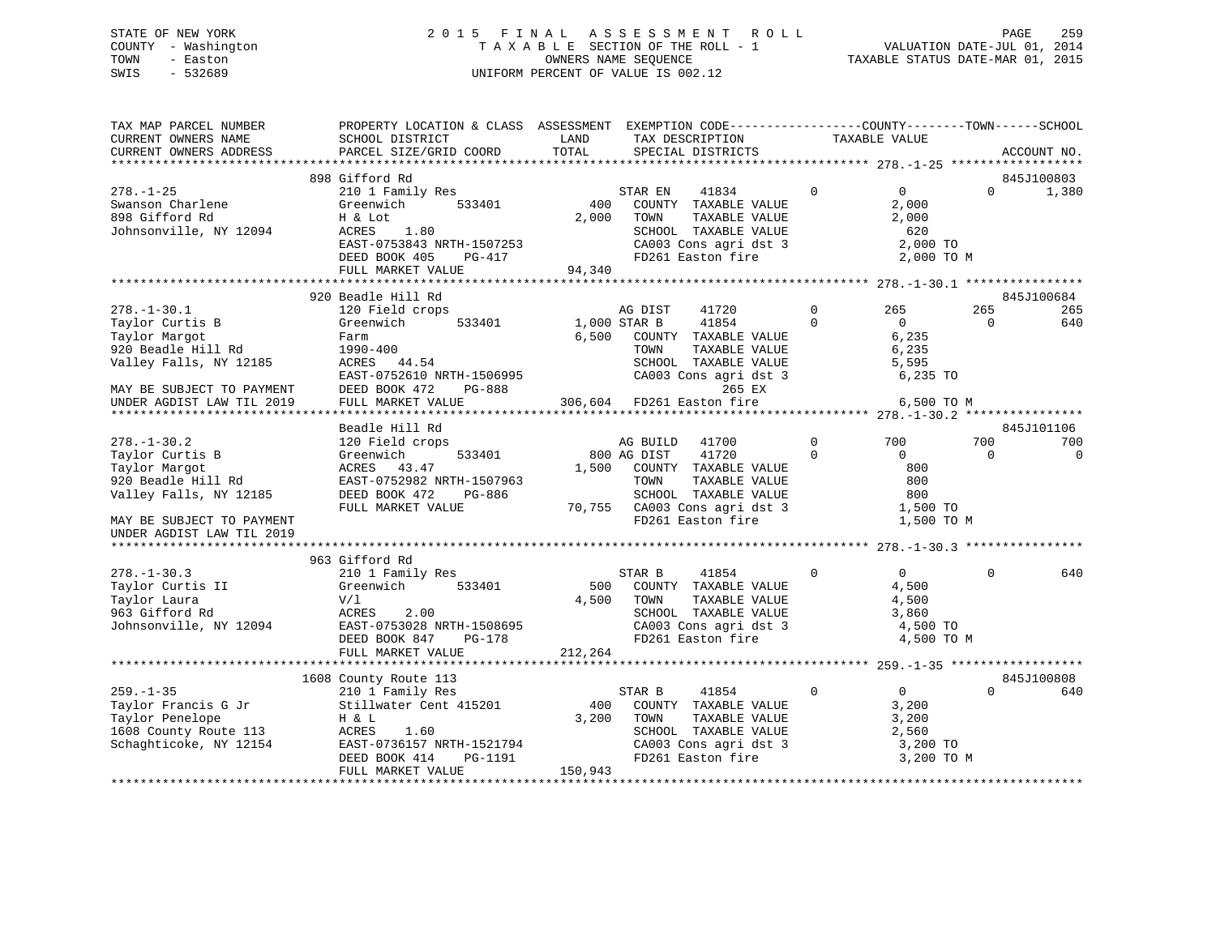STATE OF NEW YORK
COUNTY - Washington
TOWN - Easton
SWIS - 532689

2 0 1 5 F I N A L A S S E S S M E N T R O L L
T A X A B L E SECTION OF THE ROLL - 1
OWNERS NAME SEQUENCE
UNIFORM PERCENT OF VALUE IS 002.12

VALUATION DATE-JUL 01, 2014
TAXABLE STATUS DATE-MAR 01, 2015

```
TAX MAP PARCEL NUMBER          PROPERTY LOCATION & CLASS  ASSESSMENT  EXEMPTION CODE------------------COUNTY--------TOWN------SCHOOL
CURRENT OWNERS NAME            SCHOOL DISTRICT               LAND      TAX DESCRIPTION            TAXABLE VALUE
CURRENT OWNERS ADDRESS         PARCEL SIZE/GRID COORD        TOTAL     SPECIAL DISTRICTS                                       ACCOUNT NO.
******************************************************************************************************* 278.-1-25 ******************
                               898 Gifford Rd                                                                                  845J100803
278.-1-25                      210 1 Family Res                    STAR EN    41834         0          0            0      1,380
Swanson Charlene               Greenwich        533401        400   COUNTY  TAXABLE VALUE              2,000
898 Gifford Rd                 H & Lot                      2,000   TOWN    TAXABLE VALUE              2,000
Johnsonville, NY 12094         ACRES    1.80                        SCHOOL  TAXABLE VALUE                620
                               EAST-0753843 NRTH-1507253            CA003 Cons agri dst 3              2,000 TO
                               DEED BOOK 405    PG-417              FD261 Easton fire                  2,000 TO M
                               FULL MARKET VALUE             94,340
******************************************************************************************************* 278.-1-30.1 ****************
                               920 Beadle Hill Rd                                                                              845J100684
278.-1-30.1                    120 Field crops                     AG DIST    41720         0        265          265        265
Taylor Curtis B                Greenwich        533401      1,000 STAR B     41854         0          0            0        640
Taylor Margot                  Farm                         6,500   COUNTY  TAXABLE VALUE              6,235
920 Beadle Hill Rd             1990-400                             TOWN    TAXABLE VALUE              6,235
Valley Falls, NY 12185         ACRES   44.54                        SCHOOL  TAXABLE VALUE              5,595
                               EAST-0752610 NRTH-1506995            CA003 Cons agri dst 3              6,235 TO
MAY BE SUBJECT TO PAYMENT      DEED BOOK 472    PG-888                        265 EX
UNDER AGDIST LAW TIL 2019      FULL MARKET VALUE            306,604  FD261 Easton fire                  6,500 TO M
******************************************************************************************************* 278.-1-30.2 ****************
                               Beadle Hill Rd                                                                                  845J101106
278.-1-30.2                    120 Field crops                     AG BUILD   41700         0        700          700        700
Taylor Curtis B                Greenwich        533401        800 AG DIST    41720         0          0            0          0
Taylor Margot                  ACRES   43.47                1,500   COUNTY  TAXABLE VALUE                800
920 Beadle Hill Rd             EAST-0752982 NRTH-1507963            TOWN    TAXABLE VALUE                800
Valley Falls, NY 12185         DEED BOOK 472    PG-886              SCHOOL  TAXABLE VALUE                800
                               FULL MARKET VALUE             70,755  CA003 Cons agri dst 3              1,500 TO
MAY BE SUBJECT TO PAYMENT                                            FD261 Easton fire                  1,500 TO M
UNDER AGDIST LAW TIL 2019
******************************************************************************************************* 278.-1-30.3 ****************
                               963 Gifford Rd
278.-1-30.3                    210 1 Family Res                    STAR B     41854         0          0            0        640
Taylor Curtis II               Greenwich        533401        500   COUNTY  TAXABLE VALUE              4,500
Taylor Laura                   V/l                          4,500   TOWN    TAXABLE VALUE              4,500
963 Gifford Rd                 ACRES    2.00                        SCHOOL  TAXABLE VALUE              3,860
Johnsonville, NY 12094         EAST-0753028 NRTH-1508695            CA003 Cons agri dst 3              4,500 TO
                               DEED BOOK 847    PG-178              FD261 Easton fire                  4,500 TO M
                               FULL MARKET VALUE            212,264
******************************************************************************************************* 259.-1-35 ******************
                               1608 County Route 113                                                                           845J100808
259.-1-35                      210 1 Family Res                    STAR B     41854         0          0            0        640
Taylor Francis G Jr            Stillwater Cent 415201         400   COUNTY  TAXABLE VALUE              3,200
Taylor Penelope                H & L                        3,200   TOWN    TAXABLE VALUE              3,200
1608 County Route 113          ACRES    1.60                        SCHOOL  TAXABLE VALUE              2,560
Schaghticoke, NY 12154         EAST-0736157 NRTH-1521794            CA003 Cons agri dst 3              3,200 TO
                               DEED BOOK 414    PG-1191             FD261 Easton fire                  3,200 TO M
                               FULL MARKET VALUE            150,943
************************************************************************************************************************************
```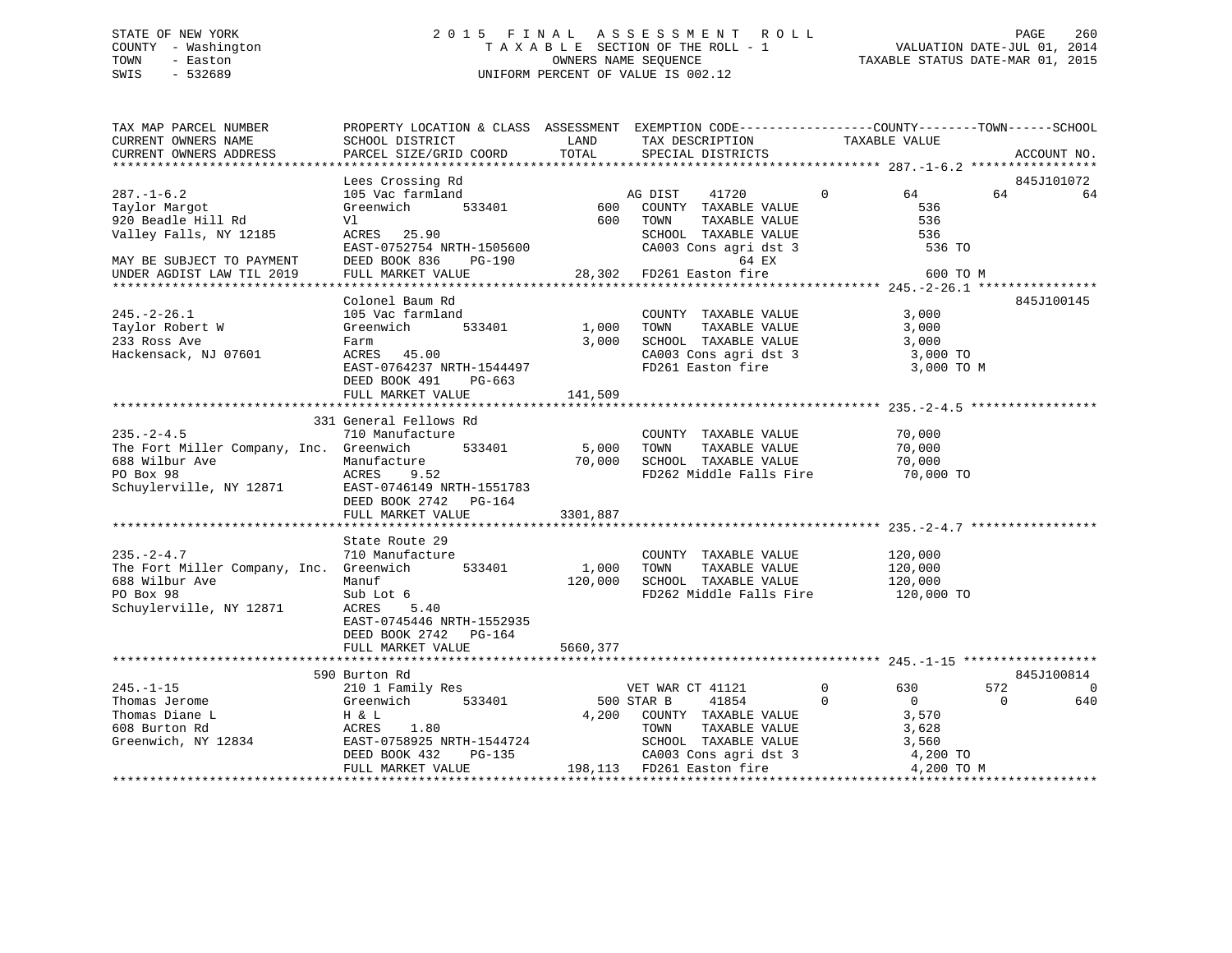STATE OF NEW YORK
COUNTY - Washington
TOWN - Easton
SWIS - 532689

# 2015 FINAL ASSESSMENT ROLL
TAXABLE SECTION OF THE ROLL - 1
OWNERS NAME SEQUENCE
UNIFORM PERCENT OF VALUE IS 002.12

VALUATION DATE-JUL 01, 2014
TAXABLE STATUS DATE-MAR 01, 2015

```
TAX MAP PARCEL NUMBER          PROPERTY LOCATION & CLASS  ASSESSMENT  EXEMPTION CODE------------------COUNTY--------TOWN------SCHOOL
CURRENT OWNERS NAME            SCHOOL DISTRICT               LAND      TAX DESCRIPTION            TAXABLE VALUE
CURRENT OWNERS ADDRESS         PARCEL SIZE/GRID COORD        TOTAL     SPECIAL DISTRICTS                                  ACCOUNT NO.
******************************************************************************************************* 287.-1-6.2 *****************
                               Lees Crossing Rd                                                                           845J101072
287.-1-6.2                     105 Vac farmland                     AG DIST    41720         0         64          64          64
Taylor Margot                  Greenwich        533401         600   COUNTY  TAXABLE VALUE             536
920 Beadle Hill Rd             Vl                              600   TOWN    TAXABLE VALUE             536
Valley Falls, NY 12185         ACRES   25.90                         SCHOOL  TAXABLE VALUE             536
                               EAST-0752754 NRTH-1505600             CA003 Cons agri dst 3              536 TO
MAY BE SUBJECT TO PAYMENT      DEED BOOK 836    PG-190                          64 EX
UNDER AGDIST LAW TIL 2019      FULL MARKET VALUE              28,302  FD261 Easton fire                  600 TO M
******************************************************************************************************* 245.-2-26.1 ****************
                               Colonel Baum Rd                                                                            845J100145
245.-2-26.1                    105 Vac farmland                      COUNTY  TAXABLE VALUE           3,000
Taylor Robert W                Greenwich        533401       1,000   TOWN    TAXABLE VALUE           3,000
233 Ross Ave                   Farm                          3,000   SCHOOL  TAXABLE VALUE           3,000
Hackensack, NJ 07601           ACRES   45.00                         CA003 Cons agri dst 3            3,000 TO
                               EAST-0764237 NRTH-1544497             FD261 Easton fire                3,000 TO M
                               DEED BOOK 491    PG-663
                               FULL MARKET VALUE             141,509
******************************************************************************************************* 235.-2-4.5 *****************
                           331 General Fellows Rd
235.-2-4.5                     710 Manufacture                       COUNTY  TAXABLE VALUE          70,000
The Fort Miller Company, Inc.  Greenwich        533401       5,000   TOWN    TAXABLE VALUE          70,000
688 Wilbur Ave                 Manufacture                  70,000   SCHOOL  TAXABLE VALUE          70,000
PO Box 98                      ACRES    9.52                         FD262 Middle Falls Fire         70,000 TO
Schuylerville, NY 12871        EAST-0746149 NRTH-1551783
                               DEED BOOK 2742   PG-164
                               FULL MARKET VALUE            3301,887
******************************************************************************************************* 235.-2-4.7 *****************
                               State Route 29
235.-2-4.7                     710 Manufacture                       COUNTY  TAXABLE VALUE         120,000
The Fort Miller Company, Inc.  Greenwich        533401       1,000   TOWN    TAXABLE VALUE         120,000
688 Wilbur Ave                 Manuf                       120,000   SCHOOL  TAXABLE VALUE         120,000
PO Box 98                      Sub Lot 6                             FD262 Middle Falls Fire        120,000 TO
Schuylerville, NY 12871        ACRES    5.40
                               EAST-0745446 NRTH-1552935
                               DEED BOOK 2742   PG-164
                               FULL MARKET VALUE            5660,377
******************************************************************************************************* 245.-1-15 ******************
                           590 Burton Rd                                                                                  845J100814
245.-1-15                      210 1 Family Res                     VET WAR CT 41121         0        630         572           0
Thomas Jerome                  Greenwich        533401         500 STAR B     41854          0          0           0         640
Thomas Diane L                 H & L                         4,200   COUNTY  TAXABLE VALUE           3,570
608 Burton Rd                  ACRES    1.80                         TOWN    TAXABLE VALUE           3,628
Greenwich, NY 12834            EAST-0758925 NRTH-1544724             SCHOOL  TAXABLE VALUE           3,560
                               DEED BOOK 432    PG-135               CA003 Cons agri dst 3            4,200 TO
                               FULL MARKET VALUE             198,113  FD261 Easton fire                4,200 TO M
************************************************************************************************************************************
```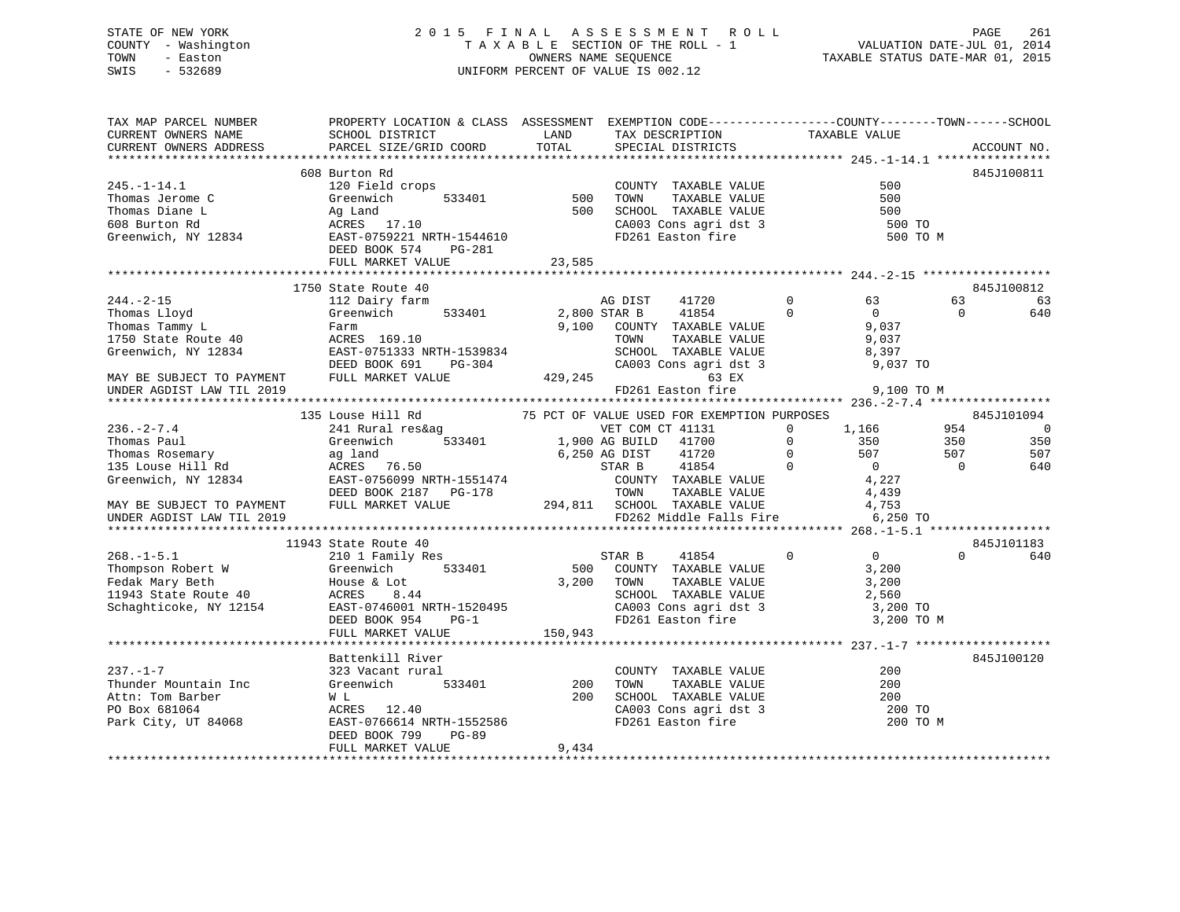STATE OF NEW YORK
COUNTY - Washington
TOWN - Easton
SWIS - 532689

2 0 1 5 F I N A L A S S E S S M E N T R O L L
T A X A B L E SECTION OF THE ROLL - 1
OWNERS NAME SEQUENCE
UNIFORM PERCENT OF VALUE IS 002.12

VALUATION DATE-JUL 01, 2014
TAXABLE STATUS DATE-MAR 01, 2015

```
TAX MAP PARCEL NUMBER     PROPERTY LOCATION & CLASS  ASSESSMENT  EXEMPTION CODE------------------COUNTY--------TOWN------SCHOOL
CURRENT OWNERS NAME       SCHOOL DISTRICT             LAND      TAX DESCRIPTION            TAXABLE VALUE
CURRENT OWNERS ADDRESS    PARCEL SIZE/GRID COORD      TOTAL     SPECIAL DISTRICTS                                      ACCOUNT NO.
******************************************************************************************** 245.-1-14.1 ****************
                          608 Burton Rd                                                                              845J100811
245.-1-14.1               120 Field crops                        COUNTY  TAXABLE VALUE              500
Thomas Jerome C           Greenwich      533401          500     TOWN    TAXABLE VALUE              500
Thomas Diane L            Ag Land                        500     SCHOOL  TAXABLE VALUE              500
608 Burton Rd             ACRES  17.10                           CA003 Cons agri dst 3               500 TO
Greenwich, NY 12834       EAST-0759221 NRTH-1544610              FD261 Easton fire                   500 TO M
                          DEED BOOK 574    PG-281
                          FULL MARKET VALUE            23,585
******************************************************************************************** 244.-2-15 ******************
                          1750 State Route 40                                                                        845J100812
244.-2-15                 112 Dairy farm                    AG DIST    41720        0          63          63          63
Thomas Lloyd              Greenwich      533401       2,800 STAR B     41854        0           0           0         640
Thomas Tammy L            Farm                         9,100   COUNTY  TAXABLE VALUE          9,037
1750 State Route 40       ACRES 169.10                         TOWN    TAXABLE VALUE          9,037
Greenwich, NY 12834       EAST-0751333 NRTH-1539834            SCHOOL  TAXABLE VALUE          8,397
                          DEED BOOK 691    PG-304              CA003 Cons agri dst 3          9,037 TO
MAY BE SUBJECT TO PAYMENT FULL MARKET VALUE           429,245             63 EX
UNDER AGDIST LAW TIL 2019                                      FD261 Easton fire              9,100 TO M
******************************************************************************************** 236.-2-7.4 *****************
                          135 Louse Hill Rd         75 PCT OF VALUE USED FOR EXEMPTION PURPOSES                      845J101094
236.-2-7.4                241 Rural res&ag                  VET COM CT 41131        0       1,166         954           0
Thomas Paul               Greenwich      533401       1,900 AG BUILD   41700        0         350         350         350
Thomas Rosemary           ag land                      6,250 AG DIST    41720        0         507         507         507
135 Louse Hill Rd         ACRES  76.50                      STAR B     41854        0           0           0         640
Greenwich, NY 12834       EAST-0756099 NRTH-1551474            COUNTY  TAXABLE VALUE          4,227
                          DEED BOOK 2187   PG-178              TOWN    TAXABLE VALUE          4,439
MAY BE SUBJECT TO PAYMENT FULL MARKET VALUE           294,811  SCHOOL  TAXABLE VALUE          4,753
UNDER AGDIST LAW TIL 2019                                      FD262 Middle Falls Fire        6,250 TO
******************************************************************************************** 268.-1-5.1 *****************
                          11943 State Route 40                                                                       845J101183
268.-1-5.1                210 1 Family Res                  STAR B     41854        0           0           0         640
Thompson Robert W         Greenwich      533401          500   COUNTY  TAXABLE VALUE          3,200
Fedak Mary Beth           House & Lot                  3,200   TOWN    TAXABLE VALUE          3,200
11943 State Route 40      ACRES   8.44                         SCHOOL  TAXABLE VALUE          2,560
Schaghticoke, NY 12154    EAST-0746001 NRTH-1520495            CA003 Cons agri dst 3          3,200 TO
                          DEED BOOK 954    PG-1                FD261 Easton fire              3,200 TO M
                          FULL MARKET VALUE           150,943
******************************************************************************************** 237.-1-7 *******************
                          Battenkill River                                                                           845J100120
237.-1-7                  323 Vacant rural                     COUNTY  TAXABLE VALUE            200
Thunder Mountain Inc      Greenwich      533401          200   TOWN    TAXABLE VALUE            200
Attn: Tom Barber          W L                            200   SCHOOL  TAXABLE VALUE            200
PO Box 681064             ACRES  12.40                         CA003 Cons agri dst 3            200 TO
Park City, UT 84068       EAST-0766614 NRTH-1552586            FD261 Easton fire                200 TO M
                          DEED BOOK 799    PG-89
                          FULL MARKET VALUE             9,434
*************************************************************************************************************************
```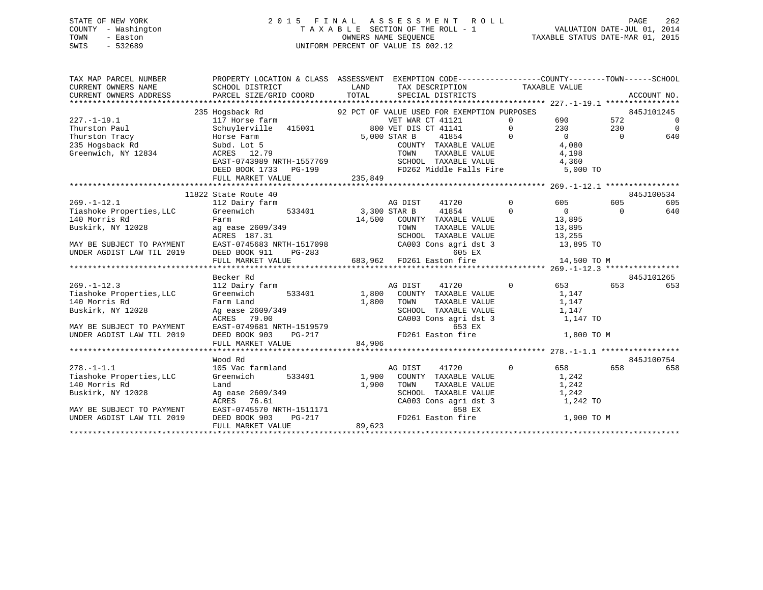STATE OF NEW YORK
COUNTY - Washington
TOWN - Easton
SWIS - 532689

2 0 1 5 F I N A L A S S E S S M E N T R O L L
T A X A B L E SECTION OF THE ROLL - 1
OWNERS NAME SEQUENCE
UNIFORM PERCENT OF VALUE IS 002.12

VALUATION DATE-JUL 01, 2014
TAXABLE STATUS DATE-MAR 01, 2015

```
TAX MAP PARCEL NUMBER          PROPERTY LOCATION & CLASS  ASSESSMENT  EXEMPTION CODE-----------------COUNTY--------TOWN------SCHOOL
CURRENT OWNERS NAME            SCHOOL DISTRICT               LAND      TAX DESCRIPTION            TAXABLE VALUE
CURRENT OWNERS ADDRESS         PARCEL SIZE/GRID COORD        TOTAL     SPECIAL DISTRICTS                                    ACCOUNT NO.
******************************************************************************************************* 227.-1-19.1 ****************
                    235 Hogsback Rd                     92 PCT OF VALUE USED FOR EXEMPTION PURPOSES                         845J101245
227.-1-19.1                    117 Horse farm                          VET WAR CT 41121         0         690         572          0
Thurston Paul                  Schuylerville   415001          800 VET DIS CT 41141         0         230         230          0
Thurston Tracy                 Horse Farm                    5,000 STAR B      41854         0           0           0        640
235 Hogsback Rd                Subd. Lot 5                             COUNTY  TAXABLE VALUE              4,080
Greenwich, NY 12834            ACRES  12.79                            TOWN    TAXABLE VALUE              4,198
                               EAST-0743989 NRTH-1557769               SCHOOL  TAXABLE VALUE              4,360
                               DEED BOOK 1733   PG-199                 FD262 Middle Falls Fire            5,000 TO
                               FULL MARKET VALUE                235,849
******************************************************************************************************* 269.-1-12.1 ****************
                    11822 State Route 40                                                                             845J100534
269.-1-12.1                    112 Dairy farm                          AG DIST     41720         0         605         605        605
Tiashoke Properties,LLC        Greenwich       533401        3,300 STAR B      41854         0           0           0        640
140 Morris Rd                  Farm                           14,500   COUNTY  TAXABLE VALUE             13,895
Buskirk, NY 12028              ag ease 2609/349                        TOWN    TAXABLE VALUE             13,895
                               ACRES 187.31                            SCHOOL  TAXABLE VALUE             13,255
MAY BE SUBJECT TO PAYMENT      EAST-0745683 NRTH-1517098               CA003 Cons agri dst 3             13,895 TO
UNDER AGDIST LAW TIL 2019      DEED BOOK 911    PG-283                              605 EX
                               FULL MARKET VALUE                683,962  FD261 Easton fire                14,500 TO M
******************************************************************************************************* 269.-1-12.3 ****************
                               Becker Rd                                                                             845J101265
269.-1-12.3                    112 Dairy farm                          AG DIST     41720         0         653         653        653
Tiashoke Properties,LLC        Greenwich       533401        1,800   COUNTY  TAXABLE VALUE              1,147
140 Morris Rd                  Farm Land                      1,800   TOWN    TAXABLE VALUE              1,147
Buskirk, NY 12028              Ag ease 2609/349                        SCHOOL  TAXABLE VALUE              1,147
                               ACRES  79.00                            CA003 Cons agri dst 3              1,147 TO
MAY BE SUBJECT TO PAYMENT      EAST-0749681 NRTH-1519579                            653 EX
UNDER AGDIST LAW TIL 2019      DEED BOOK 903    PG-217                 FD261 Easton fire                  1,800 TO M
                               FULL MARKET VALUE                 84,906
******************************************************************************************************* 278.-1-1.1 *****************
                               Wood Rd                                                                               845J100754
278.-1-1.1                     105 Vac farmland                        AG DIST     41720         0         658         658        658
Tiashoke Properties,LLC        Greenwich       533401        1,900   COUNTY  TAXABLE VALUE              1,242
140 Morris Rd                  Land                           1,900   TOWN    TAXABLE VALUE              1,242
Buskirk, NY 12028              Ag ease 2609/349                        SCHOOL  TAXABLE VALUE              1,242
                               ACRES  76.61                            CA003 Cons agri dst 3              1,242 TO
MAY BE SUBJECT TO PAYMENT      EAST-0745570 NRTH-1511171                            658 EX
UNDER AGDIST LAW TIL 2019      DEED BOOK 903    PG-217                 FD261 Easton fire                  1,900 TO M
                               FULL MARKET VALUE                 89,623
************************************************************************************************************************************
```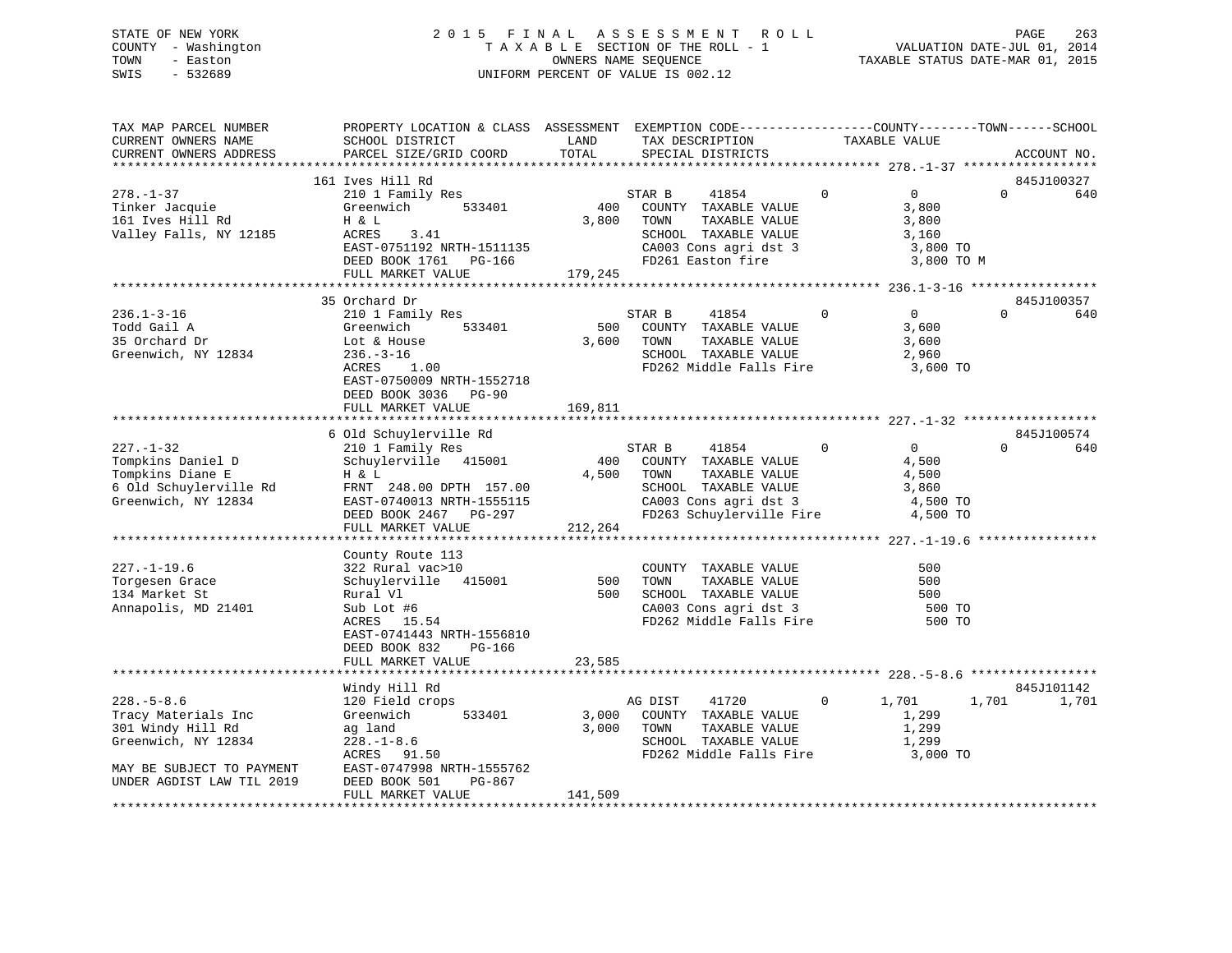STATE OF NEW YORK
COUNTY - Washington
TOWN - Easton
SWIS - 532689

2015 FINAL ASSESSMENT ROLL
TAXABLE SECTION OF THE ROLL - 1
OWNERS NAME SEQUENCE
UNIFORM PERCENT OF VALUE IS 002.12

VALUATION DATE-JUL 01, 2014
TAXABLE STATUS DATE-MAR 01, 2015

```
TAX MAP PARCEL NUMBER          PROPERTY LOCATION & CLASS  ASSESSMENT  EXEMPTION CODE------------------COUNTY--------TOWN------SCHOOL
CURRENT OWNERS NAME            SCHOOL DISTRICT               LAND      TAX DESCRIPTION            TAXABLE VALUE
CURRENT OWNERS ADDRESS         PARCEL SIZE/GRID COORD        TOTAL     SPECIAL DISTRICTS                                   ACCOUNT NO.
*********************************************************************************************** 278.-1-37 ******************
                               161 Ives Hill Rd                                                                     845J100327
278.-1-37                      210 1 Family Res                    STAR B      41854         0            0             0         640
Tinker Jacquie                 Greenwich       533401          400    COUNTY  TAXABLE VALUE          3,800
161 Ives Hill Rd               H & L                         3,800    TOWN    TAXABLE VALUE          3,800
Valley Falls, NY 12185         ACRES     3.41                         SCHOOL  TAXABLE VALUE          3,160
                               EAST-0751192 NRTH-1511135              CA003 Cons agri dst 3           3,800 TO
                               DEED BOOK 1761   PG-166                FD261 Easton fire               3,800 TO M
                               FULL MARKET VALUE           179,245
*********************************************************************************************** 236.1-3-16 *****************
                               35 Orchard Dr                                                                        845J100357
236.1-3-16                     210 1 Family Res                    STAR B      41854         0            0             0         640
Todd Gail A                    Greenwich       533401          500    COUNTY  TAXABLE VALUE          3,600
35 Orchard Dr                  Lot & House                   3,600    TOWN    TAXABLE VALUE          3,600
Greenwich, NY 12834            236.-3-16                              SCHOOL  TAXABLE VALUE          2,960
                               ACRES     1.00                         FD262 Middle Falls Fire         3,600 TO
                               EAST-0750009 NRTH-1552718
                               DEED BOOK 3036   PG-90
                               FULL MARKET VALUE           169,811
*********************************************************************************************** 227.-1-32 ******************
                               6 Old Schuylerville Rd                                                               845J100574
227.-1-32                      210 1 Family Res                    STAR B      41854         0            0             0         640
Tompkins Daniel D              Schuylerville   415001          400    COUNTY  TAXABLE VALUE          4,500
Tompkins Diane E               H & L                         4,500    TOWN    TAXABLE VALUE          4,500
6 Old Schuylerville Rd         FRNT  248.00 DPTH  157.00              SCHOOL  TAXABLE VALUE          3,860
Greenwich, NY 12834            EAST-0740013 NRTH-1555115              CA003 Cons agri dst 3           4,500 TO
                               DEED BOOK 2467   PG-297                FD263 Schuylerville Fire        4,500 TO
                               FULL MARKET VALUE           212,264
*********************************************************************************************** 227.-1-19.6 ****************
                               County Route 113
227.-1-19.6                    322 Rural vac>10                       COUNTY  TAXABLE VALUE            500
Torgesen Grace                 Schuylerville   415001          500    TOWN    TAXABLE VALUE            500
134 Market St                  Rural Vl                        500    SCHOOL  TAXABLE VALUE            500
Annapolis, MD 21401            Sub Lot #6                             CA003 Cons agri dst 3             500 TO
                               ACRES    15.54                         FD262 Middle Falls Fire           500 TO
                               EAST-0741443 NRTH-1556810
                               DEED BOOK 832    PG-166
                               FULL MARKET VALUE            23,585
*********************************************************************************************** 228.-5-8.6 *****************
                               Windy Hill Rd                                                                        845J101142
228.-5-8.6                     120 Field crops                     AG DIST     41720         0        1,701         1,701       1,701
Tracy Materials Inc            Greenwich       533401        3,000    COUNTY  TAXABLE VALUE          1,299
301 Windy Hill Rd              ag land                       3,000    TOWN    TAXABLE VALUE          1,299
Greenwich, NY 12834            228.-1-8.6                             SCHOOL  TAXABLE VALUE          1,299
                               ACRES    91.50                         FD262 Middle Falls Fire         3,000 TO
MAY BE SUBJECT TO PAYMENT      EAST-0747998 NRTH-1555762
UNDER AGDIST LAW TIL 2019      DEED BOOK 501    PG-867
                               FULL MARKET VALUE           141,509
******************************************************************************************************************************
```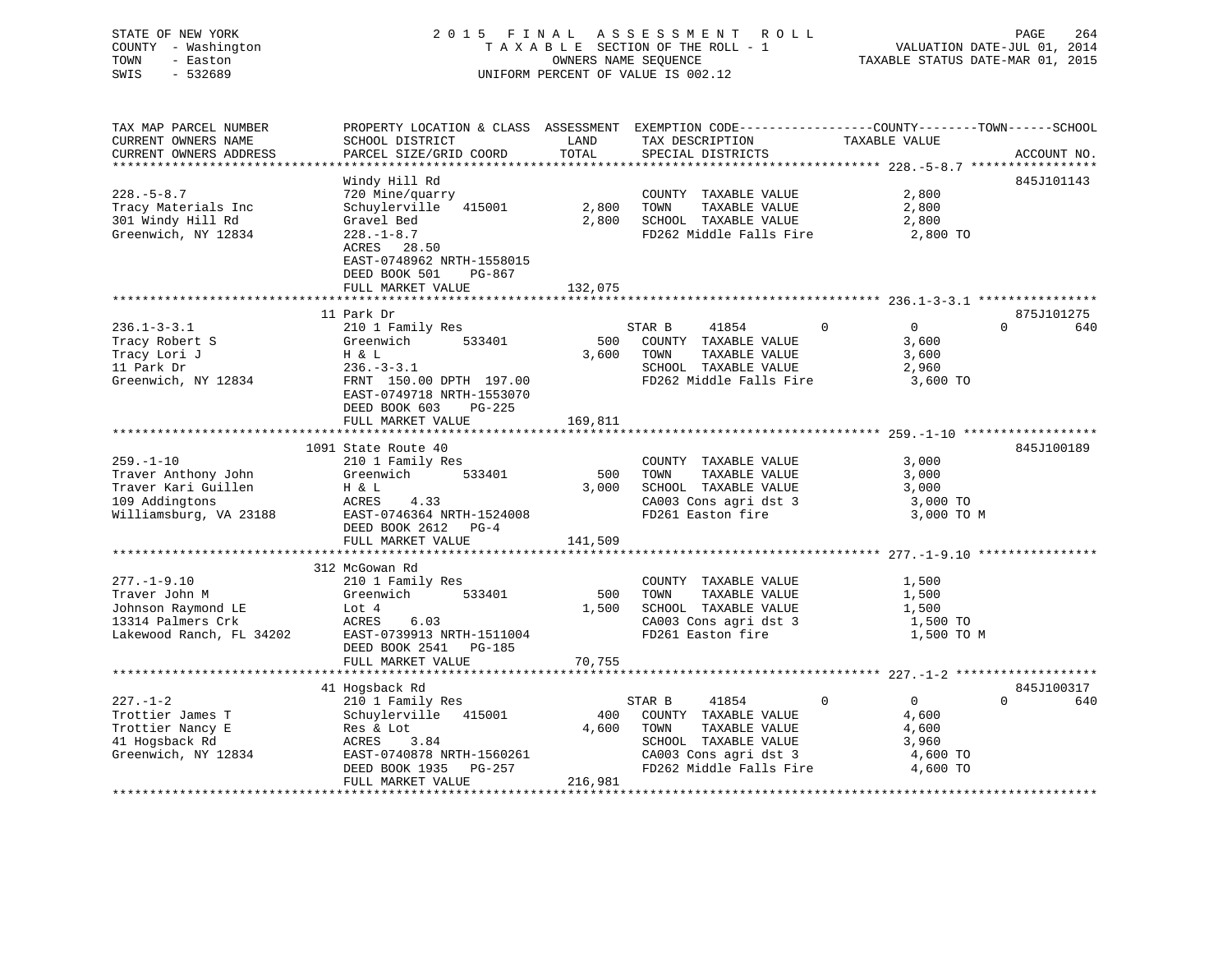STATE OF NEW YORK
COUNTY - Washington
TOWN - Easton
SWIS - 532689

2 0 1 5 F I N A L A S S E S S M E N T R O L L
T A X A B L E SECTION OF THE ROLL - 1
OWNERS NAME SEQUENCE
UNIFORM PERCENT OF VALUE IS 002.12

VALUATION DATE-JUL 01, 2014
TAXABLE STATUS DATE-MAR 01, 2015

```
TAX MAP PARCEL NUMBER          PROPERTY LOCATION & CLASS  ASSESSMENT  EXEMPTION CODE-----------------COUNTY--------TOWN------SCHOOL
CURRENT OWNERS NAME            SCHOOL DISTRICT              LAND      TAX DESCRIPTION            TAXABLE VALUE
CURRENT OWNERS ADDRESS         PARCEL SIZE/GRID COORD       TOTAL     SPECIAL DISTRICTS                                ACCOUNT NO.
******************************************************************************************************* 228.-5-8.7 *****************
                               Windy Hill Rd                                                                       845J101143
228.-5-8.7                     720 Mine/quarry                        COUNTY  TAXABLE VALUE            2,800
Tracy Materials Inc            Schuylerville   415001        2,800    TOWN    TAXABLE VALUE            2,800
301 Windy Hill Rd              Gravel Bed                    2,800    SCHOOL  TAXABLE VALUE            2,800
Greenwich, NY 12834            228.-1-8.7                             FD262 Middle Falls Fire           2,800 TO
                               ACRES   28.50
                               EAST-0748962 NRTH-1558015
                               DEED BOOK 501     PG-867
                               FULL MARKET VALUE           132,075
******************************************************************************************************* 236.1-3-3.1 ****************
                               11 Park Dr                                                                          875J101275
236.1-3-3.1                    210 1 Family Res                       STAR B      41854          0          0            0         640
Tracy Robert S                 Greenwich        533401         500    COUNTY  TAXABLE VALUE            3,600
Tracy Lori J                   H & L                         3,600    TOWN    TAXABLE VALUE            3,600
11 Park Dr                     236.-3-3.1                             SCHOOL  TAXABLE VALUE            2,960
Greenwich, NY 12834            FRNT 150.00 DPTH 197.00                FD262 Middle Falls Fire           3,600 TO
                               EAST-0749718 NRTH-1553070
                               DEED BOOK 603     PG-225
                               FULL MARKET VALUE           169,811
******************************************************************************************************* 259.-1-10 ******************
                               1091 State Route 40                                                                 845J100189
259.-1-10                      210 1 Family Res                       COUNTY  TAXABLE VALUE            3,000
Traver Anthony John            Greenwich        533401         500    TOWN    TAXABLE VALUE            3,000
Traver Kari Guillen            H & L                         3,000    SCHOOL  TAXABLE VALUE            3,000
109 Addingtons                 ACRES    4.33                          CA003 Cons agri dst 3             3,000 TO
Williamsburg, VA 23188         EAST-0746364 NRTH-1524008              FD261 Easton fire                 3,000 TO M
                               DEED BOOK 2612   PG-4
                               FULL MARKET VALUE           141,509
******************************************************************************************************* 277.-1-9.10 ****************
                               312 McGowan Rd
277.-1-9.10                    210 1 Family Res                       COUNTY  TAXABLE VALUE            1,500
Traver John M                  Greenwich        533401         500    TOWN    TAXABLE VALUE            1,500
Johnson Raymond LE             Lot 4                         1,500    SCHOOL  TAXABLE VALUE            1,500
13314 Palmers Crk              ACRES    6.03                          CA003 Cons agri dst 3             1,500 TO
Lakewood Ranch, FL 34202       EAST-0739913 NRTH-1511004              FD261 Easton fire                 1,500 TO M
                               DEED BOOK 2541   PG-185
                               FULL MARKET VALUE            70,755
******************************************************************************************************* 227.-1-2 *******************
                               41 Hogsback Rd                                                                      845J100317
227.-1-2                       210 1 Family Res                       STAR B      41854          0          0            0         640
Trottier James T               Schuylerville   415001          400    COUNTY  TAXABLE VALUE            4,600
Trottier Nancy E               Res & Lot                     4,600    TOWN    TAXABLE VALUE            4,600
41 Hogsback Rd                 ACRES    3.84                          SCHOOL  TAXABLE VALUE            3,960
Greenwich, NY 12834            EAST-0740878 NRTH-1560261              CA003 Cons agri dst 3             4,600 TO
                               DEED BOOK 1935   PG-257                FD262 Middle Falls Fire           4,600 TO
                               FULL MARKET VALUE           216,981
************************************************************************************************************************************
```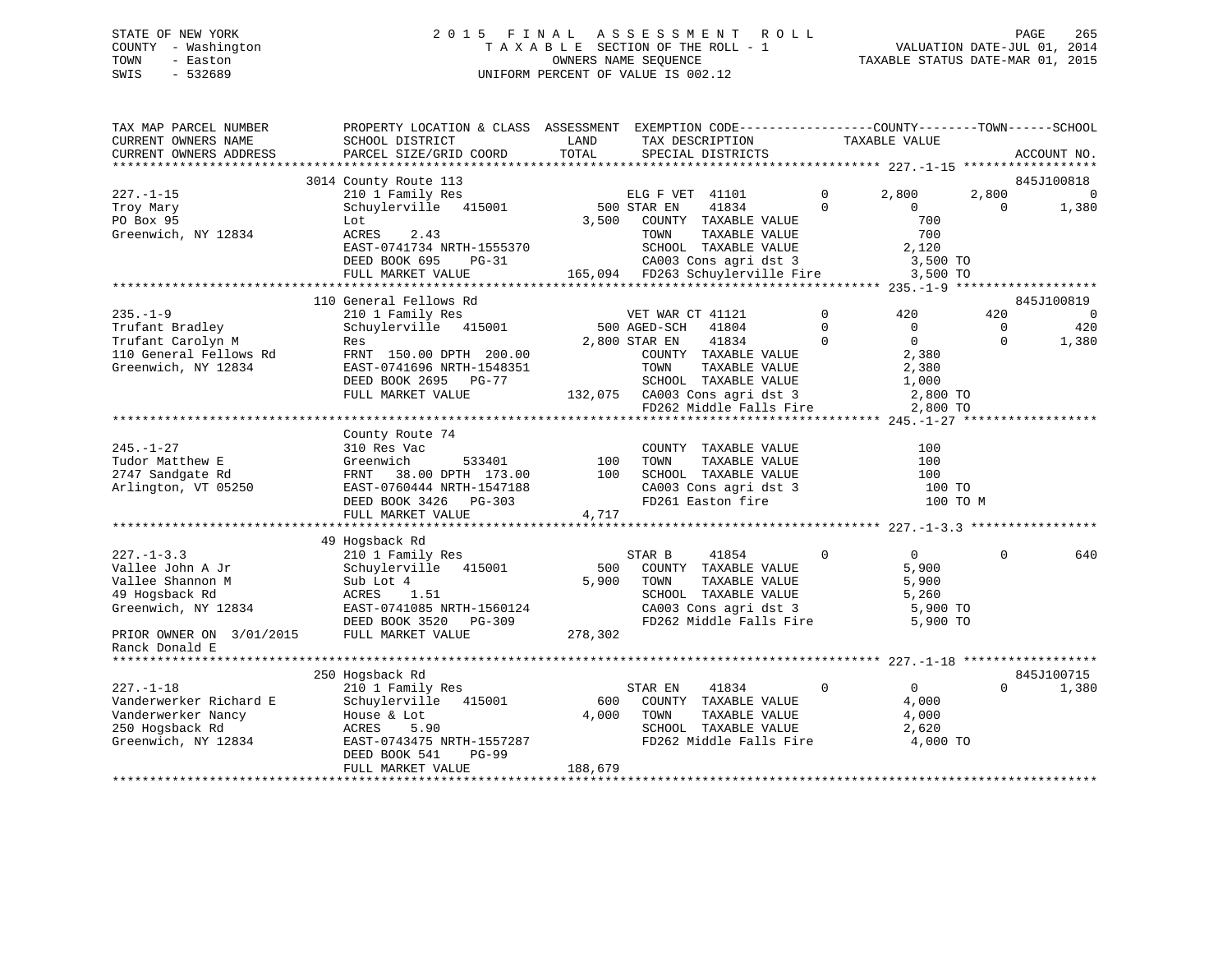STATE OF NEW YORK
COUNTY - Washington
TOWN - Easton
SWIS - 532689

2015 FINAL ASSESSMENT ROLL
TAXABLE SECTION OF THE ROLL - 1
OWNERS NAME SEQUENCE
UNIFORM PERCENT OF VALUE IS 002.12

VALUATION DATE-JUL 01, 2014
TAXABLE STATUS DATE-MAR 01, 2015

```
TAX MAP PARCEL NUMBER      PROPERTY LOCATION & CLASS  ASSESSMENT  EXEMPTION CODE-----------------COUNTY--------TOWN------SCHOOL
CURRENT OWNERS NAME        SCHOOL DISTRICT              LAND       TAX DESCRIPTION            TAXABLE VALUE
CURRENT OWNERS ADDRESS     PARCEL SIZE/GRID COORD       TOTAL      SPECIAL DISTRICTS                                       ACCOUNT NO.
******************************************************************************************************* 227.-1-15 ******************
                          3014 County Route 113                                                                           845J100818
227.-1-15                  210 1 Family Res                       ELG F VET  41101          0      2,800       2,800            0
Troy Mary                  Schuylerville   415001          500 STAR EN    41834          0          0           0        1,380
PO Box 95                  Lot                           3,500   COUNTY  TAXABLE VALUE               700
Greenwich, NY 12834        ACRES     2.43                         TOWN    TAXABLE VALUE               700
                           EAST-0741734 NRTH-1555370              SCHOOL  TAXABLE VALUE             2,120
                           DEED BOOK 695     PG-31                CA003 Cons agri dst 3              3,500 TO
                           FULL MARKET VALUE           165,094   FD263 Schuylerville Fire           3,500 TO
******************************************************************************************************* 235.-1-9 *******************
                          110 General Fellows Rd                                                                          845J100819
235.-1-9                   210 1 Family Res                       VET WAR CT 41121          0        420         420            0
Trufant Bradley            Schuylerville   415001          500 AGED-SCH   41804          0          0           0          420
Trufant Carolyn M          Res                           2,800 STAR EN    41834          0          0           0        1,380
110 General Fellows Rd     FRNT 150.00 DPTH 200.00                COUNTY  TAXABLE VALUE             2,380
Greenwich, NY 12834        EAST-0741696 NRTH-1548351              TOWN    TAXABLE VALUE             2,380
                           DEED BOOK 2695    PG-77                SCHOOL  TAXABLE VALUE             1,000
                           FULL MARKET VALUE           132,075   CA003 Cons agri dst 3              2,800 TO
                                                                  FD262 Middle Falls Fire            2,800 TO
******************************************************************************************************* 245.-1-27 ******************
                           County Route 74
245.-1-27                  310 Res Vac                            COUNTY  TAXABLE VALUE               100
Tudor Matthew E            Greenwich       533401          100   TOWN    TAXABLE VALUE               100
2747 Sandgate Rd           FRNT  38.00 DPTH 173.00          100   SCHOOL  TAXABLE VALUE               100
Arlington, VT 05250        EAST-0760444 NRTH-1547188              CA003 Cons agri dst 3                100 TO
                           DEED BOOK 3426    PG-303               FD261 Easton fire                    100 TO M
                           FULL MARKET VALUE             4,717
******************************************************************************************************* 227.-1-3.3 *****************
                           49 Hogsback Rd
227.-1-3.3                 210 1 Family Res                       STAR B     41854          0          0           0          640
Vallee John A Jr           Schuylerville   415001          500   COUNTY  TAXABLE VALUE             5,900
Vallee Shannon M           Sub Lot 4                     5,900   TOWN    TAXABLE VALUE             5,900
49 Hogsback Rd             ACRES     1.51                         SCHOOL  TAXABLE VALUE             5,260
Greenwich, NY 12834        EAST-0741085 NRTH-1560124              CA003 Cons agri dst 3              5,900 TO
                           DEED BOOK 3520    PG-309               FD262 Middle Falls Fire            5,900 TO
PRIOR OWNER ON 3/01/2015   FULL MARKET VALUE           278,302
Ranck Donald E
******************************************************************************************************* 227.-1-18 ******************
                          250 Hogsback Rd                                                                                 845J100715
227.-1-18                  210 1 Family Res                       STAR EN    41834          0          0           0        1,380
Vanderwerker Richard E     Schuylerville   415001          600   COUNTY  TAXABLE VALUE             4,000
Vanderwerker Nancy         House & Lot                   4,000   TOWN    TAXABLE VALUE             4,000
250 Hogsback Rd            ACRES     5.90                         SCHOOL  TAXABLE VALUE             2,620
Greenwich, NY 12834        EAST-0743475 NRTH-1557287              FD262 Middle Falls Fire            4,000 TO
                           DEED BOOK 541     PG-99
                           FULL MARKET VALUE           188,679
************************************************************************************************************************************
```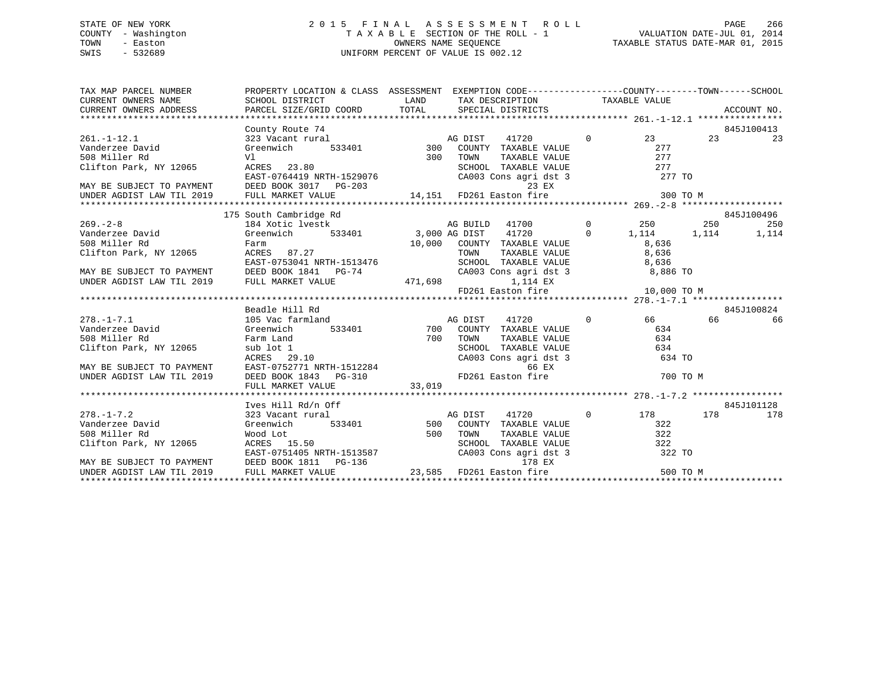STATE OF NEW YORK                2015 FINAL ASSESSMENT ROLL
COUNTY - Washington              TAXABLE SECTION OF THE ROLL - 1                VALUATION DATE-JUL 01, 2014
TOWN - Easton                    OWNERS NAME SEQUENCE                           TAXABLE STATUS DATE-MAR 01, 2015
SWIS - 532689                    UNIFORM PERCENT OF VALUE IS 002.12

```
TAX MAP PARCEL NUMBER          PROPERTY LOCATION & CLASS  ASSESSMENT  EXEMPTION CODE------------------COUNTY--------TOWN------SCHOOL
CURRENT OWNERS NAME            SCHOOL DISTRICT              LAND      TAX DESCRIPTION              TAXABLE VALUE
CURRENT OWNERS ADDRESS         PARCEL SIZE/GRID COORD       TOTAL     SPECIAL DISTRICTS                                      ACCOUNT NO.
******************************************************************************************************* 261.-1-12.1 ****************
                               County Route 74                                                                            845J100413
261.-1-12.1                    323 Vacant rural                   AG DIST    41720          0          23          23          23
Vanderzee David                Greenwich      533401        300   COUNTY  TAXABLE VALUE              277
508 Miller Rd                  Vl                           300   TOWN    TAXABLE VALUE              277
Clifton Park, NY 12065         ACRES  23.80                       SCHOOL  TAXABLE VALUE              277
                               EAST-0764419 NRTH-1529076          CA003 Cons agri dst 3              277 TO
MAY BE SUBJECT TO PAYMENT      DEED BOOK 3017   PG-203                       23 EX
UNDER AGDIST LAW TIL 2019      FULL MARKET VALUE          14,151  FD261 Easton fire                  300 TO M
******************************************************************************************************* 269.-2-8 *******************
                               175 South Cambridge Rd                                                                     845J100496
269.-2-8                       184 Xotic lvestk                   AG BUILD   41700          0         250         250         250
Vanderzee David                Greenwich      533401      3,000 AG DIST    41720          0       1,114       1,114       1,114
508 Miller Rd                  Farm                      10,000   COUNTY  TAXABLE VALUE            8,636
Clifton Park, NY 12065         ACRES  87.27                       TOWN    TAXABLE VALUE            8,636
                               EAST-0753041 NRTH-1513476          SCHOOL  TAXABLE VALUE            8,636
MAY BE SUBJECT TO PAYMENT      DEED BOOK 1841   PG-74             CA003 Cons agri dst 3            8,886 TO
UNDER AGDIST LAW TIL 2019      FULL MARKET VALUE         471,698          1,114 EX
                                                                  FD261 Easton fire               10,000 TO M
******************************************************************************************************* 278.-1-7.1 *****************
                               Beadle Hill Rd                                                                             845J100824
278.-1-7.1                     105 Vac farmland                   AG DIST    41720          0          66          66          66
Vanderzee David                Greenwich      533401        700   COUNTY  TAXABLE VALUE              634
508 Miller Rd                  Farm Land                    700   TOWN    TAXABLE VALUE              634
Clifton Park, NY 12065         sub lot 1                          SCHOOL  TAXABLE VALUE              634
                               ACRES  29.10                       CA003 Cons agri dst 3              634 TO
MAY BE SUBJECT TO PAYMENT      EAST-0752771 NRTH-1512284                     66 EX
UNDER AGDIST LAW TIL 2019      DEED BOOK 1843   PG-310            FD261 Easton fire                  700 TO M
                               FULL MARKET VALUE          33,019
******************************************************************************************************* 278.-1-7.2 *****************
                               Ives Hill Rd/n Off                                                                         845J101128
278.-1-7.2                     323 Vacant rural                   AG DIST    41720          0         178         178         178
Vanderzee David                Greenwich      533401        500   COUNTY  TAXABLE VALUE              322
508 Miller Rd                  Wood Lot                     500   TOWN    TAXABLE VALUE              322
Clifton Park, NY 12065         ACRES  15.50                       SCHOOL  TAXABLE VALUE              322
                               EAST-0751405 NRTH-1513587          CA003 Cons agri dst 3              322 TO
MAY BE SUBJECT TO PAYMENT      DEED BOOK 1811   PG-136                      178 EX
UNDER AGDIST LAW TIL 2019      FULL MARKET VALUE          23,585  FD261 Easton fire                  500 TO M
************************************************************************************************************************************
```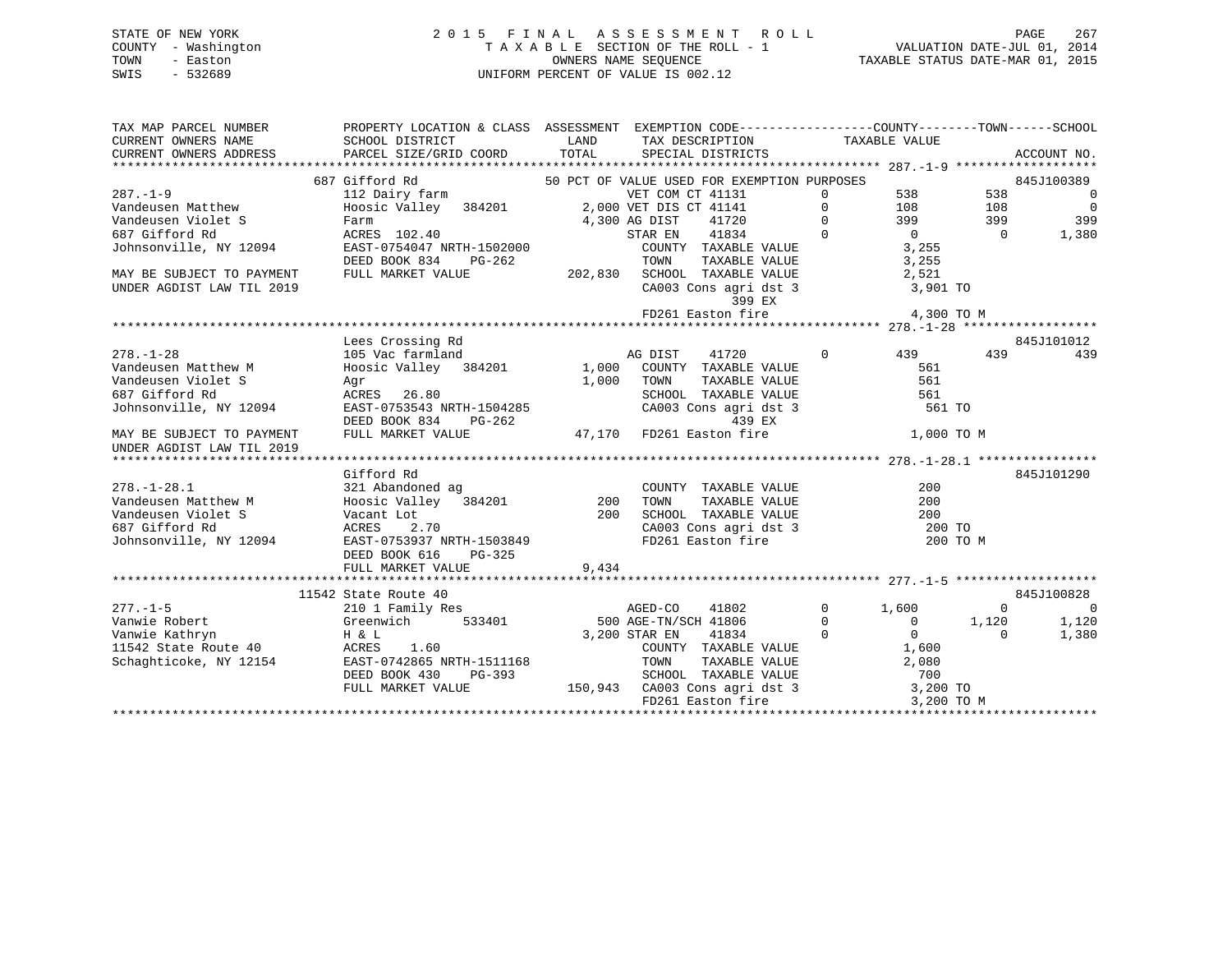STATE OF NEW YORK
COUNTY - Washington
TOWN - Easton
SWIS - 532689

2 0 1 5 F I N A L A S S E S S M E N T R O L L
T A X A B L E SECTION OF THE ROLL - 1
OWNERS NAME SEQUENCE
UNIFORM PERCENT OF VALUE IS 002.12

VALUATION DATE-JUL 01, 2014
TAXABLE STATUS DATE-MAR 01, 2015

```
TAX MAP PARCEL NUMBER        PROPERTY LOCATION & CLASS  ASSESSMENT  EXEMPTION CODE------------------COUNTY--------TOWN------SCHOOL
CURRENT OWNERS NAME          SCHOOL DISTRICT               LAND      TAX DESCRIPTION            TAXABLE VALUE
CURRENT OWNERS ADDRESS       PARCEL SIZE/GRID COORD       TOTAL      SPECIAL DISTRICTS                                      ACCOUNT NO.
******************************************************************************************************* 287.-1-9 *******************
                     687 Gifford Rd                   50 PCT OF VALUE USED FOR EXEMPTION PURPOSES                      845J100389
287.-1-9                     112 Dairy farm                   VET COM CT 41131          0        538          538            0
Vandeusen Matthew            Hoosic Valley   384201        2,000 VET DIS CT 41141          0        108          108            0
Vandeusen Violet S           Farm                          4,300 AG DIST    41720          0        399          399          399
687 Gifford Rd               ACRES  102.40                        STAR EN    41834          0          0            0        1,380
Johnsonville, NY 12094       EAST-0754047 NRTH-1502000            COUNTY  TAXABLE VALUE              3,255
                             DEED BOOK 834    PG-262              TOWN    TAXABLE VALUE              3,255
MAY BE SUBJECT TO PAYMENT    FULL MARKET VALUE             202,830  SCHOOL  TAXABLE VALUE              2,521
UNDER AGDIST LAW TIL 2019                                         CA003 Cons agri dst 3               3,901 TO
                                                                          399 EX
                                                                  FD261 Easton fire                   4,300 TO M
******************************************************************************************************* 278.-1-28 ******************
                     Lees Crossing Rd                                                                          845J101012
278.-1-28                    105 Vac farmland                     AG DIST    41720          0        439          439          439
Vandeusen Matthew M          Hoosic Valley   384201        1,000  COUNTY  TAXABLE VALUE                561
Vandeusen Violet S           Agr                           1,000  TOWN    TAXABLE VALUE                561
687 Gifford Rd               ACRES   26.80                        SCHOOL  TAXABLE VALUE                561
Johnsonville, NY 12094       EAST-0753543 NRTH-1504285            CA003 Cons agri dst 3                 561 TO
                             DEED BOOK 834    PG-262                      439 EX
MAY BE SUBJECT TO PAYMENT    FULL MARKET VALUE              47,170  FD261 Easton fire                   1,000 TO M
UNDER AGDIST LAW TIL 2019
******************************************************************************************************* 278.-1-28.1 ****************
                     Gifford Rd                                                                                845J101290
278.-1-28.1                  321 Abandoned ag                     COUNTY  TAXABLE VALUE                200
Vandeusen Matthew M          Hoosic Valley   384201          200  TOWN    TAXABLE VALUE                200
Vandeusen Violet S           Vacant Lot                      200  SCHOOL  TAXABLE VALUE                200
687 Gifford Rd               ACRES    2.70                        CA003 Cons agri dst 3                 200 TO
Johnsonville, NY 12094       EAST-0753937 NRTH-1503849            FD261 Easton fire                     200 TO M
                             DEED BOOK 616    PG-325
                             FULL MARKET VALUE               9,434
******************************************************************************************************* 277.-1-5 *******************
                     11542 State Route 40                                                                      845J100828
277.-1-5                     210 1 Family Res                     AGED-CO    41802          0      1,600            0            0
Vanwie Robert                Greenwich       533401          500 AGE-TN/SCH 41806          0          0        1,120        1,120
Vanwie Kathryn               H & L                         3,200 STAR EN    41834          0          0            0        1,380
11542 State Route 40         ACRES    1.60                        COUNTY  TAXABLE VALUE              1,600
Schaghticoke, NY 12154       EAST-0742865 NRTH-1511168            TOWN    TAXABLE VALUE              2,080
                             DEED BOOK 430    PG-393              SCHOOL  TAXABLE VALUE                700
                             FULL MARKET VALUE             150,943  CA003 Cons agri dst 3               3,200 TO
                                                                  FD261 Easton fire                   3,200 TO M
************************************************************************************************************************************
```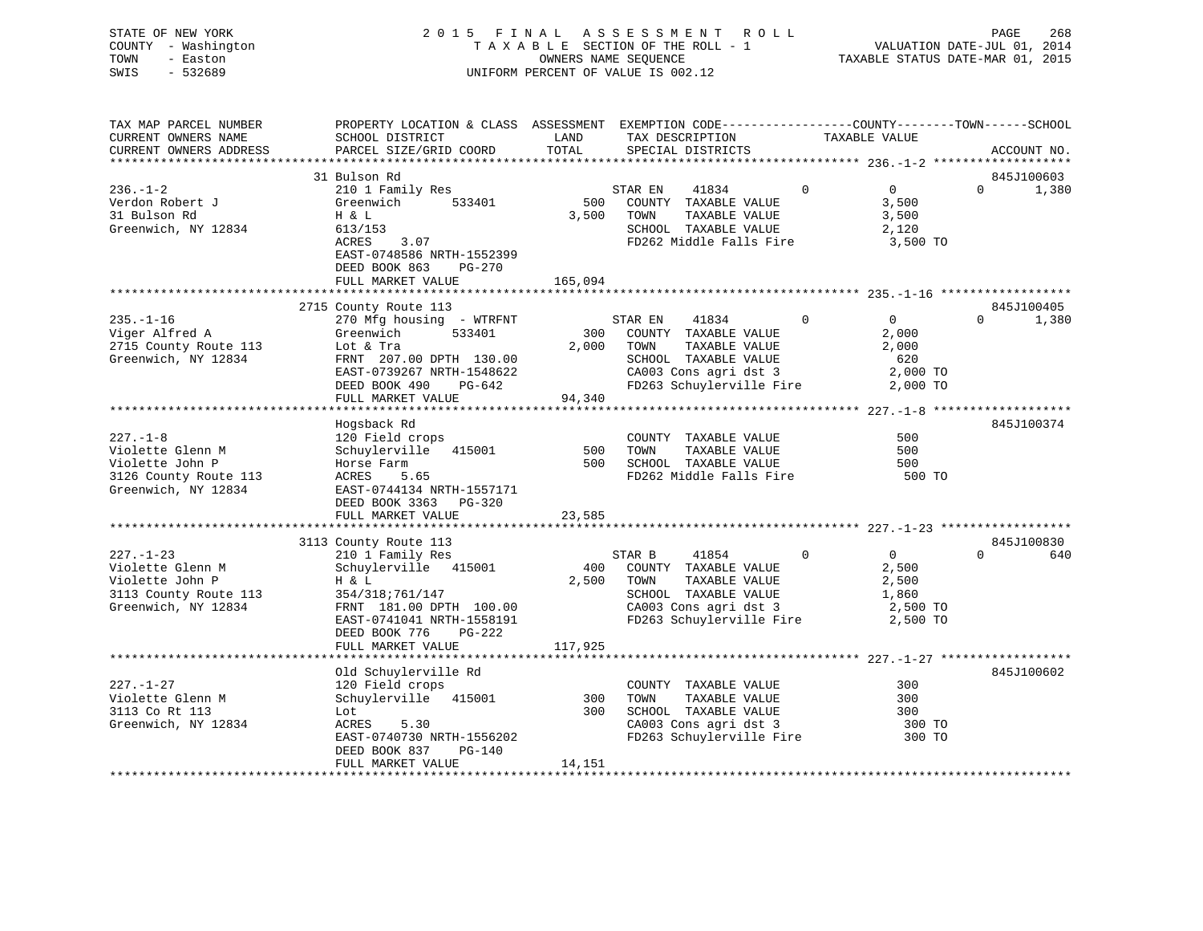STATE OF NEW YORK — 2015 FINAL ASSESSMENT ROLL — TAXABLE SECTION OF THE ROLL - 1
COUNTY - Washington — OWNERS NAME SEQUENCE — VALUATION DATE-JUL 01, 2014
TOWN - Easton — UNIFORM PERCENT OF VALUE IS 002.12 — TAXABLE STATUS DATE-MAR 01, 2015
SWIS - 532689

```
TAX MAP PARCEL NUMBER          PROPERTY LOCATION & CLASS  ASSESSMENT  EXEMPTION CODE------------------COUNTY--------TOWN------SCHOOL
CURRENT OWNERS NAME            SCHOOL DISTRICT              LAND      TAX DESCRIPTION              TAXABLE VALUE
CURRENT OWNERS ADDRESS         PARCEL SIZE/GRID COORD       TOTAL     SPECIAL DISTRICTS                                    ACCOUNT NO.
******************************************************************************************************* 236.-1-2 ******************
                               31 Bulson Rd                                                                            845J100603
236.-1-2                       210 1 Family Res                       STAR EN     41834         0         0          0       1,380
Verdon Robert J                Greenwich        533401        500     COUNTY  TAXABLE VALUE            3,500
31 Bulson Rd                   H & L                        3,500     TOWN    TAXABLE VALUE            3,500
Greenwich, NY 12834            613/153                                SCHOOL  TAXABLE VALUE            2,120
                               ACRES    3.07                          FD262 Middle Falls Fire           3,500 TO
                               EAST-0748586 NRTH-1552399
                               DEED BOOK 863    PG-270
                               FULL MARKET VALUE          165,094
******************************************************************************************************* 235.-1-16 *****************
                               2715 County Route 113                                                                   845J100405
235.-1-16                      270 Mfg housing  - WTRFNT              STAR EN     41834         0         0          0       1,380
Viger Alfred A                 Greenwich        533401        300     COUNTY  TAXABLE VALUE            2,000
2715 County Route 113          Lot & Tra                    2,000     TOWN    TAXABLE VALUE            2,000
Greenwich, NY 12834            FRNT  207.00 DPTH  130.00              SCHOOL  TAXABLE VALUE              620
                               EAST-0739267 NRTH-1548622              CA003 Cons agri dst 3            2,000 TO
                               DEED BOOK 490    PG-642                FD263 Schuylerville Fire         2,000 TO
                               FULL MARKET VALUE           94,340
******************************************************************************************************* 227.-1-8 ******************
                               Hogsback Rd                                                                             845J100374
227.-1-8                       120 Field crops                        COUNTY  TAXABLE VALUE              500
Violette Glenn M               Schuylerville   415001         500     TOWN    TAXABLE VALUE              500
Violette John P                Horse Farm                     500     SCHOOL  TAXABLE VALUE              500
3126 County Route 113          ACRES    5.65                          FD262 Middle Falls Fire             500 TO
Greenwich, NY 12834            EAST-0744134 NRTH-1557171
                               DEED BOOK 3363   PG-320
                               FULL MARKET VALUE           23,585
******************************************************************************************************* 227.-1-23 *****************
                               3113 County Route 113                                                                   845J100830
227.-1-23                      210 1 Family Res                       STAR B      41854         0         0          0         640
Violette Glenn M               Schuylerville   415001         400     COUNTY  TAXABLE VALUE            2,500
Violette John P                H & L                        2,500     TOWN    TAXABLE VALUE            2,500
3113 County Route 113          354/318;761/147                        SCHOOL  TAXABLE VALUE            1,860
Greenwich, NY 12834            FRNT  181.00 DPTH  100.00              CA003 Cons agri dst 3            2,500 TO
                               EAST-0741041 NRTH-1558191              FD263 Schuylerville Fire         2,500 TO
                               DEED BOOK 776    PG-222
                               FULL MARKET VALUE          117,925
******************************************************************************************************* 227.-1-27 *****************
                               Old Schuylerville Rd                                                                    845J100602
227.-1-27                      120 Field crops                        COUNTY  TAXABLE VALUE              300
Violette Glenn M               Schuylerville   415001         300     TOWN    TAXABLE VALUE              300
3113 Co Rt 113                 Lot                            300     SCHOOL  TAXABLE VALUE              300
Greenwich, NY 12834            ACRES    5.30                          CA003 Cons agri dst 3              300 TO
                               EAST-0740730 NRTH-1556202              FD263 Schuylerville Fire           300 TO
                               DEED BOOK 837    PG-140
                               FULL MARKET VALUE           14,151
************************************************************************************************************************************
```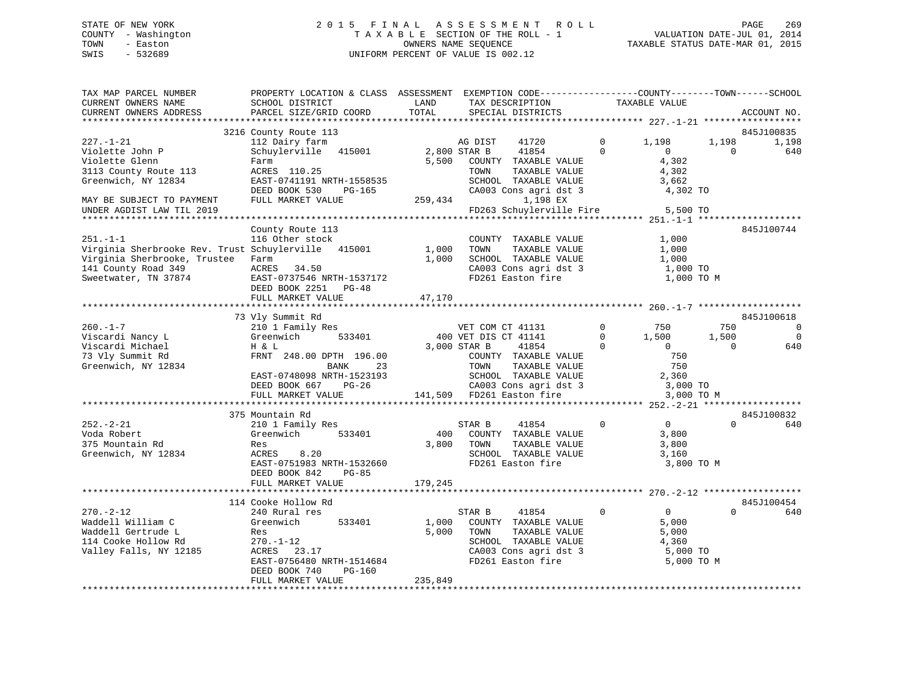STATE OF NEW YORK
COUNTY - Washington
TOWN - Easton
SWIS - 532689

2015 FINAL ASSESSMENT ROLL
TAXABLE SECTION OF THE ROLL - 1
OWNERS NAME SEQUENCE
UNIFORM PERCENT OF VALUE IS 002.12

VALUATION DATE-JUL 01, 2014
TAXABLE STATUS DATE-MAR 01, 2015

```
TAX MAP PARCEL NUMBER          PROPERTY LOCATION & CLASS  ASSESSMENT  EXEMPTION CODE------------------COUNTY--------TOWN------SCHOOL
CURRENT OWNERS NAME            SCHOOL DISTRICT               LAND      TAX DESCRIPTION              TAXABLE VALUE
CURRENT OWNERS ADDRESS         PARCEL SIZE/GRID COORD        TOTAL     SPECIAL DISTRICTS                                          ACCOUNT NO.
******************************************************************************************************* 227.-1-21 ******************
                          3216 County Route 113                                                                           845J100835
227.-1-21                      112 Dairy farm                     AG DIST     41720        0        1,198       1,198       1,198
Violette John P                Schuylerville   415001       2,800 STAR B      41854        0            0           0         640
Violette Glenn                 Farm                         5,500   COUNTY  TAXABLE VALUE             4,302
3113 County Route 113          ACRES  110.25                        TOWN    TAXABLE VALUE             4,302
Greenwich, NY 12834            EAST-0741191 NRTH-1558535            SCHOOL  TAXABLE VALUE             3,662
                               DEED BOOK 530    PG-165              CA003 Cons agri dst 3              4,302 TO
MAY BE SUBJECT TO PAYMENT      FULL MARKET VALUE          259,434            1,198 EX
UNDER AGDIST LAW TIL 2019                                           FD263 Schuylerville Fire           5,500 TO
******************************************************************************************************* 251.-1-1 *******************
                               County Route 113                                                                           845J100744
251.-1-1                       116 Other stock                      COUNTY  TAXABLE VALUE             1,000
Virginia Sherbrooke Rev. Trust Schuylerville   415001       1,000   TOWN    TAXABLE VALUE             1,000
Virginia Sherbrooke, Trustee   Farm                         1,000   SCHOOL  TAXABLE VALUE             1,000
141 County Road 349            ACRES   34.50                        CA003 Cons agri dst 3              1,000 TO
Sweetwater, TN 37874           EAST-0737546 NRTH-1537172            FD261 Easton fire                  1,000 TO M
                               DEED BOOK 2251   PG-48
                               FULL MARKET VALUE           47,170
******************************************************************************************************* 260.-1-7 *******************
                               73 Vly Summit Rd                                                                           845J100618
260.-1-7                       210 1 Family Res                   VET COM CT 41131         0          750         750           0
Viscardi Nancy L               Greenwich       533401         400 VET DIS CT 41141         0        1,500       1,500           0
Viscardi Michael               H & L                        3,000 STAR B      41854        0            0           0         640
73 Vly Summit Rd               FRNT  248.00 DPTH 196.00             COUNTY  TAXABLE VALUE               750
Greenwich, NY 12834                          BANK     23            TOWN    TAXABLE VALUE               750
                               EAST-0748098 NRTH-1523193            SCHOOL  TAXABLE VALUE             2,360
                               DEED BOOK 667    PG-26               CA003 Cons agri dst 3              3,000 TO
                               FULL MARKET VALUE          141,509   FD261 Easton fire                  3,000 TO M
******************************************************************************************************* 252.-2-21 ******************
                               375 Mountain Rd                                                                            845J100832
252.-2-21                      210 1 Family Res                   STAR B      41854        0            0           0         640
Voda Robert                    Greenwich       533401         400   COUNTY  TAXABLE VALUE             3,800
375 Mountain Rd                Res                          3,800   TOWN    TAXABLE VALUE             3,800
Greenwich, NY 12834            ACRES    8.20                        SCHOOL  TAXABLE VALUE             3,160
                               EAST-0751983 NRTH-1532660            FD261 Easton fire                  3,800 TO M
                               DEED BOOK 842    PG-85
                               FULL MARKET VALUE          179,245
******************************************************************************************************* 270.-2-12 ******************
                               114 Cooke Hollow Rd                                                                        845J100454
270.-2-12                      240 Rural res                      STAR B      41854        0            0           0         640
Waddell William C              Greenwich       533401       1,000   COUNTY  TAXABLE VALUE             5,000
Waddell Gertrude L             Res                          5,000   TOWN    TAXABLE VALUE             5,000
114 Cooke Hollow Rd            270.-1-12                            SCHOOL  TAXABLE VALUE             4,360
Valley Falls, NY 12185         ACRES   23.17                        CA003 Cons agri dst 3              5,000 TO
                               EAST-0756480 NRTH-1514684            FD261 Easton fire                  5,000 TO M
                               DEED BOOK 740    PG-160
                               FULL MARKET VALUE          235,849
************************************************************************************************************************************
```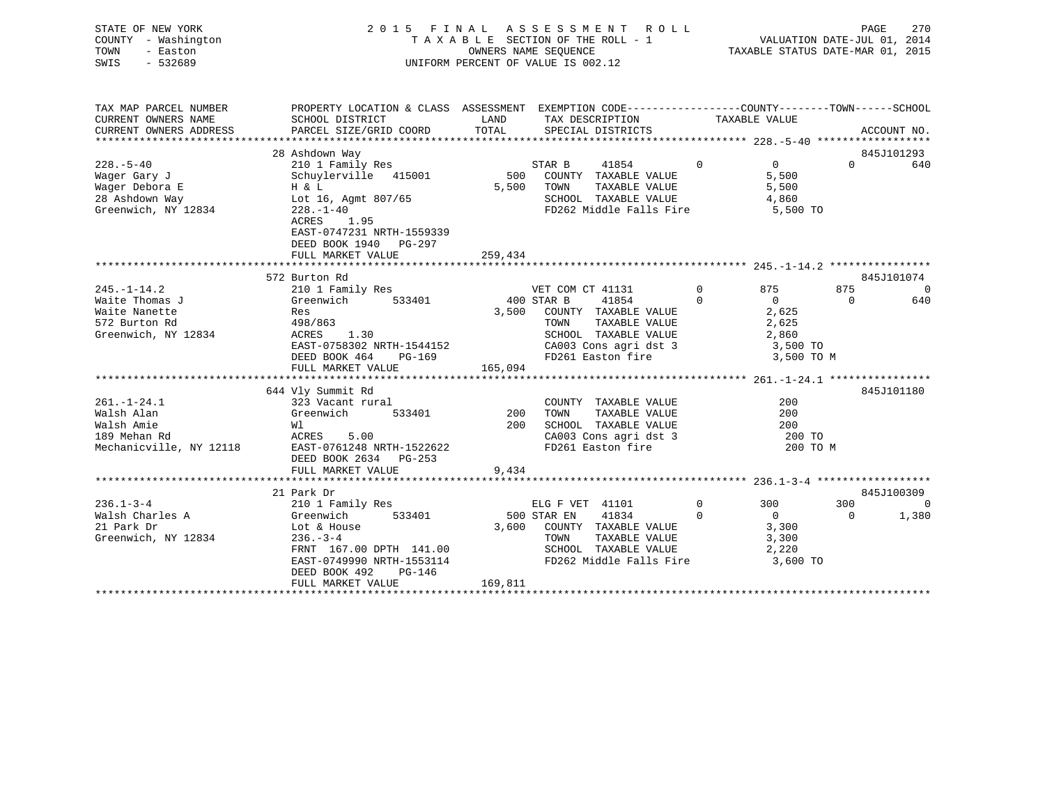STATE OF NEW YORK
COUNTY - Washington
TOWN - Easton
SWIS - 532689

2 0 1 5 F I N A L A S S E S S M E N T R O L L
T A X A B L E SECTION OF THE ROLL - 1
OWNERS NAME SEQUENCE
UNIFORM PERCENT OF VALUE IS 002.12

VALUATION DATE-JUL 01, 2014
TAXABLE STATUS DATE-MAR 01, 2015

```
TAX MAP PARCEL NUMBER          PROPERTY LOCATION & CLASS  ASSESSMENT  EXEMPTION CODE------------------COUNTY--------TOWN------SCHOOL
CURRENT OWNERS NAME            SCHOOL DISTRICT              LAND      TAX DESCRIPTION            TAXABLE VALUE
CURRENT OWNERS ADDRESS         PARCEL SIZE/GRID COORD      TOTAL      SPECIAL DISTRICTS                                      ACCOUNT NO.
******************************************************************************************************* 228.-5-40 ******************
                               28 Ashdown Way                                                                           845J101293
228.-5-40                      210 1 Family Res                   STAR B      41854          0          0          0          640
Wager Gary J                   Schuylerville  415001        500   COUNTY  TAXABLE VALUE             5,500
Wager Debora E                 H & L                       5,500   TOWN    TAXABLE VALUE             5,500
28 Ashdown Way                 Lot 16, Agmt 807/65                SCHOOL  TAXABLE VALUE             4,860
Greenwich, NY 12834            228.-1-40                          FD262 Middle Falls Fire            5,500 TO
                               ACRES    1.95
                               EAST-0747231 NRTH-1559339
                               DEED BOOK 1940   PG-297
                               FULL MARKET VALUE          259,434
******************************************************************************************************* 245.-1-14.2 ****************
                               572 Burton Rd                                                                            845J101074
245.-1-14.2                    210 1 Family Res                   VET COM CT 41131          0        875        875            0
Waite Thomas J                 Greenwich      533401        400 STAR B      41854          0          0          0          640
Waite Nanette                  Res                         3,500   COUNTY  TAXABLE VALUE             2,625
572 Burton Rd                  498/863                            TOWN    TAXABLE VALUE             2,625
Greenwich, NY 12834            ACRES    1.30                      SCHOOL  TAXABLE VALUE             2,860
                               EAST-0758302 NRTH-1544152          CA003 Cons agri dst 3              3,500 TO
                               DEED BOOK 464    PG-169            FD261 Easton fire                  3,500 TO M
                               FULL MARKET VALUE          165,094
******************************************************************************************************* 261.-1-24.1 ****************
                               644 Vly Summit Rd                                                                        845J101180
261.-1-24.1                    323 Vacant rural                   COUNTY  TAXABLE VALUE               200
Walsh Alan                     Greenwich      533401        200   TOWN    TAXABLE VALUE               200
Walsh Amie                     Wl                            200   SCHOOL  TAXABLE VALUE               200
189 Mehan Rd                   ACRES    5.00                      CA003 Cons agri dst 3                200 TO
Mechanicville, NY 12118        EAST-0761248 NRTH-1522622          FD261 Easton fire                    200 TO M
                               DEED BOOK 2634   PG-253
                               FULL MARKET VALUE            9,434
******************************************************************************************************* 236.1-3-4 ******************
                               21 Park Dr                                                                               845J100309
236.1-3-4                      210 1 Family Res                   ELG F VET  41101          0        300        300            0
Walsh Charles A                Greenwich      533401        500 STAR EN     41834          0          0          0        1,380
21 Park Dr                     Lot & House                 3,600   COUNTY  TAXABLE VALUE             3,300
Greenwich, NY 12834            236.-3-4                           TOWN    TAXABLE VALUE             3,300
                               FRNT 167.00 DPTH 141.00            SCHOOL  TAXABLE VALUE             2,220
                               EAST-0749990 NRTH-1553114          FD262 Middle Falls Fire            3,600 TO
                               DEED BOOK 492    PG-146
                               FULL MARKET VALUE          169,811
************************************************************************************************************************************
```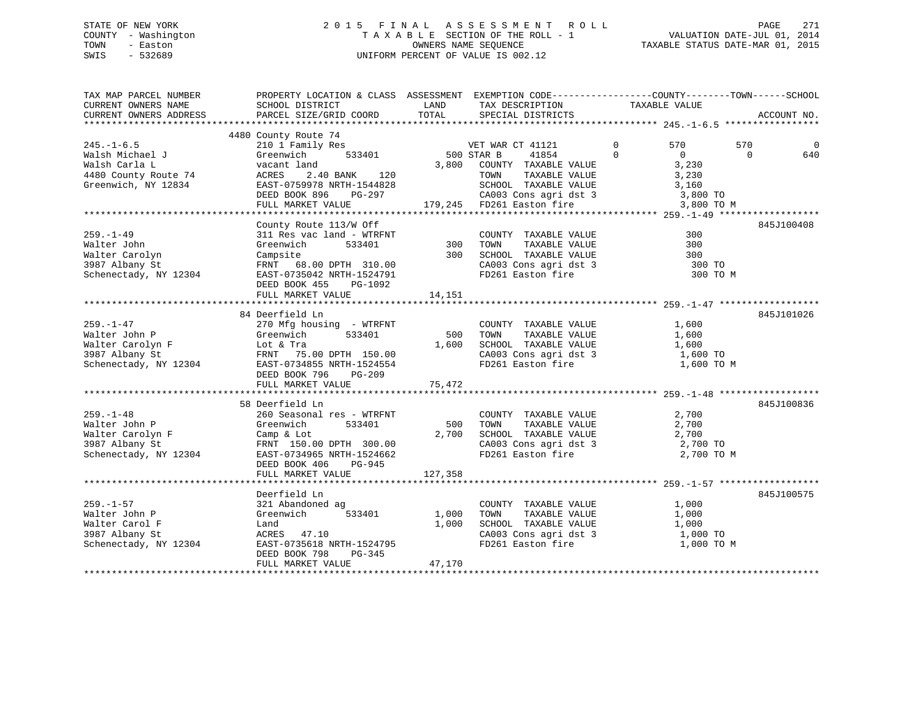STATE OF NEW YORK
COUNTY - Washington
TOWN - Easton
SWIS - 532689

# 2015 FINAL ASSESSMENT ROLL
TAXABLE SECTION OF THE ROLL - 1
OWNERS NAME SEQUENCE
UNIFORM PERCENT OF VALUE IS 002.12

VALUATION DATE-JUL 01, 2014
TAXABLE STATUS DATE-MAR 01, 2015

```
TAX MAP PARCEL NUMBER      PROPERTY LOCATION & CLASS  ASSESSMENT  EXEMPTION CODE------------------COUNTY--------TOWN------SCHOOL
CURRENT OWNERS NAME        SCHOOL DISTRICT              LAND      TAX DESCRIPTION            TAXABLE VALUE
CURRENT OWNERS ADDRESS     PARCEL SIZE/GRID COORD       TOTAL     SPECIAL DISTRICTS                                    ACCOUNT NO.
******************************************************************************************************* 245.-1-6.5 *****************
                           4480 County Route 74
245.-1-6.5                 210 1 Family Res                     VET WAR CT 41121        0          570          570            0
Walsh Michael J            Greenwich        533401        500 STAR B      41854         0            0            0          640
Walsh Carla L              vacant land                  3,800   COUNTY  TAXABLE VALUE            3,230
4480 County Route 74       ACRES    2.40 BANK    120            TOWN    TAXABLE VALUE            3,230
Greenwich, NY 12834        EAST-0759978 NRTH-1544828            SCHOOL  TAXABLE VALUE            3,160
                           DEED BOOK 896    PG-297              CA003 Cons agri dst 3              3,800 TO
                           FULL MARKET VALUE            179,245 FD261 Easton fire                  3,800 TO M
******************************************************************************************************* 259.-1-49 ******************
                           County Route 113/W Off                                                            845J100408
259.-1-49                  311 Res vac land - WTRFNT            COUNTY  TAXABLE VALUE              300
Walter John                Greenwich        533401        300   TOWN    TAXABLE VALUE              300
Walter Carolyn             Campsite                       300   SCHOOL  TAXABLE VALUE              300
3987 Albany St             FRNT   68.00 DPTH 310.00             CA003 Cons agri dst 3                300 TO
Schenectady, NY 12304      EAST-0735042 NRTH-1524791            FD261 Easton fire                    300 TO M
                           DEED BOOK 455    PG-1092
                           FULL MARKET VALUE             14,151
******************************************************************************************************* 259.-1-47 ******************
                           84 Deerfield Ln                                                                   845J101026
259.-1-47                  270 Mfg housing  - WTRFNT            COUNTY  TAXABLE VALUE            1,600
Walter John P              Greenwich        533401        500   TOWN    TAXABLE VALUE            1,600
Walter Carolyn F           Lot & Tra                    1,600   SCHOOL  TAXABLE VALUE            1,600
3987 Albany St             FRNT   75.00 DPTH 150.00             CA003 Cons agri dst 3              1,600 TO
Schenectady, NY 12304      EAST-0734855 NRTH-1524554            FD261 Easton fire                  1,600 TO M
                           DEED BOOK 796    PG-209
                           FULL MARKET VALUE             75,472
******************************************************************************************************* 259.-1-48 ******************
                           58 Deerfield Ln                                                                   845J100836
259.-1-48                  260 Seasonal res - WTRFNT            COUNTY  TAXABLE VALUE            2,700
Walter John P              Greenwich        533401        500   TOWN    TAXABLE VALUE            2,700
Walter Carolyn F           Camp & Lot                   2,700   SCHOOL  TAXABLE VALUE            2,700
3987 Albany St             FRNT  150.00 DPTH 300.00             CA003 Cons agri dst 3              2,700 TO
Schenectady, NY 12304      EAST-0734965 NRTH-1524662            FD261 Easton fire                  2,700 TO M
                           DEED BOOK 406    PG-945
                           FULL MARKET VALUE            127,358
******************************************************************************************************* 259.-1-57 ******************
                           Deerfield Ln                                                                      845J100575
259.-1-57                  321 Abandoned ag                     COUNTY  TAXABLE VALUE            1,000
Walter John P              Greenwich        533401      1,000   TOWN    TAXABLE VALUE            1,000
Walter Carol F             Land                         1,000   SCHOOL  TAXABLE VALUE            1,000
3987 Albany St             ACRES   47.10                        CA003 Cons agri dst 3              1,000 TO
Schenectady, NY 12304      EAST-0735618 NRTH-1524795            FD261 Easton fire                  1,000 TO M
                           DEED BOOK 798    PG-345
                           FULL MARKET VALUE             47,170
************************************************************************************************************************************
```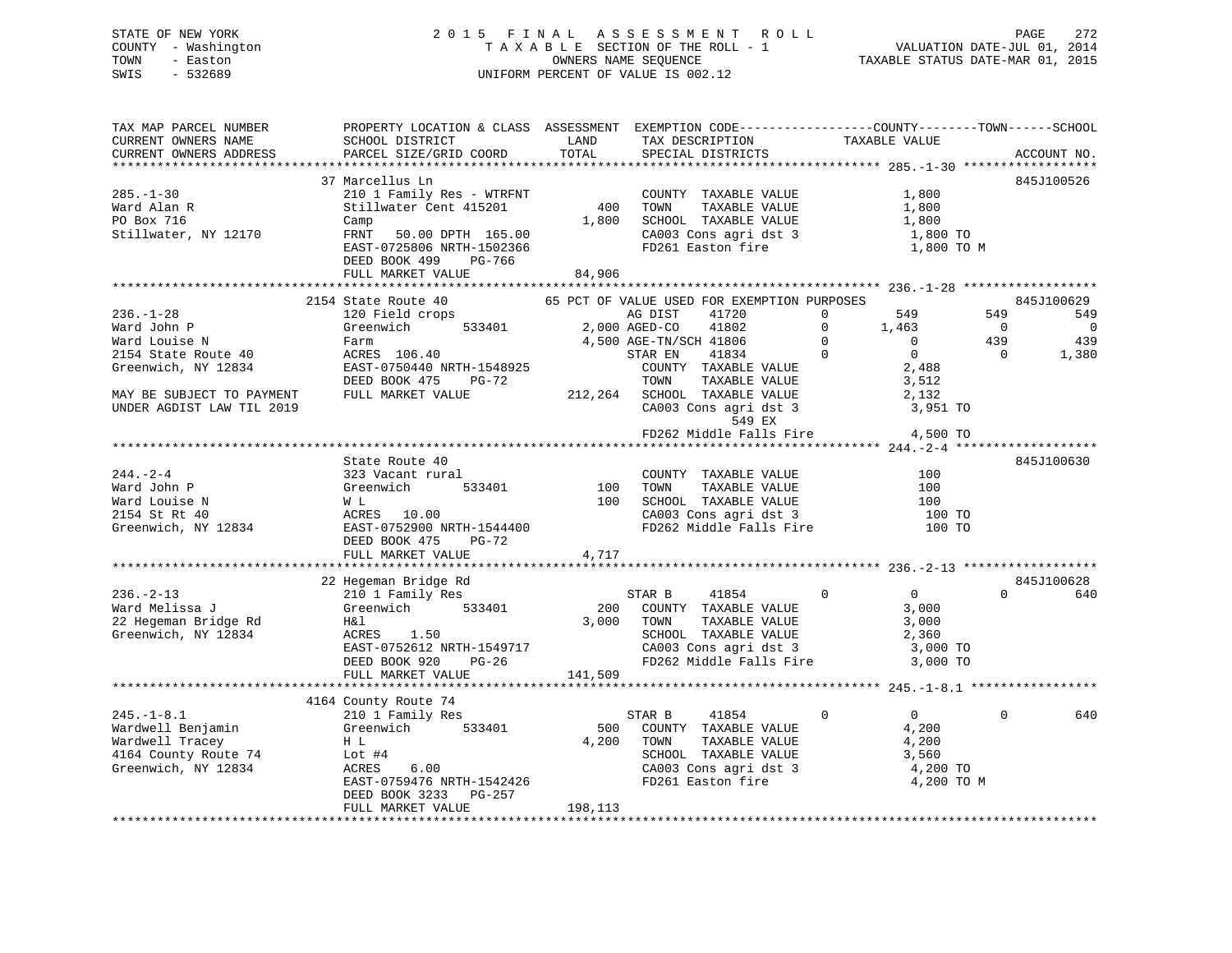STATE OF NEW YORK
COUNTY - Washington
TOWN - Easton
SWIS - 532689

# 2015 FINAL ASSESSMENT ROLL
TAXABLE SECTION OF THE ROLL - 1
OWNERS NAME SEQUENCE
UNIFORM PERCENT OF VALUE IS 002.12

VALUATION DATE-JUL 01, 2014
TAXABLE STATUS DATE-MAR 01, 2015

```
TAX MAP PARCEL NUMBER          PROPERTY LOCATION & CLASS  ASSESSMENT  EXEMPTION CODE------------------COUNTY--------TOWN------SCHOOL
CURRENT OWNERS NAME            SCHOOL DISTRICT              LAND      TAX DESCRIPTION            TAXABLE VALUE
CURRENT OWNERS ADDRESS         PARCEL SIZE/GRID COORD       TOTAL     SPECIAL DISTRICTS                                   ACCOUNT NO.
****************************************************************************************************** 285.-1-30 ******************
                               37 Marcellus Ln                                                                            845J100526
285.-1-30                      210 1 Family Res - WTRFNT            COUNTY  TAXABLE VALUE            1,800
Ward Alan R                    Stillwater Cent 415201       400     TOWN    TAXABLE VALUE            1,800
PO Box 716                     Camp                       1,800     SCHOOL  TAXABLE VALUE            1,800
Stillwater, NY 12170           FRNT   50.00 DPTH 165.00             CA003 Cons agri dst 3             1,800 TO
                               EAST-0725806 NRTH-1502366            FD261 Easton fire                 1,800 TO M
                               DEED BOOK 499    PG-766
                               FULL MARKET VALUE           84,906
****************************************************************************************************** 236.-1-28 ******************
                               2154 State Route 40          65 PCT OF VALUE USED FOR EXEMPTION PURPOSES                   845J100629
236.-1-28                      120 Field crops                     AG DIST     41720         0        549         549        549
Ward John P                    Greenwich        533401    2,000 AGED-CO     41802         0      1,463           0          0
Ward Louise N                  Farm                       4,500 AGE-TN/SCH 41806          0          0         439        439
2154 State Route 40            ACRES  106.40                       STAR EN     41834         0          0           0      1,380
Greenwich, NY 12834            EAST-0750440 NRTH-1548925           COUNTY  TAXABLE VALUE            2,488
                               DEED BOOK 475    PG-72              TOWN    TAXABLE VALUE            3,512
MAY BE SUBJECT TO PAYMENT      FULL MARKET VALUE          212,264  SCHOOL  TAXABLE VALUE            2,132
UNDER AGDIST LAW TIL 2019                                          CA003 Cons agri dst 3             3,951 TO
                                                                         549 EX
                                                                   FD262 Middle Falls Fire           4,500 TO
****************************************************************************************************** 244.-2-4 *******************
                               State Route 40                                                                             845J100630
244.-2-4                       323 Vacant rural                     COUNTY  TAXABLE VALUE              100
Ward John P                    Greenwich        533401      100     TOWN    TAXABLE VALUE              100
Ward Louise N                  W L                          100     SCHOOL  TAXABLE VALUE              100
2154 St Rt 40                  ACRES   10.00                        CA003 Cons agri dst 3               100 TO
Greenwich, NY 12834            EAST-0752900 NRTH-1544400            FD262 Middle Falls Fire             100 TO
                               DEED BOOK 475    PG-72
                               FULL MARKET VALUE            4,717
****************************************************************************************************** 236.-2-13 ******************
                               22 Hegeman Bridge Rd                                                                       845J100628
236.-2-13                      210 1 Family Res                    STAR B      41854         0          0           0        640
Ward Melissa J                 Greenwich        533401      200    COUNTY  TAXABLE VALUE            3,000
22 Hegeman Bridge Rd           H&l                        3,000    TOWN    TAXABLE VALUE            3,000
Greenwich, NY 12834            ACRES    1.50                       SCHOOL  TAXABLE VALUE            2,360
                               EAST-0752612 NRTH-1549717           CA003 Cons agri dst 3             3,000 TO
                               DEED BOOK 920    PG-26              FD262 Middle Falls Fire           3,000 TO
                               FULL MARKET VALUE          141,509
****************************************************************************************************** 245.-1-8.1 *****************
                               4164 County Route 74
245.-1-8.1                     210 1 Family Res                    STAR B      41854         0          0           0        640
Wardwell Benjamin              Greenwich        533401      500    COUNTY  TAXABLE VALUE            4,200
Wardwell Tracey                H L                        4,200    TOWN    TAXABLE VALUE            4,200
4164 County Route 74           Lot #4                              SCHOOL  TAXABLE VALUE            3,560
Greenwich, NY 12834            ACRES    6.00                       CA003 Cons agri dst 3             4,200 TO
                               EAST-0759476 NRTH-1542426           FD261 Easton fire                 4,200 TO M
                               DEED BOOK 3233   PG-257
                               FULL MARKET VALUE          198,113
************************************************************************************************************************************
```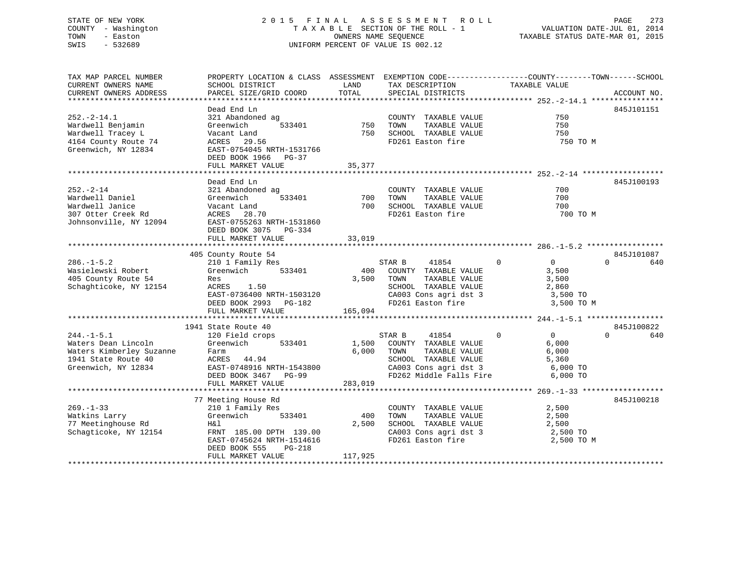STATE OF NEW YORK — 2015 FINAL ASSESSMENT ROLL
COUNTY - Washington — TAXABLE SECTION OF THE ROLL - 1 — VALUATION DATE-JUL 01, 2014
TOWN - Easton — OWNERS NAME SEQUENCE — TAXABLE STATUS DATE-MAR 01, 2015
SWIS - 532689 — UNIFORM PERCENT OF VALUE IS 002.12

| TAX MAP PARCEL NUMBER / CURRENT OWNERS NAME / CURRENT OWNERS ADDRESS | PROPERTY LOCATION & CLASS / SCHOOL DISTRICT / PARCEL SIZE/GRID COORD | ASSESSMENT LAND / TOTAL | EXEMPTION CODE / TAX DESCRIPTION / SPECIAL DISTRICTS | COUNTY | TOWN | SCHOOL | TAXABLE VALUE | ACCOUNT NO. |
|---|---|---|---|---|---|---|---|---|
| **252.-2-14.1** | Dead End Ln | | | | | | | 845J101151 |
| 252.-2-14.1 | 321 Abandoned ag | | COUNTY TAXABLE VALUE | | | | 750 | |
| Wardwell Benjamin | Greenwich 533401 | 750 | TOWN TAXABLE VALUE | | | | 750 | |
| Wardwell Tracey L | Vacant Land | 750 | SCHOOL TAXABLE VALUE | | | | 750 | |
| 4164 County Route 74 | ACRES 29.56 | | FD261 Easton fire | | | | 750 TO M | |
| Greenwich, NY 12834 | EAST-0754045 NRTH-1531766 | | | | | | | |
| | DEED BOOK 1966 PG-37 | | | | | | | |
| | FULL MARKET VALUE | 35,377 | | | | | | |
| **252.-2-14** | Dead End Ln | | | | | | | 845J100193 |
| 252.-2-14 | 321 Abandoned ag | | COUNTY TAXABLE VALUE | | | | 700 | |
| Wardwell Daniel | Greenwich 533401 | 700 | TOWN TAXABLE VALUE | | | | 700 | |
| Wardwell Janice | Vacant Land | 700 | SCHOOL TAXABLE VALUE | | | | 700 | |
| 307 Otter Creek Rd | ACRES 28.70 | | FD261 Easton fire | | | | 700 TO M | |
| Johnsonville, NY 12094 | EAST-0755263 NRTH-1531860 | | | | | | | |
| | DEED BOOK 3075 PG-334 | | | | | | | |
| | FULL MARKET VALUE | 33,019 | | | | | | |
| **286.-1-5.2** | 405 County Route 54 | | | | | | | 845J101087 |
| 286.-1-5.2 | 210 1 Family Res | | STAR B 41854 | 0 | 0 | 640 | | |
| Wasielewski Robert | Greenwich 533401 | 400 | COUNTY TAXABLE VALUE | | | | 3,500 | |
| 405 County Route 54 | Res | 3,500 | TOWN TAXABLE VALUE | | | | 3,500 | |
| Schaghticoke, NY 12154 | ACRES 1.50 | | SCHOOL TAXABLE VALUE | | | | 2,860 | |
| | EAST-0736400 NRTH-1503120 | | CA003 Cons agri dst 3 | | | | 3,500 TO | |
| | DEED BOOK 2993 PG-182 | | FD261 Easton fire | | | | 3,500 TO M | |
| | FULL MARKET VALUE | 165,094 | | | | | | |
| **244.-1-5.1** | 1941 State Route 40 | | | | | | | 845J100822 |
| 244.-1-5.1 | 120 Field crops | | STAR B 41854 | 0 | 0 | 640 | | |
| Waters Dean Lincoln | Greenwich 533401 | 1,500 | COUNTY TAXABLE VALUE | | | | 6,000 | |
| Waters Kimberley Suzanne | Farm | 6,000 | TOWN TAXABLE VALUE | | | | 6,000 | |
| 1941 State Route 40 | ACRES 44.94 | | SCHOOL TAXABLE VALUE | | | | 5,360 | |
| Greenwich, NY 12834 | EAST-0748916 NRTH-1543800 | | CA003 Cons agri dst 3 | | | | 6,000 TO | |
| | DEED BOOK 3467 PG-99 | | FD262 Middle Falls Fire | | | | 6,000 TO | |
| | FULL MARKET VALUE | 283,019 | | | | | | |
| **269.-1-33** | 77 Meeting House Rd | | | | | | | 845J100218 |
| 269.-1-33 | 210 1 Family Res | | COUNTY TAXABLE VALUE | | | | 2,500 | |
| Watkins Larry | Greenwich 533401 | 400 | TOWN TAXABLE VALUE | | | | 2,500 | |
| 77 Meetinghouse Rd | H&l | 2,500 | SCHOOL TAXABLE VALUE | | | | 2,500 | |
| Schagticoke, NY 12154 | FRNT 185.00 DPTH 139.00 | | CA003 Cons agri dst 3 | | | | 2,500 TO | |
| | EAST-0745624 NRTH-1514616 | | FD261 Easton fire | | | | 2,500 TO M | |
| | DEED BOOK 555 PG-218 | | | | | | | |
| | FULL MARKET VALUE | 117,925 | | | | | | |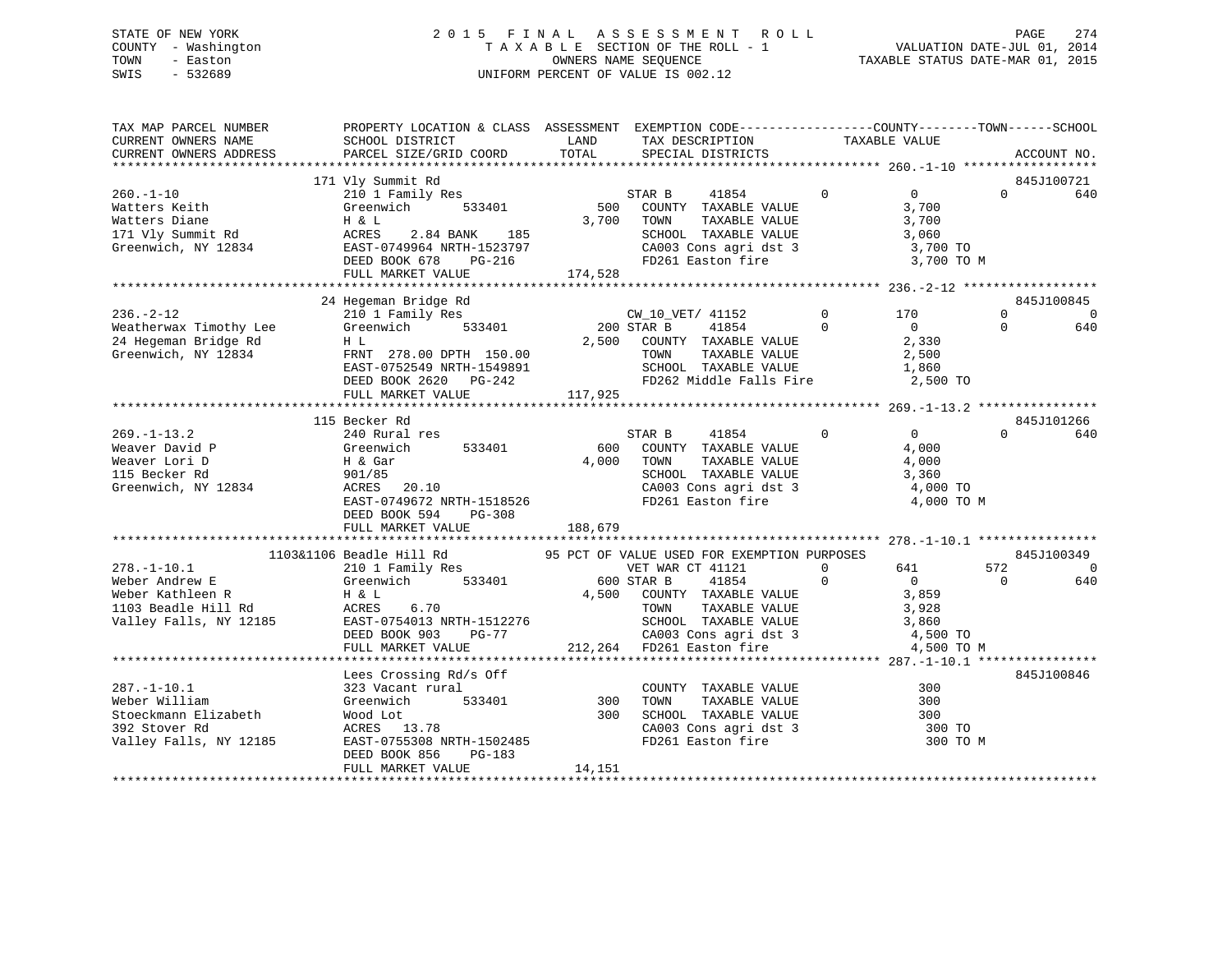STATE OF NEW YORK
COUNTY - Washington
TOWN - Easton
SWIS - 532689

2015 FINAL ASSESSMENT ROLL
TAXABLE SECTION OF THE ROLL - 1
OWNERS NAME SEQUENCE
UNIFORM PERCENT OF VALUE IS 002.12

VALUATION DATE-JUL 01, 2014
TAXABLE STATUS DATE-MAR 01, 2015

```
TAX MAP PARCEL NUMBER          PROPERTY LOCATION & CLASS  ASSESSMENT  EXEMPTION CODE------------------COUNTY--------TOWN------SCHOOL
CURRENT OWNERS NAME            SCHOOL DISTRICT              LAND      TAX DESCRIPTION              TAXABLE VALUE
CURRENT OWNERS ADDRESS         PARCEL SIZE/GRID COORD      TOTAL      SPECIAL DISTRICTS                                      ACCOUNT NO.
****************************************************************************************************** 260.-1-10 ******************
                               171 Vly Summit Rd                                                                          845J100721
260.-1-10                      210 1 Family Res                      STAR B     41854          0          0           0        640
Watters Keith                  Greenwich       533401          500   COUNTY  TAXABLE VALUE              3,700
Watters Diane                  H & L                         3,700   TOWN    TAXABLE VALUE              3,700
171 Vly Summit Rd              ACRES    2.84 BANK    185             SCHOOL  TAXABLE VALUE              3,060
Greenwich, NY 12834            EAST-0749964 NRTH-1523797             CA003 Cons agri dst 3               3,700 TO
                               DEED BOOK 678    PG-216               FD261 Easton fire                    3,700 TO M
                               FULL MARKET VALUE             174,528
****************************************************************************************************** 236.-2-12 ******************
                               24 Hegeman Bridge Rd                                                                       845J100845
236.-2-12                      210 1 Family Res                      CW_10_VET/ 41152          0        170           0          0
Weatherwax Timothy Lee         Greenwich       533401          200 STAR B     41854          0          0           0        640
24 Hegeman Bridge Rd           H L                           2,500   COUNTY  TAXABLE VALUE              2,330
Greenwich, NY 12834            FRNT  278.00 DPTH  150.00             TOWN    TAXABLE VALUE              2,500
                               EAST-0752549 NRTH-1549891             SCHOOL  TAXABLE VALUE              1,860
                               DEED BOOK 2620   PG-242               FD262 Middle Falls Fire             2,500 TO
                               FULL MARKET VALUE             117,925
****************************************************************************************************** 269.-1-13.2 ****************
                               115 Becker Rd                                                                              845J101266
269.-1-13.2                    240 Rural res                         STAR B     41854          0          0           0        640
Weaver David P                 Greenwich       533401          600   COUNTY  TAXABLE VALUE              4,000
Weaver Lori D                  H & Gar                       4,000   TOWN    TAXABLE VALUE              4,000
115 Becker Rd                  901/85                                SCHOOL  TAXABLE VALUE              3,360
Greenwich, NY 12834            ACRES   20.10                         CA003 Cons agri dst 3               4,000 TO
                               EAST-0749672 NRTH-1518526             FD261 Easton fire                    4,000 TO M
                               DEED BOOK 594    PG-308
                               FULL MARKET VALUE             188,679
****************************************************************************************************** 278.-1-10.1 ****************
                          1103&1106 Beadle Hill Rd         95 PCT OF VALUE USED FOR EXEMPTION PURPOSES                    845J100349
278.-1-10.1                    210 1 Family Res                      VET WAR CT 41121          0        641         572          0
Weber Andrew E                 Greenwich       533401          600 STAR B     41854          0          0           0        640
Weber Kathleen R               H & L                         4,500   COUNTY  TAXABLE VALUE              3,859
1103 Beadle Hill Rd            ACRES    6.70                         TOWN    TAXABLE VALUE              3,928
Valley Falls, NY 12185         EAST-0754013 NRTH-1512276             SCHOOL  TAXABLE VALUE              3,860
                               DEED BOOK 903    PG-77                CA003 Cons agri dst 3               4,500 TO
                               FULL MARKET VALUE             212,264 FD261 Easton fire                    4,500 TO M
****************************************************************************************************** 287.-1-10.1 ****************
                               Lees Crossing Rd/s Off                                                                     845J100846
287.-1-10.1                    323 Vacant rural                      COUNTY  TAXABLE VALUE                300
Weber William                  Greenwich       533401          300   TOWN    TAXABLE VALUE                300
Stoeckmann Elizabeth           Wood Lot                        300   SCHOOL  TAXABLE VALUE                300
392 Stover Rd                  ACRES   13.78                         CA003 Cons agri dst 3                 300 TO
Valley Falls, NY 12185         EAST-0755308 NRTH-1502485             FD261 Easton fire                      300 TO M
                               DEED BOOK 856    PG-183
                               FULL MARKET VALUE              14,151
************************************************************************************************************************************
```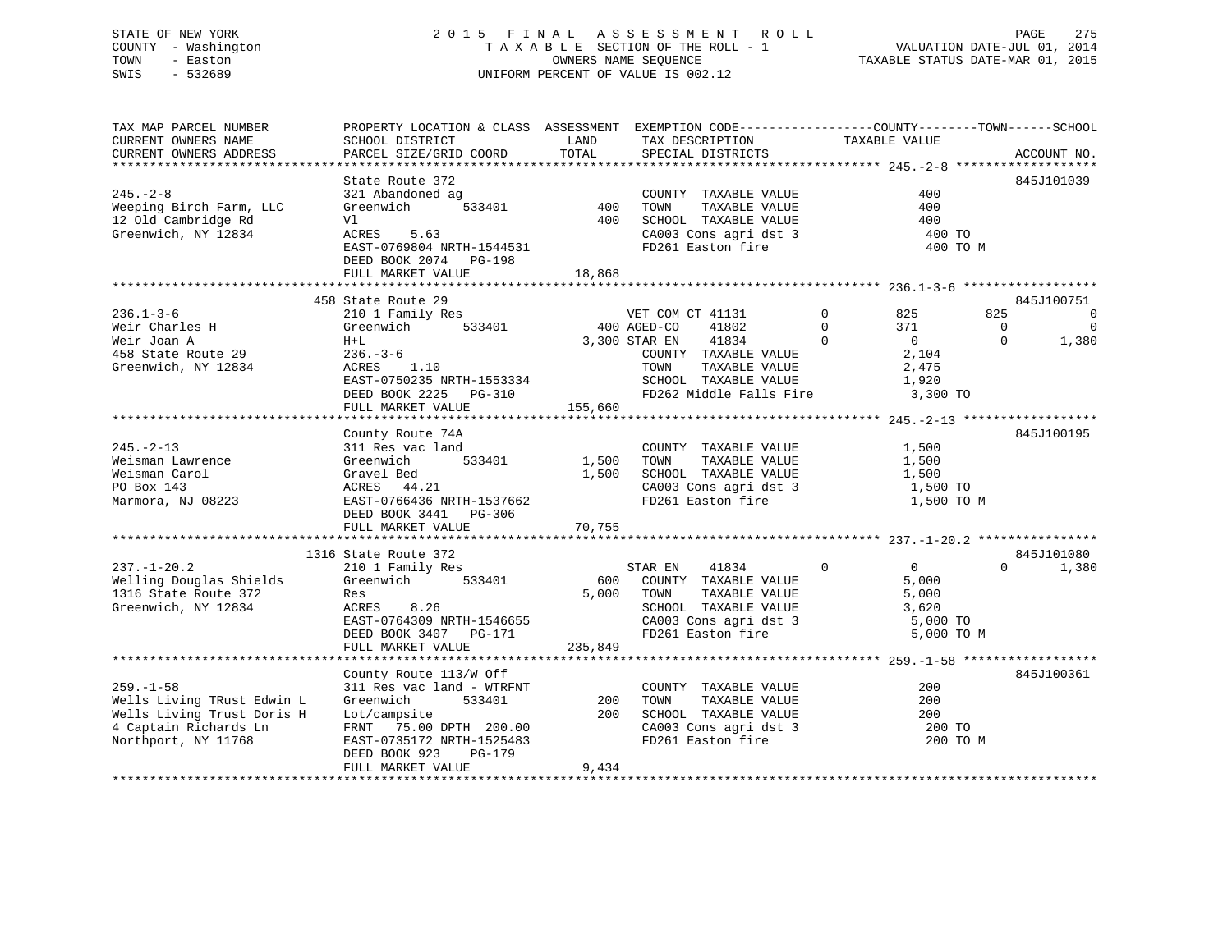STATE OF NEW YORK
COUNTY - Washington
TOWN - Easton
SWIS - 532689

2015 FINAL ASSESSMENT ROLL
TAXABLE SECTION OF THE ROLL - 1
OWNERS NAME SEQUENCE
UNIFORM PERCENT OF VALUE IS 002.12

VALUATION DATE-JUL 01, 2014
TAXABLE STATUS DATE-MAR 01, 2015

| TAX MAP PARCEL NUMBER / CURRENT OWNERS NAME / CURRENT OWNERS ADDRESS | PROPERTY LOCATION & CLASS / SCHOOL DISTRICT / PARCEL SIZE/GRID COORD | ASSESSMENT LAND / TOTAL | EXEMPTION CODE / TAX DESCRIPTION / SPECIAL DISTRICTS | | COUNTY TAXABLE VALUE | TOWN | SCHOOL | ACCOUNT NO. |
|---|---|---|---|---|---|---|---|---|
| **245.-2-8** | State Route 372 | | | | | | | 845J101039 |
| 245.-2-8 | 321 Abandoned ag | | COUNTY TAXABLE VALUE | | 400 | | | |
| Weeping Birch Farm, LLC | Greenwich 533401 | 400 | TOWN TAXABLE VALUE | | 400 | | | |
| 12 Old Cambridge Rd | Vl | 400 | SCHOOL TAXABLE VALUE | | 400 | | | |
| Greenwich, NY 12834 | ACRES 5.63 | | CA003 Cons agri dst 3 | | 400 TO | | | |
| | EAST-0769804 NRTH-1544531 | | FD261 Easton fire | | 400 TO M | | | |
| | DEED BOOK 2074 PG-198 | | | | | | | |
| | FULL MARKET VALUE | 18,868 | | | | | | |
| **236.1-3-6** | 458 State Route 29 | | | | | | | 845J100751 |
| 236.1-3-6 | 210 1 Family Res | | VET COM CT 41131 | 0 | 825 | 825 | 0 | |
| Weir Charles H | Greenwich 533401 | 400 | AGED-CO 41802 | 0 | 371 | 0 | 0 | |
| Weir Joan A | H+L | 3,300 | STAR EN 41834 | 0 | 0 | 0 | 1,380 | |
| 458 State Route 29 | 236.-3-6 | | COUNTY TAXABLE VALUE | | 2,104 | | | |
| Greenwich, NY 12834 | ACRES 1.10 | | TOWN TAXABLE VALUE | | 2,475 | | | |
| | EAST-0750235 NRTH-1553334 | | SCHOOL TAXABLE VALUE | | 1,920 | | | |
| | DEED BOOK 2225 PG-310 | | FD262 Middle Falls Fire | | 3,300 TO | | | |
| | FULL MARKET VALUE | 155,660 | | | | | | |
| **245.-2-13** | County Route 74A | | | | | | | 845J100195 |
| 245.-2-13 | 311 Res vac land | | COUNTY TAXABLE VALUE | | 1,500 | | | |
| Weisman Lawrence | Greenwich 533401 | 1,500 | TOWN TAXABLE VALUE | | 1,500 | | | |
| Weisman Carol | Gravel Bed | 1,500 | SCHOOL TAXABLE VALUE | | 1,500 | | | |
| PO Box 143 | ACRES 44.21 | | CA003 Cons agri dst 3 | | 1,500 TO | | | |
| Marmora, NJ 08223 | EAST-0766436 NRTH-1537662 | | FD261 Easton fire | | 1,500 TO M | | | |
| | DEED BOOK 3441 PG-306 | | | | | | | |
| | FULL MARKET VALUE | 70,755 | | | | | | |
| **237.-1-20.2** | 1316 State Route 372 | | | | | | | 845J101080 |
| 237.-1-20.2 | 210 1 Family Res | | STAR EN 41834 | 0 | 0 | 0 | 1,380 | |
| Welling Douglas Shields | Greenwich 533401 | 600 | COUNTY TAXABLE VALUE | | 5,000 | | | |
| 1316 State Route 372 | Res | 5,000 | TOWN TAXABLE VALUE | | 5,000 | | | |
| Greenwich, NY 12834 | ACRES 8.26 | | SCHOOL TAXABLE VALUE | | 3,620 | | | |
| | EAST-0764309 NRTH-1546655 | | CA003 Cons agri dst 3 | | 5,000 TO | | | |
| | DEED BOOK 3407 PG-171 | | FD261 Easton fire | | 5,000 TO M | | | |
| | FULL MARKET VALUE | 235,849 | | | | | | |
| **259.-1-58** | County Route 113/W Off | | | | | | | 845J100361 |
| 259.-1-58 | 311 Res vac land - WTRFNT | | COUNTY TAXABLE VALUE | | 200 | | | |
| Wells Living TRust Edwin L | Greenwich 533401 | 200 | TOWN TAXABLE VALUE | | 200 | | | |
| Wells Living Trust Doris H | Lot/campsite | 200 | SCHOOL TAXABLE VALUE | | 200 | | | |
| 4 Captain Richards Ln | FRNT 75.00 DPTH 200.00 | | CA003 Cons agri dst 3 | | 200 TO | | | |
| Northport, NY 11768 | EAST-0735172 NRTH-1525483 | | FD261 Easton fire | | 200 TO M | | | |
| | DEED BOOK 923 PG-179 | | | | | | | |
| | FULL MARKET VALUE | 9,434 | | | | | | |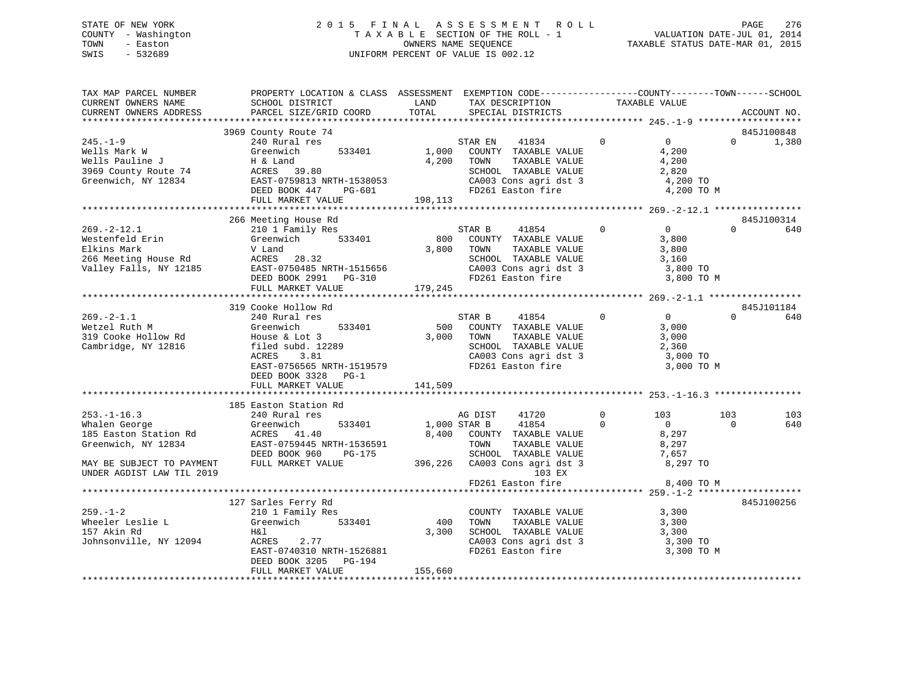STATE OF NEW YORK
COUNTY - Washington
TOWN - Easton
SWIS - 532689

2 0 1 5 F I N A L A S S E S S M E N T R O L L
T A X A B L E SECTION OF THE ROLL - 1
OWNERS NAME SEQUENCE
UNIFORM PERCENT OF VALUE IS 002.12

VALUATION DATE-JUL 01, 2014
TAXABLE STATUS DATE-MAR 01, 2015

```
TAX MAP PARCEL NUMBER          PROPERTY LOCATION & CLASS  ASSESSMENT  EXEMPTION CODE------------------COUNTY--------TOWN------SCHOOL
CURRENT OWNERS NAME            SCHOOL DISTRICT               LAND      TAX DESCRIPTION            TAXABLE VALUE
CURRENT OWNERS ADDRESS         PARCEL SIZE/GRID COORD        TOTAL     SPECIAL DISTRICTS                                      ACCOUNT NO.
*********************************************************************************************** 245.-1-9 *******************
                    3969 County Route 74                                                                                  845J100848
245.-1-9                       240 Rural res                          STAR EN     41834        0            0          0       1,380
Wells Mark W                   Greenwich        533401       1,000    COUNTY  TAXABLE VALUE                4,200
Wells Pauline J                H & Land                      4,200    TOWN    TAXABLE VALUE                4,200
3969 County Route 74           ACRES   39.80                           SCHOOL  TAXABLE VALUE                2,820
Greenwich, NY 12834            EAST-0759813 NRTH-1538053               CA003 Cons agri dst 3                4,200 TO
                               DEED BOOK 447     PG-601                FD261 Easton fire                    4,200 TO M
                               FULL MARKET VALUE           198,113
*********************************************************************************************** 269.-2-12.1 ****************
                    266 Meeting House Rd                                                                                  845J100314
269.-2-12.1                    210 1 Family Res                       STAR B      41854        0            0          0         640
Westenfeld Erin                Greenwich        533401         800    COUNTY  TAXABLE VALUE                3,800
Elkins Mark                    V Land                        3,800    TOWN    TAXABLE VALUE                3,800
266 Meeting House Rd           ACRES   28.32                           SCHOOL  TAXABLE VALUE                3,160
Valley Falls, NY 12185         EAST-0750485 NRTH-1515656               CA003 Cons agri dst 3                3,800 TO
                               DEED BOOK 2991    PG-310                FD261 Easton fire                    3,800 TO M
                               FULL MARKET VALUE           179,245
*********************************************************************************************** 269.-2-1.1 *****************
                    319 Cooke Hollow Rd                                                                                   845J101184
269.-2-1.1                     240 Rural res                          STAR B      41854        0            0          0         640
Wetzel Ruth M                  Greenwich        533401         500    COUNTY  TAXABLE VALUE                3,000
319 Cooke Hollow Rd            House & Lot 3                 3,000    TOWN    TAXABLE VALUE                3,000
Cambridge, NY 12816            filed subd. 12289                       SCHOOL  TAXABLE VALUE                2,360
                               ACRES    3.81                           CA003 Cons agri dst 3                3,000 TO
                               EAST-0756565 NRTH-1519579               FD261 Easton fire                    3,000 TO M
                               DEED BOOK 3328    PG-1
                               FULL MARKET VALUE           141,509
*********************************************************************************************** 253.-1-16.3 ****************
                    185 Easton Station Rd
253.-1-16.3                    240 Rural res                          AG DIST     41720        0          103        103         103
Whalen George                  Greenwich        533401       1,000 STAR B      41854        0            0          0         640
185 Easton Station Rd          ACRES   41.40                 8,400    COUNTY  TAXABLE VALUE                8,297
Greenwich, NY 12834            EAST-0759445 NRTH-1536591               TOWN    TAXABLE VALUE                8,297
                               DEED BOOK 960     PG-175                SCHOOL  TAXABLE VALUE                7,657
MAY BE SUBJECT TO PAYMENT      FULL MARKET VALUE           396,226    CA003 Cons agri dst 3                8,297 TO
UNDER AGDIST LAW TIL 2019                                                         103 EX
                                                                       FD261 Easton fire                    8,400 TO M
*********************************************************************************************** 259.-1-2 *******************
                    127 Sarles Ferry Rd                                                                                   845J100256
259.-1-2                       210 1 Family Res                       COUNTY  TAXABLE VALUE                3,300
Wheeler Leslie L               Greenwich        533401         400    TOWN    TAXABLE VALUE                3,300
157 Akin Rd                    H&l                           3,300    SCHOOL  TAXABLE VALUE                3,300
Johnsonville, NY 12094         ACRES    2.77                           CA003 Cons agri dst 3                3,300 TO
                               EAST-0740310 NRTH-1526881               FD261 Easton fire                    3,300 TO M
                               DEED BOOK 3205    PG-194
                               FULL MARKET VALUE           155,660
************************************************************************************************************************************
```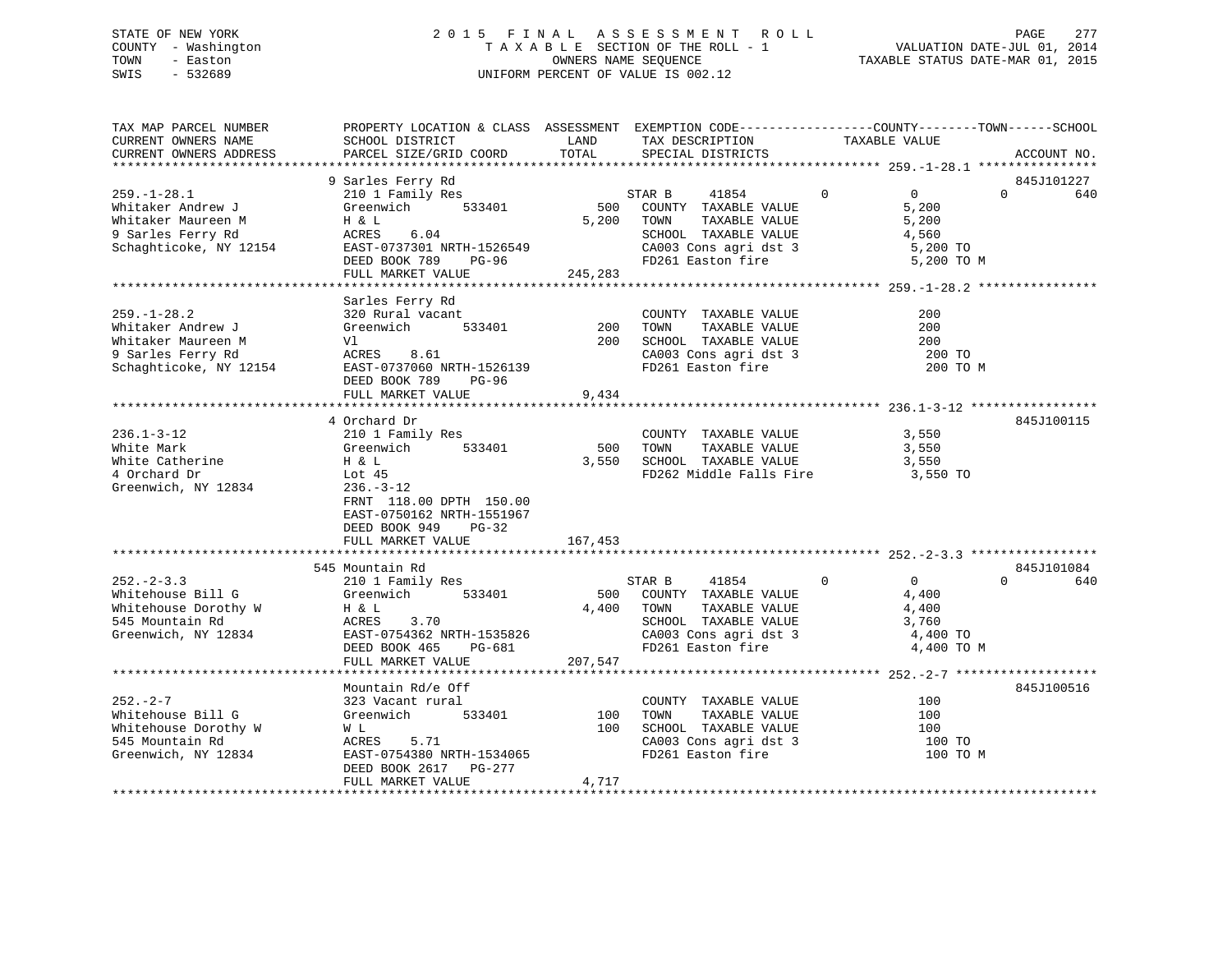STATE OF NEW YORK
COUNTY - Washington
TOWN - Easton
SWIS - 532689

2 0 1 5 F I N A L A S S E S S M E N T R O L L
T A X A B L E SECTION OF THE ROLL - 1
OWNERS NAME SEQUENCE
UNIFORM PERCENT OF VALUE IS 002.12

VALUATION DATE-JUL 01, 2014
TAXABLE STATUS DATE-MAR 01, 2015

```
TAX MAP PARCEL NUMBER          PROPERTY LOCATION & CLASS  ASSESSMENT  EXEMPTION CODE------------------COUNTY--------TOWN------SCHOOL
CURRENT OWNERS NAME            SCHOOL DISTRICT              LAND       TAX DESCRIPTION            TAXABLE VALUE
CURRENT OWNERS ADDRESS         PARCEL SIZE/GRID COORD       TOTAL      SPECIAL DISTRICTS                                    ACCOUNT NO.
******************************************************************************************************* 259.-1-28.1 ****************
                               9 Sarles Ferry Rd                                                                            845J101227
259.-1-28.1                    210 1 Family Res                        STAR B      41854          0          0          0         640
Whitaker Andrew J              Greenwich        533401          500    COUNTY  TAXABLE VALUE                 5,200
Whitaker Maureen M             H & L                          5,200    TOWN    TAXABLE VALUE                 5,200
9 Sarles Ferry Rd              ACRES    6.04                           SCHOOL  TAXABLE VALUE                 4,560
Schaghticoke, NY 12154         EAST-0737301 NRTH-1526549               CA003 Cons agri dst 3                  5,200 TO
                               DEED BOOK 789    PG-96                  FD261 Easton fire                      5,200 TO M
                               FULL MARKET VALUE            245,283
******************************************************************************************************* 259.-1-28.2 ****************
                               Sarles Ferry Rd
259.-1-28.2                    320 Rural vacant                        COUNTY  TAXABLE VALUE                   200
Whitaker Andrew J              Greenwich        533401          200    TOWN    TAXABLE VALUE                   200
Whitaker Maureen M             Vl                               200    SCHOOL  TAXABLE VALUE                   200
9 Sarles Ferry Rd              ACRES    8.61                           CA003 Cons agri dst 3                    200 TO
Schaghticoke, NY 12154         EAST-0737060 NRTH-1526139               FD261 Easton fire                        200 TO M
                               DEED BOOK 789    PG-96
                               FULL MARKET VALUE              9,434
******************************************************************************************************* 236.1-3-12 *****************
                               4 Orchard Dr                                                                                 845J100115
236.1-3-12                     210 1 Family Res                        COUNTY  TAXABLE VALUE                 3,550
White Mark                     Greenwich        533401          500    TOWN    TAXABLE VALUE                 3,550
White Catherine                H & L                          3,550    SCHOOL  TAXABLE VALUE                 3,550
4 Orchard Dr                   Lot 45                                  FD262 Middle Falls Fire                3,550 TO
Greenwich, NY 12834            236.-3-12
                               FRNT 118.00 DPTH 150.00
                               EAST-0750162 NRTH-1551967
                               DEED BOOK 949    PG-32
                               FULL MARKET VALUE            167,453
******************************************************************************************************* 252.-2-3.3 *****************
                               545 Mountain Rd                                                                              845J101084
252.-2-3.3                     210 1 Family Res                        STAR B      41854          0          0          0         640
Whitehouse Bill G              Greenwich        533401          500    COUNTY  TAXABLE VALUE                 4,400
Whitehouse Dorothy W           H & L                          4,400    TOWN    TAXABLE VALUE                 4,400
545 Mountain Rd                ACRES    3.70                           SCHOOL  TAXABLE VALUE                 3,760
Greenwich, NY 12834            EAST-0754362 NRTH-1535826               CA003 Cons agri dst 3                  4,400 TO
                               DEED BOOK 465    PG-681                 FD261 Easton fire                      4,400 TO M
                               FULL MARKET VALUE            207,547
******************************************************************************************************* 252.-2-7 *******************
                               Mountain Rd/e Off                                                                            845J100516
252.-2-7                       323 Vacant rural                        COUNTY  TAXABLE VALUE                   100
Whitehouse Bill G              Greenwich        533401          100    TOWN    TAXABLE VALUE                   100
Whitehouse Dorothy W           W L                              100    SCHOOL  TAXABLE VALUE                   100
545 Mountain Rd                ACRES    5.71                           CA003 Cons agri dst 3                    100 TO
Greenwich, NY 12834            EAST-0754380 NRTH-1534065               FD261 Easton fire                        100 TO M
                               DEED BOOK 2617   PG-277
                               FULL MARKET VALUE              4,717
************************************************************************************************************************************
```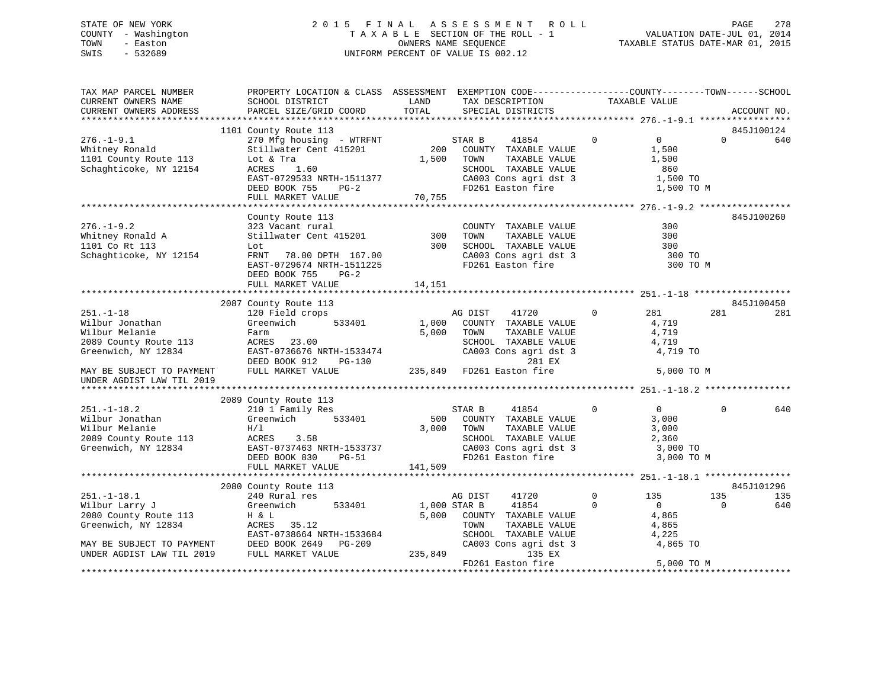STATE OF NEW YORK
COUNTY - Washington
TOWN - Easton
SWIS - 532689

# 2015 FINAL ASSESSMENT ROLL
TAXABLE SECTION OF THE ROLL - 1
OWNERS NAME SEQUENCE
UNIFORM PERCENT OF VALUE IS 002.12

VALUATION DATE-JUL 01, 2014
TAXABLE STATUS DATE-MAR 01, 2015

```
TAX MAP PARCEL NUMBER      PROPERTY LOCATION & CLASS  ASSESSMENT  EXEMPTION CODE------------------COUNTY--------TOWN------SCHOOL
CURRENT OWNERS NAME        SCHOOL DISTRICT              LAND      TAX DESCRIPTION            TAXABLE VALUE
CURRENT OWNERS ADDRESS     PARCEL SIZE/GRID COORD       TOTAL     SPECIAL DISTRICTS                                    ACCOUNT NO.
******************************************************************************************************* 276.-1-9.1 *****************
                           1101 County Route 113                                                                       845J100124
276.-1-9.1                 270 Mfg housing  - WTRFNT          STAR B     41854         0         0            0          640
Whitney Ronald             Stillwater Cent 415201       200   COUNTY  TAXABLE VALUE            1,500
1101 County Route 113      Lot & Tra                   1,500  TOWN    TAXABLE VALUE            1,500
Schaghticoke, NY 12154     ACRES    1.60                      SCHOOL  TAXABLE VALUE              860
                           EAST-0729533 NRTH-1511377          CA003 Cons agri dst 3            1,500 TO
                           DEED BOOK 755    PG-2              FD261 Easton fire                1,500 TO M
                           FULL MARKET VALUE           70,755
******************************************************************************************************* 276.-1-9.2 *****************
                           County Route 113                                                                            845J100260
276.-1-9.2                 323 Vacant rural                   COUNTY  TAXABLE VALUE              300
Whitney Ronald A           Stillwater Cent 415201       300   TOWN    TAXABLE VALUE              300
1101 Co Rt 113             Lot                          300   SCHOOL  TAXABLE VALUE              300
Schaghticoke, NY 12154     FRNT   78.00 DPTH 167.00           CA003 Cons agri dst 3              300 TO
                           EAST-0729674 NRTH-1511225          FD261 Easton fire                  300 TO M
                           DEED BOOK 755    PG-2
                           FULL MARKET VALUE           14,151
******************************************************************************************************* 251.-1-18 ******************
                           2087 County Route 113                                                                       845J100450
251.-1-18                  120 Field crops                    AG DIST    41720         0       281          281          281
Wilbur Jonathan            Greenwich       533401      1,000  COUNTY  TAXABLE VALUE            4,719
Wilbur Melanie             Farm                        5,000  TOWN    TAXABLE VALUE            4,719
2089 County Route 113      ACRES   23.00                      SCHOOL  TAXABLE VALUE            4,719
Greenwich, NY 12834        EAST-0736676 NRTH-1533474          CA003 Cons agri dst 3            4,719 TO
                           DEED BOOK 912    PG-130                      281 EX
MAY BE SUBJECT TO PAYMENT  FULL MARKET VALUE          235,849 FD261 Easton fire                5,000 TO M
UNDER AGDIST LAW TIL 2019
******************************************************************************************************* 251.-1-18.2 ****************
                           2089 County Route 113
251.-1-18.2                210 1 Family Res                   STAR B     41854         0         0            0          640
Wilbur Jonathan            Greenwich       533401        500  COUNTY  TAXABLE VALUE            3,000
Wilbur Melanie             H/l                         3,000  TOWN    TAXABLE VALUE            3,000
2089 County Route 113      ACRES    3.58                      SCHOOL  TAXABLE VALUE            2,360
Greenwich, NY 12834        EAST-0737463 NRTH-1533737          CA003 Cons agri dst 3            3,000 TO
                           DEED BOOK 830    PG-51             FD261 Easton fire                3,000 TO M
                           FULL MARKET VALUE          141,509
******************************************************************************************************* 251.-1-18.1 ****************
                           2080 County Route 113                                                                       845J101296
251.-1-18.1                240 Rural res                      AG DIST    41720         0       135          135          135
Wilbur Larry J             Greenwich       533401      1,000 STAR B      41854         0         0            0          640
2080 County Route 113      H & L                       5,000  COUNTY  TAXABLE VALUE            4,865
Greenwich, NY 12834        ACRES   35.12                      TOWN    TAXABLE VALUE            4,865
                           EAST-0738664 NRTH-1533684          SCHOOL  TAXABLE VALUE            4,225
MAY BE SUBJECT TO PAYMENT  DEED BOOK 2649   PG-209            CA003 Cons agri dst 3            4,865 TO
UNDER AGDIST LAW TIL 2019  FULL MARKET VALUE          235,849           135 EX
                                                              FD261 Easton fire                5,000 TO M
************************************************************************************************************************************
```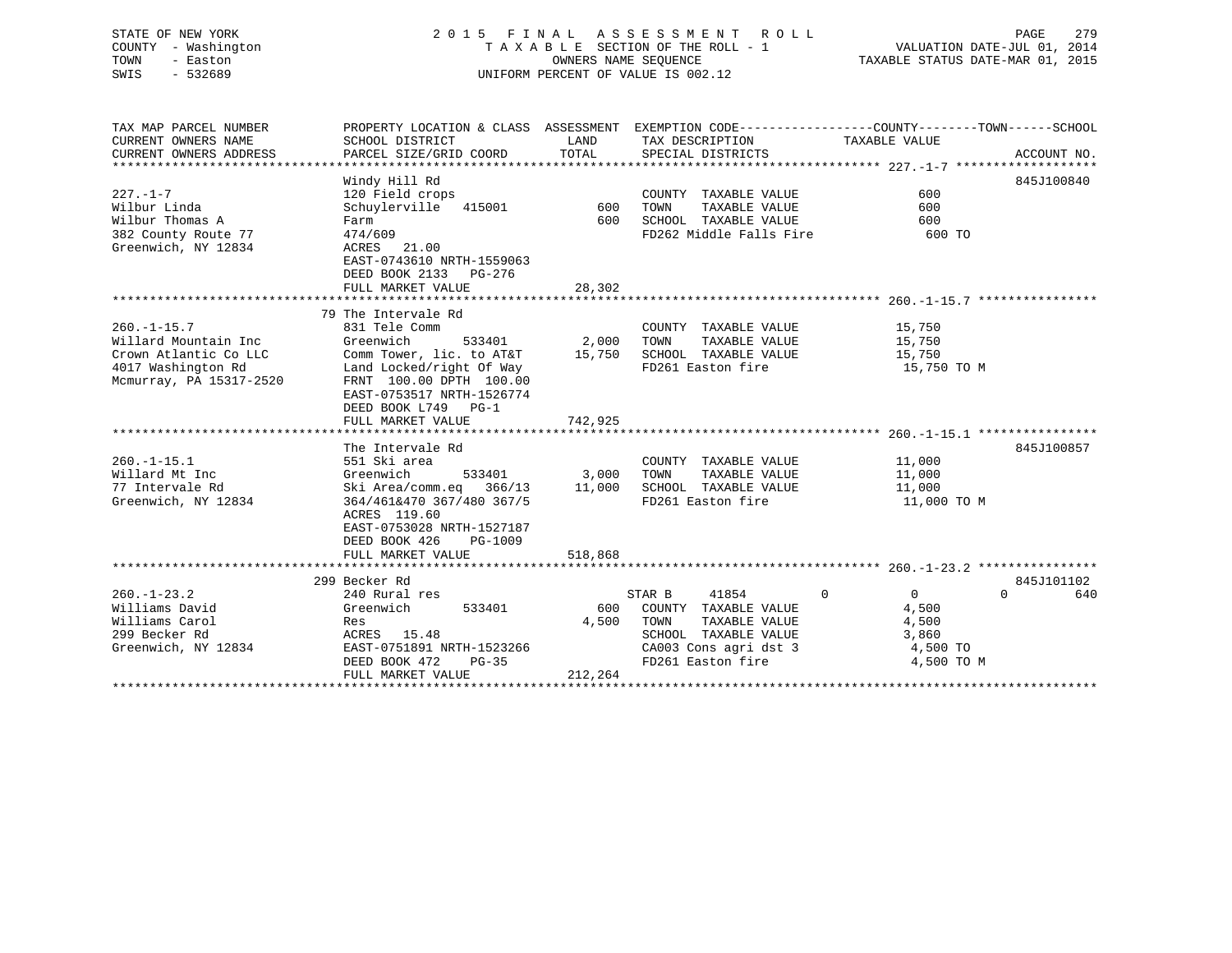STATE OF NEW YORK
COUNTY - Washington
TOWN - Easton
SWIS - 532689

2015 FINAL ASSESSMENT ROLL
TAXABLE SECTION OF THE ROLL - 1
OWNERS NAME SEQUENCE
UNIFORM PERCENT OF VALUE IS 002.12

VALUATION DATE-JUL 01, 2014
TAXABLE STATUS DATE-MAR 01, 2015

| TAX MAP PARCEL NUMBER / CURRENT OWNERS NAME / CURRENT OWNERS ADDRESS | PROPERTY LOCATION & CLASS / SCHOOL DISTRICT / PARCEL SIZE/GRID COORD | ASSESSMENT LAND | TOTAL | EXEMPTION CODE / TAX DESCRIPTION / SPECIAL DISTRICTS | COUNTY / TOWN / SCHOOL TAXABLE VALUE | ACCOUNT NO. |
|---|---|---|---|---|---|---|
| **227.-1-7** | Windy Hill Rd | | | | | 845J100840 |
| 227.-1-7 | 120 Field crops | | | COUNTY TAXABLE VALUE | 600 | |
| Wilbur Linda | Schuylerville 415001 | 600 | | TOWN TAXABLE VALUE | 600 | |
| Wilbur Thomas A | Farm | | 600 | SCHOOL TAXABLE VALUE | 600 | |
| 382 County Route 77 | 474/609 | | | FD262 Middle Falls Fire | 600 TO | |
| Greenwich, NY 12834 | ACRES 21.00 | | | | | |
| | EAST-0743610 NRTH-1559063 | | | | | |
| | DEED BOOK 2133 PG-276 | | | | | |
| | FULL MARKET VALUE | | 28,302 | | | |
| **260.-1-15.7** | 79 The Intervale Rd | | | | | |
| 260.-1-15.7 | 831 Tele Comm | | | COUNTY TAXABLE VALUE | 15,750 | |
| Willard Mountain Inc | Greenwich 533401 | 2,000 | | TOWN TAXABLE VALUE | 15,750 | |
| Crown Atlantic Co LLC | Comm Tower, lic. to AT&T | | 15,750 | SCHOOL TAXABLE VALUE | 15,750 | |
| 4017 Washington Rd | Land Locked/right Of Way | | | FD261 Easton fire | 15,750 TO M | |
| Mcmurray, PA 15317-2520 | FRNT 100.00 DPTH 100.00 | | | | | |
| | EAST-0753517 NRTH-1526774 | | | | | |
| | DEED BOOK L749 PG-1 | | | | | |
| | FULL MARKET VALUE | | 742,925 | | | |
| **260.-1-15.1** | The Intervale Rd | | | | | 845J100857 |
| 260.-1-15.1 | 551 Ski area | | | COUNTY TAXABLE VALUE | 11,000 | |
| Willard Mt Inc | Greenwich 533401 | 3,000 | | TOWN TAXABLE VALUE | 11,000 | |
| 77 Intervale Rd | Ski Area/comm.eq 366/13 | | 11,000 | SCHOOL TAXABLE VALUE | 11,000 | |
| Greenwich, NY 12834 | 364/461&470 367/480 367/5 | | | FD261 Easton fire | 11,000 TO M | |
| | ACRES 119.60 | | | | | |
| | EAST-0753028 NRTH-1527187 | | | | | |
| | DEED BOOK 426 PG-1009 | | | | | |
| | FULL MARKET VALUE | | 518,868 | | | |
| **260.-1-23.2** | 299 Becker Rd | | | | | 845J101102 |
| 260.-1-23.2 | 240 Rural res | | | STAR B 41854 | 0 0 0 640 | |
| Williams David | Greenwich 533401 | 600 | | COUNTY TAXABLE VALUE | 4,500 | |
| Williams Carol | Res | | 4,500 | TOWN TAXABLE VALUE | 4,500 | |
| 299 Becker Rd | ACRES 15.48 | | | SCHOOL TAXABLE VALUE | 3,860 | |
| Greenwich, NY 12834 | EAST-0751891 NRTH-1523266 | | | CA003 Cons agri dst 3 | 4,500 TO | |
| | DEED BOOK 472 PG-35 | | | FD261 Easton fire | 4,500 TO M | |
| | FULL MARKET VALUE | | 212,264 | | | |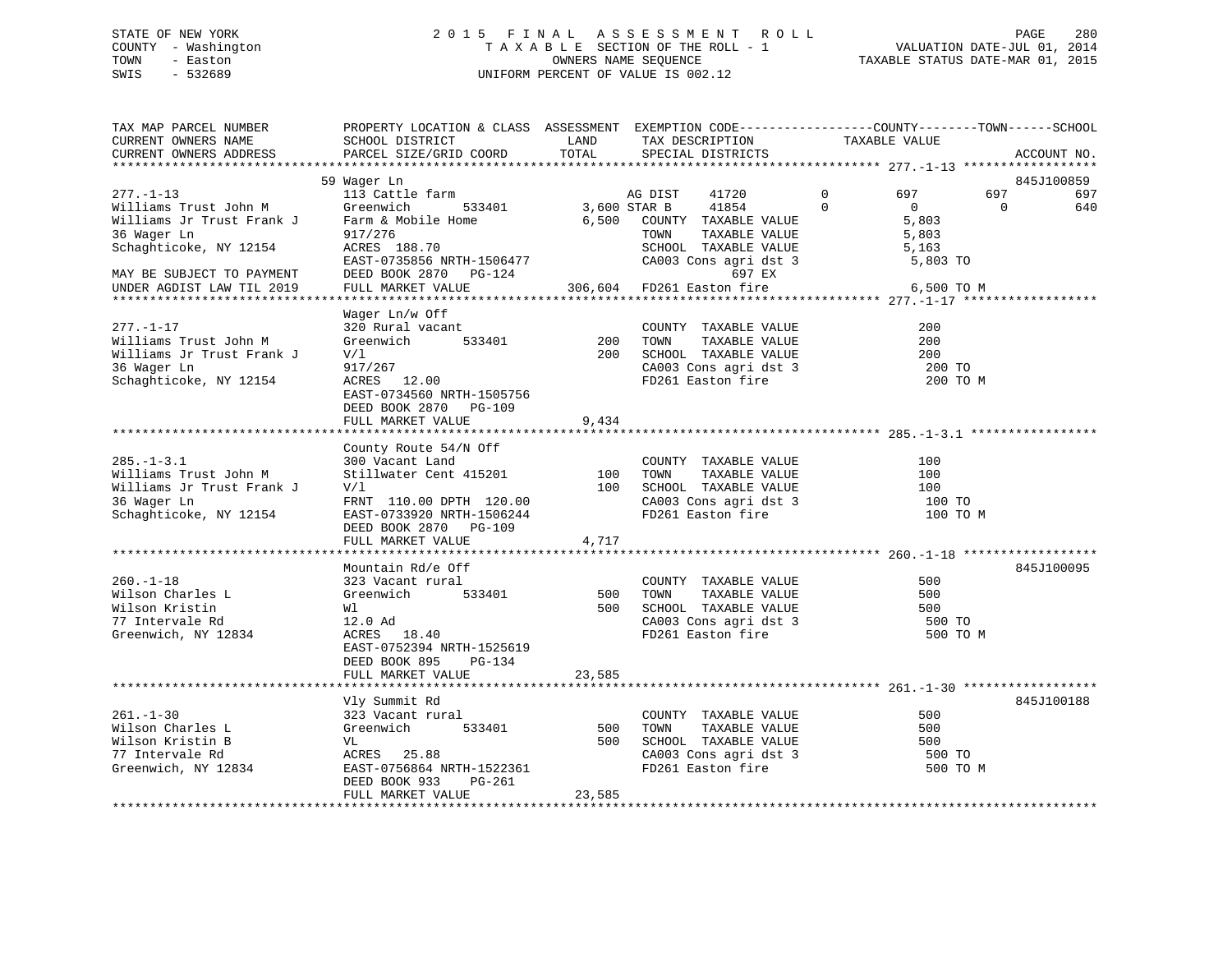STATE OF NEW YORK — 2015 FINAL ASSESSMENT ROLL
COUNTY - Washington — TAXABLE SECTION OF THE ROLL - 1 — VALUATION DATE-JUL 01, 2014
TOWN - Easton — OWNERS NAME SEQUENCE — TAXABLE STATUS DATE-MAR 01, 2015
SWIS - 532689 — UNIFORM PERCENT OF VALUE IS 002.12

| TAX MAP PARCEL NUMBER / CURRENT OWNERS NAME / CURRENT OWNERS ADDRESS | PROPERTY LOCATION & CLASS / SCHOOL DISTRICT / PARCEL SIZE/GRID COORD | ASSESSMENT LAND / TOTAL | EXEMPTION CODE / TAX DESCRIPTION / SPECIAL DISTRICTS | COUNTY | TOWN | SCHOOL | ACCOUNT NO. |
|---|---|---|---|---|---|---|---|
| **277.-1-13** | 59 Wager Ln | | | | | | 845J100859 |
| Williams Trust John M | 113 Cattle farm | | AG DIST 41720 0 | 697 | 697 | 697 | |
| Williams Jr Trust Frank J | Greenwich 533401 | 3,600 | STAR B 41854 0 | 0 | 0 | 640 | |
| 36 Wager Ln | Farm & Mobile Home | 6,500 | COUNTY TAXABLE VALUE | 5,803 | | | |
| Schaghticoke, NY 12154 | 917/276 | | TOWN TAXABLE VALUE | 5,803 | | | |
| | ACRES 188.70 | | SCHOOL TAXABLE VALUE | 5,163 | | | |
| | EAST-0735856 NRTH-1506477 | | CA003 Cons agri dst 3 | 5,803 TO | | | |
| MAY BE SUBJECT TO PAYMENT | DEED BOOK 2870 PG-124 | | 697 EX | | | | |
| UNDER AGDIST LAW TIL 2019 | FULL MARKET VALUE | 306,604 | FD261 Easton fire | 6,500 TO M | | | |
| **277.-1-17** | Wager Ln/w Off | | | | | | |
| Williams Trust John M | 320 Rural vacant | | COUNTY TAXABLE VALUE | 200 | | | |
| Williams Jr Trust Frank J | Greenwich 533401 | 200 | TOWN TAXABLE VALUE | 200 | | | |
| 36 Wager Ln | V/l | 200 | SCHOOL TAXABLE VALUE | 200 | | | |
| Schaghticoke, NY 12154 | 917/267 | | CA003 Cons agri dst 3 | 200 TO | | | |
| | ACRES 12.00 | | FD261 Easton fire | 200 TO M | | | |
| | EAST-0734560 NRTH-1505756 | | | | | | |
| | DEED BOOK 2870 PG-109 | | | | | | |
| | FULL MARKET VALUE | 9,434 | | | | | |
| **285.-1-3.1** | County Route 54/N Off | | | | | | |
| Williams Trust John M | 300 Vacant Land | | COUNTY TAXABLE VALUE | 100 | | | |
| Williams Jr Trust Frank J | Stillwater Cent 415201 | 100 | TOWN TAXABLE VALUE | 100 | | | |
| 36 Wager Ln | V/l | 100 | SCHOOL TAXABLE VALUE | 100 | | | |
| Schaghticoke, NY 12154 | FRNT 110.00 DPTH 120.00 | | CA003 Cons agri dst 3 | 100 TO | | | |
| | EAST-0733920 NRTH-1506244 | | FD261 Easton fire | 100 TO M | | | |
| | DEED BOOK 2870 PG-109 | | | | | | |
| | FULL MARKET VALUE | 4,717 | | | | | |
| **260.-1-18** | Mountain Rd/e Off | | | | | | 845J100095 |
| Wilson Charles L | 323 Vacant rural | | COUNTY TAXABLE VALUE | 500 | | | |
| Wilson Kristin | Greenwich 533401 | 500 | TOWN TAXABLE VALUE | 500 | | | |
| 77 Intervale Rd | Wl | 500 | SCHOOL TAXABLE VALUE | 500 | | | |
| Greenwich, NY 12834 | 12.0 Ad | | CA003 Cons agri dst 3 | 500 TO | | | |
| | ACRES 18.40 | | FD261 Easton fire | 500 TO M | | | |
| | EAST-0752394 NRTH-1525619 | | | | | | |
| | DEED BOOK 895 PG-134 | | | | | | |
| | FULL MARKET VALUE | 23,585 | | | | | |
| **261.-1-30** | Vly Summit Rd | | | | | | 845J100188 |
| Wilson Charles L | 323 Vacant rural | | COUNTY TAXABLE VALUE | 500 | | | |
| Wilson Kristin B | Greenwich 533401 | 500 | TOWN TAXABLE VALUE | 500 | | | |
| 77 Intervale Rd | VL | 500 | SCHOOL TAXABLE VALUE | 500 | | | |
| Greenwich, NY 12834 | ACRES 25.88 | | CA003 Cons agri dst 3 | 500 TO | | | |
| | EAST-0756864 NRTH-1522361 | | FD261 Easton fire | 500 TO M | | | |
| | DEED BOOK 933 PG-261 | | | | | | |
| | FULL MARKET VALUE | 23,585 | | | | | |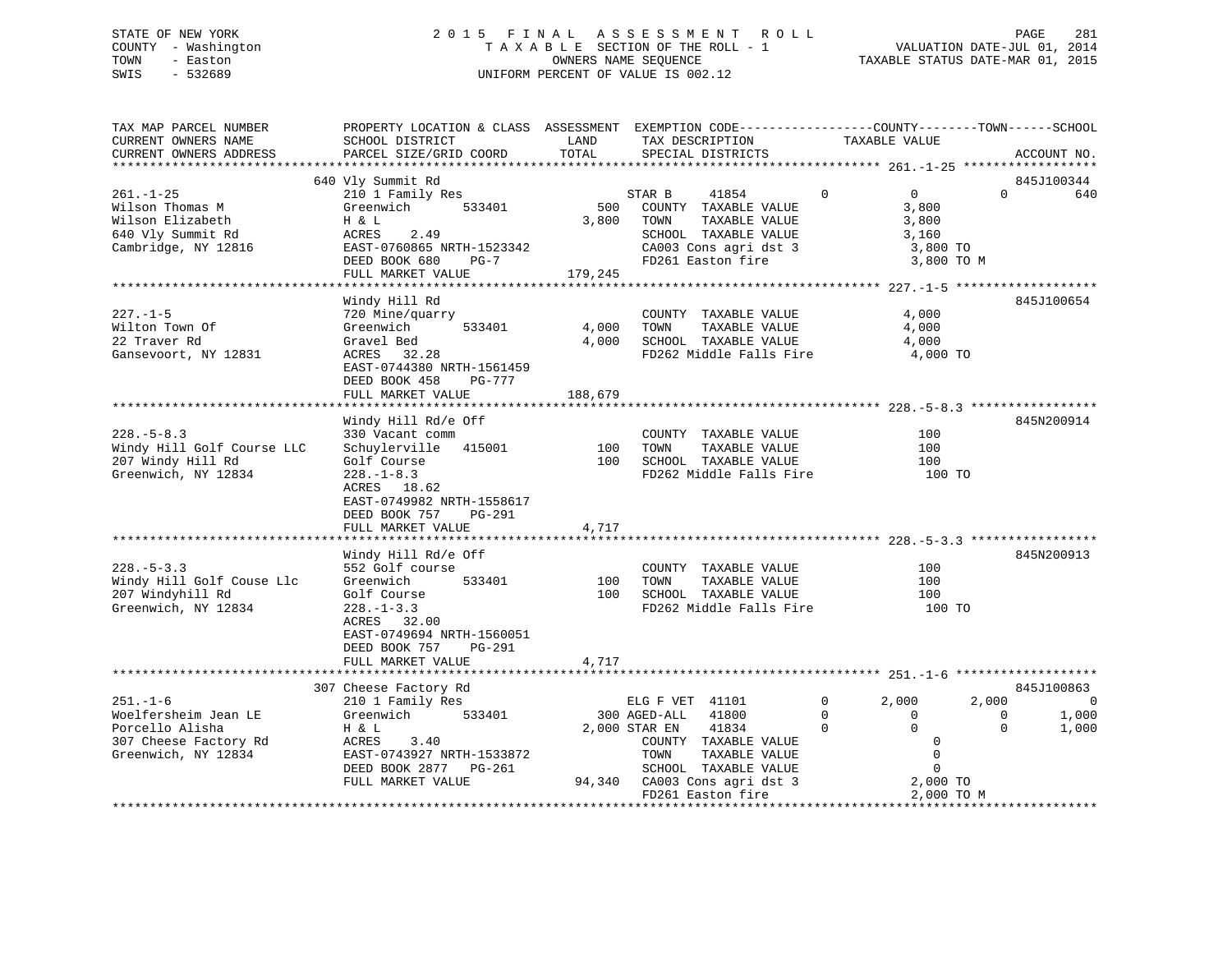STATE OF NEW YORK
COUNTY - Washington
TOWN - Easton
SWIS - 532689

2015 FINAL ASSESSMENT ROLL
TAXABLE SECTION OF THE ROLL - 1
OWNERS NAME SEQUENCE
UNIFORM PERCENT OF VALUE IS 002.12

VALUATION DATE-JUL 01, 2014
TAXABLE STATUS DATE-MAR 01, 2015

```
TAX MAP PARCEL NUMBER          PROPERTY LOCATION & CLASS  ASSESSMENT  EXEMPTION CODE------------------COUNTY--------TOWN------SCHOOL
CURRENT OWNERS NAME            SCHOOL DISTRICT               LAND      TAX DESCRIPTION             TAXABLE VALUE
CURRENT OWNERS ADDRESS         PARCEL SIZE/GRID COORD       TOTAL      SPECIAL DISTRICTS                                    ACCOUNT NO.
******************************************************************************************************* 261.-1-25 ******************
                               640 Vly Summit Rd                                                                       845J100344
261.-1-25                      210 1 Family Res                  STAR B     41854          0          0          0          640
Wilson Thomas M                Greenwich       533401       500   COUNTY  TAXABLE VALUE              3,800
Wilson Elizabeth               H & L                      3,800   TOWN    TAXABLE VALUE              3,800
640 Vly Summit Rd              ACRES    2.49                      SCHOOL  TAXABLE VALUE              3,160
Cambridge, NY 12816            EAST-0760865 NRTH-1523342          CA003 Cons agri dst 3               3,800 TO
                               DEED BOOK 680    PG-7              FD261 Easton fire                   3,800 TO M
                               FULL MARKET VALUE          179,245
******************************************************************************************************* 227.-1-5 *******************
                               Windy Hill Rd                                                                           845J100654
227.-1-5                       720 Mine/quarry                    COUNTY  TAXABLE VALUE              4,000
Wilton Town Of                 Greenwich       533401     4,000   TOWN    TAXABLE VALUE              4,000
22 Traver Rd                   Gravel Bed                 4,000   SCHOOL  TAXABLE VALUE              4,000
Gansevoort, NY 12831           ACRES   32.28                      FD262 Middle Falls Fire             4,000 TO
                               EAST-0744380 NRTH-1561459
                               DEED BOOK 458    PG-777
                               FULL MARKET VALUE          188,679
******************************************************************************************************* 228.-5-8.3 *****************
                               Windy Hill Rd/e Off                                                                     845N200914
228.-5-8.3                     330 Vacant comm                    COUNTY  TAXABLE VALUE                100
Windy Hill Golf Course LLC     Schuylerville   415001       100   TOWN    TAXABLE VALUE                100
207 Windy Hill Rd              Golf Course                  100   SCHOOL  TAXABLE VALUE                100
Greenwich, NY 12834            228.-1-8.3                         FD262 Middle Falls Fire               100 TO
                               ACRES   18.62
                               EAST-0749982 NRTH-1558617
                               DEED BOOK 757    PG-291
                               FULL MARKET VALUE            4,717
******************************************************************************************************* 228.-5-3.3 *****************
                               Windy Hill Rd/e Off                                                                     845N200913
228.-5-3.3                     552 Golf course                    COUNTY  TAXABLE VALUE                100
Windy Hill Golf Couse Llc      Greenwich       533401       100   TOWN    TAXABLE VALUE                100
207 Windyhill Rd               Golf Course                  100   SCHOOL  TAXABLE VALUE                100
Greenwich, NY 12834            228.-1-3.3                         FD262 Middle Falls Fire               100 TO
                               ACRES   32.00
                               EAST-0749694 NRTH-1560051
                               DEED BOOK 757    PG-291
                               FULL MARKET VALUE            4,717
******************************************************************************************************* 251.-1-6 *******************
                               307 Cheese Factory Rd                                                                   845J100863
251.-1-6                       210 1 Family Res                  ELG F VET  41101          0      2,000      2,000          0
Woelfersheim Jean LE           Greenwich       533401       300 AGED-ALL   41800          0          0          0      1,000
Porcello Alisha                H & L                      2,000 STAR EN    41834          0          0          0      1,000
307 Cheese Factory Rd          ACRES    3.40                      COUNTY  TAXABLE VALUE                  0
Greenwich, NY 12834            EAST-0743927 NRTH-1533872          TOWN    TAXABLE VALUE                  0
                               DEED BOOK 2877   PG-261            SCHOOL  TAXABLE VALUE                  0
                               FULL MARKET VALUE           94,340 CA003 Cons agri dst 3               2,000 TO
                                                                  FD261 Easton fire                   2,000 TO M
************************************************************************************************************************************
```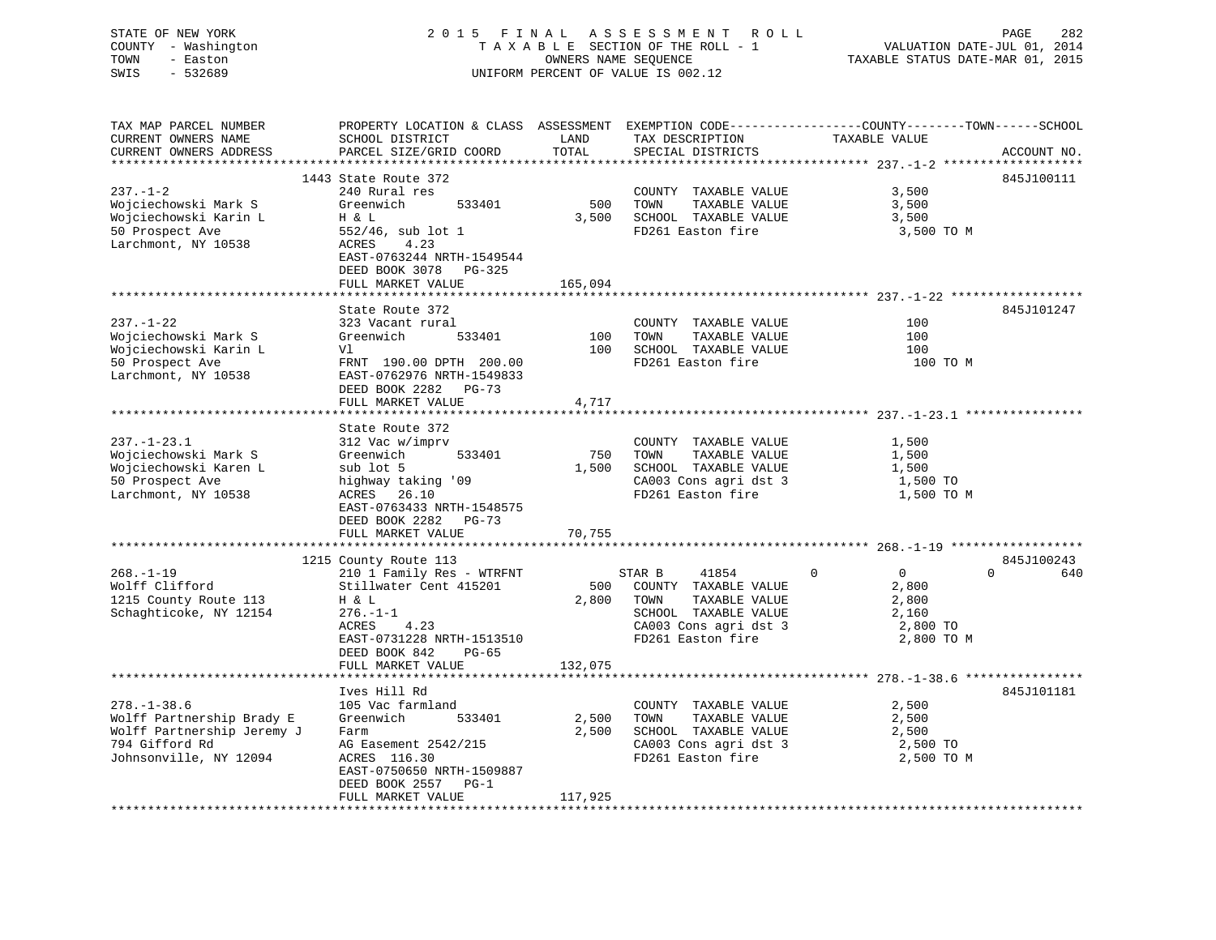STATE OF NEW YORK — 2015 FINAL ASSESSMENT ROLL
COUNTY - Washington — TAXABLE SECTION OF THE ROLL - 1 — VALUATION DATE-JUL 01, 2014
TOWN - Easton — OWNERS NAME SEQUENCE — TAXABLE STATUS DATE-MAR 01, 2015
SWIS - 532689 — UNIFORM PERCENT OF VALUE IS 002.12

| TAX MAP PARCEL NUMBER / CURRENT OWNERS NAME / CURRENT OWNERS ADDRESS | PROPERTY LOCATION & CLASS / SCHOOL DISTRICT / PARCEL SIZE/GRID COORD | ASSESSMENT LAND / TOTAL | EXEMPTION CODE / TAX DESCRIPTION / SPECIAL DISTRICTS | COUNTY / TOWN / SCHOOL TAXABLE VALUE | ACCOUNT NO. |
|---|---|---|---|---|---|
| 237.-1-2 | 1443 State Route 372 | | | | 845J100111 |
| Wojciechowski Mark S | 240 Rural res | | COUNTY TAXABLE VALUE | 3,500 | |
| Wojciechowski Karin L | Greenwich 533401 | 500 | TOWN TAXABLE VALUE | 3,500 | |
| 50 Prospect Ave | H & L | 3,500 | SCHOOL TAXABLE VALUE | 3,500 | |
| Larchmont, NY 10538 | 552/46, sub lot 1 | | FD261 Easton fire | 3,500 TO M | |
| | ACRES 4.23 | | | | |
| | EAST-0763244 NRTH-1549544 | | | | |
| | DEED BOOK 3078 PG-325 | | | | |
| | FULL MARKET VALUE | 165,094 | | | |
| 237.-1-22 | State Route 372 | | | | 845J101247 |
| Wojciechowski Mark S | 323 Vacant rural | | COUNTY TAXABLE VALUE | 100 | |
| Wojciechowski Karin L | Greenwich 533401 | 100 | TOWN TAXABLE VALUE | 100 | |
| 50 Prospect Ave | Vl | 100 | SCHOOL TAXABLE VALUE | 100 | |
| Larchmont, NY 10538 | FRNT 190.00 DPTH 200.00 | | FD261 Easton fire | 100 TO M | |
| | EAST-0762976 NRTH-1549833 | | | | |
| | DEED BOOK 2282 PG-73 | | | | |
| | FULL MARKET VALUE | 4,717 | | | |
| 237.-1-23.1 | State Route 372 | | | | |
| Wojciechowski Mark S | 312 Vac w/imprv | | COUNTY TAXABLE VALUE | 1,500 | |
| Wojciechowski Karen L | Greenwich 533401 | 750 | TOWN TAXABLE VALUE | 1,500 | |
| 50 Prospect Ave | sub lot 5 | 1,500 | SCHOOL TAXABLE VALUE | 1,500 | |
| Larchmont, NY 10538 | highway taking '09 | | CA003 Cons agri dst 3 | 1,500 TO | |
| | ACRES 26.10 | | FD261 Easton fire | 1,500 TO M | |
| | EAST-0763433 NRTH-1548575 | | | | |
| | DEED BOOK 2282 PG-73 | | | | |
| | FULL MARKET VALUE | 70,755 | | | |
| 268.-1-19 | 1215 County Route 113 | | | | 845J100243 |
| Wolff Clifford | 210 1 Family Res - WTRFNT | | STAR B 41854 | 0 / 0 / 640 | |
| 1215 County Route 113 | Stillwater Cent 415201 | 500 | COUNTY TAXABLE VALUE | 2,800 | |
| Schaghticoke, NY 12154 | H & L | 2,800 | TOWN TAXABLE VALUE | 2,800 | |
| | 276.-1-1 | | SCHOOL TAXABLE VALUE | 2,160 | |
| | ACRES 4.23 | | CA003 Cons agri dst 3 | 2,800 TO | |
| | EAST-0731228 NRTH-1513510 | | FD261 Easton fire | 2,800 TO M | |
| | DEED BOOK 842 PG-65 | | | | |
| | FULL MARKET VALUE | 132,075 | | | |
| 278.-1-38.6 | Ives Hill Rd | | | | 845J101181 |
| Wolff Partnership Brady E | 105 Vac farmland | | COUNTY TAXABLE VALUE | 2,500 | |
| Wolff Partnership Jeremy J | Greenwich 533401 | 2,500 | TOWN TAXABLE VALUE | 2,500 | |
| 794 Gifford Rd | Farm | 2,500 | SCHOOL TAXABLE VALUE | 2,500 | |
| Johnsonville, NY 12094 | AG Easement 2542/215 | | CA003 Cons agri dst 3 | 2,500 TO | |
| | ACRES 116.30 | | FD261 Easton fire | 2,500 TO M | |
| | EAST-0750650 NRTH-1509887 | | | | |
| | DEED BOOK 2557 PG-1 | | | | |
| | FULL MARKET VALUE | 117,925 | | | |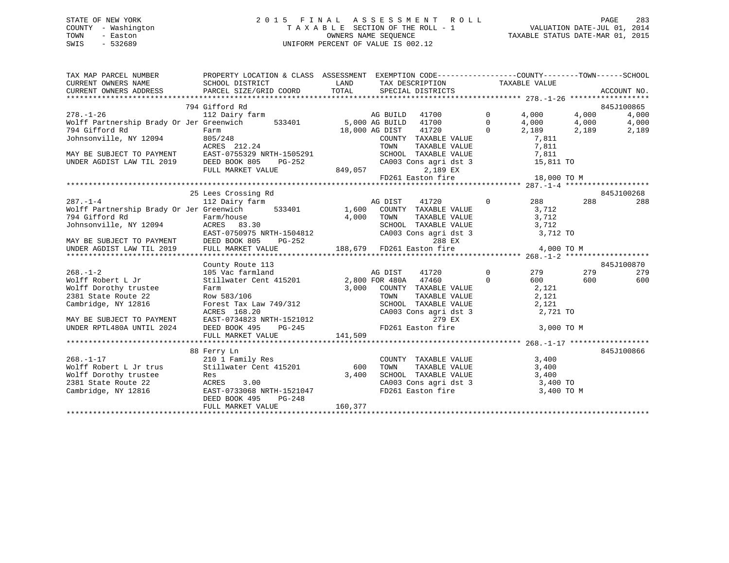STATE OF NEW YORK
COUNTY - Washington
TOWN - Easton
SWIS - 532689

2 0 1 5 F I N A L A S S E S S M E N T R O L L
T A X A B L E SECTION OF THE ROLL - 1
OWNERS NAME SEQUENCE
UNIFORM PERCENT OF VALUE IS 002.12

VALUATION DATE-JUL 01, 2014
TAXABLE STATUS DATE-MAR 01, 2015

```
TAX MAP PARCEL NUMBER          PROPERTY LOCATION & CLASS  ASSESSMENT  EXEMPTION CODE------------------COUNTY--------TOWN------SCHOOL
CURRENT OWNERS NAME            SCHOOL DISTRICT               LAND      TAX DESCRIPTION            TAXABLE VALUE
CURRENT OWNERS ADDRESS         PARCEL SIZE/GRID COORD        TOTAL     SPECIAL DISTRICTS                                      ACCOUNT NO.
******************************************************************************************************* 278.-1-26 ******************
                         794 Gifford Rd                                                                                  845J100865
278.-1-26                      112 Dairy farm                      AG BUILD   41700        0      4,000     4,000     4,000
Wolff Partnership Brady Or Jer Greenwich      533401        5,000 AG BUILD   41700        0      4,000     4,000     4,000
794 Gifford Rd                 Farm                        18,000 AG DIST    41720        0      2,189     2,189     2,189
Johnsonville, NY 12094         805/248                             COUNTY  TAXABLE VALUE             7,811
                               ACRES 212.24                        TOWN    TAXABLE VALUE             7,811
MAY BE SUBJECT TO PAYMENT      EAST-0755329 NRTH-1505291          SCHOOL  TAXABLE VALUE             7,811
UNDER AGDIST LAW TIL 2019      DEED BOOK 805    PG-252             CA003 Cons agri dst 3            15,811 TO
                               FULL MARKET VALUE             849,057          2,189 EX
                                                                   FD261 Easton fire                18,000 TO M
******************************************************************************************************* 287.-1-4 *******************
                         25 Lees Crossing Rd                                                                             845J100268
287.-1-4                       112 Dairy farm                      AG DIST    41720        0        288       288       288
Wolff Partnership Brady Or Jer Greenwich      533401        1,600   COUNTY  TAXABLE VALUE             3,712
794 Gifford Rd                 Farm/house                   4,000   TOWN    TAXABLE VALUE             3,712
Johnsonville, NY 12094         ACRES  83.30                        SCHOOL  TAXABLE VALUE             3,712
                               EAST-0750975 NRTH-1504812          CA003 Cons agri dst 3             3,712 TO
MAY BE SUBJECT TO PAYMENT      DEED BOOK 805    PG-252                          288 EX
UNDER AGDIST LAW TIL 2019      FULL MARKET VALUE             188,679  FD261 Easton fire              4,000 TO M
******************************************************************************************************* 268.-1-2 *******************
                               County Route 113                                                                          845J100870
268.-1-2                       105 Vac farmland                    AG DIST    41720        0        279       279       279
Wolff Robert L Jr              Stillwater Cent 415201       2,800 FOR 480A   47460        0        600       600       600
Wolff Dorothy trustee          Farm                         3,000   COUNTY  TAXABLE VALUE             2,121
2381 State Route 22            Row 583/106                         TOWN    TAXABLE VALUE             2,121
Cambridge, NY 12816            Forest Tax Law 749/312              SCHOOL  TAXABLE VALUE             2,121
                               ACRES 168.20                        CA003 Cons agri dst 3             2,721 TO
MAY BE SUBJECT TO PAYMENT      EAST-0734823 NRTH-1521012                        279 EX
UNDER RPTL480A UNTIL 2024      DEED BOOK 495    PG-245             FD261 Easton fire                 3,000 TO M
                               FULL MARKET VALUE             141,509
******************************************************************************************************* 268.-1-17 ******************
                         88 Ferry Ln                                                                                     845J100866
268.-1-17                      210 1 Family Res                     COUNTY  TAXABLE VALUE             3,400
Wolff Robert L Jr trus         Stillwater Cent 415201         600   TOWN    TAXABLE VALUE             3,400
Wolff Dorothy trustee          Res                          3,400   SCHOOL  TAXABLE VALUE             3,400
2381 State Route 22            ACRES    3.00                       CA003 Cons agri dst 3             3,400 TO
Cambridge, NY 12816            EAST-0733068 NRTH-1521047          FD261 Easton fire                 3,400 TO M
                               DEED BOOK 495    PG-248
                               FULL MARKET VALUE             160,377
************************************************************************************************************************************
```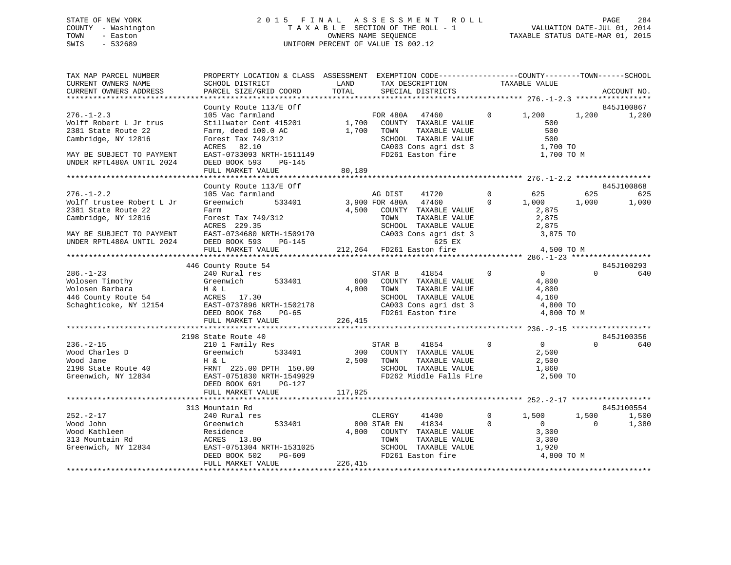STATE OF NEW YORK
COUNTY - Washington
TOWN - Easton
SWIS - 532689

2015 FINAL ASSESSMENT ROLL
TAXABLE SECTION OF THE ROLL - 1
OWNERS NAME SEQUENCE
UNIFORM PERCENT OF VALUE IS 002.12

VALUATION DATE-JUL 01, 2014
TAXABLE STATUS DATE-MAR 01, 2015

```
TAX MAP PARCEL NUMBER        PROPERTY LOCATION & CLASS  ASSESSMENT  EXEMPTION CODE-----------------COUNTY--------TOWN------SCHOOL
CURRENT OWNERS NAME          SCHOOL DISTRICT              LAND      TAX DESCRIPTION              TAXABLE VALUE
CURRENT OWNERS ADDRESS       PARCEL SIZE/GRID COORD       TOTAL     SPECIAL DISTRICTS                                      ACCOUNT NO.
******************************************************************************************************* 276.-1-2.3 *****************
                             County Route 113/E Off                                                                    845J100867
276.-1-2.3                   105 Vac farmland                       FOR 480A   47460         0       1,200      1,200      1,200
Wolff Robert L Jr trus       Stillwater Cent 415201        1,700    COUNTY  TAXABLE VALUE              500
2381 State Route 22          Farm, deed 100.0 AC           1,700    TOWN    TAXABLE VALUE              500
Cambridge, NY 12816          Forest Tax 749/312                     SCHOOL  TAXABLE VALUE              500
                             ACRES   82.10                          CA003 Cons agri dst 3            1,700 TO
MAY BE SUBJECT TO PAYMENT    EAST-0733093 NRTH-1511149              FD261 Easton fire                1,700 TO M
UNDER RPTL480A UNTIL 2024    DEED BOOK 593    PG-145
                             FULL MARKET VALUE            80,189
******************************************************************************************************* 276.-1-2.2 *****************
                             County Route 113/E Off                                                                    845J100868
276.-1-2.2                   105 Vac farmland                       AG DIST     41720        0         625        625        625
Wolff trustee Robert L Jr    Greenwich      533401         3,900 FOR 480A   47460        0       1,000      1,000      1,000
2381 State Route 22          Farm                          4,500    COUNTY  TAXABLE VALUE            2,875
Cambridge, NY 12816          Forest Tax 749/312                     TOWN    TAXABLE VALUE            2,875
                             ACRES  229.35                          SCHOOL  TAXABLE VALUE            2,875
MAY BE SUBJECT TO PAYMENT    EAST-0734680 NRTH-1509170              CA003 Cons agri dst 3            3,875 TO
UNDER RPTL480A UNTIL 2024    DEED BOOK 593    PG-145                     625 EX
                             FULL MARKET VALUE           212,264    FD261 Easton fire                4,500 TO M
******************************************************************************************************* 286.-1-23 ******************
                             446 County Route 54                                                                       845J100293
286.-1-23                    240 Rural res                          STAR B      41854        0           0          0        640
Wolosen Timothy              Greenwich      533401           600    COUNTY  TAXABLE VALUE            4,800
Wolosen Barbara              H & L                         4,800    TOWN    TAXABLE VALUE            4,800
446 County Route 54          ACRES   17.30                          SCHOOL  TAXABLE VALUE            4,160
Schaghticoke, NY 12154       EAST-0737896 NRTH-1502178              CA003 Cons agri dst 3            4,800 TO
                             DEED BOOK 768    PG-65                 FD261 Easton fire                4,800 TO M
                             FULL MARKET VALUE           226,415
******************************************************************************************************* 236.-2-15 ******************
                             2198 State Route 40                                                                       845J100356
236.-2-15                    210 1 Family Res                       STAR B      41854        0           0          0        640
Wood Charles D               Greenwich      533401           300    COUNTY  TAXABLE VALUE            2,500
Wood Jane                    H & L                         2,500    TOWN    TAXABLE VALUE            2,500
2198 State Route 40          FRNT 225.00 DPTH 150.00                SCHOOL  TAXABLE VALUE            1,860
Greenwich, NY 12834          EAST-0751830 NRTH-1549929              FD262 Middle Falls Fire          2,500 TO
                             DEED BOOK 691    PG-127
                             FULL MARKET VALUE           117,925
******************************************************************************************************* 252.-2-17 ******************
                             313 Mountain Rd                                                                           845J100554
252.-2-17                    240 Rural res                          CLERGY      41400        0       1,500      1,500      1,500
Wood John                    Greenwich      533401           800 STAR EN    41834        0           0          0      1,380
Wood Kathleen                Residence                     4,800    COUNTY  TAXABLE VALUE            3,300
313 Mountain Rd              ACRES   13.80                          TOWN    TAXABLE VALUE            3,300
Greenwich, NY 12834          EAST-0751304 NRTH-1531025              SCHOOL  TAXABLE VALUE            1,920
                             DEED BOOK 502    PG-609                FD261 Easton fire                4,800 TO M
                             FULL MARKET VALUE           226,415
************************************************************************************************************************************
```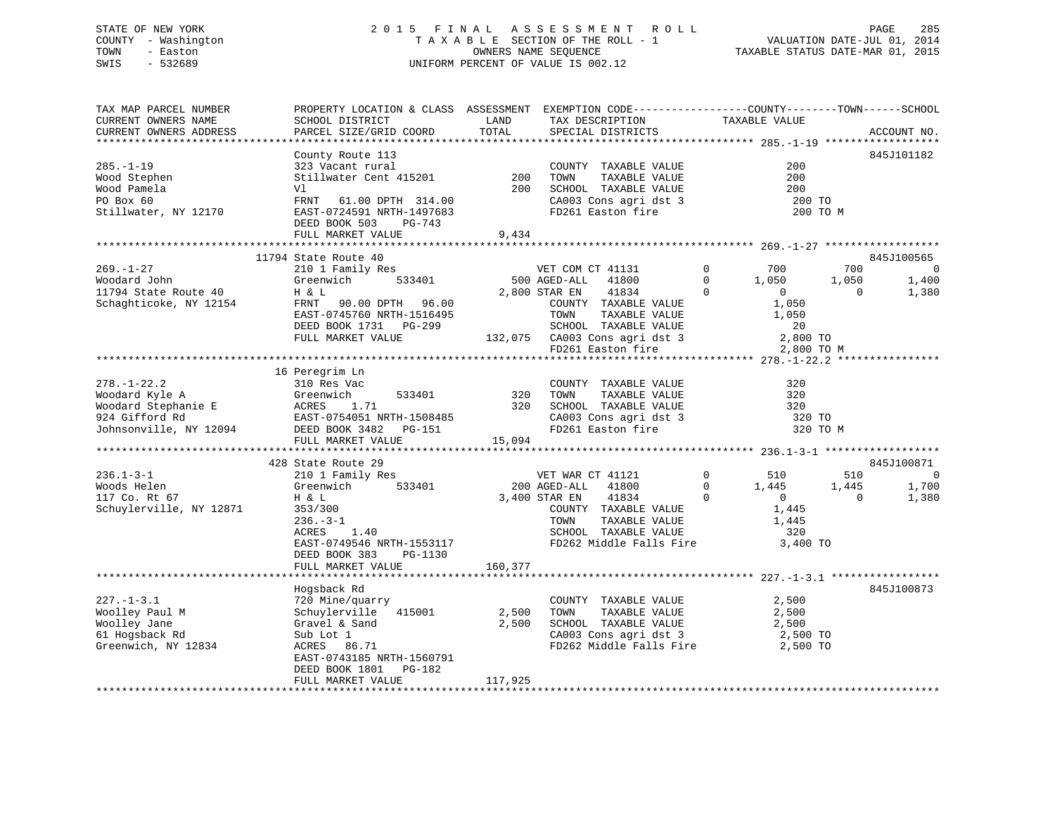STATE OF NEW YORK
COUNTY - Washington
TOWN - Easton
SWIS - 532689

2015 FINAL ASSESSMENT ROLL
TAXABLE SECTION OF THE ROLL - 1
OWNERS NAME SEQUENCE
UNIFORM PERCENT OF VALUE IS 002.12

VALUATION DATE-JUL 01, 2014
TAXABLE STATUS DATE-MAR 01, 2015

```
TAX MAP PARCEL NUMBER          PROPERTY LOCATION & CLASS  ASSESSMENT  EXEMPTION CODE------------------COUNTY--------TOWN------SCHOOL
CURRENT OWNERS NAME            SCHOOL DISTRICT               LAND      TAX DESCRIPTION            TAXABLE VALUE
CURRENT OWNERS ADDRESS         PARCEL SIZE/GRID COORD        TOTAL     SPECIAL DISTRICTS                                    ACCOUNT NO.
******************************************************************************************************* 285.-1-19 ******************
                               County Route 113                                                                          845J101182
285.-1-19                      323 Vacant rural                          COUNTY  TAXABLE VALUE               200
Wood Stephen                   Stillwater Cent 415201         200        TOWN    TAXABLE VALUE               200
Wood Pamela                    Vl                             200        SCHOOL  TAXABLE VALUE               200
PO Box 60                      FRNT   61.00 DPTH 314.00                  CA003 Cons agri dst 3               200 TO
Stillwater, NY 12170           EAST-0724591 NRTH-1497683                 FD261 Easton fire                   200 TO M
                               DEED BOOK 503    PG-743
                               FULL MARKET VALUE            9,434
******************************************************************************************************* 269.-1-27 ******************
                          11794 State Route 40                                                                           845J100565
269.-1-27                      210 1 Family Res                    VET COM CT 41131         0        700         700            0
Woodard John                   Greenwich      533401           500 AGED-ALL   41800         0      1,050       1,050        1,400
11794 State Route 40           H & L                         2,800 STAR EN    41834         0          0           0        1,380
Schaghticoke, NY 12154         FRNT   90.00 DPTH  96.00              COUNTY  TAXABLE VALUE             1,050
                               EAST-0745760 NRTH-1516495             TOWN    TAXABLE VALUE             1,050
                               DEED BOOK 1731   PG-299               SCHOOL  TAXABLE VALUE                20
                               FULL MARKET VALUE          132,075    CA003 Cons agri dst 3             2,800 TO
                                                                     FD261 Easton fire                 2,800 TO M
******************************************************************************************************* 278.-1-22.2 ****************
                               16 Peregrim Ln
278.-1-22.2                    310 Res Vac                               COUNTY  TAXABLE VALUE               320
Woodard Kyle A                 Greenwich      533401          320        TOWN    TAXABLE VALUE               320
Woodard Stephanie E            ACRES    1.71                  320        SCHOOL  TAXABLE VALUE               320
924 Gifford Rd                 EAST-0754051 NRTH-1508485                 CA003 Cons agri dst 3               320 TO
Johnsonville, NY 12094         DEED BOOK 3482   PG-151                   FD261 Easton fire                   320 TO M
                               FULL MARKET VALUE           15,094
******************************************************************************************************* 236.1-3-1 ******************
                               428 State Route 29                                                                        845J100871
236.1-3-1                      210 1 Family Res                    VET WAR CT 41121         0        510         510            0
Woods Helen                    Greenwich      533401           200 AGED-ALL   41800         0      1,445       1,445        1,700
117 Co. Rt 67                  H & L                         3,400 STAR EN    41834         0          0           0        1,380
Schuylerville, NY 12871        353/300                               COUNTY  TAXABLE VALUE             1,445
                               236.-3-1                              TOWN    TAXABLE VALUE             1,445
                               ACRES    1.40                         SCHOOL  TAXABLE VALUE               320
                               EAST-0749546 NRTH-1553117             FD262 Middle Falls Fire           3,400 TO
                               DEED BOOK 383    PG-1130
                               FULL MARKET VALUE          160,377
******************************************************************************************************* 227.-1-3.1 *****************
                               Hogsback Rd                                                                               845J100873
227.-1-3.1                     720 Mine/quarry                           COUNTY  TAXABLE VALUE             2,500
Woolley Paul M                 Schuylerville  415001        2,500        TOWN    TAXABLE VALUE             2,500
Woolley Jane                   Gravel & Sand                2,500        SCHOOL  TAXABLE VALUE             2,500
61 Hogsback Rd                 Sub Lot 1                                 CA003 Cons agri dst 3             2,500 TO
Greenwich, NY 12834            ACRES   86.71                             FD262 Middle Falls Fire           2,500 TO
                               EAST-0743185 NRTH-1560791
                               DEED BOOK 1801   PG-182
                               FULL MARKET VALUE          117,925
************************************************************************************************************************************
```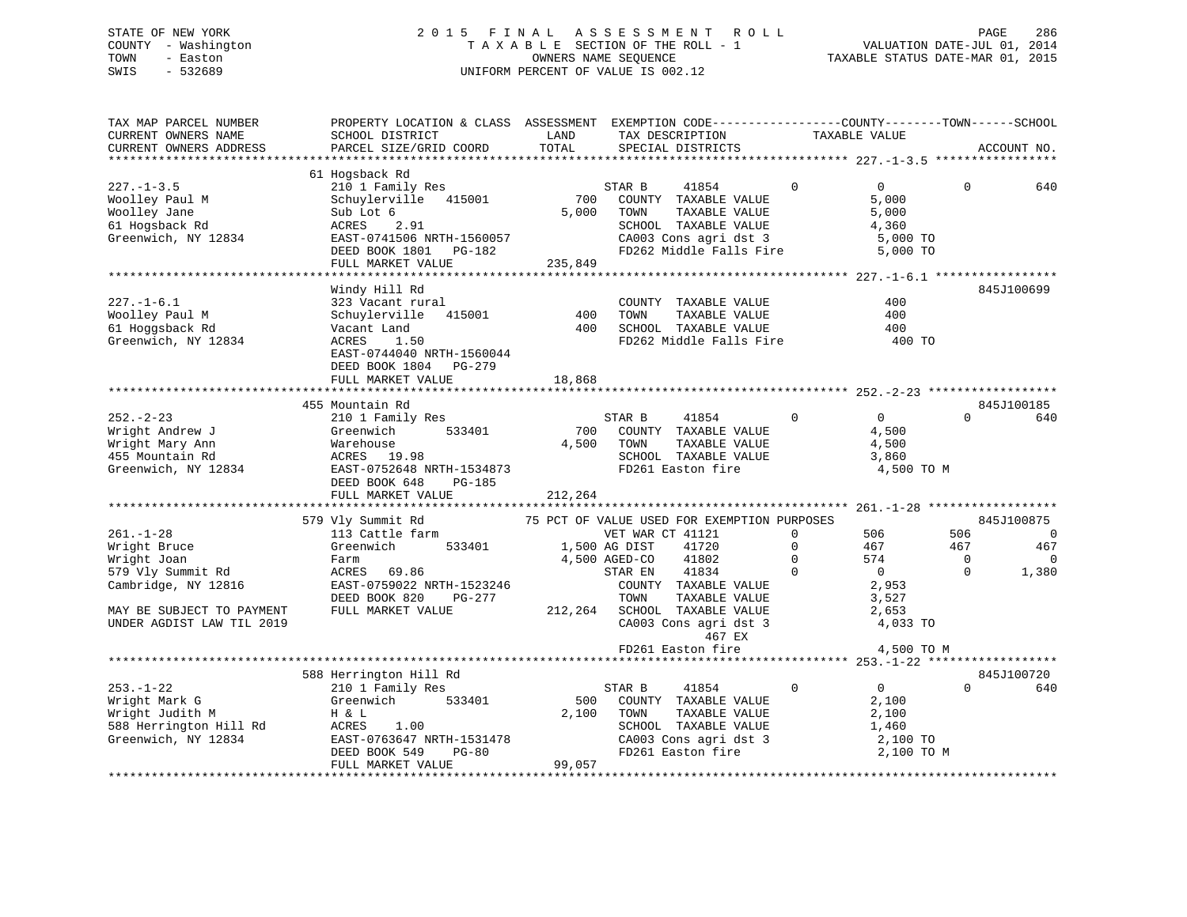STATE OF NEW YORK
COUNTY - Washington
TOWN - Easton
SWIS - 532689

2 0 1 5 F I N A L A S S E S S M E N T R O L L
T A X A B L E SECTION OF THE ROLL - 1
OWNERS NAME SEQUENCE
UNIFORM PERCENT OF VALUE IS 002.12

VALUATION DATE-JUL 01, 2014
TAXABLE STATUS DATE-MAR 01, 2015

```
TAX MAP PARCEL NUMBER          PROPERTY LOCATION & CLASS  ASSESSMENT  EXEMPTION CODE------------------COUNTY--------TOWN------SCHOOL
CURRENT OWNERS NAME            SCHOOL DISTRICT               LAND       TAX DESCRIPTION              TAXABLE VALUE
CURRENT OWNERS ADDRESS         PARCEL SIZE/GRID COORD        TOTAL      SPECIAL DISTRICTS                                        ACCOUNT NO.
******************************************************************************************************* 227.-1-3.5 *****************
                               61 Hogsback Rd
227.-1-3.5                     210 1 Family Res                         STAR B      41854           0          0           0         640
Woolley Paul M                 Schuylerville   415001           700     COUNTY  TAXABLE VALUE                5,000
Woolley Jane                   Sub Lot 6                      5,000     TOWN    TAXABLE VALUE                5,000
61 Hogsback Rd                 ACRES    2.91                            SCHOOL  TAXABLE VALUE                4,360
Greenwich, NY 12834            EAST-0741506 NRTH-1560057                CA003 Cons agri dst 3                 5,000 TO
                               DEED BOOK 1801   PG-182                  FD262 Middle Falls Fire               5,000 TO
                               FULL MARKET VALUE              235,849
******************************************************************************************************* 227.-1-6.1 *****************
                               Windy Hill Rd                                                                          845J100699
227.-1-6.1                     323 Vacant rural                         COUNTY  TAXABLE VALUE                  400
Woolley Paul M                 Schuylerville   415001           400     TOWN    TAXABLE VALUE                  400
61 Hoggsback Rd                Vacant Land                      400     SCHOOL  TAXABLE VALUE                  400
Greenwich, NY 12834            ACRES    1.50                            FD262 Middle Falls Fire                 400 TO
                               EAST-0744040 NRTH-1560044
                               DEED BOOK 1804   PG-279
                               FULL MARKET VALUE               18,868
******************************************************************************************************* 252.-2-23 ******************
                               455 Mountain Rd                                                                        845J100185
252.-2-23                      210 1 Family Res                         STAR B      41854           0          0           0         640
Wright Andrew J                Greenwich       533401           700     COUNTY  TAXABLE VALUE                4,500
Wright Mary Ann                Warehouse                      4,500     TOWN    TAXABLE VALUE                4,500
455 Mountain Rd                ACRES   19.98                            SCHOOL  TAXABLE VALUE                3,860
Greenwich, NY 12834            EAST-0752648 NRTH-1534873                FD261 Easton fire                     4,500 TO M
                               DEED BOOK 648    PG-185
                               FULL MARKET VALUE              212,264
******************************************************************************************************* 261.-1-28 ******************
                               579 Vly Summit Rd            75 PCT OF VALUE USED FOR EXEMPTION PURPOSES                          845J100875
261.-1-28                      113 Cattle farm                          VET WAR CT 41121            0        506         506           0
Wright Bruce                   Greenwich       533401         1,500 AG DIST     41720            0        467         467         467
Wright Joan                    Farm                           4,500 AGED-CO     41802            0        574           0           0
579 Vly Summit Rd              ACRES   69.86                            STAR EN     41834            0          0           0       1,380
Cambridge, NY 12816            EAST-0759022 NRTH-1523246                COUNTY  TAXABLE VALUE                2,953
                               DEED BOOK 820    PG-277                  TOWN    TAXABLE VALUE                3,527
MAY BE SUBJECT TO PAYMENT      FULL MARKET VALUE              212,264   SCHOOL  TAXABLE VALUE                2,653
UNDER AGDIST LAW TIL 2019                                               CA003 Cons agri dst 3                 4,033 TO
                                                                              467 EX
                                                                        FD261 Easton fire                     4,500 TO M
******************************************************************************************************* 253.-1-22 ******************
                               588 Herrington Hill Rd                                                                 845J100720
253.-1-22                      210 1 Family Res                         STAR B      41854           0          0           0         640
Wright Mark G                  Greenwich       533401           500     COUNTY  TAXABLE VALUE                2,100
Wright Judith M                H & L                          2,100     TOWN    TAXABLE VALUE                2,100
588 Herrington Hill Rd         ACRES    1.00                            SCHOOL  TAXABLE VALUE                1,460
Greenwich, NY 12834            EAST-0763647 NRTH-1531478                CA003 Cons agri dst 3                 2,100 TO
                               DEED BOOK 549    PG-80                   FD261 Easton fire                     2,100 TO M
                               FULL MARKET VALUE               99,057
************************************************************************************************************************************
```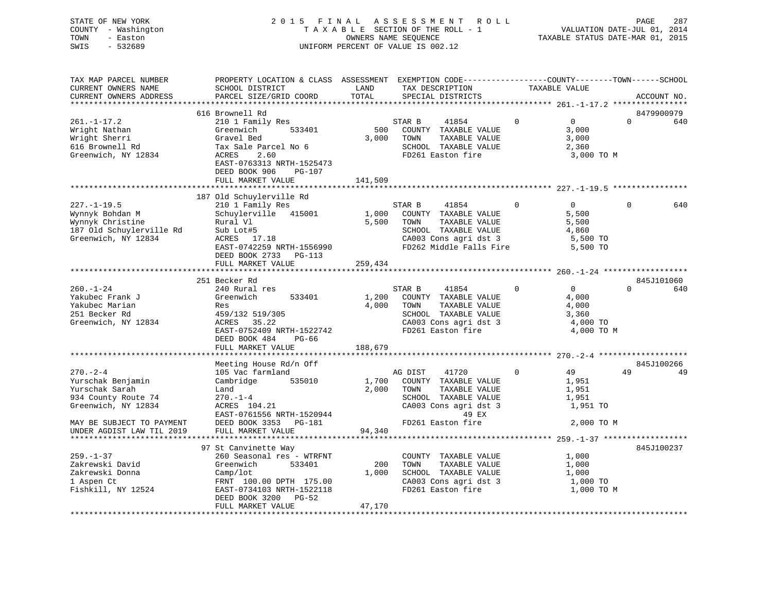STATE OF NEW YORK                2 0 1 5   F I N A L   A S S E S S M E N T   R O L L
COUNTY - Washington              T A X A B L E  SECTION OF THE ROLL - 1          VALUATION DATE-JUL 01, 2014
TOWN   - Easton                  OWNERS NAME SEQUENCE                            TAXABLE STATUS DATE-MAR 01, 2015
SWIS   - 532689                  UNIFORM PERCENT OF VALUE IS 002.12

```
TAX MAP PARCEL NUMBER          PROPERTY LOCATION & CLASS  ASSESSMENT  EXEMPTION CODE------------------COUNTY--------TOWN------SCHOOL
CURRENT OWNERS NAME            SCHOOL DISTRICT              LAND       TAX DESCRIPTION            TAXABLE VALUE
CURRENT OWNERS ADDRESS         PARCEL SIZE/GRID COORD       TOTAL      SPECIAL DISTRICTS                                     ACCOUNT NO.
******************************************************************************************************* 261.-1-17.2 ****************
                              616 Brownell Rd                                                                         8479900979
261.-1-17.2                    210 1 Family Res                      STAR B     41854          0          0           0         640
Wright Nathan                  Greenwich        533401        500    COUNTY  TAXABLE VALUE              3,000
Wright Sherri                  Gravel Bed                   3,000    TOWN    TAXABLE VALUE              3,000
616 Brownell Rd                Tax Sale Parcel No 6                  SCHOOL  TAXABLE VALUE              2,360
Greenwich, NY 12834            ACRES     2.60                        FD261 Easton fire                  3,000 TO M
                               EAST-0763313 NRTH-1525473
                               DEED BOOK 906     PG-107
                               FULL MARKET VALUE          141,509
******************************************************************************************************* 227.-1-19.5 ****************
                              187 Old Schuylerville Rd
227.-1-19.5                    210 1 Family Res                      STAR B     41854          0          0           0         640
Wynnyk Bohdan M                Schuylerville   415001       1,000    COUNTY  TAXABLE VALUE              5,500
Wynnyk Christine               Rural Vl                     5,500    TOWN    TAXABLE VALUE              5,500
187 Old Schuylerville Rd       Sub Lot#5                             SCHOOL  TAXABLE VALUE              4,860
Greenwich, NY 12834            ACRES    17.18                        CA003 Cons agri dst 3              5,500 TO
                               EAST-0742259 NRTH-1556990             FD262 Middle Falls Fire            5,500 TO
                               DEED BOOK 2733    PG-113
                               FULL MARKET VALUE          259,434
******************************************************************************************************* 260.-1-24 ******************
                              251 Becker Rd                                                                           845J101060
260.-1-24                      240 Rural res                         STAR B     41854          0          0           0         640
Yakubec Frank J                Greenwich        533401      1,200    COUNTY  TAXABLE VALUE              4,000
Yakubec Marian                 Res                          4,000    TOWN    TAXABLE VALUE              4,000
251 Becker Rd                  459/132 519/305                       SCHOOL  TAXABLE VALUE              3,360
Greenwich, NY 12834            ACRES    35.22                        CA003 Cons agri dst 3              4,000 TO
                               EAST-0752409 NRTH-1522742             FD261 Easton fire                  4,000 TO M
                               DEED BOOK 484     PG-66
                               FULL MARKET VALUE          188,679
******************************************************************************************************* 270.-2-4 *******************
                              Meeting House Rd/n Off                                                                  845J100266
270.-2-4                       105 Vac farmland                      AG DIST    41720          0         49          49          49
Yurschak Benjamin              Cambridge        535010      1,700    COUNTY  TAXABLE VALUE              1,951
Yurschak Sarah                 Land                         2,000    TOWN    TAXABLE VALUE              1,951
934 County Route 74            270.-1-4                              SCHOOL  TAXABLE VALUE              1,951
Greenwich, NY 12834            ACRES   104.21                        CA003 Cons agri dst 3              1,951 TO
                               EAST-0761556 NRTH-1520944                        49 EX
MAY BE SUBJECT TO PAYMENT      DEED BOOK 3353    PG-181              FD261 Easton fire                  2,000 TO M
UNDER AGDIST LAW TIL 2019      FULL MARKET VALUE           94,340
******************************************************************************************************* 259.-1-37 ******************
                              97 St Canvinette Way                                                                    845J100237
259.-1-37                      260 Seasonal res - WTRFNT             COUNTY  TAXABLE VALUE              1,000
Zakrewski David                Greenwich        533401        200    TOWN    TAXABLE VALUE              1,000
Zakrewski Donna                Camp/lot                     1,000    SCHOOL  TAXABLE VALUE              1,000
1 Aspen Ct                     FRNT 100.00 DPTH 175.00               CA003 Cons agri dst 3              1,000 TO
Fishkill, NY 12524             EAST-0734103 NRTH-1522118             FD261 Easton fire                  1,000 TO M
                               DEED BOOK 3200    PG-52
                               FULL MARKET VALUE           47,170
************************************************************************************************************************************
```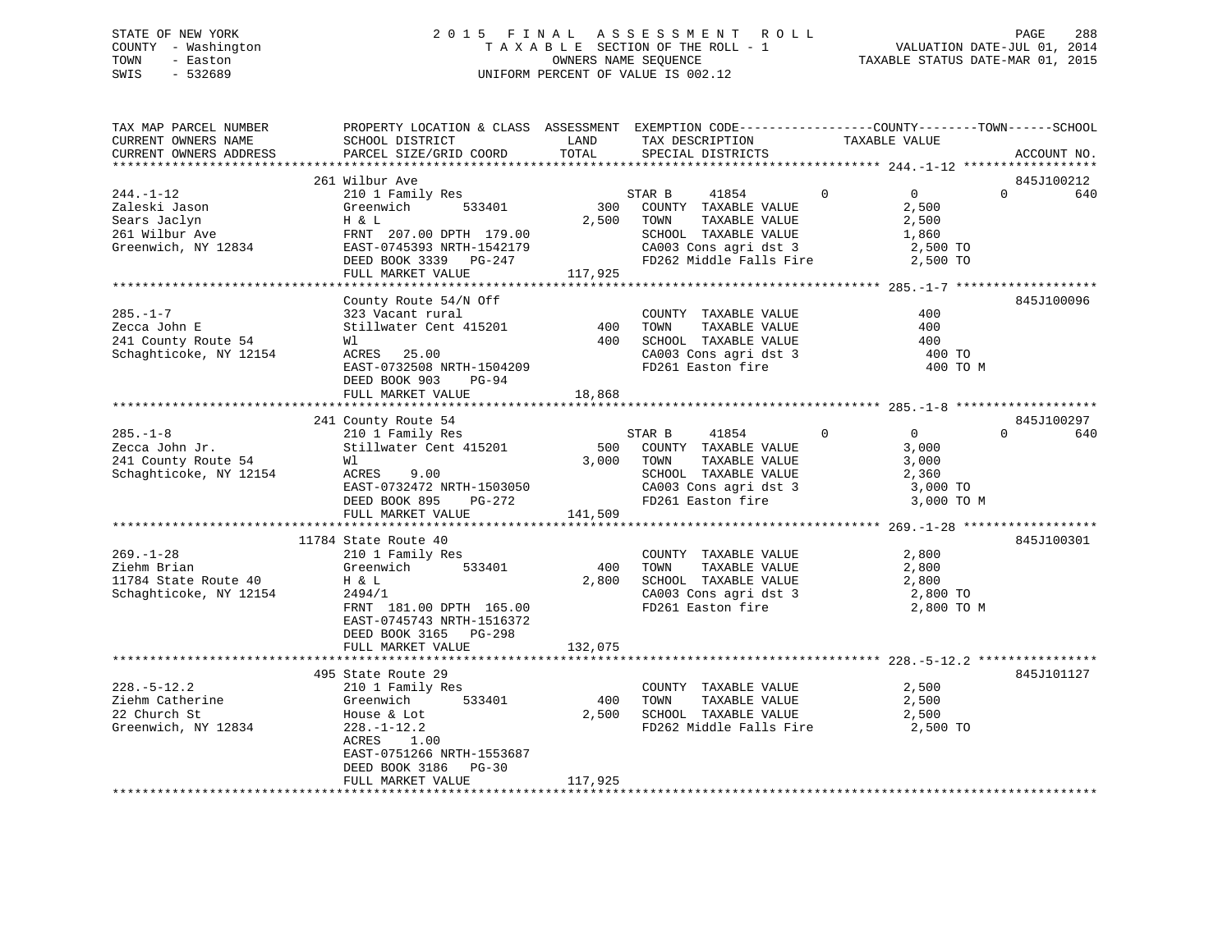STATE OF NEW YORK
COUNTY - Washington
TOWN - Easton
SWIS - 532689

2 0 1 5 F I N A L A S S E S S M E N T R O L L
T A X A B L E SECTION OF THE ROLL - 1
OWNERS NAME SEQUENCE
UNIFORM PERCENT OF VALUE IS 002.12

VALUATION DATE-JUL 01, 2014
TAXABLE STATUS DATE-MAR 01, 2015

```
TAX MAP PARCEL NUMBER          PROPERTY LOCATION & CLASS  ASSESSMENT  EXEMPTION CODE------------------COUNTY--------TOWN------SCHOOL
CURRENT OWNERS NAME            SCHOOL DISTRICT             LAND       TAX DESCRIPTION              TAXABLE VALUE
CURRENT OWNERS ADDRESS         PARCEL SIZE/GRID COORD      TOTAL      SPECIAL DISTRICTS                                     ACCOUNT NO.
******************************************************************************************************* 244.-1-12 ******************
                               261 Wilbur Ave                                                                            845J100212
244.-1-12                      210 1 Family Res                       STAR B      41854          0          0          0        640
Zaleski Jason                  Greenwich      533401          300     COUNTY  TAXABLE VALUE              2,500
Sears Jaclyn                   H & L                        2,500     TOWN    TAXABLE VALUE              2,500
261 Wilbur Ave                 FRNT 207.00 DPTH 179.00                SCHOOL  TAXABLE VALUE              1,860
Greenwich, NY 12834            EAST-0745393 NRTH-1542179              CA003 Cons agri dst 3               2,500 TO
                               DEED BOOK 3339   PG-247                FD262 Middle Falls Fire             2,500 TO
                               FULL MARKET VALUE          117,925
******************************************************************************************************* 285.-1-7 *******************
                               County Route 54/N Off                                                                     845J100096
285.-1-7                       323 Vacant rural                       COUNTY  TAXABLE VALUE                400
Zecca John E                   Stillwater Cent 415201         400     TOWN    TAXABLE VALUE                400
241 County Route 54            Wl                             400     SCHOOL  TAXABLE VALUE                400
Schaghticoke, NY 12154         ACRES   25.00                          CA003 Cons agri dst 3                 400 TO
                               EAST-0732508 NRTH-1504209              FD261 Easton fire                     400 TO M
                               DEED BOOK 903    PG-94
                               FULL MARKET VALUE           18,868
******************************************************************************************************* 285.-1-8 *******************
                               241 County Route 54                                                                       845J100297
285.-1-8                       210 1 Family Res                       STAR B      41854          0          0          0        640
Zecca John Jr.                 Stillwater Cent 415201         500     COUNTY  TAXABLE VALUE              3,000
241 County Route 54            Wl                           3,000     TOWN    TAXABLE VALUE              3,000
Schaghticoke, NY 12154         ACRES    9.00                          SCHOOL  TAXABLE VALUE              2,360
                               EAST-0732472 NRTH-1503050              CA003 Cons agri dst 3               3,000 TO
                               DEED BOOK 895    PG-272                FD261 Easton fire                   3,000 TO M
                               FULL MARKET VALUE          141,509
******************************************************************************************************* 269.-1-28 ******************
                               11784 State Route 40                                                                      845J100301
269.-1-28                      210 1 Family Res                       COUNTY  TAXABLE VALUE              2,800
Ziehm Brian                    Greenwich      533401          400     TOWN    TAXABLE VALUE              2,800
11784 State Route 40           H & L                        2,800     SCHOOL  TAXABLE VALUE              2,800
Schaghticoke, NY 12154         2494/1                                 CA003 Cons agri dst 3               2,800 TO
                               FRNT 181.00 DPTH 165.00                FD261 Easton fire                   2,800 TO M
                               EAST-0745743 NRTH-1516372
                               DEED BOOK 3165   PG-298
                               FULL MARKET VALUE          132,075
******************************************************************************************************* 228.-5-12.2 ****************
                               495 State Route 29                                                                        845J101127
228.-5-12.2                    210 1 Family Res                       COUNTY  TAXABLE VALUE              2,500
Ziehm Catherine                Greenwich      533401          400     TOWN    TAXABLE VALUE              2,500
22 Church St                   House & Lot                  2,500     SCHOOL  TAXABLE VALUE              2,500
Greenwich, NY 12834            228.-1-12.2                            FD262 Middle Falls Fire             2,500 TO
                               ACRES    1.00
                               EAST-0751266 NRTH-1553687
                               DEED BOOK 3186   PG-30
                               FULL MARKET VALUE          117,925
************************************************************************************************************************************
```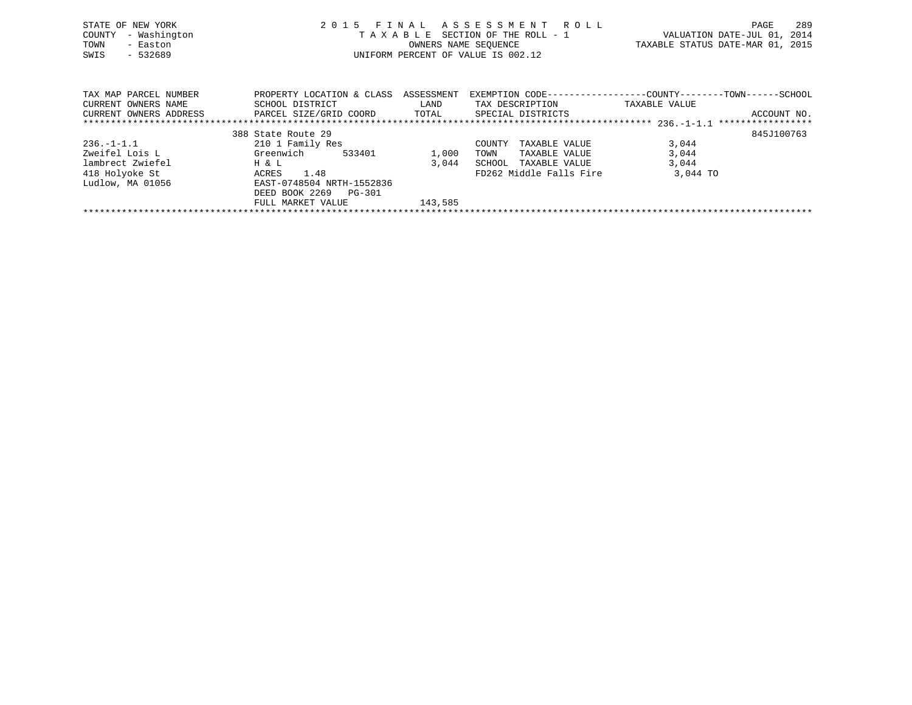STATE OF NEW YORK
COUNTY - Washington
TOWN - Easton
SWIS - 532689

2 0 1 5 F I N A L A S S E S S M E N T R O L L
T A X A B L E SECTION OF THE ROLL - 1
OWNERS NAME SEQUENCE
UNIFORM PERCENT OF VALUE IS 002.12

VALUATION DATE-JUL 01, 2014
TAXABLE STATUS DATE-MAR 01, 2015

| TAX MAP PARCEL NUMBER / CURRENT OWNERS NAME / CURRENT OWNERS ADDRESS | PROPERTY LOCATION & CLASS / SCHOOL DISTRICT / PARCEL SIZE/GRID COORD | ASSESSMENT LAND / TOTAL | EXEMPTION CODE / TAX DESCRIPTION / SPECIAL DISTRICTS | COUNTY--------TOWN------SCHOOL TAXABLE VALUE | ACCOUNT NO. |
|---|---|---|---|---|---|
| 236.-1-1.1 | 388 State Route 29 | | | | 845J100763 |
| 236.-1-1.1 | 210 1 Family Res | | COUNTY TAXABLE VALUE | 3,044 | |
| Zweifel Lois L | Greenwich 533401 | 1,000 | TOWN TAXABLE VALUE | 3,044 | |
| lambrect Zwiefel | H & L | 3,044 | SCHOOL TAXABLE VALUE | 3,044 | |
| 418 Holyoke St | ACRES 1.48 | | FD262 Middle Falls Fire | 3,044 TO | |
| Ludlow, MA 01056 | EAST-0748504 NRTH-1552836 | | | | |
| | DEED BOOK 2269 PG-301 | | | | |
| | FULL MARKET VALUE | 143,585 | | | |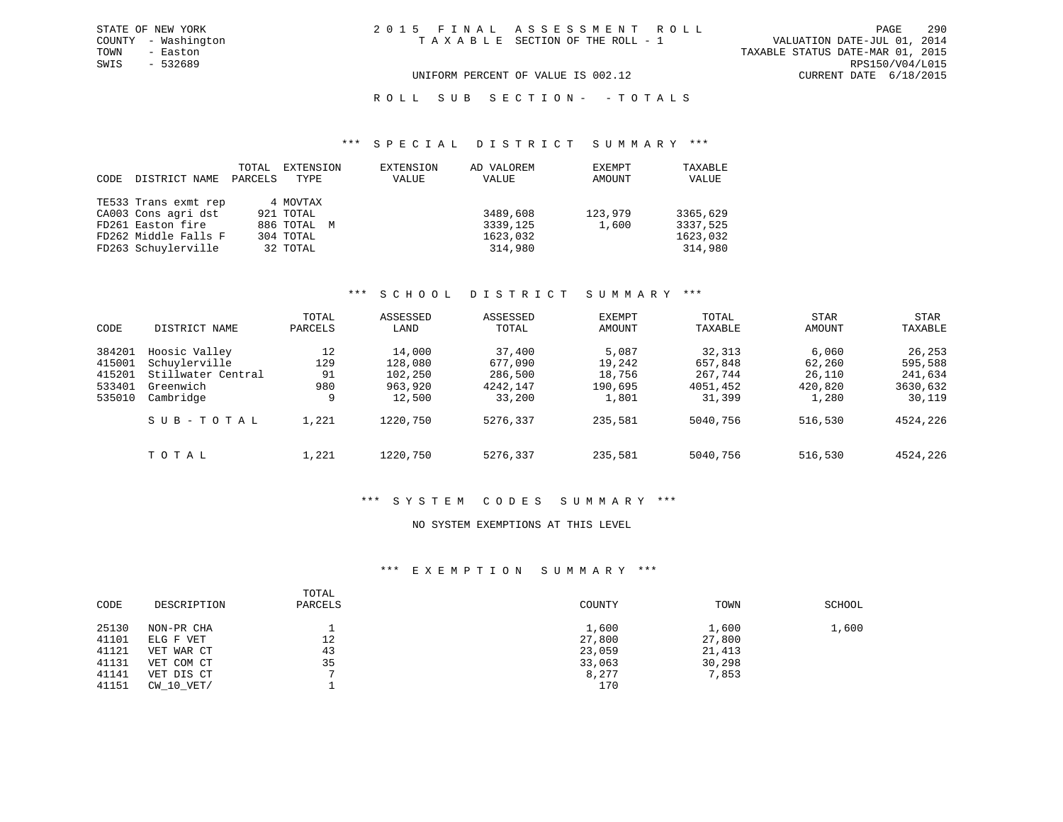STATE OF NEW YORK
COUNTY - Washington
TOWN - Easton
SWIS - 532689

2015 FINAL ASSESSMENT ROLL
TAXABLE SECTION OF THE ROLL - 1

UNIFORM PERCENT OF VALUE IS 002.12

VALUATION DATE-JUL 01, 2014
TAXABLE STATUS DATE-MAR 01, 2015
RPS150/V04/L015
CURRENT DATE 6/18/2015

## ROLL SUB SECTION - - TOTALS

### *** SPECIAL DISTRICT SUMMARY ***

| CODE | DISTRICT NAME | TOTAL PARCELS | EXTENSION TYPE | EXTENSION VALUE | AD VALOREM VALUE | EXEMPT AMOUNT | TAXABLE VALUE |
|---|---|---|---|---|---|---|---|
| TE533 | Trans exmt rep | 4 | MOVTAX | | | | |
| CA003 | Cons agri dst | 921 | TOTAL | | 3489,608 | 123,979 | 3365,629 |
| FD261 | Easton fire | 886 | TOTAL M | | 3339,125 | 1,600 | 3337,525 |
| FD262 | Middle Falls F | 304 | TOTAL | | 1623,032 | | 1623,032 |
| FD263 | Schuylerville | 32 | TOTAL | | 314,980 | | 314,980 |

### *** SCHOOL DISTRICT SUMMARY ***

| CODE | DISTRICT NAME | TOTAL PARCELS | ASSESSED LAND | ASSESSED TOTAL | EXEMPT AMOUNT | TOTAL TAXABLE | STAR AMOUNT | STAR TAXABLE |
|---|---|---|---|---|---|---|---|---|
| 384201 | Hoosic Valley | 12 | 14,000 | 37,400 | 5,087 | 32,313 | 6,060 | 26,253 |
| 415001 | Schuylerville | 129 | 128,080 | 677,090 | 19,242 | 657,848 | 62,260 | 595,588 |
| 415201 | Stillwater Central | 91 | 102,250 | 286,500 | 18,756 | 267,744 | 26,110 | 241,634 |
| 533401 | Greenwich | 980 | 963,920 | 4242,147 | 190,695 | 4051,452 | 420,820 | 3630,632 |
| 535010 | Cambridge | 9 | 12,500 | 33,200 | 1,801 | 31,399 | 1,280 | 30,119 |
| | SUB-TOTAL | 1,221 | 1220,750 | 5276,337 | 235,581 | 5040,756 | 516,530 | 4524,226 |
| | TOTAL | 1,221 | 1220,750 | 5276,337 | 235,581 | 5040,756 | 516,530 | 4524,226 |

### *** SYSTEM CODES SUMMARY ***

NO SYSTEM EXEMPTIONS AT THIS LEVEL

### *** EXEMPTION SUMMARY ***

| CODE | DESCRIPTION | TOTAL PARCELS | COUNTY | TOWN | SCHOOL |
|---|---|---|---|---|---|
| 25130 | NON-PR CHA | 1 | 1,600 | 1,600 | 1,600 |
| 41101 | ELG F VET | 12 | 27,800 | 27,800 | |
| 41121 | VET WAR CT | 43 | 23,059 | 21,413 | |
| 41131 | VET COM CT | 35 | 33,063 | 30,298 | |
| 41141 | VET DIS CT | 7 | 8,277 | 7,853 | |
| 41151 | CW_10_VET/ | 1 | 170 | | |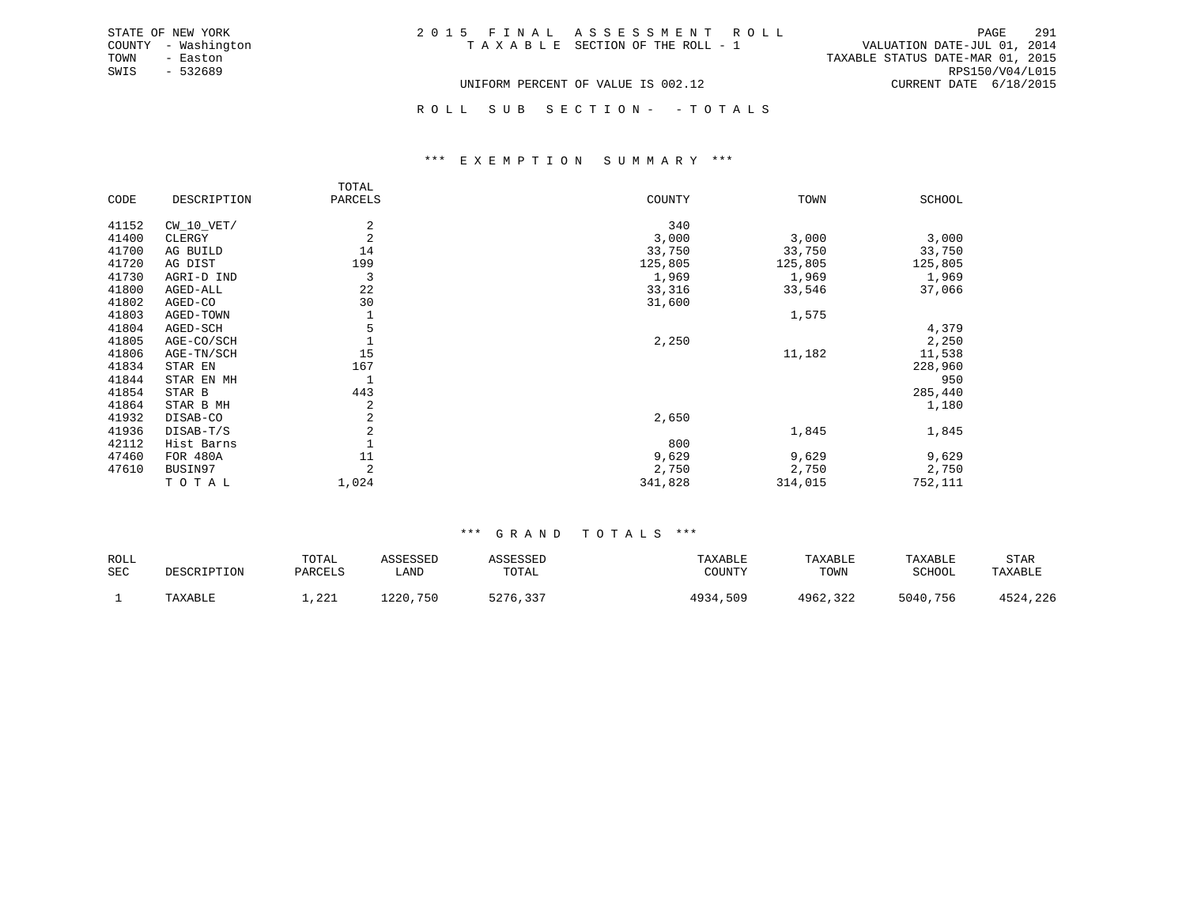STATE OF NEW YORK
COUNTY - Washington
TOWN - Easton
SWIS - 532689

2015 FINAL ASSESSMENT ROLL
TAXABLE SECTION OF THE ROLL - 1

VALUATION DATE-JUL 01, 2014
TAXABLE STATUS DATE-MAR 01, 2015
RPS150/V04/L015
CURRENT DATE 6/18/2015

UNIFORM PERCENT OF VALUE IS 002.12

ROLL SUB SECTION- - TOTALS

### *** EXEMPTION SUMMARY ***

| CODE | DESCRIPTION | TOTAL PARCELS | COUNTY | TOWN | SCHOOL |
|---|---|---|---|---|---|
| 41152 | CW_10_VET/ | 2 | 340 | | |
| 41400 | CLERGY | 2 | 3,000 | 3,000 | 3,000 |
| 41700 | AG BUILD | 14 | 33,750 | 33,750 | 33,750 |
| 41720 | AG DIST | 199 | 125,805 | 125,805 | 125,805 |
| 41730 | AGRI-D IND | 3 | 1,969 | 1,969 | 1,969 |
| 41800 | AGED-ALL | 22 | 33,316 | 33,546 | 37,066 |
| 41802 | AGED-CO | 30 | 31,600 | | |
| 41803 | AGED-TOWN | 1 | | 1,575 | |
| 41804 | AGED-SCH | 5 | | | 4,379 |
| 41805 | AGE-CO/SCH | 1 | 2,250 | | 2,250 |
| 41806 | AGE-TN/SCH | 15 | | 11,182 | 11,538 |
| 41834 | STAR EN | 167 | | | 228,960 |
| 41844 | STAR EN MH | 1 | | | 950 |
| 41854 | STAR B | 443 | | | 285,440 |
| 41864 | STAR B MH | 2 | | | 1,180 |
| 41932 | DISAB-CO | 2 | 2,650 | | |
| 41936 | DISAB-T/S | 2 | | 1,845 | 1,845 |
| 42112 | Hist Barns | 1 | 800 | | |
| 47460 | FOR 480A | 11 | 9,629 | 9,629 | 9,629 |
| 47610 | BUSIN97 | 2 | 2,750 | 2,750 | 2,750 |
| | TOTAL | 1,024 | 341,828 | 314,015 | 752,111 |

### *** GRAND TOTALS ***

| ROLL SEC | DESCRIPTION | TOTAL PARCELS | ASSESSED LAND | ASSESSED TOTAL | TAXABLE COUNTY | TAXABLE TOWN | TAXABLE SCHOOL | STAR TAXABLE |
|---|---|---|---|---|---|---|---|---|
| 1 | TAXABLE | 1,221 | 1220,750 | 5276,337 | 4934,509 | 4962,322 | 5040,756 | 4524,226 |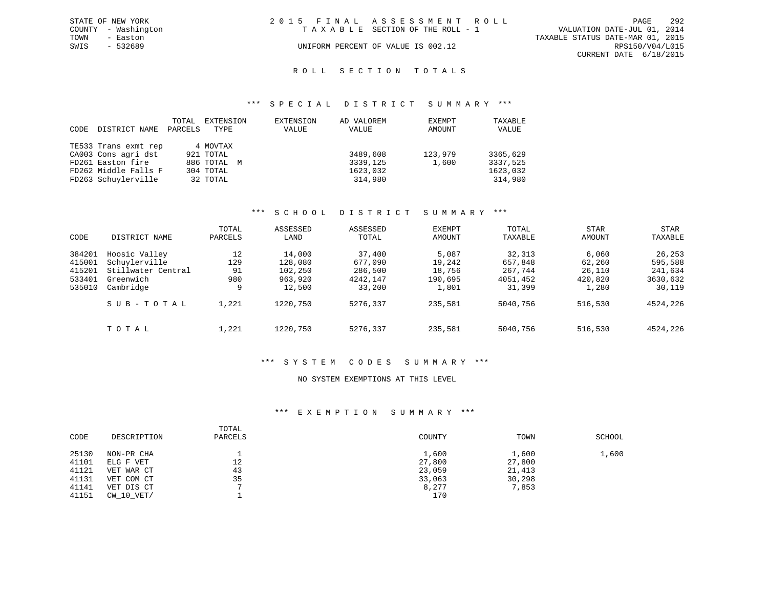STATE OF NEW YORK
COUNTY - Washington
TOWN - Easton
SWIS - 532689

2 0 1 5 F I N A L A S S E S S M E N T R O L L
T A X A B L E SECTION OF THE ROLL - 1
UNIFORM PERCENT OF VALUE IS 002.12

VALUATION DATE-JUL 01, 2014
TAXABLE STATUS DATE-MAR 01, 2015
RPS150/V04/L015
CURRENT DATE 6/18/2015

## R O L L S E C T I O N T O T A L S

### *** S P E C I A L D I S T R I C T S U M M A R Y ***

| CODE | DISTRICT NAME | TOTAL PARCELS | EXTENSION TYPE | EXTENSION VALUE | AD VALOREM VALUE | EXEMPT AMOUNT | TAXABLE VALUE |
|---|---|---|---|---|---|---|---|
| TE533 | Trans exmt rep | 4 | MOVTAX | | | | |
| CA003 | Cons agri dst | 921 | TOTAL | | 3489,608 | 123,979 | 3365,629 |
| FD261 | Easton fire | 886 | TOTAL M | | 3339,125 | 1,600 | 3337,525 |
| FD262 | Middle Falls F | 304 | TOTAL | | 1623,032 | | 1623,032 |
| FD263 | Schuylerville | 32 | TOTAL | | 314,980 | | 314,980 |

### *** S C H O O L D I S T R I C T S U M M A R Y ***

| CODE | DISTRICT NAME | TOTAL PARCELS | ASSESSED LAND | ASSESSED TOTAL | EXEMPT AMOUNT | TOTAL TAXABLE | STAR AMOUNT | STAR TAXABLE |
|---|---|---|---|---|---|---|---|---|
| 384201 | Hoosic Valley | 12 | 14,000 | 37,400 | 5,087 | 32,313 | 6,060 | 26,253 |
| 415001 | Schuylerville | 129 | 128,080 | 677,090 | 19,242 | 657,848 | 62,260 | 595,588 |
| 415201 | Stillwater Central | 91 | 102,250 | 286,500 | 18,756 | 267,744 | 26,110 | 241,634 |
| 533401 | Greenwich | 980 | 963,920 | 4242,147 | 190,695 | 4051,452 | 420,820 | 3630,632 |
| 535010 | Cambridge | 9 | 12,500 | 33,200 | 1,801 | 31,399 | 1,280 | 30,119 |
| | S U B - T O T A L | 1,221 | 1220,750 | 5276,337 | 235,581 | 5040,756 | 516,530 | 4524,226 |
| | T O T A L | 1,221 | 1220,750 | 5276,337 | 235,581 | 5040,756 | 516,530 | 4524,226 |

### *** S Y S T E M C O D E S S U M M A R Y ***

NO SYSTEM EXEMPTIONS AT THIS LEVEL

### *** E X E M P T I O N S U M M A R Y ***

| CODE | DESCRIPTION | TOTAL PARCELS | COUNTY | TOWN | SCHOOL |
|---|---|---|---|---|---|
| 25130 | NON-PR CHA | 1 | 1,600 | 1,600 | 1,600 |
| 41101 | ELG F VET | 12 | 27,800 | 27,800 | |
| 41121 | VET WAR CT | 43 | 23,059 | 21,413 | |
| 41131 | VET COM CT | 35 | 33,063 | 30,298 | |
| 41141 | VET DIS CT | 7 | 8,277 | 7,853 | |
| 41151 | CW_10_VET/ | 1 | 170 | | |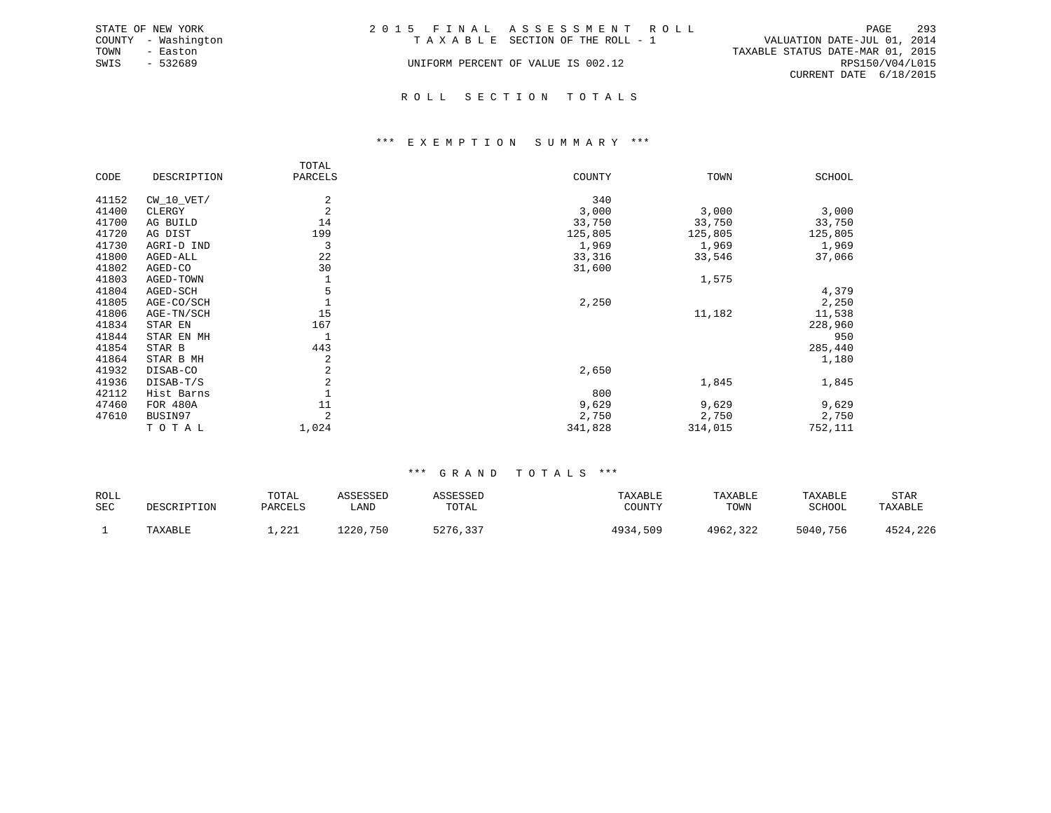STATE OF NEW YORK
COUNTY - Washington
TOWN - Easton
SWIS - 532689

2 0 1 5 F I N A L A S S E S S M E N T R O L L
T A X A B L E SECTION OF THE ROLL - 1
UNIFORM PERCENT OF VALUE IS 002.12

VALUATION DATE-JUL 01, 2014
TAXABLE STATUS DATE-MAR 01, 2015
RPS150/V04/L015
CURRENT DATE 6/18/2015

## R O L L S E C T I O N T O T A L S

### *** E X E M P T I O N S U M M A R Y ***

| CODE | DESCRIPTION | TOTAL PARCELS | COUNTY | TOWN | SCHOOL |
|---|---|---|---|---|---|
| 41152 | CW_10_VET/ | 2 | 340 | | |
| 41400 | CLERGY | 2 | 3,000 | 3,000 | 3,000 |
| 41700 | AG BUILD | 14 | 33,750 | 33,750 | 33,750 |
| 41720 | AG DIST | 199 | 125,805 | 125,805 | 125,805 |
| 41730 | AGRI-D IND | 3 | 1,969 | 1,969 | 1,969 |
| 41800 | AGED-ALL | 22 | 33,316 | 33,546 | 37,066 |
| 41802 | AGED-CO | 30 | 31,600 | | |
| 41803 | AGED-TOWN | 1 | | 1,575 | |
| 41804 | AGED-SCH | 5 | | | 4,379 |
| 41805 | AGE-CO/SCH | 1 | 2,250 | | 2,250 |
| 41806 | AGE-TN/SCH | 15 | | 11,182 | 11,538 |
| 41834 | STAR EN | 167 | | | 228,960 |
| 41844 | STAR EN MH | 1 | | | 950 |
| 41854 | STAR B | 443 | | | 285,440 |
| 41864 | STAR B MH | 2 | | | 1,180 |
| 41932 | DISAB-CO | 2 | 2,650 | | |
| 41936 | DISAB-T/S | 2 | | 1,845 | 1,845 |
| 42112 | Hist Barns | 1 | 800 | | |
| 47460 | FOR 480A | 11 | 9,629 | 9,629 | 9,629 |
| 47610 | BUSIN97 | 2 | 2,750 | 2,750 | 2,750 |
| | T O T A L | 1,024 | 341,828 | 314,015 | 752,111 |

### *** G R A N D T O T A L S ***

| ROLL SEC | DESCRIPTION | TOTAL PARCELS | ASSESSED LAND | ASSESSED TOTAL | TAXABLE COUNTY | TAXABLE TOWN | TAXABLE SCHOOL | STAR TAXABLE |
|---|---|---|---|---|---|---|---|---|
| 1 | TAXABLE | 1,221 | 1220,750 | 5276,337 | 4934,509 | 4962,322 | 5040,756 | 4524,226 |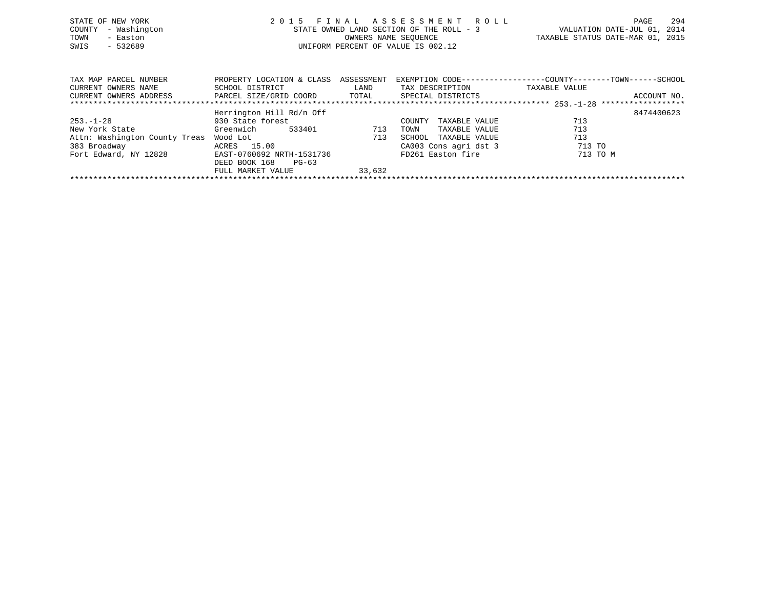STATE OF NEW YORK
COUNTY - Washington
TOWN - Easton
SWIS - 532689

2 0 1 5 F I N A L A S S E S S M E N T R O L L
STATE OWNED LAND SECTION OF THE ROLL - 3
OWNERS NAME SEQUENCE
UNIFORM PERCENT OF VALUE IS 002.12

VALUATION DATE-JUL 01, 2014
TAXABLE STATUS DATE-MAR 01, 2015

| TAX MAP PARCEL NUMBER<br>CURRENT OWNERS NAME<br>CURRENT OWNERS ADDRESS | PROPERTY LOCATION & CLASS<br>SCHOOL DISTRICT<br>PARCEL SIZE/GRID COORD | ASSESSMENT<br>LAND<br>TOTAL | EXEMPTION CODE------COUNTY------TOWN------SCHOOL<br>TAX DESCRIPTION<br>SPECIAL DISTRICTS | TAXABLE VALUE | ACCOUNT NO. |
|---|---|---|---|---|---|
| 253.-1-28 | Herrington Hill Rd/n Off | | | | 8474400623 |
| 253.-1-28 | 930 State forest | | COUNTY TAXABLE VALUE | 713 | |
| New York State | Greenwich 533401 | 713 | TOWN TAXABLE VALUE | 713 | |
| Attn: Washington County Treas | Wood Lot | 713 | SCHOOL TAXABLE VALUE | 713 | |
| 383 Broadway | ACRES 15.00 | | CA003 Cons agri dst 3 | 713 TO | |
| Fort Edward, NY 12828 | EAST-0760692 NRTH-1531736 | | FD261 Easton fire | 713 TO M | |
| | DEED BOOK 168 PG-63 | | | | |
| | FULL MARKET VALUE | 33,632 | | | |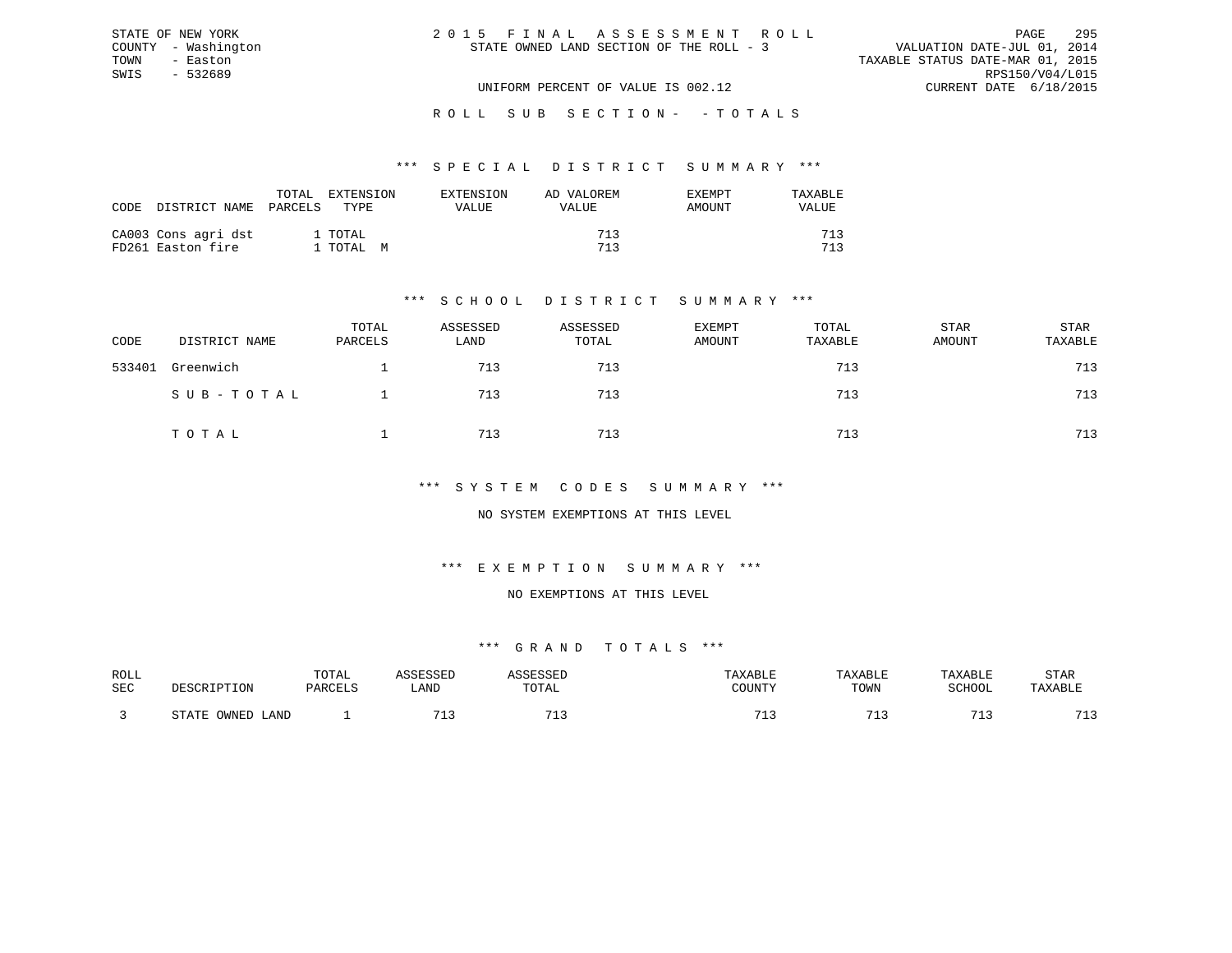STATE OF NEW YORK
COUNTY - Washington
TOWN - Easton
SWIS - 532689

# 2 0 1 5 F I N A L A S S E S S M E N T R O L L

STATE OWNED LAND SECTION OF THE ROLL - 3

UNIFORM PERCENT OF VALUE IS 002.12

VALUATION DATE-JUL 01, 2014
TAXABLE STATUS DATE-MAR 01, 2015
RPS150/V04/L015
CURRENT DATE 6/18/2015

## R O L L S U B S E C T I O N - - T O T A L S

### \*\*\* S P E C I A L D I S T R I C T S U M M A R Y \*\*\*

| CODE | DISTRICT NAME | TOTAL PARCELS | EXTENSION TYPE | EXTENSION VALUE | AD VALOREM VALUE | EXEMPT AMOUNT | TAXABLE VALUE |
|---|---|---|---|---|---|---|---|
| CA003 | Cons agri dst | 1 | TOTAL | | 713 | | 713 |
| FD261 | Easton fire | 1 | TOTAL M | | 713 | | 713 |

### \*\*\* S C H O O L D I S T R I C T S U M M A R Y \*\*\*

| CODE | DISTRICT NAME | TOTAL PARCELS | ASSESSED LAND | ASSESSED TOTAL | EXEMPT AMOUNT | TOTAL TAXABLE | STAR AMOUNT | STAR TAXABLE |
|---|---|---|---|---|---|---|---|---|
| 533401 | Greenwich | 1 | 713 | 713 | | 713 | | 713 |
| | S U B - T O T A L | 1 | 713 | 713 | | 713 | | 713 |
| | T O T A L | 1 | 713 | 713 | | 713 | | 713 |

### \*\*\* S Y S T E M C O D E S S U M M A R Y \*\*\*

NO SYSTEM EXEMPTIONS AT THIS LEVEL

### \*\*\* E X E M P T I O N S U M M A R Y \*\*\*

NO EXEMPTIONS AT THIS LEVEL

### \*\*\* G R A N D T O T A L S \*\*\*

| ROLL SEC | DESCRIPTION | TOTAL PARCELS | ASSESSED LAND | ASSESSED TOTAL | TAXABLE COUNTY | TAXABLE TOWN | TAXABLE SCHOOL | STAR TAXABLE |
|---|---|---|---|---|---|---|---|---|
| 3 | STATE OWNED LAND | 1 | 713 | 713 | 713 | 713 | 713 | 713 |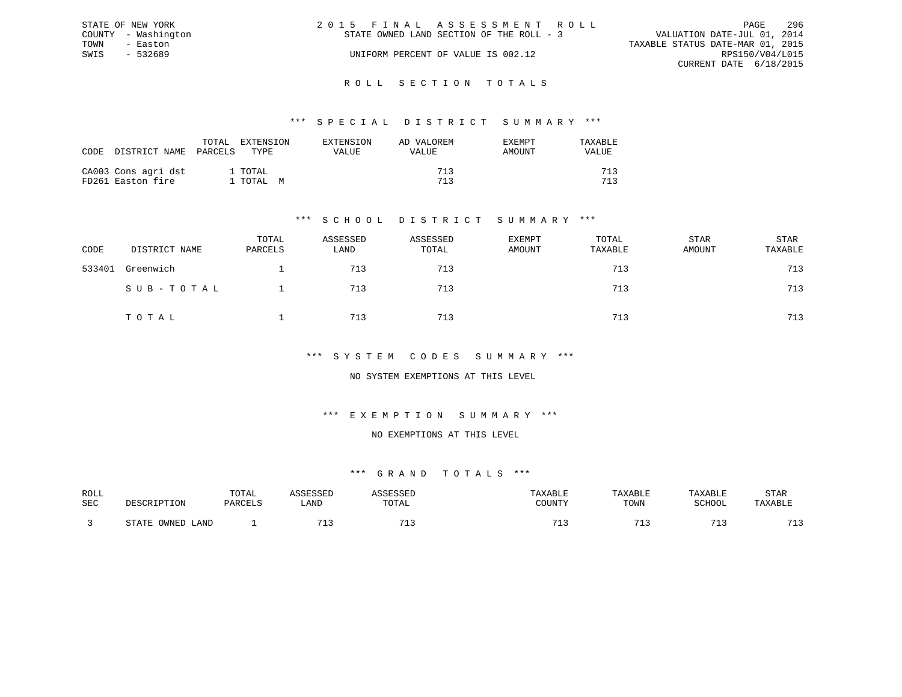STATE OF NEW YORK
COUNTY - Washington
TOWN - Easton
SWIS - 532689

# 2015 FINAL ASSESSMENT ROLL

STATE OWNED LAND SECTION OF THE ROLL - 3

UNIFORM PERCENT OF VALUE IS 002.12

VALUATION DATE-JUL 01, 2014
TAXABLE STATUS DATE-MAR 01, 2015
RPS150/V04/L015
CURRENT DATE 6/18/2015

## ROLL SECTION TOTALS

### *** SPECIAL DISTRICT SUMMARY ***

| CODE | DISTRICT NAME | TOTAL PARCELS | EXTENSION TYPE | EXTENSION VALUE | AD VALOREM VALUE | EXEMPT AMOUNT | TAXABLE VALUE |
|---|---|---|---|---|---|---|---|
| CA003 | Cons agri dst | 1 | TOTAL | | 713 | | 713 |
| FD261 | Easton fire | 1 | TOTAL M | | 713 | | 713 |

### *** SCHOOL DISTRICT SUMMARY ***

| CODE | DISTRICT NAME | TOTAL PARCELS | ASSESSED LAND | ASSESSED TOTAL | EXEMPT AMOUNT | TOTAL TAXABLE | STAR AMOUNT | STAR TAXABLE |
|---|---|---|---|---|---|---|---|---|
| 533401 | Greenwich | 1 | 713 | 713 | | 713 | | 713 |
| | SUB-TOTAL | 1 | 713 | 713 | | 713 | | 713 |
| | TOTAL | 1 | 713 | 713 | | 713 | | 713 |

### *** SYSTEM CODES SUMMARY ***

NO SYSTEM EXEMPTIONS AT THIS LEVEL

### *** EXEMPTION SUMMARY ***

NO EXEMPTIONS AT THIS LEVEL

### *** GRAND TOTALS ***

| ROLL SEC | DESCRIPTION | TOTAL PARCELS | ASSESSED LAND | ASSESSED TOTAL | TAXABLE COUNTY | TAXABLE TOWN | TAXABLE SCHOOL | STAR TAXABLE |
|---|---|---|---|---|---|---|---|---|
| 3 | STATE OWNED LAND | 1 | 713 | 713 | 713 | 713 | 713 | 713 |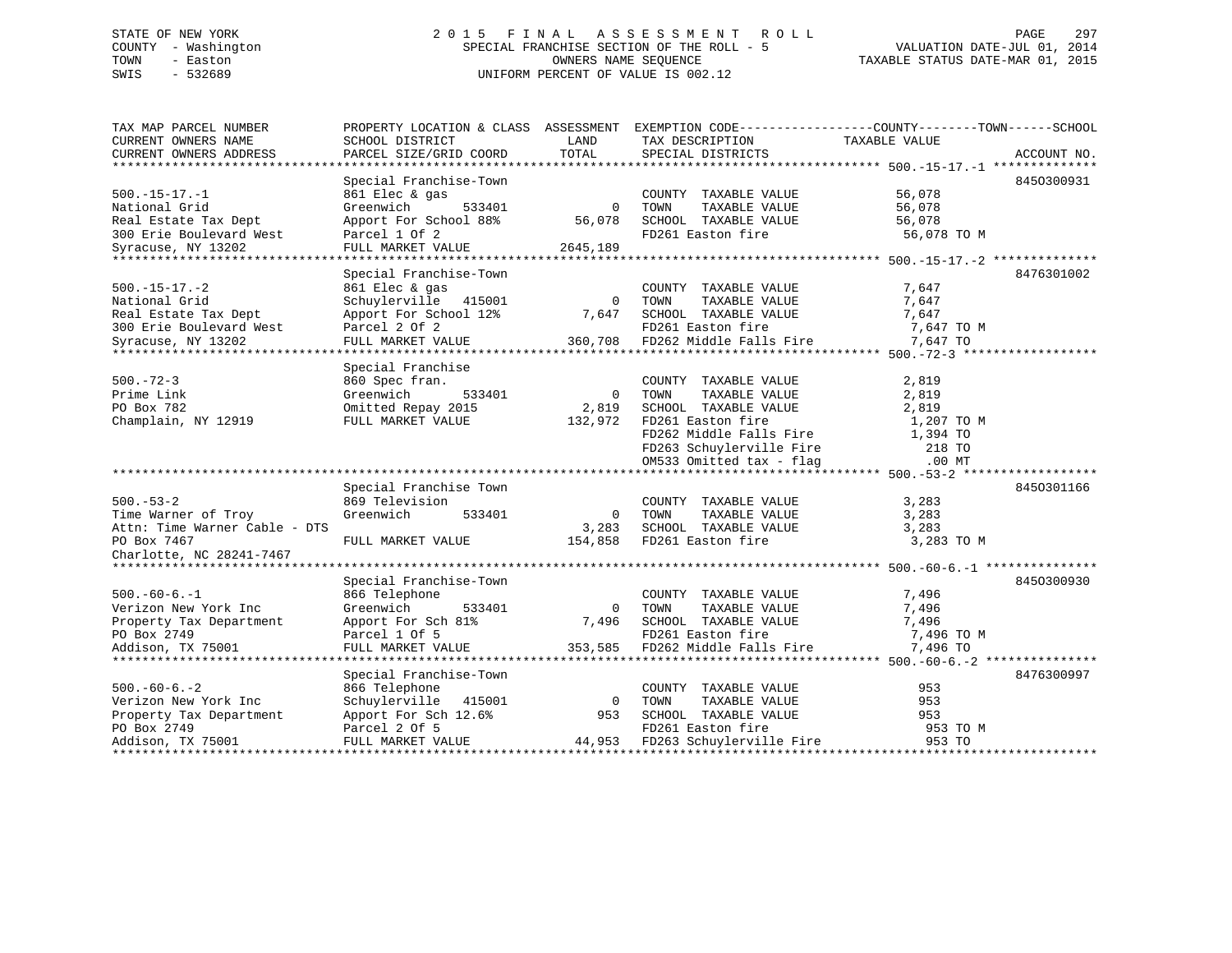STATE OF NEW YORK
COUNTY - Washington
TOWN - Easton
SWIS - 532689

2015 FINAL ASSESSMENT ROLL
SPECIAL FRANCHISE SECTION OF THE ROLL - 5
OWNERS NAME SEQUENCE
UNIFORM PERCENT OF VALUE IS 002.12

VALUATION DATE-JUL 01, 2014
TAXABLE STATUS DATE-MAR 01, 2015

| TAX MAP PARCEL NUMBER / CURRENT OWNERS NAME / CURRENT OWNERS ADDRESS | PROPERTY LOCATION & CLASS / SCHOOL DISTRICT / PARCEL SIZE/GRID COORD | ASSESSMENT LAND / TOTAL | EXEMPTION CODE / TAX DESCRIPTION / SPECIAL DISTRICTS | TAXABLE VALUE | ACCOUNT NO. |
|---|---|---|---|---|---|
| **500.-15-17.-1** | Special Franchise-Town | | | | 8450300931 |
| 500.-15-17.-1 | 861 Elec & gas | | COUNTY TAXABLE VALUE | 56,078 | |
| National Grid | Greenwich 533401 | 0 | TOWN TAXABLE VALUE | 56,078 | |
| Real Estate Tax Dept | Apport For School 88% | 56,078 | SCHOOL TAXABLE VALUE | 56,078 | |
| 300 Erie Boulevard West | Parcel 1 Of 2 | | FD261 Easton fire | 56,078 TO M | |
| Syracuse, NY 13202 | FULL MARKET VALUE | 2645,189 | | | |
| **500.-15-17.-2** | Special Franchise-Town | | | | 8476301002 |
| 500.-15-17.-2 | 861 Elec & gas | | COUNTY TAXABLE VALUE | 7,647 | |
| National Grid | Schuylerville 415001 | 0 | TOWN TAXABLE VALUE | 7,647 | |
| Real Estate Tax Dept | Apport For School 12% | 7,647 | SCHOOL TAXABLE VALUE | 7,647 | |
| 300 Erie Boulevard West | Parcel 2 Of 2 | | FD261 Easton fire | 7,647 TO M | |
| Syracuse, NY 13202 | FULL MARKET VALUE | 360,708 | FD262 Middle Falls Fire | 7,647 TO | |
| **500.-72-3** | Special Franchise | | | | |
| 500.-72-3 | 860 Spec fran. | | COUNTY TAXABLE VALUE | 2,819 | |
| Prime Link | Greenwich 533401 | 0 | TOWN TAXABLE VALUE | 2,819 | |
| PO Box 782 | Omitted Repay 2015 | 2,819 | SCHOOL TAXABLE VALUE | 2,819 | |
| Champlain, NY 12919 | FULL MARKET VALUE | 132,972 | FD261 Easton fire | 1,207 TO M | |
| | | | FD262 Middle Falls Fire | 1,394 TO | |
| | | | FD263 Schuylerville Fire | 218 TO | |
| | | | OM533 Omitted tax - flag | .00 MT | |
| **500.-53-2** | Special Franchise Town | | | | 8450301166 |
| 500.-53-2 | 869 Television | | COUNTY TAXABLE VALUE | 3,283 | |
| Time Warner of Troy | Greenwich 533401 | 0 | TOWN TAXABLE VALUE | 3,283 | |
| Attn: Time Warner Cable - DTS | | 3,283 | SCHOOL TAXABLE VALUE | 3,283 | |
| PO Box 7467 | FULL MARKET VALUE | 154,858 | FD261 Easton fire | 3,283 TO M | |
| Charlotte, NC 28241-7467 | | | | | |
| **500.-60-6.-1** | Special Franchise-Town | | | | 8450300930 |
| 500.-60-6.-1 | 866 Telephone | | COUNTY TAXABLE VALUE | 7,496 | |
| Verizon New York Inc | Greenwich 533401 | 0 | TOWN TAXABLE VALUE | 7,496 | |
| Property Tax Department | Apport For Sch 81% | 7,496 | SCHOOL TAXABLE VALUE | 7,496 | |
| PO Box 2749 | Parcel 1 Of 5 | | FD261 Easton fire | 7,496 TO M | |
| Addison, TX 75001 | FULL MARKET VALUE | 353,585 | FD262 Middle Falls Fire | 7,496 TO | |
| **500.-60-6.-2** | Special Franchise-Town | | | | 8476300997 |
| 500.-60-6.-2 | 866 Telephone | | COUNTY TAXABLE VALUE | 953 | |
| Verizon New York Inc | Schuylerville 415001 | 0 | TOWN TAXABLE VALUE | 953 | |
| Property Tax Department | Apport For Sch 12.6% | 953 | SCHOOL TAXABLE VALUE | 953 | |
| PO Box 2749 | Parcel 2 Of 5 | | FD261 Easton fire | 953 TO M | |
| Addison, TX 75001 | FULL MARKET VALUE | 44,953 | FD263 Schuylerville Fire | 953 TO | |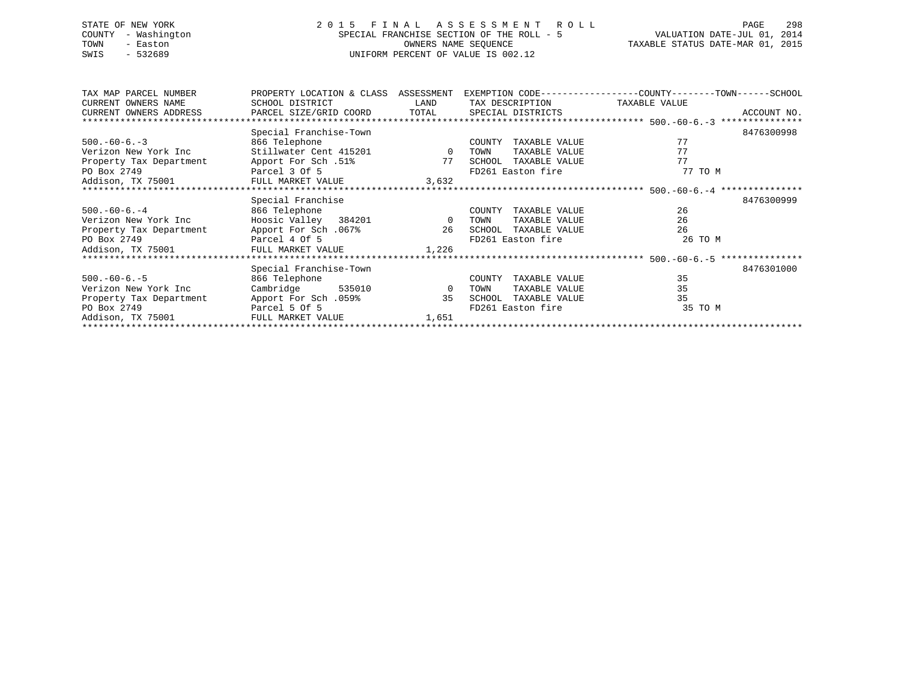STATE OF NEW YORK
COUNTY - Washington
TOWN - Easton
SWIS - 532689

# 2015 FINAL ASSESSMENT ROLL

SPECIAL FRANCHISE SECTION OF THE ROLL - 5
OWNERS NAME SEQUENCE
UNIFORM PERCENT OF VALUE IS 002.12

VALUATION DATE-JUL 01, 2014
TAXABLE STATUS DATE-MAR 01, 2015

| TAX MAP PARCEL NUMBER / CURRENT OWNERS NAME / CURRENT OWNERS ADDRESS | PROPERTY LOCATION & CLASS / SCHOOL DISTRICT / PARCEL SIZE/GRID COORD | ASSESSMENT LAND / TOTAL | EXEMPTION CODE / TAX DESCRIPTION / SPECIAL DISTRICTS | COUNTY / TOWN / SCHOOL TAXABLE VALUE | ACCOUNT NO. |
|---|---|---|---|---|---|
| 500.-60-6.-3 | Special Franchise-Town | | | | 8476300998 |
| | 866 Telephone | | COUNTY TAXABLE VALUE | 77 | |
| Verizon New York Inc | Stillwater Cent 415201 | 0 | TOWN TAXABLE VALUE | 77 | |
| Property Tax Department | Apport For Sch .51% | 77 | SCHOOL TAXABLE VALUE | 77 | |
| PO Box 2749 | Parcel 3 Of 5 | | FD261 Easton fire | 77 TO M | |
| Addison, TX 75001 | FULL MARKET VALUE | 3,632 | | | |
| 500.-60-6.-4 | Special Franchise | | | | 8476300999 |
| | 866 Telephone | | COUNTY TAXABLE VALUE | 26 | |
| Verizon New York Inc | Hoosic Valley 384201 | 0 | TOWN TAXABLE VALUE | 26 | |
| Property Tax Department | Apport For Sch .067% | 26 | SCHOOL TAXABLE VALUE | 26 | |
| PO Box 2749 | Parcel 4 Of 5 | | FD261 Easton fire | 26 TO M | |
| Addison, TX 75001 | FULL MARKET VALUE | 1,226 | | | |
| 500.-60-6.-5 | Special Franchise-Town | | | | 8476301000 |
| | 866 Telephone | | COUNTY TAXABLE VALUE | 35 | |
| Verizon New York Inc | Cambridge 535010 | 0 | TOWN TAXABLE VALUE | 35 | |
| Property Tax Department | Apport For Sch .059% | 35 | SCHOOL TAXABLE VALUE | 35 | |
| PO Box 2749 | Parcel 5 Of 5 | | FD261 Easton fire | 35 TO M | |
| Addison, TX 75001 | FULL MARKET VALUE | 1,651 | | | |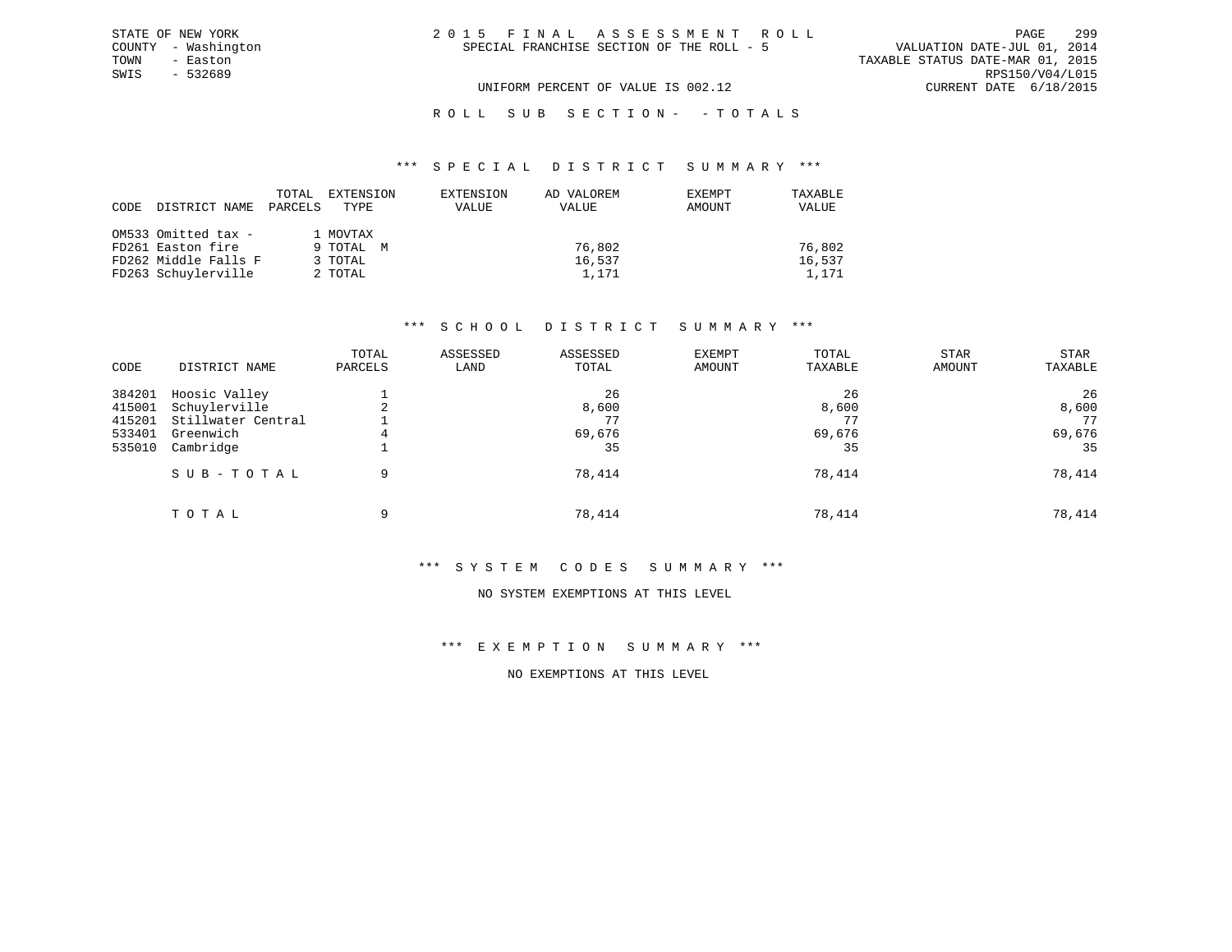STATE OF NEW YORK
COUNTY - Washington
TOWN - Easton
SWIS - 532689

2 0 1 5 F I N A L A S S E S S M E N T R O L L
SPECIAL FRANCHISE SECTION OF THE ROLL - 5

VALUATION DATE-JUL 01, 2014
TAXABLE STATUS DATE-MAR 01, 2015
RPS150/V04/L015
CURRENT DATE 6/18/2015

UNIFORM PERCENT OF VALUE IS 002.12

R O L L S U B S E C T I O N - - T O T A L S

*** S P E C I A L D I S T R I C T S U M M A R Y ***

| CODE | DISTRICT NAME | TOTAL PARCELS | EXTENSION TYPE | EXTENSION VALUE | AD VALOREM VALUE | EXEMPT AMOUNT | TAXABLE VALUE |
|---|---|---|---|---|---|---|---|
| OM533 | Omitted tax - | 1 | MOVTAX | | | | |
| FD261 | Easton fire | 9 | TOTAL M | | 76,802 | | 76,802 |
| FD262 | Middle Falls F | 3 | TOTAL | | 16,537 | | 16,537 |
| FD263 | Schuylerville | 2 | TOTAL | | 1,171 | | 1,171 |

*** S C H O O L D I S T R I C T S U M M A R Y ***

| CODE | DISTRICT NAME | TOTAL PARCELS | ASSESSED LAND | ASSESSED TOTAL | EXEMPT AMOUNT | TOTAL TAXABLE | STAR AMOUNT | STAR TAXABLE |
|---|---|---|---|---|---|---|---|---|
| 384201 | Hoosic Valley | 1 | | 26 | | 26 | | 26 |
| 415001 | Schuylerville | 2 | | 8,600 | | 8,600 | | 8,600 |
| 415201 | Stillwater Central | 1 | | 77 | | 77 | | 77 |
| 533401 | Greenwich | 4 | | 69,676 | | 69,676 | | 69,676 |
| 535010 | Cambridge | 1 | | 35 | | 35 | | 35 |
| | S U B - T O T A L | 9 | | 78,414 | | 78,414 | | 78,414 |
| | T O T A L | 9 | | 78,414 | | 78,414 | | 78,414 |

*** S Y S T E M C O D E S S U M M A R Y ***

NO SYSTEM EXEMPTIONS AT THIS LEVEL

*** E X E M P T I O N S U M M A R Y ***

NO EXEMPTIONS AT THIS LEVEL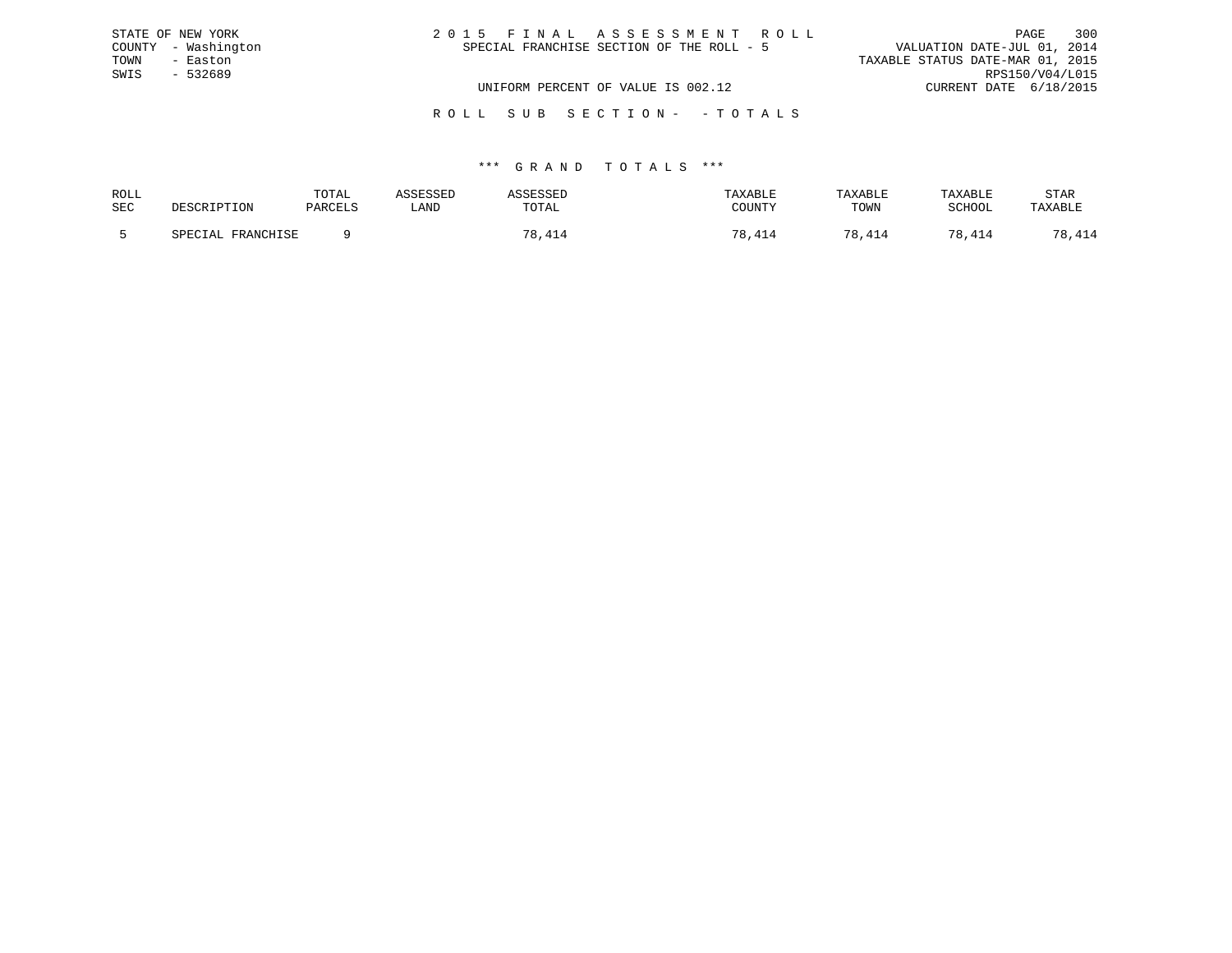STATE OF NEW YORK
COUNTY - Washington
TOWN - Easton
SWIS - 532689

2 0 1 5 F I N A L A S S E S S M E N T R O L L
SPECIAL FRANCHISE SECTION OF THE ROLL - 5

UNIFORM PERCENT OF VALUE IS 002.12

VALUATION DATE-JUL 01, 2014
TAXABLE STATUS DATE-MAR 01, 2015
RPS150/V04/L015
CURRENT DATE 6/18/2015

R O L L S U B S E C T I O N - - T O T A L S

*** G R A N D T O T A L S ***

| ROLL SEC | DESCRIPTION | TOTAL PARCELS | ASSESSED LAND | ASSESSED TOTAL | TAXABLE COUNTY | TAXABLE TOWN | TAXABLE SCHOOL | STAR TAXABLE |
|---|---|---|---|---|---|---|---|---|
| 5 | SPECIAL FRANCHISE | 9 | | 78,414 | 78,414 | 78,414 | 78,414 | 78,414 |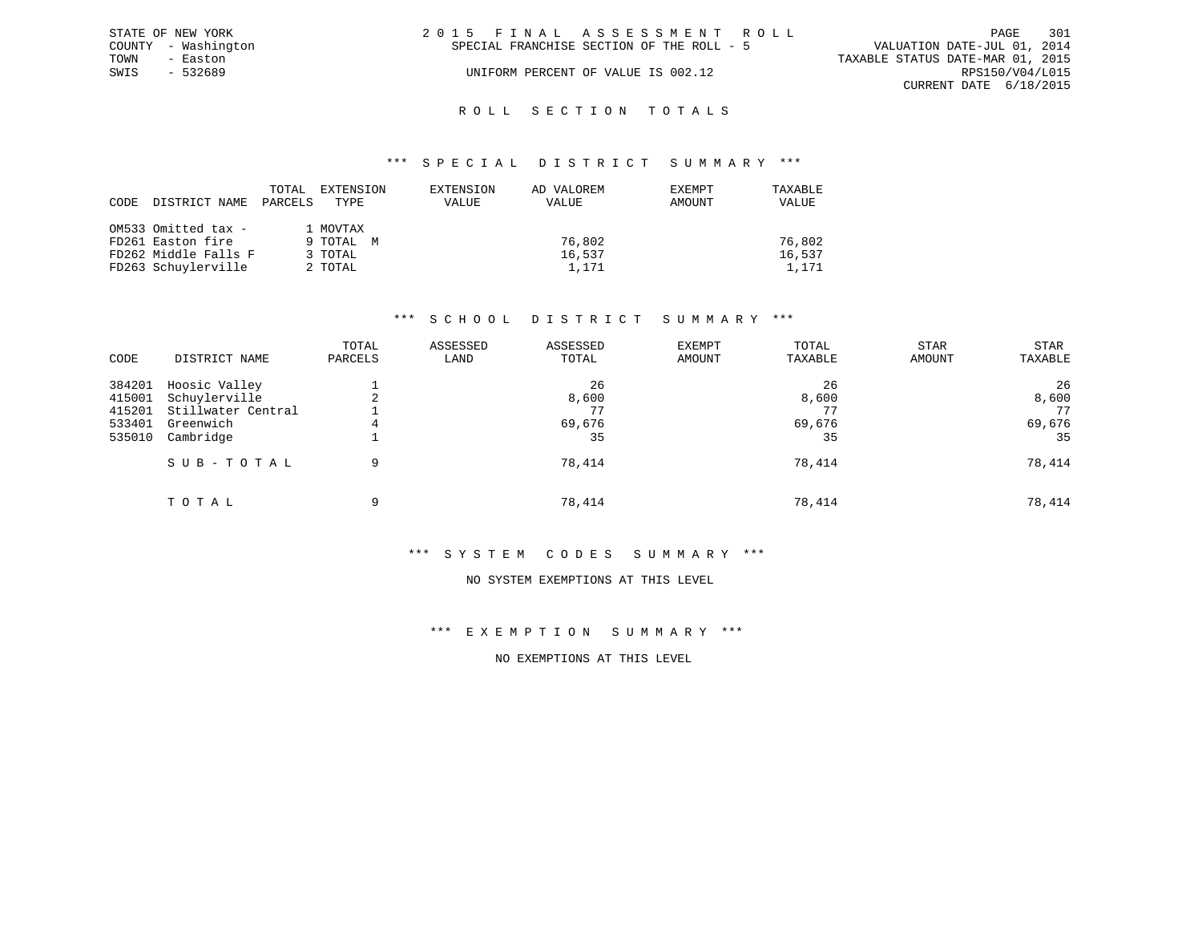STATE OF NEW YORK
COUNTY - Washington
TOWN - Easton
SWIS - 532689

2015 FINAL ASSESSMENT ROLL
SPECIAL FRANCHISE SECTION OF THE ROLL - 5

UNIFORM PERCENT OF VALUE IS 002.12

VALUATION DATE-JUL 01, 2014
TAXABLE STATUS DATE-MAR 01, 2015
RPS150/V04/L015
CURRENT DATE 6/18/2015

## ROLL SECTION TOTALS

### *** SPECIAL DISTRICT SUMMARY ***

| CODE | DISTRICT NAME | TOTAL PARCELS | EXTENSION TYPE | EXTENSION VALUE | AD VALOREM VALUE | EXEMPT AMOUNT | TAXABLE VALUE |
|---|---|---|---|---|---|---|---|
| OM533 | Omitted tax - | 1 | MOVTAX | | | | |
| FD261 | Easton fire | 9 | TOTAL M | | 76,802 | | 76,802 |
| FD262 | Middle Falls F | 3 | TOTAL | | 16,537 | | 16,537 |
| FD263 | Schuylerville | 2 | TOTAL | | 1,171 | | 1,171 |

### *** SCHOOL DISTRICT SUMMARY ***

| CODE | DISTRICT NAME | TOTAL PARCELS | ASSESSED LAND | ASSESSED TOTAL | EXEMPT AMOUNT | TOTAL TAXABLE | STAR AMOUNT | STAR TAXABLE |
|---|---|---|---|---|---|---|---|---|
| 384201 | Hoosic Valley | 1 | | 26 | | 26 | | 26 |
| 415001 | Schuylerville | 2 | | 8,600 | | 8,600 | | 8,600 |
| 415201 | Stillwater Central | 1 | | 77 | | 77 | | 77 |
| 533401 | Greenwich | 4 | | 69,676 | | 69,676 | | 69,676 |
| 535010 | Cambridge | 1 | | 35 | | 35 | | 35 |
| | SUB-TOTAL | 9 | | 78,414 | | 78,414 | | 78,414 |
| | TOTAL | 9 | | 78,414 | | 78,414 | | 78,414 |

### *** SYSTEM CODES SUMMARY ***

NO SYSTEM EXEMPTIONS AT THIS LEVEL

### *** EXEMPTION SUMMARY ***

NO EXEMPTIONS AT THIS LEVEL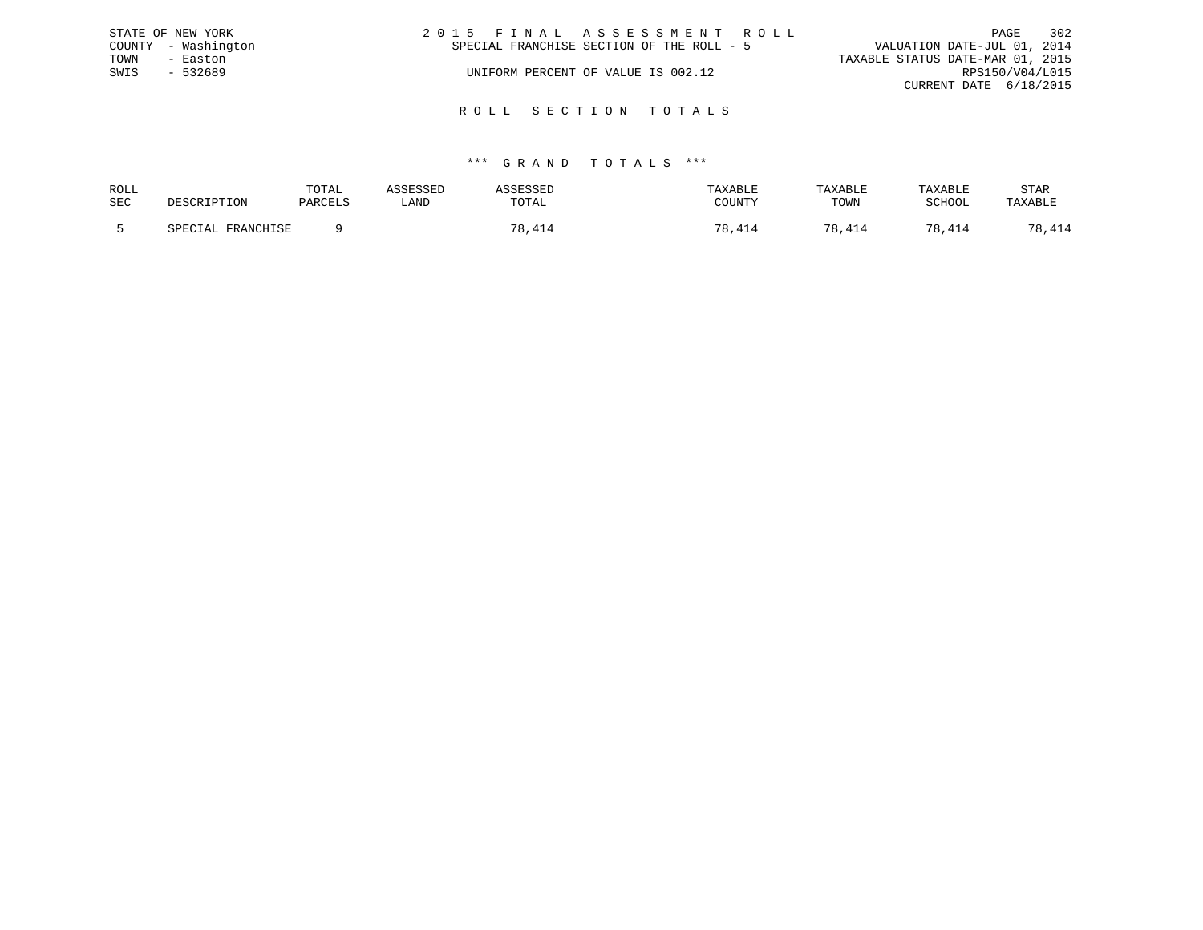STATE OF NEW YORK
COUNTY - Washington
TOWN - Easton
SWIS - 532689

# 2 0 1 5 F I N A L A S S E S S M E N T R O L L

SPECIAL FRANCHISE SECTION OF THE ROLL - 5

UNIFORM PERCENT OF VALUE IS 002.12

VALUATION DATE-JUL 01, 2014
TAXABLE STATUS DATE-MAR 01, 2015
RPS150/V04/L015
CURRENT DATE 6/18/2015

## R O L L S E C T I O N T O T A L S

### \*\*\* G R A N D T O T A L S \*\*\*

| ROLL SEC | DESCRIPTION | TOTAL PARCELS | ASSESSED LAND | ASSESSED TOTAL | TAXABLE COUNTY | TAXABLE TOWN | TAXABLE SCHOOL | STAR TAXABLE |
|---|---|---|---|---|---|---|---|---|
| 5 | SPECIAL FRANCHISE | 9 | | 78,414 | 78,414 | 78,414 | 78,414 | 78,414 |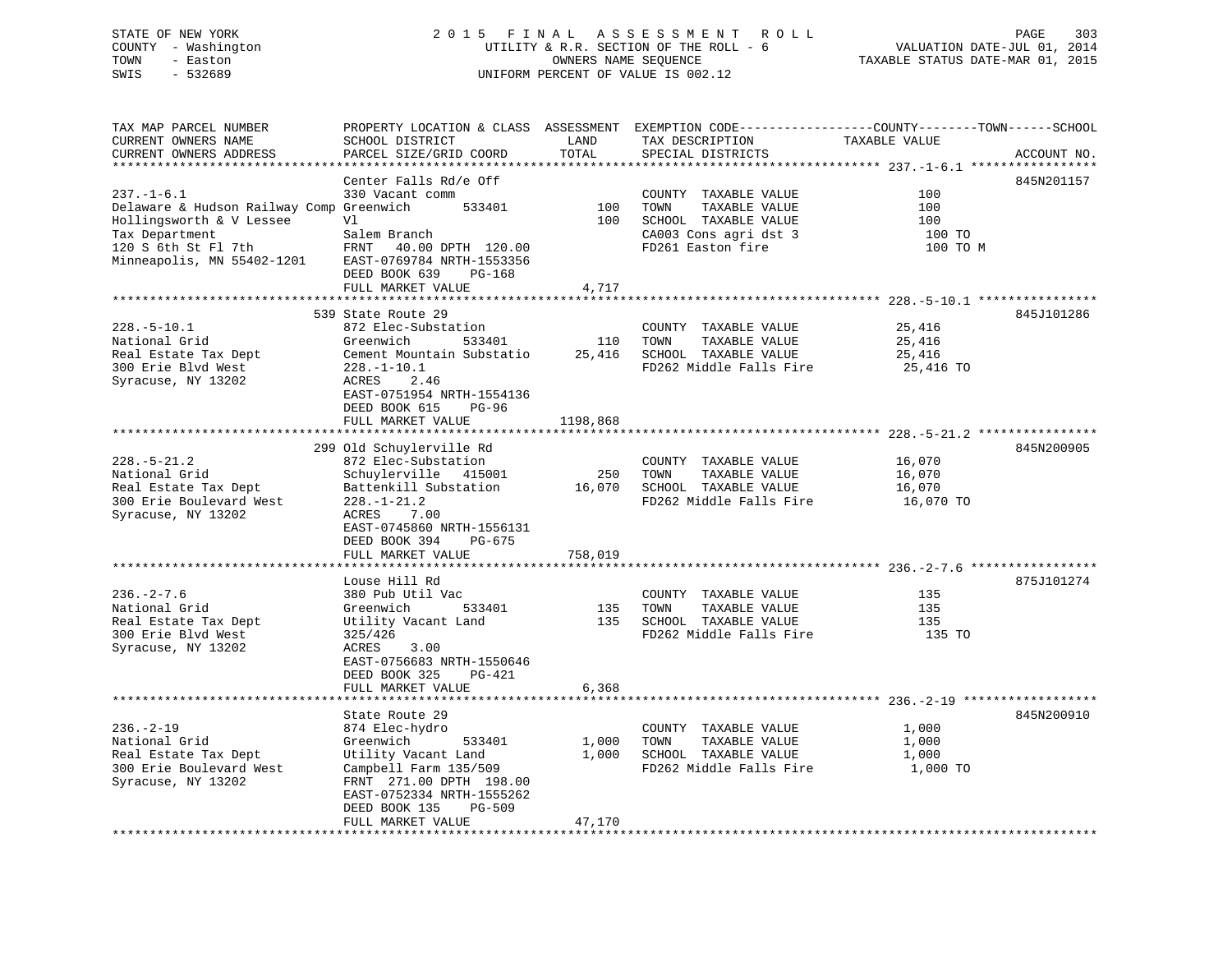STATE OF NEW YORK
COUNTY - Washington
TOWN - Easton
SWIS - 532689

# 2015 FINAL ASSESSMENT ROLL
UTILITY & R.R. SECTION OF THE ROLL - 6
OWNERS NAME SEQUENCE
UNIFORM PERCENT OF VALUE IS 002.12

VALUATION DATE-JUL 01, 2014
TAXABLE STATUS DATE-MAR 01, 2015

| TAX MAP PARCEL NUMBER / CURRENT OWNERS NAME / CURRENT OWNERS ADDRESS | PROPERTY LOCATION & CLASS / SCHOOL DISTRICT / PARCEL SIZE/GRID COORD | ASSESSMENT LAND | TOTAL | EXEMPTION CODE / TAX DESCRIPTION / SPECIAL DISTRICTS | TAXABLE VALUE (COUNTY--TOWN--SCHOOL) | ACCOUNT NO. |
|---|---|---|---|---|---|---|
| **237.-1-6.1** | Center Falls Rd/e Off | | | | | 845N201157 |
| 237.-1-6.1 | 330 Vacant comm | | | COUNTY TAXABLE VALUE | 100 | |
| Delaware & Hudson Railway Comp | Greenwich 533401 | 100 | | TOWN TAXABLE VALUE | 100 | |
| Hollingsworth & V Lessee | Vl | | 100 | SCHOOL TAXABLE VALUE | 100 | |
| Tax Department | Salem Branch | | | CA003 Cons agri dst 3 | 100 TO | |
| 120 S 6th St Fl 7th | FRNT 40.00 DPTH 120.00 | | | FD261 Easton fire | 100 TO M | |
| Minneapolis, MN 55402-1201 | EAST-0769784 NRTH-1553356 | | | | | |
| | DEED BOOK 639 PG-168 | | | | | |
| | FULL MARKET VALUE | | 4,717 | | | |
| **228.-5-10.1** | 539 State Route 29 | | | | | 845J101286 |
| 228.-5-10.1 | 872 Elec-Substation | | | COUNTY TAXABLE VALUE | 25,416 | |
| National Grid | Greenwich 533401 | 110 | | TOWN TAXABLE VALUE | 25,416 | |
| Real Estate Tax Dept | Cement Mountain Substatio | | 25,416 | SCHOOL TAXABLE VALUE | 25,416 | |
| 300 Erie Blvd West | 228.-1-10.1 | | | FD262 Middle Falls Fire | 25,416 TO | |
| Syracuse, NY 13202 | ACRES 2.46 | | | | | |
| | EAST-0751954 NRTH-1554136 | | | | | |
| | DEED BOOK 615 PG-96 | | | | | |
| | FULL MARKET VALUE | | 1198,868 | | | |
| **228.-5-21.2** | 299 Old Schuylerville Rd | | | | | 845N200905 |
| 228.-5-21.2 | 872 Elec-Substation | | | COUNTY TAXABLE VALUE | 16,070 | |
| National Grid | Schuylerville 415001 | 250 | | TOWN TAXABLE VALUE | 16,070 | |
| Real Estate Tax Dept | Battenkill Substation | | 16,070 | SCHOOL TAXABLE VALUE | 16,070 | |
| 300 Erie Boulevard West | 228.-1-21.2 | | | FD262 Middle Falls Fire | 16,070 TO | |
| Syracuse, NY 13202 | ACRES 7.00 | | | | | |
| | EAST-0745860 NRTH-1556131 | | | | | |
| | DEED BOOK 394 PG-675 | | | | | |
| | FULL MARKET VALUE | | 758,019 | | | |
| **236.-2-7.6** | Louse Hill Rd | | | | | 875J101274 |
| 236.-2-7.6 | 380 Pub Util Vac | | | COUNTY TAXABLE VALUE | 135 | |
| National Grid | Greenwich 533401 | 135 | | TOWN TAXABLE VALUE | 135 | |
| Real Estate Tax Dept | Utility Vacant Land | | 135 | SCHOOL TAXABLE VALUE | 135 | |
| 300 Erie Blvd West | 325/426 | | | FD262 Middle Falls Fire | 135 TO | |
| Syracuse, NY 13202 | ACRES 3.00 | | | | | |
| | EAST-0756683 NRTH-1550646 | | | | | |
| | DEED BOOK 325 PG-421 | | | | | |
| | FULL MARKET VALUE | | 6,368 | | | |
| **236.-2-19** | State Route 29 | | | | | 845N200910 |
| 236.-2-19 | 874 Elec-hydro | | | COUNTY TAXABLE VALUE | 1,000 | |
| National Grid | Greenwich 533401 | 1,000 | | TOWN TAXABLE VALUE | 1,000 | |
| Real Estate Tax Dept | Utility Vacant Land | | 1,000 | SCHOOL TAXABLE VALUE | 1,000 | |
| 300 Erie Boulevard West | Campbell Farm 135/509 | | | FD262 Middle Falls Fire | 1,000 TO | |
| Syracuse, NY 13202 | FRNT 271.00 DPTH 198.00 | | | | | |
| | EAST-0752334 NRTH-1555262 | | | | | |
| | DEED BOOK 135 PG-509 | | | | | |
| | FULL MARKET VALUE | | 47,170 | | | |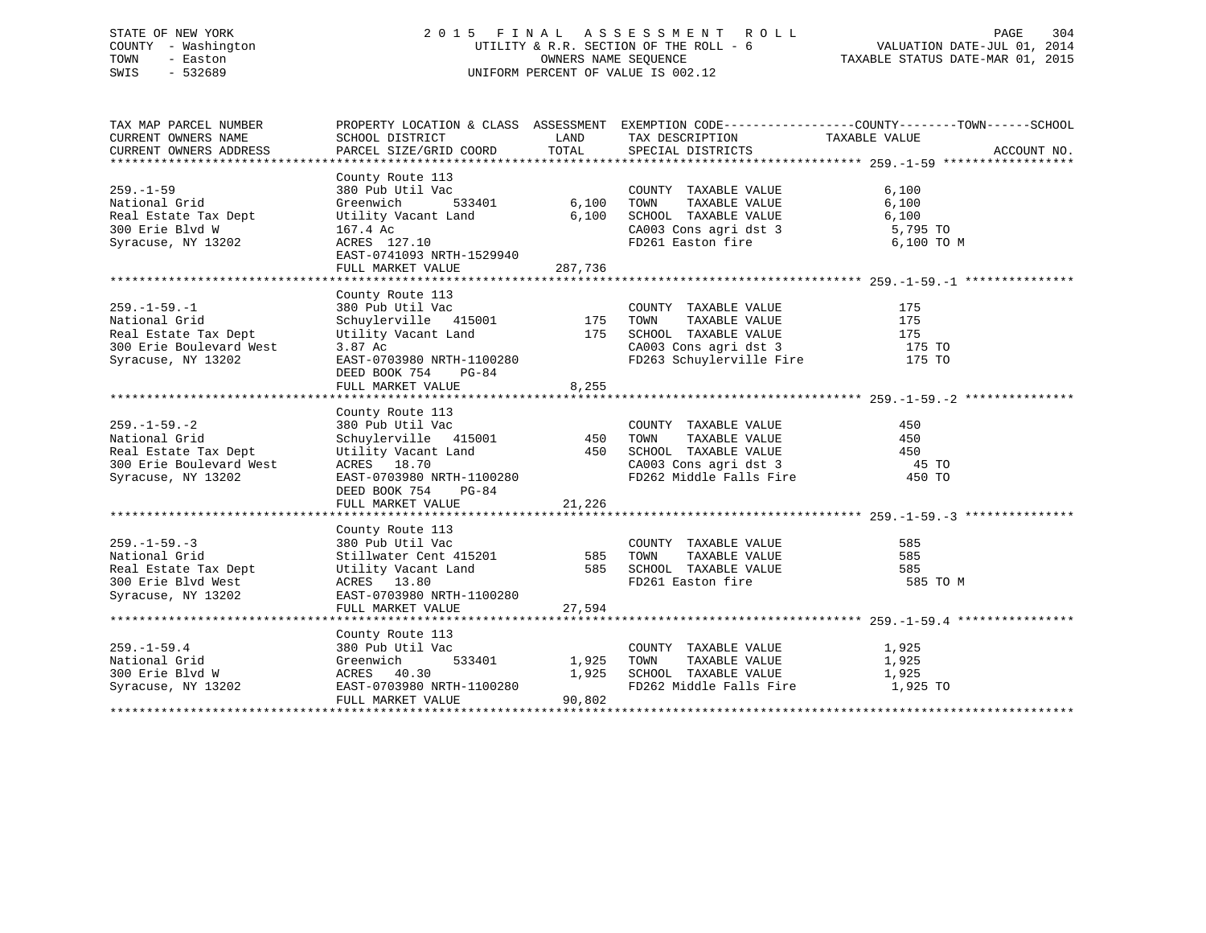STATE OF NEW YORK
COUNTY - Washington
TOWN - Easton
SWIS - 532689

# 2015 FINAL ASSESSMENT ROLL
UTILITY & R.R. SECTION OF THE ROLL - 6
OWNERS NAME SEQUENCE
UNIFORM PERCENT OF VALUE IS 002.12

VALUATION DATE-JUL 01, 2014
TAXABLE STATUS DATE-MAR 01, 2015

| TAX MAP PARCEL NUMBER / CURRENT OWNERS NAME / CURRENT OWNERS ADDRESS | PROPERTY LOCATION & CLASS / SCHOOL DISTRICT / PARCEL SIZE/GRID COORD | ASSESSMENT LAND | TOTAL | EXEMPTION CODE / TAX DESCRIPTION / SPECIAL DISTRICTS | TAXABLE VALUE (COUNTY--------TOWN------SCHOOL) | ACCOUNT NO. |
|---|---|---|---|---|---|---|
| **259.-1-59** | County Route 113 | | | | | |
| 259.-1-59 | 380 Pub Util Vac | | | COUNTY TAXABLE VALUE | 6,100 | |
| National Grid | Greenwich 533401 | 6,100 | | TOWN TAXABLE VALUE | 6,100 | |
| Real Estate Tax Dept | Utility Vacant Land | | 6,100 | SCHOOL TAXABLE VALUE | 6,100 | |
| 300 Erie Blvd W | 167.4 Ac | | | CA003 Cons agri dst 3 | 5,795 TO | |
| Syracuse, NY 13202 | ACRES 127.10 | | | FD261 Easton fire | 6,100 TO M | |
| | EAST-0741093 NRTH-1529940 | | | | | |
| | FULL MARKET VALUE | | 287,736 | | | |
| **259.-1-59.-1** | County Route 113 | | | | | |
| 259.-1-59.-1 | 380 Pub Util Vac | | | COUNTY TAXABLE VALUE | 175 | |
| National Grid | Schuylerville 415001 | 175 | | TOWN TAXABLE VALUE | 175 | |
| Real Estate Tax Dept | Utility Vacant Land | | 175 | SCHOOL TAXABLE VALUE | 175 | |
| 300 Erie Boulevard West | 3.87 Ac | | | CA003 Cons agri dst 3 | 175 TO | |
| Syracuse, NY 13202 | EAST-0703980 NRTH-1100280 | | | FD263 Schuylerville Fire | 175 TO | |
| | DEED BOOK 754 PG-84 | | | | | |
| | FULL MARKET VALUE | | 8,255 | | | |
| **259.-1-59.-2** | County Route 113 | | | | | |
| 259.-1-59.-2 | 380 Pub Util Vac | | | COUNTY TAXABLE VALUE | 450 | |
| National Grid | Schuylerville 415001 | 450 | | TOWN TAXABLE VALUE | 450 | |
| Real Estate Tax Dept | Utility Vacant Land | | 450 | SCHOOL TAXABLE VALUE | 450 | |
| 300 Erie Boulevard West | ACRES 18.70 | | | CA003 Cons agri dst 3 | 45 TO | |
| Syracuse, NY 13202 | EAST-0703980 NRTH-1100280 | | | FD262 Middle Falls Fire | 450 TO | |
| | DEED BOOK 754 PG-84 | | | | | |
| | FULL MARKET VALUE | | 21,226 | | | |
| **259.-1-59.-3** | County Route 113 | | | | | |
| 259.-1-59.-3 | 380 Pub Util Vac | | | COUNTY TAXABLE VALUE | 585 | |
| National Grid | Stillwater Cent 415201 | 585 | | TOWN TAXABLE VALUE | 585 | |
| Real Estate Tax Dept | Utility Vacant Land | | 585 | SCHOOL TAXABLE VALUE | 585 | |
| 300 Erie Blvd West | ACRES 13.80 | | | FD261 Easton fire | 585 TO M | |
| Syracuse, NY 13202 | EAST-0703980 NRTH-1100280 | | | | | |
| | FULL MARKET VALUE | | 27,594 | | | |
| **259.-1-59.4** | County Route 113 | | | | | |
| 259.-1-59.4 | 380 Pub Util Vac | | | COUNTY TAXABLE VALUE | 1,925 | |
| National Grid | Greenwich 533401 | 1,925 | | TOWN TAXABLE VALUE | 1,925 | |
| 300 Erie Blvd W | ACRES 40.30 | | 1,925 | SCHOOL TAXABLE VALUE | 1,925 | |
| Syracuse, NY 13202 | EAST-0703980 NRTH-1100280 | | | FD262 Middle Falls Fire | 1,925 TO | |
| | FULL MARKET VALUE | | 90,802 | | | |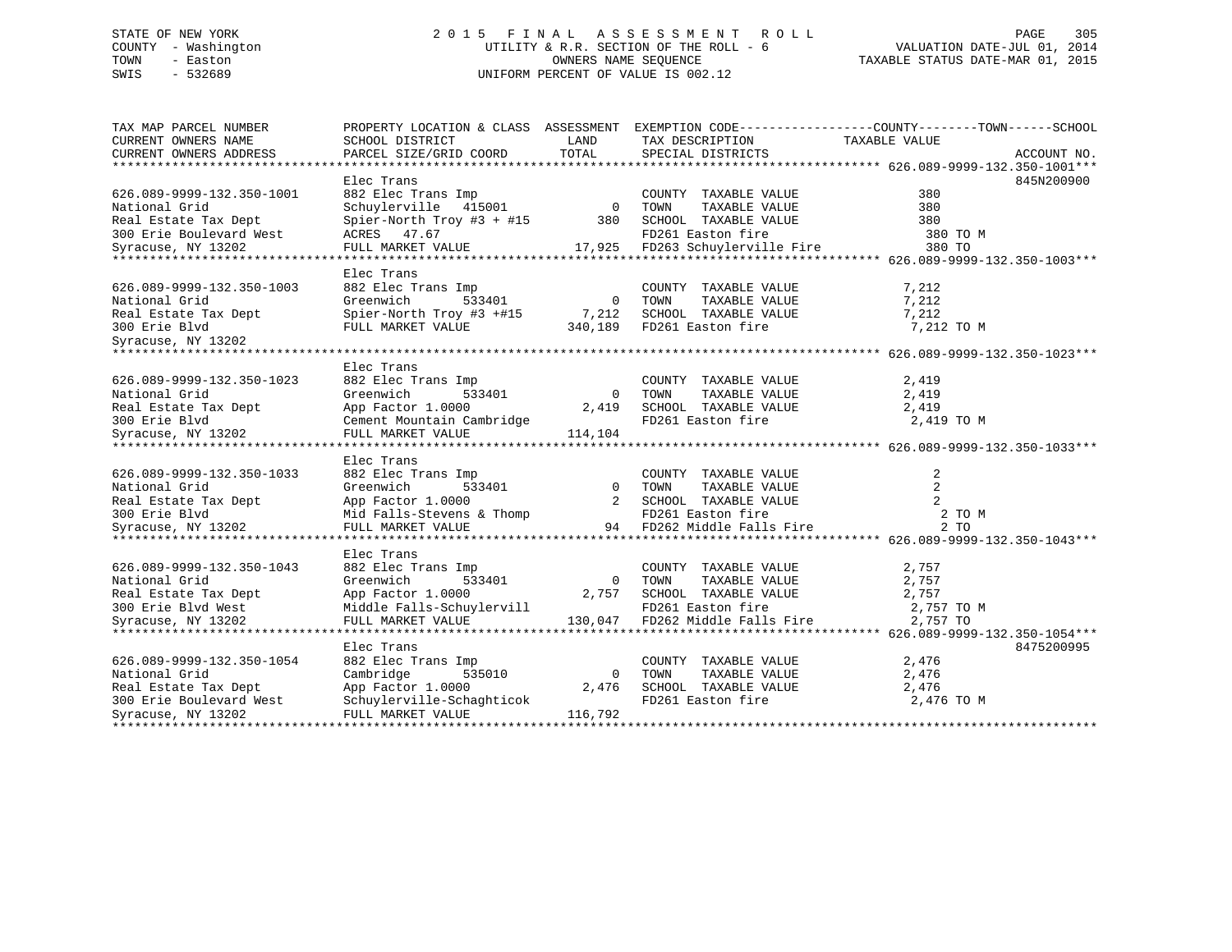STATE OF NEW YORK
COUNTY - Washington
TOWN - Easton
SWIS - 532689

2 0 1 5 F I N A L A S S E S S M E N T R O L L
UTILITY & R.R. SECTION OF THE ROLL - 6
OWNERS NAME SEQUENCE
UNIFORM PERCENT OF VALUE IS 002.12

VALUATION DATE-JUL 01, 2014
TAXABLE STATUS DATE-MAR 01, 2015

```
TAX MAP PARCEL NUMBER          PROPERTY LOCATION & CLASS  ASSESSMENT  EXEMPTION CODE------------------COUNTY--------TOWN------SCHOOL
CURRENT OWNERS NAME            SCHOOL DISTRICT               LAND      TAX DESCRIPTION             TAXABLE VALUE
CURRENT OWNERS ADDRESS         PARCEL SIZE/GRID COORD        TOTAL     SPECIAL DISTRICTS                                    ACCOUNT NO.
******************************************************************************************************* 626.089-9999-132.350-1001***
                               Elec Trans                                                                                  845N200900
626.089-9999-132.350-1001      882 Elec Trans Imp                      COUNTY  TAXABLE VALUE              380
National Grid                  Schuylerville   415001            0     TOWN    TAXABLE VALUE              380
Real Estate Tax Dept           Spier-North Troy #3 + #15       380     SCHOOL  TAXABLE VALUE              380
300 Erie Boulevard West        ACRES   47.67                           FD261 Easton fire                   380 TO M
Syracuse, NY 13202             FULL MARKET VALUE             17,925    FD263 Schuylerville Fire            380 TO
******************************************************************************************************* 626.089-9999-132.350-1003***
                               Elec Trans
626.089-9999-132.350-1003      882 Elec Trans Imp                      COUNTY  TAXABLE VALUE            7,212
National Grid                  Greenwich       533401            0     TOWN    TAXABLE VALUE            7,212
Real Estate Tax Dept           Spier-North Troy #3 +#15       7,212    SCHOOL  TAXABLE VALUE            7,212
300 Erie Blvd                  FULL MARKET VALUE            340,189    FD261 Easton fire                 7,212 TO M
Syracuse, NY 13202
******************************************************************************************************* 626.089-9999-132.350-1023***
                               Elec Trans
626.089-9999-132.350-1023      882 Elec Trans Imp                      COUNTY  TAXABLE VALUE            2,419
National Grid                  Greenwich       533401            0     TOWN    TAXABLE VALUE            2,419
Real Estate Tax Dept           App Factor 1.0000              2,419    SCHOOL  TAXABLE VALUE            2,419
300 Erie Blvd                  Cement Mountain Cambridge               FD261 Easton fire                 2,419 TO M
Syracuse, NY 13202             FULL MARKET VALUE            114,104
******************************************************************************************************* 626.089-9999-132.350-1033***
                               Elec Trans
626.089-9999-132.350-1033      882 Elec Trans Imp                      COUNTY  TAXABLE VALUE                2
National Grid                  Greenwich       533401            0     TOWN    TAXABLE VALUE                2
Real Estate Tax Dept           App Factor 1.0000                  2    SCHOOL  TAXABLE VALUE                2
300 Erie Blvd                  Mid Falls-Stevens & Thomp               FD261 Easton fire                     2 TO M
Syracuse, NY 13202             FULL MARKET VALUE                 94    FD262 Middle Falls Fire               2 TO
******************************************************************************************************* 626.089-9999-132.350-1043***
                               Elec Trans
626.089-9999-132.350-1043      882 Elec Trans Imp                      COUNTY  TAXABLE VALUE            2,757
National Grid                  Greenwich       533401            0     TOWN    TAXABLE VALUE            2,757
Real Estate Tax Dept           App Factor 1.0000              2,757    SCHOOL  TAXABLE VALUE            2,757
300 Erie Blvd West             Middle Falls-Schuylervill               FD261 Easton fire                 2,757 TO M
Syracuse, NY 13202             FULL MARKET VALUE            130,047    FD262 Middle Falls Fire           2,757 TO
******************************************************************************************************* 626.089-9999-132.350-1054***
                               Elec Trans                                                                                  8475200995
626.089-9999-132.350-1054      882 Elec Trans Imp                      COUNTY  TAXABLE VALUE            2,476
National Grid                  Cambridge       535010            0     TOWN    TAXABLE VALUE            2,476
Real Estate Tax Dept           App Factor 1.0000              2,476    SCHOOL  TAXABLE VALUE            2,476
300 Erie Boulevard West        Schuylerville-Schaghticok               FD261 Easton fire                 2,476 TO M
Syracuse, NY 13202             FULL MARKET VALUE            116,792
************************************************************************************************************************************
```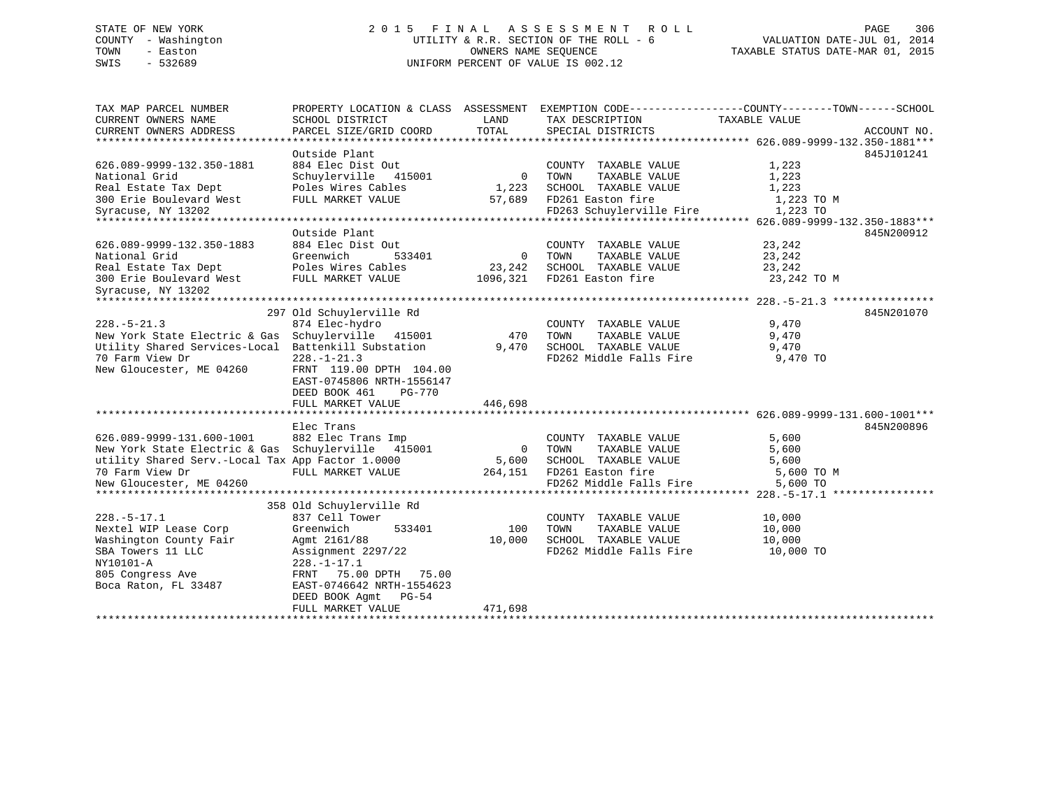STATE OF NEW YORK
COUNTY - Washington
TOWN - Easton
SWIS - 532689

# 2015 FINAL ASSESSMENT ROLL
UTILITY & R.R. SECTION OF THE ROLL - 6
OWNERS NAME SEQUENCE
UNIFORM PERCENT OF VALUE IS 002.12

VALUATION DATE-JUL 01, 2014
TAXABLE STATUS DATE-MAR 01, 2015

```
TAX MAP PARCEL NUMBER          PROPERTY LOCATION & CLASS  ASSESSMENT  EXEMPTION CODE------------------COUNTY--------TOWN------SCHOOL
CURRENT OWNERS NAME            SCHOOL DISTRICT               LAND      TAX DESCRIPTION             TAXABLE VALUE
CURRENT OWNERS ADDRESS         PARCEL SIZE/GRID COORD       TOTAL      SPECIAL DISTRICTS                                    ACCOUNT NO.
******************************************************************************************** 626.089-9999-132.350-1881***
                               Outside Plant                                                                             845J101241
626.089-9999-132.350-1881      884 Elec Dist Out                        COUNTY  TAXABLE VALUE              1,223
National Grid                  Schuylerville  415001            0      TOWN    TAXABLE VALUE              1,223
Real Estate Tax Dept           Poles Wires Cables            1,223     SCHOOL  TAXABLE VALUE              1,223
300 Erie Boulevard West        FULL MARKET VALUE            57,689     FD261 Easton fire                   1,223 TO M
Syracuse, NY 13202                                                     FD263 Schuylerville Fire            1,223 TO
******************************************************************************************** 626.089-9999-132.350-1883***
                               Outside Plant                                                                             845N200912
626.089-9999-132.350-1883      884 Elec Dist Out                        COUNTY  TAXABLE VALUE             23,242
National Grid                  Greenwich      533401            0      TOWN    TAXABLE VALUE             23,242
Real Estate Tax Dept           Poles Wires Cables           23,242     SCHOOL  TAXABLE VALUE             23,242
300 Erie Boulevard West        FULL MARKET VALUE          1096,321     FD261 Easton fire                  23,242 TO M
Syracuse, NY 13202
******************************************************************************************** 228.-5-21.3 ****************
                           297 Old Schuylerville Rd                                                                     845N201070
228.-5-21.3                    874 Elec-hydro                           COUNTY  TAXABLE VALUE              9,470
New York State Electric & Gas  Schuylerville  415001          470      TOWN    TAXABLE VALUE              9,470
Utility Shared Services-Local  Battenkill Substation         9,470     SCHOOL  TAXABLE VALUE              9,470
70 Farm View Dr                228.-1-21.3                             FD262 Middle Falls Fire             9,470 TO
New Gloucester, ME 04260       FRNT 119.00 DPTH 104.00
                               EAST-0745806 NRTH-1556147
                               DEED BOOK 461    PG-770
                               FULL MARKET VALUE           446,698
******************************************************************************************** 626.089-9999-131.600-1001***
                               Elec Trans                                                                                845N200896
626.089-9999-131.600-1001      882 Elec Trans Imp                       COUNTY  TAXABLE VALUE              5,600
New York State Electric & Gas  Schuylerville  415001            0      TOWN    TAXABLE VALUE              5,600
utility Shared Serv.-Local Tax App Factor 1.0000             5,600     SCHOOL  TAXABLE VALUE              5,600
70 Farm View Dr                FULL MARKET VALUE           264,151     FD261 Easton fire                   5,600 TO M
New Gloucester, ME 04260                                               FD262 Middle Falls Fire             5,600 TO
******************************************************************************************** 228.-5-17.1 ****************
                           358 Old Schuylerville Rd
228.-5-17.1                    837 Cell Tower                           COUNTY  TAXABLE VALUE             10,000
Nextel WIP Lease Corp          Greenwich      533401          100      TOWN    TAXABLE VALUE             10,000
Washington County Fair         Agmt 2161/88                 10,000     SCHOOL  TAXABLE VALUE             10,000
SBA Towers 11 LLC              Assignment 2297/22                      FD262 Middle Falls Fire            10,000 TO
NY10101-A                      228.-1-17.1
805 Congress Ave               FRNT  75.00 DPTH  75.00
Boca Raton, FL 33487           EAST-0746642 NRTH-1554623
                               DEED BOOK Agmt   PG-54
                               FULL MARKET VALUE           471,698
****************************************************************************************************************************
```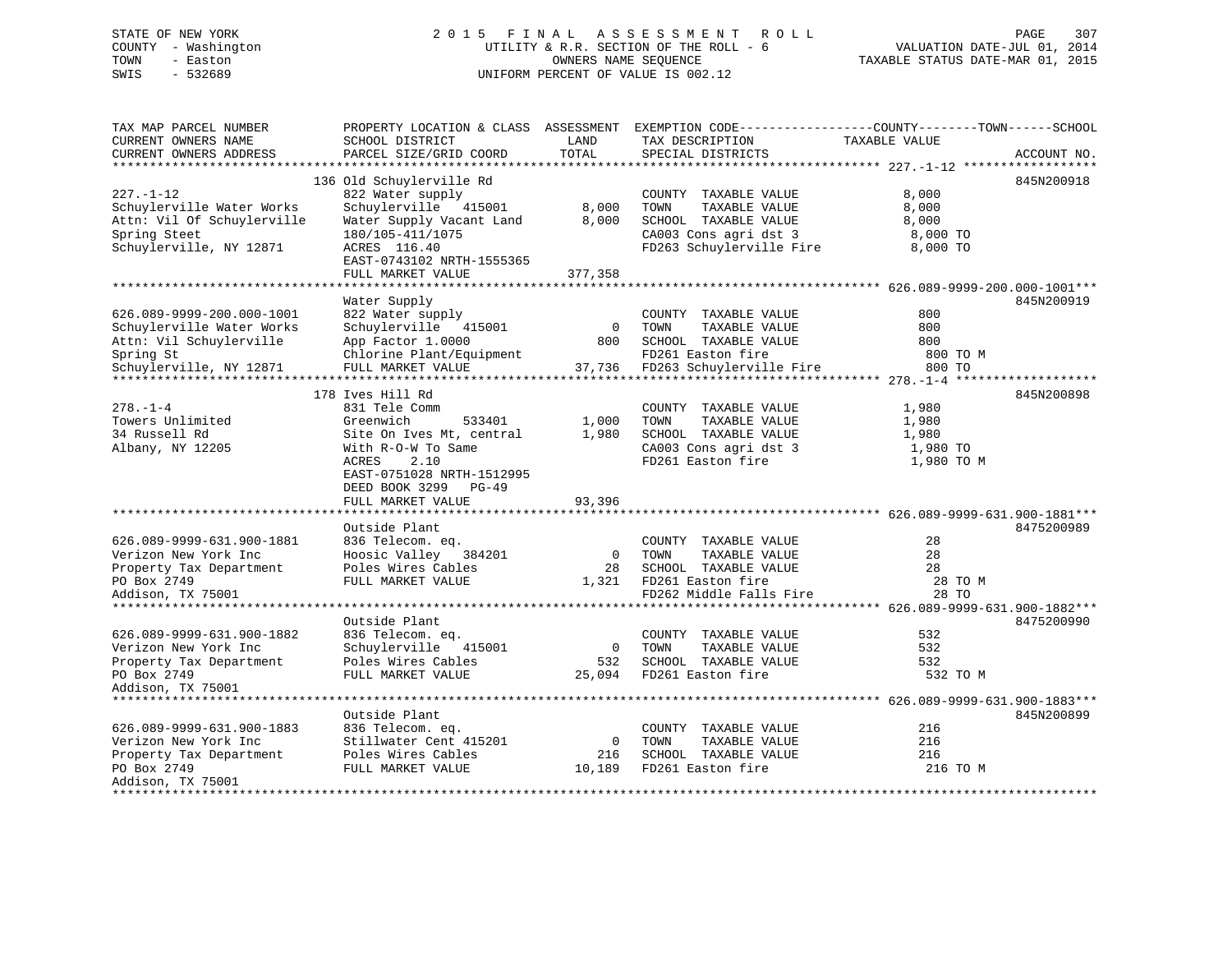STATE OF NEW YORK
COUNTY - Washington
TOWN - Easton
SWIS - 532689

2015 FINAL ASSESSMENT ROLL
UTILITY & R.R. SECTION OF THE ROLL - 6
OWNERS NAME SEQUENCE
UNIFORM PERCENT OF VALUE IS 002.12

VALUATION DATE-JUL 01, 2014
TAXABLE STATUS DATE-MAR 01, 2015

| TAX MAP PARCEL NUMBER / CURRENT OWNERS NAME / CURRENT OWNERS ADDRESS | PROPERTY LOCATION & CLASS / SCHOOL DISTRICT / PARCEL SIZE/GRID COORD | ASSESSMENT LAND | TOTAL | EXEMPTION CODE / TAX DESCRIPTION / SPECIAL DISTRICTS | TAXABLE VALUE (COUNTY / TOWN / SCHOOL) | ACCOUNT NO. |
|---|---|---|---|---|---|---|
| **227.-1-12** | 136 Old Schuylerville Rd | | | | | 845N200918 |
| 227.-1-12 | 822 Water supply | | | COUNTY TAXABLE VALUE | 8,000 | |
| Schuylerville Water Works | Schuylerville 415001 | 8,000 | | TOWN TAXABLE VALUE | 8,000 | |
| Attn: Vil Of Schuylerville | Water Supply Vacant Land | | 8,000 | SCHOOL TAXABLE VALUE | 8,000 | |
| Spring Steet | 180/105-411/1075 | | | CA003 Cons agri dst 3 | 8,000 TO | |
| Schuylerville, NY 12871 | ACRES 116.40 | | | FD263 Schuylerville Fire | 8,000 TO | |
| | EAST-0743102 NRTH-1555365 | | | | | |
| | FULL MARKET VALUE | | 377,358 | | | |
| **626.089-9999-200.000-1001** | Water Supply | | | | | 845N200919 |
| 626.089-9999-200.000-1001 | 822 Water supply | | | COUNTY TAXABLE VALUE | 800 | |
| Schuylerville Water Works | Schuylerville 415001 | 0 | | TOWN TAXABLE VALUE | 800 | |
| Attn: Vil Schuylerville | App Factor 1.0000 | | 800 | SCHOOL TAXABLE VALUE | 800 | |
| Spring St | Chlorine Plant/Equipment | | | FD261 Easton fire | 800 TO M | |
| Schuylerville, NY 12871 | FULL MARKET VALUE | | 37,736 | FD263 Schuylerville Fire | 800 TO | |
| **278.-1-4** | 178 Ives Hill Rd | | | | | 845N200898 |
| 278.-1-4 | 831 Tele Comm | | | COUNTY TAXABLE VALUE | 1,980 | |
| Towers Unlimited | Greenwich 533401 | 1,000 | | TOWN TAXABLE VALUE | 1,980 | |
| 34 Russell Rd | Site On Ives Mt, central | | 1,980 | SCHOOL TAXABLE VALUE | 1,980 | |
| Albany, NY 12205 | With R-O-W To Same | | | CA003 Cons agri dst 3 | 1,980 TO | |
| | ACRES 2.10 | | | FD261 Easton fire | 1,980 TO M | |
| | EAST-0751028 NRTH-1512995 | | | | | |
| | DEED BOOK 3299 PG-49 | | | | | |
| | FULL MARKET VALUE | | 93,396 | | | |
| **626.089-9999-631.900-1881** | Outside Plant | | | | | 8475200989 |
| 626.089-9999-631.900-1881 | 836 Telecom. eq. | | | COUNTY TAXABLE VALUE | 28 | |
| Verizon New York Inc | Hoosic Valley 384201 | 0 | | TOWN TAXABLE VALUE | 28 | |
| Property Tax Department | Poles Wires Cables | | 28 | SCHOOL TAXABLE VALUE | 28 | |
| PO Box 2749 | FULL MARKET VALUE | | 1,321 | FD261 Easton fire | 28 TO M | |
| Addison, TX 75001 | | | | FD262 Middle Falls Fire | 28 TO | |
| **626.089-9999-631.900-1882** | Outside Plant | | | | | 8475200990 |
| 626.089-9999-631.900-1882 | 836 Telecom. eq. | | | COUNTY TAXABLE VALUE | 532 | |
| Verizon New York Inc | Schuylerville 415001 | 0 | | TOWN TAXABLE VALUE | 532 | |
| Property Tax Department | Poles Wires Cables | | 532 | SCHOOL TAXABLE VALUE | 532 | |
| PO Box 2749 | FULL MARKET VALUE | | 25,094 | FD261 Easton fire | 532 TO M | |
| Addison, TX 75001 | | | | | | |
| **626.089-9999-631.900-1883** | Outside Plant | | | | | 845N200899 |
| 626.089-9999-631.900-1883 | 836 Telecom. eq. | | | COUNTY TAXABLE VALUE | 216 | |
| Verizon New York Inc | Stillwater Cent 415201 | 0 | | TOWN TAXABLE VALUE | 216 | |
| Property Tax Department | Poles Wires Cables | | 216 | SCHOOL TAXABLE VALUE | 216 | |
| PO Box 2749 | FULL MARKET VALUE | | 10,189 | FD261 Easton fire | 216 TO M | |
| Addison, TX 75001 | | | | | | |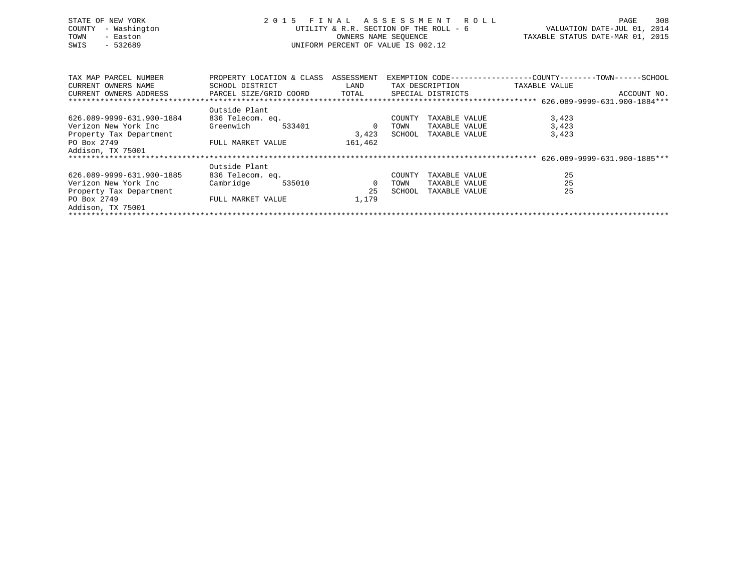STATE OF NEW YORK
COUNTY - Washington
TOWN - Easton
SWIS - 532689

2 0 1 5 F I N A L A S S E S S M E N T R O L L
UTILITY & R.R. SECTION OF THE ROLL - 6
OWNERS NAME SEQUENCE
UNIFORM PERCENT OF VALUE IS 002.12

VALUATION DATE-JUL 01, 2014
TAXABLE STATUS DATE-MAR 01, 2015

| TAX MAP PARCEL NUMBER / CURRENT OWNERS NAME / CURRENT OWNERS ADDRESS | PROPERTY LOCATION & CLASS / SCHOOL DISTRICT / PARCEL SIZE/GRID COORD | ASSESSMENT LAND / TOTAL | EXEMPTION CODE / TAX DESCRIPTION / SPECIAL DISTRICTS | TAXABLE VALUE (COUNTY / TOWN / SCHOOL) | ACCOUNT NO. |
|---|---|---|---|---|---|
| **626.089-9999-631.900-1884** | | | | | |
| | Outside Plant | | | | |
| 626.089-9999-631.900-1884 | 836 Telecom. eq. | | COUNTY TAXABLE VALUE | 3,423 | |
| Verizon New York Inc | Greenwich 533401 | 0 | TOWN TAXABLE VALUE | 3,423 | |
| Property Tax Department | | 3,423 | SCHOOL TAXABLE VALUE | 3,423 | |
| PO Box 2749 | FULL MARKET VALUE | 161,462 | | | |
| Addison, TX 75001 | | | | | |
| **626.089-9999-631.900-1885** | | | | | |
| | Outside Plant | | | | |
| 626.089-9999-631.900-1885 | 836 Telecom. eq. | | COUNTY TAXABLE VALUE | 25 | |
| Verizon New York Inc | Cambridge 535010 | 0 | TOWN TAXABLE VALUE | 25 | |
| Property Tax Department | | 25 | SCHOOL TAXABLE VALUE | 25 | |
| PO Box 2749 | FULL MARKET VALUE | 1,179 | | | |
| Addison, TX 75001 | | | | | |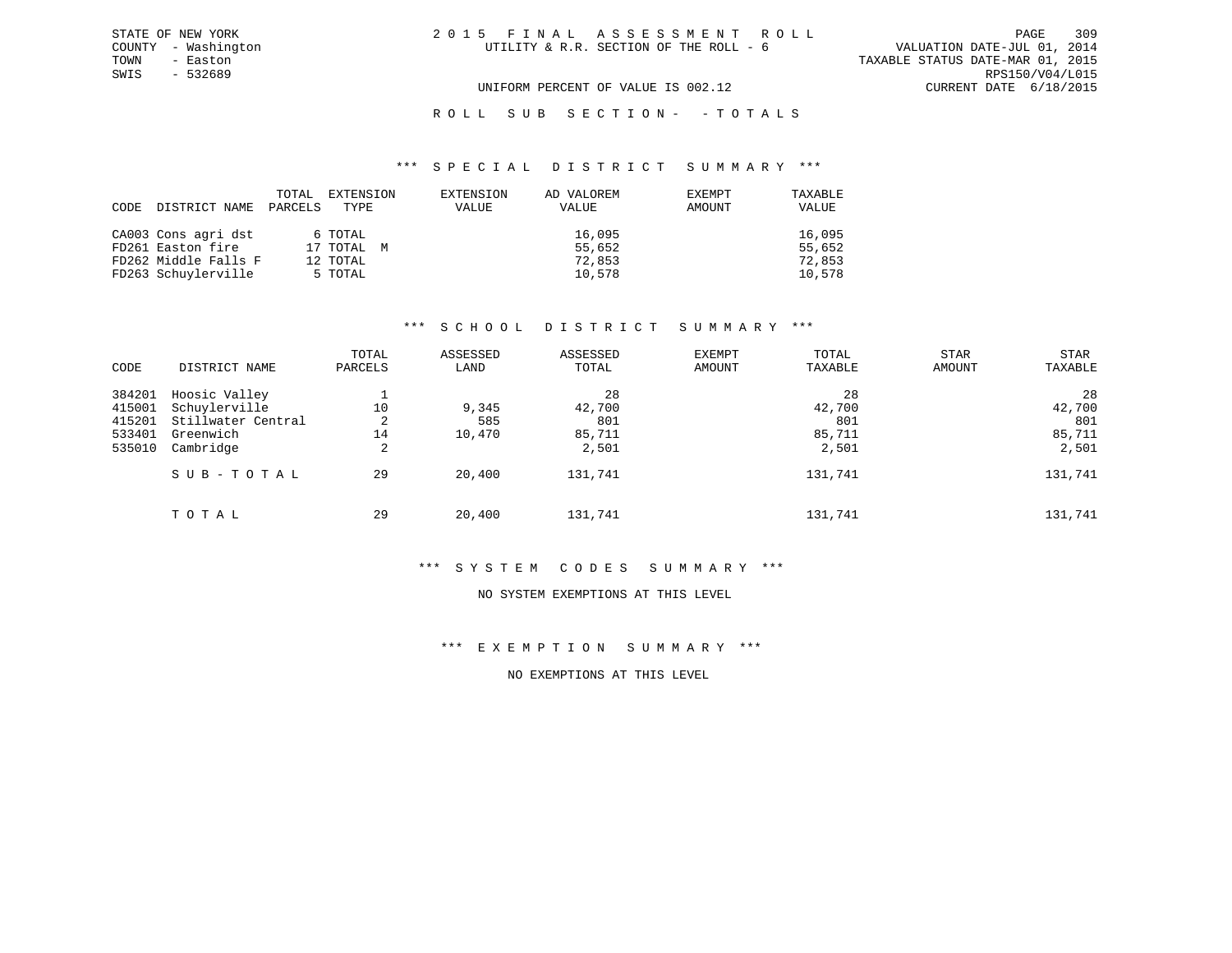STATE OF NEW YORK
COUNTY - Washington
TOWN - Easton
SWIS - 532689

# 2015 FINAL ASSESSMENT ROLL

UTILITY & R.R. SECTION OF THE ROLL - 6

UNIFORM PERCENT OF VALUE IS 002.12

VALUATION DATE-JUL 01, 2014
TAXABLE STATUS DATE-MAR 01, 2015
RPS150/V04/L015
CURRENT DATE 6/18/2015

## ROLL SUB SECTION- - TOTALS

### *** SPECIAL DISTRICT SUMMARY ***

| CODE | DISTRICT NAME | TOTAL PARCELS | EXTENSION TYPE | EXTENSION VALUE | AD VALOREM VALUE | EXEMPT AMOUNT | TAXABLE VALUE |
|---|---|---|---|---|---|---|---|
| CA003 | Cons agri dst | 6 | TOTAL | | 16,095 | | 16,095 |
| FD261 | Easton fire | 17 | TOTAL M | | 55,652 | | 55,652 |
| FD262 | Middle Falls F | 12 | TOTAL | | 72,853 | | 72,853 |
| FD263 | Schuylerville | 5 | TOTAL | | 10,578 | | 10,578 |

### *** SCHOOL DISTRICT SUMMARY ***

| CODE | DISTRICT NAME | TOTAL PARCELS | ASSESSED LAND | ASSESSED TOTAL | EXEMPT AMOUNT | TOTAL TAXABLE | STAR AMOUNT | STAR TAXABLE |
|---|---|---|---|---|---|---|---|---|
| 384201 | Hoosic Valley | 1 | | 28 | | 28 | | 28 |
| 415001 | Schuylerville | 10 | 9,345 | 42,700 | | 42,700 | | 42,700 |
| 415201 | Stillwater Central | 2 | 585 | 801 | | 801 | | 801 |
| 533401 | Greenwich | 14 | 10,470 | 85,711 | | 85,711 | | 85,711 |
| 535010 | Cambridge | 2 | | 2,501 | | 2,501 | | 2,501 |
| | SUB-TOTAL | 29 | 20,400 | 131,741 | | 131,741 | | 131,741 |
| | TOTAL | 29 | 20,400 | 131,741 | | 131,741 | | 131,741 |

### *** SYSTEM CODES SUMMARY ***

NO SYSTEM EXEMPTIONS AT THIS LEVEL

### *** EXEMPTION SUMMARY ***

NO EXEMPTIONS AT THIS LEVEL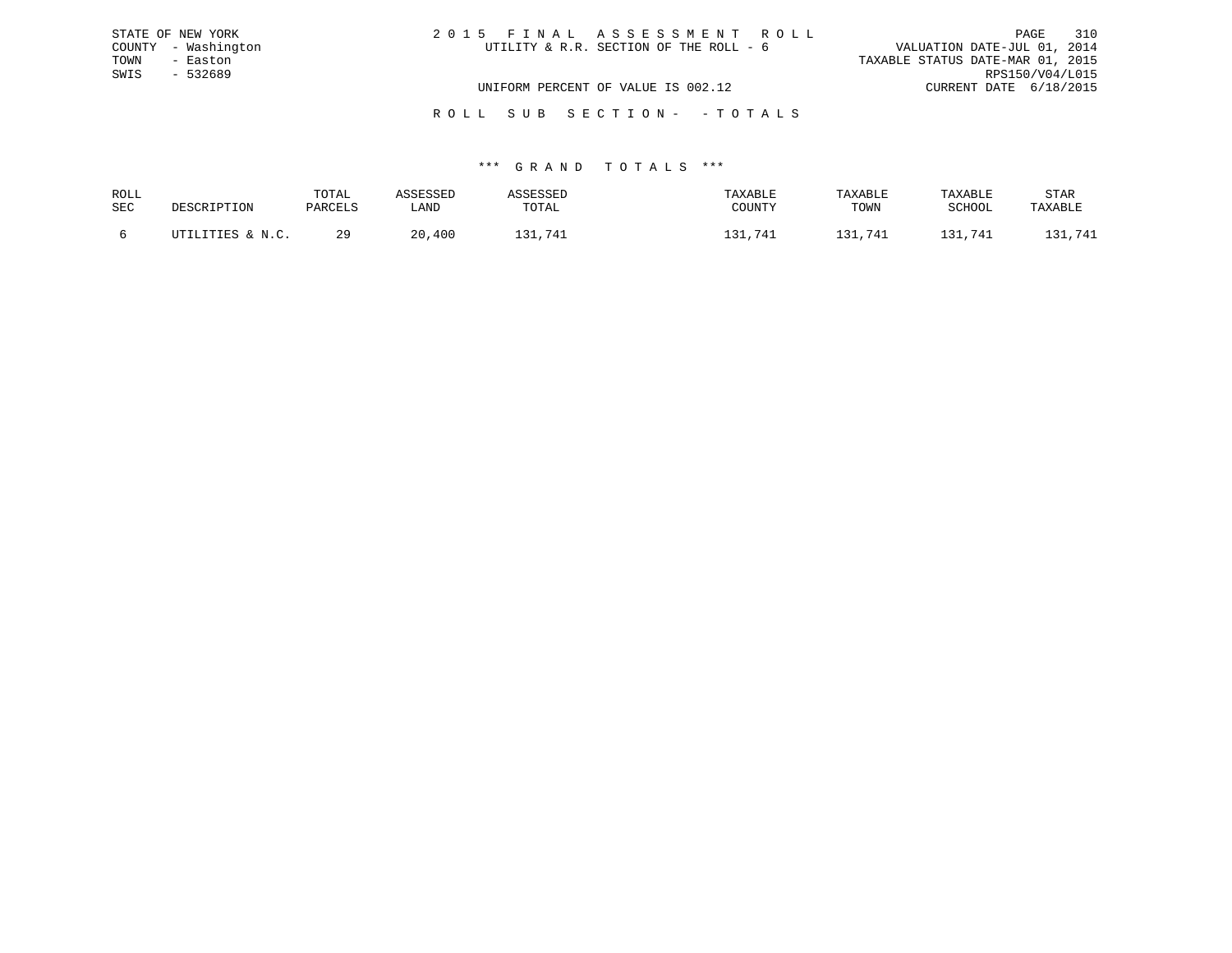STATE OF NEW YORK
COUNTY - Washington
TOWN - Easton
SWIS - 532689

2 0 1 5 F I N A L A S S E S S M E N T R O L L
UTILITY & R.R. SECTION OF THE ROLL - 6

VALUATION DATE-JUL 01, 2014
TAXABLE STATUS DATE-MAR 01, 2015
RPS150/V04/L015
CURRENT DATE 6/18/2015

UNIFORM PERCENT OF VALUE IS 002.12

R O L L S U B S E C T I O N - - T O T A L S

\*\*\* G R A N D T O T A L S \*\*\*

| ROLL SEC | DESCRIPTION | TOTAL PARCELS | ASSESSED LAND | ASSESSED TOTAL | TAXABLE COUNTY | TAXABLE TOWN | TAXABLE SCHOOL | STAR TAXABLE |
|---|---|---|---|---|---|---|---|---|
| 6 | UTILITIES & N.C. | 29 | 20,400 | 131,741 | 131,741 | 131,741 | 131,741 | 131,741 |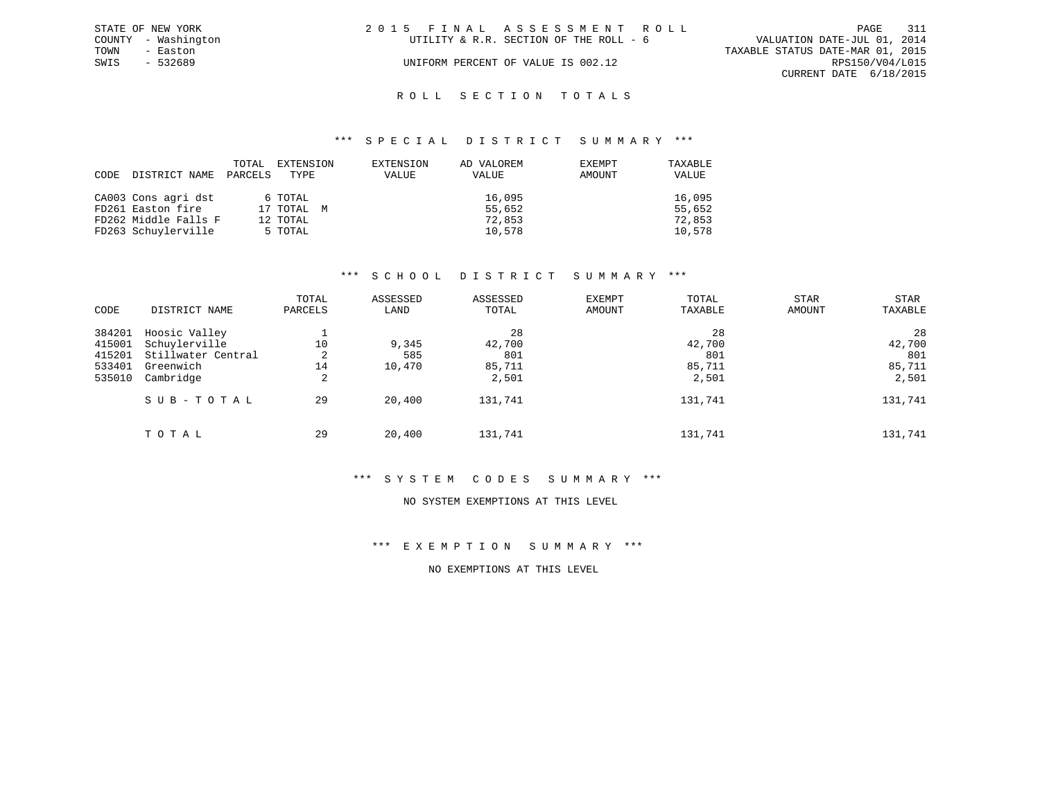STATE OF NEW YORK
COUNTY - Washington
TOWN - Easton
SWIS - 532689

2 0 1 5 F I N A L A S S E S S M E N T R O L L
UTILITY & R.R. SECTION OF THE ROLL - 6
UNIFORM PERCENT OF VALUE IS 002.12

VALUATION DATE-JUL 01, 2014
TAXABLE STATUS DATE-MAR 01, 2015
RPS150/V04/L015
CURRENT DATE 6/18/2015

## R O L L S E C T I O N T O T A L S

### *** S P E C I A L D I S T R I C T S U M M A R Y ***

| CODE | DISTRICT NAME | TOTAL PARCELS | EXTENSION TYPE | EXTENSION VALUE | AD VALOREM VALUE | EXEMPT AMOUNT | TAXABLE VALUE |
|---|---|---|---|---|---|---|---|
| CA003 | Cons agri dst | 6 | TOTAL | | 16,095 | | 16,095 |
| FD261 | Easton fire | 17 | TOTAL M | | 55,652 | | 55,652 |
| FD262 | Middle Falls F | 12 | TOTAL | | 72,853 | | 72,853 |
| FD263 | Schuylerville | 5 | TOTAL | | 10,578 | | 10,578 |

### *** S C H O O L D I S T R I C T S U M M A R Y ***

| CODE | DISTRICT NAME | TOTAL PARCELS | ASSESSED LAND | ASSESSED TOTAL | EXEMPT AMOUNT | TOTAL TAXABLE | STAR AMOUNT | STAR TAXABLE |
|---|---|---|---|---|---|---|---|---|
| 384201 | Hoosic Valley | 1 | | 28 | | 28 | | 28 |
| 415001 | Schuylerville | 10 | 9,345 | 42,700 | | 42,700 | | 42,700 |
| 415201 | Stillwater Central | 2 | 585 | 801 | | 801 | | 801 |
| 533401 | Greenwich | 14 | 10,470 | 85,711 | | 85,711 | | 85,711 |
| 535010 | Cambridge | 2 | | 2,501 | | 2,501 | | 2,501 |
| | S U B - T O T A L | 29 | 20,400 | 131,741 | | 131,741 | | 131,741 |
| | T O T A L | 29 | 20,400 | 131,741 | | 131,741 | | 131,741 |

### *** S Y S T E M C O D E S S U M M A R Y ***

NO SYSTEM EXEMPTIONS AT THIS LEVEL

### *** E X E M P T I O N S U M M A R Y ***

NO EXEMPTIONS AT THIS LEVEL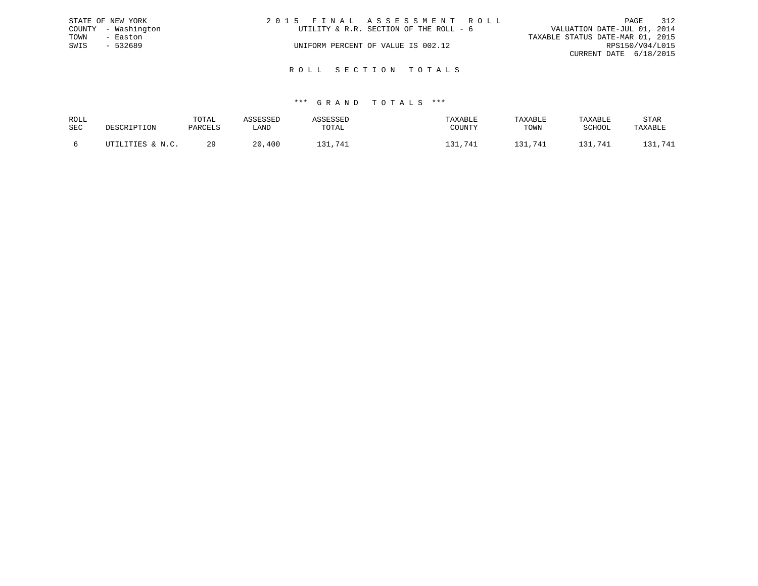STATE OF NEW YORK
COUNTY - Washington
TOWN - Easton
SWIS - 532689

# 2015 FINAL ASSESSMENT ROLL

UTILITY & R.R. SECTION OF THE ROLL - 6

UNIFORM PERCENT OF VALUE IS 002.12

VALUATION DATE-JUL 01, 2014
TAXABLE STATUS DATE-MAR 01, 2015
RPS150/V04/L015
CURRENT DATE 6/18/2015

## ROLL SECTION TOTALS

### *** GRAND TOTALS ***

| ROLL SEC | DESCRIPTION | TOTAL PARCELS | ASSESSED LAND | ASSESSED TOTAL | TAXABLE COUNTY | TAXABLE TOWN | TAXABLE SCHOOL | STAR TAXABLE |
|---|---|---|---|---|---|---|---|---|
| 6 | UTILITIES & N.C. | 29 | 20,400 | 131,741 | 131,741 | 131,741 | 131,741 | 131,741 |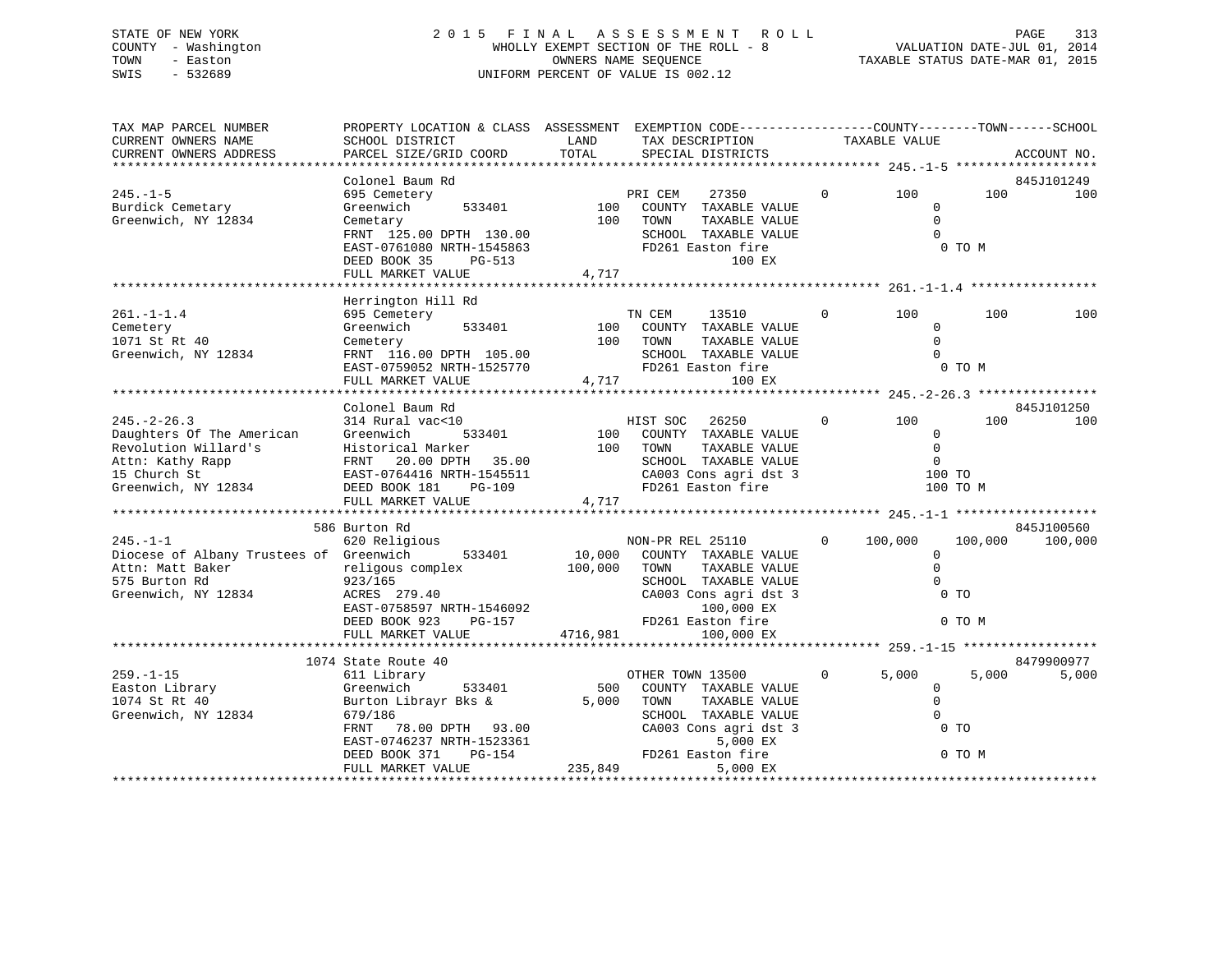STATE OF NEW YORK
COUNTY - Washington
TOWN - Easton
SWIS - 532689

2015 FINAL ASSESSMENT ROLL
WHOLLY EXEMPT SECTION OF THE ROLL - 8
OWNERS NAME SEQUENCE
UNIFORM PERCENT OF VALUE IS 002.12

VALUATION DATE-JUL 01, 2014
TAXABLE STATUS DATE-MAR 01, 2015

```
TAX MAP PARCEL NUMBER          PROPERTY LOCATION & CLASS  ASSESSMENT  EXEMPTION CODE-----------------COUNTY--------TOWN------SCHOOL
CURRENT OWNERS NAME            SCHOOL DISTRICT              LAND        TAX DESCRIPTION           TAXABLE VALUE
CURRENT OWNERS ADDRESS         PARCEL SIZE/GRID COORD       TOTAL       SPECIAL DISTRICTS                                  ACCOUNT NO.
*********************************************************************************************** 245.-1-5 *******************
                               Colonel Baum Rd                                                                          845J101249
245.-1-5                       695 Cemetery                             PRI CEM     27350      0        100         100        100
Burdick Cemetary               Greenwich       533401           100     COUNTY  TAXABLE VALUE             0
Greenwich, NY 12834            Cemetary                         100     TOWN    TAXABLE VALUE             0
                               FRNT 125.00 DPTH 130.00                  SCHOOL  TAXABLE VALUE             0
                               EAST-0761080 NRTH-1545863                FD261 Easton fire                  0 TO M
                               DEED BOOK 35     PG-513                             100 EX
                               FULL MARKET VALUE              4,717
*********************************************************************************************** 261.-1-1.4 *****************
                               Herrington Hill Rd
261.-1-1.4                     695 Cemetery                             TN CEM      13510      0        100         100        100
Cemetery                       Greenwich       533401           100     COUNTY  TAXABLE VALUE             0
1071 St Rt 40                  Cemetery                         100     TOWN    TAXABLE VALUE             0
Greenwich, NY 12834            FRNT 116.00 DPTH 105.00                  SCHOOL  TAXABLE VALUE             0
                               EAST-0759052 NRTH-1525770                FD261 Easton fire                  0 TO M
                               FULL MARKET VALUE              4,717                100 EX
*********************************************************************************************** 245.-2-26.3 ****************
                               Colonel Baum Rd                                                                          845J101250
245.-2-26.3                    314 Rural vac<10                         HIST SOC    26250      0        100         100        100
Daughters Of The American      Greenwich       533401           100     COUNTY  TAXABLE VALUE             0
Revolution Willard's           Historical Marker                100     TOWN    TAXABLE VALUE             0
Attn: Kathy Rapp               FRNT  20.00 DPTH  35.00                  SCHOOL  TAXABLE VALUE             0
15 Church St                   EAST-0764416 NRTH-1545511                CA003 Cons agri dst 3            100 TO
Greenwich, NY 12834            DEED BOOK 181    PG-109                  FD261 Easton fire                100 TO M
                               FULL MARKET VALUE              4,717
*********************************************************************************************** 245.-1-1 *******************
                           586 Burton Rd                                                                                845J100560
245.-1-1                       620 Religious                            NON-PR REL 25110       0    100,000     100,000    100,000
Diocese of Albany Trustees of  Greenwich       533401        10,000     COUNTY  TAXABLE VALUE             0
Attn: Matt Baker               religous complex             100,000     TOWN    TAXABLE VALUE             0
575 Burton Rd                  923/165                                  SCHOOL  TAXABLE VALUE             0
Greenwich, NY 12834            ACRES 279.40                             CA003 Cons agri dst 3              0 TO
                               EAST-0758597 NRTH-1546092                      100,000 EX
                               DEED BOOK 923    PG-157                  FD261 Easton fire                  0 TO M
                               FULL MARKET VALUE           4716,981           100,000 EX
*********************************************************************************************** 259.-1-15 ******************
                          1074 State Route 40                                                                           8479900977
259.-1-15                      611 Library                              OTHER TOWN 13500       0      5,000       5,000      5,000
Easton Library                 Greenwich       533401           500     COUNTY  TAXABLE VALUE             0
1074 St Rt 40                  Burton Librayr Bks &           5,000     TOWN    TAXABLE VALUE             0
Greenwich, NY 12834            679/186                                  SCHOOL  TAXABLE VALUE             0
                               FRNT  78.00 DPTH  93.00                  CA003 Cons agri dst 3              0 TO
                               EAST-0746237 NRTH-1523361                        5,000 EX
                               DEED BOOK 371    PG-154                  FD261 Easton fire                  0 TO M
                               FULL MARKET VALUE            235,849             5,000 EX
************************************************************************************************************************************
```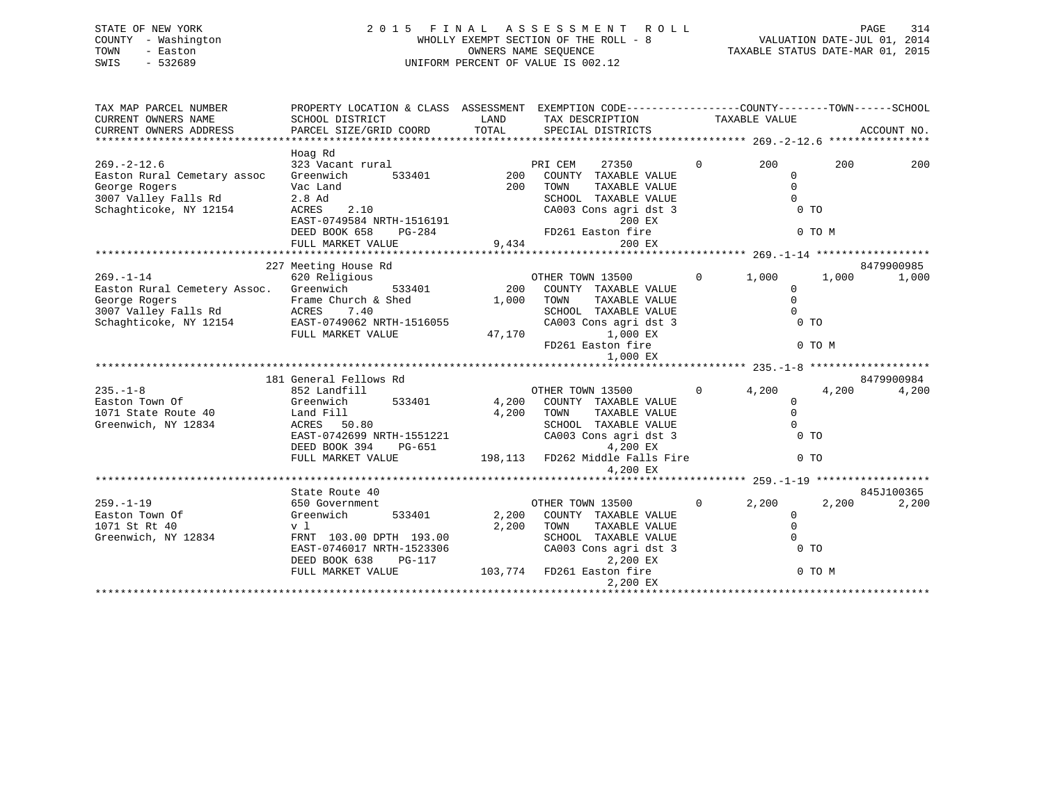STATE OF NEW YORK
COUNTY - Washington
TOWN - Easton
SWIS - 532689

2 0 1 5 F I N A L A S S E S S M E N T R O L L
WHOLLY EXEMPT SECTION OF THE ROLL - 8
OWNERS NAME SEQUENCE
UNIFORM PERCENT OF VALUE IS 002.12

VALUATION DATE-JUL 01, 2014
TAXABLE STATUS DATE-MAR 01, 2015

```
TAX MAP PARCEL NUMBER          PROPERTY LOCATION & CLASS  ASSESSMENT  EXEMPTION CODE-----------------COUNTY--------TOWN------SCHOOL
CURRENT OWNERS NAME            SCHOOL DISTRICT             LAND       TAX DESCRIPTION           TAXABLE VALUE
CURRENT OWNERS ADDRESS         PARCEL SIZE/GRID COORD      TOTAL      SPECIAL DISTRICTS                                      ACCOUNT NO.
******************************************************************************************************* 269.-2-12.6 ****************
                               Hoag Rd
269.-2-12.6                    323 Vacant rural                      PRI CEM     27350        0        200        200        200
Easton Rural Cemetary assoc    Greenwich       533401          200    COUNTY  TAXABLE VALUE                  0
George Rogers                  Vac Land                        200    TOWN    TAXABLE VALUE                  0
3007 Valley Falls Rd           2.8 Ad                                 SCHOOL  TAXABLE VALUE                  0
Schaghticoke, NY 12154         ACRES    2.10                          CA003 Cons agri dst 3                   0 TO
                               EAST-0749584 NRTH-1516191                          200 EX
                               DEED BOOK 658    PG-284                FD261 Easton fire                       0 TO M
                               FULL MARKET VALUE              9,434               200 EX
******************************************************************************************************* 269.-1-14 ******************
                               227 Meeting House Rd                                                                   8479900985
269.-1-14                      620 Religious                         OTHER TOWN 13500         0      1,000      1,000      1,000
Easton Rural Cemetery Assoc.   Greenwich       533401          200    COUNTY  TAXABLE VALUE                  0
George Rogers                  Frame Church & Shed           1,000    TOWN    TAXABLE VALUE                  0
3007 Valley Falls Rd           ACRES    7.40                          SCHOOL  TAXABLE VALUE                  0
Schaghticoke, NY 12154         EAST-0749062 NRTH-1516055              CA003 Cons agri dst 3                   0 TO
                               FULL MARKET VALUE             47,170             1,000 EX
                                                                      FD261 Easton fire                       0 TO M
                                                                                1,000 EX
******************************************************************************************************* 235.-1-8 *******************
                               181 General Fellows Rd                                                                 8479900984
235.-1-8                       852 Landfill                          OTHER TOWN 13500         0      4,200      4,200      4,200
Easton Town Of                 Greenwich       533401        4,200    COUNTY  TAXABLE VALUE                  0
1071 State Route 40            Land Fill                     4,200    TOWN    TAXABLE VALUE                  0
Greenwich, NY 12834            ACRES   50.80                          SCHOOL  TAXABLE VALUE                  0
                               EAST-0742699 NRTH-1551221              CA003 Cons agri dst 3                   0 TO
                               DEED BOOK 394    PG-651                          4,200 EX
                               FULL MARKET VALUE            198,113   FD262 Middle Falls Fire                 0 TO
                                                                                4,200 EX
******************************************************************************************************* 259.-1-19 ******************
                               State Route 40                                                                         845J100365
259.-1-19                      650 Government                        OTHER TOWN 13500         0      2,200      2,200      2,200
Easton Town Of                 Greenwich       533401        2,200    COUNTY  TAXABLE VALUE                  0
1071 St Rt 40                  v l                           2,200    TOWN    TAXABLE VALUE                  0
Greenwich, NY 12834            FRNT 103.00 DPTH 193.00                SCHOOL  TAXABLE VALUE                  0
                               EAST-0746017 NRTH-1523306              CA003 Cons agri dst 3                   0 TO
                               DEED BOOK 638    PG-117                          2,200 EX
                               FULL MARKET VALUE            103,774   FD261 Easton fire                       0 TO M
                                                                                2,200 EX
************************************************************************************************************************************
```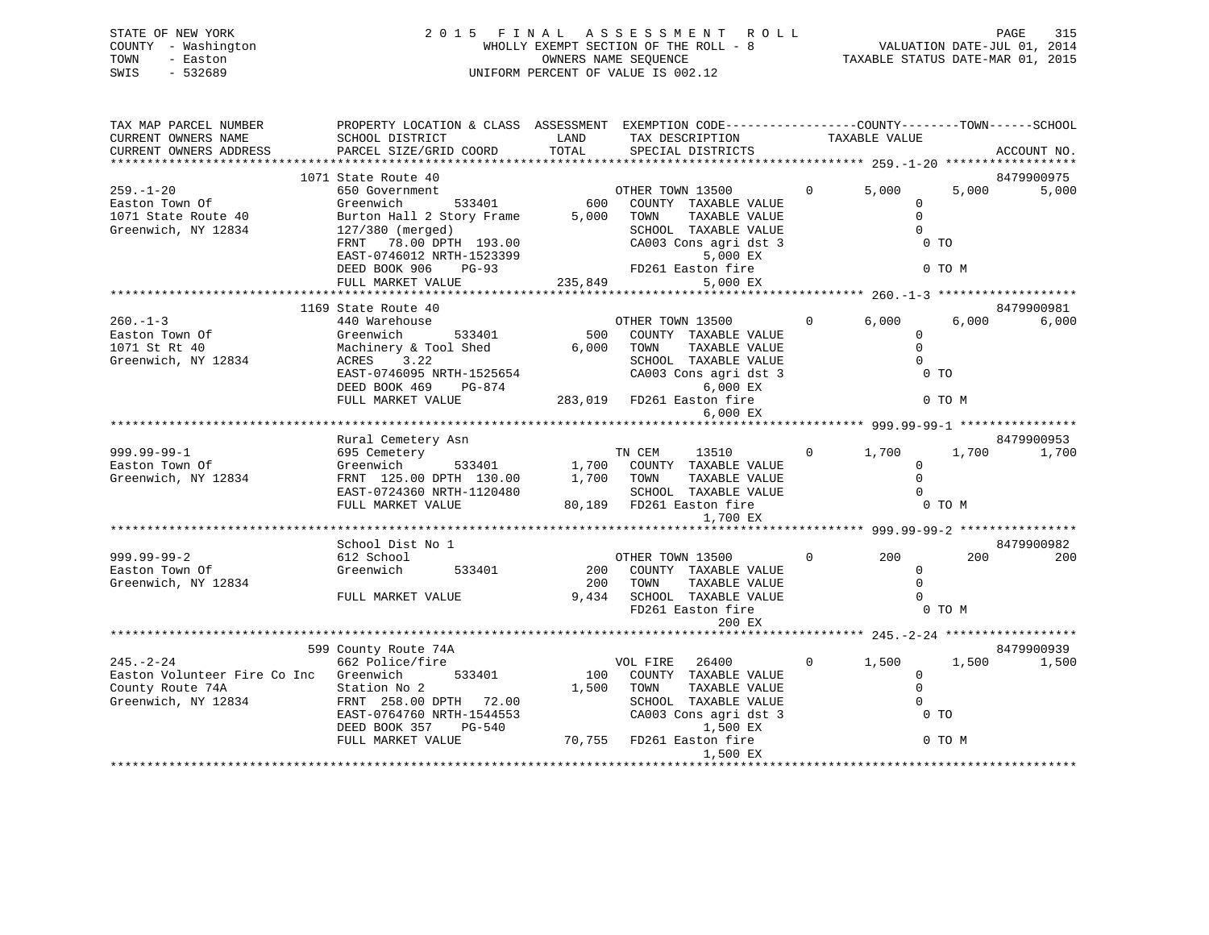STATE OF NEW YORK
COUNTY - Washington
TOWN - Easton
SWIS - 532689

2 0 1 5 F I N A L A S S E S S M E N T R O L L
WHOLLY EXEMPT SECTION OF THE ROLL - 8
OWNERS NAME SEQUENCE
UNIFORM PERCENT OF VALUE IS 002.12

VALUATION DATE-JUL 01, 2014
TAXABLE STATUS DATE-MAR 01, 2015

```
TAX MAP PARCEL NUMBER          PROPERTY LOCATION & CLASS  ASSESSMENT  EXEMPTION CODE------------------COUNTY--------TOWN------SCHOOL
CURRENT OWNERS NAME            SCHOOL DISTRICT              LAND      TAX DESCRIPTION              TAXABLE VALUE
CURRENT OWNERS ADDRESS         PARCEL SIZE/GRID COORD       TOTAL     SPECIAL DISTRICTS                                        ACCOUNT NO.
************************************************************************************************ 259.-1-20 ******************
                           1071 State Route 40                                                                          8479900975
259.-1-20                      650 Government                         OTHER TOWN 13500         0       5,000        5,000        5,000
Easton Town Of                 Greenwich        533401         600    COUNTY  TAXABLE VALUE                 0
1071 State Route 40            Burton Hall 2 Story Frame     5,000    TOWN    TAXABLE VALUE                 0
Greenwich, NY 12834            127/380 (merged)                       SCHOOL  TAXABLE VALUE                 0
                               FRNT   78.00 DPTH  193.00              CA003 Cons agri dst 3                  0 TO
                               EAST-0746012 NRTH-1523399                     5,000 EX
                               DEED BOOK 906    PG-93                 FD261 Easton fire                      0 TO M
                               FULL MARKET VALUE            235,849           5,000 EX
************************************************************************************************ 260.-1-3 *******************
                           1169 State Route 40                                                                          8479900981
260.-1-3                       440 Warehouse                          OTHER TOWN 13500         0       6,000        6,000        6,000
Easton Town Of                 Greenwich        533401         500    COUNTY  TAXABLE VALUE                 0
1071 St Rt 40                  Machinery & Tool Shed         6,000    TOWN    TAXABLE VALUE                 0
Greenwich, NY 12834            ACRES    3.22                          SCHOOL  TAXABLE VALUE                 0
                               EAST-0746095 NRTH-1525654              CA003 Cons agri dst 3                  0 TO
                               DEED BOOK 469    PG-874                       6,000 EX
                               FULL MARKET VALUE            283,019   FD261 Easton fire                      0 TO M
                                                                             6,000 EX
************************************************************************************************ 999.99-99-1 ****************
                               Rural Cemetery Asn                                                                       8479900953
999.99-99-1                    695 Cemetery                           TN CEM     13510         0       1,700        1,700        1,700
Easton Town Of                 Greenwich        533401       1,700    COUNTY  TAXABLE VALUE                 0
Greenwich, NY 12834            FRNT  125.00 DPTH  130.00     1,700    TOWN    TAXABLE VALUE                 0
                               EAST-0724360 NRTH-1120480              SCHOOL  TAXABLE VALUE                 0
                               FULL MARKET VALUE             80,189   FD261 Easton fire                      0 TO M
                                                                             1,700 EX
************************************************************************************************ 999.99-99-2 ****************
                               School Dist No 1                                                                         8479900982
999.99-99-2                    612 School                             OTHER TOWN 13500         0         200          200          200
Easton Town Of                 Greenwich        533401         200    COUNTY  TAXABLE VALUE                 0
Greenwich, NY 12834                                            200    TOWN    TAXABLE VALUE                 0
                               FULL MARKET VALUE              9,434   SCHOOL  TAXABLE VALUE                 0
                                                                      FD261 Easton fire                      0 TO M
                                                                               200 EX
************************************************************************************************ 245.-2-24 ******************
                            599 County Route 74A                                                                        8479900939
245.-2-24                      662 Police/fire                        VOL FIRE   26400         0       1,500        1,500        1,500
Easton Volunteer Fire Co Inc   Greenwich        533401         100    COUNTY  TAXABLE VALUE                 0
County Route 74A               Station No 2                  1,500    TOWN    TAXABLE VALUE                 0
Greenwich, NY 12834            FRNT  258.00 DPTH   72.00              SCHOOL  TAXABLE VALUE                 0
                               EAST-0764760 NRTH-1544553              CA003 Cons agri dst 3                  0 TO
                               DEED BOOK 357    PG-540                       1,500 EX
                               FULL MARKET VALUE             70,755   FD261 Easton fire                      0 TO M
                                                                             1,500 EX
******************************************************************************************************************************
```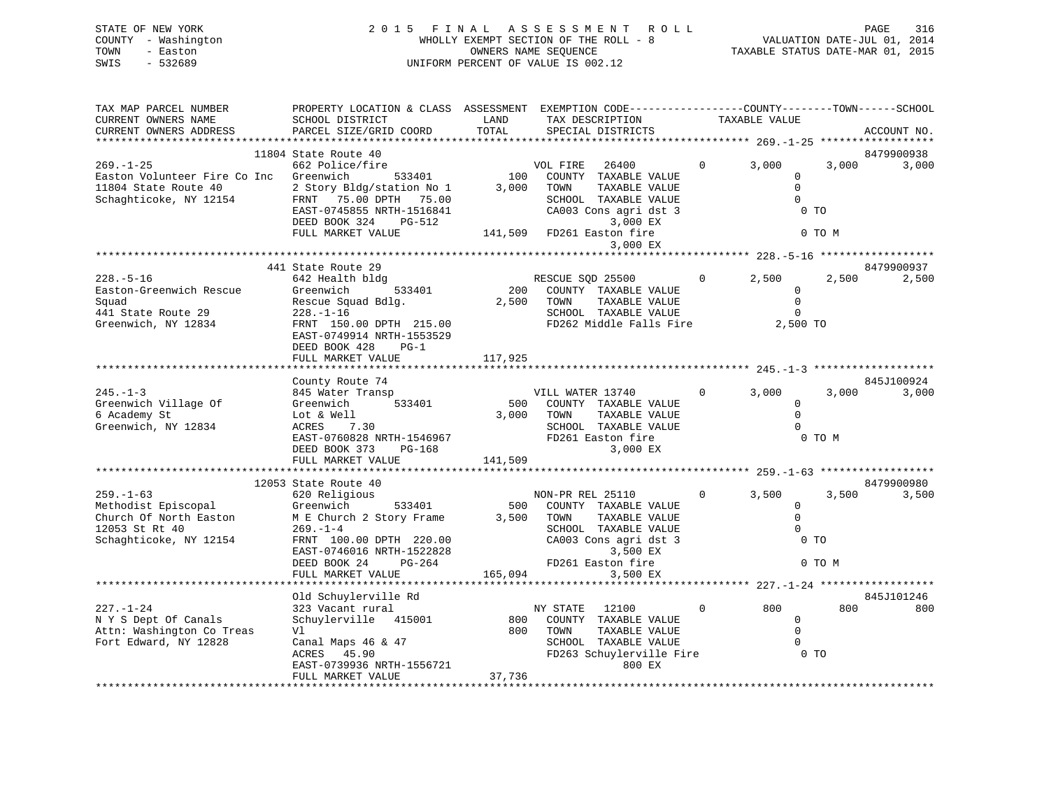STATE OF NEW YORK  
COUNTY - Washington  
TOWN - Easton  
SWIS - 532689

2 0 1 5 F I N A L A S S E S S M E N T R O L L  
WHOLLY EXEMPT SECTION OF THE ROLL - 8  
OWNERS NAME SEQUENCE  
UNIFORM PERCENT OF VALUE IS 002.12

VALUATION DATE-JUL 01, 2014  
TAXABLE STATUS DATE-MAR 01, 2015

```
TAX MAP PARCEL NUMBER          PROPERTY LOCATION & CLASS  ASSESSMENT  EXEMPTION CODE------------------COUNTY--------TOWN------SCHOOL
CURRENT OWNERS NAME            SCHOOL DISTRICT               LAND      TAX DESCRIPTION            TAXABLE VALUE
CURRENT OWNERS ADDRESS         PARCEL SIZE/GRID COORD        TOTAL     SPECIAL DISTRICTS                                       ACCOUNT NO.
******************************************************************************************************* 269.-1-25 ******************
                       11804 State Route 40                                                                               8479900938
269.-1-25                      662 Police/fire                    VOL FIRE   26400          0      3,000      3,000        3,000
Easton Volunteer Fire Co Inc   Greenwich        533401        100   COUNTY  TAXABLE VALUE              0
11804 State Route 40           2 Story Bldg/station No 1    3,000   TOWN    TAXABLE VALUE              0
Schaghticoke, NY 12154         FRNT   75.00 DPTH   75.00            SCHOOL  TAXABLE VALUE              0
                               EAST-0745855 NRTH-1516841            CA003 Cons agri dst 3                0 TO
                               DEED BOOK 324    PG-512                        3,000 EX
                               FULL MARKET VALUE            141,509  FD261 Easton fire                    0 TO M
                                                                              3,000 EX
******************************************************************************************************* 228.-5-16 ******************
                       441 State Route 29                                                                                 8479900937
228.-5-16                      642 Health bldg                    RESCUE SQD 25500          0      2,500      2,500        2,500
Easton-Greenwich Rescue        Greenwich        533401        200   COUNTY  TAXABLE VALUE              0
Squad                          Rescue Squad Bdlg.           2,500   TOWN    TAXABLE VALUE              0
441 State Route 29             228.-1-16                            SCHOOL  TAXABLE VALUE              0
Greenwich, NY 12834            FRNT  150.00 DPTH  215.00            FD262 Middle Falls Fire          2,500 TO
                               EAST-0749914 NRTH-1553529
                               DEED BOOK 428    PG-1
                               FULL MARKET VALUE            117,925
******************************************************************************************************* 245.-1-3 *******************
                               County Route 74                                                                            845J100924
245.-1-3                       845 Water Transp                   VILL WATER 13740          0      3,000      3,000        3,000
Greenwich Village Of           Greenwich        533401        500   COUNTY  TAXABLE VALUE              0
6 Academy St                   Lot & Well                   3,000   TOWN    TAXABLE VALUE              0
Greenwich, NY 12834            ACRES    7.30                        SCHOOL  TAXABLE VALUE              0
                               EAST-0760828 NRTH-1546967            FD261 Easton fire                    0 TO M
                               DEED BOOK 373    PG-168                        3,000 EX
                               FULL MARKET VALUE            141,509
******************************************************************************************************* 259.-1-63 ******************
                       12053 State Route 40                                                                               8479900980
259.-1-63                      620 Religious                      NON-PR REL 25110          0      3,500      3,500        3,500
Methodist Episcopal            Greenwich        533401        500   COUNTY  TAXABLE VALUE              0
Church Of North Easton         M E Church 2 Story Frame     3,500   TOWN    TAXABLE VALUE              0
12053 St Rt 40                 269.-1-4                             SCHOOL  TAXABLE VALUE              0
Schaghticoke, NY 12154         FRNT  100.00 DPTH  220.00            CA003 Cons agri dst 3                0 TO
                               EAST-0746016 NRTH-1522828                      3,500 EX
                               DEED BOOK 24     PG-264              FD261 Easton fire                    0 TO M
                               FULL MARKET VALUE            165,094           3,500 EX
******************************************************************************************************* 227.-1-24 ******************
                               Old Schuylerville Rd                                                                       845J101246
227.-1-24                      323 Vacant rural                   NY STATE   12100          0        800        800          800
N Y S Dept Of Canals           Schuylerville   415001         800   COUNTY  TAXABLE VALUE              0
Attn: Washington Co Treas      Vl                             800   TOWN    TAXABLE VALUE              0
Fort Edward, NY 12828          Canal Maps 46 & 47                   SCHOOL  TAXABLE VALUE              0
                               ACRES   45.90                        FD263 Schuylerville Fire             0 TO
                               EAST-0739936 NRTH-1556721                        800 EX
                               FULL MARKET VALUE             37,736
************************************************************************************************************************************
```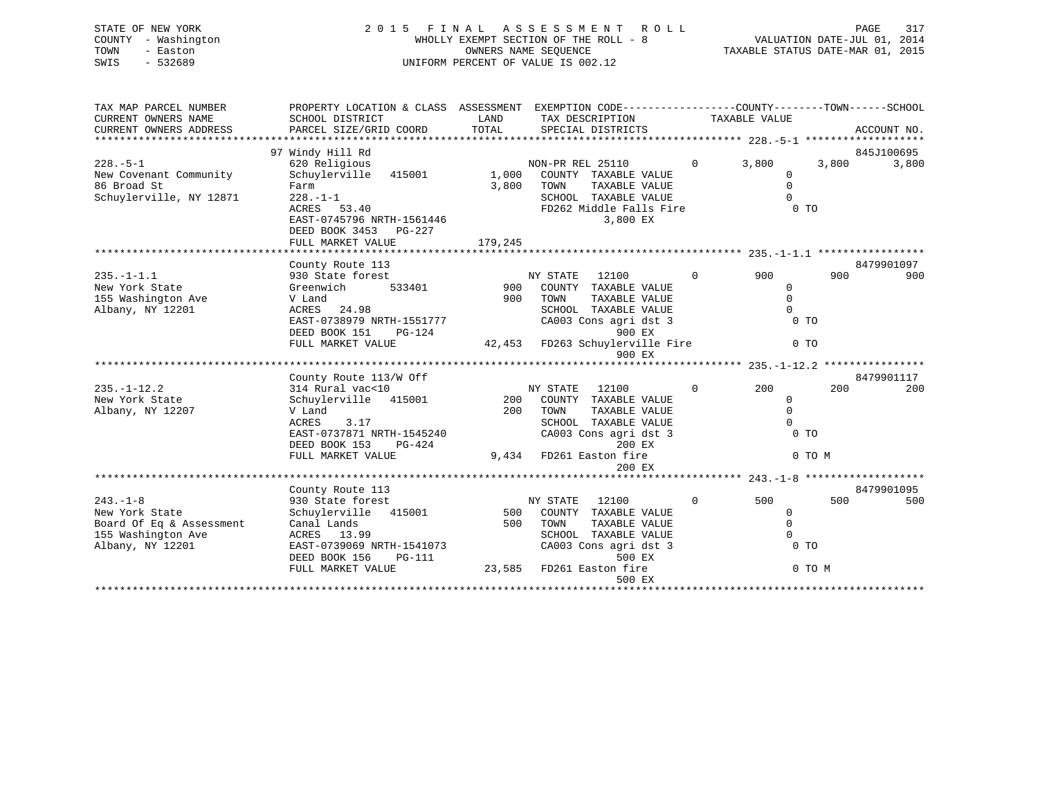STATE OF NEW YORK
COUNTY - Washington
TOWN - Easton
SWIS - 532689

2 0 1 5 F I N A L A S S E S S M E N T R O L L
WHOLLY EXEMPT SECTION OF THE ROLL - 8
OWNERS NAME SEQUENCE
UNIFORM PERCENT OF VALUE IS 002.12

VALUATION DATE-JUL 01, 2014
TAXABLE STATUS DATE-MAR 01, 2015

```
TAX MAP PARCEL NUMBER          PROPERTY LOCATION & CLASS  ASSESSMENT  EXEMPTION CODE------------------COUNTY--------TOWN------SCHOOL
CURRENT OWNERS NAME            SCHOOL DISTRICT              LAND      TAX DESCRIPTION              TAXABLE VALUE
CURRENT OWNERS ADDRESS         PARCEL SIZE/GRID COORD       TOTAL     SPECIAL DISTRICTS                                      ACCOUNT NO.
*********************************************************************************************************** 228.-5-1 *******************
                               97 Windy Hill Rd                                                                            845J100695
228.-5-1                       620 Religious                          NON-PR REL 25110           0     3,800      3,800      3,800
New Covenant Community         Schuylerville   415001       1,000     COUNTY  TAXABLE VALUE                0
86 Broad St                    Farm                         3,800     TOWN    TAXABLE VALUE                0
Schuylerville, NY 12871        228.-1-1                               SCHOOL  TAXABLE VALUE                0
                               ACRES  53.40                           FD262 Middle Falls Fire                  0 TO
                               EAST-0745796 NRTH-1561446                    3,800 EX
                               DEED BOOK 3453   PG-227
                               FULL MARKET VALUE          179,245
*********************************************************************************************************** 235.-1-1.1 *****************
                               County Route 113                                                                            8479901097
235.-1-1.1                     930 State forest                       NY STATE   12100           0       900        900        900
New York State                 Greenwich       533401         900     COUNTY  TAXABLE VALUE                0
155 Washington Ave             V Land                         900     TOWN    TAXABLE VALUE                0
Albany, NY 12201               ACRES  24.98                           SCHOOL  TAXABLE VALUE                0
                               EAST-0738979 NRTH-1551777              CA003 Cons agri dst 3                    0 TO
                               DEED BOOK 151    PG-124                        900 EX
                               FULL MARKET VALUE           42,453     FD263 Schuylerville Fire                 0 TO
                                                                              900 EX
*********************************************************************************************************** 235.-1-12.2 ****************
                               County Route 113/W Off                                                                      8479901117
235.-1-12.2                    314 Rural vac<10                       NY STATE   12100           0       200        200        200
New York State                 Schuylerville   415001         200     COUNTY  TAXABLE VALUE                0
Albany, NY 12207               V Land                         200     TOWN    TAXABLE VALUE                0
                               ACRES   3.17                           SCHOOL  TAXABLE VALUE                0
                               EAST-0737871 NRTH-1545240              CA003 Cons agri dst 3                    0 TO
                               DEED BOOK 153    PG-424                        200 EX
                               FULL MARKET VALUE            9,434     FD261 Easton fire                        0 TO M
                                                                              200 EX
*********************************************************************************************************** 243.-1-8 *******************
                               County Route 113                                                                            8479901095
243.-1-8                       930 State forest                       NY STATE   12100           0       500        500        500
New York State                 Schuylerville   415001         500     COUNTY  TAXABLE VALUE                0
Board Of Eq & Assessment       Canal Lands                    500     TOWN    TAXABLE VALUE                0
155 Washington Ave             ACRES  13.99                           SCHOOL  TAXABLE VALUE                0
Albany, NY 12201               EAST-0739069 NRTH-1541073              CA003 Cons agri dst 3                    0 TO
                               DEED BOOK 156    PG-111                        500 EX
                               FULL MARKET VALUE           23,585     FD261 Easton fire                        0 TO M
                                                                              500 EX
************************************************************************************************************************************
```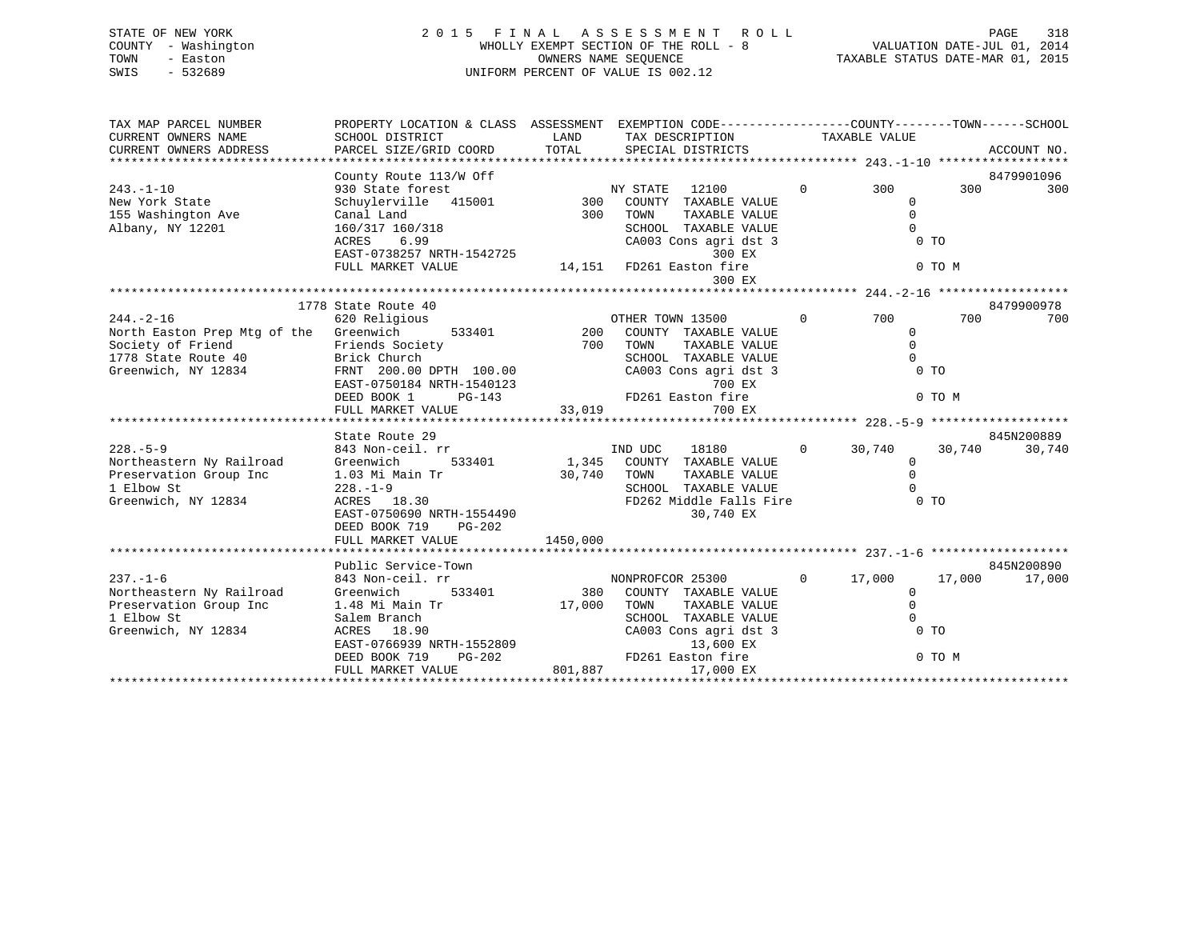STATE OF NEW YORK
COUNTY - Washington
TOWN - Easton
SWIS - 532689

2 0 1 5 F I N A L A S S E S S M E N T R O L L
WHOLLY EXEMPT SECTION OF THE ROLL - 8
OWNERS NAME SEQUENCE
UNIFORM PERCENT OF VALUE IS 002.12

VALUATION DATE-JUL 01, 2014
TAXABLE STATUS DATE-MAR 01, 2015

```
TAX MAP PARCEL NUMBER          PROPERTY LOCATION & CLASS  ASSESSMENT  EXEMPTION CODE------------------COUNTY--------TOWN------SCHOOL
CURRENT OWNERS NAME            SCHOOL DISTRICT              LAND      TAX DESCRIPTION            TAXABLE VALUE
CURRENT OWNERS ADDRESS         PARCEL SIZE/GRID COORD       TOTAL     SPECIAL DISTRICTS                                      ACCOUNT NO.
******************************************************************************************************* 243.-1-10 ******************
                               County Route 113/W Off                                                                    8479901096
243.-1-10                      930 State forest                      NY STATE    12100        0         300          300         300
New York State                 Schuylerville   415001          300   COUNTY  TAXABLE VALUE                  0
155 Washington Ave             Canal Land                      300   TOWN    TAXABLE VALUE                  0
Albany, NY 12201               160/317 160/318                       SCHOOL  TAXABLE VALUE                  0
                               ACRES    6.99                         CA003 Cons agri dst 3                    0 TO
                               EAST-0738257 NRTH-1542725                        300 EX
                               FULL MARKET VALUE              14,151  FD261 Easton fire                        0 TO M
                                                                                300 EX
******************************************************************************************************* 244.-2-16 ******************
                          1778 State Route 40                                                                            8479900978
244.-2-16                      620 Religious                         OTHER TOWN 13500         0         700          700         700
North Easton Prep Mtg of the   Greenwich       533401          200   COUNTY  TAXABLE VALUE                  0
Society of Friend              Friends Society                 700   TOWN    TAXABLE VALUE                  0
1778 State Route 40            Brick Church                          SCHOOL  TAXABLE VALUE                  0
Greenwich, NY 12834            FRNT  200.00 DPTH 100.00              CA003 Cons agri dst 3                    0 TO
                               EAST-0750184 NRTH-1540123                        700 EX
                               DEED BOOK 1       PG-143              FD261 Easton fire                        0 TO M
                               FULL MARKET VALUE              33,019            700 EX
******************************************************************************************************* 228.-5-9 *******************
                               State Route 29                                                                            845N200889
228.-5-9                       843 Non-ceil. rr                      IND UDC     18180        0      30,740       30,740      30,740
Northeastern Ny Railroad       Greenwich       533401        1,345   COUNTY  TAXABLE VALUE                  0
Preservation Group Inc         1.03 Mi Main Tr              30,740   TOWN    TAXABLE VALUE                  0
1 Elbow St                     228.-1-9                              SCHOOL  TAXABLE VALUE                  0
Greenwich, NY 12834            ACRES   18.30                         FD262 Middle Falls Fire                  0 TO
                               EAST-0750690 NRTH-1554490                     30,740 EX
                               DEED BOOK 719    PG-202
                               FULL MARKET VALUE            1450,000
******************************************************************************************************* 237.-1-6 *******************
                               Public Service-Town                                                                       845N200890
237.-1-6                       843 Non-ceil. rr                      NONPROFCOR 25300         0      17,000       17,000      17,000
Northeastern Ny Railroad       Greenwich       533401          380   COUNTY  TAXABLE VALUE                  0
Preservation Group Inc         1.48 Mi Main Tr              17,000   TOWN    TAXABLE VALUE                  0
1 Elbow St                     Salem Branch                          SCHOOL  TAXABLE VALUE                  0
Greenwich, NY 12834            ACRES   18.90                         CA003 Cons agri dst 3                    0 TO
                               EAST-0766939 NRTH-1552809                     13,600 EX
                               DEED BOOK 719    PG-202               FD261 Easton fire                        0 TO M
                               FULL MARKET VALUE             801,887         17,000 EX
************************************************************************************************************************************
```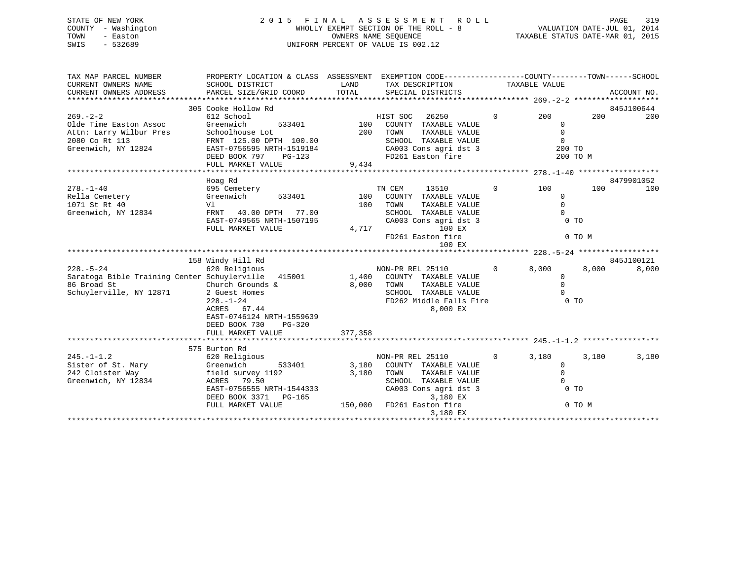STATE OF NEW YORK
COUNTY - Washington
TOWN - Easton
SWIS - 532689

2 0 1 5 F I N A L A S S E S S M E N T R O L L
WHOLLY EXEMPT SECTION OF THE ROLL - 8
OWNERS NAME SEQUENCE
UNIFORM PERCENT OF VALUE IS 002.12

VALUATION DATE-JUL 01, 2014
TAXABLE STATUS DATE-MAR 01, 2015

```
TAX MAP PARCEL NUMBER          PROPERTY LOCATION & CLASS  ASSESSMENT  EXEMPTION CODE------------------COUNTY--------TOWN------SCHOOL
CURRENT OWNERS NAME            SCHOOL DISTRICT               LAND      TAX DESCRIPTION             TAXABLE VALUE
CURRENT OWNERS ADDRESS         PARCEL SIZE/GRID COORD       TOTAL      SPECIAL DISTRICTS                                        ACCOUNT NO.
******************************************************************************************************* 269.-2-2 *******************
                               305 Cooke Hollow Rd                                                                          845J100644
269.-2-2                       612 School                            HIST SOC   26250         0        200         200          200
Olde Time Easton Assoc         Greenwich        533401         100   COUNTY  TAXABLE VALUE                 0
Attn: Larry Wilbur Pres        Schoolhouse Lot                 200   TOWN    TAXABLE VALUE                 0
2080 Co Rt 113                 FRNT 125.00 DPTH 100.00               SCHOOL  TAXABLE VALUE                 0
Greenwich, NY 12824            EAST-0756595 NRTH-1519184             CA003 Cons agri dst 3               200 TO
                               DEED BOOK 797    PG-123               FD261 Easton fire                   200 TO M
                               FULL MARKET VALUE             9,434
******************************************************************************************************* 278.-1-40 ******************
                               Hoag Rd                                                                                      8479901052
278.-1-40                      695 Cemetery                          TN CEM     13510         0        100         100          100
Rella Cemetery                 Greenwich        533401         100   COUNTY  TAXABLE VALUE                 0
1071 St Rt 40                  Vl                              100   TOWN    TAXABLE VALUE                 0
Greenwich, NY 12834            FRNT  40.00 DPTH  77.00               SCHOOL  TAXABLE VALUE                 0
                               EAST-0749565 NRTH-1507195             CA003 Cons agri dst 3                 0 TO
                               FULL MARKET VALUE             4,717                 100 EX
                                                                     FD261 Easton fire                     0 TO M
                                                                                   100 EX
******************************************************************************************************* 228.-5-24 ******************
                               158 Windy Hill Rd                                                                            845J100121
228.-5-24                      620 Religious                         NON-PR REL 25110         0      8,000       8,000        8,000
Saratoga Bible Training Center Schuylerville    415001       1,400   COUNTY  TAXABLE VALUE                 0
86 Broad St                    Church Grounds &              8,000   TOWN    TAXABLE VALUE                 0
Schuylerville, NY 12871        2 Guest Homes                         SCHOOL  TAXABLE VALUE                 0
                               228.-1-24                             FD262 Middle Falls Fire               0 TO
                               ACRES  67.44                                      8,000 EX
                               EAST-0746124 NRTH-1559639
                               DEED BOOK 730    PG-320
                               FULL MARKET VALUE           377,358
******************************************************************************************************* 245.-1-1.2 *****************
                               575 Burton Rd
245.-1-1.2                     620 Religious                         NON-PR REL 25110         0      3,180       3,180        3,180
Sister of St. Mary             Greenwich        533401       3,180   COUNTY  TAXABLE VALUE                 0
242 Cloister Way               field survey 1192             3,180   TOWN    TAXABLE VALUE                 0
Greenwich, NY 12834            ACRES  79.50                          SCHOOL  TAXABLE VALUE                 0
                               EAST-0756555 NRTH-1544333             CA003 Cons agri dst 3                 0 TO
                               DEED BOOK 3371   PG-165                           3,180 EX
                               FULL MARKET VALUE           150,000   FD261 Easton fire                     0 TO M
                                                                                 3,180 EX
************************************************************************************************************************************
```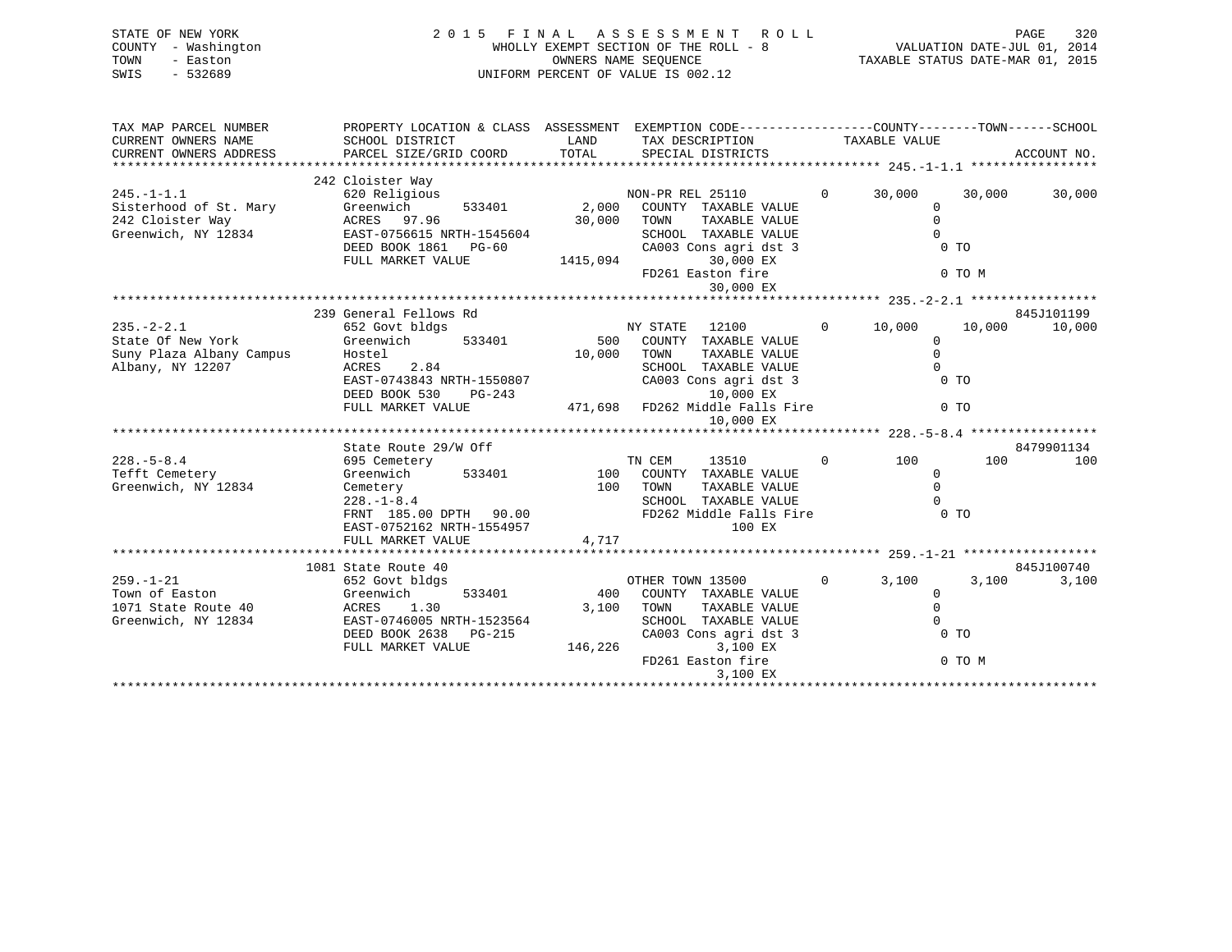STATE OF NEW YORK
COUNTY - Washington
TOWN - Easton
SWIS - 532689

2015 FINAL ASSESSMENT ROLL
WHOLLY EXEMPT SECTION OF THE ROLL - 8
OWNERS NAME SEQUENCE
UNIFORM PERCENT OF VALUE IS 002.12

VALUATION DATE-JUL 01, 2014
TAXABLE STATUS DATE-MAR 01, 2015

```
TAX MAP PARCEL NUMBER          PROPERTY LOCATION & CLASS  ASSESSMENT  EXEMPTION CODE------------------COUNTY--------TOWN------SCHOOL
CURRENT OWNERS NAME            SCHOOL DISTRICT              LAND      TAX DESCRIPTION             TAXABLE VALUE
CURRENT OWNERS ADDRESS         PARCEL SIZE/GRID COORD       TOTAL     SPECIAL DISTRICTS                                      ACCOUNT NO.
******************************************************************************************************* 245.-1-1.1 *****************
                               242 Cloister Way
245.-1-1.1                     620 Religious                         NON-PR REL 25110        0      30,000      30,000      30,000
Sisterhood of St. Mary         Greenwich       533401        2,000    COUNTY  TAXABLE VALUE                0
242 Cloister Way               ACRES   97.96                30,000    TOWN    TAXABLE VALUE                0
Greenwich, NY 12834            EAST-0756615 NRTH-1545604               SCHOOL  TAXABLE VALUE                0
                               DEED BOOK 1861   PG-60                  CA003 Cons agri dst 3                 0 TO
                               FULL MARKET VALUE          1415,094             30,000 EX
                                                                       FD261 Easton fire                     0 TO M
                                                                               30,000 EX
******************************************************************************************************* 235.-2-2.1 *****************
                               239 General Fellows Rd                                                                   845J101199
235.-2-2.1                     652 Govt bldgs                         NY STATE   12100        0      10,000      10,000      10,000
State Of New York              Greenwich       533401          500    COUNTY  TAXABLE VALUE                0
Suny Plaza Albany Campus       Hostel                       10,000    TOWN    TAXABLE VALUE                0
Albany, NY 12207               ACRES    2.84                          SCHOOL  TAXABLE VALUE                0
                               EAST-0743843 NRTH-1550807               CA003 Cons agri dst 3                 0 TO
                               DEED BOOK 530    PG-243                         10,000 EX
                               FULL MARKET VALUE           471,698    FD262 Middle Falls Fire               0 TO
                                                                               10,000 EX
******************************************************************************************************* 228.-5-8.4 *****************
                               State Route 29/W Off                                                                     8479901134
228.-5-8.4                     695 Cemetery                           TN CEM     13510        0         100         100         100
Tefft Cemetery                 Greenwich       533401          100    COUNTY  TAXABLE VALUE                0
Greenwich, NY 12834            Cemetery                        100    TOWN    TAXABLE VALUE                0
                               228.-1-8.4                             SCHOOL  TAXABLE VALUE                0
                               FRNT 185.00 DPTH  90.00                FD262 Middle Falls Fire               0 TO
                               EAST-0752162 NRTH-1554957                          100 EX
                               FULL MARKET VALUE             4,717
******************************************************************************************************* 259.-1-21 ******************
                               1081 State Route 40                                                                      845J100740
259.-1-21                      652 Govt bldgs                         OTHER TOWN 13500        0       3,100       3,100       3,100
Town of Easton                 Greenwich       533401          400    COUNTY  TAXABLE VALUE                0
1071 State Route 40            ACRES    1.30                 3,100    TOWN    TAXABLE VALUE                0
Greenwich, NY 12834            EAST-0746005 NRTH-1523564               SCHOOL  TAXABLE VALUE                0
                               DEED BOOK 2638   PG-215                 CA003 Cons agri dst 3                 0 TO
                               FULL MARKET VALUE           146,226              3,100 EX
                                                                       FD261 Easton fire                     0 TO M
                                                                                3,100 EX
************************************************************************************************************************************
```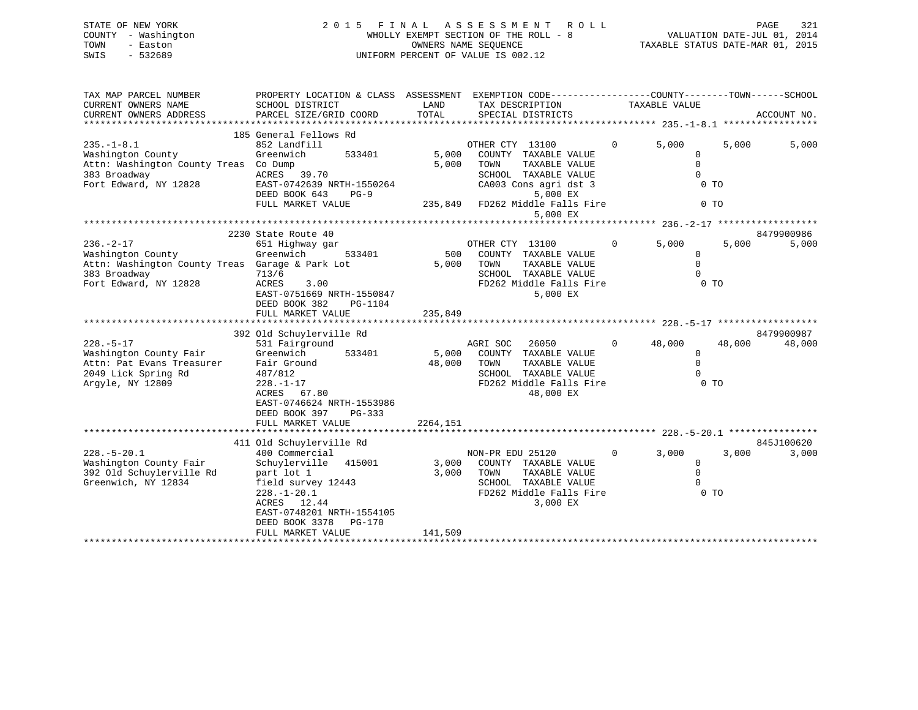STATE OF NEW YORK
COUNTY - Washington
TOWN - Easton
SWIS - 532689

2 0 1 5 F I N A L A S S E S S M E N T R O L L
WHOLLY EXEMPT SECTION OF THE ROLL - 8
OWNERS NAME SEQUENCE
UNIFORM PERCENT OF VALUE IS 002.12

VALUATION DATE-JUL 01, 2014
TAXABLE STATUS DATE-MAR 01, 2015

| TAX MAP PARCEL NUMBER / CURRENT OWNERS NAME / CURRENT OWNERS ADDRESS | PROPERTY LOCATION & CLASS / SCHOOL DISTRICT / PARCEL SIZE/GRID COORD | ASSESSMENT LAND / TOTAL | EXEMPTION CODE / TAX DESCRIPTION / SPECIAL DISTRICTS | COUNTY TAXABLE VALUE | TOWN | SCHOOL / ACCOUNT NO. |
|---|---|---|---|---|---|---|
| **235.-1-8.1** | 185 General Fellows Rd | | | | | |
| 235.-1-8.1 | 852 Landfill | | OTHER CTY 13100 0 | 5,000 | 5,000 | 5,000 |
| Washington County | Greenwich 533401 | 5,000 | COUNTY TAXABLE VALUE | 0 | | |
| Attn: Washington County Treas | Co Dump | 5,000 | TOWN TAXABLE VALUE | 0 | | |
| 383 Broadway | ACRES 39.70 | | SCHOOL TAXABLE VALUE | 0 | | |
| Fort Edward, NY 12828 | EAST-0742639 NRTH-1550264 | | CA003 Cons agri dst 3 | 0 TO | | |
| | DEED BOOK 643 PG-9 | | 5,000 EX | | | |
| | FULL MARKET VALUE | 235,849 | FD262 Middle Falls Fire | 0 TO | | |
| | | | 5,000 EX | | | |
| **236.-2-17** | 2230 State Route 40 | | | | | 8479900986 |
| 236.-2-17 | 651 Highway gar | | OTHER CTY 13100 0 | 5,000 | 5,000 | 5,000 |
| Washington County | Greenwich 533401 | 500 | COUNTY TAXABLE VALUE | 0 | | |
| Attn: Washington County Treas | Garage & Park Lot | 5,000 | TOWN TAXABLE VALUE | 0 | | |
| 383 Broadway | 713/6 | | SCHOOL TAXABLE VALUE | 0 | | |
| Fort Edward, NY 12828 | ACRES 3.00 | | FD262 Middle Falls Fire | 0 TO | | |
| | EAST-0751669 NRTH-1550847 | | 5,000 EX | | | |
| | DEED BOOK 382 PG-1104 | | | | | |
| | FULL MARKET VALUE | 235,849 | | | | |
| **228.-5-17** | 392 Old Schuylerville Rd | | | | | 8479900987 |
| 228.-5-17 | 531 Fairground | | AGRI SOC 26050 0 | 48,000 | 48,000 | 48,000 |
| Washington County Fair | Greenwich 533401 | 5,000 | COUNTY TAXABLE VALUE | 0 | | |
| Attn: Pat Evans Treasurer | Fair Ground | 48,000 | TOWN TAXABLE VALUE | 0 | | |
| 2049 Lick Spring Rd | 487/812 | | SCHOOL TAXABLE VALUE | 0 | | |
| Argyle, NY 12809 | 228.-1-17 | | FD262 Middle Falls Fire | 0 TO | | |
| | ACRES 67.80 | | 48,000 EX | | | |
| | EAST-0746624 NRTH-1553986 | | | | | |
| | DEED BOOK 397 PG-333 | | | | | |
| | FULL MARKET VALUE | 2264,151 | | | | |
| **228.-5-20.1** | 411 Old Schuylerville Rd | | | | | 845J100620 |
| 228.-5-20.1 | 400 Commercial | | NON-PR EDU 25120 0 | 3,000 | 3,000 | 3,000 |
| Washington County Fair | Schuylerville 415001 | 3,000 | COUNTY TAXABLE VALUE | 0 | | |
| 392 Old Schuylerville Rd | part lot 1 | 3,000 | TOWN TAXABLE VALUE | 0 | | |
| Greenwich, NY 12834 | field survey 12443 | | SCHOOL TAXABLE VALUE | 0 | | |
| | 228.-1-20.1 | | FD262 Middle Falls Fire | 0 TO | | |
| | ACRES 12.44 | | 3,000 EX | | | |
| | EAST-0748201 NRTH-1554105 | | | | | |
| | DEED BOOK 3378 PG-170 | | | | | |
| | FULL MARKET VALUE | 141,509 | | | | |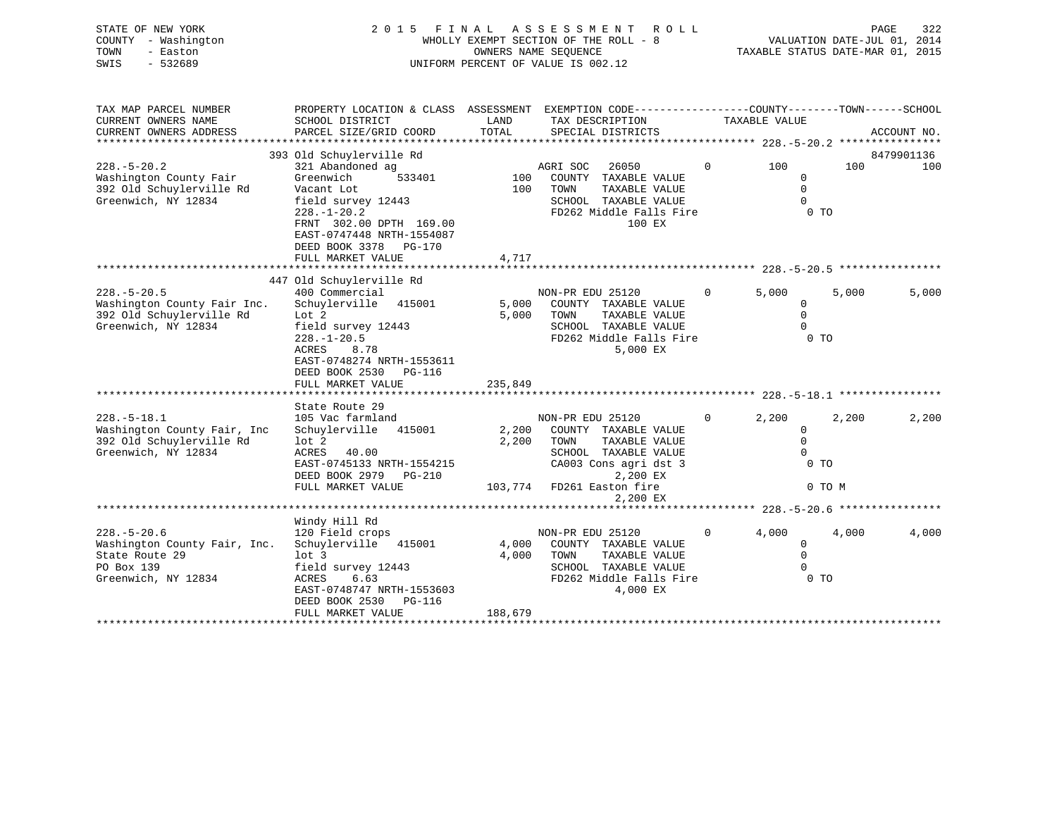STATE OF NEW YORK — 2015 FINAL ASSESSMENT ROLL — PAGE 322
COUNTY - Washington — WHOLLY EXEMPT SECTION OF THE ROLL - 8 — VALUATION DATE-JUL 01, 2014
TOWN - Easton — OWNERS NAME SEQUENCE — TAXABLE STATUS DATE-MAR 01, 2015
SWIS - 532689 — UNIFORM PERCENT OF VALUE IS 002.12

```
TAX MAP PARCEL NUMBER          PROPERTY LOCATION & CLASS  ASSESSMENT  EXEMPTION CODE------------------COUNTY--------TOWN------SCHOOL
CURRENT OWNERS NAME            SCHOOL DISTRICT              LAND      TAX DESCRIPTION              TAXABLE VALUE
CURRENT OWNERS ADDRESS         PARCEL SIZE/GRID COORD       TOTAL     SPECIAL DISTRICTS                                    ACCOUNT NO.
******************************************************************************************************* 228.-5-20.2 ****************
                               393 Old Schuylerville Rd                                                                   8479901136
228.-5-20.2                    321 Abandoned ag                       AGRI SOC   26050          0         100          100         100
Washington County Fair         Greenwich        533401        100     COUNTY  TAXABLE VALUE                  0
392 Old Schuylerville Rd       Vacant Lot                     100     TOWN    TAXABLE VALUE                  0
Greenwich, NY 12834            field survey 12443                     SCHOOL  TAXABLE VALUE                  0
                               228.-1-20.2                            FD262 Middle Falls Fire                 0 TO
                               FRNT  302.00 DPTH  169.00                           100 EX
                               EAST-0747448 NRTH-1554087
                               DEED BOOK 3378   PG-170
                               FULL MARKET VALUE              4,717
******************************************************************************************************* 228.-5-20.5 ****************
                               447 Old Schuylerville Rd
228.-5-20.5                    400 Commercial                         NON-PR EDU 25120          0       5,000        5,000       5,000
Washington County Fair Inc.    Schuylerville   415001       5,000     COUNTY  TAXABLE VALUE                  0
392 Old Schuylerville Rd       Lot 2                        5,000     TOWN    TAXABLE VALUE                  0
Greenwich, NY 12834            field survey 12443                     SCHOOL  TAXABLE VALUE                  0
                               228.-1-20.5                            FD262 Middle Falls Fire                 0 TO
                               ACRES    8.78                                     5,000 EX
                               EAST-0748274 NRTH-1553611
                               DEED BOOK 2530   PG-116
                               FULL MARKET VALUE            235,849
******************************************************************************************************* 228.-5-18.1 ****************
                               State Route 29
228.-5-18.1                    105 Vac farmland                       NON-PR EDU 25120          0       2,200        2,200       2,200
Washington County Fair, Inc    Schuylerville   415001       2,200     COUNTY  TAXABLE VALUE                  0
392 Old Schuylerville Rd       lot 2                        2,200     TOWN    TAXABLE VALUE                  0
Greenwich, NY 12834            ACRES   40.00                          SCHOOL  TAXABLE VALUE                  0
                               EAST-0745133 NRTH-1554215              CA003 Cons agri dst 3                   0 TO
                               DEED BOOK 2979   PG-210                           2,200 EX
                               FULL MARKET VALUE            103,774   FD261 Easton fire                       0 TO M
                                                                                 2,200 EX
******************************************************************************************************* 228.-5-20.6 ****************
                               Windy Hill Rd
228.-5-20.6                    120 Field crops                        NON-PR EDU 25120          0       4,000        4,000       4,000
Washington County Fair, Inc.   Schuylerville   415001       4,000     COUNTY  TAXABLE VALUE                  0
State Route 29                 lot 3                        4,000     TOWN    TAXABLE VALUE                  0
PO Box 139                     field survey 12443                     SCHOOL  TAXABLE VALUE                  0
Greenwich, NY 12834            ACRES    6.63                          FD262 Middle Falls Fire                 0 TO
                               EAST-0748747 NRTH-1553603                         4,000 EX
                               DEED BOOK 2530   PG-116
                               FULL MARKET VALUE            188,679
************************************************************************************************************************************
```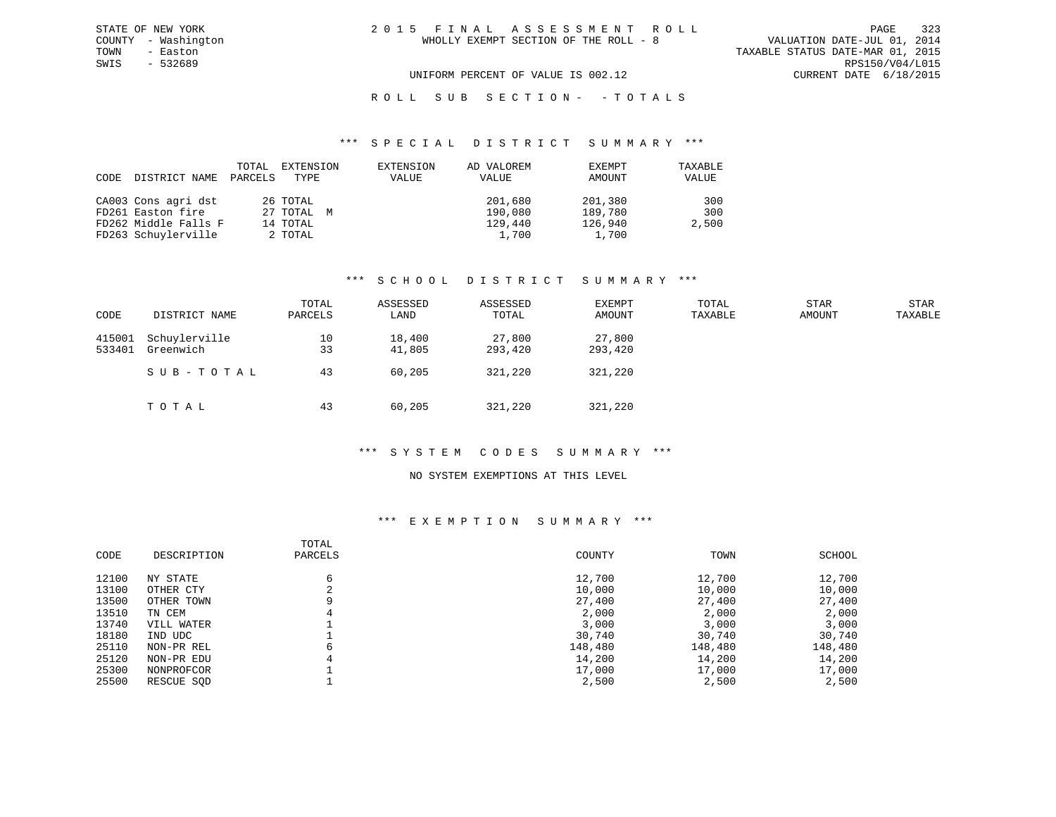STATE OF NEW YORK
COUNTY - Washington
TOWN - Easton
SWIS - 532689

# 2015 FINAL ASSESSMENT ROLL

WHOLLY EXEMPT SECTION OF THE ROLL - 8

UNIFORM PERCENT OF VALUE IS 002.12

VALUATION DATE-JUL 01, 2014
TAXABLE STATUS DATE-MAR 01, 2015
RPS150/V04/L015
CURRENT DATE 6/18/2015

## ROLL SUB SECTION- - TOTALS

### *** SPECIAL DISTRICT SUMMARY ***

| CODE | DISTRICT NAME | TOTAL PARCELS | EXTENSION TYPE | EXTENSION VALUE | AD VALOREM VALUE | EXEMPT AMOUNT | TAXABLE VALUE |
|---|---|---|---|---|---|---|---|
| CA003 | Cons agri dst | 26 | TOTAL | | 201,680 | 201,380 | 300 |
| FD261 | Easton fire | 27 | TOTAL M | | 190,080 | 189,780 | 300 |
| FD262 | Middle Falls F | 14 | TOTAL | | 129,440 | 126,940 | 2,500 |
| FD263 | Schuylerville | 2 | TOTAL | | 1,700 | 1,700 | |

### *** SCHOOL DISTRICT SUMMARY ***

| CODE | DISTRICT NAME | TOTAL PARCELS | ASSESSED LAND | ASSESSED TOTAL | EXEMPT AMOUNT | TOTAL TAXABLE | STAR AMOUNT | STAR TAXABLE |
|---|---|---|---|---|---|---|---|---|
| 415001 | Schuylerville | 10 | 18,400 | 27,800 | 27,800 | | | |
| 533401 | Greenwich | 33 | 41,805 | 293,420 | 293,420 | | | |
| | SUB-TOTAL | 43 | 60,205 | 321,220 | 321,220 | | | |
| | TOTAL | 43 | 60,205 | 321,220 | 321,220 | | | |

### *** SYSTEM CODES SUMMARY ***

NO SYSTEM EXEMPTIONS AT THIS LEVEL

### *** EXEMPTION SUMMARY ***

| CODE | DESCRIPTION | TOTAL PARCELS | COUNTY | TOWN | SCHOOL |
|---|---|---|---|---|---|
| 12100 | NY STATE | 6 | 12,700 | 12,700 | 12,700 |
| 13100 | OTHER CTY | 2 | 10,000 | 10,000 | 10,000 |
| 13500 | OTHER TOWN | 9 | 27,400 | 27,400 | 27,400 |
| 13510 | TN CEM | 4 | 2,000 | 2,000 | 2,000 |
| 13740 | VILL WATER | 1 | 3,000 | 3,000 | 3,000 |
| 18180 | IND UDC | 1 | 30,740 | 30,740 | 30,740 |
| 25110 | NON-PR REL | 6 | 148,480 | 148,480 | 148,480 |
| 25120 | NON-PR EDU | 4 | 14,200 | 14,200 | 14,200 |
| 25300 | NONPROFCOR | 1 | 17,000 | 17,000 | 17,000 |
| 25500 | RESCUE SQD | 1 | 2,500 | 2,500 | 2,500 |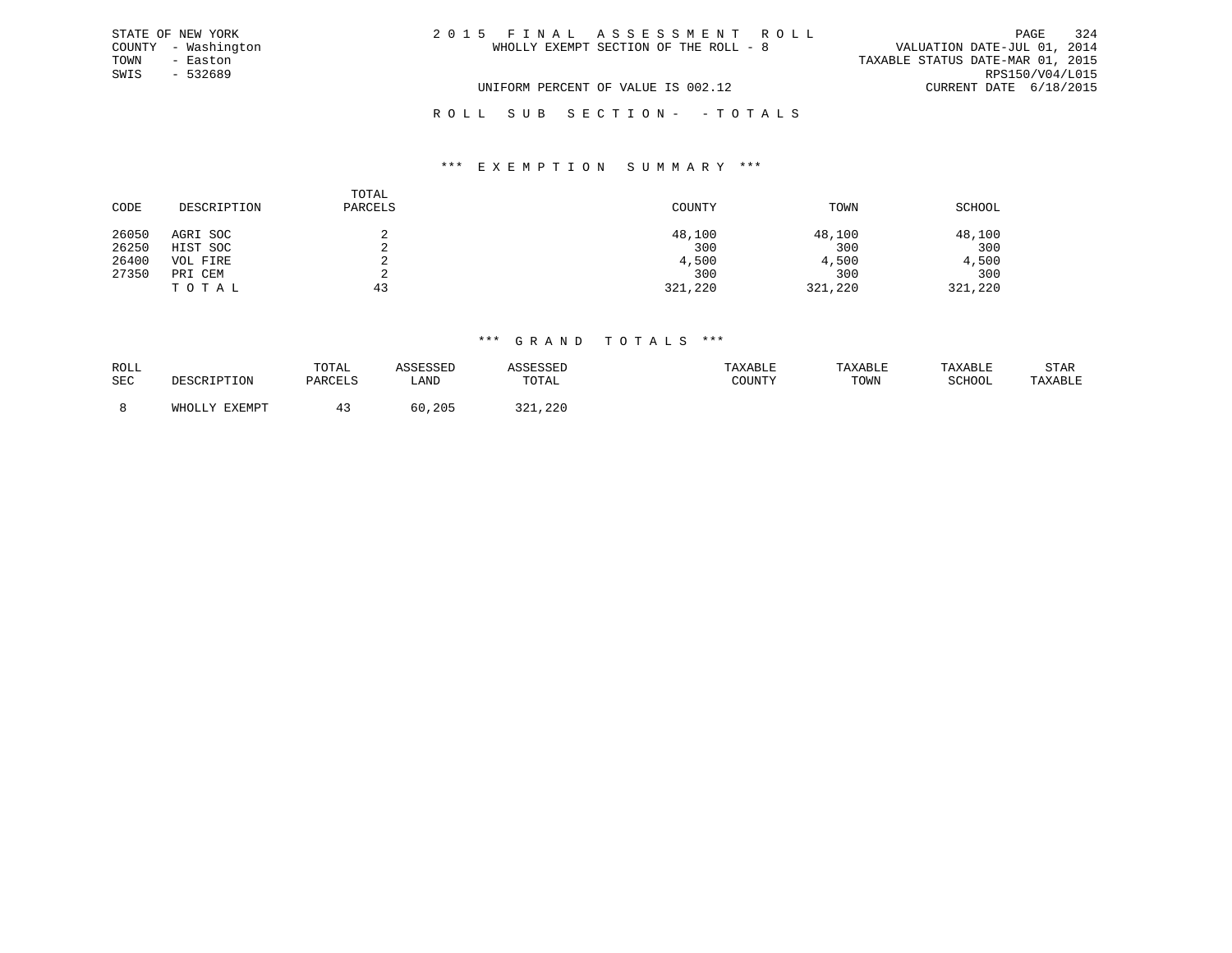STATE OF NEW YORK
COUNTY - Washington
TOWN - Easton
SWIS - 532689

2 0 1 5 F I N A L A S S E S S M E N T R O L L
WHOLLY EXEMPT SECTION OF THE ROLL - 8

UNIFORM PERCENT OF VALUE IS 002.12

VALUATION DATE-JUL 01, 2014
TAXABLE STATUS DATE-MAR 01, 2015
RPS150/V04/L015
CURRENT DATE 6/18/2015

R O L L S U B S E C T I O N - - T O T A L S

*** E X E M P T I O N S U M M A R Y ***

| CODE | DESCRIPTION | TOTAL PARCELS | COUNTY | TOWN | SCHOOL |
|---|---|---|---|---|---|
| 26050 | AGRI SOC | 2 | 48,100 | 48,100 | 48,100 |
| 26250 | HIST SOC | 2 | 300 | 300 | 300 |
| 26400 | VOL FIRE | 2 | 4,500 | 4,500 | 4,500 |
| 27350 | PRI CEM | 2 | 300 | 300 | 300 |
| | T O T A L | 43 | 321,220 | 321,220 | 321,220 |

*** G R A N D T O T A L S ***

| ROLL SEC | DESCRIPTION | TOTAL PARCELS | ASSESSED LAND | ASSESSED TOTAL | TAXABLE COUNTY | TAXABLE TOWN | TAXABLE SCHOOL | STAR TAXABLE |
|---|---|---|---|---|---|---|---|---|
| 8 | WHOLLY EXEMPT | 43 | 60,205 | 321,220 | | | | |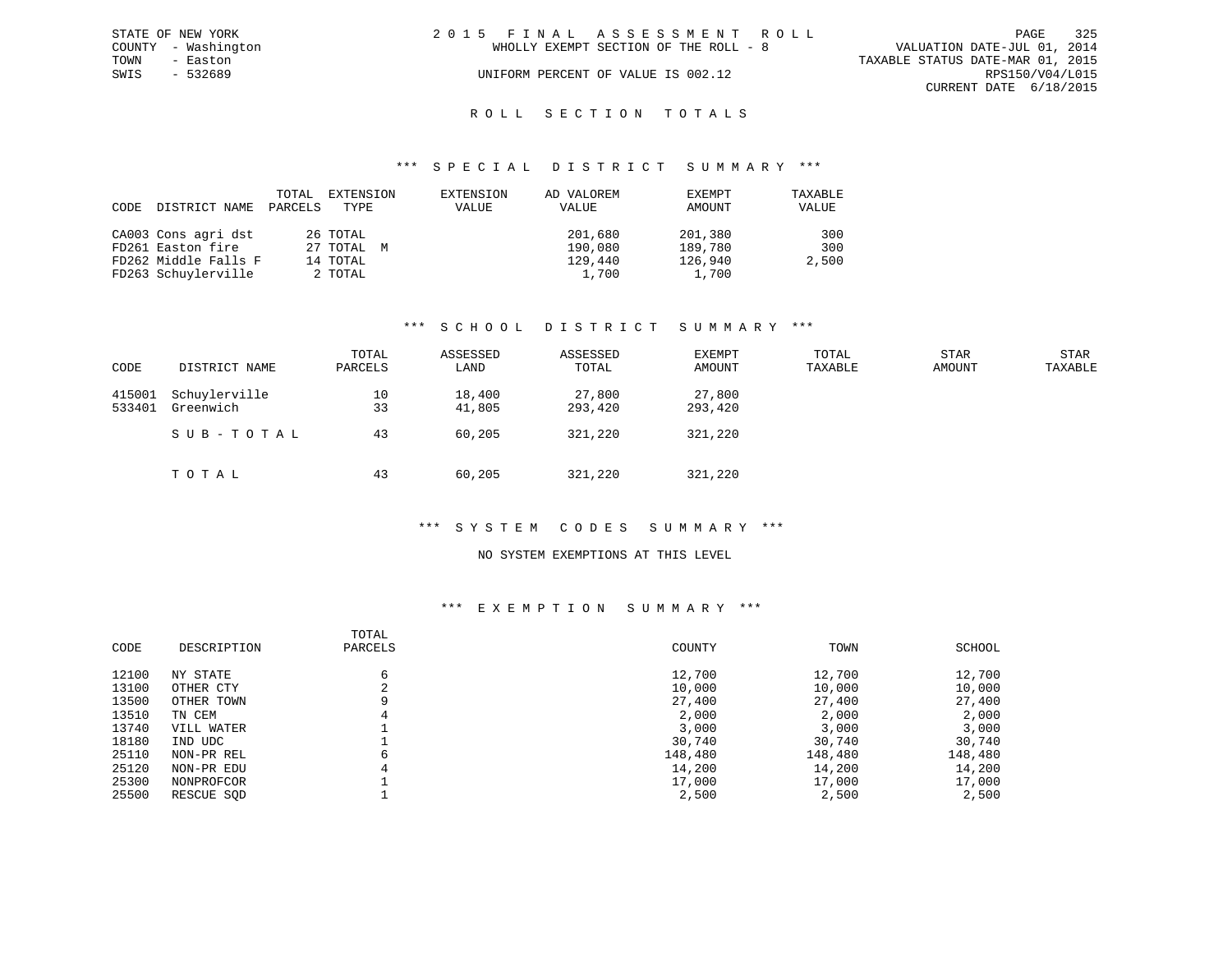STATE OF NEW YORK
COUNTY - Washington
TOWN - Easton
SWIS - 532689

# 2015 FINAL ASSESSMENT ROLL

WHOLLY EXEMPT SECTION OF THE ROLL - 8

UNIFORM PERCENT OF VALUE IS 002.12

VALUATION DATE-JUL 01, 2014
TAXABLE STATUS DATE-MAR 01, 2015
RPS150/V04/L015
CURRENT DATE 6/18/2015

## ROLL SECTION TOTALS

### *** SPECIAL DISTRICT SUMMARY ***

| CODE | DISTRICT NAME | TOTAL PARCELS | EXTENSION TYPE | EXTENSION VALUE | AD VALOREM VALUE | EXEMPT AMOUNT | TAXABLE VALUE |
|---|---|---|---|---|---|---|---|
| CA003 | Cons agri dst | 26 | TOTAL | | 201,680 | 201,380 | 300 |
| FD261 | Easton fire | 27 | TOTAL M | | 190,080 | 189,780 | 300 |
| FD262 | Middle Falls F | 14 | TOTAL | | 129,440 | 126,940 | 2,500 |
| FD263 | Schuylerville | 2 | TOTAL | | 1,700 | 1,700 | |

### *** SCHOOL DISTRICT SUMMARY ***

| CODE | DISTRICT NAME | TOTAL PARCELS | ASSESSED LAND | ASSESSED TOTAL | EXEMPT AMOUNT | TOTAL TAXABLE | STAR AMOUNT | STAR TAXABLE |
|---|---|---|---|---|---|---|---|---|
| 415001 | Schuylerville | 10 | 18,400 | 27,800 | 27,800 | | | |
| 533401 | Greenwich | 33 | 41,805 | 293,420 | 293,420 | | | |
| | SUB-TOTAL | 43 | 60,205 | 321,220 | 321,220 | | | |
| | TOTAL | 43 | 60,205 | 321,220 | 321,220 | | | |

### *** SYSTEM CODES SUMMARY ***

NO SYSTEM EXEMPTIONS AT THIS LEVEL

### *** EXEMPTION SUMMARY ***

| CODE | DESCRIPTION | TOTAL PARCELS | COUNTY | TOWN | SCHOOL |
|---|---|---|---|---|---|
| 12100 | NY STATE | 6 | 12,700 | 12,700 | 12,700 |
| 13100 | OTHER CTY | 2 | 10,000 | 10,000 | 10,000 |
| 13500 | OTHER TOWN | 9 | 27,400 | 27,400 | 27,400 |
| 13510 | TN CEM | 4 | 2,000 | 2,000 | 2,000 |
| 13740 | VILL WATER | 1 | 3,000 | 3,000 | 3,000 |
| 18180 | IND UDC | 1 | 30,740 | 30,740 | 30,740 |
| 25110 | NON-PR REL | 6 | 148,480 | 148,480 | 148,480 |
| 25120 | NON-PR EDU | 4 | 14,200 | 14,200 | 14,200 |
| 25300 | NONPROFCOR | 1 | 17,000 | 17,000 | 17,000 |
| 25500 | RESCUE SQD | 1 | 2,500 | 2,500 | 2,500 |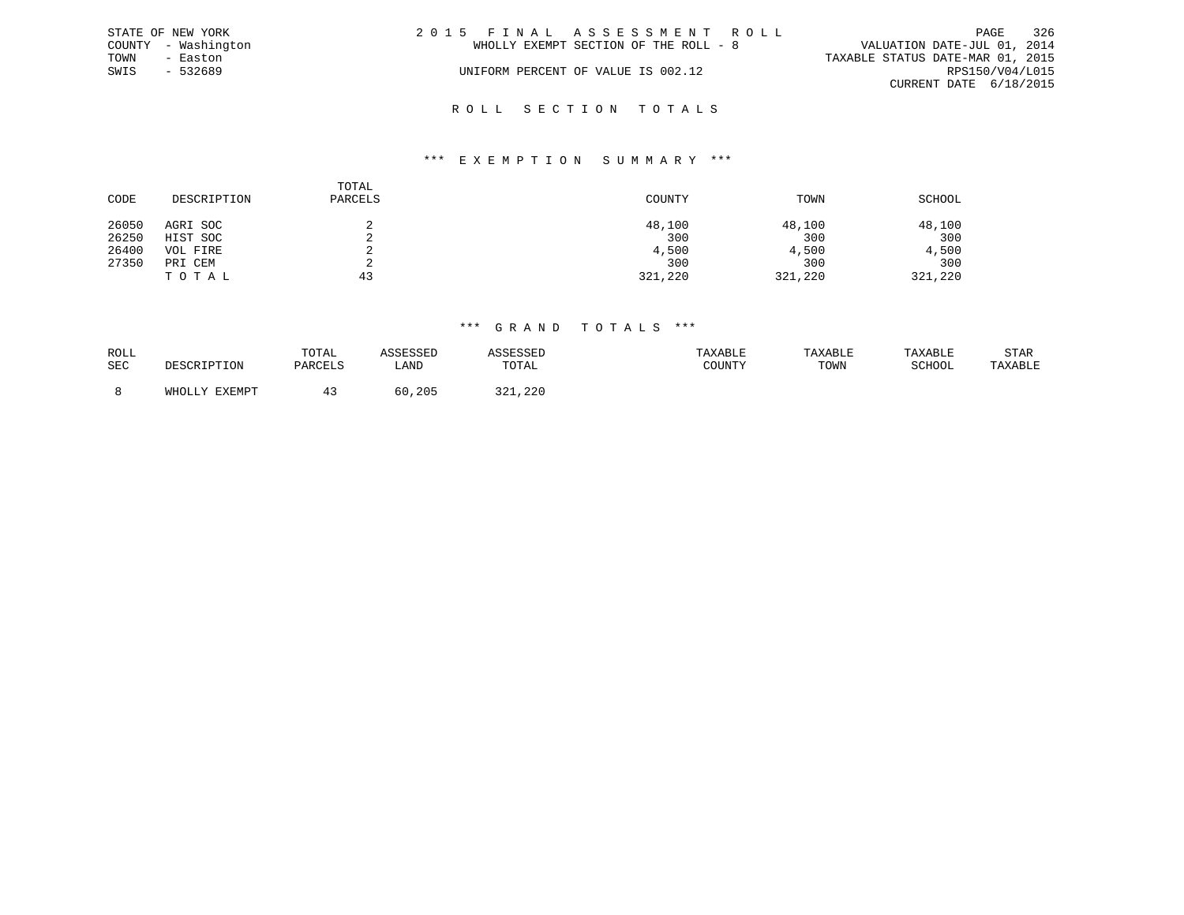STATE OF NEW YORK
COUNTY - Washington
TOWN - Easton
SWIS - 532689

2015 FINAL ASSESSMENT ROLL
WHOLLY EXEMPT SECTION OF THE ROLL - 8
UNIFORM PERCENT OF VALUE IS 002.12

VALUATION DATE-JUL 01, 2014
TAXABLE STATUS DATE-MAR 01, 2015
RPS150/V04/L015
CURRENT DATE 6/18/2015

## ROLL SECTION TOTALS

### *** EXEMPTION SUMMARY ***

| CODE | DESCRIPTION | TOTAL PARCELS | COUNTY | TOWN | SCHOOL |
|---|---|---|---|---|---|
| 26050 | AGRI SOC | 2 | 48,100 | 48,100 | 48,100 |
| 26250 | HIST SOC | 2 | 300 | 300 | 300 |
| 26400 | VOL FIRE | 2 | 4,500 | 4,500 | 4,500 |
| 27350 | PRI CEM | 2 | 300 | 300 | 300 |
| | TOTAL | 43 | 321,220 | 321,220 | 321,220 |

### *** GRAND TOTALS ***

| ROLL SEC | DESCRIPTION | TOTAL PARCELS | ASSESSED LAND | ASSESSED TOTAL | TAXABLE COUNTY | TAXABLE TOWN | TAXABLE SCHOOL | STAR TAXABLE |
|---|---|---|---|---|---|---|---|---|
| 8 | WHOLLY EXEMPT | 43 | 60,205 | 321,220 | | | | |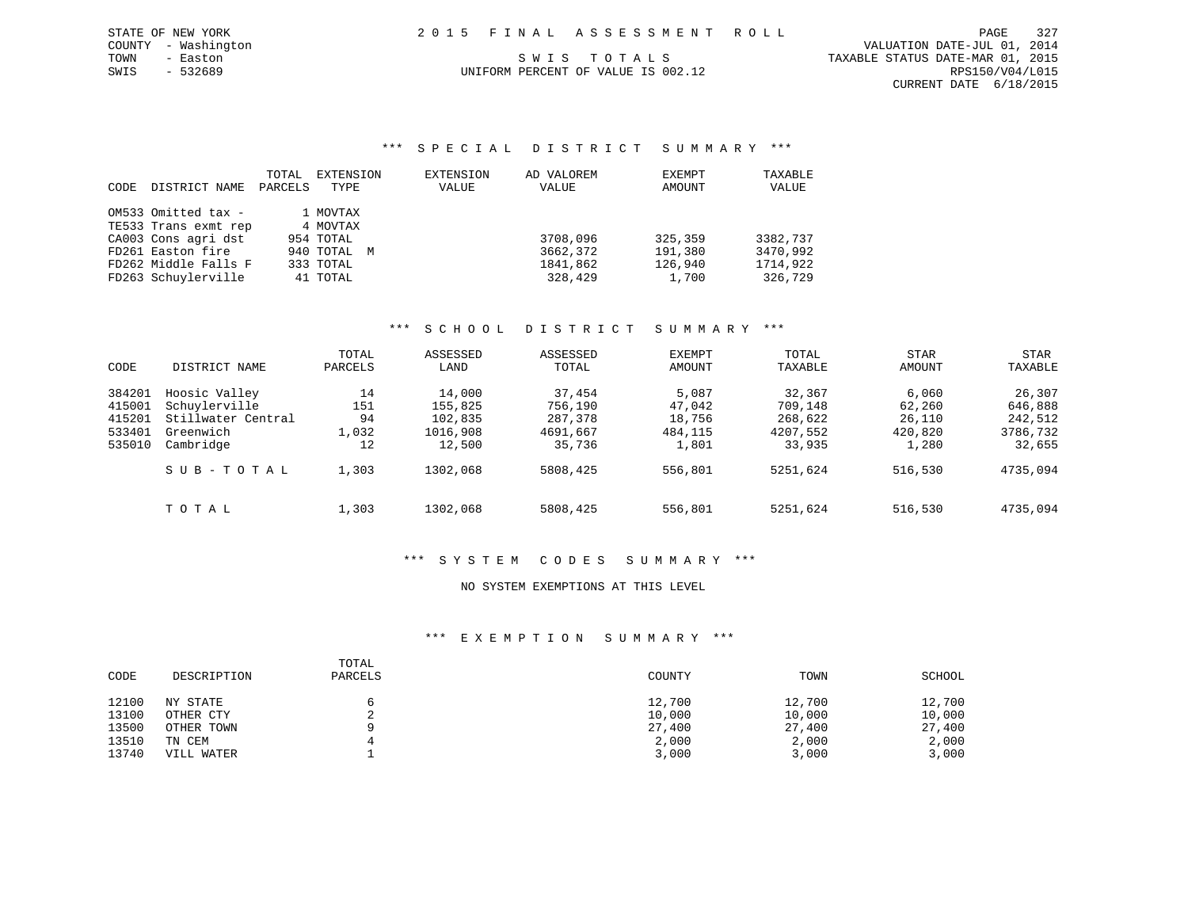STATE OF NEW YORK
COUNTY - Washington
TOWN - Easton
SWIS - 532689

2015 FINAL ASSESSMENT ROLL

SWIS TOTALS

UNIFORM PERCENT OF VALUE IS 002.12

VALUATION DATE-JUL 01, 2014
TAXABLE STATUS DATE-MAR 01, 2015
RPS150/V04/L015
CURRENT DATE 6/18/2015

## *** SPECIAL DISTRICT SUMMARY ***

| CODE | DISTRICT NAME | TOTAL PARCELS | EXTENSION TYPE | EXTENSION VALUE | AD VALOREM VALUE | EXEMPT AMOUNT | TAXABLE VALUE |
|---|---|---|---|---|---|---|---|
| OM533 | Omitted tax - | 1 | MOVTAX | | | | |
| TE533 | Trans exmt rep | 4 | MOVTAX | | | | |
| CA003 | Cons agri dst | 954 | TOTAL | | 3708,096 | 325,359 | 3382,737 |
| FD261 | Easton fire | 940 | TOTAL M | | 3662,372 | 191,380 | 3470,992 |
| FD262 | Middle Falls F | 333 | TOTAL | | 1841,862 | 126,940 | 1714,922 |
| FD263 | Schuylerville | 41 | TOTAL | | 328,429 | 1,700 | 326,729 |

## *** SCHOOL DISTRICT SUMMARY ***

| CODE | DISTRICT NAME | TOTAL PARCELS | ASSESSED LAND | ASSESSED TOTAL | EXEMPT AMOUNT | TOTAL TAXABLE | STAR AMOUNT | STAR TAXABLE |
|---|---|---|---|---|---|---|---|---|
| 384201 | Hoosic Valley | 14 | 14,000 | 37,454 | 5,087 | 32,367 | 6,060 | 26,307 |
| 415001 | Schuylerville | 151 | 155,825 | 756,190 | 47,042 | 709,148 | 62,260 | 646,888 |
| 415201 | Stillwater Central | 94 | 102,835 | 287,378 | 18,756 | 268,622 | 26,110 | 242,512 |
| 533401 | Greenwich | 1,032 | 1016,908 | 4691,667 | 484,115 | 4207,552 | 420,820 | 3786,732 |
| 535010 | Cambridge | 12 | 12,500 | 35,736 | 1,801 | 33,935 | 1,280 | 32,655 |
| | SUB-TOTAL | 1,303 | 1302,068 | 5808,425 | 556,801 | 5251,624 | 516,530 | 4735,094 |
| | TOTAL | 1,303 | 1302,068 | 5808,425 | 556,801 | 5251,624 | 516,530 | 4735,094 |

## *** SYSTEM CODES SUMMARY ***

NO SYSTEM EXEMPTIONS AT THIS LEVEL

## *** EXEMPTION SUMMARY ***

| CODE | DESCRIPTION | TOTAL PARCELS | COUNTY | TOWN | SCHOOL |
|---|---|---|---|---|---|
| 12100 | NY STATE | 6 | 12,700 | 12,700 | 12,700 |
| 13100 | OTHER CTY | 2 | 10,000 | 10,000 | 10,000 |
| 13500 | OTHER TOWN | 9 | 27,400 | 27,400 | 27,400 |
| 13510 | TN CEM | 4 | 2,000 | 2,000 | 2,000 |
| 13740 | VILL WATER | 1 | 3,000 | 3,000 | 3,000 |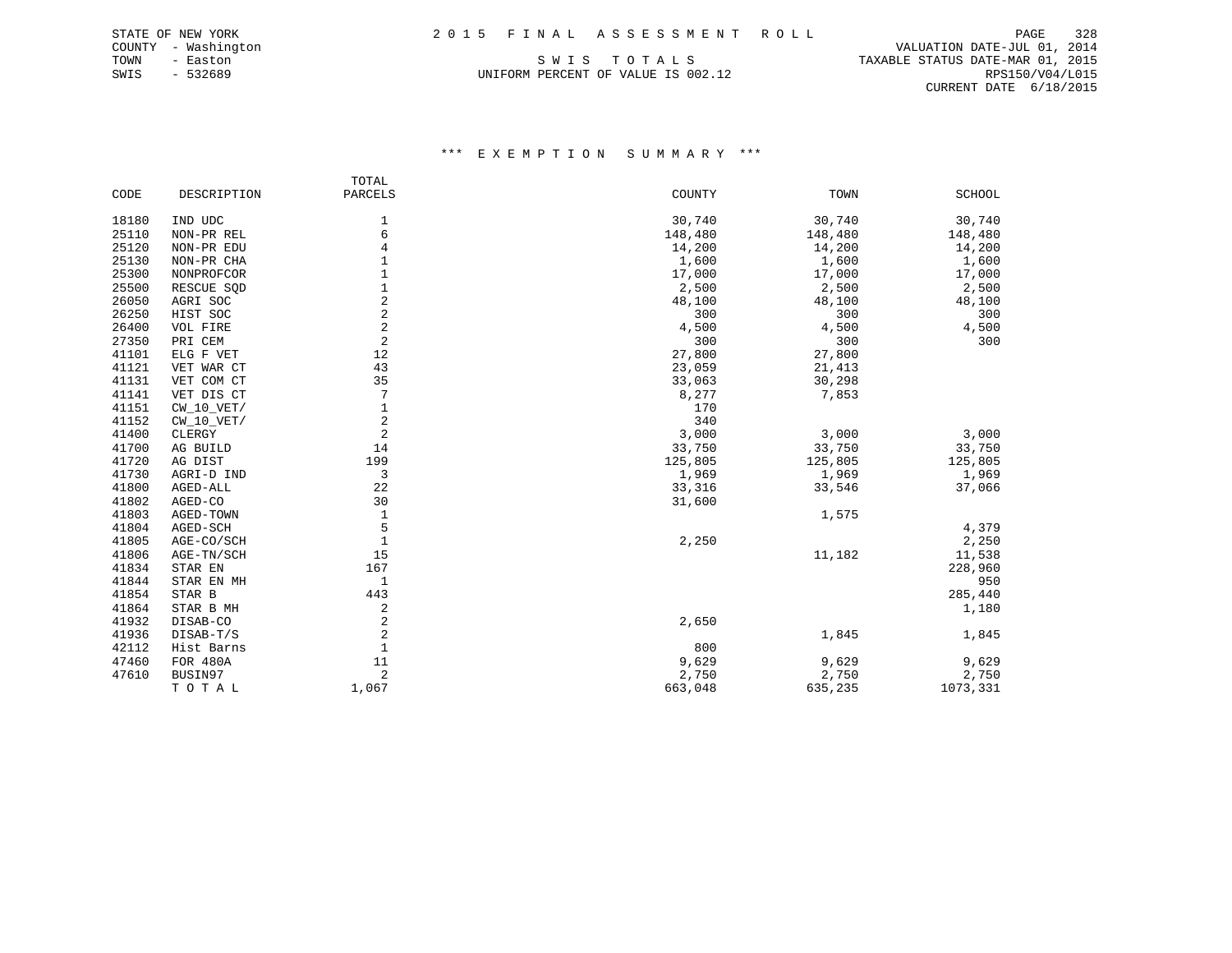STATE OF NEW YORK
COUNTY - Washington
TOWN - Easton
SWIS - 532689

2 0 1 5 F I N A L A S S E S S M E N T R O L L

S W I S T O T A L S

UNIFORM PERCENT OF VALUE IS 002.12

VALUATION DATE-JUL 01, 2014
TAXABLE STATUS DATE-MAR 01, 2015
RPS150/V04/L015
CURRENT DATE 6/18/2015

### \*\*\* E X E M P T I O N S U M M A R Y \*\*\*

| CODE | DESCRIPTION | TOTAL PARCELS | COUNTY | TOWN | SCHOOL |
|---|---|---|---|---|---|
| 18180 | IND UDC | 1 | 30,740 | 30,740 | 30,740 |
| 25110 | NON-PR REL | 6 | 148,480 | 148,480 | 148,480 |
| 25120 | NON-PR EDU | 4 | 14,200 | 14,200 | 14,200 |
| 25130 | NON-PR CHA | 1 | 1,600 | 1,600 | 1,600 |
| 25300 | NONPROFCOR | 1 | 17,000 | 17,000 | 17,000 |
| 25500 | RESCUE SQD | 1 | 2,500 | 2,500 | 2,500 |
| 26050 | AGRI SOC | 2 | 48,100 | 48,100 | 48,100 |
| 26250 | HIST SOC | 2 | 300 | 300 | 300 |
| 26400 | VOL FIRE | 2 | 4,500 | 4,500 | 4,500 |
| 27350 | PRI CEM | 2 | 300 | 300 | 300 |
| 41101 | ELG F VET | 12 | 27,800 | 27,800 | |
| 41121 | VET WAR CT | 43 | 23,059 | 21,413 | |
| 41131 | VET COM CT | 35 | 33,063 | 30,298 | |
| 41141 | VET DIS CT | 7 | 8,277 | 7,853 | |
| 41151 | CW_10_VET/ | 1 | 170 | | |
| 41152 | CW_10_VET/ | 2 | 340 | | |
| 41400 | CLERGY | 2 | 3,000 | 3,000 | 3,000 |
| 41700 | AG BUILD | 14 | 33,750 | 33,750 | 33,750 |
| 41720 | AG DIST | 199 | 125,805 | 125,805 | 125,805 |
| 41730 | AGRI-D IND | 3 | 1,969 | 1,969 | 1,969 |
| 41800 | AGED-ALL | 22 | 33,316 | 33,546 | 37,066 |
| 41802 | AGED-CO | 30 | 31,600 | | |
| 41803 | AGED-TOWN | 1 | | 1,575 | |
| 41804 | AGED-SCH | 5 | | | 4,379 |
| 41805 | AGE-CO/SCH | 1 | 2,250 | | 2,250 |
| 41806 | AGE-TN/SCH | 15 | | 11,182 | 11,538 |
| 41834 | STAR EN | 167 | | | 228,960 |
| 41844 | STAR EN MH | 1 | | | 950 |
| 41854 | STAR B | 443 | | | 285,440 |
| 41864 | STAR B MH | 2 | | | 1,180 |
| 41932 | DISAB-CO | 2 | 2,650 | | |
| 41936 | DISAB-T/S | 2 | | 1,845 | 1,845 |
| 42112 | Hist Barns | 1 | 800 | | |
| 47460 | FOR 480A | 11 | 9,629 | 9,629 | 9,629 |
| 47610 | BUSIN97 | 2 | 2,750 | 2,750 | 2,750 |
| | T O T A L | 1,067 | 663,048 | 635,235 | 1073,331 |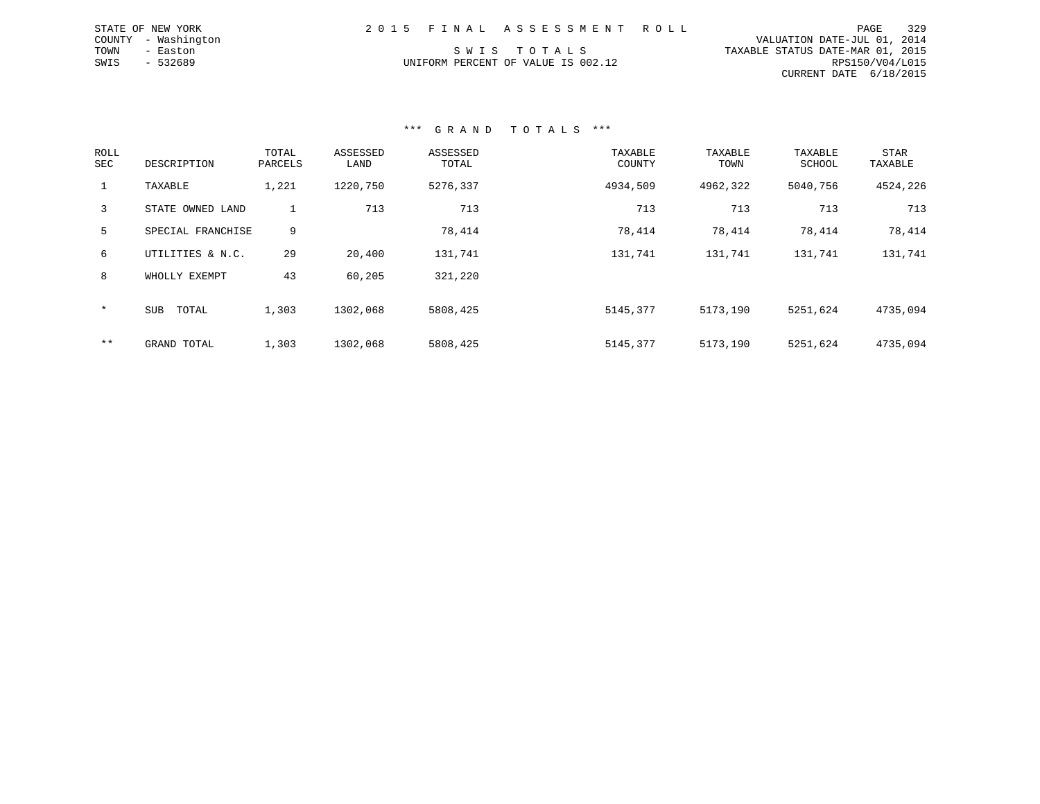STATE OF NEW YORK
COUNTY - Washington
TOWN - Easton
SWIS - 532689

# 2015 FINAL ASSESSMENT ROLL

SWIS TOTALS
UNIFORM PERCENT OF VALUE IS 002.12

VALUATION DATE-JUL 01, 2014
TAXABLE STATUS DATE-MAR 01, 2015
RPS150/V04/L015
CURRENT DATE 6/18/2015

## *** GRAND TOTALS ***

| ROLL SEC | DESCRIPTION | TOTAL PARCELS | ASSESSED LAND | ASSESSED TOTAL | TAXABLE COUNTY | TAXABLE TOWN | TAXABLE SCHOOL | STAR TAXABLE |
|---|---|---|---|---|---|---|---|---|
| 1 | TAXABLE | 1,221 | 1220,750 | 5276,337 | 4934,509 | 4962,322 | 5040,756 | 4524,226 |
| 3 | STATE OWNED LAND | 1 | 713 | 713 | 713 | 713 | 713 | 713 |
| 5 | SPECIAL FRANCHISE | 9 | | 78,414 | 78,414 | 78,414 | 78,414 | 78,414 |
| 6 | UTILITIES & N.C. | 29 | 20,400 | 131,741 | 131,741 | 131,741 | 131,741 | 131,741 |
| 8 | WHOLLY EXEMPT | 43 | 60,205 | 321,220 | | | | |
| * | SUB TOTAL | 1,303 | 1302,068 | 5808,425 | 5145,377 | 5173,190 | 5251,624 | 4735,094 |
| ** | GRAND TOTAL | 1,303 | 1302,068 | 5808,425 | 5145,377 | 5173,190 | 5251,624 | 4735,094 |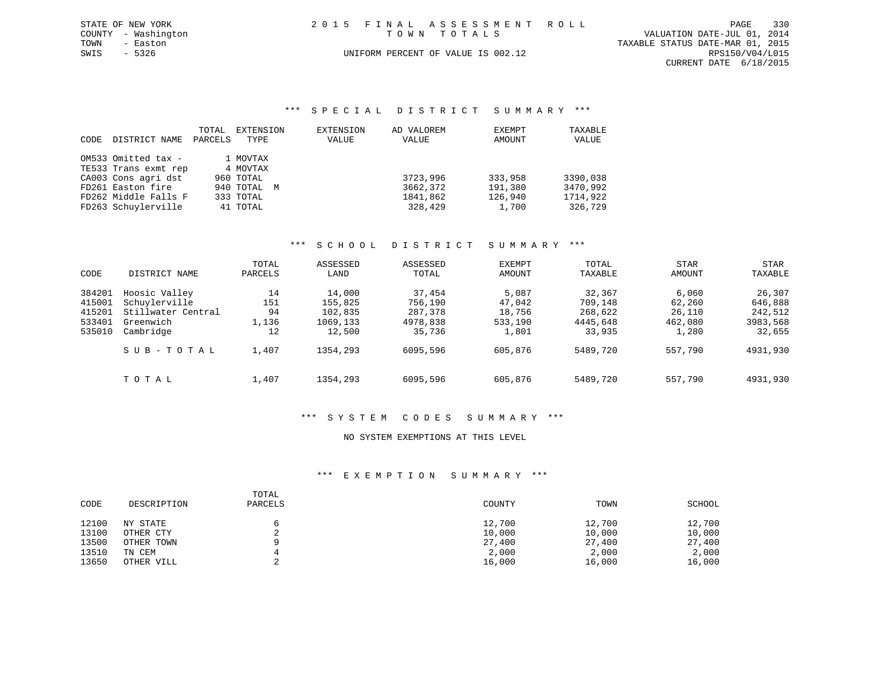STATE OF NEW YORK
COUNTY - Washington
TOWN - Easton
SWIS - 5326

# 2015 FINAL ASSESSMENT ROLL

TOWN TOTALS

UNIFORM PERCENT OF VALUE IS 002.12

VALUATION DATE-JUL 01, 2014
TAXABLE STATUS DATE-MAR 01, 2015
RPS150/V04/L015
CURRENT DATE 6/18/2015

## *** SPECIAL DISTRICT SUMMARY ***

| CODE | DISTRICT NAME | TOTAL PARCELS | EXTENSION TYPE | EXTENSION VALUE | AD VALOREM VALUE | EXEMPT AMOUNT | TAXABLE VALUE |
|---|---|---|---|---|---|---|---|
| OM533 | Omitted tax - | 1 | MOVTAX | | | | |
| TE533 | Trans exmt rep | 4 | MOVTAX | | | | |
| CA003 | Cons agri dst | 960 | TOTAL | | 3723,996 | 333,958 | 3390,038 |
| FD261 | Easton fire | 940 | TOTAL M | | 3662,372 | 191,380 | 3470,992 |
| FD262 | Middle Falls F | 333 | TOTAL | | 1841,862 | 126,940 | 1714,922 |
| FD263 | Schuylerville | 41 | TOTAL | | 328,429 | 1,700 | 326,729 |

## *** SCHOOL DISTRICT SUMMARY ***

| CODE | DISTRICT NAME | TOTAL PARCELS | ASSESSED LAND | ASSESSED TOTAL | EXEMPT AMOUNT | TOTAL TAXABLE | STAR AMOUNT | STAR TAXABLE |
|---|---|---|---|---|---|---|---|---|
| 384201 | Hoosic Valley | 14 | 14,000 | 37,454 | 5,087 | 32,367 | 6,060 | 26,307 |
| 415001 | Schuylerville | 151 | 155,825 | 756,190 | 47,042 | 709,148 | 62,260 | 646,888 |
| 415201 | Stillwater Central | 94 | 102,835 | 287,378 | 18,756 | 268,622 | 26,110 | 242,512 |
| 533401 | Greenwich | 1,136 | 1069,133 | 4978,838 | 533,190 | 4445,648 | 462,080 | 3983,568 |
| 535010 | Cambridge | 12 | 12,500 | 35,736 | 1,801 | 33,935 | 1,280 | 32,655 |
| | SUB-TOTAL | 1,407 | 1354,293 | 6095,596 | 605,876 | 5489,720 | 557,790 | 4931,930 |
| | TOTAL | 1,407 | 1354,293 | 6095,596 | 605,876 | 5489,720 | 557,790 | 4931,930 |

## *** SYSTEM CODES SUMMARY ***

NO SYSTEM EXEMPTIONS AT THIS LEVEL

## *** EXEMPTION SUMMARY ***

| CODE | DESCRIPTION | TOTAL PARCELS | COUNTY | TOWN | SCHOOL |
|---|---|---|---|---|---|
| 12100 | NY STATE | 6 | 12,700 | 12,700 | 12,700 |
| 13100 | OTHER CTY | 2 | 10,000 | 10,000 | 10,000 |
| 13500 | OTHER TOWN | 9 | 27,400 | 27,400 | 27,400 |
| 13510 | TN CEM | 4 | 2,000 | 2,000 | 2,000 |
| 13650 | OTHER VILL | 2 | 16,000 | 16,000 | 16,000 |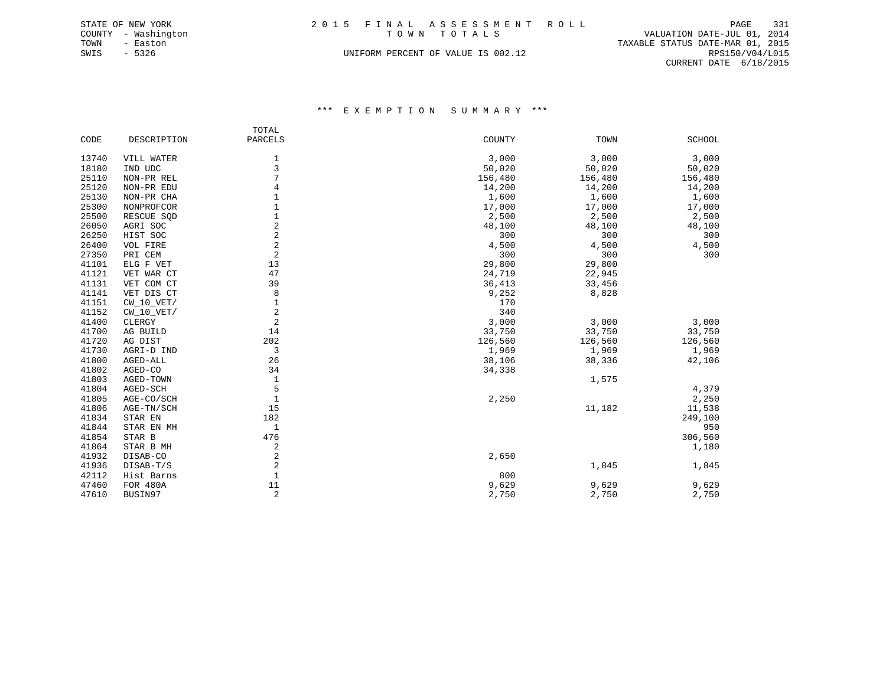STATE OF NEW YORK
COUNTY - Washington
TOWN - Easton
SWIS - 5326

2 0 1 5 F I N A L A S S E S S M E N T R O L L
T O W N T O T A L S

UNIFORM PERCENT OF VALUE IS 002.12

VALUATION DATE-JUL 01, 2014
TAXABLE STATUS DATE-MAR 01, 2015
RPS150/V04/L015
CURRENT DATE 6/18/2015

### *** E X E M P T I O N S U M M A R Y ***

| CODE | DESCRIPTION | TOTAL PARCELS | COUNTY | TOWN | SCHOOL |
|---|---|---|---|---|---|
| 13740 | VILL WATER | 1 | 3,000 | 3,000 | 3,000 |
| 18180 | IND UDC | 3 | 50,020 | 50,020 | 50,020 |
| 25110 | NON-PR REL | 7 | 156,480 | 156,480 | 156,480 |
| 25120 | NON-PR EDU | 4 | 14,200 | 14,200 | 14,200 |
| 25130 | NON-PR CHA | 1 | 1,600 | 1,600 | 1,600 |
| 25300 | NONPROFCOR | 1 | 17,000 | 17,000 | 17,000 |
| 25500 | RESCUE SQD | 1 | 2,500 | 2,500 | 2,500 |
| 26050 | AGRI SOC | 2 | 48,100 | 48,100 | 48,100 |
| 26250 | HIST SOC | 2 | 300 | 300 | 300 |
| 26400 | VOL FIRE | 2 | 4,500 | 4,500 | 4,500 |
| 27350 | PRI CEM | 2 | 300 | 300 | 300 |
| 41101 | ELG F VET | 13 | 29,800 | 29,800 | |
| 41121 | VET WAR CT | 47 | 24,719 | 22,945 | |
| 41131 | VET COM CT | 39 | 36,413 | 33,456 | |
| 41141 | VET DIS CT | 8 | 9,252 | 8,828 | |
| 41151 | CW_10_VET/ | 1 | 170 | | |
| 41152 | CW_10_VET/ | 2 | 340 | | |
| 41400 | CLERGY | 2 | 3,000 | 3,000 | 3,000 |
| 41700 | AG BUILD | 14 | 33,750 | 33,750 | 33,750 |
| 41720 | AG DIST | 202 | 126,560 | 126,560 | 126,560 |
| 41730 | AGRI-D IND | 3 | 1,969 | 1,969 | 1,969 |
| 41800 | AGED-ALL | 26 | 38,106 | 38,336 | 42,106 |
| 41802 | AGED-CO | 34 | 34,338 | | |
| 41803 | AGED-TOWN | 1 | | 1,575 | |
| 41804 | AGED-SCH | 5 | | | 4,379 |
| 41805 | AGE-CO/SCH | 1 | 2,250 | | 2,250 |
| 41806 | AGE-TN/SCH | 15 | | 11,182 | 11,538 |
| 41834 | STAR EN | 182 | | | 249,100 |
| 41844 | STAR EN MH | 1 | | | 950 |
| 41854 | STAR B | 476 | | | 306,560 |
| 41864 | STAR B MH | 2 | | | 1,180 |
| 41932 | DISAB-CO | 2 | 2,650 | | |
| 41936 | DISAB-T/S | 2 | | 1,845 | 1,845 |
| 42112 | Hist Barns | 1 | 800 | | |
| 47460 | FOR 480A | 11 | 9,629 | 9,629 | 9,629 |
| 47610 | BUSIN97 | 2 | 2,750 | 2,750 | 2,750 |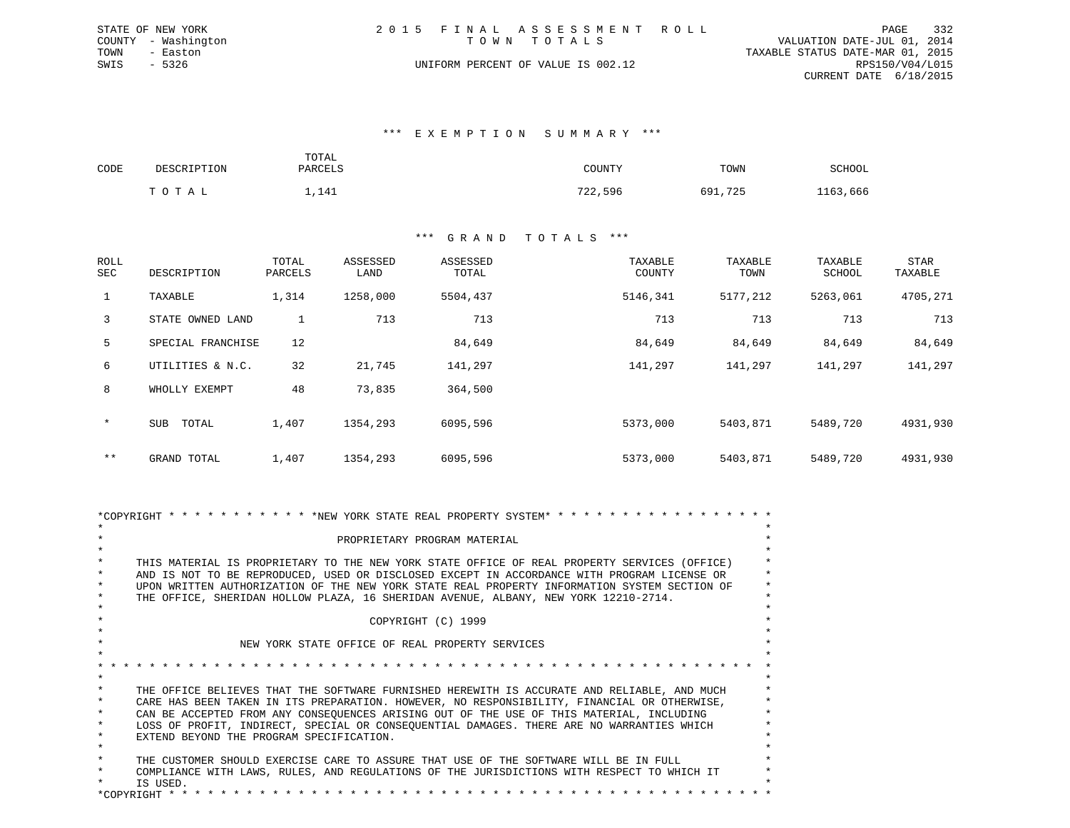STATE OF NEW YORK
COUNTY - Washington
TOWN - Easton
SWIS - 5326

2 0 1 5 F I N A L A S S E S S M E N T R O L L
T O W N T O T A L S
UNIFORM PERCENT OF VALUE IS 002.12

VALUATION DATE-JUL 01, 2014
TAXABLE STATUS DATE-MAR 01, 2015
RPS150/V04/L015
CURRENT DATE 6/18/2015

## *** E X E M P T I O N S U M M A R Y ***

| CODE | DESCRIPTION | TOTAL PARCELS | COUNTY | TOWN | SCHOOL |
|---|---|---|---|---|---|
| | T O T A L | 1,141 | 722,596 | 691,725 | 1163,666 |

## *** G R A N D T O T A L S ***

| ROLL SEC | DESCRIPTION | TOTAL PARCELS | ASSESSED LAND | ASSESSED TOTAL | TAXABLE COUNTY | TAXABLE TOWN | TAXABLE SCHOOL | STAR TAXABLE |
|---|---|---|---|---|---|---|---|---|
| 1 | TAXABLE | 1,314 | 1258,000 | 5504,437 | 5146,341 | 5177,212 | 5263,061 | 4705,271 |
| 3 | STATE OWNED LAND | 1 | 713 | 713 | 713 | 713 | 713 | 713 |
| 5 | SPECIAL FRANCHISE | 12 | | 84,649 | 84,649 | 84,649 | 84,649 | 84,649 |
| 6 | UTILITIES & N.C. | 32 | 21,745 | 141,297 | 141,297 | 141,297 | 141,297 | 141,297 |
| 8 | WHOLLY EXEMPT | 48 | 73,835 | 364,500 | | | | |
| * | SUB TOTAL | 1,407 | 1354,293 | 6095,596 | 5373,000 | 5403,871 | 5489,720 | 4931,930 |
| ** | GRAND TOTAL | 1,407 | 1354,293 | 6095,596 | 5373,000 | 5403,871 | 5489,720 | 4931,930 |

*COPYRIGHT * * * * * * * * * * * *NEW YORK STATE REAL PROPERTY SYSTEM* * * * * * * * * * * * * * * * * *

PROPRIETARY PROGRAM MATERIAL

THIS MATERIAL IS PROPRIETARY TO THE NEW YORK STATE OFFICE OF REAL PROPERTY SERVICES (OFFICE) AND IS NOT TO BE REPRODUCED, USED OR DISCLOSED EXCEPT IN ACCORDANCE WITH PROGRAM LICENSE OR UPON WRITTEN AUTHORIZATION OF THE NEW YORK STATE REAL PROPERTY INFORMATION SYSTEM SECTION OF THE OFFICE, SHERIDAN HOLLOW PLAZA, 16 SHERIDAN AVENUE, ALBANY, NEW YORK 12210-2714.

COPYRIGHT (C) 1999

NEW YORK STATE OFFICE OF REAL PROPERTY SERVICES

THE OFFICE BELIEVES THAT THE SOFTWARE FURNISHED HEREWITH IS ACCURATE AND RELIABLE, AND MUCH CARE HAS BEEN TAKEN IN ITS PREPARATION. HOWEVER, NO RESPONSIBILITY, FINANCIAL OR OTHERWISE, CAN BE ACCEPTED FROM ANY CONSEQUENCES ARISING OUT OF THE USE OF THIS MATERIAL, INCLUDING LOSS OF PROFIT, INDIRECT, SPECIAL OR CONSEQUENTIAL DAMAGES. THERE ARE NO WARRANTIES WHICH EXTEND BEYOND THE PROGRAM SPECIFICATION.

THE CUSTOMER SHOULD EXERCISE CARE TO ASSURE THAT USE OF THE SOFTWARE WILL BE IN FULL COMPLIANCE WITH LAWS, RULES, AND REGULATIONS OF THE JURISDICTIONS WITH RESPECT TO WHICH IT IS USED.

*COPYRIGHT * * * * * * * * * * * * * * * * * * * * * * * * * * * * * * * * * * * * * * * * * * * * * * *